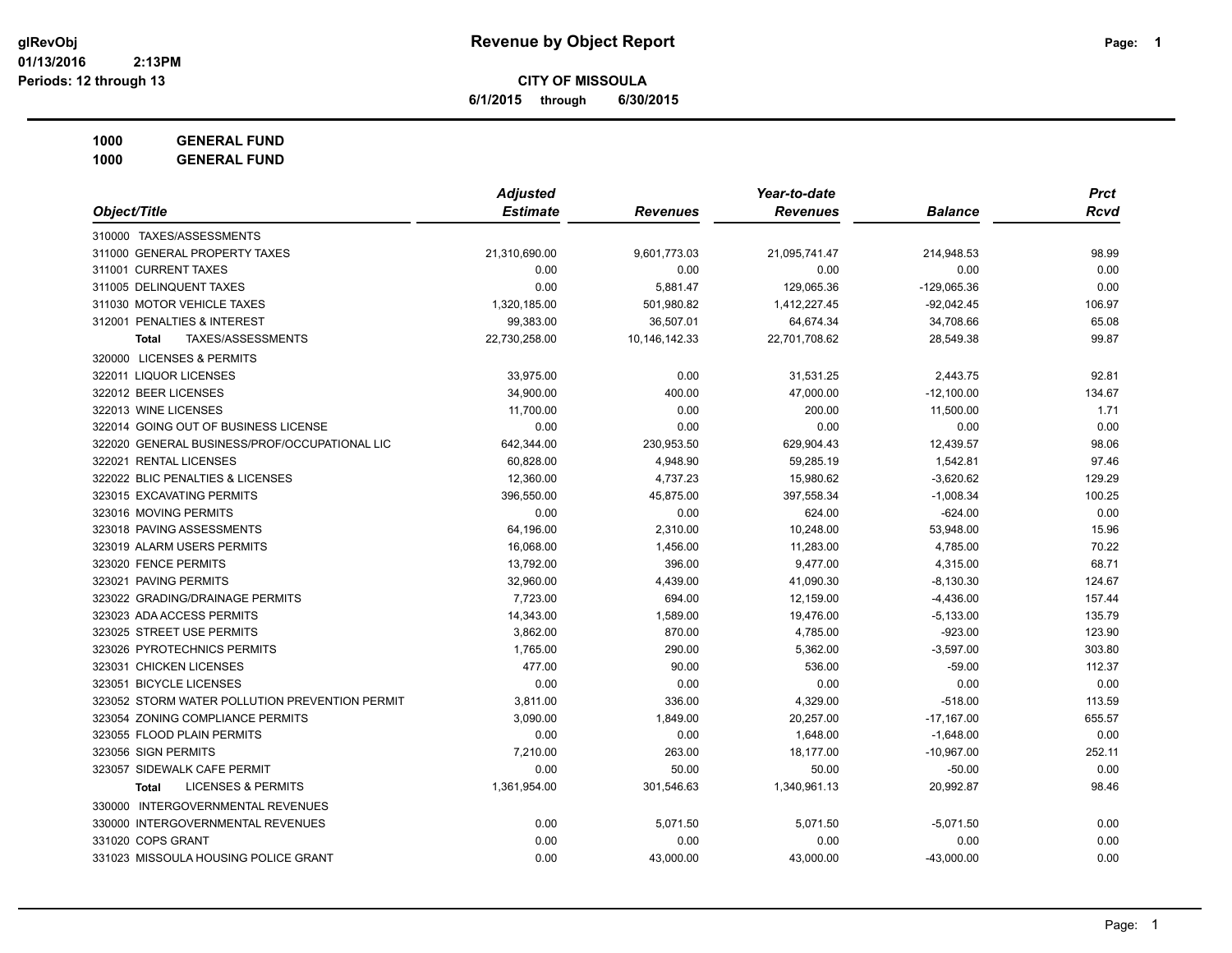# Revenue by Object Report

glRevObj
01/13/2016 2:13PM
Periods: 12 through 13

**CITY OF MISSOULA**

**6/1/2015 through 6/30/2015**

**1000 GENERAL FUND**
**1000 GENERAL FUND**

| Object/Title | Adjusted Estimate | Revenues | Year-to-date Revenues | Balance | Prct Rcvd |
|---|---|---|---|---|---|
| 310000 TAXES/ASSESSMENTS | | | | | |
| 311000 GENERAL PROPERTY TAXES | 21,310,690.00 | 9,601,773.03 | 21,095,741.47 | 214,948.53 | 98.99 |
| 311001 CURRENT TAXES | 0.00 | 0.00 | 0.00 | 0.00 | 0.00 |
| 311005 DELINQUENT TAXES | 0.00 | 5,881.47 | 129,065.36 | -129,065.36 | 0.00 |
| 311030 MOTOR VEHICLE TAXES | 1,320,185.00 | 501,980.82 | 1,412,227.45 | -92,042.45 | 106.97 |
| 312001 PENALTIES & INTEREST | 99,383.00 | 36,507.01 | 64,674.34 | 34,708.66 | 65.08 |
| **Total** TAXES/ASSESSMENTS | 22,730,258.00 | 10,146,142.33 | 22,701,708.62 | 28,549.38 | 99.87 |
| 320000 LICENSES & PERMITS | | | | | |
| 322011 LIQUOR LICENSES | 33,975.00 | 0.00 | 31,531.25 | 2,443.75 | 92.81 |
| 322012 BEER LICENSES | 34,900.00 | 400.00 | 47,000.00 | -12,100.00 | 134.67 |
| 322013 WINE LICENSES | 11,700.00 | 0.00 | 200.00 | 11,500.00 | 1.71 |
| 322014 GOING OUT OF BUSINESS LICENSE | 0.00 | 0.00 | 0.00 | 0.00 | 0.00 |
| 322020 GENERAL BUSINESS/PROF/OCCUPATIONAL LIC | 642,344.00 | 230,953.50 | 629,904.43 | 12,439.57 | 98.06 |
| 322021 RENTAL LICENSES | 60,828.00 | 4,948.90 | 59,285.19 | 1,542.81 | 97.46 |
| 322022 BLIC PENALTIES & LICENSES | 12,360.00 | 4,737.23 | 15,980.62 | -3,620.62 | 129.29 |
| 323015 EXCAVATING PERMITS | 396,550.00 | 45,875.00 | 397,558.34 | -1,008.34 | 100.25 |
| 323016 MOVING PERMITS | 0.00 | 0.00 | 624.00 | -624.00 | 0.00 |
| 323018 PAVING ASSESSMENTS | 64,196.00 | 2,310.00 | 10,248.00 | 53,948.00 | 15.96 |
| 323019 ALARM USERS PERMITS | 16,068.00 | 1,456.00 | 11,283.00 | 4,785.00 | 70.22 |
| 323020 FENCE PERMITS | 13,792.00 | 396.00 | 9,477.00 | 4,315.00 | 68.71 |
| 323021 PAVING PERMITS | 32,960.00 | 4,439.00 | 41,090.30 | -8,130.30 | 124.67 |
| 323022 GRADING/DRAINAGE PERMITS | 7,723.00 | 694.00 | 12,159.00 | -4,436.00 | 157.44 |
| 323023 ADA ACCESS PERMITS | 14,343.00 | 1,589.00 | 19,476.00 | -5,133.00 | 135.79 |
| 323025 STREET USE PERMITS | 3,862.00 | 870.00 | 4,785.00 | -923.00 | 123.90 |
| 323026 PYROTECHNICS PERMITS | 1,765.00 | 290.00 | 5,362.00 | -3,597.00 | 303.80 |
| 323031 CHICKEN LICENSES | 477.00 | 90.00 | 536.00 | -59.00 | 112.37 |
| 323051 BICYCLE LICENSES | 0.00 | 0.00 | 0.00 | 0.00 | 0.00 |
| 323052 STORM WATER POLLUTION PREVENTION PERMIT | 3,811.00 | 336.00 | 4,329.00 | -518.00 | 113.59 |
| 323054 ZONING COMPLIANCE PERMITS | 3,090.00 | 1,849.00 | 20,257.00 | -17,167.00 | 655.57 |
| 323055 FLOOD PLAIN PERMITS | 0.00 | 0.00 | 1,648.00 | -1,648.00 | 0.00 |
| 323056 SIGN PERMITS | 7,210.00 | 263.00 | 18,177.00 | -10,967.00 | 252.11 |
| 323057 SIDEWALK CAFE PERMIT | 0.00 | 50.00 | 50.00 | -50.00 | 0.00 |
| **Total** LICENSES & PERMITS | 1,361,954.00 | 301,546.63 | 1,340,961.13 | 20,992.87 | 98.46 |
| 330000 INTERGOVERNMENTAL REVENUES | | | | | |
| 330000 INTERGOVERNMENTAL REVENUES | 0.00 | 5,071.50 | 5,071.50 | -5,071.50 | 0.00 |
| 331020 COPS GRANT | 0.00 | 0.00 | 0.00 | 0.00 | 0.00 |
| 331023 MISSOULA HOUSING POLICE GRANT | 0.00 | 43,000.00 | 43,000.00 | -43,000.00 | 0.00 |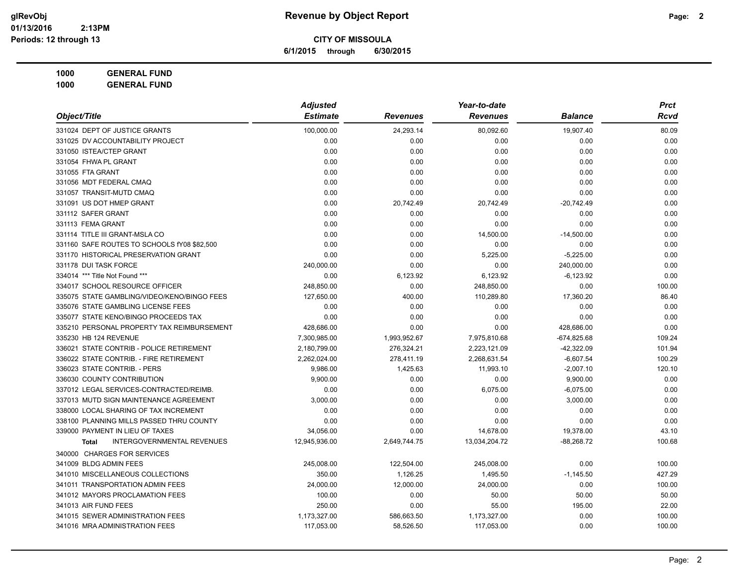**CITY OF MISSOULA**

**6/1/2015 through 6/30/2015**

**1000 GENERAL FUND**

**1000 GENERAL FUND**

| Object/Title | Adjusted Estimate | Revenues | Year-to-date Revenues | Balance | Prct Rcvd |
|---|---|---|---|---|---|
| 331024 DEPT OF JUSTICE GRANTS | 100,000.00 | 24,293.14 | 80,092.60 | 19,907.40 | 80.09 |
| 331025 DV ACCOUNTABILITY PROJECT | 0.00 | 0.00 | 0.00 | 0.00 | 0.00 |
| 331050 ISTEA/CTEP GRANT | 0.00 | 0.00 | 0.00 | 0.00 | 0.00 |
| 331054 FHWA PL GRANT | 0.00 | 0.00 | 0.00 | 0.00 | 0.00 |
| 331055 FTA GRANT | 0.00 | 0.00 | 0.00 | 0.00 | 0.00 |
| 331056 MDT FEDERAL CMAQ | 0.00 | 0.00 | 0.00 | 0.00 | 0.00 |
| 331057 TRANSIT-MUTD CMAQ | 0.00 | 0.00 | 0.00 | 0.00 | 0.00 |
| 331091 US DOT HMEP GRANT | 0.00 | 20,742.49 | 20,742.49 | -20,742.49 | 0.00 |
| 331112 SAFER GRANT | 0.00 | 0.00 | 0.00 | 0.00 | 0.00 |
| 331113 FEMA GRANT | 0.00 | 0.00 | 0.00 | 0.00 | 0.00 |
| 331114 TITLE III GRANT-MSLA CO | 0.00 | 0.00 | 14,500.00 | -14,500.00 | 0.00 |
| 331160 SAFE ROUTES TO SCHOOLS fY08 $82,500 | 0.00 | 0.00 | 0.00 | 0.00 | 0.00 |
| 331170 HISTORICAL PRESERVATION GRANT | 0.00 | 0.00 | 5,225.00 | -5,225.00 | 0.00 |
| 331178 DUI TASK FORCE | 240,000.00 | 0.00 | 0.00 | 240,000.00 | 0.00 |
| 334014 *** Title Not Found *** | 0.00 | 6,123.92 | 6,123.92 | -6,123.92 | 0.00 |
| 334017 SCHOOL RESOURCE OFFICER | 248,850.00 | 0.00 | 248,850.00 | 0.00 | 100.00 |
| 335075 STATE GAMBLING/VIDEO/KENO/BINGO FEES | 127,650.00 | 400.00 | 110,289.80 | 17,360.20 | 86.40 |
| 335076 STATE GAMBLING LICENSE FEES | 0.00 | 0.00 | 0.00 | 0.00 | 0.00 |
| 335077 STATE KENO/BINGO PROCEEDS TAX | 0.00 | 0.00 | 0.00 | 0.00 | 0.00 |
| 335210 PERSONAL PROPERTY TAX REIMBURSEMENT | 428,686.00 | 0.00 | 0.00 | 428,686.00 | 0.00 |
| 335230 HB 124 REVENUE | 7,300,985.00 | 1,993,952.67 | 7,975,810.68 | -674,825.68 | 109.24 |
| 336021 STATE CONTRIB - POLICE RETIREMENT | 2,180,799.00 | 276,324.21 | 2,223,121.09 | -42,322.09 | 101.94 |
| 336022 STATE CONTRIB. - FIRE RETIREMENT | 2,262,024.00 | 278,411.19 | 2,268,631.54 | -6,607.54 | 100.29 |
| 336023 STATE CONTRIB. - PERS | 9,986.00 | 1,425.63 | 11,993.10 | -2,007.10 | 120.10 |
| 336030 COUNTY CONTRIBUTION | 9,900.00 | 0.00 | 0.00 | 9,900.00 | 0.00 |
| 337012 LEGAL SERVICES-CONTRACTED/REIMB. | 0.00 | 0.00 | 6,075.00 | -6,075.00 | 0.00 |
| 337013 MUTD SIGN MAINTENANCE AGREEMENT | 3,000.00 | 0.00 | 0.00 | 3,000.00 | 0.00 |
| 338000 LOCAL SHARING OF TAX INCREMENT | 0.00 | 0.00 | 0.00 | 0.00 | 0.00 |
| 338100 PLANNING MILLS PASSED THRU COUNTY | 0.00 | 0.00 | 0.00 | 0.00 | 0.00 |
| 339000 PAYMENT IN LIEU OF TAXES | 34,056.00 | 0.00 | 14,678.00 | 19,378.00 | 43.10 |
| **Total** INTERGOVERNMENTAL REVENUES | 12,945,936.00 | 2,649,744.75 | 13,034,204.72 | -88,268.72 | 100.68 |
| 340000 CHARGES FOR SERVICES | | | | | |
| 341009 BLDG ADMIN FEES | 245,008.00 | 122,504.00 | 245,008.00 | 0.00 | 100.00 |
| 341010 MISCELLANEOUS COLLECTIONS | 350.00 | 1,126.25 | 1,495.50 | -1,145.50 | 427.29 |
| 341011 TRANSPORTATION ADMIN FEES | 24,000.00 | 12,000.00 | 24,000.00 | 0.00 | 100.00 |
| 341012 MAYORS PROCLAMATION FEES | 100.00 | 0.00 | 50.00 | 50.00 | 50.00 |
| 341013 AIR FUND FEES | 250.00 | 0.00 | 55.00 | 195.00 | 22.00 |
| 341015 SEWER ADMINISTRATION FEES | 1,173,327.00 | 586,663.50 | 1,173,327.00 | 0.00 | 100.00 |
| 341016 MRA ADMINISTRATION FEES | 117,053.00 | 58,526.50 | 117,053.00 | 0.00 | 100.00 |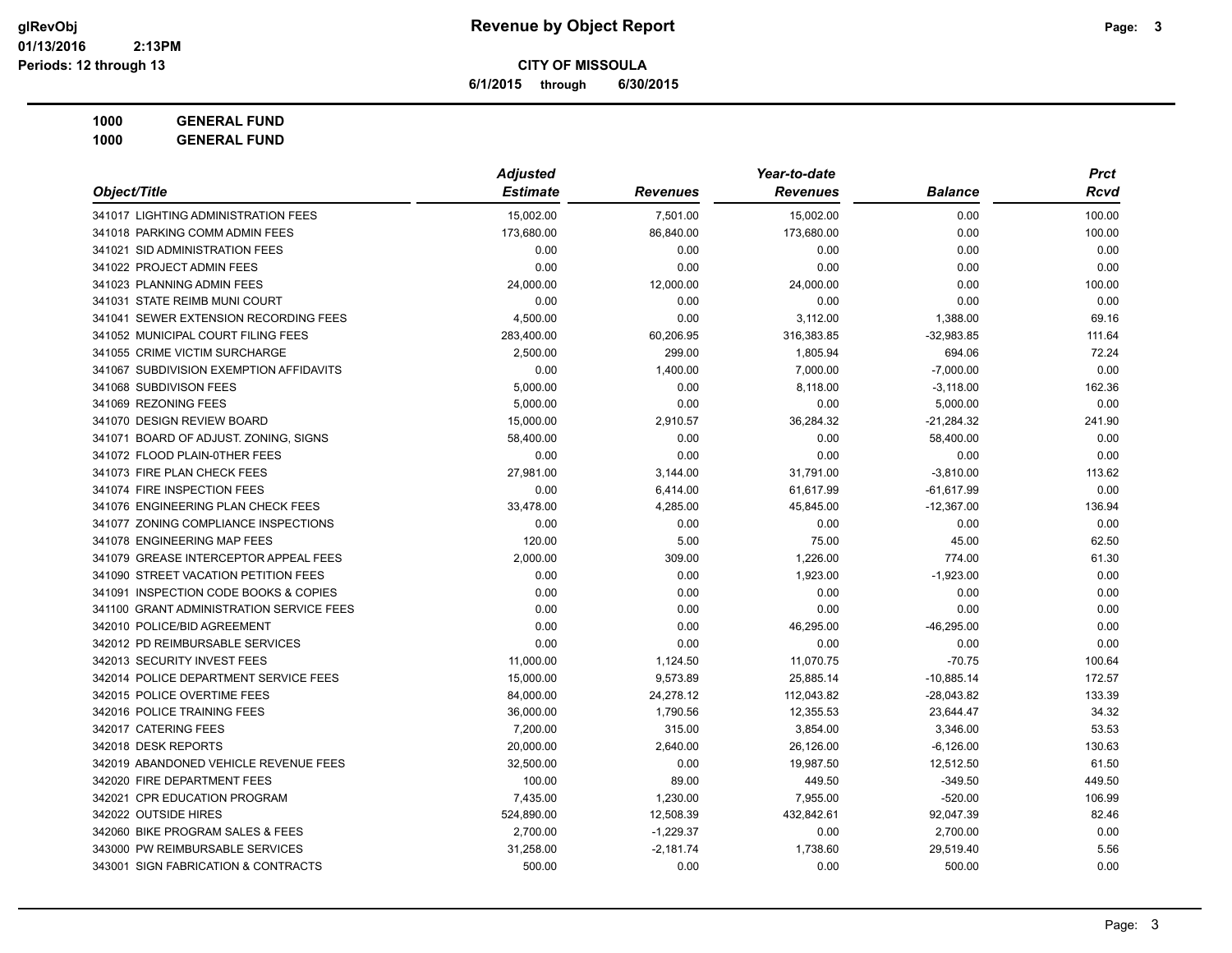**Revenue by Object Report**

**CITY OF MISSOULA**

**6/1/2015 through 6/30/2015**

**1000 GENERAL FUND**

**1000 GENERAL FUND**

| Object/Title | Adjusted Estimate | Revenues | Year-to-date Revenues | Balance | Prct Rcvd |
|---|---|---|---|---|---|
| 341017 LIGHTING ADMINISTRATION FEES | 15,002.00 | 7,501.00 | 15,002.00 | 0.00 | 100.00 |
| 341018 PARKING COMM ADMIN FEES | 173,680.00 | 86,840.00 | 173,680.00 | 0.00 | 100.00 |
| 341021 SID ADMINISTRATION FEES | 0.00 | 0.00 | 0.00 | 0.00 | 0.00 |
| 341022 PROJECT ADMIN FEES | 0.00 | 0.00 | 0.00 | 0.00 | 0.00 |
| 341023 PLANNING ADMIN FEES | 24,000.00 | 12,000.00 | 24,000.00 | 0.00 | 100.00 |
| 341031 STATE REIMB MUNI COURT | 0.00 | 0.00 | 0.00 | 0.00 | 0.00 |
| 341041 SEWER EXTENSION RECORDING FEES | 4,500.00 | 0.00 | 3,112.00 | 1,388.00 | 69.16 |
| 341052 MUNICIPAL COURT FILING FEES | 283,400.00 | 60,206.95 | 316,383.85 | -32,983.85 | 111.64 |
| 341055 CRIME VICTIM SURCHARGE | 2,500.00 | 299.00 | 1,805.94 | 694.06 | 72.24 |
| 341067 SUBDIVISION EXEMPTION AFFIDAVITS | 0.00 | 1,400.00 | 7,000.00 | -7,000.00 | 0.00 |
| 341068 SUBDIVISON FEES | 5,000.00 | 0.00 | 8,118.00 | -3,118.00 | 162.36 |
| 341069 REZONING FEES | 5,000.00 | 0.00 | 0.00 | 5,000.00 | 0.00 |
| 341070 DESIGN REVIEW BOARD | 15,000.00 | 2,910.57 | 36,284.32 | -21,284.32 | 241.90 |
| 341071 BOARD OF ADJUST. ZONING, SIGNS | 58,400.00 | 0.00 | 0.00 | 58,400.00 | 0.00 |
| 341072 FLOOD PLAIN-0THER FEES | 0.00 | 0.00 | 0.00 | 0.00 | 0.00 |
| 341073 FIRE PLAN CHECK FEES | 27,981.00 | 3,144.00 | 31,791.00 | -3,810.00 | 113.62 |
| 341074 FIRE INSPECTION FEES | 0.00 | 6,414.00 | 61,617.99 | -61,617.99 | 0.00 |
| 341076 ENGINEERING PLAN CHECK FEES | 33,478.00 | 4,285.00 | 45,845.00 | -12,367.00 | 136.94 |
| 341077 ZONING COMPLIANCE INSPECTIONS | 0.00 | 0.00 | 0.00 | 0.00 | 0.00 |
| 341078 ENGINEERING MAP FEES | 120.00 | 5.00 | 75.00 | 45.00 | 62.50 |
| 341079 GREASE INTERCEPTOR APPEAL FEES | 2,000.00 | 309.00 | 1,226.00 | 774.00 | 61.30 |
| 341090 STREET VACATION PETITION FEES | 0.00 | 0.00 | 1,923.00 | -1,923.00 | 0.00 |
| 341091 INSPECTION CODE BOOKS & COPIES | 0.00 | 0.00 | 0.00 | 0.00 | 0.00 |
| 341100 GRANT ADMINISTRATION SERVICE FEES | 0.00 | 0.00 | 0.00 | 0.00 | 0.00 |
| 342010 POLICE/BID AGREEMENT | 0.00 | 0.00 | 46,295.00 | -46,295.00 | 0.00 |
| 342012 PD REIMBURSABLE SERVICES | 0.00 | 0.00 | 0.00 | 0.00 | 0.00 |
| 342013 SECURITY INVEST FEES | 11,000.00 | 1,124.50 | 11,070.75 | -70.75 | 100.64 |
| 342014 POLICE DEPARTMENT SERVICE FEES | 15,000.00 | 9,573.89 | 25,885.14 | -10,885.14 | 172.57 |
| 342015 POLICE OVERTIME FEES | 84,000.00 | 24,278.12 | 112,043.82 | -28,043.82 | 133.39 |
| 342016 POLICE TRAINING FEES | 36,000.00 | 1,790.56 | 12,355.53 | 23,644.47 | 34.32 |
| 342017 CATERING FEES | 7,200.00 | 315.00 | 3,854.00 | 3,346.00 | 53.53 |
| 342018 DESK REPORTS | 20,000.00 | 2,640.00 | 26,126.00 | -6,126.00 | 130.63 |
| 342019 ABANDONED VEHICLE REVENUE FEES | 32,500.00 | 0.00 | 19,987.50 | 12,512.50 | 61.50 |
| 342020 FIRE DEPARTMENT FEES | 100.00 | 89.00 | 449.50 | -349.50 | 449.50 |
| 342021 CPR EDUCATION PROGRAM | 7,435.00 | 1,230.00 | 7,955.00 | -520.00 | 106.99 |
| 342022 OUTSIDE HIRES | 524,890.00 | 12,508.39 | 432,842.61 | 92,047.39 | 82.46 |
| 342060 BIKE PROGRAM SALES & FEES | 2,700.00 | -1,229.37 | 0.00 | 2,700.00 | 0.00 |
| 343000 PW REIMBURSABLE SERVICES | 31,258.00 | -2,181.74 | 1,738.60 | 29,519.40 | 5.56 |
| 343001 SIGN FABRICATION & CONTRACTS | 500.00 | 0.00 | 0.00 | 500.00 | 0.00 |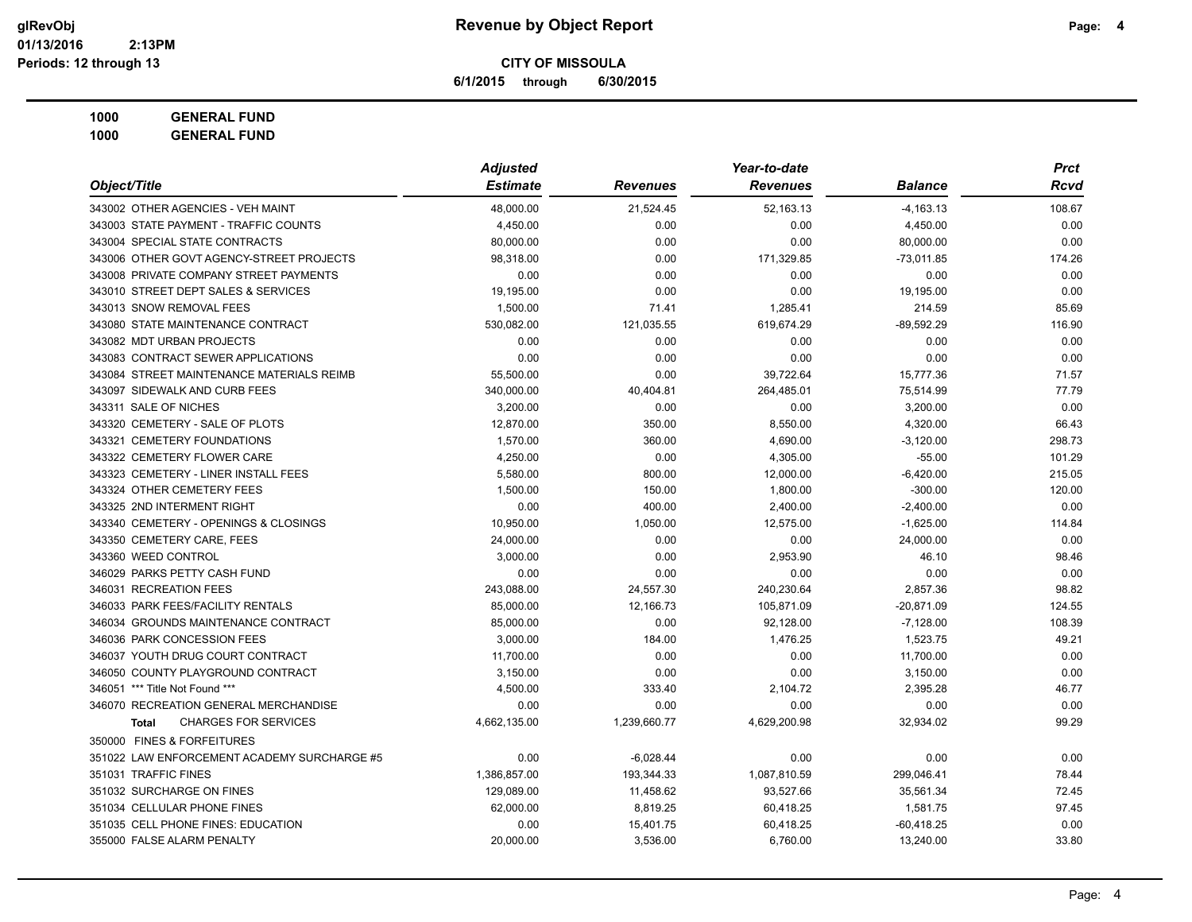**CITY OF MISSOULA**

**6/1/2015 through 6/30/2015**

**1000 GENERAL FUND**

**1000 GENERAL FUND**

| Object/Title | Adjusted Estimate | Revenues | Year-to-date Revenues | Balance | Prct Rcvd |
|---|---|---|---|---|---|
| 343002 OTHER AGENCIES - VEH MAINT | 48,000.00 | 21,524.45 | 52,163.13 | -4,163.13 | 108.67 |
| 343003 STATE PAYMENT - TRAFFIC COUNTS | 4,450.00 | 0.00 | 0.00 | 4,450.00 | 0.00 |
| 343004 SPECIAL STATE CONTRACTS | 80,000.00 | 0.00 | 0.00 | 80,000.00 | 0.00 |
| 343006 OTHER GOVT AGENCY-STREET PROJECTS | 98,318.00 | 0.00 | 171,329.85 | -73,011.85 | 174.26 |
| 343008 PRIVATE COMPANY STREET PAYMENTS | 0.00 | 0.00 | 0.00 | 0.00 | 0.00 |
| 343010 STREET DEPT SALES & SERVICES | 19,195.00 | 0.00 | 0.00 | 19,195.00 | 0.00 |
| 343013 SNOW REMOVAL FEES | 1,500.00 | 71.41 | 1,285.41 | 214.59 | 85.69 |
| 343080 STATE MAINTENANCE CONTRACT | 530,082.00 | 121,035.55 | 619,674.29 | -89,592.29 | 116.90 |
| 343082 MDT URBAN PROJECTS | 0.00 | 0.00 | 0.00 | 0.00 | 0.00 |
| 343083 CONTRACT SEWER APPLICATIONS | 0.00 | 0.00 | 0.00 | 0.00 | 0.00 |
| 343084 STREET MAINTENANCE MATERIALS REIMB | 55,500.00 | 0.00 | 39,722.64 | 15,777.36 | 71.57 |
| 343097 SIDEWALK AND CURB FEES | 340,000.00 | 40,404.81 | 264,485.01 | 75,514.99 | 77.79 |
| 343311 SALE OF NICHES | 3,200.00 | 0.00 | 0.00 | 3,200.00 | 0.00 |
| 343320 CEMETERY - SALE OF PLOTS | 12,870.00 | 350.00 | 8,550.00 | 4,320.00 | 66.43 |
| 343321 CEMETERY FOUNDATIONS | 1,570.00 | 360.00 | 4,690.00 | -3,120.00 | 298.73 |
| 343322 CEMETERY FLOWER CARE | 4,250.00 | 0.00 | 4,305.00 | -55.00 | 101.29 |
| 343323 CEMETERY - LINER INSTALL FEES | 5,580.00 | 800.00 | 12,000.00 | -6,420.00 | 215.05 |
| 343324 OTHER CEMETERY FEES | 1,500.00 | 150.00 | 1,800.00 | -300.00 | 120.00 |
| 343325 2ND INTERMENT RIGHT | 0.00 | 400.00 | 2,400.00 | -2,400.00 | 0.00 |
| 343340 CEMETERY - OPENINGS & CLOSINGS | 10,950.00 | 1,050.00 | 12,575.00 | -1,625.00 | 114.84 |
| 343350 CEMETERY CARE, FEES | 24,000.00 | 0.00 | 0.00 | 24,000.00 | 0.00 |
| 343360 WEED CONTROL | 3,000.00 | 0.00 | 2,953.90 | 46.10 | 98.46 |
| 346029 PARKS PETTY CASH FUND | 0.00 | 0.00 | 0.00 | 0.00 | 0.00 |
| 346031 RECREATION FEES | 243,088.00 | 24,557.30 | 240,230.64 | 2,857.36 | 98.82 |
| 346033 PARK FEES/FACILITY RENTALS | 85,000.00 | 12,166.73 | 105,871.09 | -20,871.09 | 124.55 |
| 346034 GROUNDS MAINTENANCE CONTRACT | 85,000.00 | 0.00 | 92,128.00 | -7,128.00 | 108.39 |
| 346036 PARK CONCESSION FEES | 3,000.00 | 184.00 | 1,476.25 | 1,523.75 | 49.21 |
| 346037 YOUTH DRUG COURT CONTRACT | 11,700.00 | 0.00 | 0.00 | 11,700.00 | 0.00 |
| 346050 COUNTY PLAYGROUND CONTRACT | 3,150.00 | 0.00 | 0.00 | 3,150.00 | 0.00 |
| 346051 *** Title Not Found *** | 4,500.00 | 333.40 | 2,104.72 | 2,395.28 | 46.77 |
| 346070 RECREATION GENERAL MERCHANDISE | 0.00 | 0.00 | 0.00 | 0.00 | 0.00 |
| **Total** CHARGES FOR SERVICES | 4,662,135.00 | 1,239,660.77 | 4,629,200.98 | 32,934.02 | 99.29 |
| 350000 FINES & FORFEITURES | | | | | |
| 351022 LAW ENFORCEMENT ACADEMY SURCHARGE #5 | 0.00 | -6,028.44 | 0.00 | 0.00 | 0.00 |
| 351031 TRAFFIC FINES | 1,386,857.00 | 193,344.33 | 1,087,810.59 | 299,046.41 | 78.44 |
| 351032 SURCHARGE ON FINES | 129,089.00 | 11,458.62 | 93,527.66 | 35,561.34 | 72.45 |
| 351034 CELLULAR PHONE FINES | 62,000.00 | 8,819.25 | 60,418.25 | 1,581.75 | 97.45 |
| 351035 CELL PHONE FINES: EDUCATION | 0.00 | 15,401.75 | 60,418.25 | -60,418.25 | 0.00 |
| 355000 FALSE ALARM PENALTY | 20,000.00 | 3,536.00 | 6,760.00 | 13,240.00 | 33.80 |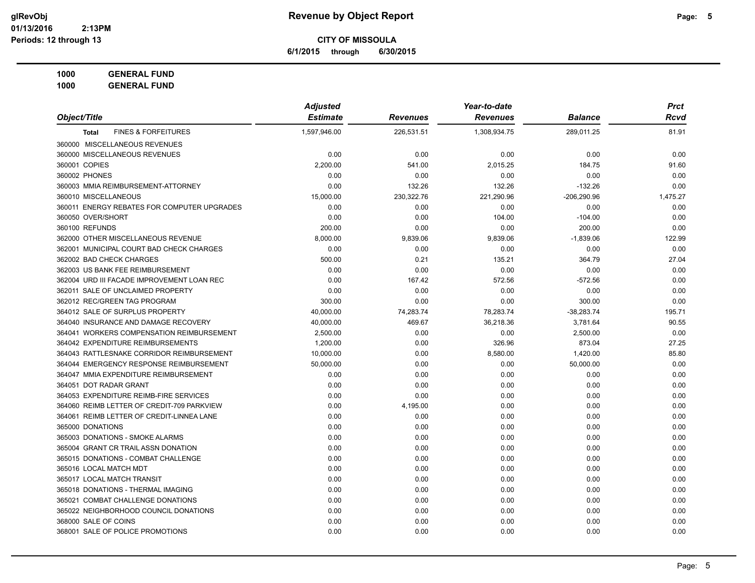**Revenue by Object Report**

**CITY OF MISSOULA**

**6/1/2015 through 6/30/2015**

glRevObj
01/13/2016 2:13PM
Periods: 12 through 13

**1000 GENERAL FUND**

**1000 GENERAL FUND**

| Object/Title | Adjusted Estimate | Revenues | Year-to-date Revenues | Balance | Prct Rcvd |
|---|---|---|---|---|---|
| **Total** FINES & FORFEITURES | 1,597,946.00 | 226,531.51 | 1,308,934.75 | 289,011.25 | 81.91 |
| 360000 MISCELLANEOUS REVENUES | | | | | |
| 360000 MISCELLANEOUS REVENUES | 0.00 | 0.00 | 0.00 | 0.00 | 0.00 |
| 360001 COPIES | 2,200.00 | 541.00 | 2,015.25 | 184.75 | 91.60 |
| 360002 PHONES | 0.00 | 0.00 | 0.00 | 0.00 | 0.00 |
| 360003 MMIA REIMBURSEMENT-ATTORNEY | 0.00 | 132.26 | 132.26 | -132.26 | 0.00 |
| 360010 MISCELLANEOUS | 15,000.00 | 230,322.76 | 221,290.96 | -206,290.96 | 1,475.27 |
| 360011 ENERGY REBATES FOR COMPUTER UPGRADES | 0.00 | 0.00 | 0.00 | 0.00 | 0.00 |
| 360050 OVER/SHORT | 0.00 | 0.00 | 104.00 | -104.00 | 0.00 |
| 360100 REFUNDS | 200.00 | 0.00 | 0.00 | 200.00 | 0.00 |
| 362000 OTHER MISCELLANEOUS REVENUE | 8,000.00 | 9,839.06 | 9,839.06 | -1,839.06 | 122.99 |
| 362001 MUNICIPAL COURT BAD CHECK CHARGES | 0.00 | 0.00 | 0.00 | 0.00 | 0.00 |
| 362002 BAD CHECK CHARGES | 500.00 | 0.21 | 135.21 | 364.79 | 27.04 |
| 362003 US BANK FEE REIMBURSEMENT | 0.00 | 0.00 | 0.00 | 0.00 | 0.00 |
| 362004 URD III FACADE IMPROVEMENT LOAN REC | 0.00 | 167.42 | 572.56 | -572.56 | 0.00 |
| 362011 SALE OF UNCLAIMED PROPERTY | 0.00 | 0.00 | 0.00 | 0.00 | 0.00 |
| 362012 REC/GREEN TAG PROGRAM | 300.00 | 0.00 | 0.00 | 300.00 | 0.00 |
| 364012 SALE OF SURPLUS PROPERTY | 40,000.00 | 74,283.74 | 78,283.74 | -38,283.74 | 195.71 |
| 364040 INSURANCE AND DAMAGE RECOVERY | 40,000.00 | 469.67 | 36,218.36 | 3,781.64 | 90.55 |
| 364041 WORKERS COMPENSATION REIMBURSEMENT | 2,500.00 | 0.00 | 0.00 | 2,500.00 | 0.00 |
| 364042 EXPENDITURE REIMBURSEMENTS | 1,200.00 | 0.00 | 326.96 | 873.04 | 27.25 |
| 364043 RATTLESNAKE CORRIDOR REIMBURSEMENT | 10,000.00 | 0.00 | 8,580.00 | 1,420.00 | 85.80 |
| 364044 EMERGENCY RESPONSE REIMBURSEMENT | 50,000.00 | 0.00 | 0.00 | 50,000.00 | 0.00 |
| 364047 MMIA EXPENDITURE REIMBURSEMENT | 0.00 | 0.00 | 0.00 | 0.00 | 0.00 |
| 364051 DOT RADAR GRANT | 0.00 | 0.00 | 0.00 | 0.00 | 0.00 |
| 364053 EXPENDITURE REIMB-FIRE SERVICES | 0.00 | 0.00 | 0.00 | 0.00 | 0.00 |
| 364060 REIMB LETTER OF CREDIT-709 PARKVIEW | 0.00 | 4,195.00 | 0.00 | 0.00 | 0.00 |
| 364061 REIMB LETTER OF CREDIT-LINNEA LANE | 0.00 | 0.00 | 0.00 | 0.00 | 0.00 |
| 365000 DONATIONS | 0.00 | 0.00 | 0.00 | 0.00 | 0.00 |
| 365003 DONATIONS - SMOKE ALARMS | 0.00 | 0.00 | 0.00 | 0.00 | 0.00 |
| 365004 GRANT CR TRAIL ASSN DONATION | 0.00 | 0.00 | 0.00 | 0.00 | 0.00 |
| 365015 DONATIONS - COMBAT CHALLENGE | 0.00 | 0.00 | 0.00 | 0.00 | 0.00 |
| 365016 LOCAL MATCH MDT | 0.00 | 0.00 | 0.00 | 0.00 | 0.00 |
| 365017 LOCAL MATCH TRANSIT | 0.00 | 0.00 | 0.00 | 0.00 | 0.00 |
| 365018 DONATIONS - THERMAL IMAGING | 0.00 | 0.00 | 0.00 | 0.00 | 0.00 |
| 365021 COMBAT CHALLENGE DONATIONS | 0.00 | 0.00 | 0.00 | 0.00 | 0.00 |
| 365022 NEIGHBORHOOD COUNCIL DONATIONS | 0.00 | 0.00 | 0.00 | 0.00 | 0.00 |
| 368000 SALE OF COINS | 0.00 | 0.00 | 0.00 | 0.00 | 0.00 |
| 368001 SALE OF POLICE PROMOTIONS | 0.00 | 0.00 | 0.00 | 0.00 | 0.00 |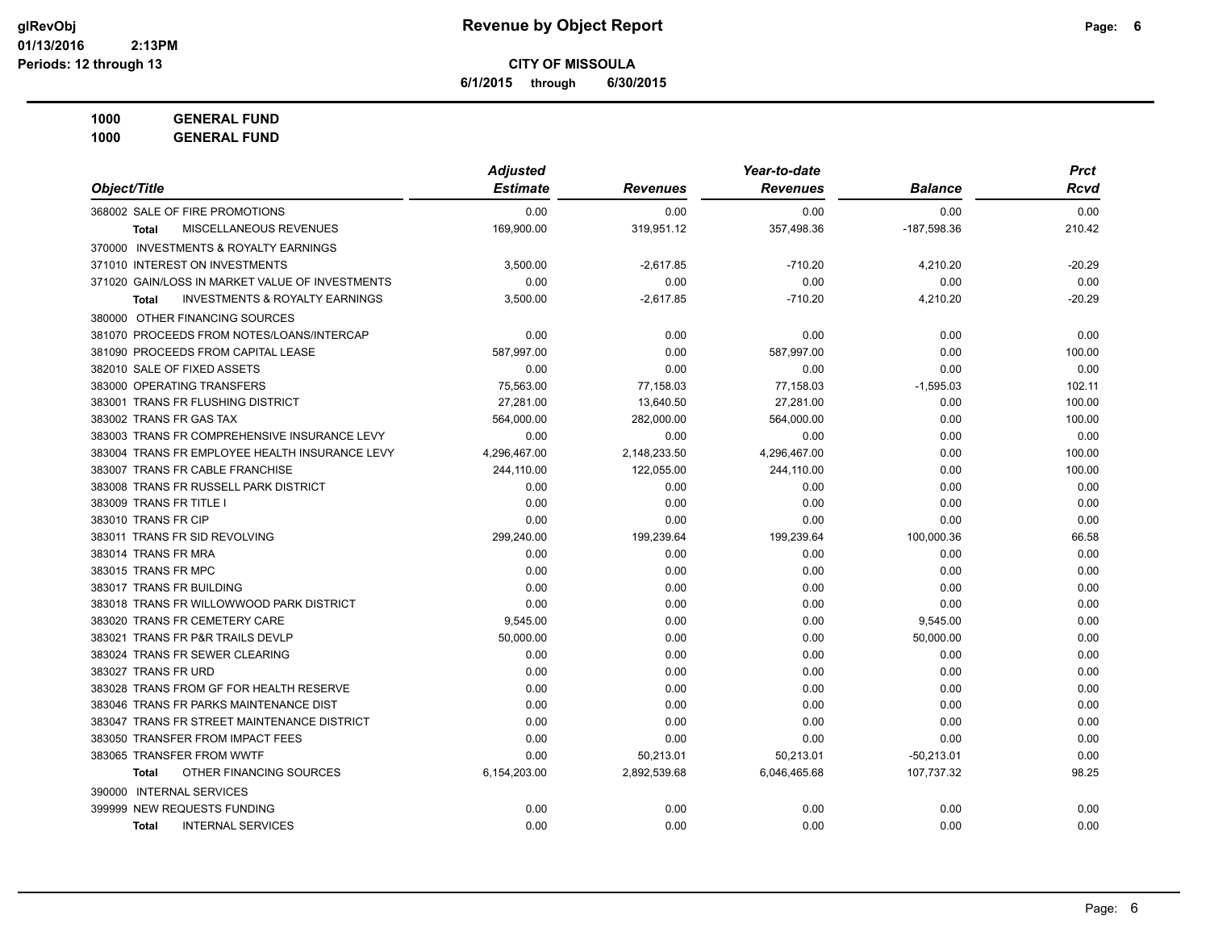# Revenue by Object Report

**CITY OF MISSOULA**

**6/1/2015 through 6/30/2015**

glRevObj
01/13/2016 2:13PM
Periods: 12 through 13

**1000 GENERAL FUND**
**1000 GENERAL FUND**

| Object/Title | Adjusted Estimate | Revenues | Year-to-date Revenues | Balance | Prct Rcvd |
|---|---|---|---|---|---|
| 368002 SALE OF FIRE PROMOTIONS | 0.00 | 0.00 | 0.00 | 0.00 | 0.00 |
| **Total** MISCELLANEOUS REVENUES | 169,900.00 | 319,951.12 | 357,498.36 | -187,598.36 | 210.42 |
| 370000 INVESTMENTS & ROYALTY EARNINGS | | | | | |
| 371010 INTEREST ON INVESTMENTS | 3,500.00 | -2,617.85 | -710.20 | 4,210.20 | -20.29 |
| 371020 GAIN/LOSS IN MARKET VALUE OF INVESTMENTS | 0.00 | 0.00 | 0.00 | 0.00 | 0.00 |
| **Total** INVESTMENTS & ROYALTY EARNINGS | 3,500.00 | -2,617.85 | -710.20 | 4,210.20 | -20.29 |
| 380000 OTHER FINANCING SOURCES | | | | | |
| 381070 PROCEEDS FROM NOTES/LOANS/INTERCAP | 0.00 | 0.00 | 0.00 | 0.00 | 0.00 |
| 381090 PROCEEDS FROM CAPITAL LEASE | 587,997.00 | 0.00 | 587,997.00 | 0.00 | 100.00 |
| 382010 SALE OF FIXED ASSETS | 0.00 | 0.00 | 0.00 | 0.00 | 0.00 |
| 383000 OPERATING TRANSFERS | 75,563.00 | 77,158.03 | 77,158.03 | -1,595.03 | 102.11 |
| 383001 TRANS FR FLUSHING DISTRICT | 27,281.00 | 13,640.50 | 27,281.00 | 0.00 | 100.00 |
| 383002 TRANS FR GAS TAX | 564,000.00 | 282,000.00 | 564,000.00 | 0.00 | 100.00 |
| 383003 TRANS FR COMPREHENSIVE INSURANCE LEVY | 0.00 | 0.00 | 0.00 | 0.00 | 0.00 |
| 383004 TRANS FR EMPLOYEE HEALTH INSURANCE LEVY | 4,296,467.00 | 2,148,233.50 | 4,296,467.00 | 0.00 | 100.00 |
| 383007 TRANS FR CABLE FRANCHISE | 244,110.00 | 122,055.00 | 244,110.00 | 0.00 | 100.00 |
| 383008 TRANS FR RUSSELL PARK DISTRICT | 0.00 | 0.00 | 0.00 | 0.00 | 0.00 |
| 383009 TRANS FR TITLE I | 0.00 | 0.00 | 0.00 | 0.00 | 0.00 |
| 383010 TRANS FR CIP | 0.00 | 0.00 | 0.00 | 0.00 | 0.00 |
| 383011 TRANS FR SID REVOLVING | 299,240.00 | 199,239.64 | 199,239.64 | 100,000.36 | 66.58 |
| 383014 TRANS FR MRA | 0.00 | 0.00 | 0.00 | 0.00 | 0.00 |
| 383015 TRANS FR MPC | 0.00 | 0.00 | 0.00 | 0.00 | 0.00 |
| 383017 TRANS FR BUILDING | 0.00 | 0.00 | 0.00 | 0.00 | 0.00 |
| 383018 TRANS FR WILLOWWOOD PARK DISTRICT | 0.00 | 0.00 | 0.00 | 0.00 | 0.00 |
| 383020 TRANS FR CEMETERY CARE | 9,545.00 | 0.00 | 0.00 | 9,545.00 | 0.00 |
| 383021 TRANS FR P&R TRAILS DEVLP | 50,000.00 | 0.00 | 0.00 | 50,000.00 | 0.00 |
| 383024 TRANS FR SEWER CLEARING | 0.00 | 0.00 | 0.00 | 0.00 | 0.00 |
| 383027 TRANS FR URD | 0.00 | 0.00 | 0.00 | 0.00 | 0.00 |
| 383028 TRANS FROM GF FOR HEALTH RESERVE | 0.00 | 0.00 | 0.00 | 0.00 | 0.00 |
| 383046 TRANS FR PARKS MAINTENANCE DIST | 0.00 | 0.00 | 0.00 | 0.00 | 0.00 |
| 383047 TRANS FR STREET MAINTENANCE DISTRICT | 0.00 | 0.00 | 0.00 | 0.00 | 0.00 |
| 383050 TRANSFER FROM IMPACT FEES | 0.00 | 0.00 | 0.00 | 0.00 | 0.00 |
| 383065 TRANSFER FROM WWTF | 0.00 | 50,213.01 | 50,213.01 | -50,213.01 | 0.00 |
| **Total** OTHER FINANCING SOURCES | 6,154,203.00 | 2,892,539.68 | 6,046,465.68 | 107,737.32 | 98.25 |
| 390000 INTERNAL SERVICES | | | | | |
| 399999 NEW REQUESTS FUNDING | 0.00 | 0.00 | 0.00 | 0.00 | 0.00 |
| **Total** INTERNAL SERVICES | 0.00 | 0.00 | 0.00 | 0.00 | 0.00 |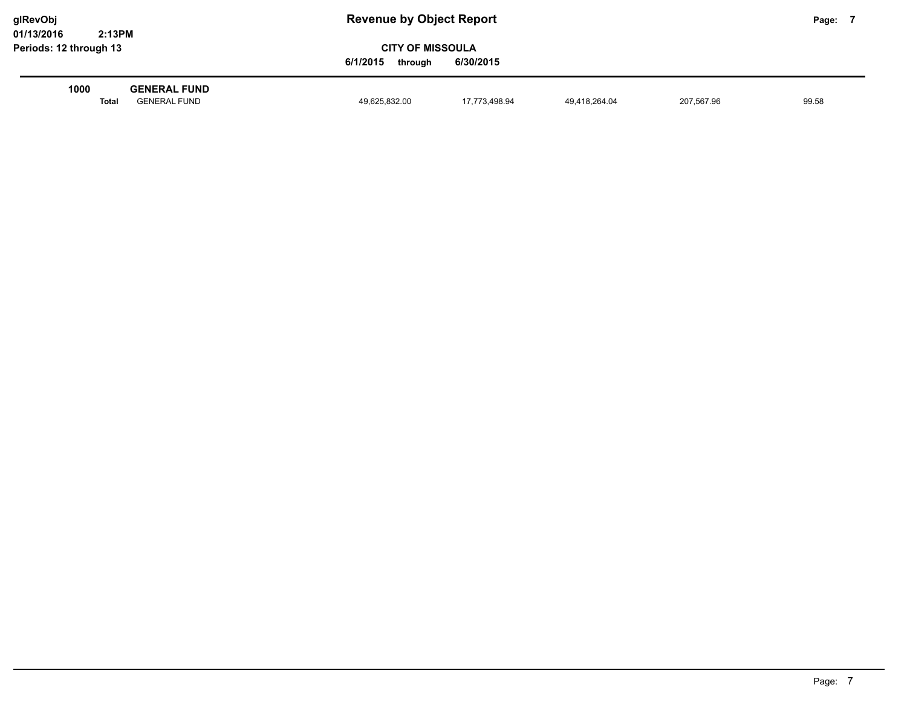**glRevObj**
**01/13/2016 2:13PM**
**Periods: 12 through 13**

# Revenue by Object Report

**CITY OF MISSOULA**

**6/1/2015 through 6/30/2015**

| | | | | | | |
|---|---|---|---|---|---|---|
| **1000** | **GENERAL FUND** | | | | | |
| **Total** | GENERAL FUND | 49,625,832.00 | 17,773,498.94 | 49,418,264.04 | 207,567.96 | 99.58 |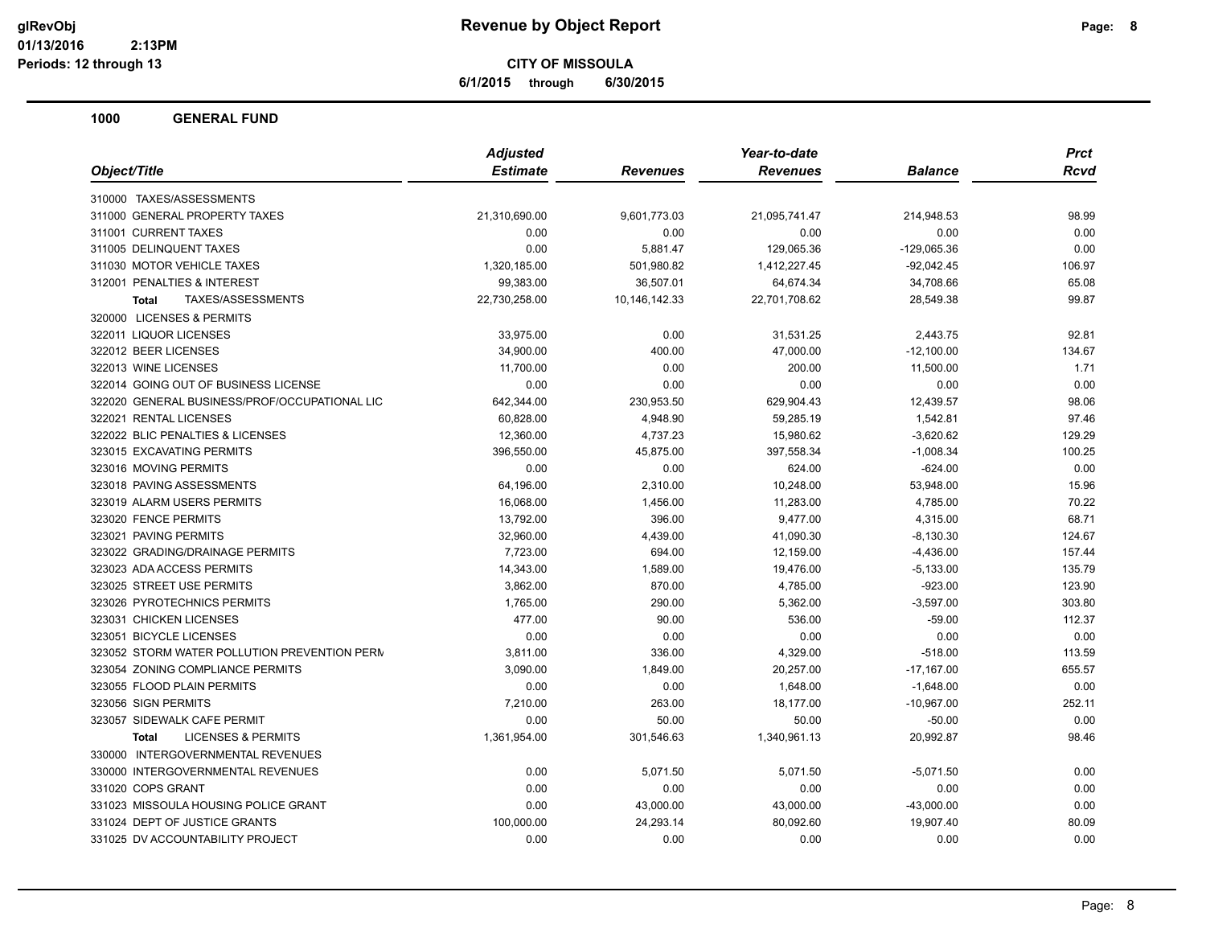# Revenue by Object Report

**CITY OF MISSOULA**

**6/1/2015 through 6/30/2015**

glRevObj
01/13/2016 2:13PM
Periods: 12 through 13

## 1000 GENERAL FUND

| Object/Title | Adjusted Estimate | Revenues | Year-to-date Revenues | Balance | Prct Rcvd |
|---|---|---|---|---|---|
| 310000 TAXES/ASSESSMENTS | | | | | |
| 311000 GENERAL PROPERTY TAXES | 21,310,690.00 | 9,601,773.03 | 21,095,741.47 | 214,948.53 | 98.99 |
| 311001 CURRENT TAXES | 0.00 | 0.00 | 0.00 | 0.00 | 0.00 |
| 311005 DELINQUENT TAXES | 0.00 | 5,881.47 | 129,065.36 | -129,065.36 | 0.00 |
| 311030 MOTOR VEHICLE TAXES | 1,320,185.00 | 501,980.82 | 1,412,227.45 | -92,042.45 | 106.97 |
| 312001 PENALTIES & INTEREST | 99,383.00 | 36,507.01 | 64,674.34 | 34,708.66 | 65.08 |
| **Total** TAXES/ASSESSMENTS | 22,730,258.00 | 10,146,142.33 | 22,701,708.62 | 28,549.38 | 99.87 |
| 320000 LICENSES & PERMITS | | | | | |
| 322011 LIQUOR LICENSES | 33,975.00 | 0.00 | 31,531.25 | 2,443.75 | 92.81 |
| 322012 BEER LICENSES | 34,900.00 | 400.00 | 47,000.00 | -12,100.00 | 134.67 |
| 322013 WINE LICENSES | 11,700.00 | 0.00 | 200.00 | 11,500.00 | 1.71 |
| 322014 GOING OUT OF BUSINESS LICENSE | 0.00 | 0.00 | 0.00 | 0.00 | 0.00 |
| 322020 GENERAL BUSINESS/PROF/OCCUPATIONAL LIC | 642,344.00 | 230,953.50 | 629,904.43 | 12,439.57 | 98.06 |
| 322021 RENTAL LICENSES | 60,828.00 | 4,948.90 | 59,285.19 | 1,542.81 | 97.46 |
| 322022 BLIC PENALTIES & LICENSES | 12,360.00 | 4,737.23 | 15,980.62 | -3,620.62 | 129.29 |
| 323015 EXCAVATING PERMITS | 396,550.00 | 45,875.00 | 397,558.34 | -1,008.34 | 100.25 |
| 323016 MOVING PERMITS | 0.00 | 0.00 | 624.00 | -624.00 | 0.00 |
| 323018 PAVING ASSESSMENTS | 64,196.00 | 2,310.00 | 10,248.00 | 53,948.00 | 15.96 |
| 323019 ALARM USERS PERMITS | 16,068.00 | 1,456.00 | 11,283.00 | 4,785.00 | 70.22 |
| 323020 FENCE PERMITS | 13,792.00 | 396.00 | 9,477.00 | 4,315.00 | 68.71 |
| 323021 PAVING PERMITS | 32,960.00 | 4,439.00 | 41,090.30 | -8,130.30 | 124.67 |
| 323022 GRADING/DRAINAGE PERMITS | 7,723.00 | 694.00 | 12,159.00 | -4,436.00 | 157.44 |
| 323023 ADA ACCESS PERMITS | 14,343.00 | 1,589.00 | 19,476.00 | -5,133.00 | 135.79 |
| 323025 STREET USE PERMITS | 3,862.00 | 870.00 | 4,785.00 | -923.00 | 123.90 |
| 323026 PYROTECHNICS PERMITS | 1,765.00 | 290.00 | 5,362.00 | -3,597.00 | 303.80 |
| 323031 CHICKEN LICENSES | 477.00 | 90.00 | 536.00 | -59.00 | 112.37 |
| 323051 BICYCLE LICENSES | 0.00 | 0.00 | 0.00 | 0.00 | 0.00 |
| 323052 STORM WATER POLLUTION PREVENTION PERM | 3,811.00 | 336.00 | 4,329.00 | -518.00 | 113.59 |
| 323054 ZONING COMPLIANCE PERMITS | 3,090.00 | 1,849.00 | 20,257.00 | -17,167.00 | 655.57 |
| 323055 FLOOD PLAIN PERMITS | 0.00 | 0.00 | 1,648.00 | -1,648.00 | 0.00 |
| 323056 SIGN PERMITS | 7,210.00 | 263.00 | 18,177.00 | -10,967.00 | 252.11 |
| 323057 SIDEWALK CAFE PERMIT | 0.00 | 50.00 | 50.00 | -50.00 | 0.00 |
| **Total** LICENSES & PERMITS | 1,361,954.00 | 301,546.63 | 1,340,961.13 | 20,992.87 | 98.46 |
| 330000 INTERGOVERNMENTAL REVENUES | | | | | |
| 330000 INTERGOVERNMENTAL REVENUES | 0.00 | 5,071.50 | 5,071.50 | -5,071.50 | 0.00 |
| 331020 COPS GRANT | 0.00 | 0.00 | 0.00 | 0.00 | 0.00 |
| 331023 MISSOULA HOUSING POLICE GRANT | 0.00 | 43,000.00 | 43,000.00 | -43,000.00 | 0.00 |
| 331024 DEPT OF JUSTICE GRANTS | 100,000.00 | 24,293.14 | 80,092.60 | 19,907.40 | 80.09 |
| 331025 DV ACCOUNTABILITY PROJECT | 0.00 | 0.00 | 0.00 | 0.00 | 0.00 |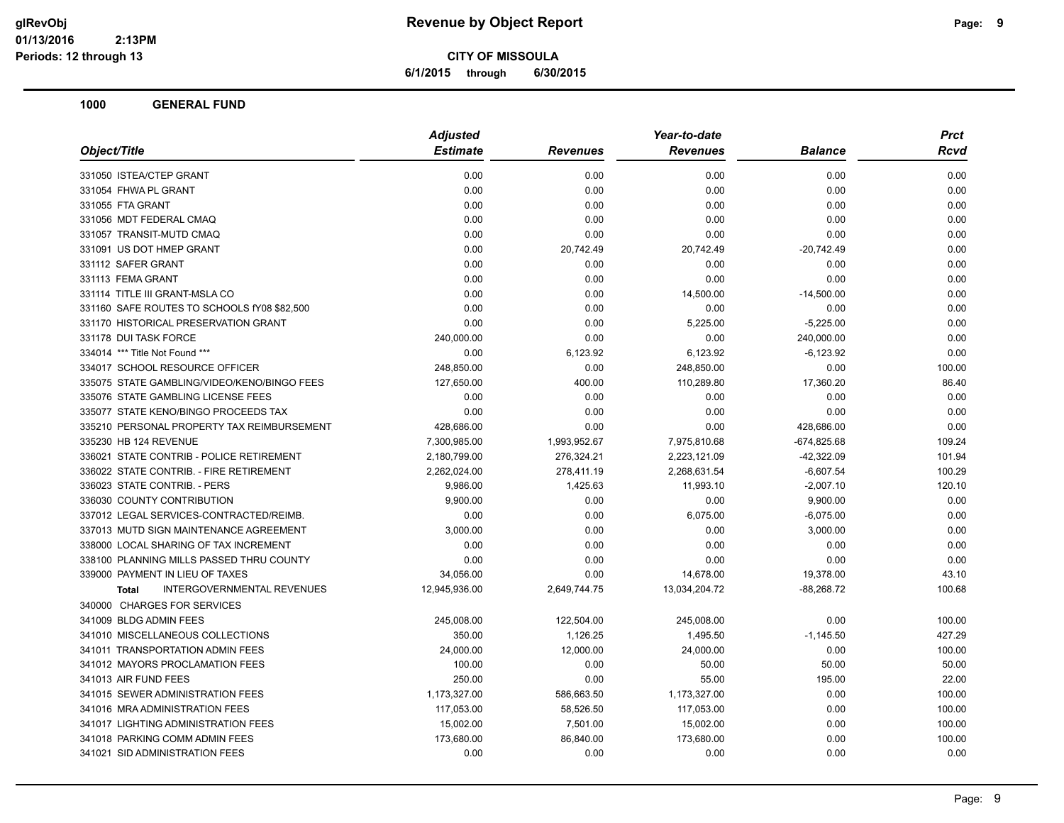# Revenue by Object Report

**CITY OF MISSOULA**

**6/1/2015 through 6/30/2015**

glRevObj
01/13/2016 2:13PM
Periods: 12 through 13

## 1000 GENERAL FUND

| Object/Title | Adjusted Estimate | Revenues | Year-to-date Revenues | Balance | Prct Rcvd |
|---|---|---|---|---|---|
| 331050 ISTEA/CTEP GRANT | 0.00 | 0.00 | 0.00 | 0.00 | 0.00 |
| 331054 FHWA PL GRANT | 0.00 | 0.00 | 0.00 | 0.00 | 0.00 |
| 331055 FTA GRANT | 0.00 | 0.00 | 0.00 | 0.00 | 0.00 |
| 331056 MDT FEDERAL CMAQ | 0.00 | 0.00 | 0.00 | 0.00 | 0.00 |
| 331057 TRANSIT-MUTD CMAQ | 0.00 | 0.00 | 0.00 | 0.00 | 0.00 |
| 331091 US DOT HMEP GRANT | 0.00 | 20,742.49 | 20,742.49 | -20,742.49 | 0.00 |
| 331112 SAFER GRANT | 0.00 | 0.00 | 0.00 | 0.00 | 0.00 |
| 331113 FEMA GRANT | 0.00 | 0.00 | 0.00 | 0.00 | 0.00 |
| 331114 TITLE III GRANT-MSLA CO | 0.00 | 0.00 | 14,500.00 | -14,500.00 | 0.00 |
| 331160 SAFE ROUTES TO SCHOOLS fY08 $82,500 | 0.00 | 0.00 | 0.00 | 0.00 | 0.00 |
| 331170 HISTORICAL PRESERVATION GRANT | 0.00 | 0.00 | 5,225.00 | -5,225.00 | 0.00 |
| 331178 DUI TASK FORCE | 240,000.00 | 0.00 | 0.00 | 240,000.00 | 0.00 |
| 334014 *** Title Not Found *** | 0.00 | 6,123.92 | 6,123.92 | -6,123.92 | 0.00 |
| 334017 SCHOOL RESOURCE OFFICER | 248,850.00 | 0.00 | 248,850.00 | 0.00 | 100.00 |
| 335075 STATE GAMBLING/VIDEO/KENO/BINGO FEES | 127,650.00 | 400.00 | 110,289.80 | 17,360.20 | 86.40 |
| 335076 STATE GAMBLING LICENSE FEES | 0.00 | 0.00 | 0.00 | 0.00 | 0.00 |
| 335077 STATE KENO/BINGO PROCEEDS TAX | 0.00 | 0.00 | 0.00 | 0.00 | 0.00 |
| 335210 PERSONAL PROPERTY TAX REIMBURSEMENT | 428,686.00 | 0.00 | 0.00 | 428,686.00 | 0.00 |
| 335230 HB 124 REVENUE | 7,300,985.00 | 1,993,952.67 | 7,975,810.68 | -674,825.68 | 109.24 |
| 336021 STATE CONTRIB - POLICE RETIREMENT | 2,180,799.00 | 276,324.21 | 2,223,121.09 | -42,322.09 | 101.94 |
| 336022 STATE CONTRIB. - FIRE RETIREMENT | 2,262,024.00 | 278,411.19 | 2,268,631.54 | -6,607.54 | 100.29 |
| 336023 STATE CONTRIB. - PERS | 9,986.00 | 1,425.63 | 11,993.10 | -2,007.10 | 120.10 |
| 336030 COUNTY CONTRIBUTION | 9,900.00 | 0.00 | 0.00 | 9,900.00 | 0.00 |
| 337012 LEGAL SERVICES-CONTRACTED/REIMB. | 0.00 | 0.00 | 6,075.00 | -6,075.00 | 0.00 |
| 337013 MUTD SIGN MAINTENANCE AGREEMENT | 3,000.00 | 0.00 | 0.00 | 3,000.00 | 0.00 |
| 338000 LOCAL SHARING OF TAX INCREMENT | 0.00 | 0.00 | 0.00 | 0.00 | 0.00 |
| 338100 PLANNING MILLS PASSED THRU COUNTY | 0.00 | 0.00 | 0.00 | 0.00 | 0.00 |
| 339000 PAYMENT IN LIEU OF TAXES | 34,056.00 | 0.00 | 14,678.00 | 19,378.00 | 43.10 |
| **Total** INTERGOVERNMENTAL REVENUES | 12,945,936.00 | 2,649,744.75 | 13,034,204.72 | -88,268.72 | 100.68 |
| 340000 CHARGES FOR SERVICES | | | | | |
| 341009 BLDG ADMIN FEES | 245,008.00 | 122,504.00 | 245,008.00 | 0.00 | 100.00 |
| 341010 MISCELLANEOUS COLLECTIONS | 350.00 | 1,126.25 | 1,495.50 | -1,145.50 | 427.29 |
| 341011 TRANSPORTATION ADMIN FEES | 24,000.00 | 12,000.00 | 24,000.00 | 0.00 | 100.00 |
| 341012 MAYORS PROCLAMATION FEES | 100.00 | 0.00 | 50.00 | 50.00 | 50.00 |
| 341013 AIR FUND FEES | 250.00 | 0.00 | 55.00 | 195.00 | 22.00 |
| 341015 SEWER ADMINISTRATION FEES | 1,173,327.00 | 586,663.50 | 1,173,327.00 | 0.00 | 100.00 |
| 341016 MRA ADMINISTRATION FEES | 117,053.00 | 58,526.50 | 117,053.00 | 0.00 | 100.00 |
| 341017 LIGHTING ADMINISTRATION FEES | 15,002.00 | 7,501.00 | 15,002.00 | 0.00 | 100.00 |
| 341018 PARKING COMM ADMIN FEES | 173,680.00 | 86,840.00 | 173,680.00 | 0.00 | 100.00 |
| 341021 SID ADMINISTRATION FEES | 0.00 | 0.00 | 0.00 | 0.00 | 0.00 |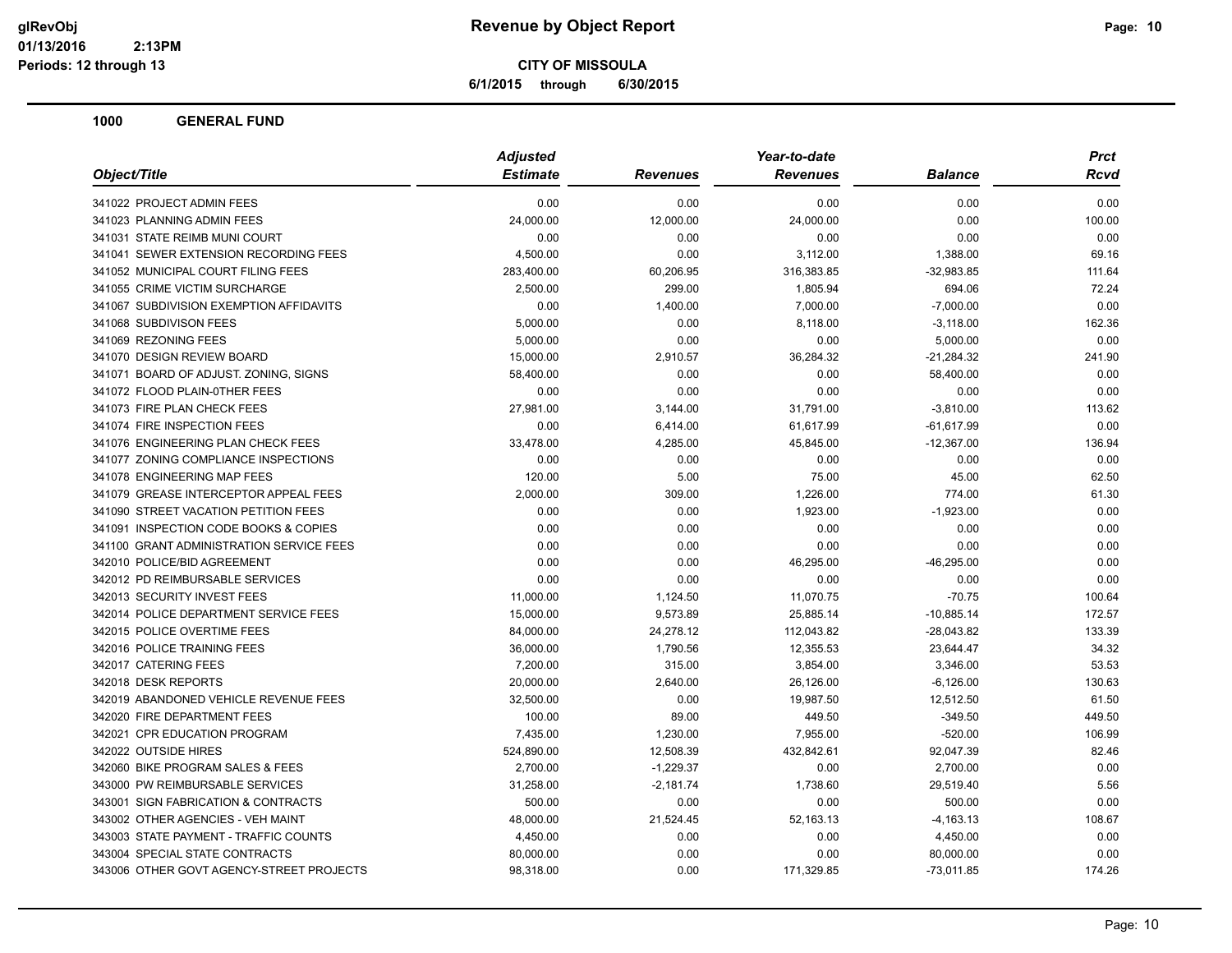# Revenue by Object Report

**CITY OF MISSOULA**

**6/1/2015 through 6/30/2015**

glRevObj
01/13/2016 2:13PM
Periods: 12 through 13

### 1000 GENERAL FUND

| Object/Title | Adjusted Estimate | Revenues | Year-to-date Revenues | Balance | Prct Rcvd |
|---|---|---|---|---|---|
| 341022 PROJECT ADMIN FEES | 0.00 | 0.00 | 0.00 | 0.00 | 0.00 |
| 341023 PLANNING ADMIN FEES | 24,000.00 | 12,000.00 | 24,000.00 | 0.00 | 100.00 |
| 341031 STATE REIMB MUNI COURT | 0.00 | 0.00 | 0.00 | 0.00 | 0.00 |
| 341041 SEWER EXTENSION RECORDING FEES | 4,500.00 | 0.00 | 3,112.00 | 1,388.00 | 69.16 |
| 341052 MUNICIPAL COURT FILING FEES | 283,400.00 | 60,206.95 | 316,383.85 | -32,983.85 | 111.64 |
| 341055 CRIME VICTIM SURCHARGE | 2,500.00 | 299.00 | 1,805.94 | 694.06 | 72.24 |
| 341067 SUBDIVISION EXEMPTION AFFIDAVITS | 0.00 | 1,400.00 | 7,000.00 | -7,000.00 | 0.00 |
| 341068 SUBDIVISON FEES | 5,000.00 | 0.00 | 8,118.00 | -3,118.00 | 162.36 |
| 341069 REZONING FEES | 5,000.00 | 0.00 | 0.00 | 5,000.00 | 0.00 |
| 341070 DESIGN REVIEW BOARD | 15,000.00 | 2,910.57 | 36,284.32 | -21,284.32 | 241.90 |
| 341071 BOARD OF ADJUST. ZONING, SIGNS | 58,400.00 | 0.00 | 0.00 | 58,400.00 | 0.00 |
| 341072 FLOOD PLAIN-0THER FEES | 0.00 | 0.00 | 0.00 | 0.00 | 0.00 |
| 341073 FIRE PLAN CHECK FEES | 27,981.00 | 3,144.00 | 31,791.00 | -3,810.00 | 113.62 |
| 341074 FIRE INSPECTION FEES | 0.00 | 6,414.00 | 61,617.99 | -61,617.99 | 0.00 |
| 341076 ENGINEERING PLAN CHECK FEES | 33,478.00 | 4,285.00 | 45,845.00 | -12,367.00 | 136.94 |
| 341077 ZONING COMPLIANCE INSPECTIONS | 0.00 | 0.00 | 0.00 | 0.00 | 0.00 |
| 341078 ENGINEERING MAP FEES | 120.00 | 5.00 | 75.00 | 45.00 | 62.50 |
| 341079 GREASE INTERCEPTOR APPEAL FEES | 2,000.00 | 309.00 | 1,226.00 | 774.00 | 61.30 |
| 341090 STREET VACATION PETITION FEES | 0.00 | 0.00 | 1,923.00 | -1,923.00 | 0.00 |
| 341091 INSPECTION CODE BOOKS & COPIES | 0.00 | 0.00 | 0.00 | 0.00 | 0.00 |
| 341100 GRANT ADMINISTRATION SERVICE FEES | 0.00 | 0.00 | 0.00 | 0.00 | 0.00 |
| 342010 POLICE/BID AGREEMENT | 0.00 | 0.00 | 46,295.00 | -46,295.00 | 0.00 |
| 342012 PD REIMBURSABLE SERVICES | 0.00 | 0.00 | 0.00 | 0.00 | 0.00 |
| 342013 SECURITY INVEST FEES | 11,000.00 | 1,124.50 | 11,070.75 | -70.75 | 100.64 |
| 342014 POLICE DEPARTMENT SERVICE FEES | 15,000.00 | 9,573.89 | 25,885.14 | -10,885.14 | 172.57 |
| 342015 POLICE OVERTIME FEES | 84,000.00 | 24,278.12 | 112,043.82 | -28,043.82 | 133.39 |
| 342016 POLICE TRAINING FEES | 36,000.00 | 1,790.56 | 12,355.53 | 23,644.47 | 34.32 |
| 342017 CATERING FEES | 7,200.00 | 315.00 | 3,854.00 | 3,346.00 | 53.53 |
| 342018 DESK REPORTS | 20,000.00 | 2,640.00 | 26,126.00 | -6,126.00 | 130.63 |
| 342019 ABANDONED VEHICLE REVENUE FEES | 32,500.00 | 0.00 | 19,987.50 | 12,512.50 | 61.50 |
| 342020 FIRE DEPARTMENT FEES | 100.00 | 89.00 | 449.50 | -349.50 | 449.50 |
| 342021 CPR EDUCATION PROGRAM | 7,435.00 | 1,230.00 | 7,955.00 | -520.00 | 106.99 |
| 342022 OUTSIDE HIRES | 524,890.00 | 12,508.39 | 432,842.61 | 92,047.39 | 82.46 |
| 342060 BIKE PROGRAM SALES & FEES | 2,700.00 | -1,229.37 | 0.00 | 2,700.00 | 0.00 |
| 343000 PW REIMBURSABLE SERVICES | 31,258.00 | -2,181.74 | 1,738.60 | 29,519.40 | 5.56 |
| 343001 SIGN FABRICATION & CONTRACTS | 500.00 | 0.00 | 0.00 | 500.00 | 0.00 |
| 343002 OTHER AGENCIES - VEH MAINT | 48,000.00 | 21,524.45 | 52,163.13 | -4,163.13 | 108.67 |
| 343003 STATE PAYMENT - TRAFFIC COUNTS | 4,450.00 | 0.00 | 0.00 | 4,450.00 | 0.00 |
| 343004 SPECIAL STATE CONTRACTS | 80,000.00 | 0.00 | 0.00 | 80,000.00 | 0.00 |
| 343006 OTHER GOVT AGENCY-STREET PROJECTS | 98,318.00 | 0.00 | 171,329.85 | -73,011.85 | 174.26 |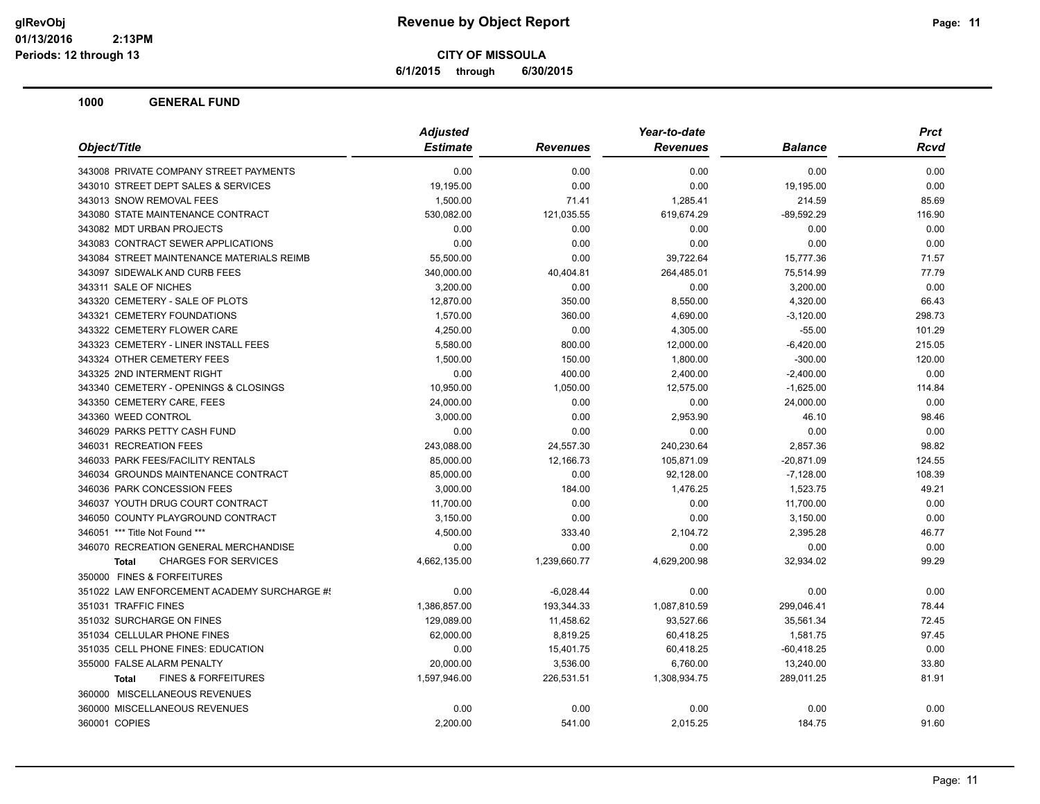**CITY OF MISSOULA**

**6/1/2015 through 6/30/2015**

## 1000 GENERAL FUND

| Object/Title | Adjusted Estimate | Revenues | Year-to-date Revenues | Balance | Prct Rcvd |
|---|---|---|---|---|---|
| 343008 PRIVATE COMPANY STREET PAYMENTS | 0.00 | 0.00 | 0.00 | 0.00 | 0.00 |
| 343010 STREET DEPT SALES & SERVICES | 19,195.00 | 0.00 | 0.00 | 19,195.00 | 0.00 |
| 343013 SNOW REMOVAL FEES | 1,500.00 | 71.41 | 1,285.41 | 214.59 | 85.69 |
| 343080 STATE MAINTENANCE CONTRACT | 530,082.00 | 121,035.55 | 619,674.29 | -89,592.29 | 116.90 |
| 343082 MDT URBAN PROJECTS | 0.00 | 0.00 | 0.00 | 0.00 | 0.00 |
| 343083 CONTRACT SEWER APPLICATIONS | 0.00 | 0.00 | 0.00 | 0.00 | 0.00 |
| 343084 STREET MAINTENANCE MATERIALS REIMB | 55,500.00 | 0.00 | 39,722.64 | 15,777.36 | 71.57 |
| 343097 SIDEWALK AND CURB FEES | 340,000.00 | 40,404.81 | 264,485.01 | 75,514.99 | 77.79 |
| 343311 SALE OF NICHES | 3,200.00 | 0.00 | 0.00 | 3,200.00 | 0.00 |
| 343320 CEMETERY - SALE OF PLOTS | 12,870.00 | 350.00 | 8,550.00 | 4,320.00 | 66.43 |
| 343321 CEMETERY FOUNDATIONS | 1,570.00 | 360.00 | 4,690.00 | -3,120.00 | 298.73 |
| 343322 CEMETERY FLOWER CARE | 4,250.00 | 0.00 | 4,305.00 | -55.00 | 101.29 |
| 343323 CEMETERY - LINER INSTALL FEES | 5,580.00 | 800.00 | 12,000.00 | -6,420.00 | 215.05 |
| 343324 OTHER CEMETERY FEES | 1,500.00 | 150.00 | 1,800.00 | -300.00 | 120.00 |
| 343325 2ND INTERMENT RIGHT | 0.00 | 400.00 | 2,400.00 | -2,400.00 | 0.00 |
| 343340 CEMETERY - OPENINGS & CLOSINGS | 10,950.00 | 1,050.00 | 12,575.00 | -1,625.00 | 114.84 |
| 343350 CEMETERY CARE, FEES | 24,000.00 | 0.00 | 0.00 | 24,000.00 | 0.00 |
| 343360 WEED CONTROL | 3,000.00 | 0.00 | 2,953.90 | 46.10 | 98.46 |
| 346029 PARKS PETTY CASH FUND | 0.00 | 0.00 | 0.00 | 0.00 | 0.00 |
| 346031 RECREATION FEES | 243,088.00 | 24,557.30 | 240,230.64 | 2,857.36 | 98.82 |
| 346033 PARK FEES/FACILITY RENTALS | 85,000.00 | 12,166.73 | 105,871.09 | -20,871.09 | 124.55 |
| 346034 GROUNDS MAINTENANCE CONTRACT | 85,000.00 | 0.00 | 92,128.00 | -7,128.00 | 108.39 |
| 346036 PARK CONCESSION FEES | 3,000.00 | 184.00 | 1,476.25 | 1,523.75 | 49.21 |
| 346037 YOUTH DRUG COURT CONTRACT | 11,700.00 | 0.00 | 0.00 | 11,700.00 | 0.00 |
| 346050 COUNTY PLAYGROUND CONTRACT | 3,150.00 | 0.00 | 0.00 | 3,150.00 | 0.00 |
| 346051 *** Title Not Found *** | 4,500.00 | 333.40 | 2,104.72 | 2,395.28 | 46.77 |
| 346070 RECREATION GENERAL MERCHANDISE | 0.00 | 0.00 | 0.00 | 0.00 | 0.00 |
| **Total** CHARGES FOR SERVICES | 4,662,135.00 | 1,239,660.77 | 4,629,200.98 | 32,934.02 | 99.29 |
| 350000 FINES & FORFEITURES | | | | | |
| 351022 LAW ENFORCEMENT ACADEMY SURCHARGE #! | 0.00 | -6,028.44 | 0.00 | 0.00 | 0.00 |
| 351031 TRAFFIC FINES | 1,386,857.00 | 193,344.33 | 1,087,810.59 | 299,046.41 | 78.44 |
| 351032 SURCHARGE ON FINES | 129,089.00 | 11,458.62 | 93,527.66 | 35,561.34 | 72.45 |
| 351034 CELLULAR PHONE FINES | 62,000.00 | 8,819.25 | 60,418.25 | 1,581.75 | 97.45 |
| 351035 CELL PHONE FINES: EDUCATION | 0.00 | 15,401.75 | 60,418.25 | -60,418.25 | 0.00 |
| 355000 FALSE ALARM PENALTY | 20,000.00 | 3,536.00 | 6,760.00 | 13,240.00 | 33.80 |
| **Total** FINES & FORFEITURES | 1,597,946.00 | 226,531.51 | 1,308,934.75 | 289,011.25 | 81.91 |
| 360000 MISCELLANEOUS REVENUES | | | | | |
| 360000 MISCELLANEOUS REVENUES | 0.00 | 0.00 | 0.00 | 0.00 | 0.00 |
| 360001 COPIES | 2,200.00 | 541.00 | 2,015.25 | 184.75 | 91.60 |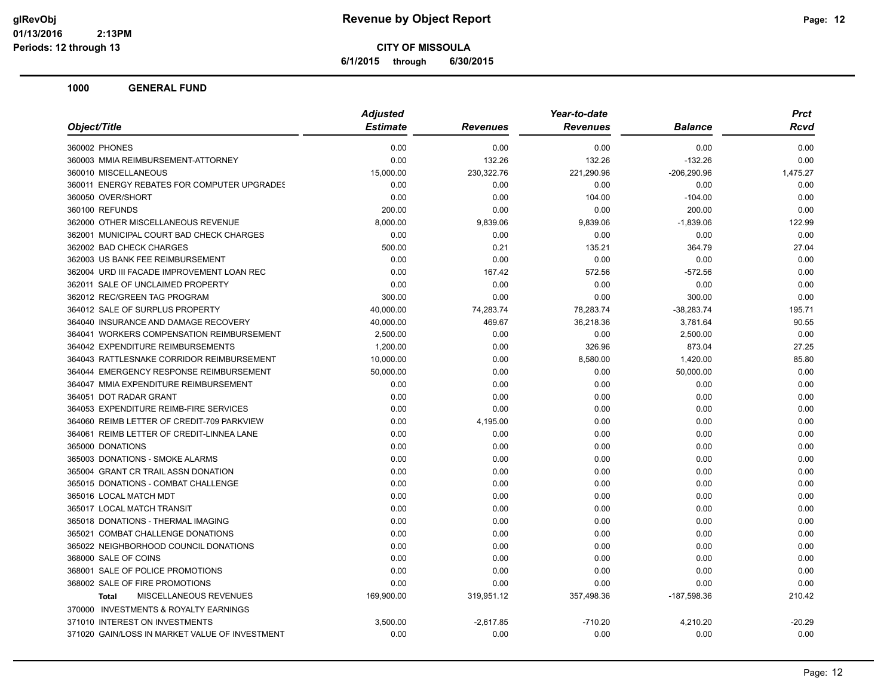# Revenue by Object Report

**CITY OF MISSOULA**

**6/1/2015 through 6/30/2015**

## 1000 GENERAL FUND

| Object/Title | Adjusted Estimate | Revenues | Year-to-date Revenues | Balance | Prct Rcvd |
|---|---|---|---|---|---|
| 360002 PHONES | 0.00 | 0.00 | 0.00 | 0.00 | 0.00 |
| 360003 MMIA REIMBURSEMENT-ATTORNEY | 0.00 | 132.26 | 132.26 | -132.26 | 0.00 |
| 360010 MISCELLANEOUS | 15,000.00 | 230,322.76 | 221,290.96 | -206,290.96 | 1,475.27 |
| 360011 ENERGY REBATES FOR COMPUTER UPGRADES | 0.00 | 0.00 | 0.00 | 0.00 | 0.00 |
| 360050 OVER/SHORT | 0.00 | 0.00 | 104.00 | -104.00 | 0.00 |
| 360100 REFUNDS | 200.00 | 0.00 | 0.00 | 200.00 | 0.00 |
| 362000 OTHER MISCELLANEOUS REVENUE | 8,000.00 | 9,839.06 | 9,839.06 | -1,839.06 | 122.99 |
| 362001 MUNICIPAL COURT BAD CHECK CHARGES | 0.00 | 0.00 | 0.00 | 0.00 | 0.00 |
| 362002 BAD CHECK CHARGES | 500.00 | 0.21 | 135.21 | 364.79 | 27.04 |
| 362003 US BANK FEE REIMBURSEMENT | 0.00 | 0.00 | 0.00 | 0.00 | 0.00 |
| 362004 URD III FACADE IMPROVEMENT LOAN REC | 0.00 | 167.42 | 572.56 | -572.56 | 0.00 |
| 362011 SALE OF UNCLAIMED PROPERTY | 0.00 | 0.00 | 0.00 | 0.00 | 0.00 |
| 362012 REC/GREEN TAG PROGRAM | 300.00 | 0.00 | 0.00 | 300.00 | 0.00 |
| 364012 SALE OF SURPLUS PROPERTY | 40,000.00 | 74,283.74 | 78,283.74 | -38,283.74 | 195.71 |
| 364040 INSURANCE AND DAMAGE RECOVERY | 40,000.00 | 469.67 | 36,218.36 | 3,781.64 | 90.55 |
| 364041 WORKERS COMPENSATION REIMBURSEMENT | 2,500.00 | 0.00 | 0.00 | 2,500.00 | 0.00 |
| 364042 EXPENDITURE REIMBURSEMENTS | 1,200.00 | 0.00 | 326.96 | 873.04 | 27.25 |
| 364043 RATTLESNAKE CORRIDOR REIMBURSEMENT | 10,000.00 | 0.00 | 8,580.00 | 1,420.00 | 85.80 |
| 364044 EMERGENCY RESPONSE REIMBURSEMENT | 50,000.00 | 0.00 | 0.00 | 50,000.00 | 0.00 |
| 364047 MMIA EXPENDITURE REIMBURSEMENT | 0.00 | 0.00 | 0.00 | 0.00 | 0.00 |
| 364051 DOT RADAR GRANT | 0.00 | 0.00 | 0.00 | 0.00 | 0.00 |
| 364053 EXPENDITURE REIMB-FIRE SERVICES | 0.00 | 0.00 | 0.00 | 0.00 | 0.00 |
| 364060 REIMB LETTER OF CREDIT-709 PARKVIEW | 0.00 | 4,195.00 | 0.00 | 0.00 | 0.00 |
| 364061 REIMB LETTER OF CREDIT-LINNEA LANE | 0.00 | 0.00 | 0.00 | 0.00 | 0.00 |
| 365000 DONATIONS | 0.00 | 0.00 | 0.00 | 0.00 | 0.00 |
| 365003 DONATIONS - SMOKE ALARMS | 0.00 | 0.00 | 0.00 | 0.00 | 0.00 |
| 365004 GRANT CR TRAIL ASSN DONATION | 0.00 | 0.00 | 0.00 | 0.00 | 0.00 |
| 365015 DONATIONS - COMBAT CHALLENGE | 0.00 | 0.00 | 0.00 | 0.00 | 0.00 |
| 365016 LOCAL MATCH MDT | 0.00 | 0.00 | 0.00 | 0.00 | 0.00 |
| 365017 LOCAL MATCH TRANSIT | 0.00 | 0.00 | 0.00 | 0.00 | 0.00 |
| 365018 DONATIONS - THERMAL IMAGING | 0.00 | 0.00 | 0.00 | 0.00 | 0.00 |
| 365021 COMBAT CHALLENGE DONATIONS | 0.00 | 0.00 | 0.00 | 0.00 | 0.00 |
| 365022 NEIGHBORHOOD COUNCIL DONATIONS | 0.00 | 0.00 | 0.00 | 0.00 | 0.00 |
| 368000 SALE OF COINS | 0.00 | 0.00 | 0.00 | 0.00 | 0.00 |
| 368001 SALE OF POLICE PROMOTIONS | 0.00 | 0.00 | 0.00 | 0.00 | 0.00 |
| 368002 SALE OF FIRE PROMOTIONS | 0.00 | 0.00 | 0.00 | 0.00 | 0.00 |
| **Total** MISCELLANEOUS REVENUES | 169,900.00 | 319,951.12 | 357,498.36 | -187,598.36 | 210.42 |
| 370000 INVESTMENTS & ROYALTY EARNINGS | | | | | |
| 371010 INTEREST ON INVESTMENTS | 3,500.00 | -2,617.85 | -710.20 | 4,210.20 | -20.29 |
| 371020 GAIN/LOSS IN MARKET VALUE OF INVESTMENT | 0.00 | 0.00 | 0.00 | 0.00 | 0.00 |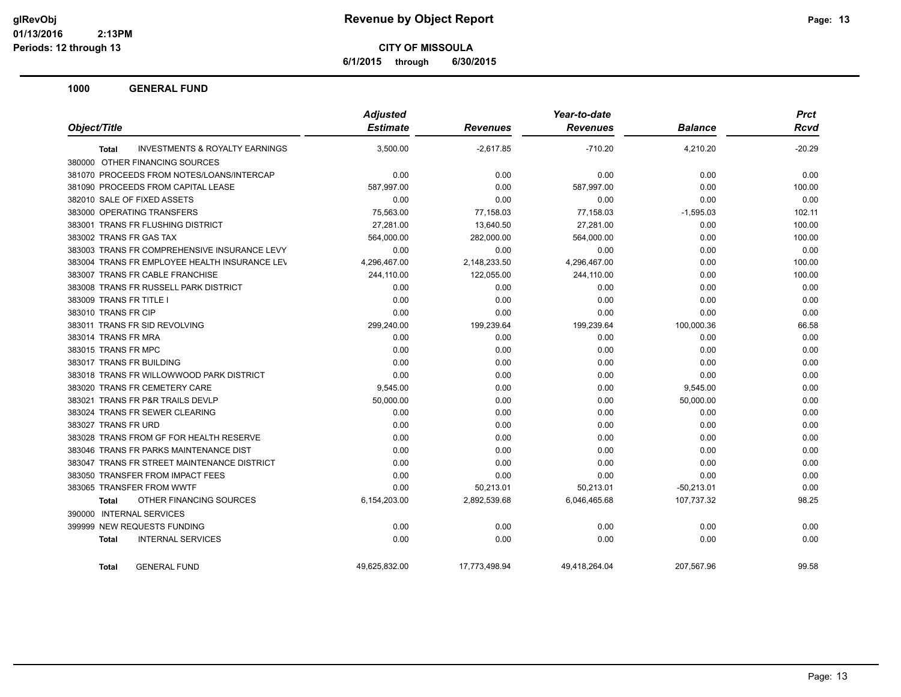**Revenue by Object Report**

**CITY OF MISSOULA**

**6/1/2015 through 6/30/2015**

glRevObj
01/13/2016 2:13PM
Periods: 12 through 13

## 1000 GENERAL FUND

| Object/Title | Adjusted Estimate | Revenues | Year-to-date Revenues | Balance | Prct Rcvd |
|---|---|---|---|---|---|
| **Total** INVESTMENTS & ROYALTY EARNINGS | 3,500.00 | -2,617.85 | -710.20 | 4,210.20 | -20.29 |
| 380000 OTHER FINANCING SOURCES | | | | | |
| 381070 PROCEEDS FROM NOTES/LOANS/INTERCAP | 0.00 | 0.00 | 0.00 | 0.00 | 0.00 |
| 381090 PROCEEDS FROM CAPITAL LEASE | 587,997.00 | 0.00 | 587,997.00 | 0.00 | 100.00 |
| 382010 SALE OF FIXED ASSETS | 0.00 | 0.00 | 0.00 | 0.00 | 0.00 |
| 383000 OPERATING TRANSFERS | 75,563.00 | 77,158.03 | 77,158.03 | -1,595.03 | 102.11 |
| 383001 TRANS FR FLUSHING DISTRICT | 27,281.00 | 13,640.50 | 27,281.00 | 0.00 | 100.00 |
| 383002 TRANS FR GAS TAX | 564,000.00 | 282,000.00 | 564,000.00 | 0.00 | 100.00 |
| 383003 TRANS FR COMPREHENSIVE INSURANCE LEVY | 0.00 | 0.00 | 0.00 | 0.00 | 0.00 |
| 383004 TRANS FR EMPLOYEE HEALTH INSURANCE LEV | 4,296,467.00 | 2,148,233.50 | 4,296,467.00 | 0.00 | 100.00 |
| 383007 TRANS FR CABLE FRANCHISE | 244,110.00 | 122,055.00 | 244,110.00 | 0.00 | 100.00 |
| 383008 TRANS FR RUSSELL PARK DISTRICT | 0.00 | 0.00 | 0.00 | 0.00 | 0.00 |
| 383009 TRANS FR TITLE I | 0.00 | 0.00 | 0.00 | 0.00 | 0.00 |
| 383010 TRANS FR CIP | 0.00 | 0.00 | 0.00 | 0.00 | 0.00 |
| 383011 TRANS FR SID REVOLVING | 299,240.00 | 199,239.64 | 199,239.64 | 100,000.36 | 66.58 |
| 383014 TRANS FR MRA | 0.00 | 0.00 | 0.00 | 0.00 | 0.00 |
| 383015 TRANS FR MPC | 0.00 | 0.00 | 0.00 | 0.00 | 0.00 |
| 383017 TRANS FR BUILDING | 0.00 | 0.00 | 0.00 | 0.00 | 0.00 |
| 383018 TRANS FR WILLOWWOOD PARK DISTRICT | 0.00 | 0.00 | 0.00 | 0.00 | 0.00 |
| 383020 TRANS FR CEMETERY CARE | 9,545.00 | 0.00 | 0.00 | 9,545.00 | 0.00 |
| 383021 TRANS FR P&R TRAILS DEVLP | 50,000.00 | 0.00 | 0.00 | 50,000.00 | 0.00 |
| 383024 TRANS FR SEWER CLEARING | 0.00 | 0.00 | 0.00 | 0.00 | 0.00 |
| 383027 TRANS FR URD | 0.00 | 0.00 | 0.00 | 0.00 | 0.00 |
| 383028 TRANS FROM GF FOR HEALTH RESERVE | 0.00 | 0.00 | 0.00 | 0.00 | 0.00 |
| 383046 TRANS FR PARKS MAINTENANCE DIST | 0.00 | 0.00 | 0.00 | 0.00 | 0.00 |
| 383047 TRANS FR STREET MAINTENANCE DISTRICT | 0.00 | 0.00 | 0.00 | 0.00 | 0.00 |
| 383050 TRANSFER FROM IMPACT FEES | 0.00 | 0.00 | 0.00 | 0.00 | 0.00 |
| 383065 TRANSFER FROM WWTF | 0.00 | 50,213.01 | 50,213.01 | -50,213.01 | 0.00 |
| **Total** OTHER FINANCING SOURCES | 6,154,203.00 | 2,892,539.68 | 6,046,465.68 | 107,737.32 | 98.25 |
| 390000 INTERNAL SERVICES | | | | | |
| 399999 NEW REQUESTS FUNDING | 0.00 | 0.00 | 0.00 | 0.00 | 0.00 |
| **Total** INTERNAL SERVICES | 0.00 | 0.00 | 0.00 | 0.00 | 0.00 |
| **Total** GENERAL FUND | 49,625,832.00 | 17,773,498.94 | 49,418,264.04 | 207,567.96 | 99.58 |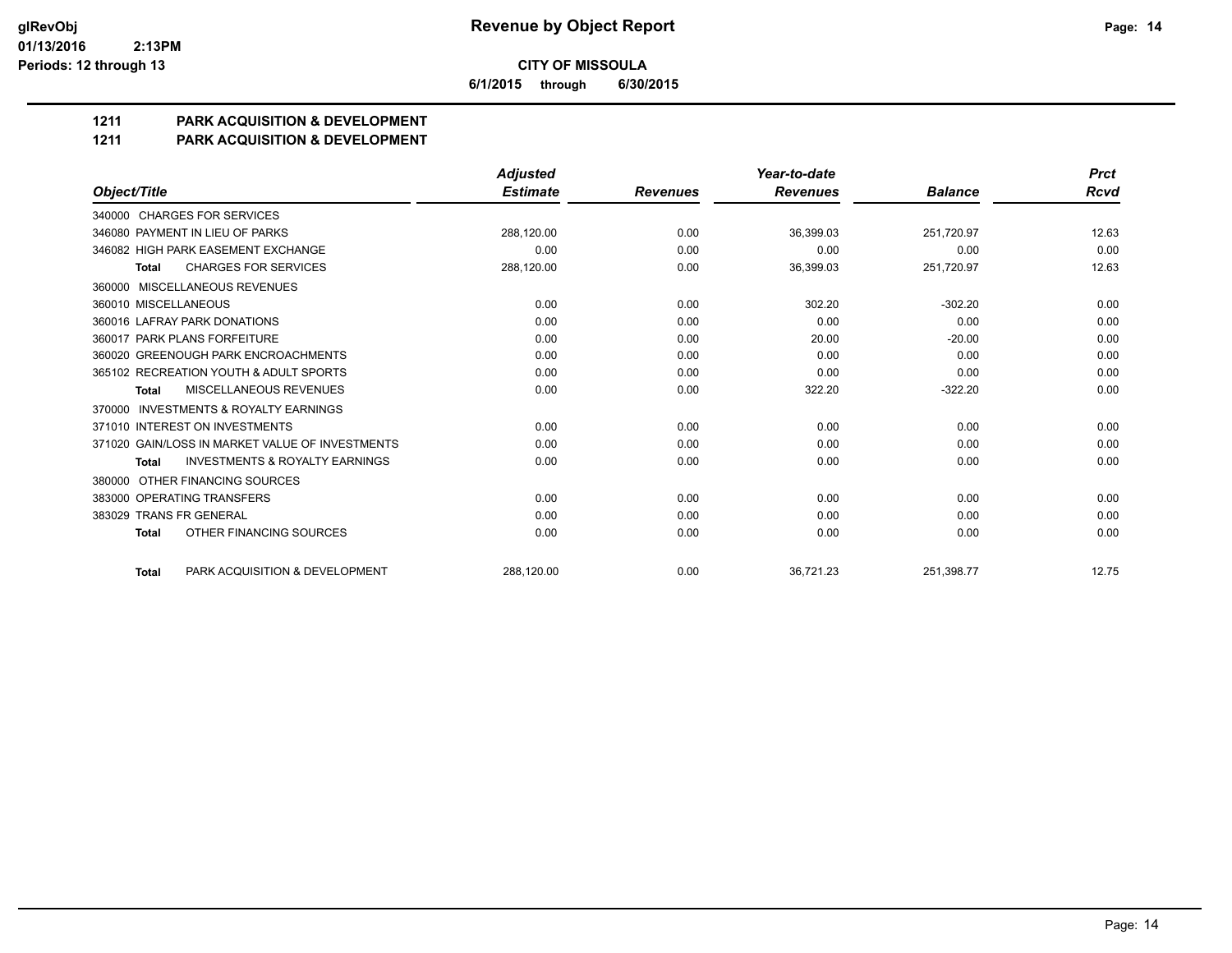# CITY OF MISSOULA

**6/1/2015 through 6/30/2015**

## 1211 PARK ACQUISITION & DEVELOPMENT
## 1211 PARK ACQUISITION & DEVELOPMENT

| Object/Title | Adjusted Estimate | Revenues | Year-to-date Revenues | Balance | Prct Rcvd |
|---|---|---|---|---|---|
| 340000 CHARGES FOR SERVICES | | | | | |
| 346080 PAYMENT IN LIEU OF PARKS | 288,120.00 | 0.00 | 36,399.03 | 251,720.97 | 12.63 |
| 346082 HIGH PARK EASEMENT EXCHANGE | 0.00 | 0.00 | 0.00 | 0.00 | 0.00 |
| **Total** CHARGES FOR SERVICES | 288,120.00 | 0.00 | 36,399.03 | 251,720.97 | 12.63 |
| 360000 MISCELLANEOUS REVENUES | | | | | |
| 360010 MISCELLANEOUS | 0.00 | 0.00 | 302.20 | -302.20 | 0.00 |
| 360016 LAFRAY PARK DONATIONS | 0.00 | 0.00 | 0.00 | 0.00 | 0.00 |
| 360017 PARK PLANS FORFEITURE | 0.00 | 0.00 | 20.00 | -20.00 | 0.00 |
| 360020 GREENOUGH PARK ENCROACHMENTS | 0.00 | 0.00 | 0.00 | 0.00 | 0.00 |
| 365102 RECREATION YOUTH & ADULT SPORTS | 0.00 | 0.00 | 0.00 | 0.00 | 0.00 |
| **Total** MISCELLANEOUS REVENUES | 0.00 | 0.00 | 322.20 | -322.20 | 0.00 |
| 370000 INVESTMENTS & ROYALTY EARNINGS | | | | | |
| 371010 INTEREST ON INVESTMENTS | 0.00 | 0.00 | 0.00 | 0.00 | 0.00 |
| 371020 GAIN/LOSS IN MARKET VALUE OF INVESTMENTS | 0.00 | 0.00 | 0.00 | 0.00 | 0.00 |
| **Total** INVESTMENTS & ROYALTY EARNINGS | 0.00 | 0.00 | 0.00 | 0.00 | 0.00 |
| 380000 OTHER FINANCING SOURCES | | | | | |
| 383000 OPERATING TRANSFERS | 0.00 | 0.00 | 0.00 | 0.00 | 0.00 |
| 383029 TRANS FR GENERAL | 0.00 | 0.00 | 0.00 | 0.00 | 0.00 |
| **Total** OTHER FINANCING SOURCES | 0.00 | 0.00 | 0.00 | 0.00 | 0.00 |
| **Total** PARK ACQUISITION & DEVELOPMENT | 288,120.00 | 0.00 | 36,721.23 | 251,398.77 | 12.75 |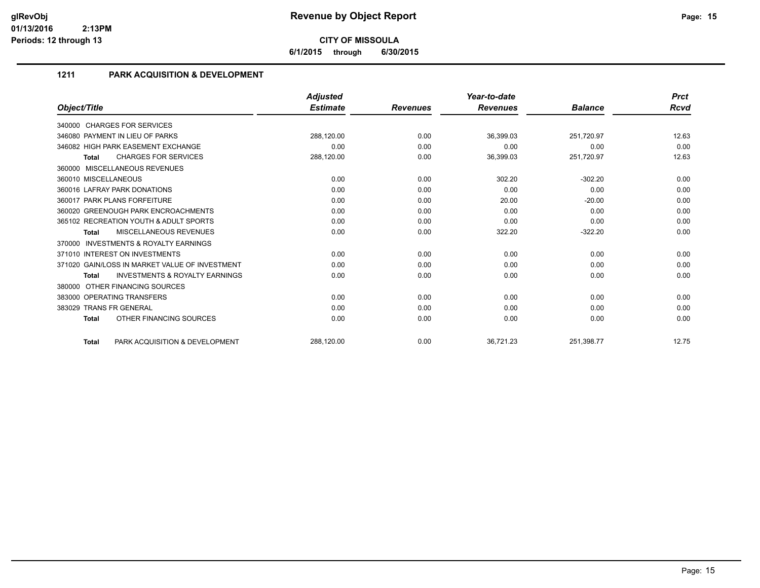# Revenue by Object Report

**CITY OF MISSOULA**

**6/1/2015 through 6/30/2015**

glRevObj
01/13/2016 2:13PM
Periods: 12 through 13

## 1211 PARK ACQUISITION & DEVELOPMENT

| Object/Title | Adjusted Estimate | Revenues | Year-to-date Revenues | Balance | Prct Rcvd |
|---|---|---|---|---|---|
| 340000 CHARGES FOR SERVICES | | | | | |
| 346080 PAYMENT IN LIEU OF PARKS | 288,120.00 | 0.00 | 36,399.03 | 251,720.97 | 12.63 |
| 346082 HIGH PARK EASEMENT EXCHANGE | 0.00 | 0.00 | 0.00 | 0.00 | 0.00 |
| **Total** CHARGES FOR SERVICES | 288,120.00 | 0.00 | 36,399.03 | 251,720.97 | 12.63 |
| 360000 MISCELLANEOUS REVENUES | | | | | |
| 360010 MISCELLANEOUS | 0.00 | 0.00 | 302.20 | -302.20 | 0.00 |
| 360016 LAFRAY PARK DONATIONS | 0.00 | 0.00 | 0.00 | 0.00 | 0.00 |
| 360017 PARK PLANS FORFEITURE | 0.00 | 0.00 | 20.00 | -20.00 | 0.00 |
| 360020 GREENOUGH PARK ENCROACHMENTS | 0.00 | 0.00 | 0.00 | 0.00 | 0.00 |
| 365102 RECREATION YOUTH & ADULT SPORTS | 0.00 | 0.00 | 0.00 | 0.00 | 0.00 |
| **Total** MISCELLANEOUS REVENUES | 0.00 | 0.00 | 322.20 | -322.20 | 0.00 |
| 370000 INVESTMENTS & ROYALTY EARNINGS | | | | | |
| 371010 INTEREST ON INVESTMENTS | 0.00 | 0.00 | 0.00 | 0.00 | 0.00 |
| 371020 GAIN/LOSS IN MARKET VALUE OF INVESTMENT | 0.00 | 0.00 | 0.00 | 0.00 | 0.00 |
| **Total** INVESTMENTS & ROYALTY EARNINGS | 0.00 | 0.00 | 0.00 | 0.00 | 0.00 |
| 380000 OTHER FINANCING SOURCES | | | | | |
| 383000 OPERATING TRANSFERS | 0.00 | 0.00 | 0.00 | 0.00 | 0.00 |
| 383029 TRANS FR GENERAL | 0.00 | 0.00 | 0.00 | 0.00 | 0.00 |
| **Total** OTHER FINANCING SOURCES | 0.00 | 0.00 | 0.00 | 0.00 | 0.00 |
| **Total** PARK ACQUISITION & DEVELOPMENT | 288,120.00 | 0.00 | 36,721.23 | 251,398.77 | 12.75 |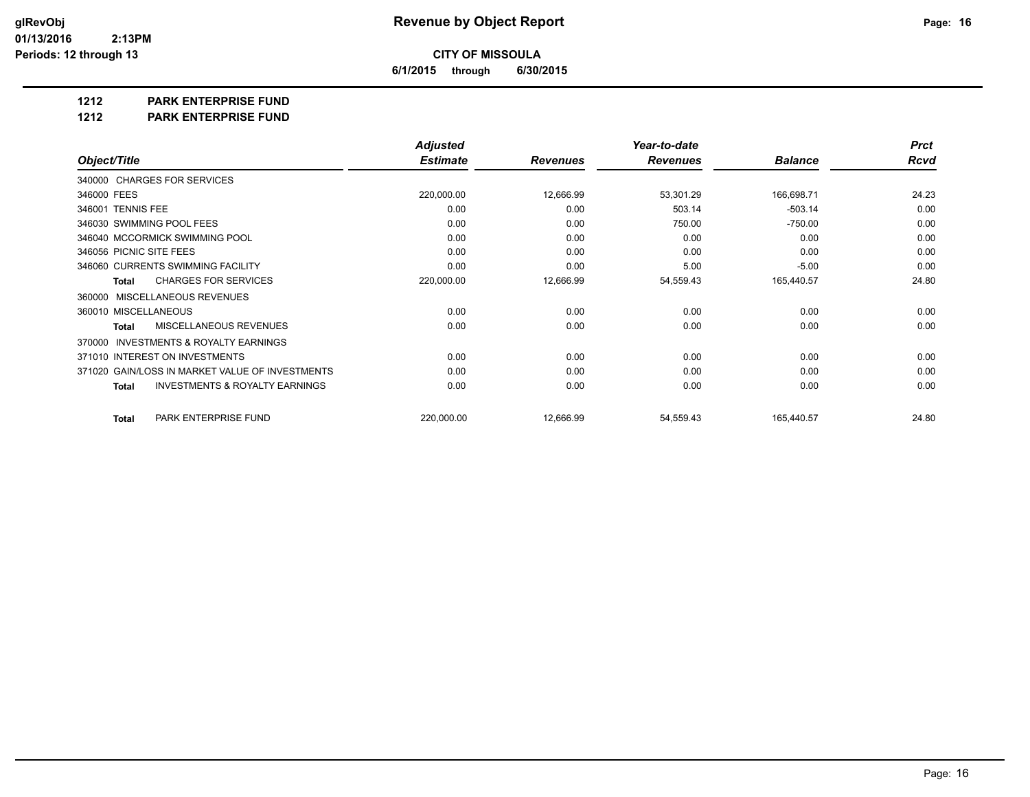# Revenue by Object Report

**CITY OF MISSOULA**

**6/1/2015 through 6/30/2015**

glRevObj
01/13/2016 2:13PM
Periods: 12 through 13

**1212 PARK ENTERPRISE FUND**

**1212 PARK ENTERPRISE FUND**

| Object/Title | Adjusted Estimate | Revenues | Year-to-date Revenues | Balance | Prct Rcvd |
|---|---|---|---|---|---|
| 340000 CHARGES FOR SERVICES | | | | | |
| 346000 FEES | 220,000.00 | 12,666.99 | 53,301.29 | 166,698.71 | 24.23 |
| 346001 TENNIS FEE | 0.00 | 0.00 | 503.14 | -503.14 | 0.00 |
| 346030 SWIMMING POOL FEES | 0.00 | 0.00 | 750.00 | -750.00 | 0.00 |
| 346040 MCCORMICK SWIMMING POOL | 0.00 | 0.00 | 0.00 | 0.00 | 0.00 |
| 346056 PICNIC SITE FEES | 0.00 | 0.00 | 0.00 | 0.00 | 0.00 |
| 346060 CURRENTS SWIMMING FACILITY | 0.00 | 0.00 | 5.00 | -5.00 | 0.00 |
| **Total** CHARGES FOR SERVICES | 220,000.00 | 12,666.99 | 54,559.43 | 165,440.57 | 24.80 |
| 360000 MISCELLANEOUS REVENUES | | | | | |
| 360010 MISCELLANEOUS | 0.00 | 0.00 | 0.00 | 0.00 | 0.00 |
| **Total** MISCELLANEOUS REVENUES | 0.00 | 0.00 | 0.00 | 0.00 | 0.00 |
| 370000 INVESTMENTS & ROYALTY EARNINGS | | | | | |
| 371010 INTEREST ON INVESTMENTS | 0.00 | 0.00 | 0.00 | 0.00 | 0.00 |
| 371020 GAIN/LOSS IN MARKET VALUE OF INVESTMENTS | 0.00 | 0.00 | 0.00 | 0.00 | 0.00 |
| **Total** INVESTMENTS & ROYALTY EARNINGS | 0.00 | 0.00 | 0.00 | 0.00 | 0.00 |
| **Total** PARK ENTERPRISE FUND | 220,000.00 | 12,666.99 | 54,559.43 | 165,440.57 | 24.80 |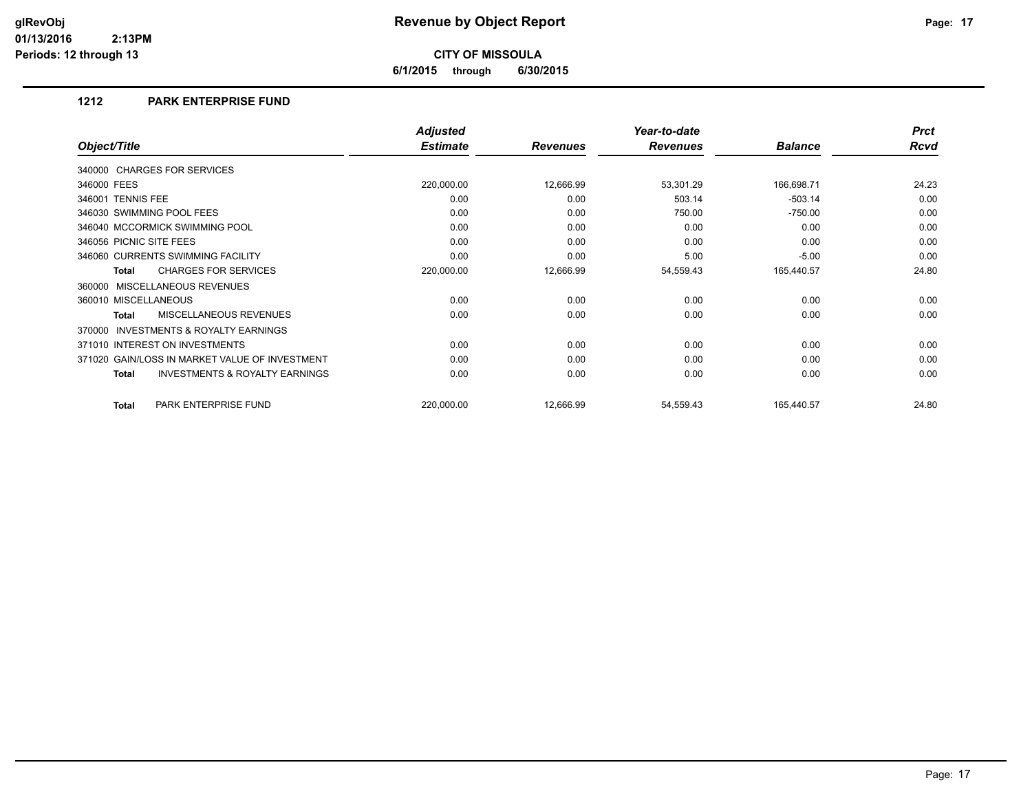**Revenue by Object Report**

**CITY OF MISSOULA**

**6/1/2015 through 6/30/2015**

glRevObj
01/13/2016 2:13PM
Periods: 12 through 13

## 1212 PARK ENTERPRISE FUND

| Object/Title | Adjusted Estimate | Revenues | Year-to-date Revenues | Balance | Prct Rcvd |
|---|---|---|---|---|---|
| 340000 CHARGES FOR SERVICES | | | | | |
| 346000 FEES | 220,000.00 | 12,666.99 | 53,301.29 | 166,698.71 | 24.23 |
| 346001 TENNIS FEE | 0.00 | 0.00 | 503.14 | -503.14 | 0.00 |
| 346030 SWIMMING POOL FEES | 0.00 | 0.00 | 750.00 | -750.00 | 0.00 |
| 346040 MCCORMICK SWIMMING POOL | 0.00 | 0.00 | 0.00 | 0.00 | 0.00 |
| 346056 PICNIC SITE FEES | 0.00 | 0.00 | 0.00 | 0.00 | 0.00 |
| 346060 CURRENTS SWIMMING FACILITY | 0.00 | 0.00 | 5.00 | -5.00 | 0.00 |
| **Total** CHARGES FOR SERVICES | 220,000.00 | 12,666.99 | 54,559.43 | 165,440.57 | 24.80 |
| 360000 MISCELLANEOUS REVENUES | | | | | |
| 360010 MISCELLANEOUS | 0.00 | 0.00 | 0.00 | 0.00 | 0.00 |
| **Total** MISCELLANEOUS REVENUES | 0.00 | 0.00 | 0.00 | 0.00 | 0.00 |
| 370000 INVESTMENTS & ROYALTY EARNINGS | | | | | |
| 371010 INTEREST ON INVESTMENTS | 0.00 | 0.00 | 0.00 | 0.00 | 0.00 |
| 371020 GAIN/LOSS IN MARKET VALUE OF INVESTMENT | 0.00 | 0.00 | 0.00 | 0.00 | 0.00 |
| **Total** INVESTMENTS & ROYALTY EARNINGS | 0.00 | 0.00 | 0.00 | 0.00 | 0.00 |
| **Total** PARK ENTERPRISE FUND | 220,000.00 | 12,666.99 | 54,559.43 | 165,440.57 | 24.80 |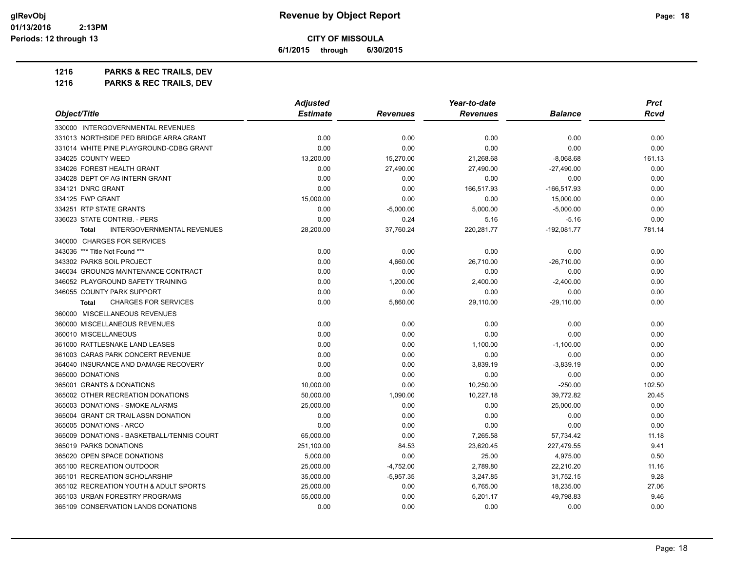**CITY OF MISSOULA**

**6/1/2015 through 6/30/2015**

**1216 PARKS & REC TRAILS, DEV**

**1216 PARKS & REC TRAILS, DEV**

| Object/Title | Adjusted Estimate | Revenues | Year-to-date Revenues | Balance | Prct Rcvd |
|---|---|---|---|---|---|
| 330000 INTERGOVERNMENTAL REVENUES | | | | | |
| 331013 NORTHSIDE PED BRIDGE ARRA GRANT | 0.00 | 0.00 | 0.00 | 0.00 | 0.00 |
| 331014 WHITE PINE PLAYGROUND-CDBG GRANT | 0.00 | 0.00 | 0.00 | 0.00 | 0.00 |
| 334025 COUNTY WEED | 13,200.00 | 15,270.00 | 21,268.68 | -8,068.68 | 161.13 |
| 334026 FOREST HEALTH GRANT | 0.00 | 27,490.00 | 27,490.00 | -27,490.00 | 0.00 |
| 334028 DEPT OF AG INTERN GRANT | 0.00 | 0.00 | 0.00 | 0.00 | 0.00 |
| 334121 DNRC GRANT | 0.00 | 0.00 | 166,517.93 | -166,517.93 | 0.00 |
| 334125 FWP GRANT | 15,000.00 | 0.00 | 0.00 | 15,000.00 | 0.00 |
| 334251 RTP STATE GRANTS | 0.00 | -5,000.00 | 5,000.00 | -5,000.00 | 0.00 |
| 336023 STATE CONTRIB. - PERS | 0.00 | 0.24 | 5.16 | -5.16 | 0.00 |
| **Total** INTERGOVERNMENTAL REVENUES | 28,200.00 | 37,760.24 | 220,281.77 | -192,081.77 | 781.14 |
| 340000 CHARGES FOR SERVICES | | | | | |
| 343036 *** Title Not Found *** | 0.00 | 0.00 | 0.00 | 0.00 | 0.00 |
| 343302 PARKS SOIL PROJECT | 0.00 | 4,660.00 | 26,710.00 | -26,710.00 | 0.00 |
| 346034 GROUNDS MAINTENANCE CONTRACT | 0.00 | 0.00 | 0.00 | 0.00 | 0.00 |
| 346052 PLAYGROUND SAFETY TRAINING | 0.00 | 1,200.00 | 2,400.00 | -2,400.00 | 0.00 |
| 346055 COUNTY PARK SUPPORT | 0.00 | 0.00 | 0.00 | 0.00 | 0.00 |
| **Total** CHARGES FOR SERVICES | 0.00 | 5,860.00 | 29,110.00 | -29,110.00 | 0.00 |
| 360000 MISCELLANEOUS REVENUES | | | | | |
| 360000 MISCELLANEOUS REVENUES | 0.00 | 0.00 | 0.00 | 0.00 | 0.00 |
| 360010 MISCELLANEOUS | 0.00 | 0.00 | 0.00 | 0.00 | 0.00 |
| 361000 RATTLESNAKE LAND LEASES | 0.00 | 0.00 | 1,100.00 | -1,100.00 | 0.00 |
| 361003 CARAS PARK CONCERT REVENUE | 0.00 | 0.00 | 0.00 | 0.00 | 0.00 |
| 364040 INSURANCE AND DAMAGE RECOVERY | 0.00 | 0.00 | 3,839.19 | -3,839.19 | 0.00 |
| 365000 DONATIONS | 0.00 | 0.00 | 0.00 | 0.00 | 0.00 |
| 365001 GRANTS & DONATIONS | 10,000.00 | 0.00 | 10,250.00 | -250.00 | 102.50 |
| 365002 OTHER RECREATION DONATIONS | 50,000.00 | 1,090.00 | 10,227.18 | 39,772.82 | 20.45 |
| 365003 DONATIONS - SMOKE ALARMS | 25,000.00 | 0.00 | 0.00 | 25,000.00 | 0.00 |
| 365004 GRANT CR TRAIL ASSN DONATION | 0.00 | 0.00 | 0.00 | 0.00 | 0.00 |
| 365005 DONATIONS - ARCO | 0.00 | 0.00 | 0.00 | 0.00 | 0.00 |
| 365009 DONATIONS - BASKETBALL/TENNIS COURT | 65,000.00 | 0.00 | 7,265.58 | 57,734.42 | 11.18 |
| 365019 PARKS DONATIONS | 251,100.00 | 84.53 | 23,620.45 | 227,479.55 | 9.41 |
| 365020 OPEN SPACE DONATIONS | 5,000.00 | 0.00 | 25.00 | 4,975.00 | 0.50 |
| 365100 RECREATION OUTDOOR | 25,000.00 | -4,752.00 | 2,789.80 | 22,210.20 | 11.16 |
| 365101 RECREATION SCHOLARSHIP | 35,000.00 | -5,957.35 | 3,247.85 | 31,752.15 | 9.28 |
| 365102 RECREATION YOUTH & ADULT SPORTS | 25,000.00 | 0.00 | 6,765.00 | 18,235.00 | 27.06 |
| 365103 URBAN FORESTRY PROGRAMS | 55,000.00 | 0.00 | 5,201.17 | 49,798.83 | 9.46 |
| 365109 CONSERVATION LANDS DONATIONS | 0.00 | 0.00 | 0.00 | 0.00 | 0.00 |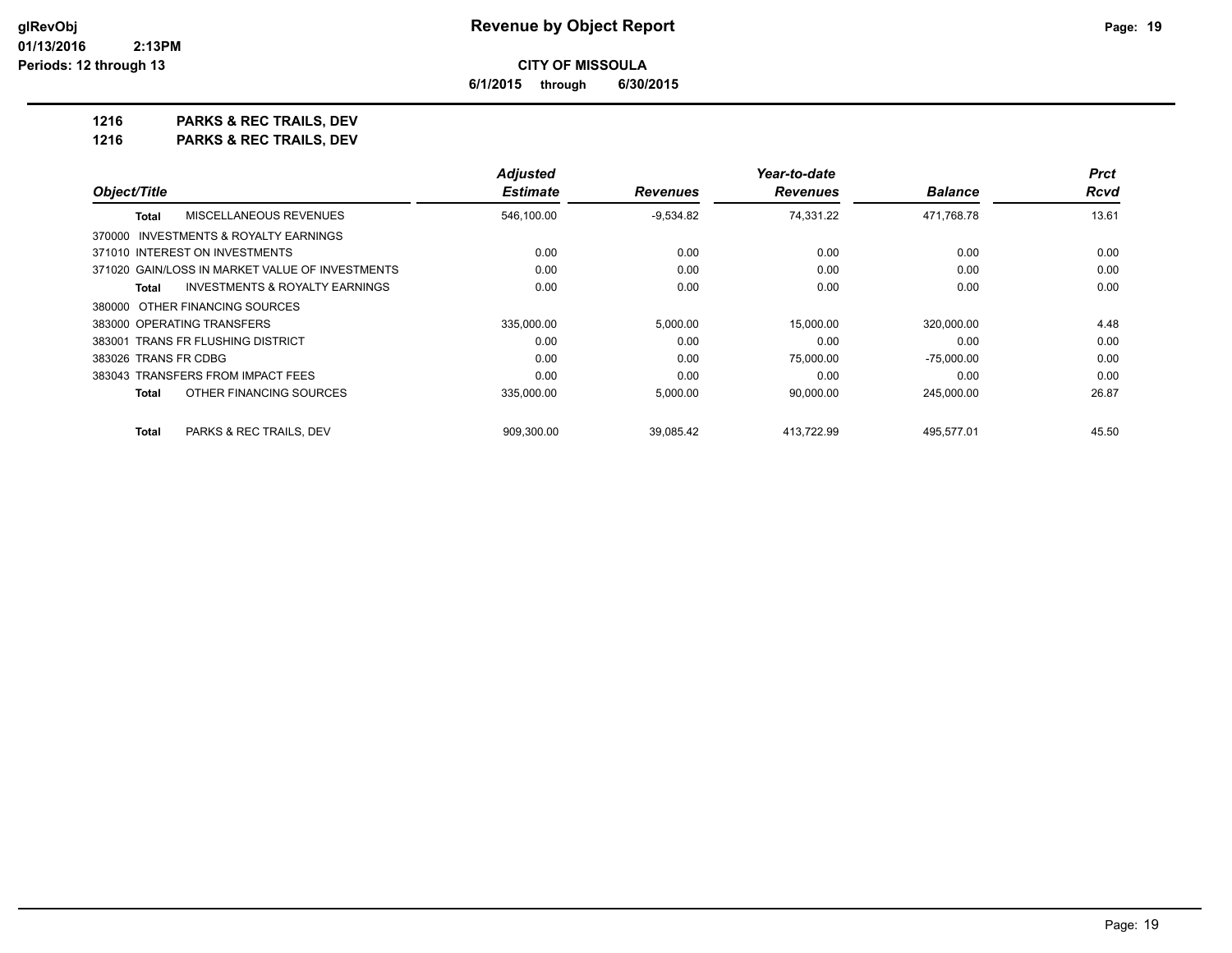**CITY OF MISSOULA**

**6/1/2015 through 6/30/2015**

**1216 PARKS & REC TRAILS, DEV**

**1216 PARKS & REC TRAILS, DEV**

| Object/Title | Adjusted Estimate | Revenues | Year-to-date Revenues | Balance | Prct Rcvd |
|---|---|---|---|---|---|
| **Total** MISCELLANEOUS REVENUES | 546,100.00 | -9,534.82 | 74,331.22 | 471,768.78 | 13.61 |
| 370000 INVESTMENTS & ROYALTY EARNINGS | | | | | |
| 371010 INTEREST ON INVESTMENTS | 0.00 | 0.00 | 0.00 | 0.00 | 0.00 |
| 371020 GAIN/LOSS IN MARKET VALUE OF INVESTMENTS | 0.00 | 0.00 | 0.00 | 0.00 | 0.00 |
| **Total** INVESTMENTS & ROYALTY EARNINGS | 0.00 | 0.00 | 0.00 | 0.00 | 0.00 |
| 380000 OTHER FINANCING SOURCES | | | | | |
| 383000 OPERATING TRANSFERS | 335,000.00 | 5,000.00 | 15,000.00 | 320,000.00 | 4.48 |
| 383001 TRANS FR FLUSHING DISTRICT | 0.00 | 0.00 | 0.00 | 0.00 | 0.00 |
| 383026 TRANS FR CDBG | 0.00 | 0.00 | 75,000.00 | -75,000.00 | 0.00 |
| 383043 TRANSFERS FROM IMPACT FEES | 0.00 | 0.00 | 0.00 | 0.00 | 0.00 |
| **Total** OTHER FINANCING SOURCES | 335,000.00 | 5,000.00 | 90,000.00 | 245,000.00 | 26.87 |
| **Total** PARKS & REC TRAILS, DEV | 909,300.00 | 39,085.42 | 413,722.99 | 495,577.01 | 45.50 |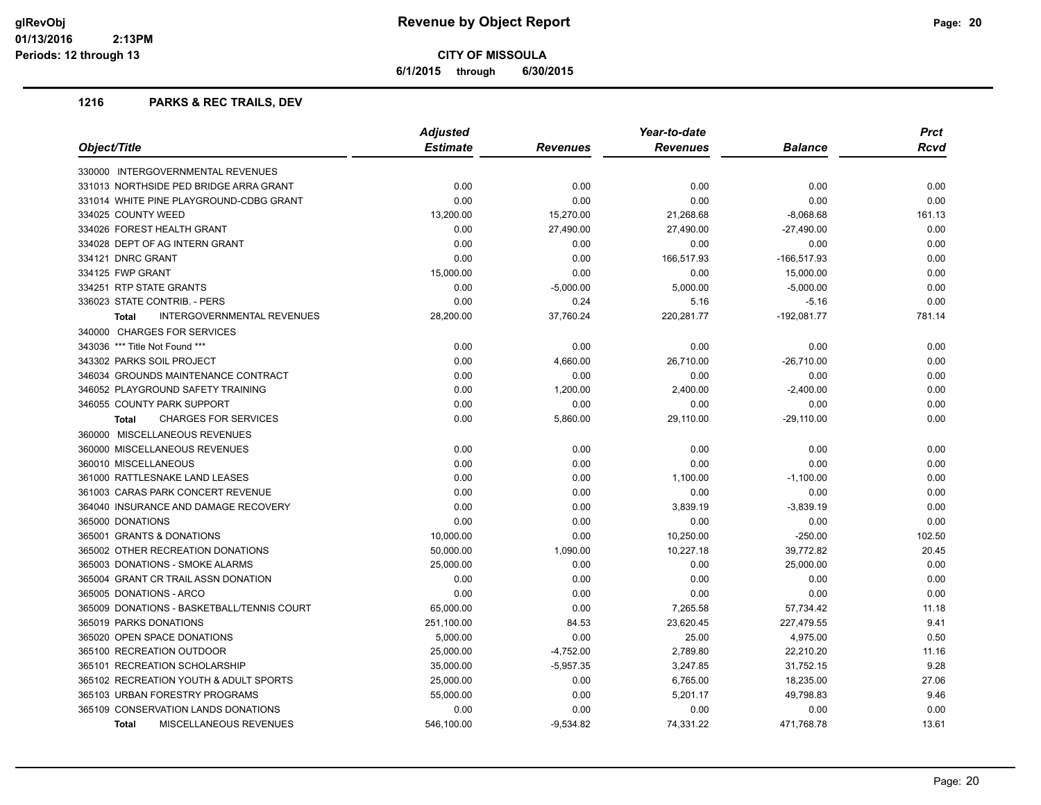# Revenue by Object Report

glRevObj
01/13/2016 2:13PM
Periods: 12 through 13

**CITY OF MISSOULA**

**6/1/2015 through 6/30/2015**

## 1216 PARKS & REC TRAILS, DEV

| Object/Title | Adjusted Estimate | Revenues | Year-to-date Revenues | Balance | Prct Rcvd |
|---|---|---|---|---|---|
| 330000 INTERGOVERNMENTAL REVENUES | | | | | |
| 331013 NORTHSIDE PED BRIDGE ARRA GRANT | 0.00 | 0.00 | 0.00 | 0.00 | 0.00 |
| 331014 WHITE PINE PLAYGROUND-CDBG GRANT | 0.00 | 0.00 | 0.00 | 0.00 | 0.00 |
| 334025 COUNTY WEED | 13,200.00 | 15,270.00 | 21,268.68 | -8,068.68 | 161.13 |
| 334026 FOREST HEALTH GRANT | 0.00 | 27,490.00 | 27,490.00 | -27,490.00 | 0.00 |
| 334028 DEPT OF AG INTERN GRANT | 0.00 | 0.00 | 0.00 | 0.00 | 0.00 |
| 334121 DNRC GRANT | 0.00 | 0.00 | 166,517.93 | -166,517.93 | 0.00 |
| 334125 FWP GRANT | 15,000.00 | 0.00 | 0.00 | 15,000.00 | 0.00 |
| 334251 RTP STATE GRANTS | 0.00 | -5,000.00 | 5,000.00 | -5,000.00 | 0.00 |
| 336023 STATE CONTRIB. - PERS | 0.00 | 0.24 | 5.16 | -5.16 | 0.00 |
| **Total** INTERGOVERNMENTAL REVENUES | 28,200.00 | 37,760.24 | 220,281.77 | -192,081.77 | 781.14 |
| 340000 CHARGES FOR SERVICES | | | | | |
| 343036 *** Title Not Found *** | 0.00 | 0.00 | 0.00 | 0.00 | 0.00 |
| 343302 PARKS SOIL PROJECT | 0.00 | 4,660.00 | 26,710.00 | -26,710.00 | 0.00 |
| 346034 GROUNDS MAINTENANCE CONTRACT | 0.00 | 0.00 | 0.00 | 0.00 | 0.00 |
| 346052 PLAYGROUND SAFETY TRAINING | 0.00 | 1,200.00 | 2,400.00 | -2,400.00 | 0.00 |
| 346055 COUNTY PARK SUPPORT | 0.00 | 0.00 | 0.00 | 0.00 | 0.00 |
| **Total** CHARGES FOR SERVICES | 0.00 | 5,860.00 | 29,110.00 | -29,110.00 | 0.00 |
| 360000 MISCELLANEOUS REVENUES | | | | | |
| 360000 MISCELLANEOUS REVENUES | 0.00 | 0.00 | 0.00 | 0.00 | 0.00 |
| 360010 MISCELLANEOUS | 0.00 | 0.00 | 0.00 | 0.00 | 0.00 |
| 361000 RATTLESNAKE LAND LEASES | 0.00 | 0.00 | 1,100.00 | -1,100.00 | 0.00 |
| 361003 CARAS PARK CONCERT REVENUE | 0.00 | 0.00 | 0.00 | 0.00 | 0.00 |
| 364040 INSURANCE AND DAMAGE RECOVERY | 0.00 | 0.00 | 3,839.19 | -3,839.19 | 0.00 |
| 365000 DONATIONS | 0.00 | 0.00 | 0.00 | 0.00 | 0.00 |
| 365001 GRANTS & DONATIONS | 10,000.00 | 0.00 | 10,250.00 | -250.00 | 102.50 |
| 365002 OTHER RECREATION DONATIONS | 50,000.00 | 1,090.00 | 10,227.18 | 39,772.82 | 20.45 |
| 365003 DONATIONS - SMOKE ALARMS | 25,000.00 | 0.00 | 0.00 | 25,000.00 | 0.00 |
| 365004 GRANT CR TRAIL ASSN DONATION | 0.00 | 0.00 | 0.00 | 0.00 | 0.00 |
| 365005 DONATIONS - ARCO | 0.00 | 0.00 | 0.00 | 0.00 | 0.00 |
| 365009 DONATIONS - BASKETBALL/TENNIS COURT | 65,000.00 | 0.00 | 7,265.58 | 57,734.42 | 11.18 |
| 365019 PARKS DONATIONS | 251,100.00 | 84.53 | 23,620.45 | 227,479.55 | 9.41 |
| 365020 OPEN SPACE DONATIONS | 5,000.00 | 0.00 | 25.00 | 4,975.00 | 0.50 |
| 365100 RECREATION OUTDOOR | 25,000.00 | -4,752.00 | 2,789.80 | 22,210.20 | 11.16 |
| 365101 RECREATION SCHOLARSHIP | 35,000.00 | -5,957.35 | 3,247.85 | 31,752.15 | 9.28 |
| 365102 RECREATION YOUTH & ADULT SPORTS | 25,000.00 | 0.00 | 6,765.00 | 18,235.00 | 27.06 |
| 365103 URBAN FORESTRY PROGRAMS | 55,000.00 | 0.00 | 5,201.17 | 49,798.83 | 9.46 |
| 365109 CONSERVATION LANDS DONATIONS | 0.00 | 0.00 | 0.00 | 0.00 | 0.00 |
| **Total** MISCELLANEOUS REVENUES | 546,100.00 | -9,534.82 | 74,331.22 | 471,768.78 | 13.61 |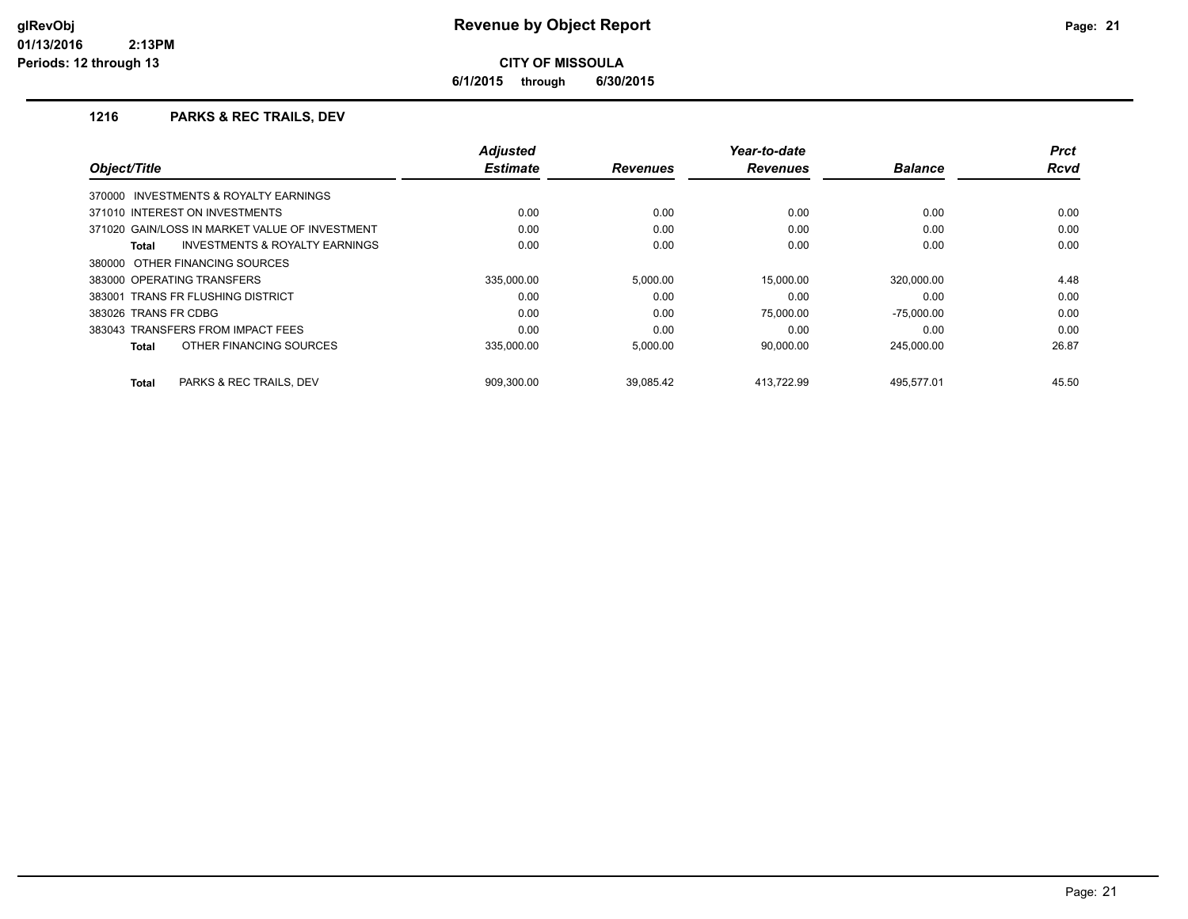**Revenue by Object Report**

**CITY OF MISSOULA**

**6/1/2015 through 6/30/2015**

glRevObj
01/13/2016 2:13PM
Periods: 12 through 13

## 1216 PARKS & REC TRAILS, DEV

| Object/Title | Adjusted Estimate | Revenues | Year-to-date Revenues | Balance | Prct Rcvd |
|---|---|---|---|---|---|
| 370000 INVESTMENTS & ROYALTY EARNINGS | | | | | |
| 371010 INTEREST ON INVESTMENTS | 0.00 | 0.00 | 0.00 | 0.00 | 0.00 |
| 371020 GAIN/LOSS IN MARKET VALUE OF INVESTMENT | 0.00 | 0.00 | 0.00 | 0.00 | 0.00 |
| **Total** INVESTMENTS & ROYALTY EARNINGS | 0.00 | 0.00 | 0.00 | 0.00 | 0.00 |
| 380000 OTHER FINANCING SOURCES | | | | | |
| 383000 OPERATING TRANSFERS | 335,000.00 | 5,000.00 | 15,000.00 | 320,000.00 | 4.48 |
| 383001 TRANS FR FLUSHING DISTRICT | 0.00 | 0.00 | 0.00 | 0.00 | 0.00 |
| 383026 TRANS FR CDBG | 0.00 | 0.00 | 75,000.00 | -75,000.00 | 0.00 |
| 383043 TRANSFERS FROM IMPACT FEES | 0.00 | 0.00 | 0.00 | 0.00 | 0.00 |
| **Total** OTHER FINANCING SOURCES | 335,000.00 | 5,000.00 | 90,000.00 | 245,000.00 | 26.87 |
| **Total** PARKS & REC TRAILS, DEV | 909,300.00 | 39,085.42 | 413,722.99 | 495,577.01 | 45.50 |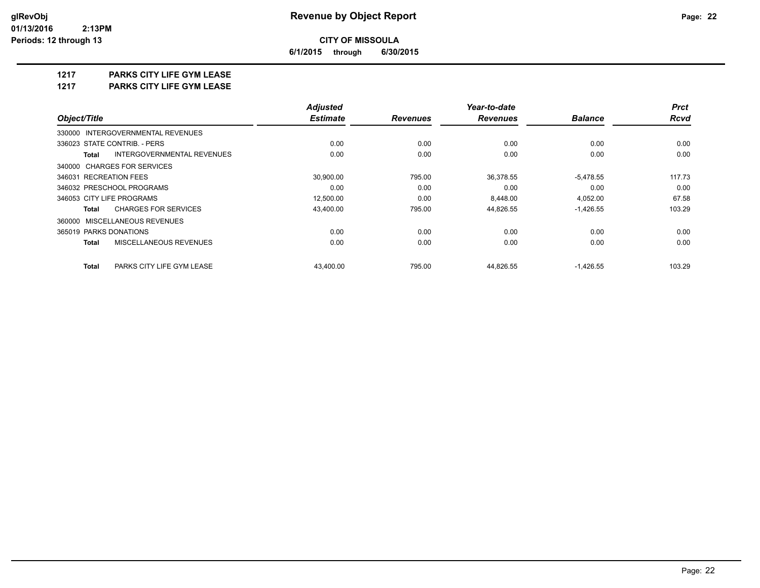**glRevObj**
**01/13/2016 2:13PM**
**Periods: 12 through 13**

# Revenue by Object Report

**CITY OF MISSOULA**

**6/1/2015 through 6/30/2015**

## 1217 PARKS CITY LIFE GYM LEASE
## 1217 PARKS CITY LIFE GYM LEASE

| Object/Title | Adjusted Estimate | Revenues | Year-to-date Revenues | Balance | Prct Rcvd |
|---|---|---|---|---|---|
| 330000 INTERGOVERNMENTAL REVENUES | | | | | |
| 336023 STATE CONTRIB. - PERS | 0.00 | 0.00 | 0.00 | 0.00 | 0.00 |
| **Total** INTERGOVERNMENTAL REVENUES | 0.00 | 0.00 | 0.00 | 0.00 | 0.00 |
| 340000 CHARGES FOR SERVICES | | | | | |
| 346031 RECREATION FEES | 30,900.00 | 795.00 | 36,378.55 | -5,478.55 | 117.73 |
| 346032 PRESCHOOL PROGRAMS | 0.00 | 0.00 | 0.00 | 0.00 | 0.00 |
| 346053 CITY LIFE PROGRAMS | 12,500.00 | 0.00 | 8,448.00 | 4,052.00 | 67.58 |
| **Total** CHARGES FOR SERVICES | 43,400.00 | 795.00 | 44,826.55 | -1,426.55 | 103.29 |
| 360000 MISCELLANEOUS REVENUES | | | | | |
| 365019 PARKS DONATIONS | 0.00 | 0.00 | 0.00 | 0.00 | 0.00 |
| **Total** MISCELLANEOUS REVENUES | 0.00 | 0.00 | 0.00 | 0.00 | 0.00 |
| **Total** PARKS CITY LIFE GYM LEASE | 43,400.00 | 795.00 | 44,826.55 | -1,426.55 | 103.29 |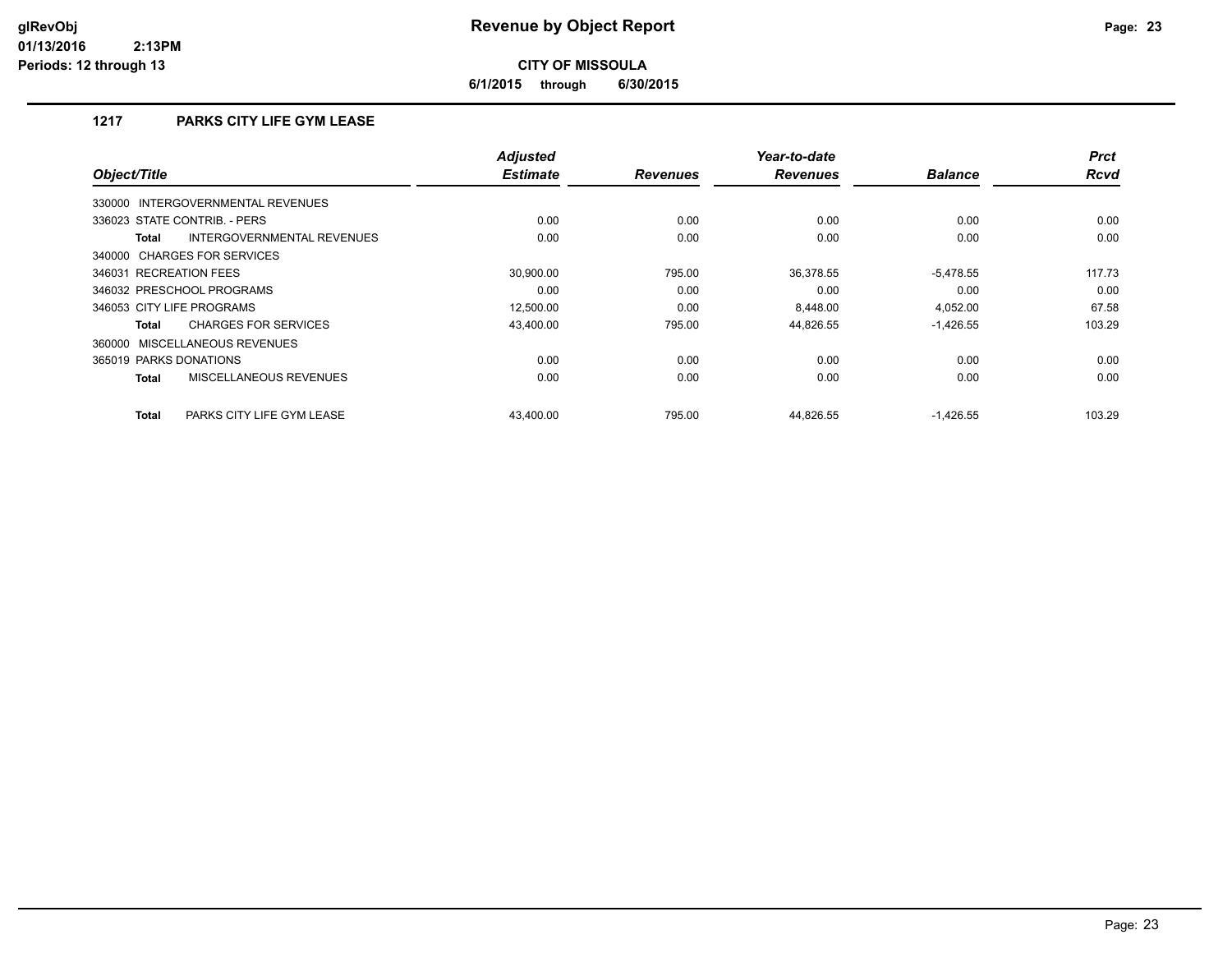**CITY OF MISSOULA**

**6/1/2015 through 6/30/2015**

### 1217 PARKS CITY LIFE GYM LEASE

| Object/Title | Adjusted Estimate | Revenues | Year-to-date Revenues | Balance | Prct Rcvd |
|---|---|---|---|---|---|
| 330000 INTERGOVERNMENTAL REVENUES | | | | | |
| 336023 STATE CONTRIB. - PERS | 0.00 | 0.00 | 0.00 | 0.00 | 0.00 |
| **Total** INTERGOVERNMENTAL REVENUES | 0.00 | 0.00 | 0.00 | 0.00 | 0.00 |
| 340000 CHARGES FOR SERVICES | | | | | |
| 346031 RECREATION FEES | 30,900.00 | 795.00 | 36,378.55 | -5,478.55 | 117.73 |
| 346032 PRESCHOOL PROGRAMS | 0.00 | 0.00 | 0.00 | 0.00 | 0.00 |
| 346053 CITY LIFE PROGRAMS | 12,500.00 | 0.00 | 8,448.00 | 4,052.00 | 67.58 |
| **Total** CHARGES FOR SERVICES | 43,400.00 | 795.00 | 44,826.55 | -1,426.55 | 103.29 |
| 360000 MISCELLANEOUS REVENUES | | | | | |
| 365019 PARKS DONATIONS | 0.00 | 0.00 | 0.00 | 0.00 | 0.00 |
| **Total** MISCELLANEOUS REVENUES | 0.00 | 0.00 | 0.00 | 0.00 | 0.00 |
| **Total** PARKS CITY LIFE GYM LEASE | 43,400.00 | 795.00 | 44,826.55 | -1,426.55 | 103.29 |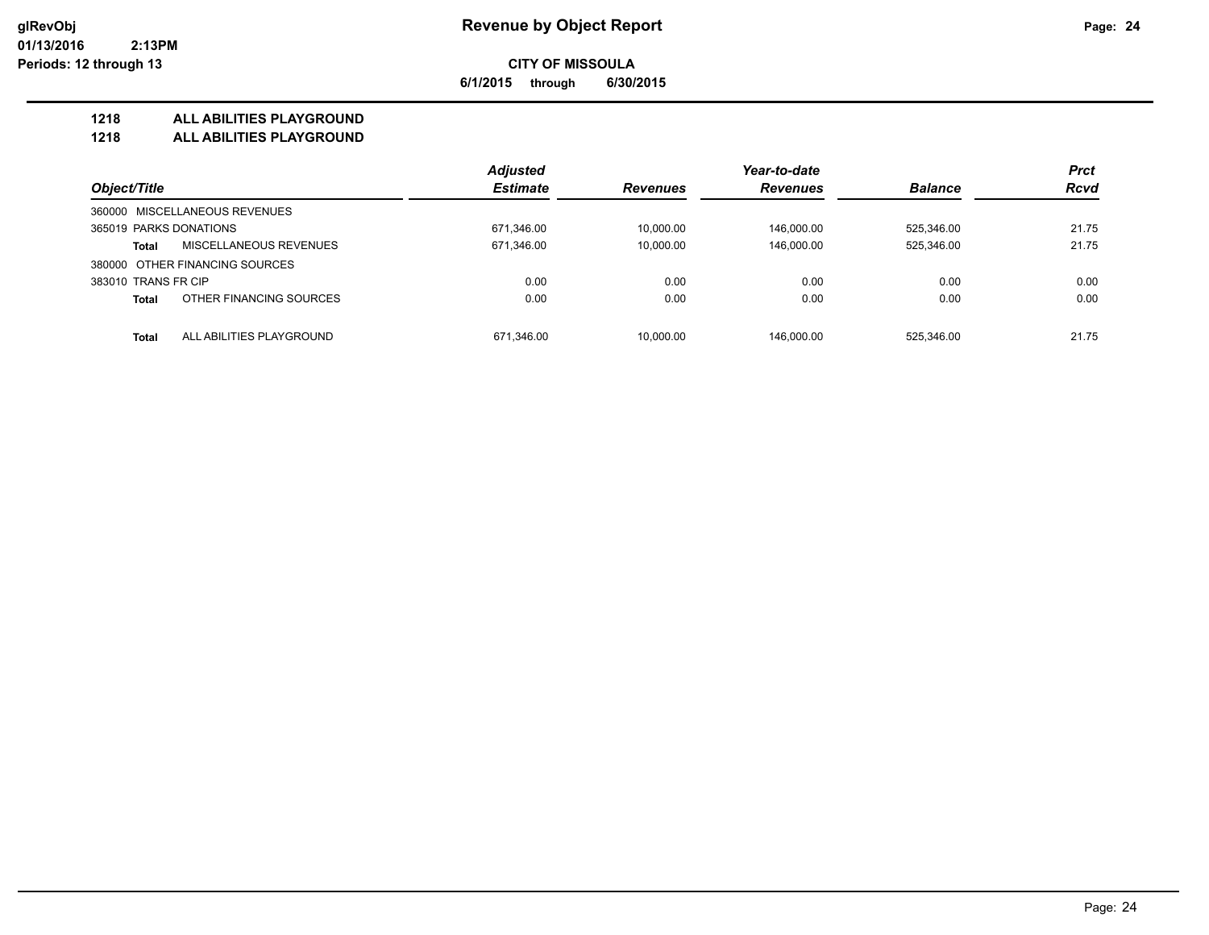# Revenue by Object Report

glRevObj
01/13/2016 2:13PM
Periods: 12 through 13

**CITY OF MISSOULA**

**6/1/2015 through 6/30/2015**

## 1218 ALL ABILITIES PLAYGROUND
## 1218 ALL ABILITIES PLAYGROUND

| Object/Title | | Adjusted Estimate | Revenues | Year-to-date Revenues | Balance | Prct Rcvd |
|---|---|---|---|---|---|---|
| 360000 MISCELLANEOUS REVENUES | | | | | | |
| 365019 PARKS DONATIONS | | 671,346.00 | 10,000.00 | 146,000.00 | 525,346.00 | 21.75 |
| **Total** | MISCELLANEOUS REVENUES | 671,346.00 | 10,000.00 | 146,000.00 | 525,346.00 | 21.75 |
| 380000 OTHER FINANCING SOURCES | | | | | | |
| 383010 TRANS FR CIP | | 0.00 | 0.00 | 0.00 | 0.00 | 0.00 |
| **Total** | OTHER FINANCING SOURCES | 0.00 | 0.00 | 0.00 | 0.00 | 0.00 |
| **Total** | ALL ABILITIES PLAYGROUND | 671,346.00 | 10,000.00 | 146,000.00 | 525,346.00 | 21.75 |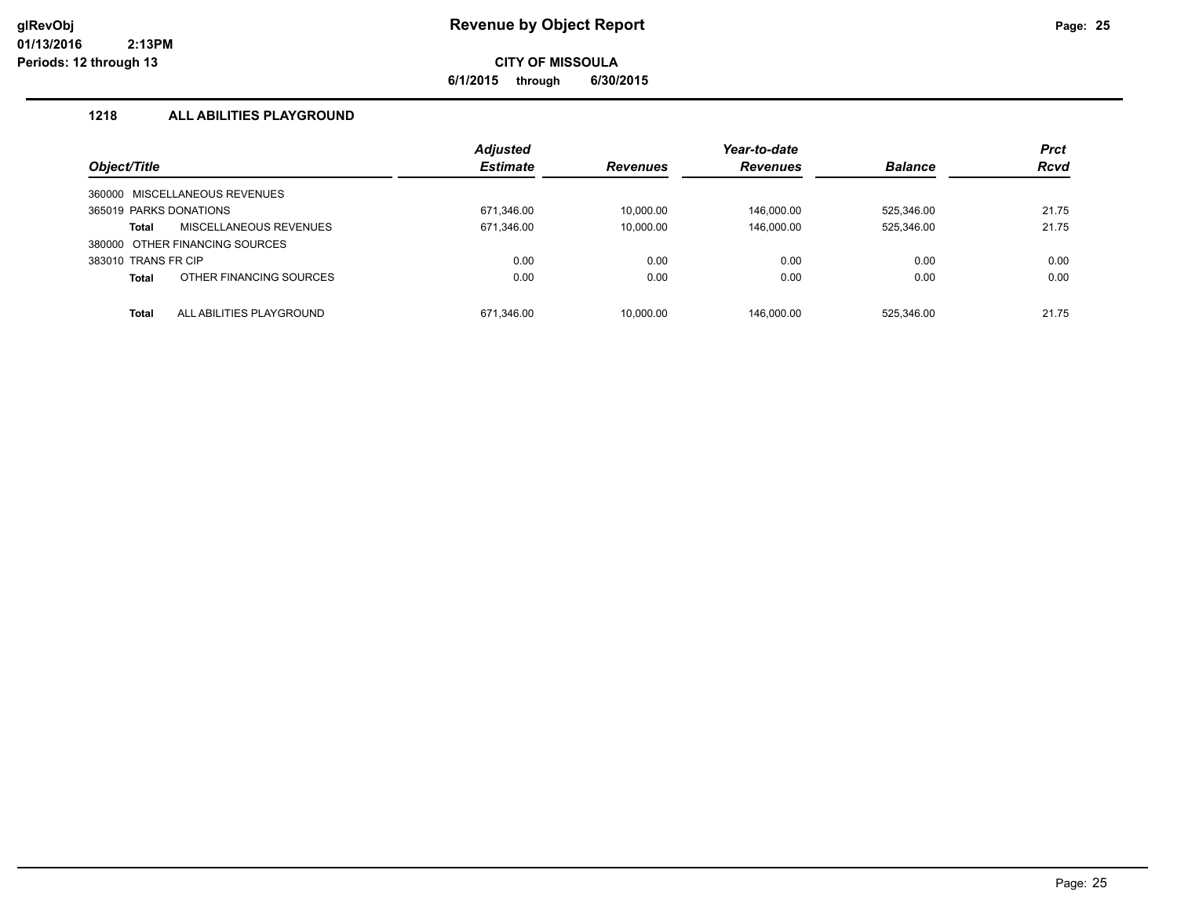# Revenue by Object Report

glRevObj
01/13/2016 2:13PM
Periods: 12 through 13

**CITY OF MISSOULA**

**6/1/2015 through 6/30/2015**

## 1218 ALL ABILITIES PLAYGROUND

| Object/Title | Adjusted Estimate | Revenues | Year-to-date Revenues | Balance | Prct Rcvd |
|---|---|---|---|---|---|
| 360000 MISCELLANEOUS REVENUES | | | | | |
| 365019 PARKS DONATIONS | 671,346.00 | 10,000.00 | 146,000.00 | 525,346.00 | 21.75 |
| **Total** MISCELLANEOUS REVENUES | 671,346.00 | 10,000.00 | 146,000.00 | 525,346.00 | 21.75 |
| 380000 OTHER FINANCING SOURCES | | | | | |
| 383010 TRANS FR CIP | 0.00 | 0.00 | 0.00 | 0.00 | 0.00 |
| **Total** OTHER FINANCING SOURCES | 0.00 | 0.00 | 0.00 | 0.00 | 0.00 |
| **Total** ALL ABILITIES PLAYGROUND | 671,346.00 | 10,000.00 | 146,000.00 | 525,346.00 | 21.75 |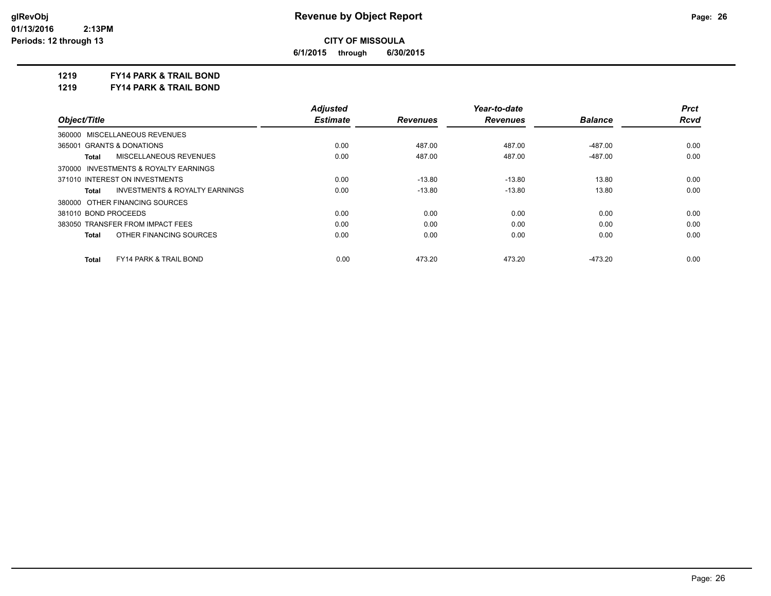# Revenue by Object Report

**CITY OF MISSOULA**

**6/1/2015 through 6/30/2015**

**1219 FY14 PARK & TRAIL BOND**

**1219 FY14 PARK & TRAIL BOND**

| Object/Title | Adjusted Estimate | Revenues | Year-to-date Revenues | Balance | Prct Rcvd |
|---|---|---|---|---|---|
| 360000 MISCELLANEOUS REVENUES | | | | | |
| 365001 GRANTS & DONATIONS | 0.00 | 487.00 | 487.00 | -487.00 | 0.00 |
| **Total** MISCELLANEOUS REVENUES | 0.00 | 487.00 | 487.00 | -487.00 | 0.00 |
| 370000 INVESTMENTS & ROYALTY EARNINGS | | | | | |
| 371010 INTEREST ON INVESTMENTS | 0.00 | -13.80 | -13.80 | 13.80 | 0.00 |
| **Total** INVESTMENTS & ROYALTY EARNINGS | 0.00 | -13.80 | -13.80 | 13.80 | 0.00 |
| 380000 OTHER FINANCING SOURCES | | | | | |
| 381010 BOND PROCEEDS | 0.00 | 0.00 | 0.00 | 0.00 | 0.00 |
| 383050 TRANSFER FROM IMPACT FEES | 0.00 | 0.00 | 0.00 | 0.00 | 0.00 |
| **Total** OTHER FINANCING SOURCES | 0.00 | 0.00 | 0.00 | 0.00 | 0.00 |
| **Total** FY14 PARK & TRAIL BOND | 0.00 | 473.20 | 473.20 | -473.20 | 0.00 |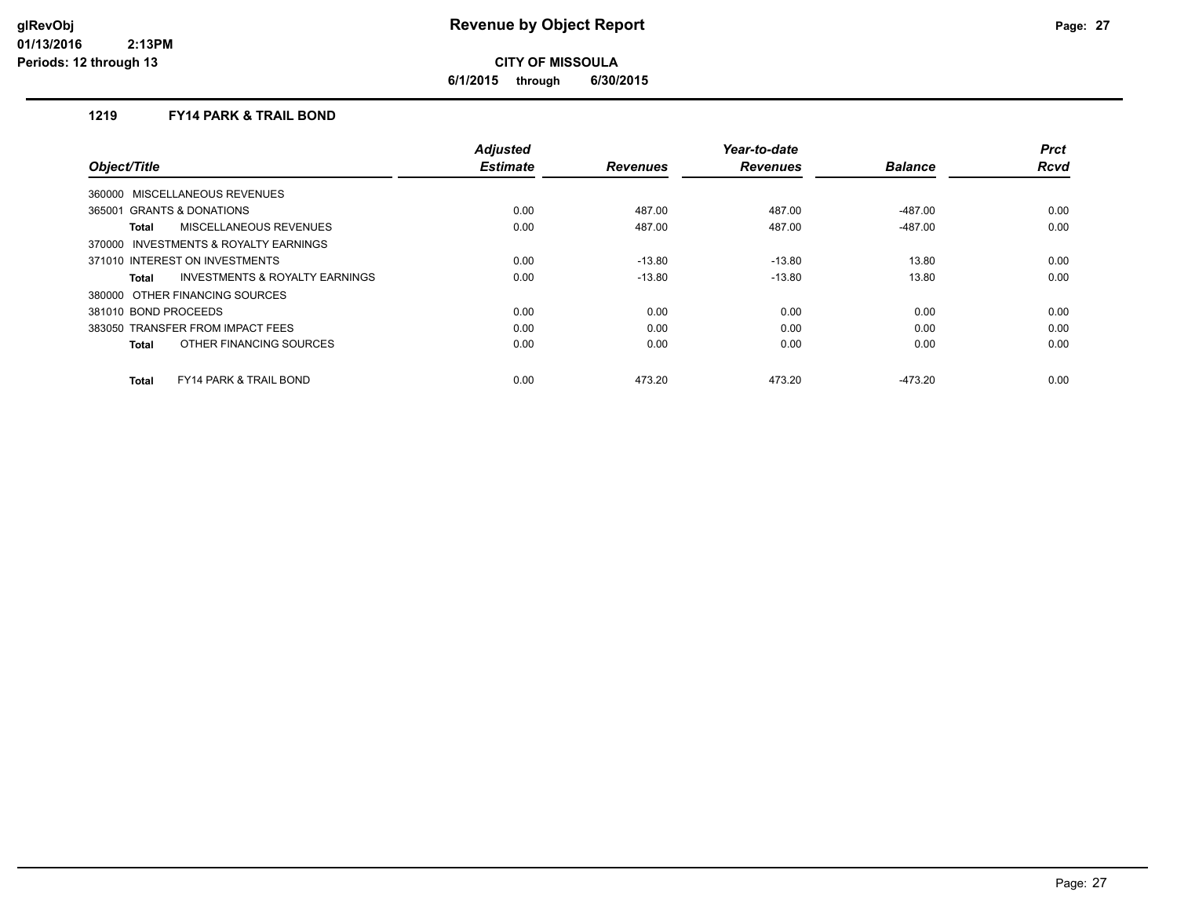**CITY OF MISSOULA**

**6/1/2015 through 6/30/2015**

### 1219 FY14 PARK & TRAIL BOND

| Object/Title | Adjusted Estimate | Revenues | Year-to-date Revenues | Balance | Prct Rcvd |
|---|---|---|---|---|---|
| 360000 MISCELLANEOUS REVENUES | | | | | |
| 365001 GRANTS & DONATIONS | 0.00 | 487.00 | 487.00 | -487.00 | 0.00 |
| **Total** MISCELLANEOUS REVENUES | 0.00 | 487.00 | 487.00 | -487.00 | 0.00 |
| 370000 INVESTMENTS & ROYALTY EARNINGS | | | | | |
| 371010 INTEREST ON INVESTMENTS | 0.00 | -13.80 | -13.80 | 13.80 | 0.00 |
| **Total** INVESTMENTS & ROYALTY EARNINGS | 0.00 | -13.80 | -13.80 | 13.80 | 0.00 |
| 380000 OTHER FINANCING SOURCES | | | | | |
| 381010 BOND PROCEEDS | 0.00 | 0.00 | 0.00 | 0.00 | 0.00 |
| 383050 TRANSFER FROM IMPACT FEES | 0.00 | 0.00 | 0.00 | 0.00 | 0.00 |
| **Total** OTHER FINANCING SOURCES | 0.00 | 0.00 | 0.00 | 0.00 | 0.00 |
| **Total** FY14 PARK & TRAIL BOND | 0.00 | 473.20 | 473.20 | -473.20 | 0.00 |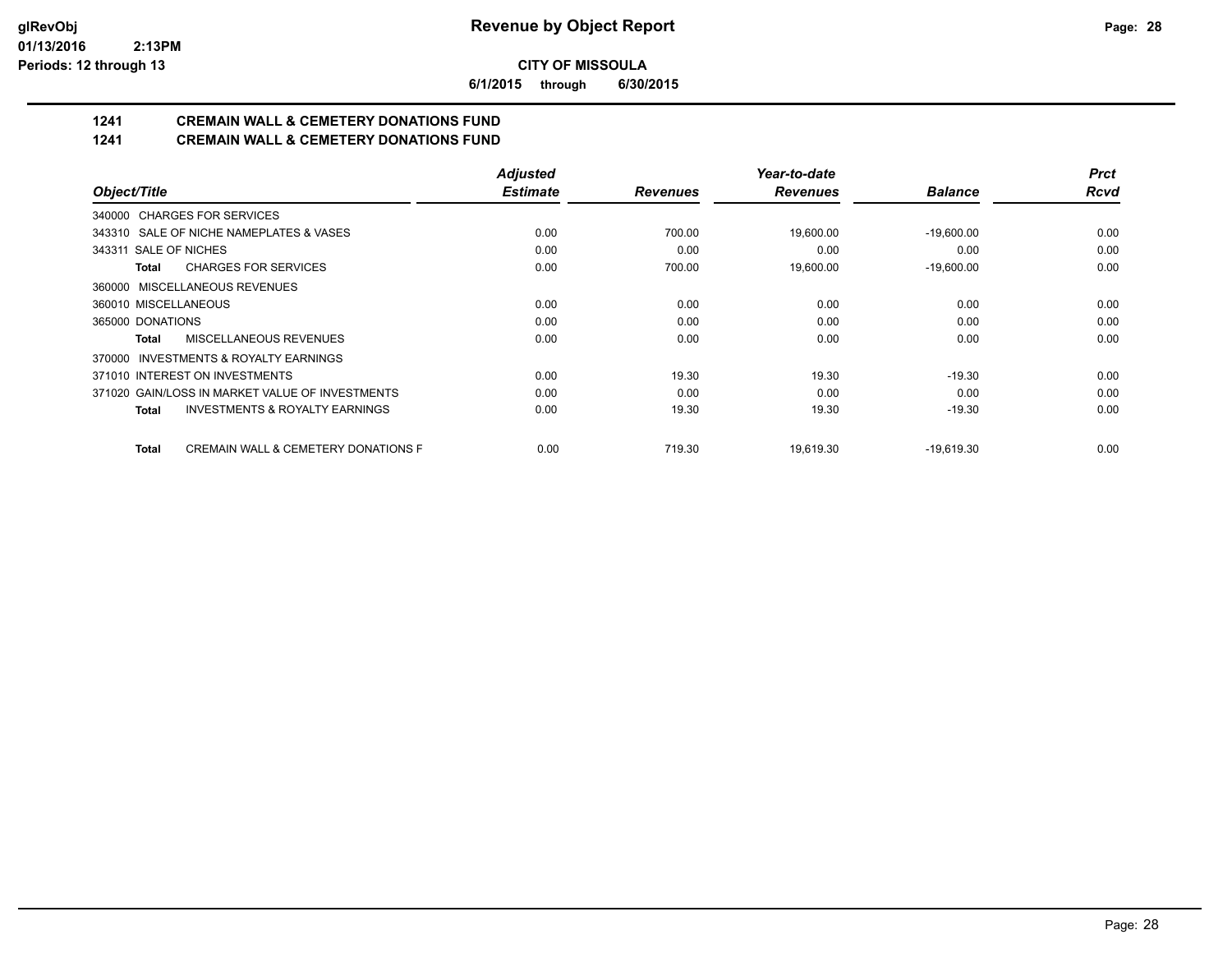**CITY OF MISSOULA**

**6/1/2015 through 6/30/2015**

# 1241 CREMAIN WALL & CEMETERY DONATIONS FUND

## 1241 CREMAIN WALL & CEMETERY DONATIONS FUND

| Object/Title | Adjusted Estimate | Revenues | Year-to-date Revenues | Balance | Prct Rcvd |
|---|---|---|---|---|---|
| 340000 CHARGES FOR SERVICES | | | | | |
| 343310 SALE OF NICHE NAMEPLATES & VASES | 0.00 | 700.00 | 19,600.00 | -19,600.00 | 0.00 |
| 343311 SALE OF NICHES | 0.00 | 0.00 | 0.00 | 0.00 | 0.00 |
| **Total** CHARGES FOR SERVICES | 0.00 | 700.00 | 19,600.00 | -19,600.00 | 0.00 |
| 360000 MISCELLANEOUS REVENUES | | | | | |
| 360010 MISCELLANEOUS | 0.00 | 0.00 | 0.00 | 0.00 | 0.00 |
| 365000 DONATIONS | 0.00 | 0.00 | 0.00 | 0.00 | 0.00 |
| **Total** MISCELLANEOUS REVENUES | 0.00 | 0.00 | 0.00 | 0.00 | 0.00 |
| 370000 INVESTMENTS & ROYALTY EARNINGS | | | | | |
| 371010 INTEREST ON INVESTMENTS | 0.00 | 19.30 | 19.30 | -19.30 | 0.00 |
| 371020 GAIN/LOSS IN MARKET VALUE OF INVESTMENTS | 0.00 | 0.00 | 0.00 | 0.00 | 0.00 |
| **Total** INVESTMENTS & ROYALTY EARNINGS | 0.00 | 19.30 | 19.30 | -19.30 | 0.00 |
| **Total** CREMAIN WALL & CEMETERY DONATIONS F | 0.00 | 719.30 | 19,619.30 | -19,619.30 | 0.00 |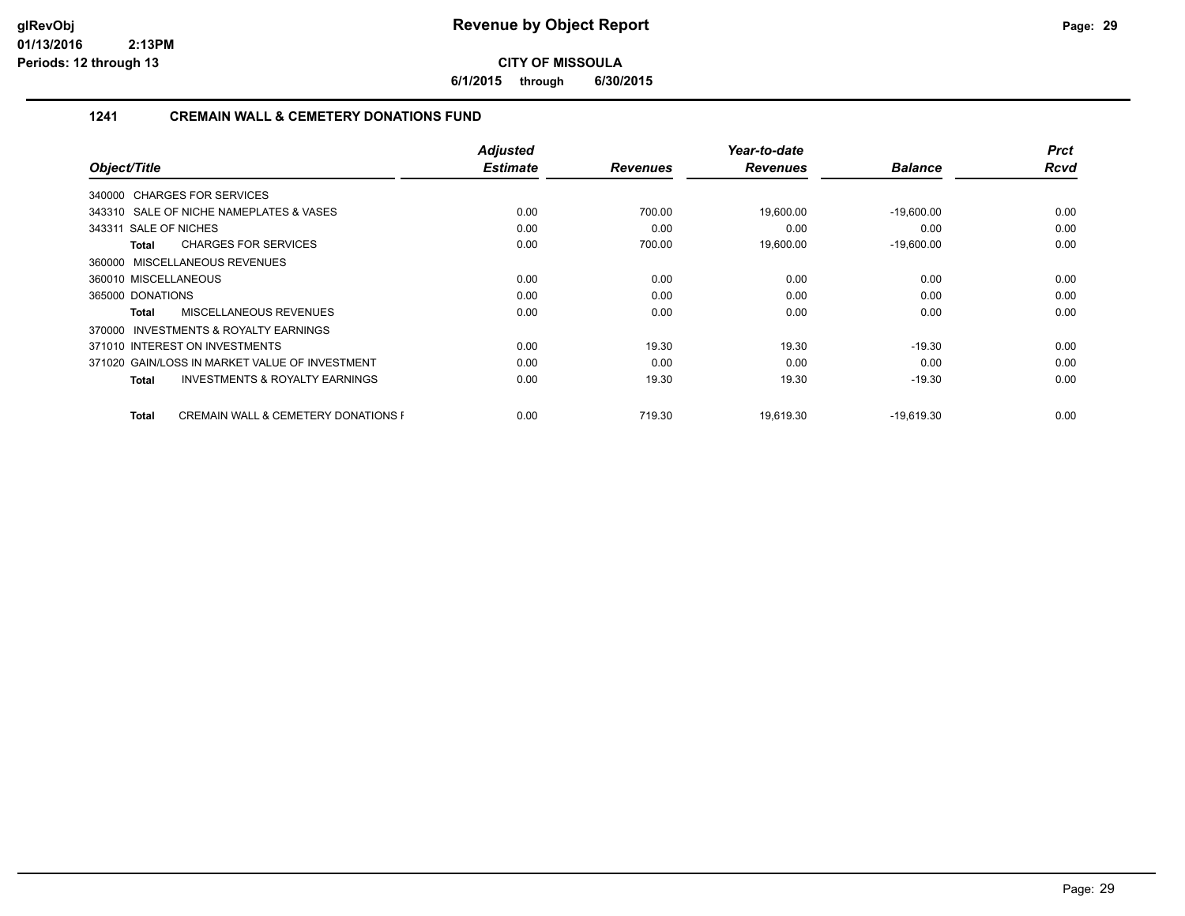# Revenue by Object Report

**CITY OF MISSOULA**

**6/1/2015 through 6/30/2015**

glRevObj
01/13/2016 2:13PM
Periods: 12 through 13

## 1241 CREMAIN WALL & CEMETERY DONATIONS FUND

| Object/Title | Adjusted Estimate | Revenues | Year-to-date Revenues | Balance | Prct Rcvd |
|---|---|---|---|---|---|
| 340000 CHARGES FOR SERVICES | | | | | |
| 343310 SALE OF NICHE NAMEPLATES & VASES | 0.00 | 700.00 | 19,600.00 | -19,600.00 | 0.00 |
| 343311 SALE OF NICHES | 0.00 | 0.00 | 0.00 | 0.00 | 0.00 |
| **Total** CHARGES FOR SERVICES | 0.00 | 700.00 | 19,600.00 | -19,600.00 | 0.00 |
| 360000 MISCELLANEOUS REVENUES | | | | | |
| 360010 MISCELLANEOUS | 0.00 | 0.00 | 0.00 | 0.00 | 0.00 |
| 365000 DONATIONS | 0.00 | 0.00 | 0.00 | 0.00 | 0.00 |
| **Total** MISCELLANEOUS REVENUES | 0.00 | 0.00 | 0.00 | 0.00 | 0.00 |
| 370000 INVESTMENTS & ROYALTY EARNINGS | | | | | |
| 371010 INTEREST ON INVESTMENTS | 0.00 | 19.30 | 19.30 | -19.30 | 0.00 |
| 371020 GAIN/LOSS IN MARKET VALUE OF INVESTMENT | 0.00 | 0.00 | 0.00 | 0.00 | 0.00 |
| **Total** INVESTMENTS & ROYALTY EARNINGS | 0.00 | 19.30 | 19.30 | -19.30 | 0.00 |
| **Total** CREMAIN WALL & CEMETERY DONATIONS F | 0.00 | 719.30 | 19,619.30 | -19,619.30 | 0.00 |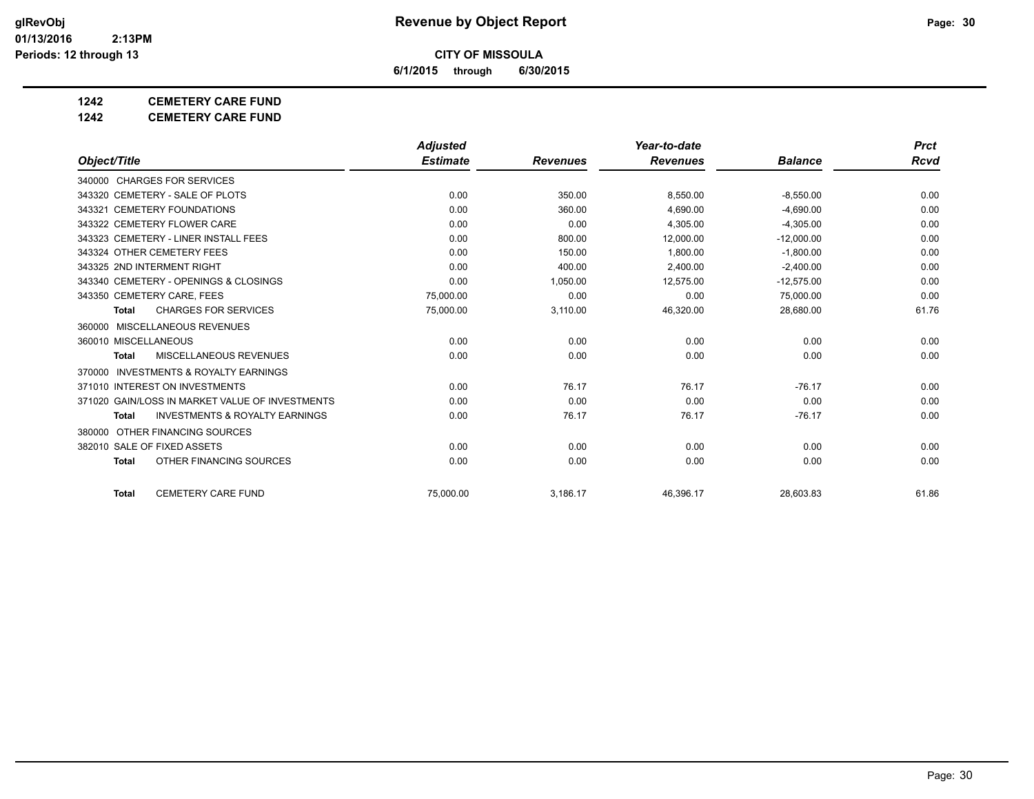# Revenue by Object Report

**CITY OF MISSOULA**

**6/1/2015 through 6/30/2015**

glRevObj
01/13/2016 2:13PM
Periods: 12 through 13

## 1242 CEMETERY CARE FUND
## 1242 CEMETERY CARE FUND

| Object/Title | Adjusted Estimate | Revenues | Year-to-date Revenues | Balance | Prct Rcvd |
|---|---|---|---|---|---|
| 340000 CHARGES FOR SERVICES | | | | | |
| 343320 CEMETERY - SALE OF PLOTS | 0.00 | 350.00 | 8,550.00 | -8,550.00 | 0.00 |
| 343321 CEMETERY FOUNDATIONS | 0.00 | 360.00 | 4,690.00 | -4,690.00 | 0.00 |
| 343322 CEMETERY FLOWER CARE | 0.00 | 0.00 | 4,305.00 | -4,305.00 | 0.00 |
| 343323 CEMETERY - LINER INSTALL FEES | 0.00 | 800.00 | 12,000.00 | -12,000.00 | 0.00 |
| 343324 OTHER CEMETERY FEES | 0.00 | 150.00 | 1,800.00 | -1,800.00 | 0.00 |
| 343325 2ND INTERMENT RIGHT | 0.00 | 400.00 | 2,400.00 | -2,400.00 | 0.00 |
| 343340 CEMETERY - OPENINGS & CLOSINGS | 0.00 | 1,050.00 | 12,575.00 | -12,575.00 | 0.00 |
| 343350 CEMETERY CARE, FEES | 75,000.00 | 0.00 | 0.00 | 75,000.00 | 0.00 |
| **Total** CHARGES FOR SERVICES | 75,000.00 | 3,110.00 | 46,320.00 | 28,680.00 | 61.76 |
| 360000 MISCELLANEOUS REVENUES | | | | | |
| 360010 MISCELLANEOUS | 0.00 | 0.00 | 0.00 | 0.00 | 0.00 |
| **Total** MISCELLANEOUS REVENUES | 0.00 | 0.00 | 0.00 | 0.00 | 0.00 |
| 370000 INVESTMENTS & ROYALTY EARNINGS | | | | | |
| 371010 INTEREST ON INVESTMENTS | 0.00 | 76.17 | 76.17 | -76.17 | 0.00 |
| 371020 GAIN/LOSS IN MARKET VALUE OF INVESTMENTS | 0.00 | 0.00 | 0.00 | 0.00 | 0.00 |
| **Total** INVESTMENTS & ROYALTY EARNINGS | 0.00 | 76.17 | 76.17 | -76.17 | 0.00 |
| 380000 OTHER FINANCING SOURCES | | | | | |
| 382010 SALE OF FIXED ASSETS | 0.00 | 0.00 | 0.00 | 0.00 | 0.00 |
| **Total** OTHER FINANCING SOURCES | 0.00 | 0.00 | 0.00 | 0.00 | 0.00 |
| **Total** CEMETERY CARE FUND | 75,000.00 | 3,186.17 | 46,396.17 | 28,603.83 | 61.86 |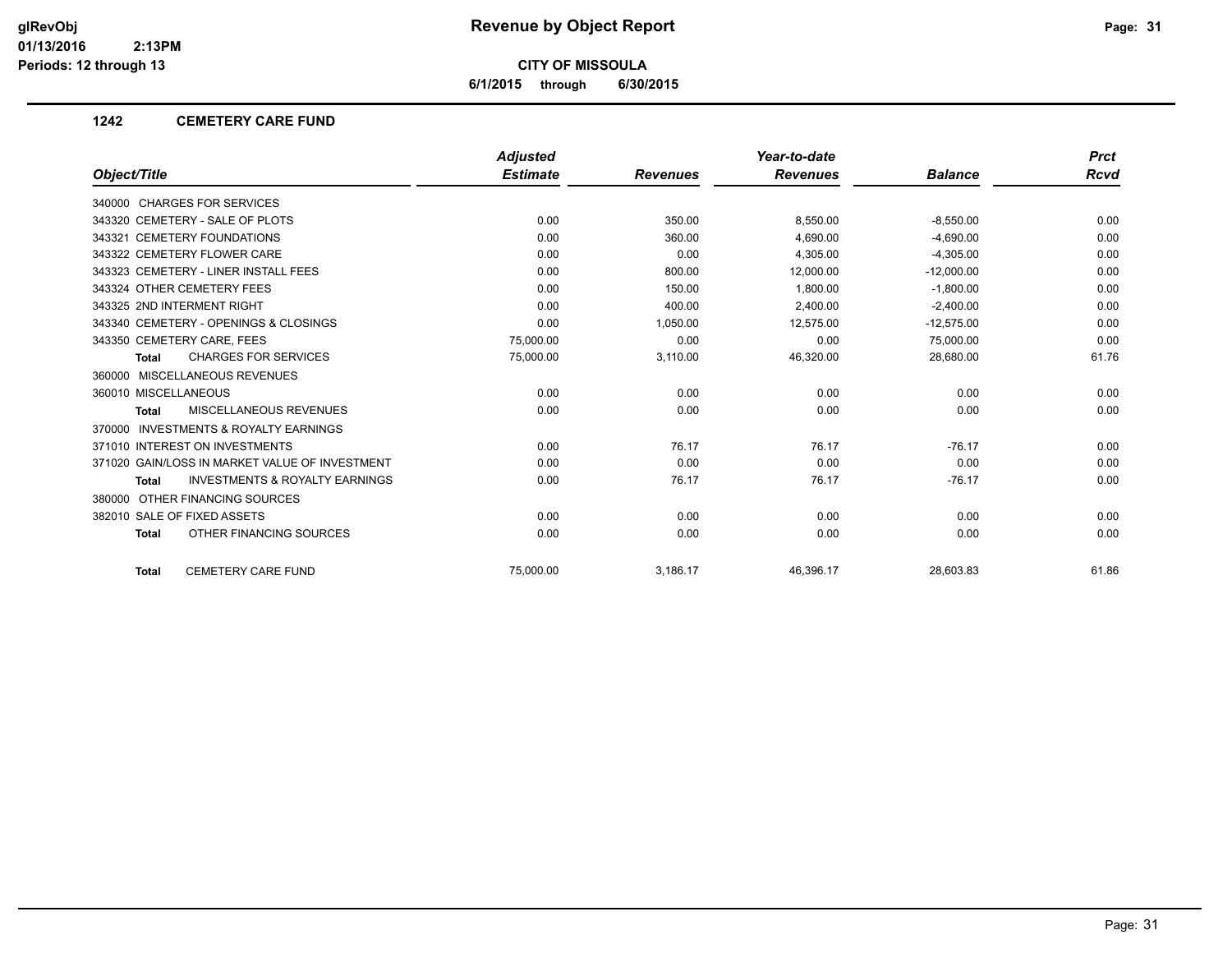# Revenue by Object Report

**CITY OF MISSOULA**

**6/1/2015 through 6/30/2015**

## 1242 CEMETERY CARE FUND

| Object/Title | Adjusted Estimate | Revenues | Year-to-date Revenues | Balance | Prct Rcvd |
|---|---|---|---|---|---|
| 340000 CHARGES FOR SERVICES | | | | | |
| 343320 CEMETERY - SALE OF PLOTS | 0.00 | 350.00 | 8,550.00 | -8,550.00 | 0.00 |
| 343321 CEMETERY FOUNDATIONS | 0.00 | 360.00 | 4,690.00 | -4,690.00 | 0.00 |
| 343322 CEMETERY FLOWER CARE | 0.00 | 0.00 | 4,305.00 | -4,305.00 | 0.00 |
| 343323 CEMETERY - LINER INSTALL FEES | 0.00 | 800.00 | 12,000.00 | -12,000.00 | 0.00 |
| 343324 OTHER CEMETERY FEES | 0.00 | 150.00 | 1,800.00 | -1,800.00 | 0.00 |
| 343325 2ND INTERMENT RIGHT | 0.00 | 400.00 | 2,400.00 | -2,400.00 | 0.00 |
| 343340 CEMETERY - OPENINGS & CLOSINGS | 0.00 | 1,050.00 | 12,575.00 | -12,575.00 | 0.00 |
| 343350 CEMETERY CARE, FEES | 75,000.00 | 0.00 | 0.00 | 75,000.00 | 0.00 |
| **Total** CHARGES FOR SERVICES | 75,000.00 | 3,110.00 | 46,320.00 | 28,680.00 | 61.76 |
| 360000 MISCELLANEOUS REVENUES | | | | | |
| 360010 MISCELLANEOUS | 0.00 | 0.00 | 0.00 | 0.00 | 0.00 |
| **Total** MISCELLANEOUS REVENUES | 0.00 | 0.00 | 0.00 | 0.00 | 0.00 |
| 370000 INVESTMENTS & ROYALTY EARNINGS | | | | | |
| 371010 INTEREST ON INVESTMENTS | 0.00 | 76.17 | 76.17 | -76.17 | 0.00 |
| 371020 GAIN/LOSS IN MARKET VALUE OF INVESTMENT | 0.00 | 0.00 | 0.00 | 0.00 | 0.00 |
| **Total** INVESTMENTS & ROYALTY EARNINGS | 0.00 | 76.17 | 76.17 | -76.17 | 0.00 |
| 380000 OTHER FINANCING SOURCES | | | | | |
| 382010 SALE OF FIXED ASSETS | 0.00 | 0.00 | 0.00 | 0.00 | 0.00 |
| **Total** OTHER FINANCING SOURCES | 0.00 | 0.00 | 0.00 | 0.00 | 0.00 |
| **Total** CEMETERY CARE FUND | 75,000.00 | 3,186.17 | 46,396.17 | 28,603.83 | 61.86 |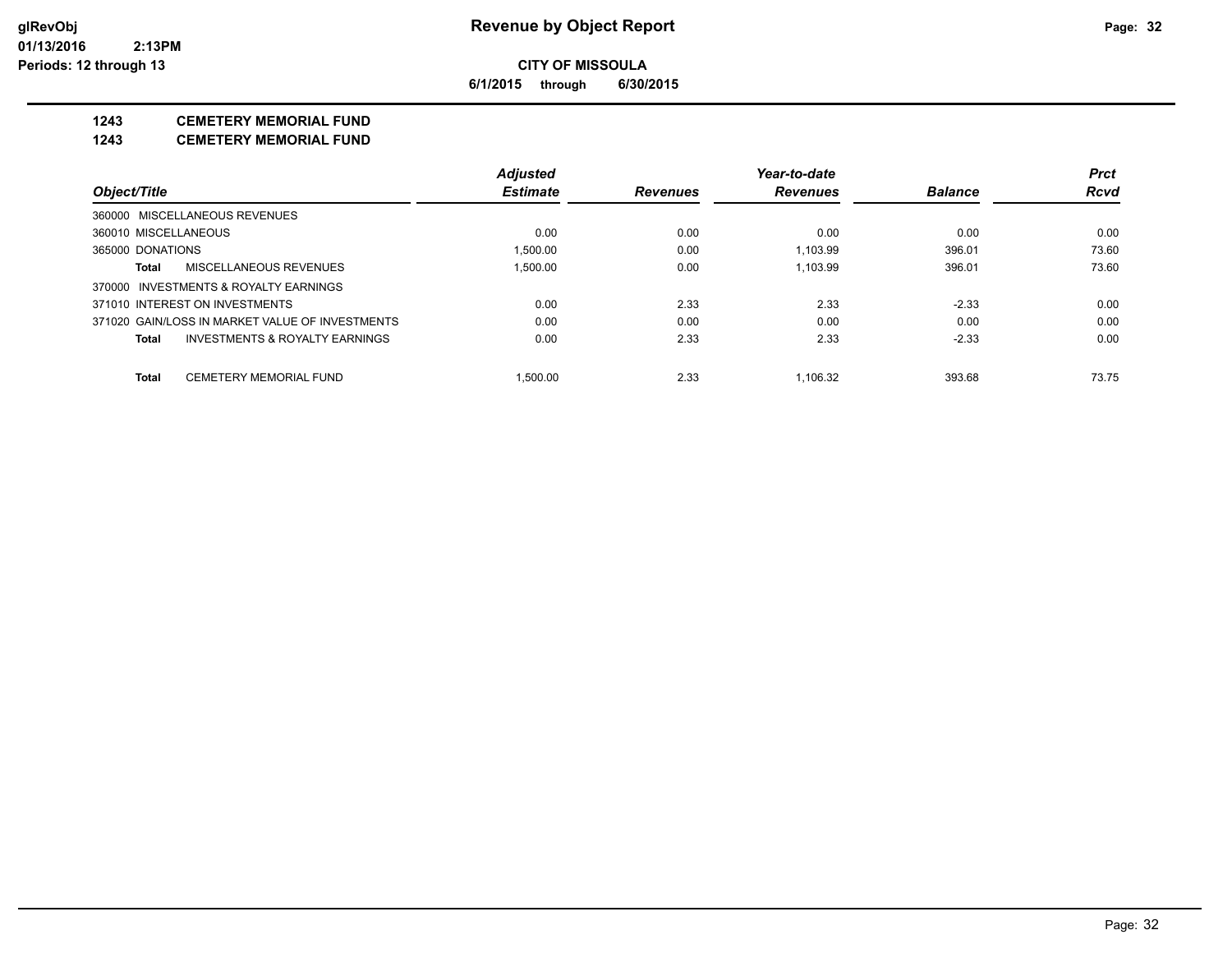# Revenue by Object Report

glRevObj
01/13/2016 2:13PM
Periods: 12 through 13

**CITY OF MISSOULA**

**6/1/2015 through 6/30/2015**

**1243 CEMETERY MEMORIAL FUND**

**1243 CEMETERY MEMORIAL FUND**

| Object/Title | Adjusted Estimate | Revenues | Year-to-date Revenues | Balance | Prct Rcvd |
|---|---|---|---|---|---|
| 360000 MISCELLANEOUS REVENUES | | | | | |
| 360010 MISCELLANEOUS | 0.00 | 0.00 | 0.00 | 0.00 | 0.00 |
| 365000 DONATIONS | 1,500.00 | 0.00 | 1,103.99 | 396.01 | 73.60 |
| **Total** MISCELLANEOUS REVENUES | 1,500.00 | 0.00 | 1,103.99 | 396.01 | 73.60 |
| 370000 INVESTMENTS & ROYALTY EARNINGS | | | | | |
| 371010 INTEREST ON INVESTMENTS | 0.00 | 2.33 | 2.33 | -2.33 | 0.00 |
| 371020 GAIN/LOSS IN MARKET VALUE OF INVESTMENTS | 0.00 | 0.00 | 0.00 | 0.00 | 0.00 |
| **Total** INVESTMENTS & ROYALTY EARNINGS | 0.00 | 2.33 | 2.33 | -2.33 | 0.00 |
| **Total** CEMETERY MEMORIAL FUND | 1,500.00 | 2.33 | 1,106.32 | 393.68 | 73.75 |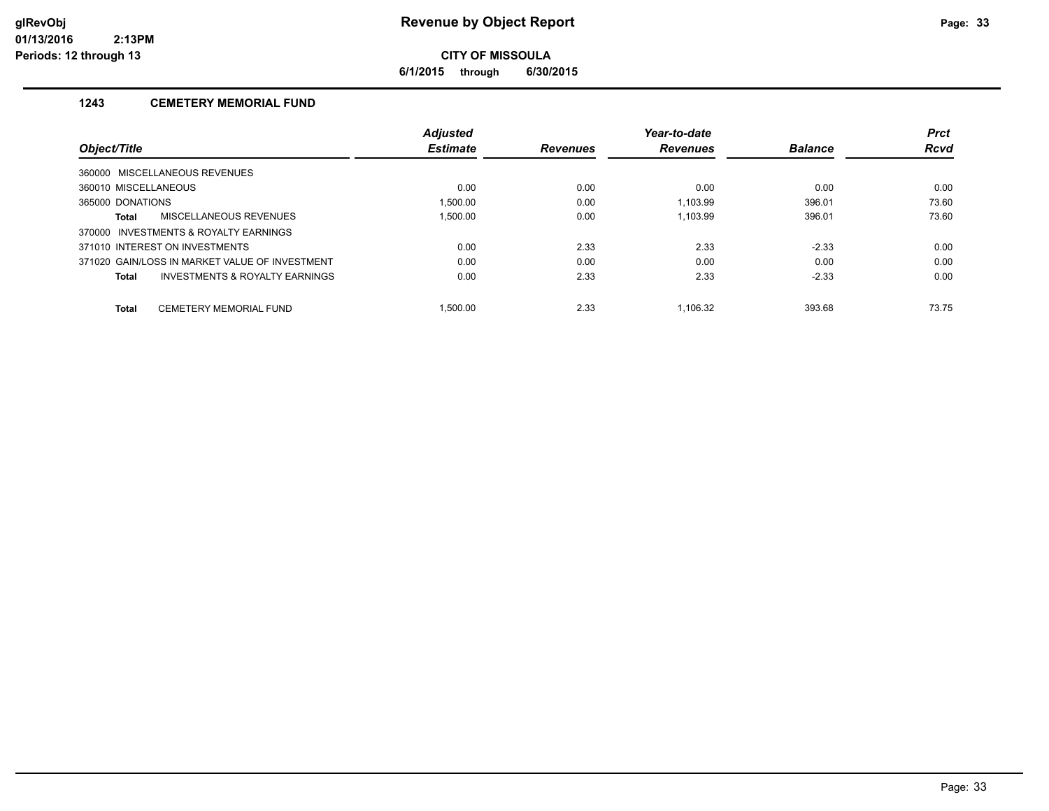# Revenue by Object Report

glRevObj
01/13/2016 2:13PM
Periods: 12 through 13

**CITY OF MISSOULA**

**6/1/2015 through 6/30/2015**

## 1243 CEMETERY MEMORIAL FUND

| Object/Title | Adjusted Estimate | Revenues | Year-to-date Revenues | Balance | Prct Rcvd |
|---|---|---|---|---|---|
| 360000 MISCELLANEOUS REVENUES | | | | | |
| 360010 MISCELLANEOUS | 0.00 | 0.00 | 0.00 | 0.00 | 0.00 |
| 365000 DONATIONS | 1,500.00 | 0.00 | 1,103.99 | 396.01 | 73.60 |
| **Total** MISCELLANEOUS REVENUES | 1,500.00 | 0.00 | 1,103.99 | 396.01 | 73.60 |
| 370000 INVESTMENTS & ROYALTY EARNINGS | | | | | |
| 371010 INTEREST ON INVESTMENTS | 0.00 | 2.33 | 2.33 | -2.33 | 0.00 |
| 371020 GAIN/LOSS IN MARKET VALUE OF INVESTMENT | 0.00 | 0.00 | 0.00 | 0.00 | 0.00 |
| **Total** INVESTMENTS & ROYALTY EARNINGS | 0.00 | 2.33 | 2.33 | -2.33 | 0.00 |
| **Total** CEMETERY MEMORIAL FUND | 1,500.00 | 2.33 | 1,106.32 | 393.68 | 73.75 |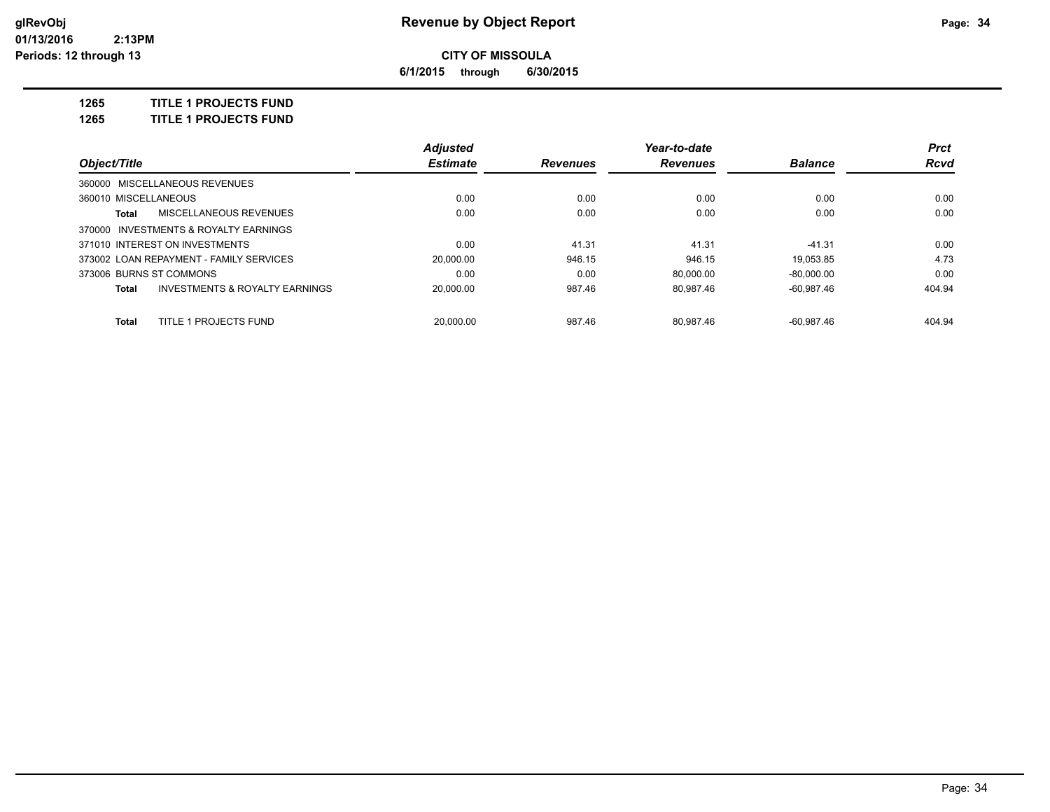glRevObj
01/13/2016 2:13PM
Periods: 12 through 13

# Revenue by Object Report

**CITY OF MISSOULA**

**6/1/2015 through 6/30/2015**

**1265 TITLE 1 PROJECTS FUND**

**1265 TITLE 1 PROJECTS FUND**

| Object/Title | Adjusted Estimate | Revenues | Year-to-date Revenues | Balance | Prct Rcvd |
|---|---|---|---|---|---|
| 360000 MISCELLANEOUS REVENUES | | | | | |
| 360010 MISCELLANEOUS | 0.00 | 0.00 | 0.00 | 0.00 | 0.00 |
| **Total** MISCELLANEOUS REVENUES | 0.00 | 0.00 | 0.00 | 0.00 | 0.00 |
| 370000 INVESTMENTS & ROYALTY EARNINGS | | | | | |
| 371010 INTEREST ON INVESTMENTS | 0.00 | 41.31 | 41.31 | -41.31 | 0.00 |
| 373002 LOAN REPAYMENT - FAMILY SERVICES | 20,000.00 | 946.15 | 946.15 | 19,053.85 | 4.73 |
| 373006 BURNS ST COMMONS | 0.00 | 0.00 | 80,000.00 | -80,000.00 | 0.00 |
| **Total** INVESTMENTS & ROYALTY EARNINGS | 20,000.00 | 987.46 | 80,987.46 | -60,987.46 | 404.94 |
| **Total** TITLE 1 PROJECTS FUND | 20,000.00 | 987.46 | 80,987.46 | -60,987.46 | 404.94 |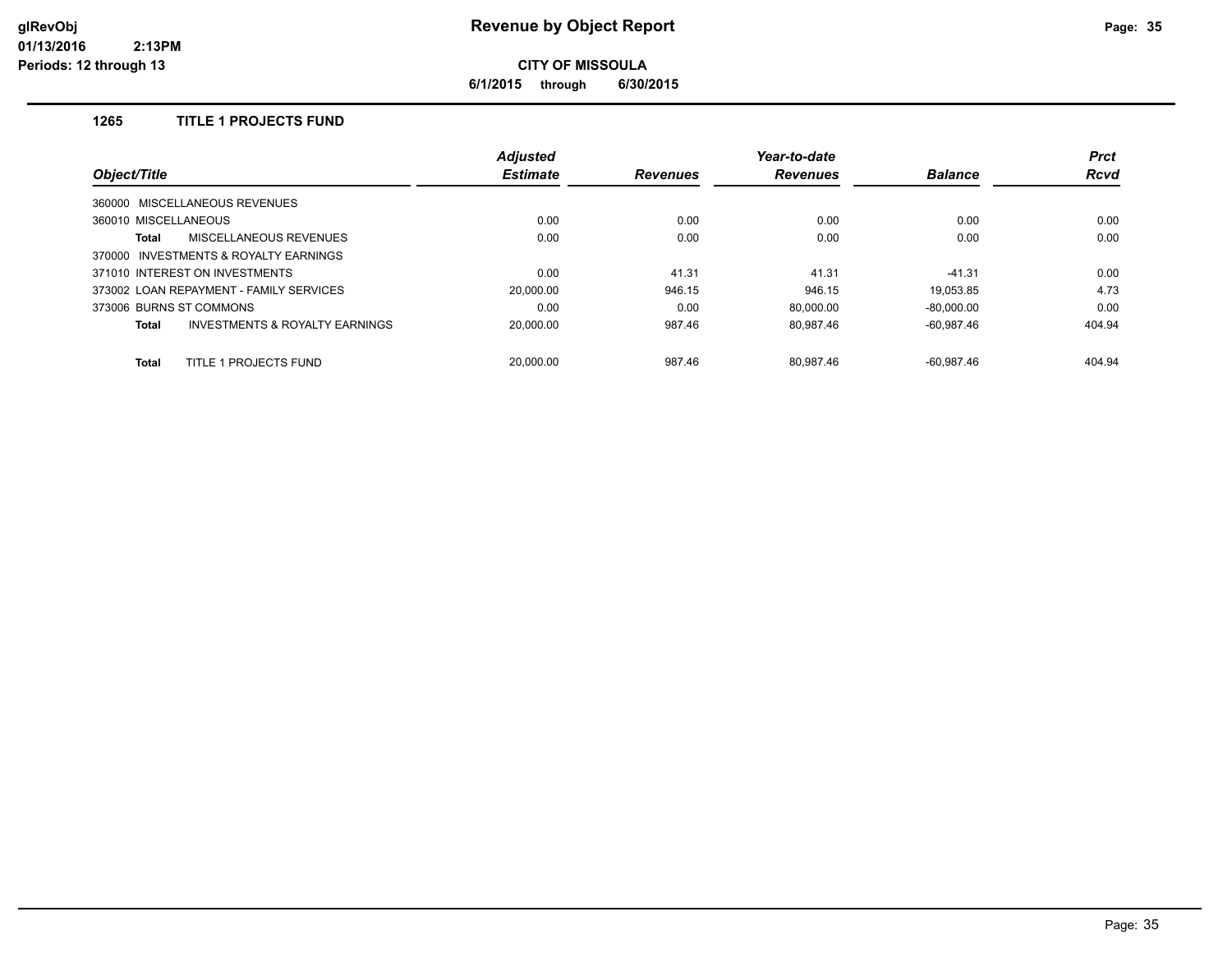**Revenue by Object Report**

**CITY OF MISSOULA**

**6/1/2015 through 6/30/2015**

glRevObj
01/13/2016 2:13PM
Periods: 12 through 13

## 1265 TITLE 1 PROJECTS FUND

| Object/Title | Adjusted Estimate | Revenues | Year-to-date Revenues | Balance | Prct Rcvd |
|---|---|---|---|---|---|
| 360000 MISCELLANEOUS REVENUES | | | | | |
| 360010 MISCELLANEOUS | 0.00 | 0.00 | 0.00 | 0.00 | 0.00 |
| **Total** MISCELLANEOUS REVENUES | 0.00 | 0.00 | 0.00 | 0.00 | 0.00 |
| 370000 INVESTMENTS & ROYALTY EARNINGS | | | | | |
| 371010 INTEREST ON INVESTMENTS | 0.00 | 41.31 | 41.31 | -41.31 | 0.00 |
| 373002 LOAN REPAYMENT - FAMILY SERVICES | 20,000.00 | 946.15 | 946.15 | 19,053.85 | 4.73 |
| 373006 BURNS ST COMMONS | 0.00 | 0.00 | 80,000.00 | -80,000.00 | 0.00 |
| **Total** INVESTMENTS & ROYALTY EARNINGS | 20,000.00 | 987.46 | 80,987.46 | -60,987.46 | 404.94 |
| **Total** TITLE 1 PROJECTS FUND | 20,000.00 | 987.46 | 80,987.46 | -60,987.46 | 404.94 |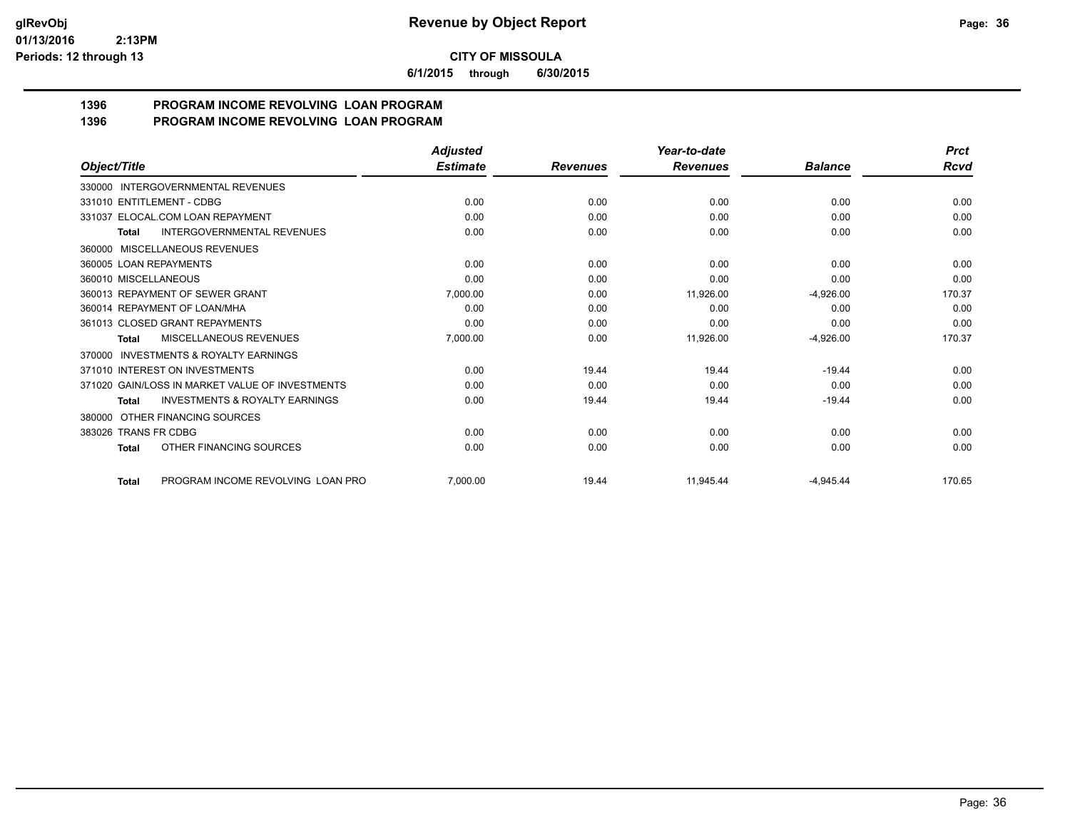**CITY OF MISSOULA**

**6/1/2015 through 6/30/2015**

## 1396 PROGRAM INCOME REVOLVING LOAN PROGRAM
## 1396 PROGRAM INCOME REVOLVING LOAN PROGRAM

| Object/Title | Adjusted Estimate | Revenues | Year-to-date Revenues | Balance | Prct Rcvd |
|---|---|---|---|---|---|
| 330000 INTERGOVERNMENTAL REVENUES | | | | | |
| 331010 ENTITLEMENT - CDBG | 0.00 | 0.00 | 0.00 | 0.00 | 0.00 |
| 331037 ELOCAL.COM LOAN REPAYMENT | 0.00 | 0.00 | 0.00 | 0.00 | 0.00 |
| **Total** INTERGOVERNMENTAL REVENUES | 0.00 | 0.00 | 0.00 | 0.00 | 0.00 |
| 360000 MISCELLANEOUS REVENUES | | | | | |
| 360005 LOAN REPAYMENTS | 0.00 | 0.00 | 0.00 | 0.00 | 0.00 |
| 360010 MISCELLANEOUS | 0.00 | 0.00 | 0.00 | 0.00 | 0.00 |
| 360013 REPAYMENT OF SEWER GRANT | 7,000.00 | 0.00 | 11,926.00 | -4,926.00 | 170.37 |
| 360014 REPAYMENT OF LOAN/MHA | 0.00 | 0.00 | 0.00 | 0.00 | 0.00 |
| 361013 CLOSED GRANT REPAYMENTS | 0.00 | 0.00 | 0.00 | 0.00 | 0.00 |
| **Total** MISCELLANEOUS REVENUES | 7,000.00 | 0.00 | 11,926.00 | -4,926.00 | 170.37 |
| 370000 INVESTMENTS & ROYALTY EARNINGS | | | | | |
| 371010 INTEREST ON INVESTMENTS | 0.00 | 19.44 | 19.44 | -19.44 | 0.00 |
| 371020 GAIN/LOSS IN MARKET VALUE OF INVESTMENTS | 0.00 | 0.00 | 0.00 | 0.00 | 0.00 |
| **Total** INVESTMENTS & ROYALTY EARNINGS | 0.00 | 19.44 | 19.44 | -19.44 | 0.00 |
| 380000 OTHER FINANCING SOURCES | | | | | |
| 383026 TRANS FR CDBG | 0.00 | 0.00 | 0.00 | 0.00 | 0.00 |
| **Total** OTHER FINANCING SOURCES | 0.00 | 0.00 | 0.00 | 0.00 | 0.00 |
| **Total** PROGRAM INCOME REVOLVING LOAN PRO | 7,000.00 | 19.44 | 11,945.44 | -4,945.44 | 170.65 |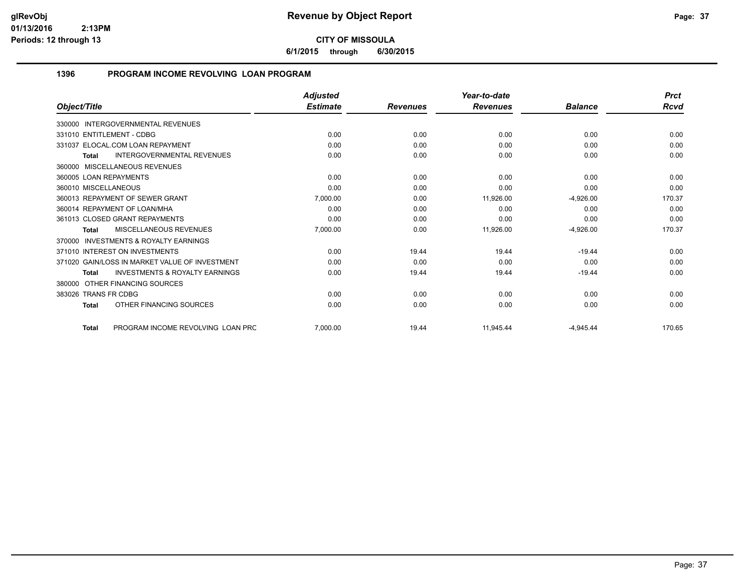**CITY OF MISSOULA**

**6/1/2015 through 6/30/2015**

## 1396 PROGRAM INCOME REVOLVING LOAN PROGRAM

| Object/Title | Adjusted Estimate | Revenues | Year-to-date Revenues | Balance | Prct Rcvd |
|---|---|---|---|---|---|
| 330000 INTERGOVERNMENTAL REVENUES | | | | | |
| 331010 ENTITLEMENT - CDBG | 0.00 | 0.00 | 0.00 | 0.00 | 0.00 |
| 331037 ELOCAL.COM LOAN REPAYMENT | 0.00 | 0.00 | 0.00 | 0.00 | 0.00 |
| **Total** INTERGOVERNMENTAL REVENUES | 0.00 | 0.00 | 0.00 | 0.00 | 0.00 |
| 360000 MISCELLANEOUS REVENUES | | | | | |
| 360005 LOAN REPAYMENTS | 0.00 | 0.00 | 0.00 | 0.00 | 0.00 |
| 360010 MISCELLANEOUS | 0.00 | 0.00 | 0.00 | 0.00 | 0.00 |
| 360013 REPAYMENT OF SEWER GRANT | 7,000.00 | 0.00 | 11,926.00 | -4,926.00 | 170.37 |
| 360014 REPAYMENT OF LOAN/MHA | 0.00 | 0.00 | 0.00 | 0.00 | 0.00 |
| 361013 CLOSED GRANT REPAYMENTS | 0.00 | 0.00 | 0.00 | 0.00 | 0.00 |
| **Total** MISCELLANEOUS REVENUES | 7,000.00 | 0.00 | 11,926.00 | -4,926.00 | 170.37 |
| 370000 INVESTMENTS & ROYALTY EARNINGS | | | | | |
| 371010 INTEREST ON INVESTMENTS | 0.00 | 19.44 | 19.44 | -19.44 | 0.00 |
| 371020 GAIN/LOSS IN MARKET VALUE OF INVESTMENT | 0.00 | 0.00 | 0.00 | 0.00 | 0.00 |
| **Total** INVESTMENTS & ROYALTY EARNINGS | 0.00 | 19.44 | 19.44 | -19.44 | 0.00 |
| 380000 OTHER FINANCING SOURCES | | | | | |
| 383026 TRANS FR CDBG | 0.00 | 0.00 | 0.00 | 0.00 | 0.00 |
| **Total** OTHER FINANCING SOURCES | 0.00 | 0.00 | 0.00 | 0.00 | 0.00 |
| **Total** PROGRAM INCOME REVOLVING LOAN PRC | 7,000.00 | 19.44 | 11,945.44 | -4,945.44 | 170.65 |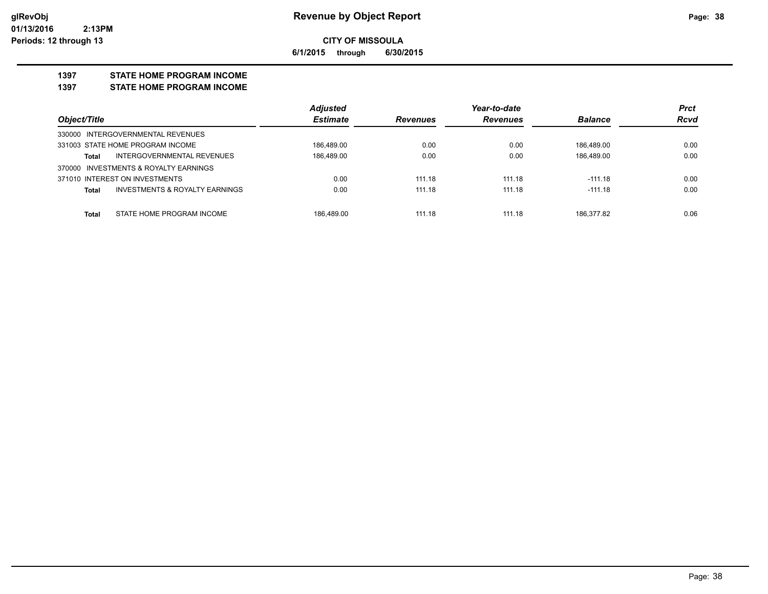## CITY OF MISSOULA

**6/1/2015 through 6/30/2015**

### 1397 STATE HOME PROGRAM INCOME
### 1397 STATE HOME PROGRAM INCOME

| Object/Title | Adjusted Estimate | Revenues | Year-to-date Revenues | Balance | Prct Rcvd |
|---|---|---|---|---|---|
| 330000 INTERGOVERNMENTAL REVENUES | | | | | |
| 331003 STATE HOME PROGRAM INCOME | 186,489.00 | 0.00 | 0.00 | 186,489.00 | 0.00 |
| **Total** INTERGOVERNMENTAL REVENUES | 186,489.00 | 0.00 | 0.00 | 186,489.00 | 0.00 |
| 370000 INVESTMENTS & ROYALTY EARNINGS | | | | | |
| 371010 INTEREST ON INVESTMENTS | 0.00 | 111.18 | 111.18 | -111.18 | 0.00 |
| **Total** INVESTMENTS & ROYALTY EARNINGS | 0.00 | 111.18 | 111.18 | -111.18 | 0.00 |
| **Total** STATE HOME PROGRAM INCOME | 186,489.00 | 111.18 | 111.18 | 186,377.82 | 0.06 |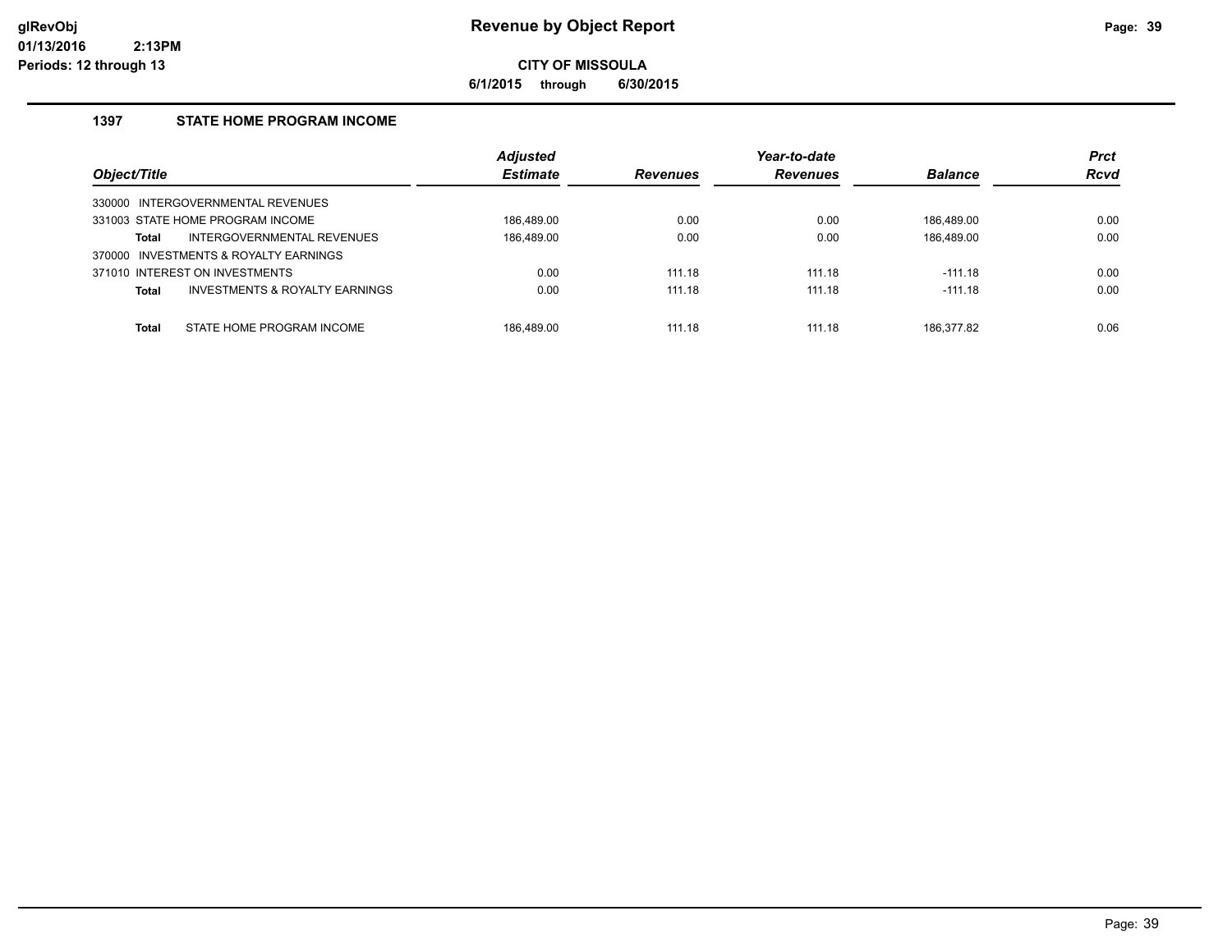**Revenue by Object Report**

**CITY OF MISSOULA**

**6/1/2015 through 6/30/2015**

glRevObj
01/13/2016 2:13PM
Periods: 12 through 13

### 1397 STATE HOME PROGRAM INCOME

| Object/Title | Adjusted Estimate | Revenues | Year-to-date Revenues | Balance | Prct Rcvd |
|---|---|---|---|---|---|
| 330000 INTERGOVERNMENTAL REVENUES | | | | | |
| 331003 STATE HOME PROGRAM INCOME | 186,489.00 | 0.00 | 0.00 | 186,489.00 | 0.00 |
| **Total** INTERGOVERNMENTAL REVENUES | 186,489.00 | 0.00 | 0.00 | 186,489.00 | 0.00 |
| 370000 INVESTMENTS & ROYALTY EARNINGS | | | | | |
| 371010 INTEREST ON INVESTMENTS | 0.00 | 111.18 | 111.18 | -111.18 | 0.00 |
| **Total** INVESTMENTS & ROYALTY EARNINGS | 0.00 | 111.18 | 111.18 | -111.18 | 0.00 |
| **Total** STATE HOME PROGRAM INCOME | 186,489.00 | 111.18 | 111.18 | 186,377.82 | 0.06 |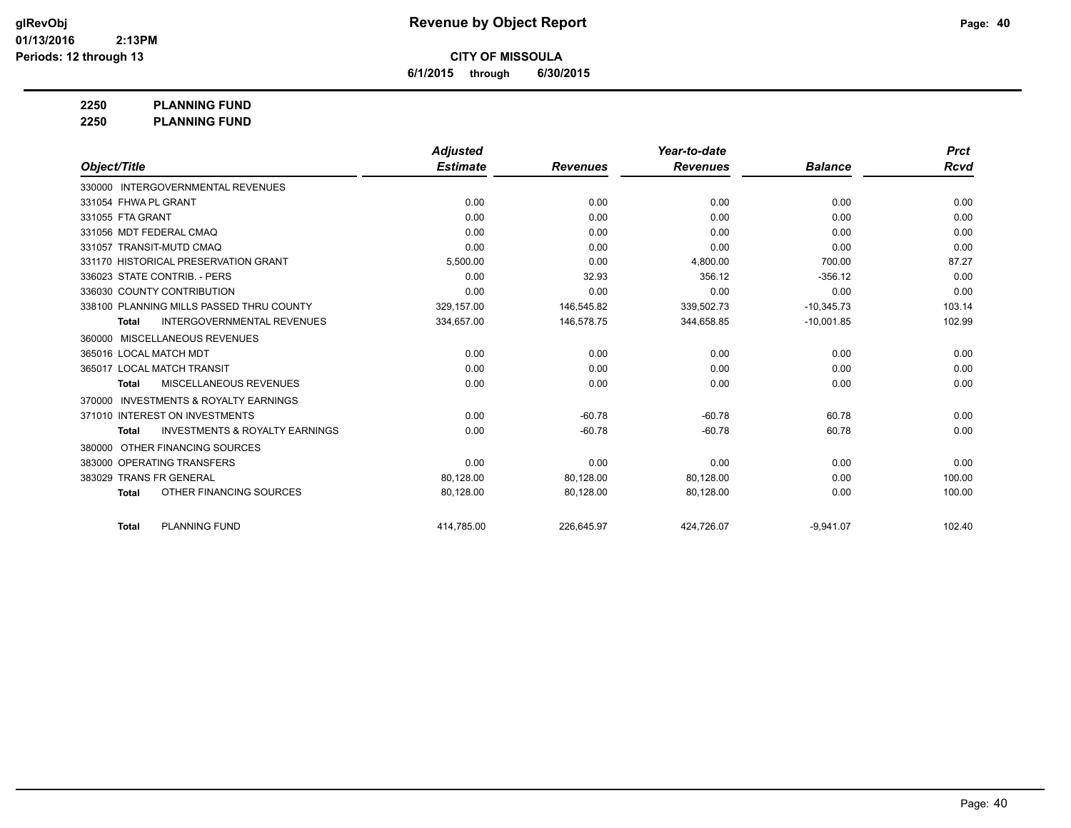# Revenue by Object Report

**CITY OF MISSOULA**

**6/1/2015 through 6/30/2015**

glRevObj
01/13/2016 2:13PM
Periods: 12 through 13

**2250 PLANNING FUND**
**2250 PLANNING FUND**

| Object/Title | Adjusted Estimate | Revenues | Year-to-date Revenues | Balance | Prct Rcvd |
|---|---|---|---|---|---|
| 330000 INTERGOVERNMENTAL REVENUES | | | | | |
| 331054 FHWA PL GRANT | 0.00 | 0.00 | 0.00 | 0.00 | 0.00 |
| 331055 FTA GRANT | 0.00 | 0.00 | 0.00 | 0.00 | 0.00 |
| 331056 MDT FEDERAL CMAQ | 0.00 | 0.00 | 0.00 | 0.00 | 0.00 |
| 331057 TRANSIT-MUTD CMAQ | 0.00 | 0.00 | 0.00 | 0.00 | 0.00 |
| 331170 HISTORICAL PRESERVATION GRANT | 5,500.00 | 0.00 | 4,800.00 | 700.00 | 87.27 |
| 336023 STATE CONTRIB. - PERS | 0.00 | 32.93 | 356.12 | -356.12 | 0.00 |
| 336030 COUNTY CONTRIBUTION | 0.00 | 0.00 | 0.00 | 0.00 | 0.00 |
| 338100 PLANNING MILLS PASSED THRU COUNTY | 329,157.00 | 146,545.82 | 339,502.73 | -10,345.73 | 103.14 |
| **Total** INTERGOVERNMENTAL REVENUES | 334,657.00 | 146,578.75 | 344,658.85 | -10,001.85 | 102.99 |
| 360000 MISCELLANEOUS REVENUES | | | | | |
| 365016 LOCAL MATCH MDT | 0.00 | 0.00 | 0.00 | 0.00 | 0.00 |
| 365017 LOCAL MATCH TRANSIT | 0.00 | 0.00 | 0.00 | 0.00 | 0.00 |
| **Total** MISCELLANEOUS REVENUES | 0.00 | 0.00 | 0.00 | 0.00 | 0.00 |
| 370000 INVESTMENTS & ROYALTY EARNINGS | | | | | |
| 371010 INTEREST ON INVESTMENTS | 0.00 | -60.78 | -60.78 | 60.78 | 0.00 |
| **Total** INVESTMENTS & ROYALTY EARNINGS | 0.00 | -60.78 | -60.78 | 60.78 | 0.00 |
| 380000 OTHER FINANCING SOURCES | | | | | |
| 383000 OPERATING TRANSFERS | 0.00 | 0.00 | 0.00 | 0.00 | 0.00 |
| 383029 TRANS FR GENERAL | 80,128.00 | 80,128.00 | 80,128.00 | 0.00 | 100.00 |
| **Total** OTHER FINANCING SOURCES | 80,128.00 | 80,128.00 | 80,128.00 | 0.00 | 100.00 |
| **Total** PLANNING FUND | 414,785.00 | 226,645.97 | 424,726.07 | -9,941.07 | 102.40 |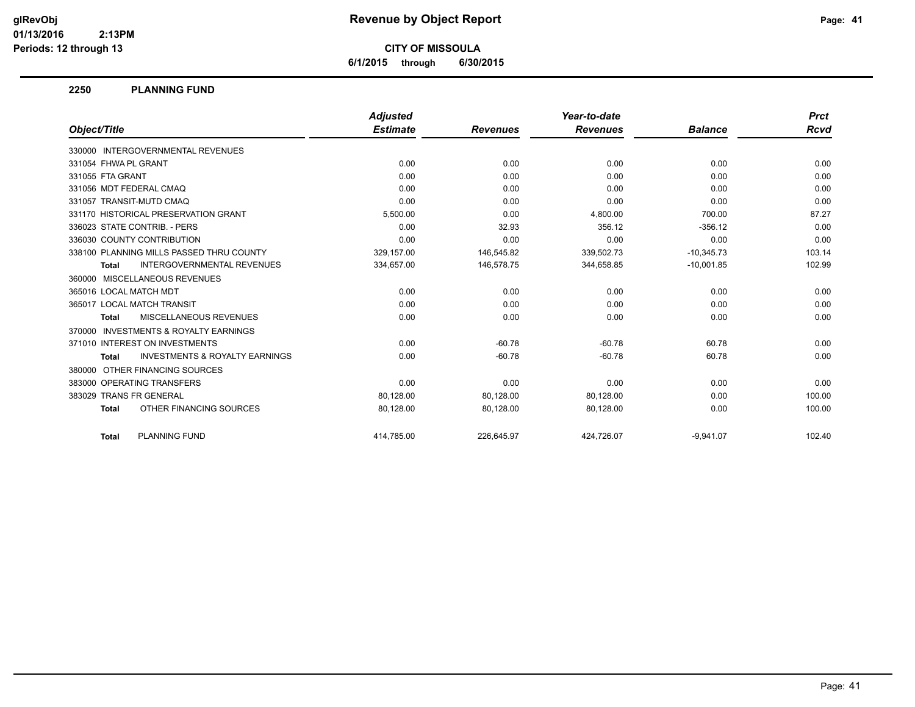# Revenue by Object Report

**CITY OF MISSOULA**

**6/1/2015 through 6/30/2015**

glRevObj
01/13/2016 2:13PM
Periods: 12 through 13

## 2250 PLANNING FUND

| Object/Title | Adjusted Estimate | Revenues | Year-to-date Revenues | Balance | Prct Rcvd |
|---|---|---|---|---|---|
| 330000 INTERGOVERNMENTAL REVENUES | | | | | |
| 331054 FHWA PL GRANT | 0.00 | 0.00 | 0.00 | 0.00 | 0.00 |
| 331055 FTA GRANT | 0.00 | 0.00 | 0.00 | 0.00 | 0.00 |
| 331056 MDT FEDERAL CMAQ | 0.00 | 0.00 | 0.00 | 0.00 | 0.00 |
| 331057 TRANSIT-MUTD CMAQ | 0.00 | 0.00 | 0.00 | 0.00 | 0.00 |
| 331170 HISTORICAL PRESERVATION GRANT | 5,500.00 | 0.00 | 4,800.00 | 700.00 | 87.27 |
| 336023 STATE CONTRIB. - PERS | 0.00 | 32.93 | 356.12 | -356.12 | 0.00 |
| 336030 COUNTY CONTRIBUTION | 0.00 | 0.00 | 0.00 | 0.00 | 0.00 |
| 338100 PLANNING MILLS PASSED THRU COUNTY | 329,157.00 | 146,545.82 | 339,502.73 | -10,345.73 | 103.14 |
| **Total** INTERGOVERNMENTAL REVENUES | 334,657.00 | 146,578.75 | 344,658.85 | -10,001.85 | 102.99 |
| 360000 MISCELLANEOUS REVENUES | | | | | |
| 365016 LOCAL MATCH MDT | 0.00 | 0.00 | 0.00 | 0.00 | 0.00 |
| 365017 LOCAL MATCH TRANSIT | 0.00 | 0.00 | 0.00 | 0.00 | 0.00 |
| **Total** MISCELLANEOUS REVENUES | 0.00 | 0.00 | 0.00 | 0.00 | 0.00 |
| 370000 INVESTMENTS & ROYALTY EARNINGS | | | | | |
| 371010 INTEREST ON INVESTMENTS | 0.00 | -60.78 | -60.78 | 60.78 | 0.00 |
| **Total** INVESTMENTS & ROYALTY EARNINGS | 0.00 | -60.78 | -60.78 | 60.78 | 0.00 |
| 380000 OTHER FINANCING SOURCES | | | | | |
| 383000 OPERATING TRANSFERS | 0.00 | 0.00 | 0.00 | 0.00 | 0.00 |
| 383029 TRANS FR GENERAL | 80,128.00 | 80,128.00 | 80,128.00 | 0.00 | 100.00 |
| **Total** OTHER FINANCING SOURCES | 80,128.00 | 80,128.00 | 80,128.00 | 0.00 | 100.00 |
| **Total** PLANNING FUND | 414,785.00 | 226,645.97 | 424,726.07 | -9,941.07 | 102.40 |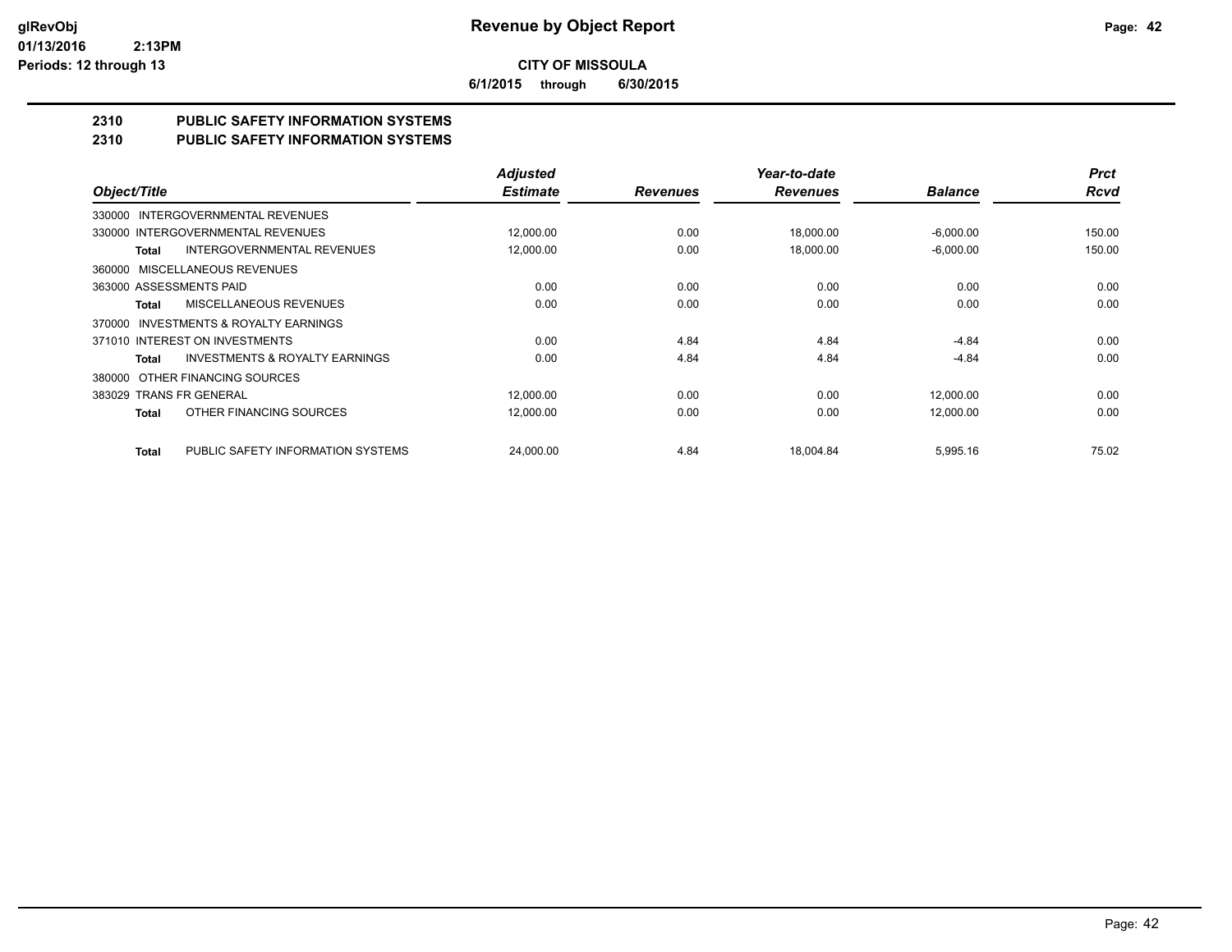# Revenue by Object Report

**CITY OF MISSOULA**

**6/1/2015 through 6/30/2015**

## 2310 PUBLIC SAFETY INFORMATION SYSTEMS
## 2310 PUBLIC SAFETY INFORMATION SYSTEMS

| Object/Title | Adjusted Estimate | Revenues | Year-to-date Revenues | Balance | Prct Rcvd |
|---|---|---|---|---|---|
| 330000 INTERGOVERNMENTAL REVENUES | | | | | |
| 330000 INTERGOVERNMENTAL REVENUES | 12,000.00 | 0.00 | 18,000.00 | -6,000.00 | 150.00 |
| **Total** INTERGOVERNMENTAL REVENUES | 12,000.00 | 0.00 | 18,000.00 | -6,000.00 | 150.00 |
| 360000 MISCELLANEOUS REVENUES | | | | | |
| 363000 ASSESSMENTS PAID | 0.00 | 0.00 | 0.00 | 0.00 | 0.00 |
| **Total** MISCELLANEOUS REVENUES | 0.00 | 0.00 | 0.00 | 0.00 | 0.00 |
| 370000 INVESTMENTS & ROYALTY EARNINGS | | | | | |
| 371010 INTEREST ON INVESTMENTS | 0.00 | 4.84 | 4.84 | -4.84 | 0.00 |
| **Total** INVESTMENTS & ROYALTY EARNINGS | 0.00 | 4.84 | 4.84 | -4.84 | 0.00 |
| 380000 OTHER FINANCING SOURCES | | | | | |
| 383029 TRANS FR GENERAL | 12,000.00 | 0.00 | 0.00 | 12,000.00 | 0.00 |
| **Total** OTHER FINANCING SOURCES | 12,000.00 | 0.00 | 0.00 | 12,000.00 | 0.00 |
| **Total** PUBLIC SAFETY INFORMATION SYSTEMS | 24,000.00 | 4.84 | 18,004.84 | 5,995.16 | 75.02 |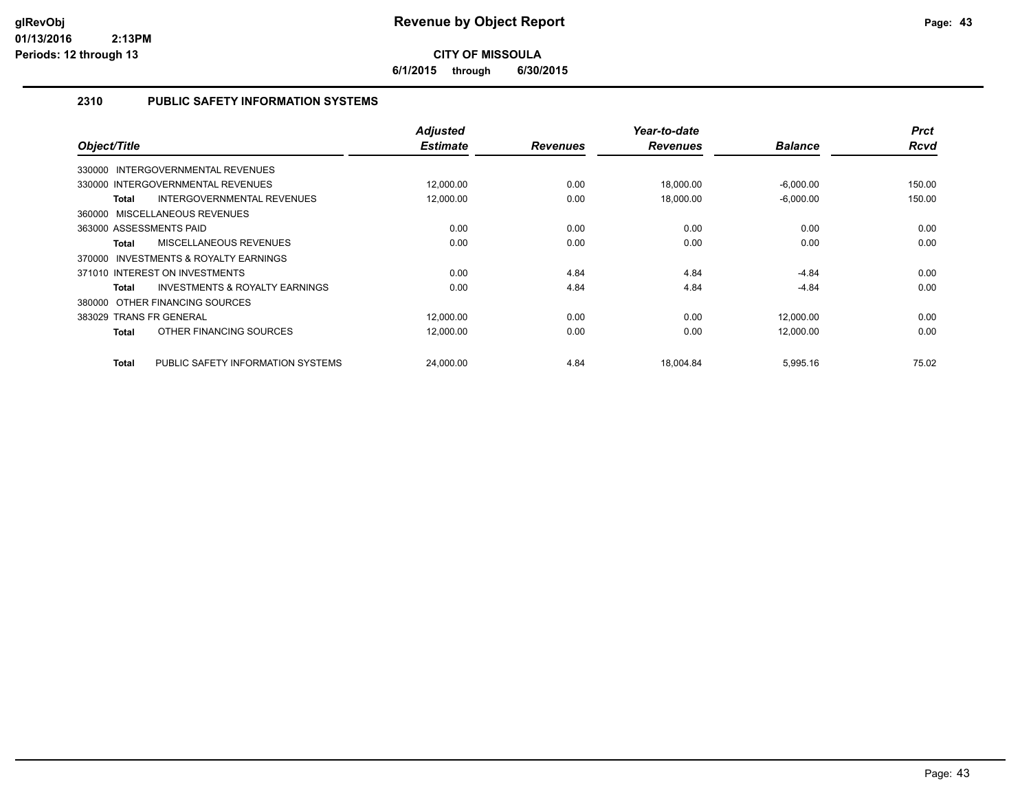# Revenue by Object Report

**CITY OF MISSOULA**

**6/1/2015 through 6/30/2015**

glRevObj
01/13/2016 2:13PM
Periods: 12 through 13

## 2310 PUBLIC SAFETY INFORMATION SYSTEMS

| Object/Title | | Adjusted Estimate | Revenues | Year-to-date Revenues | Balance | Prct Rcvd |
|---|---|---|---|---|---|---|
| 330000 INTERGOVERNMENTAL REVENUES | | | | | | |
| 330000 INTERGOVERNMENTAL REVENUES | | 12,000.00 | 0.00 | 18,000.00 | -6,000.00 | 150.00 |
| **Total** | INTERGOVERNMENTAL REVENUES | 12,000.00 | 0.00 | 18,000.00 | -6,000.00 | 150.00 |
| 360000 MISCELLANEOUS REVENUES | | | | | | |
| 363000 ASSESSMENTS PAID | | 0.00 | 0.00 | 0.00 | 0.00 | 0.00 |
| **Total** | MISCELLANEOUS REVENUES | 0.00 | 0.00 | 0.00 | 0.00 | 0.00 |
| 370000 INVESTMENTS & ROYALTY EARNINGS | | | | | | |
| 371010 INTEREST ON INVESTMENTS | | 0.00 | 4.84 | 4.84 | -4.84 | 0.00 |
| **Total** | INVESTMENTS & ROYALTY EARNINGS | 0.00 | 4.84 | 4.84 | -4.84 | 0.00 |
| 380000 OTHER FINANCING SOURCES | | | | | | |
| 383029 TRANS FR GENERAL | | 12,000.00 | 0.00 | 0.00 | 12,000.00 | 0.00 |
| **Total** | OTHER FINANCING SOURCES | 12,000.00 | 0.00 | 0.00 | 12,000.00 | 0.00 |
| **Total** | PUBLIC SAFETY INFORMATION SYSTEMS | 24,000.00 | 4.84 | 18,004.84 | 5,995.16 | 75.02 |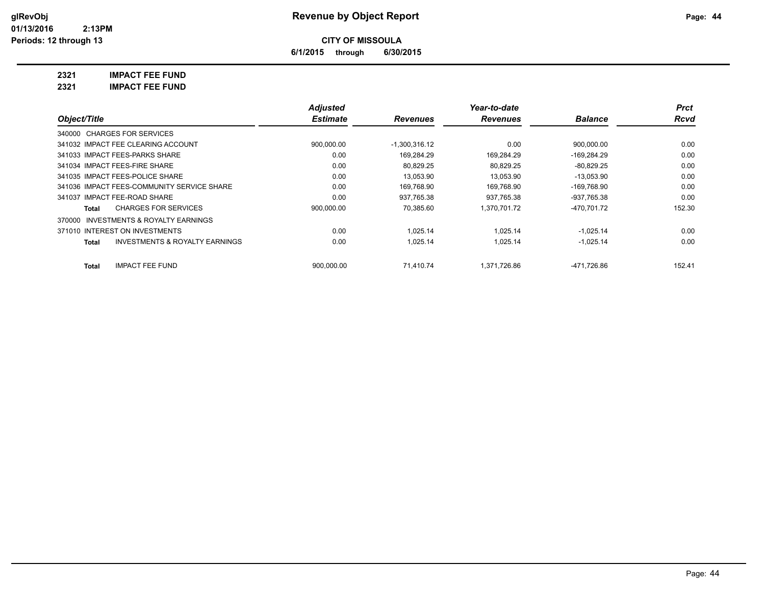# Revenue by Object Report

**CITY OF MISSOULA**

**6/1/2015 through 6/30/2015**

glRevObj
01/13/2016 2:13PM
Periods: 12 through 13

## 2321 IMPACT FEE FUND
## 2321 IMPACT FEE FUND

| Object/Title | Adjusted Estimate | Revenues | Year-to-date Revenues | Balance | Prct Rcvd |
|---|---|---|---|---|---|
| 340000 CHARGES FOR SERVICES | | | | | |
| 341032 IMPACT FEE CLEARING ACCOUNT | 900,000.00 | -1,300,316.12 | 0.00 | 900,000.00 | 0.00 |
| 341033 IMPACT FEES-PARKS SHARE | 0.00 | 169,284.29 | 169,284.29 | -169,284.29 | 0.00 |
| 341034 IMPACT FEES-FIRE SHARE | 0.00 | 80,829.25 | 80,829.25 | -80,829.25 | 0.00 |
| 341035 IMPACT FEES-POLICE SHARE | 0.00 | 13,053.90 | 13,053.90 | -13,053.90 | 0.00 |
| 341036 IMPACT FEES-COMMUNITY SERVICE SHARE | 0.00 | 169,768.90 | 169,768.90 | -169,768.90 | 0.00 |
| 341037 IMPACT FEE-ROAD SHARE | 0.00 | 937,765.38 | 937,765.38 | -937,765.38 | 0.00 |
| **Total** CHARGES FOR SERVICES | 900,000.00 | 70,385.60 | 1,370,701.72 | -470,701.72 | 152.30 |
| 370000 INVESTMENTS & ROYALTY EARNINGS | | | | | |
| 371010 INTEREST ON INVESTMENTS | 0.00 | 1,025.14 | 1,025.14 | -1,025.14 | 0.00 |
| **Total** INVESTMENTS & ROYALTY EARNINGS | 0.00 | 1,025.14 | 1,025.14 | -1,025.14 | 0.00 |
| **Total** IMPACT FEE FUND | 900,000.00 | 71,410.74 | 1,371,726.86 | -471,726.86 | 152.41 |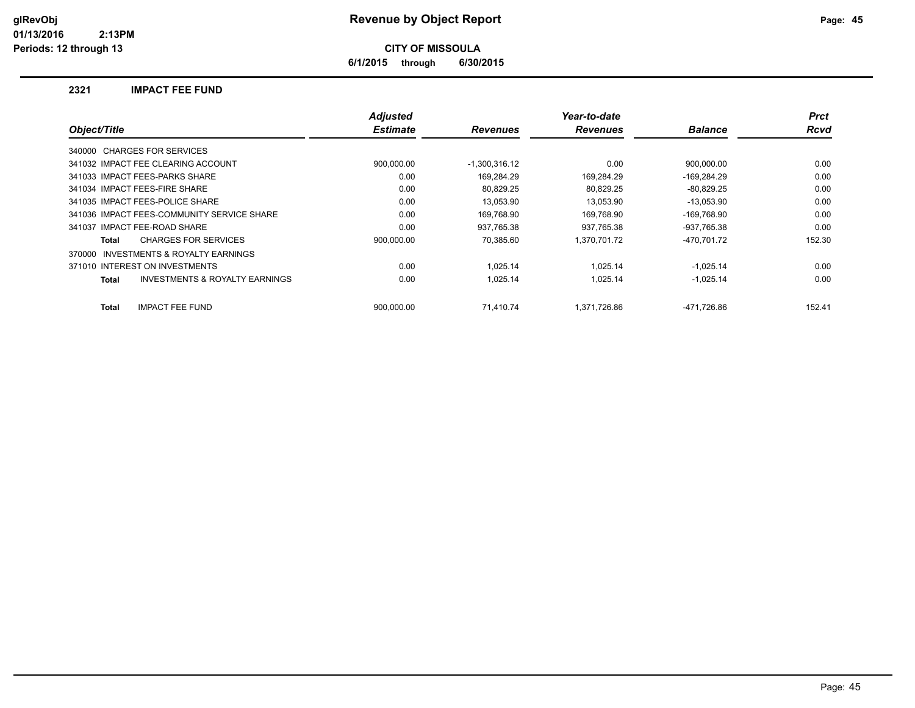# Revenue by Object Report

glRevObj
01/13/2016 2:13PM
Periods: 12 through 13

**CITY OF MISSOULA**

**6/1/2015 through 6/30/2015**

## 2321 IMPACT FEE FUND

| Object/Title | Adjusted Estimate | Revenues | Year-to-date Revenues | Balance | Prct Rcvd |
|---|---|---|---|---|---|
| 340000 CHARGES FOR SERVICES | | | | | |
| 341032 IMPACT FEE CLEARING ACCOUNT | 900,000.00 | -1,300,316.12 | 0.00 | 900,000.00 | 0.00 |
| 341033 IMPACT FEES-PARKS SHARE | 0.00 | 169,284.29 | 169,284.29 | -169,284.29 | 0.00 |
| 341034 IMPACT FEES-FIRE SHARE | 0.00 | 80,829.25 | 80,829.25 | -80,829.25 | 0.00 |
| 341035 IMPACT FEES-POLICE SHARE | 0.00 | 13,053.90 | 13,053.90 | -13,053.90 | 0.00 |
| 341036 IMPACT FEES-COMMUNITY SERVICE SHARE | 0.00 | 169,768.90 | 169,768.90 | -169,768.90 | 0.00 |
| 341037 IMPACT FEE-ROAD SHARE | 0.00 | 937,765.38 | 937,765.38 | -937,765.38 | 0.00 |
| **Total** CHARGES FOR SERVICES | 900,000.00 | 70,385.60 | 1,370,701.72 | -470,701.72 | 152.30 |
| 370000 INVESTMENTS & ROYALTY EARNINGS | | | | | |
| 371010 INTEREST ON INVESTMENTS | 0.00 | 1,025.14 | 1,025.14 | -1,025.14 | 0.00 |
| **Total** INVESTMENTS & ROYALTY EARNINGS | 0.00 | 1,025.14 | 1,025.14 | -1,025.14 | 0.00 |
| **Total** IMPACT FEE FUND | 900,000.00 | 71,410.74 | 1,371,726.86 | -471,726.86 | 152.41 |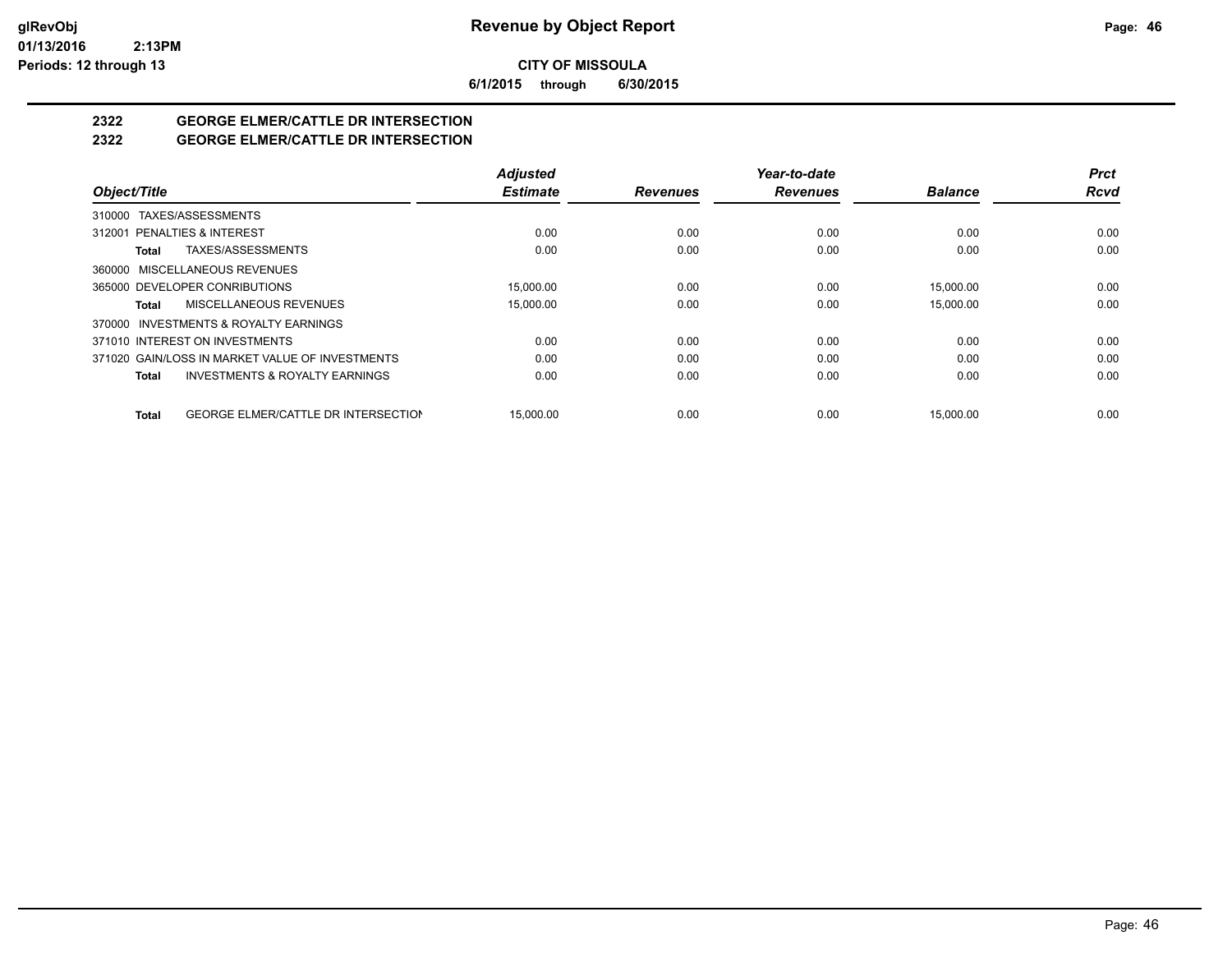# Revenue by Object Report

**CITY OF MISSOULA**

**6/1/2015 through 6/30/2015**

## 2322 GEORGE ELMER/CATTLE DR INTERSECTION
## 2322 GEORGE ELMER/CATTLE DR INTERSECTION

| Object/Title | Adjusted Estimate | Revenues | Year-to-date Revenues | Balance | Prct Rcvd |
|---|---|---|---|---|---|
| 310000 TAXES/ASSESSMENTS | | | | | |
| 312001 PENALTIES & INTEREST | 0.00 | 0.00 | 0.00 | 0.00 | 0.00 |
| **Total** TAXES/ASSESSMENTS | 0.00 | 0.00 | 0.00 | 0.00 | 0.00 |
| 360000 MISCELLANEOUS REVENUES | | | | | |
| 365000 DEVELOPER CONRIBUTIONS | 15,000.00 | 0.00 | 0.00 | 15,000.00 | 0.00 |
| **Total** MISCELLANEOUS REVENUES | 15,000.00 | 0.00 | 0.00 | 15,000.00 | 0.00 |
| 370000 INVESTMENTS & ROYALTY EARNINGS | | | | | |
| 371010 INTEREST ON INVESTMENTS | 0.00 | 0.00 | 0.00 | 0.00 | 0.00 |
| 371020 GAIN/LOSS IN MARKET VALUE OF INVESTMENTS | 0.00 | 0.00 | 0.00 | 0.00 | 0.00 |
| **Total** INVESTMENTS & ROYALTY EARNINGS | 0.00 | 0.00 | 0.00 | 0.00 | 0.00 |
| **Total** GEORGE ELMER/CATTLE DR INTERSECTION | 15,000.00 | 0.00 | 0.00 | 15,000.00 | 0.00 |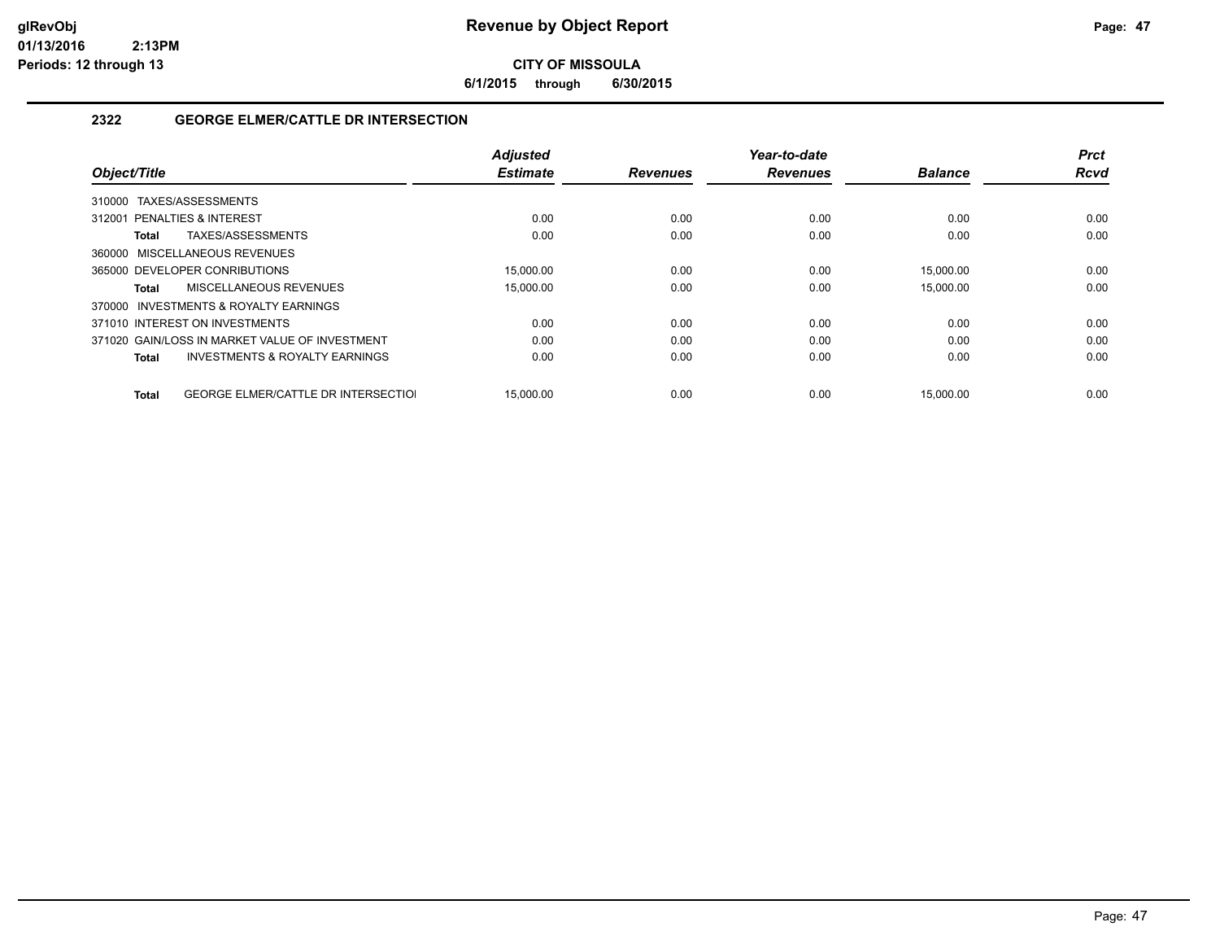# Revenue by Object Report

**CITY OF MISSOULA**

**6/1/2015 through 6/30/2015**

glRevObj
01/13/2016 2:13PM
Periods: 12 through 13

## 2322 GEORGE ELMER/CATTLE DR INTERSECTION

| Object/Title | Adjusted Estimate | Revenues | Year-to-date Revenues | Balance | Prct Rcvd |
|---|---|---|---|---|---|
| 310000 TAXES/ASSESSMENTS | | | | | |
| 312001 PENALTIES & INTEREST | 0.00 | 0.00 | 0.00 | 0.00 | 0.00 |
| **Total** TAXES/ASSESSMENTS | 0.00 | 0.00 | 0.00 | 0.00 | 0.00 |
| 360000 MISCELLANEOUS REVENUES | | | | | |
| 365000 DEVELOPER CONRIBUTIONS | 15,000.00 | 0.00 | 0.00 | 15,000.00 | 0.00 |
| **Total** MISCELLANEOUS REVENUES | 15,000.00 | 0.00 | 0.00 | 15,000.00 | 0.00 |
| 370000 INVESTMENTS & ROYALTY EARNINGS | | | | | |
| 371010 INTEREST ON INVESTMENTS | 0.00 | 0.00 | 0.00 | 0.00 | 0.00 |
| 371020 GAIN/LOSS IN MARKET VALUE OF INVESTMENT | 0.00 | 0.00 | 0.00 | 0.00 | 0.00 |
| **Total** INVESTMENTS & ROYALTY EARNINGS | 0.00 | 0.00 | 0.00 | 0.00 | 0.00 |
| **Total** GEORGE ELMER/CATTLE DR INTERSECTIOI | 15,000.00 | 0.00 | 0.00 | 15,000.00 | 0.00 |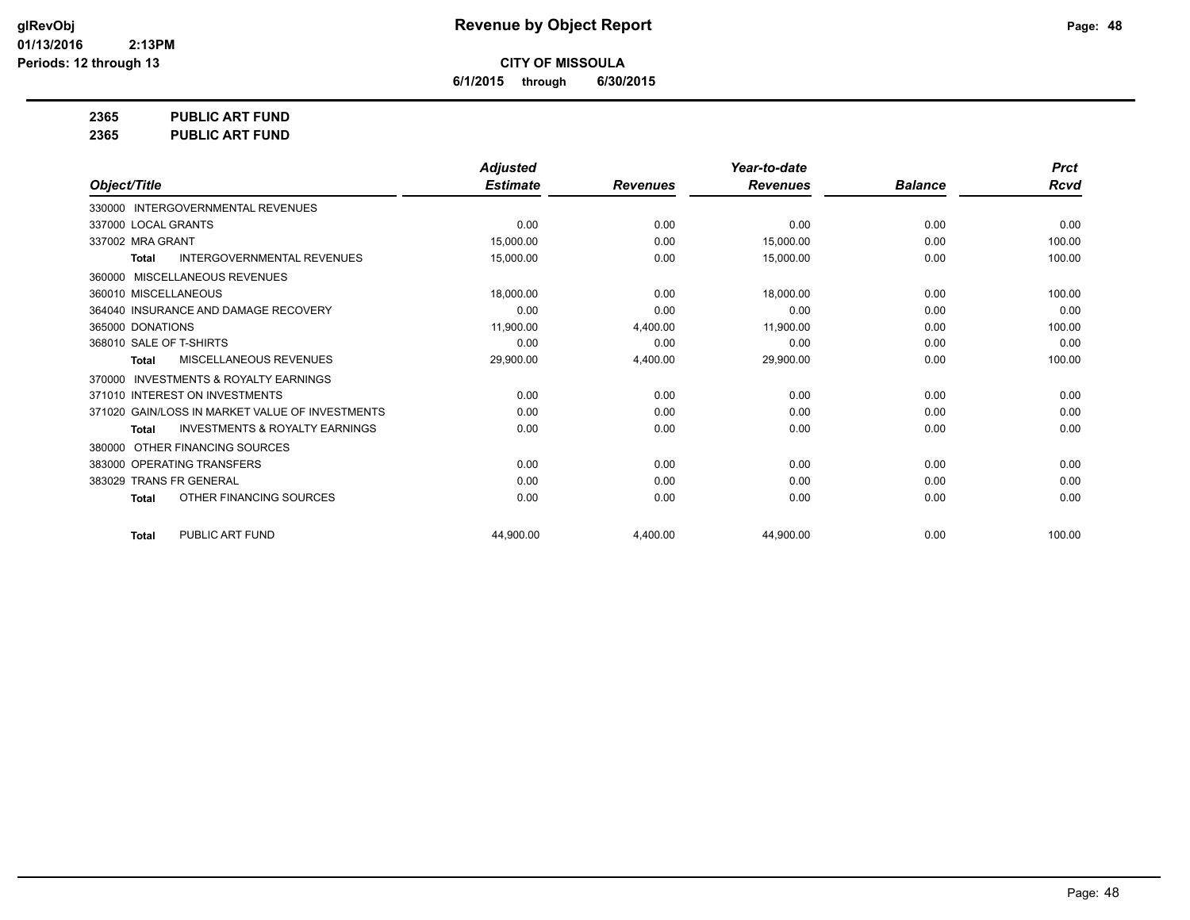# Revenue by Object Report

**CITY OF MISSOULA**

**6/1/2015 through 6/30/2015**

**2365 PUBLIC ART FUND**

**2365 PUBLIC ART FUND**

| Object/Title | Adjusted Estimate | Revenues | Year-to-date Revenues | Balance | Prct Rcvd |
|---|---|---|---|---|---|
| 330000 INTERGOVERNMENTAL REVENUES | | | | | |
| 337000 LOCAL GRANTS | 0.00 | 0.00 | 0.00 | 0.00 | 0.00 |
| 337002 MRA GRANT | 15,000.00 | 0.00 | 15,000.00 | 0.00 | 100.00 |
| **Total** INTERGOVERNMENTAL REVENUES | 15,000.00 | 0.00 | 15,000.00 | 0.00 | 100.00 |
| 360000 MISCELLANEOUS REVENUES | | | | | |
| 360010 MISCELLANEOUS | 18,000.00 | 0.00 | 18,000.00 | 0.00 | 100.00 |
| 364040 INSURANCE AND DAMAGE RECOVERY | 0.00 | 0.00 | 0.00 | 0.00 | 0.00 |
| 365000 DONATIONS | 11,900.00 | 4,400.00 | 11,900.00 | 0.00 | 100.00 |
| 368010 SALE OF T-SHIRTS | 0.00 | 0.00 | 0.00 | 0.00 | 0.00 |
| **Total** MISCELLANEOUS REVENUES | 29,900.00 | 4,400.00 | 29,900.00 | 0.00 | 100.00 |
| 370000 INVESTMENTS & ROYALTY EARNINGS | | | | | |
| 371010 INTEREST ON INVESTMENTS | 0.00 | 0.00 | 0.00 | 0.00 | 0.00 |
| 371020 GAIN/LOSS IN MARKET VALUE OF INVESTMENTS | 0.00 | 0.00 | 0.00 | 0.00 | 0.00 |
| **Total** INVESTMENTS & ROYALTY EARNINGS | 0.00 | 0.00 | 0.00 | 0.00 | 0.00 |
| 380000 OTHER FINANCING SOURCES | | | | | |
| 383000 OPERATING TRANSFERS | 0.00 | 0.00 | 0.00 | 0.00 | 0.00 |
| 383029 TRANS FR GENERAL | 0.00 | 0.00 | 0.00 | 0.00 | 0.00 |
| **Total** OTHER FINANCING SOURCES | 0.00 | 0.00 | 0.00 | 0.00 | 0.00 |
| **Total** PUBLIC ART FUND | 44,900.00 | 4,400.00 | 44,900.00 | 0.00 | 100.00 |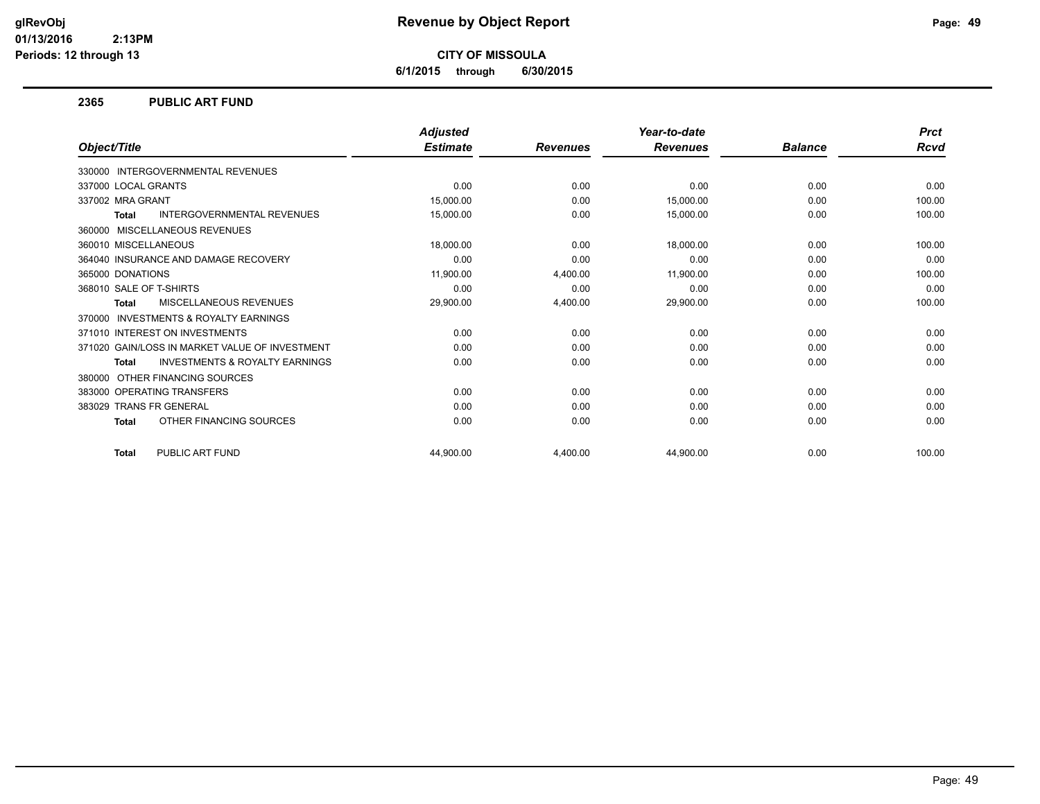# Revenue by Object Report

glRevObj
01/13/2016 2:13PM
Periods: 12 through 13

**CITY OF MISSOULA**

6/1/2015 through 6/30/2015

## 2365 PUBLIC ART FUND

| Object/Title | Adjusted Estimate | Revenues | Year-to-date Revenues | Balance | Prct Rcvd |
|---|---|---|---|---|---|
| 330000 INTERGOVERNMENTAL REVENUES | | | | | |
| 337000 LOCAL GRANTS | 0.00 | 0.00 | 0.00 | 0.00 | 0.00 |
| 337002 MRA GRANT | 15,000.00 | 0.00 | 15,000.00 | 0.00 | 100.00 |
| **Total** INTERGOVERNMENTAL REVENUES | 15,000.00 | 0.00 | 15,000.00 | 0.00 | 100.00 |
| 360000 MISCELLANEOUS REVENUES | | | | | |
| 360010 MISCELLANEOUS | 18,000.00 | 0.00 | 18,000.00 | 0.00 | 100.00 |
| 364040 INSURANCE AND DAMAGE RECOVERY | 0.00 | 0.00 | 0.00 | 0.00 | 0.00 |
| 365000 DONATIONS | 11,900.00 | 4,400.00 | 11,900.00 | 0.00 | 100.00 |
| 368010 SALE OF T-SHIRTS | 0.00 | 0.00 | 0.00 | 0.00 | 0.00 |
| **Total** MISCELLANEOUS REVENUES | 29,900.00 | 4,400.00 | 29,900.00 | 0.00 | 100.00 |
| 370000 INVESTMENTS & ROYALTY EARNINGS | | | | | |
| 371010 INTEREST ON INVESTMENTS | 0.00 | 0.00 | 0.00 | 0.00 | 0.00 |
| 371020 GAIN/LOSS IN MARKET VALUE OF INVESTMENT | 0.00 | 0.00 | 0.00 | 0.00 | 0.00 |
| **Total** INVESTMENTS & ROYALTY EARNINGS | 0.00 | 0.00 | 0.00 | 0.00 | 0.00 |
| 380000 OTHER FINANCING SOURCES | | | | | |
| 383000 OPERATING TRANSFERS | 0.00 | 0.00 | 0.00 | 0.00 | 0.00 |
| 383029 TRANS FR GENERAL | 0.00 | 0.00 | 0.00 | 0.00 | 0.00 |
| **Total** OTHER FINANCING SOURCES | 0.00 | 0.00 | 0.00 | 0.00 | 0.00 |
| **Total** PUBLIC ART FUND | 44,900.00 | 4,400.00 | 44,900.00 | 0.00 | 100.00 |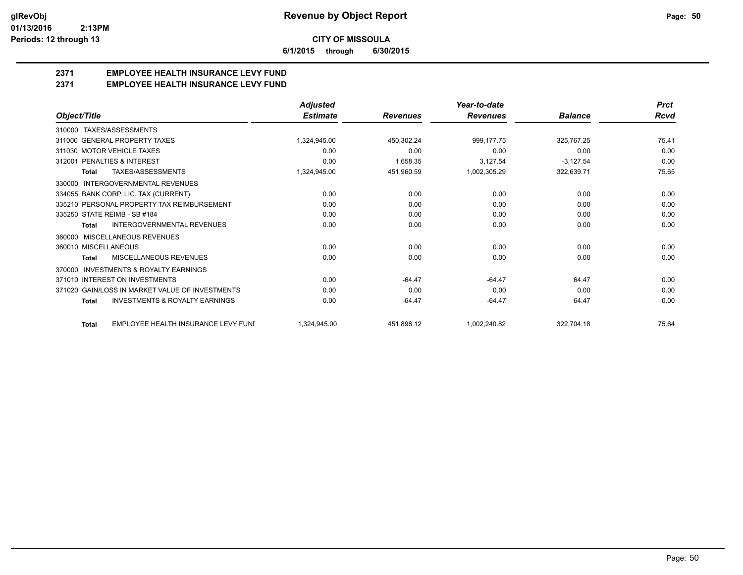**glRevObj** **Revenue by Object Report**

01/13/2016 2:13PM

Periods: 12 through 13

**CITY OF MISSOULA**

**6/1/2015 through 6/30/2015**

## 2371 EMPLOYEE HEALTH INSURANCE LEVY FUND
## 2371 EMPLOYEE HEALTH INSURANCE LEVY FUND

| Object/Title | Adjusted Estimate | Revenues | Year-to-date Revenues | Balance | Prct Rcvd |
|---|---|---|---|---|---|
| 310000 TAXES/ASSESSMENTS | | | | | |
| 311000 GENERAL PROPERTY TAXES | 1,324,945.00 | 450,302.24 | 999,177.75 | 325,767.25 | 75.41 |
| 311030 MOTOR VEHICLE TAXES | 0.00 | 0.00 | 0.00 | 0.00 | 0.00 |
| 312001 PENALTIES & INTEREST | 0.00 | 1,658.35 | 3,127.54 | -3,127.54 | 0.00 |
| **Total** TAXES/ASSESSMENTS | 1,324,945.00 | 451,960.59 | 1,002,305.29 | 322,639.71 | 75.65 |
| 330000 INTERGOVERNMENTAL REVENUES | | | | | |
| 334055 BANK CORP. LIC. TAX (CURRENT) | 0.00 | 0.00 | 0.00 | 0.00 | 0.00 |
| 335210 PERSONAL PROPERTY TAX REIMBURSEMENT | 0.00 | 0.00 | 0.00 | 0.00 | 0.00 |
| 335250 STATE REIMB - SB #184 | 0.00 | 0.00 | 0.00 | 0.00 | 0.00 |
| **Total** INTERGOVERNMENTAL REVENUES | 0.00 | 0.00 | 0.00 | 0.00 | 0.00 |
| 360000 MISCELLANEOUS REVENUES | | | | | |
| 360010 MISCELLANEOUS | 0.00 | 0.00 | 0.00 | 0.00 | 0.00 |
| **Total** MISCELLANEOUS REVENUES | 0.00 | 0.00 | 0.00 | 0.00 | 0.00 |
| 370000 INVESTMENTS & ROYALTY EARNINGS | | | | | |
| 371010 INTEREST ON INVESTMENTS | 0.00 | -64.47 | -64.47 | 64.47 | 0.00 |
| 371020 GAIN/LOSS IN MARKET VALUE OF INVESTMENTS | 0.00 | 0.00 | 0.00 | 0.00 | 0.00 |
| **Total** INVESTMENTS & ROYALTY EARNINGS | 0.00 | -64.47 | -64.47 | 64.47 | 0.00 |
| **Total** EMPLOYEE HEALTH INSURANCE LEVY FUNI | 1,324,945.00 | 451,896.12 | 1,002,240.82 | 322,704.18 | 75.64 |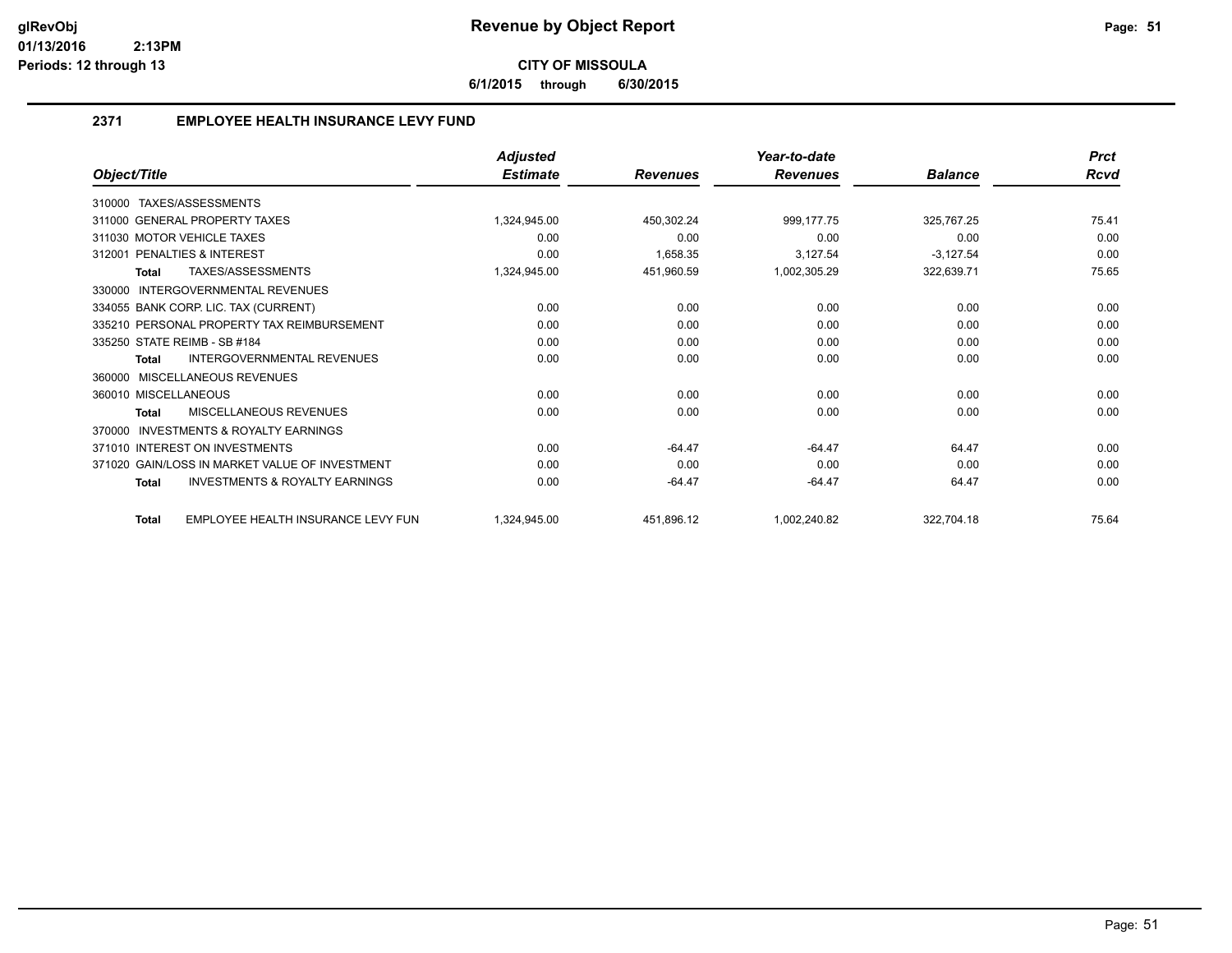# Revenue by Object Report

**CITY OF MISSOULA**

**6/1/2015 through 6/30/2015**

## 2371 EMPLOYEE HEALTH INSURANCE LEVY FUND

| Object/Title | Adjusted Estimate | Revenues | Year-to-date Revenues | Balance | Prct Rcvd |
|---|---|---|---|---|---|
| 310000 TAXES/ASSESSMENTS | | | | | |
| 311000 GENERAL PROPERTY TAXES | 1,324,945.00 | 450,302.24 | 999,177.75 | 325,767.25 | 75.41 |
| 311030 MOTOR VEHICLE TAXES | 0.00 | 0.00 | 0.00 | 0.00 | 0.00 |
| 312001 PENALTIES & INTEREST | 0.00 | 1,658.35 | 3,127.54 | -3,127.54 | 0.00 |
| **Total** TAXES/ASSESSMENTS | 1,324,945.00 | 451,960.59 | 1,002,305.29 | 322,639.71 | 75.65 |
| 330000 INTERGOVERNMENTAL REVENUES | | | | | |
| 334055 BANK CORP. LIC. TAX (CURRENT) | 0.00 | 0.00 | 0.00 | 0.00 | 0.00 |
| 335210 PERSONAL PROPERTY TAX REIMBURSEMENT | 0.00 | 0.00 | 0.00 | 0.00 | 0.00 |
| 335250 STATE REIMB - SB #184 | 0.00 | 0.00 | 0.00 | 0.00 | 0.00 |
| **Total** INTERGOVERNMENTAL REVENUES | 0.00 | 0.00 | 0.00 | 0.00 | 0.00 |
| 360000 MISCELLANEOUS REVENUES | | | | | |
| 360010 MISCELLANEOUS | 0.00 | 0.00 | 0.00 | 0.00 | 0.00 |
| **Total** MISCELLANEOUS REVENUES | 0.00 | 0.00 | 0.00 | 0.00 | 0.00 |
| 370000 INVESTMENTS & ROYALTY EARNINGS | | | | | |
| 371010 INTEREST ON INVESTMENTS | 0.00 | -64.47 | -64.47 | 64.47 | 0.00 |
| 371020 GAIN/LOSS IN MARKET VALUE OF INVESTMENT | 0.00 | 0.00 | 0.00 | 0.00 | 0.00 |
| **Total** INVESTMENTS & ROYALTY EARNINGS | 0.00 | -64.47 | -64.47 | 64.47 | 0.00 |
| **Total** EMPLOYEE HEALTH INSURANCE LEVY FUN | 1,324,945.00 | 451,896.12 | 1,002,240.82 | 322,704.18 | 75.64 |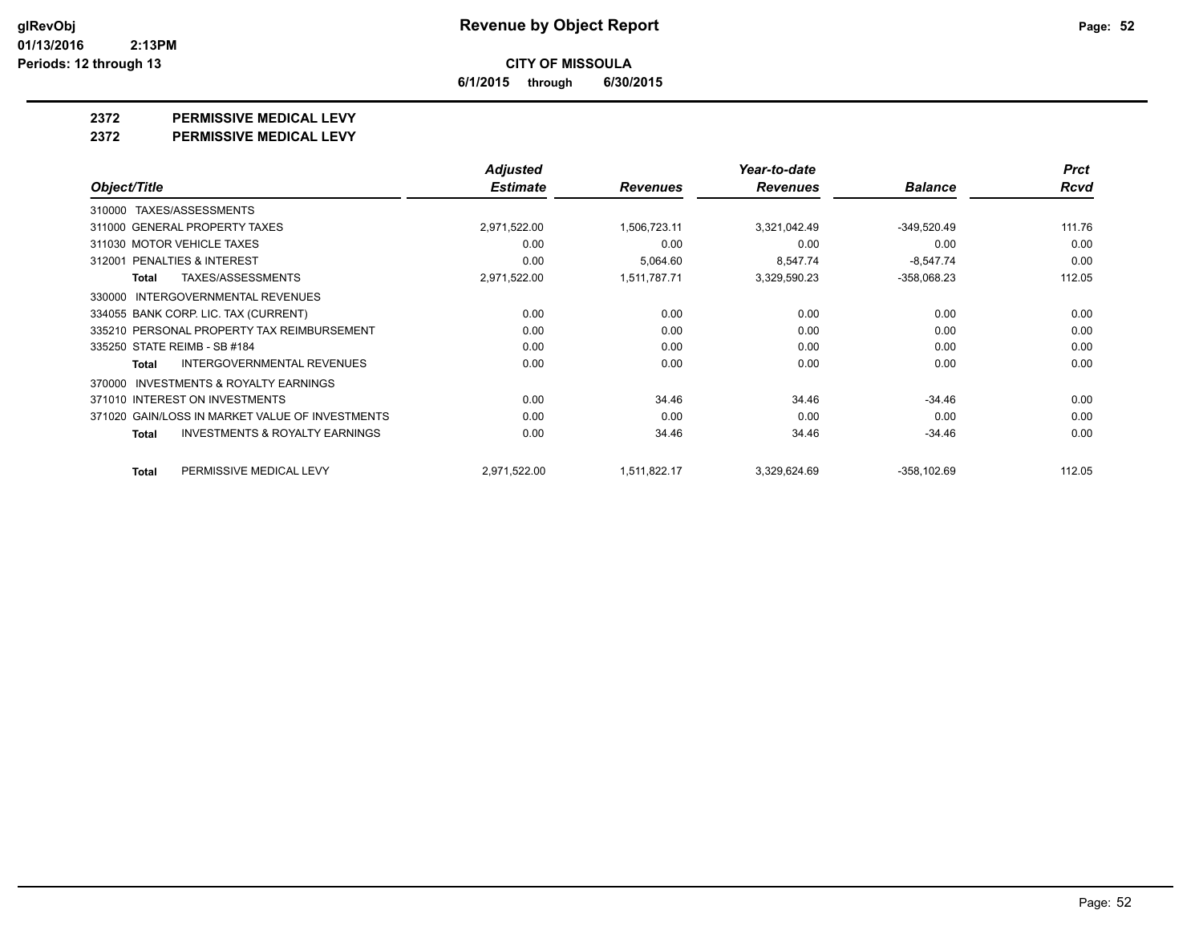# Revenue by Object Report

**CITY OF MISSOULA**

**6/1/2015 through 6/30/2015**

glRevObj
01/13/2016 2:13PM
Periods: 12 through 13

**2372 PERMISSIVE MEDICAL LEVY**
**2372 PERMISSIVE MEDICAL LEVY**

| Object/Title | Adjusted Estimate | Revenues | Year-to-date Revenues | Balance | Prct Rcvd |
|---|---|---|---|---|---|
| 310000 TAXES/ASSESSMENTS | | | | | |
| 311000 GENERAL PROPERTY TAXES | 2,971,522.00 | 1,506,723.11 | 3,321,042.49 | -349,520.49 | 111.76 |
| 311030 MOTOR VEHICLE TAXES | 0.00 | 0.00 | 0.00 | 0.00 | 0.00 |
| 312001 PENALTIES & INTEREST | 0.00 | 5,064.60 | 8,547.74 | -8,547.74 | 0.00 |
| **Total** TAXES/ASSESSMENTS | 2,971,522.00 | 1,511,787.71 | 3,329,590.23 | -358,068.23 | 112.05 |
| 330000 INTERGOVERNMENTAL REVENUES | | | | | |
| 334055 BANK CORP. LIC. TAX (CURRENT) | 0.00 | 0.00 | 0.00 | 0.00 | 0.00 |
| 335210 PERSONAL PROPERTY TAX REIMBURSEMENT | 0.00 | 0.00 | 0.00 | 0.00 | 0.00 |
| 335250 STATE REIMB - SB #184 | 0.00 | 0.00 | 0.00 | 0.00 | 0.00 |
| **Total** INTERGOVERNMENTAL REVENUES | 0.00 | 0.00 | 0.00 | 0.00 | 0.00 |
| 370000 INVESTMENTS & ROYALTY EARNINGS | | | | | |
| 371010 INTEREST ON INVESTMENTS | 0.00 | 34.46 | 34.46 | -34.46 | 0.00 |
| 371020 GAIN/LOSS IN MARKET VALUE OF INVESTMENTS | 0.00 | 0.00 | 0.00 | 0.00 | 0.00 |
| **Total** INVESTMENTS & ROYALTY EARNINGS | 0.00 | 34.46 | 34.46 | -34.46 | 0.00 |
| **Total** PERMISSIVE MEDICAL LEVY | 2,971,522.00 | 1,511,822.17 | 3,329,624.69 | -358,102.69 | 112.05 |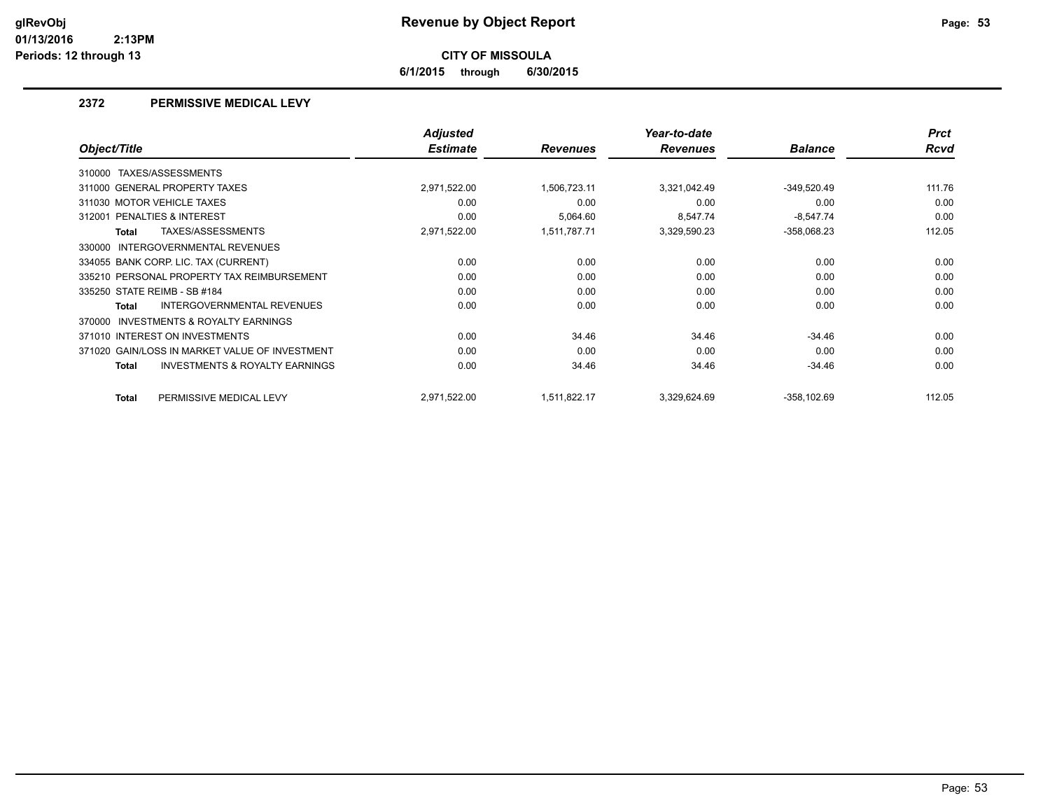# Revenue by Object Report

**CITY OF MISSOULA**

**6/1/2015 through 6/30/2015**

## 2372 PERMISSIVE MEDICAL LEVY

| Object/Title | Adjusted Estimate | Revenues | Year-to-date Revenues | Balance | Prct Rcvd |
|---|---|---|---|---|---|
| 310000 TAXES/ASSESSMENTS | | | | | |
| 311000 GENERAL PROPERTY TAXES | 2,971,522.00 | 1,506,723.11 | 3,321,042.49 | -349,520.49 | 111.76 |
| 311030 MOTOR VEHICLE TAXES | 0.00 | 0.00 | 0.00 | 0.00 | 0.00 |
| 312001 PENALTIES & INTEREST | 0.00 | 5,064.60 | 8,547.74 | -8,547.74 | 0.00 |
| **Total** TAXES/ASSESSMENTS | 2,971,522.00 | 1,511,787.71 | 3,329,590.23 | -358,068.23 | 112.05 |
| 330000 INTERGOVERNMENTAL REVENUES | | | | | |
| 334055 BANK CORP. LIC. TAX (CURRENT) | 0.00 | 0.00 | 0.00 | 0.00 | 0.00 |
| 335210 PERSONAL PROPERTY TAX REIMBURSEMENT | 0.00 | 0.00 | 0.00 | 0.00 | 0.00 |
| 335250 STATE REIMB - SB #184 | 0.00 | 0.00 | 0.00 | 0.00 | 0.00 |
| **Total** INTERGOVERNMENTAL REVENUES | 0.00 | 0.00 | 0.00 | 0.00 | 0.00 |
| 370000 INVESTMENTS & ROYALTY EARNINGS | | | | | |
| 371010 INTEREST ON INVESTMENTS | 0.00 | 34.46 | 34.46 | -34.46 | 0.00 |
| 371020 GAIN/LOSS IN MARKET VALUE OF INVESTMENT | 0.00 | 0.00 | 0.00 | 0.00 | 0.00 |
| **Total** INVESTMENTS & ROYALTY EARNINGS | 0.00 | 34.46 | 34.46 | -34.46 | 0.00 |
| **Total** PERMISSIVE MEDICAL LEVY | 2,971,522.00 | 1,511,822.17 | 3,329,624.69 | -358,102.69 | 112.05 |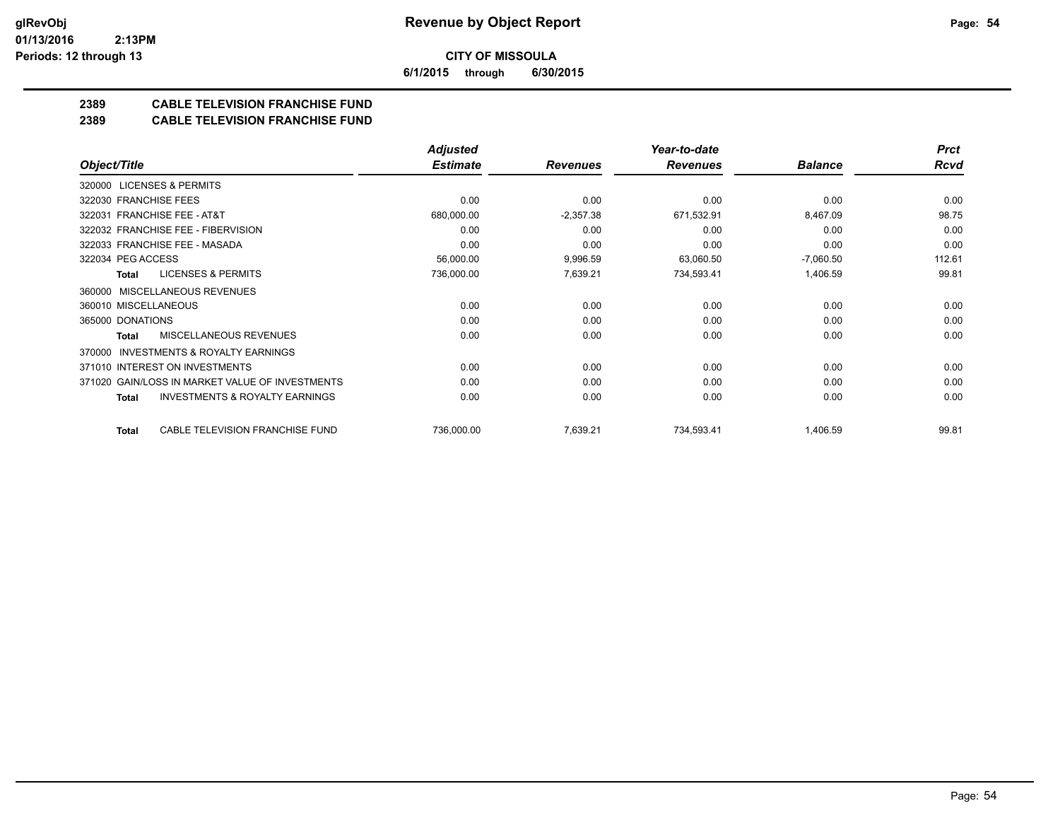**CITY OF MISSOULA**

**6/1/2015 through 6/30/2015**

## 2389 CABLE TELEVISION FRANCHISE FUND
## 2389 CABLE TELEVISION FRANCHISE FUND

| Object/Title | Adjusted Estimate | Revenues | Year-to-date Revenues | Balance | Prct Rcvd |
|---|---|---|---|---|---|
| 320000 LICENSES & PERMITS | | | | | |
| 322030 FRANCHISE FEES | 0.00 | 0.00 | 0.00 | 0.00 | 0.00 |
| 322031 FRANCHISE FEE - AT&T | 680,000.00 | -2,357.38 | 671,532.91 | 8,467.09 | 98.75 |
| 322032 FRANCHISE FEE - FIBERVISION | 0.00 | 0.00 | 0.00 | 0.00 | 0.00 |
| 322033 FRANCHISE FEE - MASADA | 0.00 | 0.00 | 0.00 | 0.00 | 0.00 |
| 322034 PEG ACCESS | 56,000.00 | 9,996.59 | 63,060.50 | -7,060.50 | 112.61 |
| **Total** LICENSES & PERMITS | 736,000.00 | 7,639.21 | 734,593.41 | 1,406.59 | 99.81 |
| 360000 MISCELLANEOUS REVENUES | | | | | |
| 360010 MISCELLANEOUS | 0.00 | 0.00 | 0.00 | 0.00 | 0.00 |
| 365000 DONATIONS | 0.00 | 0.00 | 0.00 | 0.00 | 0.00 |
| **Total** MISCELLANEOUS REVENUES | 0.00 | 0.00 | 0.00 | 0.00 | 0.00 |
| 370000 INVESTMENTS & ROYALTY EARNINGS | | | | | |
| 371010 INTEREST ON INVESTMENTS | 0.00 | 0.00 | 0.00 | 0.00 | 0.00 |
| 371020 GAIN/LOSS IN MARKET VALUE OF INVESTMENTS | 0.00 | 0.00 | 0.00 | 0.00 | 0.00 |
| **Total** INVESTMENTS & ROYALTY EARNINGS | 0.00 | 0.00 | 0.00 | 0.00 | 0.00 |
| **Total** CABLE TELEVISION FRANCHISE FUND | 736,000.00 | 7,639.21 | 734,593.41 | 1,406.59 | 99.81 |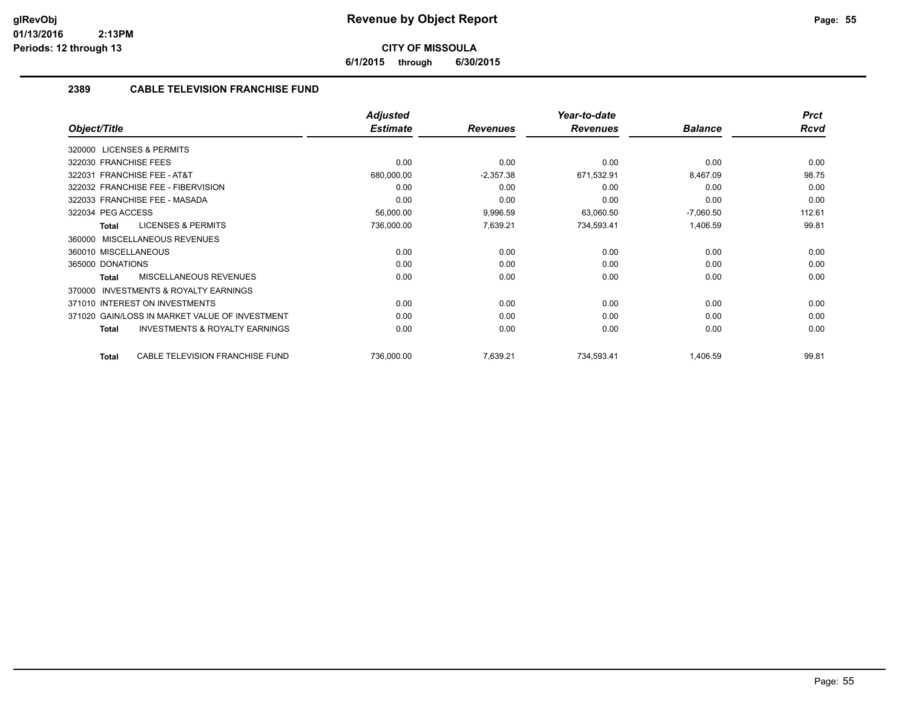# Revenue by Object Report

**CITY OF MISSOULA**

**6/1/2015 through 6/30/2015**

glRevObj
01/13/2016 2:13PM
Periods: 12 through 13

## 2389 CABLE TELEVISION FRANCHISE FUND

| Object/Title | Adjusted Estimate | Revenues | Year-to-date Revenues | Balance | Prct Rcvd |
|---|---|---|---|---|---|
| 320000 LICENSES & PERMITS | | | | | |
| 322030 FRANCHISE FEES | 0.00 | 0.00 | 0.00 | 0.00 | 0.00 |
| 322031 FRANCHISE FEE - AT&T | 680,000.00 | -2,357.38 | 671,532.91 | 8,467.09 | 98.75 |
| 322032 FRANCHISE FEE - FIBERVISION | 0.00 | 0.00 | 0.00 | 0.00 | 0.00 |
| 322033 FRANCHISE FEE - MASADA | 0.00 | 0.00 | 0.00 | 0.00 | 0.00 |
| 322034 PEG ACCESS | 56,000.00 | 9,996.59 | 63,060.50 | -7,060.50 | 112.61 |
| **Total** LICENSES & PERMITS | 736,000.00 | 7,639.21 | 734,593.41 | 1,406.59 | 99.81 |
| 360000 MISCELLANEOUS REVENUES | | | | | |
| 360010 MISCELLANEOUS | 0.00 | 0.00 | 0.00 | 0.00 | 0.00 |
| 365000 DONATIONS | 0.00 | 0.00 | 0.00 | 0.00 | 0.00 |
| **Total** MISCELLANEOUS REVENUES | 0.00 | 0.00 | 0.00 | 0.00 | 0.00 |
| 370000 INVESTMENTS & ROYALTY EARNINGS | | | | | |
| 371010 INTEREST ON INVESTMENTS | 0.00 | 0.00 | 0.00 | 0.00 | 0.00 |
| 371020 GAIN/LOSS IN MARKET VALUE OF INVESTMENT | 0.00 | 0.00 | 0.00 | 0.00 | 0.00 |
| **Total** INVESTMENTS & ROYALTY EARNINGS | 0.00 | 0.00 | 0.00 | 0.00 | 0.00 |
| **Total** CABLE TELEVISION FRANCHISE FUND | 736,000.00 | 7,639.21 | 734,593.41 | 1,406.59 | 99.81 |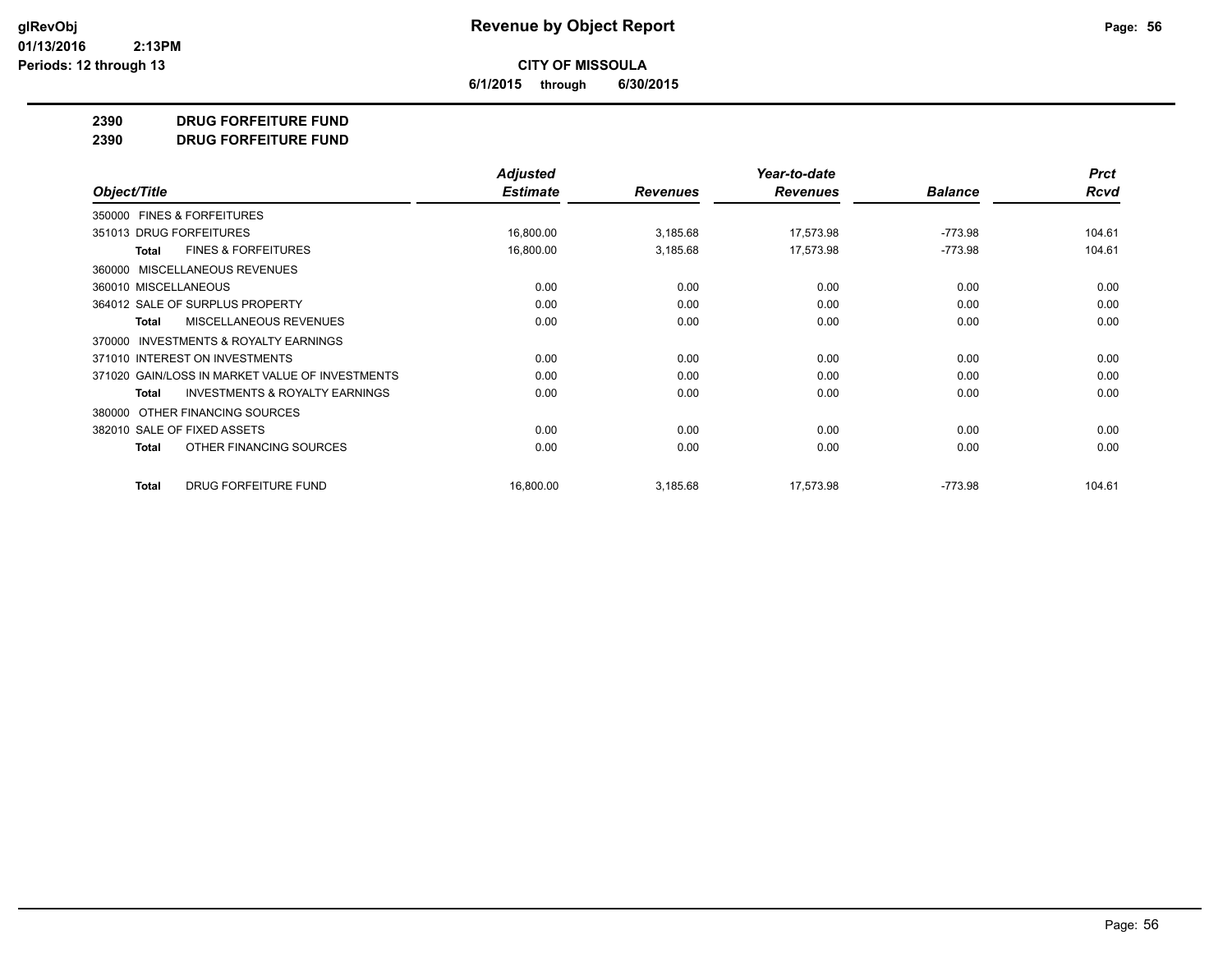# CITY OF MISSOULA

**6/1/2015 through 6/30/2015**

## 2390 DRUG FORFEITURE FUND
## 2390 DRUG FORFEITURE FUND

| Object/Title | Adjusted Estimate | Revenues | Year-to-date Revenues | Balance | Prct Rcvd |
|---|---|---|---|---|---|
| 350000 FINES & FORFEITURES | | | | | |
| 351013 DRUG FORFEITURES | 16,800.00 | 3,185.68 | 17,573.98 | -773.98 | 104.61 |
| **Total** FINES & FORFEITURES | 16,800.00 | 3,185.68 | 17,573.98 | -773.98 | 104.61 |
| 360000 MISCELLANEOUS REVENUES | | | | | |
| 360010 MISCELLANEOUS | 0.00 | 0.00 | 0.00 | 0.00 | 0.00 |
| 364012 SALE OF SURPLUS PROPERTY | 0.00 | 0.00 | 0.00 | 0.00 | 0.00 |
| **Total** MISCELLANEOUS REVENUES | 0.00 | 0.00 | 0.00 | 0.00 | 0.00 |
| 370000 INVESTMENTS & ROYALTY EARNINGS | | | | | |
| 371010 INTEREST ON INVESTMENTS | 0.00 | 0.00 | 0.00 | 0.00 | 0.00 |
| 371020 GAIN/LOSS IN MARKET VALUE OF INVESTMENTS | 0.00 | 0.00 | 0.00 | 0.00 | 0.00 |
| **Total** INVESTMENTS & ROYALTY EARNINGS | 0.00 | 0.00 | 0.00 | 0.00 | 0.00 |
| 380000 OTHER FINANCING SOURCES | | | | | |
| 382010 SALE OF FIXED ASSETS | 0.00 | 0.00 | 0.00 | 0.00 | 0.00 |
| **Total** OTHER FINANCING SOURCES | 0.00 | 0.00 | 0.00 | 0.00 | 0.00 |
| **Total** DRUG FORFEITURE FUND | 16,800.00 | 3,185.68 | 17,573.98 | -773.98 | 104.61 |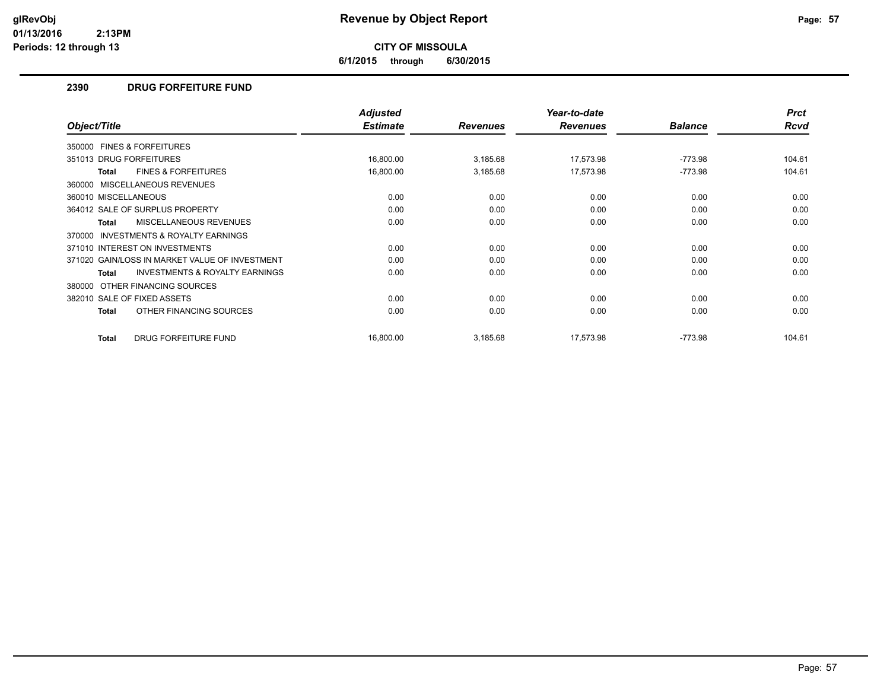# Revenue by Object Report

glRevObj
01/13/2016 2:13PM
Periods: 12 through 13

**CITY OF MISSOULA**

**6/1/2015 through 6/30/2015**

## 2390 DRUG FORFEITURE FUND

| Object/Title | Adjusted Estimate | Revenues | Year-to-date Revenues | Balance | Prct Rcvd |
|---|---|---|---|---|---|
| 350000 FINES & FORFEITURES | | | | | |
| 351013 DRUG FORFEITURES | 16,800.00 | 3,185.68 | 17,573.98 | -773.98 | 104.61 |
| **Total** FINES & FORFEITURES | 16,800.00 | 3,185.68 | 17,573.98 | -773.98 | 104.61 |
| 360000 MISCELLANEOUS REVENUES | | | | | |
| 360010 MISCELLANEOUS | 0.00 | 0.00 | 0.00 | 0.00 | 0.00 |
| 364012 SALE OF SURPLUS PROPERTY | 0.00 | 0.00 | 0.00 | 0.00 | 0.00 |
| **Total** MISCELLANEOUS REVENUES | 0.00 | 0.00 | 0.00 | 0.00 | 0.00 |
| 370000 INVESTMENTS & ROYALTY EARNINGS | | | | | |
| 371010 INTEREST ON INVESTMENTS | 0.00 | 0.00 | 0.00 | 0.00 | 0.00 |
| 371020 GAIN/LOSS IN MARKET VALUE OF INVESTMENT | 0.00 | 0.00 | 0.00 | 0.00 | 0.00 |
| **Total** INVESTMENTS & ROYALTY EARNINGS | 0.00 | 0.00 | 0.00 | 0.00 | 0.00 |
| 380000 OTHER FINANCING SOURCES | | | | | |
| 382010 SALE OF FIXED ASSETS | 0.00 | 0.00 | 0.00 | 0.00 | 0.00 |
| **Total** OTHER FINANCING SOURCES | 0.00 | 0.00 | 0.00 | 0.00 | 0.00 |
| **Total** DRUG FORFEITURE FUND | 16,800.00 | 3,185.68 | 17,573.98 | -773.98 | 104.61 |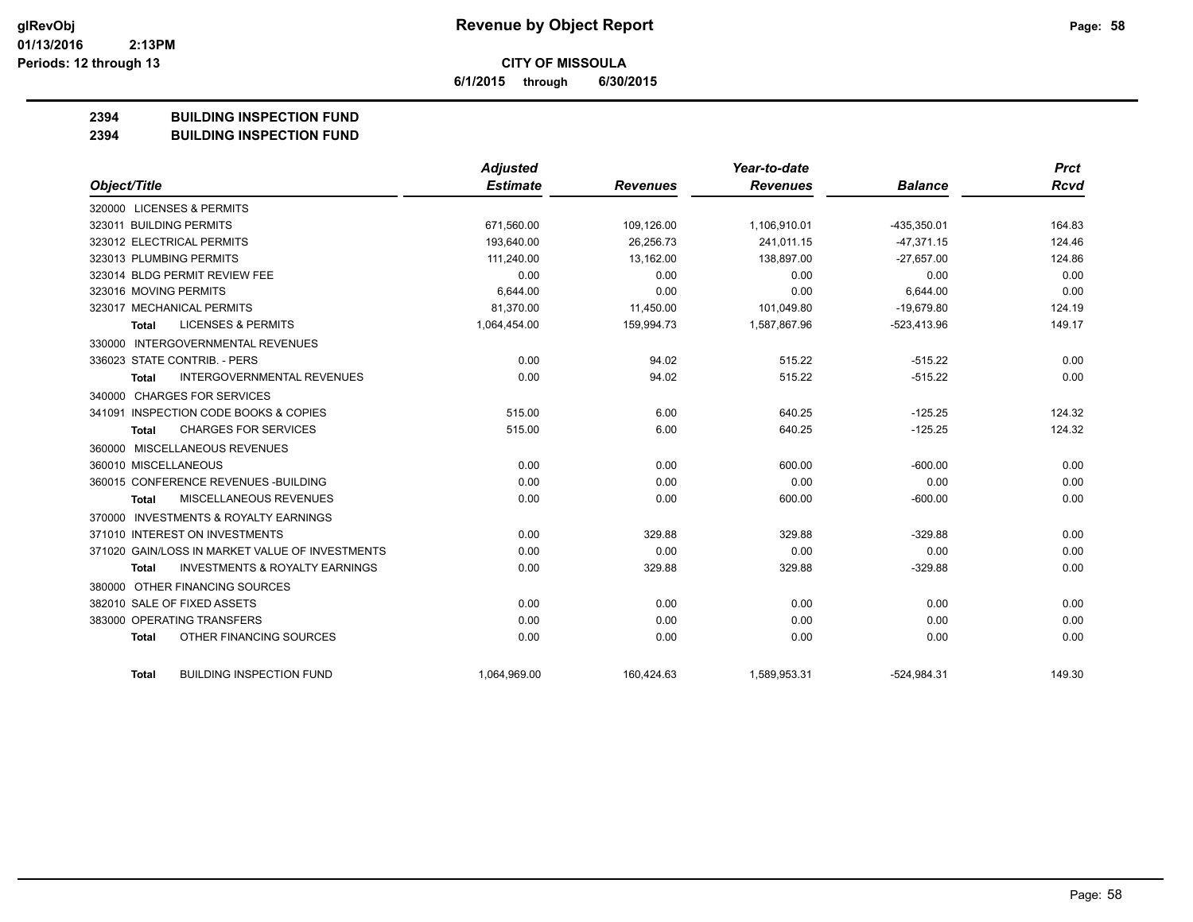**CITY OF MISSOULA**

**6/1/2015 through 6/30/2015**

**2394 BUILDING INSPECTION FUND**

**2394 BUILDING INSPECTION FUND**

| Object/Title | Adjusted Estimate | Revenues | Year-to-date Revenues | Balance | Prct Rcvd |
|---|---|---|---|---|---|
| 320000 LICENSES & PERMITS | | | | | |
| 323011 BUILDING PERMITS | 671,560.00 | 109,126.00 | 1,106,910.01 | -435,350.01 | 164.83 |
| 323012 ELECTRICAL PERMITS | 193,640.00 | 26,256.73 | 241,011.15 | -47,371.15 | 124.46 |
| 323013 PLUMBING PERMITS | 111,240.00 | 13,162.00 | 138,897.00 | -27,657.00 | 124.86 |
| 323014 BLDG PERMIT REVIEW FEE | 0.00 | 0.00 | 0.00 | 0.00 | 0.00 |
| 323016 MOVING PERMITS | 6,644.00 | 0.00 | 0.00 | 6,644.00 | 0.00 |
| 323017 MECHANICAL PERMITS | 81,370.00 | 11,450.00 | 101,049.80 | -19,679.80 | 124.19 |
| **Total** LICENSES & PERMITS | 1,064,454.00 | 159,994.73 | 1,587,867.96 | -523,413.96 | 149.17 |
| 330000 INTERGOVERNMENTAL REVENUES | | | | | |
| 336023 STATE CONTRIB. - PERS | 0.00 | 94.02 | 515.22 | -515.22 | 0.00 |
| **Total** INTERGOVERNMENTAL REVENUES | 0.00 | 94.02 | 515.22 | -515.22 | 0.00 |
| 340000 CHARGES FOR SERVICES | | | | | |
| 341091 INSPECTION CODE BOOKS & COPIES | 515.00 | 6.00 | 640.25 | -125.25 | 124.32 |
| **Total** CHARGES FOR SERVICES | 515.00 | 6.00 | 640.25 | -125.25 | 124.32 |
| 360000 MISCELLANEOUS REVENUES | | | | | |
| 360010 MISCELLANEOUS | 0.00 | 0.00 | 600.00 | -600.00 | 0.00 |
| 360015 CONFERENCE REVENUES -BUILDING | 0.00 | 0.00 | 0.00 | 0.00 | 0.00 |
| **Total** MISCELLANEOUS REVENUES | 0.00 | 0.00 | 600.00 | -600.00 | 0.00 |
| 370000 INVESTMENTS & ROYALTY EARNINGS | | | | | |
| 371010 INTEREST ON INVESTMENTS | 0.00 | 329.88 | 329.88 | -329.88 | 0.00 |
| 371020 GAIN/LOSS IN MARKET VALUE OF INVESTMENTS | 0.00 | 0.00 | 0.00 | 0.00 | 0.00 |
| **Total** INVESTMENTS & ROYALTY EARNINGS | 0.00 | 329.88 | 329.88 | -329.88 | 0.00 |
| 380000 OTHER FINANCING SOURCES | | | | | |
| 382010 SALE OF FIXED ASSETS | 0.00 | 0.00 | 0.00 | 0.00 | 0.00 |
| 383000 OPERATING TRANSFERS | 0.00 | 0.00 | 0.00 | 0.00 | 0.00 |
| **Total** OTHER FINANCING SOURCES | 0.00 | 0.00 | 0.00 | 0.00 | 0.00 |
| **Total** BUILDING INSPECTION FUND | 1,064,969.00 | 160,424.63 | 1,589,953.31 | -524,984.31 | 149.30 |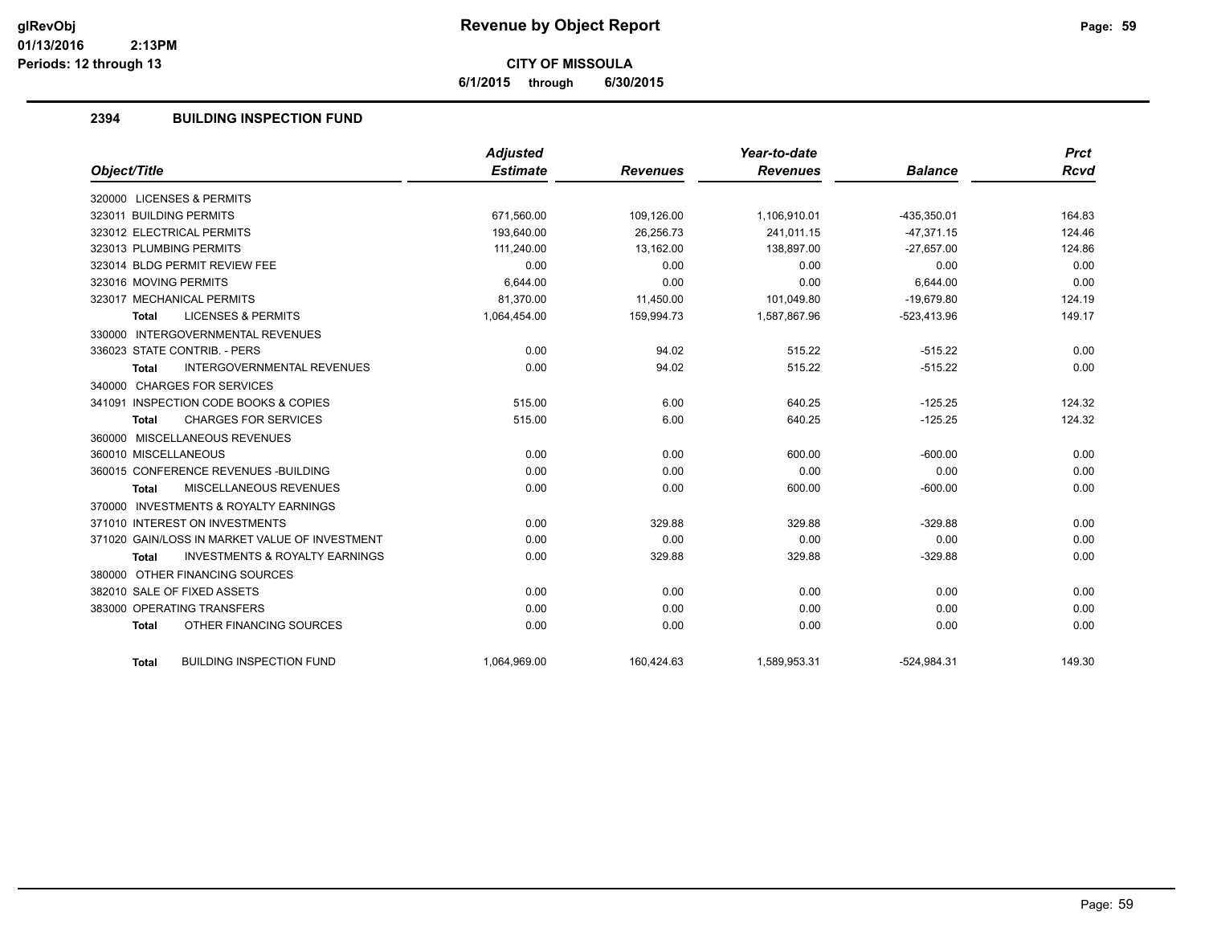# Revenue by Object Report

**CITY OF MISSOULA**

**6/1/2015 through 6/30/2015**

glRevObj
01/13/2016 2:13PM
Periods: 12 through 13

## 2394 BUILDING INSPECTION FUND

| Object/Title | Adjusted Estimate | Revenues | Year-to-date Revenues | Balance | Prct Rcvd |
|---|---|---|---|---|---|
| 320000 LICENSES & PERMITS | | | | | |
| 323011 BUILDING PERMITS | 671,560.00 | 109,126.00 | 1,106,910.01 | -435,350.01 | 164.83 |
| 323012 ELECTRICAL PERMITS | 193,640.00 | 26,256.73 | 241,011.15 | -47,371.15 | 124.46 |
| 323013 PLUMBING PERMITS | 111,240.00 | 13,162.00 | 138,897.00 | -27,657.00 | 124.86 |
| 323014 BLDG PERMIT REVIEW FEE | 0.00 | 0.00 | 0.00 | 0.00 | 0.00 |
| 323016 MOVING PERMITS | 6,644.00 | 0.00 | 0.00 | 6,644.00 | 0.00 |
| 323017 MECHANICAL PERMITS | 81,370.00 | 11,450.00 | 101,049.80 | -19,679.80 | 124.19 |
| **Total** LICENSES & PERMITS | 1,064,454.00 | 159,994.73 | 1,587,867.96 | -523,413.96 | 149.17 |
| 330000 INTERGOVERNMENTAL REVENUES | | | | | |
| 336023 STATE CONTRIB. - PERS | 0.00 | 94.02 | 515.22 | -515.22 | 0.00 |
| **Total** INTERGOVERNMENTAL REVENUES | 0.00 | 94.02 | 515.22 | -515.22 | 0.00 |
| 340000 CHARGES FOR SERVICES | | | | | |
| 341091 INSPECTION CODE BOOKS & COPIES | 515.00 | 6.00 | 640.25 | -125.25 | 124.32 |
| **Total** CHARGES FOR SERVICES | 515.00 | 6.00 | 640.25 | -125.25 | 124.32 |
| 360000 MISCELLANEOUS REVENUES | | | | | |
| 360010 MISCELLANEOUS | 0.00 | 0.00 | 600.00 | -600.00 | 0.00 |
| 360015 CONFERENCE REVENUES -BUILDING | 0.00 | 0.00 | 0.00 | 0.00 | 0.00 |
| **Total** MISCELLANEOUS REVENUES | 0.00 | 0.00 | 600.00 | -600.00 | 0.00 |
| 370000 INVESTMENTS & ROYALTY EARNINGS | | | | | |
| 371010 INTEREST ON INVESTMENTS | 0.00 | 329.88 | 329.88 | -329.88 | 0.00 |
| 371020 GAIN/LOSS IN MARKET VALUE OF INVESTMENT | 0.00 | 0.00 | 0.00 | 0.00 | 0.00 |
| **Total** INVESTMENTS & ROYALTY EARNINGS | 0.00 | 329.88 | 329.88 | -329.88 | 0.00 |
| 380000 OTHER FINANCING SOURCES | | | | | |
| 382010 SALE OF FIXED ASSETS | 0.00 | 0.00 | 0.00 | 0.00 | 0.00 |
| 383000 OPERATING TRANSFERS | 0.00 | 0.00 | 0.00 | 0.00 | 0.00 |
| **Total** OTHER FINANCING SOURCES | 0.00 | 0.00 | 0.00 | 0.00 | 0.00 |
| **Total** BUILDING INSPECTION FUND | 1,064,969.00 | 160,424.63 | 1,589,953.31 | -524,984.31 | 149.30 |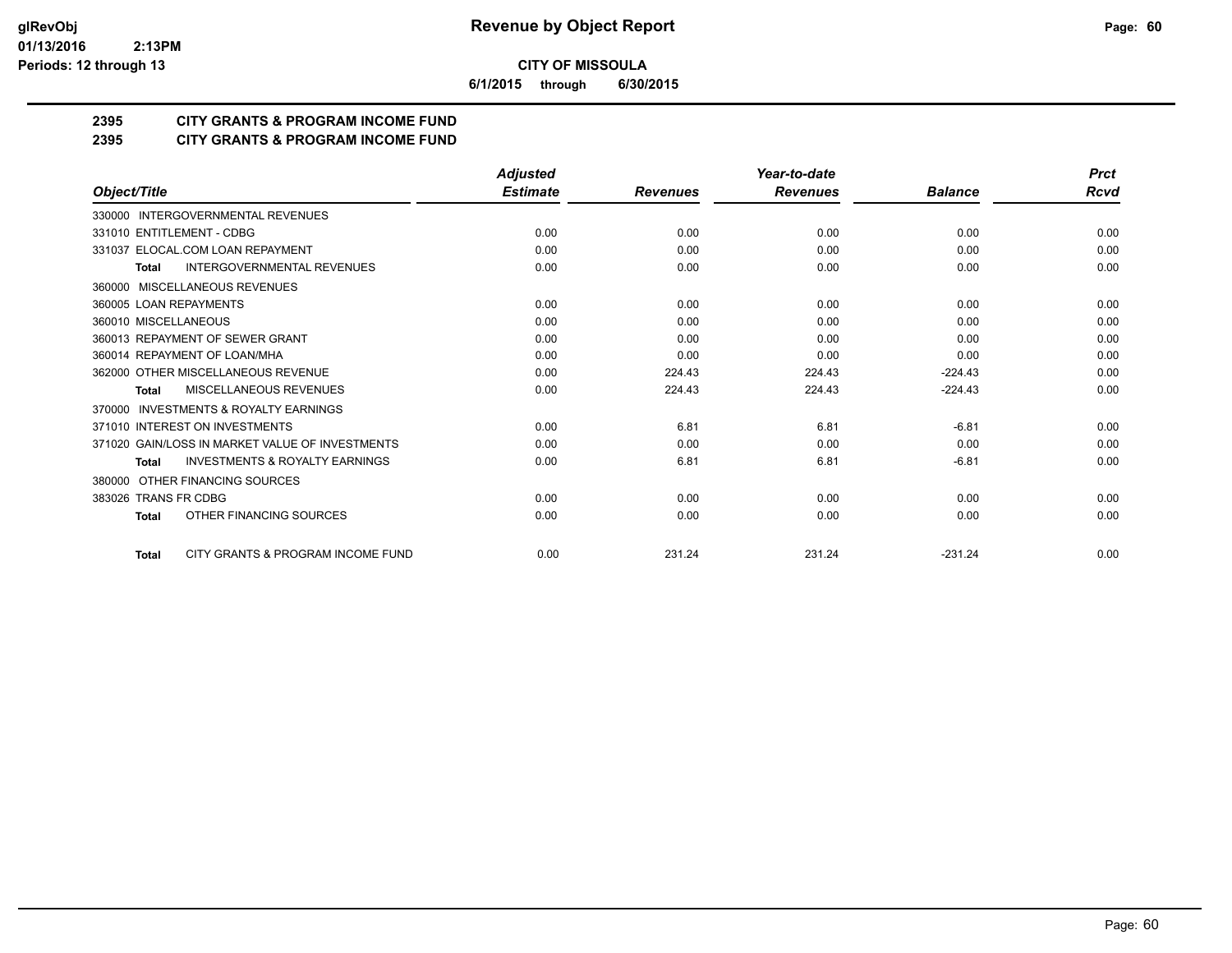**glRevObj**
**01/13/2016 2:13PM**
**Periods: 12 through 13**

# Revenue by Object Report

**CITY OF MISSOULA**

**6/1/2015 through 6/30/2015**

## 2395 CITY GRANTS & PROGRAM INCOME FUND
## 2395 CITY GRANTS & PROGRAM INCOME FUND

| Object/Title | Adjusted Estimate | Revenues | Year-to-date Revenues | Balance | Prct Rcvd |
|---|---|---|---|---|---|
| 330000 INTERGOVERNMENTAL REVENUES | | | | | |
| 331010 ENTITLEMENT - CDBG | 0.00 | 0.00 | 0.00 | 0.00 | 0.00 |
| 331037 ELOCAL.COM LOAN REPAYMENT | 0.00 | 0.00 | 0.00 | 0.00 | 0.00 |
| **Total** INTERGOVERNMENTAL REVENUES | 0.00 | 0.00 | 0.00 | 0.00 | 0.00 |
| 360000 MISCELLANEOUS REVENUES | | | | | |
| 360005 LOAN REPAYMENTS | 0.00 | 0.00 | 0.00 | 0.00 | 0.00 |
| 360010 MISCELLANEOUS | 0.00 | 0.00 | 0.00 | 0.00 | 0.00 |
| 360013 REPAYMENT OF SEWER GRANT | 0.00 | 0.00 | 0.00 | 0.00 | 0.00 |
| 360014 REPAYMENT OF LOAN/MHA | 0.00 | 0.00 | 0.00 | 0.00 | 0.00 |
| 362000 OTHER MISCELLANEOUS REVENUE | 0.00 | 224.43 | 224.43 | -224.43 | 0.00 |
| **Total** MISCELLANEOUS REVENUES | 0.00 | 224.43 | 224.43 | -224.43 | 0.00 |
| 370000 INVESTMENTS & ROYALTY EARNINGS | | | | | |
| 371010 INTEREST ON INVESTMENTS | 0.00 | 6.81 | 6.81 | -6.81 | 0.00 |
| 371020 GAIN/LOSS IN MARKET VALUE OF INVESTMENTS | 0.00 | 0.00 | 0.00 | 0.00 | 0.00 |
| **Total** INVESTMENTS & ROYALTY EARNINGS | 0.00 | 6.81 | 6.81 | -6.81 | 0.00 |
| 380000 OTHER FINANCING SOURCES | | | | | |
| 383026 TRANS FR CDBG | 0.00 | 0.00 | 0.00 | 0.00 | 0.00 |
| **Total** OTHER FINANCING SOURCES | 0.00 | 0.00 | 0.00 | 0.00 | 0.00 |
| **Total** CITY GRANTS & PROGRAM INCOME FUND | 0.00 | 231.24 | 231.24 | -231.24 | 0.00 |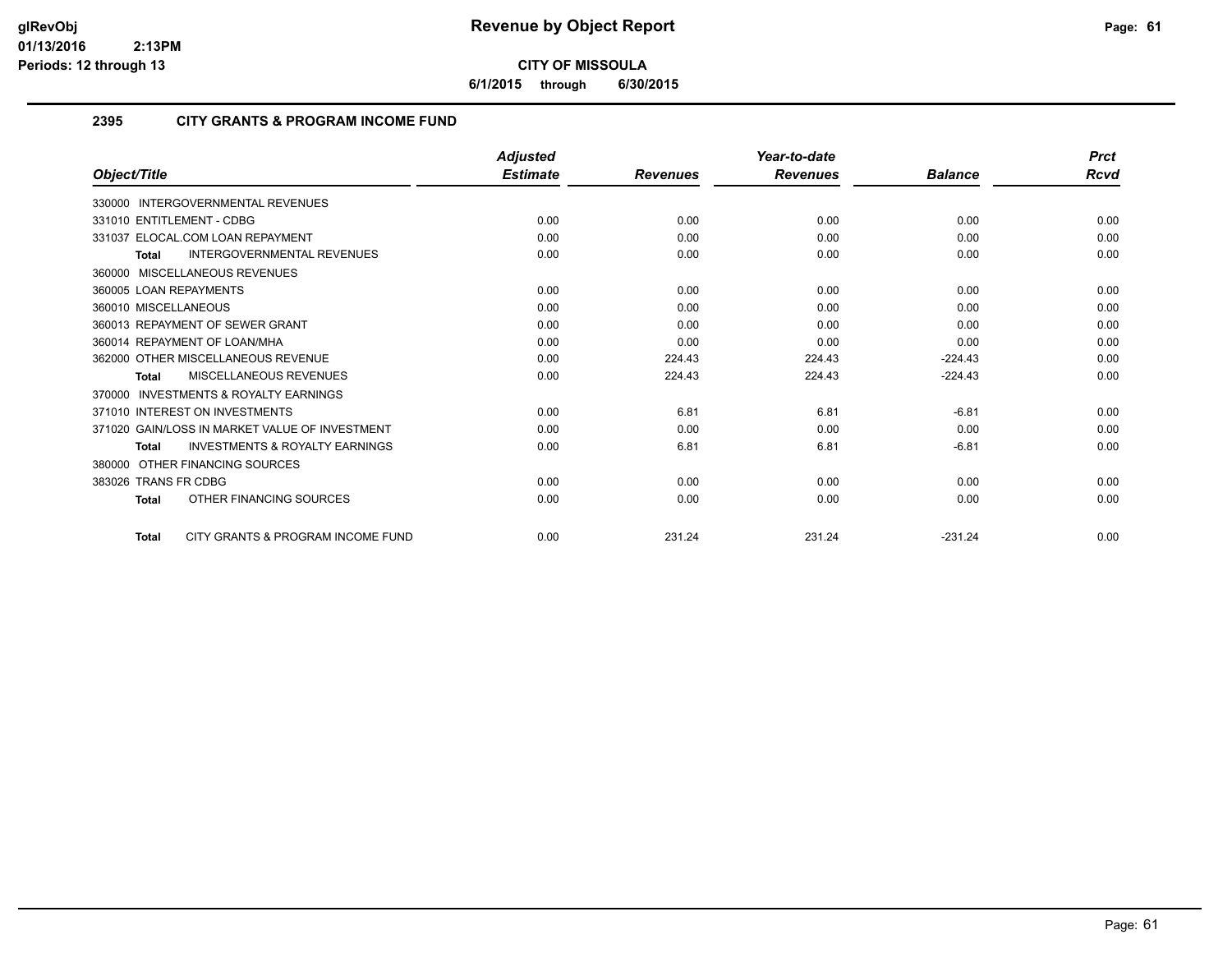# Revenue by Object Report

**CITY OF MISSOULA**

**6/1/2015 through 6/30/2015**

## 2395 CITY GRANTS & PROGRAM INCOME FUND

| Object/Title | Adjusted Estimate | Revenues | Year-to-date Revenues | Balance | Prct Rcvd |
|---|---|---|---|---|---|
| 330000 INTERGOVERNMENTAL REVENUES | | | | | |
| 331010 ENTITLEMENT - CDBG | 0.00 | 0.00 | 0.00 | 0.00 | 0.00 |
| 331037 ELOCAL.COM LOAN REPAYMENT | 0.00 | 0.00 | 0.00 | 0.00 | 0.00 |
| **Total** INTERGOVERNMENTAL REVENUES | 0.00 | 0.00 | 0.00 | 0.00 | 0.00 |
| 360000 MISCELLANEOUS REVENUES | | | | | |
| 360005 LOAN REPAYMENTS | 0.00 | 0.00 | 0.00 | 0.00 | 0.00 |
| 360010 MISCELLANEOUS | 0.00 | 0.00 | 0.00 | 0.00 | 0.00 |
| 360013 REPAYMENT OF SEWER GRANT | 0.00 | 0.00 | 0.00 | 0.00 | 0.00 |
| 360014 REPAYMENT OF LOAN/MHA | 0.00 | 0.00 | 0.00 | 0.00 | 0.00 |
| 362000 OTHER MISCELLANEOUS REVENUE | 0.00 | 224.43 | 224.43 | -224.43 | 0.00 |
| **Total** MISCELLANEOUS REVENUES | 0.00 | 224.43 | 224.43 | -224.43 | 0.00 |
| 370000 INVESTMENTS & ROYALTY EARNINGS | | | | | |
| 371010 INTEREST ON INVESTMENTS | 0.00 | 6.81 | 6.81 | -6.81 | 0.00 |
| 371020 GAIN/LOSS IN MARKET VALUE OF INVESTMENT | 0.00 | 0.00 | 0.00 | 0.00 | 0.00 |
| **Total** INVESTMENTS & ROYALTY EARNINGS | 0.00 | 6.81 | 6.81 | -6.81 | 0.00 |
| 380000 OTHER FINANCING SOURCES | | | | | |
| 383026 TRANS FR CDBG | 0.00 | 0.00 | 0.00 | 0.00 | 0.00 |
| **Total** OTHER FINANCING SOURCES | 0.00 | 0.00 | 0.00 | 0.00 | 0.00 |
| **Total** CITY GRANTS & PROGRAM INCOME FUND | 0.00 | 231.24 | 231.24 | -231.24 | 0.00 |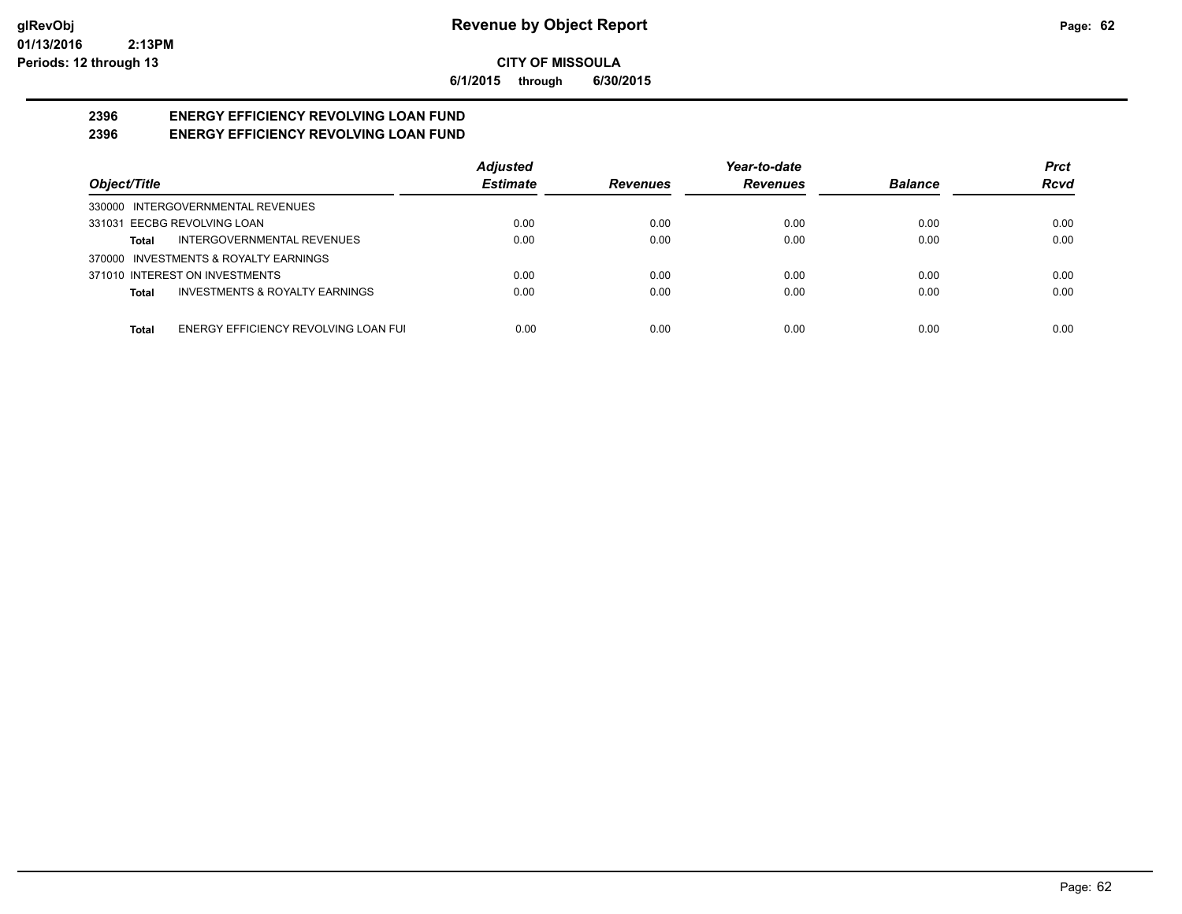# Revenue by Object Report

## CITY OF MISSOULA

**6/1/2015 through 6/30/2015**

**2396 ENERGY EFFICIENCY REVOLVING LOAN FUND**
**2396 ENERGY EFFICIENCY REVOLVING LOAN FUND**

| Object/Title | Adjusted Estimate | Revenues | Year-to-date Revenues | Balance | Prct Rcvd |
|---|---|---|---|---|---|
| 330000 INTERGOVERNMENTAL REVENUES | | | | | |
| 331031 EECBG REVOLVING LOAN | 0.00 | 0.00 | 0.00 | 0.00 | 0.00 |
| **Total** INTERGOVERNMENTAL REVENUES | 0.00 | 0.00 | 0.00 | 0.00 | 0.00 |
| 370000 INVESTMENTS & ROYALTY EARNINGS | | | | | |
| 371010 INTEREST ON INVESTMENTS | 0.00 | 0.00 | 0.00 | 0.00 | 0.00 |
| **Total** INVESTMENTS & ROYALTY EARNINGS | 0.00 | 0.00 | 0.00 | 0.00 | 0.00 |
| **Total** ENERGY EFFICIENCY REVOLVING LOAN FUI | 0.00 | 0.00 | 0.00 | 0.00 | 0.00 |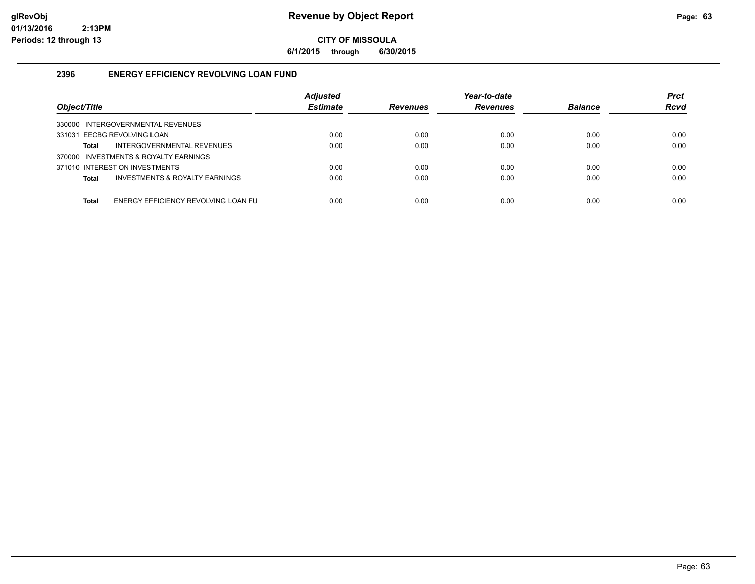# Revenue by Object Report

**CITY OF MISSOULA**

**6/1/2015 through 6/30/2015**

glRevObj
01/13/2016 2:13PM
Periods: 12 through 13

## 2396 ENERGY EFFICIENCY REVOLVING LOAN FUND

| Object/Title | | Adjusted Estimate | Revenues | Year-to-date Revenues | Balance | Prct Rcvd |
|---|---|---|---|---|---|---|
| 330000 INTERGOVERNMENTAL REVENUES | | | | | | |
| 331031 EECBG REVOLVING LOAN | | 0.00 | 0.00 | 0.00 | 0.00 | 0.00 |
| **Total** | INTERGOVERNMENTAL REVENUES | 0.00 | 0.00 | 0.00 | 0.00 | 0.00 |
| 370000 INVESTMENTS & ROYALTY EARNINGS | | | | | | |
| 371010 INTEREST ON INVESTMENTS | | 0.00 | 0.00 | 0.00 | 0.00 | 0.00 |
| **Total** | INVESTMENTS & ROYALTY EARNINGS | 0.00 | 0.00 | 0.00 | 0.00 | 0.00 |
| **Total** | ENERGY EFFICIENCY REVOLVING LOAN FU | 0.00 | 0.00 | 0.00 | 0.00 | 0.00 |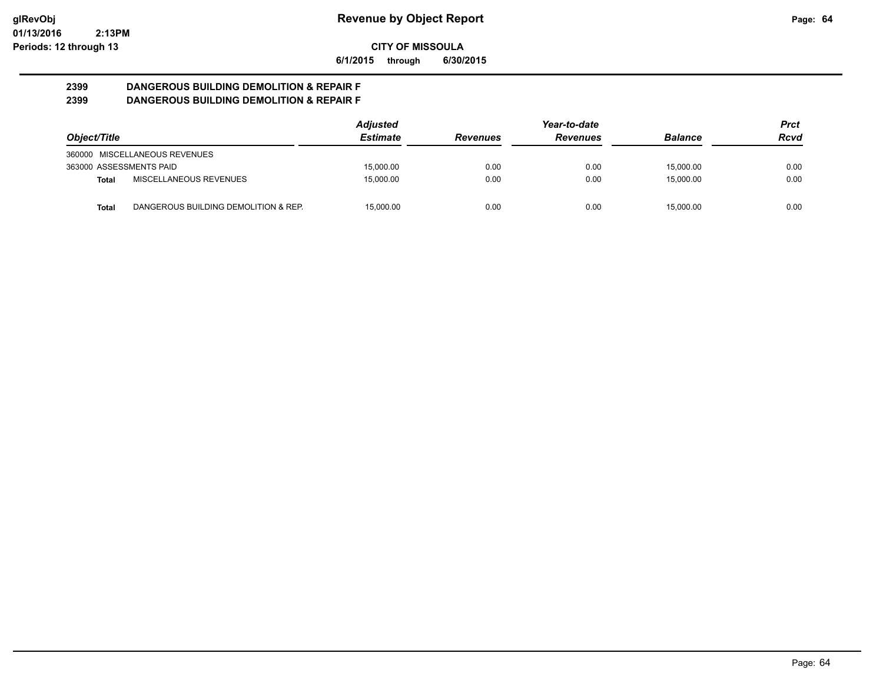# Revenue by Object Report

**CITY OF MISSOULA**

**6/1/2015 through 6/30/2015**

**2399 DANGEROUS BUILDING DEMOLITION & REPAIR F**
**2399 DANGEROUS BUILDING DEMOLITION & REPAIR F**

| Object/Title | | Adjusted Estimate | Revenues | Year-to-date Revenues | Balance | Prct Rcvd |
|---|---|---|---|---|---|---|
| 360000 MISCELLANEOUS REVENUES | | | | | | |
| 363000 ASSESSMENTS PAID | | 15,000.00 | 0.00 | 0.00 | 15,000.00 | 0.00 |
| **Total** | MISCELLANEOUS REVENUES | 15,000.00 | 0.00 | 0.00 | 15,000.00 | 0.00 |
| **Total** | DANGEROUS BUILDING DEMOLITION & REP. | 15,000.00 | 0.00 | 0.00 | 15,000.00 | 0.00 |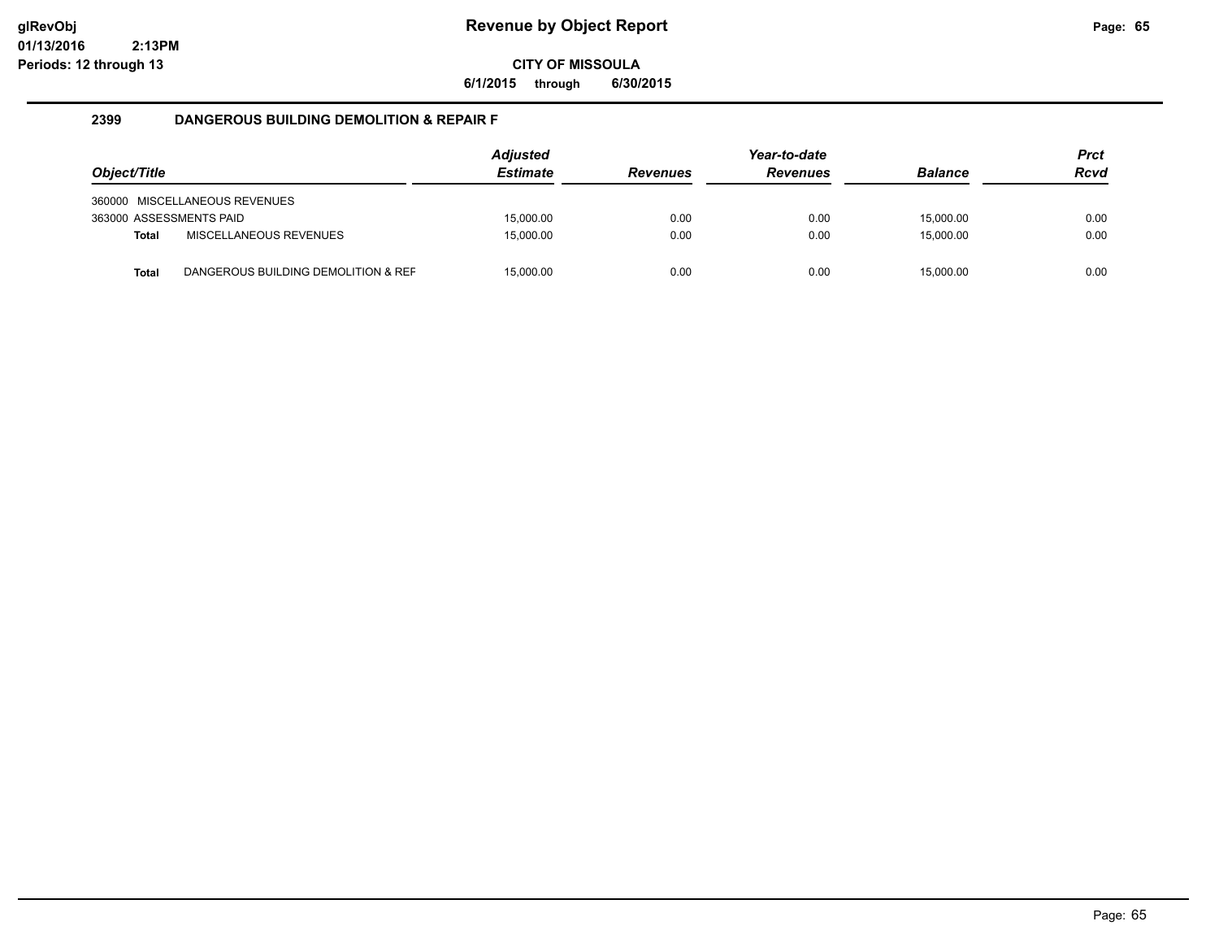# Revenue by Object Report

glRevObj
01/13/2016 2:13PM
Periods: 12 through 13

**CITY OF MISSOULA**

**6/1/2015 through 6/30/2015**

## 2399 DANGEROUS BUILDING DEMOLITION & REPAIR F

| Object/Title | | Adjusted Estimate | Revenues | Year-to-date Revenues | Balance | Prct Rcvd |
|---|---|---|---|---|---|---|
| 360000 MISCELLANEOUS REVENUES | | | | | | |
| 363000 ASSESSMENTS PAID | | 15,000.00 | 0.00 | 0.00 | 15,000.00 | 0.00 |
| **Total** | MISCELLANEOUS REVENUES | 15,000.00 | 0.00 | 0.00 | 15,000.00 | 0.00 |
| **Total** | DANGEROUS BUILDING DEMOLITION & REF | 15,000.00 | 0.00 | 0.00 | 15,000.00 | 0.00 |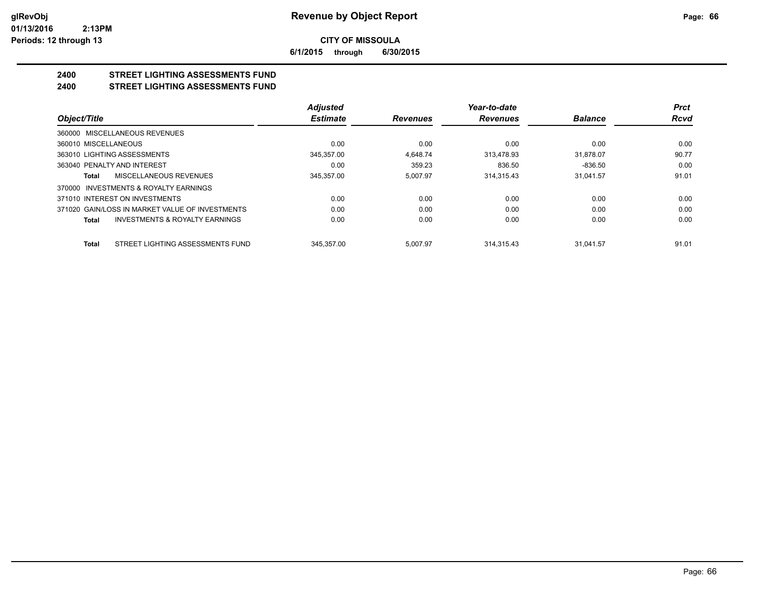# Revenue by Object Report

**CITY OF MISSOULA**

**6/1/2015 through 6/30/2015**

glRevObj
01/13/2016 2:13PM
Periods: 12 through 13

## 2400 STREET LIGHTING ASSESSMENTS FUND
## 2400 STREET LIGHTING ASSESSMENTS FUND

| Object/Title | Adjusted Estimate | Revenues | Year-to-date Revenues | Balance | Prct Rcvd |
|---|---|---|---|---|---|
| 360000 MISCELLANEOUS REVENUES | | | | | |
| 360010 MISCELLANEOUS | 0.00 | 0.00 | 0.00 | 0.00 | 0.00 |
| 363010 LIGHTING ASSESSMENTS | 345,357.00 | 4,648.74 | 313,478.93 | 31,878.07 | 90.77 |
| 363040 PENALTY AND INTEREST | 0.00 | 359.23 | 836.50 | -836.50 | 0.00 |
| **Total** MISCELLANEOUS REVENUES | 345,357.00 | 5,007.97 | 314,315.43 | 31,041.57 | 91.01 |
| 370000 INVESTMENTS & ROYALTY EARNINGS | | | | | |
| 371010 INTEREST ON INVESTMENTS | 0.00 | 0.00 | 0.00 | 0.00 | 0.00 |
| 371020 GAIN/LOSS IN MARKET VALUE OF INVESTMENTS | 0.00 | 0.00 | 0.00 | 0.00 | 0.00 |
| **Total** INVESTMENTS & ROYALTY EARNINGS | 0.00 | 0.00 | 0.00 | 0.00 | 0.00 |
| **Total** STREET LIGHTING ASSESSMENTS FUND | 345,357.00 | 5,007.97 | 314,315.43 | 31,041.57 | 91.01 |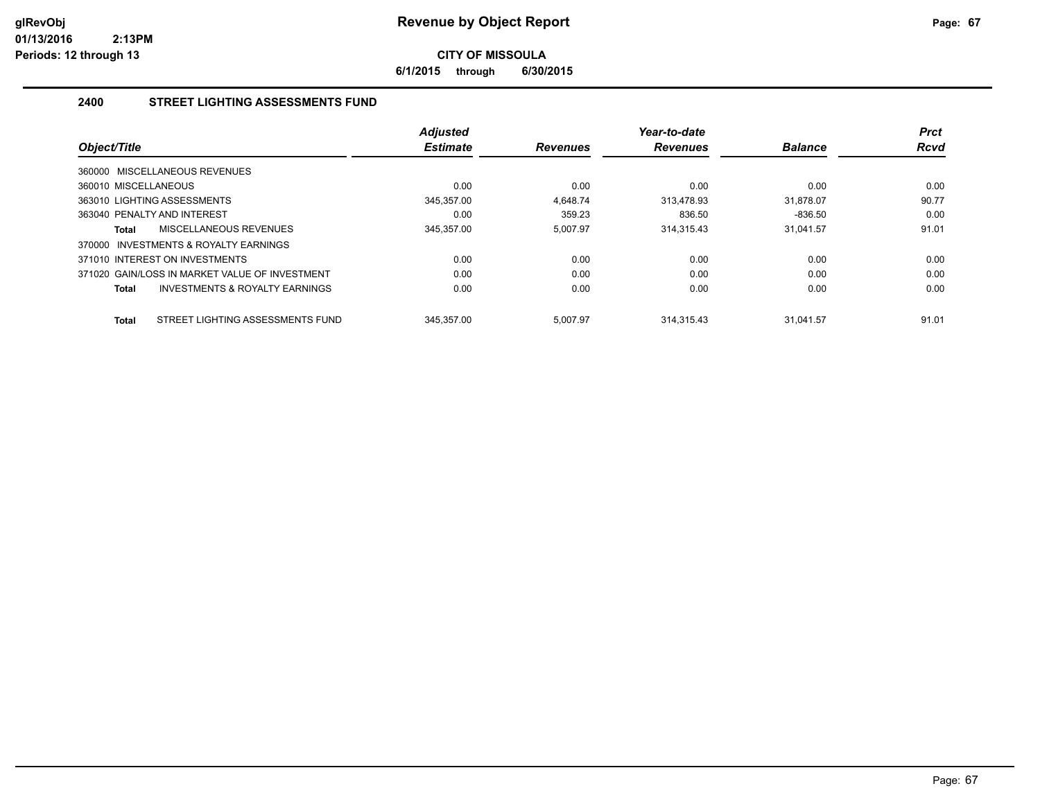# Revenue by Object Report

**CITY OF MISSOULA**

**6/1/2015 through 6/30/2015**

### 2400 STREET LIGHTING ASSESSMENTS FUND

| Object/Title | Adjusted Estimate | Revenues | Year-to-date Revenues | Balance | Prct Rcvd |
|---|---|---|---|---|---|
| 360000 MISCELLANEOUS REVENUES | | | | | |
| 360010 MISCELLANEOUS | 0.00 | 0.00 | 0.00 | 0.00 | 0.00 |
| 363010 LIGHTING ASSESSMENTS | 345,357.00 | 4,648.74 | 313,478.93 | 31,878.07 | 90.77 |
| 363040 PENALTY AND INTEREST | 0.00 | 359.23 | 836.50 | -836.50 | 0.00 |
| **Total** MISCELLANEOUS REVENUES | 345,357.00 | 5,007.97 | 314,315.43 | 31,041.57 | 91.01 |
| 370000 INVESTMENTS & ROYALTY EARNINGS | | | | | |
| 371010 INTEREST ON INVESTMENTS | 0.00 | 0.00 | 0.00 | 0.00 | 0.00 |
| 371020 GAIN/LOSS IN MARKET VALUE OF INVESTMENT | 0.00 | 0.00 | 0.00 | 0.00 | 0.00 |
| **Total** INVESTMENTS & ROYALTY EARNINGS | 0.00 | 0.00 | 0.00 | 0.00 | 0.00 |
| **Total** STREET LIGHTING ASSESSMENTS FUND | 345,357.00 | 5,007.97 | 314,315.43 | 31,041.57 | 91.01 |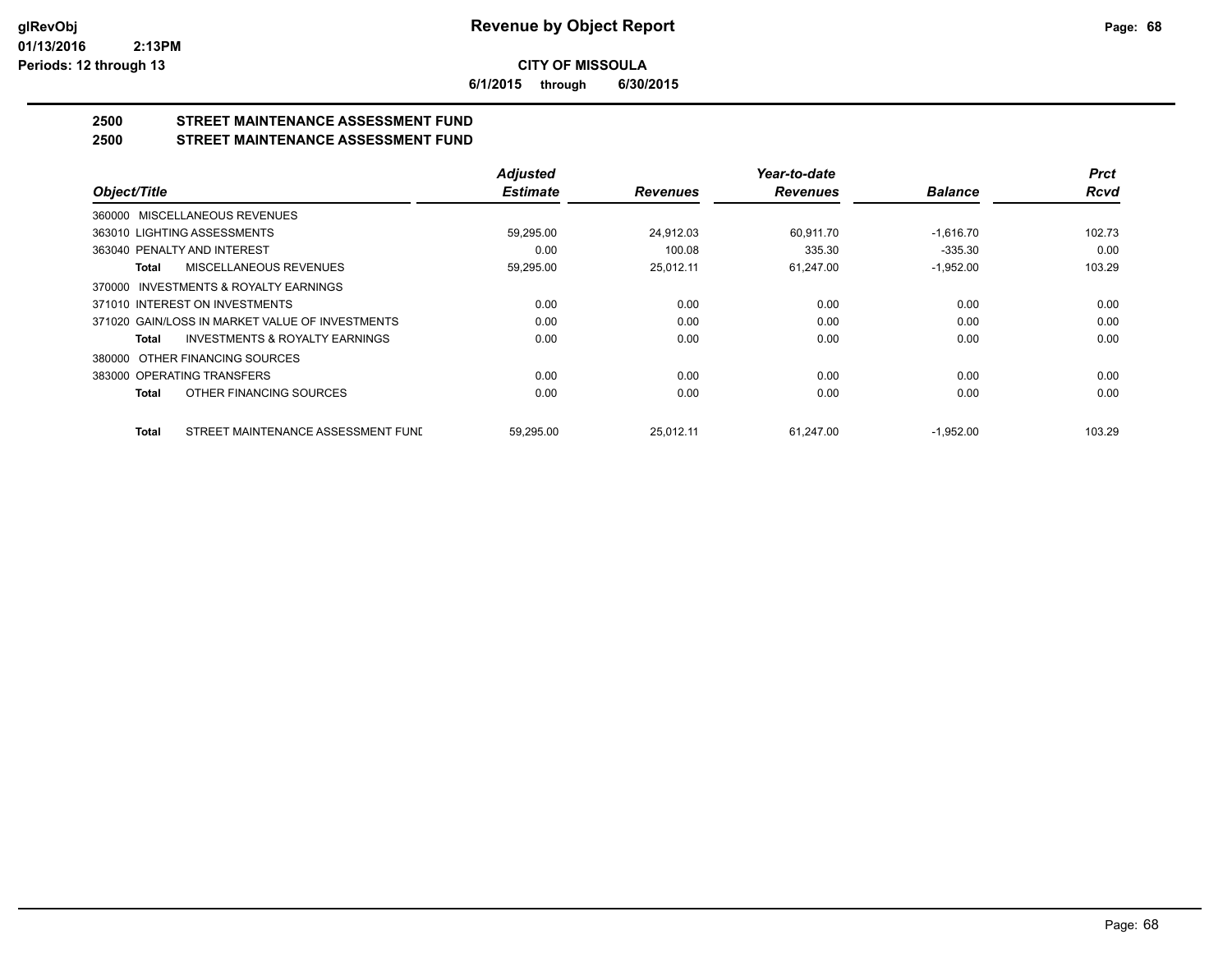# Revenue by Object Report

**CITY OF MISSOULA**

**6/1/2015 through 6/30/2015**

glRevObj
01/13/2016 2:13PM
Periods: 12 through 13

## 2500 STREET MAINTENANCE ASSESSMENT FUND
## 2500 STREET MAINTENANCE ASSESSMENT FUND

| Object/Title | Adjusted Estimate | Revenues | Year-to-date Revenues | Balance | Prct Rcvd |
|---|---|---|---|---|---|
| 360000 MISCELLANEOUS REVENUES | | | | | |
| 363010 LIGHTING ASSESSMENTS | 59,295.00 | 24,912.03 | 60,911.70 | -1,616.70 | 102.73 |
| 363040 PENALTY AND INTEREST | 0.00 | 100.08 | 335.30 | -335.30 | 0.00 |
| **Total** MISCELLANEOUS REVENUES | 59,295.00 | 25,012.11 | 61,247.00 | -1,952.00 | 103.29 |
| 370000 INVESTMENTS & ROYALTY EARNINGS | | | | | |
| 371010 INTEREST ON INVESTMENTS | 0.00 | 0.00 | 0.00 | 0.00 | 0.00 |
| 371020 GAIN/LOSS IN MARKET VALUE OF INVESTMENTS | 0.00 | 0.00 | 0.00 | 0.00 | 0.00 |
| **Total** INVESTMENTS & ROYALTY EARNINGS | 0.00 | 0.00 | 0.00 | 0.00 | 0.00 |
| 380000 OTHER FINANCING SOURCES | | | | | |
| 383000 OPERATING TRANSFERS | 0.00 | 0.00 | 0.00 | 0.00 | 0.00 |
| **Total** OTHER FINANCING SOURCES | 0.00 | 0.00 | 0.00 | 0.00 | 0.00 |
| **Total** STREET MAINTENANCE ASSESSMENT FUND | 59,295.00 | 25,012.11 | 61,247.00 | -1,952.00 | 103.29 |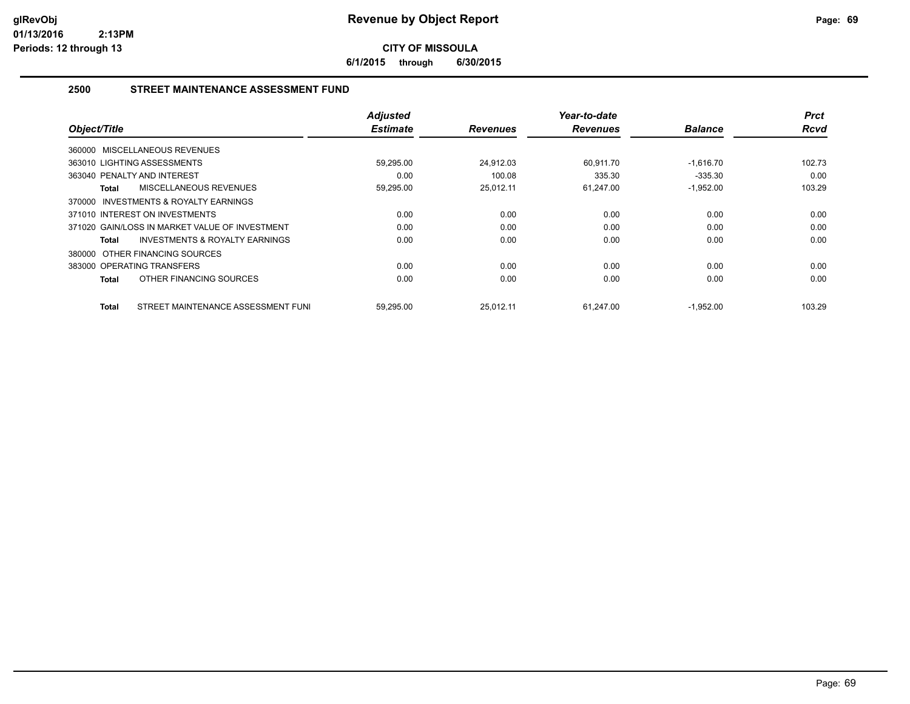# Revenue by Object Report

**CITY OF MISSOULA**

**6/1/2015 through 6/30/2015**

glRevObj
01/13/2016 2:13PM
Periods: 12 through 13

## 2500 STREET MAINTENANCE ASSESSMENT FUND

| Object/Title | Adjusted Estimate | Revenues | Year-to-date Revenues | Balance | Prct Rcvd |
|---|---|---|---|---|---|
| 360000 MISCELLANEOUS REVENUES | | | | | |
| 363010 LIGHTING ASSESSMENTS | 59,295.00 | 24,912.03 | 60,911.70 | -1,616.70 | 102.73 |
| 363040 PENALTY AND INTEREST | 0.00 | 100.08 | 335.30 | -335.30 | 0.00 |
| **Total** MISCELLANEOUS REVENUES | 59,295.00 | 25,012.11 | 61,247.00 | -1,952.00 | 103.29 |
| 370000 INVESTMENTS & ROYALTY EARNINGS | | | | | |
| 371010 INTEREST ON INVESTMENTS | 0.00 | 0.00 | 0.00 | 0.00 | 0.00 |
| 371020 GAIN/LOSS IN MARKET VALUE OF INVESTMENT | 0.00 | 0.00 | 0.00 | 0.00 | 0.00 |
| **Total** INVESTMENTS & ROYALTY EARNINGS | 0.00 | 0.00 | 0.00 | 0.00 | 0.00 |
| 380000 OTHER FINANCING SOURCES | | | | | |
| 383000 OPERATING TRANSFERS | 0.00 | 0.00 | 0.00 | 0.00 | 0.00 |
| **Total** OTHER FINANCING SOURCES | 0.00 | 0.00 | 0.00 | 0.00 | 0.00 |
| **Total** STREET MAINTENANCE ASSESSMENT FUNI | 59,295.00 | 25,012.11 | 61,247.00 | -1,952.00 | 103.29 |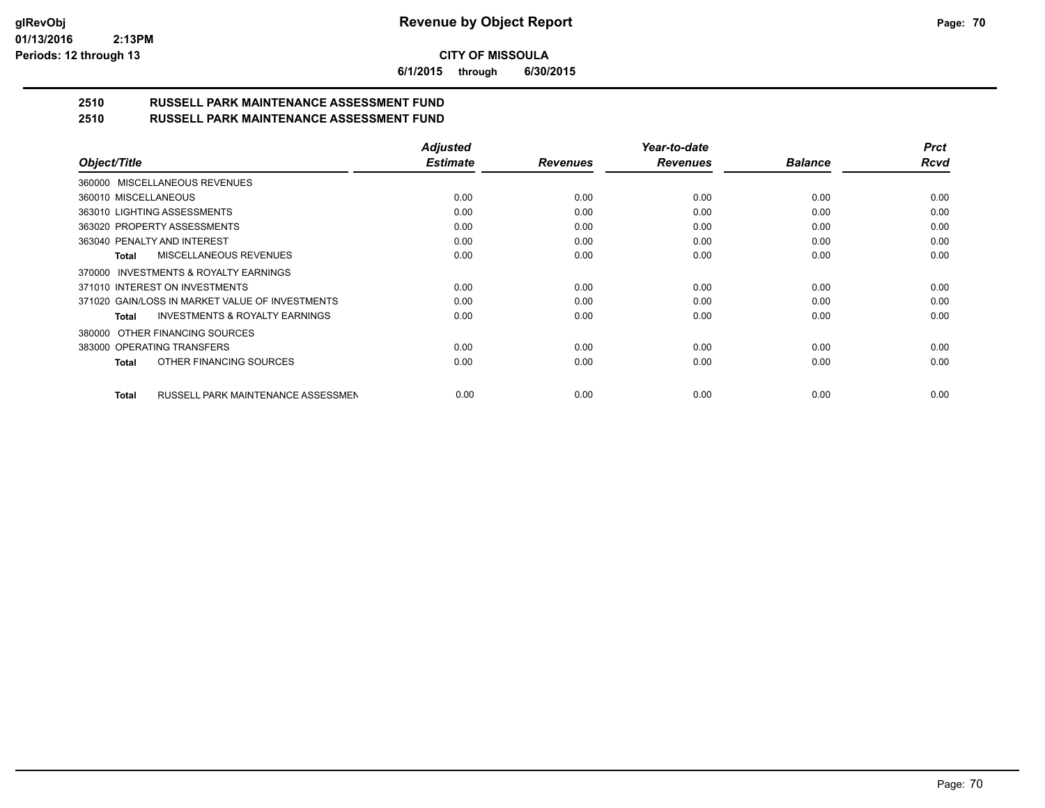**Revenue by Object Report**

**CITY OF MISSOULA**

**6/1/2015 through 6/30/2015**

Periods: 12 through 13

## 2510 RUSSELL PARK MAINTENANCE ASSESSMENT FUND
## 2510 RUSSELL PARK MAINTENANCE ASSESSMENT FUND

| Object/Title | Adjusted Estimate | Revenues | Year-to-date Revenues | Balance | Prct Rcvd |
|---|---|---|---|---|---|
| 360000 MISCELLANEOUS REVENUES | | | | | |
| 360010 MISCELLANEOUS | 0.00 | 0.00 | 0.00 | 0.00 | 0.00 |
| 363010 LIGHTING ASSESSMENTS | 0.00 | 0.00 | 0.00 | 0.00 | 0.00 |
| 363020 PROPERTY ASSESSMENTS | 0.00 | 0.00 | 0.00 | 0.00 | 0.00 |
| 363040 PENALTY AND INTEREST | 0.00 | 0.00 | 0.00 | 0.00 | 0.00 |
| **Total** MISCELLANEOUS REVENUES | 0.00 | 0.00 | 0.00 | 0.00 | 0.00 |
| 370000 INVESTMENTS & ROYALTY EARNINGS | | | | | |
| 371010 INTEREST ON INVESTMENTS | 0.00 | 0.00 | 0.00 | 0.00 | 0.00 |
| 371020 GAIN/LOSS IN MARKET VALUE OF INVESTMENTS | 0.00 | 0.00 | 0.00 | 0.00 | 0.00 |
| **Total** INVESTMENTS & ROYALTY EARNINGS | 0.00 | 0.00 | 0.00 | 0.00 | 0.00 |
| 380000 OTHER FINANCING SOURCES | | | | | |
| 383000 OPERATING TRANSFERS | 0.00 | 0.00 | 0.00 | 0.00 | 0.00 |
| **Total** OTHER FINANCING SOURCES | 0.00 | 0.00 | 0.00 | 0.00 | 0.00 |
| **Total** RUSSELL PARK MAINTENANCE ASSESSMEN | 0.00 | 0.00 | 0.00 | 0.00 | 0.00 |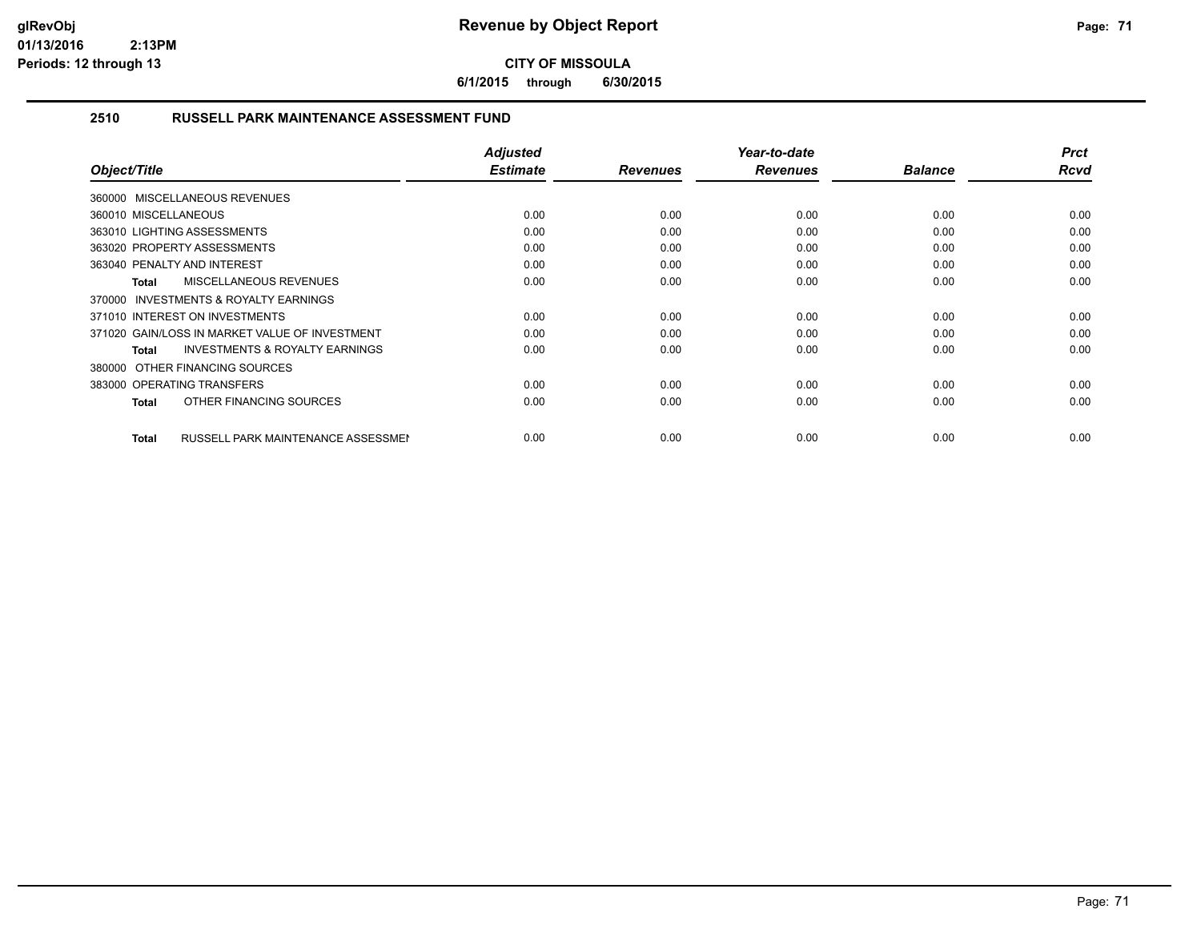# Revenue by Object Report

**CITY OF MISSOULA**

**6/1/2015 through 6/30/2015**

Periods: 12 through 13

## 2510 RUSSELL PARK MAINTENANCE ASSESSMENT FUND

| Object/Title | Adjusted Estimate | Revenues | Year-to-date Revenues | Balance | Prct Rcvd |
|---|---|---|---|---|---|
| 360000 MISCELLANEOUS REVENUES | | | | | |
| 360010 MISCELLANEOUS | 0.00 | 0.00 | 0.00 | 0.00 | 0.00 |
| 363010 LIGHTING ASSESSMENTS | 0.00 | 0.00 | 0.00 | 0.00 | 0.00 |
| 363020 PROPERTY ASSESSMENTS | 0.00 | 0.00 | 0.00 | 0.00 | 0.00 |
| 363040 PENALTY AND INTEREST | 0.00 | 0.00 | 0.00 | 0.00 | 0.00 |
| **Total** MISCELLANEOUS REVENUES | 0.00 | 0.00 | 0.00 | 0.00 | 0.00 |
| 370000 INVESTMENTS & ROYALTY EARNINGS | | | | | |
| 371010 INTEREST ON INVESTMENTS | 0.00 | 0.00 | 0.00 | 0.00 | 0.00 |
| 371020 GAIN/LOSS IN MARKET VALUE OF INVESTMENT | 0.00 | 0.00 | 0.00 | 0.00 | 0.00 |
| **Total** INVESTMENTS & ROYALTY EARNINGS | 0.00 | 0.00 | 0.00 | 0.00 | 0.00 |
| 380000 OTHER FINANCING SOURCES | | | | | |
| 383000 OPERATING TRANSFERS | 0.00 | 0.00 | 0.00 | 0.00 | 0.00 |
| **Total** OTHER FINANCING SOURCES | 0.00 | 0.00 | 0.00 | 0.00 | 0.00 |
| **Total** RUSSELL PARK MAINTENANCE ASSESSMEN | 0.00 | 0.00 | 0.00 | 0.00 | 0.00 |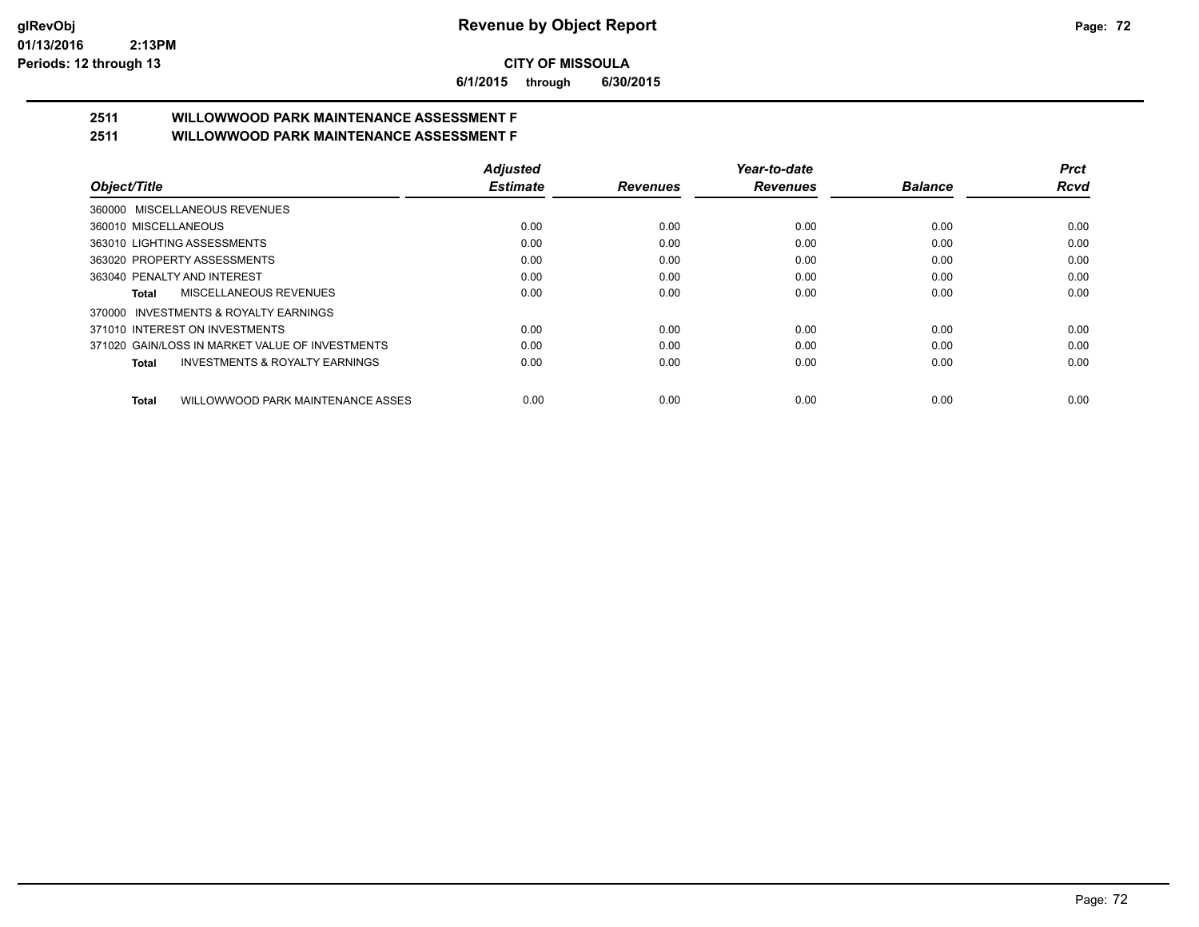# Revenue by Object Report

**CITY OF MISSOULA**

**6/1/2015 through 6/30/2015**

glRevObj
01/13/2016 2:13PM
Periods: 12 through 13

## 2511 WILLOWWOOD PARK MAINTENANCE ASSESSMENT F
## 2511 WILLOWWOOD PARK MAINTENANCE ASSESSMENT F

| Object/Title | Adjusted Estimate | Revenues | Year-to-date Revenues | Balance | Prct Rcvd |
|---|---|---|---|---|---|
| 360000 MISCELLANEOUS REVENUES | | | | | |
| 360010 MISCELLANEOUS | 0.00 | 0.00 | 0.00 | 0.00 | 0.00 |
| 363010 LIGHTING ASSESSMENTS | 0.00 | 0.00 | 0.00 | 0.00 | 0.00 |
| 363020 PROPERTY ASSESSMENTS | 0.00 | 0.00 | 0.00 | 0.00 | 0.00 |
| 363040 PENALTY AND INTEREST | 0.00 | 0.00 | 0.00 | 0.00 | 0.00 |
| **Total** MISCELLANEOUS REVENUES | 0.00 | 0.00 | 0.00 | 0.00 | 0.00 |
| 370000 INVESTMENTS & ROYALTY EARNINGS | | | | | |
| 371010 INTEREST ON INVESTMENTS | 0.00 | 0.00 | 0.00 | 0.00 | 0.00 |
| 371020 GAIN/LOSS IN MARKET VALUE OF INVESTMENTS | 0.00 | 0.00 | 0.00 | 0.00 | 0.00 |
| **Total** INVESTMENTS & ROYALTY EARNINGS | 0.00 | 0.00 | 0.00 | 0.00 | 0.00 |
| **Total** WILLOWWOOD PARK MAINTENANCE ASSES | 0.00 | 0.00 | 0.00 | 0.00 | 0.00 |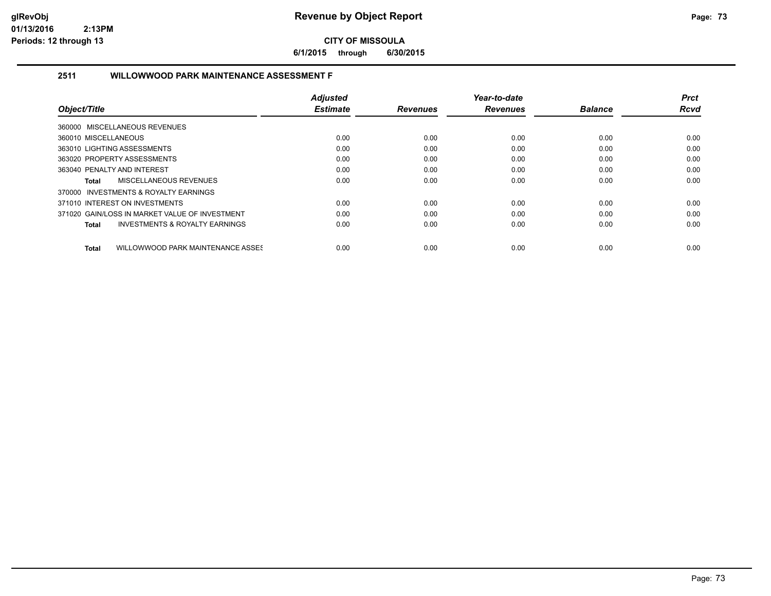# Revenue by Object Report

**CITY OF MISSOULA**

**6/1/2015 through 6/30/2015**

## 2511 WILLOWWOOD PARK MAINTENANCE ASSESSMENT F

| Object/Title | Adjusted Estimate | Revenues | Year-to-date Revenues | Balance | Prct Rcvd |
|---|---|---|---|---|---|
| 360000 MISCELLANEOUS REVENUES | | | | | |
| 360010 MISCELLANEOUS | 0.00 | 0.00 | 0.00 | 0.00 | 0.00 |
| 363010 LIGHTING ASSESSMENTS | 0.00 | 0.00 | 0.00 | 0.00 | 0.00 |
| 363020 PROPERTY ASSESSMENTS | 0.00 | 0.00 | 0.00 | 0.00 | 0.00 |
| 363040 PENALTY AND INTEREST | 0.00 | 0.00 | 0.00 | 0.00 | 0.00 |
| **Total** MISCELLANEOUS REVENUES | 0.00 | 0.00 | 0.00 | 0.00 | 0.00 |
| 370000 INVESTMENTS & ROYALTY EARNINGS | | | | | |
| 371010 INTEREST ON INVESTMENTS | 0.00 | 0.00 | 0.00 | 0.00 | 0.00 |
| 371020 GAIN/LOSS IN MARKET VALUE OF INVESTMENT | 0.00 | 0.00 | 0.00 | 0.00 | 0.00 |
| **Total** INVESTMENTS & ROYALTY EARNINGS | 0.00 | 0.00 | 0.00 | 0.00 | 0.00 |
| **Total** WILLOWWOOD PARK MAINTENANCE ASSES | 0.00 | 0.00 | 0.00 | 0.00 | 0.00 |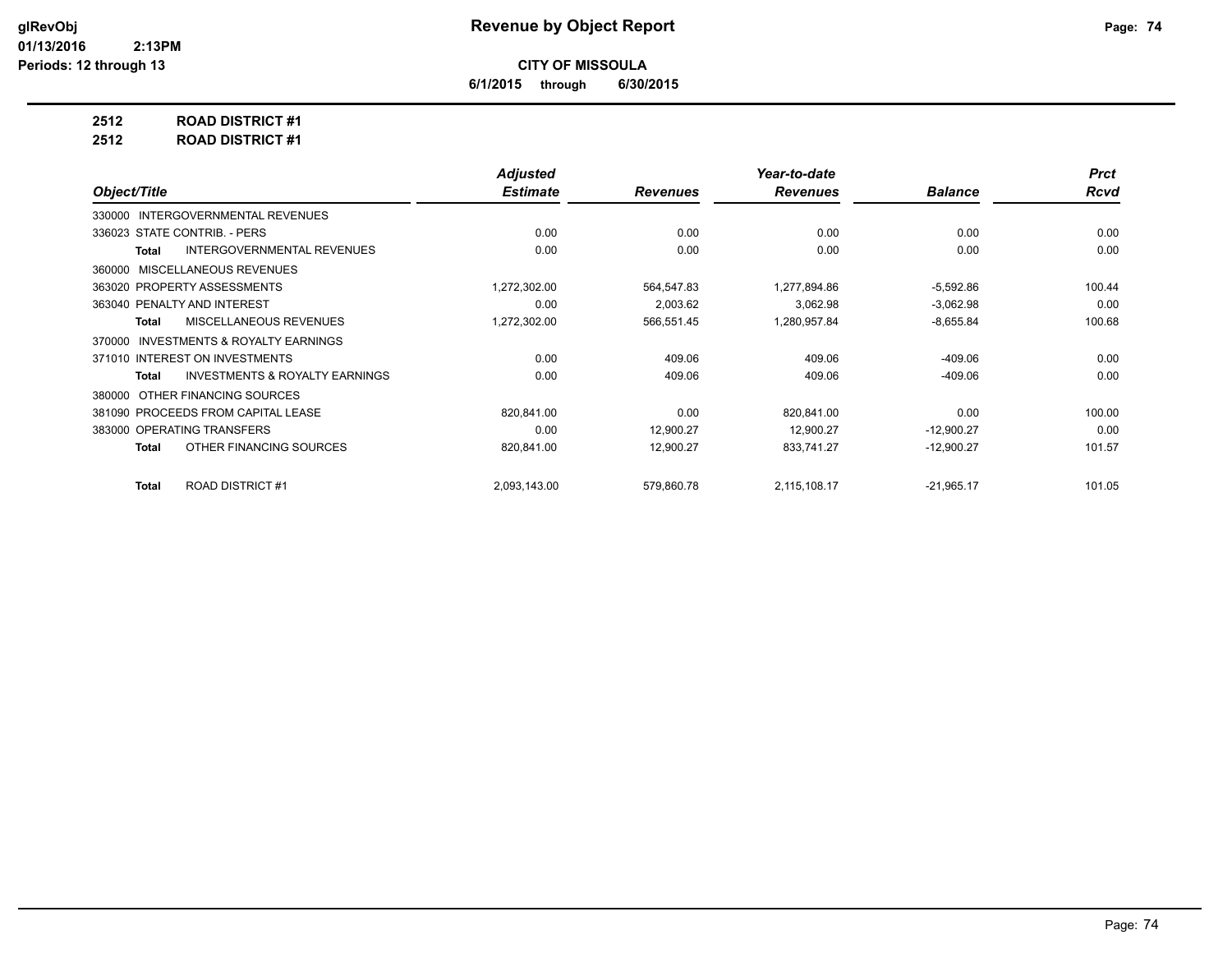**CITY OF MISSOULA**

**6/1/2015 through 6/30/2015**

**2512 ROAD DISTRICT #1**

**2512 ROAD DISTRICT #1**

| Object/Title | Adjusted Estimate | Revenues | Year-to-date Revenues | Balance | Prct Rcvd |
|---|---|---|---|---|---|
| 330000 INTERGOVERNMENTAL REVENUES | | | | | |
| 336023 STATE CONTRIB. - PERS | 0.00 | 0.00 | 0.00 | 0.00 | 0.00 |
| **Total** INTERGOVERNMENTAL REVENUES | 0.00 | 0.00 | 0.00 | 0.00 | 0.00 |
| 360000 MISCELLANEOUS REVENUES | | | | | |
| 363020 PROPERTY ASSESSMENTS | 1,272,302.00 | 564,547.83 | 1,277,894.86 | -5,592.86 | 100.44 |
| 363040 PENALTY AND INTEREST | 0.00 | 2,003.62 | 3,062.98 | -3,062.98 | 0.00 |
| **Total** MISCELLANEOUS REVENUES | 1,272,302.00 | 566,551.45 | 1,280,957.84 | -8,655.84 | 100.68 |
| 370000 INVESTMENTS & ROYALTY EARNINGS | | | | | |
| 371010 INTEREST ON INVESTMENTS | 0.00 | 409.06 | 409.06 | -409.06 | 0.00 |
| **Total** INVESTMENTS & ROYALTY EARNINGS | 0.00 | 409.06 | 409.06 | -409.06 | 0.00 |
| 380000 OTHER FINANCING SOURCES | | | | | |
| 381090 PROCEEDS FROM CAPITAL LEASE | 820,841.00 | 0.00 | 820,841.00 | 0.00 | 100.00 |
| 383000 OPERATING TRANSFERS | 0.00 | 12,900.27 | 12,900.27 | -12,900.27 | 0.00 |
| **Total** OTHER FINANCING SOURCES | 820,841.00 | 12,900.27 | 833,741.27 | -12,900.27 | 101.57 |
| **Total** ROAD DISTRICT #1 | 2,093,143.00 | 579,860.78 | 2,115,108.17 | -21,965.17 | 101.05 |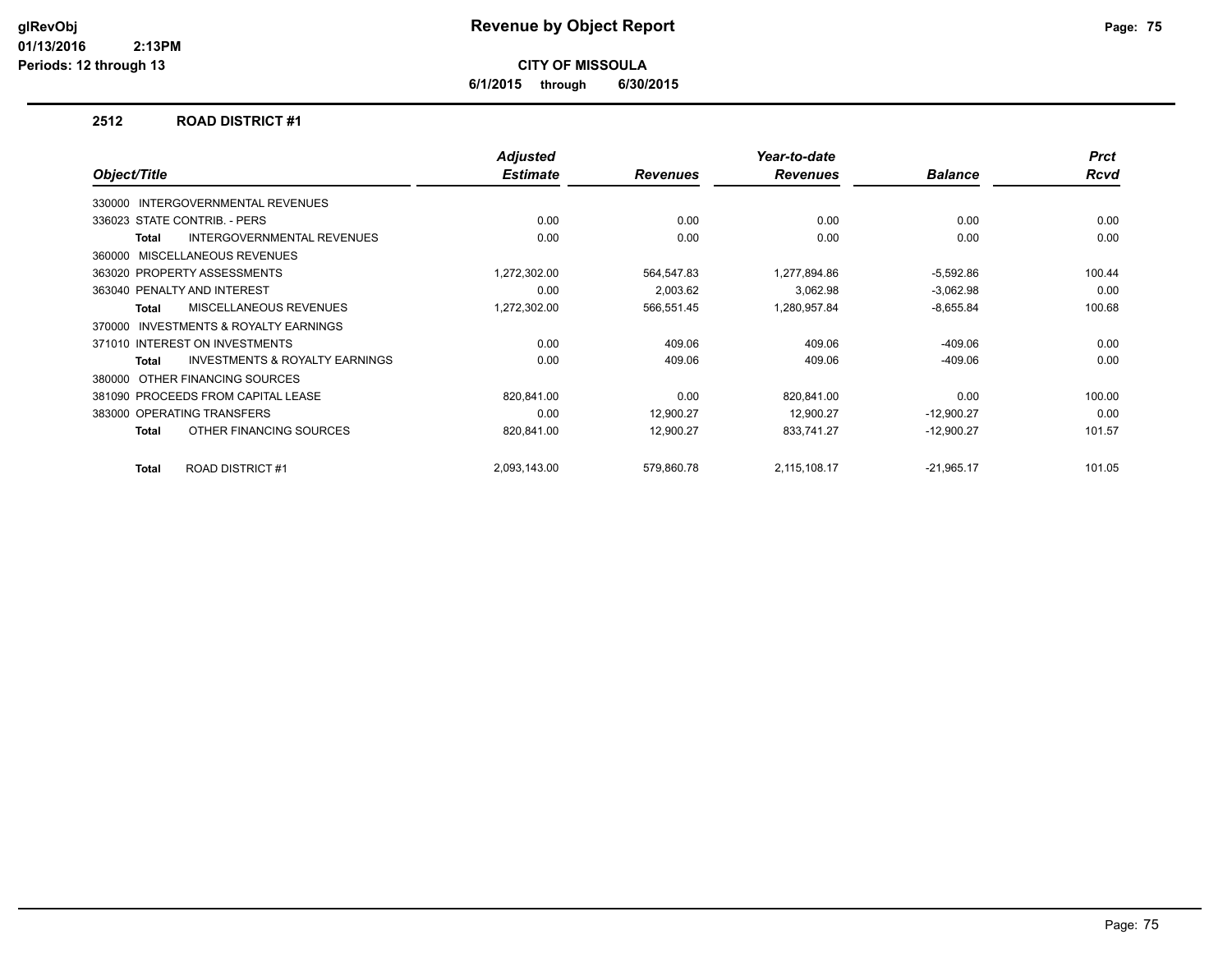# Revenue by Object Report

**CITY OF MISSOULA**

**6/1/2015 through 6/30/2015**

## 2512 ROAD DISTRICT #1

| Object/Title | Adjusted Estimate | Revenues | Year-to-date Revenues | Balance | Prct Rcvd |
|---|---|---|---|---|---|
| 330000 INTERGOVERNMENTAL REVENUES | | | | | |
| 336023 STATE CONTRIB. - PERS | 0.00 | 0.00 | 0.00 | 0.00 | 0.00 |
| **Total** INTERGOVERNMENTAL REVENUES | 0.00 | 0.00 | 0.00 | 0.00 | 0.00 |
| 360000 MISCELLANEOUS REVENUES | | | | | |
| 363020 PROPERTY ASSESSMENTS | 1,272,302.00 | 564,547.83 | 1,277,894.86 | -5,592.86 | 100.44 |
| 363040 PENALTY AND INTEREST | 0.00 | 2,003.62 | 3,062.98 | -3,062.98 | 0.00 |
| **Total** MISCELLANEOUS REVENUES | 1,272,302.00 | 566,551.45 | 1,280,957.84 | -8,655.84 | 100.68 |
| 370000 INVESTMENTS & ROYALTY EARNINGS | | | | | |
| 371010 INTEREST ON INVESTMENTS | 0.00 | 409.06 | 409.06 | -409.06 | 0.00 |
| **Total** INVESTMENTS & ROYALTY EARNINGS | 0.00 | 409.06 | 409.06 | -409.06 | 0.00 |
| 380000 OTHER FINANCING SOURCES | | | | | |
| 381090 PROCEEDS FROM CAPITAL LEASE | 820,841.00 | 0.00 | 820,841.00 | 0.00 | 100.00 |
| 383000 OPERATING TRANSFERS | 0.00 | 12,900.27 | 12,900.27 | -12,900.27 | 0.00 |
| **Total** OTHER FINANCING SOURCES | 820,841.00 | 12,900.27 | 833,741.27 | -12,900.27 | 101.57 |
| **Total** ROAD DISTRICT #1 | 2,093,143.00 | 579,860.78 | 2,115,108.17 | -21,965.17 | 101.05 |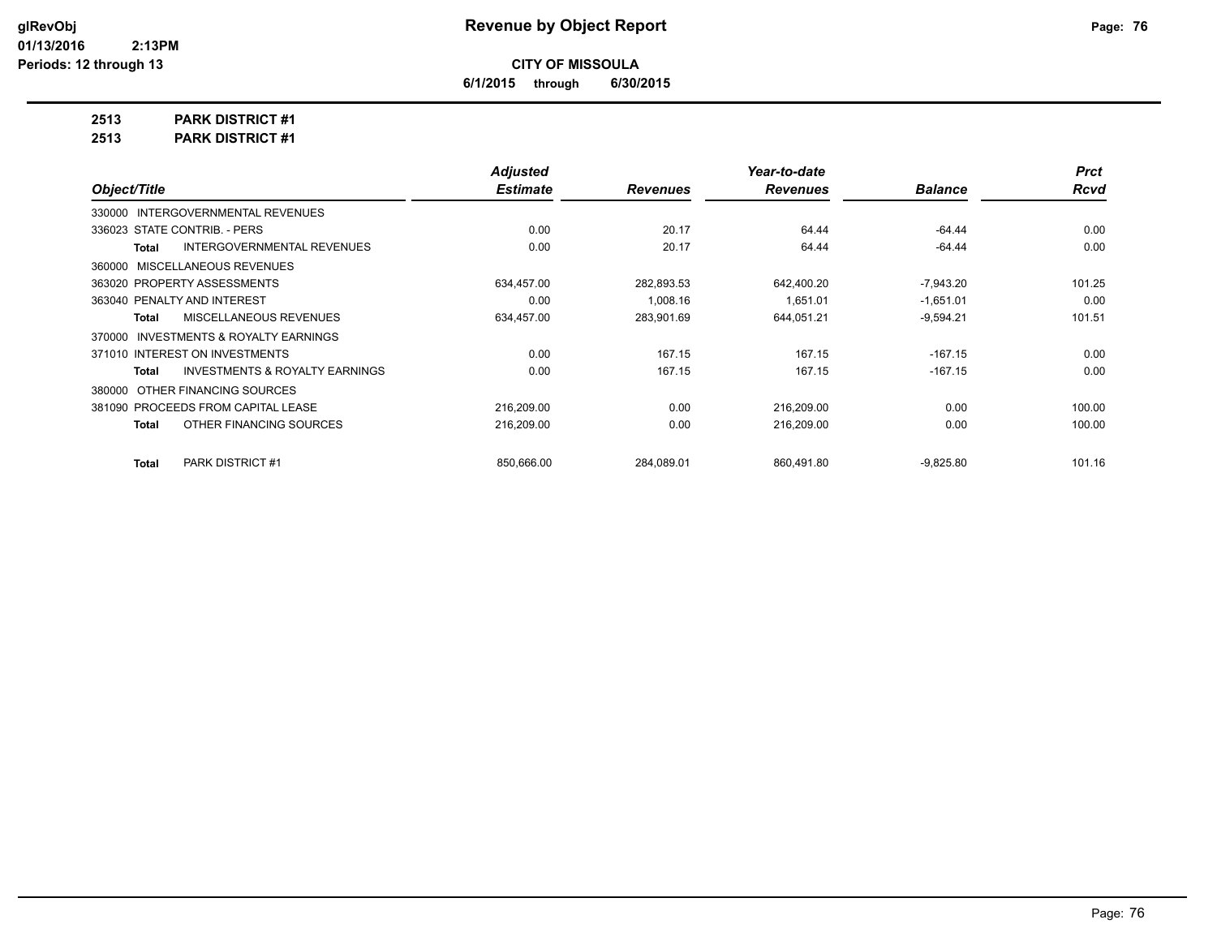# Revenue by Object Report

**CITY OF MISSOULA**

**6/1/2015 through 6/30/2015**

**2513 PARK DISTRICT #1**

**2513 PARK DISTRICT #1**

| Object/Title | Adjusted Estimate | Revenues | Year-to-date Revenues | Balance | Prct Rcvd |
|---|---|---|---|---|---|
| 330000 INTERGOVERNMENTAL REVENUES | | | | | |
| 336023 STATE CONTRIB. - PERS | 0.00 | 20.17 | 64.44 | -64.44 | 0.00 |
| **Total** INTERGOVERNMENTAL REVENUES | 0.00 | 20.17 | 64.44 | -64.44 | 0.00 |
| 360000 MISCELLANEOUS REVENUES | | | | | |
| 363020 PROPERTY ASSESSMENTS | 634,457.00 | 282,893.53 | 642,400.20 | -7,943.20 | 101.25 |
| 363040 PENALTY AND INTEREST | 0.00 | 1,008.16 | 1,651.01 | -1,651.01 | 0.00 |
| **Total** MISCELLANEOUS REVENUES | 634,457.00 | 283,901.69 | 644,051.21 | -9,594.21 | 101.51 |
| 370000 INVESTMENTS & ROYALTY EARNINGS | | | | | |
| 371010 INTEREST ON INVESTMENTS | 0.00 | 167.15 | 167.15 | -167.15 | 0.00 |
| **Total** INVESTMENTS & ROYALTY EARNINGS | 0.00 | 167.15 | 167.15 | -167.15 | 0.00 |
| 380000 OTHER FINANCING SOURCES | | | | | |
| 381090 PROCEEDS FROM CAPITAL LEASE | 216,209.00 | 0.00 | 216,209.00 | 0.00 | 100.00 |
| **Total** OTHER FINANCING SOURCES | 216,209.00 | 0.00 | 216,209.00 | 0.00 | 100.00 |
| **Total** PARK DISTRICT #1 | 850,666.00 | 284,089.01 | 860,491.80 | -9,825.80 | 101.16 |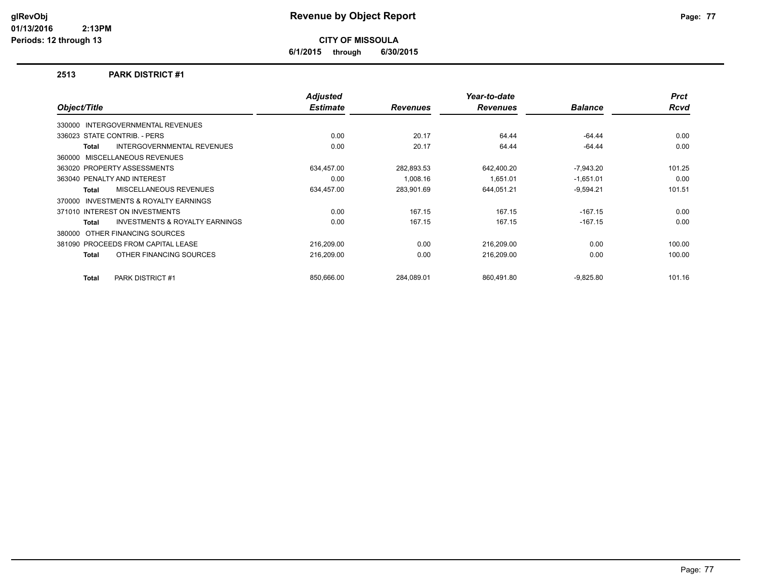# Revenue by Object Report

**CITY OF MISSOULA**

**6/1/2015 through 6/30/2015**

glRevObj
01/13/2016 2:13PM
Periods: 12 through 13

## 2513 PARK DISTRICT #1

| Object/Title | Adjusted Estimate | Revenues | Year-to-date Revenues | Balance | Prct Rcvd |
|---|---|---|---|---|---|
| 330000 INTERGOVERNMENTAL REVENUES | | | | | |
| 336023 STATE CONTRIB. - PERS | 0.00 | 20.17 | 64.44 | -64.44 | 0.00 |
| **Total** INTERGOVERNMENTAL REVENUES | 0.00 | 20.17 | 64.44 | -64.44 | 0.00 |
| 360000 MISCELLANEOUS REVENUES | | | | | |
| 363020 PROPERTY ASSESSMENTS | 634,457.00 | 282,893.53 | 642,400.20 | -7,943.20 | 101.25 |
| 363040 PENALTY AND INTEREST | 0.00 | 1,008.16 | 1,651.01 | -1,651.01 | 0.00 |
| **Total** MISCELLANEOUS REVENUES | 634,457.00 | 283,901.69 | 644,051.21 | -9,594.21 | 101.51 |
| 370000 INVESTMENTS & ROYALTY EARNINGS | | | | | |
| 371010 INTEREST ON INVESTMENTS | 0.00 | 167.15 | 167.15 | -167.15 | 0.00 |
| **Total** INVESTMENTS & ROYALTY EARNINGS | 0.00 | 167.15 | 167.15 | -167.15 | 0.00 |
| 380000 OTHER FINANCING SOURCES | | | | | |
| 381090 PROCEEDS FROM CAPITAL LEASE | 216,209.00 | 0.00 | 216,209.00 | 0.00 | 100.00 |
| **Total** OTHER FINANCING SOURCES | 216,209.00 | 0.00 | 216,209.00 | 0.00 | 100.00 |
| **Total** PARK DISTRICT #1 | 850,666.00 | 284,089.01 | 860,491.80 | -9,825.80 | 101.16 |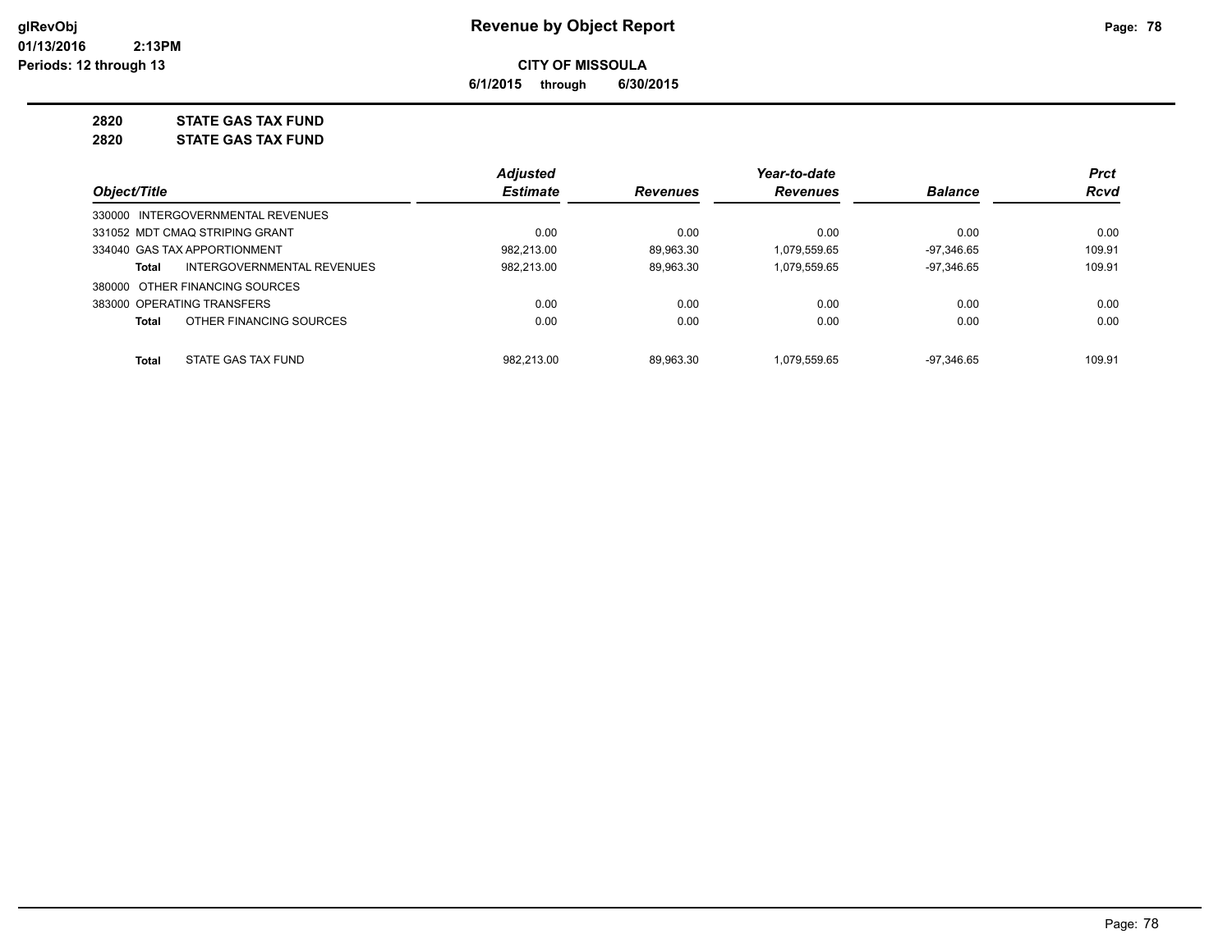# Revenue by Object Report

**CITY OF MISSOULA**

**6/1/2015 through 6/30/2015**

glRevObj
01/13/2016 2:13PM
Periods: 12 through 13

**2820 STATE GAS TAX FUND**
**2820 STATE GAS TAX FUND**

| Object/Title | Adjusted Estimate | Revenues | Year-to-date Revenues | Balance | Prct Rcvd |
|---|---|---|---|---|---|
| 330000 INTERGOVERNMENTAL REVENUES | | | | | |
| 331052 MDT CMAQ STRIPING GRANT | 0.00 | 0.00 | 0.00 | 0.00 | 0.00 |
| 334040 GAS TAX APPORTIONMENT | 982,213.00 | 89,963.30 | 1,079,559.65 | -97,346.65 | 109.91 |
| **Total** INTERGOVERNMENTAL REVENUES | 982,213.00 | 89,963.30 | 1,079,559.65 | -97,346.65 | 109.91 |
| 380000 OTHER FINANCING SOURCES | | | | | |
| 383000 OPERATING TRANSFERS | 0.00 | 0.00 | 0.00 | 0.00 | 0.00 |
| **Total** OTHER FINANCING SOURCES | 0.00 | 0.00 | 0.00 | 0.00 | 0.00 |
| **Total** STATE GAS TAX FUND | 982,213.00 | 89,963.30 | 1,079,559.65 | -97,346.65 | 109.91 |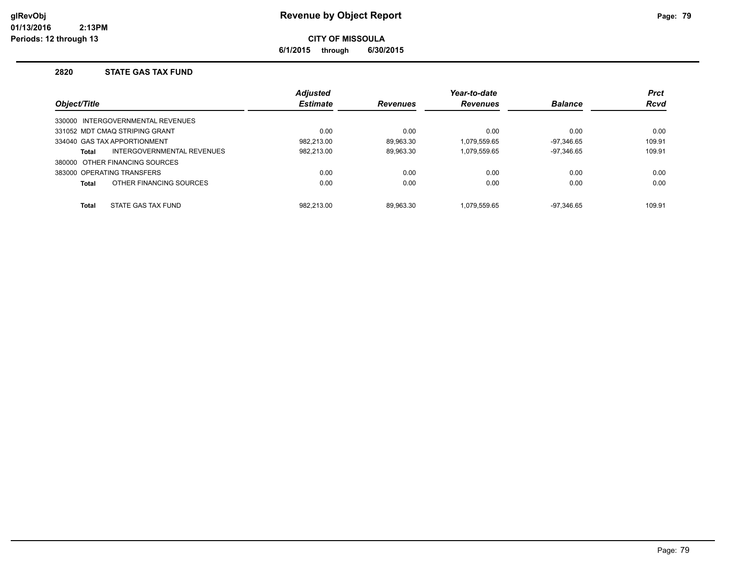# Revenue by Object Report

**CITY OF MISSOULA**

**6/1/2015 through 6/30/2015**

glRevObj
01/13/2016 2:13PM
Periods: 12 through 13

## 2820 STATE GAS TAX FUND

| Object/Title | | Adjusted Estimate | Revenues | Year-to-date Revenues | Balance | Prct Rcvd |
|---|---|---|---|---|---|---|
| 330000 INTERGOVERNMENTAL REVENUES | | | | | | |
| 331052 MDT CMAQ STRIPING GRANT | | 0.00 | 0.00 | 0.00 | 0.00 | 0.00 |
| 334040 GAS TAX APPORTIONMENT | | 982,213.00 | 89,963.30 | 1,079,559.65 | -97,346.65 | 109.91 |
| **Total** | INTERGOVERNMENTAL REVENUES | 982,213.00 | 89,963.30 | 1,079,559.65 | -97,346.65 | 109.91 |
| 380000 OTHER FINANCING SOURCES | | | | | | |
| 383000 OPERATING TRANSFERS | | 0.00 | 0.00 | 0.00 | 0.00 | 0.00 |
| **Total** | OTHER FINANCING SOURCES | 0.00 | 0.00 | 0.00 | 0.00 | 0.00 |
| **Total** | STATE GAS TAX FUND | 982,213.00 | 89,963.30 | 1,079,559.65 | -97,346.65 | 109.91 |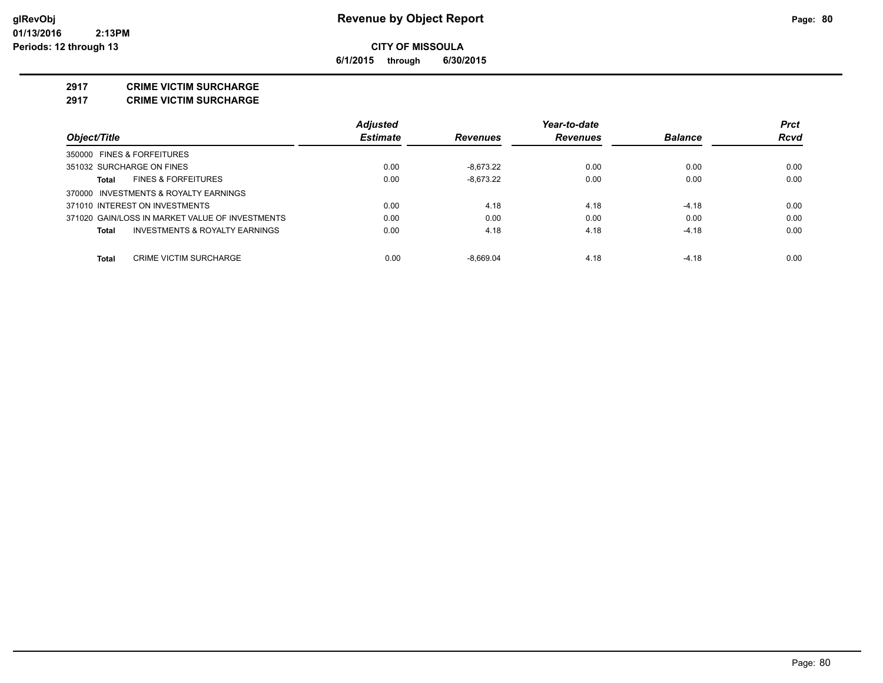# Revenue by Object Report

## CITY OF MISSOULA

**6/1/2015 through 6/30/2015**

glRevObj
01/13/2016 2:13PM
Periods: 12 through 13

### 2917 CRIME VICTIM SURCHARGE
### 2917 CRIME VICTIM SURCHARGE

| Object/Title | Adjusted Estimate | Revenues | Year-to-date Revenues | Balance | Prct Rcvd |
|---|---|---|---|---|---|
| 350000 FINES & FORFEITURES | | | | | |
| 351032 SURCHARGE ON FINES | 0.00 | -8,673.22 | 0.00 | 0.00 | 0.00 |
| **Total** FINES & FORFEITURES | 0.00 | -8,673.22 | 0.00 | 0.00 | 0.00 |
| 370000 INVESTMENTS & ROYALTY EARNINGS | | | | | |
| 371010 INTEREST ON INVESTMENTS | 0.00 | 4.18 | 4.18 | -4.18 | 0.00 |
| 371020 GAIN/LOSS IN MARKET VALUE OF INVESTMENTS | 0.00 | 0.00 | 0.00 | 0.00 | 0.00 |
| **Total** INVESTMENTS & ROYALTY EARNINGS | 0.00 | 4.18 | 4.18 | -4.18 | 0.00 |
| **Total** CRIME VICTIM SURCHARGE | 0.00 | -8,669.04 | 4.18 | -4.18 | 0.00 |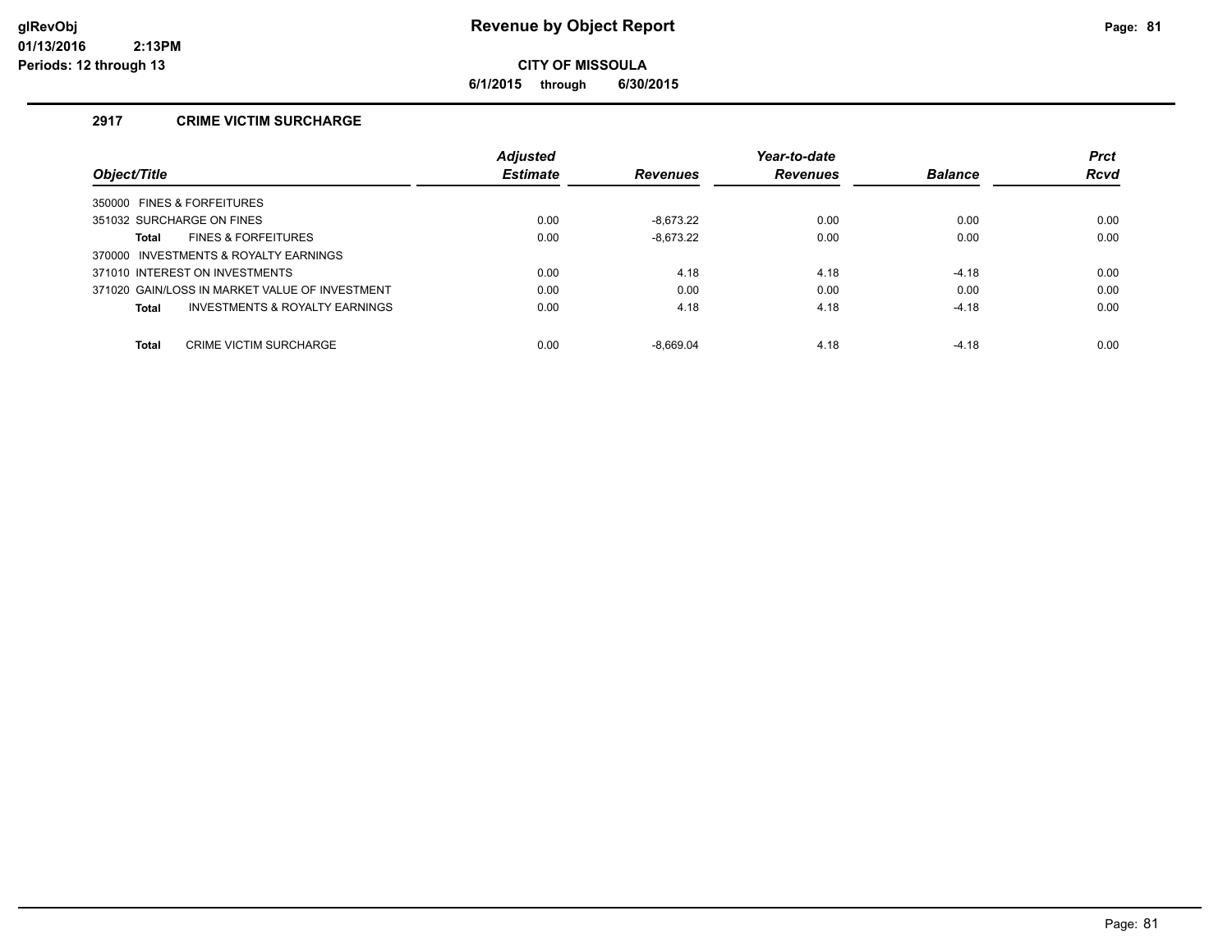# Revenue by Object Report

**CITY OF MISSOULA**

**6/1/2015 through 6/30/2015**

glRevObj
01/13/2016 2:13PM
Periods: 12 through 13

## 2917 CRIME VICTIM SURCHARGE

| Object/Title | | Adjusted Estimate | Revenues | Year-to-date Revenues | Balance | Prct Rcvd |
|---|---|---|---|---|---|---|
| 350000 FINES & FORFEITURES | | | | | | |
| 351032 SURCHARGE ON FINES | | 0.00 | -8,673.22 | 0.00 | 0.00 | 0.00 |
| **Total** | FINES & FORFEITURES | 0.00 | -8,673.22 | 0.00 | 0.00 | 0.00 |
| 370000 INVESTMENTS & ROYALTY EARNINGS | | | | | | |
| 371010 INTEREST ON INVESTMENTS | | 0.00 | 4.18 | 4.18 | -4.18 | 0.00 |
| 371020 GAIN/LOSS IN MARKET VALUE OF INVESTMENT | | 0.00 | 0.00 | 0.00 | 0.00 | 0.00 |
| **Total** | INVESTMENTS & ROYALTY EARNINGS | 0.00 | 4.18 | 4.18 | -4.18 | 0.00 |
| **Total** | CRIME VICTIM SURCHARGE | 0.00 | -8,669.04 | 4.18 | -4.18 | 0.00 |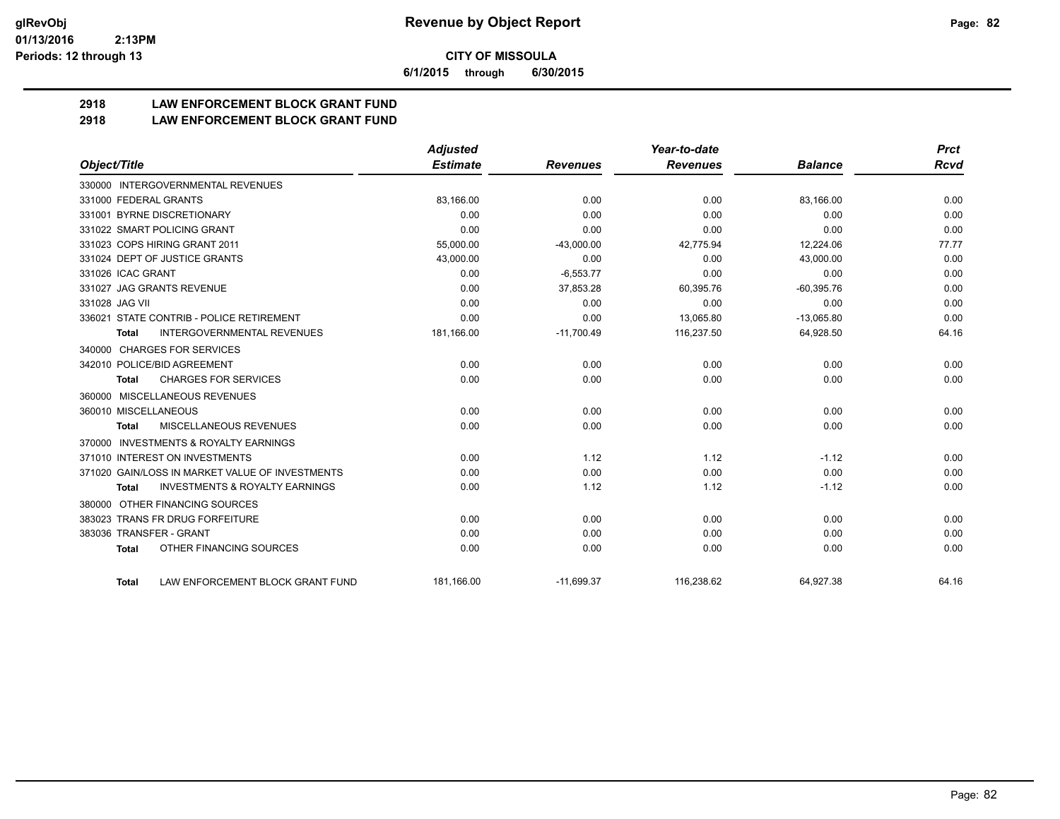**CITY OF MISSOULA**

**6/1/2015 through 6/30/2015**

## 2918 LAW ENFORCEMENT BLOCK GRANT FUND

## 2918 LAW ENFORCEMENT BLOCK GRANT FUND

| Object/Title | Adjusted Estimate | Revenues | Year-to-date Revenues | Balance | Prct Rcvd |
|---|---|---|---|---|---|
| 330000 INTERGOVERNMENTAL REVENUES | | | | | |
| 331000 FEDERAL GRANTS | 83,166.00 | 0.00 | 0.00 | 83,166.00 | 0.00 |
| 331001 BYRNE DISCRETIONARY | 0.00 | 0.00 | 0.00 | 0.00 | 0.00 |
| 331022 SMART POLICING GRANT | 0.00 | 0.00 | 0.00 | 0.00 | 0.00 |
| 331023 COPS HIRING GRANT 2011 | 55,000.00 | -43,000.00 | 42,775.94 | 12,224.06 | 77.77 |
| 331024 DEPT OF JUSTICE GRANTS | 43,000.00 | 0.00 | 0.00 | 43,000.00 | 0.00 |
| 331026 ICAC GRANT | 0.00 | -6,553.77 | 0.00 | 0.00 | 0.00 |
| 331027 JAG GRANTS REVENUE | 0.00 | 37,853.28 | 60,395.76 | -60,395.76 | 0.00 |
| 331028 JAG VII | 0.00 | 0.00 | 0.00 | 0.00 | 0.00 |
| 336021 STATE CONTRIB - POLICE RETIREMENT | 0.00 | 0.00 | 13,065.80 | -13,065.80 | 0.00 |
| **Total** INTERGOVERNMENTAL REVENUES | 181,166.00 | -11,700.49 | 116,237.50 | 64,928.50 | 64.16 |
| 340000 CHARGES FOR SERVICES | | | | | |
| 342010 POLICE/BID AGREEMENT | 0.00 | 0.00 | 0.00 | 0.00 | 0.00 |
| **Total** CHARGES FOR SERVICES | 0.00 | 0.00 | 0.00 | 0.00 | 0.00 |
| 360000 MISCELLANEOUS REVENUES | | | | | |
| 360010 MISCELLANEOUS | 0.00 | 0.00 | 0.00 | 0.00 | 0.00 |
| **Total** MISCELLANEOUS REVENUES | 0.00 | 0.00 | 0.00 | 0.00 | 0.00 |
| 370000 INVESTMENTS & ROYALTY EARNINGS | | | | | |
| 371010 INTEREST ON INVESTMENTS | 0.00 | 1.12 | 1.12 | -1.12 | 0.00 |
| 371020 GAIN/LOSS IN MARKET VALUE OF INVESTMENTS | 0.00 | 0.00 | 0.00 | 0.00 | 0.00 |
| **Total** INVESTMENTS & ROYALTY EARNINGS | 0.00 | 1.12 | 1.12 | -1.12 | 0.00 |
| 380000 OTHER FINANCING SOURCES | | | | | |
| 383023 TRANS FR DRUG FORFEITURE | 0.00 | 0.00 | 0.00 | 0.00 | 0.00 |
| 383036 TRANSFER - GRANT | 0.00 | 0.00 | 0.00 | 0.00 | 0.00 |
| **Total** OTHER FINANCING SOURCES | 0.00 | 0.00 | 0.00 | 0.00 | 0.00 |
| **Total** LAW ENFORCEMENT BLOCK GRANT FUND | 181,166.00 | -11,699.37 | 116,238.62 | 64,927.38 | 64.16 |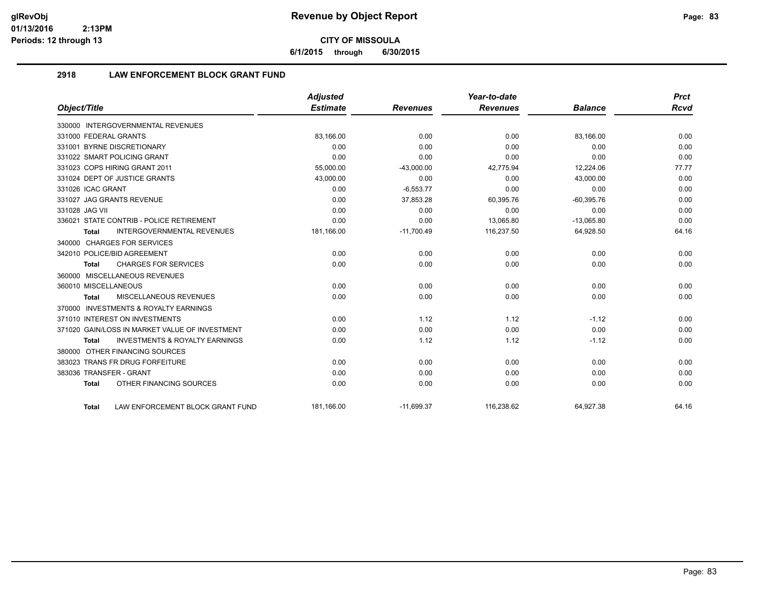# Revenue by Object Report

**CITY OF MISSOULA**

**6/1/2015 through 6/30/2015**

glRevObj
01/13/2016 2:13PM
Periods: 12 through 13

## 2918 LAW ENFORCEMENT BLOCK GRANT FUND

| Object/Title | Adjusted Estimate | Revenues | Year-to-date Revenues | Balance | Prct Rcvd |
|---|---|---|---|---|---|
| 330000 INTERGOVERNMENTAL REVENUES | | | | | |
| 331000 FEDERAL GRANTS | 83,166.00 | 0.00 | 0.00 | 83,166.00 | 0.00 |
| 331001 BYRNE DISCRETIONARY | 0.00 | 0.00 | 0.00 | 0.00 | 0.00 |
| 331022 SMART POLICING GRANT | 0.00 | 0.00 | 0.00 | 0.00 | 0.00 |
| 331023 COPS HIRING GRANT 2011 | 55,000.00 | -43,000.00 | 42,775.94 | 12,224.06 | 77.77 |
| 331024 DEPT OF JUSTICE GRANTS | 43,000.00 | 0.00 | 0.00 | 43,000.00 | 0.00 |
| 331026 ICAC GRANT | 0.00 | -6,553.77 | 0.00 | 0.00 | 0.00 |
| 331027 JAG GRANTS REVENUE | 0.00 | 37,853.28 | 60,395.76 | -60,395.76 | 0.00 |
| 331028 JAG VII | 0.00 | 0.00 | 0.00 | 0.00 | 0.00 |
| 336021 STATE CONTRIB - POLICE RETIREMENT | 0.00 | 0.00 | 13,065.80 | -13,065.80 | 0.00 |
| **Total** INTERGOVERNMENTAL REVENUES | 181,166.00 | -11,700.49 | 116,237.50 | 64,928.50 | 64.16 |
| 340000 CHARGES FOR SERVICES | | | | | |
| 342010 POLICE/BID AGREEMENT | 0.00 | 0.00 | 0.00 | 0.00 | 0.00 |
| **Total** CHARGES FOR SERVICES | 0.00 | 0.00 | 0.00 | 0.00 | 0.00 |
| 360000 MISCELLANEOUS REVENUES | | | | | |
| 360010 MISCELLANEOUS | 0.00 | 0.00 | 0.00 | 0.00 | 0.00 |
| **Total** MISCELLANEOUS REVENUES | 0.00 | 0.00 | 0.00 | 0.00 | 0.00 |
| 370000 INVESTMENTS & ROYALTY EARNINGS | | | | | |
| 371010 INTEREST ON INVESTMENTS | 0.00 | 1.12 | 1.12 | -1.12 | 0.00 |
| 371020 GAIN/LOSS IN MARKET VALUE OF INVESTMENT | 0.00 | 0.00 | 0.00 | 0.00 | 0.00 |
| **Total** INVESTMENTS & ROYALTY EARNINGS | 0.00 | 1.12 | 1.12 | -1.12 | 0.00 |
| 380000 OTHER FINANCING SOURCES | | | | | |
| 383023 TRANS FR DRUG FORFEITURE | 0.00 | 0.00 | 0.00 | 0.00 | 0.00 |
| 383036 TRANSFER - GRANT | 0.00 | 0.00 | 0.00 | 0.00 | 0.00 |
| **Total** OTHER FINANCING SOURCES | 0.00 | 0.00 | 0.00 | 0.00 | 0.00 |
| **Total** LAW ENFORCEMENT BLOCK GRANT FUND | 181,166.00 | -11,699.37 | 116,238.62 | 64,927.38 | 64.16 |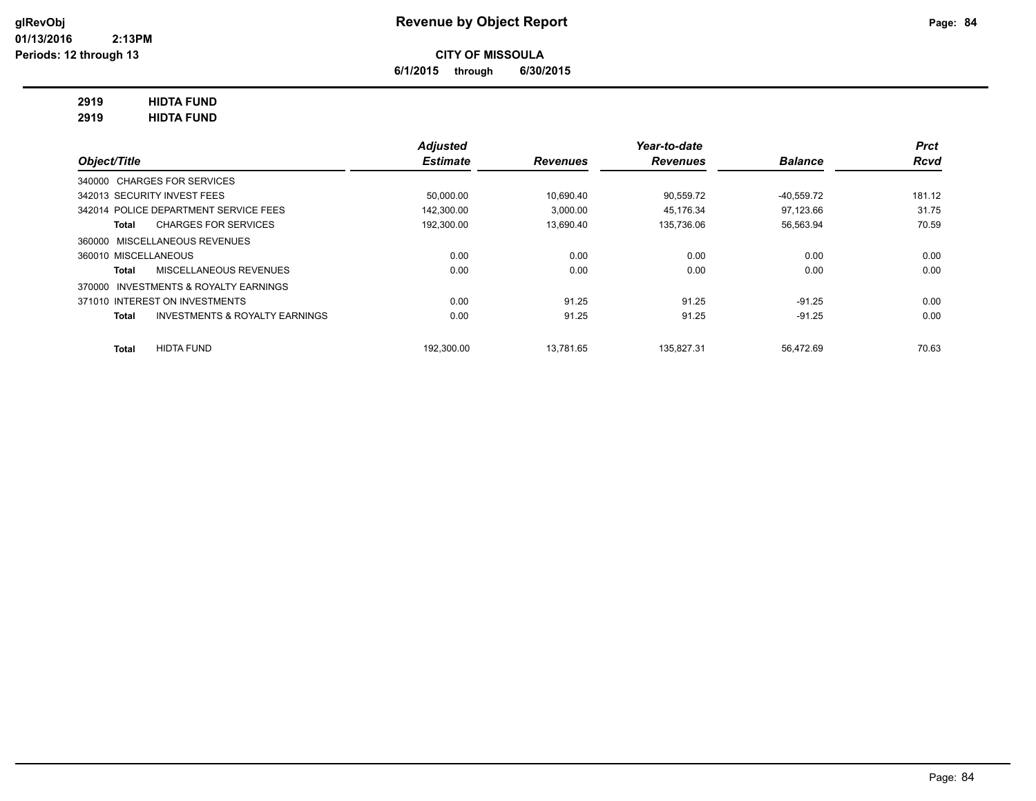**glRevObj**
**01/13/2016 2:13PM**
**Periods: 12 through 13**

# Revenue by Object Report

**CITY OF MISSOULA**

**6/1/2015 through 6/30/2015**

**2919 HIDTA FUND**
**2919 HIDTA FUND**

| Object/Title | Adjusted Estimate | Revenues | Year-to-date Revenues | Balance | Prct Rcvd |
|---|---|---|---|---|---|
| 340000 CHARGES FOR SERVICES | | | | | |
| 342013 SECURITY INVEST FEES | 50,000.00 | 10,690.40 | 90,559.72 | -40,559.72 | 181.12 |
| 342014 POLICE DEPARTMENT SERVICE FEES | 142,300.00 | 3,000.00 | 45,176.34 | 97,123.66 | 31.75 |
| **Total** CHARGES FOR SERVICES | 192,300.00 | 13,690.40 | 135,736.06 | 56,563.94 | 70.59 |
| 360000 MISCELLANEOUS REVENUES | | | | | |
| 360010 MISCELLANEOUS | 0.00 | 0.00 | 0.00 | 0.00 | 0.00 |
| **Total** MISCELLANEOUS REVENUES | 0.00 | 0.00 | 0.00 | 0.00 | 0.00 |
| 370000 INVESTMENTS & ROYALTY EARNINGS | | | | | |
| 371010 INTEREST ON INVESTMENTS | 0.00 | 91.25 | 91.25 | -91.25 | 0.00 |
| **Total** INVESTMENTS & ROYALTY EARNINGS | 0.00 | 91.25 | 91.25 | -91.25 | 0.00 |
| **Total** HIDTA FUND | 192,300.00 | 13,781.65 | 135,827.31 | 56,472.69 | 70.63 |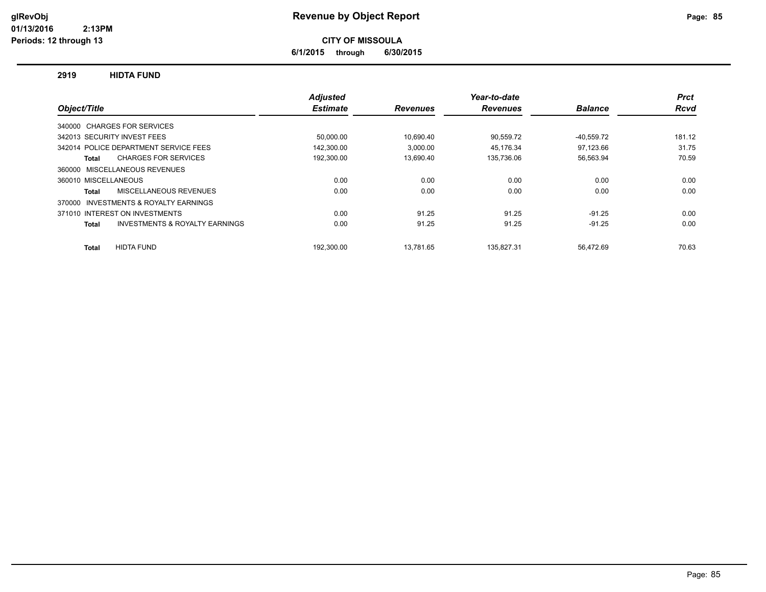# Revenue by Object Report

glRevObj
01/13/2016 2:13PM
Periods: 12 through 13

**CITY OF MISSOULA**

**6/1/2015 through 6/30/2015**

## 2919 HIDTA FUND

| Object/Title | Adjusted Estimate | Revenues | Year-to-date Revenues | Balance | Prct Rcvd |
|---|---|---|---|---|---|
| 340000 CHARGES FOR SERVICES | | | | | |
| 342013 SECURITY INVEST FEES | 50,000.00 | 10,690.40 | 90,559.72 | -40,559.72 | 181.12 |
| 342014 POLICE DEPARTMENT SERVICE FEES | 142,300.00 | 3,000.00 | 45,176.34 | 97,123.66 | 31.75 |
| **Total** CHARGES FOR SERVICES | 192,300.00 | 13,690.40 | 135,736.06 | 56,563.94 | 70.59 |
| 360000 MISCELLANEOUS REVENUES | | | | | |
| 360010 MISCELLANEOUS | 0.00 | 0.00 | 0.00 | 0.00 | 0.00 |
| **Total** MISCELLANEOUS REVENUES | 0.00 | 0.00 | 0.00 | 0.00 | 0.00 |
| 370000 INVESTMENTS & ROYALTY EARNINGS | | | | | |
| 371010 INTEREST ON INVESTMENTS | 0.00 | 91.25 | 91.25 | -91.25 | 0.00 |
| **Total** INVESTMENTS & ROYALTY EARNINGS | 0.00 | 91.25 | 91.25 | -91.25 | 0.00 |
| **Total** HIDTA FUND | 192,300.00 | 13,781.65 | 135,827.31 | 56,472.69 | 70.63 |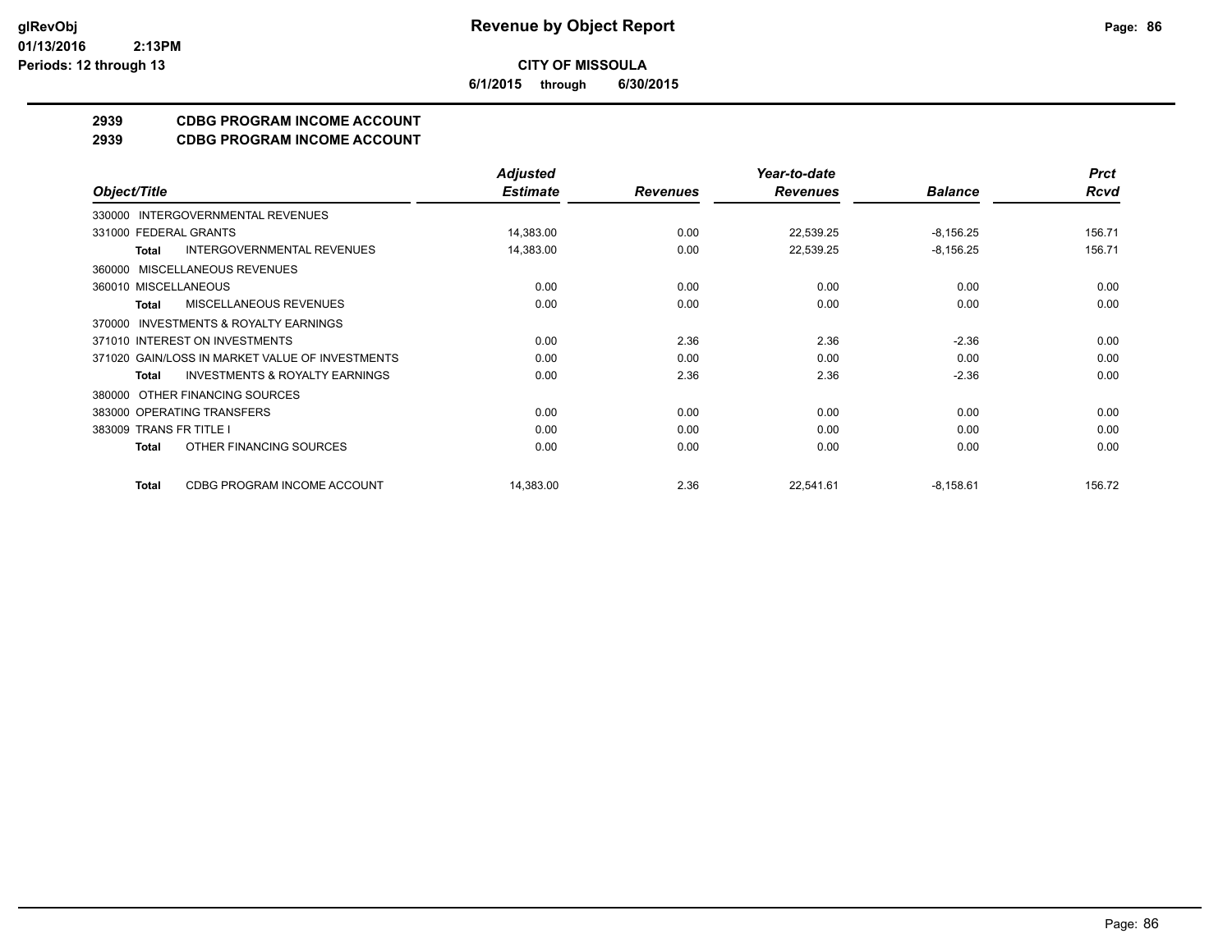**CITY OF MISSOULA**

**6/1/2015 through 6/30/2015**

## 2939 CDBG PROGRAM INCOME ACCOUNT
## 2939 CDBG PROGRAM INCOME ACCOUNT

| Object/Title | Adjusted Estimate | Revenues | Year-to-date Revenues | Balance | Prct Rcvd |
|---|---|---|---|---|---|
| 330000 INTERGOVERNMENTAL REVENUES | | | | | |
| 331000 FEDERAL GRANTS | 14,383.00 | 0.00 | 22,539.25 | -8,156.25 | 156.71 |
| **Total** INTERGOVERNMENTAL REVENUES | 14,383.00 | 0.00 | 22,539.25 | -8,156.25 | 156.71 |
| 360000 MISCELLANEOUS REVENUES | | | | | |
| 360010 MISCELLANEOUS | 0.00 | 0.00 | 0.00 | 0.00 | 0.00 |
| **Total** MISCELLANEOUS REVENUES | 0.00 | 0.00 | 0.00 | 0.00 | 0.00 |
| 370000 INVESTMENTS & ROYALTY EARNINGS | | | | | |
| 371010 INTEREST ON INVESTMENTS | 0.00 | 2.36 | 2.36 | -2.36 | 0.00 |
| 371020 GAIN/LOSS IN MARKET VALUE OF INVESTMENTS | 0.00 | 0.00 | 0.00 | 0.00 | 0.00 |
| **Total** INVESTMENTS & ROYALTY EARNINGS | 0.00 | 2.36 | 2.36 | -2.36 | 0.00 |
| 380000 OTHER FINANCING SOURCES | | | | | |
| 383000 OPERATING TRANSFERS | 0.00 | 0.00 | 0.00 | 0.00 | 0.00 |
| 383009 TRANS FR TITLE I | 0.00 | 0.00 | 0.00 | 0.00 | 0.00 |
| **Total** OTHER FINANCING SOURCES | 0.00 | 0.00 | 0.00 | 0.00 | 0.00 |
| **Total** CDBG PROGRAM INCOME ACCOUNT | 14,383.00 | 2.36 | 22,541.61 | -8,158.61 | 156.72 |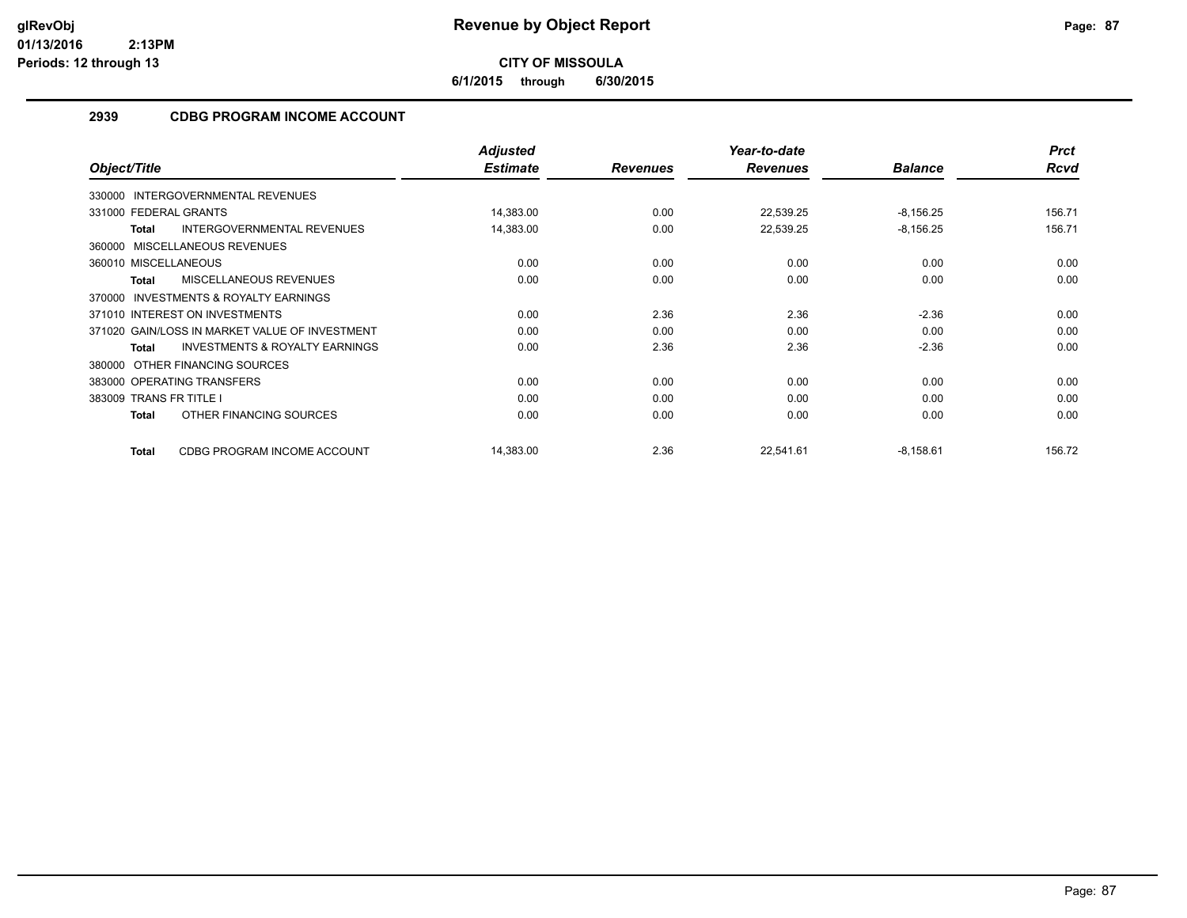# Revenue by Object Report

**CITY OF MISSOULA**

**6/1/2015 through 6/30/2015**

## 2939 CDBG PROGRAM INCOME ACCOUNT

| Object/Title | Adjusted Estimate | Revenues | Year-to-date Revenues | Balance | Prct Rcvd |
|---|---|---|---|---|---|
| 330000 INTERGOVERNMENTAL REVENUES | | | | | |
| 331000 FEDERAL GRANTS | 14,383.00 | 0.00 | 22,539.25 | -8,156.25 | 156.71 |
| **Total** INTERGOVERNMENTAL REVENUES | 14,383.00 | 0.00 | 22,539.25 | -8,156.25 | 156.71 |
| 360000 MISCELLANEOUS REVENUES | | | | | |
| 360010 MISCELLANEOUS | 0.00 | 0.00 | 0.00 | 0.00 | 0.00 |
| **Total** MISCELLANEOUS REVENUES | 0.00 | 0.00 | 0.00 | 0.00 | 0.00 |
| 370000 INVESTMENTS & ROYALTY EARNINGS | | | | | |
| 371010 INTEREST ON INVESTMENTS | 0.00 | 2.36 | 2.36 | -2.36 | 0.00 |
| 371020 GAIN/LOSS IN MARKET VALUE OF INVESTMENT | 0.00 | 0.00 | 0.00 | 0.00 | 0.00 |
| **Total** INVESTMENTS & ROYALTY EARNINGS | 0.00 | 2.36 | 2.36 | -2.36 | 0.00 |
| 380000 OTHER FINANCING SOURCES | | | | | |
| 383000 OPERATING TRANSFERS | 0.00 | 0.00 | 0.00 | 0.00 | 0.00 |
| 383009 TRANS FR TITLE I | 0.00 | 0.00 | 0.00 | 0.00 | 0.00 |
| **Total** OTHER FINANCING SOURCES | 0.00 | 0.00 | 0.00 | 0.00 | 0.00 |
| **Total** CDBG PROGRAM INCOME ACCOUNT | 14,383.00 | 2.36 | 22,541.61 | -8,158.61 | 156.72 |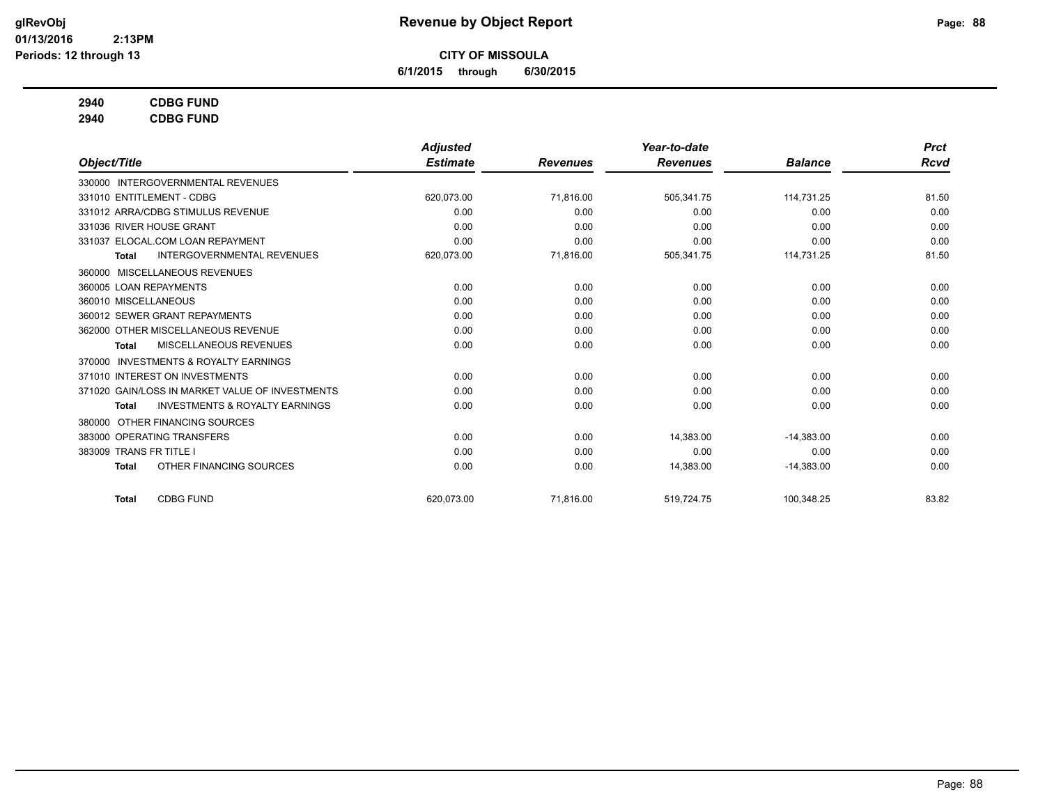# Revenue by Object Report

**CITY OF MISSOULA**

**6/1/2015 through 6/30/2015**

glRevObj
01/13/2016 2:13PM
Periods: 12 through 13

**2940 CDBG FUND**
**2940 CDBG FUND**

| Object/Title | Adjusted Estimate | Revenues | Year-to-date Revenues | Balance | Prct Rcvd |
|---|---|---|---|---|---|
| 330000 INTERGOVERNMENTAL REVENUES | | | | | |
| 331010 ENTITLEMENT - CDBG | 620,073.00 | 71,816.00 | 505,341.75 | 114,731.25 | 81.50 |
| 331012 ARRA/CDBG STIMULUS REVENUE | 0.00 | 0.00 | 0.00 | 0.00 | 0.00 |
| 331036 RIVER HOUSE GRANT | 0.00 | 0.00 | 0.00 | 0.00 | 0.00 |
| 331037 ELOCAL.COM LOAN REPAYMENT | 0.00 | 0.00 | 0.00 | 0.00 | 0.00 |
| **Total** INTERGOVERNMENTAL REVENUES | 620,073.00 | 71,816.00 | 505,341.75 | 114,731.25 | 81.50 |
| 360000 MISCELLANEOUS REVENUES | | | | | |
| 360005 LOAN REPAYMENTS | 0.00 | 0.00 | 0.00 | 0.00 | 0.00 |
| 360010 MISCELLANEOUS | 0.00 | 0.00 | 0.00 | 0.00 | 0.00 |
| 360012 SEWER GRANT REPAYMENTS | 0.00 | 0.00 | 0.00 | 0.00 | 0.00 |
| 362000 OTHER MISCELLANEOUS REVENUE | 0.00 | 0.00 | 0.00 | 0.00 | 0.00 |
| **Total** MISCELLANEOUS REVENUES | 0.00 | 0.00 | 0.00 | 0.00 | 0.00 |
| 370000 INVESTMENTS & ROYALTY EARNINGS | | | | | |
| 371010 INTEREST ON INVESTMENTS | 0.00 | 0.00 | 0.00 | 0.00 | 0.00 |
| 371020 GAIN/LOSS IN MARKET VALUE OF INVESTMENTS | 0.00 | 0.00 | 0.00 | 0.00 | 0.00 |
| **Total** INVESTMENTS & ROYALTY EARNINGS | 0.00 | 0.00 | 0.00 | 0.00 | 0.00 |
| 380000 OTHER FINANCING SOURCES | | | | | |
| 383000 OPERATING TRANSFERS | 0.00 | 0.00 | 14,383.00 | -14,383.00 | 0.00 |
| 383009 TRANS FR TITLE I | 0.00 | 0.00 | 0.00 | 0.00 | 0.00 |
| **Total** OTHER FINANCING SOURCES | 0.00 | 0.00 | 14,383.00 | -14,383.00 | 0.00 |
| **Total** CDBG FUND | 620,073.00 | 71,816.00 | 519,724.75 | 100,348.25 | 83.82 |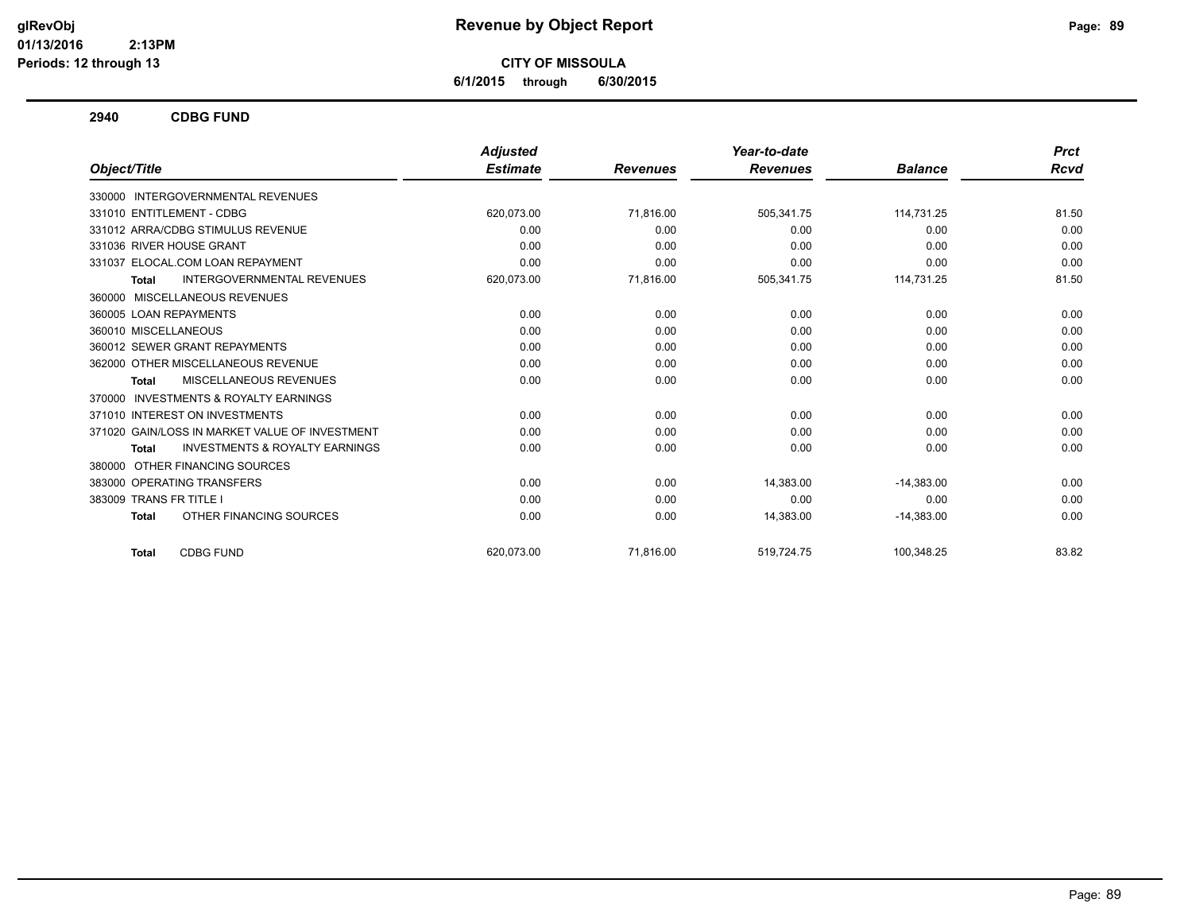# Revenue by Object Report

**CITY OF MISSOULA**

**6/1/2015 through 6/30/2015**

glRevObj
01/13/2016 2:13PM
Periods: 12 through 13

## 2940 CDBG FUND

| Object/Title | Adjusted Estimate | Revenues | Year-to-date Revenues | Balance | Prct Rcvd |
|---|---|---|---|---|---|
| 330000 INTERGOVERNMENTAL REVENUES | | | | | |
| 331010 ENTITLEMENT - CDBG | 620,073.00 | 71,816.00 | 505,341.75 | 114,731.25 | 81.50 |
| 331012 ARRA/CDBG STIMULUS REVENUE | 0.00 | 0.00 | 0.00 | 0.00 | 0.00 |
| 331036 RIVER HOUSE GRANT | 0.00 | 0.00 | 0.00 | 0.00 | 0.00 |
| 331037 ELOCAL.COM LOAN REPAYMENT | 0.00 | 0.00 | 0.00 | 0.00 | 0.00 |
| **Total** INTERGOVERNMENTAL REVENUES | 620,073.00 | 71,816.00 | 505,341.75 | 114,731.25 | 81.50 |
| 360000 MISCELLANEOUS REVENUES | | | | | |
| 360005 LOAN REPAYMENTS | 0.00 | 0.00 | 0.00 | 0.00 | 0.00 |
| 360010 MISCELLANEOUS | 0.00 | 0.00 | 0.00 | 0.00 | 0.00 |
| 360012 SEWER GRANT REPAYMENTS | 0.00 | 0.00 | 0.00 | 0.00 | 0.00 |
| 362000 OTHER MISCELLANEOUS REVENUE | 0.00 | 0.00 | 0.00 | 0.00 | 0.00 |
| **Total** MISCELLANEOUS REVENUES | 0.00 | 0.00 | 0.00 | 0.00 | 0.00 |
| 370000 INVESTMENTS & ROYALTY EARNINGS | | | | | |
| 371010 INTEREST ON INVESTMENTS | 0.00 | 0.00 | 0.00 | 0.00 | 0.00 |
| 371020 GAIN/LOSS IN MARKET VALUE OF INVESTMENT | 0.00 | 0.00 | 0.00 | 0.00 | 0.00 |
| **Total** INVESTMENTS & ROYALTY EARNINGS | 0.00 | 0.00 | 0.00 | 0.00 | 0.00 |
| 380000 OTHER FINANCING SOURCES | | | | | |
| 383000 OPERATING TRANSFERS | 0.00 | 0.00 | 14,383.00 | -14,383.00 | 0.00 |
| 383009 TRANS FR TITLE I | 0.00 | 0.00 | 0.00 | 0.00 | 0.00 |
| **Total** OTHER FINANCING SOURCES | 0.00 | 0.00 | 14,383.00 | -14,383.00 | 0.00 |
| **Total** CDBG FUND | 620,073.00 | 71,816.00 | 519,724.75 | 100,348.25 | 83.82 |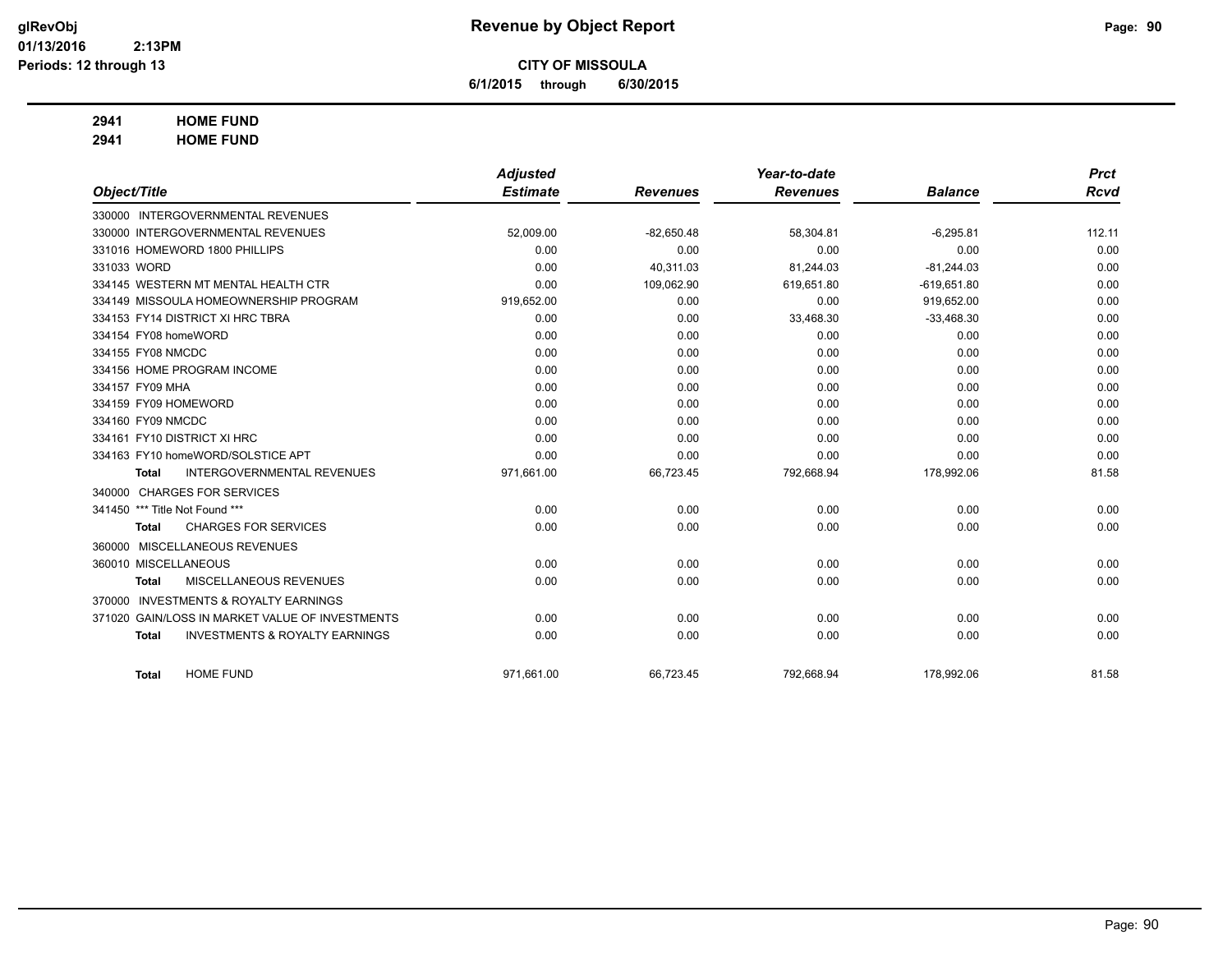**Revenue by Object Report**

**CITY OF MISSOULA**

**6/1/2015 through 6/30/2015**

glRevObj
01/13/2016 2:13PM
Periods: 12 through 13

**2941 HOME FUND**
**2941 HOME FUND**

| Object/Title | Adjusted Estimate | Revenues | Year-to-date Revenues | Balance | Prct Rcvd |
|---|---|---|---|---|---|
| 330000 INTERGOVERNMENTAL REVENUES | | | | | |
| 330000 INTERGOVERNMENTAL REVENUES | 52,009.00 | -82,650.48 | 58,304.81 | -6,295.81 | 112.11 |
| 331016 HOMEWORD 1800 PHILLIPS | 0.00 | 0.00 | 0.00 | 0.00 | 0.00 |
| 331033 WORD | 0.00 | 40,311.03 | 81,244.03 | -81,244.03 | 0.00 |
| 334145 WESTERN MT MENTAL HEALTH CTR | 0.00 | 109,062.90 | 619,651.80 | -619,651.80 | 0.00 |
| 334149 MISSOULA HOMEOWNERSHIP PROGRAM | 919,652.00 | 0.00 | 0.00 | 919,652.00 | 0.00 |
| 334153 FY14 DISTRICT XI HRC TBRA | 0.00 | 0.00 | 33,468.30 | -33,468.30 | 0.00 |
| 334154 FY08 homeWORD | 0.00 | 0.00 | 0.00 | 0.00 | 0.00 |
| 334155 FY08 NMCDC | 0.00 | 0.00 | 0.00 | 0.00 | 0.00 |
| 334156 HOME PROGRAM INCOME | 0.00 | 0.00 | 0.00 | 0.00 | 0.00 |
| 334157 FY09 MHA | 0.00 | 0.00 | 0.00 | 0.00 | 0.00 |
| 334159 FY09 HOMEWORD | 0.00 | 0.00 | 0.00 | 0.00 | 0.00 |
| 334160 FY09 NMCDC | 0.00 | 0.00 | 0.00 | 0.00 | 0.00 |
| 334161 FY10 DISTRICT XI HRC | 0.00 | 0.00 | 0.00 | 0.00 | 0.00 |
| 334163 FY10 homeWORD/SOLSTICE APT | 0.00 | 0.00 | 0.00 | 0.00 | 0.00 |
| **Total** INTERGOVERNMENTAL REVENUES | 971,661.00 | 66,723.45 | 792,668.94 | 178,992.06 | 81.58 |
| 340000 CHARGES FOR SERVICES | | | | | |
| 341450 *** Title Not Found *** | 0.00 | 0.00 | 0.00 | 0.00 | 0.00 |
| **Total** CHARGES FOR SERVICES | 0.00 | 0.00 | 0.00 | 0.00 | 0.00 |
| 360000 MISCELLANEOUS REVENUES | | | | | |
| 360010 MISCELLANEOUS | 0.00 | 0.00 | 0.00 | 0.00 | 0.00 |
| **Total** MISCELLANEOUS REVENUES | 0.00 | 0.00 | 0.00 | 0.00 | 0.00 |
| 370000 INVESTMENTS & ROYALTY EARNINGS | | | | | |
| 371020 GAIN/LOSS IN MARKET VALUE OF INVESTMENTS | 0.00 | 0.00 | 0.00 | 0.00 | 0.00 |
| **Total** INVESTMENTS & ROYALTY EARNINGS | 0.00 | 0.00 | 0.00 | 0.00 | 0.00 |
| **Total** HOME FUND | 971,661.00 | 66,723.45 | 792,668.94 | 178,992.06 | 81.58 |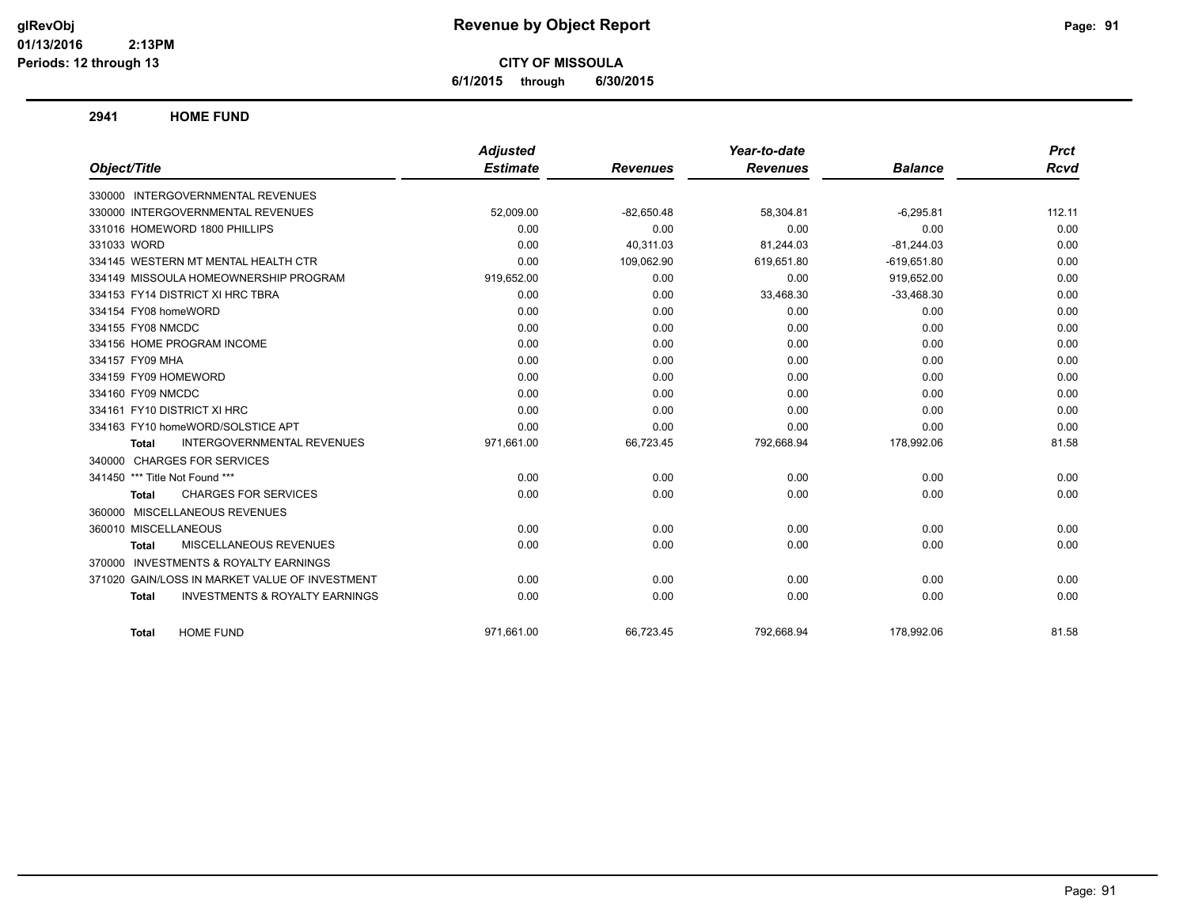# Revenue by Object Report

**CITY OF MISSOULA**

**6/1/2015 through 6/30/2015**

glRevObj
01/13/2016 2:13PM
Periods: 12 through 13

## 2941 HOME FUND

| Object/Title | Adjusted Estimate | Revenues | Year-to-date Revenues | Balance | Prct Rcvd |
|---|---|---|---|---|---|
| 330000 INTERGOVERNMENTAL REVENUES | | | | | |
| 330000 INTERGOVERNMENTAL REVENUES | 52,009.00 | -82,650.48 | 58,304.81 | -6,295.81 | 112.11 |
| 331016 HOMEWORD 1800 PHILLIPS | 0.00 | 0.00 | 0.00 | 0.00 | 0.00 |
| 331033 WORD | 0.00 | 40,311.03 | 81,244.03 | -81,244.03 | 0.00 |
| 334145 WESTERN MT MENTAL HEALTH CTR | 0.00 | 109,062.90 | 619,651.80 | -619,651.80 | 0.00 |
| 334149 MISSOULA HOMEOWNERSHIP PROGRAM | 919,652.00 | 0.00 | 0.00 | 919,652.00 | 0.00 |
| 334153 FY14 DISTRICT XI HRC TBRA | 0.00 | 0.00 | 33,468.30 | -33,468.30 | 0.00 |
| 334154 FY08 homeWORD | 0.00 | 0.00 | 0.00 | 0.00 | 0.00 |
| 334155 FY08 NMCDC | 0.00 | 0.00 | 0.00 | 0.00 | 0.00 |
| 334156 HOME PROGRAM INCOME | 0.00 | 0.00 | 0.00 | 0.00 | 0.00 |
| 334157 FY09 MHA | 0.00 | 0.00 | 0.00 | 0.00 | 0.00 |
| 334159 FY09 HOMEWORD | 0.00 | 0.00 | 0.00 | 0.00 | 0.00 |
| 334160 FY09 NMCDC | 0.00 | 0.00 | 0.00 | 0.00 | 0.00 |
| 334161 FY10 DISTRICT XI HRC | 0.00 | 0.00 | 0.00 | 0.00 | 0.00 |
| 334163 FY10 homeWORD/SOLSTICE APT | 0.00 | 0.00 | 0.00 | 0.00 | 0.00 |
| **Total** INTERGOVERNMENTAL REVENUES | 971,661.00 | 66,723.45 | 792,668.94 | 178,992.06 | 81.58 |
| 340000 CHARGES FOR SERVICES | | | | | |
| 341450 *** Title Not Found *** | 0.00 | 0.00 | 0.00 | 0.00 | 0.00 |
| **Total** CHARGES FOR SERVICES | 0.00 | 0.00 | 0.00 | 0.00 | 0.00 |
| 360000 MISCELLANEOUS REVENUES | | | | | |
| 360010 MISCELLANEOUS | 0.00 | 0.00 | 0.00 | 0.00 | 0.00 |
| **Total** MISCELLANEOUS REVENUES | 0.00 | 0.00 | 0.00 | 0.00 | 0.00 |
| 370000 INVESTMENTS & ROYALTY EARNINGS | | | | | |
| 371020 GAIN/LOSS IN MARKET VALUE OF INVESTMENT | 0.00 | 0.00 | 0.00 | 0.00 | 0.00 |
| **Total** INVESTMENTS & ROYALTY EARNINGS | 0.00 | 0.00 | 0.00 | 0.00 | 0.00 |
| **Total** HOME FUND | 971,661.00 | 66,723.45 | 792,668.94 | 178,992.06 | 81.58 |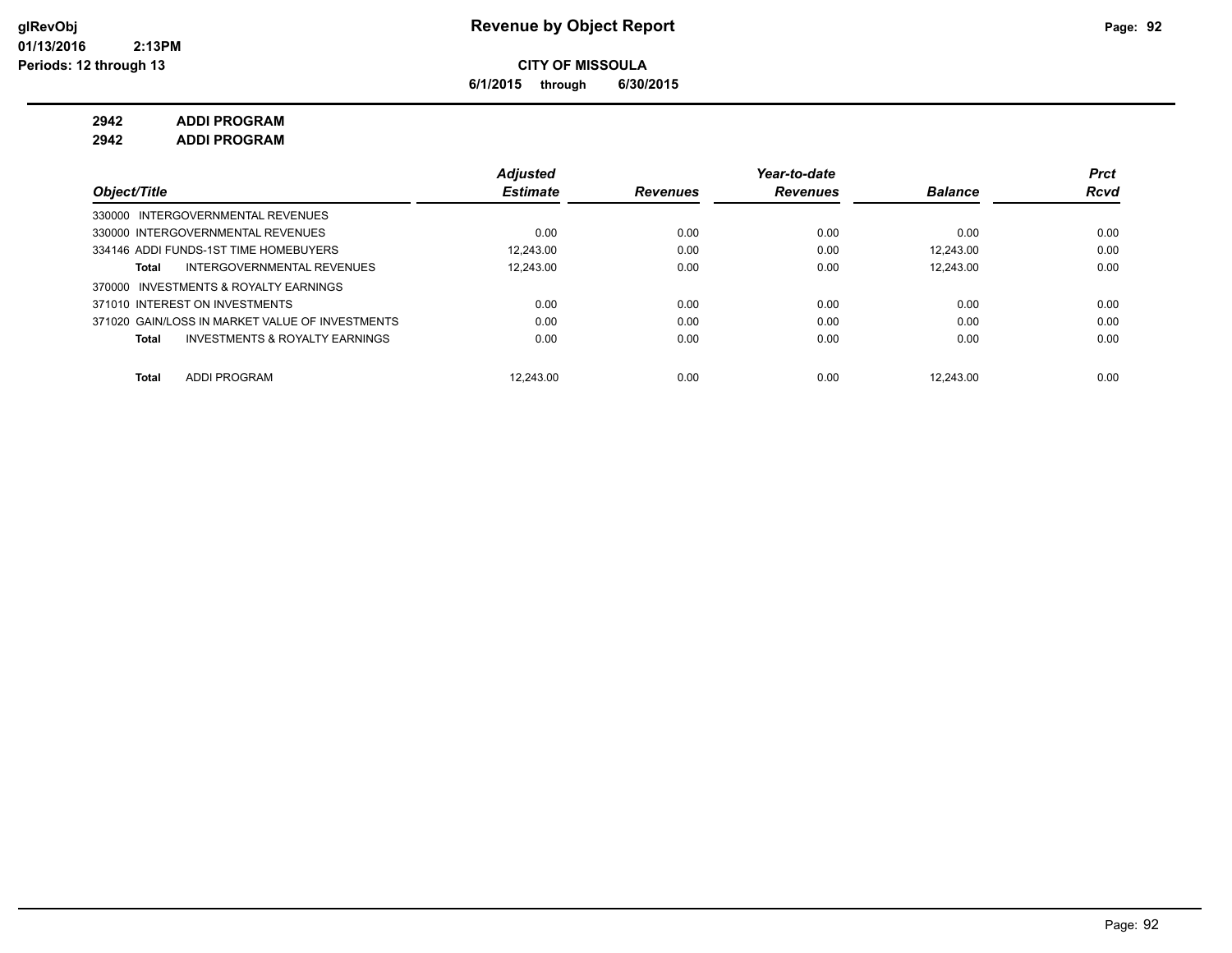# Revenue by Object Report

**CITY OF MISSOULA**

**6/1/2015 through 6/30/2015**

glRevObj
01/13/2016 2:13PM
Periods: 12 through 13

**2942 ADDI PROGRAM**
**2942 ADDI PROGRAM**

| Object/Title | Adjusted Estimate | Revenues | Year-to-date Revenues | Balance | Prct Rcvd |
|---|---|---|---|---|---|
| 330000 INTERGOVERNMENTAL REVENUES | | | | | |
| 330000 INTERGOVERNMENTAL REVENUES | 0.00 | 0.00 | 0.00 | 0.00 | 0.00 |
| 334146 ADDI FUNDS-1ST TIME HOMEBUYERS | 12,243.00 | 0.00 | 0.00 | 12,243.00 | 0.00 |
| **Total** INTERGOVERNMENTAL REVENUES | 12,243.00 | 0.00 | 0.00 | 12,243.00 | 0.00 |
| 370000 INVESTMENTS & ROYALTY EARNINGS | | | | | |
| 371010 INTEREST ON INVESTMENTS | 0.00 | 0.00 | 0.00 | 0.00 | 0.00 |
| 371020 GAIN/LOSS IN MARKET VALUE OF INVESTMENTS | 0.00 | 0.00 | 0.00 | 0.00 | 0.00 |
| **Total** INVESTMENTS & ROYALTY EARNINGS | 0.00 | 0.00 | 0.00 | 0.00 | 0.00 |
| **Total** ADDI PROGRAM | 12,243.00 | 0.00 | 0.00 | 12,243.00 | 0.00 |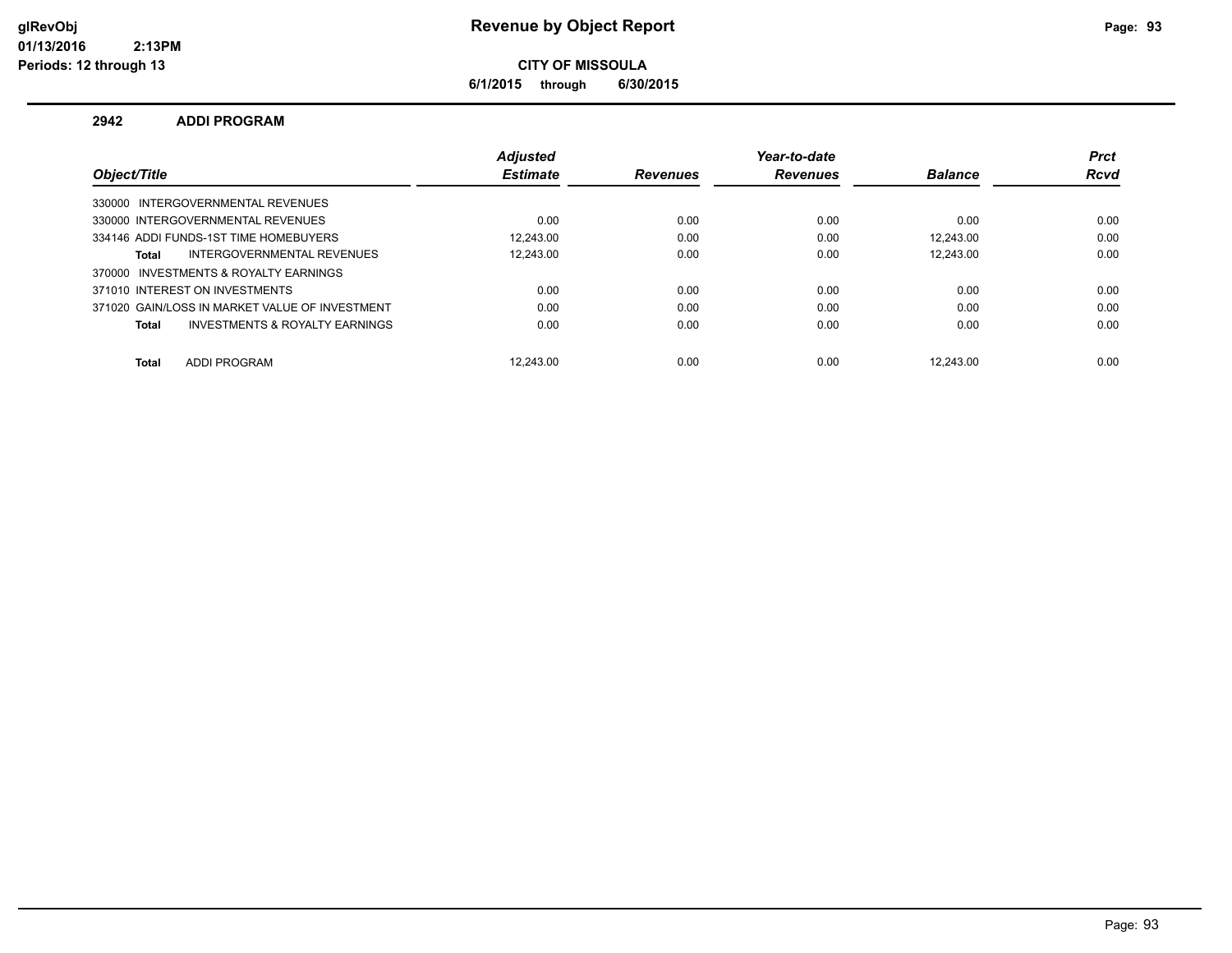# Revenue by Object Report

glRevObj
01/13/2016 2:13PM
Periods: 12 through 13

**CITY OF MISSOULA**

**6/1/2015 through 6/30/2015**

## 2942 ADDI PROGRAM

| Object/Title | Adjusted Estimate | Revenues | Year-to-date Revenues | Balance | Prct Rcvd |
|---|---|---|---|---|---|
| 330000 INTERGOVERNMENTAL REVENUES | | | | | |
| 330000 INTERGOVERNMENTAL REVENUES | 0.00 | 0.00 | 0.00 | 0.00 | 0.00 |
| 334146 ADDI FUNDS-1ST TIME HOMEBUYERS | 12,243.00 | 0.00 | 0.00 | 12,243.00 | 0.00 |
| **Total** INTERGOVERNMENTAL REVENUES | 12,243.00 | 0.00 | 0.00 | 12,243.00 | 0.00 |
| 370000 INVESTMENTS & ROYALTY EARNINGS | | | | | |
| 371010 INTEREST ON INVESTMENTS | 0.00 | 0.00 | 0.00 | 0.00 | 0.00 |
| 371020 GAIN/LOSS IN MARKET VALUE OF INVESTMENT | 0.00 | 0.00 | 0.00 | 0.00 | 0.00 |
| **Total** INVESTMENTS & ROYALTY EARNINGS | 0.00 | 0.00 | 0.00 | 0.00 | 0.00 |
| **Total** ADDI PROGRAM | 12,243.00 | 0.00 | 0.00 | 12,243.00 | 0.00 |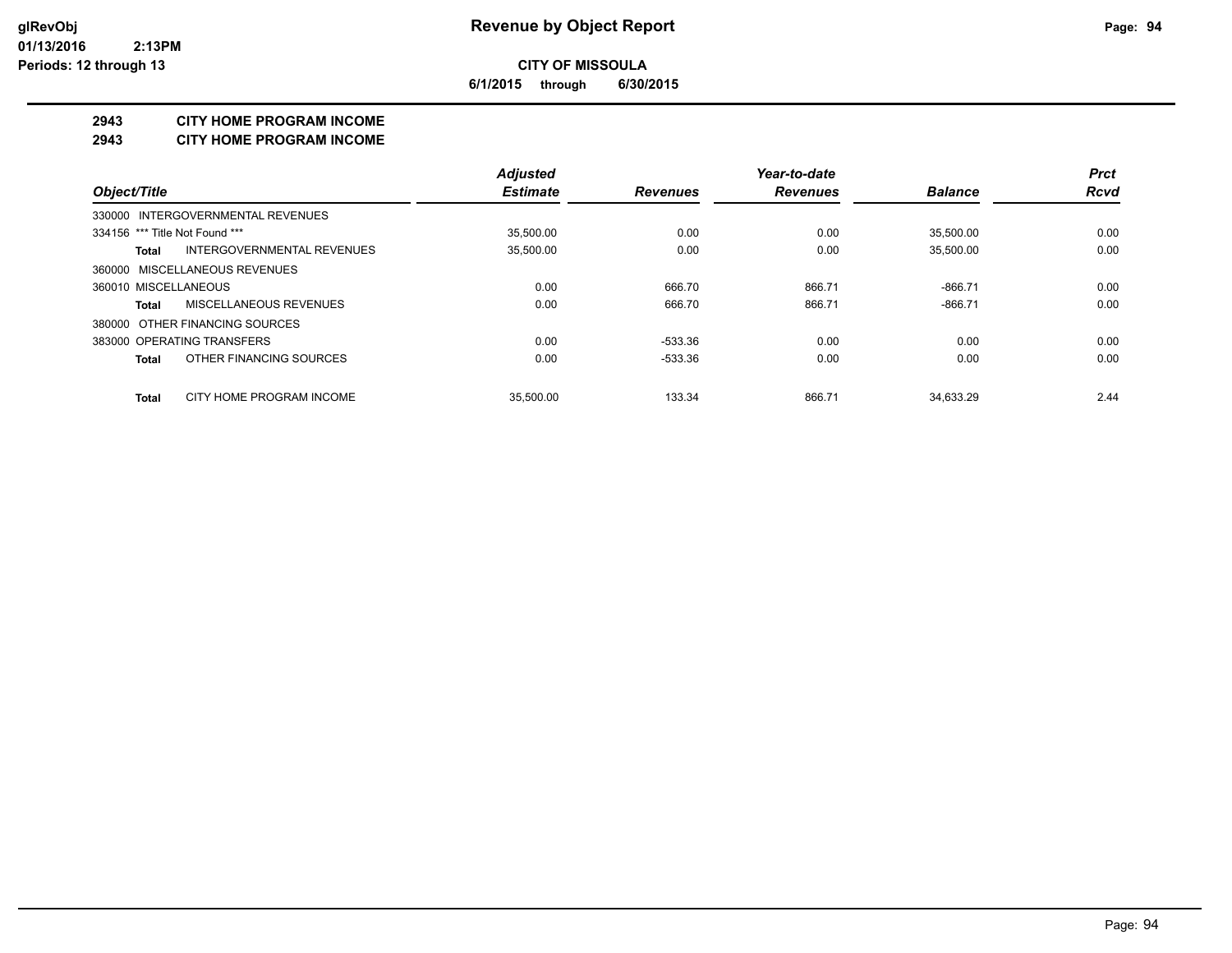**glRevObj**
**01/13/2016 2:13PM**
**Periods: 12 through 13**

# Revenue by Object Report

**CITY OF MISSOULA**

**6/1/2015 through 6/30/2015**

## 2943 CITY HOME PROGRAM INCOME
## 2943 CITY HOME PROGRAM INCOME

| Object/Title | Adjusted Estimate | Revenues | Year-to-date Revenues | Balance | Prct Rcvd |
|---|---|---|---|---|---|
| 330000 INTERGOVERNMENTAL REVENUES | | | | | |
| 334156 *** Title Not Found *** | 35,500.00 | 0.00 | 0.00 | 35,500.00 | 0.00 |
| **Total** INTERGOVERNMENTAL REVENUES | 35,500.00 | 0.00 | 0.00 | 35,500.00 | 0.00 |
| 360000 MISCELLANEOUS REVENUES | | | | | |
| 360010 MISCELLANEOUS | 0.00 | 666.70 | 866.71 | -866.71 | 0.00 |
| **Total** MISCELLANEOUS REVENUES | 0.00 | 666.70 | 866.71 | -866.71 | 0.00 |
| 380000 OTHER FINANCING SOURCES | | | | | |
| 383000 OPERATING TRANSFERS | 0.00 | -533.36 | 0.00 | 0.00 | 0.00 |
| **Total** OTHER FINANCING SOURCES | 0.00 | -533.36 | 0.00 | 0.00 | 0.00 |
| **Total** CITY HOME PROGRAM INCOME | 35,500.00 | 133.34 | 866.71 | 34,633.29 | 2.44 |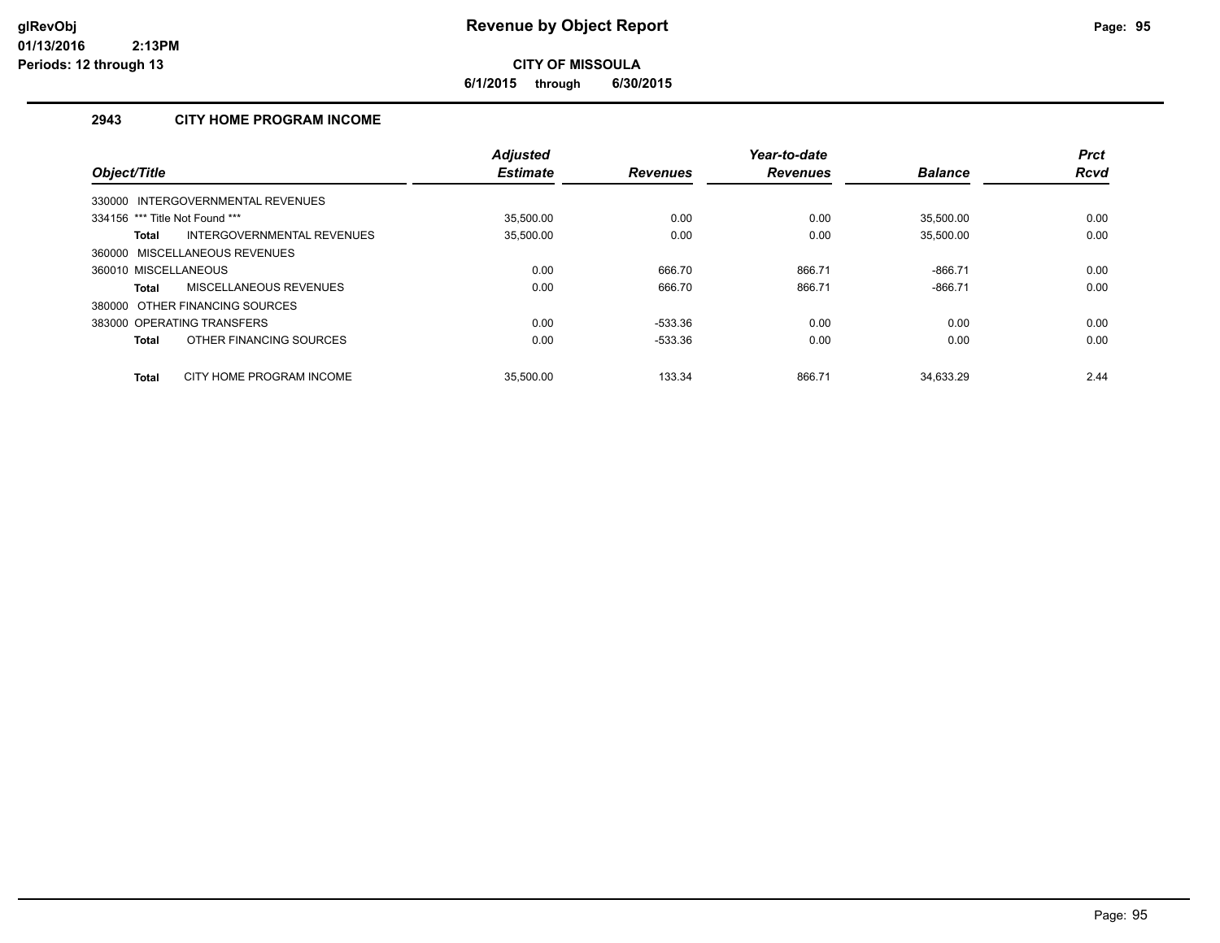# Revenue by Object Report

glRevObj
01/13/2016 2:13PM
Periods: 12 through 13

**CITY OF MISSOULA**

**6/1/2015 through 6/30/2015**

## 2943 CITY HOME PROGRAM INCOME

| Object/Title | Adjusted Estimate | Revenues | Year-to-date Revenues | Balance | Prct Rcvd |
|---|---|---|---|---|---|
| 330000 INTERGOVERNMENTAL REVENUES | | | | | |
| 334156 *** Title Not Found *** | 35,500.00 | 0.00 | 0.00 | 35,500.00 | 0.00 |
| **Total** INTERGOVERNMENTAL REVENUES | 35,500.00 | 0.00 | 0.00 | 35,500.00 | 0.00 |
| 360000 MISCELLANEOUS REVENUES | | | | | |
| 360010 MISCELLANEOUS | 0.00 | 666.70 | 866.71 | -866.71 | 0.00 |
| **Total** MISCELLANEOUS REVENUES | 0.00 | 666.70 | 866.71 | -866.71 | 0.00 |
| 380000 OTHER FINANCING SOURCES | | | | | |
| 383000 OPERATING TRANSFERS | 0.00 | -533.36 | 0.00 | 0.00 | 0.00 |
| **Total** OTHER FINANCING SOURCES | 0.00 | -533.36 | 0.00 | 0.00 | 0.00 |
| **Total** CITY HOME PROGRAM INCOME | 35,500.00 | 133.34 | 866.71 | 34,633.29 | 2.44 |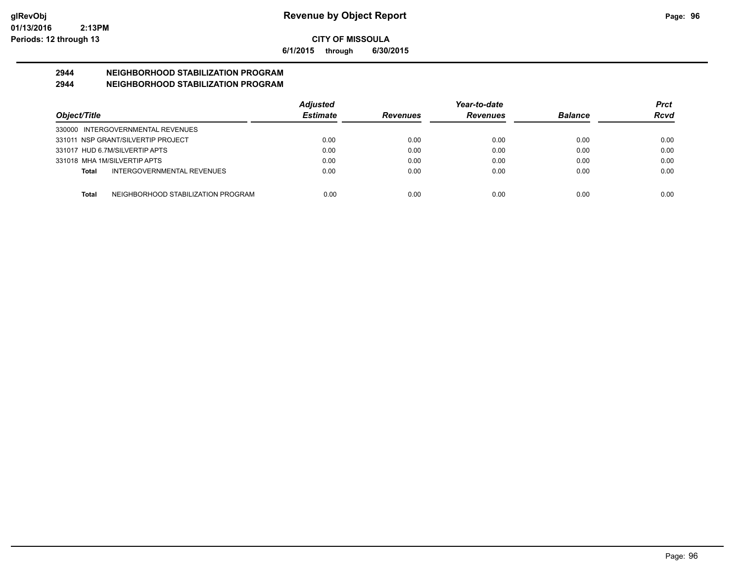# Revenue by Object Report

**CITY OF MISSOULA**

**6/1/2015 through 6/30/2015**

glRevObj
01/13/2016 2:13PM
Periods: 12 through 13

## 2944 NEIGHBORHOOD STABILIZATION PROGRAM
## 2944 NEIGHBORHOOD STABILIZATION PROGRAM

| Object/Title | Adjusted Estimate | Revenues | Year-to-date Revenues | Balance | Prct Rcvd |
|---|---|---|---|---|---|
| 330000 INTERGOVERNMENTAL REVENUES | | | | | |
| 331011 NSP GRANT/SILVERTIP PROJECT | 0.00 | 0.00 | 0.00 | 0.00 | 0.00 |
| 331017 HUD 6.7M/SILVERTIP APTS | 0.00 | 0.00 | 0.00 | 0.00 | 0.00 |
| 331018 MHA 1M/SILVERTIP APTS | 0.00 | 0.00 | 0.00 | 0.00 | 0.00 |
| **Total** INTERGOVERNMENTAL REVENUES | 0.00 | 0.00 | 0.00 | 0.00 | 0.00 |
| **Total** NEIGHBORHOOD STABILIZATION PROGRAM | 0.00 | 0.00 | 0.00 | 0.00 | 0.00 |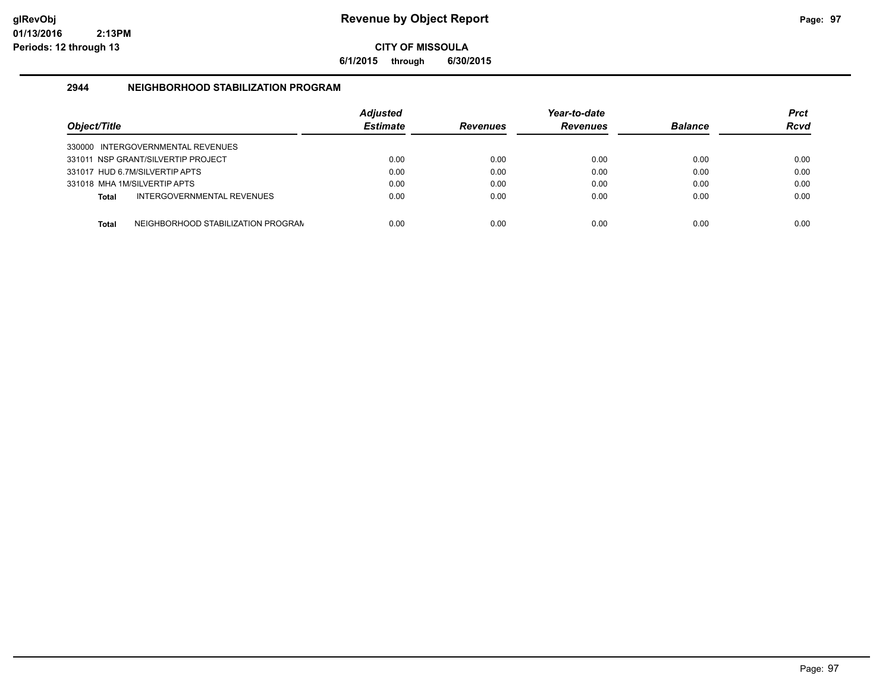# Revenue by Object Report

**CITY OF MISSOULA**

**6/1/2015 through 6/30/2015**

glRevObj
01/13/2016 2:13PM
Periods: 12 through 13

## 2944 NEIGHBORHOOD STABILIZATION PROGRAM

| Object/Title | | Adjusted Estimate | Revenues | Year-to-date Revenues | Balance | Prct Rcvd |
|---|---|---|---|---|---|---|
| 330000 INTERGOVERNMENTAL REVENUES | | | | | | |
| 331011 NSP GRANT/SILVERTIP PROJECT | | 0.00 | 0.00 | 0.00 | 0.00 | 0.00 |
| 331017 HUD 6.7M/SILVERTIP APTS | | 0.00 | 0.00 | 0.00 | 0.00 | 0.00 |
| 331018 MHA 1M/SILVERTIP APTS | | 0.00 | 0.00 | 0.00 | 0.00 | 0.00 |
| **Total** | INTERGOVERNMENTAL REVENUES | 0.00 | 0.00 | 0.00 | 0.00 | 0.00 |
| **Total** | NEIGHBORHOOD STABILIZATION PROGRAM | 0.00 | 0.00 | 0.00 | 0.00 | 0.00 |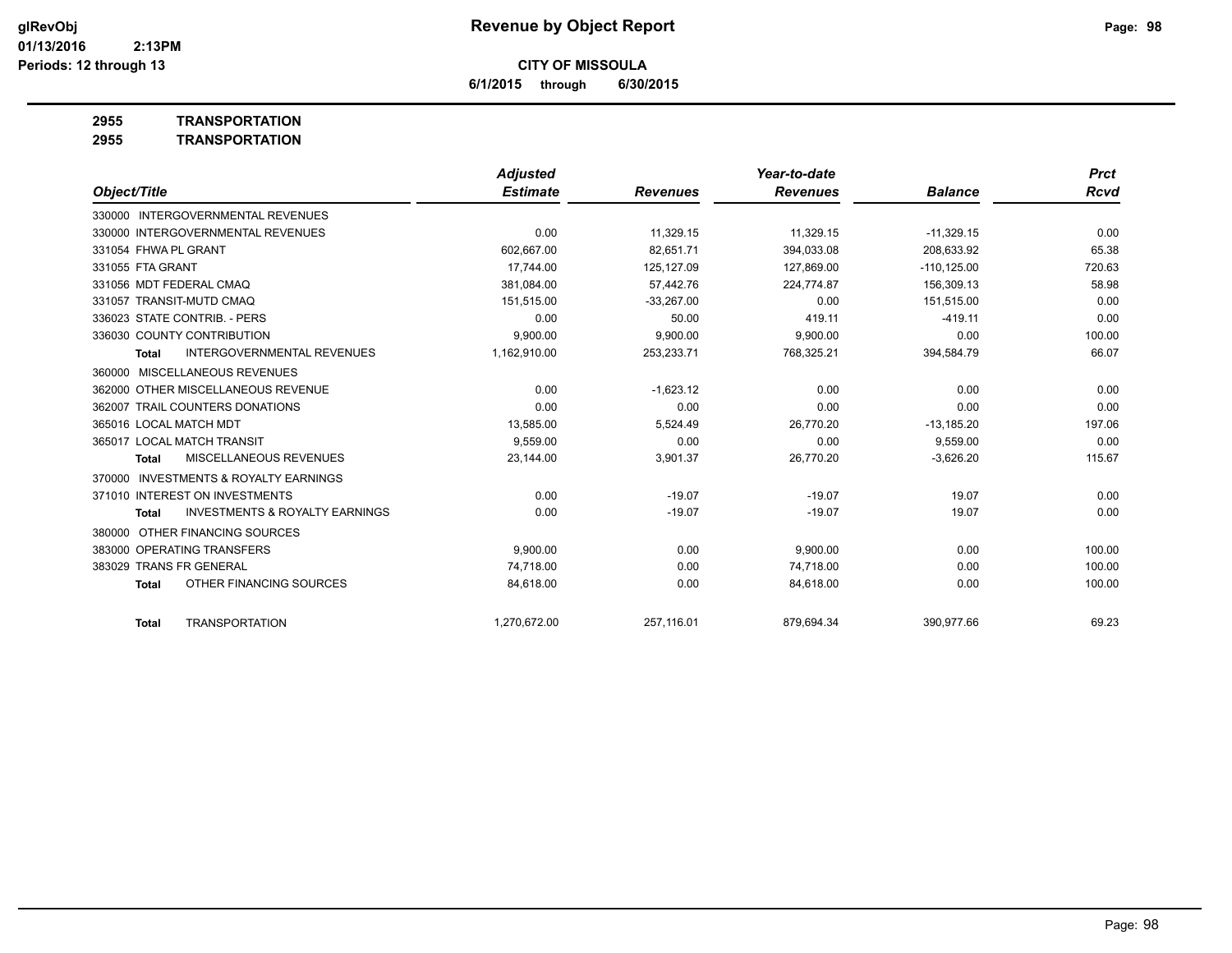# Revenue by Object Report

**CITY OF MISSOULA**

**6/1/2015 through 6/30/2015**

glRevObj
01/13/2016 2:13PM
Periods: 12 through 13

**2955 TRANSPORTATION**

**2955 TRANSPORTATION**

| Object/Title | Adjusted Estimate | Revenues | Year-to-date Revenues | Balance | Prct Rcvd |
|---|---|---|---|---|---|
| 330000 INTERGOVERNMENTAL REVENUES | | | | | |
| 330000 INTERGOVERNMENTAL REVENUES | 0.00 | 11,329.15 | 11,329.15 | -11,329.15 | 0.00 |
| 331054 FHWA PL GRANT | 602,667.00 | 82,651.71 | 394,033.08 | 208,633.92 | 65.38 |
| 331055 FTA GRANT | 17,744.00 | 125,127.09 | 127,869.00 | -110,125.00 | 720.63 |
| 331056 MDT FEDERAL CMAQ | 381,084.00 | 57,442.76 | 224,774.87 | 156,309.13 | 58.98 |
| 331057 TRANSIT-MUTD CMAQ | 151,515.00 | -33,267.00 | 0.00 | 151,515.00 | 0.00 |
| 336023 STATE CONTRIB. - PERS | 0.00 | 50.00 | 419.11 | -419.11 | 0.00 |
| 336030 COUNTY CONTRIBUTION | 9,900.00 | 9,900.00 | 9,900.00 | 0.00 | 100.00 |
| **Total** INTERGOVERNMENTAL REVENUES | 1,162,910.00 | 253,233.71 | 768,325.21 | 394,584.79 | 66.07 |
| 360000 MISCELLANEOUS REVENUES | | | | | |
| 362000 OTHER MISCELLANEOUS REVENUE | 0.00 | -1,623.12 | 0.00 | 0.00 | 0.00 |
| 362007 TRAIL COUNTERS DONATIONS | 0.00 | 0.00 | 0.00 | 0.00 | 0.00 |
| 365016 LOCAL MATCH MDT | 13,585.00 | 5,524.49 | 26,770.20 | -13,185.20 | 197.06 |
| 365017 LOCAL MATCH TRANSIT | 9,559.00 | 0.00 | 0.00 | 9,559.00 | 0.00 |
| **Total** MISCELLANEOUS REVENUES | 23,144.00 | 3,901.37 | 26,770.20 | -3,626.20 | 115.67 |
| 370000 INVESTMENTS & ROYALTY EARNINGS | | | | | |
| 371010 INTEREST ON INVESTMENTS | 0.00 | -19.07 | -19.07 | 19.07 | 0.00 |
| **Total** INVESTMENTS & ROYALTY EARNINGS | 0.00 | -19.07 | -19.07 | 19.07 | 0.00 |
| 380000 OTHER FINANCING SOURCES | | | | | |
| 383000 OPERATING TRANSFERS | 9,900.00 | 0.00 | 9,900.00 | 0.00 | 100.00 |
| 383029 TRANS FR GENERAL | 74,718.00 | 0.00 | 74,718.00 | 0.00 | 100.00 |
| **Total** OTHER FINANCING SOURCES | 84,618.00 | 0.00 | 84,618.00 | 0.00 | 100.00 |
| **Total** TRANSPORTATION | 1,270,672.00 | 257,116.01 | 879,694.34 | 390,977.66 | 69.23 |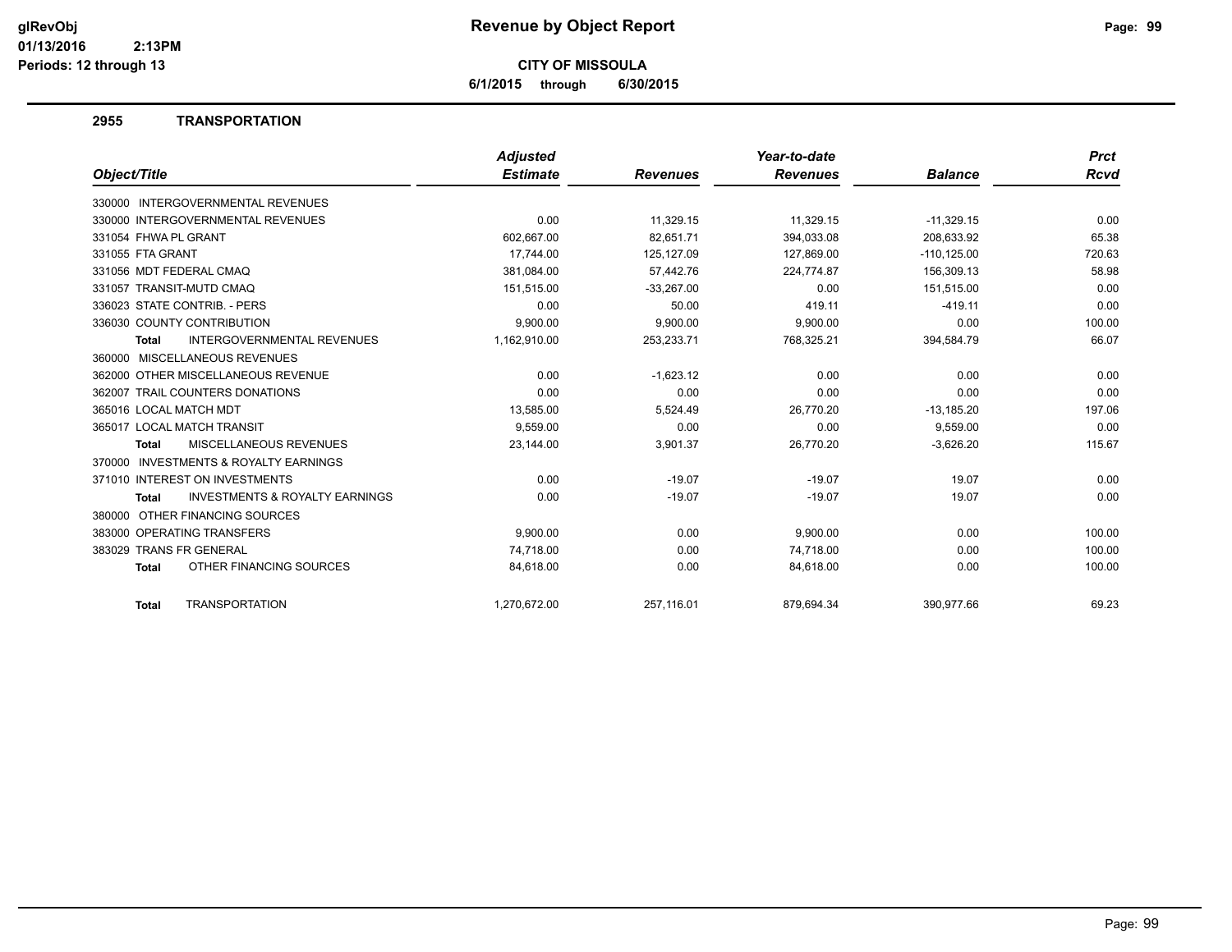# Revenue by Object Report

**CITY OF MISSOULA**

**6/1/2015 through 6/30/2015**

## 2955 TRANSPORTATION

| Object/Title | Adjusted Estimate | Revenues | Year-to-date Revenues | Balance | Prct Rcvd |
|---|---|---|---|---|---|
| 330000 INTERGOVERNMENTAL REVENUES | | | | | |
| 330000 INTERGOVERNMENTAL REVENUES | 0.00 | 11,329.15 | 11,329.15 | -11,329.15 | 0.00 |
| 331054 FHWA PL GRANT | 602,667.00 | 82,651.71 | 394,033.08 | 208,633.92 | 65.38 |
| 331055 FTA GRANT | 17,744.00 | 125,127.09 | 127,869.00 | -110,125.00 | 720.63 |
| 331056 MDT FEDERAL CMAQ | 381,084.00 | 57,442.76 | 224,774.87 | 156,309.13 | 58.98 |
| 331057 TRANSIT-MUTD CMAQ | 151,515.00 | -33,267.00 | 0.00 | 151,515.00 | 0.00 |
| 336023 STATE CONTRIB. - PERS | 0.00 | 50.00 | 419.11 | -419.11 | 0.00 |
| 336030 COUNTY CONTRIBUTION | 9,900.00 | 9,900.00 | 9,900.00 | 0.00 | 100.00 |
| **Total** INTERGOVERNMENTAL REVENUES | 1,162,910.00 | 253,233.71 | 768,325.21 | 394,584.79 | 66.07 |
| 360000 MISCELLANEOUS REVENUES | | | | | |
| 362000 OTHER MISCELLANEOUS REVENUE | 0.00 | -1,623.12 | 0.00 | 0.00 | 0.00 |
| 362007 TRAIL COUNTERS DONATIONS | 0.00 | 0.00 | 0.00 | 0.00 | 0.00 |
| 365016 LOCAL MATCH MDT | 13,585.00 | 5,524.49 | 26,770.20 | -13,185.20 | 197.06 |
| 365017 LOCAL MATCH TRANSIT | 9,559.00 | 0.00 | 0.00 | 9,559.00 | 0.00 |
| **Total** MISCELLANEOUS REVENUES | 23,144.00 | 3,901.37 | 26,770.20 | -3,626.20 | 115.67 |
| 370000 INVESTMENTS & ROYALTY EARNINGS | | | | | |
| 371010 INTEREST ON INVESTMENTS | 0.00 | -19.07 | -19.07 | 19.07 | 0.00 |
| **Total** INVESTMENTS & ROYALTY EARNINGS | 0.00 | -19.07 | -19.07 | 19.07 | 0.00 |
| 380000 OTHER FINANCING SOURCES | | | | | |
| 383000 OPERATING TRANSFERS | 9,900.00 | 0.00 | 9,900.00 | 0.00 | 100.00 |
| 383029 TRANS FR GENERAL | 74,718.00 | 0.00 | 74,718.00 | 0.00 | 100.00 |
| **Total** OTHER FINANCING SOURCES | 84,618.00 | 0.00 | 84,618.00 | 0.00 | 100.00 |
| **Total** TRANSPORTATION | 1,270,672.00 | 257,116.01 | 879,694.34 | 390,977.66 | 69.23 |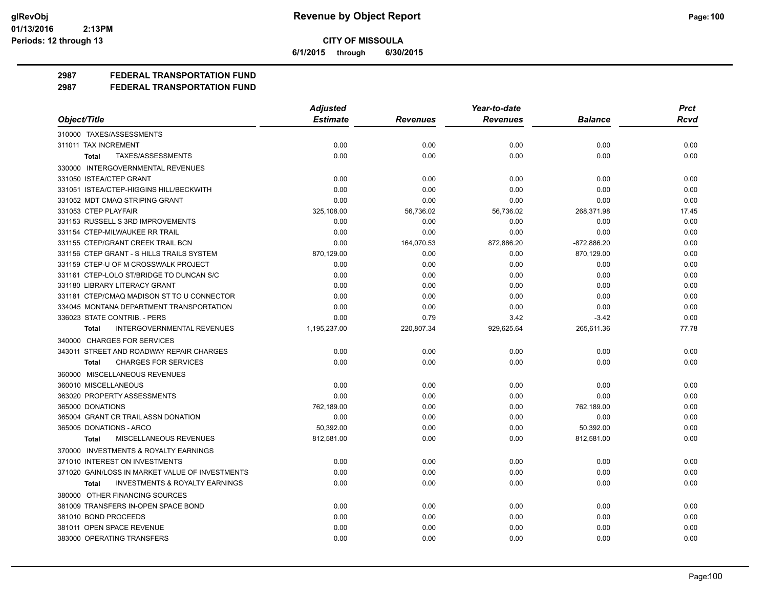**CITY OF MISSOULA**

**6/1/2015 through 6/30/2015**

**2987 FEDERAL TRANSPORTATION FUND**

**2987 FEDERAL TRANSPORTATION FUND**

| Object/Title | Adjusted Estimate | Revenues | Year-to-date Revenues | Balance | Prct Rcvd |
|---|---|---|---|---|---|
| 310000 TAXES/ASSESSMENTS | | | | | |
| 311011 TAX INCREMENT | 0.00 | 0.00 | 0.00 | 0.00 | 0.00 |
| **Total** TAXES/ASSESSMENTS | 0.00 | 0.00 | 0.00 | 0.00 | 0.00 |
| 330000 INTERGOVERNMENTAL REVENUES | | | | | |
| 331050 ISTEA/CTEP GRANT | 0.00 | 0.00 | 0.00 | 0.00 | 0.00 |
| 331051 ISTEA/CTEP-HIGGINS HILL/BECKWITH | 0.00 | 0.00 | 0.00 | 0.00 | 0.00 |
| 331052 MDT CMAQ STRIPING GRANT | 0.00 | 0.00 | 0.00 | 0.00 | 0.00 |
| 331053 CTEP PLAYFAIR | 325,108.00 | 56,736.02 | 56,736.02 | 268,371.98 | 17.45 |
| 331153 RUSSELL S 3RD IMPROVEMENTS | 0.00 | 0.00 | 0.00 | 0.00 | 0.00 |
| 331154 CTEP-MILWAUKEE RR TRAIL | 0.00 | 0.00 | 0.00 | 0.00 | 0.00 |
| 331155 CTEP/GRANT CREEK TRAIL BCN | 0.00 | 164,070.53 | 872,886.20 | -872,886.20 | 0.00 |
| 331156 CTEP GRANT - S HILLS TRAILS SYSTEM | 870,129.00 | 0.00 | 0.00 | 870,129.00 | 0.00 |
| 331159 CTEP-U OF M CROSSWALK PROJECT | 0.00 | 0.00 | 0.00 | 0.00 | 0.00 |
| 331161 CTEP-LOLO ST/BRIDGE TO DUNCAN S/C | 0.00 | 0.00 | 0.00 | 0.00 | 0.00 |
| 331180 LIBRARY LITERACY GRANT | 0.00 | 0.00 | 0.00 | 0.00 | 0.00 |
| 331181 CTEP/CMAQ MADISON ST TO U CONNECTOR | 0.00 | 0.00 | 0.00 | 0.00 | 0.00 |
| 334045 MONTANA DEPARTMENT TRANSPORTATION | 0.00 | 0.00 | 0.00 | 0.00 | 0.00 |
| 336023 STATE CONTRIB. - PERS | 0.00 | 0.79 | 3.42 | -3.42 | 0.00 |
| **Total** INTERGOVERNMENTAL REVENUES | 1,195,237.00 | 220,807.34 | 929,625.64 | 265,611.36 | 77.78 |
| 340000 CHARGES FOR SERVICES | | | | | |
| 343011 STREET AND ROADWAY REPAIR CHARGES | 0.00 | 0.00 | 0.00 | 0.00 | 0.00 |
| **Total** CHARGES FOR SERVICES | 0.00 | 0.00 | 0.00 | 0.00 | 0.00 |
| 360000 MISCELLANEOUS REVENUES | | | | | |
| 360010 MISCELLANEOUS | 0.00 | 0.00 | 0.00 | 0.00 | 0.00 |
| 363020 PROPERTY ASSESSMENTS | 0.00 | 0.00 | 0.00 | 0.00 | 0.00 |
| 365000 DONATIONS | 762,189.00 | 0.00 | 0.00 | 762,189.00 | 0.00 |
| 365004 GRANT CR TRAIL ASSN DONATION | 0.00 | 0.00 | 0.00 | 0.00 | 0.00 |
| 365005 DONATIONS - ARCO | 50,392.00 | 0.00 | 0.00 | 50,392.00 | 0.00 |
| **Total** MISCELLANEOUS REVENUES | 812,581.00 | 0.00 | 0.00 | 812,581.00 | 0.00 |
| 370000 INVESTMENTS & ROYALTY EARNINGS | | | | | |
| 371010 INTEREST ON INVESTMENTS | 0.00 | 0.00 | 0.00 | 0.00 | 0.00 |
| 371020 GAIN/LOSS IN MARKET VALUE OF INVESTMENTS | 0.00 | 0.00 | 0.00 | 0.00 | 0.00 |
| **Total** INVESTMENTS & ROYALTY EARNINGS | 0.00 | 0.00 | 0.00 | 0.00 | 0.00 |
| 380000 OTHER FINANCING SOURCES | | | | | |
| 381009 TRANSFERS IN-OPEN SPACE BOND | 0.00 | 0.00 | 0.00 | 0.00 | 0.00 |
| 381010 BOND PROCEEDS | 0.00 | 0.00 | 0.00 | 0.00 | 0.00 |
| 381011 OPEN SPACE REVENUE | 0.00 | 0.00 | 0.00 | 0.00 | 0.00 |
| 383000 OPERATING TRANSFERS | 0.00 | 0.00 | 0.00 | 0.00 | 0.00 |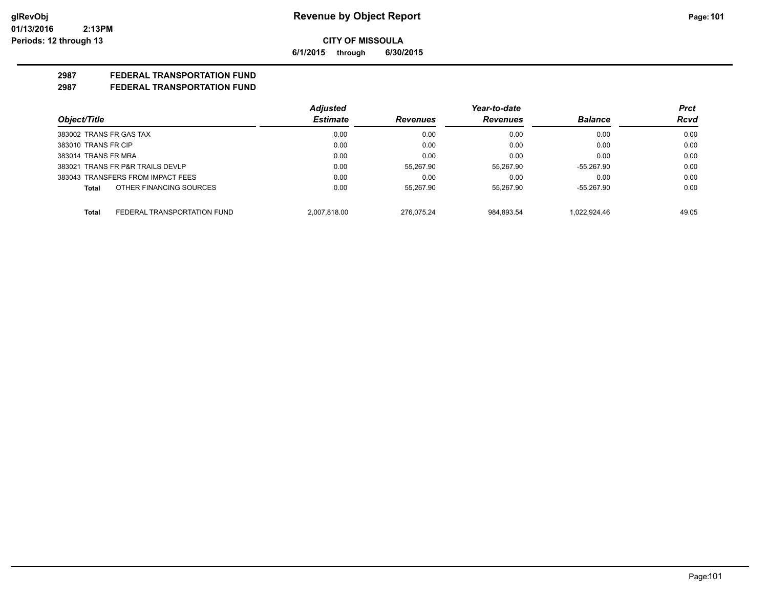**CITY OF MISSOULA**

**6/1/2015 through 6/30/2015**

## 2987 FEDERAL TRANSPORTATION FUND

## 2987 FEDERAL TRANSPORTATION FUND

| Object/Title | | Adjusted Estimate | Revenues | Year-to-date Revenues | Balance | Prct Rcvd |
|---|---|---|---|---|---|---|
| 383002 TRANS FR GAS TAX | | 0.00 | 0.00 | 0.00 | 0.00 | 0.00 |
| 383010 TRANS FR CIP | | 0.00 | 0.00 | 0.00 | 0.00 | 0.00 |
| 383014 TRANS FR MRA | | 0.00 | 0.00 | 0.00 | 0.00 | 0.00 |
| 383021 TRANS FR P&R TRAILS DEVLP | | 0.00 | 55,267.90 | 55,267.90 | -55,267.90 | 0.00 |
| 383043 TRANSFERS FROM IMPACT FEES | | 0.00 | 0.00 | 0.00 | 0.00 | 0.00 |
| **Total** | OTHER FINANCING SOURCES | 0.00 | 55,267.90 | 55,267.90 | -55,267.90 | 0.00 |
| **Total** | FEDERAL TRANSPORTATION FUND | 2,007,818.00 | 276,075.24 | 984,893.54 | 1,022,924.46 | 49.05 |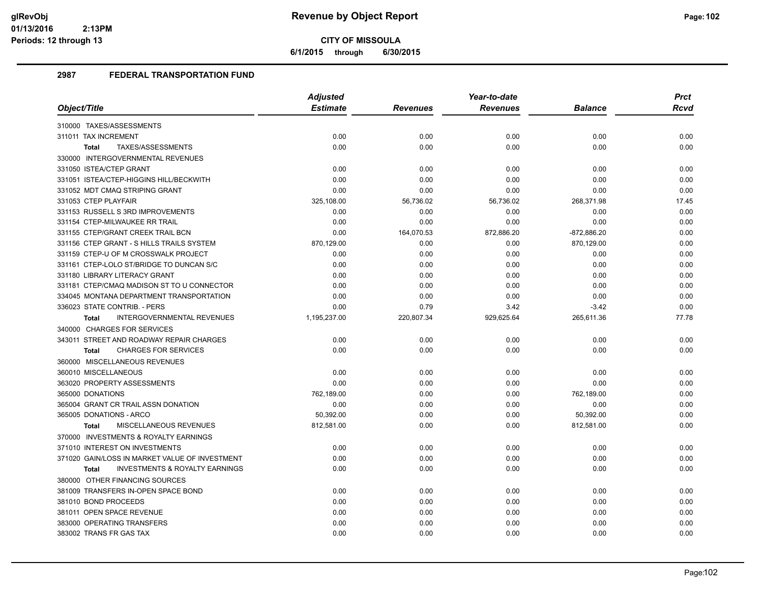# Revenue by Object Report

**CITY OF MISSOULA**

**6/1/2015 through 6/30/2015**

glRevObj
01/13/2016 2:13PM
Periods: 12 through 13

## 2987 FEDERAL TRANSPORTATION FUND

| Object/Title | Adjusted Estimate | Revenues | Year-to-date Revenues | Balance | Prct Rcvd |
|---|---|---|---|---|---|
| 310000 TAXES/ASSESSMENTS | | | | | |
| 311011 TAX INCREMENT | 0.00 | 0.00 | 0.00 | 0.00 | 0.00 |
| **Total** TAXES/ASSESSMENTS | 0.00 | 0.00 | 0.00 | 0.00 | 0.00 |
| 330000 INTERGOVERNMENTAL REVENUES | | | | | |
| 331050 ISTEA/CTEP GRANT | 0.00 | 0.00 | 0.00 | 0.00 | 0.00 |
| 331051 ISTEA/CTEP-HIGGINS HILL/BECKWITH | 0.00 | 0.00 | 0.00 | 0.00 | 0.00 |
| 331052 MDT CMAQ STRIPING GRANT | 0.00 | 0.00 | 0.00 | 0.00 | 0.00 |
| 331053 CTEP PLAYFAIR | 325,108.00 | 56,736.02 | 56,736.02 | 268,371.98 | 17.45 |
| 331153 RUSSELL S 3RD IMPROVEMENTS | 0.00 | 0.00 | 0.00 | 0.00 | 0.00 |
| 331154 CTEP-MILWAUKEE RR TRAIL | 0.00 | 0.00 | 0.00 | 0.00 | 0.00 |
| 331155 CTEP/GRANT CREEK TRAIL BCN | 0.00 | 164,070.53 | 872,886.20 | -872,886.20 | 0.00 |
| 331156 CTEP GRANT - S HILLS TRAILS SYSTEM | 870,129.00 | 0.00 | 0.00 | 870,129.00 | 0.00 |
| 331159 CTEP-U OF M CROSSWALK PROJECT | 0.00 | 0.00 | 0.00 | 0.00 | 0.00 |
| 331161 CTEP-LOLO ST/BRIDGE TO DUNCAN S/C | 0.00 | 0.00 | 0.00 | 0.00 | 0.00 |
| 331180 LIBRARY LITERACY GRANT | 0.00 | 0.00 | 0.00 | 0.00 | 0.00 |
| 331181 CTEP/CMAQ MADISON ST TO U CONNECTOR | 0.00 | 0.00 | 0.00 | 0.00 | 0.00 |
| 334045 MONTANA DEPARTMENT TRANSPORTATION | 0.00 | 0.00 | 0.00 | 0.00 | 0.00 |
| 336023 STATE CONTRIB. - PERS | 0.00 | 0.79 | 3.42 | -3.42 | 0.00 |
| **Total** INTERGOVERNMENTAL REVENUES | 1,195,237.00 | 220,807.34 | 929,625.64 | 265,611.36 | 77.78 |
| 340000 CHARGES FOR SERVICES | | | | | |
| 343011 STREET AND ROADWAY REPAIR CHARGES | 0.00 | 0.00 | 0.00 | 0.00 | 0.00 |
| **Total** CHARGES FOR SERVICES | 0.00 | 0.00 | 0.00 | 0.00 | 0.00 |
| 360000 MISCELLANEOUS REVENUES | | | | | |
| 360010 MISCELLANEOUS | 0.00 | 0.00 | 0.00 | 0.00 | 0.00 |
| 363020 PROPERTY ASSESSMENTS | 0.00 | 0.00 | 0.00 | 0.00 | 0.00 |
| 365000 DONATIONS | 762,189.00 | 0.00 | 0.00 | 762,189.00 | 0.00 |
| 365004 GRANT CR TRAIL ASSN DONATION | 0.00 | 0.00 | 0.00 | 0.00 | 0.00 |
| 365005 DONATIONS - ARCO | 50,392.00 | 0.00 | 0.00 | 50,392.00 | 0.00 |
| **Total** MISCELLANEOUS REVENUES | 812,581.00 | 0.00 | 0.00 | 812,581.00 | 0.00 |
| 370000 INVESTMENTS & ROYALTY EARNINGS | | | | | |
| 371010 INTEREST ON INVESTMENTS | 0.00 | 0.00 | 0.00 | 0.00 | 0.00 |
| 371020 GAIN/LOSS IN MARKET VALUE OF INVESTMENT | 0.00 | 0.00 | 0.00 | 0.00 | 0.00 |
| **Total** INVESTMENTS & ROYALTY EARNINGS | 0.00 | 0.00 | 0.00 | 0.00 | 0.00 |
| 380000 OTHER FINANCING SOURCES | | | | | |
| 381009 TRANSFERS IN-OPEN SPACE BOND | 0.00 | 0.00 | 0.00 | 0.00 | 0.00 |
| 381010 BOND PROCEEDS | 0.00 | 0.00 | 0.00 | 0.00 | 0.00 |
| 381011 OPEN SPACE REVENUE | 0.00 | 0.00 | 0.00 | 0.00 | 0.00 |
| 383000 OPERATING TRANSFERS | 0.00 | 0.00 | 0.00 | 0.00 | 0.00 |
| 383002 TRANS FR GAS TAX | 0.00 | 0.00 | 0.00 | 0.00 | 0.00 |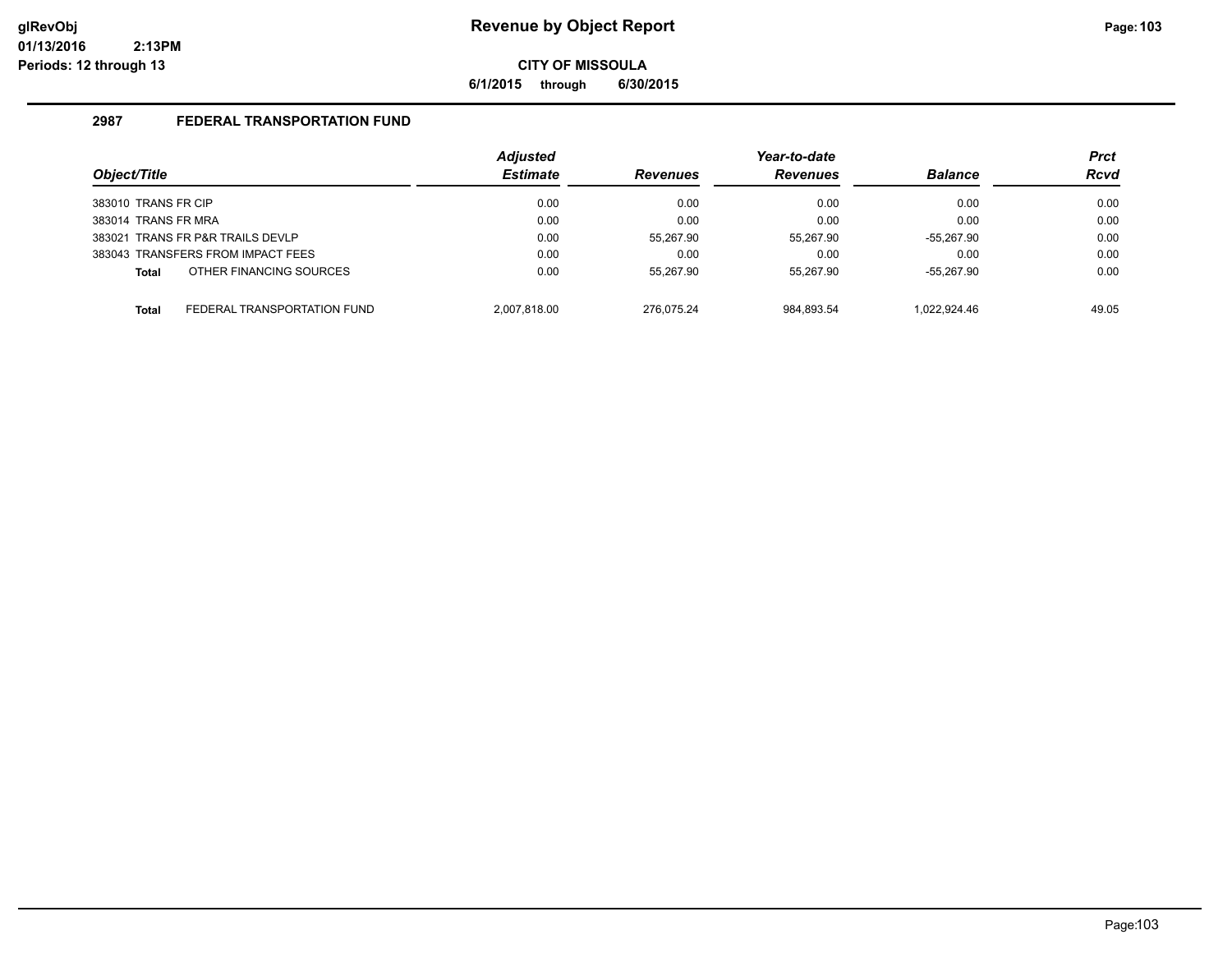# Revenue by Object Report

**CITY OF MISSOULA**

**6/1/2015 through 6/30/2015**

glRevObj
01/13/2016 2:13PM
Periods: 12 through 13

## 2987 FEDERAL TRANSPORTATION FUND

| Object/Title | Adjusted Estimate | Revenues | Year-to-date Revenues | Balance | Prct Rcvd |
|---|---|---|---|---|---|
| 383010 TRANS FR CIP | 0.00 | 0.00 | 0.00 | 0.00 | 0.00 |
| 383014 TRANS FR MRA | 0.00 | 0.00 | 0.00 | 0.00 | 0.00 |
| 383021 TRANS FR P&R TRAILS DEVLP | 0.00 | 55,267.90 | 55,267.90 | -55,267.90 | 0.00 |
| 383043 TRANSFERS FROM IMPACT FEES | 0.00 | 0.00 | 0.00 | 0.00 | 0.00 |
| **Total** OTHER FINANCING SOURCES | 0.00 | 55,267.90 | 55,267.90 | -55,267.90 | 0.00 |
| **Total** FEDERAL TRANSPORTATION FUND | 2,007,818.00 | 276,075.24 | 984,893.54 | 1,022,924.46 | 49.05 |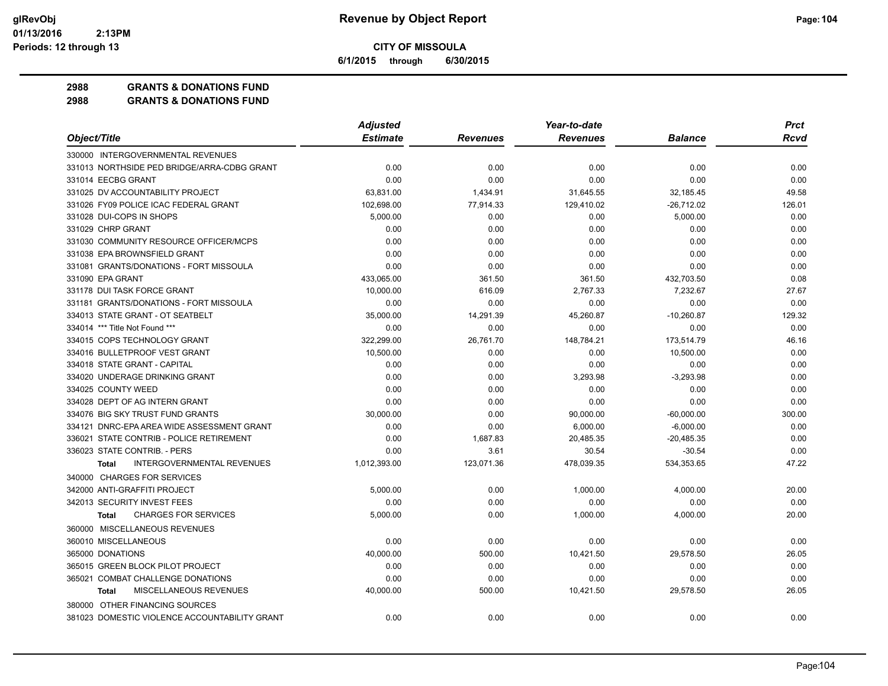**CITY OF MISSOULA**

**6/1/2015 through 6/30/2015**

**2988 GRANTS & DONATIONS FUND**

**2988 GRANTS & DONATIONS FUND**

| Object/Title | Adjusted Estimate | Revenues | Year-to-date Revenues | Balance | Prct Rcvd |
|---|---|---|---|---|---|
| 330000 INTERGOVERNMENTAL REVENUES | | | | | |
| 331013 NORTHSIDE PED BRIDGE/ARRA-CDBG GRANT | 0.00 | 0.00 | 0.00 | 0.00 | 0.00 |
| 331014 EECBG GRANT | 0.00 | 0.00 | 0.00 | 0.00 | 0.00 |
| 331025 DV ACCOUNTABILITY PROJECT | 63,831.00 | 1,434.91 | 31,645.55 | 32,185.45 | 49.58 |
| 331026 FY09 POLICE ICAC FEDERAL GRANT | 102,698.00 | 77,914.33 | 129,410.02 | -26,712.02 | 126.01 |
| 331028 DUI-COPS IN SHOPS | 5,000.00 | 0.00 | 0.00 | 5,000.00 | 0.00 |
| 331029 CHRP GRANT | 0.00 | 0.00 | 0.00 | 0.00 | 0.00 |
| 331030 COMMUNITY RESOURCE OFFICER/MCPS | 0.00 | 0.00 | 0.00 | 0.00 | 0.00 |
| 331038 EPA BROWNSFIELD GRANT | 0.00 | 0.00 | 0.00 | 0.00 | 0.00 |
| 331081 GRANTS/DONATIONS - FORT MISSOULA | 0.00 | 0.00 | 0.00 | 0.00 | 0.00 |
| 331090 EPA GRANT | 433,065.00 | 361.50 | 361.50 | 432,703.50 | 0.08 |
| 331178 DUI TASK FORCE GRANT | 10,000.00 | 616.09 | 2,767.33 | 7,232.67 | 27.67 |
| 331181 GRANTS/DONATIONS - FORT MISSOULA | 0.00 | 0.00 | 0.00 | 0.00 | 0.00 |
| 334013 STATE GRANT - OT SEATBELT | 35,000.00 | 14,291.39 | 45,260.87 | -10,260.87 | 129.32 |
| 334014 *** Title Not Found *** | 0.00 | 0.00 | 0.00 | 0.00 | 0.00 |
| 334015 COPS TECHNOLOGY GRANT | 322,299.00 | 26,761.70 | 148,784.21 | 173,514.79 | 46.16 |
| 334016 BULLETPROOF VEST GRANT | 10,500.00 | 0.00 | 0.00 | 10,500.00 | 0.00 |
| 334018 STATE GRANT - CAPITAL | 0.00 | 0.00 | 0.00 | 0.00 | 0.00 |
| 334020 UNDERAGE DRINKING GRANT | 0.00 | 0.00 | 3,293.98 | -3,293.98 | 0.00 |
| 334025 COUNTY WEED | 0.00 | 0.00 | 0.00 | 0.00 | 0.00 |
| 334028 DEPT OF AG INTERN GRANT | 0.00 | 0.00 | 0.00 | 0.00 | 0.00 |
| 334076 BIG SKY TRUST FUND GRANTS | 30,000.00 | 0.00 | 90,000.00 | -60,000.00 | 300.00 |
| 334121 DNRC-EPA AREA WIDE ASSESSMENT GRANT | 0.00 | 0.00 | 6,000.00 | -6,000.00 | 0.00 |
| 336021 STATE CONTRIB - POLICE RETIREMENT | 0.00 | 1,687.83 | 20,485.35 | -20,485.35 | 0.00 |
| 336023 STATE CONTRIB. - PERS | 0.00 | 3.61 | 30.54 | -30.54 | 0.00 |
| **Total** INTERGOVERNMENTAL REVENUES | 1,012,393.00 | 123,071.36 | 478,039.35 | 534,353.65 | 47.22 |
| 340000 CHARGES FOR SERVICES | | | | | |
| 342000 ANTI-GRAFFITI PROJECT | 5,000.00 | 0.00 | 1,000.00 | 4,000.00 | 20.00 |
| 342013 SECURITY INVEST FEES | 0.00 | 0.00 | 0.00 | 0.00 | 0.00 |
| **Total** CHARGES FOR SERVICES | 5,000.00 | 0.00 | 1,000.00 | 4,000.00 | 20.00 |
| 360000 MISCELLANEOUS REVENUES | | | | | |
| 360010 MISCELLANEOUS | 0.00 | 0.00 | 0.00 | 0.00 | 0.00 |
| 365000 DONATIONS | 40,000.00 | 500.00 | 10,421.50 | 29,578.50 | 26.05 |
| 365015 GREEN BLOCK PILOT PROJECT | 0.00 | 0.00 | 0.00 | 0.00 | 0.00 |
| 365021 COMBAT CHALLENGE DONATIONS | 0.00 | 0.00 | 0.00 | 0.00 | 0.00 |
| **Total** MISCELLANEOUS REVENUES | 40,000.00 | 500.00 | 10,421.50 | 29,578.50 | 26.05 |
| 380000 OTHER FINANCING SOURCES | | | | | |
| 381023 DOMESTIC VIOLENCE ACCOUNTABILITY GRANT | 0.00 | 0.00 | 0.00 | 0.00 | 0.00 |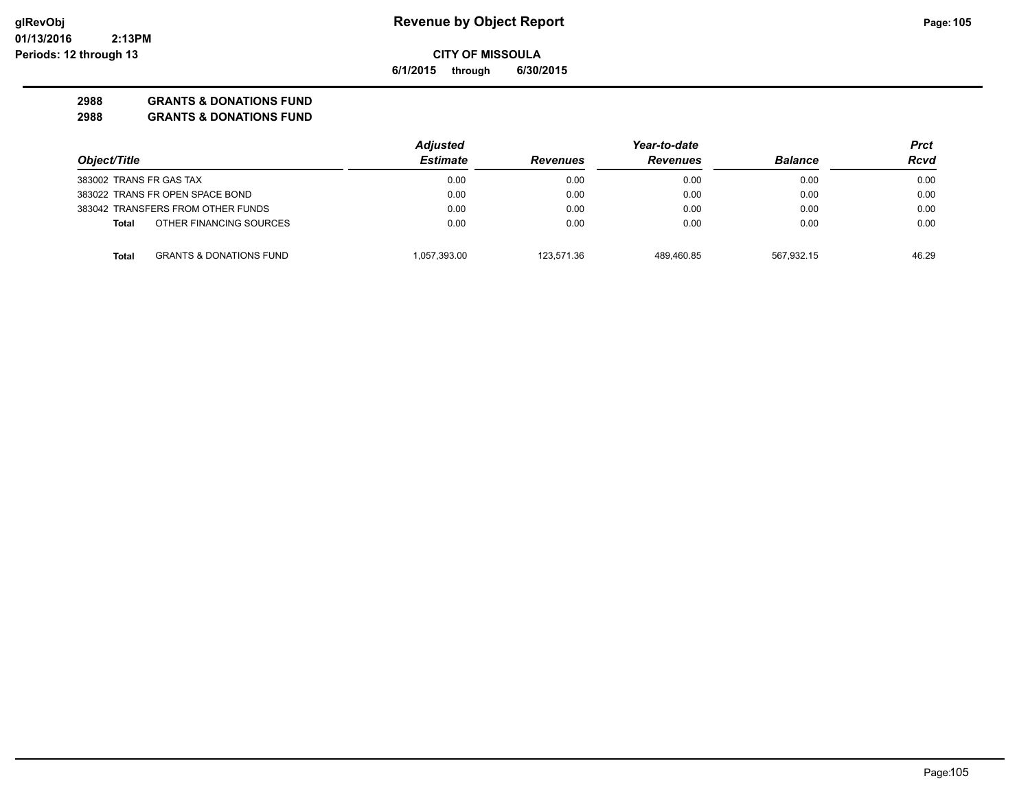# Revenue by Object Report

glRevObj
01/13/2016 2:13PM
Periods: 12 through 13

**CITY OF MISSOULA**

**6/1/2015 through 6/30/2015**

**2988 GRANTS & DONATIONS FUND**

**2988 GRANTS & DONATIONS FUND**

| Object/Title | | Adjusted Estimate | Revenues | Year-to-date Revenues | Balance | Prct Rcvd |
|---|---|---|---|---|---|---|
| 383002 TRANS FR GAS TAX | | 0.00 | 0.00 | 0.00 | 0.00 | 0.00 |
| 383022 TRANS FR OPEN SPACE BOND | | 0.00 | 0.00 | 0.00 | 0.00 | 0.00 |
| 383042 TRANSFERS FROM OTHER FUNDS | | 0.00 | 0.00 | 0.00 | 0.00 | 0.00 |
| **Total** | OTHER FINANCING SOURCES | 0.00 | 0.00 | 0.00 | 0.00 | 0.00 |
| **Total** | GRANTS & DONATIONS FUND | 1,057,393.00 | 123,571.36 | 489,460.85 | 567,932.15 | 46.29 |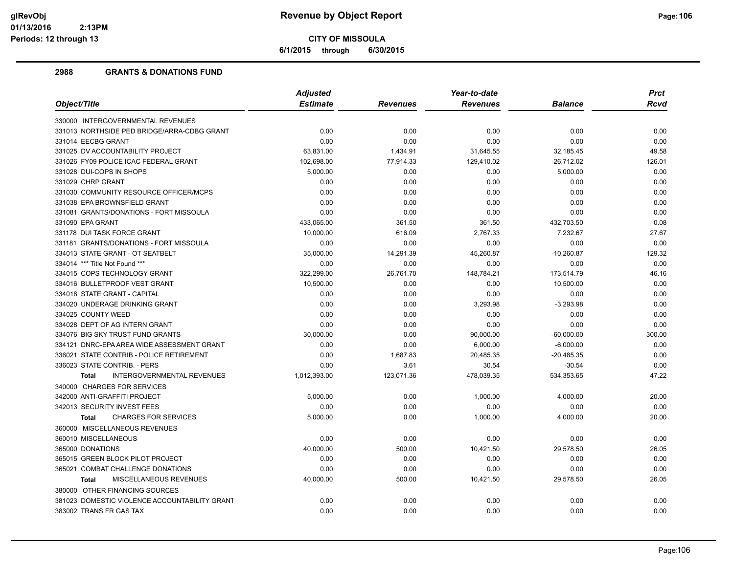# Revenue by Object Report

**CITY OF MISSOULA**

**6/1/2015 through 6/30/2015**

glRevObj
01/13/2016 2:13PM
Periods: 12 through 13

## 2988 GRANTS & DONATIONS FUND

| Object/Title | Adjusted Estimate | Revenues | Year-to-date Revenues | Balance | Prct Rcvd |
|---|---|---|---|---|---|
| 330000 INTERGOVERNMENTAL REVENUES | | | | | |
| 331013 NORTHSIDE PED BRIDGE/ARRA-CDBG GRANT | 0.00 | 0.00 | 0.00 | 0.00 | 0.00 |
| 331014 EECBG GRANT | 0.00 | 0.00 | 0.00 | 0.00 | 0.00 |
| 331025 DV ACCOUNTABILITY PROJECT | 63,831.00 | 1,434.91 | 31,645.55 | 32,185.45 | 49.58 |
| 331026 FY09 POLICE ICAC FEDERAL GRANT | 102,698.00 | 77,914.33 | 129,410.02 | -26,712.02 | 126.01 |
| 331028 DUI-COPS IN SHOPS | 5,000.00 | 0.00 | 0.00 | 5,000.00 | 0.00 |
| 331029 CHRP GRANT | 0.00 | 0.00 | 0.00 | 0.00 | 0.00 |
| 331030 COMMUNITY RESOURCE OFFICER/MCPS | 0.00 | 0.00 | 0.00 | 0.00 | 0.00 |
| 331038 EPA BROWNSFIELD GRANT | 0.00 | 0.00 | 0.00 | 0.00 | 0.00 |
| 331081 GRANTS/DONATIONS - FORT MISSOULA | 0.00 | 0.00 | 0.00 | 0.00 | 0.00 |
| 331090 EPA GRANT | 433,065.00 | 361.50 | 361.50 | 432,703.50 | 0.08 |
| 331178 DUI TASK FORCE GRANT | 10,000.00 | 616.09 | 2,767.33 | 7,232.67 | 27.67 |
| 331181 GRANTS/DONATIONS - FORT MISSOULA | 0.00 | 0.00 | 0.00 | 0.00 | 0.00 |
| 334013 STATE GRANT - OT SEATBELT | 35,000.00 | 14,291.39 | 45,260.87 | -10,260.87 | 129.32 |
| 334014 *** Title Not Found *** | 0.00 | 0.00 | 0.00 | 0.00 | 0.00 |
| 334015 COPS TECHNOLOGY GRANT | 322,299.00 | 26,761.70 | 148,784.21 | 173,514.79 | 46.16 |
| 334016 BULLETPROOF VEST GRANT | 10,500.00 | 0.00 | 0.00 | 10,500.00 | 0.00 |
| 334018 STATE GRANT - CAPITAL | 0.00 | 0.00 | 0.00 | 0.00 | 0.00 |
| 334020 UNDERAGE DRINKING GRANT | 0.00 | 0.00 | 3,293.98 | -3,293.98 | 0.00 |
| 334025 COUNTY WEED | 0.00 | 0.00 | 0.00 | 0.00 | 0.00 |
| 334028 DEPT OF AG INTERN GRANT | 0.00 | 0.00 | 0.00 | 0.00 | 0.00 |
| 334076 BIG SKY TRUST FUND GRANTS | 30,000.00 | 0.00 | 90,000.00 | -60,000.00 | 300.00 |
| 334121 DNRC-EPA AREA WIDE ASSESSMENT GRANT | 0.00 | 0.00 | 6,000.00 | -6,000.00 | 0.00 |
| 336021 STATE CONTRIB - POLICE RETIREMENT | 0.00 | 1,687.83 | 20,485.35 | -20,485.35 | 0.00 |
| 336023 STATE CONTRIB. - PERS | 0.00 | 3.61 | 30.54 | -30.54 | 0.00 |
| **Total** INTERGOVERNMENTAL REVENUES | 1,012,393.00 | 123,071.36 | 478,039.35 | 534,353.65 | 47.22 |
| 340000 CHARGES FOR SERVICES | | | | | |
| 342000 ANTI-GRAFFITI PROJECT | 5,000.00 | 0.00 | 1,000.00 | 4,000.00 | 20.00 |
| 342013 SECURITY INVEST FEES | 0.00 | 0.00 | 0.00 | 0.00 | 0.00 |
| **Total** CHARGES FOR SERVICES | 5,000.00 | 0.00 | 1,000.00 | 4,000.00 | 20.00 |
| 360000 MISCELLANEOUS REVENUES | | | | | |
| 360010 MISCELLANEOUS | 0.00 | 0.00 | 0.00 | 0.00 | 0.00 |
| 365000 DONATIONS | 40,000.00 | 500.00 | 10,421.50 | 29,578.50 | 26.05 |
| 365015 GREEN BLOCK PILOT PROJECT | 0.00 | 0.00 | 0.00 | 0.00 | 0.00 |
| 365021 COMBAT CHALLENGE DONATIONS | 0.00 | 0.00 | 0.00 | 0.00 | 0.00 |
| **Total** MISCELLANEOUS REVENUES | 40,000.00 | 500.00 | 10,421.50 | 29,578.50 | 26.05 |
| 380000 OTHER FINANCING SOURCES | | | | | |
| 381023 DOMESTIC VIOLENCE ACCOUNTABILITY GRANT | 0.00 | 0.00 | 0.00 | 0.00 | 0.00 |
| 383002 TRANS FR GAS TAX | 0.00 | 0.00 | 0.00 | 0.00 | 0.00 |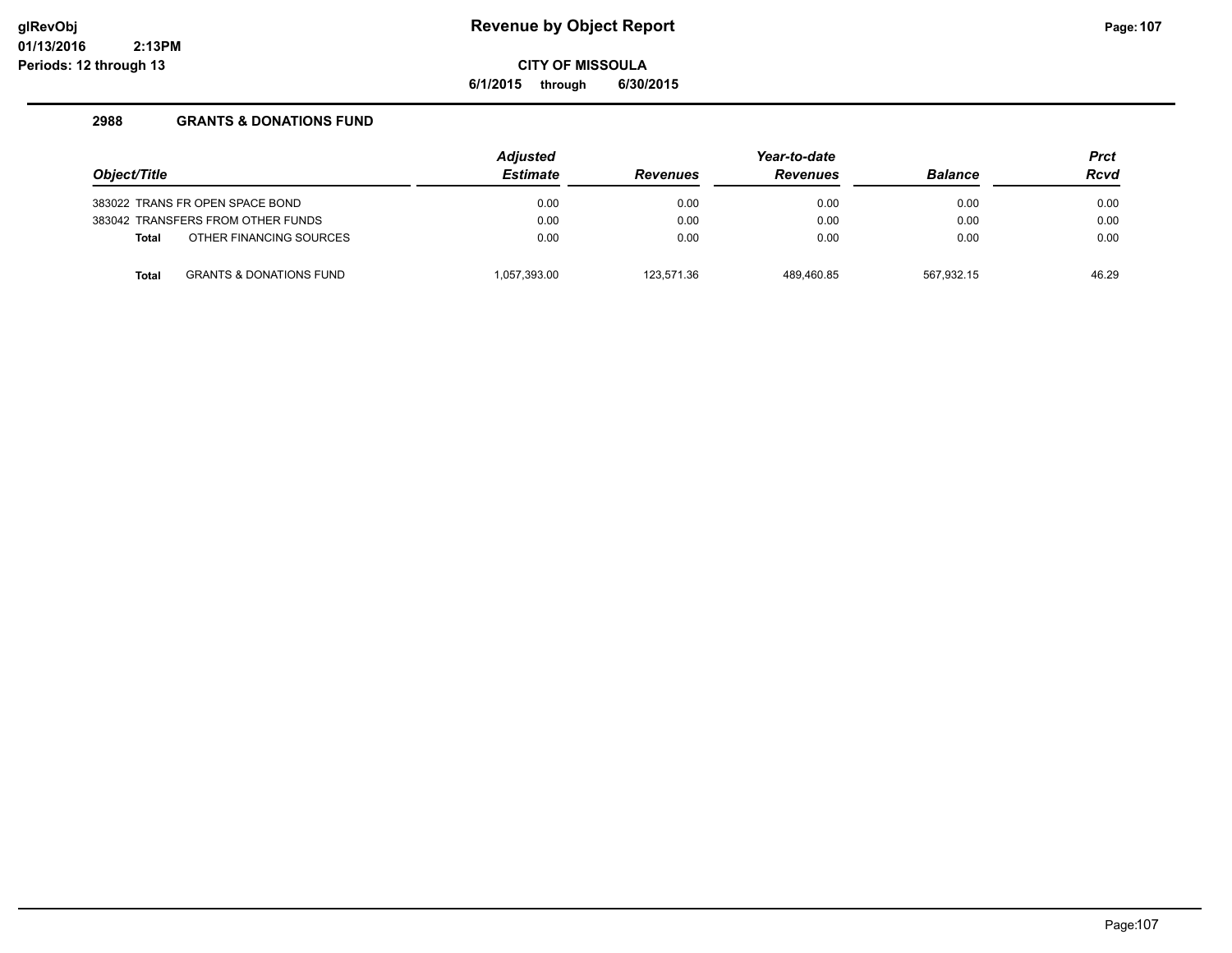**2988 GRANTS & DONATIONS FUND**

| Object/Title | | Adjusted Estimate | Revenues | Year-to-date Revenues | Balance | Prct Rcvd |
|---|---|---|---|---|---|---|
| 383022 | TRANS FR OPEN SPACE BOND | 0.00 | 0.00 | 0.00 | 0.00 | 0.00 |
| 383042 | TRANSFERS FROM OTHER FUNDS | 0.00 | 0.00 | 0.00 | 0.00 | 0.00 |
| **Total** | OTHER FINANCING SOURCES | 0.00 | 0.00 | 0.00 | 0.00 | 0.00 |
| **Total** | GRANTS & DONATIONS FUND | 1,057,393.00 | 123,571.36 | 489,460.85 | 567,932.15 | 46.29 |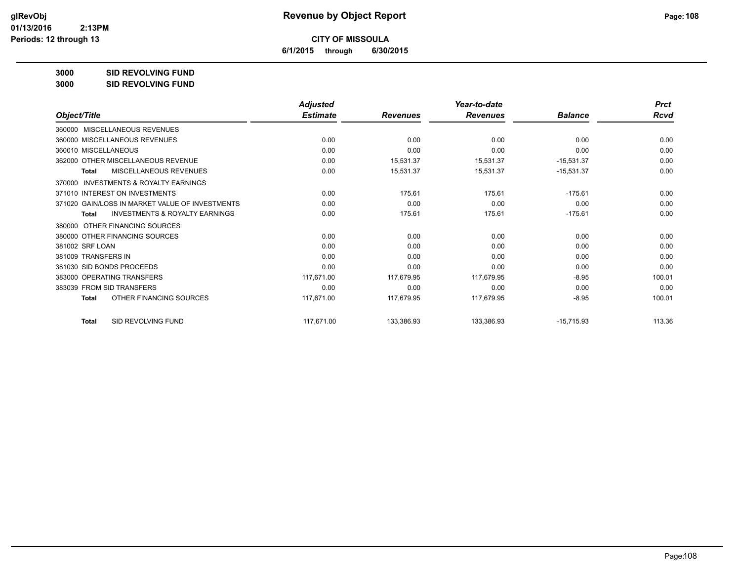# CITY OF MISSOULA

**6/1/2015 through 6/30/2015**

**3000 SID REVOLVING FUND**

**3000 SID REVOLVING FUND**

| Object/Title | Adjusted Estimate | Revenues | Year-to-date Revenues | Balance | Prct Rcvd |
|---|---|---|---|---|---|
| 360000 MISCELLANEOUS REVENUES | | | | | |
| 360000 MISCELLANEOUS REVENUES | 0.00 | 0.00 | 0.00 | 0.00 | 0.00 |
| 360010 MISCELLANEOUS | 0.00 | 0.00 | 0.00 | 0.00 | 0.00 |
| 362000 OTHER MISCELLANEOUS REVENUE | 0.00 | 15,531.37 | 15,531.37 | -15,531.37 | 0.00 |
| **Total** MISCELLANEOUS REVENUES | 0.00 | 15,531.37 | 15,531.37 | -15,531.37 | 0.00 |
| 370000 INVESTMENTS & ROYALTY EARNINGS | | | | | |
| 371010 INTEREST ON INVESTMENTS | 0.00 | 175.61 | 175.61 | -175.61 | 0.00 |
| 371020 GAIN/LOSS IN MARKET VALUE OF INVESTMENTS | 0.00 | 0.00 | 0.00 | 0.00 | 0.00 |
| **Total** INVESTMENTS & ROYALTY EARNINGS | 0.00 | 175.61 | 175.61 | -175.61 | 0.00 |
| 380000 OTHER FINANCING SOURCES | | | | | |
| 380000 OTHER FINANCING SOURCES | 0.00 | 0.00 | 0.00 | 0.00 | 0.00 |
| 381002 SRF LOAN | 0.00 | 0.00 | 0.00 | 0.00 | 0.00 |
| 381009 TRANSFERS IN | 0.00 | 0.00 | 0.00 | 0.00 | 0.00 |
| 381030 SID BONDS PROCEEDS | 0.00 | 0.00 | 0.00 | 0.00 | 0.00 |
| 383000 OPERATING TRANSFERS | 117,671.00 | 117,679.95 | 117,679.95 | -8.95 | 100.01 |
| 383039 FROM SID TRANSFERS | 0.00 | 0.00 | 0.00 | 0.00 | 0.00 |
| **Total** OTHER FINANCING SOURCES | 117,671.00 | 117,679.95 | 117,679.95 | -8.95 | 100.01 |
| **Total** SID REVOLVING FUND | 117,671.00 | 133,386.93 | 133,386.93 | -15,715.93 | 113.36 |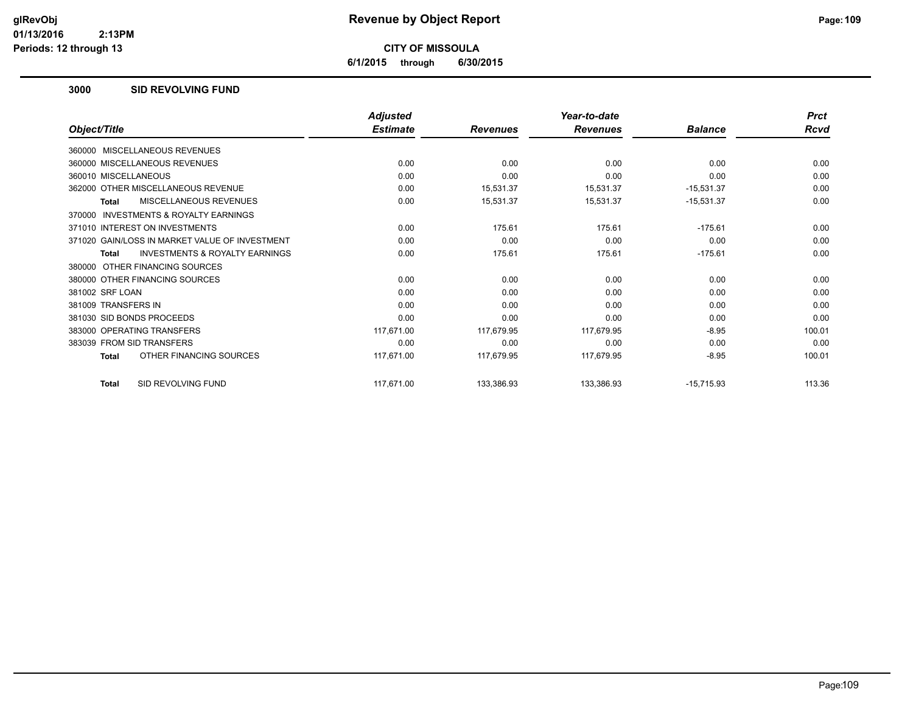# Revenue by Object Report

**CITY OF MISSOULA**

**6/1/2015 through 6/30/2015**

glRevObj
01/13/2016 2:13PM
Periods: 12 through 13

## 3000 SID REVOLVING FUND

| Object/Title | Adjusted Estimate | Revenues | Year-to-date Revenues | Balance | Prct Rcvd |
|---|---|---|---|---|---|
| 360000 MISCELLANEOUS REVENUES | | | | | |
| 360000 MISCELLANEOUS REVENUES | 0.00 | 0.00 | 0.00 | 0.00 | 0.00 |
| 360010 MISCELLANEOUS | 0.00 | 0.00 | 0.00 | 0.00 | 0.00 |
| 362000 OTHER MISCELLANEOUS REVENUE | 0.00 | 15,531.37 | 15,531.37 | -15,531.37 | 0.00 |
| **Total** MISCELLANEOUS REVENUES | 0.00 | 15,531.37 | 15,531.37 | -15,531.37 | 0.00 |
| 370000 INVESTMENTS & ROYALTY EARNINGS | | | | | |
| 371010 INTEREST ON INVESTMENTS | 0.00 | 175.61 | 175.61 | -175.61 | 0.00 |
| 371020 GAIN/LOSS IN MARKET VALUE OF INVESTMENT | 0.00 | 0.00 | 0.00 | 0.00 | 0.00 |
| **Total** INVESTMENTS & ROYALTY EARNINGS | 0.00 | 175.61 | 175.61 | -175.61 | 0.00 |
| 380000 OTHER FINANCING SOURCES | | | | | |
| 380000 OTHER FINANCING SOURCES | 0.00 | 0.00 | 0.00 | 0.00 | 0.00 |
| 381002 SRF LOAN | 0.00 | 0.00 | 0.00 | 0.00 | 0.00 |
| 381009 TRANSFERS IN | 0.00 | 0.00 | 0.00 | 0.00 | 0.00 |
| 381030 SID BONDS PROCEEDS | 0.00 | 0.00 | 0.00 | 0.00 | 0.00 |
| 383000 OPERATING TRANSFERS | 117,671.00 | 117,679.95 | 117,679.95 | -8.95 | 100.01 |
| 383039 FROM SID TRANSFERS | 0.00 | 0.00 | 0.00 | 0.00 | 0.00 |
| **Total** OTHER FINANCING SOURCES | 117,671.00 | 117,679.95 | 117,679.95 | -8.95 | 100.01 |
| **Total** SID REVOLVING FUND | 117,671.00 | 133,386.93 | 133,386.93 | -15,715.93 | 113.36 |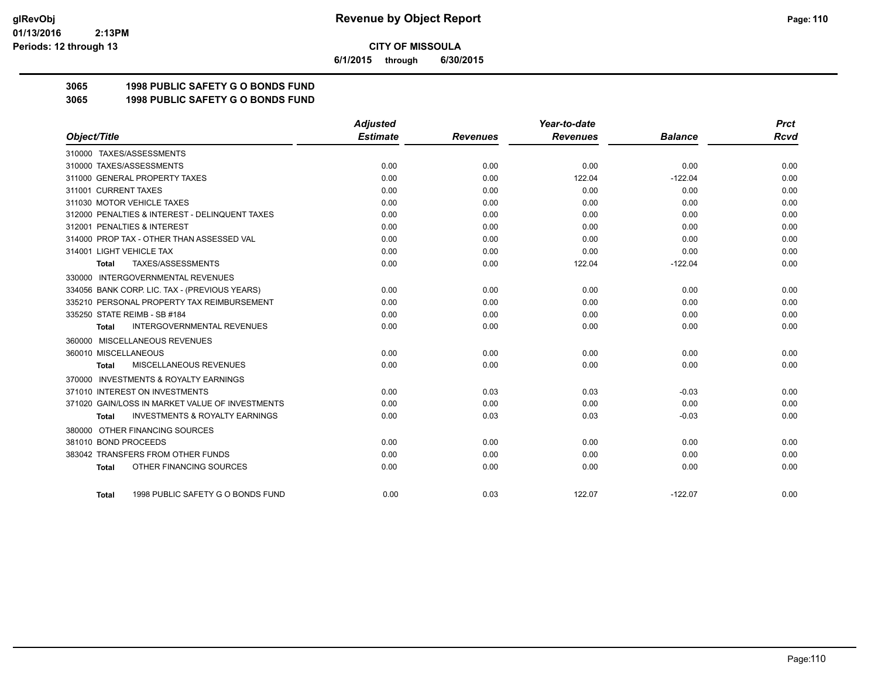# Revenue by Object Report

**CITY OF MISSOULA**

**6/1/2015 through 6/30/2015**

glRevObj
01/13/2016 2:13PM
Periods: 12 through 13

## 3065 1998 PUBLIC SAFETY G O BONDS FUND
## 3065 1998 PUBLIC SAFETY G O BONDS FUND

| Object/Title | Adjusted Estimate | Revenues | Year-to-date Revenues | Balance | Prct Rcvd |
|---|---|---|---|---|---|
| 310000 TAXES/ASSESSMENTS | | | | | |
| 310000 TAXES/ASSESSMENTS | 0.00 | 0.00 | 0.00 | 0.00 | 0.00 |
| 311000 GENERAL PROPERTY TAXES | 0.00 | 0.00 | 122.04 | -122.04 | 0.00 |
| 311001 CURRENT TAXES | 0.00 | 0.00 | 0.00 | 0.00 | 0.00 |
| 311030 MOTOR VEHICLE TAXES | 0.00 | 0.00 | 0.00 | 0.00 | 0.00 |
| 312000 PENALTIES & INTEREST - DELINQUENT TAXES | 0.00 | 0.00 | 0.00 | 0.00 | 0.00 |
| 312001 PENALTIES & INTEREST | 0.00 | 0.00 | 0.00 | 0.00 | 0.00 |
| 314000 PROP TAX - OTHER THAN ASSESSED VAL | 0.00 | 0.00 | 0.00 | 0.00 | 0.00 |
| 314001 LIGHT VEHICLE TAX | 0.00 | 0.00 | 0.00 | 0.00 | 0.00 |
| **Total** TAXES/ASSESSMENTS | 0.00 | 0.00 | 122.04 | -122.04 | 0.00 |
| 330000 INTERGOVERNMENTAL REVENUES | | | | | |
| 334056 BANK CORP. LIC. TAX - (PREVIOUS YEARS) | 0.00 | 0.00 | 0.00 | 0.00 | 0.00 |
| 335210 PERSONAL PROPERTY TAX REIMBURSEMENT | 0.00 | 0.00 | 0.00 | 0.00 | 0.00 |
| 335250 STATE REIMB - SB #184 | 0.00 | 0.00 | 0.00 | 0.00 | 0.00 |
| **Total** INTERGOVERNMENTAL REVENUES | 0.00 | 0.00 | 0.00 | 0.00 | 0.00 |
| 360000 MISCELLANEOUS REVENUES | | | | | |
| 360010 MISCELLANEOUS | 0.00 | 0.00 | 0.00 | 0.00 | 0.00 |
| **Total** MISCELLANEOUS REVENUES | 0.00 | 0.00 | 0.00 | 0.00 | 0.00 |
| 370000 INVESTMENTS & ROYALTY EARNINGS | | | | | |
| 371010 INTEREST ON INVESTMENTS | 0.00 | 0.03 | 0.03 | -0.03 | 0.00 |
| 371020 GAIN/LOSS IN MARKET VALUE OF INVESTMENTS | 0.00 | 0.00 | 0.00 | 0.00 | 0.00 |
| **Total** INVESTMENTS & ROYALTY EARNINGS | 0.00 | 0.03 | 0.03 | -0.03 | 0.00 |
| 380000 OTHER FINANCING SOURCES | | | | | |
| 381010 BOND PROCEEDS | 0.00 | 0.00 | 0.00 | 0.00 | 0.00 |
| 383042 TRANSFERS FROM OTHER FUNDS | 0.00 | 0.00 | 0.00 | 0.00 | 0.00 |
| **Total** OTHER FINANCING SOURCES | 0.00 | 0.00 | 0.00 | 0.00 | 0.00 |
| **Total** 1998 PUBLIC SAFETY G O BONDS FUND | 0.00 | 0.03 | 122.07 | -122.07 | 0.00 |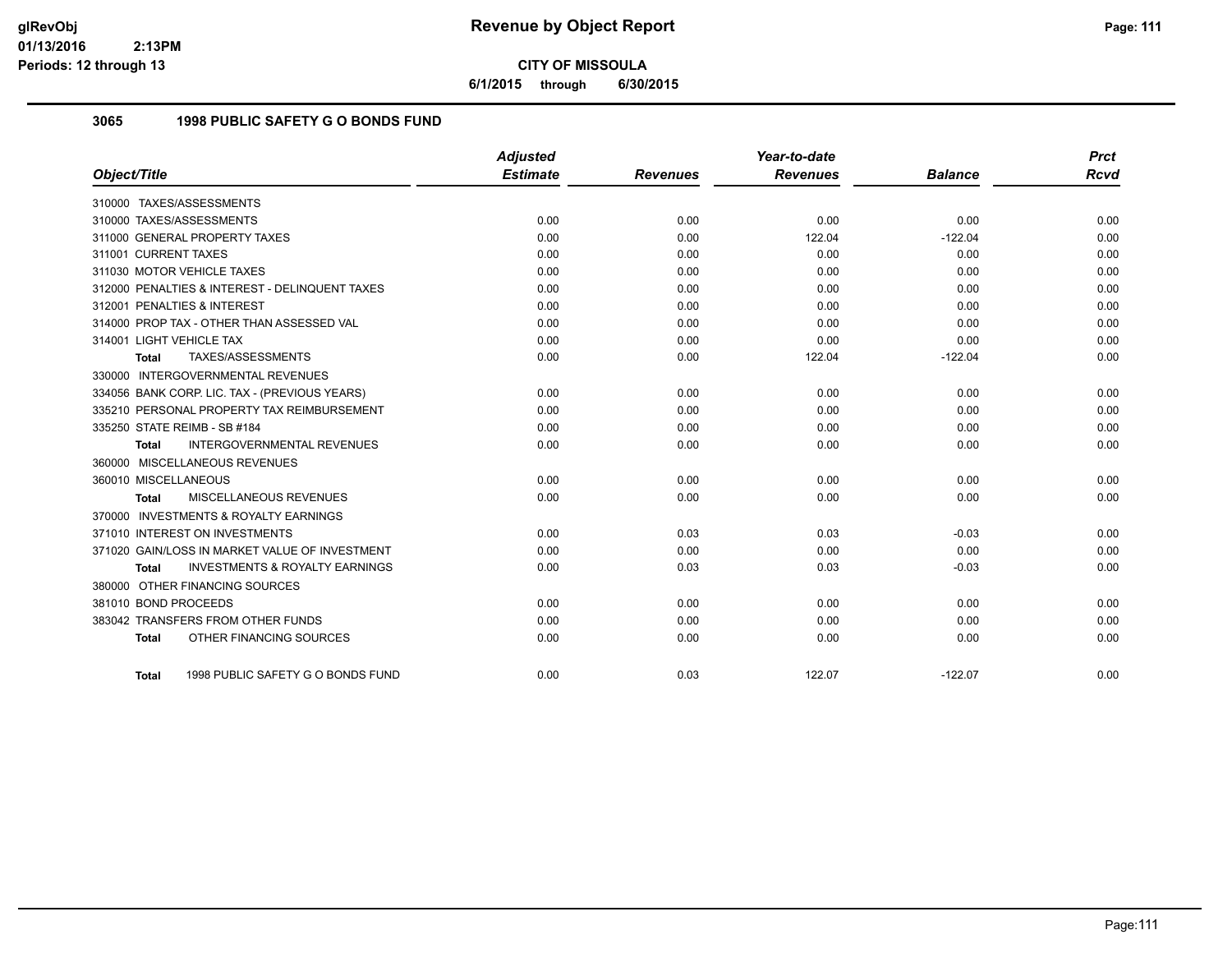# Revenue by Object Report

**CITY OF MISSOULA**

**6/1/2015 through 6/30/2015**

glRevObj
01/13/2016 2:13PM
Periods: 12 through 13

## 3065 1998 PUBLIC SAFETY G O BONDS FUND

| Object/Title | Adjusted Estimate | Revenues | Year-to-date Revenues | Balance | Prct Rcvd |
|---|---|---|---|---|---|
| 310000 TAXES/ASSESSMENTS | | | | | |
| 310000 TAXES/ASSESSMENTS | 0.00 | 0.00 | 0.00 | 0.00 | 0.00 |
| 311000 GENERAL PROPERTY TAXES | 0.00 | 0.00 | 122.04 | -122.04 | 0.00 |
| 311001 CURRENT TAXES | 0.00 | 0.00 | 0.00 | 0.00 | 0.00 |
| 311030 MOTOR VEHICLE TAXES | 0.00 | 0.00 | 0.00 | 0.00 | 0.00 |
| 312000 PENALTIES & INTEREST - DELINQUENT TAXES | 0.00 | 0.00 | 0.00 | 0.00 | 0.00 |
| 312001 PENALTIES & INTEREST | 0.00 | 0.00 | 0.00 | 0.00 | 0.00 |
| 314000 PROP TAX - OTHER THAN ASSESSED VAL | 0.00 | 0.00 | 0.00 | 0.00 | 0.00 |
| 314001 LIGHT VEHICLE TAX | 0.00 | 0.00 | 0.00 | 0.00 | 0.00 |
| **Total** TAXES/ASSESSMENTS | 0.00 | 0.00 | 122.04 | -122.04 | 0.00 |
| 330000 INTERGOVERNMENTAL REVENUES | | | | | |
| 334056 BANK CORP. LIC. TAX - (PREVIOUS YEARS) | 0.00 | 0.00 | 0.00 | 0.00 | 0.00 |
| 335210 PERSONAL PROPERTY TAX REIMBURSEMENT | 0.00 | 0.00 | 0.00 | 0.00 | 0.00 |
| 335250 STATE REIMB - SB #184 | 0.00 | 0.00 | 0.00 | 0.00 | 0.00 |
| **Total** INTERGOVERNMENTAL REVENUES | 0.00 | 0.00 | 0.00 | 0.00 | 0.00 |
| 360000 MISCELLANEOUS REVENUES | | | | | |
| 360010 MISCELLANEOUS | 0.00 | 0.00 | 0.00 | 0.00 | 0.00 |
| **Total** MISCELLANEOUS REVENUES | 0.00 | 0.00 | 0.00 | 0.00 | 0.00 |
| 370000 INVESTMENTS & ROYALTY EARNINGS | | | | | |
| 371010 INTEREST ON INVESTMENTS | 0.00 | 0.03 | 0.03 | -0.03 | 0.00 |
| 371020 GAIN/LOSS IN MARKET VALUE OF INVESTMENT | 0.00 | 0.00 | 0.00 | 0.00 | 0.00 |
| **Total** INVESTMENTS & ROYALTY EARNINGS | 0.00 | 0.03 | 0.03 | -0.03 | 0.00 |
| 380000 OTHER FINANCING SOURCES | | | | | |
| 381010 BOND PROCEEDS | 0.00 | 0.00 | 0.00 | 0.00 | 0.00 |
| 383042 TRANSFERS FROM OTHER FUNDS | 0.00 | 0.00 | 0.00 | 0.00 | 0.00 |
| **Total** OTHER FINANCING SOURCES | 0.00 | 0.00 | 0.00 | 0.00 | 0.00 |
| **Total** 1998 PUBLIC SAFETY G O BONDS FUND | 0.00 | 0.03 | 122.07 | -122.07 | 0.00 |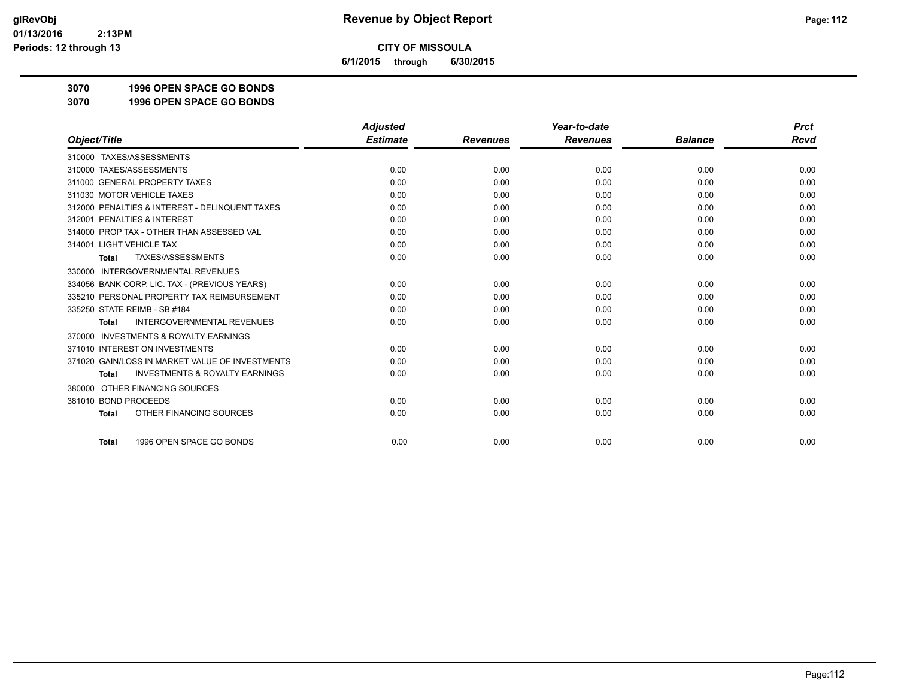# Revenue by Object Report

**CITY OF MISSOULA**

**6/1/2015 through 6/30/2015**

glRevObj
01/13/2016 2:13PM
Periods: 12 through 13

## 3070 1996 OPEN SPACE GO BONDS

## 3070 1996 OPEN SPACE GO BONDS

| Object/Title | Adjusted Estimate | Revenues | Year-to-date Revenues | Balance | Prct Rcvd |
|---|---|---|---|---|---|
| 310000 TAXES/ASSESSMENTS | | | | | |
| 310000 TAXES/ASSESSMENTS | 0.00 | 0.00 | 0.00 | 0.00 | 0.00 |
| 311000 GENERAL PROPERTY TAXES | 0.00 | 0.00 | 0.00 | 0.00 | 0.00 |
| 311030 MOTOR VEHICLE TAXES | 0.00 | 0.00 | 0.00 | 0.00 | 0.00 |
| 312000 PENALTIES & INTEREST - DELINQUENT TAXES | 0.00 | 0.00 | 0.00 | 0.00 | 0.00 |
| 312001 PENALTIES & INTEREST | 0.00 | 0.00 | 0.00 | 0.00 | 0.00 |
| 314000 PROP TAX - OTHER THAN ASSESSED VAL | 0.00 | 0.00 | 0.00 | 0.00 | 0.00 |
| 314001 LIGHT VEHICLE TAX | 0.00 | 0.00 | 0.00 | 0.00 | 0.00 |
| **Total** TAXES/ASSESSMENTS | 0.00 | 0.00 | 0.00 | 0.00 | 0.00 |
| 330000 INTERGOVERNMENTAL REVENUES | | | | | |
| 334056 BANK CORP. LIC. TAX - (PREVIOUS YEARS) | 0.00 | 0.00 | 0.00 | 0.00 | 0.00 |
| 335210 PERSONAL PROPERTY TAX REIMBURSEMENT | 0.00 | 0.00 | 0.00 | 0.00 | 0.00 |
| 335250 STATE REIMB - SB #184 | 0.00 | 0.00 | 0.00 | 0.00 | 0.00 |
| **Total** INTERGOVERNMENTAL REVENUES | 0.00 | 0.00 | 0.00 | 0.00 | 0.00 |
| 370000 INVESTMENTS & ROYALTY EARNINGS | | | | | |
| 371010 INTEREST ON INVESTMENTS | 0.00 | 0.00 | 0.00 | 0.00 | 0.00 |
| 371020 GAIN/LOSS IN MARKET VALUE OF INVESTMENTS | 0.00 | 0.00 | 0.00 | 0.00 | 0.00 |
| **Total** INVESTMENTS & ROYALTY EARNINGS | 0.00 | 0.00 | 0.00 | 0.00 | 0.00 |
| 380000 OTHER FINANCING SOURCES | | | | | |
| 381010 BOND PROCEEDS | 0.00 | 0.00 | 0.00 | 0.00 | 0.00 |
| **Total** OTHER FINANCING SOURCES | 0.00 | 0.00 | 0.00 | 0.00 | 0.00 |
| **Total** 1996 OPEN SPACE GO BONDS | 0.00 | 0.00 | 0.00 | 0.00 | 0.00 |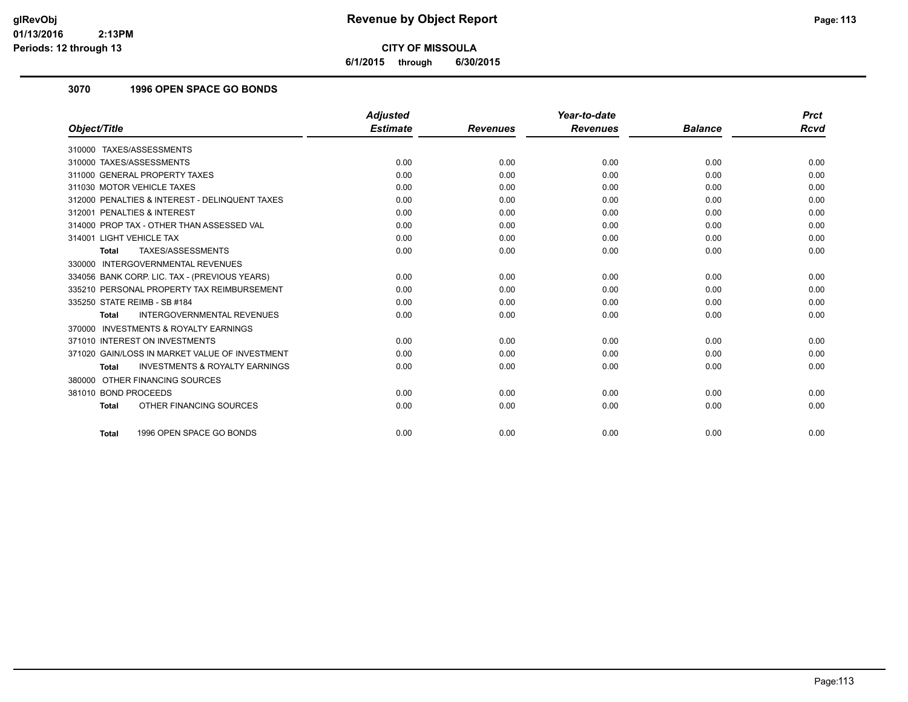# Revenue by Object Report

**CITY OF MISSOULA**

**6/1/2015 through 6/30/2015**

glRevObj
01/13/2016 2:13PM
Periods: 12 through 13

## 3070 1996 OPEN SPACE GO BONDS

| Object/Title | Adjusted Estimate | Revenues | Year-to-date Revenues | Balance | Prct Rcvd |
|---|---|---|---|---|---|
| 310000 TAXES/ASSESSMENTS | | | | | |
| 310000 TAXES/ASSESSMENTS | 0.00 | 0.00 | 0.00 | 0.00 | 0.00 |
| 311000 GENERAL PROPERTY TAXES | 0.00 | 0.00 | 0.00 | 0.00 | 0.00 |
| 311030 MOTOR VEHICLE TAXES | 0.00 | 0.00 | 0.00 | 0.00 | 0.00 |
| 312000 PENALTIES & INTEREST - DELINQUENT TAXES | 0.00 | 0.00 | 0.00 | 0.00 | 0.00 |
| 312001 PENALTIES & INTEREST | 0.00 | 0.00 | 0.00 | 0.00 | 0.00 |
| 314000 PROP TAX - OTHER THAN ASSESSED VAL | 0.00 | 0.00 | 0.00 | 0.00 | 0.00 |
| 314001 LIGHT VEHICLE TAX | 0.00 | 0.00 | 0.00 | 0.00 | 0.00 |
| **Total** TAXES/ASSESSMENTS | 0.00 | 0.00 | 0.00 | 0.00 | 0.00 |
| 330000 INTERGOVERNMENTAL REVENUES | | | | | |
| 334056 BANK CORP. LIC. TAX - (PREVIOUS YEARS) | 0.00 | 0.00 | 0.00 | 0.00 | 0.00 |
| 335210 PERSONAL PROPERTY TAX REIMBURSEMENT | 0.00 | 0.00 | 0.00 | 0.00 | 0.00 |
| 335250 STATE REIMB - SB #184 | 0.00 | 0.00 | 0.00 | 0.00 | 0.00 |
| **Total** INTERGOVERNMENTAL REVENUES | 0.00 | 0.00 | 0.00 | 0.00 | 0.00 |
| 370000 INVESTMENTS & ROYALTY EARNINGS | | | | | |
| 371010 INTEREST ON INVESTMENTS | 0.00 | 0.00 | 0.00 | 0.00 | 0.00 |
| 371020 GAIN/LOSS IN MARKET VALUE OF INVESTMENT | 0.00 | 0.00 | 0.00 | 0.00 | 0.00 |
| **Total** INVESTMENTS & ROYALTY EARNINGS | 0.00 | 0.00 | 0.00 | 0.00 | 0.00 |
| 380000 OTHER FINANCING SOURCES | | | | | |
| 381010 BOND PROCEEDS | 0.00 | 0.00 | 0.00 | 0.00 | 0.00 |
| **Total** OTHER FINANCING SOURCES | 0.00 | 0.00 | 0.00 | 0.00 | 0.00 |
| **Total** 1996 OPEN SPACE GO BONDS | 0.00 | 0.00 | 0.00 | 0.00 | 0.00 |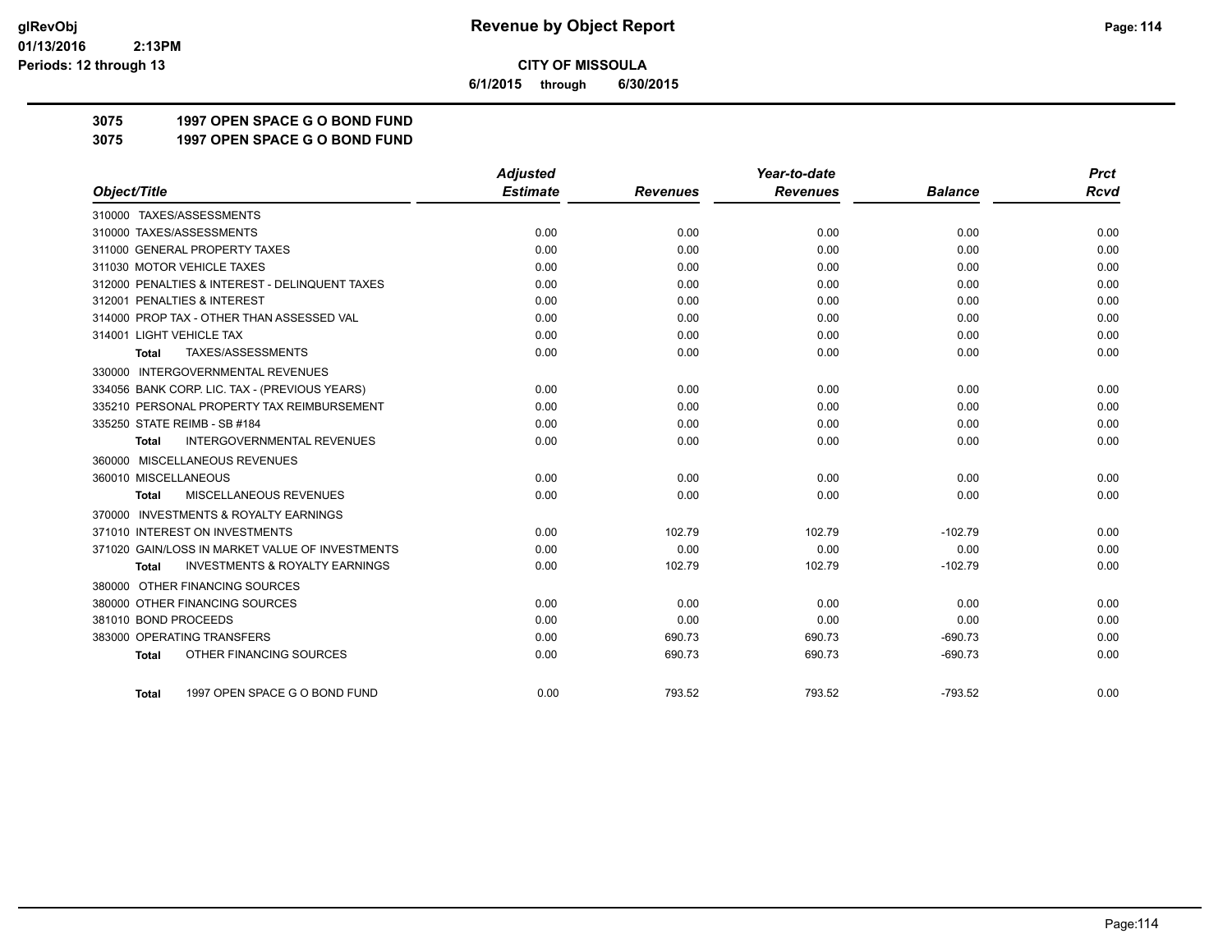# Revenue by Object Report

**CITY OF MISSOULA**

**6/1/2015 through 6/30/2015**

glRevObj
01/13/2016 2:13PM
Periods: 12 through 13

## 3075 1997 OPEN SPACE G O BOND FUND

## 3075 1997 OPEN SPACE G O BOND FUND

| Object/Title | Adjusted Estimate | Revenues | Year-to-date Revenues | Balance | Prct Rcvd |
|---|---|---|---|---|---|
| 310000 TAXES/ASSESSMENTS | | | | | |
| 310000 TAXES/ASSESSMENTS | 0.00 | 0.00 | 0.00 | 0.00 | 0.00 |
| 311000 GENERAL PROPERTY TAXES | 0.00 | 0.00 | 0.00 | 0.00 | 0.00 |
| 311030 MOTOR VEHICLE TAXES | 0.00 | 0.00 | 0.00 | 0.00 | 0.00 |
| 312000 PENALTIES & INTEREST - DELINQUENT TAXES | 0.00 | 0.00 | 0.00 | 0.00 | 0.00 |
| 312001 PENALTIES & INTEREST | 0.00 | 0.00 | 0.00 | 0.00 | 0.00 |
| 314000 PROP TAX - OTHER THAN ASSESSED VAL | 0.00 | 0.00 | 0.00 | 0.00 | 0.00 |
| 314001 LIGHT VEHICLE TAX | 0.00 | 0.00 | 0.00 | 0.00 | 0.00 |
| **Total** TAXES/ASSESSMENTS | 0.00 | 0.00 | 0.00 | 0.00 | 0.00 |
| 330000 INTERGOVERNMENTAL REVENUES | | | | | |
| 334056 BANK CORP. LIC. TAX - (PREVIOUS YEARS) | 0.00 | 0.00 | 0.00 | 0.00 | 0.00 |
| 335210 PERSONAL PROPERTY TAX REIMBURSEMENT | 0.00 | 0.00 | 0.00 | 0.00 | 0.00 |
| 335250 STATE REIMB - SB #184 | 0.00 | 0.00 | 0.00 | 0.00 | 0.00 |
| **Total** INTERGOVERNMENTAL REVENUES | 0.00 | 0.00 | 0.00 | 0.00 | 0.00 |
| 360000 MISCELLANEOUS REVENUES | | | | | |
| 360010 MISCELLANEOUS | 0.00 | 0.00 | 0.00 | 0.00 | 0.00 |
| **Total** MISCELLANEOUS REVENUES | 0.00 | 0.00 | 0.00 | 0.00 | 0.00 |
| 370000 INVESTMENTS & ROYALTY EARNINGS | | | | | |
| 371010 INTEREST ON INVESTMENTS | 0.00 | 102.79 | 102.79 | -102.79 | 0.00 |
| 371020 GAIN/LOSS IN MARKET VALUE OF INVESTMENTS | 0.00 | 0.00 | 0.00 | 0.00 | 0.00 |
| **Total** INVESTMENTS & ROYALTY EARNINGS | 0.00 | 102.79 | 102.79 | -102.79 | 0.00 |
| 380000 OTHER FINANCING SOURCES | | | | | |
| 380000 OTHER FINANCING SOURCES | 0.00 | 0.00 | 0.00 | 0.00 | 0.00 |
| 381010 BOND PROCEEDS | 0.00 | 0.00 | 0.00 | 0.00 | 0.00 |
| 383000 OPERATING TRANSFERS | 0.00 | 690.73 | 690.73 | -690.73 | 0.00 |
| **Total** OTHER FINANCING SOURCES | 0.00 | 690.73 | 690.73 | -690.73 | 0.00 |
| **Total** 1997 OPEN SPACE G O BOND FUND | 0.00 | 793.52 | 793.52 | -793.52 | 0.00 |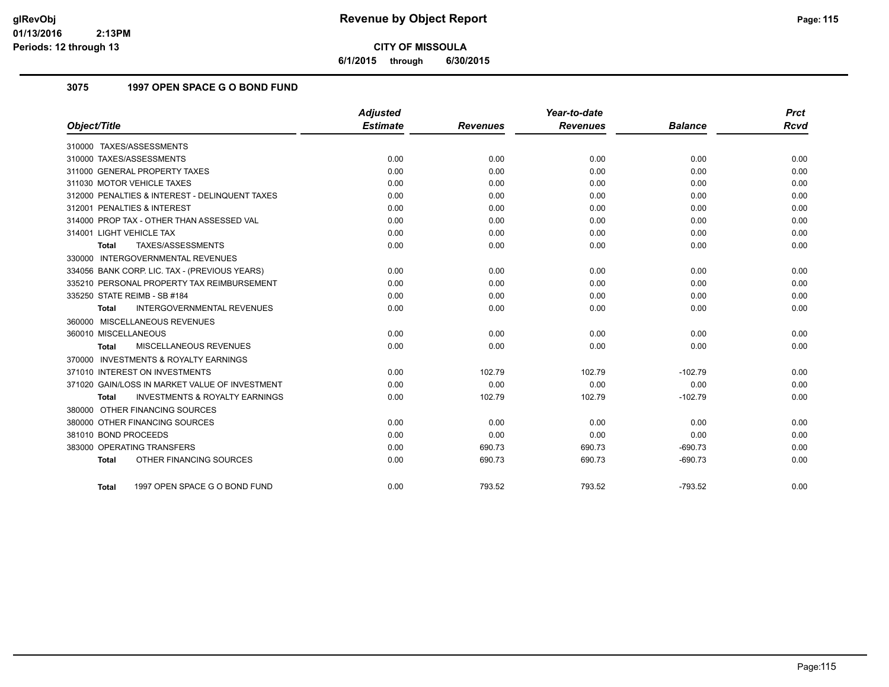# Revenue by Object Report

**CITY OF MISSOULA**

**6/1/2015 through 6/30/2015**

glRevObj
01/13/2016 2:13PM
Periods: 12 through 13

## 3075 1997 OPEN SPACE G O BOND FUND

| Object/Title | Adjusted Estimate | Revenues | Year-to-date Revenues | Balance | Prct Rcvd |
|---|---|---|---|---|---|
| 310000 TAXES/ASSESSMENTS | | | | | |
| 310000 TAXES/ASSESSMENTS | 0.00 | 0.00 | 0.00 | 0.00 | 0.00 |
| 311000 GENERAL PROPERTY TAXES | 0.00 | 0.00 | 0.00 | 0.00 | 0.00 |
| 311030 MOTOR VEHICLE TAXES | 0.00 | 0.00 | 0.00 | 0.00 | 0.00 |
| 312000 PENALTIES & INTEREST - DELINQUENT TAXES | 0.00 | 0.00 | 0.00 | 0.00 | 0.00 |
| 312001 PENALTIES & INTEREST | 0.00 | 0.00 | 0.00 | 0.00 | 0.00 |
| 314000 PROP TAX - OTHER THAN ASSESSED VAL | 0.00 | 0.00 | 0.00 | 0.00 | 0.00 |
| 314001 LIGHT VEHICLE TAX | 0.00 | 0.00 | 0.00 | 0.00 | 0.00 |
| **Total** TAXES/ASSESSMENTS | 0.00 | 0.00 | 0.00 | 0.00 | 0.00 |
| 330000 INTERGOVERNMENTAL REVENUES | | | | | |
| 334056 BANK CORP. LIC. TAX - (PREVIOUS YEARS) | 0.00 | 0.00 | 0.00 | 0.00 | 0.00 |
| 335210 PERSONAL PROPERTY TAX REIMBURSEMENT | 0.00 | 0.00 | 0.00 | 0.00 | 0.00 |
| 335250 STATE REIMB - SB #184 | 0.00 | 0.00 | 0.00 | 0.00 | 0.00 |
| **Total** INTERGOVERNMENTAL REVENUES | 0.00 | 0.00 | 0.00 | 0.00 | 0.00 |
| 360000 MISCELLANEOUS REVENUES | | | | | |
| 360010 MISCELLANEOUS | 0.00 | 0.00 | 0.00 | 0.00 | 0.00 |
| **Total** MISCELLANEOUS REVENUES | 0.00 | 0.00 | 0.00 | 0.00 | 0.00 |
| 370000 INVESTMENTS & ROYALTY EARNINGS | | | | | |
| 371010 INTEREST ON INVESTMENTS | 0.00 | 102.79 | 102.79 | -102.79 | 0.00 |
| 371020 GAIN/LOSS IN MARKET VALUE OF INVESTMENT | 0.00 | 0.00 | 0.00 | 0.00 | 0.00 |
| **Total** INVESTMENTS & ROYALTY EARNINGS | 0.00 | 102.79 | 102.79 | -102.79 | 0.00 |
| 380000 OTHER FINANCING SOURCES | | | | | |
| 380000 OTHER FINANCING SOURCES | 0.00 | 0.00 | 0.00 | 0.00 | 0.00 |
| 381010 BOND PROCEEDS | 0.00 | 0.00 | 0.00 | 0.00 | 0.00 |
| 383000 OPERATING TRANSFERS | 0.00 | 690.73 | 690.73 | -690.73 | 0.00 |
| **Total** OTHER FINANCING SOURCES | 0.00 | 690.73 | 690.73 | -690.73 | 0.00 |
| **Total** 1997 OPEN SPACE G O BOND FUND | 0.00 | 793.52 | 793.52 | -793.52 | 0.00 |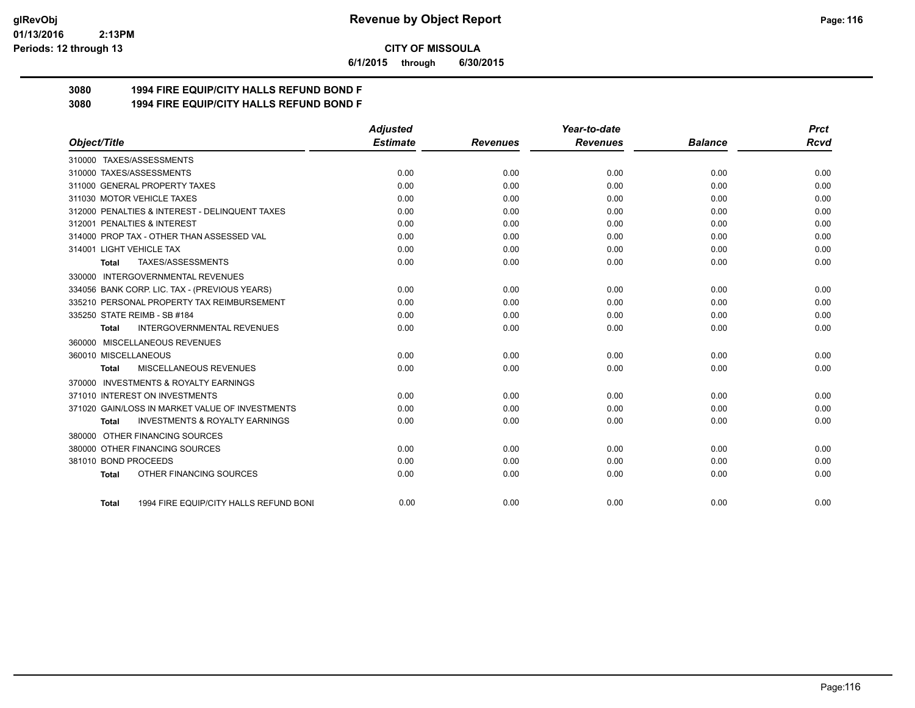**CITY OF MISSOULA**

**6/1/2015 through 6/30/2015**

**3080 1994 FIRE EQUIP/CITY HALLS REFUND BOND F**

**3080 1994 FIRE EQUIP/CITY HALLS REFUND BOND F**

| Object/Title | Adjusted Estimate | Revenues | Year-to-date Revenues | Balance | Prct Rcvd |
|---|---|---|---|---|---|
| 310000 TAXES/ASSESSMENTS | | | | | |
| 310000 TAXES/ASSESSMENTS | 0.00 | 0.00 | 0.00 | 0.00 | 0.00 |
| 311000 GENERAL PROPERTY TAXES | 0.00 | 0.00 | 0.00 | 0.00 | 0.00 |
| 311030 MOTOR VEHICLE TAXES | 0.00 | 0.00 | 0.00 | 0.00 | 0.00 |
| 312000 PENALTIES & INTEREST - DELINQUENT TAXES | 0.00 | 0.00 | 0.00 | 0.00 | 0.00 |
| 312001 PENALTIES & INTEREST | 0.00 | 0.00 | 0.00 | 0.00 | 0.00 |
| 314000 PROP TAX - OTHER THAN ASSESSED VAL | 0.00 | 0.00 | 0.00 | 0.00 | 0.00 |
| 314001 LIGHT VEHICLE TAX | 0.00 | 0.00 | 0.00 | 0.00 | 0.00 |
| **Total** TAXES/ASSESSMENTS | 0.00 | 0.00 | 0.00 | 0.00 | 0.00 |
| 330000 INTERGOVERNMENTAL REVENUES | | | | | |
| 334056 BANK CORP. LIC. TAX - (PREVIOUS YEARS) | 0.00 | 0.00 | 0.00 | 0.00 | 0.00 |
| 335210 PERSONAL PROPERTY TAX REIMBURSEMENT | 0.00 | 0.00 | 0.00 | 0.00 | 0.00 |
| 335250 STATE REIMB - SB #184 | 0.00 | 0.00 | 0.00 | 0.00 | 0.00 |
| **Total** INTERGOVERNMENTAL REVENUES | 0.00 | 0.00 | 0.00 | 0.00 | 0.00 |
| 360000 MISCELLANEOUS REVENUES | | | | | |
| 360010 MISCELLANEOUS | 0.00 | 0.00 | 0.00 | 0.00 | 0.00 |
| **Total** MISCELLANEOUS REVENUES | 0.00 | 0.00 | 0.00 | 0.00 | 0.00 |
| 370000 INVESTMENTS & ROYALTY EARNINGS | | | | | |
| 371010 INTEREST ON INVESTMENTS | 0.00 | 0.00 | 0.00 | 0.00 | 0.00 |
| 371020 GAIN/LOSS IN MARKET VALUE OF INVESTMENTS | 0.00 | 0.00 | 0.00 | 0.00 | 0.00 |
| **Total** INVESTMENTS & ROYALTY EARNINGS | 0.00 | 0.00 | 0.00 | 0.00 | 0.00 |
| 380000 OTHER FINANCING SOURCES | | | | | |
| 380000 OTHER FINANCING SOURCES | 0.00 | 0.00 | 0.00 | 0.00 | 0.00 |
| 381010 BOND PROCEEDS | 0.00 | 0.00 | 0.00 | 0.00 | 0.00 |
| **Total** OTHER FINANCING SOURCES | 0.00 | 0.00 | 0.00 | 0.00 | 0.00 |
| **Total** 1994 FIRE EQUIP/CITY HALLS REFUND BONI | 0.00 | 0.00 | 0.00 | 0.00 | 0.00 |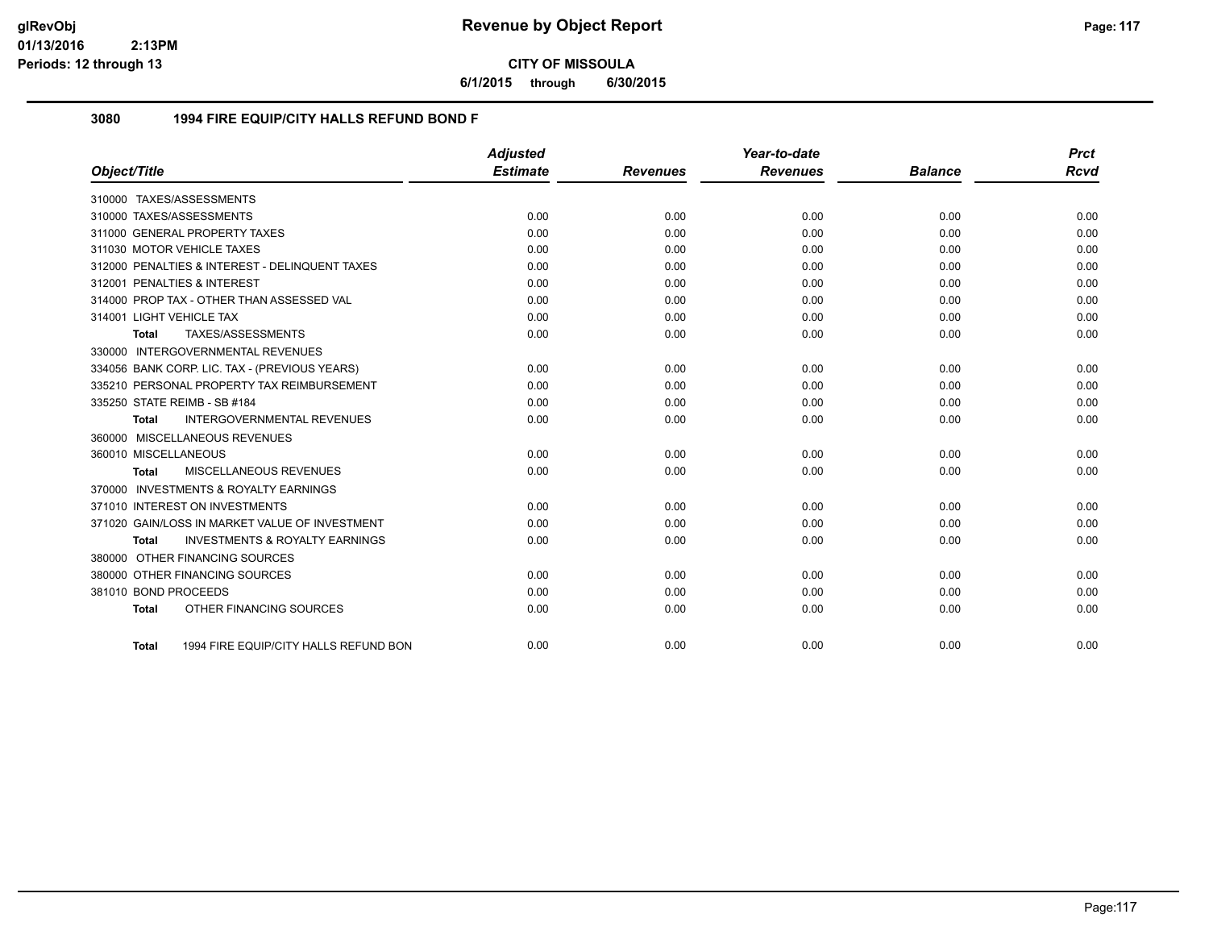# Revenue by Object Report

**CITY OF MISSOULA**

**6/1/2015 through 6/30/2015**

### 3080 1994 FIRE EQUIP/CITY HALLS REFUND BOND F

| Object/Title | Adjusted Estimate | Revenues | Year-to-date Revenues | Balance | Prct Rcvd |
|---|---|---|---|---|---|
| 310000 TAXES/ASSESSMENTS | | | | | |
| 310000 TAXES/ASSESSMENTS | 0.00 | 0.00 | 0.00 | 0.00 | 0.00 |
| 311000 GENERAL PROPERTY TAXES | 0.00 | 0.00 | 0.00 | 0.00 | 0.00 |
| 311030 MOTOR VEHICLE TAXES | 0.00 | 0.00 | 0.00 | 0.00 | 0.00 |
| 312000 PENALTIES & INTEREST - DELINQUENT TAXES | 0.00 | 0.00 | 0.00 | 0.00 | 0.00 |
| 312001 PENALTIES & INTEREST | 0.00 | 0.00 | 0.00 | 0.00 | 0.00 |
| 314000 PROP TAX - OTHER THAN ASSESSED VAL | 0.00 | 0.00 | 0.00 | 0.00 | 0.00 |
| 314001 LIGHT VEHICLE TAX | 0.00 | 0.00 | 0.00 | 0.00 | 0.00 |
| **Total** TAXES/ASSESSMENTS | 0.00 | 0.00 | 0.00 | 0.00 | 0.00 |
| 330000 INTERGOVERNMENTAL REVENUES | | | | | |
| 334056 BANK CORP. LIC. TAX - (PREVIOUS YEARS) | 0.00 | 0.00 | 0.00 | 0.00 | 0.00 |
| 335210 PERSONAL PROPERTY TAX REIMBURSEMENT | 0.00 | 0.00 | 0.00 | 0.00 | 0.00 |
| 335250 STATE REIMB - SB #184 | 0.00 | 0.00 | 0.00 | 0.00 | 0.00 |
| **Total** INTERGOVERNMENTAL REVENUES | 0.00 | 0.00 | 0.00 | 0.00 | 0.00 |
| 360000 MISCELLANEOUS REVENUES | | | | | |
| 360010 MISCELLANEOUS | 0.00 | 0.00 | 0.00 | 0.00 | 0.00 |
| **Total** MISCELLANEOUS REVENUES | 0.00 | 0.00 | 0.00 | 0.00 | 0.00 |
| 370000 INVESTMENTS & ROYALTY EARNINGS | | | | | |
| 371010 INTEREST ON INVESTMENTS | 0.00 | 0.00 | 0.00 | 0.00 | 0.00 |
| 371020 GAIN/LOSS IN MARKET VALUE OF INVESTMENT | 0.00 | 0.00 | 0.00 | 0.00 | 0.00 |
| **Total** INVESTMENTS & ROYALTY EARNINGS | 0.00 | 0.00 | 0.00 | 0.00 | 0.00 |
| 380000 OTHER FINANCING SOURCES | | | | | |
| 380000 OTHER FINANCING SOURCES | 0.00 | 0.00 | 0.00 | 0.00 | 0.00 |
| 381010 BOND PROCEEDS | 0.00 | 0.00 | 0.00 | 0.00 | 0.00 |
| **Total** OTHER FINANCING SOURCES | 0.00 | 0.00 | 0.00 | 0.00 | 0.00 |
| **Total** 1994 FIRE EQUIP/CITY HALLS REFUND BON | 0.00 | 0.00 | 0.00 | 0.00 | 0.00 |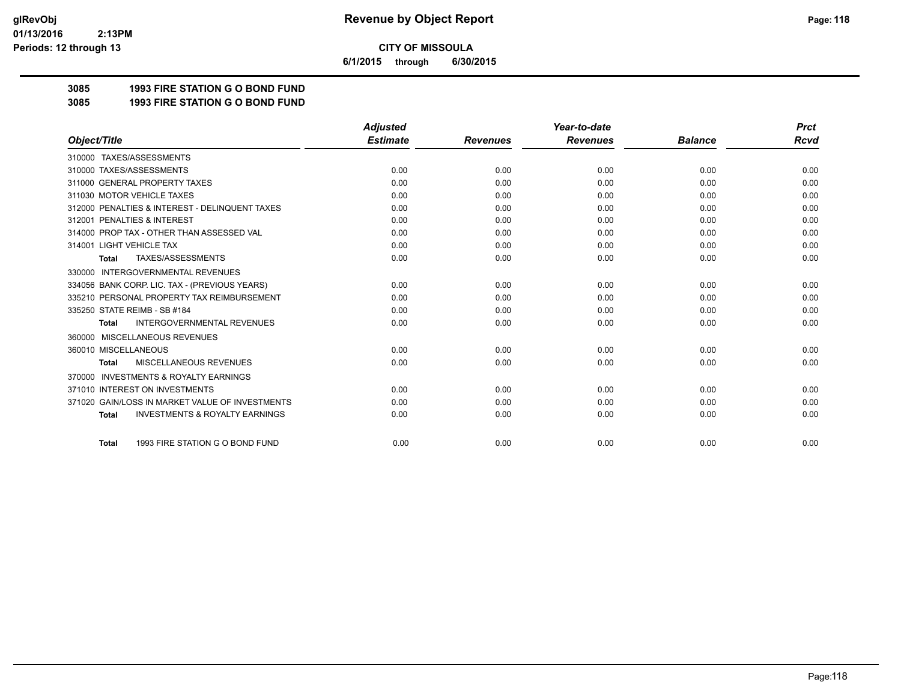**CITY OF MISSOULA**

**6/1/2015 through 6/30/2015**

## 3085 1993 FIRE STATION G O BOND FUND
## 3085 1993 FIRE STATION G O BOND FUND

| Object/Title | Adjusted Estimate | Revenues | Year-to-date Revenues | Balance | Prct Rcvd |
|---|---|---|---|---|---|
| 310000 TAXES/ASSESSMENTS | | | | | |
| 310000 TAXES/ASSESSMENTS | 0.00 | 0.00 | 0.00 | 0.00 | 0.00 |
| 311000 GENERAL PROPERTY TAXES | 0.00 | 0.00 | 0.00 | 0.00 | 0.00 |
| 311030 MOTOR VEHICLE TAXES | 0.00 | 0.00 | 0.00 | 0.00 | 0.00 |
| 312000 PENALTIES & INTEREST - DELINQUENT TAXES | 0.00 | 0.00 | 0.00 | 0.00 | 0.00 |
| 312001 PENALTIES & INTEREST | 0.00 | 0.00 | 0.00 | 0.00 | 0.00 |
| 314000 PROP TAX - OTHER THAN ASSESSED VAL | 0.00 | 0.00 | 0.00 | 0.00 | 0.00 |
| 314001 LIGHT VEHICLE TAX | 0.00 | 0.00 | 0.00 | 0.00 | 0.00 |
| **Total** TAXES/ASSESSMENTS | 0.00 | 0.00 | 0.00 | 0.00 | 0.00 |
| 330000 INTERGOVERNMENTAL REVENUES | | | | | |
| 334056 BANK CORP. LIC. TAX - (PREVIOUS YEARS) | 0.00 | 0.00 | 0.00 | 0.00 | 0.00 |
| 335210 PERSONAL PROPERTY TAX REIMBURSEMENT | 0.00 | 0.00 | 0.00 | 0.00 | 0.00 |
| 335250 STATE REIMB - SB #184 | 0.00 | 0.00 | 0.00 | 0.00 | 0.00 |
| **Total** INTERGOVERNMENTAL REVENUES | 0.00 | 0.00 | 0.00 | 0.00 | 0.00 |
| 360000 MISCELLANEOUS REVENUES | | | | | |
| 360010 MISCELLANEOUS | 0.00 | 0.00 | 0.00 | 0.00 | 0.00 |
| **Total** MISCELLANEOUS REVENUES | 0.00 | 0.00 | 0.00 | 0.00 | 0.00 |
| 370000 INVESTMENTS & ROYALTY EARNINGS | | | | | |
| 371010 INTEREST ON INVESTMENTS | 0.00 | 0.00 | 0.00 | 0.00 | 0.00 |
| 371020 GAIN/LOSS IN MARKET VALUE OF INVESTMENTS | 0.00 | 0.00 | 0.00 | 0.00 | 0.00 |
| **Total** INVESTMENTS & ROYALTY EARNINGS | 0.00 | 0.00 | 0.00 | 0.00 | 0.00 |
| **Total** 1993 FIRE STATION G O BOND FUND | 0.00 | 0.00 | 0.00 | 0.00 | 0.00 |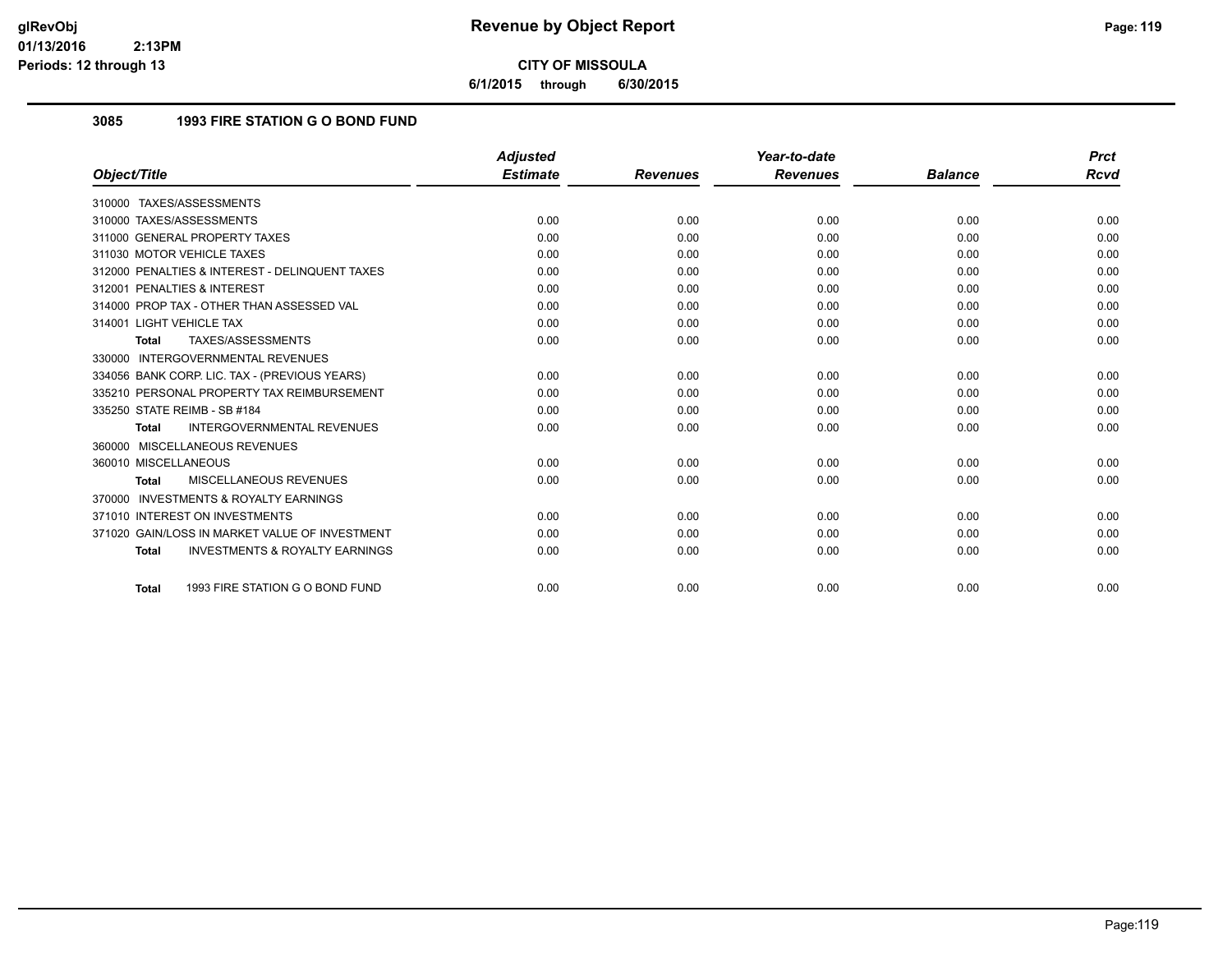**CITY OF MISSOULA**

**6/1/2015 through 6/30/2015**

### 3085 1993 FIRE STATION G O BOND FUND

| Object/Title | Adjusted Estimate | Revenues | Year-to-date Revenues | Balance | Prct Rcvd |
|---|---|---|---|---|---|
| 310000 TAXES/ASSESSMENTS | | | | | |
| 310000 TAXES/ASSESSMENTS | 0.00 | 0.00 | 0.00 | 0.00 | 0.00 |
| 311000 GENERAL PROPERTY TAXES | 0.00 | 0.00 | 0.00 | 0.00 | 0.00 |
| 311030 MOTOR VEHICLE TAXES | 0.00 | 0.00 | 0.00 | 0.00 | 0.00 |
| 312000 PENALTIES & INTEREST - DELINQUENT TAXES | 0.00 | 0.00 | 0.00 | 0.00 | 0.00 |
| 312001 PENALTIES & INTEREST | 0.00 | 0.00 | 0.00 | 0.00 | 0.00 |
| 314000 PROP TAX - OTHER THAN ASSESSED VAL | 0.00 | 0.00 | 0.00 | 0.00 | 0.00 |
| 314001 LIGHT VEHICLE TAX | 0.00 | 0.00 | 0.00 | 0.00 | 0.00 |
| **Total** TAXES/ASSESSMENTS | 0.00 | 0.00 | 0.00 | 0.00 | 0.00 |
| 330000 INTERGOVERNMENTAL REVENUES | | | | | |
| 334056 BANK CORP. LIC. TAX - (PREVIOUS YEARS) | 0.00 | 0.00 | 0.00 | 0.00 | 0.00 |
| 335210 PERSONAL PROPERTY TAX REIMBURSEMENT | 0.00 | 0.00 | 0.00 | 0.00 | 0.00 |
| 335250 STATE REIMB - SB #184 | 0.00 | 0.00 | 0.00 | 0.00 | 0.00 |
| **Total** INTERGOVERNMENTAL REVENUES | 0.00 | 0.00 | 0.00 | 0.00 | 0.00 |
| 360000 MISCELLANEOUS REVENUES | | | | | |
| 360010 MISCELLANEOUS | 0.00 | 0.00 | 0.00 | 0.00 | 0.00 |
| **Total** MISCELLANEOUS REVENUES | 0.00 | 0.00 | 0.00 | 0.00 | 0.00 |
| 370000 INVESTMENTS & ROYALTY EARNINGS | | | | | |
| 371010 INTEREST ON INVESTMENTS | 0.00 | 0.00 | 0.00 | 0.00 | 0.00 |
| 371020 GAIN/LOSS IN MARKET VALUE OF INVESTMENT | 0.00 | 0.00 | 0.00 | 0.00 | 0.00 |
| **Total** INVESTMENTS & ROYALTY EARNINGS | 0.00 | 0.00 | 0.00 | 0.00 | 0.00 |
| **Total** 1993 FIRE STATION G O BOND FUND | 0.00 | 0.00 | 0.00 | 0.00 | 0.00 |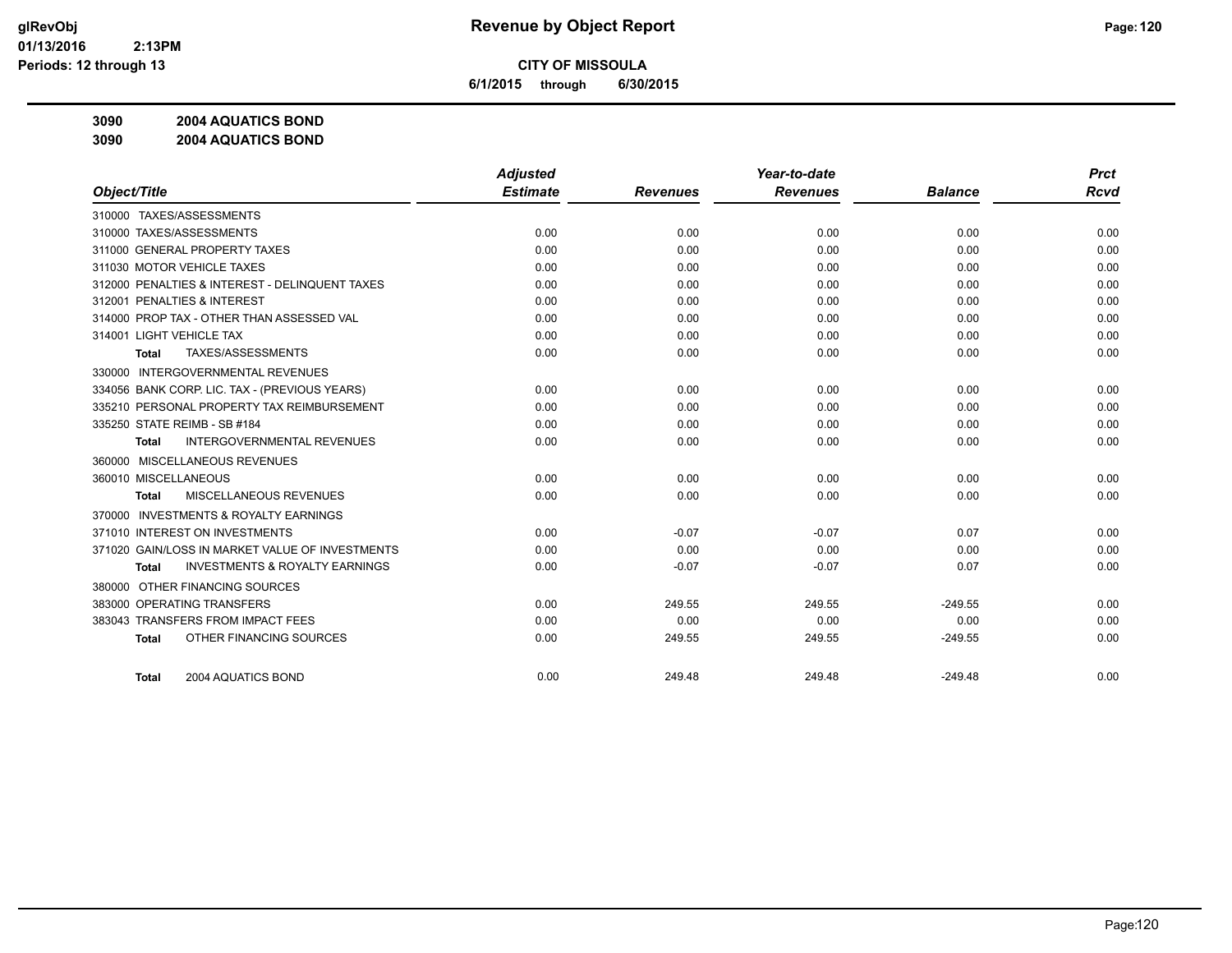# Revenue by Object Report

**CITY OF MISSOULA**

**6/1/2015 through 6/30/2015**

**3090 2004 AQUATICS BOND**

**3090 2004 AQUATICS BOND**

| Object/Title | Adjusted Estimate | Revenues | Year-to-date Revenues | Balance | Prct Rcvd |
|---|---|---|---|---|---|
| 310000 TAXES/ASSESSMENTS | | | | | |
| 310000 TAXES/ASSESSMENTS | 0.00 | 0.00 | 0.00 | 0.00 | 0.00 |
| 311000 GENERAL PROPERTY TAXES | 0.00 | 0.00 | 0.00 | 0.00 | 0.00 |
| 311030 MOTOR VEHICLE TAXES | 0.00 | 0.00 | 0.00 | 0.00 | 0.00 |
| 312000 PENALTIES & INTEREST - DELINQUENT TAXES | 0.00 | 0.00 | 0.00 | 0.00 | 0.00 |
| 312001 PENALTIES & INTEREST | 0.00 | 0.00 | 0.00 | 0.00 | 0.00 |
| 314000 PROP TAX - OTHER THAN ASSESSED VAL | 0.00 | 0.00 | 0.00 | 0.00 | 0.00 |
| 314001 LIGHT VEHICLE TAX | 0.00 | 0.00 | 0.00 | 0.00 | 0.00 |
| **Total** TAXES/ASSESSMENTS | 0.00 | 0.00 | 0.00 | 0.00 | 0.00 |
| 330000 INTERGOVERNMENTAL REVENUES | | | | | |
| 334056 BANK CORP. LIC. TAX - (PREVIOUS YEARS) | 0.00 | 0.00 | 0.00 | 0.00 | 0.00 |
| 335210 PERSONAL PROPERTY TAX REIMBURSEMENT | 0.00 | 0.00 | 0.00 | 0.00 | 0.00 |
| 335250 STATE REIMB - SB #184 | 0.00 | 0.00 | 0.00 | 0.00 | 0.00 |
| **Total** INTERGOVERNMENTAL REVENUES | 0.00 | 0.00 | 0.00 | 0.00 | 0.00 |
| 360000 MISCELLANEOUS REVENUES | | | | | |
| 360010 MISCELLANEOUS | 0.00 | 0.00 | 0.00 | 0.00 | 0.00 |
| **Total** MISCELLANEOUS REVENUES | 0.00 | 0.00 | 0.00 | 0.00 | 0.00 |
| 370000 INVESTMENTS & ROYALTY EARNINGS | | | | | |
| 371010 INTEREST ON INVESTMENTS | 0.00 | -0.07 | -0.07 | 0.07 | 0.00 |
| 371020 GAIN/LOSS IN MARKET VALUE OF INVESTMENTS | 0.00 | 0.00 | 0.00 | 0.00 | 0.00 |
| **Total** INVESTMENTS & ROYALTY EARNINGS | 0.00 | -0.07 | -0.07 | 0.07 | 0.00 |
| 380000 OTHER FINANCING SOURCES | | | | | |
| 383000 OPERATING TRANSFERS | 0.00 | 249.55 | 249.55 | -249.55 | 0.00 |
| 383043 TRANSFERS FROM IMPACT FEES | 0.00 | 0.00 | 0.00 | 0.00 | 0.00 |
| **Total** OTHER FINANCING SOURCES | 0.00 | 249.55 | 249.55 | -249.55 | 0.00 |
| **Total** 2004 AQUATICS BOND | 0.00 | 249.48 | 249.48 | -249.48 | 0.00 |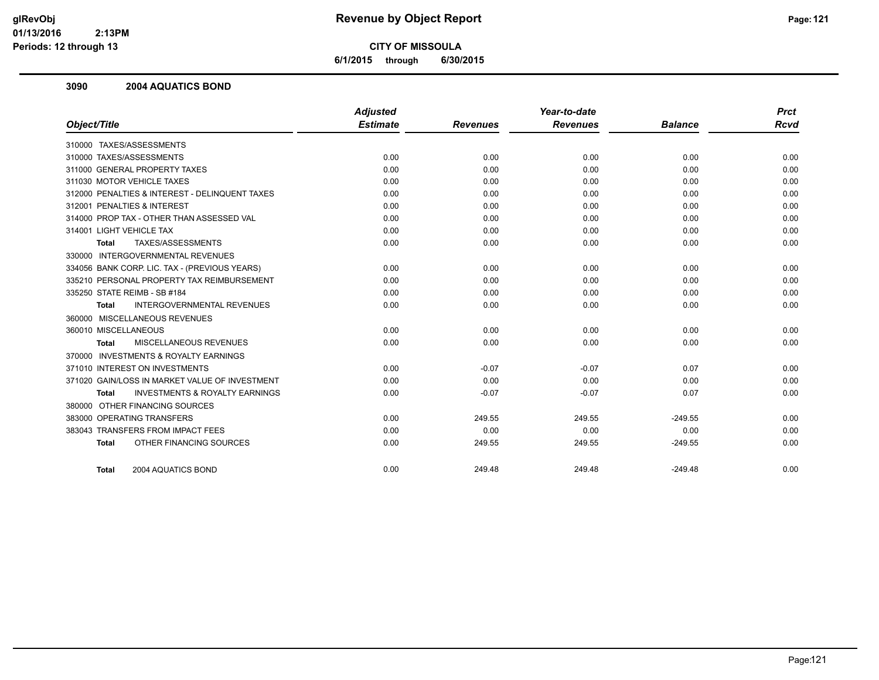# Revenue by Object Report

**CITY OF MISSOULA**

**6/1/2015 through 6/30/2015**

glRevObj
01/13/2016 2:13PM
Periods: 12 through 13

### 3090 2004 AQUATICS BOND

| Object/Title | Adjusted Estimate | Revenues | Year-to-date Revenues | Balance | Prct Rcvd |
|---|---|---|---|---|---|
| 310000 TAXES/ASSESSMENTS | | | | | |
| 310000 TAXES/ASSESSMENTS | 0.00 | 0.00 | 0.00 | 0.00 | 0.00 |
| 311000 GENERAL PROPERTY TAXES | 0.00 | 0.00 | 0.00 | 0.00 | 0.00 |
| 311030 MOTOR VEHICLE TAXES | 0.00 | 0.00 | 0.00 | 0.00 | 0.00 |
| 312000 PENALTIES & INTEREST - DELINQUENT TAXES | 0.00 | 0.00 | 0.00 | 0.00 | 0.00 |
| 312001 PENALTIES & INTEREST | 0.00 | 0.00 | 0.00 | 0.00 | 0.00 |
| 314000 PROP TAX - OTHER THAN ASSESSED VAL | 0.00 | 0.00 | 0.00 | 0.00 | 0.00 |
| 314001 LIGHT VEHICLE TAX | 0.00 | 0.00 | 0.00 | 0.00 | 0.00 |
| **Total** TAXES/ASSESSMENTS | 0.00 | 0.00 | 0.00 | 0.00 | 0.00 |
| 330000 INTERGOVERNMENTAL REVENUES | | | | | |
| 334056 BANK CORP. LIC. TAX - (PREVIOUS YEARS) | 0.00 | 0.00 | 0.00 | 0.00 | 0.00 |
| 335210 PERSONAL PROPERTY TAX REIMBURSEMENT | 0.00 | 0.00 | 0.00 | 0.00 | 0.00 |
| 335250 STATE REIMB - SB #184 | 0.00 | 0.00 | 0.00 | 0.00 | 0.00 |
| **Total** INTERGOVERNMENTAL REVENUES | 0.00 | 0.00 | 0.00 | 0.00 | 0.00 |
| 360000 MISCELLANEOUS REVENUES | | | | | |
| 360010 MISCELLANEOUS | 0.00 | 0.00 | 0.00 | 0.00 | 0.00 |
| **Total** MISCELLANEOUS REVENUES | 0.00 | 0.00 | 0.00 | 0.00 | 0.00 |
| 370000 INVESTMENTS & ROYALTY EARNINGS | | | | | |
| 371010 INTEREST ON INVESTMENTS | 0.00 | -0.07 | -0.07 | 0.07 | 0.00 |
| 371020 GAIN/LOSS IN MARKET VALUE OF INVESTMENT | 0.00 | 0.00 | 0.00 | 0.00 | 0.00 |
| **Total** INVESTMENTS & ROYALTY EARNINGS | 0.00 | -0.07 | -0.07 | 0.07 | 0.00 |
| 380000 OTHER FINANCING SOURCES | | | | | |
| 383000 OPERATING TRANSFERS | 0.00 | 249.55 | 249.55 | -249.55 | 0.00 |
| 383043 TRANSFERS FROM IMPACT FEES | 0.00 | 0.00 | 0.00 | 0.00 | 0.00 |
| **Total** OTHER FINANCING SOURCES | 0.00 | 249.55 | 249.55 | -249.55 | 0.00 |
| **Total** 2004 AQUATICS BOND | 0.00 | 249.48 | 249.48 | -249.48 | 0.00 |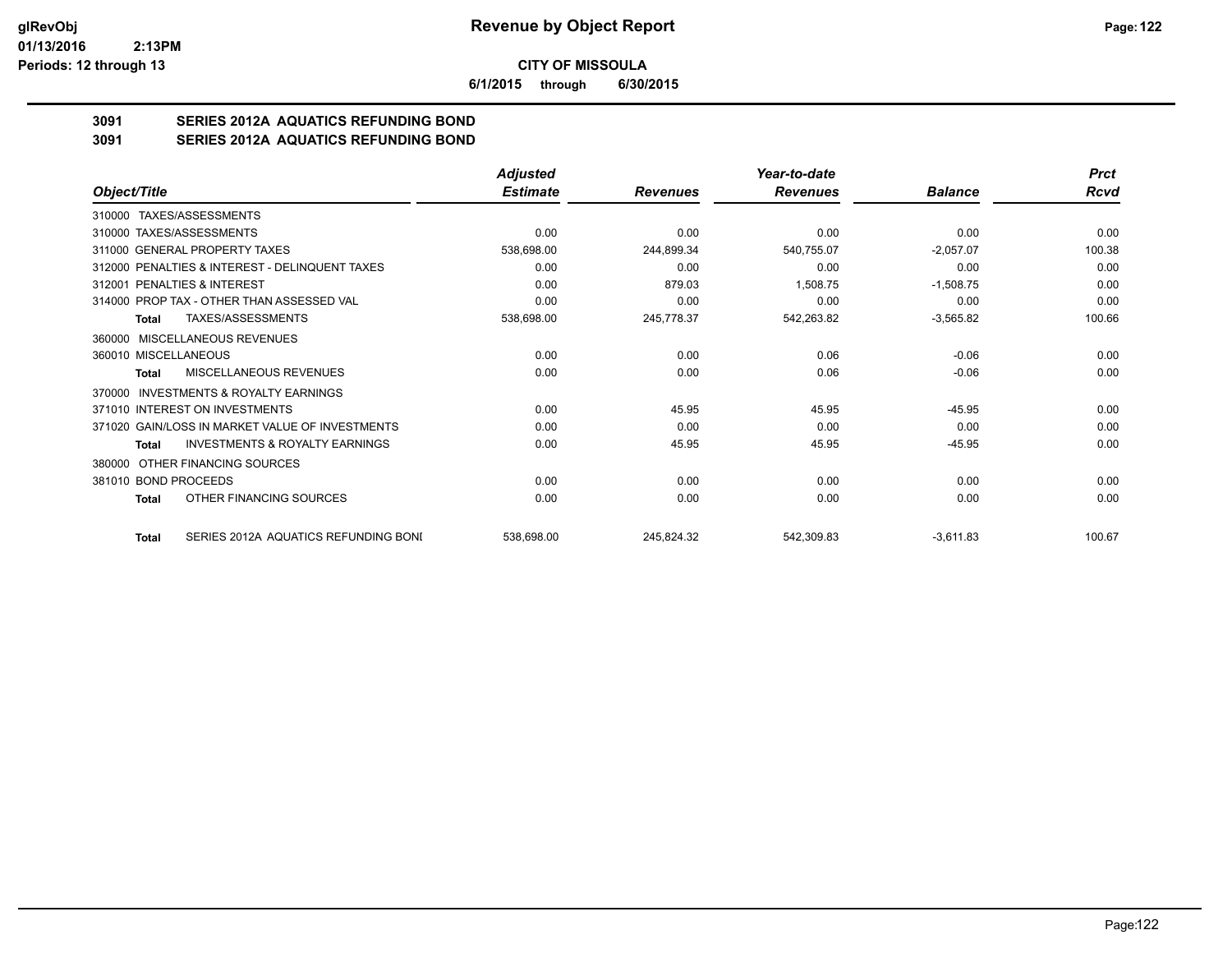# CITY OF MISSOULA

**6/1/2015 through 6/30/2015**

## 3091 SERIES 2012A AQUATICS REFUNDING BOND
## 3091 SERIES 2012A AQUATICS REFUNDING BOND

| Object/Title | Adjusted Estimate | Revenues | Year-to-date Revenues | Balance | Prct Rcvd |
|---|---|---|---|---|---|
| 310000 TAXES/ASSESSMENTS | | | | | |
| 310000 TAXES/ASSESSMENTS | 0.00 | 0.00 | 0.00 | 0.00 | 0.00 |
| 311000 GENERAL PROPERTY TAXES | 538,698.00 | 244,899.34 | 540,755.07 | -2,057.07 | 100.38 |
| 312000 PENALTIES & INTEREST - DELINQUENT TAXES | 0.00 | 0.00 | 0.00 | 0.00 | 0.00 |
| 312001 PENALTIES & INTEREST | 0.00 | 879.03 | 1,508.75 | -1,508.75 | 0.00 |
| 314000 PROP TAX - OTHER THAN ASSESSED VAL | 0.00 | 0.00 | 0.00 | 0.00 | 0.00 |
| **Total** TAXES/ASSESSMENTS | 538,698.00 | 245,778.37 | 542,263.82 | -3,565.82 | 100.66 |
| 360000 MISCELLANEOUS REVENUES | | | | | |
| 360010 MISCELLANEOUS | 0.00 | 0.00 | 0.06 | -0.06 | 0.00 |
| **Total** MISCELLANEOUS REVENUES | 0.00 | 0.00 | 0.06 | -0.06 | 0.00 |
| 370000 INVESTMENTS & ROYALTY EARNINGS | | | | | |
| 371010 INTEREST ON INVESTMENTS | 0.00 | 45.95 | 45.95 | -45.95 | 0.00 |
| 371020 GAIN/LOSS IN MARKET VALUE OF INVESTMENTS | 0.00 | 0.00 | 0.00 | 0.00 | 0.00 |
| **Total** INVESTMENTS & ROYALTY EARNINGS | 0.00 | 45.95 | 45.95 | -45.95 | 0.00 |
| 380000 OTHER FINANCING SOURCES | | | | | |
| 381010 BOND PROCEEDS | 0.00 | 0.00 | 0.00 | 0.00 | 0.00 |
| **Total** OTHER FINANCING SOURCES | 0.00 | 0.00 | 0.00 | 0.00 | 0.00 |
| **Total** SERIES 2012A AQUATICS REFUNDING BONI | 538,698.00 | 245,824.32 | 542,309.83 | -3,611.83 | 100.67 |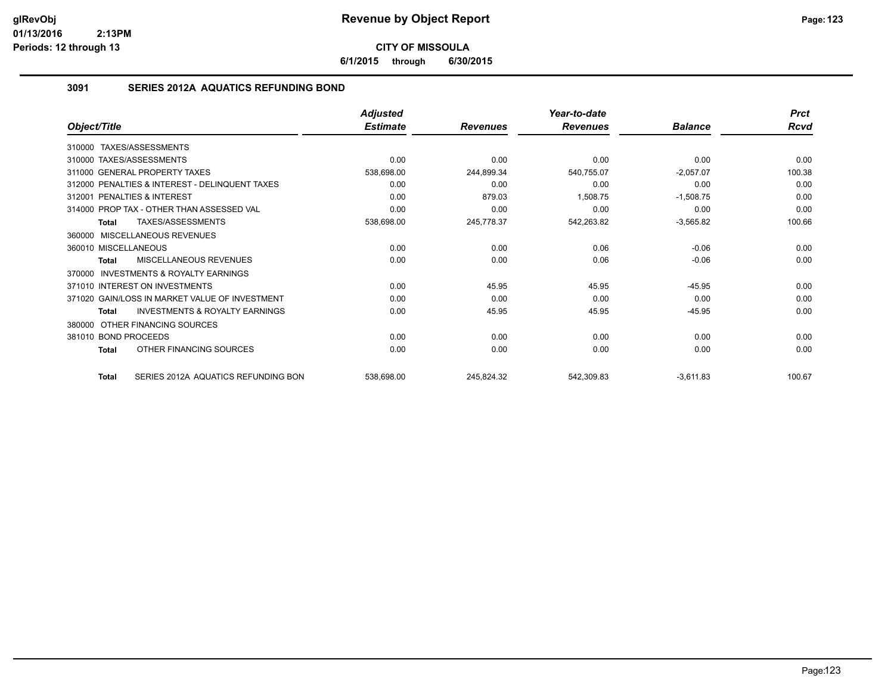# Revenue by Object Report

**CITY OF MISSOULA**

**6/1/2015 through 6/30/2015**

glRevObj
01/13/2016 2:13PM
Periods: 12 through 13

## 3091 SERIES 2012A AQUATICS REFUNDING BOND

| Object/Title | Adjusted Estimate | Revenues | Year-to-date Revenues | Balance | Prct Rcvd |
|---|---|---|---|---|---|
| 310000 TAXES/ASSESSMENTS | | | | | |
| 310000 TAXES/ASSESSMENTS | 0.00 | 0.00 | 0.00 | 0.00 | 0.00 |
| 311000 GENERAL PROPERTY TAXES | 538,698.00 | 244,899.34 | 540,755.07 | -2,057.07 | 100.38 |
| 312000 PENALTIES & INTEREST - DELINQUENT TAXES | 0.00 | 0.00 | 0.00 | 0.00 | 0.00 |
| 312001 PENALTIES & INTEREST | 0.00 | 879.03 | 1,508.75 | -1,508.75 | 0.00 |
| 314000 PROP TAX - OTHER THAN ASSESSED VAL | 0.00 | 0.00 | 0.00 | 0.00 | 0.00 |
| **Total** TAXES/ASSESSMENTS | 538,698.00 | 245,778.37 | 542,263.82 | -3,565.82 | 100.66 |
| 360000 MISCELLANEOUS REVENUES | | | | | |
| 360010 MISCELLANEOUS | 0.00 | 0.00 | 0.06 | -0.06 | 0.00 |
| **Total** MISCELLANEOUS REVENUES | 0.00 | 0.00 | 0.06 | -0.06 | 0.00 |
| 370000 INVESTMENTS & ROYALTY EARNINGS | | | | | |
| 371010 INTEREST ON INVESTMENTS | 0.00 | 45.95 | 45.95 | -45.95 | 0.00 |
| 371020 GAIN/LOSS IN MARKET VALUE OF INVESTMENT | 0.00 | 0.00 | 0.00 | 0.00 | 0.00 |
| **Total** INVESTMENTS & ROYALTY EARNINGS | 0.00 | 45.95 | 45.95 | -45.95 | 0.00 |
| 380000 OTHER FINANCING SOURCES | | | | | |
| 381010 BOND PROCEEDS | 0.00 | 0.00 | 0.00 | 0.00 | 0.00 |
| **Total** OTHER FINANCING SOURCES | 0.00 | 0.00 | 0.00 | 0.00 | 0.00 |
| **Total** SERIES 2012A AQUATICS REFUNDING BON | 538,698.00 | 245,824.32 | 542,309.83 | -3,611.83 | 100.67 |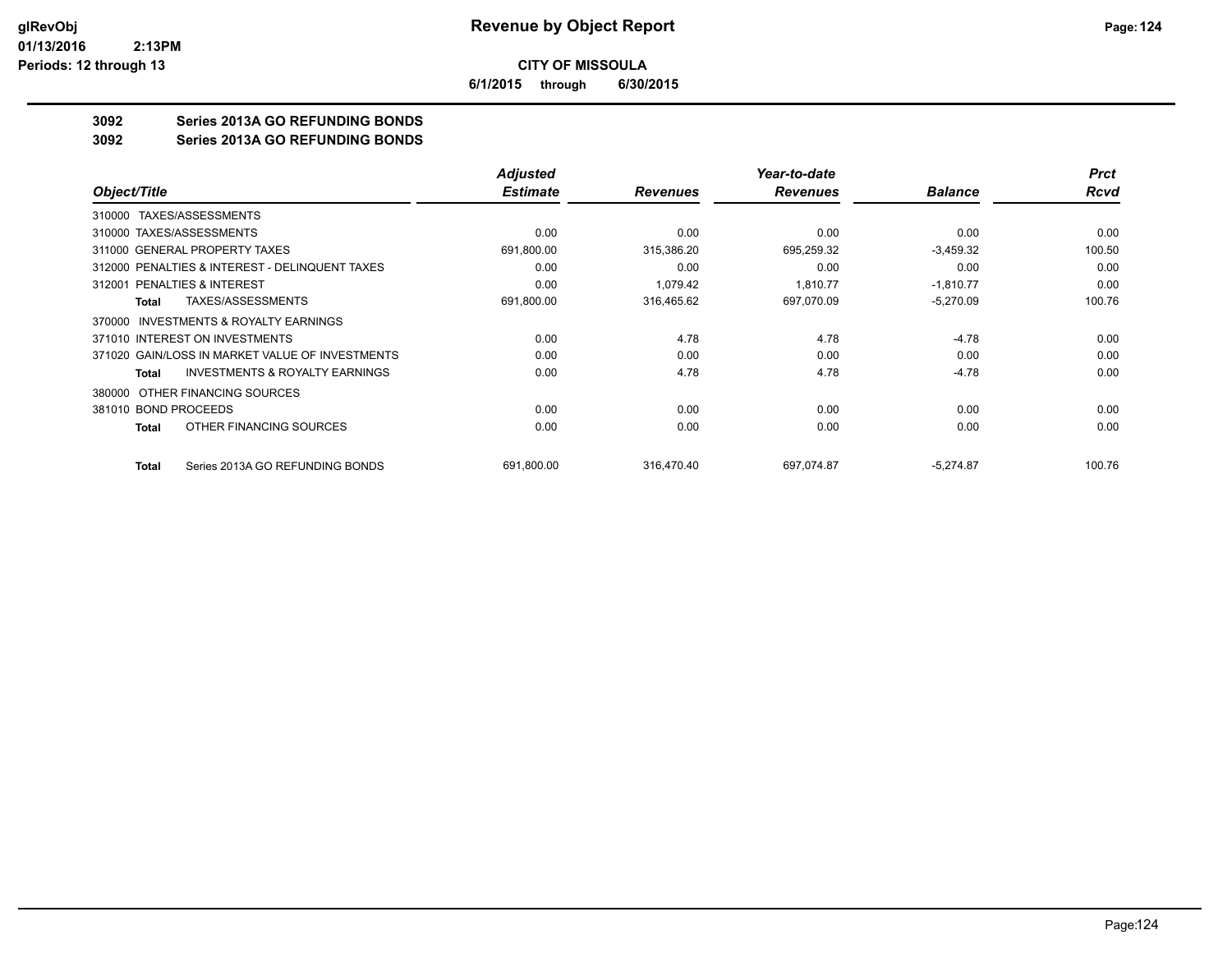**CITY OF MISSOULA**

**6/1/2015 through 6/30/2015**

## 3092 Series 2013A GO REFUNDING BONDS
## 3092 Series 2013A GO REFUNDING BONDS

| Object/Title | Adjusted Estimate | Revenues | Year-to-date Revenues | Balance | Prct Rcvd |
|---|---|---|---|---|---|
| 310000 TAXES/ASSESSMENTS | | | | | |
| 310000 TAXES/ASSESSMENTS | 0.00 | 0.00 | 0.00 | 0.00 | 0.00 |
| 311000 GENERAL PROPERTY TAXES | 691,800.00 | 315,386.20 | 695,259.32 | -3,459.32 | 100.50 |
| 312000 PENALTIES & INTEREST - DELINQUENT TAXES | 0.00 | 0.00 | 0.00 | 0.00 | 0.00 |
| 312001 PENALTIES & INTEREST | 0.00 | 1,079.42 | 1,810.77 | -1,810.77 | 0.00 |
| **Total** TAXES/ASSESSMENTS | 691,800.00 | 316,465.62 | 697,070.09 | -5,270.09 | 100.76 |
| 370000 INVESTMENTS & ROYALTY EARNINGS | | | | | |
| 371010 INTEREST ON INVESTMENTS | 0.00 | 4.78 | 4.78 | -4.78 | 0.00 |
| 371020 GAIN/LOSS IN MARKET VALUE OF INVESTMENTS | 0.00 | 0.00 | 0.00 | 0.00 | 0.00 |
| **Total** INVESTMENTS & ROYALTY EARNINGS | 0.00 | 4.78 | 4.78 | -4.78 | 0.00 |
| 380000 OTHER FINANCING SOURCES | | | | | |
| 381010 BOND PROCEEDS | 0.00 | 0.00 | 0.00 | 0.00 | 0.00 |
| **Total** OTHER FINANCING SOURCES | 0.00 | 0.00 | 0.00 | 0.00 | 0.00 |
| **Total** Series 2013A GO REFUNDING BONDS | 691,800.00 | 316,470.40 | 697,074.87 | -5,274.87 | 100.76 |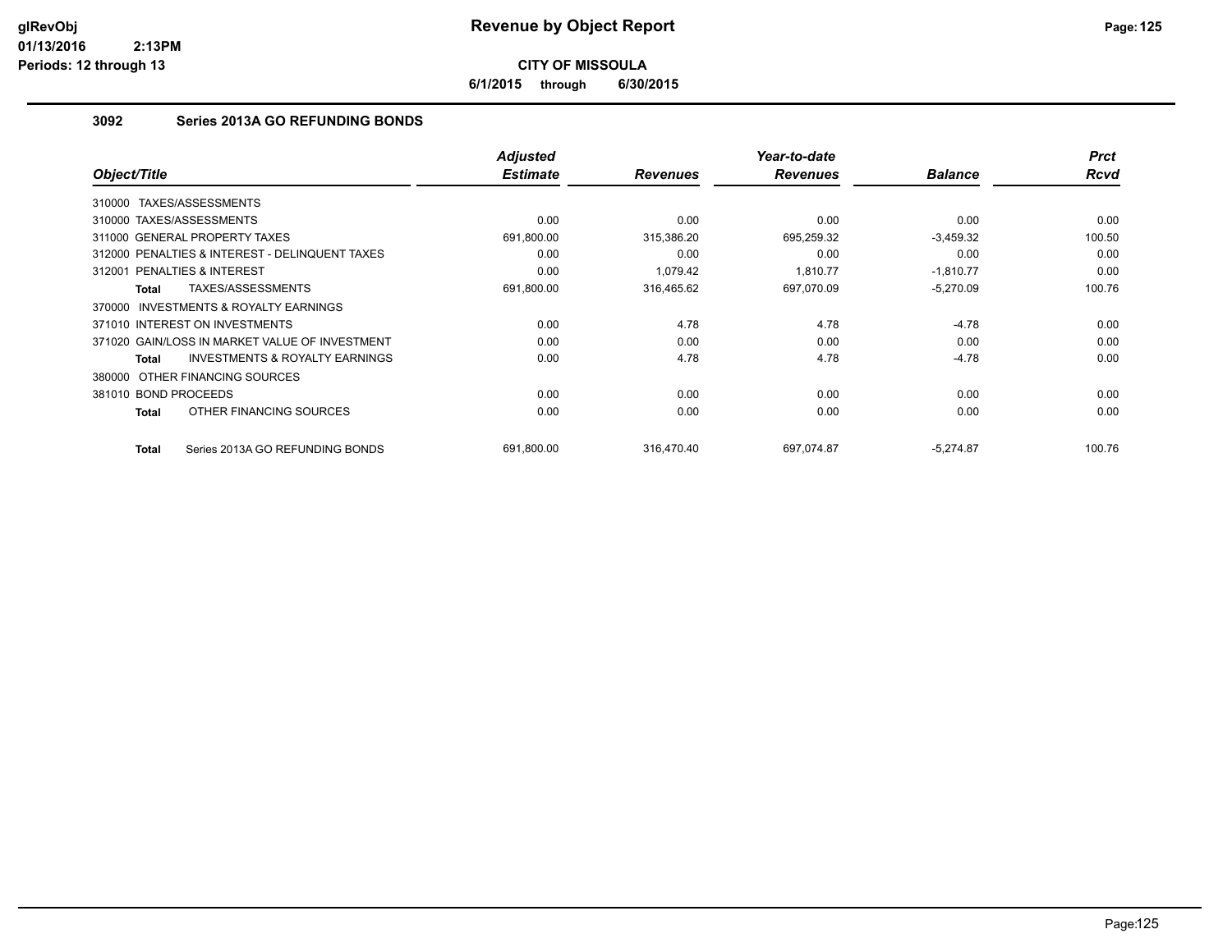# Revenue by Object Report

**CITY OF MISSOULA**

**6/1/2015 through 6/30/2015**

### 3092 Series 2013A GO REFUNDING BONDS

| Object/Title | Adjusted Estimate | Revenues | Year-to-date Revenues | Balance | Prct Rcvd |
|---|---|---|---|---|---|
| 310000 TAXES/ASSESSMENTS | | | | | |
| 310000 TAXES/ASSESSMENTS | 0.00 | 0.00 | 0.00 | 0.00 | 0.00 |
| 311000 GENERAL PROPERTY TAXES | 691,800.00 | 315,386.20 | 695,259.32 | -3,459.32 | 100.50 |
| 312000 PENALTIES & INTEREST - DELINQUENT TAXES | 0.00 | 0.00 | 0.00 | 0.00 | 0.00 |
| 312001 PENALTIES & INTEREST | 0.00 | 1,079.42 | 1,810.77 | -1,810.77 | 0.00 |
| **Total** TAXES/ASSESSMENTS | 691,800.00 | 316,465.62 | 697,070.09 | -5,270.09 | 100.76 |
| 370000 INVESTMENTS & ROYALTY EARNINGS | | | | | |
| 371010 INTEREST ON INVESTMENTS | 0.00 | 4.78 | 4.78 | -4.78 | 0.00 |
| 371020 GAIN/LOSS IN MARKET VALUE OF INVESTMENT | 0.00 | 0.00 | 0.00 | 0.00 | 0.00 |
| **Total** INVESTMENTS & ROYALTY EARNINGS | 0.00 | 4.78 | 4.78 | -4.78 | 0.00 |
| 380000 OTHER FINANCING SOURCES | | | | | |
| 381010 BOND PROCEEDS | 0.00 | 0.00 | 0.00 | 0.00 | 0.00 |
| **Total** OTHER FINANCING SOURCES | 0.00 | 0.00 | 0.00 | 0.00 | 0.00 |
| **Total** Series 2013A GO REFUNDING BONDS | 691,800.00 | 316,470.40 | 697,074.87 | -5,274.87 | 100.76 |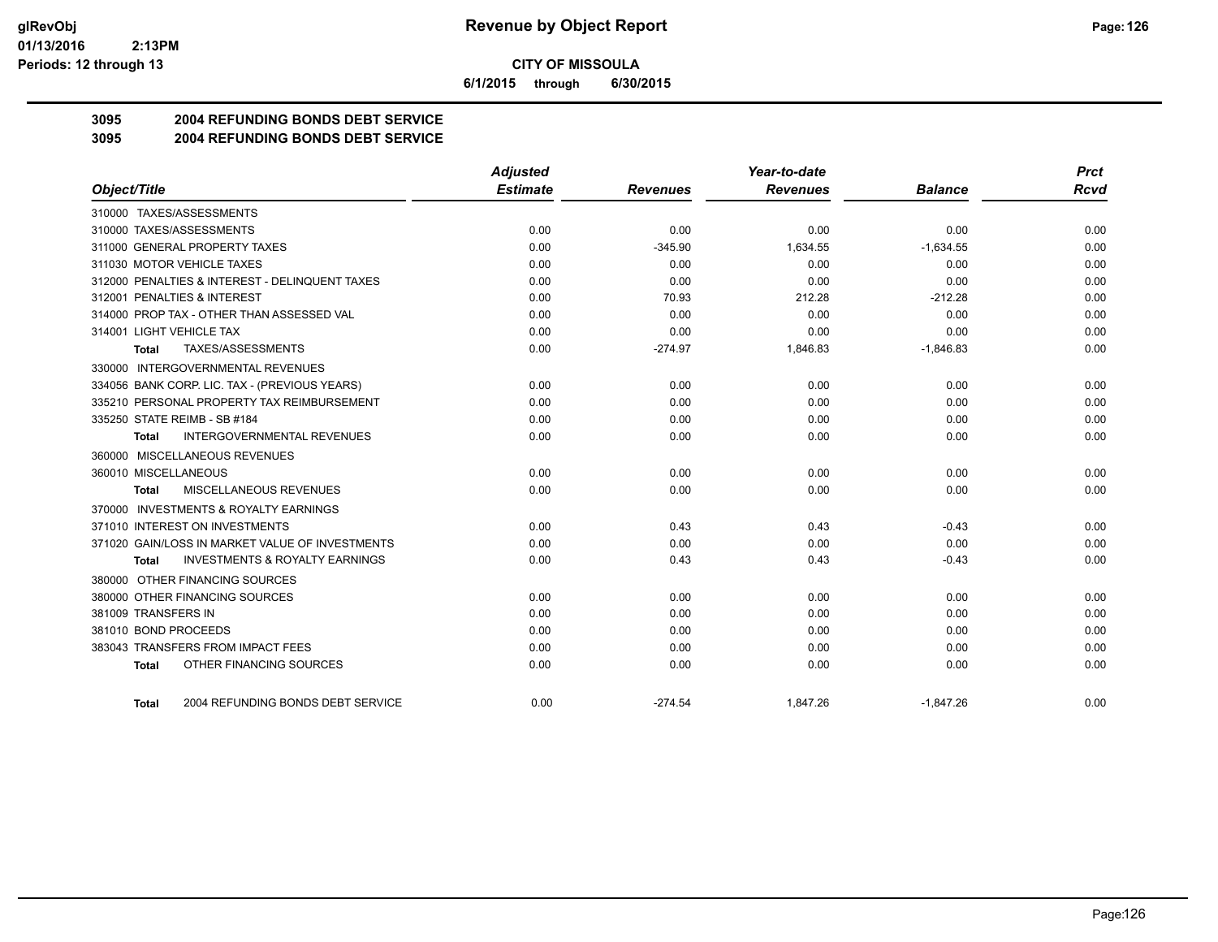**CITY OF MISSOULA**

**6/1/2015 through 6/30/2015**

## 3095 2004 REFUNDING BONDS DEBT SERVICE

## 3095 2004 REFUNDING BONDS DEBT SERVICE

| Object/Title | Adjusted Estimate | Revenues | Year-to-date Revenues | Balance | Prct Rcvd |
|---|---|---|---|---|---|
| 310000 TAXES/ASSESSMENTS | | | | | |
| 310000 TAXES/ASSESSMENTS | 0.00 | 0.00 | 0.00 | 0.00 | 0.00 |
| 311000 GENERAL PROPERTY TAXES | 0.00 | -345.90 | 1,634.55 | -1,634.55 | 0.00 |
| 311030 MOTOR VEHICLE TAXES | 0.00 | 0.00 | 0.00 | 0.00 | 0.00 |
| 312000 PENALTIES & INTEREST - DELINQUENT TAXES | 0.00 | 0.00 | 0.00 | 0.00 | 0.00 |
| 312001 PENALTIES & INTEREST | 0.00 | 70.93 | 212.28 | -212.28 | 0.00 |
| 314000 PROP TAX - OTHER THAN ASSESSED VAL | 0.00 | 0.00 | 0.00 | 0.00 | 0.00 |
| 314001 LIGHT VEHICLE TAX | 0.00 | 0.00 | 0.00 | 0.00 | 0.00 |
| **Total** TAXES/ASSESSMENTS | 0.00 | -274.97 | 1,846.83 | -1,846.83 | 0.00 |
| 330000 INTERGOVERNMENTAL REVENUES | | | | | |
| 334056 BANK CORP. LIC. TAX - (PREVIOUS YEARS) | 0.00 | 0.00 | 0.00 | 0.00 | 0.00 |
| 335210 PERSONAL PROPERTY TAX REIMBURSEMENT | 0.00 | 0.00 | 0.00 | 0.00 | 0.00 |
| 335250 STATE REIMB - SB #184 | 0.00 | 0.00 | 0.00 | 0.00 | 0.00 |
| **Total** INTERGOVERNMENTAL REVENUES | 0.00 | 0.00 | 0.00 | 0.00 | 0.00 |
| 360000 MISCELLANEOUS REVENUES | | | | | |
| 360010 MISCELLANEOUS | 0.00 | 0.00 | 0.00 | 0.00 | 0.00 |
| **Total** MISCELLANEOUS REVENUES | 0.00 | 0.00 | 0.00 | 0.00 | 0.00 |
| 370000 INVESTMENTS & ROYALTY EARNINGS | | | | | |
| 371010 INTEREST ON INVESTMENTS | 0.00 | 0.43 | 0.43 | -0.43 | 0.00 |
| 371020 GAIN/LOSS IN MARKET VALUE OF INVESTMENTS | 0.00 | 0.00 | 0.00 | 0.00 | 0.00 |
| **Total** INVESTMENTS & ROYALTY EARNINGS | 0.00 | 0.43 | 0.43 | -0.43 | 0.00 |
| 380000 OTHER FINANCING SOURCES | | | | | |
| 380000 OTHER FINANCING SOURCES | 0.00 | 0.00 | 0.00 | 0.00 | 0.00 |
| 381009 TRANSFERS IN | 0.00 | 0.00 | 0.00 | 0.00 | 0.00 |
| 381010 BOND PROCEEDS | 0.00 | 0.00 | 0.00 | 0.00 | 0.00 |
| 383043 TRANSFERS FROM IMPACT FEES | 0.00 | 0.00 | 0.00 | 0.00 | 0.00 |
| **Total** OTHER FINANCING SOURCES | 0.00 | 0.00 | 0.00 | 0.00 | 0.00 |
| **Total** 2004 REFUNDING BONDS DEBT SERVICE | 0.00 | -274.54 | 1,847.26 | -1,847.26 | 0.00 |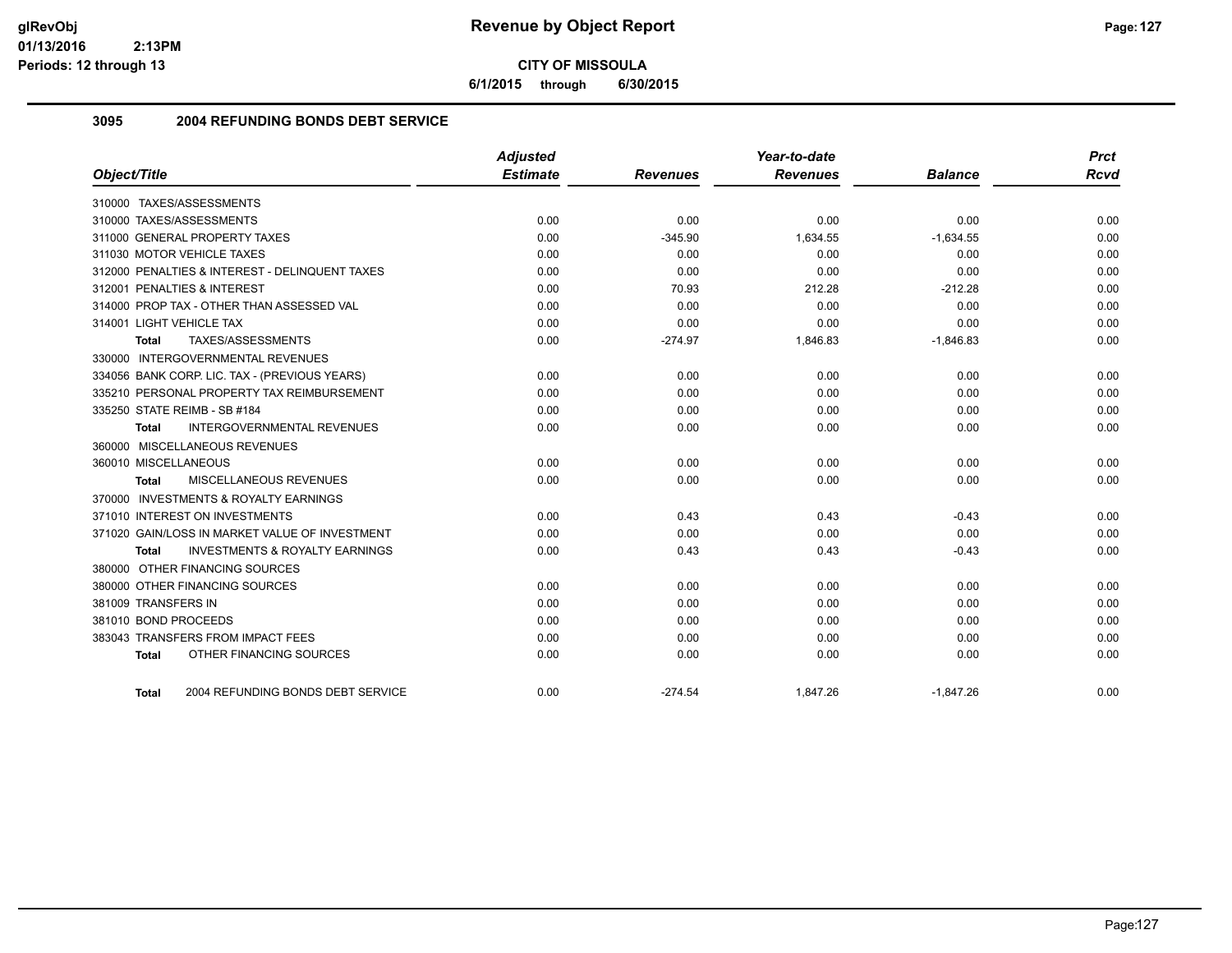**CITY OF MISSOULA**

**6/1/2015 through 6/30/2015**

### 3095 2004 REFUNDING BONDS DEBT SERVICE

| Object/Title | Adjusted Estimate | Revenues | Year-to-date Revenues | Balance | Prct Rcvd |
|---|---|---|---|---|---|
| 310000 TAXES/ASSESSMENTS | | | | | |
| 310000 TAXES/ASSESSMENTS | 0.00 | 0.00 | 0.00 | 0.00 | 0.00 |
| 311000 GENERAL PROPERTY TAXES | 0.00 | -345.90 | 1,634.55 | -1,634.55 | 0.00 |
| 311030 MOTOR VEHICLE TAXES | 0.00 | 0.00 | 0.00 | 0.00 | 0.00 |
| 312000 PENALTIES & INTEREST - DELINQUENT TAXES | 0.00 | 0.00 | 0.00 | 0.00 | 0.00 |
| 312001 PENALTIES & INTEREST | 0.00 | 70.93 | 212.28 | -212.28 | 0.00 |
| 314000 PROP TAX - OTHER THAN ASSESSED VAL | 0.00 | 0.00 | 0.00 | 0.00 | 0.00 |
| 314001 LIGHT VEHICLE TAX | 0.00 | 0.00 | 0.00 | 0.00 | 0.00 |
| **Total** TAXES/ASSESSMENTS | 0.00 | -274.97 | 1,846.83 | -1,846.83 | 0.00 |
| 330000 INTERGOVERNMENTAL REVENUES | | | | | |
| 334056 BANK CORP. LIC. TAX - (PREVIOUS YEARS) | 0.00 | 0.00 | 0.00 | 0.00 | 0.00 |
| 335210 PERSONAL PROPERTY TAX REIMBURSEMENT | 0.00 | 0.00 | 0.00 | 0.00 | 0.00 |
| 335250 STATE REIMB - SB #184 | 0.00 | 0.00 | 0.00 | 0.00 | 0.00 |
| **Total** INTERGOVERNMENTAL REVENUES | 0.00 | 0.00 | 0.00 | 0.00 | 0.00 |
| 360000 MISCELLANEOUS REVENUES | | | | | |
| 360010 MISCELLANEOUS | 0.00 | 0.00 | 0.00 | 0.00 | 0.00 |
| **Total** MISCELLANEOUS REVENUES | 0.00 | 0.00 | 0.00 | 0.00 | 0.00 |
| 370000 INVESTMENTS & ROYALTY EARNINGS | | | | | |
| 371010 INTEREST ON INVESTMENTS | 0.00 | 0.43 | 0.43 | -0.43 | 0.00 |
| 371020 GAIN/LOSS IN MARKET VALUE OF INVESTMENT | 0.00 | 0.00 | 0.00 | 0.00 | 0.00 |
| **Total** INVESTMENTS & ROYALTY EARNINGS | 0.00 | 0.43 | 0.43 | -0.43 | 0.00 |
| 380000 OTHER FINANCING SOURCES | | | | | |
| 380000 OTHER FINANCING SOURCES | 0.00 | 0.00 | 0.00 | 0.00 | 0.00 |
| 381009 TRANSFERS IN | 0.00 | 0.00 | 0.00 | 0.00 | 0.00 |
| 381010 BOND PROCEEDS | 0.00 | 0.00 | 0.00 | 0.00 | 0.00 |
| 383043 TRANSFERS FROM IMPACT FEES | 0.00 | 0.00 | 0.00 | 0.00 | 0.00 |
| **Total** OTHER FINANCING SOURCES | 0.00 | 0.00 | 0.00 | 0.00 | 0.00 |
| **Total** 2004 REFUNDING BONDS DEBT SERVICE | 0.00 | -274.54 | 1,847.26 | -1,847.26 | 0.00 |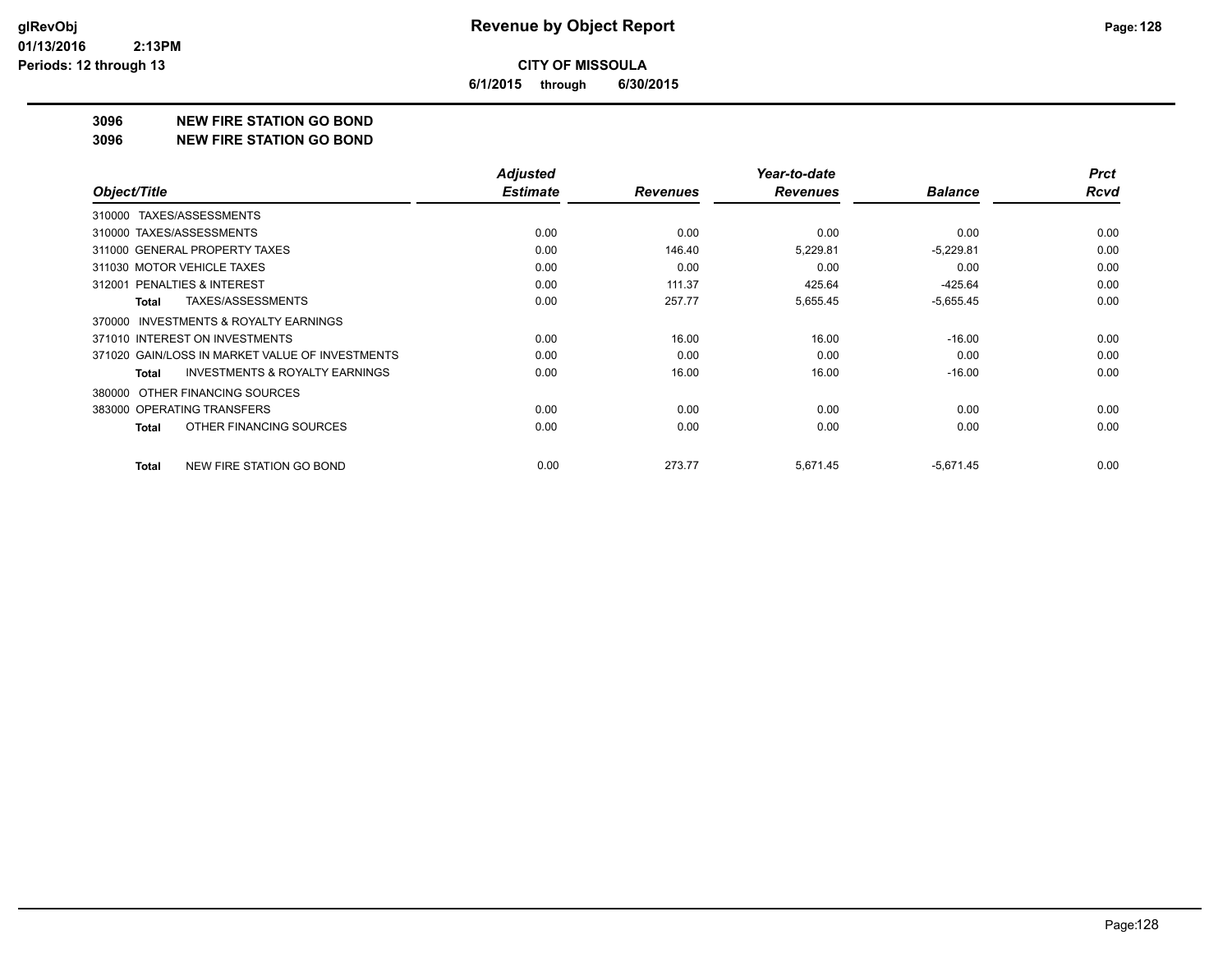# Revenue by Object Report

**CITY OF MISSOULA**

**6/1/2015 through 6/30/2015**

glRevObj
01/13/2016 2:13PM
Periods: 12 through 13

## 3096 NEW FIRE STATION GO BOND
## 3096 NEW FIRE STATION GO BOND

| Object/Title | Adjusted Estimate | Revenues | Year-to-date Revenues | Balance | Prct Rcvd |
|---|---|---|---|---|---|
| 310000 TAXES/ASSESSMENTS | | | | | |
| 310000 TAXES/ASSESSMENTS | 0.00 | 0.00 | 0.00 | 0.00 | 0.00 |
| 311000 GENERAL PROPERTY TAXES | 0.00 | 146.40 | 5,229.81 | -5,229.81 | 0.00 |
| 311030 MOTOR VEHICLE TAXES | 0.00 | 0.00 | 0.00 | 0.00 | 0.00 |
| 312001 PENALTIES & INTEREST | 0.00 | 111.37 | 425.64 | -425.64 | 0.00 |
| **Total** TAXES/ASSESSMENTS | 0.00 | 257.77 | 5,655.45 | -5,655.45 | 0.00 |
| 370000 INVESTMENTS & ROYALTY EARNINGS | | | | | |
| 371010 INTEREST ON INVESTMENTS | 0.00 | 16.00 | 16.00 | -16.00 | 0.00 |
| 371020 GAIN/LOSS IN MARKET VALUE OF INVESTMENTS | 0.00 | 0.00 | 0.00 | 0.00 | 0.00 |
| **Total** INVESTMENTS & ROYALTY EARNINGS | 0.00 | 16.00 | 16.00 | -16.00 | 0.00 |
| 380000 OTHER FINANCING SOURCES | | | | | |
| 383000 OPERATING TRANSFERS | 0.00 | 0.00 | 0.00 | 0.00 | 0.00 |
| **Total** OTHER FINANCING SOURCES | 0.00 | 0.00 | 0.00 | 0.00 | 0.00 |
| **Total** NEW FIRE STATION GO BOND | 0.00 | 273.77 | 5,671.45 | -5,671.45 | 0.00 |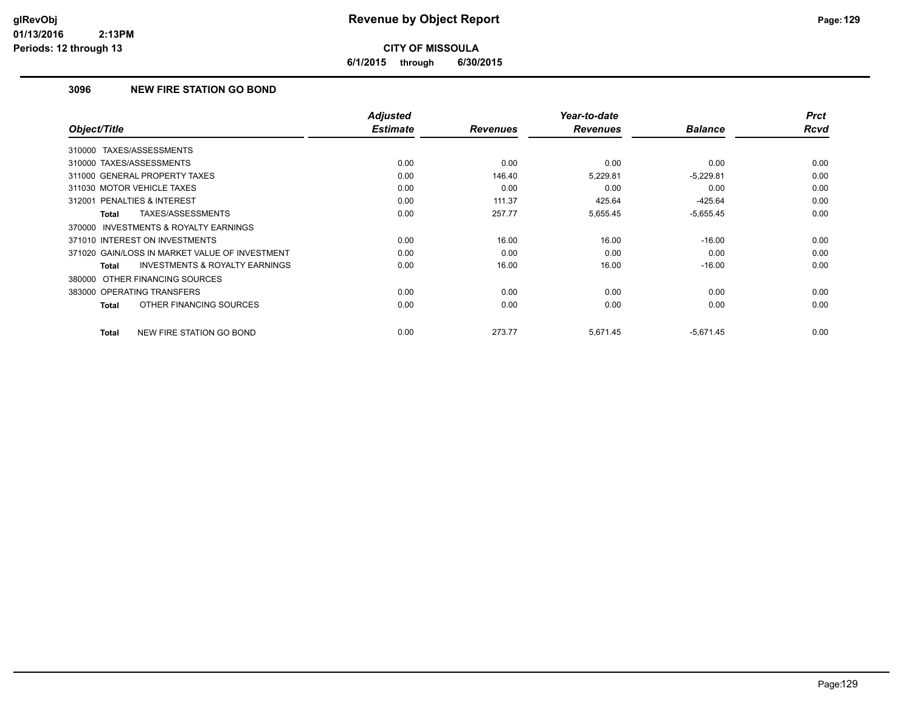# Revenue by Object Report

**CITY OF MISSOULA**

**6/1/2015 through 6/30/2015**

### 3096 NEW FIRE STATION GO BOND

| Object/Title | Adjusted Estimate | Revenues | Year-to-date Revenues | Balance | Prct Rcvd |
|---|---|---|---|---|---|
| 310000 TAXES/ASSESSMENTS | | | | | |
| 310000 TAXES/ASSESSMENTS | 0.00 | 0.00 | 0.00 | 0.00 | 0.00 |
| 311000 GENERAL PROPERTY TAXES | 0.00 | 146.40 | 5,229.81 | -5,229.81 | 0.00 |
| 311030 MOTOR VEHICLE TAXES | 0.00 | 0.00 | 0.00 | 0.00 | 0.00 |
| 312001 PENALTIES & INTEREST | 0.00 | 111.37 | 425.64 | -425.64 | 0.00 |
| **Total** TAXES/ASSESSMENTS | 0.00 | 257.77 | 5,655.45 | -5,655.45 | 0.00 |
| 370000 INVESTMENTS & ROYALTY EARNINGS | | | | | |
| 371010 INTEREST ON INVESTMENTS | 0.00 | 16.00 | 16.00 | -16.00 | 0.00 |
| 371020 GAIN/LOSS IN MARKET VALUE OF INVESTMENT | 0.00 | 0.00 | 0.00 | 0.00 | 0.00 |
| **Total** INVESTMENTS & ROYALTY EARNINGS | 0.00 | 16.00 | 16.00 | -16.00 | 0.00 |
| 380000 OTHER FINANCING SOURCES | | | | | |
| 383000 OPERATING TRANSFERS | 0.00 | 0.00 | 0.00 | 0.00 | 0.00 |
| **Total** OTHER FINANCING SOURCES | 0.00 | 0.00 | 0.00 | 0.00 | 0.00 |
| **Total** NEW FIRE STATION GO BOND | 0.00 | 273.77 | 5,671.45 | -5,671.45 | 0.00 |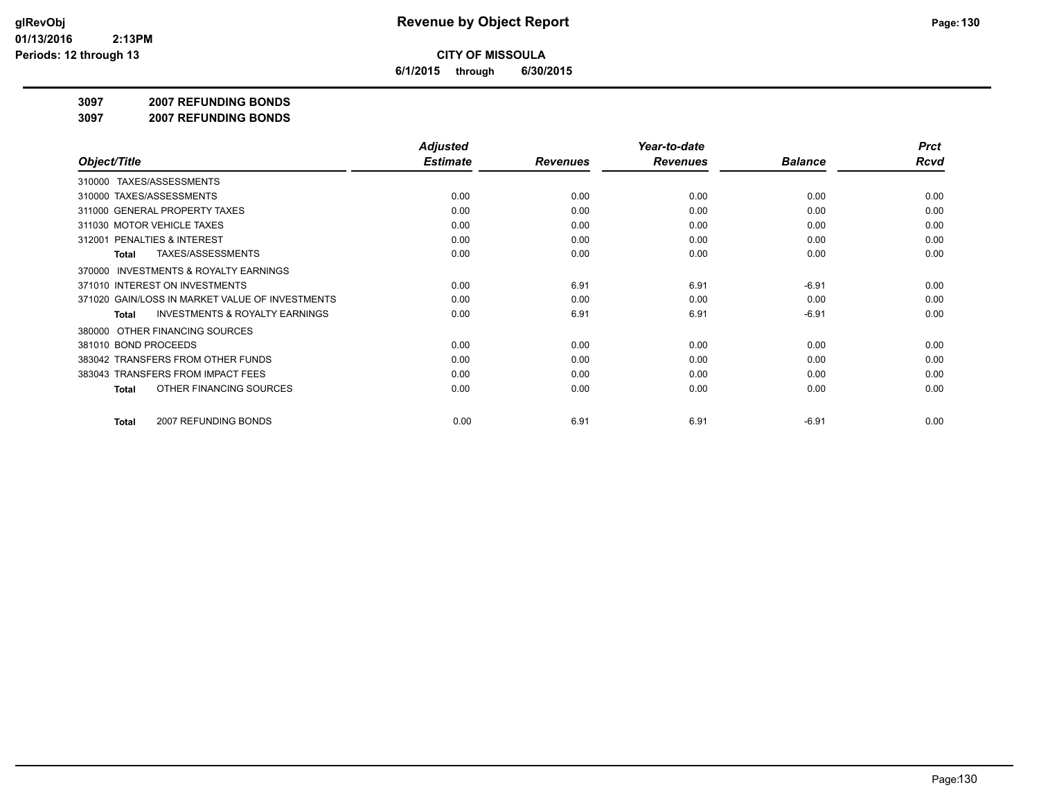**CITY OF MISSOULA**

**6/1/2015 through 6/30/2015**

**3097 2007 REFUNDING BONDS**

**3097 2007 REFUNDING BONDS**

| Object/Title | Adjusted Estimate | Revenues | Year-to-date Revenues | Balance | Prct Rcvd |
|---|---|---|---|---|---|
| 310000 TAXES/ASSESSMENTS | | | | | |
| 310000 TAXES/ASSESSMENTS | 0.00 | 0.00 | 0.00 | 0.00 | 0.00 |
| 311000 GENERAL PROPERTY TAXES | 0.00 | 0.00 | 0.00 | 0.00 | 0.00 |
| 311030 MOTOR VEHICLE TAXES | 0.00 | 0.00 | 0.00 | 0.00 | 0.00 |
| 312001 PENALTIES & INTEREST | 0.00 | 0.00 | 0.00 | 0.00 | 0.00 |
| **Total** TAXES/ASSESSMENTS | 0.00 | 0.00 | 0.00 | 0.00 | 0.00 |
| 370000 INVESTMENTS & ROYALTY EARNINGS | | | | | |
| 371010 INTEREST ON INVESTMENTS | 0.00 | 6.91 | 6.91 | -6.91 | 0.00 |
| 371020 GAIN/LOSS IN MARKET VALUE OF INVESTMENTS | 0.00 | 0.00 | 0.00 | 0.00 | 0.00 |
| **Total** INVESTMENTS & ROYALTY EARNINGS | 0.00 | 6.91 | 6.91 | -6.91 | 0.00 |
| 380000 OTHER FINANCING SOURCES | | | | | |
| 381010 BOND PROCEEDS | 0.00 | 0.00 | 0.00 | 0.00 | 0.00 |
| 383042 TRANSFERS FROM OTHER FUNDS | 0.00 | 0.00 | 0.00 | 0.00 | 0.00 |
| 383043 TRANSFERS FROM IMPACT FEES | 0.00 | 0.00 | 0.00 | 0.00 | 0.00 |
| **Total** OTHER FINANCING SOURCES | 0.00 | 0.00 | 0.00 | 0.00 | 0.00 |
| **Total** 2007 REFUNDING BONDS | 0.00 | 6.91 | 6.91 | -6.91 | 0.00 |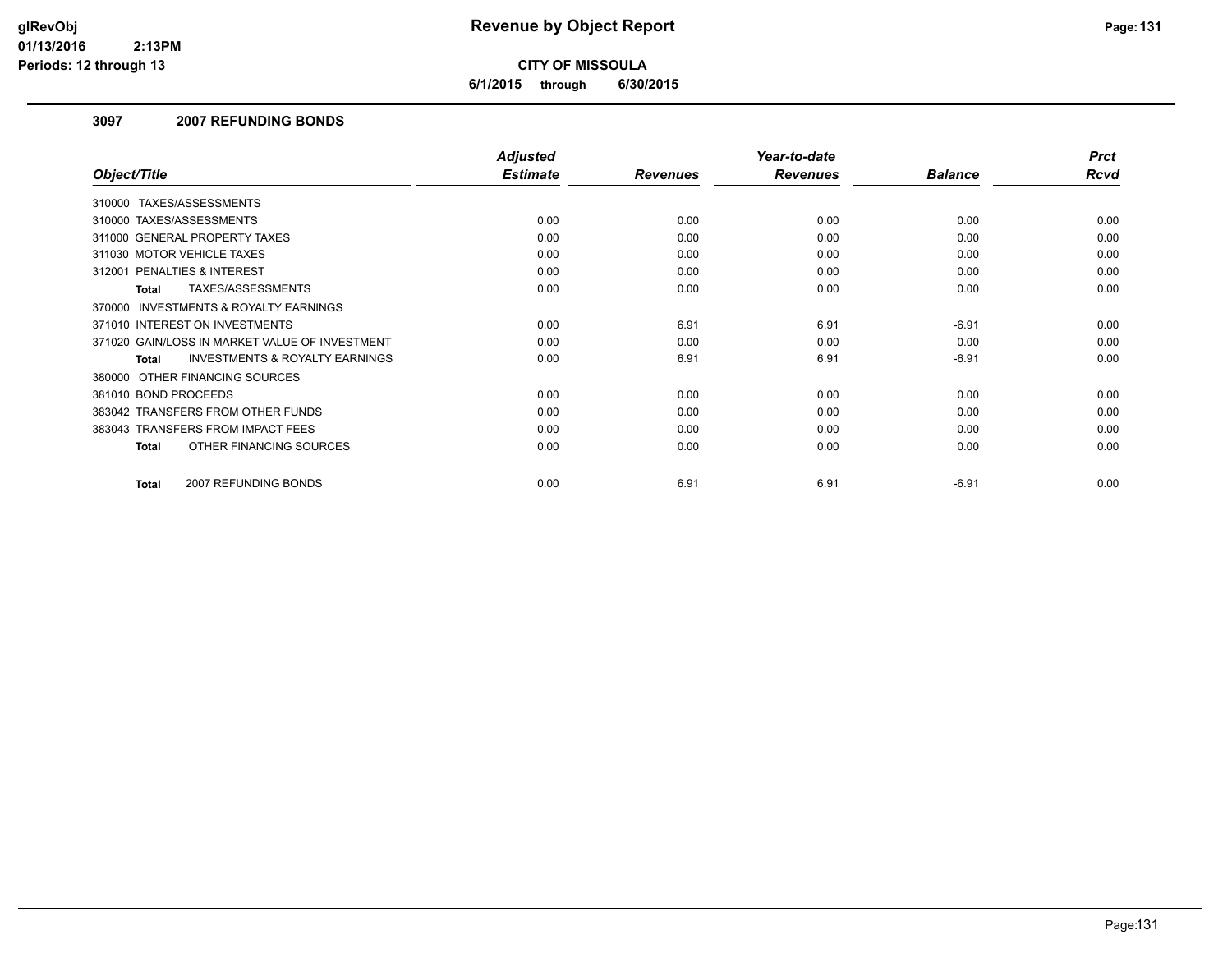# Revenue by Object Report

**CITY OF MISSOULA**

**6/1/2015 through 6/30/2015**

### 3097 2007 REFUNDING BONDS

| Object/Title | Adjusted Estimate | Revenues | Year-to-date Revenues | Balance | Prct Rcvd |
|---|---|---|---|---|---|
| 310000 TAXES/ASSESSMENTS | | | | | |
| 310000 TAXES/ASSESSMENTS | 0.00 | 0.00 | 0.00 | 0.00 | 0.00 |
| 311000 GENERAL PROPERTY TAXES | 0.00 | 0.00 | 0.00 | 0.00 | 0.00 |
| 311030 MOTOR VEHICLE TAXES | 0.00 | 0.00 | 0.00 | 0.00 | 0.00 |
| 312001 PENALTIES & INTEREST | 0.00 | 0.00 | 0.00 | 0.00 | 0.00 |
| **Total** TAXES/ASSESSMENTS | 0.00 | 0.00 | 0.00 | 0.00 | 0.00 |
| 370000 INVESTMENTS & ROYALTY EARNINGS | | | | | |
| 371010 INTEREST ON INVESTMENTS | 0.00 | 6.91 | 6.91 | -6.91 | 0.00 |
| 371020 GAIN/LOSS IN MARKET VALUE OF INVESTMENT | 0.00 | 0.00 | 0.00 | 0.00 | 0.00 |
| **Total** INVESTMENTS & ROYALTY EARNINGS | 0.00 | 6.91 | 6.91 | -6.91 | 0.00 |
| 380000 OTHER FINANCING SOURCES | | | | | |
| 381010 BOND PROCEEDS | 0.00 | 0.00 | 0.00 | 0.00 | 0.00 |
| 383042 TRANSFERS FROM OTHER FUNDS | 0.00 | 0.00 | 0.00 | 0.00 | 0.00 |
| 383043 TRANSFERS FROM IMPACT FEES | 0.00 | 0.00 | 0.00 | 0.00 | 0.00 |
| **Total** OTHER FINANCING SOURCES | 0.00 | 0.00 | 0.00 | 0.00 | 0.00 |
| **Total** 2007 REFUNDING BONDS | 0.00 | 6.91 | 6.91 | -6.91 | 0.00 |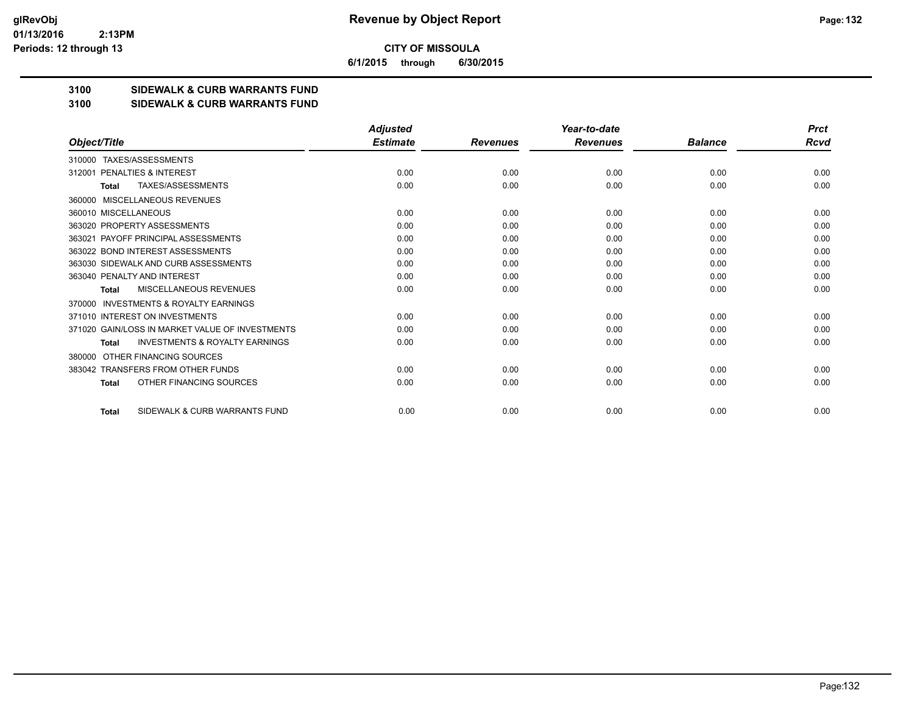**CITY OF MISSOULA**

**6/1/2015 through 6/30/2015**

# 3100 SIDEWALK & CURB WARRANTS FUND

## 3100 SIDEWALK & CURB WARRANTS FUND

| Object/Title | Adjusted Estimate | Revenues | Year-to-date Revenues | Balance | Prct Rcvd |
|---|---|---|---|---|---|
| 310000 TAXES/ASSESSMENTS | | | | | |
| 312001 PENALTIES & INTEREST | 0.00 | 0.00 | 0.00 | 0.00 | 0.00 |
| **Total** TAXES/ASSESSMENTS | 0.00 | 0.00 | 0.00 | 0.00 | 0.00 |
| 360000 MISCELLANEOUS REVENUES | | | | | |
| 360010 MISCELLANEOUS | 0.00 | 0.00 | 0.00 | 0.00 | 0.00 |
| 363020 PROPERTY ASSESSMENTS | 0.00 | 0.00 | 0.00 | 0.00 | 0.00 |
| 363021 PAYOFF PRINCIPAL ASSESSMENTS | 0.00 | 0.00 | 0.00 | 0.00 | 0.00 |
| 363022 BOND INTEREST ASSESSMENTS | 0.00 | 0.00 | 0.00 | 0.00 | 0.00 |
| 363030 SIDEWALK AND CURB ASSESSMENTS | 0.00 | 0.00 | 0.00 | 0.00 | 0.00 |
| 363040 PENALTY AND INTEREST | 0.00 | 0.00 | 0.00 | 0.00 | 0.00 |
| **Total** MISCELLANEOUS REVENUES | 0.00 | 0.00 | 0.00 | 0.00 | 0.00 |
| 370000 INVESTMENTS & ROYALTY EARNINGS | | | | | |
| 371010 INTEREST ON INVESTMENTS | 0.00 | 0.00 | 0.00 | 0.00 | 0.00 |
| 371020 GAIN/LOSS IN MARKET VALUE OF INVESTMENTS | 0.00 | 0.00 | 0.00 | 0.00 | 0.00 |
| **Total** INVESTMENTS & ROYALTY EARNINGS | 0.00 | 0.00 | 0.00 | 0.00 | 0.00 |
| 380000 OTHER FINANCING SOURCES | | | | | |
| 383042 TRANSFERS FROM OTHER FUNDS | 0.00 | 0.00 | 0.00 | 0.00 | 0.00 |
| **Total** OTHER FINANCING SOURCES | 0.00 | 0.00 | 0.00 | 0.00 | 0.00 |
| **Total** SIDEWALK & CURB WARRANTS FUND | 0.00 | 0.00 | 0.00 | 0.00 | 0.00 |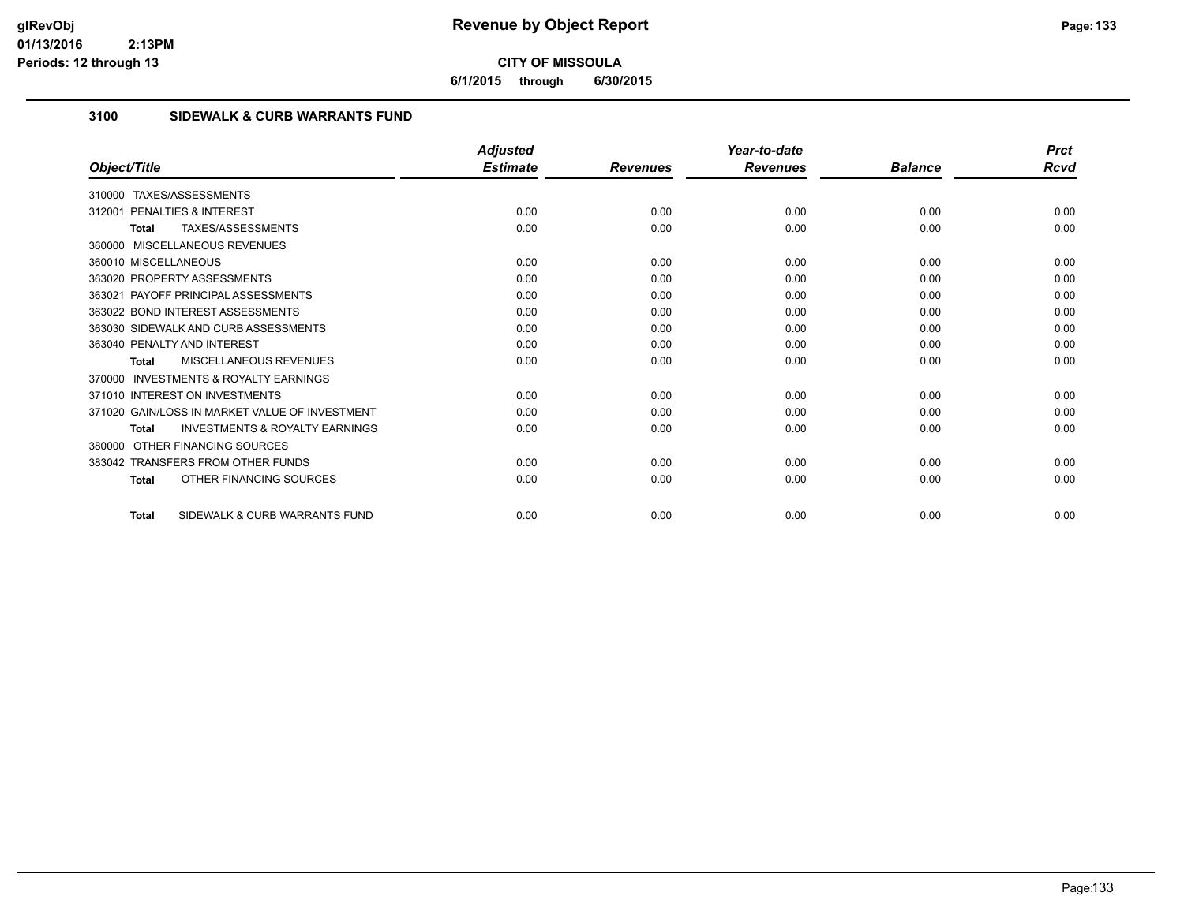**CITY OF MISSOULA**

**6/1/2015 through 6/30/2015**

## 3100 SIDEWALK & CURB WARRANTS FUND

| Object/Title | Adjusted Estimate | Revenues | Year-to-date Revenues | Balance | Prct Rcvd |
|---|---|---|---|---|---|
| 310000 TAXES/ASSESSMENTS | | | | | |
| 312001 PENALTIES & INTEREST | 0.00 | 0.00 | 0.00 | 0.00 | 0.00 |
| **Total** TAXES/ASSESSMENTS | 0.00 | 0.00 | 0.00 | 0.00 | 0.00 |
| 360000 MISCELLANEOUS REVENUES | | | | | |
| 360010 MISCELLANEOUS | 0.00 | 0.00 | 0.00 | 0.00 | 0.00 |
| 363020 PROPERTY ASSESSMENTS | 0.00 | 0.00 | 0.00 | 0.00 | 0.00 |
| 363021 PAYOFF PRINCIPAL ASSESSMENTS | 0.00 | 0.00 | 0.00 | 0.00 | 0.00 |
| 363022 BOND INTEREST ASSESSMENTS | 0.00 | 0.00 | 0.00 | 0.00 | 0.00 |
| 363030 SIDEWALK AND CURB ASSESSMENTS | 0.00 | 0.00 | 0.00 | 0.00 | 0.00 |
| 363040 PENALTY AND INTEREST | 0.00 | 0.00 | 0.00 | 0.00 | 0.00 |
| **Total** MISCELLANEOUS REVENUES | 0.00 | 0.00 | 0.00 | 0.00 | 0.00 |
| 370000 INVESTMENTS & ROYALTY EARNINGS | | | | | |
| 371010 INTEREST ON INVESTMENTS | 0.00 | 0.00 | 0.00 | 0.00 | 0.00 |
| 371020 GAIN/LOSS IN MARKET VALUE OF INVESTMENT | 0.00 | 0.00 | 0.00 | 0.00 | 0.00 |
| **Total** INVESTMENTS & ROYALTY EARNINGS | 0.00 | 0.00 | 0.00 | 0.00 | 0.00 |
| 380000 OTHER FINANCING SOURCES | | | | | |
| 383042 TRANSFERS FROM OTHER FUNDS | 0.00 | 0.00 | 0.00 | 0.00 | 0.00 |
| **Total** OTHER FINANCING SOURCES | 0.00 | 0.00 | 0.00 | 0.00 | 0.00 |
| **Total** SIDEWALK & CURB WARRANTS FUND | 0.00 | 0.00 | 0.00 | 0.00 | 0.00 |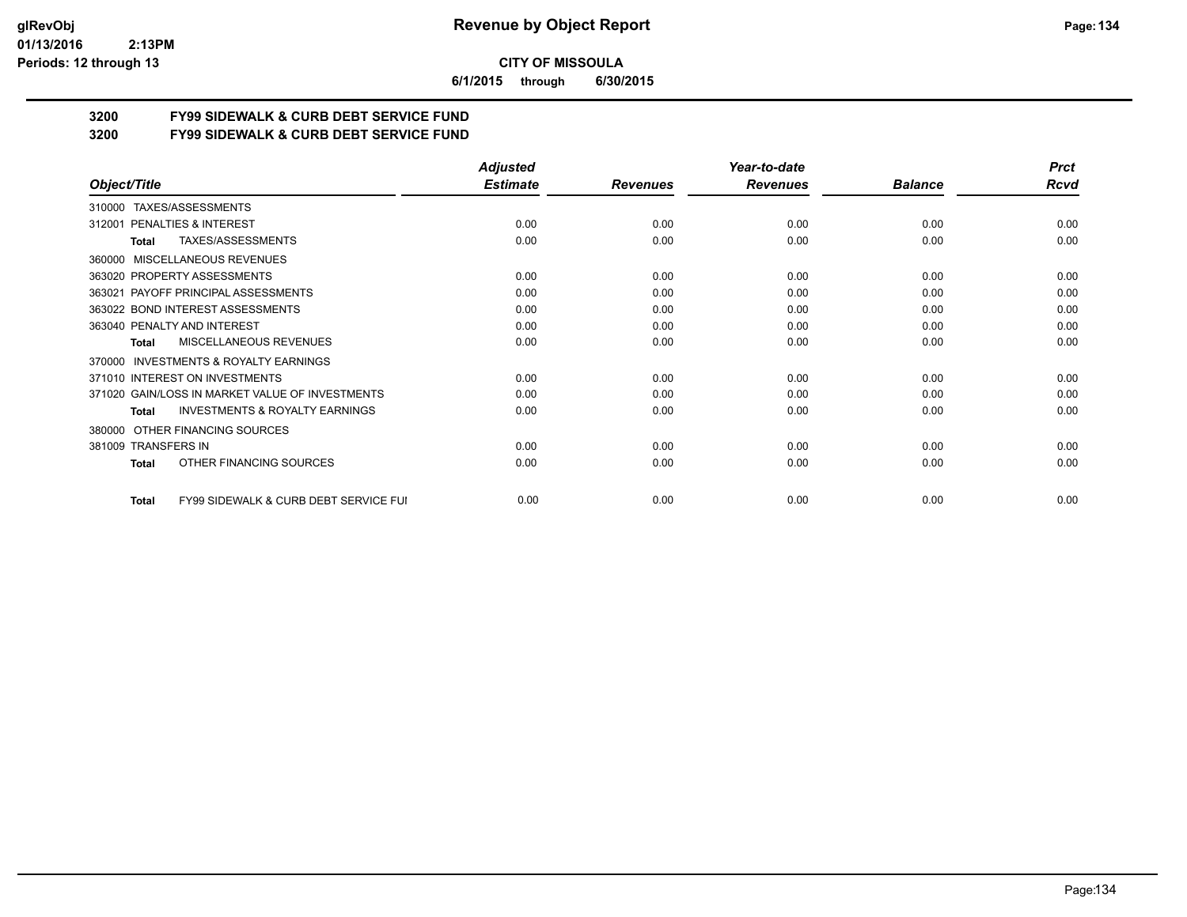**CITY OF MISSOULA**

**6/1/2015 through 6/30/2015**

**3200 FY99 SIDEWALK & CURB DEBT SERVICE FUND**

**3200 FY99 SIDEWALK & CURB DEBT SERVICE FUND**

| Object/Title | Adjusted Estimate | Revenues | Year-to-date Revenues | Balance | Prct Rcvd |
|---|---|---|---|---|---|
| 310000 TAXES/ASSESSMENTS | | | | | |
| 312001 PENALTIES & INTEREST | 0.00 | 0.00 | 0.00 | 0.00 | 0.00 |
| **Total** TAXES/ASSESSMENTS | 0.00 | 0.00 | 0.00 | 0.00 | 0.00 |
| 360000 MISCELLANEOUS REVENUES | | | | | |
| 363020 PROPERTY ASSESSMENTS | 0.00 | 0.00 | 0.00 | 0.00 | 0.00 |
| 363021 PAYOFF PRINCIPAL ASSESSMENTS | 0.00 | 0.00 | 0.00 | 0.00 | 0.00 |
| 363022 BOND INTEREST ASSESSMENTS | 0.00 | 0.00 | 0.00 | 0.00 | 0.00 |
| 363040 PENALTY AND INTEREST | 0.00 | 0.00 | 0.00 | 0.00 | 0.00 |
| **Total** MISCELLANEOUS REVENUES | 0.00 | 0.00 | 0.00 | 0.00 | 0.00 |
| 370000 INVESTMENTS & ROYALTY EARNINGS | | | | | |
| 371010 INTEREST ON INVESTMENTS | 0.00 | 0.00 | 0.00 | 0.00 | 0.00 |
| 371020 GAIN/LOSS IN MARKET VALUE OF INVESTMENTS | 0.00 | 0.00 | 0.00 | 0.00 | 0.00 |
| **Total** INVESTMENTS & ROYALTY EARNINGS | 0.00 | 0.00 | 0.00 | 0.00 | 0.00 |
| 380000 OTHER FINANCING SOURCES | | | | | |
| 381009 TRANSFERS IN | 0.00 | 0.00 | 0.00 | 0.00 | 0.00 |
| **Total** OTHER FINANCING SOURCES | 0.00 | 0.00 | 0.00 | 0.00 | 0.00 |
| **Total** FY99 SIDEWALK & CURB DEBT SERVICE FUI | 0.00 | 0.00 | 0.00 | 0.00 | 0.00 |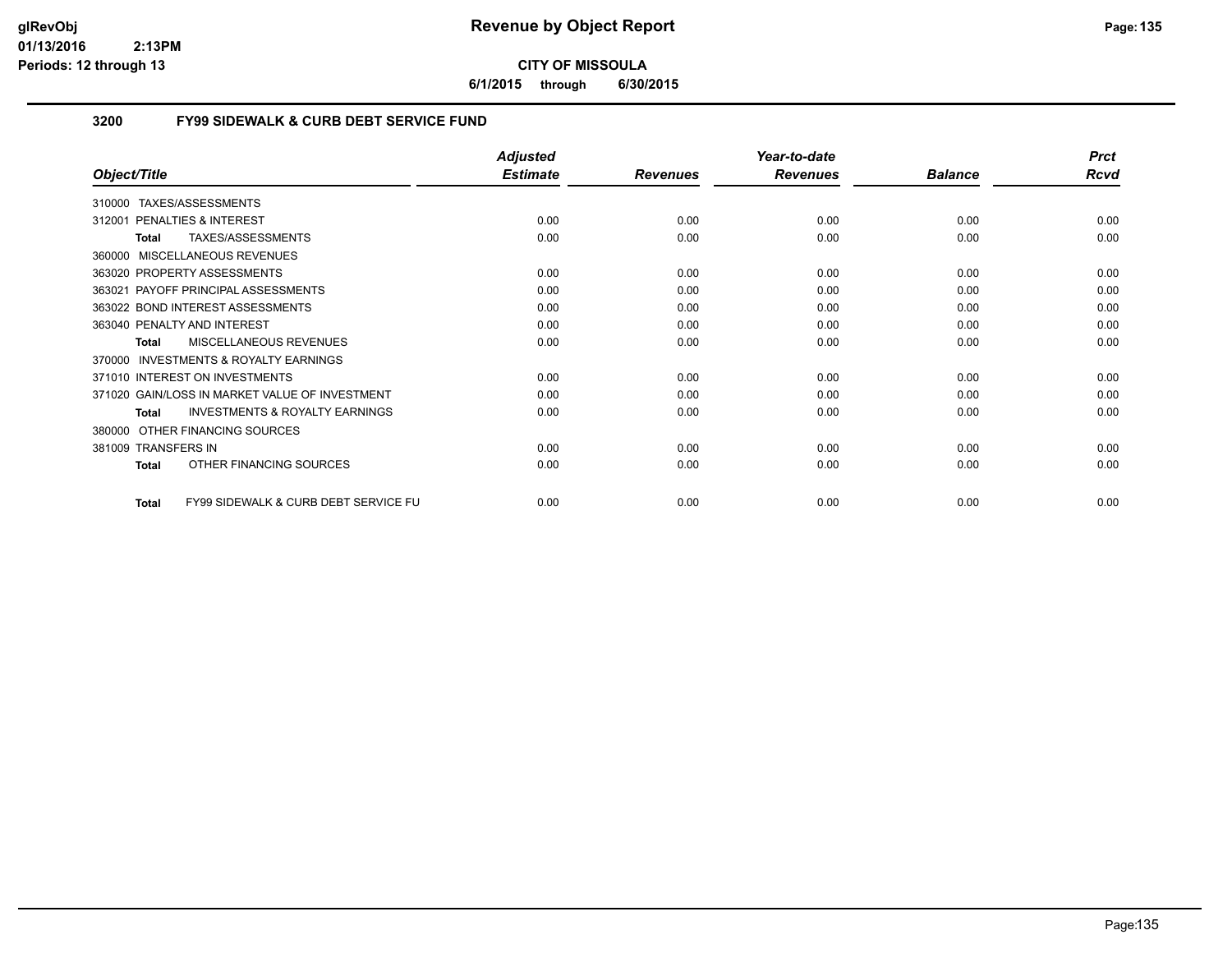# Revenue by Object Report

**CITY OF MISSOULA**

**6/1/2015 through 6/30/2015**

glRevObj
01/13/2016 2:13PM
Periods: 12 through 13

## 3200 FY99 SIDEWALK & CURB DEBT SERVICE FUND

| Object/Title | Adjusted Estimate | Revenues | Year-to-date Revenues | Balance | Prct Rcvd |
|---|---|---|---|---|---|
| 310000 TAXES/ASSESSMENTS | | | | | |
| 312001 PENALTIES & INTEREST | 0.00 | 0.00 | 0.00 | 0.00 | 0.00 |
| **Total** TAXES/ASSESSMENTS | 0.00 | 0.00 | 0.00 | 0.00 | 0.00 |
| 360000 MISCELLANEOUS REVENUES | | | | | |
| 363020 PROPERTY ASSESSMENTS | 0.00 | 0.00 | 0.00 | 0.00 | 0.00 |
| 363021 PAYOFF PRINCIPAL ASSESSMENTS | 0.00 | 0.00 | 0.00 | 0.00 | 0.00 |
| 363022 BOND INTEREST ASSESSMENTS | 0.00 | 0.00 | 0.00 | 0.00 | 0.00 |
| 363040 PENALTY AND INTEREST | 0.00 | 0.00 | 0.00 | 0.00 | 0.00 |
| **Total** MISCELLANEOUS REVENUES | 0.00 | 0.00 | 0.00 | 0.00 | 0.00 |
| 370000 INVESTMENTS & ROYALTY EARNINGS | | | | | |
| 371010 INTEREST ON INVESTMENTS | 0.00 | 0.00 | 0.00 | 0.00 | 0.00 |
| 371020 GAIN/LOSS IN MARKET VALUE OF INVESTMENT | 0.00 | 0.00 | 0.00 | 0.00 | 0.00 |
| **Total** INVESTMENTS & ROYALTY EARNINGS | 0.00 | 0.00 | 0.00 | 0.00 | 0.00 |
| 380000 OTHER FINANCING SOURCES | | | | | |
| 381009 TRANSFERS IN | 0.00 | 0.00 | 0.00 | 0.00 | 0.00 |
| **Total** OTHER FINANCING SOURCES | 0.00 | 0.00 | 0.00 | 0.00 | 0.00 |
| **Total** FY99 SIDEWALK & CURB DEBT SERVICE FU | 0.00 | 0.00 | 0.00 | 0.00 | 0.00 |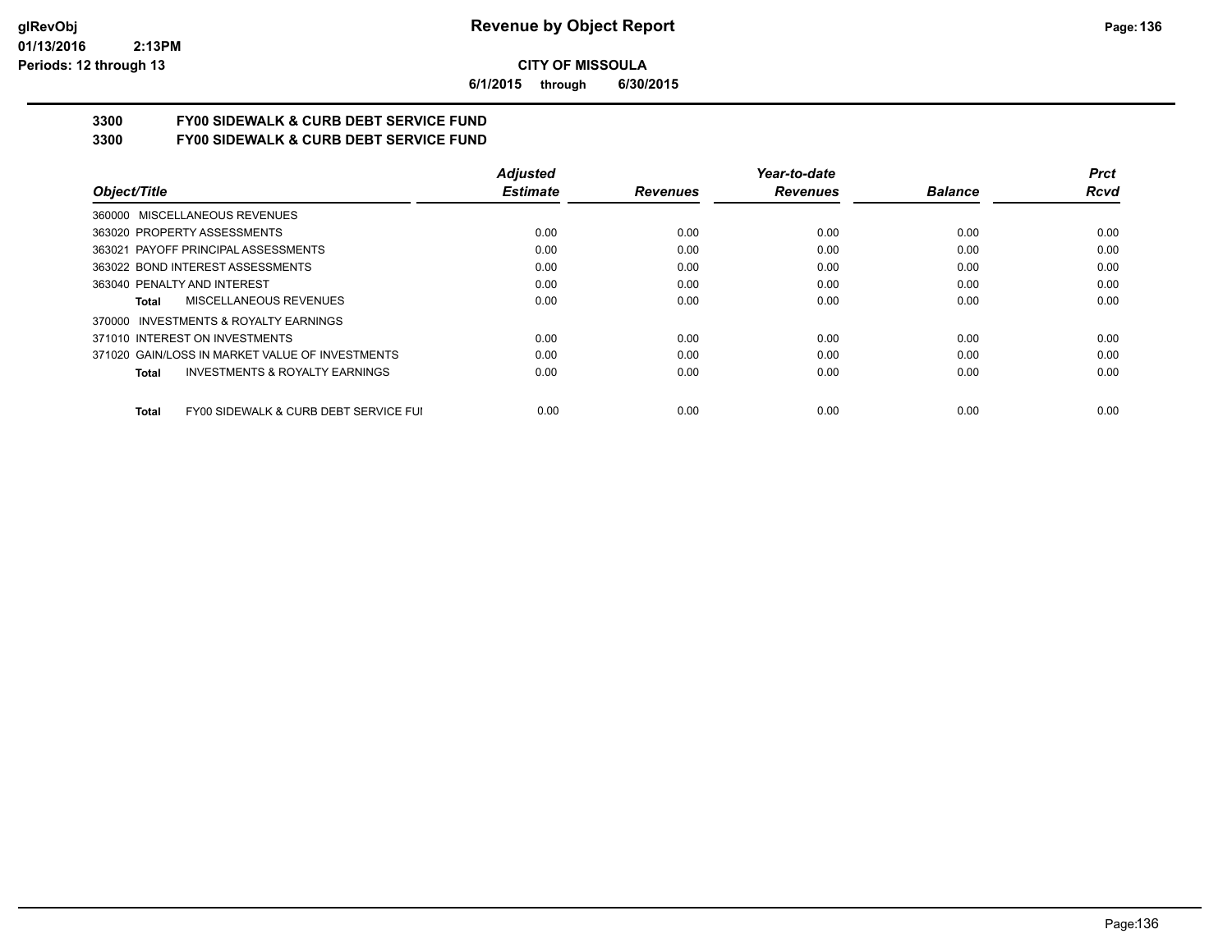**CITY OF MISSOULA**

**6/1/2015 through 6/30/2015**

## 3300 FY00 SIDEWALK & CURB DEBT SERVICE FUND
## 3300 FY00 SIDEWALK & CURB DEBT SERVICE FUND

| Object/Title | Adjusted Estimate | Revenues | Year-to-date Revenues | Balance | Prct Rcvd |
|---|---|---|---|---|---|
| 360000 MISCELLANEOUS REVENUES | | | | | |
| 363020 PROPERTY ASSESSMENTS | 0.00 | 0.00 | 0.00 | 0.00 | 0.00 |
| 363021 PAYOFF PRINCIPAL ASSESSMENTS | 0.00 | 0.00 | 0.00 | 0.00 | 0.00 |
| 363022 BOND INTEREST ASSESSMENTS | 0.00 | 0.00 | 0.00 | 0.00 | 0.00 |
| 363040 PENALTY AND INTEREST | 0.00 | 0.00 | 0.00 | 0.00 | 0.00 |
| **Total** MISCELLANEOUS REVENUES | 0.00 | 0.00 | 0.00 | 0.00 | 0.00 |
| 370000 INVESTMENTS & ROYALTY EARNINGS | | | | | |
| 371010 INTEREST ON INVESTMENTS | 0.00 | 0.00 | 0.00 | 0.00 | 0.00 |
| 371020 GAIN/LOSS IN MARKET VALUE OF INVESTMENTS | 0.00 | 0.00 | 0.00 | 0.00 | 0.00 |
| **Total** INVESTMENTS & ROYALTY EARNINGS | 0.00 | 0.00 | 0.00 | 0.00 | 0.00 |
| **Total** FY00 SIDEWALK & CURB DEBT SERVICE FUI | 0.00 | 0.00 | 0.00 | 0.00 | 0.00 |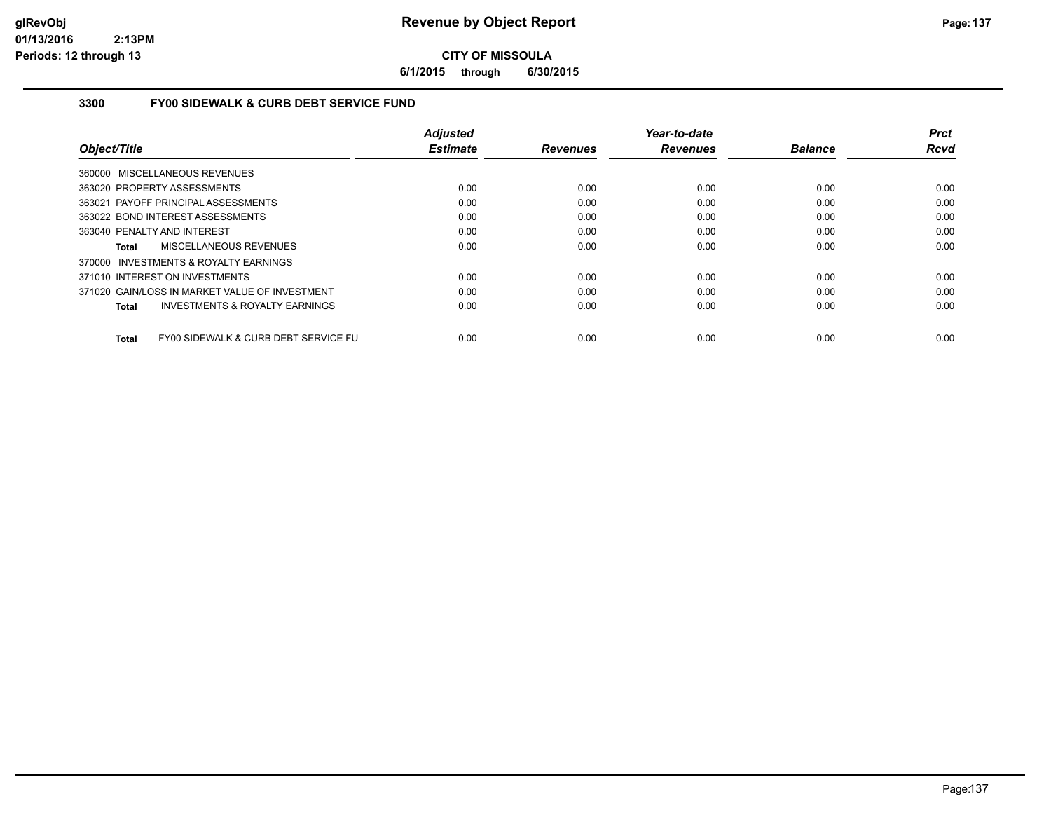**Revenue by Object Report**

**CITY OF MISSOULA**

**6/1/2015 through 6/30/2015**

glRevObj
01/13/2016 2:13PM
Periods: 12 through 13

## 3300 FY00 SIDEWALK & CURB DEBT SERVICE FUND

| Object/Title | Adjusted Estimate | Revenues | Year-to-date Revenues | Balance | Prct Rcvd |
|---|---|---|---|---|---|
| 360000 MISCELLANEOUS REVENUES | | | | | |
| 363020 PROPERTY ASSESSMENTS | 0.00 | 0.00 | 0.00 | 0.00 | 0.00 |
| 363021 PAYOFF PRINCIPAL ASSESSMENTS | 0.00 | 0.00 | 0.00 | 0.00 | 0.00 |
| 363022 BOND INTEREST ASSESSMENTS | 0.00 | 0.00 | 0.00 | 0.00 | 0.00 |
| 363040 PENALTY AND INTEREST | 0.00 | 0.00 | 0.00 | 0.00 | 0.00 |
| **Total** MISCELLANEOUS REVENUES | 0.00 | 0.00 | 0.00 | 0.00 | 0.00 |
| 370000 INVESTMENTS & ROYALTY EARNINGS | | | | | |
| 371010 INTEREST ON INVESTMENTS | 0.00 | 0.00 | 0.00 | 0.00 | 0.00 |
| 371020 GAIN/LOSS IN MARKET VALUE OF INVESTMENT | 0.00 | 0.00 | 0.00 | 0.00 | 0.00 |
| **Total** INVESTMENTS & ROYALTY EARNINGS | 0.00 | 0.00 | 0.00 | 0.00 | 0.00 |
| **Total** FY00 SIDEWALK & CURB DEBT SERVICE FU | 0.00 | 0.00 | 0.00 | 0.00 | 0.00 |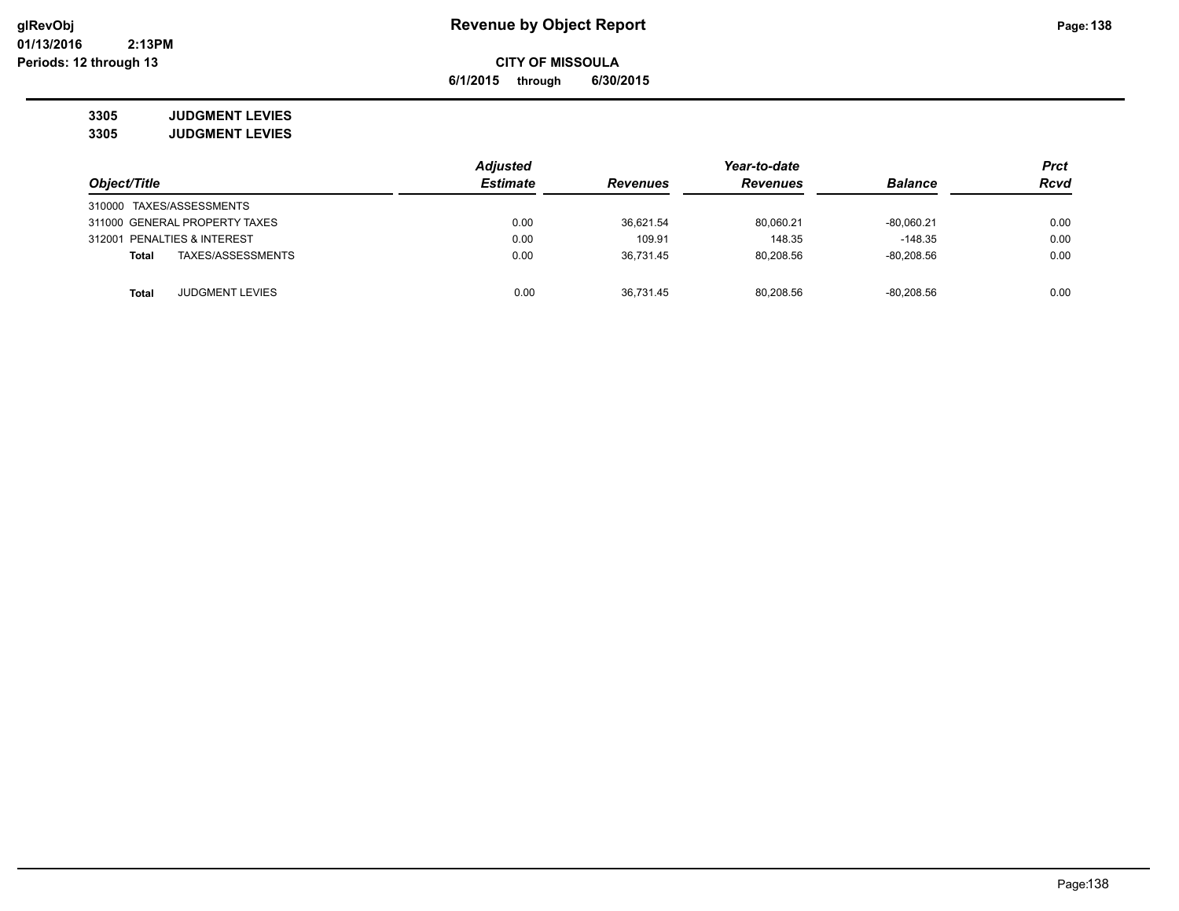# Revenue by Object Report

**CITY OF MISSOULA**

**6/1/2015 through 6/30/2015**

**3305 JUDGMENT LEVIES**

**3305 JUDGMENT LEVIES**

| Object/Title | Adjusted Estimate | Revenues | Year-to-date Revenues | Balance | Prct Rcvd |
|---|---|---|---|---|---|
| 310000 TAXES/ASSESSMENTS | | | | | |
| 311000 GENERAL PROPERTY TAXES | 0.00 | 36,621.54 | 80,060.21 | -80,060.21 | 0.00 |
| 312001 PENALTIES & INTEREST | 0.00 | 109.91 | 148.35 | -148.35 | 0.00 |
| **Total** TAXES/ASSESSMENTS | 0.00 | 36,731.45 | 80,208.56 | -80,208.56 | 0.00 |
| **Total** JUDGMENT LEVIES | 0.00 | 36,731.45 | 80,208.56 | -80,208.56 | 0.00 |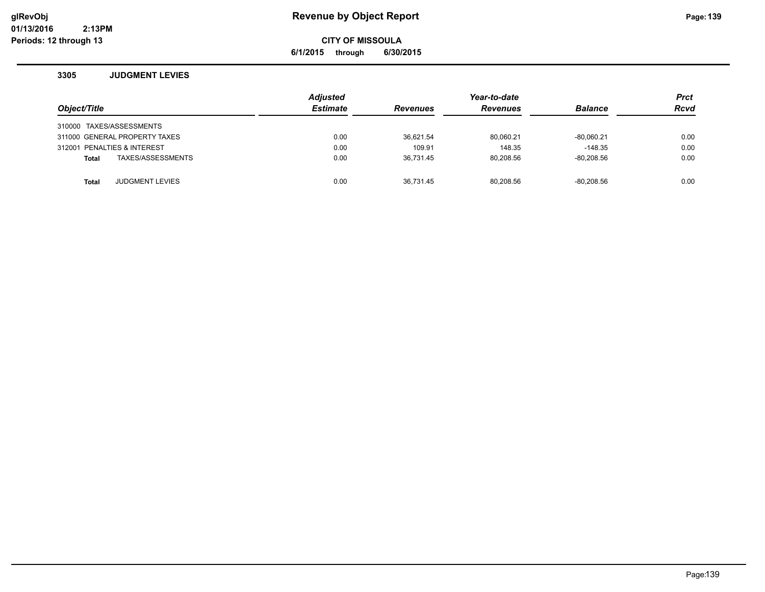# Revenue by Object Report

**CITY OF MISSOULA**

**6/1/2015 through 6/30/2015**

glRevObj
01/13/2016 2:13PM
Periods: 12 through 13

### 3305 JUDGMENT LEVIES

| Object/Title | Adjusted Estimate | Revenues | Year-to-date Revenues | Balance | Prct Rcvd |
|---|---|---|---|---|---|
| 310000 TAXES/ASSESSMENTS | | | | | |
| 311000 GENERAL PROPERTY TAXES | 0.00 | 36,621.54 | 80,060.21 | -80,060.21 | 0.00 |
| 312001 PENALTIES & INTEREST | 0.00 | 109.91 | 148.35 | -148.35 | 0.00 |
| **Total** TAXES/ASSESSMENTS | 0.00 | 36,731.45 | 80,208.56 | -80,208.56 | 0.00 |
| **Total** JUDGMENT LEVIES | 0.00 | 36,731.45 | 80,208.56 | -80,208.56 | 0.00 |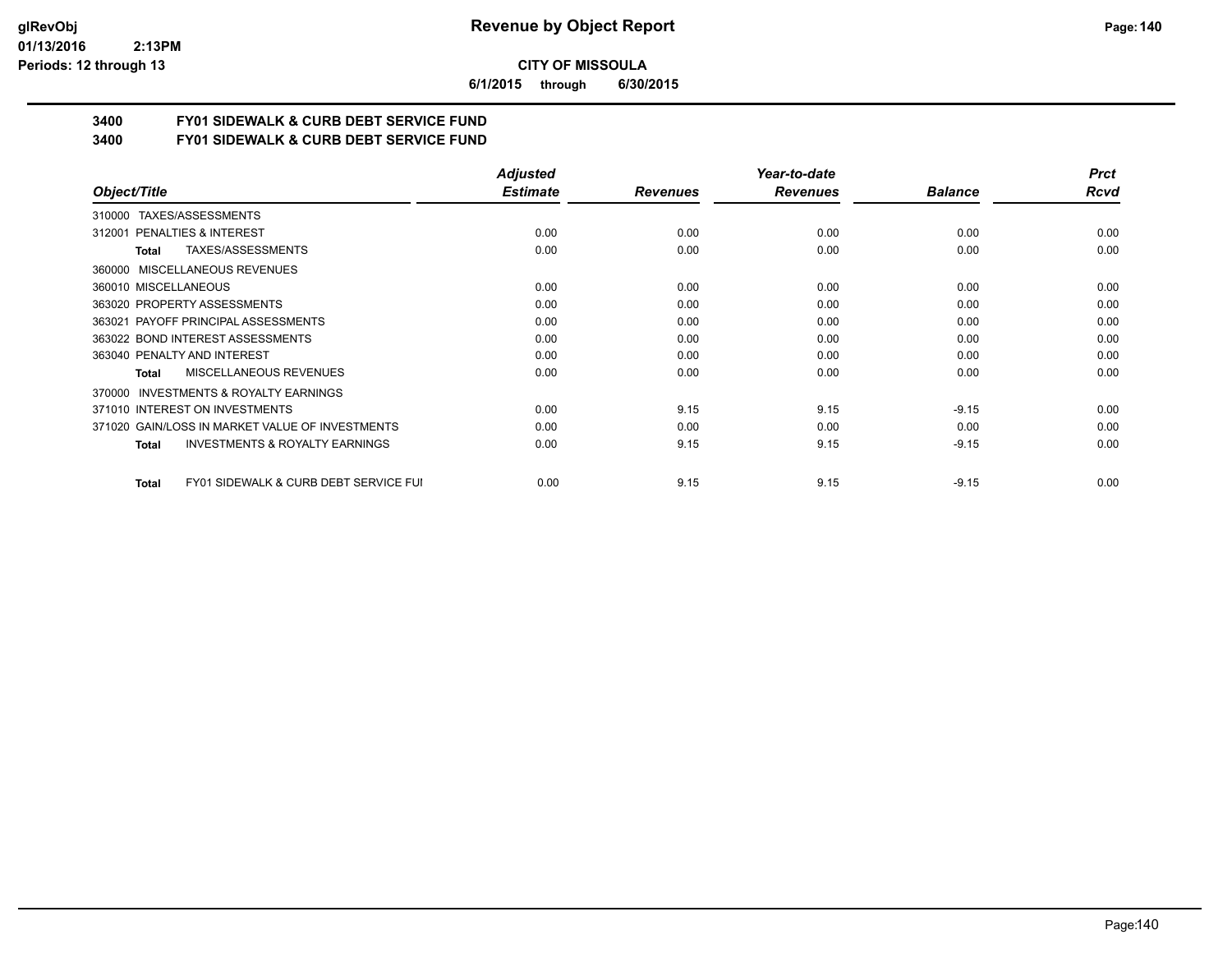**CITY OF MISSOULA**

**6/1/2015 through 6/30/2015**

**3400 FY01 SIDEWALK & CURB DEBT SERVICE FUND**

**3400 FY01 SIDEWALK & CURB DEBT SERVICE FUND**

| Object/Title | Adjusted Estimate | Revenues | Year-to-date Revenues | Balance | Prct Rcvd |
|---|---|---|---|---|---|
| 310000 TAXES/ASSESSMENTS | | | | | |
| 312001 PENALTIES & INTEREST | 0.00 | 0.00 | 0.00 | 0.00 | 0.00 |
| **Total** TAXES/ASSESSMENTS | 0.00 | 0.00 | 0.00 | 0.00 | 0.00 |
| 360000 MISCELLANEOUS REVENUES | | | | | |
| 360010 MISCELLANEOUS | 0.00 | 0.00 | 0.00 | 0.00 | 0.00 |
| 363020 PROPERTY ASSESSMENTS | 0.00 | 0.00 | 0.00 | 0.00 | 0.00 |
| 363021 PAYOFF PRINCIPAL ASSESSMENTS | 0.00 | 0.00 | 0.00 | 0.00 | 0.00 |
| 363022 BOND INTEREST ASSESSMENTS | 0.00 | 0.00 | 0.00 | 0.00 | 0.00 |
| 363040 PENALTY AND INTEREST | 0.00 | 0.00 | 0.00 | 0.00 | 0.00 |
| **Total** MISCELLANEOUS REVENUES | 0.00 | 0.00 | 0.00 | 0.00 | 0.00 |
| 370000 INVESTMENTS & ROYALTY EARNINGS | | | | | |
| 371010 INTEREST ON INVESTMENTS | 0.00 | 9.15 | 9.15 | -9.15 | 0.00 |
| 371020 GAIN/LOSS IN MARKET VALUE OF INVESTMENTS | 0.00 | 0.00 | 0.00 | 0.00 | 0.00 |
| **Total** INVESTMENTS & ROYALTY EARNINGS | 0.00 | 9.15 | 9.15 | -9.15 | 0.00 |
| **Total** FY01 SIDEWALK & CURB DEBT SERVICE FUI | 0.00 | 9.15 | 9.15 | -9.15 | 0.00 |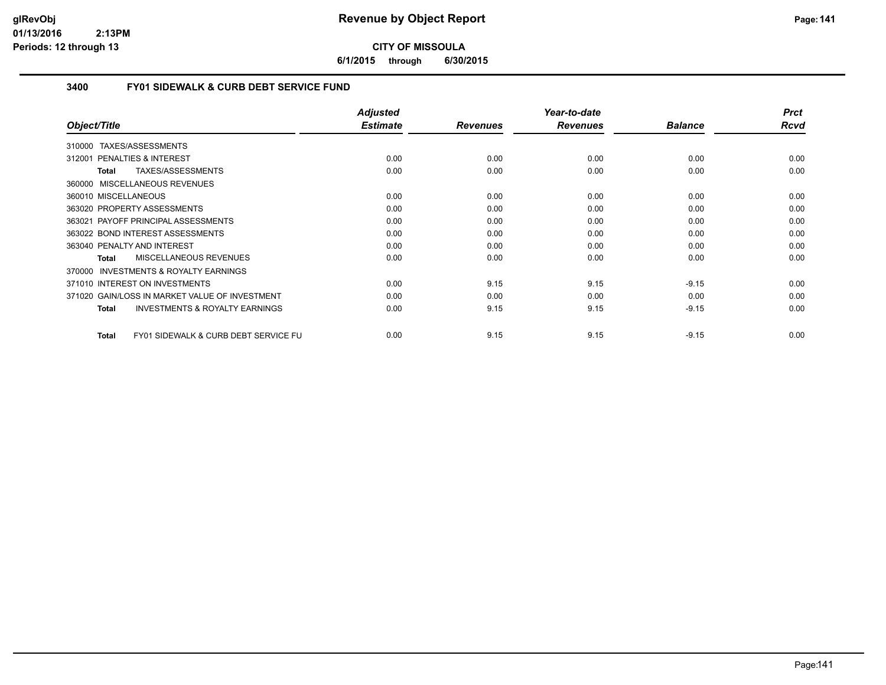**CITY OF MISSOULA**

**6/1/2015 through 6/30/2015**

### 3400 FY01 SIDEWALK & CURB DEBT SERVICE FUND

| Object/Title | Adjusted Estimate | Revenues | Year-to-date Revenues | Balance | Prct Rcvd |
|---|---|---|---|---|---|
| 310000 TAXES/ASSESSMENTS | | | | | |
| 312001 PENALTIES & INTEREST | 0.00 | 0.00 | 0.00 | 0.00 | 0.00 |
| **Total** TAXES/ASSESSMENTS | 0.00 | 0.00 | 0.00 | 0.00 | 0.00 |
| 360000 MISCELLANEOUS REVENUES | | | | | |
| 360010 MISCELLANEOUS | 0.00 | 0.00 | 0.00 | 0.00 | 0.00 |
| 363020 PROPERTY ASSESSMENTS | 0.00 | 0.00 | 0.00 | 0.00 | 0.00 |
| 363021 PAYOFF PRINCIPAL ASSESSMENTS | 0.00 | 0.00 | 0.00 | 0.00 | 0.00 |
| 363022 BOND INTEREST ASSESSMENTS | 0.00 | 0.00 | 0.00 | 0.00 | 0.00 |
| 363040 PENALTY AND INTEREST | 0.00 | 0.00 | 0.00 | 0.00 | 0.00 |
| **Total** MISCELLANEOUS REVENUES | 0.00 | 0.00 | 0.00 | 0.00 | 0.00 |
| 370000 INVESTMENTS & ROYALTY EARNINGS | | | | | |
| 371010 INTEREST ON INVESTMENTS | 0.00 | 9.15 | 9.15 | -9.15 | 0.00 |
| 371020 GAIN/LOSS IN MARKET VALUE OF INVESTMENT | 0.00 | 0.00 | 0.00 | 0.00 | 0.00 |
| **Total** INVESTMENTS & ROYALTY EARNINGS | 0.00 | 9.15 | 9.15 | -9.15 | 0.00 |
| **Total** FY01 SIDEWALK & CURB DEBT SERVICE FU | 0.00 | 9.15 | 9.15 | -9.15 | 0.00 |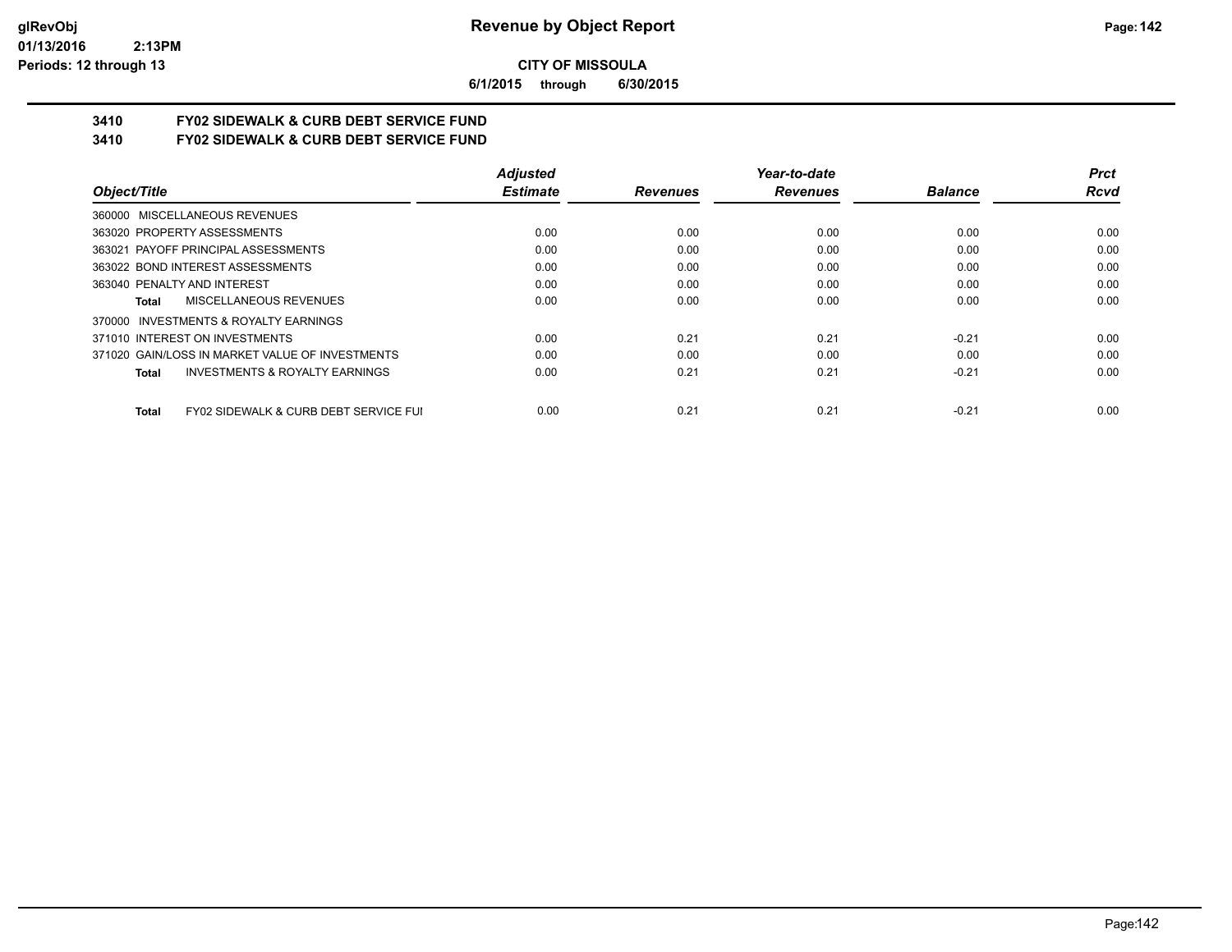**CITY OF MISSOULA**

**6/1/2015 through 6/30/2015**

## 3410 FY02 SIDEWALK & CURB DEBT SERVICE FUND

## 3410 FY02 SIDEWALK & CURB DEBT SERVICE FUND

| Object/Title | Adjusted Estimate | Revenues | Year-to-date Revenues | Balance | Prct Rcvd |
|---|---|---|---|---|---|
| 360000 MISCELLANEOUS REVENUES | | | | | |
| 363020 PROPERTY ASSESSMENTS | 0.00 | 0.00 | 0.00 | 0.00 | 0.00 |
| 363021 PAYOFF PRINCIPAL ASSESSMENTS | 0.00 | 0.00 | 0.00 | 0.00 | 0.00 |
| 363022 BOND INTEREST ASSESSMENTS | 0.00 | 0.00 | 0.00 | 0.00 | 0.00 |
| 363040 PENALTY AND INTEREST | 0.00 | 0.00 | 0.00 | 0.00 | 0.00 |
| **Total** MISCELLANEOUS REVENUES | 0.00 | 0.00 | 0.00 | 0.00 | 0.00 |
| 370000 INVESTMENTS & ROYALTY EARNINGS | | | | | |
| 371010 INTEREST ON INVESTMENTS | 0.00 | 0.21 | 0.21 | -0.21 | 0.00 |
| 371020 GAIN/LOSS IN MARKET VALUE OF INVESTMENTS | 0.00 | 0.00 | 0.00 | 0.00 | 0.00 |
| **Total** INVESTMENTS & ROYALTY EARNINGS | 0.00 | 0.21 | 0.21 | -0.21 | 0.00 |
| **Total** FY02 SIDEWALK & CURB DEBT SERVICE FUI | 0.00 | 0.21 | 0.21 | -0.21 | 0.00 |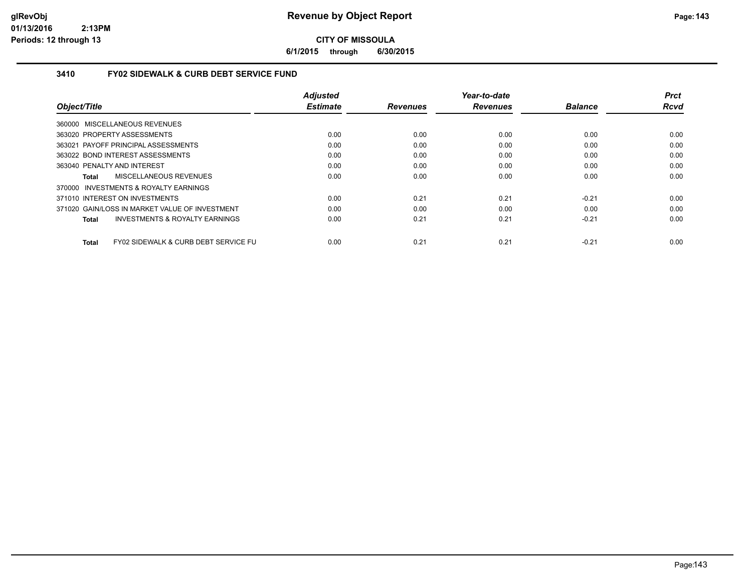# Revenue by Object Report

**CITY OF MISSOULA**

**6/1/2015 through 6/30/2015**

### 3410 FY02 SIDEWALK & CURB DEBT SERVICE FUND

| Object/Title | Adjusted Estimate | Revenues | Year-to-date Revenues | Balance | Prct Rcvd |
|---|---|---|---|---|---|
| 360000 MISCELLANEOUS REVENUES | | | | | |
| 363020 PROPERTY ASSESSMENTS | 0.00 | 0.00 | 0.00 | 0.00 | 0.00 |
| 363021 PAYOFF PRINCIPAL ASSESSMENTS | 0.00 | 0.00 | 0.00 | 0.00 | 0.00 |
| 363022 BOND INTEREST ASSESSMENTS | 0.00 | 0.00 | 0.00 | 0.00 | 0.00 |
| 363040 PENALTY AND INTEREST | 0.00 | 0.00 | 0.00 | 0.00 | 0.00 |
| **Total** MISCELLANEOUS REVENUES | 0.00 | 0.00 | 0.00 | 0.00 | 0.00 |
| 370000 INVESTMENTS & ROYALTY EARNINGS | | | | | |
| 371010 INTEREST ON INVESTMENTS | 0.00 | 0.21 | 0.21 | -0.21 | 0.00 |
| 371020 GAIN/LOSS IN MARKET VALUE OF INVESTMENT | 0.00 | 0.00 | 0.00 | 0.00 | 0.00 |
| **Total** INVESTMENTS & ROYALTY EARNINGS | 0.00 | 0.21 | 0.21 | -0.21 | 0.00 |
| **Total** FY02 SIDEWALK & CURB DEBT SERVICE FU | 0.00 | 0.21 | 0.21 | -0.21 | 0.00 |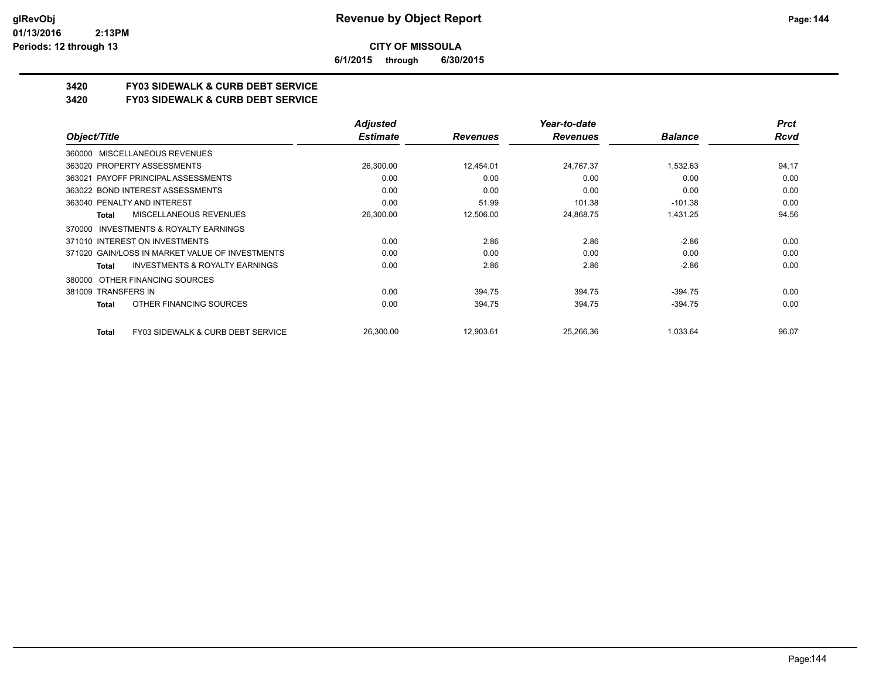**CITY OF MISSOULA**

**6/1/2015 through 6/30/2015**

**3420 FY03 SIDEWALK & CURB DEBT SERVICE**

**3420 FY03 SIDEWALK & CURB DEBT SERVICE**

| Object/Title | Adjusted Estimate | Revenues | Year-to-date Revenues | Balance | Prct Rcvd |
|---|---|---|---|---|---|
| 360000 MISCELLANEOUS REVENUES | | | | | |
| 363020 PROPERTY ASSESSMENTS | 26,300.00 | 12,454.01 | 24,767.37 | 1,532.63 | 94.17 |
| 363021 PAYOFF PRINCIPAL ASSESSMENTS | 0.00 | 0.00 | 0.00 | 0.00 | 0.00 |
| 363022 BOND INTEREST ASSESSMENTS | 0.00 | 0.00 | 0.00 | 0.00 | 0.00 |
| 363040 PENALTY AND INTEREST | 0.00 | 51.99 | 101.38 | -101.38 | 0.00 |
| **Total** MISCELLANEOUS REVENUES | 26,300.00 | 12,506.00 | 24,868.75 | 1,431.25 | 94.56 |
| 370000 INVESTMENTS & ROYALTY EARNINGS | | | | | |
| 371010 INTEREST ON INVESTMENTS | 0.00 | 2.86 | 2.86 | -2.86 | 0.00 |
| 371020 GAIN/LOSS IN MARKET VALUE OF INVESTMENTS | 0.00 | 0.00 | 0.00 | 0.00 | 0.00 |
| **Total** INVESTMENTS & ROYALTY EARNINGS | 0.00 | 2.86 | 2.86 | -2.86 | 0.00 |
| 380000 OTHER FINANCING SOURCES | | | | | |
| 381009 TRANSFERS IN | 0.00 | 394.75 | 394.75 | -394.75 | 0.00 |
| **Total** OTHER FINANCING SOURCES | 0.00 | 394.75 | 394.75 | -394.75 | 0.00 |
| **Total** FY03 SIDEWALK & CURB DEBT SERVICE | 26,300.00 | 12,903.61 | 25,266.36 | 1,033.64 | 96.07 |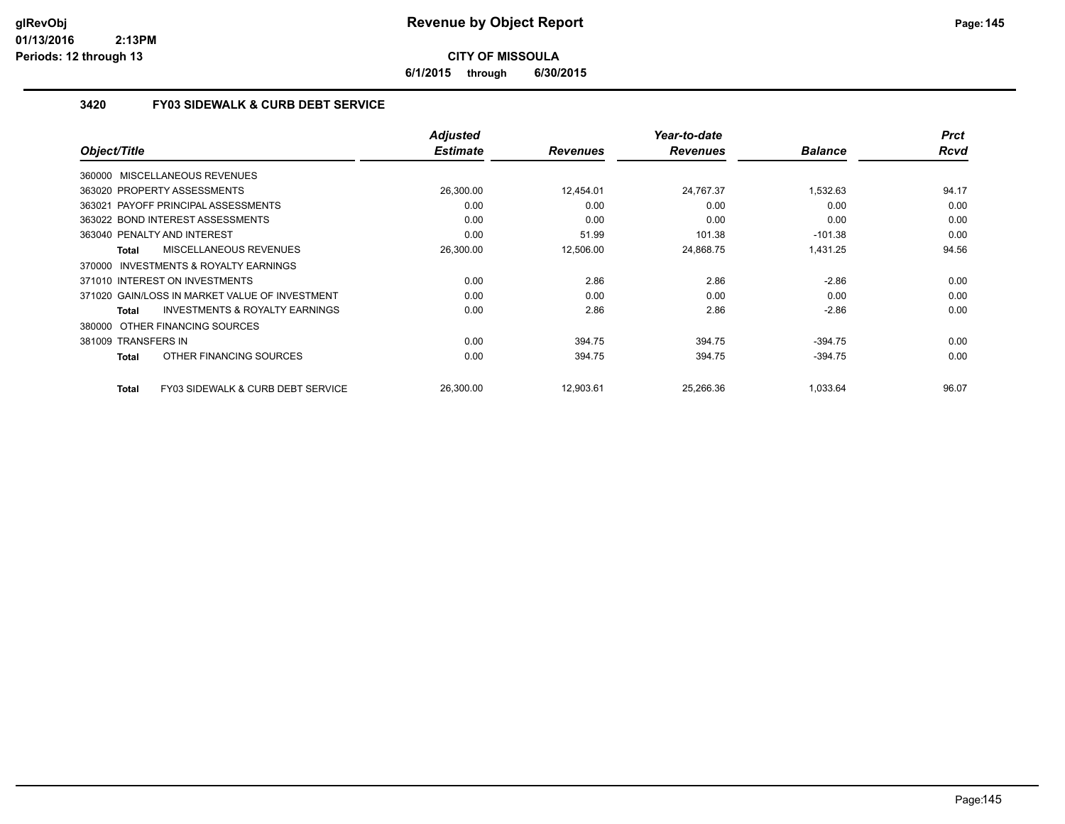**Revenue by Object Report**

**CITY OF MISSOULA**

**6/1/2015 through 6/30/2015**

Periods: 12 through 13

### 3420 FY03 SIDEWALK & CURB DEBT SERVICE

| Object/Title | Adjusted Estimate | Revenues | Year-to-date Revenues | Balance | Prct Rcvd |
|---|---|---|---|---|---|
| 360000 MISCELLANEOUS REVENUES | | | | | |
| 363020 PROPERTY ASSESSMENTS | 26,300.00 | 12,454.01 | 24,767.37 | 1,532.63 | 94.17 |
| 363021 PAYOFF PRINCIPAL ASSESSMENTS | 0.00 | 0.00 | 0.00 | 0.00 | 0.00 |
| 363022 BOND INTEREST ASSESSMENTS | 0.00 | 0.00 | 0.00 | 0.00 | 0.00 |
| 363040 PENALTY AND INTEREST | 0.00 | 51.99 | 101.38 | -101.38 | 0.00 |
| **Total** MISCELLANEOUS REVENUES | 26,300.00 | 12,506.00 | 24,868.75 | 1,431.25 | 94.56 |
| 370000 INVESTMENTS & ROYALTY EARNINGS | | | | | |
| 371010 INTEREST ON INVESTMENTS | 0.00 | 2.86 | 2.86 | -2.86 | 0.00 |
| 371020 GAIN/LOSS IN MARKET VALUE OF INVESTMENT | 0.00 | 0.00 | 0.00 | 0.00 | 0.00 |
| **Total** INVESTMENTS & ROYALTY EARNINGS | 0.00 | 2.86 | 2.86 | -2.86 | 0.00 |
| 380000 OTHER FINANCING SOURCES | | | | | |
| 381009 TRANSFERS IN | 0.00 | 394.75 | 394.75 | -394.75 | 0.00 |
| **Total** OTHER FINANCING SOURCES | 0.00 | 394.75 | 394.75 | -394.75 | 0.00 |
| **Total** FY03 SIDEWALK & CURB DEBT SERVICE | 26,300.00 | 12,903.61 | 25,266.36 | 1,033.64 | 96.07 |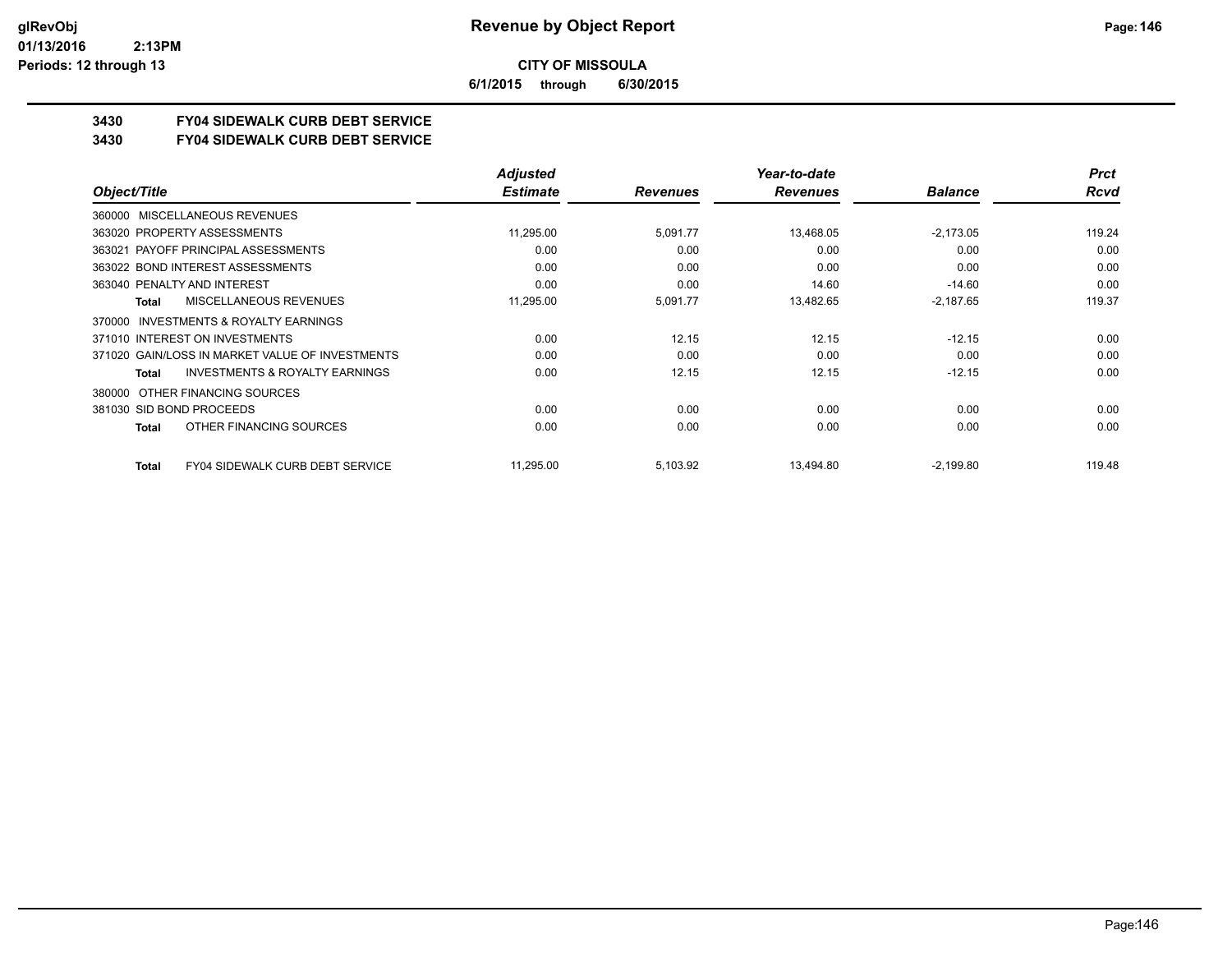**CITY OF MISSOULA**

**6/1/2015 through 6/30/2015**

## 3430 FY04 SIDEWALK CURB DEBT SERVICE
## 3430 FY04 SIDEWALK CURB DEBT SERVICE

| Object/Title | Adjusted Estimate | Revenues | Year-to-date Revenues | Balance | Prct Rcvd |
|---|---|---|---|---|---|
| 360000 MISCELLANEOUS REVENUES | | | | | |
| 363020 PROPERTY ASSESSMENTS | 11,295.00 | 5,091.77 | 13,468.05 | -2,173.05 | 119.24 |
| 363021 PAYOFF PRINCIPAL ASSESSMENTS | 0.00 | 0.00 | 0.00 | 0.00 | 0.00 |
| 363022 BOND INTEREST ASSESSMENTS | 0.00 | 0.00 | 0.00 | 0.00 | 0.00 |
| 363040 PENALTY AND INTEREST | 0.00 | 0.00 | 14.60 | -14.60 | 0.00 |
| **Total** MISCELLANEOUS REVENUES | 11,295.00 | 5,091.77 | 13,482.65 | -2,187.65 | 119.37 |
| 370000 INVESTMENTS & ROYALTY EARNINGS | | | | | |
| 371010 INTEREST ON INVESTMENTS | 0.00 | 12.15 | 12.15 | -12.15 | 0.00 |
| 371020 GAIN/LOSS IN MARKET VALUE OF INVESTMENTS | 0.00 | 0.00 | 0.00 | 0.00 | 0.00 |
| **Total** INVESTMENTS & ROYALTY EARNINGS | 0.00 | 12.15 | 12.15 | -12.15 | 0.00 |
| 380000 OTHER FINANCING SOURCES | | | | | |
| 381030 SID BOND PROCEEDS | 0.00 | 0.00 | 0.00 | 0.00 | 0.00 |
| **Total** OTHER FINANCING SOURCES | 0.00 | 0.00 | 0.00 | 0.00 | 0.00 |
| **Total** FY04 SIDEWALK CURB DEBT SERVICE | 11,295.00 | 5,103.92 | 13,494.80 | -2,199.80 | 119.48 |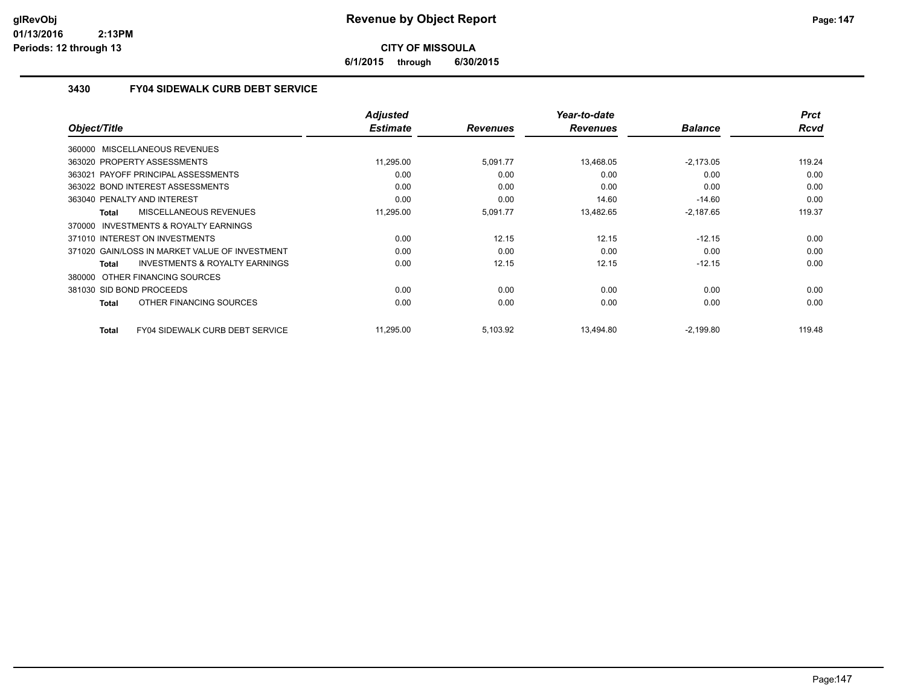# Revenue by Object Report

**CITY OF MISSOULA**

**6/1/2015 through 6/30/2015**

glRevObj
01/13/2016 2:13PM
Periods: 12 through 13

### 3430 FY04 SIDEWALK CURB DEBT SERVICE

| Object/Title | Adjusted Estimate | Revenues | Year-to-date Revenues | Balance | Prct Rcvd |
|---|---|---|---|---|---|
| 360000 MISCELLANEOUS REVENUES | | | | | |
| 363020 PROPERTY ASSESSMENTS | 11,295.00 | 5,091.77 | 13,468.05 | -2,173.05 | 119.24 |
| 363021 PAYOFF PRINCIPAL ASSESSMENTS | 0.00 | 0.00 | 0.00 | 0.00 | 0.00 |
| 363022 BOND INTEREST ASSESSMENTS | 0.00 | 0.00 | 0.00 | 0.00 | 0.00 |
| 363040 PENALTY AND INTEREST | 0.00 | 0.00 | 14.60 | -14.60 | 0.00 |
| **Total** MISCELLANEOUS REVENUES | 11,295.00 | 5,091.77 | 13,482.65 | -2,187.65 | 119.37 |
| 370000 INVESTMENTS & ROYALTY EARNINGS | | | | | |
| 371010 INTEREST ON INVESTMENTS | 0.00 | 12.15 | 12.15 | -12.15 | 0.00 |
| 371020 GAIN/LOSS IN MARKET VALUE OF INVESTMENT | 0.00 | 0.00 | 0.00 | 0.00 | 0.00 |
| **Total** INVESTMENTS & ROYALTY EARNINGS | 0.00 | 12.15 | 12.15 | -12.15 | 0.00 |
| 380000 OTHER FINANCING SOURCES | | | | | |
| 381030 SID BOND PROCEEDS | 0.00 | 0.00 | 0.00 | 0.00 | 0.00 |
| **Total** OTHER FINANCING SOURCES | 0.00 | 0.00 | 0.00 | 0.00 | 0.00 |
| **Total** FY04 SIDEWALK CURB DEBT SERVICE | 11,295.00 | 5,103.92 | 13,494.80 | -2,199.80 | 119.48 |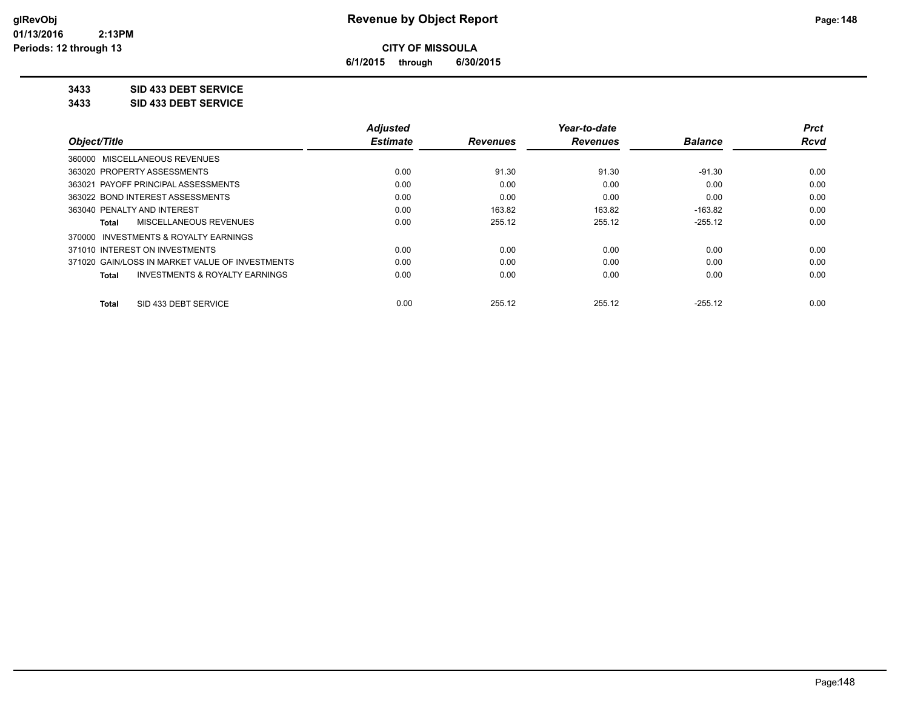**CITY OF MISSOULA**

**6/1/2015 through 6/30/2015**

**3433 SID 433 DEBT SERVICE**

**3433 SID 433 DEBT SERVICE**

| Object/Title | Adjusted Estimate | Revenues | Year-to-date Revenues | Balance | Prct Rcvd |
|---|---|---|---|---|---|
| 360000 MISCELLANEOUS REVENUES | | | | | |
| 363020 PROPERTY ASSESSMENTS | 0.00 | 91.30 | 91.30 | -91.30 | 0.00 |
| 363021 PAYOFF PRINCIPAL ASSESSMENTS | 0.00 | 0.00 | 0.00 | 0.00 | 0.00 |
| 363022 BOND INTEREST ASSESSMENTS | 0.00 | 0.00 | 0.00 | 0.00 | 0.00 |
| 363040 PENALTY AND INTEREST | 0.00 | 163.82 | 163.82 | -163.82 | 0.00 |
| **Total** MISCELLANEOUS REVENUES | 0.00 | 255.12 | 255.12 | -255.12 | 0.00 |
| 370000 INVESTMENTS & ROYALTY EARNINGS | | | | | |
| 371010 INTEREST ON INVESTMENTS | 0.00 | 0.00 | 0.00 | 0.00 | 0.00 |
| 371020 GAIN/LOSS IN MARKET VALUE OF INVESTMENTS | 0.00 | 0.00 | 0.00 | 0.00 | 0.00 |
| **Total** INVESTMENTS & ROYALTY EARNINGS | 0.00 | 0.00 | 0.00 | 0.00 | 0.00 |
| **Total** SID 433 DEBT SERVICE | 0.00 | 255.12 | 255.12 | -255.12 | 0.00 |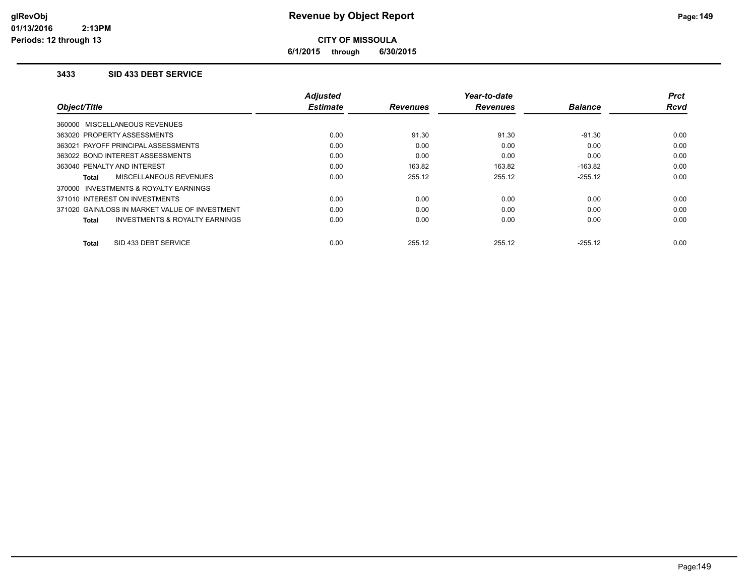# Revenue by Object Report

**CITY OF MISSOULA**

**6/1/2015 through 6/30/2015**

glRevObj
01/13/2016 2:13PM
Periods: 12 through 13

### 3433 SID 433 DEBT SERVICE

| Object/Title | Adjusted Estimate | Revenues | Year-to-date Revenues | Balance | Prct Rcvd |
|---|---|---|---|---|---|
| 360000 MISCELLANEOUS REVENUES | | | | | |
| 363020 PROPERTY ASSESSMENTS | 0.00 | 91.30 | 91.30 | -91.30 | 0.00 |
| 363021 PAYOFF PRINCIPAL ASSESSMENTS | 0.00 | 0.00 | 0.00 | 0.00 | 0.00 |
| 363022 BOND INTEREST ASSESSMENTS | 0.00 | 0.00 | 0.00 | 0.00 | 0.00 |
| 363040 PENALTY AND INTEREST | 0.00 | 163.82 | 163.82 | -163.82 | 0.00 |
| **Total** MISCELLANEOUS REVENUES | 0.00 | 255.12 | 255.12 | -255.12 | 0.00 |
| 370000 INVESTMENTS & ROYALTY EARNINGS | | | | | |
| 371010 INTEREST ON INVESTMENTS | 0.00 | 0.00 | 0.00 | 0.00 | 0.00 |
| 371020 GAIN/LOSS IN MARKET VALUE OF INVESTMENT | 0.00 | 0.00 | 0.00 | 0.00 | 0.00 |
| **Total** INVESTMENTS & ROYALTY EARNINGS | 0.00 | 0.00 | 0.00 | 0.00 | 0.00 |
| **Total** SID 433 DEBT SERVICE | 0.00 | 255.12 | 255.12 | -255.12 | 0.00 |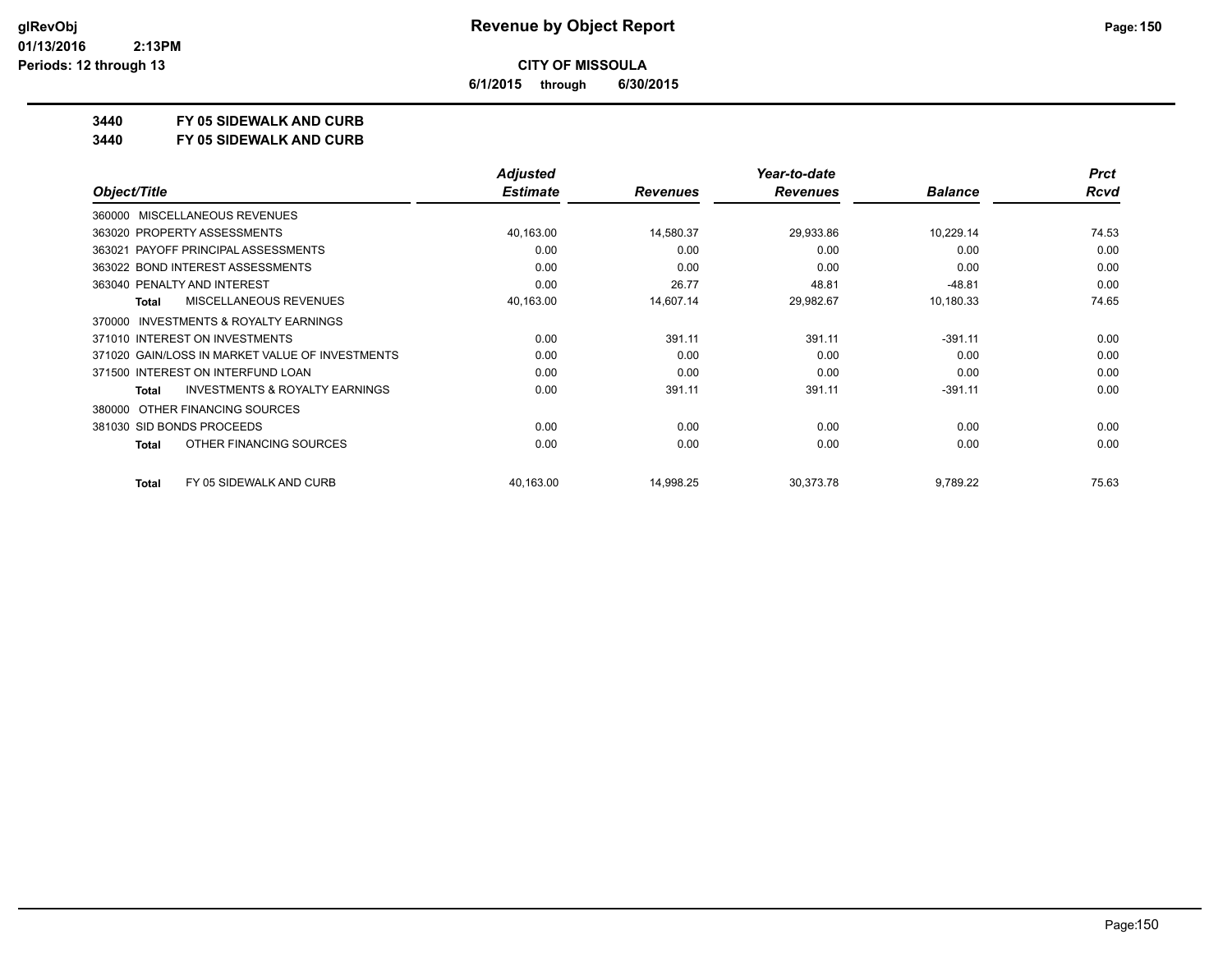**CITY OF MISSOULA**

**6/1/2015 through 6/30/2015**

# 3440 FY 05 SIDEWALK AND CURB

## 3440 FY 05 SIDEWALK AND CURB

| Object/Title | Adjusted Estimate | Revenues | Year-to-date Revenues | Balance | Prct Rcvd |
|---|---|---|---|---|---|
| 360000 MISCELLANEOUS REVENUES | | | | | |
| 363020 PROPERTY ASSESSMENTS | 40,163.00 | 14,580.37 | 29,933.86 | 10,229.14 | 74.53 |
| 363021 PAYOFF PRINCIPAL ASSESSMENTS | 0.00 | 0.00 | 0.00 | 0.00 | 0.00 |
| 363022 BOND INTEREST ASSESSMENTS | 0.00 | 0.00 | 0.00 | 0.00 | 0.00 |
| 363040 PENALTY AND INTEREST | 0.00 | 26.77 | 48.81 | -48.81 | 0.00 |
| **Total** MISCELLANEOUS REVENUES | 40,163.00 | 14,607.14 | 29,982.67 | 10,180.33 | 74.65 |
| 370000 INVESTMENTS & ROYALTY EARNINGS | | | | | |
| 371010 INTEREST ON INVESTMENTS | 0.00 | 391.11 | 391.11 | -391.11 | 0.00 |
| 371020 GAIN/LOSS IN MARKET VALUE OF INVESTMENTS | 0.00 | 0.00 | 0.00 | 0.00 | 0.00 |
| 371500 INTEREST ON INTERFUND LOAN | 0.00 | 0.00 | 0.00 | 0.00 | 0.00 |
| **Total** INVESTMENTS & ROYALTY EARNINGS | 0.00 | 391.11 | 391.11 | -391.11 | 0.00 |
| 380000 OTHER FINANCING SOURCES | | | | | |
| 381030 SID BONDS PROCEEDS | 0.00 | 0.00 | 0.00 | 0.00 | 0.00 |
| **Total** OTHER FINANCING SOURCES | 0.00 | 0.00 | 0.00 | 0.00 | 0.00 |
| **Total** FY 05 SIDEWALK AND CURB | 40,163.00 | 14,998.25 | 30,373.78 | 9,789.22 | 75.63 |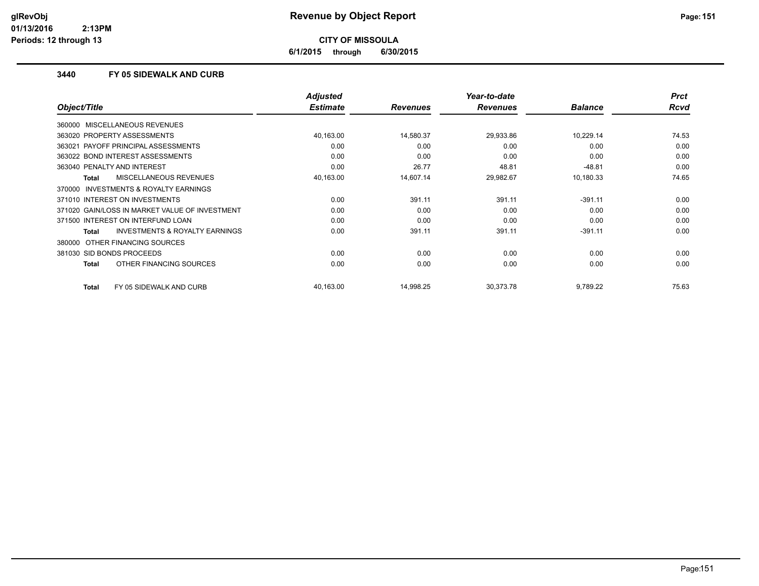**Revenue by Object Report**

**CITY OF MISSOULA**

**6/1/2015 through 6/30/2015**

### 3440 FY 05 SIDEWALK AND CURB

| Object/Title | Adjusted Estimate | Revenues | Year-to-date Revenues | Balance | Prct Rcvd |
|---|---|---|---|---|---|
| 360000 MISCELLANEOUS REVENUES | | | | | |
| 363020 PROPERTY ASSESSMENTS | 40,163.00 | 14,580.37 | 29,933.86 | 10,229.14 | 74.53 |
| 363021 PAYOFF PRINCIPAL ASSESSMENTS | 0.00 | 0.00 | 0.00 | 0.00 | 0.00 |
| 363022 BOND INTEREST ASSESSMENTS | 0.00 | 0.00 | 0.00 | 0.00 | 0.00 |
| 363040 PENALTY AND INTEREST | 0.00 | 26.77 | 48.81 | -48.81 | 0.00 |
| **Total** MISCELLANEOUS REVENUES | 40,163.00 | 14,607.14 | 29,982.67 | 10,180.33 | 74.65 |
| 370000 INVESTMENTS & ROYALTY EARNINGS | | | | | |
| 371010 INTEREST ON INVESTMENTS | 0.00 | 391.11 | 391.11 | -391.11 | 0.00 |
| 371020 GAIN/LOSS IN MARKET VALUE OF INVESTMENT | 0.00 | 0.00 | 0.00 | 0.00 | 0.00 |
| 371500 INTEREST ON INTERFUND LOAN | 0.00 | 0.00 | 0.00 | 0.00 | 0.00 |
| **Total** INVESTMENTS & ROYALTY EARNINGS | 0.00 | 391.11 | 391.11 | -391.11 | 0.00 |
| 380000 OTHER FINANCING SOURCES | | | | | |
| 381030 SID BONDS PROCEEDS | 0.00 | 0.00 | 0.00 | 0.00 | 0.00 |
| **Total** OTHER FINANCING SOURCES | 0.00 | 0.00 | 0.00 | 0.00 | 0.00 |
| **Total** FY 05 SIDEWALK AND CURB | 40,163.00 | 14,998.25 | 30,373.78 | 9,789.22 | 75.63 |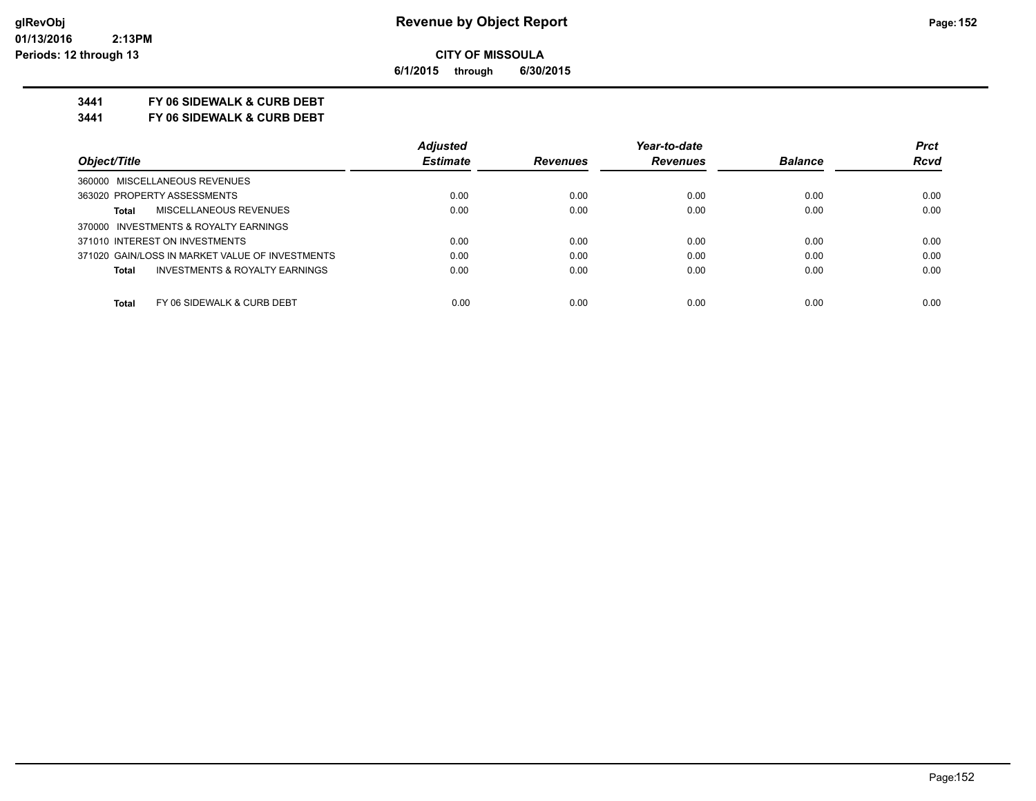**CITY OF MISSOULA**

**6/1/2015 through 6/30/2015**

**3441 FY 06 SIDEWALK & CURB DEBT**

**3441 FY 06 SIDEWALK & CURB DEBT**

| *Object/Title* | *Adjusted Estimate* | *Revenues* | *Year-to-date Revenues* | *Balance* | *Prct Rcvd* |
|---|---|---|---|---|---|
| 360000 MISCELLANEOUS REVENUES | | | | | |
| 363020 PROPERTY ASSESSMENTS | 0.00 | 0.00 | 0.00 | 0.00 | 0.00 |
| **Total** MISCELLANEOUS REVENUES | 0.00 | 0.00 | 0.00 | 0.00 | 0.00 |
| 370000 INVESTMENTS & ROYALTY EARNINGS | | | | | |
| 371010 INTEREST ON INVESTMENTS | 0.00 | 0.00 | 0.00 | 0.00 | 0.00 |
| 371020 GAIN/LOSS IN MARKET VALUE OF INVESTMENTS | 0.00 | 0.00 | 0.00 | 0.00 | 0.00 |
| **Total** INVESTMENTS & ROYALTY EARNINGS | 0.00 | 0.00 | 0.00 | 0.00 | 0.00 |
| **Total** FY 06 SIDEWALK & CURB DEBT | 0.00 | 0.00 | 0.00 | 0.00 | 0.00 |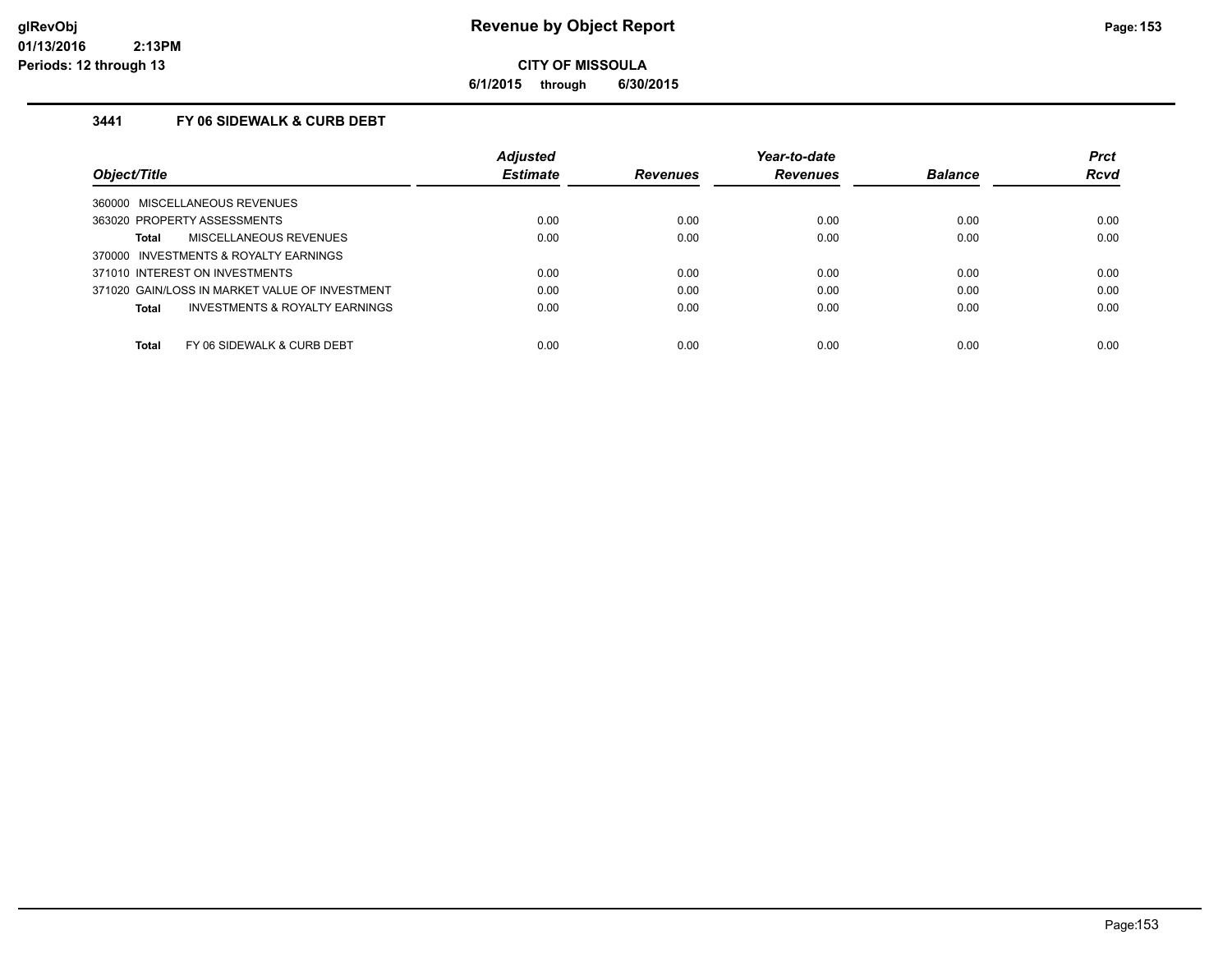**CITY OF MISSOULA**

**6/1/2015 through 6/30/2015**

### 3441 FY 06 SIDEWALK & CURB DEBT

| Object/Title | Adjusted Estimate | Revenues | Year-to-date Revenues | Balance | Prct Rcvd |
|---|---|---|---|---|---|
| 360000 MISCELLANEOUS REVENUES | | | | | |
| 363020 PROPERTY ASSESSMENTS | 0.00 | 0.00 | 0.00 | 0.00 | 0.00 |
| **Total** MISCELLANEOUS REVENUES | 0.00 | 0.00 | 0.00 | 0.00 | 0.00 |
| 370000 INVESTMENTS & ROYALTY EARNINGS | | | | | |
| 371010 INTEREST ON INVESTMENTS | 0.00 | 0.00 | 0.00 | 0.00 | 0.00 |
| 371020 GAIN/LOSS IN MARKET VALUE OF INVESTMENT | 0.00 | 0.00 | 0.00 | 0.00 | 0.00 |
| **Total** INVESTMENTS & ROYALTY EARNINGS | 0.00 | 0.00 | 0.00 | 0.00 | 0.00 |
| **Total** FY 06 SIDEWALK & CURB DEBT | 0.00 | 0.00 | 0.00 | 0.00 | 0.00 |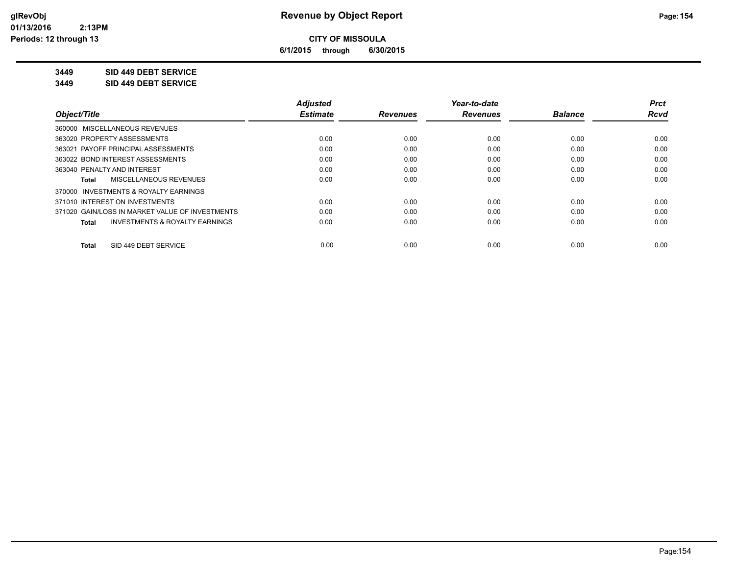**CITY OF MISSOULA**

**6/1/2015 through 6/30/2015**

**3449 SID 449 DEBT SERVICE**

**3449 SID 449 DEBT SERVICE**

| Object/Title | Adjusted Estimate | Revenues | Year-to-date Revenues | Balance | Prct Rcvd |
|---|---|---|---|---|---|
| 360000 MISCELLANEOUS REVENUES | | | | | |
| 363020 PROPERTY ASSESSMENTS | 0.00 | 0.00 | 0.00 | 0.00 | 0.00 |
| 363021 PAYOFF PRINCIPAL ASSESSMENTS | 0.00 | 0.00 | 0.00 | 0.00 | 0.00 |
| 363022 BOND INTEREST ASSESSMENTS | 0.00 | 0.00 | 0.00 | 0.00 | 0.00 |
| 363040 PENALTY AND INTEREST | 0.00 | 0.00 | 0.00 | 0.00 | 0.00 |
| **Total** MISCELLANEOUS REVENUES | 0.00 | 0.00 | 0.00 | 0.00 | 0.00 |
| 370000 INVESTMENTS & ROYALTY EARNINGS | | | | | |
| 371010 INTEREST ON INVESTMENTS | 0.00 | 0.00 | 0.00 | 0.00 | 0.00 |
| 371020 GAIN/LOSS IN MARKET VALUE OF INVESTMENTS | 0.00 | 0.00 | 0.00 | 0.00 | 0.00 |
| **Total** INVESTMENTS & ROYALTY EARNINGS | 0.00 | 0.00 | 0.00 | 0.00 | 0.00 |
| **Total** SID 449 DEBT SERVICE | 0.00 | 0.00 | 0.00 | 0.00 | 0.00 |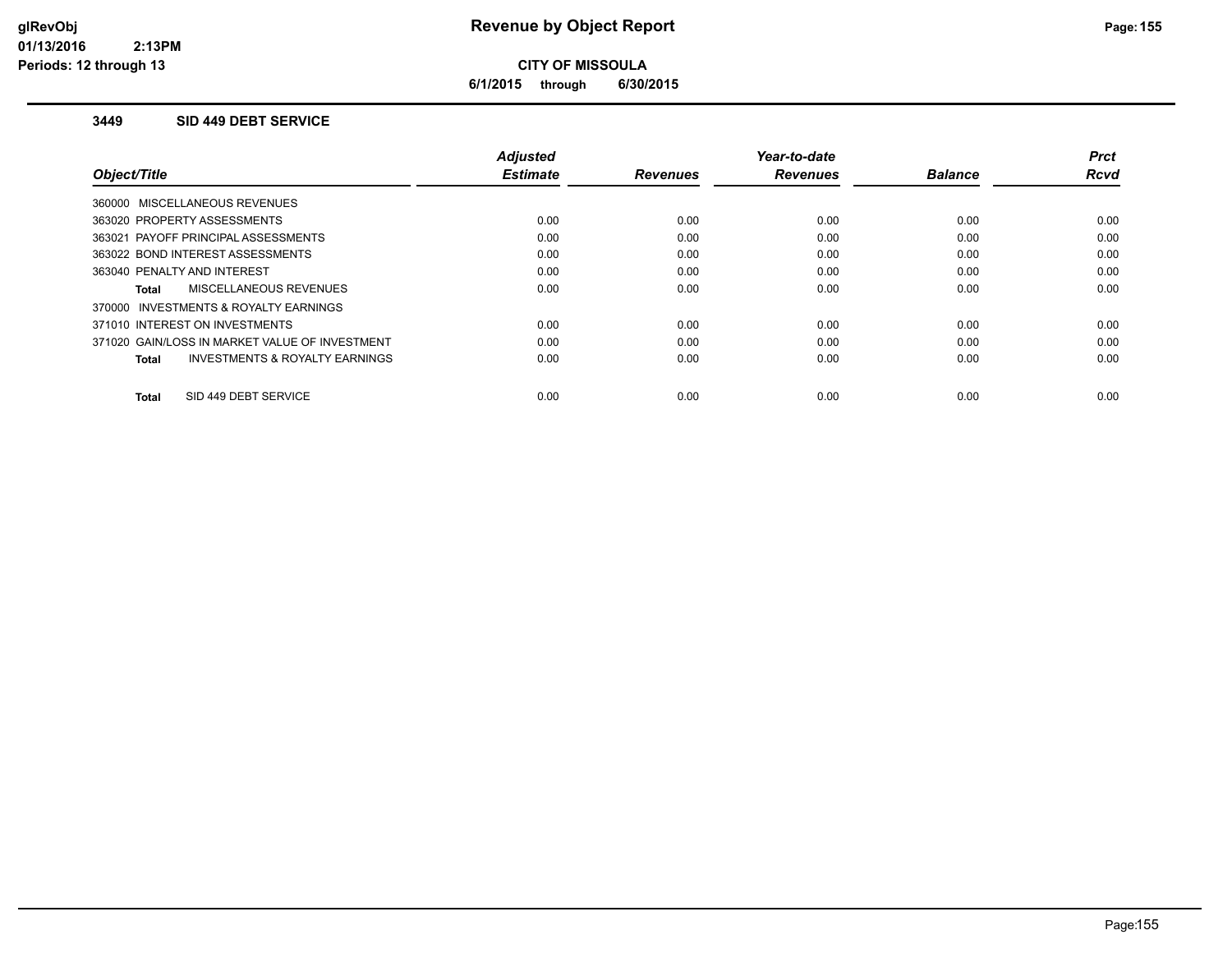# Revenue by Object Report

**CITY OF MISSOULA**

**6/1/2015 through 6/30/2015**

glRevObj
01/13/2016 2:13PM
Periods: 12 through 13

## 3449 SID 449 DEBT SERVICE

| Object/Title | Adjusted Estimate | Revenues | Year-to-date Revenues | Balance | Prct Rcvd |
|---|---|---|---|---|---|
| 360000 MISCELLANEOUS REVENUES | | | | | |
| 363020 PROPERTY ASSESSMENTS | 0.00 | 0.00 | 0.00 | 0.00 | 0.00 |
| 363021 PAYOFF PRINCIPAL ASSESSMENTS | 0.00 | 0.00 | 0.00 | 0.00 | 0.00 |
| 363022 BOND INTEREST ASSESSMENTS | 0.00 | 0.00 | 0.00 | 0.00 | 0.00 |
| 363040 PENALTY AND INTEREST | 0.00 | 0.00 | 0.00 | 0.00 | 0.00 |
| **Total** MISCELLANEOUS REVENUES | 0.00 | 0.00 | 0.00 | 0.00 | 0.00 |
| 370000 INVESTMENTS & ROYALTY EARNINGS | | | | | |
| 371010 INTEREST ON INVESTMENTS | 0.00 | 0.00 | 0.00 | 0.00 | 0.00 |
| 371020 GAIN/LOSS IN MARKET VALUE OF INVESTMENT | 0.00 | 0.00 | 0.00 | 0.00 | 0.00 |
| **Total** INVESTMENTS & ROYALTY EARNINGS | 0.00 | 0.00 | 0.00 | 0.00 | 0.00 |
| **Total** SID 449 DEBT SERVICE | 0.00 | 0.00 | 0.00 | 0.00 | 0.00 |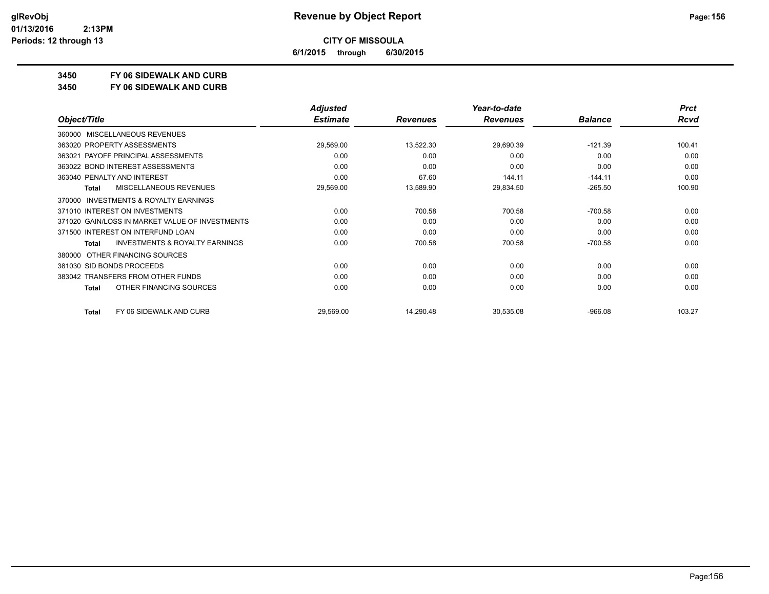**CITY OF MISSOULA**

**6/1/2015 through 6/30/2015**

**3450 FY 06 SIDEWALK AND CURB**

**3450 FY 06 SIDEWALK AND CURB**

| Object/Title | | Adjusted Estimate | Revenues | Year-to-date Revenues | Balance | Prct Rcvd |
|---|---|---|---|---|---|---|
| 360000 MISCELLANEOUS REVENUES | | | | | | |
| 363020 PROPERTY ASSESSMENTS | | 29,569.00 | 13,522.30 | 29,690.39 | -121.39 | 100.41 |
| 363021 PAYOFF PRINCIPAL ASSESSMENTS | | 0.00 | 0.00 | 0.00 | 0.00 | 0.00 |
| 363022 BOND INTEREST ASSESSMENTS | | 0.00 | 0.00 | 0.00 | 0.00 | 0.00 |
| 363040 PENALTY AND INTEREST | | 0.00 | 67.60 | 144.11 | -144.11 | 0.00 |
| Total | MISCELLANEOUS REVENUES | 29,569.00 | 13,589.90 | 29,834.50 | -265.50 | 100.90 |
| 370000 INVESTMENTS & ROYALTY EARNINGS | | | | | | |
| 371010 INTEREST ON INVESTMENTS | | 0.00 | 700.58 | 700.58 | -700.58 | 0.00 |
| 371020 GAIN/LOSS IN MARKET VALUE OF INVESTMENTS | | 0.00 | 0.00 | 0.00 | 0.00 | 0.00 |
| 371500 INTEREST ON INTERFUND LOAN | | 0.00 | 0.00 | 0.00 | 0.00 | 0.00 |
| Total | INVESTMENTS & ROYALTY EARNINGS | 0.00 | 700.58 | 700.58 | -700.58 | 0.00 |
| 380000 OTHER FINANCING SOURCES | | | | | | |
| 381030 SID BONDS PROCEEDS | | 0.00 | 0.00 | 0.00 | 0.00 | 0.00 |
| 383042 TRANSFERS FROM OTHER FUNDS | | 0.00 | 0.00 | 0.00 | 0.00 | 0.00 |
| Total | OTHER FINANCING SOURCES | 0.00 | 0.00 | 0.00 | 0.00 | 0.00 |
| Total | FY 06 SIDEWALK AND CURB | 29,569.00 | 14,290.48 | 30,535.08 | -966.08 | 103.27 |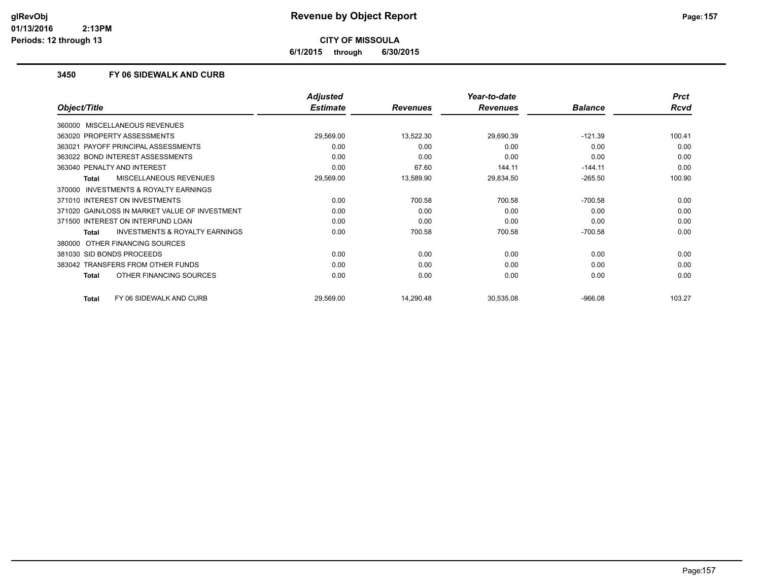# Revenue by Object Report

**CITY OF MISSOULA**

**6/1/2015 through 6/30/2015**

### 3450 FY 06 SIDEWALK AND CURB

| Object/Title | Adjusted Estimate | Revenues | Year-to-date Revenues | Balance | Prct Rcvd |
|---|---|---|---|---|---|
| 360000 MISCELLANEOUS REVENUES | | | | | |
| 363020 PROPERTY ASSESSMENTS | 29,569.00 | 13,522.30 | 29,690.39 | -121.39 | 100.41 |
| 363021 PAYOFF PRINCIPAL ASSESSMENTS | 0.00 | 0.00 | 0.00 | 0.00 | 0.00 |
| 363022 BOND INTEREST ASSESSMENTS | 0.00 | 0.00 | 0.00 | 0.00 | 0.00 |
| 363040 PENALTY AND INTEREST | 0.00 | 67.60 | 144.11 | -144.11 | 0.00 |
| **Total** MISCELLANEOUS REVENUES | 29,569.00 | 13,589.90 | 29,834.50 | -265.50 | 100.90 |
| 370000 INVESTMENTS & ROYALTY EARNINGS | | | | | |
| 371010 INTEREST ON INVESTMENTS | 0.00 | 700.58 | 700.58 | -700.58 | 0.00 |
| 371020 GAIN/LOSS IN MARKET VALUE OF INVESTMENT | 0.00 | 0.00 | 0.00 | 0.00 | 0.00 |
| 371500 INTEREST ON INTERFUND LOAN | 0.00 | 0.00 | 0.00 | 0.00 | 0.00 |
| **Total** INVESTMENTS & ROYALTY EARNINGS | 0.00 | 700.58 | 700.58 | -700.58 | 0.00 |
| 380000 OTHER FINANCING SOURCES | | | | | |
| 381030 SID BONDS PROCEEDS | 0.00 | 0.00 | 0.00 | 0.00 | 0.00 |
| 383042 TRANSFERS FROM OTHER FUNDS | 0.00 | 0.00 | 0.00 | 0.00 | 0.00 |
| **Total** OTHER FINANCING SOURCES | 0.00 | 0.00 | 0.00 | 0.00 | 0.00 |
| **Total** FY 06 SIDEWALK AND CURB | 29,569.00 | 14,290.48 | 30,535.08 | -966.08 | 103.27 |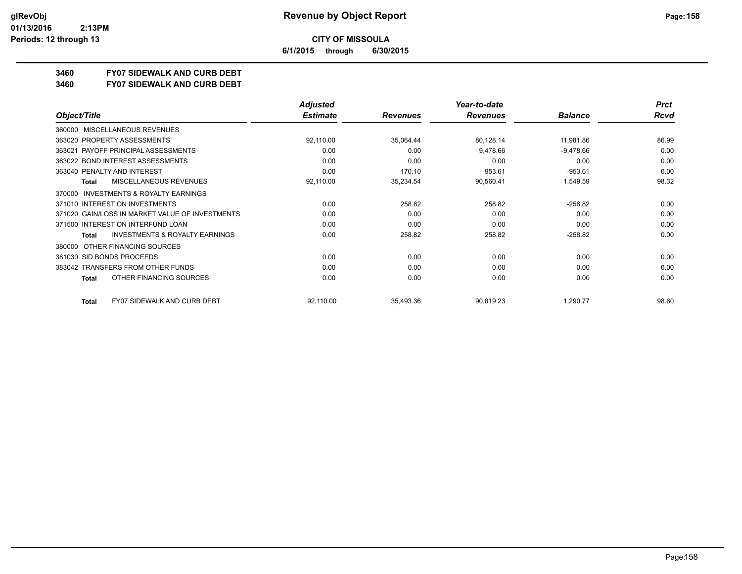# Revenue by Object Report

**CITY OF MISSOULA**

**6/1/2015 through 6/30/2015**

glRevObj
01/13/2016 2:13PM
Periods: 12 through 13

## 3460 FY07 SIDEWALK AND CURB DEBT
## 3460 FY07 SIDEWALK AND CURB DEBT

| Object/Title | Adjusted Estimate | Revenues | Year-to-date Revenues | Balance | Prct Rcvd |
|---|---|---|---|---|---|
| 360000 MISCELLANEOUS REVENUES | | | | | |
| 363020 PROPERTY ASSESSMENTS | 92,110.00 | 35,064.44 | 80,128.14 | 11,981.86 | 86.99 |
| 363021 PAYOFF PRINCIPAL ASSESSMENTS | 0.00 | 0.00 | 9,478.66 | -9,478.66 | 0.00 |
| 363022 BOND INTEREST ASSESSMENTS | 0.00 | 0.00 | 0.00 | 0.00 | 0.00 |
| 363040 PENALTY AND INTEREST | 0.00 | 170.10 | 953.61 | -953.61 | 0.00 |
| **Total** MISCELLANEOUS REVENUES | 92,110.00 | 35,234.54 | 90,560.41 | 1,549.59 | 98.32 |
| 370000 INVESTMENTS & ROYALTY EARNINGS | | | | | |
| 371010 INTEREST ON INVESTMENTS | 0.00 | 258.82 | 258.82 | -258.82 | 0.00 |
| 371020 GAIN/LOSS IN MARKET VALUE OF INVESTMENTS | 0.00 | 0.00 | 0.00 | 0.00 | 0.00 |
| 371500 INTEREST ON INTERFUND LOAN | 0.00 | 0.00 | 0.00 | 0.00 | 0.00 |
| **Total** INVESTMENTS & ROYALTY EARNINGS | 0.00 | 258.82 | 258.82 | -258.82 | 0.00 |
| 380000 OTHER FINANCING SOURCES | | | | | |
| 381030 SID BONDS PROCEEDS | 0.00 | 0.00 | 0.00 | 0.00 | 0.00 |
| 383042 TRANSFERS FROM OTHER FUNDS | 0.00 | 0.00 | 0.00 | 0.00 | 0.00 |
| **Total** OTHER FINANCING SOURCES | 0.00 | 0.00 | 0.00 | 0.00 | 0.00 |
| **Total** FY07 SIDEWALK AND CURB DEBT | 92,110.00 | 35,493.36 | 90,819.23 | 1,290.77 | 98.60 |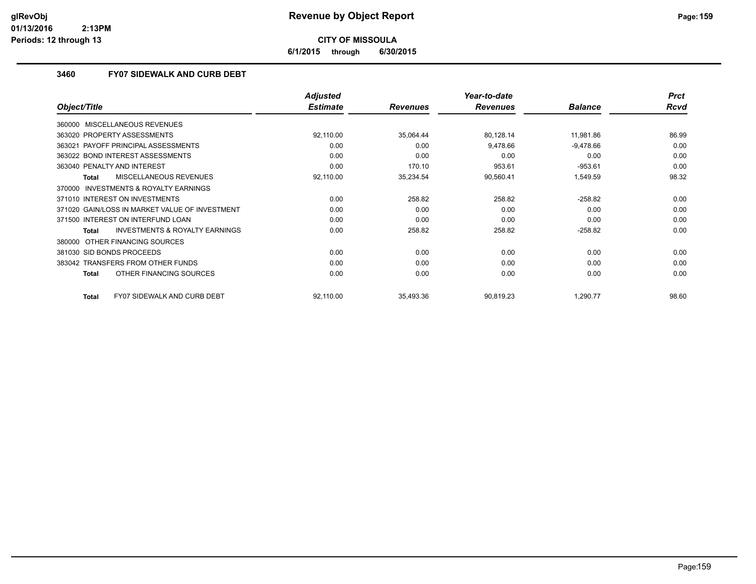# Revenue by Object Report

**CITY OF MISSOULA**

**6/1/2015 through 6/30/2015**

glRevObj
01/13/2016 2:13PM
Periods: 12 through 13

## 3460 FY07 SIDEWALK AND CURB DEBT

| Object/Title | Adjusted Estimate | Revenues | Year-to-date Revenues | Balance | Prct Rcvd |
|---|---|---|---|---|---|
| 360000 MISCELLANEOUS REVENUES | | | | | |
| 363020 PROPERTY ASSESSMENTS | 92,110.00 | 35,064.44 | 80,128.14 | 11,981.86 | 86.99 |
| 363021 PAYOFF PRINCIPAL ASSESSMENTS | 0.00 | 0.00 | 9,478.66 | -9,478.66 | 0.00 |
| 363022 BOND INTEREST ASSESSMENTS | 0.00 | 0.00 | 0.00 | 0.00 | 0.00 |
| 363040 PENALTY AND INTEREST | 0.00 | 170.10 | 953.61 | -953.61 | 0.00 |
| **Total** MISCELLANEOUS REVENUES | 92,110.00 | 35,234.54 | 90,560.41 | 1,549.59 | 98.32 |
| 370000 INVESTMENTS & ROYALTY EARNINGS | | | | | |
| 371010 INTEREST ON INVESTMENTS | 0.00 | 258.82 | 258.82 | -258.82 | 0.00 |
| 371020 GAIN/LOSS IN MARKET VALUE OF INVESTMENT | 0.00 | 0.00 | 0.00 | 0.00 | 0.00 |
| 371500 INTEREST ON INTERFUND LOAN | 0.00 | 0.00 | 0.00 | 0.00 | 0.00 |
| **Total** INVESTMENTS & ROYALTY EARNINGS | 0.00 | 258.82 | 258.82 | -258.82 | 0.00 |
| 380000 OTHER FINANCING SOURCES | | | | | |
| 381030 SID BONDS PROCEEDS | 0.00 | 0.00 | 0.00 | 0.00 | 0.00 |
| 383042 TRANSFERS FROM OTHER FUNDS | 0.00 | 0.00 | 0.00 | 0.00 | 0.00 |
| **Total** OTHER FINANCING SOURCES | 0.00 | 0.00 | 0.00 | 0.00 | 0.00 |
| **Total** FY07 SIDEWALK AND CURB DEBT | 92,110.00 | 35,493.36 | 90,819.23 | 1,290.77 | 98.60 |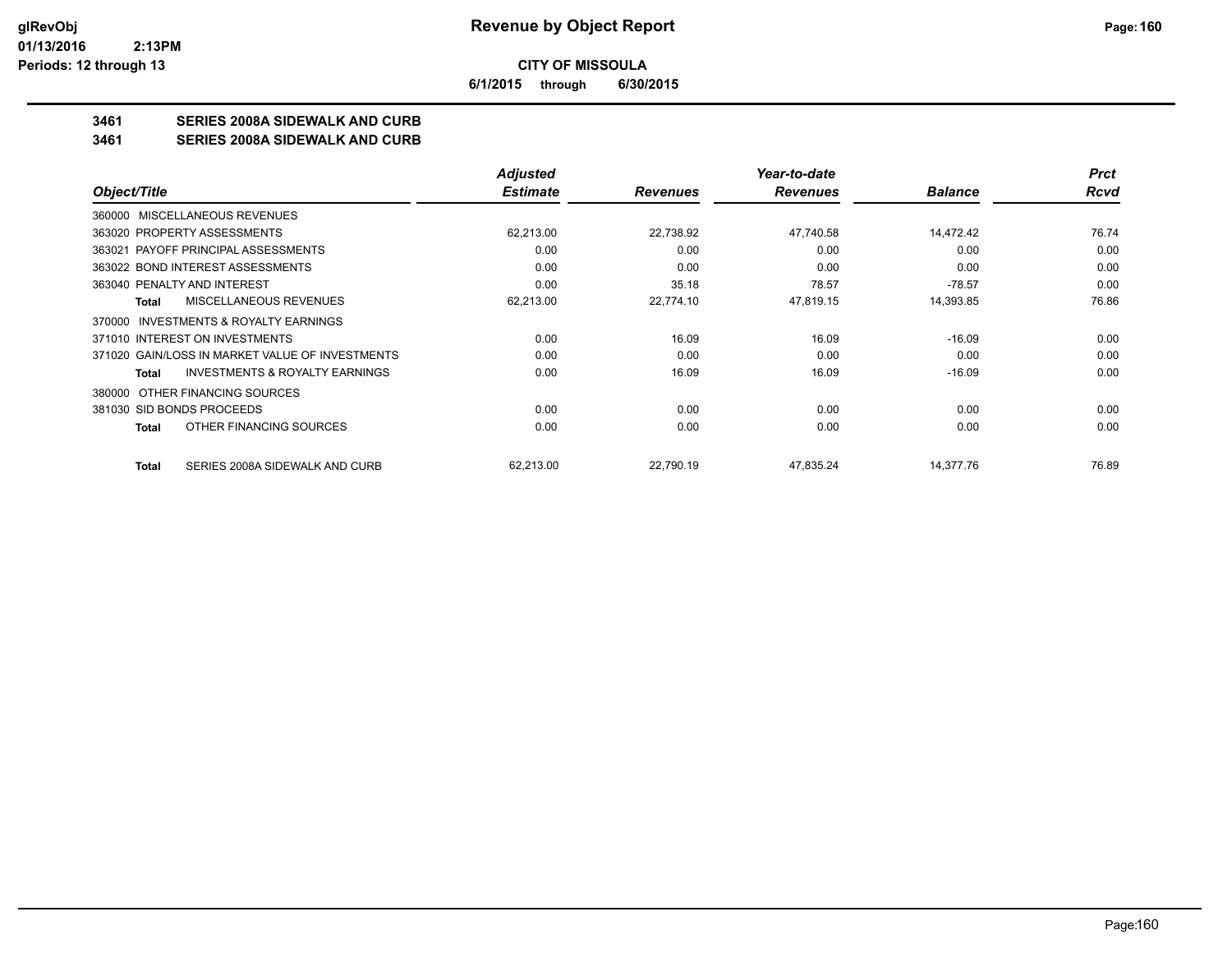# CITY OF MISSOULA

**6/1/2015 through 6/30/2015**

## 3461 SERIES 2008A SIDEWALK AND CURB
## 3461 SERIES 2008A SIDEWALK AND CURB

| Object/Title | Adjusted Estimate | Revenues | Year-to-date Revenues | Balance | Prct Rcvd |
|---|---|---|---|---|---|
| 360000 MISCELLANEOUS REVENUES | | | | | |
| 363020 PROPERTY ASSESSMENTS | 62,213.00 | 22,738.92 | 47,740.58 | 14,472.42 | 76.74 |
| 363021 PAYOFF PRINCIPAL ASSESSMENTS | 0.00 | 0.00 | 0.00 | 0.00 | 0.00 |
| 363022 BOND INTEREST ASSESSMENTS | 0.00 | 0.00 | 0.00 | 0.00 | 0.00 |
| 363040 PENALTY AND INTEREST | 0.00 | 35.18 | 78.57 | -78.57 | 0.00 |
| **Total** MISCELLANEOUS REVENUES | 62,213.00 | 22,774.10 | 47,819.15 | 14,393.85 | 76.86 |
| 370000 INVESTMENTS & ROYALTY EARNINGS | | | | | |
| 371010 INTEREST ON INVESTMENTS | 0.00 | 16.09 | 16.09 | -16.09 | 0.00 |
| 371020 GAIN/LOSS IN MARKET VALUE OF INVESTMENTS | 0.00 | 0.00 | 0.00 | 0.00 | 0.00 |
| **Total** INVESTMENTS & ROYALTY EARNINGS | 0.00 | 16.09 | 16.09 | -16.09 | 0.00 |
| 380000 OTHER FINANCING SOURCES | | | | | |
| 381030 SID BONDS PROCEEDS | 0.00 | 0.00 | 0.00 | 0.00 | 0.00 |
| **Total** OTHER FINANCING SOURCES | 0.00 | 0.00 | 0.00 | 0.00 | 0.00 |
| **Total** SERIES 2008A SIDEWALK AND CURB | 62,213.00 | 22,790.19 | 47,835.24 | 14,377.76 | 76.89 |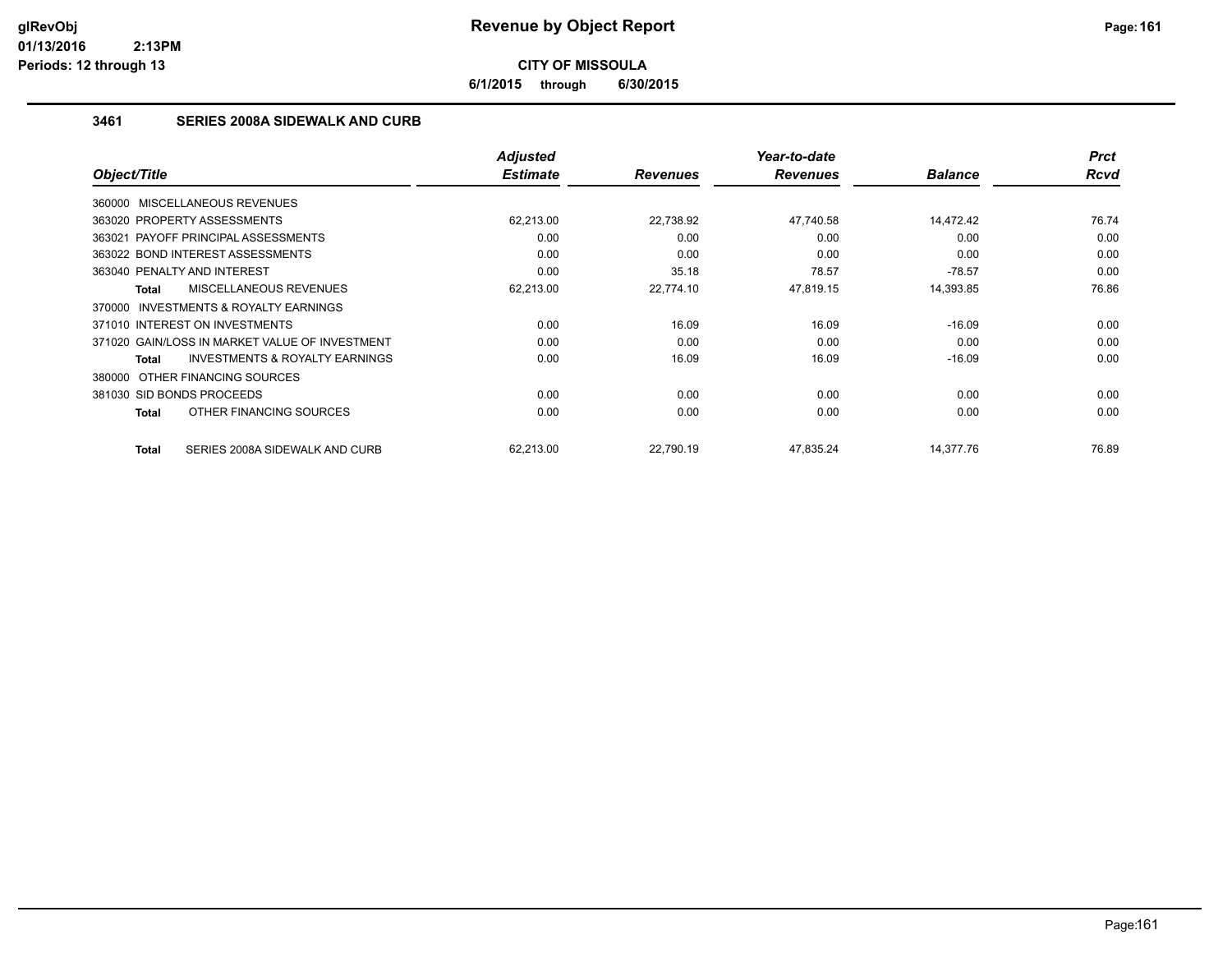# Revenue by Object Report

**CITY OF MISSOULA**

**6/1/2015 through 6/30/2015**

glRevObj
01/13/2016 2:13PM
Periods: 12 through 13

### 3461 SERIES 2008A SIDEWALK AND CURB

| Object/Title | Adjusted Estimate | Revenues | Year-to-date Revenues | Balance | Prct Rcvd |
|---|---|---|---|---|---|
| 360000 MISCELLANEOUS REVENUES | | | | | |
| 363020 PROPERTY ASSESSMENTS | 62,213.00 | 22,738.92 | 47,740.58 | 14,472.42 | 76.74 |
| 363021 PAYOFF PRINCIPAL ASSESSMENTS | 0.00 | 0.00 | 0.00 | 0.00 | 0.00 |
| 363022 BOND INTEREST ASSESSMENTS | 0.00 | 0.00 | 0.00 | 0.00 | 0.00 |
| 363040 PENALTY AND INTEREST | 0.00 | 35.18 | 78.57 | -78.57 | 0.00 |
| **Total** MISCELLANEOUS REVENUES | 62,213.00 | 22,774.10 | 47,819.15 | 14,393.85 | 76.86 |
| 370000 INVESTMENTS & ROYALTY EARNINGS | | | | | |
| 371010 INTEREST ON INVESTMENTS | 0.00 | 16.09 | 16.09 | -16.09 | 0.00 |
| 371020 GAIN/LOSS IN MARKET VALUE OF INVESTMENT | 0.00 | 0.00 | 0.00 | 0.00 | 0.00 |
| **Total** INVESTMENTS & ROYALTY EARNINGS | 0.00 | 16.09 | 16.09 | -16.09 | 0.00 |
| 380000 OTHER FINANCING SOURCES | | | | | |
| 381030 SID BONDS PROCEEDS | 0.00 | 0.00 | 0.00 | 0.00 | 0.00 |
| **Total** OTHER FINANCING SOURCES | 0.00 | 0.00 | 0.00 | 0.00 | 0.00 |
| **Total** SERIES 2008A SIDEWALK AND CURB | 62,213.00 | 22,790.19 | 47,835.24 | 14,377.76 | 76.89 |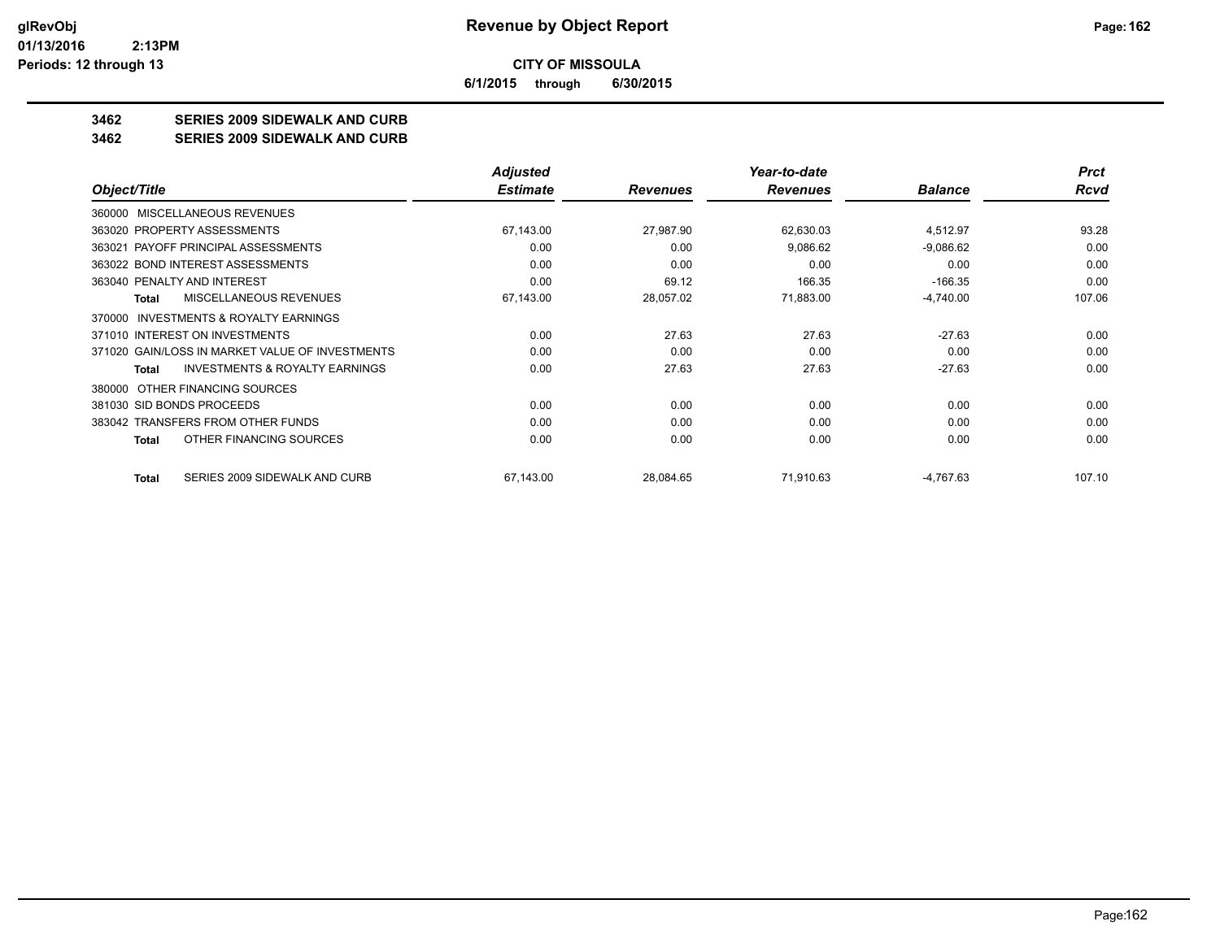# Revenue by Object Report

**CITY OF MISSOULA**

**6/1/2015 through 6/30/2015**

glRevObj
01/13/2016 2:13PM
Periods: 12 through 13

## 3462 SERIES 2009 SIDEWALK AND CURB
## 3462 SERIES 2009 SIDEWALK AND CURB

| Object/Title | Adjusted Estimate | Revenues | Year-to-date Revenues | Balance | Prct Rcvd |
|---|---|---|---|---|---|
| 360000 MISCELLANEOUS REVENUES | | | | | |
| 363020 PROPERTY ASSESSMENTS | 67,143.00 | 27,987.90 | 62,630.03 | 4,512.97 | 93.28 |
| 363021 PAYOFF PRINCIPAL ASSESSMENTS | 0.00 | 0.00 | 9,086.62 | -9,086.62 | 0.00 |
| 363022 BOND INTEREST ASSESSMENTS | 0.00 | 0.00 | 0.00 | 0.00 | 0.00 |
| 363040 PENALTY AND INTEREST | 0.00 | 69.12 | 166.35 | -166.35 | 0.00 |
| **Total** MISCELLANEOUS REVENUES | 67,143.00 | 28,057.02 | 71,883.00 | -4,740.00 | 107.06 |
| 370000 INVESTMENTS & ROYALTY EARNINGS | | | | | |
| 371010 INTEREST ON INVESTMENTS | 0.00 | 27.63 | 27.63 | -27.63 | 0.00 |
| 371020 GAIN/LOSS IN MARKET VALUE OF INVESTMENTS | 0.00 | 0.00 | 0.00 | 0.00 | 0.00 |
| **Total** INVESTMENTS & ROYALTY EARNINGS | 0.00 | 27.63 | 27.63 | -27.63 | 0.00 |
| 380000 OTHER FINANCING SOURCES | | | | | |
| 381030 SID BONDS PROCEEDS | 0.00 | 0.00 | 0.00 | 0.00 | 0.00 |
| 383042 TRANSFERS FROM OTHER FUNDS | 0.00 | 0.00 | 0.00 | 0.00 | 0.00 |
| **Total** OTHER FINANCING SOURCES | 0.00 | 0.00 | 0.00 | 0.00 | 0.00 |
| **Total** SERIES 2009 SIDEWALK AND CURB | 67,143.00 | 28,084.65 | 71,910.63 | -4,767.63 | 107.10 |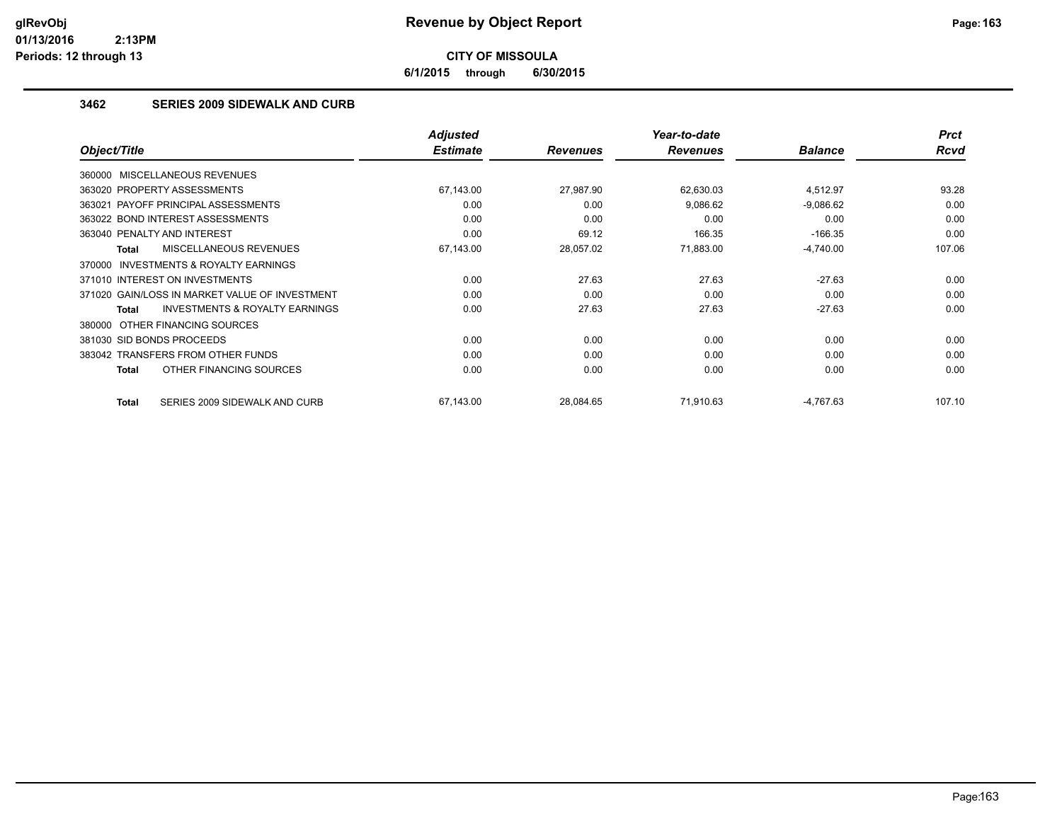**Revenue by Object Report**

**CITY OF MISSOULA**

**6/1/2015 through 6/30/2015**

### 3462 SERIES 2009 SIDEWALK AND CURB

| Object/Title | Adjusted Estimate | Revenues | Year-to-date Revenues | Balance | Prct Rcvd |
|---|---|---|---|---|---|
| 360000 MISCELLANEOUS REVENUES | | | | | |
| 363020 PROPERTY ASSESSMENTS | 67,143.00 | 27,987.90 | 62,630.03 | 4,512.97 | 93.28 |
| 363021 PAYOFF PRINCIPAL ASSESSMENTS | 0.00 | 0.00 | 9,086.62 | -9,086.62 | 0.00 |
| 363022 BOND INTEREST ASSESSMENTS | 0.00 | 0.00 | 0.00 | 0.00 | 0.00 |
| 363040 PENALTY AND INTEREST | 0.00 | 69.12 | 166.35 | -166.35 | 0.00 |
| **Total** MISCELLANEOUS REVENUES | 67,143.00 | 28,057.02 | 71,883.00 | -4,740.00 | 107.06 |
| 370000 INVESTMENTS & ROYALTY EARNINGS | | | | | |
| 371010 INTEREST ON INVESTMENTS | 0.00 | 27.63 | 27.63 | -27.63 | 0.00 |
| 371020 GAIN/LOSS IN MARKET VALUE OF INVESTMENT | 0.00 | 0.00 | 0.00 | 0.00 | 0.00 |
| **Total** INVESTMENTS & ROYALTY EARNINGS | 0.00 | 27.63 | 27.63 | -27.63 | 0.00 |
| 380000 OTHER FINANCING SOURCES | | | | | |
| 381030 SID BONDS PROCEEDS | 0.00 | 0.00 | 0.00 | 0.00 | 0.00 |
| 383042 TRANSFERS FROM OTHER FUNDS | 0.00 | 0.00 | 0.00 | 0.00 | 0.00 |
| **Total** OTHER FINANCING SOURCES | 0.00 | 0.00 | 0.00 | 0.00 | 0.00 |
| **Total** SERIES 2009 SIDEWALK AND CURB | 67,143.00 | 28,084.65 | 71,910.63 | -4,767.63 | 107.10 |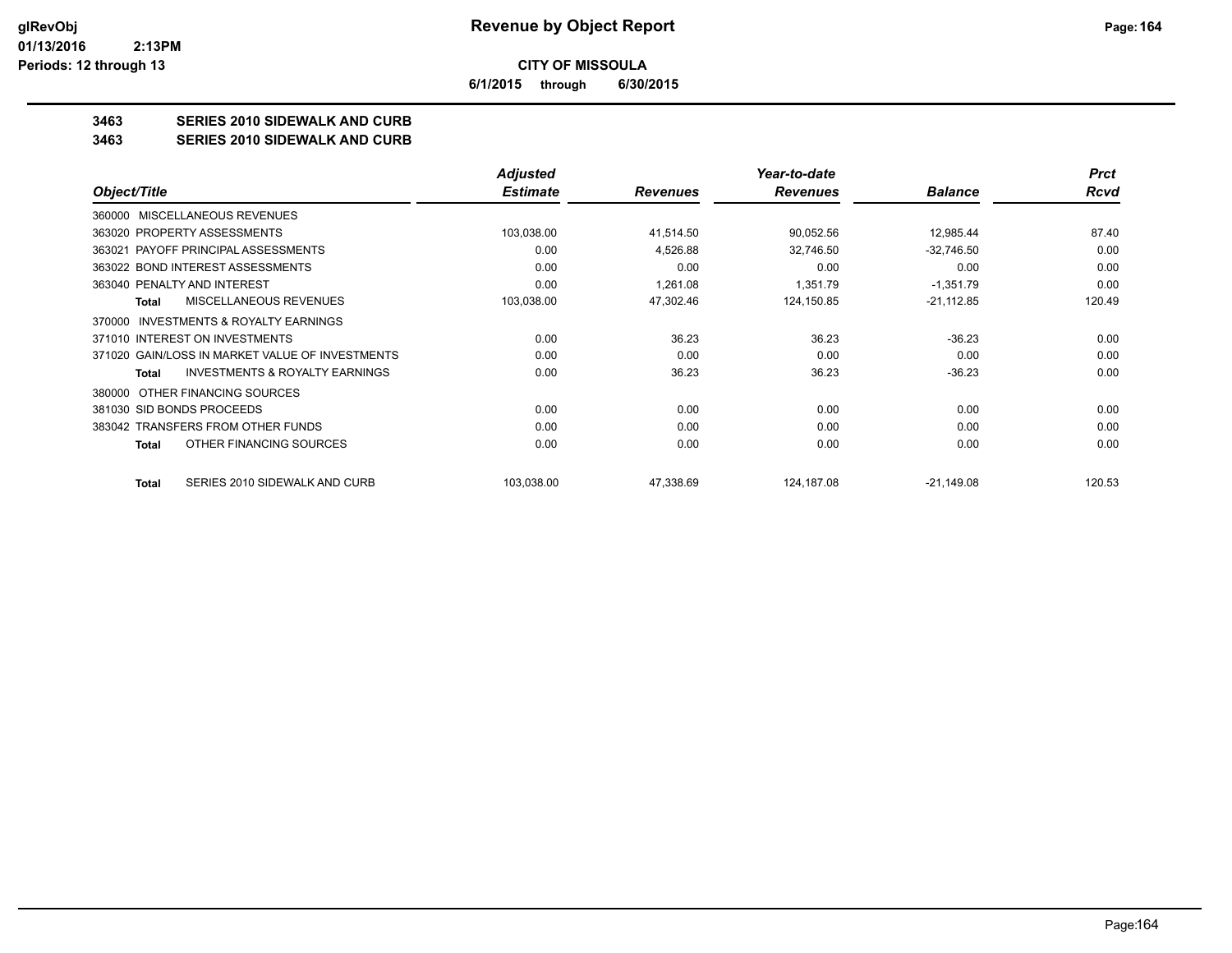# Revenue by Object Report

**CITY OF MISSOULA**

**6/1/2015 through 6/30/2015**

glRevObj
01/13/2016 2:13PM
Periods: 12 through 13

## 3463 SERIES 2010 SIDEWALK AND CURB
## 3463 SERIES 2010 SIDEWALK AND CURB

| Object/Title | Adjusted Estimate | Revenues | Year-to-date Revenues | Balance | Prct Rcvd |
|---|---|---|---|---|---|
| 360000 MISCELLANEOUS REVENUES | | | | | |
| 363020 PROPERTY ASSESSMENTS | 103,038.00 | 41,514.50 | 90,052.56 | 12,985.44 | 87.40 |
| 363021 PAYOFF PRINCIPAL ASSESSMENTS | 0.00 | 4,526.88 | 32,746.50 | -32,746.50 | 0.00 |
| 363022 BOND INTEREST ASSESSMENTS | 0.00 | 0.00 | 0.00 | 0.00 | 0.00 |
| 363040 PENALTY AND INTEREST | 0.00 | 1,261.08 | 1,351.79 | -1,351.79 | 0.00 |
| **Total** MISCELLANEOUS REVENUES | 103,038.00 | 47,302.46 | 124,150.85 | -21,112.85 | 120.49 |
| 370000 INVESTMENTS & ROYALTY EARNINGS | | | | | |
| 371010 INTEREST ON INVESTMENTS | 0.00 | 36.23 | 36.23 | -36.23 | 0.00 |
| 371020 GAIN/LOSS IN MARKET VALUE OF INVESTMENTS | 0.00 | 0.00 | 0.00 | 0.00 | 0.00 |
| **Total** INVESTMENTS & ROYALTY EARNINGS | 0.00 | 36.23 | 36.23 | -36.23 | 0.00 |
| 380000 OTHER FINANCING SOURCES | | | | | |
| 381030 SID BONDS PROCEEDS | 0.00 | 0.00 | 0.00 | 0.00 | 0.00 |
| 383042 TRANSFERS FROM OTHER FUNDS | 0.00 | 0.00 | 0.00 | 0.00 | 0.00 |
| **Total** OTHER FINANCING SOURCES | 0.00 | 0.00 | 0.00 | 0.00 | 0.00 |
| **Total** SERIES 2010 SIDEWALK AND CURB | 103,038.00 | 47,338.69 | 124,187.08 | -21,149.08 | 120.53 |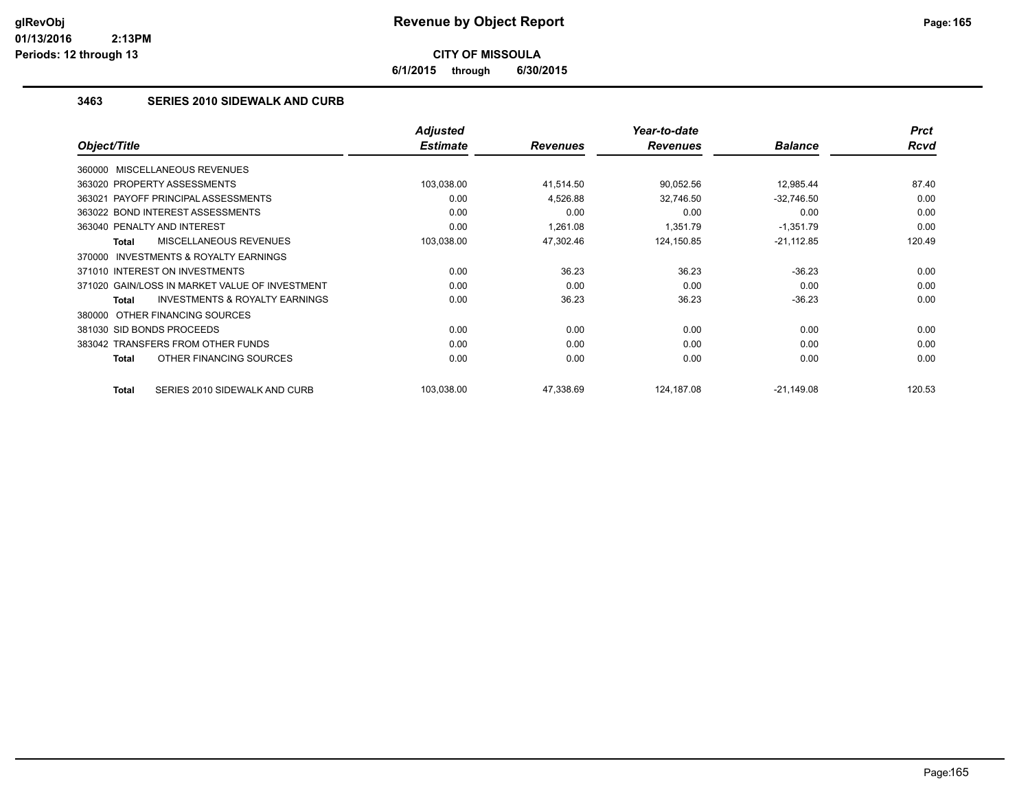# Revenue by Object Report

**CITY OF MISSOULA**

**6/1/2015 through 6/30/2015**

glRevObj
01/13/2016 2:13PM
Periods: 12 through 13

### 3463 SERIES 2010 SIDEWALK AND CURB

| Object/Title | Adjusted Estimate | Revenues | Year-to-date Revenues | Balance | Prct Rcvd |
|---|---|---|---|---|---|
| 360000 MISCELLANEOUS REVENUES | | | | | |
| 363020 PROPERTY ASSESSMENTS | 103,038.00 | 41,514.50 | 90,052.56 | 12,985.44 | 87.40 |
| 363021 PAYOFF PRINCIPAL ASSESSMENTS | 0.00 | 4,526.88 | 32,746.50 | -32,746.50 | 0.00 |
| 363022 BOND INTEREST ASSESSMENTS | 0.00 | 0.00 | 0.00 | 0.00 | 0.00 |
| 363040 PENALTY AND INTEREST | 0.00 | 1,261.08 | 1,351.79 | -1,351.79 | 0.00 |
| **Total** MISCELLANEOUS REVENUES | 103,038.00 | 47,302.46 | 124,150.85 | -21,112.85 | 120.49 |
| 370000 INVESTMENTS & ROYALTY EARNINGS | | | | | |
| 371010 INTEREST ON INVESTMENTS | 0.00 | 36.23 | 36.23 | -36.23 | 0.00 |
| 371020 GAIN/LOSS IN MARKET VALUE OF INVESTMENT | 0.00 | 0.00 | 0.00 | 0.00 | 0.00 |
| **Total** INVESTMENTS & ROYALTY EARNINGS | 0.00 | 36.23 | 36.23 | -36.23 | 0.00 |
| 380000 OTHER FINANCING SOURCES | | | | | |
| 381030 SID BONDS PROCEEDS | 0.00 | 0.00 | 0.00 | 0.00 | 0.00 |
| 383042 TRANSFERS FROM OTHER FUNDS | 0.00 | 0.00 | 0.00 | 0.00 | 0.00 |
| **Total** OTHER FINANCING SOURCES | 0.00 | 0.00 | 0.00 | 0.00 | 0.00 |
| **Total** SERIES 2010 SIDEWALK AND CURB | 103,038.00 | 47,338.69 | 124,187.08 | -21,149.08 | 120.53 |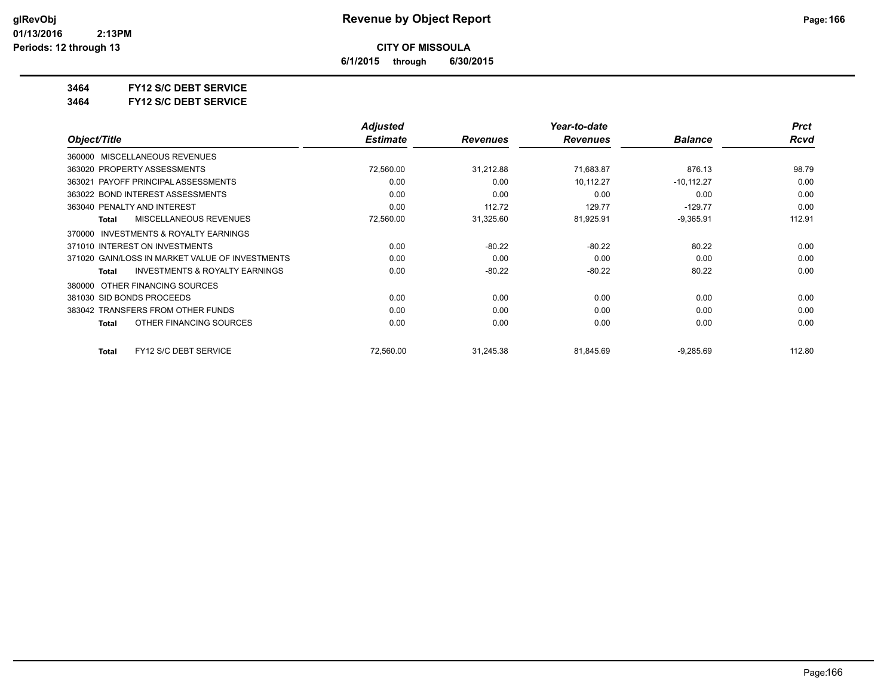# Revenue by Object Report

**CITY OF MISSOULA**

**6/1/2015 through 6/30/2015**

glRevObj
01/13/2016 2:13PM
Periods: 12 through 13

**3464 FY12 S/C DEBT SERVICE**

**3464 FY12 S/C DEBT SERVICE**

| Object/Title | Adjusted Estimate | Revenues | Year-to-date Revenues | Balance | Prct Rcvd |
|---|---|---|---|---|---|
| 360000 MISCELLANEOUS REVENUES | | | | | |
| 363020 PROPERTY ASSESSMENTS | 72,560.00 | 31,212.88 | 71,683.87 | 876.13 | 98.79 |
| 363021 PAYOFF PRINCIPAL ASSESSMENTS | 0.00 | 0.00 | 10,112.27 | -10,112.27 | 0.00 |
| 363022 BOND INTEREST ASSESSMENTS | 0.00 | 0.00 | 0.00 | 0.00 | 0.00 |
| 363040 PENALTY AND INTEREST | 0.00 | 112.72 | 129.77 | -129.77 | 0.00 |
| **Total** MISCELLANEOUS REVENUES | 72,560.00 | 31,325.60 | 81,925.91 | -9,365.91 | 112.91 |
| 370000 INVESTMENTS & ROYALTY EARNINGS | | | | | |
| 371010 INTEREST ON INVESTMENTS | 0.00 | -80.22 | -80.22 | 80.22 | 0.00 |
| 371020 GAIN/LOSS IN MARKET VALUE OF INVESTMENTS | 0.00 | 0.00 | 0.00 | 0.00 | 0.00 |
| **Total** INVESTMENTS & ROYALTY EARNINGS | 0.00 | -80.22 | -80.22 | 80.22 | 0.00 |
| 380000 OTHER FINANCING SOURCES | | | | | |
| 381030 SID BONDS PROCEEDS | 0.00 | 0.00 | 0.00 | 0.00 | 0.00 |
| 383042 TRANSFERS FROM OTHER FUNDS | 0.00 | 0.00 | 0.00 | 0.00 | 0.00 |
| **Total** OTHER FINANCING SOURCES | 0.00 | 0.00 | 0.00 | 0.00 | 0.00 |
| **Total** FY12 S/C DEBT SERVICE | 72,560.00 | 31,245.38 | 81,845.69 | -9,285.69 | 112.80 |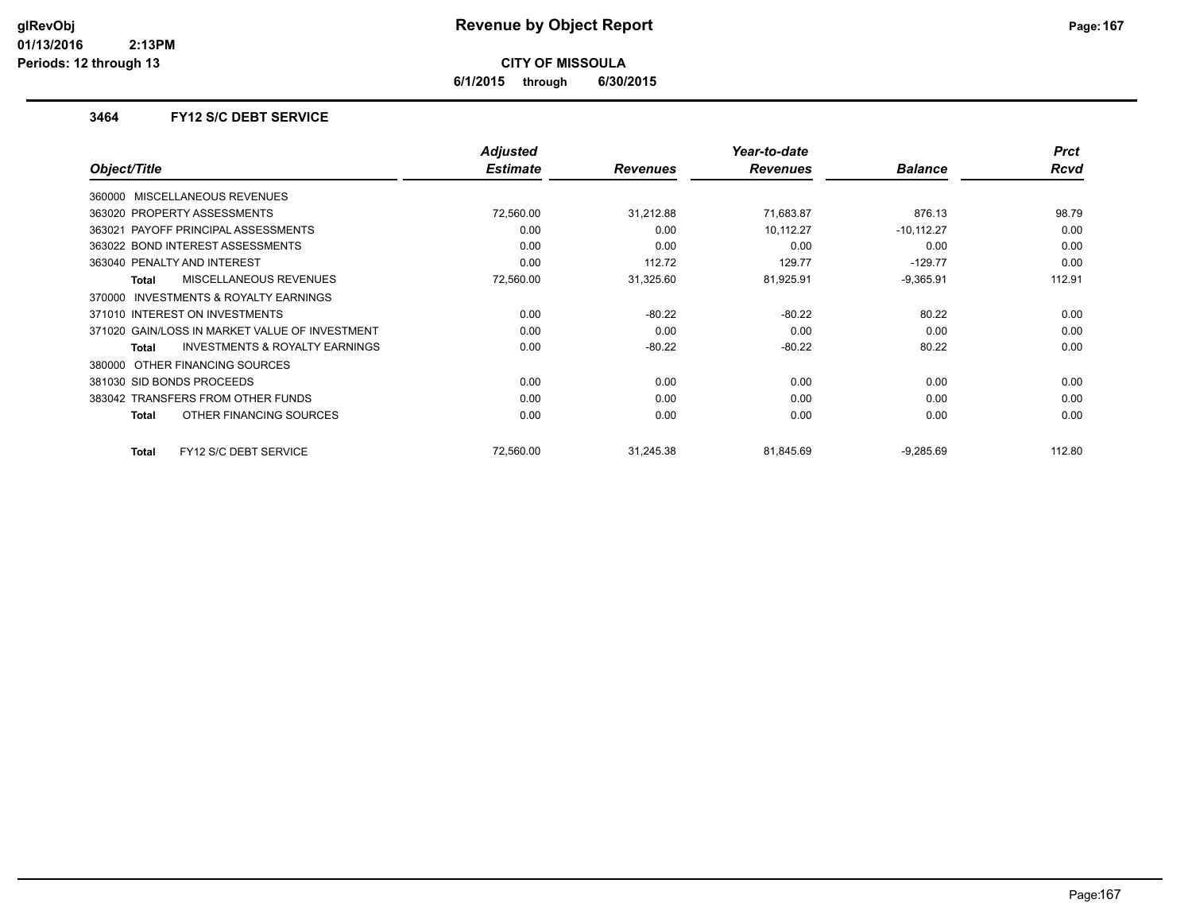**CITY OF MISSOULA**

**6/1/2015 through 6/30/2015**

### 3464 FY12 S/C DEBT SERVICE

| Object/Title | Adjusted Estimate | Revenues | Year-to-date Revenues | Balance | Prct Rcvd |
|---|---|---|---|---|---|
| 360000 MISCELLANEOUS REVENUES | | | | | |
| 363020 PROPERTY ASSESSMENTS | 72,560.00 | 31,212.88 | 71,683.87 | 876.13 | 98.79 |
| 363021 PAYOFF PRINCIPAL ASSESSMENTS | 0.00 | 0.00 | 10,112.27 | -10,112.27 | 0.00 |
| 363022 BOND INTEREST ASSESSMENTS | 0.00 | 0.00 | 0.00 | 0.00 | 0.00 |
| 363040 PENALTY AND INTEREST | 0.00 | 112.72 | 129.77 | -129.77 | 0.00 |
| **Total** MISCELLANEOUS REVENUES | 72,560.00 | 31,325.60 | 81,925.91 | -9,365.91 | 112.91 |
| 370000 INVESTMENTS & ROYALTY EARNINGS | | | | | |
| 371010 INTEREST ON INVESTMENTS | 0.00 | -80.22 | -80.22 | 80.22 | 0.00 |
| 371020 GAIN/LOSS IN MARKET VALUE OF INVESTMENT | 0.00 | 0.00 | 0.00 | 0.00 | 0.00 |
| **Total** INVESTMENTS & ROYALTY EARNINGS | 0.00 | -80.22 | -80.22 | 80.22 | 0.00 |
| 380000 OTHER FINANCING SOURCES | | | | | |
| 381030 SID BONDS PROCEEDS | 0.00 | 0.00 | 0.00 | 0.00 | 0.00 |
| 383042 TRANSFERS FROM OTHER FUNDS | 0.00 | 0.00 | 0.00 | 0.00 | 0.00 |
| **Total** OTHER FINANCING SOURCES | 0.00 | 0.00 | 0.00 | 0.00 | 0.00 |
| **Total** FY12 S/C DEBT SERVICE | 72,560.00 | 31,245.38 | 81,845.69 | -9,285.69 | 112.80 |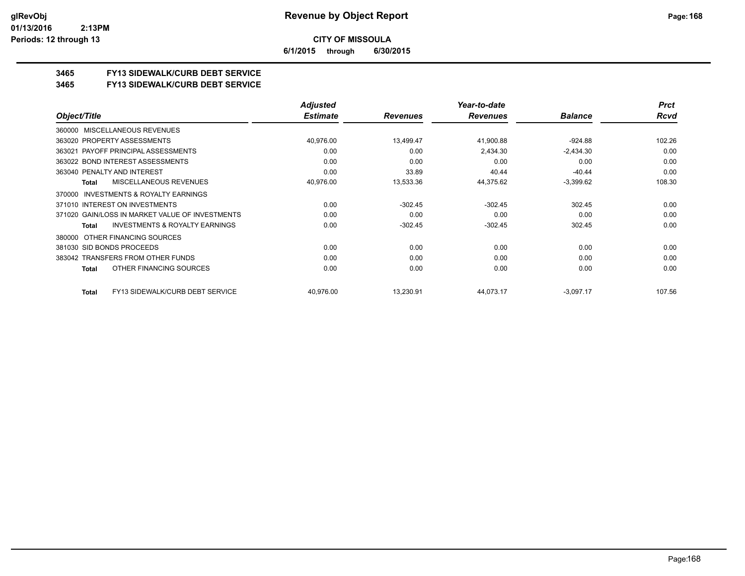**CITY OF MISSOULA**

**6/1/2015 through 6/30/2015**

# 3465 FY13 SIDEWALK/CURB DEBT SERVICE

## 3465 FY13 SIDEWALK/CURB DEBT SERVICE

| Object/Title | Adjusted Estimate | Revenues | Year-to-date Revenues | Balance | Prct Rcvd |
|---|---|---|---|---|---|
| 360000 MISCELLANEOUS REVENUES | | | | | |
| 363020 PROPERTY ASSESSMENTS | 40,976.00 | 13,499.47 | 41,900.88 | -924.88 | 102.26 |
| 363021 PAYOFF PRINCIPAL ASSESSMENTS | 0.00 | 0.00 | 2,434.30 | -2,434.30 | 0.00 |
| 363022 BOND INTEREST ASSESSMENTS | 0.00 | 0.00 | 0.00 | 0.00 | 0.00 |
| 363040 PENALTY AND INTEREST | 0.00 | 33.89 | 40.44 | -40.44 | 0.00 |
| **Total** MISCELLANEOUS REVENUES | 40,976.00 | 13,533.36 | 44,375.62 | -3,399.62 | 108.30 |
| 370000 INVESTMENTS & ROYALTY EARNINGS | | | | | |
| 371010 INTEREST ON INVESTMENTS | 0.00 | -302.45 | -302.45 | 302.45 | 0.00 |
| 371020 GAIN/LOSS IN MARKET VALUE OF INVESTMENTS | 0.00 | 0.00 | 0.00 | 0.00 | 0.00 |
| **Total** INVESTMENTS & ROYALTY EARNINGS | 0.00 | -302.45 | -302.45 | 302.45 | 0.00 |
| 380000 OTHER FINANCING SOURCES | | | | | |
| 381030 SID BONDS PROCEEDS | 0.00 | 0.00 | 0.00 | 0.00 | 0.00 |
| 383042 TRANSFERS FROM OTHER FUNDS | 0.00 | 0.00 | 0.00 | 0.00 | 0.00 |
| **Total** OTHER FINANCING SOURCES | 0.00 | 0.00 | 0.00 | 0.00 | 0.00 |
| **Total** FY13 SIDEWALK/CURB DEBT SERVICE | 40,976.00 | 13,230.91 | 44,073.17 | -3,097.17 | 107.56 |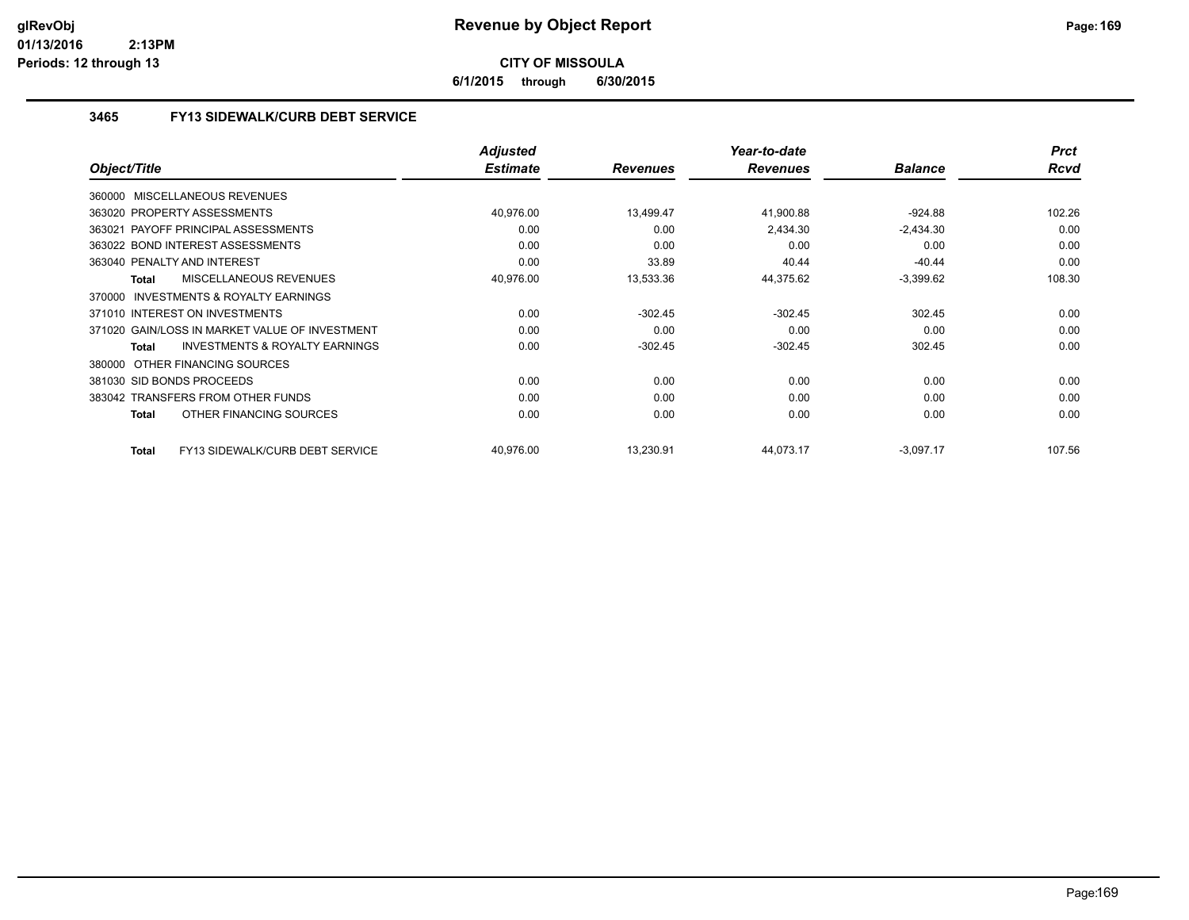# Revenue by Object Report

**CITY OF MISSOULA**

**6/1/2015 through 6/30/2015**

glRevObj
01/13/2016 2:13PM
Periods: 12 through 13

### 3465 FY13 SIDEWALK/CURB DEBT SERVICE

| Object/Title | Adjusted Estimate | Revenues | Year-to-date Revenues | Balance | Prct Rcvd |
|---|---|---|---|---|---|
| 360000 MISCELLANEOUS REVENUES | | | | | |
| 363020 PROPERTY ASSESSMENTS | 40,976.00 | 13,499.47 | 41,900.88 | -924.88 | 102.26 |
| 363021 PAYOFF PRINCIPAL ASSESSMENTS | 0.00 | 0.00 | 2,434.30 | -2,434.30 | 0.00 |
| 363022 BOND INTEREST ASSESSMENTS | 0.00 | 0.00 | 0.00 | 0.00 | 0.00 |
| 363040 PENALTY AND INTEREST | 0.00 | 33.89 | 40.44 | -40.44 | 0.00 |
| **Total** MISCELLANEOUS REVENUES | 40,976.00 | 13,533.36 | 44,375.62 | -3,399.62 | 108.30 |
| 370000 INVESTMENTS & ROYALTY EARNINGS | | | | | |
| 371010 INTEREST ON INVESTMENTS | 0.00 | -302.45 | -302.45 | 302.45 | 0.00 |
| 371020 GAIN/LOSS IN MARKET VALUE OF INVESTMENT | 0.00 | 0.00 | 0.00 | 0.00 | 0.00 |
| **Total** INVESTMENTS & ROYALTY EARNINGS | 0.00 | -302.45 | -302.45 | 302.45 | 0.00 |
| 380000 OTHER FINANCING SOURCES | | | | | |
| 381030 SID BONDS PROCEEDS | 0.00 | 0.00 | 0.00 | 0.00 | 0.00 |
| 383042 TRANSFERS FROM OTHER FUNDS | 0.00 | 0.00 | 0.00 | 0.00 | 0.00 |
| **Total** OTHER FINANCING SOURCES | 0.00 | 0.00 | 0.00 | 0.00 | 0.00 |
| **Total** FY13 SIDEWALK/CURB DEBT SERVICE | 40,976.00 | 13,230.91 | 44,073.17 | -3,097.17 | 107.56 |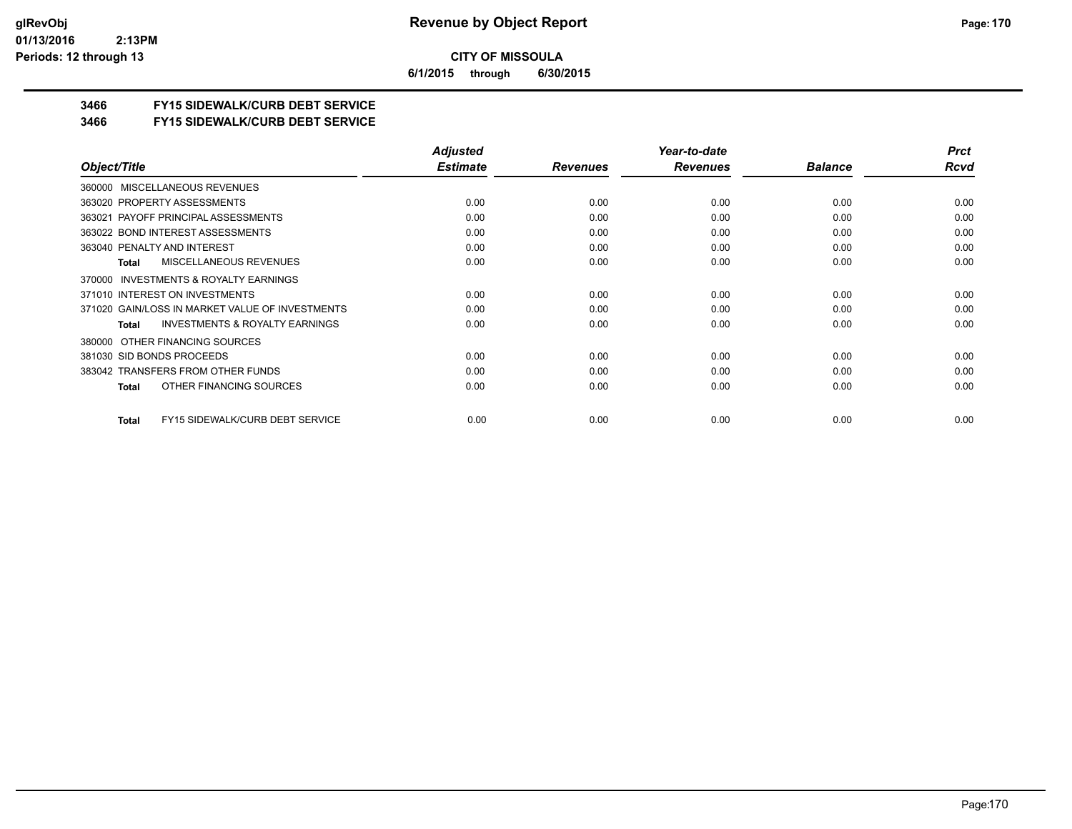# Revenue by Object Report

**CITY OF MISSOULA**

**6/1/2015 through 6/30/2015**

glRevObj
01/13/2016 2:13PM
Periods: 12 through 13

## 3466 FY15 SIDEWALK/CURB DEBT SERVICE
## 3466 FY15 SIDEWALK/CURB DEBT SERVICE

| Object/Title | Adjusted Estimate | Revenues | Year-to-date Revenues | Balance | Prct Rcvd |
|---|---|---|---|---|---|
| 360000 MISCELLANEOUS REVENUES | | | | | |
| 363020 PROPERTY ASSESSMENTS | 0.00 | 0.00 | 0.00 | 0.00 | 0.00 |
| 363021 PAYOFF PRINCIPAL ASSESSMENTS | 0.00 | 0.00 | 0.00 | 0.00 | 0.00 |
| 363022 BOND INTEREST ASSESSMENTS | 0.00 | 0.00 | 0.00 | 0.00 | 0.00 |
| 363040 PENALTY AND INTEREST | 0.00 | 0.00 | 0.00 | 0.00 | 0.00 |
| **Total** MISCELLANEOUS REVENUES | 0.00 | 0.00 | 0.00 | 0.00 | 0.00 |
| 370000 INVESTMENTS & ROYALTY EARNINGS | | | | | |
| 371010 INTEREST ON INVESTMENTS | 0.00 | 0.00 | 0.00 | 0.00 | 0.00 |
| 371020 GAIN/LOSS IN MARKET VALUE OF INVESTMENTS | 0.00 | 0.00 | 0.00 | 0.00 | 0.00 |
| **Total** INVESTMENTS & ROYALTY EARNINGS | 0.00 | 0.00 | 0.00 | 0.00 | 0.00 |
| 380000 OTHER FINANCING SOURCES | | | | | |
| 381030 SID BONDS PROCEEDS | 0.00 | 0.00 | 0.00 | 0.00 | 0.00 |
| 383042 TRANSFERS FROM OTHER FUNDS | 0.00 | 0.00 | 0.00 | 0.00 | 0.00 |
| **Total** OTHER FINANCING SOURCES | 0.00 | 0.00 | 0.00 | 0.00 | 0.00 |
| **Total** FY15 SIDEWALK/CURB DEBT SERVICE | 0.00 | 0.00 | 0.00 | 0.00 | 0.00 |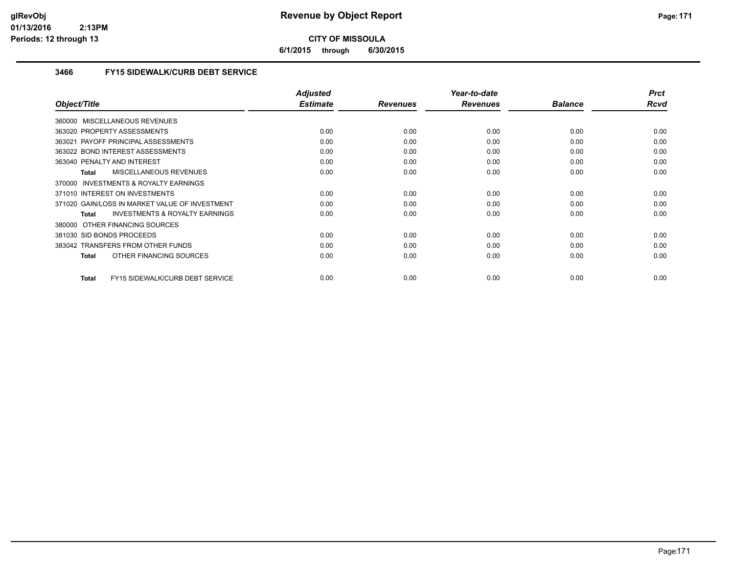# Revenue by Object Report

**CITY OF MISSOULA**

**6/1/2015 through 6/30/2015**

### 3466 FY15 SIDEWALK/CURB DEBT SERVICE

| Object/Title | Adjusted Estimate | Revenues | Year-to-date Revenues | Balance | Prct Rcvd |
|---|---|---|---|---|---|
| 360000 MISCELLANEOUS REVENUES | | | | | |
| 363020 PROPERTY ASSESSMENTS | 0.00 | 0.00 | 0.00 | 0.00 | 0.00 |
| 363021 PAYOFF PRINCIPAL ASSESSMENTS | 0.00 | 0.00 | 0.00 | 0.00 | 0.00 |
| 363022 BOND INTEREST ASSESSMENTS | 0.00 | 0.00 | 0.00 | 0.00 | 0.00 |
| 363040 PENALTY AND INTEREST | 0.00 | 0.00 | 0.00 | 0.00 | 0.00 |
| **Total** MISCELLANEOUS REVENUES | 0.00 | 0.00 | 0.00 | 0.00 | 0.00 |
| 370000 INVESTMENTS & ROYALTY EARNINGS | | | | | |
| 371010 INTEREST ON INVESTMENTS | 0.00 | 0.00 | 0.00 | 0.00 | 0.00 |
| 371020 GAIN/LOSS IN MARKET VALUE OF INVESTMENT | 0.00 | 0.00 | 0.00 | 0.00 | 0.00 |
| **Total** INVESTMENTS & ROYALTY EARNINGS | 0.00 | 0.00 | 0.00 | 0.00 | 0.00 |
| 380000 OTHER FINANCING SOURCES | | | | | |
| 381030 SID BONDS PROCEEDS | 0.00 | 0.00 | 0.00 | 0.00 | 0.00 |
| 383042 TRANSFERS FROM OTHER FUNDS | 0.00 | 0.00 | 0.00 | 0.00 | 0.00 |
| **Total** OTHER FINANCING SOURCES | 0.00 | 0.00 | 0.00 | 0.00 | 0.00 |
| **Total** FY15 SIDEWALK/CURB DEBT SERVICE | 0.00 | 0.00 | 0.00 | 0.00 | 0.00 |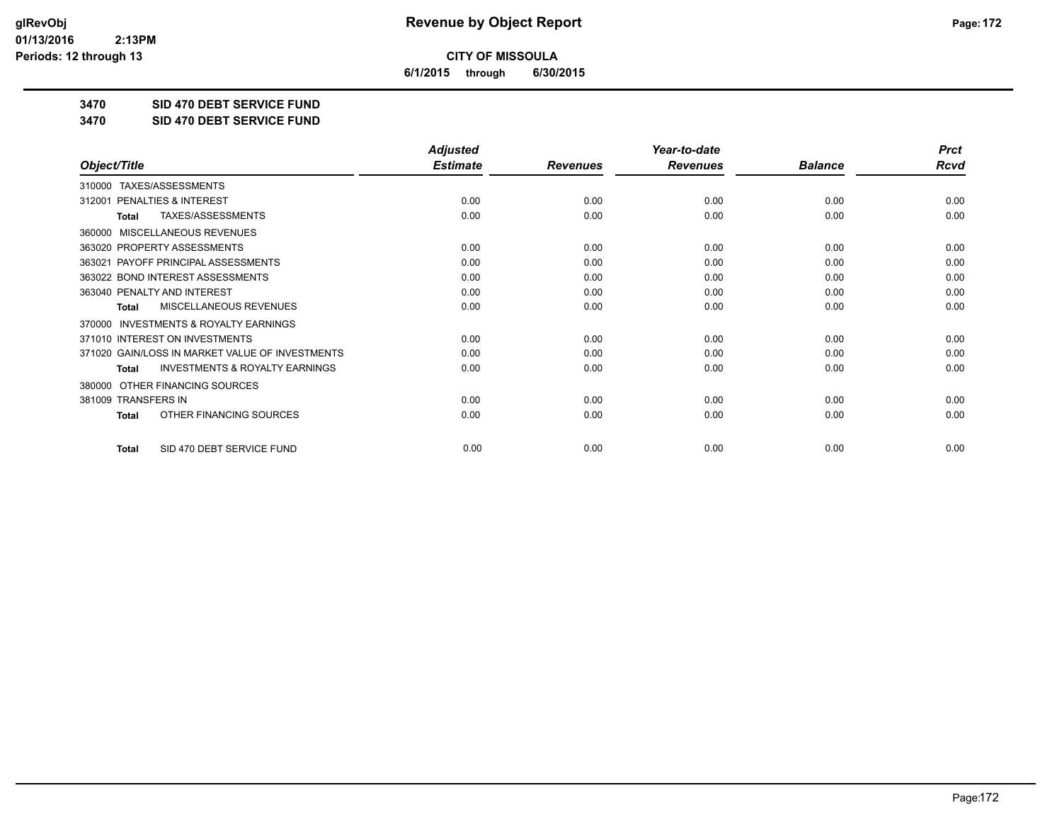# Revenue by Object Report

**CITY OF MISSOULA**

**6/1/2015 through 6/30/2015**

glRevObj
01/13/2016 2:13PM
Periods: 12 through 13

## 3470 SID 470 DEBT SERVICE FUND

## 3470 SID 470 DEBT SERVICE FUND

| Object/Title | Adjusted Estimate | Revenues | Year-to-date Revenues | Balance | Prct Rcvd |
|---|---|---|---|---|---|
| 310000 TAXES/ASSESSMENTS | | | | | |
| 312001 PENALTIES & INTEREST | 0.00 | 0.00 | 0.00 | 0.00 | 0.00 |
| **Total** TAXES/ASSESSMENTS | 0.00 | 0.00 | 0.00 | 0.00 | 0.00 |
| 360000 MISCELLANEOUS REVENUES | | | | | |
| 363020 PROPERTY ASSESSMENTS | 0.00 | 0.00 | 0.00 | 0.00 | 0.00 |
| 363021 PAYOFF PRINCIPAL ASSESSMENTS | 0.00 | 0.00 | 0.00 | 0.00 | 0.00 |
| 363022 BOND INTEREST ASSESSMENTS | 0.00 | 0.00 | 0.00 | 0.00 | 0.00 |
| 363040 PENALTY AND INTEREST | 0.00 | 0.00 | 0.00 | 0.00 | 0.00 |
| **Total** MISCELLANEOUS REVENUES | 0.00 | 0.00 | 0.00 | 0.00 | 0.00 |
| 370000 INVESTMENTS & ROYALTY EARNINGS | | | | | |
| 371010 INTEREST ON INVESTMENTS | 0.00 | 0.00 | 0.00 | 0.00 | 0.00 |
| 371020 GAIN/LOSS IN MARKET VALUE OF INVESTMENTS | 0.00 | 0.00 | 0.00 | 0.00 | 0.00 |
| **Total** INVESTMENTS & ROYALTY EARNINGS | 0.00 | 0.00 | 0.00 | 0.00 | 0.00 |
| 380000 OTHER FINANCING SOURCES | | | | | |
| 381009 TRANSFERS IN | 0.00 | 0.00 | 0.00 | 0.00 | 0.00 |
| **Total** OTHER FINANCING SOURCES | 0.00 | 0.00 | 0.00 | 0.00 | 0.00 |
| **Total** SID 470 DEBT SERVICE FUND | 0.00 | 0.00 | 0.00 | 0.00 | 0.00 |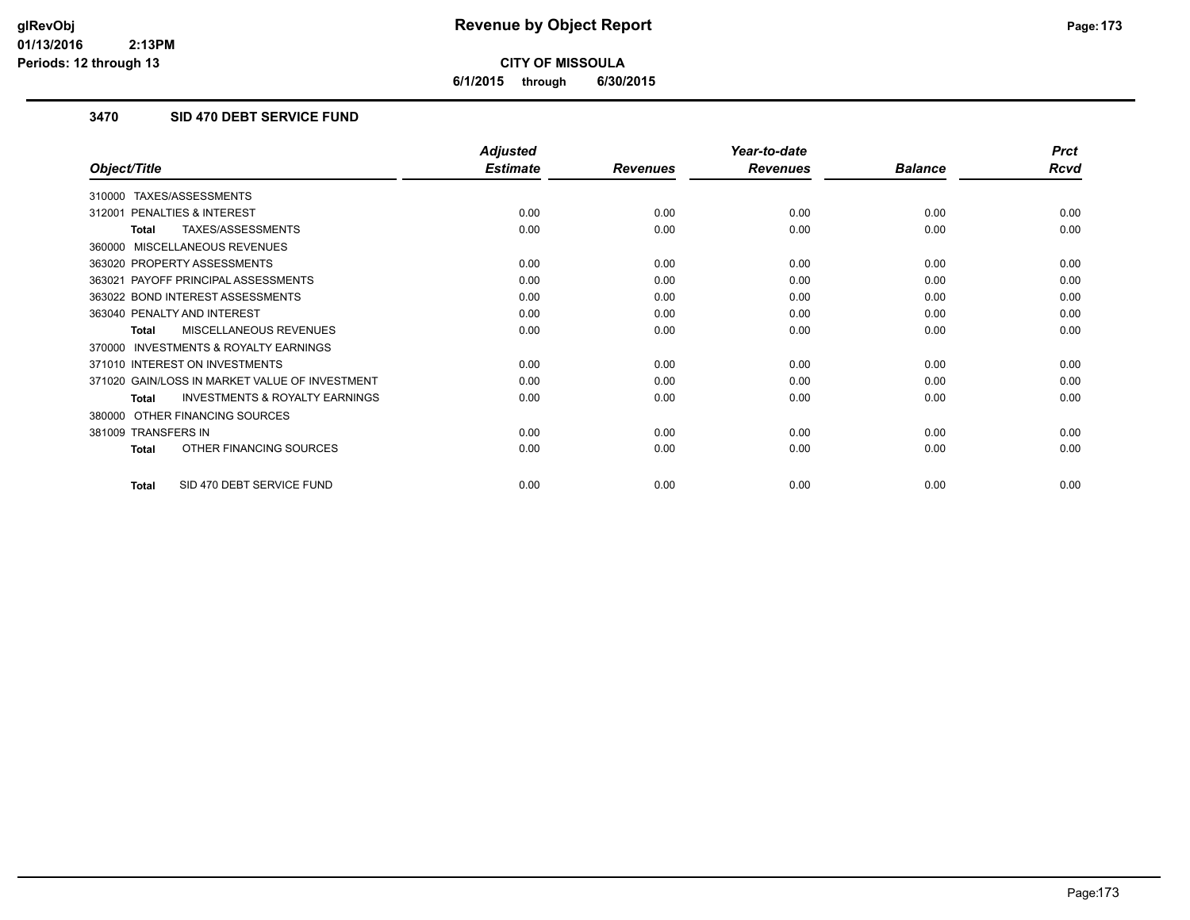**CITY OF MISSOULA**

**6/1/2015 through 6/30/2015**

### 3470 SID 470 DEBT SERVICE FUND

| Object/Title | Adjusted Estimate | Revenues | Year-to-date Revenues | Balance | Prct Rcvd |
|---|---|---|---|---|---|
| 310000 TAXES/ASSESSMENTS | | | | | |
| 312001 PENALTIES & INTEREST | 0.00 | 0.00 | 0.00 | 0.00 | 0.00 |
| **Total** TAXES/ASSESSMENTS | 0.00 | 0.00 | 0.00 | 0.00 | 0.00 |
| 360000 MISCELLANEOUS REVENUES | | | | | |
| 363020 PROPERTY ASSESSMENTS | 0.00 | 0.00 | 0.00 | 0.00 | 0.00 |
| 363021 PAYOFF PRINCIPAL ASSESSMENTS | 0.00 | 0.00 | 0.00 | 0.00 | 0.00 |
| 363022 BOND INTEREST ASSESSMENTS | 0.00 | 0.00 | 0.00 | 0.00 | 0.00 |
| 363040 PENALTY AND INTEREST | 0.00 | 0.00 | 0.00 | 0.00 | 0.00 |
| **Total** MISCELLANEOUS REVENUES | 0.00 | 0.00 | 0.00 | 0.00 | 0.00 |
| 370000 INVESTMENTS & ROYALTY EARNINGS | | | | | |
| 371010 INTEREST ON INVESTMENTS | 0.00 | 0.00 | 0.00 | 0.00 | 0.00 |
| 371020 GAIN/LOSS IN MARKET VALUE OF INVESTMENT | 0.00 | 0.00 | 0.00 | 0.00 | 0.00 |
| **Total** INVESTMENTS & ROYALTY EARNINGS | 0.00 | 0.00 | 0.00 | 0.00 | 0.00 |
| 380000 OTHER FINANCING SOURCES | | | | | |
| 381009 TRANSFERS IN | 0.00 | 0.00 | 0.00 | 0.00 | 0.00 |
| **Total** OTHER FINANCING SOURCES | 0.00 | 0.00 | 0.00 | 0.00 | 0.00 |
| **Total** SID 470 DEBT SERVICE FUND | 0.00 | 0.00 | 0.00 | 0.00 | 0.00 |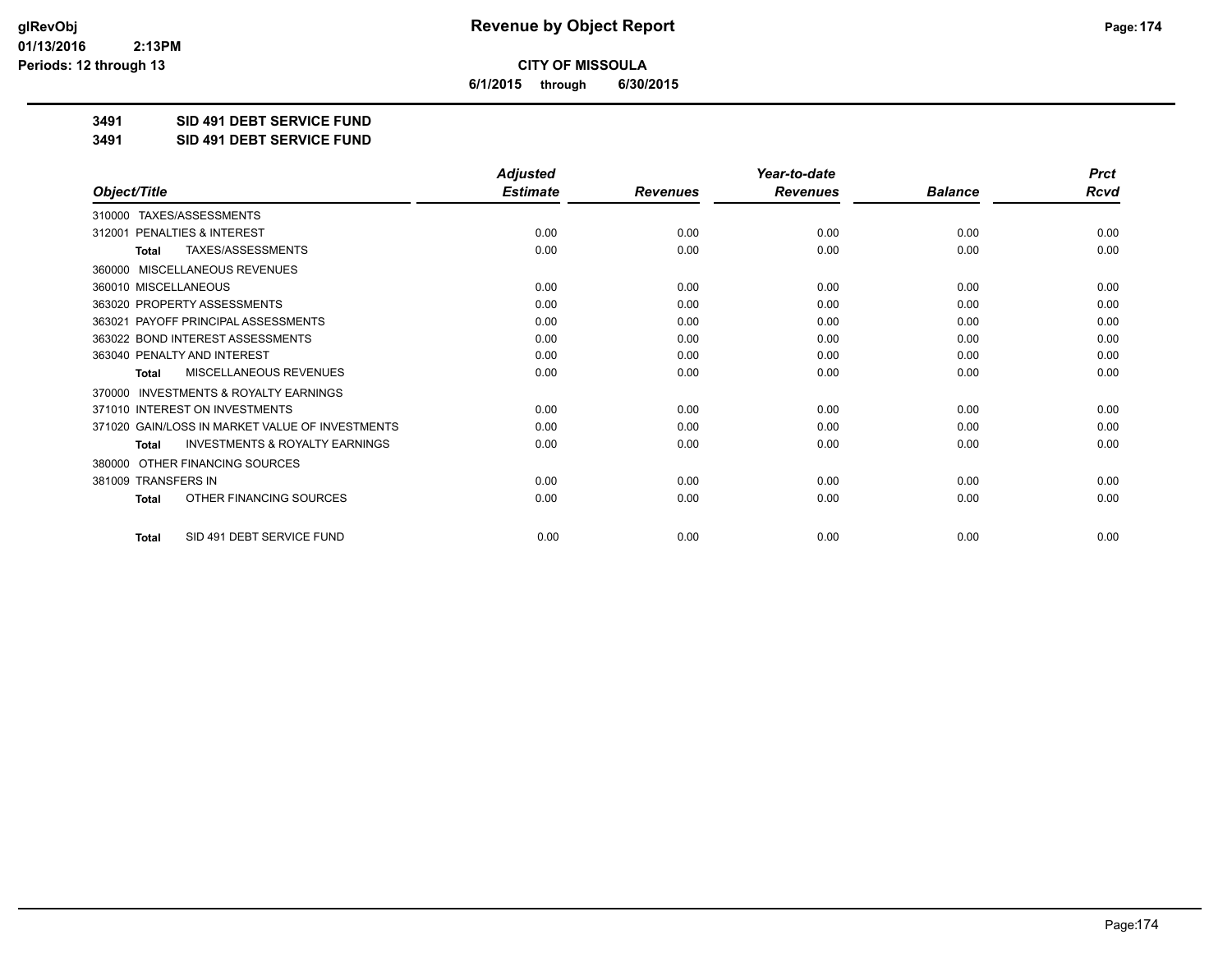**CITY OF MISSOULA**

**6/1/2015 through 6/30/2015**

**Revenue by Object Report**

**3491 SID 491 DEBT SERVICE FUND**

**3491 SID 491 DEBT SERVICE FUND**

| Object/Title | Adjusted Estimate | Revenues | Year-to-date Revenues | Balance | Prct Rcvd |
|---|---|---|---|---|---|
| 310000 TAXES/ASSESSMENTS | | | | | |
| 312001 PENALTIES & INTEREST | 0.00 | 0.00 | 0.00 | 0.00 | 0.00 |
| **Total** TAXES/ASSESSMENTS | 0.00 | 0.00 | 0.00 | 0.00 | 0.00 |
| 360000 MISCELLANEOUS REVENUES | | | | | |
| 360010 MISCELLANEOUS | 0.00 | 0.00 | 0.00 | 0.00 | 0.00 |
| 363020 PROPERTY ASSESSMENTS | 0.00 | 0.00 | 0.00 | 0.00 | 0.00 |
| 363021 PAYOFF PRINCIPAL ASSESSMENTS | 0.00 | 0.00 | 0.00 | 0.00 | 0.00 |
| 363022 BOND INTEREST ASSESSMENTS | 0.00 | 0.00 | 0.00 | 0.00 | 0.00 |
| 363040 PENALTY AND INTEREST | 0.00 | 0.00 | 0.00 | 0.00 | 0.00 |
| **Total** MISCELLANEOUS REVENUES | 0.00 | 0.00 | 0.00 | 0.00 | 0.00 |
| 370000 INVESTMENTS & ROYALTY EARNINGS | | | | | |
| 371010 INTEREST ON INVESTMENTS | 0.00 | 0.00 | 0.00 | 0.00 | 0.00 |
| 371020 GAIN/LOSS IN MARKET VALUE OF INVESTMENTS | 0.00 | 0.00 | 0.00 | 0.00 | 0.00 |
| **Total** INVESTMENTS & ROYALTY EARNINGS | 0.00 | 0.00 | 0.00 | 0.00 | 0.00 |
| 380000 OTHER FINANCING SOURCES | | | | | |
| 381009 TRANSFERS IN | 0.00 | 0.00 | 0.00 | 0.00 | 0.00 |
| **Total** OTHER FINANCING SOURCES | 0.00 | 0.00 | 0.00 | 0.00 | 0.00 |
| **Total** SID 491 DEBT SERVICE FUND | 0.00 | 0.00 | 0.00 | 0.00 | 0.00 |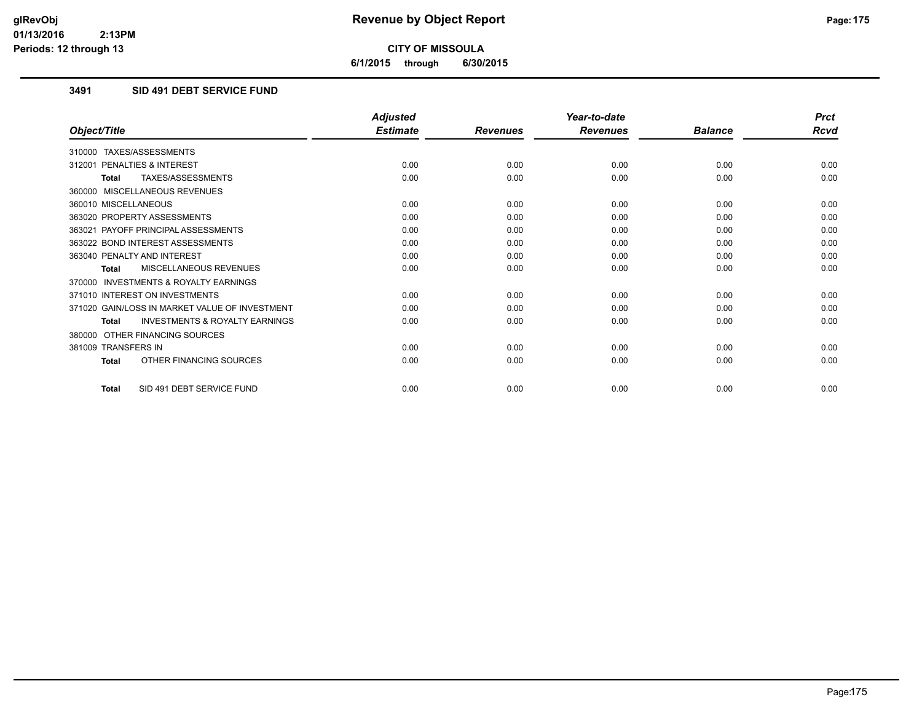**CITY OF MISSOULA**

**6/1/2015 through 6/30/2015**

## 3491 SID 491 DEBT SERVICE FUND

| Object/Title | Adjusted Estimate | Revenues | Year-to-date Revenues | Balance | Prct Rcvd |
|---|---|---|---|---|---|
| 310000 TAXES/ASSESSMENTS | | | | | |
| 312001 PENALTIES & INTEREST | 0.00 | 0.00 | 0.00 | 0.00 | 0.00 |
| **Total** TAXES/ASSESSMENTS | 0.00 | 0.00 | 0.00 | 0.00 | 0.00 |
| 360000 MISCELLANEOUS REVENUES | | | | | |
| 360010 MISCELLANEOUS | 0.00 | 0.00 | 0.00 | 0.00 | 0.00 |
| 363020 PROPERTY ASSESSMENTS | 0.00 | 0.00 | 0.00 | 0.00 | 0.00 |
| 363021 PAYOFF PRINCIPAL ASSESSMENTS | 0.00 | 0.00 | 0.00 | 0.00 | 0.00 |
| 363022 BOND INTEREST ASSESSMENTS | 0.00 | 0.00 | 0.00 | 0.00 | 0.00 |
| 363040 PENALTY AND INTEREST | 0.00 | 0.00 | 0.00 | 0.00 | 0.00 |
| **Total** MISCELLANEOUS REVENUES | 0.00 | 0.00 | 0.00 | 0.00 | 0.00 |
| 370000 INVESTMENTS & ROYALTY EARNINGS | | | | | |
| 371010 INTEREST ON INVESTMENTS | 0.00 | 0.00 | 0.00 | 0.00 | 0.00 |
| 371020 GAIN/LOSS IN MARKET VALUE OF INVESTMENT | 0.00 | 0.00 | 0.00 | 0.00 | 0.00 |
| **Total** INVESTMENTS & ROYALTY EARNINGS | 0.00 | 0.00 | 0.00 | 0.00 | 0.00 |
| 380000 OTHER FINANCING SOURCES | | | | | |
| 381009 TRANSFERS IN | 0.00 | 0.00 | 0.00 | 0.00 | 0.00 |
| **Total** OTHER FINANCING SOURCES | 0.00 | 0.00 | 0.00 | 0.00 | 0.00 |
| **Total** SID 491 DEBT SERVICE FUND | 0.00 | 0.00 | 0.00 | 0.00 | 0.00 |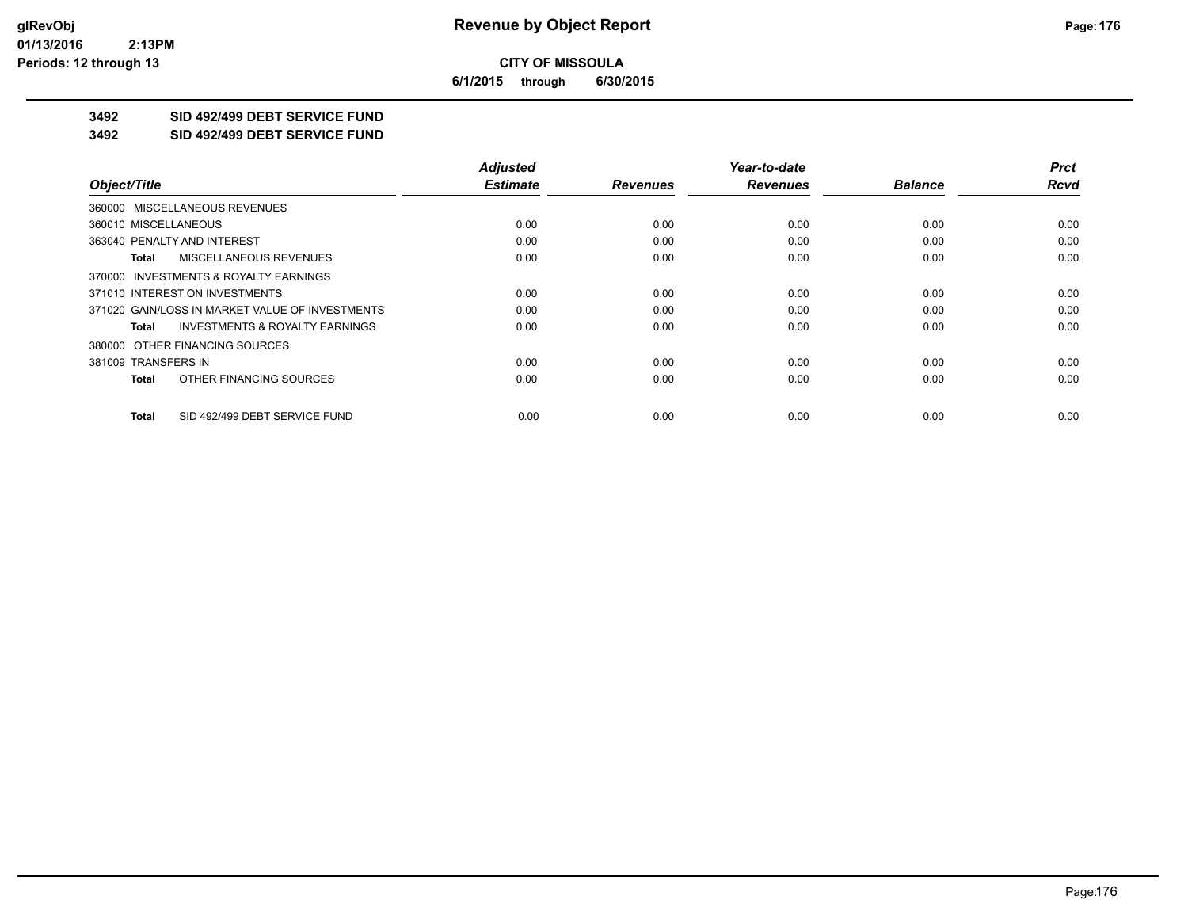# Revenue by Object Report

**CITY OF MISSOULA**

**6/1/2015 through 6/30/2015**

glRevObj
01/13/2016 2:13PM
Periods: 12 through 13

## 3492 SID 492/499 DEBT SERVICE FUND
## 3492 SID 492/499 DEBT SERVICE FUND

| Object/Title | Adjusted Estimate | Revenues | Year-to-date Revenues | Balance | Prct Rcvd |
|---|---|---|---|---|---|
| 360000 MISCELLANEOUS REVENUES | | | | | |
| 360010 MISCELLANEOUS | 0.00 | 0.00 | 0.00 | 0.00 | 0.00 |
| 363040 PENALTY AND INTEREST | 0.00 | 0.00 | 0.00 | 0.00 | 0.00 |
| **Total** MISCELLANEOUS REVENUES | 0.00 | 0.00 | 0.00 | 0.00 | 0.00 |
| 370000 INVESTMENTS & ROYALTY EARNINGS | | | | | |
| 371010 INTEREST ON INVESTMENTS | 0.00 | 0.00 | 0.00 | 0.00 | 0.00 |
| 371020 GAIN/LOSS IN MARKET VALUE OF INVESTMENTS | 0.00 | 0.00 | 0.00 | 0.00 | 0.00 |
| **Total** INVESTMENTS & ROYALTY EARNINGS | 0.00 | 0.00 | 0.00 | 0.00 | 0.00 |
| 380000 OTHER FINANCING SOURCES | | | | | |
| 381009 TRANSFERS IN | 0.00 | 0.00 | 0.00 | 0.00 | 0.00 |
| **Total** OTHER FINANCING SOURCES | 0.00 | 0.00 | 0.00 | 0.00 | 0.00 |
| **Total** SID 492/499 DEBT SERVICE FUND | 0.00 | 0.00 | 0.00 | 0.00 | 0.00 |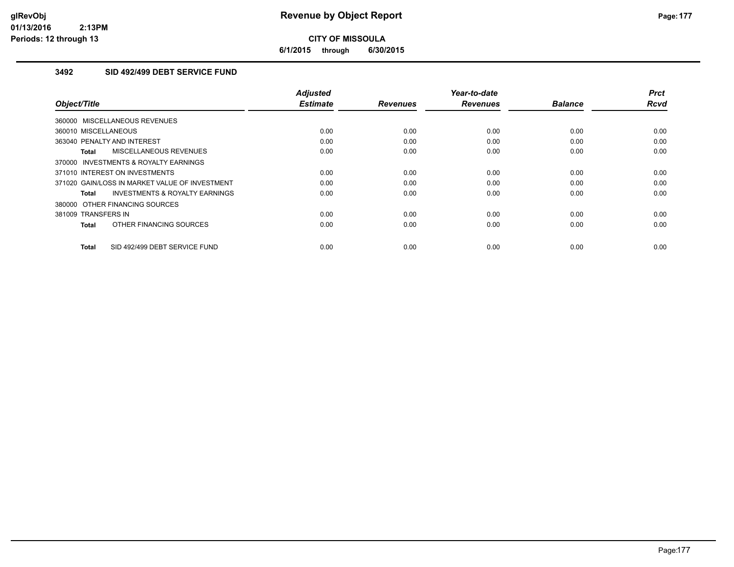# Revenue by Object Report

**CITY OF MISSOULA**

**6/1/2015 through 6/30/2015**

glRevObj
01/13/2016 2:13PM
Periods: 12 through 13

### 3492 SID 492/499 DEBT SERVICE FUND

| Object/Title | Adjusted Estimate | Revenues | Year-to-date Revenues | Balance | Prct Rcvd |
|---|---|---|---|---|---|
| 360000 MISCELLANEOUS REVENUES | | | | | |
| 360010 MISCELLANEOUS | 0.00 | 0.00 | 0.00 | 0.00 | 0.00 |
| 363040 PENALTY AND INTEREST | 0.00 | 0.00 | 0.00 | 0.00 | 0.00 |
| **Total** MISCELLANEOUS REVENUES | 0.00 | 0.00 | 0.00 | 0.00 | 0.00 |
| 370000 INVESTMENTS & ROYALTY EARNINGS | | | | | |
| 371010 INTEREST ON INVESTMENTS | 0.00 | 0.00 | 0.00 | 0.00 | 0.00 |
| 371020 GAIN/LOSS IN MARKET VALUE OF INVESTMENT | 0.00 | 0.00 | 0.00 | 0.00 | 0.00 |
| **Total** INVESTMENTS & ROYALTY EARNINGS | 0.00 | 0.00 | 0.00 | 0.00 | 0.00 |
| 380000 OTHER FINANCING SOURCES | | | | | |
| 381009 TRANSFERS IN | 0.00 | 0.00 | 0.00 | 0.00 | 0.00 |
| **Total** OTHER FINANCING SOURCES | 0.00 | 0.00 | 0.00 | 0.00 | 0.00 |
| **Total** SID 492/499 DEBT SERVICE FUND | 0.00 | 0.00 | 0.00 | 0.00 | 0.00 |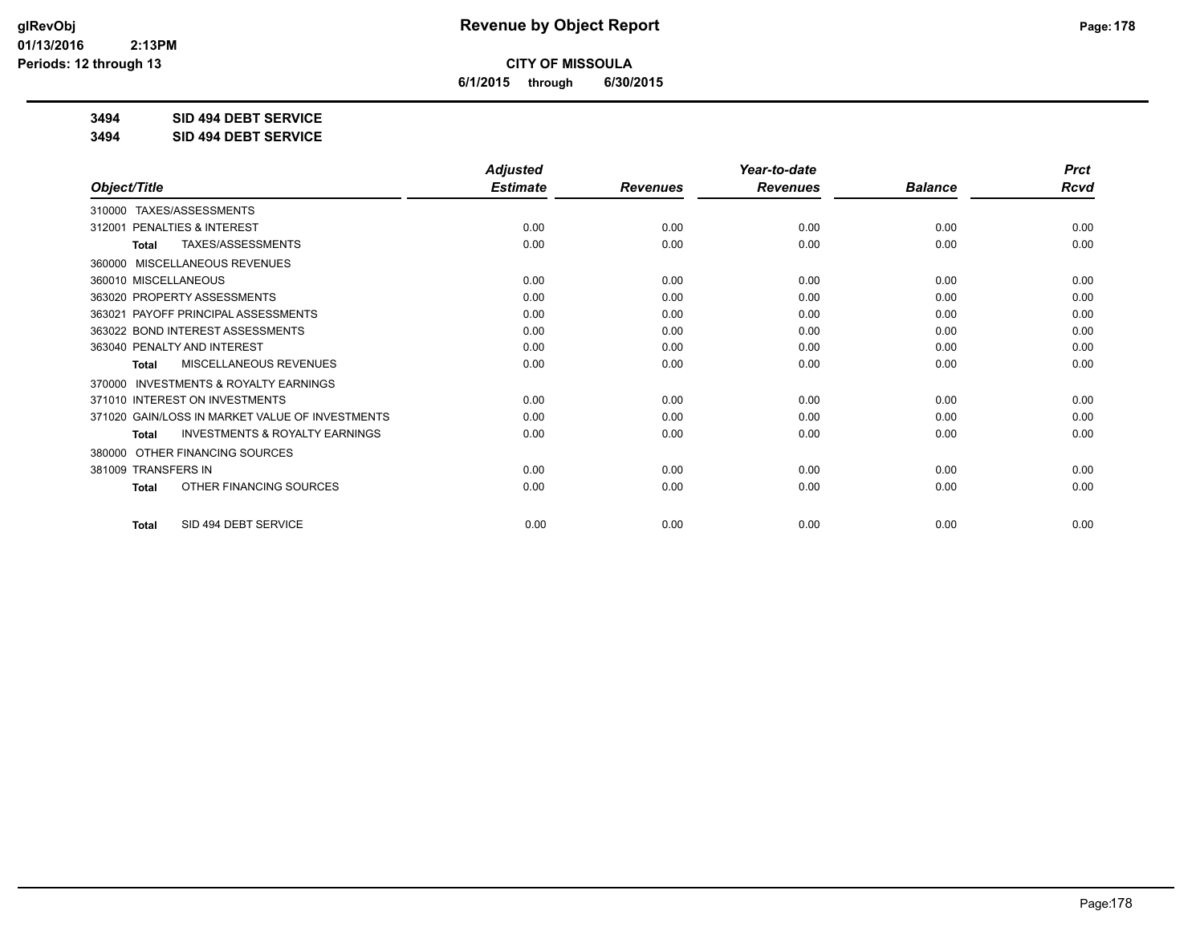# CITY OF MISSOULA

**6/1/2015 through 6/30/2015**

## 3494 SID 494 DEBT SERVICE

## 3494 SID 494 DEBT SERVICE

| Object/Title | Adjusted Estimate | Revenues | Year-to-date Revenues | Balance | Prct Rcvd |
|---|---|---|---|---|---|
| 310000 TAXES/ASSESSMENTS | | | | | |
| 312001 PENALTIES & INTEREST | 0.00 | 0.00 | 0.00 | 0.00 | 0.00 |
| **Total** TAXES/ASSESSMENTS | 0.00 | 0.00 | 0.00 | 0.00 | 0.00 |
| 360000 MISCELLANEOUS REVENUES | | | | | |
| 360010 MISCELLANEOUS | 0.00 | 0.00 | 0.00 | 0.00 | 0.00 |
| 363020 PROPERTY ASSESSMENTS | 0.00 | 0.00 | 0.00 | 0.00 | 0.00 |
| 363021 PAYOFF PRINCIPAL ASSESSMENTS | 0.00 | 0.00 | 0.00 | 0.00 | 0.00 |
| 363022 BOND INTEREST ASSESSMENTS | 0.00 | 0.00 | 0.00 | 0.00 | 0.00 |
| 363040 PENALTY AND INTEREST | 0.00 | 0.00 | 0.00 | 0.00 | 0.00 |
| **Total** MISCELLANEOUS REVENUES | 0.00 | 0.00 | 0.00 | 0.00 | 0.00 |
| 370000 INVESTMENTS & ROYALTY EARNINGS | | | | | |
| 371010 INTEREST ON INVESTMENTS | 0.00 | 0.00 | 0.00 | 0.00 | 0.00 |
| 371020 GAIN/LOSS IN MARKET VALUE OF INVESTMENTS | 0.00 | 0.00 | 0.00 | 0.00 | 0.00 |
| **Total** INVESTMENTS & ROYALTY EARNINGS | 0.00 | 0.00 | 0.00 | 0.00 | 0.00 |
| 380000 OTHER FINANCING SOURCES | | | | | |
| 381009 TRANSFERS IN | 0.00 | 0.00 | 0.00 | 0.00 | 0.00 |
| **Total** OTHER FINANCING SOURCES | 0.00 | 0.00 | 0.00 | 0.00 | 0.00 |
| **Total** SID 494 DEBT SERVICE | 0.00 | 0.00 | 0.00 | 0.00 | 0.00 |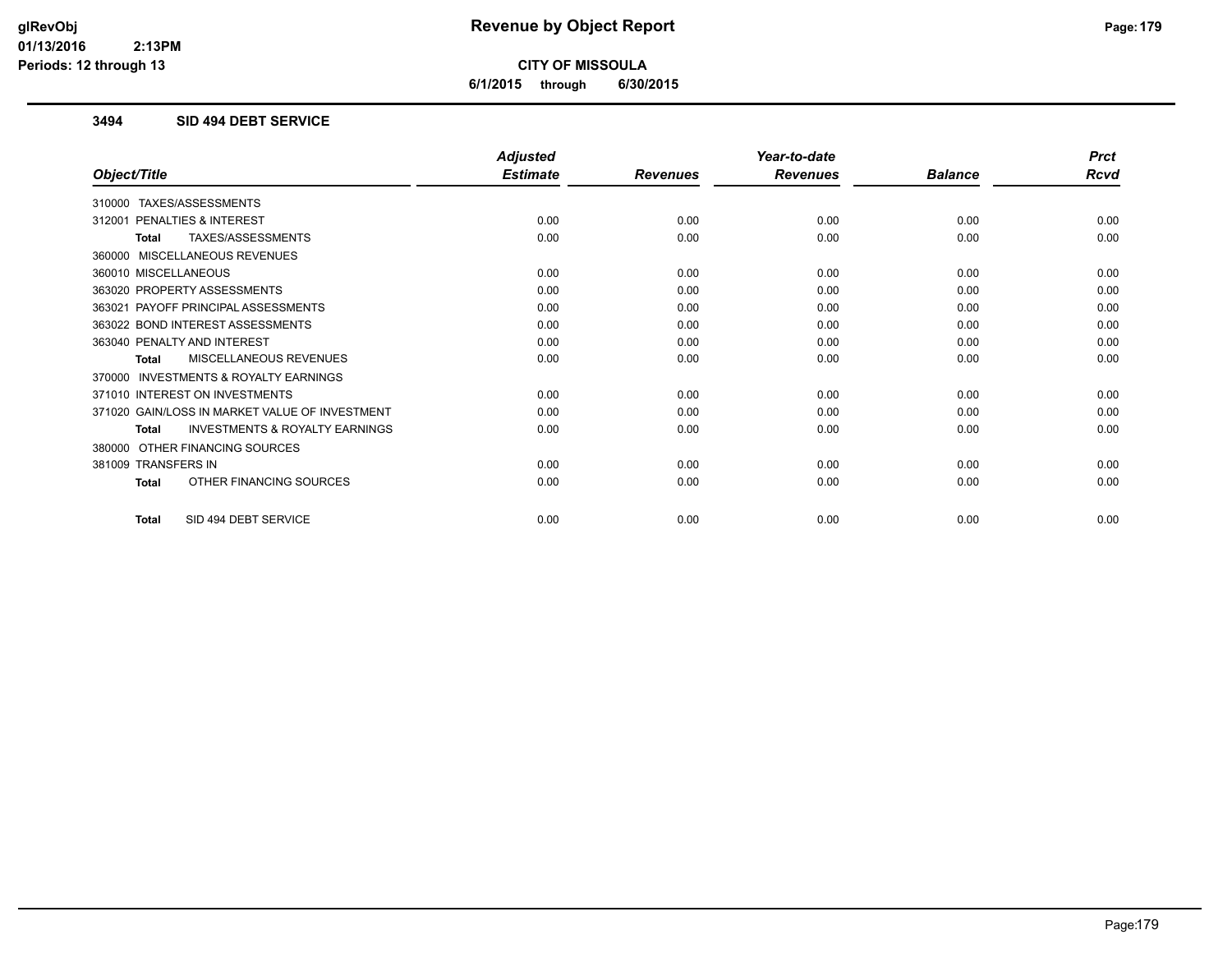# Revenue by Object Report

**CITY OF MISSOULA**

**6/1/2015 through 6/30/2015**

glRevObj
01/13/2016 2:13PM
Periods: 12 through 13

### 3494 SID 494 DEBT SERVICE

| Object/Title | Adjusted Estimate | Revenues | Year-to-date Revenues | Balance | Prct Rcvd |
|---|---|---|---|---|---|
| 310000 TAXES/ASSESSMENTS | | | | | |
| 312001 PENALTIES & INTEREST | 0.00 | 0.00 | 0.00 | 0.00 | 0.00 |
| **Total** TAXES/ASSESSMENTS | 0.00 | 0.00 | 0.00 | 0.00 | 0.00 |
| 360000 MISCELLANEOUS REVENUES | | | | | |
| 360010 MISCELLANEOUS | 0.00 | 0.00 | 0.00 | 0.00 | 0.00 |
| 363020 PROPERTY ASSESSMENTS | 0.00 | 0.00 | 0.00 | 0.00 | 0.00 |
| 363021 PAYOFF PRINCIPAL ASSESSMENTS | 0.00 | 0.00 | 0.00 | 0.00 | 0.00 |
| 363022 BOND INTEREST ASSESSMENTS | 0.00 | 0.00 | 0.00 | 0.00 | 0.00 |
| 363040 PENALTY AND INTEREST | 0.00 | 0.00 | 0.00 | 0.00 | 0.00 |
| **Total** MISCELLANEOUS REVENUES | 0.00 | 0.00 | 0.00 | 0.00 | 0.00 |
| 370000 INVESTMENTS & ROYALTY EARNINGS | | | | | |
| 371010 INTEREST ON INVESTMENTS | 0.00 | 0.00 | 0.00 | 0.00 | 0.00 |
| 371020 GAIN/LOSS IN MARKET VALUE OF INVESTMENT | 0.00 | 0.00 | 0.00 | 0.00 | 0.00 |
| **Total** INVESTMENTS & ROYALTY EARNINGS | 0.00 | 0.00 | 0.00 | 0.00 | 0.00 |
| 380000 OTHER FINANCING SOURCES | | | | | |
| 381009 TRANSFERS IN | 0.00 | 0.00 | 0.00 | 0.00 | 0.00 |
| **Total** OTHER FINANCING SOURCES | 0.00 | 0.00 | 0.00 | 0.00 | 0.00 |
| **Total** SID 494 DEBT SERVICE | 0.00 | 0.00 | 0.00 | 0.00 | 0.00 |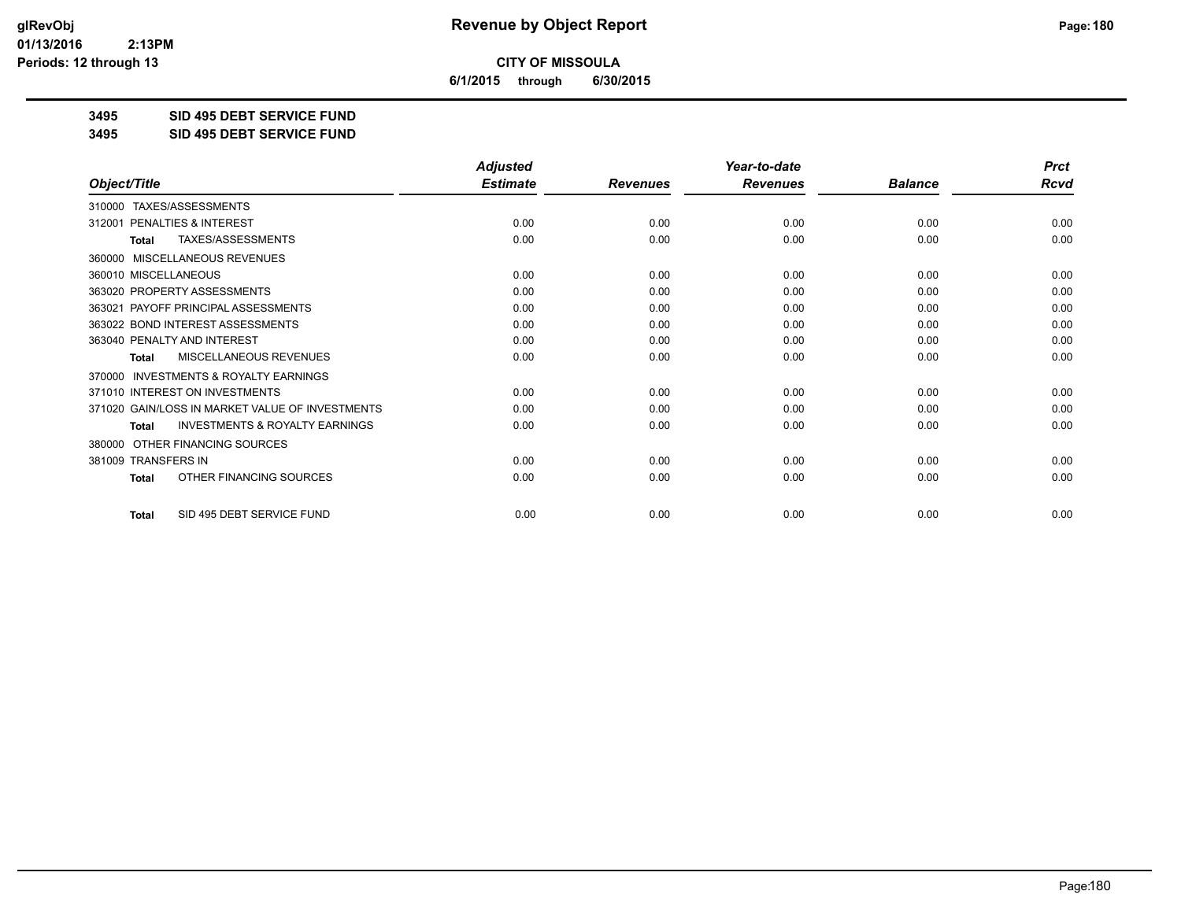**CITY OF MISSOULA**

**6/1/2015 through 6/30/2015**

**3495 SID 495 DEBT SERVICE FUND**

**3495 SID 495 DEBT SERVICE FUND**

| Object/Title | Adjusted Estimate | Revenues | Year-to-date Revenues | Balance | Prct Rcvd |
|---|---|---|---|---|---|
| 310000 TAXES/ASSESSMENTS | | | | | |
| 312001 PENALTIES & INTEREST | 0.00 | 0.00 | 0.00 | 0.00 | 0.00 |
| **Total** TAXES/ASSESSMENTS | 0.00 | 0.00 | 0.00 | 0.00 | 0.00 |
| 360000 MISCELLANEOUS REVENUES | | | | | |
| 360010 MISCELLANEOUS | 0.00 | 0.00 | 0.00 | 0.00 | 0.00 |
| 363020 PROPERTY ASSESSMENTS | 0.00 | 0.00 | 0.00 | 0.00 | 0.00 |
| 363021 PAYOFF PRINCIPAL ASSESSMENTS | 0.00 | 0.00 | 0.00 | 0.00 | 0.00 |
| 363022 BOND INTEREST ASSESSMENTS | 0.00 | 0.00 | 0.00 | 0.00 | 0.00 |
| 363040 PENALTY AND INTEREST | 0.00 | 0.00 | 0.00 | 0.00 | 0.00 |
| **Total** MISCELLANEOUS REVENUES | 0.00 | 0.00 | 0.00 | 0.00 | 0.00 |
| 370000 INVESTMENTS & ROYALTY EARNINGS | | | | | |
| 371010 INTEREST ON INVESTMENTS | 0.00 | 0.00 | 0.00 | 0.00 | 0.00 |
| 371020 GAIN/LOSS IN MARKET VALUE OF INVESTMENTS | 0.00 | 0.00 | 0.00 | 0.00 | 0.00 |
| **Total** INVESTMENTS & ROYALTY EARNINGS | 0.00 | 0.00 | 0.00 | 0.00 | 0.00 |
| 380000 OTHER FINANCING SOURCES | | | | | |
| 381009 TRANSFERS IN | 0.00 | 0.00 | 0.00 | 0.00 | 0.00 |
| **Total** OTHER FINANCING SOURCES | 0.00 | 0.00 | 0.00 | 0.00 | 0.00 |
| **Total** SID 495 DEBT SERVICE FUND | 0.00 | 0.00 | 0.00 | 0.00 | 0.00 |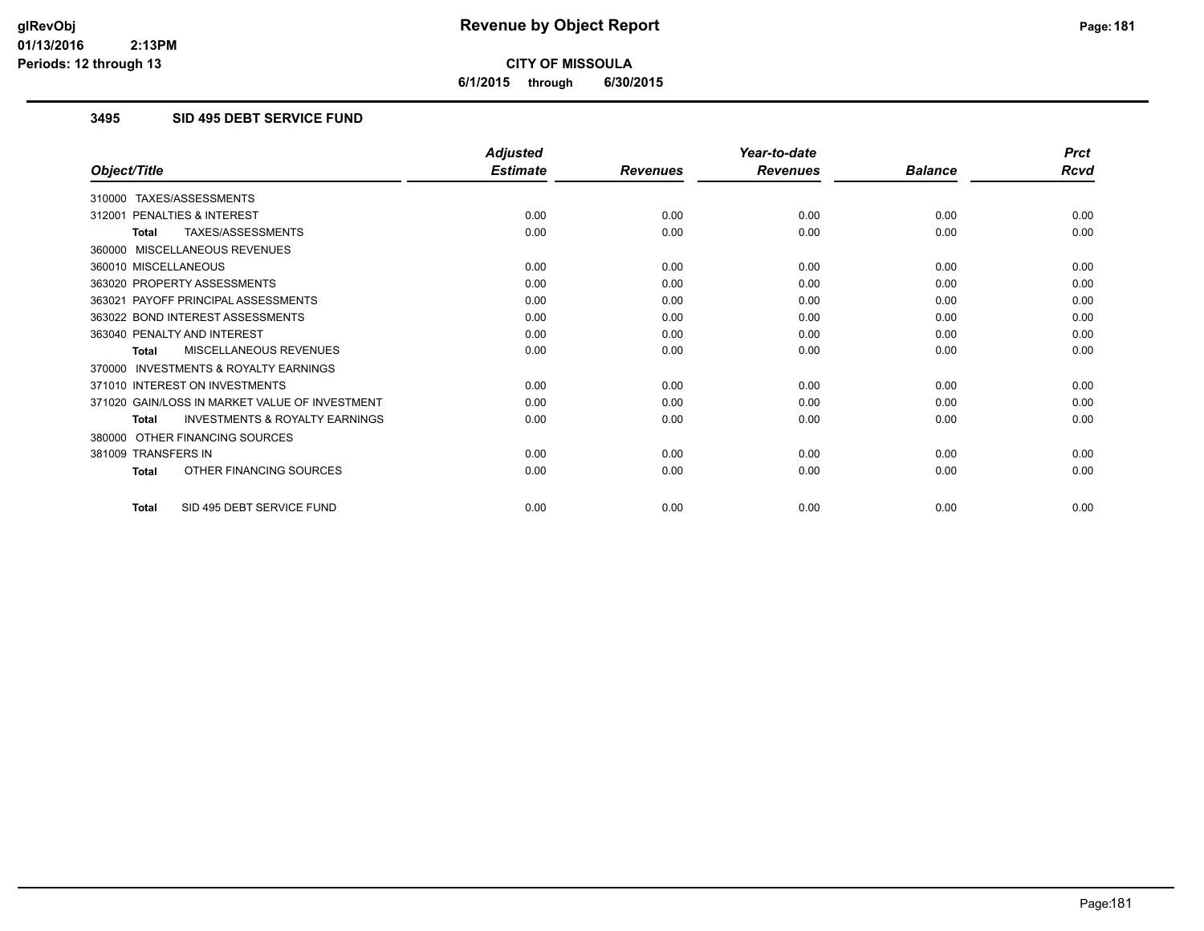# Revenue by Object Report

**CITY OF MISSOULA**

6/1/2015 through 6/30/2015

glRevObj
01/13/2016 2:13PM
Periods: 12 through 13

## 3495 SID 495 DEBT SERVICE FUND

| Object/Title | Adjusted Estimate | Revenues | Year-to-date Revenues | Balance | Prct Rcvd |
|---|---|---|---|---|---|
| 310000 TAXES/ASSESSMENTS | | | | | |
| 312001 PENALTIES & INTEREST | 0.00 | 0.00 | 0.00 | 0.00 | 0.00 |
| **Total** TAXES/ASSESSMENTS | 0.00 | 0.00 | 0.00 | 0.00 | 0.00 |
| 360000 MISCELLANEOUS REVENUES | | | | | |
| 360010 MISCELLANEOUS | 0.00 | 0.00 | 0.00 | 0.00 | 0.00 |
| 363020 PROPERTY ASSESSMENTS | 0.00 | 0.00 | 0.00 | 0.00 | 0.00 |
| 363021 PAYOFF PRINCIPAL ASSESSMENTS | 0.00 | 0.00 | 0.00 | 0.00 | 0.00 |
| 363022 BOND INTEREST ASSESSMENTS | 0.00 | 0.00 | 0.00 | 0.00 | 0.00 |
| 363040 PENALTY AND INTEREST | 0.00 | 0.00 | 0.00 | 0.00 | 0.00 |
| **Total** MISCELLANEOUS REVENUES | 0.00 | 0.00 | 0.00 | 0.00 | 0.00 |
| 370000 INVESTMENTS & ROYALTY EARNINGS | | | | | |
| 371010 INTEREST ON INVESTMENTS | 0.00 | 0.00 | 0.00 | 0.00 | 0.00 |
| 371020 GAIN/LOSS IN MARKET VALUE OF INVESTMENT | 0.00 | 0.00 | 0.00 | 0.00 | 0.00 |
| **Total** INVESTMENTS & ROYALTY EARNINGS | 0.00 | 0.00 | 0.00 | 0.00 | 0.00 |
| 380000 OTHER FINANCING SOURCES | | | | | |
| 381009 TRANSFERS IN | 0.00 | 0.00 | 0.00 | 0.00 | 0.00 |
| **Total** OTHER FINANCING SOURCES | 0.00 | 0.00 | 0.00 | 0.00 | 0.00 |
| **Total** SID 495 DEBT SERVICE FUND | 0.00 | 0.00 | 0.00 | 0.00 | 0.00 |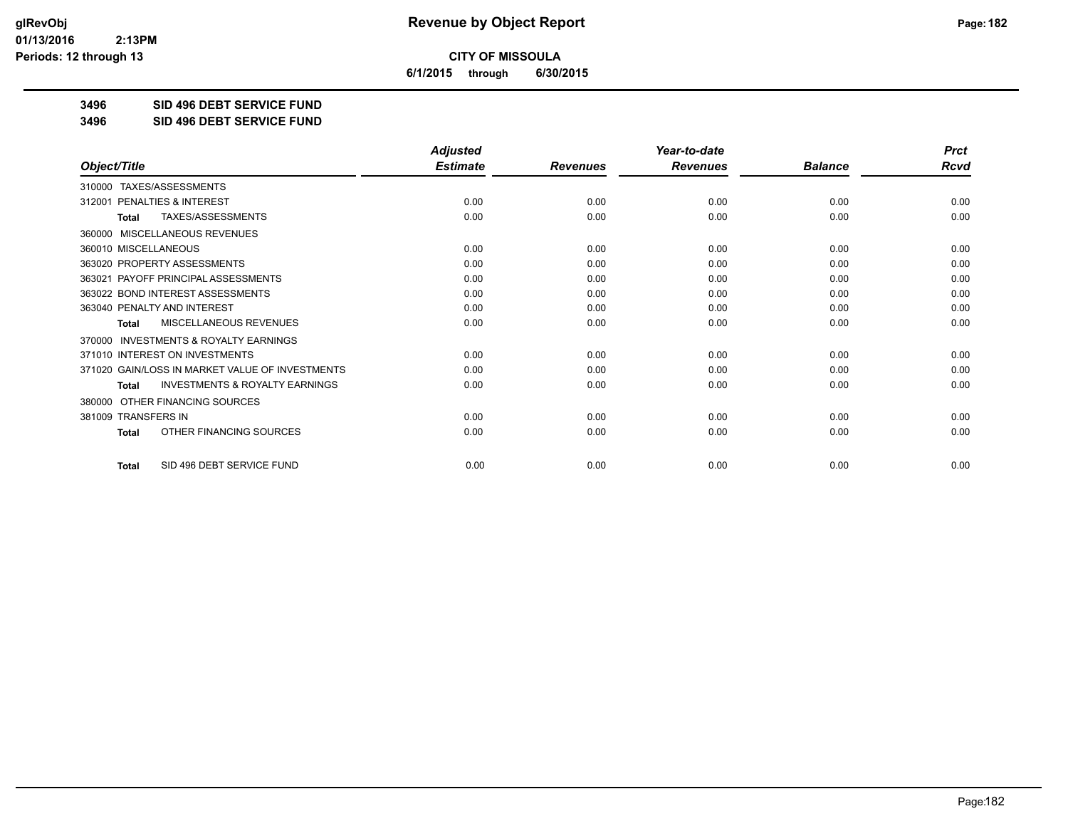**CITY OF MISSOULA**

**6/1/2015 through 6/30/2015**

**3496 SID 496 DEBT SERVICE FUND**

**3496 SID 496 DEBT SERVICE FUND**

| Object/Title | Adjusted Estimate | Revenues | Year-to-date Revenues | Balance | Prct Rcvd |
|---|---|---|---|---|---|
| 310000 TAXES/ASSESSMENTS | | | | | |
| 312001 PENALTIES & INTEREST | 0.00 | 0.00 | 0.00 | 0.00 | 0.00 |
| **Total** TAXES/ASSESSMENTS | 0.00 | 0.00 | 0.00 | 0.00 | 0.00 |
| 360000 MISCELLANEOUS REVENUES | | | | | |
| 360010 MISCELLANEOUS | 0.00 | 0.00 | 0.00 | 0.00 | 0.00 |
| 363020 PROPERTY ASSESSMENTS | 0.00 | 0.00 | 0.00 | 0.00 | 0.00 |
| 363021 PAYOFF PRINCIPAL ASSESSMENTS | 0.00 | 0.00 | 0.00 | 0.00 | 0.00 |
| 363022 BOND INTEREST ASSESSMENTS | 0.00 | 0.00 | 0.00 | 0.00 | 0.00 |
| 363040 PENALTY AND INTEREST | 0.00 | 0.00 | 0.00 | 0.00 | 0.00 |
| **Total** MISCELLANEOUS REVENUES | 0.00 | 0.00 | 0.00 | 0.00 | 0.00 |
| 370000 INVESTMENTS & ROYALTY EARNINGS | | | | | |
| 371010 INTEREST ON INVESTMENTS | 0.00 | 0.00 | 0.00 | 0.00 | 0.00 |
| 371020 GAIN/LOSS IN MARKET VALUE OF INVESTMENTS | 0.00 | 0.00 | 0.00 | 0.00 | 0.00 |
| **Total** INVESTMENTS & ROYALTY EARNINGS | 0.00 | 0.00 | 0.00 | 0.00 | 0.00 |
| 380000 OTHER FINANCING SOURCES | | | | | |
| 381009 TRANSFERS IN | 0.00 | 0.00 | 0.00 | 0.00 | 0.00 |
| **Total** OTHER FINANCING SOURCES | 0.00 | 0.00 | 0.00 | 0.00 | 0.00 |
| **Total** SID 496 DEBT SERVICE FUND | 0.00 | 0.00 | 0.00 | 0.00 | 0.00 |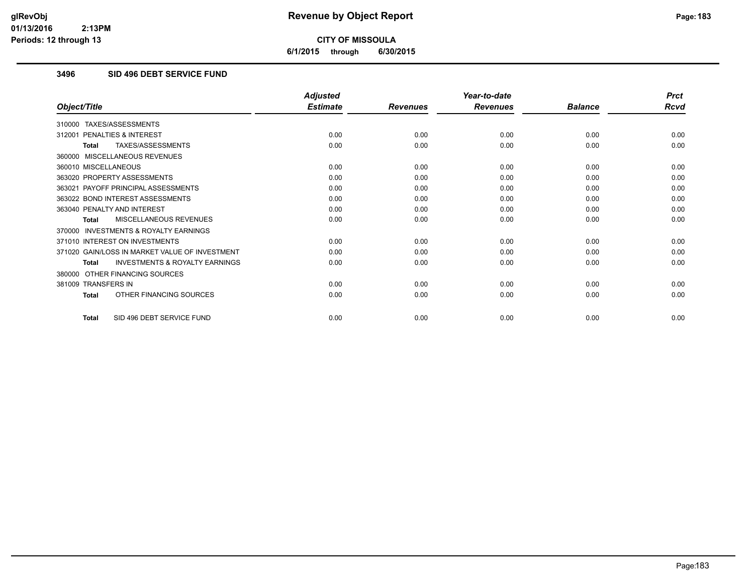# Revenue by Object Report

**CITY OF MISSOULA**

**6/1/2015 through 6/30/2015**

### 3496 SID 496 DEBT SERVICE FUND

| Object/Title | Adjusted Estimate | Revenues | Year-to-date Revenues | Balance | Prct Rcvd |
|---|---|---|---|---|---|
| 310000 TAXES/ASSESSMENTS | | | | | |
| 312001 PENALTIES & INTEREST | 0.00 | 0.00 | 0.00 | 0.00 | 0.00 |
| **Total** TAXES/ASSESSMENTS | 0.00 | 0.00 | 0.00 | 0.00 | 0.00 |
| 360000 MISCELLANEOUS REVENUES | | | | | |
| 360010 MISCELLANEOUS | 0.00 | 0.00 | 0.00 | 0.00 | 0.00 |
| 363020 PROPERTY ASSESSMENTS | 0.00 | 0.00 | 0.00 | 0.00 | 0.00 |
| 363021 PAYOFF PRINCIPAL ASSESSMENTS | 0.00 | 0.00 | 0.00 | 0.00 | 0.00 |
| 363022 BOND INTEREST ASSESSMENTS | 0.00 | 0.00 | 0.00 | 0.00 | 0.00 |
| 363040 PENALTY AND INTEREST | 0.00 | 0.00 | 0.00 | 0.00 | 0.00 |
| **Total** MISCELLANEOUS REVENUES | 0.00 | 0.00 | 0.00 | 0.00 | 0.00 |
| 370000 INVESTMENTS & ROYALTY EARNINGS | | | | | |
| 371010 INTEREST ON INVESTMENTS | 0.00 | 0.00 | 0.00 | 0.00 | 0.00 |
| 371020 GAIN/LOSS IN MARKET VALUE OF INVESTMENT | 0.00 | 0.00 | 0.00 | 0.00 | 0.00 |
| **Total** INVESTMENTS & ROYALTY EARNINGS | 0.00 | 0.00 | 0.00 | 0.00 | 0.00 |
| 380000 OTHER FINANCING SOURCES | | | | | |
| 381009 TRANSFERS IN | 0.00 | 0.00 | 0.00 | 0.00 | 0.00 |
| **Total** OTHER FINANCING SOURCES | 0.00 | 0.00 | 0.00 | 0.00 | 0.00 |
| **Total** SID 496 DEBT SERVICE FUND | 0.00 | 0.00 | 0.00 | 0.00 | 0.00 |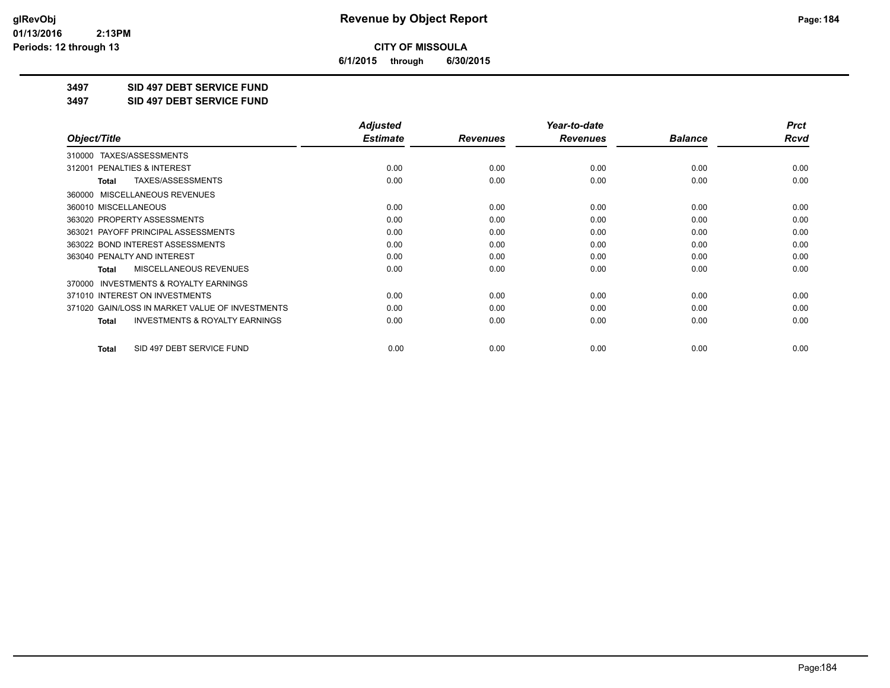# CITY OF MISSOULA

**6/1/2015 through 6/30/2015**

## 3497 SID 497 DEBT SERVICE FUND
## 3497 SID 497 DEBT SERVICE FUND

| Object/Title | Adjusted Estimate | Revenues | Year-to-date Revenues | Balance | Prct Rcvd |
|---|---|---|---|---|---|
| 310000 TAXES/ASSESSMENTS | | | | | |
| 312001 PENALTIES & INTEREST | 0.00 | 0.00 | 0.00 | 0.00 | 0.00 |
| **Total** TAXES/ASSESSMENTS | 0.00 | 0.00 | 0.00 | 0.00 | 0.00 |
| 360000 MISCELLANEOUS REVENUES | | | | | |
| 360010 MISCELLANEOUS | 0.00 | 0.00 | 0.00 | 0.00 | 0.00 |
| 363020 PROPERTY ASSESSMENTS | 0.00 | 0.00 | 0.00 | 0.00 | 0.00 |
| 363021 PAYOFF PRINCIPAL ASSESSMENTS | 0.00 | 0.00 | 0.00 | 0.00 | 0.00 |
| 363022 BOND INTEREST ASSESSMENTS | 0.00 | 0.00 | 0.00 | 0.00 | 0.00 |
| 363040 PENALTY AND INTEREST | 0.00 | 0.00 | 0.00 | 0.00 | 0.00 |
| **Total** MISCELLANEOUS REVENUES | 0.00 | 0.00 | 0.00 | 0.00 | 0.00 |
| 370000 INVESTMENTS & ROYALTY EARNINGS | | | | | |
| 371010 INTEREST ON INVESTMENTS | 0.00 | 0.00 | 0.00 | 0.00 | 0.00 |
| 371020 GAIN/LOSS IN MARKET VALUE OF INVESTMENTS | 0.00 | 0.00 | 0.00 | 0.00 | 0.00 |
| **Total** INVESTMENTS & ROYALTY EARNINGS | 0.00 | 0.00 | 0.00 | 0.00 | 0.00 |
| **Total** SID 497 DEBT SERVICE FUND | 0.00 | 0.00 | 0.00 | 0.00 | 0.00 |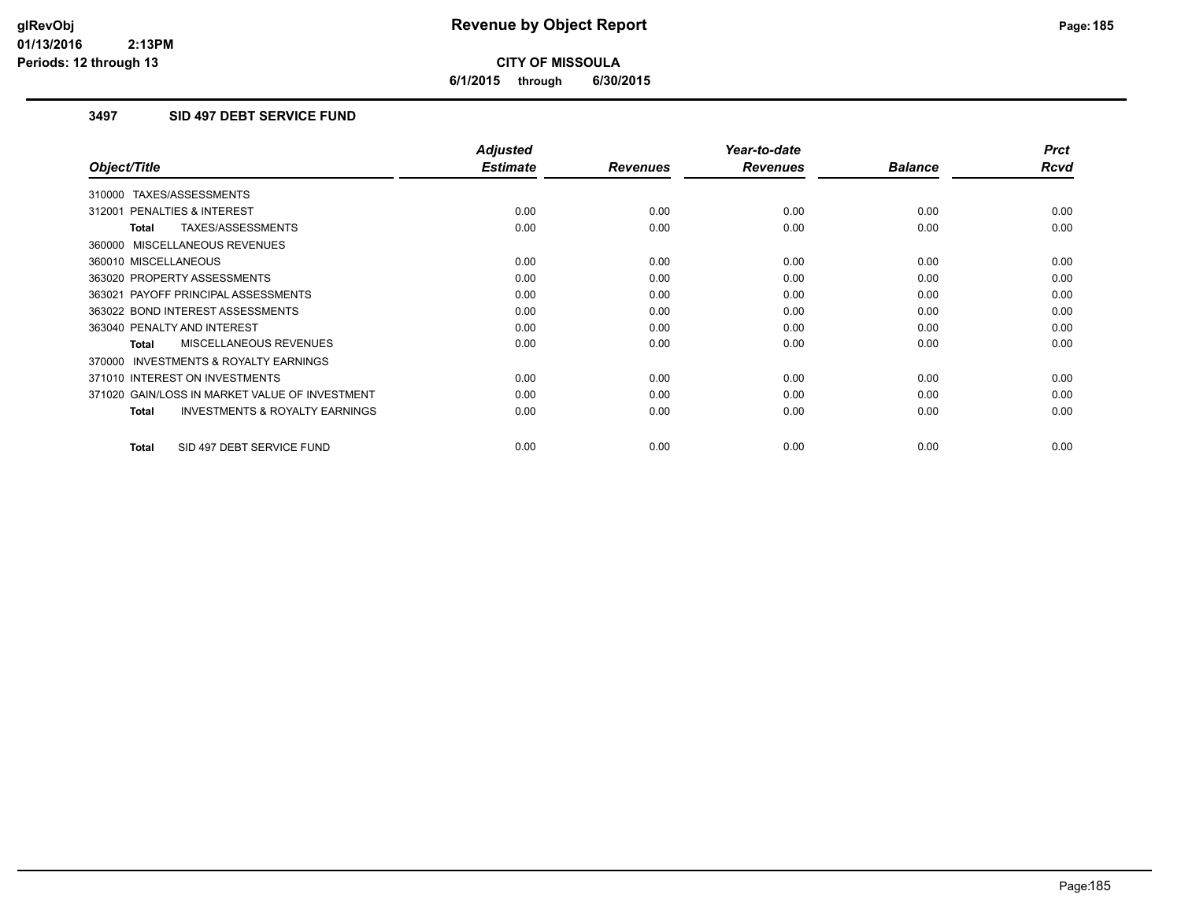**Revenue by Object Report**

**CITY OF MISSOULA**

**6/1/2015 through 6/30/2015**

glRevObj
01/13/2016 2:13PM
Periods: 12 through 13

### 3497 SID 497 DEBT SERVICE FUND

| Object/Title | Adjusted Estimate | Revenues | Year-to-date Revenues | Balance | Prct Rcvd |
|---|---|---|---|---|---|
| 310000 TAXES/ASSESSMENTS | | | | | |
| 312001 PENALTIES & INTEREST | 0.00 | 0.00 | 0.00 | 0.00 | 0.00 |
| **Total** TAXES/ASSESSMENTS | 0.00 | 0.00 | 0.00 | 0.00 | 0.00 |
| 360000 MISCELLANEOUS REVENUES | | | | | |
| 360010 MISCELLANEOUS | 0.00 | 0.00 | 0.00 | 0.00 | 0.00 |
| 363020 PROPERTY ASSESSMENTS | 0.00 | 0.00 | 0.00 | 0.00 | 0.00 |
| 363021 PAYOFF PRINCIPAL ASSESSMENTS | 0.00 | 0.00 | 0.00 | 0.00 | 0.00 |
| 363022 BOND INTEREST ASSESSMENTS | 0.00 | 0.00 | 0.00 | 0.00 | 0.00 |
| 363040 PENALTY AND INTEREST | 0.00 | 0.00 | 0.00 | 0.00 | 0.00 |
| **Total** MISCELLANEOUS REVENUES | 0.00 | 0.00 | 0.00 | 0.00 | 0.00 |
| 370000 INVESTMENTS & ROYALTY EARNINGS | | | | | |
| 371010 INTEREST ON INVESTMENTS | 0.00 | 0.00 | 0.00 | 0.00 | 0.00 |
| 371020 GAIN/LOSS IN MARKET VALUE OF INVESTMENT | 0.00 | 0.00 | 0.00 | 0.00 | 0.00 |
| **Total** INVESTMENTS & ROYALTY EARNINGS | 0.00 | 0.00 | 0.00 | 0.00 | 0.00 |
| **Total** SID 497 DEBT SERVICE FUND | 0.00 | 0.00 | 0.00 | 0.00 | 0.00 |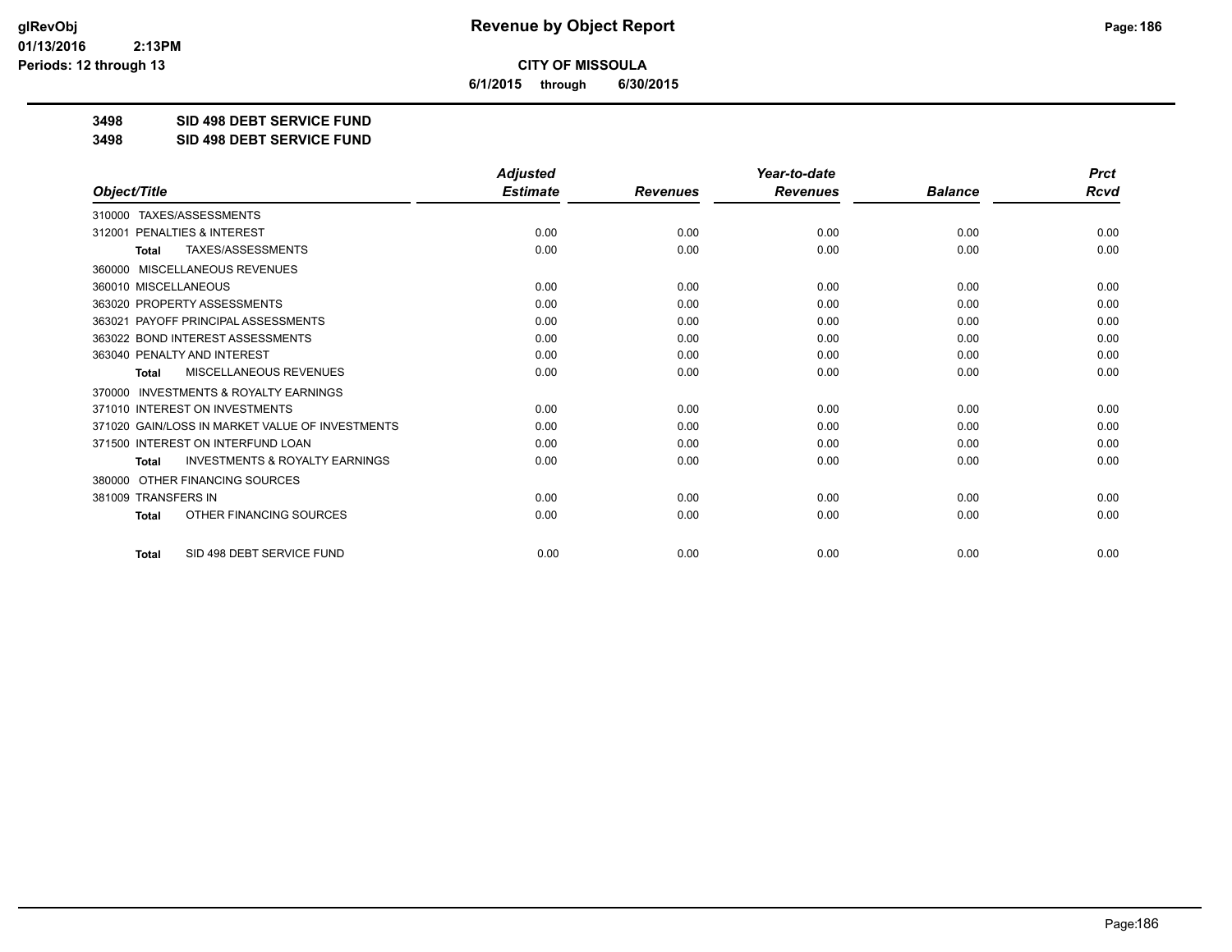**CITY OF MISSOULA**

**6/1/2015 through 6/30/2015**

**Revenue by Object Report**

**3498 SID 498 DEBT SERVICE FUND**

**3498 SID 498 DEBT SERVICE FUND**

| Object/Title | Adjusted Estimate | Revenues | Year-to-date Revenues | Balance | Prct Rcvd |
|---|---|---|---|---|---|
| 310000 TAXES/ASSESSMENTS | | | | | |
| 312001 PENALTIES & INTEREST | 0.00 | 0.00 | 0.00 | 0.00 | 0.00 |
| **Total** TAXES/ASSESSMENTS | 0.00 | 0.00 | 0.00 | 0.00 | 0.00 |
| 360000 MISCELLANEOUS REVENUES | | | | | |
| 360010 MISCELLANEOUS | 0.00 | 0.00 | 0.00 | 0.00 | 0.00 |
| 363020 PROPERTY ASSESSMENTS | 0.00 | 0.00 | 0.00 | 0.00 | 0.00 |
| 363021 PAYOFF PRINCIPAL ASSESSMENTS | 0.00 | 0.00 | 0.00 | 0.00 | 0.00 |
| 363022 BOND INTEREST ASSESSMENTS | 0.00 | 0.00 | 0.00 | 0.00 | 0.00 |
| 363040 PENALTY AND INTEREST | 0.00 | 0.00 | 0.00 | 0.00 | 0.00 |
| **Total** MISCELLANEOUS REVENUES | 0.00 | 0.00 | 0.00 | 0.00 | 0.00 |
| 370000 INVESTMENTS & ROYALTY EARNINGS | | | | | |
| 371010 INTEREST ON INVESTMENTS | 0.00 | 0.00 | 0.00 | 0.00 | 0.00 |
| 371020 GAIN/LOSS IN MARKET VALUE OF INVESTMENTS | 0.00 | 0.00 | 0.00 | 0.00 | 0.00 |
| 371500 INTEREST ON INTERFUND LOAN | 0.00 | 0.00 | 0.00 | 0.00 | 0.00 |
| **Total** INVESTMENTS & ROYALTY EARNINGS | 0.00 | 0.00 | 0.00 | 0.00 | 0.00 |
| 380000 OTHER FINANCING SOURCES | | | | | |
| 381009 TRANSFERS IN | 0.00 | 0.00 | 0.00 | 0.00 | 0.00 |
| **Total** OTHER FINANCING SOURCES | 0.00 | 0.00 | 0.00 | 0.00 | 0.00 |
| **Total** SID 498 DEBT SERVICE FUND | 0.00 | 0.00 | 0.00 | 0.00 | 0.00 |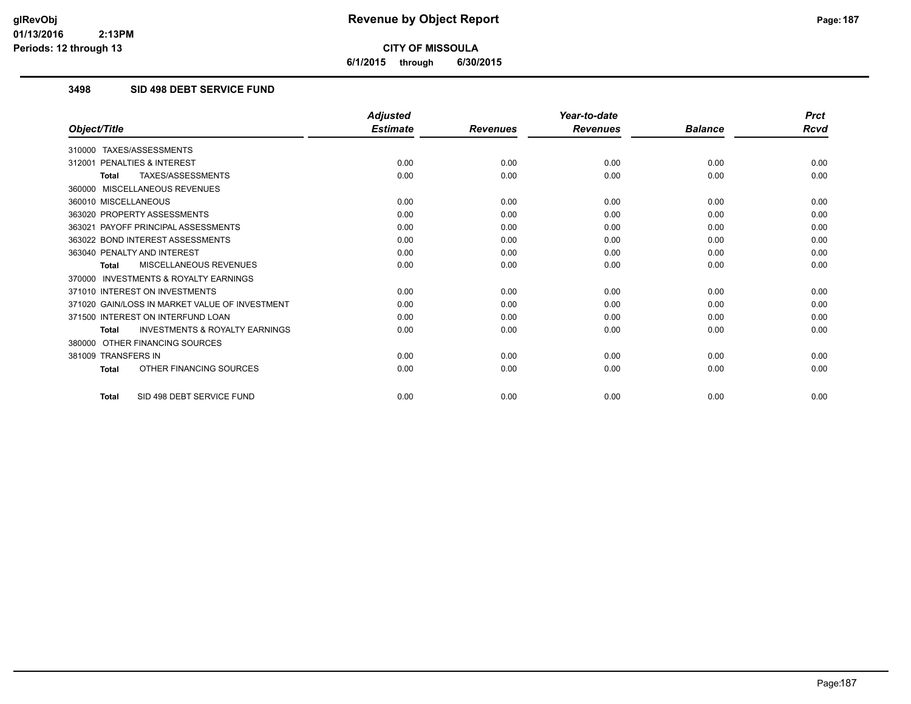# Revenue by Object Report

**CITY OF MISSOULA**

**6/1/2015 through 6/30/2015**

glRevObj
01/13/2016 2:13PM
Periods: 12 through 13

### 3498 SID 498 DEBT SERVICE FUND

| Object/Title | Adjusted Estimate | Revenues | Year-to-date Revenues | Balance | Prct Rcvd |
|---|---|---|---|---|---|
| 310000 TAXES/ASSESSMENTS | | | | | |
| 312001 PENALTIES & INTEREST | 0.00 | 0.00 | 0.00 | 0.00 | 0.00 |
| **Total** TAXES/ASSESSMENTS | 0.00 | 0.00 | 0.00 | 0.00 | 0.00 |
| 360000 MISCELLANEOUS REVENUES | | | | | |
| 360010 MISCELLANEOUS | 0.00 | 0.00 | 0.00 | 0.00 | 0.00 |
| 363020 PROPERTY ASSESSMENTS | 0.00 | 0.00 | 0.00 | 0.00 | 0.00 |
| 363021 PAYOFF PRINCIPAL ASSESSMENTS | 0.00 | 0.00 | 0.00 | 0.00 | 0.00 |
| 363022 BOND INTEREST ASSESSMENTS | 0.00 | 0.00 | 0.00 | 0.00 | 0.00 |
| 363040 PENALTY AND INTEREST | 0.00 | 0.00 | 0.00 | 0.00 | 0.00 |
| **Total** MISCELLANEOUS REVENUES | 0.00 | 0.00 | 0.00 | 0.00 | 0.00 |
| 370000 INVESTMENTS & ROYALTY EARNINGS | | | | | |
| 371010 INTEREST ON INVESTMENTS | 0.00 | 0.00 | 0.00 | 0.00 | 0.00 |
| 371020 GAIN/LOSS IN MARKET VALUE OF INVESTMENT | 0.00 | 0.00 | 0.00 | 0.00 | 0.00 |
| 371500 INTEREST ON INTERFUND LOAN | 0.00 | 0.00 | 0.00 | 0.00 | 0.00 |
| **Total** INVESTMENTS & ROYALTY EARNINGS | 0.00 | 0.00 | 0.00 | 0.00 | 0.00 |
| 380000 OTHER FINANCING SOURCES | | | | | |
| 381009 TRANSFERS IN | 0.00 | 0.00 | 0.00 | 0.00 | 0.00 |
| **Total** OTHER FINANCING SOURCES | 0.00 | 0.00 | 0.00 | 0.00 | 0.00 |
| **Total** SID 498 DEBT SERVICE FUND | 0.00 | 0.00 | 0.00 | 0.00 | 0.00 |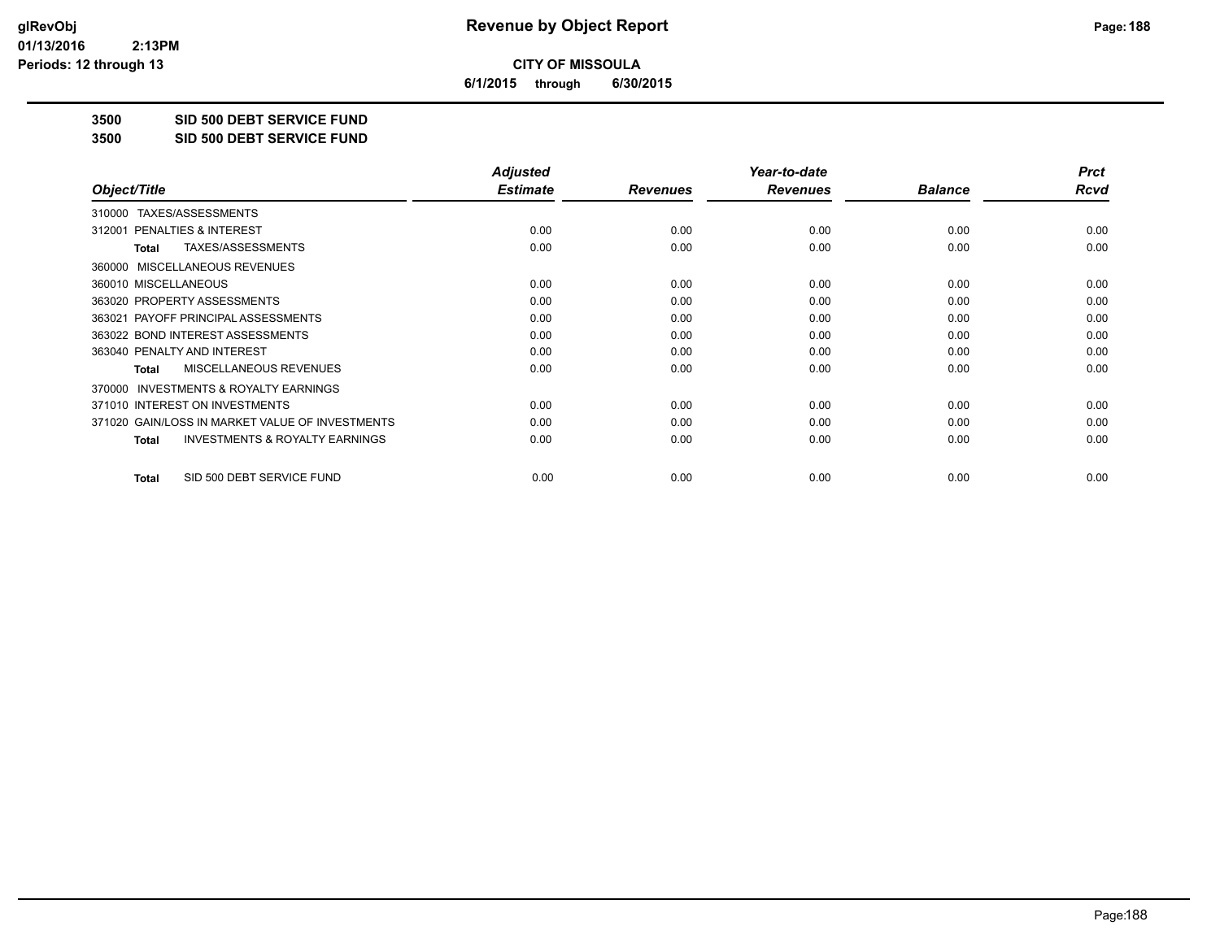# Revenue by Object Report

**CITY OF MISSOULA**

**6/1/2015 through 6/30/2015**

glRevObj
01/13/2016 2:13PM
Periods: 12 through 13

**3500 SID 500 DEBT SERVICE FUND**

**3500 SID 500 DEBT SERVICE FUND**

| Object/Title | Adjusted Estimate | Revenues | Year-to-date Revenues | Balance | Prct Rcvd |
|---|---|---|---|---|---|
| 310000 TAXES/ASSESSMENTS | | | | | |
| 312001 PENALTIES & INTEREST | 0.00 | 0.00 | 0.00 | 0.00 | 0.00 |
| **Total** TAXES/ASSESSMENTS | 0.00 | 0.00 | 0.00 | 0.00 | 0.00 |
| 360000 MISCELLANEOUS REVENUES | | | | | |
| 360010 MISCELLANEOUS | 0.00 | 0.00 | 0.00 | 0.00 | 0.00 |
| 363020 PROPERTY ASSESSMENTS | 0.00 | 0.00 | 0.00 | 0.00 | 0.00 |
| 363021 PAYOFF PRINCIPAL ASSESSMENTS | 0.00 | 0.00 | 0.00 | 0.00 | 0.00 |
| 363022 BOND INTEREST ASSESSMENTS | 0.00 | 0.00 | 0.00 | 0.00 | 0.00 |
| 363040 PENALTY AND INTEREST | 0.00 | 0.00 | 0.00 | 0.00 | 0.00 |
| **Total** MISCELLANEOUS REVENUES | 0.00 | 0.00 | 0.00 | 0.00 | 0.00 |
| 370000 INVESTMENTS & ROYALTY EARNINGS | | | | | |
| 371010 INTEREST ON INVESTMENTS | 0.00 | 0.00 | 0.00 | 0.00 | 0.00 |
| 371020 GAIN/LOSS IN MARKET VALUE OF INVESTMENTS | 0.00 | 0.00 | 0.00 | 0.00 | 0.00 |
| **Total** INVESTMENTS & ROYALTY EARNINGS | 0.00 | 0.00 | 0.00 | 0.00 | 0.00 |
| **Total** SID 500 DEBT SERVICE FUND | 0.00 | 0.00 | 0.00 | 0.00 | 0.00 |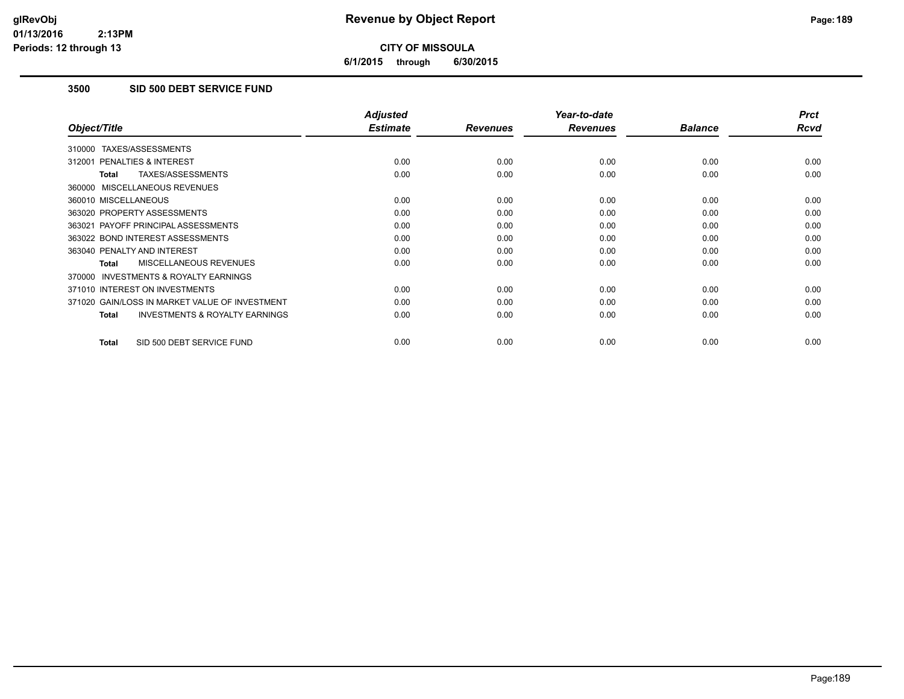**CITY OF MISSOULA**

**6/1/2015 through 6/30/2015**

## 3500 SID 500 DEBT SERVICE FUND

| Object/Title | Adjusted Estimate | Revenues | Year-to-date Revenues | Balance | Prct Rcvd |
|---|---|---|---|---|---|
| 310000 TAXES/ASSESSMENTS | | | | | |
| 312001 PENALTIES & INTEREST | 0.00 | 0.00 | 0.00 | 0.00 | 0.00 |
| **Total** TAXES/ASSESSMENTS | 0.00 | 0.00 | 0.00 | 0.00 | 0.00 |
| 360000 MISCELLANEOUS REVENUES | | | | | |
| 360010 MISCELLANEOUS | 0.00 | 0.00 | 0.00 | 0.00 | 0.00 |
| 363020 PROPERTY ASSESSMENTS | 0.00 | 0.00 | 0.00 | 0.00 | 0.00 |
| 363021 PAYOFF PRINCIPAL ASSESSMENTS | 0.00 | 0.00 | 0.00 | 0.00 | 0.00 |
| 363022 BOND INTEREST ASSESSMENTS | 0.00 | 0.00 | 0.00 | 0.00 | 0.00 |
| 363040 PENALTY AND INTEREST | 0.00 | 0.00 | 0.00 | 0.00 | 0.00 |
| **Total** MISCELLANEOUS REVENUES | 0.00 | 0.00 | 0.00 | 0.00 | 0.00 |
| 370000 INVESTMENTS & ROYALTY EARNINGS | | | | | |
| 371010 INTEREST ON INVESTMENTS | 0.00 | 0.00 | 0.00 | 0.00 | 0.00 |
| 371020 GAIN/LOSS IN MARKET VALUE OF INVESTMENT | 0.00 | 0.00 | 0.00 | 0.00 | 0.00 |
| **Total** INVESTMENTS & ROYALTY EARNINGS | 0.00 | 0.00 | 0.00 | 0.00 | 0.00 |
| **Total** SID 500 DEBT SERVICE FUND | 0.00 | 0.00 | 0.00 | 0.00 | 0.00 |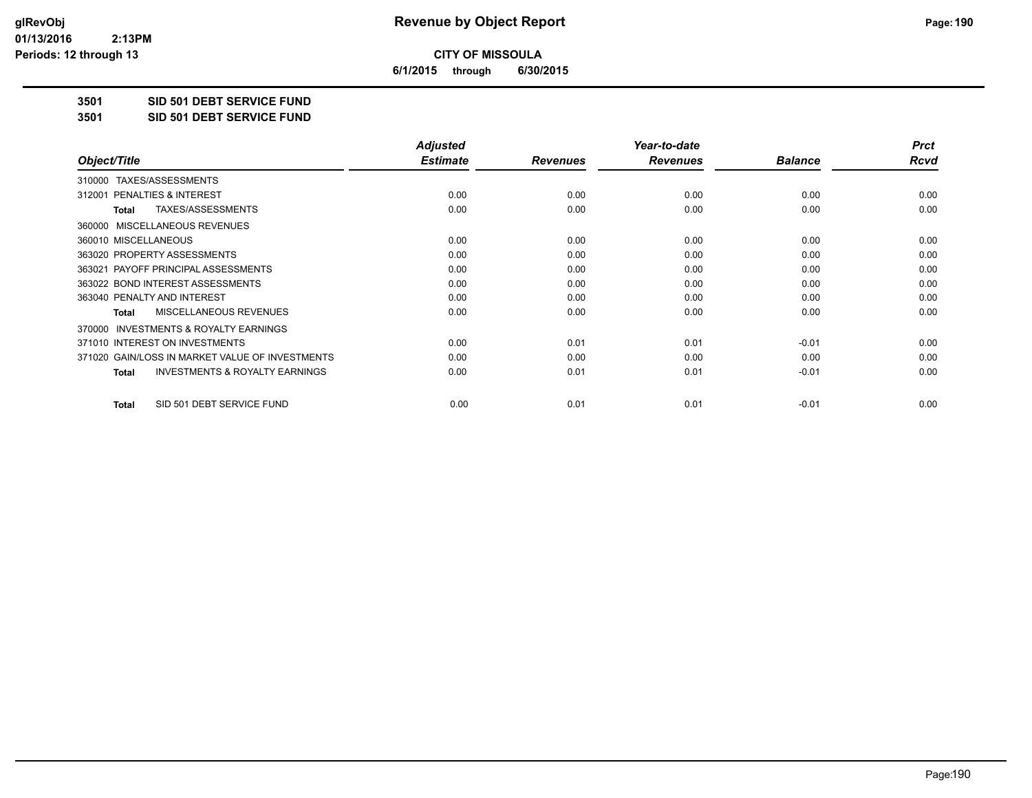**CITY OF MISSOULA**

**6/1/2015 through 6/30/2015**

**3501 SID 501 DEBT SERVICE FUND**

**3501 SID 501 DEBT SERVICE FUND**

| Object/Title | Adjusted Estimate | Revenues | Year-to-date Revenues | Balance | Prct Rcvd |
|---|---|---|---|---|---|
| 310000 TAXES/ASSESSMENTS | | | | | |
| 312001 PENALTIES & INTEREST | 0.00 | 0.00 | 0.00 | 0.00 | 0.00 |
| **Total** TAXES/ASSESSMENTS | 0.00 | 0.00 | 0.00 | 0.00 | 0.00 |
| 360000 MISCELLANEOUS REVENUES | | | | | |
| 360010 MISCELLANEOUS | 0.00 | 0.00 | 0.00 | 0.00 | 0.00 |
| 363020 PROPERTY ASSESSMENTS | 0.00 | 0.00 | 0.00 | 0.00 | 0.00 |
| 363021 PAYOFF PRINCIPAL ASSESSMENTS | 0.00 | 0.00 | 0.00 | 0.00 | 0.00 |
| 363022 BOND INTEREST ASSESSMENTS | 0.00 | 0.00 | 0.00 | 0.00 | 0.00 |
| 363040 PENALTY AND INTEREST | 0.00 | 0.00 | 0.00 | 0.00 | 0.00 |
| **Total** MISCELLANEOUS REVENUES | 0.00 | 0.00 | 0.00 | 0.00 | 0.00 |
| 370000 INVESTMENTS & ROYALTY EARNINGS | | | | | |
| 371010 INTEREST ON INVESTMENTS | 0.00 | 0.01 | 0.01 | -0.01 | 0.00 |
| 371020 GAIN/LOSS IN MARKET VALUE OF INVESTMENTS | 0.00 | 0.00 | 0.00 | 0.00 | 0.00 |
| **Total** INVESTMENTS & ROYALTY EARNINGS | 0.00 | 0.01 | 0.01 | -0.01 | 0.00 |
| **Total** SID 501 DEBT SERVICE FUND | 0.00 | 0.01 | 0.01 | -0.01 | 0.00 |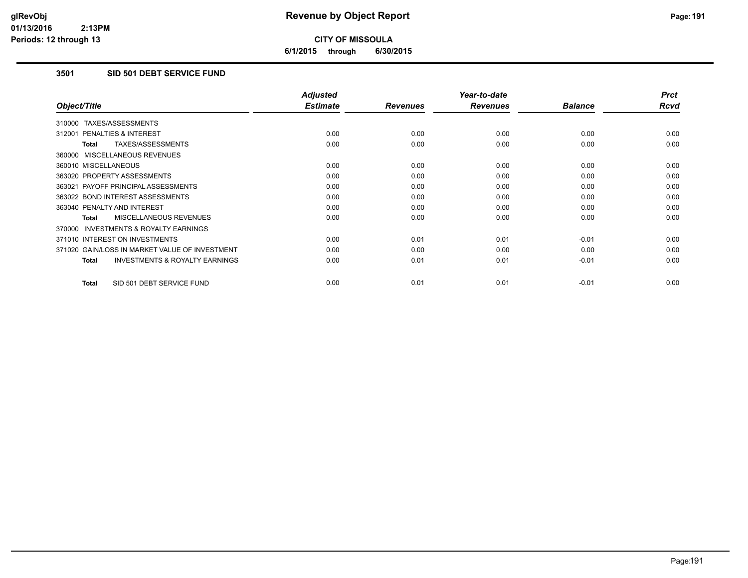# Revenue by Object Report

**CITY OF MISSOULA**

**6/1/2015 through 6/30/2015**

glRevObj
01/13/2016 2:13PM
Periods: 12 through 13

## 3501 SID 501 DEBT SERVICE FUND

| Object/Title | Adjusted Estimate | Revenues | Year-to-date Revenues | Balance | Prct Rcvd |
|---|---|---|---|---|---|
| 310000 TAXES/ASSESSMENTS | | | | | |
| 312001 PENALTIES & INTEREST | 0.00 | 0.00 | 0.00 | 0.00 | 0.00 |
| **Total** TAXES/ASSESSMENTS | 0.00 | 0.00 | 0.00 | 0.00 | 0.00 |
| 360000 MISCELLANEOUS REVENUES | | | | | |
| 360010 MISCELLANEOUS | 0.00 | 0.00 | 0.00 | 0.00 | 0.00 |
| 363020 PROPERTY ASSESSMENTS | 0.00 | 0.00 | 0.00 | 0.00 | 0.00 |
| 363021 PAYOFF PRINCIPAL ASSESSMENTS | 0.00 | 0.00 | 0.00 | 0.00 | 0.00 |
| 363022 BOND INTEREST ASSESSMENTS | 0.00 | 0.00 | 0.00 | 0.00 | 0.00 |
| 363040 PENALTY AND INTEREST | 0.00 | 0.00 | 0.00 | 0.00 | 0.00 |
| **Total** MISCELLANEOUS REVENUES | 0.00 | 0.00 | 0.00 | 0.00 | 0.00 |
| 370000 INVESTMENTS & ROYALTY EARNINGS | | | | | |
| 371010 INTEREST ON INVESTMENTS | 0.00 | 0.01 | 0.01 | -0.01 | 0.00 |
| 371020 GAIN/LOSS IN MARKET VALUE OF INVESTMENT | 0.00 | 0.00 | 0.00 | 0.00 | 0.00 |
| **Total** INVESTMENTS & ROYALTY EARNINGS | 0.00 | 0.01 | 0.01 | -0.01 | 0.00 |
| **Total** SID 501 DEBT SERVICE FUND | 0.00 | 0.01 | 0.01 | -0.01 | 0.00 |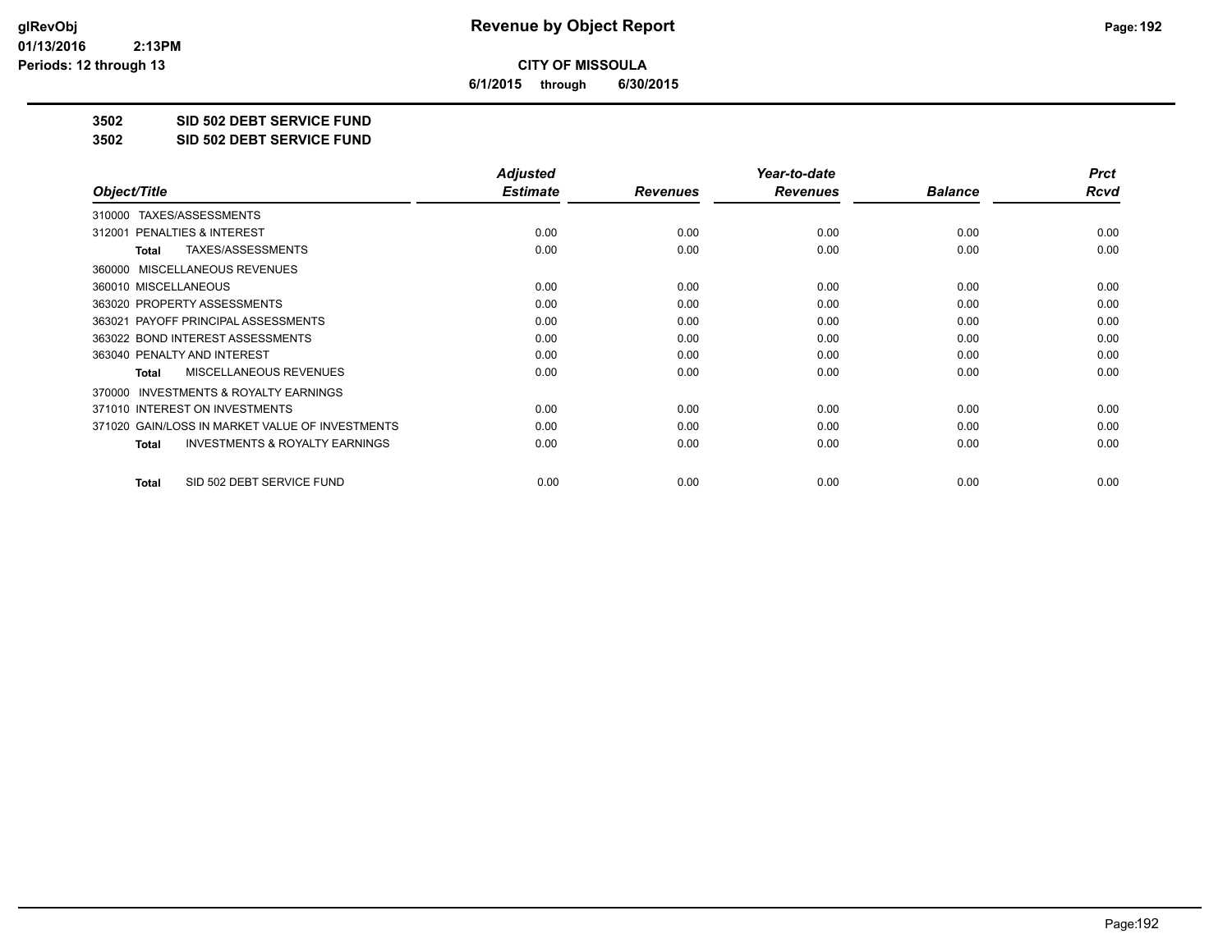**CITY OF MISSOULA**

**6/1/2015 through 6/30/2015**

**3502 SID 502 DEBT SERVICE FUND**

**3502 SID 502 DEBT SERVICE FUND**

| Object/Title | Adjusted Estimate | Revenues | Year-to-date Revenues | Balance | Prct Rcvd |
|---|---|---|---|---|---|
| 310000 TAXES/ASSESSMENTS | | | | | |
| 312001 PENALTIES & INTEREST | 0.00 | 0.00 | 0.00 | 0.00 | 0.00 |
| **Total** TAXES/ASSESSMENTS | 0.00 | 0.00 | 0.00 | 0.00 | 0.00 |
| 360000 MISCELLANEOUS REVENUES | | | | | |
| 360010 MISCELLANEOUS | 0.00 | 0.00 | 0.00 | 0.00 | 0.00 |
| 363020 PROPERTY ASSESSMENTS | 0.00 | 0.00 | 0.00 | 0.00 | 0.00 |
| 363021 PAYOFF PRINCIPAL ASSESSMENTS | 0.00 | 0.00 | 0.00 | 0.00 | 0.00 |
| 363022 BOND INTEREST ASSESSMENTS | 0.00 | 0.00 | 0.00 | 0.00 | 0.00 |
| 363040 PENALTY AND INTEREST | 0.00 | 0.00 | 0.00 | 0.00 | 0.00 |
| **Total** MISCELLANEOUS REVENUES | 0.00 | 0.00 | 0.00 | 0.00 | 0.00 |
| 370000 INVESTMENTS & ROYALTY EARNINGS | | | | | |
| 371010 INTEREST ON INVESTMENTS | 0.00 | 0.00 | 0.00 | 0.00 | 0.00 |
| 371020 GAIN/LOSS IN MARKET VALUE OF INVESTMENTS | 0.00 | 0.00 | 0.00 | 0.00 | 0.00 |
| **Total** INVESTMENTS & ROYALTY EARNINGS | 0.00 | 0.00 | 0.00 | 0.00 | 0.00 |
| **Total** SID 502 DEBT SERVICE FUND | 0.00 | 0.00 | 0.00 | 0.00 | 0.00 |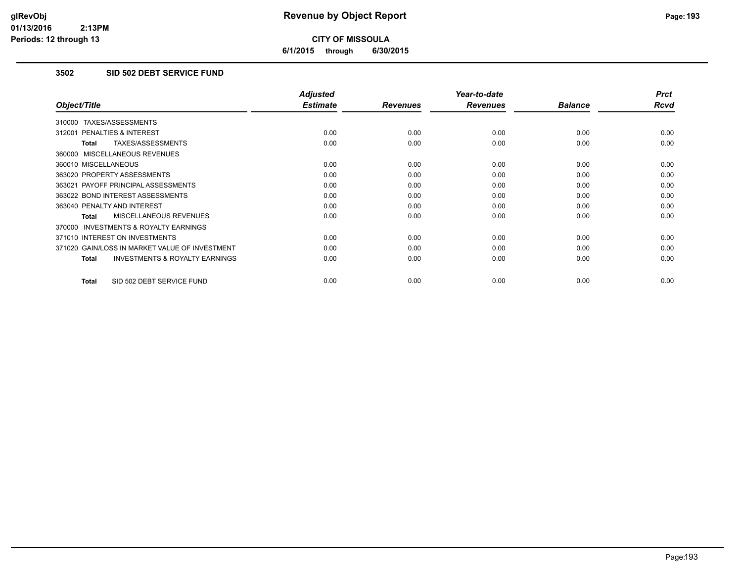# Revenue by Object Report

**CITY OF MISSOULA**

**6/1/2015 through 6/30/2015**

glRevObj
01/13/2016 2:13PM
Periods: 12 through 13

## 3502 SID 502 DEBT SERVICE FUND

| Object/Title | Adjusted Estimate | Revenues | Year-to-date Revenues | Balance | Prct Rcvd |
|---|---|---|---|---|---|
| 310000 TAXES/ASSESSMENTS | | | | | |
| 312001 PENALTIES & INTEREST | 0.00 | 0.00 | 0.00 | 0.00 | 0.00 |
| **Total** TAXES/ASSESSMENTS | 0.00 | 0.00 | 0.00 | 0.00 | 0.00 |
| 360000 MISCELLANEOUS REVENUES | | | | | |
| 360010 MISCELLANEOUS | 0.00 | 0.00 | 0.00 | 0.00 | 0.00 |
| 363020 PROPERTY ASSESSMENTS | 0.00 | 0.00 | 0.00 | 0.00 | 0.00 |
| 363021 PAYOFF PRINCIPAL ASSESSMENTS | 0.00 | 0.00 | 0.00 | 0.00 | 0.00 |
| 363022 BOND INTEREST ASSESSMENTS | 0.00 | 0.00 | 0.00 | 0.00 | 0.00 |
| 363040 PENALTY AND INTEREST | 0.00 | 0.00 | 0.00 | 0.00 | 0.00 |
| **Total** MISCELLANEOUS REVENUES | 0.00 | 0.00 | 0.00 | 0.00 | 0.00 |
| 370000 INVESTMENTS & ROYALTY EARNINGS | | | | | |
| 371010 INTEREST ON INVESTMENTS | 0.00 | 0.00 | 0.00 | 0.00 | 0.00 |
| 371020 GAIN/LOSS IN MARKET VALUE OF INVESTMENT | 0.00 | 0.00 | 0.00 | 0.00 | 0.00 |
| **Total** INVESTMENTS & ROYALTY EARNINGS | 0.00 | 0.00 | 0.00 | 0.00 | 0.00 |
| **Total** SID 502 DEBT SERVICE FUND | 0.00 | 0.00 | 0.00 | 0.00 | 0.00 |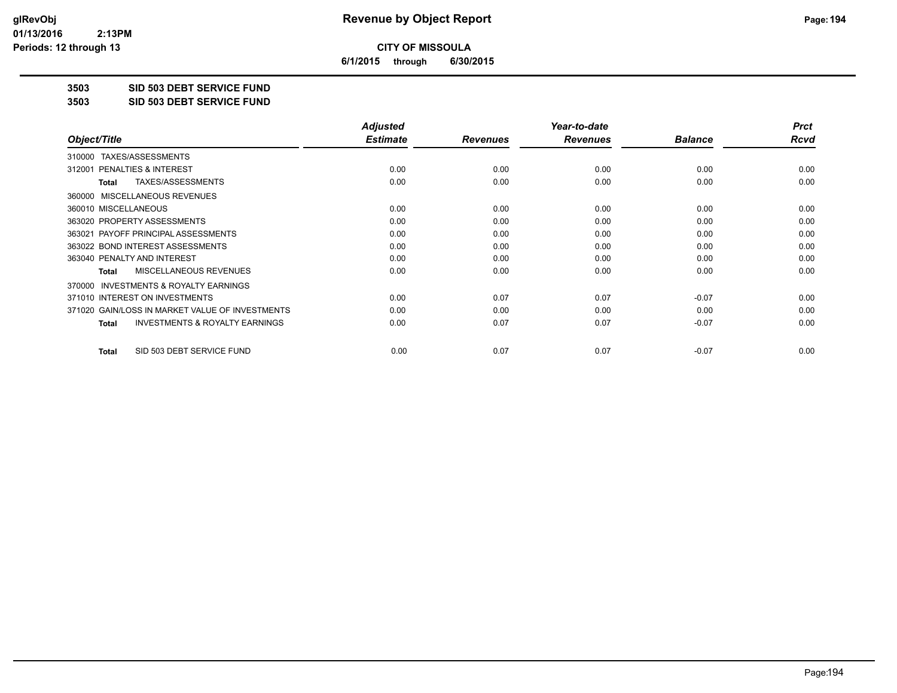# CITY OF MISSOULA

**6/1/2015 through 6/30/2015**

## 3503 SID 503 DEBT SERVICE FUND

## 3503 SID 503 DEBT SERVICE FUND

| Object/Title | Adjusted Estimate | Revenues | Year-to-date Revenues | Balance | Prct Rcvd |
|---|---|---|---|---|---|
| 310000 TAXES/ASSESSMENTS | | | | | |
| 312001 PENALTIES & INTEREST | 0.00 | 0.00 | 0.00 | 0.00 | 0.00 |
| **Total** TAXES/ASSESSMENTS | 0.00 | 0.00 | 0.00 | 0.00 | 0.00 |
| 360000 MISCELLANEOUS REVENUES | | | | | |
| 360010 MISCELLANEOUS | 0.00 | 0.00 | 0.00 | 0.00 | 0.00 |
| 363020 PROPERTY ASSESSMENTS | 0.00 | 0.00 | 0.00 | 0.00 | 0.00 |
| 363021 PAYOFF PRINCIPAL ASSESSMENTS | 0.00 | 0.00 | 0.00 | 0.00 | 0.00 |
| 363022 BOND INTEREST ASSESSMENTS | 0.00 | 0.00 | 0.00 | 0.00 | 0.00 |
| 363040 PENALTY AND INTEREST | 0.00 | 0.00 | 0.00 | 0.00 | 0.00 |
| **Total** MISCELLANEOUS REVENUES | 0.00 | 0.00 | 0.00 | 0.00 | 0.00 |
| 370000 INVESTMENTS & ROYALTY EARNINGS | | | | | |
| 371010 INTEREST ON INVESTMENTS | 0.00 | 0.07 | 0.07 | -0.07 | 0.00 |
| 371020 GAIN/LOSS IN MARKET VALUE OF INVESTMENTS | 0.00 | 0.00 | 0.00 | 0.00 | 0.00 |
| **Total** INVESTMENTS & ROYALTY EARNINGS | 0.00 | 0.07 | 0.07 | -0.07 | 0.00 |
| **Total** SID 503 DEBT SERVICE FUND | 0.00 | 0.07 | 0.07 | -0.07 | 0.00 |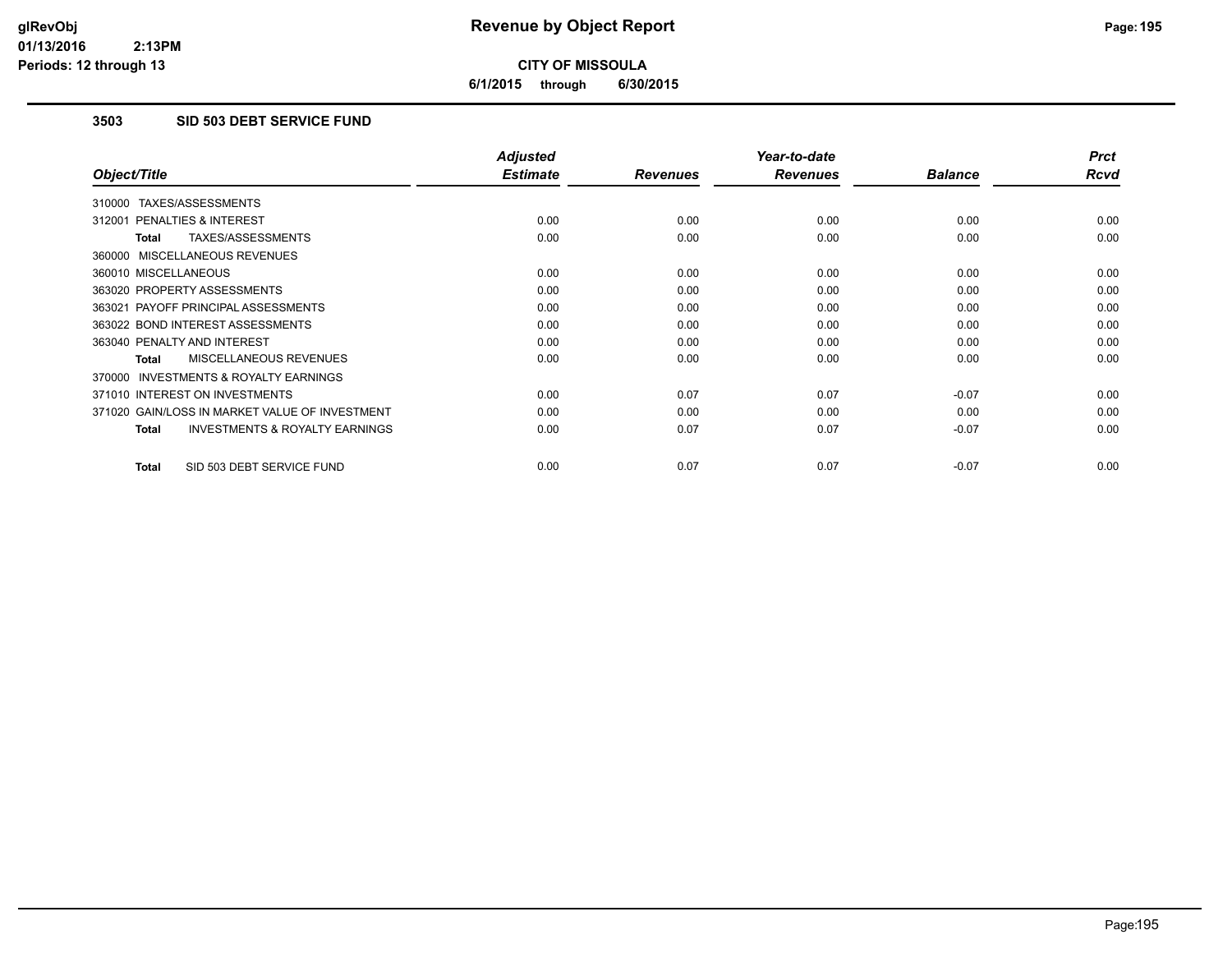# Revenue by Object Report

**CITY OF MISSOULA**

**6/1/2015 through 6/30/2015**

### 3503 SID 503 DEBT SERVICE FUND

| Object/Title | Adjusted Estimate | Revenues | Year-to-date Revenues | Balance | Prct Rcvd |
|---|---|---|---|---|---|
| 310000 TAXES/ASSESSMENTS | | | | | |
| 312001 PENALTIES & INTEREST | 0.00 | 0.00 | 0.00 | 0.00 | 0.00 |
| **Total** TAXES/ASSESSMENTS | 0.00 | 0.00 | 0.00 | 0.00 | 0.00 |
| 360000 MISCELLANEOUS REVENUES | | | | | |
| 360010 MISCELLANEOUS | 0.00 | 0.00 | 0.00 | 0.00 | 0.00 |
| 363020 PROPERTY ASSESSMENTS | 0.00 | 0.00 | 0.00 | 0.00 | 0.00 |
| 363021 PAYOFF PRINCIPAL ASSESSMENTS | 0.00 | 0.00 | 0.00 | 0.00 | 0.00 |
| 363022 BOND INTEREST ASSESSMENTS | 0.00 | 0.00 | 0.00 | 0.00 | 0.00 |
| 363040 PENALTY AND INTEREST | 0.00 | 0.00 | 0.00 | 0.00 | 0.00 |
| **Total** MISCELLANEOUS REVENUES | 0.00 | 0.00 | 0.00 | 0.00 | 0.00 |
| 370000 INVESTMENTS & ROYALTY EARNINGS | | | | | |
| 371010 INTEREST ON INVESTMENTS | 0.00 | 0.07 | 0.07 | -0.07 | 0.00 |
| 371020 GAIN/LOSS IN MARKET VALUE OF INVESTMENT | 0.00 | 0.00 | 0.00 | 0.00 | 0.00 |
| **Total** INVESTMENTS & ROYALTY EARNINGS | 0.00 | 0.07 | 0.07 | -0.07 | 0.00 |
| **Total** SID 503 DEBT SERVICE FUND | 0.00 | 0.07 | 0.07 | -0.07 | 0.00 |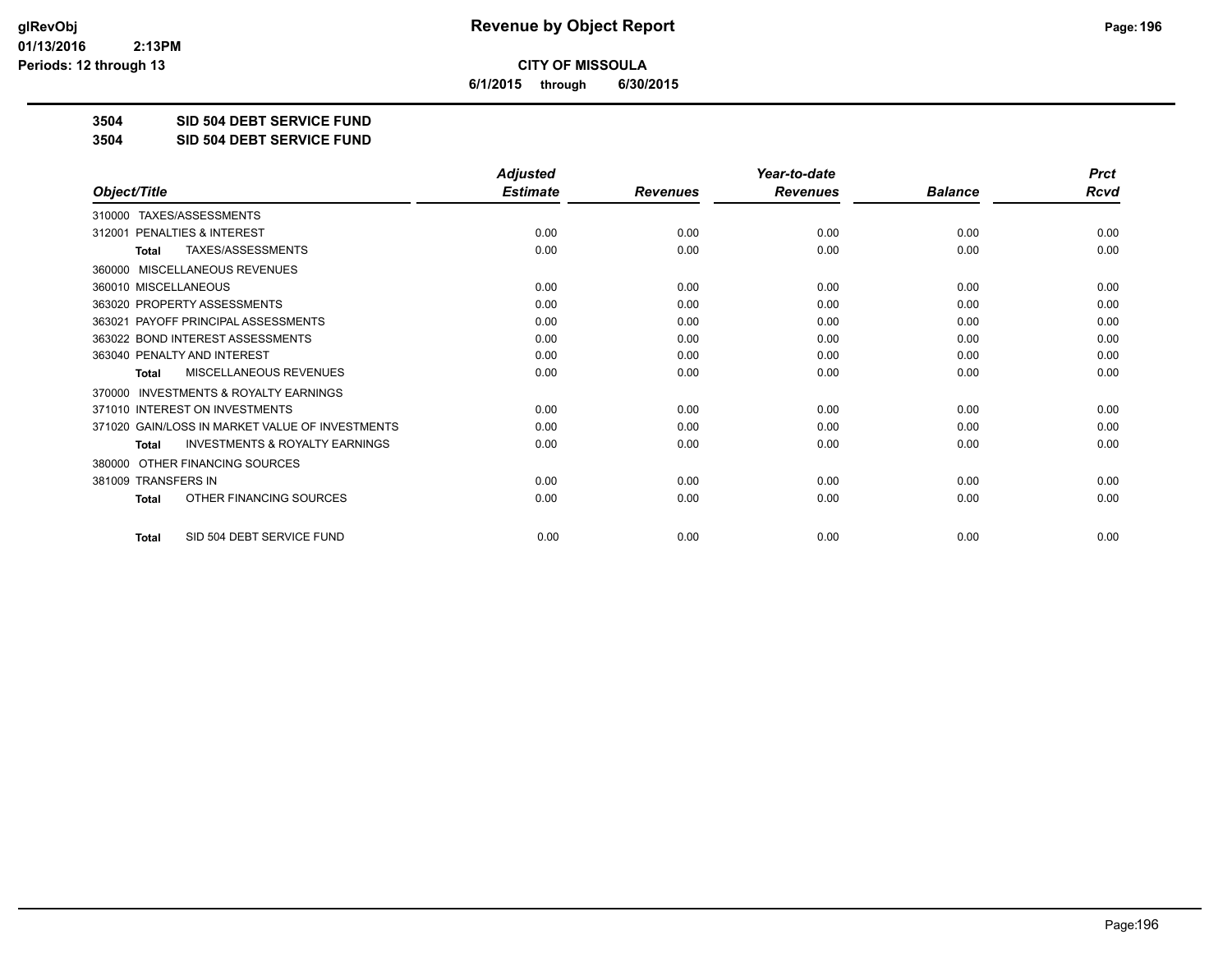**CITY OF MISSOULA**

**6/1/2015 through 6/30/2015**

**3504 SID 504 DEBT SERVICE FUND**

**3504 SID 504 DEBT SERVICE FUND**

| Object/Title | Adjusted Estimate | Revenues | Year-to-date Revenues | Balance | Prct Rcvd |
|---|---|---|---|---|---|
| 310000 TAXES/ASSESSMENTS | | | | | |
| 312001 PENALTIES & INTEREST | 0.00 | 0.00 | 0.00 | 0.00 | 0.00 |
| **Total** TAXES/ASSESSMENTS | 0.00 | 0.00 | 0.00 | 0.00 | 0.00 |
| 360000 MISCELLANEOUS REVENUES | | | | | |
| 360010 MISCELLANEOUS | 0.00 | 0.00 | 0.00 | 0.00 | 0.00 |
| 363020 PROPERTY ASSESSMENTS | 0.00 | 0.00 | 0.00 | 0.00 | 0.00 |
| 363021 PAYOFF PRINCIPAL ASSESSMENTS | 0.00 | 0.00 | 0.00 | 0.00 | 0.00 |
| 363022 BOND INTEREST ASSESSMENTS | 0.00 | 0.00 | 0.00 | 0.00 | 0.00 |
| 363040 PENALTY AND INTEREST | 0.00 | 0.00 | 0.00 | 0.00 | 0.00 |
| **Total** MISCELLANEOUS REVENUES | 0.00 | 0.00 | 0.00 | 0.00 | 0.00 |
| 370000 INVESTMENTS & ROYALTY EARNINGS | | | | | |
| 371010 INTEREST ON INVESTMENTS | 0.00 | 0.00 | 0.00 | 0.00 | 0.00 |
| 371020 GAIN/LOSS IN MARKET VALUE OF INVESTMENTS | 0.00 | 0.00 | 0.00 | 0.00 | 0.00 |
| **Total** INVESTMENTS & ROYALTY EARNINGS | 0.00 | 0.00 | 0.00 | 0.00 | 0.00 |
| 380000 OTHER FINANCING SOURCES | | | | | |
| 381009 TRANSFERS IN | 0.00 | 0.00 | 0.00 | 0.00 | 0.00 |
| **Total** OTHER FINANCING SOURCES | 0.00 | 0.00 | 0.00 | 0.00 | 0.00 |
| **Total** SID 504 DEBT SERVICE FUND | 0.00 | 0.00 | 0.00 | 0.00 | 0.00 |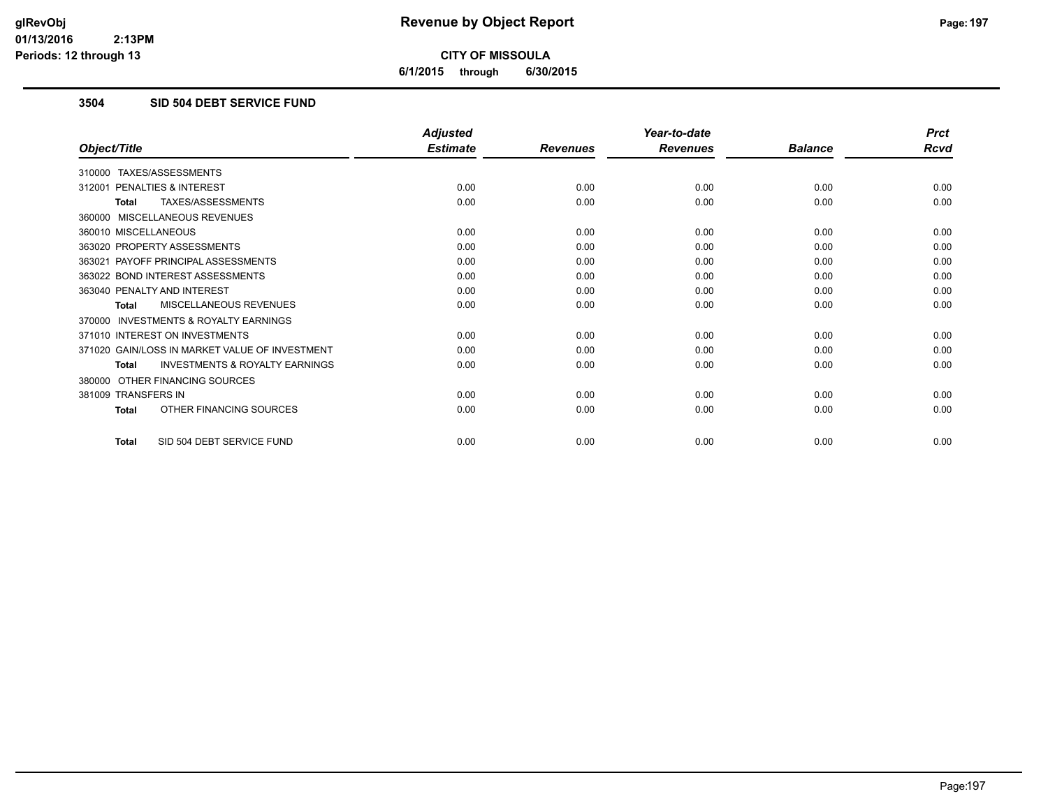# Revenue by Object Report

**CITY OF MISSOULA**

**6/1/2015 through 6/30/2015**

### 3504 SID 504 DEBT SERVICE FUND

| Object/Title | Adjusted Estimate | Revenues | Year-to-date Revenues | Balance | Prct Rcvd |
|---|---|---|---|---|---|
| 310000 TAXES/ASSESSMENTS | | | | | |
| 312001 PENALTIES & INTEREST | 0.00 | 0.00 | 0.00 | 0.00 | 0.00 |
| **Total** TAXES/ASSESSMENTS | 0.00 | 0.00 | 0.00 | 0.00 | 0.00 |
| 360000 MISCELLANEOUS REVENUES | | | | | |
| 360010 MISCELLANEOUS | 0.00 | 0.00 | 0.00 | 0.00 | 0.00 |
| 363020 PROPERTY ASSESSMENTS | 0.00 | 0.00 | 0.00 | 0.00 | 0.00 |
| 363021 PAYOFF PRINCIPAL ASSESSMENTS | 0.00 | 0.00 | 0.00 | 0.00 | 0.00 |
| 363022 BOND INTEREST ASSESSMENTS | 0.00 | 0.00 | 0.00 | 0.00 | 0.00 |
| 363040 PENALTY AND INTEREST | 0.00 | 0.00 | 0.00 | 0.00 | 0.00 |
| **Total** MISCELLANEOUS REVENUES | 0.00 | 0.00 | 0.00 | 0.00 | 0.00 |
| 370000 INVESTMENTS & ROYALTY EARNINGS | | | | | |
| 371010 INTEREST ON INVESTMENTS | 0.00 | 0.00 | 0.00 | 0.00 | 0.00 |
| 371020 GAIN/LOSS IN MARKET VALUE OF INVESTMENT | 0.00 | 0.00 | 0.00 | 0.00 | 0.00 |
| **Total** INVESTMENTS & ROYALTY EARNINGS | 0.00 | 0.00 | 0.00 | 0.00 | 0.00 |
| 380000 OTHER FINANCING SOURCES | | | | | |
| 381009 TRANSFERS IN | 0.00 | 0.00 | 0.00 | 0.00 | 0.00 |
| **Total** OTHER FINANCING SOURCES | 0.00 | 0.00 | 0.00 | 0.00 | 0.00 |
| **Total** SID 504 DEBT SERVICE FUND | 0.00 | 0.00 | 0.00 | 0.00 | 0.00 |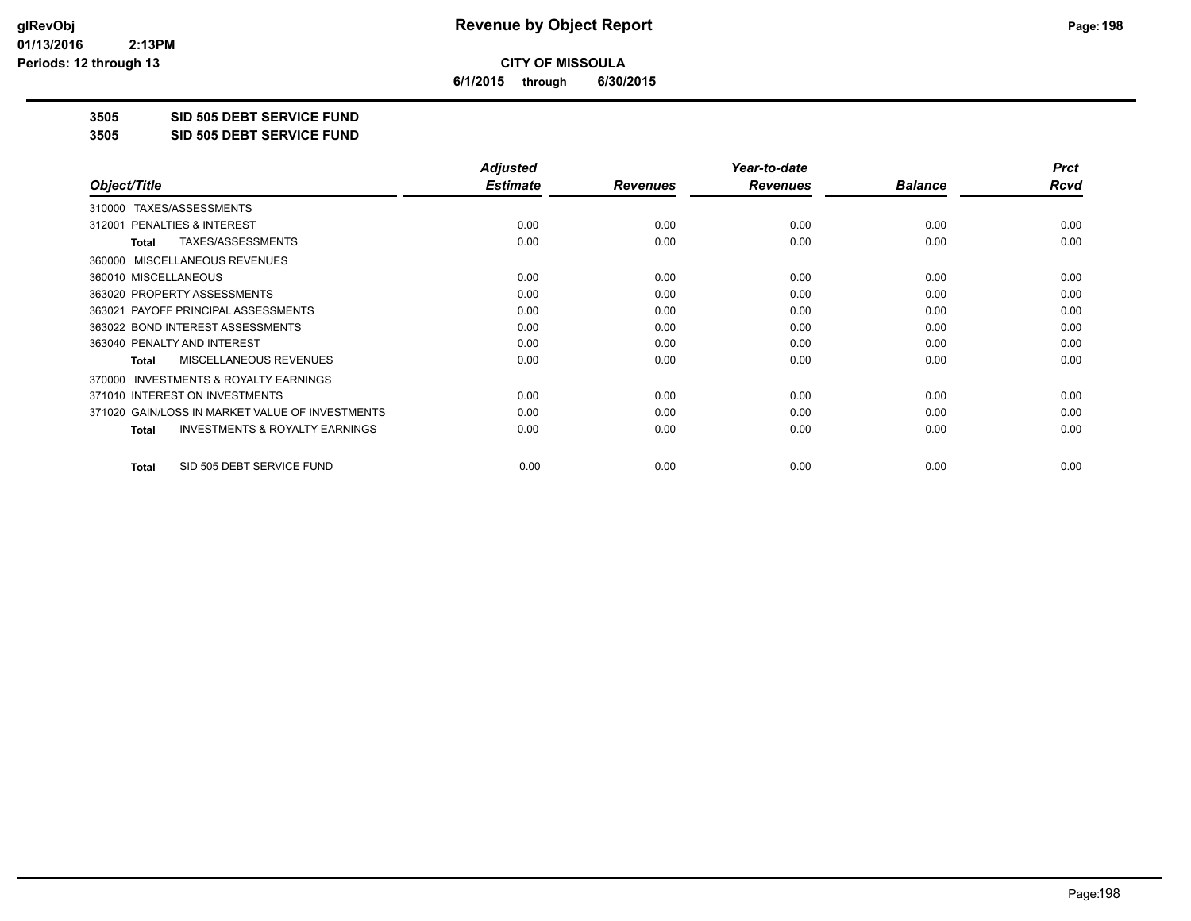**CITY OF MISSOULA**

**6/1/2015 through 6/30/2015**

**3505 SID 505 DEBT SERVICE FUND**

**3505 SID 505 DEBT SERVICE FUND**

| Object/Title | Adjusted Estimate | Revenues | Year-to-date Revenues | Balance | Prct Rcvd |
|---|---|---|---|---|---|
| 310000 TAXES/ASSESSMENTS | | | | | |
| 312001 PENALTIES & INTEREST | 0.00 | 0.00 | 0.00 | 0.00 | 0.00 |
| **Total** TAXES/ASSESSMENTS | 0.00 | 0.00 | 0.00 | 0.00 | 0.00 |
| 360000 MISCELLANEOUS REVENUES | | | | | |
| 360010 MISCELLANEOUS | 0.00 | 0.00 | 0.00 | 0.00 | 0.00 |
| 363020 PROPERTY ASSESSMENTS | 0.00 | 0.00 | 0.00 | 0.00 | 0.00 |
| 363021 PAYOFF PRINCIPAL ASSESSMENTS | 0.00 | 0.00 | 0.00 | 0.00 | 0.00 |
| 363022 BOND INTEREST ASSESSMENTS | 0.00 | 0.00 | 0.00 | 0.00 | 0.00 |
| 363040 PENALTY AND INTEREST | 0.00 | 0.00 | 0.00 | 0.00 | 0.00 |
| **Total** MISCELLANEOUS REVENUES | 0.00 | 0.00 | 0.00 | 0.00 | 0.00 |
| 370000 INVESTMENTS & ROYALTY EARNINGS | | | | | |
| 371010 INTEREST ON INVESTMENTS | 0.00 | 0.00 | 0.00 | 0.00 | 0.00 |
| 371020 GAIN/LOSS IN MARKET VALUE OF INVESTMENTS | 0.00 | 0.00 | 0.00 | 0.00 | 0.00 |
| **Total** INVESTMENTS & ROYALTY EARNINGS | 0.00 | 0.00 | 0.00 | 0.00 | 0.00 |
| **Total** SID 505 DEBT SERVICE FUND | 0.00 | 0.00 | 0.00 | 0.00 | 0.00 |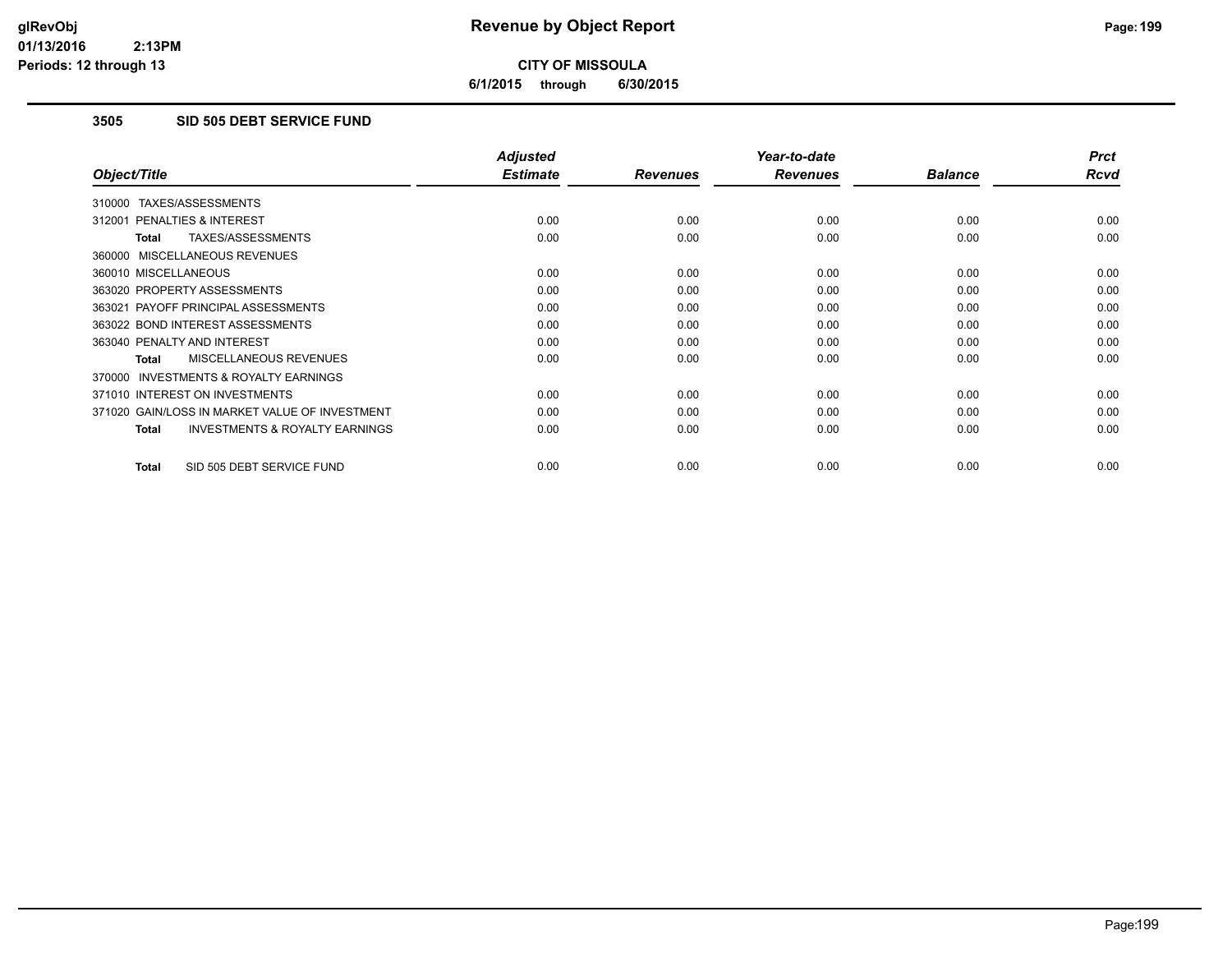glRevObj
01/13/2016 2:13PM
Periods: 12 through 13

# Revenue by Object Report

**CITY OF MISSOULA**

**6/1/2015 through 6/30/2015**

## 3505 SID 505 DEBT SERVICE FUND

| Object/Title | Adjusted Estimate | Revenues | Year-to-date Revenues | Balance | Prct Rcvd |
|---|---|---|---|---|---|
| 310000 TAXES/ASSESSMENTS | | | | | |
| 312001 PENALTIES & INTEREST | 0.00 | 0.00 | 0.00 | 0.00 | 0.00 |
| **Total** TAXES/ASSESSMENTS | 0.00 | 0.00 | 0.00 | 0.00 | 0.00 |
| 360000 MISCELLANEOUS REVENUES | | | | | |
| 360010 MISCELLANEOUS | 0.00 | 0.00 | 0.00 | 0.00 | 0.00 |
| 363020 PROPERTY ASSESSMENTS | 0.00 | 0.00 | 0.00 | 0.00 | 0.00 |
| 363021 PAYOFF PRINCIPAL ASSESSMENTS | 0.00 | 0.00 | 0.00 | 0.00 | 0.00 |
| 363022 BOND INTEREST ASSESSMENTS | 0.00 | 0.00 | 0.00 | 0.00 | 0.00 |
| 363040 PENALTY AND INTEREST | 0.00 | 0.00 | 0.00 | 0.00 | 0.00 |
| **Total** MISCELLANEOUS REVENUES | 0.00 | 0.00 | 0.00 | 0.00 | 0.00 |
| 370000 INVESTMENTS & ROYALTY EARNINGS | | | | | |
| 371010 INTEREST ON INVESTMENTS | 0.00 | 0.00 | 0.00 | 0.00 | 0.00 |
| 371020 GAIN/LOSS IN MARKET VALUE OF INVESTMENT | 0.00 | 0.00 | 0.00 | 0.00 | 0.00 |
| **Total** INVESTMENTS & ROYALTY EARNINGS | 0.00 | 0.00 | 0.00 | 0.00 | 0.00 |
| **Total** SID 505 DEBT SERVICE FUND | 0.00 | 0.00 | 0.00 | 0.00 | 0.00 |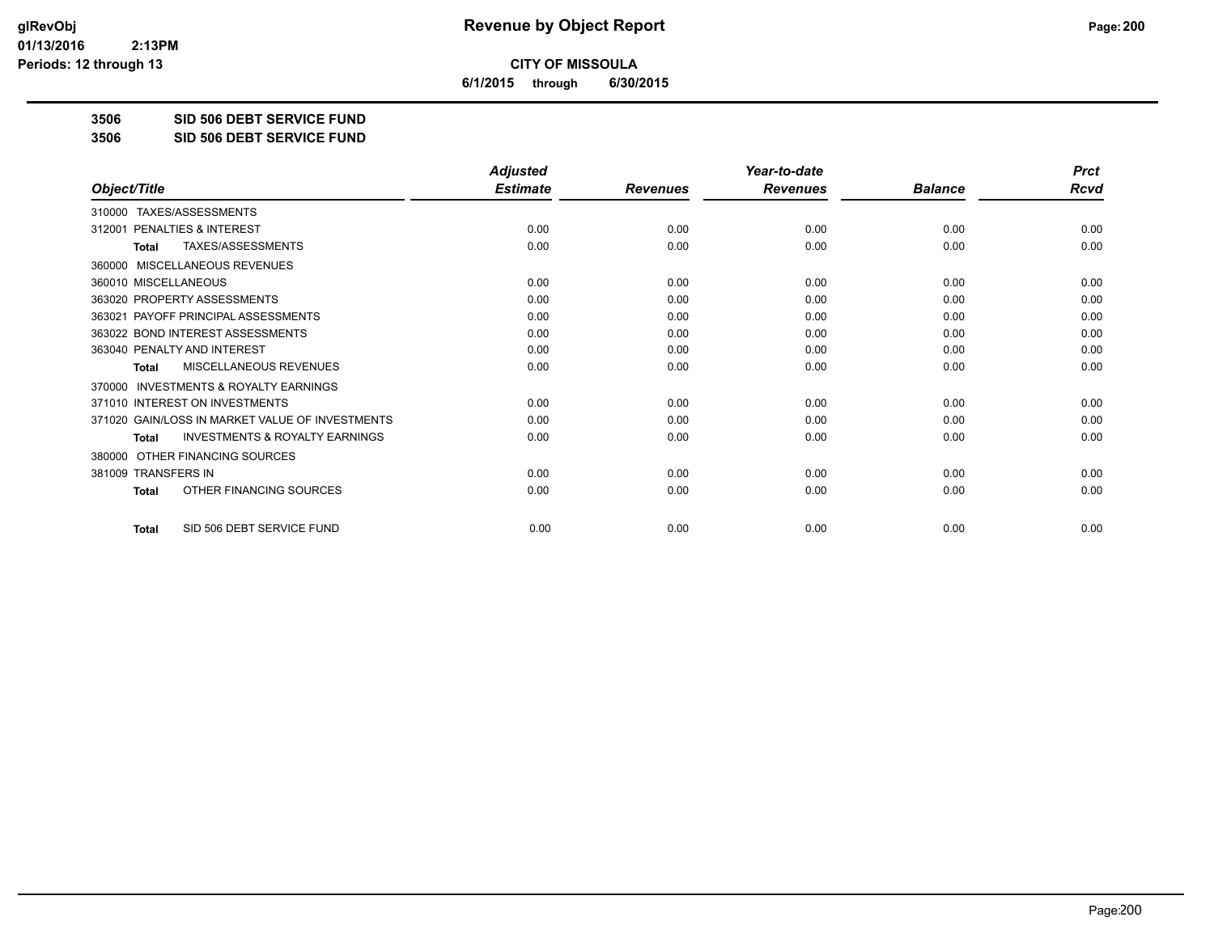**CITY OF MISSOULA**

**6/1/2015 through 6/30/2015**

**3506 SID 506 DEBT SERVICE FUND**

**3506 SID 506 DEBT SERVICE FUND**

| Object/Title | Adjusted Estimate | Revenues | Year-to-date Revenues | Balance | Prct Rcvd |
|---|---|---|---|---|---|
| 310000 TAXES/ASSESSMENTS | | | | | |
| 312001 PENALTIES & INTEREST | 0.00 | 0.00 | 0.00 | 0.00 | 0.00 |
| **Total** TAXES/ASSESSMENTS | 0.00 | 0.00 | 0.00 | 0.00 | 0.00 |
| 360000 MISCELLANEOUS REVENUES | | | | | |
| 360010 MISCELLANEOUS | 0.00 | 0.00 | 0.00 | 0.00 | 0.00 |
| 363020 PROPERTY ASSESSMENTS | 0.00 | 0.00 | 0.00 | 0.00 | 0.00 |
| 363021 PAYOFF PRINCIPAL ASSESSMENTS | 0.00 | 0.00 | 0.00 | 0.00 | 0.00 |
| 363022 BOND INTEREST ASSESSMENTS | 0.00 | 0.00 | 0.00 | 0.00 | 0.00 |
| 363040 PENALTY AND INTEREST | 0.00 | 0.00 | 0.00 | 0.00 | 0.00 |
| **Total** MISCELLANEOUS REVENUES | 0.00 | 0.00 | 0.00 | 0.00 | 0.00 |
| 370000 INVESTMENTS & ROYALTY EARNINGS | | | | | |
| 371010 INTEREST ON INVESTMENTS | 0.00 | 0.00 | 0.00 | 0.00 | 0.00 |
| 371020 GAIN/LOSS IN MARKET VALUE OF INVESTMENTS | 0.00 | 0.00 | 0.00 | 0.00 | 0.00 |
| **Total** INVESTMENTS & ROYALTY EARNINGS | 0.00 | 0.00 | 0.00 | 0.00 | 0.00 |
| 380000 OTHER FINANCING SOURCES | | | | | |
| 381009 TRANSFERS IN | 0.00 | 0.00 | 0.00 | 0.00 | 0.00 |
| **Total** OTHER FINANCING SOURCES | 0.00 | 0.00 | 0.00 | 0.00 | 0.00 |
| **Total** SID 506 DEBT SERVICE FUND | 0.00 | 0.00 | 0.00 | 0.00 | 0.00 |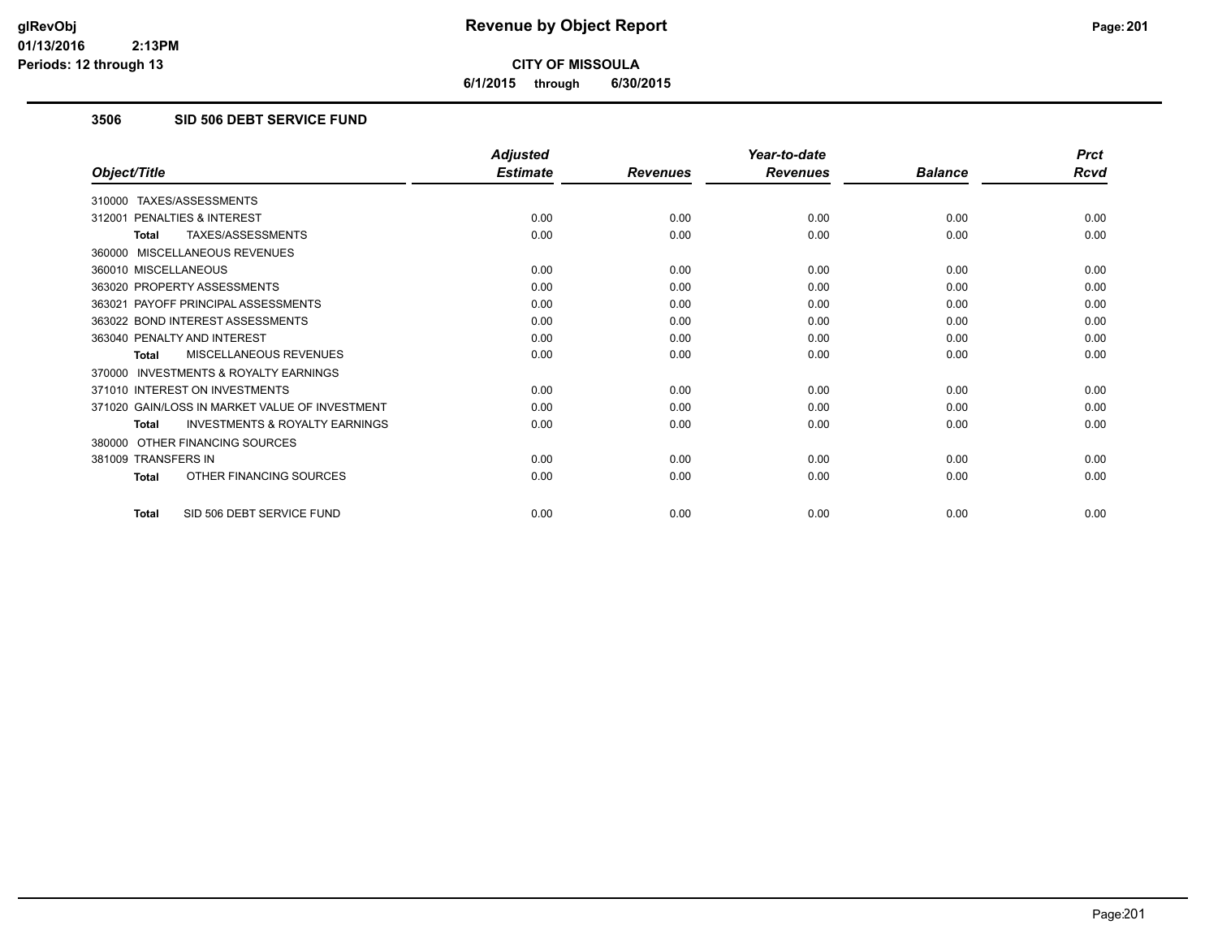# Revenue by Object Report

**CITY OF MISSOULA**

**6/1/2015 through 6/30/2015**

glRevObj
01/13/2016 2:13PM
Periods: 12 through 13

### 3506 SID 506 DEBT SERVICE FUND

| Object/Title | Adjusted Estimate | Revenues | Year-to-date Revenues | Balance | Prct Rcvd |
|---|---|---|---|---|---|
| 310000 TAXES/ASSESSMENTS | | | | | |
| 312001 PENALTIES & INTEREST | 0.00 | 0.00 | 0.00 | 0.00 | 0.00 |
| **Total** TAXES/ASSESSMENTS | 0.00 | 0.00 | 0.00 | 0.00 | 0.00 |
| 360000 MISCELLANEOUS REVENUES | | | | | |
| 360010 MISCELLANEOUS | 0.00 | 0.00 | 0.00 | 0.00 | 0.00 |
| 363020 PROPERTY ASSESSMENTS | 0.00 | 0.00 | 0.00 | 0.00 | 0.00 |
| 363021 PAYOFF PRINCIPAL ASSESSMENTS | 0.00 | 0.00 | 0.00 | 0.00 | 0.00 |
| 363022 BOND INTEREST ASSESSMENTS | 0.00 | 0.00 | 0.00 | 0.00 | 0.00 |
| 363040 PENALTY AND INTEREST | 0.00 | 0.00 | 0.00 | 0.00 | 0.00 |
| **Total** MISCELLANEOUS REVENUES | 0.00 | 0.00 | 0.00 | 0.00 | 0.00 |
| 370000 INVESTMENTS & ROYALTY EARNINGS | | | | | |
| 371010 INTEREST ON INVESTMENTS | 0.00 | 0.00 | 0.00 | 0.00 | 0.00 |
| 371020 GAIN/LOSS IN MARKET VALUE OF INVESTMENT | 0.00 | 0.00 | 0.00 | 0.00 | 0.00 |
| **Total** INVESTMENTS & ROYALTY EARNINGS | 0.00 | 0.00 | 0.00 | 0.00 | 0.00 |
| 380000 OTHER FINANCING SOURCES | | | | | |
| 381009 TRANSFERS IN | 0.00 | 0.00 | 0.00 | 0.00 | 0.00 |
| **Total** OTHER FINANCING SOURCES | 0.00 | 0.00 | 0.00 | 0.00 | 0.00 |
| **Total** SID 506 DEBT SERVICE FUND | 0.00 | 0.00 | 0.00 | 0.00 | 0.00 |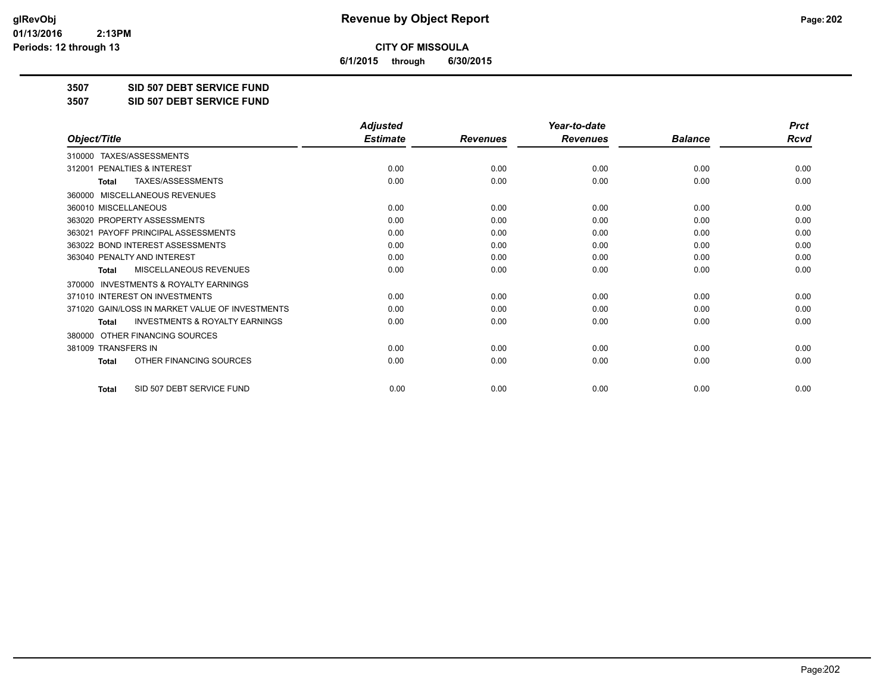# Revenue by Object Report

**CITY OF MISSOULA**

**6/1/2015 through 6/30/2015**

glRevObj
01/13/2016 2:13PM
Periods: 12 through 13

**3507 SID 507 DEBT SERVICE FUND**

**3507 SID 507 DEBT SERVICE FUND**

| Object/Title | Adjusted Estimate | Revenues | Year-to-date Revenues | Balance | Prct Rcvd |
|---|---|---|---|---|---|
| 310000 TAXES/ASSESSMENTS | | | | | |
| 312001 PENALTIES & INTEREST | 0.00 | 0.00 | 0.00 | 0.00 | 0.00 |
| **Total** TAXES/ASSESSMENTS | 0.00 | 0.00 | 0.00 | 0.00 | 0.00 |
| 360000 MISCELLANEOUS REVENUES | | | | | |
| 360010 MISCELLANEOUS | 0.00 | 0.00 | 0.00 | 0.00 | 0.00 |
| 363020 PROPERTY ASSESSMENTS | 0.00 | 0.00 | 0.00 | 0.00 | 0.00 |
| 363021 PAYOFF PRINCIPAL ASSESSMENTS | 0.00 | 0.00 | 0.00 | 0.00 | 0.00 |
| 363022 BOND INTEREST ASSESSMENTS | 0.00 | 0.00 | 0.00 | 0.00 | 0.00 |
| 363040 PENALTY AND INTEREST | 0.00 | 0.00 | 0.00 | 0.00 | 0.00 |
| **Total** MISCELLANEOUS REVENUES | 0.00 | 0.00 | 0.00 | 0.00 | 0.00 |
| 370000 INVESTMENTS & ROYALTY EARNINGS | | | | | |
| 371010 INTEREST ON INVESTMENTS | 0.00 | 0.00 | 0.00 | 0.00 | 0.00 |
| 371020 GAIN/LOSS IN MARKET VALUE OF INVESTMENTS | 0.00 | 0.00 | 0.00 | 0.00 | 0.00 |
| **Total** INVESTMENTS & ROYALTY EARNINGS | 0.00 | 0.00 | 0.00 | 0.00 | 0.00 |
| 380000 OTHER FINANCING SOURCES | | | | | |
| 381009 TRANSFERS IN | 0.00 | 0.00 | 0.00 | 0.00 | 0.00 |
| **Total** OTHER FINANCING SOURCES | 0.00 | 0.00 | 0.00 | 0.00 | 0.00 |
| **Total** SID 507 DEBT SERVICE FUND | 0.00 | 0.00 | 0.00 | 0.00 | 0.00 |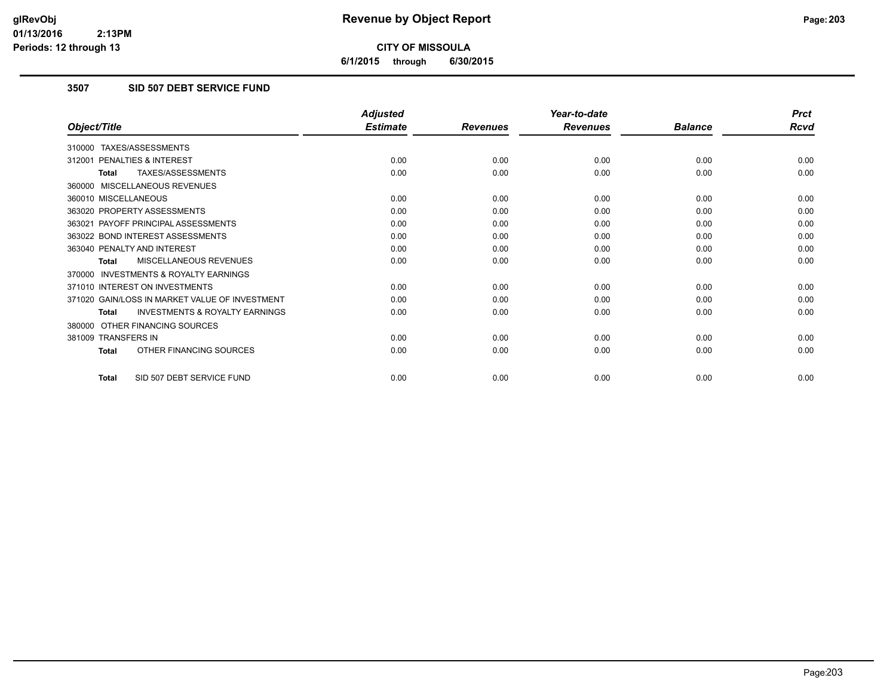# Revenue by Object Report

**CITY OF MISSOULA**

**6/1/2015 through 6/30/2015**

### 3507 SID 507 DEBT SERVICE FUND

| Object/Title | Adjusted Estimate | Revenues | Year-to-date Revenues | Balance | Prct Rcvd |
|---|---|---|---|---|---|
| 310000 TAXES/ASSESSMENTS | | | | | |
| 312001 PENALTIES & INTEREST | 0.00 | 0.00 | 0.00 | 0.00 | 0.00 |
| **Total** TAXES/ASSESSMENTS | 0.00 | 0.00 | 0.00 | 0.00 | 0.00 |
| 360000 MISCELLANEOUS REVENUES | | | | | |
| 360010 MISCELLANEOUS | 0.00 | 0.00 | 0.00 | 0.00 | 0.00 |
| 363020 PROPERTY ASSESSMENTS | 0.00 | 0.00 | 0.00 | 0.00 | 0.00 |
| 363021 PAYOFF PRINCIPAL ASSESSMENTS | 0.00 | 0.00 | 0.00 | 0.00 | 0.00 |
| 363022 BOND INTEREST ASSESSMENTS | 0.00 | 0.00 | 0.00 | 0.00 | 0.00 |
| 363040 PENALTY AND INTEREST | 0.00 | 0.00 | 0.00 | 0.00 | 0.00 |
| **Total** MISCELLANEOUS REVENUES | 0.00 | 0.00 | 0.00 | 0.00 | 0.00 |
| 370000 INVESTMENTS & ROYALTY EARNINGS | | | | | |
| 371010 INTEREST ON INVESTMENTS | 0.00 | 0.00 | 0.00 | 0.00 | 0.00 |
| 371020 GAIN/LOSS IN MARKET VALUE OF INVESTMENT | 0.00 | 0.00 | 0.00 | 0.00 | 0.00 |
| **Total** INVESTMENTS & ROYALTY EARNINGS | 0.00 | 0.00 | 0.00 | 0.00 | 0.00 |
| 380000 OTHER FINANCING SOURCES | | | | | |
| 381009 TRANSFERS IN | 0.00 | 0.00 | 0.00 | 0.00 | 0.00 |
| **Total** OTHER FINANCING SOURCES | 0.00 | 0.00 | 0.00 | 0.00 | 0.00 |
| **Total** SID 507 DEBT SERVICE FUND | 0.00 | 0.00 | 0.00 | 0.00 | 0.00 |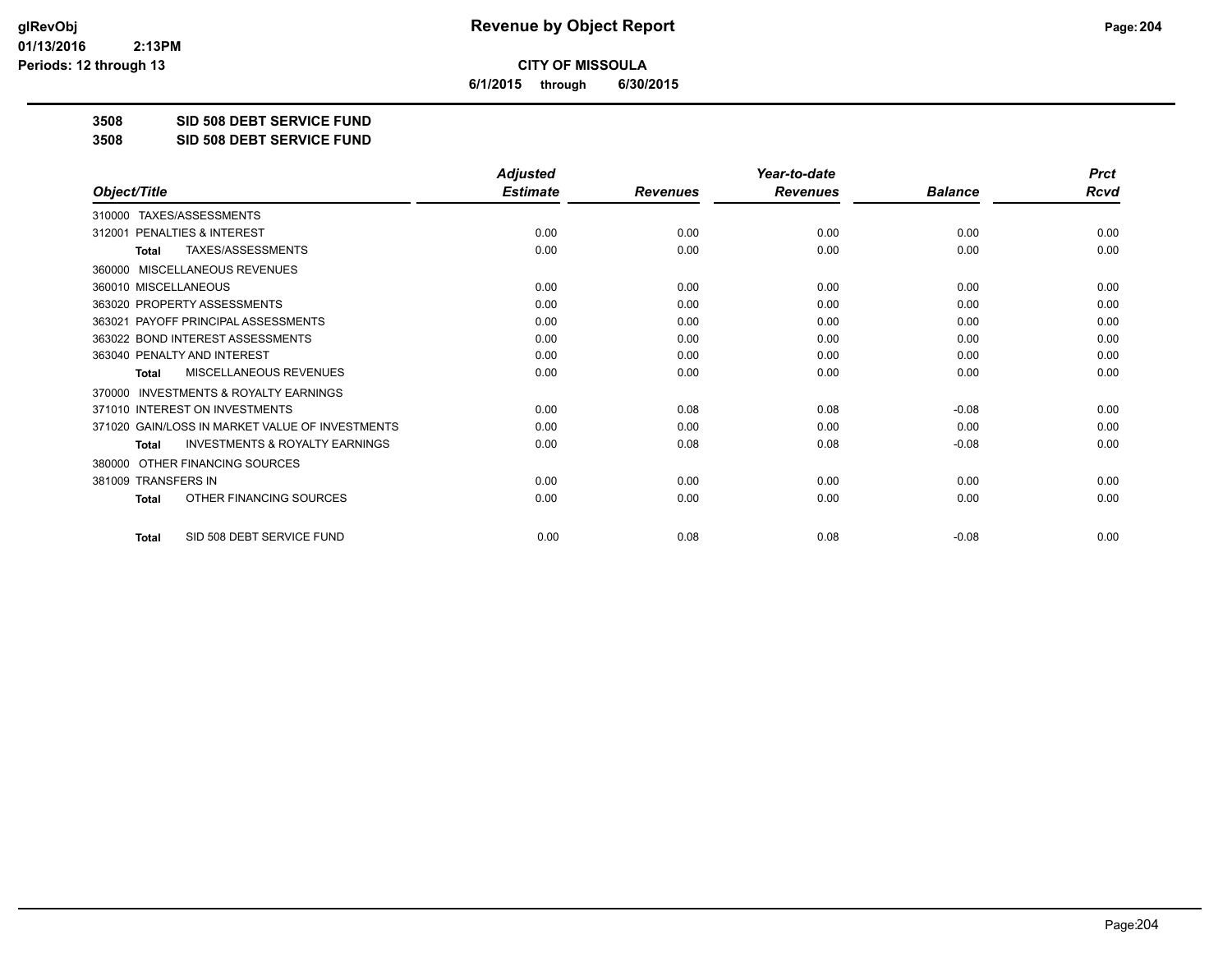# CITY OF MISSOULA

**6/1/2015 through 6/30/2015**

**3508 SID 508 DEBT SERVICE FUND**

**3508 SID 508 DEBT SERVICE FUND**

| Object/Title | Adjusted Estimate | Revenues | Year-to-date Revenues | Balance | Prct Rcvd |
|---|---|---|---|---|---|
| 310000 TAXES/ASSESSMENTS | | | | | |
| 312001 PENALTIES & INTEREST | 0.00 | 0.00 | 0.00 | 0.00 | 0.00 |
| **Total** TAXES/ASSESSMENTS | 0.00 | 0.00 | 0.00 | 0.00 | 0.00 |
| 360000 MISCELLANEOUS REVENUES | | | | | |
| 360010 MISCELLANEOUS | 0.00 | 0.00 | 0.00 | 0.00 | 0.00 |
| 363020 PROPERTY ASSESSMENTS | 0.00 | 0.00 | 0.00 | 0.00 | 0.00 |
| 363021 PAYOFF PRINCIPAL ASSESSMENTS | 0.00 | 0.00 | 0.00 | 0.00 | 0.00 |
| 363022 BOND INTEREST ASSESSMENTS | 0.00 | 0.00 | 0.00 | 0.00 | 0.00 |
| 363040 PENALTY AND INTEREST | 0.00 | 0.00 | 0.00 | 0.00 | 0.00 |
| **Total** MISCELLANEOUS REVENUES | 0.00 | 0.00 | 0.00 | 0.00 | 0.00 |
| 370000 INVESTMENTS & ROYALTY EARNINGS | | | | | |
| 371010 INTEREST ON INVESTMENTS | 0.00 | 0.08 | 0.08 | -0.08 | 0.00 |
| 371020 GAIN/LOSS IN MARKET VALUE OF INVESTMENTS | 0.00 | 0.00 | 0.00 | 0.00 | 0.00 |
| **Total** INVESTMENTS & ROYALTY EARNINGS | 0.00 | 0.08 | 0.08 | -0.08 | 0.00 |
| 380000 OTHER FINANCING SOURCES | | | | | |
| 381009 TRANSFERS IN | 0.00 | 0.00 | 0.00 | 0.00 | 0.00 |
| **Total** OTHER FINANCING SOURCES | 0.00 | 0.00 | 0.00 | 0.00 | 0.00 |
| **Total** SID 508 DEBT SERVICE FUND | 0.00 | 0.08 | 0.08 | -0.08 | 0.00 |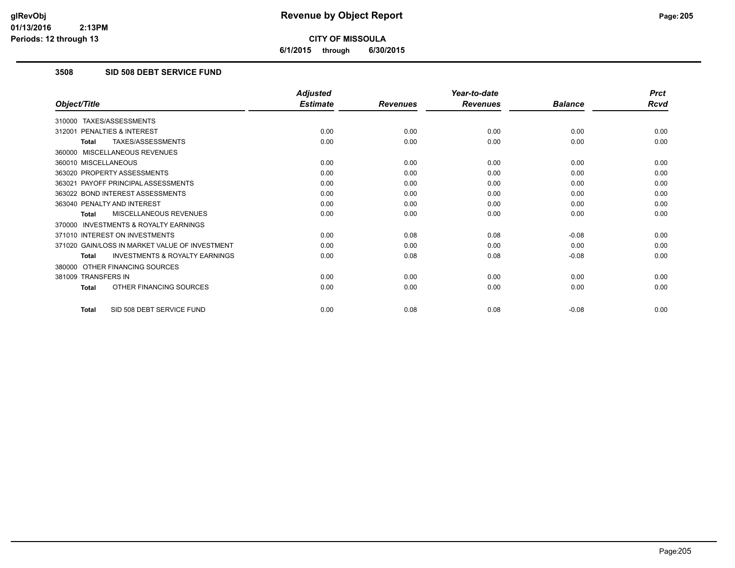# Revenue by Object Report

**CITY OF MISSOULA**

**6/1/2015 through 6/30/2015**

glRevObj
01/13/2016 2:13PM
Periods: 12 through 13

### 3508 SID 508 DEBT SERVICE FUND

| Object/Title | Adjusted Estimate | Revenues | Year-to-date Revenues | Balance | Prct Rcvd |
|---|---|---|---|---|---|
| 310000 TAXES/ASSESSMENTS | | | | | |
| 312001 PENALTIES & INTEREST | 0.00 | 0.00 | 0.00 | 0.00 | 0.00 |
| **Total** TAXES/ASSESSMENTS | 0.00 | 0.00 | 0.00 | 0.00 | 0.00 |
| 360000 MISCELLANEOUS REVENUES | | | | | |
| 360010 MISCELLANEOUS | 0.00 | 0.00 | 0.00 | 0.00 | 0.00 |
| 363020 PROPERTY ASSESSMENTS | 0.00 | 0.00 | 0.00 | 0.00 | 0.00 |
| 363021 PAYOFF PRINCIPAL ASSESSMENTS | 0.00 | 0.00 | 0.00 | 0.00 | 0.00 |
| 363022 BOND INTEREST ASSESSMENTS | 0.00 | 0.00 | 0.00 | 0.00 | 0.00 |
| 363040 PENALTY AND INTEREST | 0.00 | 0.00 | 0.00 | 0.00 | 0.00 |
| **Total** MISCELLANEOUS REVENUES | 0.00 | 0.00 | 0.00 | 0.00 | 0.00 |
| 370000 INVESTMENTS & ROYALTY EARNINGS | | | | | |
| 371010 INTEREST ON INVESTMENTS | 0.00 | 0.08 | 0.08 | -0.08 | 0.00 |
| 371020 GAIN/LOSS IN MARKET VALUE OF INVESTMENT | 0.00 | 0.00 | 0.00 | 0.00 | 0.00 |
| **Total** INVESTMENTS & ROYALTY EARNINGS | 0.00 | 0.08 | 0.08 | -0.08 | 0.00 |
| 380000 OTHER FINANCING SOURCES | | | | | |
| 381009 TRANSFERS IN | 0.00 | 0.00 | 0.00 | 0.00 | 0.00 |
| **Total** OTHER FINANCING SOURCES | 0.00 | 0.00 | 0.00 | 0.00 | 0.00 |
| **Total** SID 508 DEBT SERVICE FUND | 0.00 | 0.08 | 0.08 | -0.08 | 0.00 |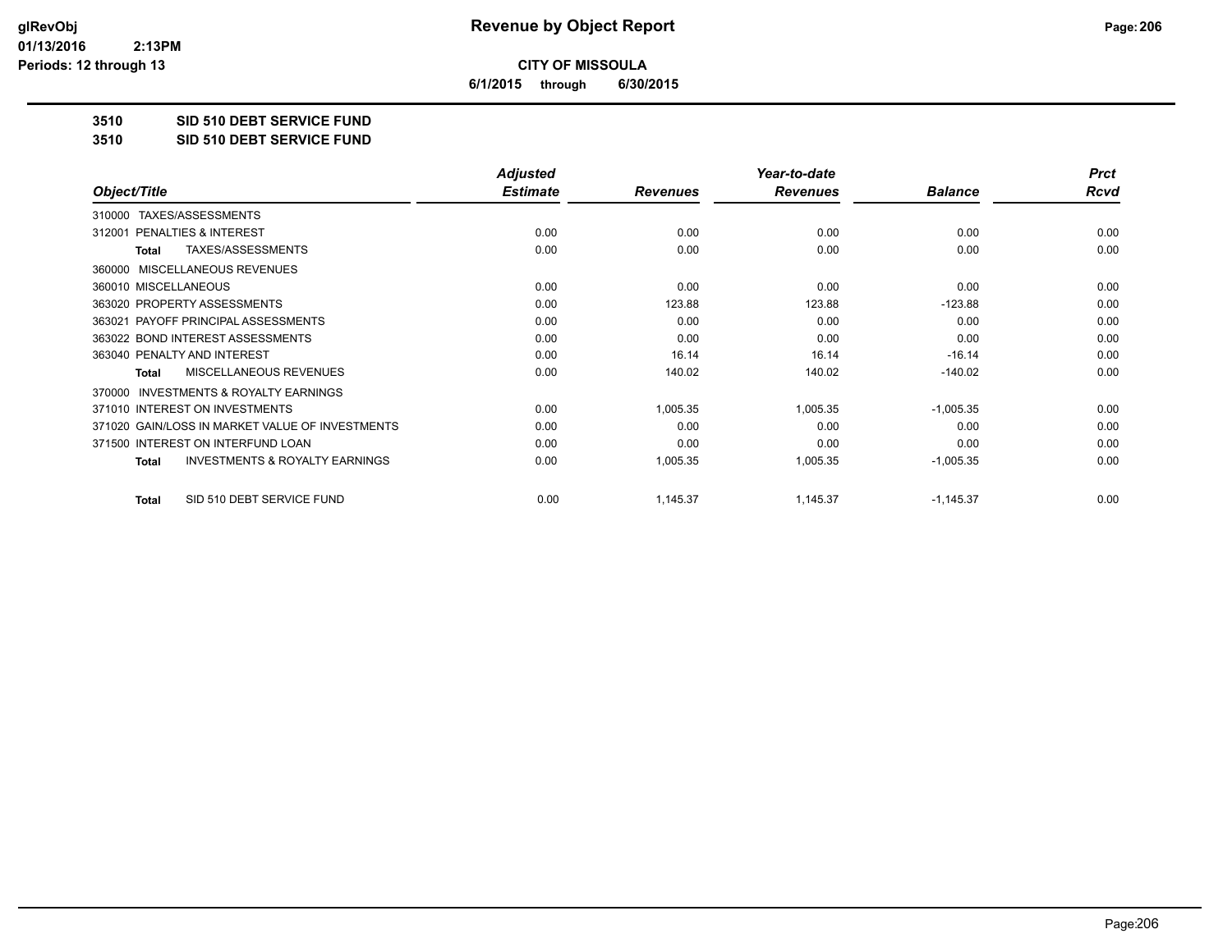# Revenue by Object Report

**CITY OF MISSOULA**

**6/1/2015 through 6/30/2015**

glRevObj
01/13/2016 2:13PM
Periods: 12 through 13

**3510 SID 510 DEBT SERVICE FUND**

**3510 SID 510 DEBT SERVICE FUND**

| Object/Title | Adjusted Estimate | Revenues | Year-to-date Revenues | Balance | Prct Rcvd |
|---|---|---|---|---|---|
| 310000 TAXES/ASSESSMENTS | | | | | |
| 312001 PENALTIES & INTEREST | 0.00 | 0.00 | 0.00 | 0.00 | 0.00 |
| **Total** TAXES/ASSESSMENTS | 0.00 | 0.00 | 0.00 | 0.00 | 0.00 |
| 360000 MISCELLANEOUS REVENUES | | | | | |
| 360010 MISCELLANEOUS | 0.00 | 0.00 | 0.00 | 0.00 | 0.00 |
| 363020 PROPERTY ASSESSMENTS | 0.00 | 123.88 | 123.88 | -123.88 | 0.00 |
| 363021 PAYOFF PRINCIPAL ASSESSMENTS | 0.00 | 0.00 | 0.00 | 0.00 | 0.00 |
| 363022 BOND INTEREST ASSESSMENTS | 0.00 | 0.00 | 0.00 | 0.00 | 0.00 |
| 363040 PENALTY AND INTEREST | 0.00 | 16.14 | 16.14 | -16.14 | 0.00 |
| **Total** MISCELLANEOUS REVENUES | 0.00 | 140.02 | 140.02 | -140.02 | 0.00 |
| 370000 INVESTMENTS & ROYALTY EARNINGS | | | | | |
| 371010 INTEREST ON INVESTMENTS | 0.00 | 1,005.35 | 1,005.35 | -1,005.35 | 0.00 |
| 371020 GAIN/LOSS IN MARKET VALUE OF INVESTMENTS | 0.00 | 0.00 | 0.00 | 0.00 | 0.00 |
| 371500 INTEREST ON INTERFUND LOAN | 0.00 | 0.00 | 0.00 | 0.00 | 0.00 |
| **Total** INVESTMENTS & ROYALTY EARNINGS | 0.00 | 1,005.35 | 1,005.35 | -1,005.35 | 0.00 |
| **Total** SID 510 DEBT SERVICE FUND | 0.00 | 1,145.37 | 1,145.37 | -1,145.37 | 0.00 |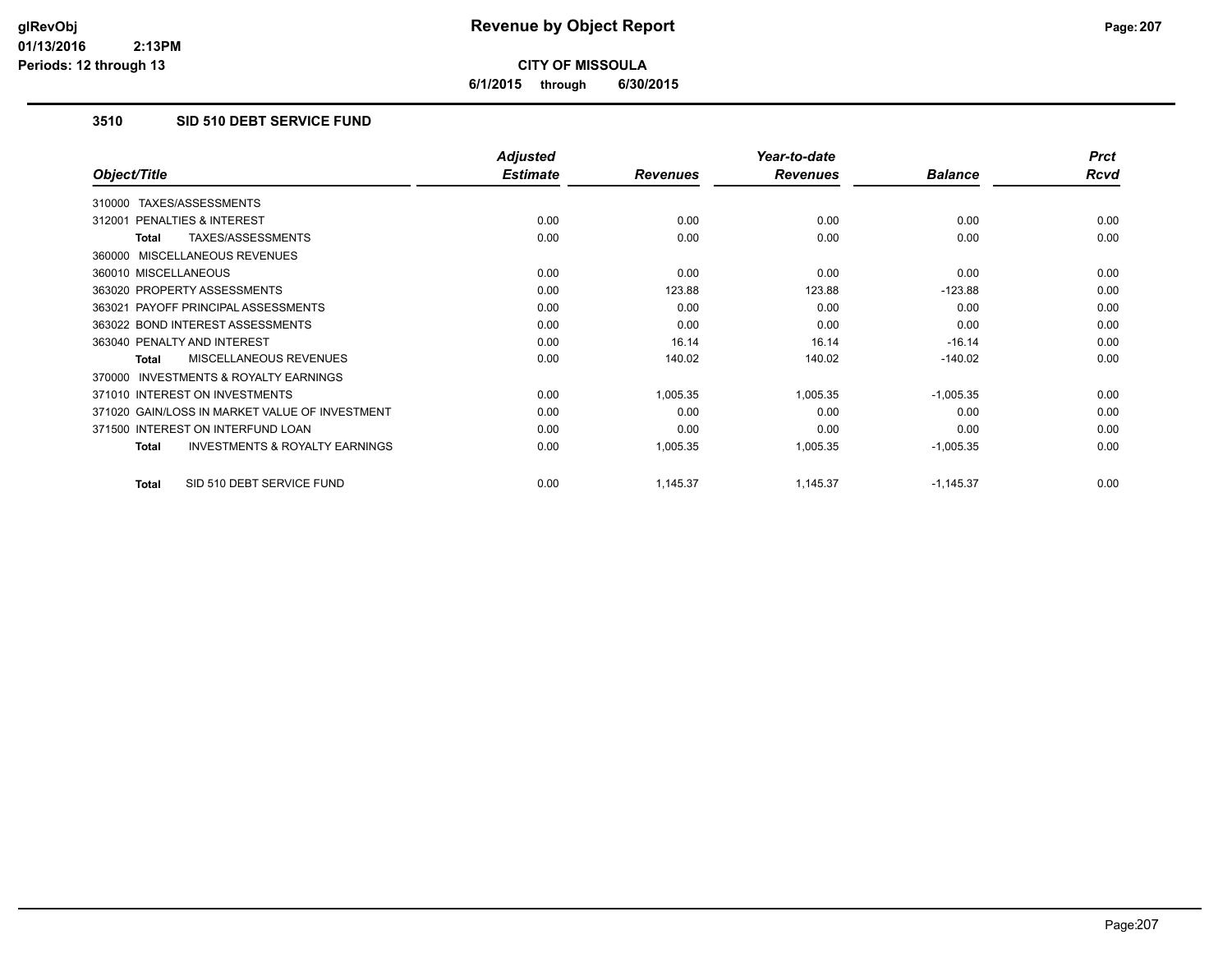# Revenue by Object Report

**CITY OF MISSOULA**

**6/1/2015 through 6/30/2015**

## 3510 SID 510 DEBT SERVICE FUND

| Object/Title | Adjusted Estimate | Revenues | Year-to-date Revenues | Balance | Prct Rcvd |
|---|---|---|---|---|---|
| 310000 TAXES/ASSESSMENTS | | | | | |
| 312001 PENALTIES & INTEREST | 0.00 | 0.00 | 0.00 | 0.00 | 0.00 |
| **Total** TAXES/ASSESSMENTS | 0.00 | 0.00 | 0.00 | 0.00 | 0.00 |
| 360000 MISCELLANEOUS REVENUES | | | | | |
| 360010 MISCELLANEOUS | 0.00 | 0.00 | 0.00 | 0.00 | 0.00 |
| 363020 PROPERTY ASSESSMENTS | 0.00 | 123.88 | 123.88 | -123.88 | 0.00 |
| 363021 PAYOFF PRINCIPAL ASSESSMENTS | 0.00 | 0.00 | 0.00 | 0.00 | 0.00 |
| 363022 BOND INTEREST ASSESSMENTS | 0.00 | 0.00 | 0.00 | 0.00 | 0.00 |
| 363040 PENALTY AND INTEREST | 0.00 | 16.14 | 16.14 | -16.14 | 0.00 |
| **Total** MISCELLANEOUS REVENUES | 0.00 | 140.02 | 140.02 | -140.02 | 0.00 |
| 370000 INVESTMENTS & ROYALTY EARNINGS | | | | | |
| 371010 INTEREST ON INVESTMENTS | 0.00 | 1,005.35 | 1,005.35 | -1,005.35 | 0.00 |
| 371020 GAIN/LOSS IN MARKET VALUE OF INVESTMENT | 0.00 | 0.00 | 0.00 | 0.00 | 0.00 |
| 371500 INTEREST ON INTERFUND LOAN | 0.00 | 0.00 | 0.00 | 0.00 | 0.00 |
| **Total** INVESTMENTS & ROYALTY EARNINGS | 0.00 | 1,005.35 | 1,005.35 | -1,005.35 | 0.00 |
| **Total** SID 510 DEBT SERVICE FUND | 0.00 | 1,145.37 | 1,145.37 | -1,145.37 | 0.00 |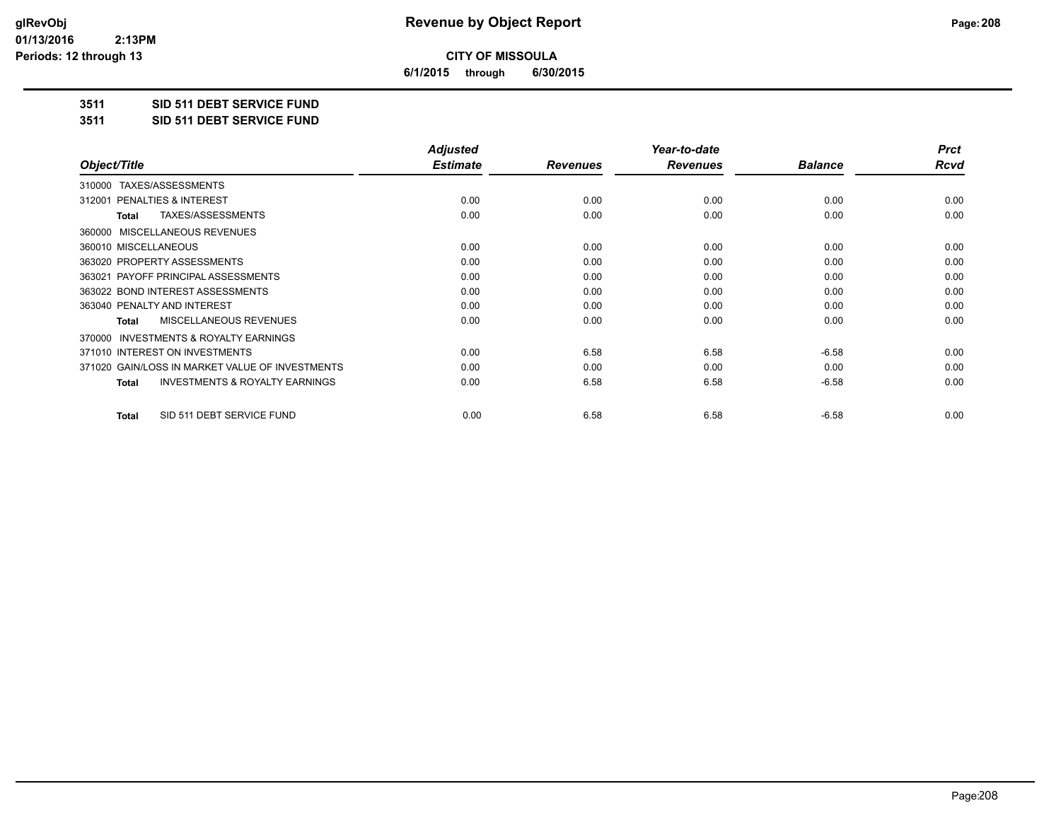# Revenue by Object Report

**CITY OF MISSOULA**

**6/1/2015 through 6/30/2015**

glRevObj
01/13/2016 2:13PM
Periods: 12 through 13

**3511 SID 511 DEBT SERVICE FUND**

**3511 SID 511 DEBT SERVICE FUND**

| Object/Title | Adjusted Estimate | Revenues | Year-to-date Revenues | Balance | Prct Rcvd |
|---|---|---|---|---|---|
| 310000 TAXES/ASSESSMENTS | | | | | |
| 312001 PENALTIES & INTEREST | 0.00 | 0.00 | 0.00 | 0.00 | 0.00 |
| **Total** TAXES/ASSESSMENTS | 0.00 | 0.00 | 0.00 | 0.00 | 0.00 |
| 360000 MISCELLANEOUS REVENUES | | | | | |
| 360010 MISCELLANEOUS | 0.00 | 0.00 | 0.00 | 0.00 | 0.00 |
| 363020 PROPERTY ASSESSMENTS | 0.00 | 0.00 | 0.00 | 0.00 | 0.00 |
| 363021 PAYOFF PRINCIPAL ASSESSMENTS | 0.00 | 0.00 | 0.00 | 0.00 | 0.00 |
| 363022 BOND INTEREST ASSESSMENTS | 0.00 | 0.00 | 0.00 | 0.00 | 0.00 |
| 363040 PENALTY AND INTEREST | 0.00 | 0.00 | 0.00 | 0.00 | 0.00 |
| **Total** MISCELLANEOUS REVENUES | 0.00 | 0.00 | 0.00 | 0.00 | 0.00 |
| 370000 INVESTMENTS & ROYALTY EARNINGS | | | | | |
| 371010 INTEREST ON INVESTMENTS | 0.00 | 6.58 | 6.58 | -6.58 | 0.00 |
| 371020 GAIN/LOSS IN MARKET VALUE OF INVESTMENTS | 0.00 | 0.00 | 0.00 | 0.00 | 0.00 |
| **Total** INVESTMENTS & ROYALTY EARNINGS | 0.00 | 6.58 | 6.58 | -6.58 | 0.00 |
| **Total** SID 511 DEBT SERVICE FUND | 0.00 | 6.58 | 6.58 | -6.58 | 0.00 |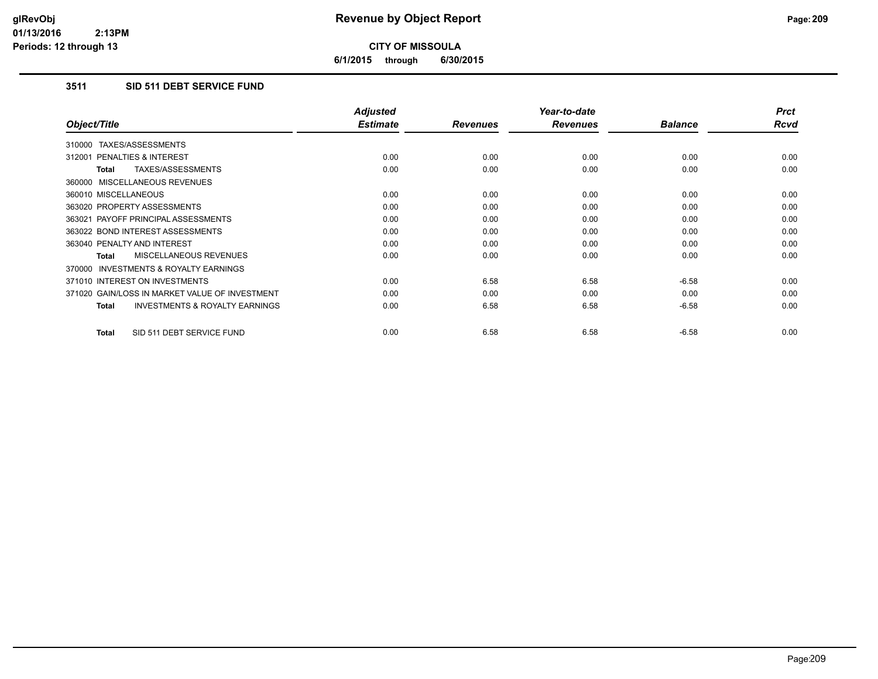# Revenue by Object Report

**CITY OF MISSOULA**

**6/1/2015 through 6/30/2015**

### 3511 SID 511 DEBT SERVICE FUND

| Object/Title | Adjusted Estimate | Revenues | Year-to-date Revenues | Balance | Prct Rcvd |
|---|---|---|---|---|---|
| 310000 TAXES/ASSESSMENTS | | | | | |
| 312001 PENALTIES & INTEREST | 0.00 | 0.00 | 0.00 | 0.00 | 0.00 |
| **Total** TAXES/ASSESSMENTS | 0.00 | 0.00 | 0.00 | 0.00 | 0.00 |
| 360000 MISCELLANEOUS REVENUES | | | | | |
| 360010 MISCELLANEOUS | 0.00 | 0.00 | 0.00 | 0.00 | 0.00 |
| 363020 PROPERTY ASSESSMENTS | 0.00 | 0.00 | 0.00 | 0.00 | 0.00 |
| 363021 PAYOFF PRINCIPAL ASSESSMENTS | 0.00 | 0.00 | 0.00 | 0.00 | 0.00 |
| 363022 BOND INTEREST ASSESSMENTS | 0.00 | 0.00 | 0.00 | 0.00 | 0.00 |
| 363040 PENALTY AND INTEREST | 0.00 | 0.00 | 0.00 | 0.00 | 0.00 |
| **Total** MISCELLANEOUS REVENUES | 0.00 | 0.00 | 0.00 | 0.00 | 0.00 |
| 370000 INVESTMENTS & ROYALTY EARNINGS | | | | | |
| 371010 INTEREST ON INVESTMENTS | 0.00 | 6.58 | 6.58 | -6.58 | 0.00 |
| 371020 GAIN/LOSS IN MARKET VALUE OF INVESTMENT | 0.00 | 0.00 | 0.00 | 0.00 | 0.00 |
| **Total** INVESTMENTS & ROYALTY EARNINGS | 0.00 | 6.58 | 6.58 | -6.58 | 0.00 |
| **Total** SID 511 DEBT SERVICE FUND | 0.00 | 6.58 | 6.58 | -6.58 | 0.00 |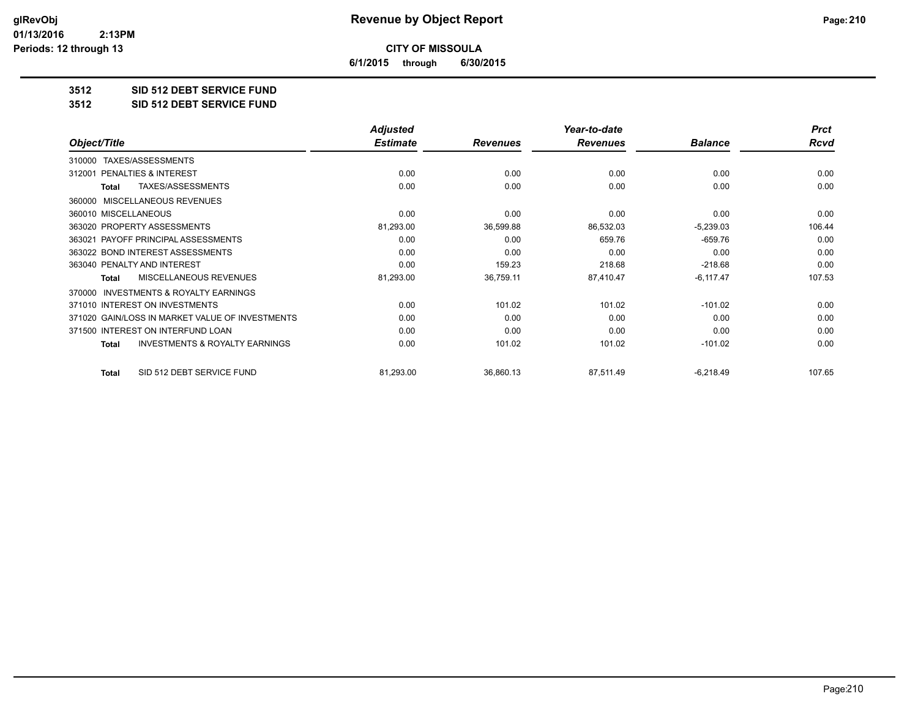# CITY OF MISSOULA

**6/1/2015 through 6/30/2015**

## 3512 SID 512 DEBT SERVICE FUND

## 3512 SID 512 DEBT SERVICE FUND

| Object/Title | Adjusted Estimate | Revenues | Year-to-date Revenues | Balance | Prct Rcvd |
|---|---|---|---|---|---|
| 310000 TAXES/ASSESSMENTS | | | | | |
| 312001 PENALTIES & INTEREST | 0.00 | 0.00 | 0.00 | 0.00 | 0.00 |
| **Total** TAXES/ASSESSMENTS | 0.00 | 0.00 | 0.00 | 0.00 | 0.00 |
| 360000 MISCELLANEOUS REVENUES | | | | | |
| 360010 MISCELLANEOUS | 0.00 | 0.00 | 0.00 | 0.00 | 0.00 |
| 363020 PROPERTY ASSESSMENTS | 81,293.00 | 36,599.88 | 86,532.03 | -5,239.03 | 106.44 |
| 363021 PAYOFF PRINCIPAL ASSESSMENTS | 0.00 | 0.00 | 659.76 | -659.76 | 0.00 |
| 363022 BOND INTEREST ASSESSMENTS | 0.00 | 0.00 | 0.00 | 0.00 | 0.00 |
| 363040 PENALTY AND INTEREST | 0.00 | 159.23 | 218.68 | -218.68 | 0.00 |
| **Total** MISCELLANEOUS REVENUES | 81,293.00 | 36,759.11 | 87,410.47 | -6,117.47 | 107.53 |
| 370000 INVESTMENTS & ROYALTY EARNINGS | | | | | |
| 371010 INTEREST ON INVESTMENTS | 0.00 | 101.02 | 101.02 | -101.02 | 0.00 |
| 371020 GAIN/LOSS IN MARKET VALUE OF INVESTMENTS | 0.00 | 0.00 | 0.00 | 0.00 | 0.00 |
| 371500 INTEREST ON INTERFUND LOAN | 0.00 | 0.00 | 0.00 | 0.00 | 0.00 |
| **Total** INVESTMENTS & ROYALTY EARNINGS | 0.00 | 101.02 | 101.02 | -101.02 | 0.00 |
| **Total** SID 512 DEBT SERVICE FUND | 81,293.00 | 36,860.13 | 87,511.49 | -6,218.49 | 107.65 |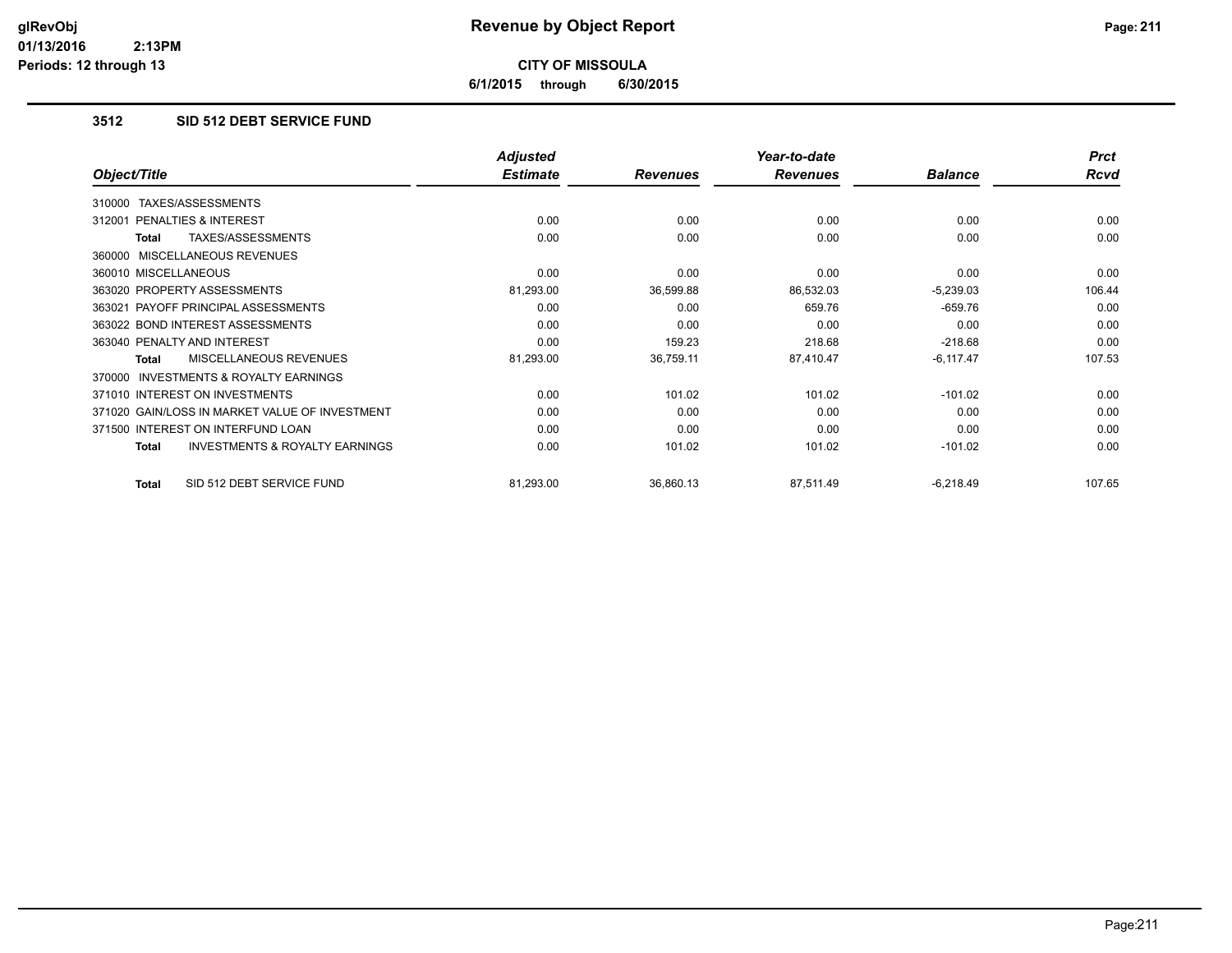# Revenue by Object Report

**CITY OF MISSOULA**

**6/1/2015 through 6/30/2015**

glRevObj
01/13/2016 2:13PM
Periods: 12 through 13

## 3512 SID 512 DEBT SERVICE FUND

| Object/Title | Adjusted Estimate | Revenues | Year-to-date Revenues | Balance | Prct Rcvd |
|---|---|---|---|---|---|
| 310000 TAXES/ASSESSMENTS | | | | | |
| 312001 PENALTIES & INTEREST | 0.00 | 0.00 | 0.00 | 0.00 | 0.00 |
| **Total** TAXES/ASSESSMENTS | 0.00 | 0.00 | 0.00 | 0.00 | 0.00 |
| 360000 MISCELLANEOUS REVENUES | | | | | |
| 360010 MISCELLANEOUS | 0.00 | 0.00 | 0.00 | 0.00 | 0.00 |
| 363020 PROPERTY ASSESSMENTS | 81,293.00 | 36,599.88 | 86,532.03 | -5,239.03 | 106.44 |
| 363021 PAYOFF PRINCIPAL ASSESSMENTS | 0.00 | 0.00 | 659.76 | -659.76 | 0.00 |
| 363022 BOND INTEREST ASSESSMENTS | 0.00 | 0.00 | 0.00 | 0.00 | 0.00 |
| 363040 PENALTY AND INTEREST | 0.00 | 159.23 | 218.68 | -218.68 | 0.00 |
| **Total** MISCELLANEOUS REVENUES | 81,293.00 | 36,759.11 | 87,410.47 | -6,117.47 | 107.53 |
| 370000 INVESTMENTS & ROYALTY EARNINGS | | | | | |
| 371010 INTEREST ON INVESTMENTS | 0.00 | 101.02 | 101.02 | -101.02 | 0.00 |
| 371020 GAIN/LOSS IN MARKET VALUE OF INVESTMENT | 0.00 | 0.00 | 0.00 | 0.00 | 0.00 |
| 371500 INTEREST ON INTERFUND LOAN | 0.00 | 0.00 | 0.00 | 0.00 | 0.00 |
| **Total** INVESTMENTS & ROYALTY EARNINGS | 0.00 | 101.02 | 101.02 | -101.02 | 0.00 |
| **Total** SID 512 DEBT SERVICE FUND | 81,293.00 | 36,860.13 | 87,511.49 | -6,218.49 | 107.65 |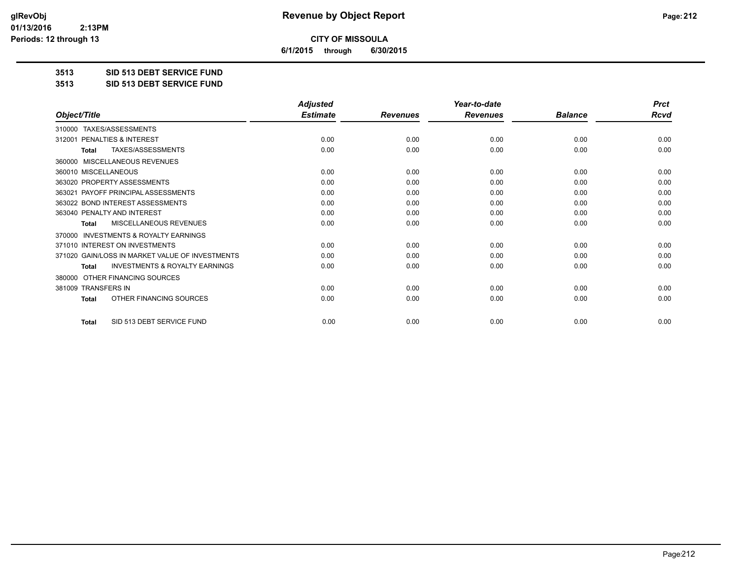**CITY OF MISSOULA**

**6/1/2015 through 6/30/2015**

**3513 SID 513 DEBT SERVICE FUND**

**3513 SID 513 DEBT SERVICE FUND**

| Object/Title | Adjusted Estimate | Revenues | Year-to-date Revenues | Balance | Prct Rcvd |
|---|---|---|---|---|---|
| 310000 TAXES/ASSESSMENTS | | | | | |
| 312001 PENALTIES & INTEREST | 0.00 | 0.00 | 0.00 | 0.00 | 0.00 |
| **Total** TAXES/ASSESSMENTS | 0.00 | 0.00 | 0.00 | 0.00 | 0.00 |
| 360000 MISCELLANEOUS REVENUES | | | | | |
| 360010 MISCELLANEOUS | 0.00 | 0.00 | 0.00 | 0.00 | 0.00 |
| 363020 PROPERTY ASSESSMENTS | 0.00 | 0.00 | 0.00 | 0.00 | 0.00 |
| 363021 PAYOFF PRINCIPAL ASSESSMENTS | 0.00 | 0.00 | 0.00 | 0.00 | 0.00 |
| 363022 BOND INTEREST ASSESSMENTS | 0.00 | 0.00 | 0.00 | 0.00 | 0.00 |
| 363040 PENALTY AND INTEREST | 0.00 | 0.00 | 0.00 | 0.00 | 0.00 |
| **Total** MISCELLANEOUS REVENUES | 0.00 | 0.00 | 0.00 | 0.00 | 0.00 |
| 370000 INVESTMENTS & ROYALTY EARNINGS | | | | | |
| 371010 INTEREST ON INVESTMENTS | 0.00 | 0.00 | 0.00 | 0.00 | 0.00 |
| 371020 GAIN/LOSS IN MARKET VALUE OF INVESTMENTS | 0.00 | 0.00 | 0.00 | 0.00 | 0.00 |
| **Total** INVESTMENTS & ROYALTY EARNINGS | 0.00 | 0.00 | 0.00 | 0.00 | 0.00 |
| 380000 OTHER FINANCING SOURCES | | | | | |
| 381009 TRANSFERS IN | 0.00 | 0.00 | 0.00 | 0.00 | 0.00 |
| **Total** OTHER FINANCING SOURCES | 0.00 | 0.00 | 0.00 | 0.00 | 0.00 |
| **Total** SID 513 DEBT SERVICE FUND | 0.00 | 0.00 | 0.00 | 0.00 | 0.00 |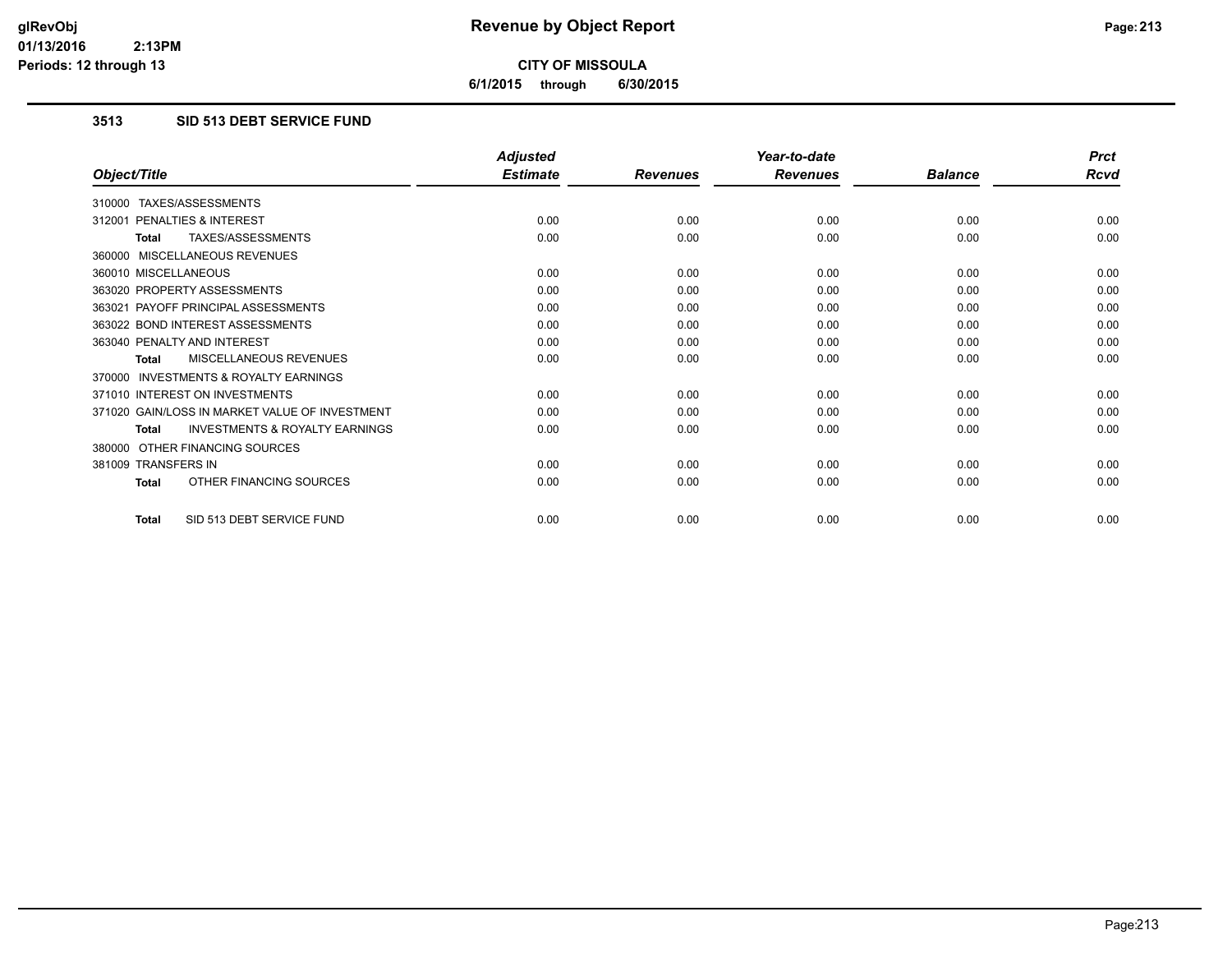# Revenue by Object Report

glRevObj
01/13/2016 2:13PM
Periods: 12 through 13

**CITY OF MISSOULA**

6/1/2015 through 6/30/2015

### 3513 SID 513 DEBT SERVICE FUND

| Object/Title | Adjusted Estimate | Revenues | Year-to-date Revenues | Balance | Prct Rcvd |
|---|---|---|---|---|---|
| 310000 TAXES/ASSESSMENTS | | | | | |
| 312001 PENALTIES & INTEREST | 0.00 | 0.00 | 0.00 | 0.00 | 0.00 |
| **Total** TAXES/ASSESSMENTS | 0.00 | 0.00 | 0.00 | 0.00 | 0.00 |
| 360000 MISCELLANEOUS REVENUES | | | | | |
| 360010 MISCELLANEOUS | 0.00 | 0.00 | 0.00 | 0.00 | 0.00 |
| 363020 PROPERTY ASSESSMENTS | 0.00 | 0.00 | 0.00 | 0.00 | 0.00 |
| 363021 PAYOFF PRINCIPAL ASSESSMENTS | 0.00 | 0.00 | 0.00 | 0.00 | 0.00 |
| 363022 BOND INTEREST ASSESSMENTS | 0.00 | 0.00 | 0.00 | 0.00 | 0.00 |
| 363040 PENALTY AND INTEREST | 0.00 | 0.00 | 0.00 | 0.00 | 0.00 |
| **Total** MISCELLANEOUS REVENUES | 0.00 | 0.00 | 0.00 | 0.00 | 0.00 |
| 370000 INVESTMENTS & ROYALTY EARNINGS | | | | | |
| 371010 INTEREST ON INVESTMENTS | 0.00 | 0.00 | 0.00 | 0.00 | 0.00 |
| 371020 GAIN/LOSS IN MARKET VALUE OF INVESTMENT | 0.00 | 0.00 | 0.00 | 0.00 | 0.00 |
| **Total** INVESTMENTS & ROYALTY EARNINGS | 0.00 | 0.00 | 0.00 | 0.00 | 0.00 |
| 380000 OTHER FINANCING SOURCES | | | | | |
| 381009 TRANSFERS IN | 0.00 | 0.00 | 0.00 | 0.00 | 0.00 |
| **Total** OTHER FINANCING SOURCES | 0.00 | 0.00 | 0.00 | 0.00 | 0.00 |
| **Total** SID 513 DEBT SERVICE FUND | 0.00 | 0.00 | 0.00 | 0.00 | 0.00 |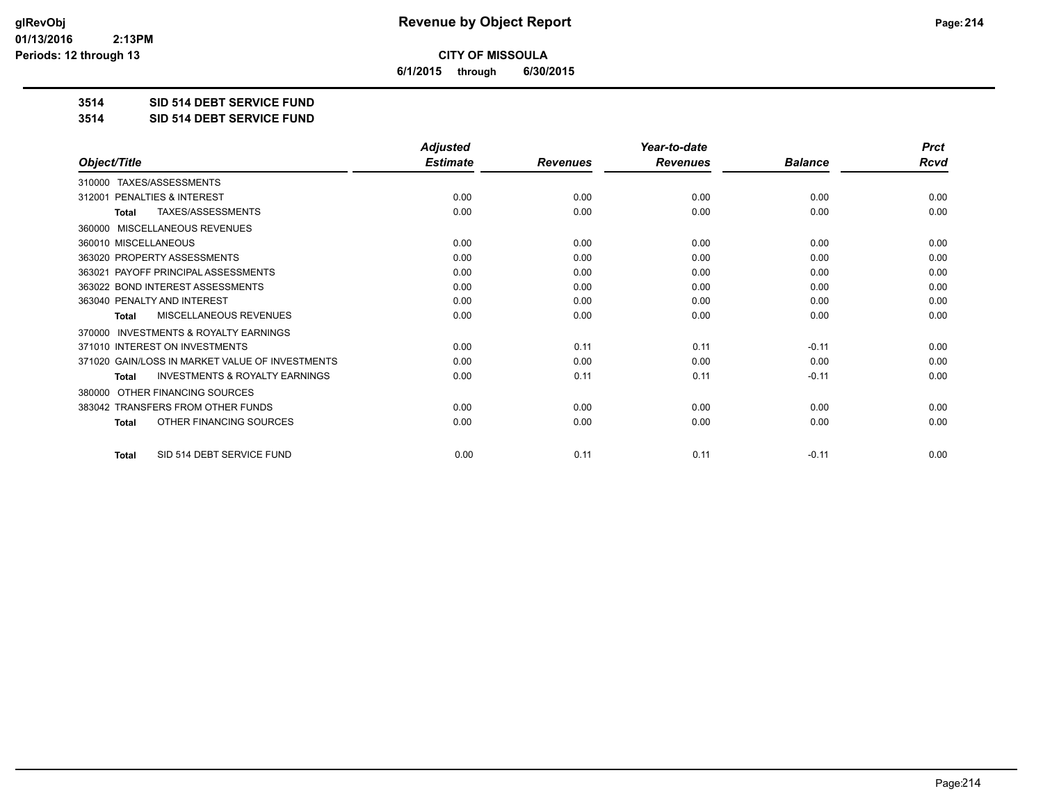**CITY OF MISSOULA**

**6/1/2015 through 6/30/2015**

**3514 SID 514 DEBT SERVICE FUND**

**3514 SID 514 DEBT SERVICE FUND**

| Object/Title | Adjusted Estimate | Revenues | Year-to-date Revenues | Balance | Prct Rcvd |
|---|---|---|---|---|---|
| 310000 TAXES/ASSESSMENTS | | | | | |
| 312001 PENALTIES & INTEREST | 0.00 | 0.00 | 0.00 | 0.00 | 0.00 |
| Total TAXES/ASSESSMENTS | 0.00 | 0.00 | 0.00 | 0.00 | 0.00 |
| 360000 MISCELLANEOUS REVENUES | | | | | |
| 360010 MISCELLANEOUS | 0.00 | 0.00 | 0.00 | 0.00 | 0.00 |
| 363020 PROPERTY ASSESSMENTS | 0.00 | 0.00 | 0.00 | 0.00 | 0.00 |
| 363021 PAYOFF PRINCIPAL ASSESSMENTS | 0.00 | 0.00 | 0.00 | 0.00 | 0.00 |
| 363022 BOND INTEREST ASSESSMENTS | 0.00 | 0.00 | 0.00 | 0.00 | 0.00 |
| 363040 PENALTY AND INTEREST | 0.00 | 0.00 | 0.00 | 0.00 | 0.00 |
| Total MISCELLANEOUS REVENUES | 0.00 | 0.00 | 0.00 | 0.00 | 0.00 |
| 370000 INVESTMENTS & ROYALTY EARNINGS | | | | | |
| 371010 INTEREST ON INVESTMENTS | 0.00 | 0.11 | 0.11 | -0.11 | 0.00 |
| 371020 GAIN/LOSS IN MARKET VALUE OF INVESTMENTS | 0.00 | 0.00 | 0.00 | 0.00 | 0.00 |
| Total INVESTMENTS & ROYALTY EARNINGS | 0.00 | 0.11 | 0.11 | -0.11 | 0.00 |
| 380000 OTHER FINANCING SOURCES | | | | | |
| 383042 TRANSFERS FROM OTHER FUNDS | 0.00 | 0.00 | 0.00 | 0.00 | 0.00 |
| Total OTHER FINANCING SOURCES | 0.00 | 0.00 | 0.00 | 0.00 | 0.00 |
| Total SID 514 DEBT SERVICE FUND | 0.00 | 0.11 | 0.11 | -0.11 | 0.00 |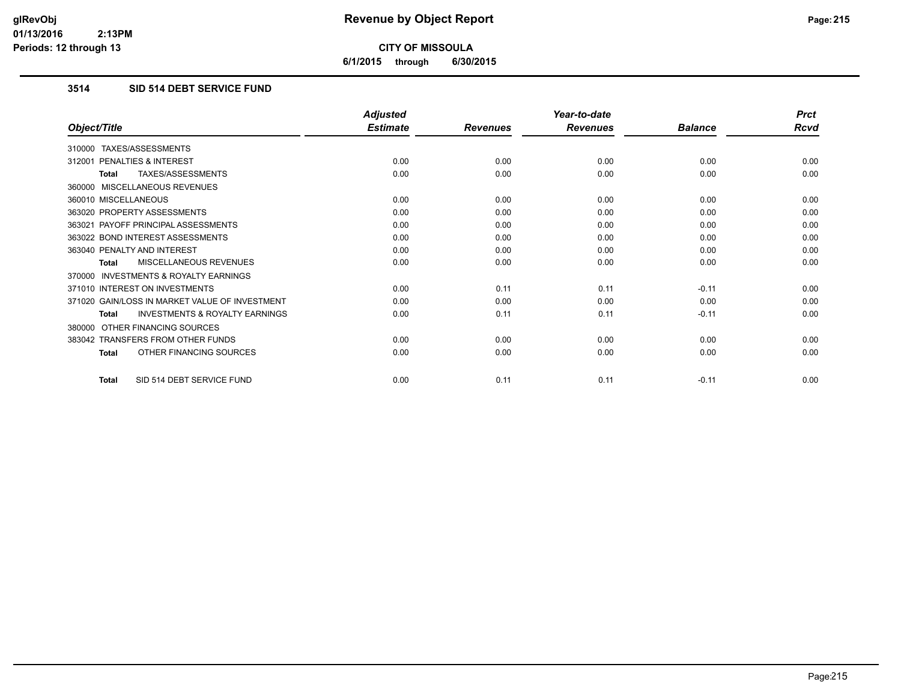# Revenue by Object Report

## CITY OF MISSOULA

**6/1/2015 through 6/30/2015**

### 3514 SID 514 DEBT SERVICE FUND

| Object/Title | Adjusted Estimate | Revenues | Year-to-date Revenues | Balance | Prct Rcvd |
|---|---|---|---|---|---|
| 310000 TAXES/ASSESSMENTS | | | | | |
| 312001 PENALTIES & INTEREST | 0.00 | 0.00 | 0.00 | 0.00 | 0.00 |
| **Total** TAXES/ASSESSMENTS | 0.00 | 0.00 | 0.00 | 0.00 | 0.00 |
| 360000 MISCELLANEOUS REVENUES | | | | | |
| 360010 MISCELLANEOUS | 0.00 | 0.00 | 0.00 | 0.00 | 0.00 |
| 363020 PROPERTY ASSESSMENTS | 0.00 | 0.00 | 0.00 | 0.00 | 0.00 |
| 363021 PAYOFF PRINCIPAL ASSESSMENTS | 0.00 | 0.00 | 0.00 | 0.00 | 0.00 |
| 363022 BOND INTEREST ASSESSMENTS | 0.00 | 0.00 | 0.00 | 0.00 | 0.00 |
| 363040 PENALTY AND INTEREST | 0.00 | 0.00 | 0.00 | 0.00 | 0.00 |
| **Total** MISCELLANEOUS REVENUES | 0.00 | 0.00 | 0.00 | 0.00 | 0.00 |
| 370000 INVESTMENTS & ROYALTY EARNINGS | | | | | |
| 371010 INTEREST ON INVESTMENTS | 0.00 | 0.11 | 0.11 | -0.11 | 0.00 |
| 371020 GAIN/LOSS IN MARKET VALUE OF INVESTMENT | 0.00 | 0.00 | 0.00 | 0.00 | 0.00 |
| **Total** INVESTMENTS & ROYALTY EARNINGS | 0.00 | 0.11 | 0.11 | -0.11 | 0.00 |
| 380000 OTHER FINANCING SOURCES | | | | | |
| 383042 TRANSFERS FROM OTHER FUNDS | 0.00 | 0.00 | 0.00 | 0.00 | 0.00 |
| **Total** OTHER FINANCING SOURCES | 0.00 | 0.00 | 0.00 | 0.00 | 0.00 |
| **Total** SID 514 DEBT SERVICE FUND | 0.00 | 0.11 | 0.11 | -0.11 | 0.00 |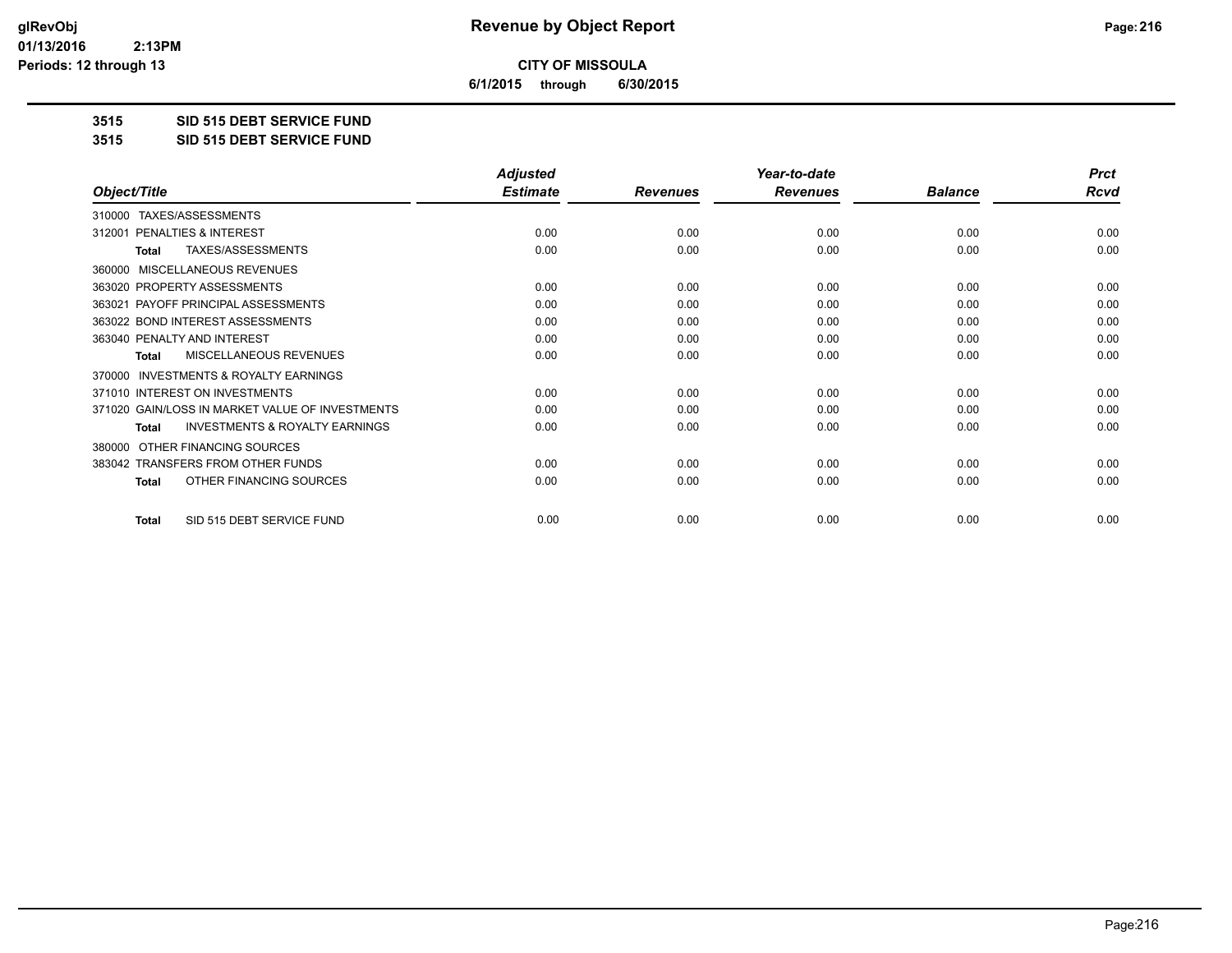# Revenue by Object Report

**CITY OF MISSOULA**

6/1/2015 through 6/30/2015

glRevObj
01/13/2016 2:13PM
Periods: 12 through 13

**3515 SID 515 DEBT SERVICE FUND**

**3515 SID 515 DEBT SERVICE FUND**

| Object/Title | Adjusted Estimate | Revenues | Year-to-date Revenues | Balance | Prct Rcvd |
|---|---|---|---|---|---|
| 310000 TAXES/ASSESSMENTS | | | | | |
| 312001 PENALTIES & INTEREST | 0.00 | 0.00 | 0.00 | 0.00 | 0.00 |
| **Total** TAXES/ASSESSMENTS | 0.00 | 0.00 | 0.00 | 0.00 | 0.00 |
| 360000 MISCELLANEOUS REVENUES | | | | | |
| 363020 PROPERTY ASSESSMENTS | 0.00 | 0.00 | 0.00 | 0.00 | 0.00 |
| 363021 PAYOFF PRINCIPAL ASSESSMENTS | 0.00 | 0.00 | 0.00 | 0.00 | 0.00 |
| 363022 BOND INTEREST ASSESSMENTS | 0.00 | 0.00 | 0.00 | 0.00 | 0.00 |
| 363040 PENALTY AND INTEREST | 0.00 | 0.00 | 0.00 | 0.00 | 0.00 |
| **Total** MISCELLANEOUS REVENUES | 0.00 | 0.00 | 0.00 | 0.00 | 0.00 |
| 370000 INVESTMENTS & ROYALTY EARNINGS | | | | | |
| 371010 INTEREST ON INVESTMENTS | 0.00 | 0.00 | 0.00 | 0.00 | 0.00 |
| 371020 GAIN/LOSS IN MARKET VALUE OF INVESTMENTS | 0.00 | 0.00 | 0.00 | 0.00 | 0.00 |
| **Total** INVESTMENTS & ROYALTY EARNINGS | 0.00 | 0.00 | 0.00 | 0.00 | 0.00 |
| 380000 OTHER FINANCING SOURCES | | | | | |
| 383042 TRANSFERS FROM OTHER FUNDS | 0.00 | 0.00 | 0.00 | 0.00 | 0.00 |
| **Total** OTHER FINANCING SOURCES | 0.00 | 0.00 | 0.00 | 0.00 | 0.00 |
| **Total** SID 515 DEBT SERVICE FUND | 0.00 | 0.00 | 0.00 | 0.00 | 0.00 |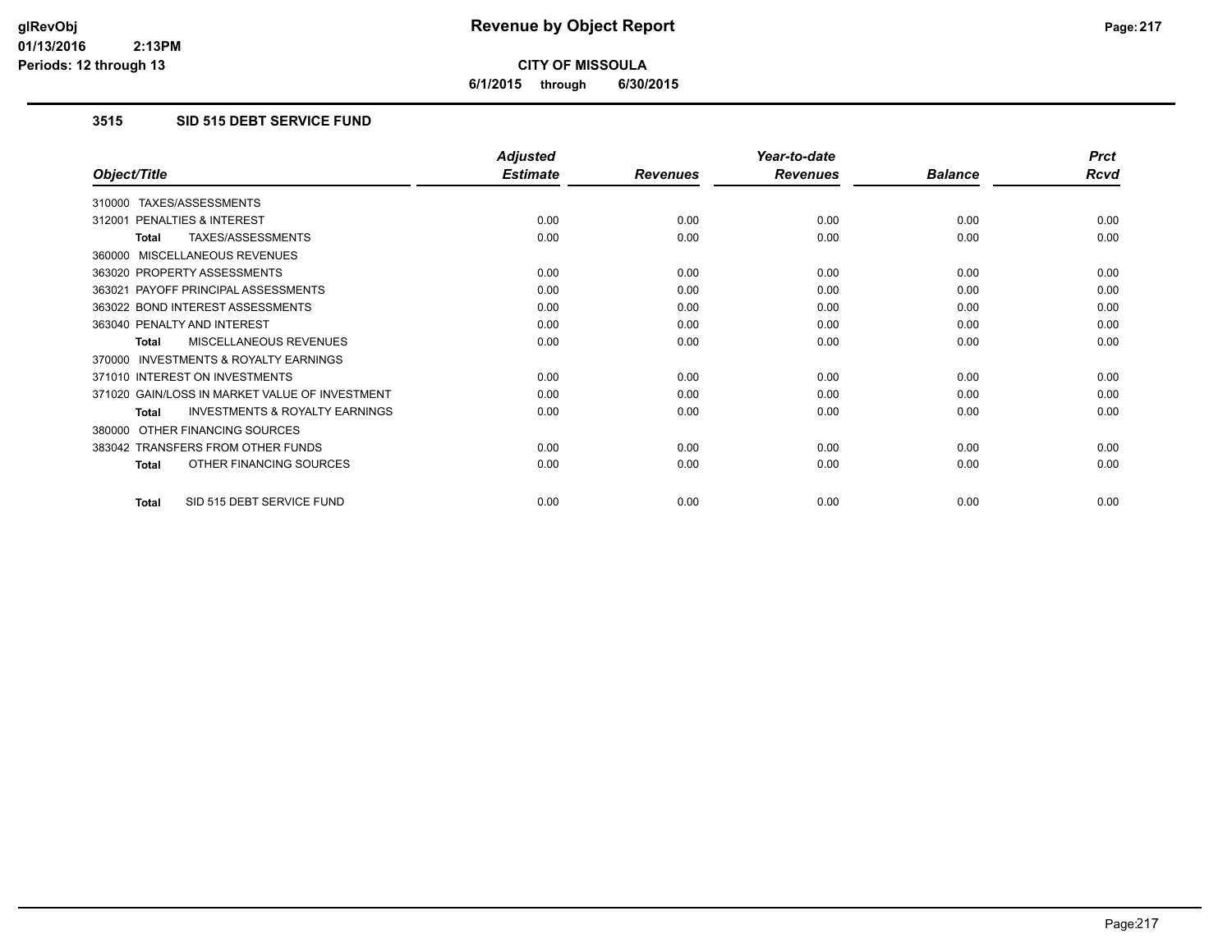# Revenue by Object Report

**CITY OF MISSOULA**

**6/1/2015 through 6/30/2015**

### 3515 SID 515 DEBT SERVICE FUND

| Object/Title | Adjusted Estimate | Revenues | Year-to-date Revenues | Balance | Prct Rcvd |
|---|---|---|---|---|---|
| 310000 TAXES/ASSESSMENTS | | | | | |
| 312001 PENALTIES & INTEREST | 0.00 | 0.00 | 0.00 | 0.00 | 0.00 |
| **Total** TAXES/ASSESSMENTS | 0.00 | 0.00 | 0.00 | 0.00 | 0.00 |
| 360000 MISCELLANEOUS REVENUES | | | | | |
| 363020 PROPERTY ASSESSMENTS | 0.00 | 0.00 | 0.00 | 0.00 | 0.00 |
| 363021 PAYOFF PRINCIPAL ASSESSMENTS | 0.00 | 0.00 | 0.00 | 0.00 | 0.00 |
| 363022 BOND INTEREST ASSESSMENTS | 0.00 | 0.00 | 0.00 | 0.00 | 0.00 |
| 363040 PENALTY AND INTEREST | 0.00 | 0.00 | 0.00 | 0.00 | 0.00 |
| **Total** MISCELLANEOUS REVENUES | 0.00 | 0.00 | 0.00 | 0.00 | 0.00 |
| 370000 INVESTMENTS & ROYALTY EARNINGS | | | | | |
| 371010 INTEREST ON INVESTMENTS | 0.00 | 0.00 | 0.00 | 0.00 | 0.00 |
| 371020 GAIN/LOSS IN MARKET VALUE OF INVESTMENT | 0.00 | 0.00 | 0.00 | 0.00 | 0.00 |
| **Total** INVESTMENTS & ROYALTY EARNINGS | 0.00 | 0.00 | 0.00 | 0.00 | 0.00 |
| 380000 OTHER FINANCING SOURCES | | | | | |
| 383042 TRANSFERS FROM OTHER FUNDS | 0.00 | 0.00 | 0.00 | 0.00 | 0.00 |
| **Total** OTHER FINANCING SOURCES | 0.00 | 0.00 | 0.00 | 0.00 | 0.00 |
| **Total** SID 515 DEBT SERVICE FUND | 0.00 | 0.00 | 0.00 | 0.00 | 0.00 |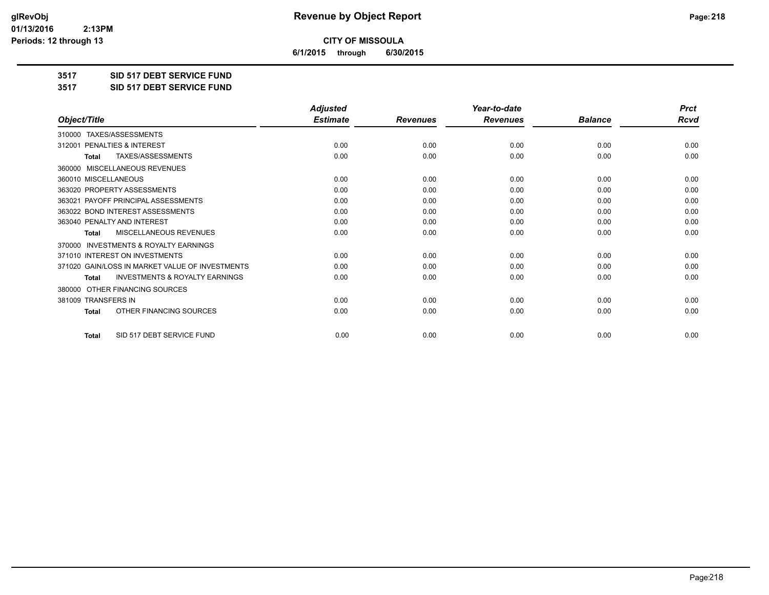# Revenue by Object Report

**CITY OF MISSOULA**

**6/1/2015 through 6/30/2015**

**3517 SID 517 DEBT SERVICE FUND**

**3517 SID 517 DEBT SERVICE FUND**

| Object/Title | Adjusted Estimate | Revenues | Year-to-date Revenues | Balance | Prct Rcvd |
|---|---|---|---|---|---|
| 310000 TAXES/ASSESSMENTS | | | | | |
| 312001 PENALTIES & INTEREST | 0.00 | 0.00 | 0.00 | 0.00 | 0.00 |
| **Total** TAXES/ASSESSMENTS | 0.00 | 0.00 | 0.00 | 0.00 | 0.00 |
| 360000 MISCELLANEOUS REVENUES | | | | | |
| 360010 MISCELLANEOUS | 0.00 | 0.00 | 0.00 | 0.00 | 0.00 |
| 363020 PROPERTY ASSESSMENTS | 0.00 | 0.00 | 0.00 | 0.00 | 0.00 |
| 363021 PAYOFF PRINCIPAL ASSESSMENTS | 0.00 | 0.00 | 0.00 | 0.00 | 0.00 |
| 363022 BOND INTEREST ASSESSMENTS | 0.00 | 0.00 | 0.00 | 0.00 | 0.00 |
| 363040 PENALTY AND INTEREST | 0.00 | 0.00 | 0.00 | 0.00 | 0.00 |
| **Total** MISCELLANEOUS REVENUES | 0.00 | 0.00 | 0.00 | 0.00 | 0.00 |
| 370000 INVESTMENTS & ROYALTY EARNINGS | | | | | |
| 371010 INTEREST ON INVESTMENTS | 0.00 | 0.00 | 0.00 | 0.00 | 0.00 |
| 371020 GAIN/LOSS IN MARKET VALUE OF INVESTMENTS | 0.00 | 0.00 | 0.00 | 0.00 | 0.00 |
| **Total** INVESTMENTS & ROYALTY EARNINGS | 0.00 | 0.00 | 0.00 | 0.00 | 0.00 |
| 380000 OTHER FINANCING SOURCES | | | | | |
| 381009 TRANSFERS IN | 0.00 | 0.00 | 0.00 | 0.00 | 0.00 |
| **Total** OTHER FINANCING SOURCES | 0.00 | 0.00 | 0.00 | 0.00 | 0.00 |
| **Total** SID 517 DEBT SERVICE FUND | 0.00 | 0.00 | 0.00 | 0.00 | 0.00 |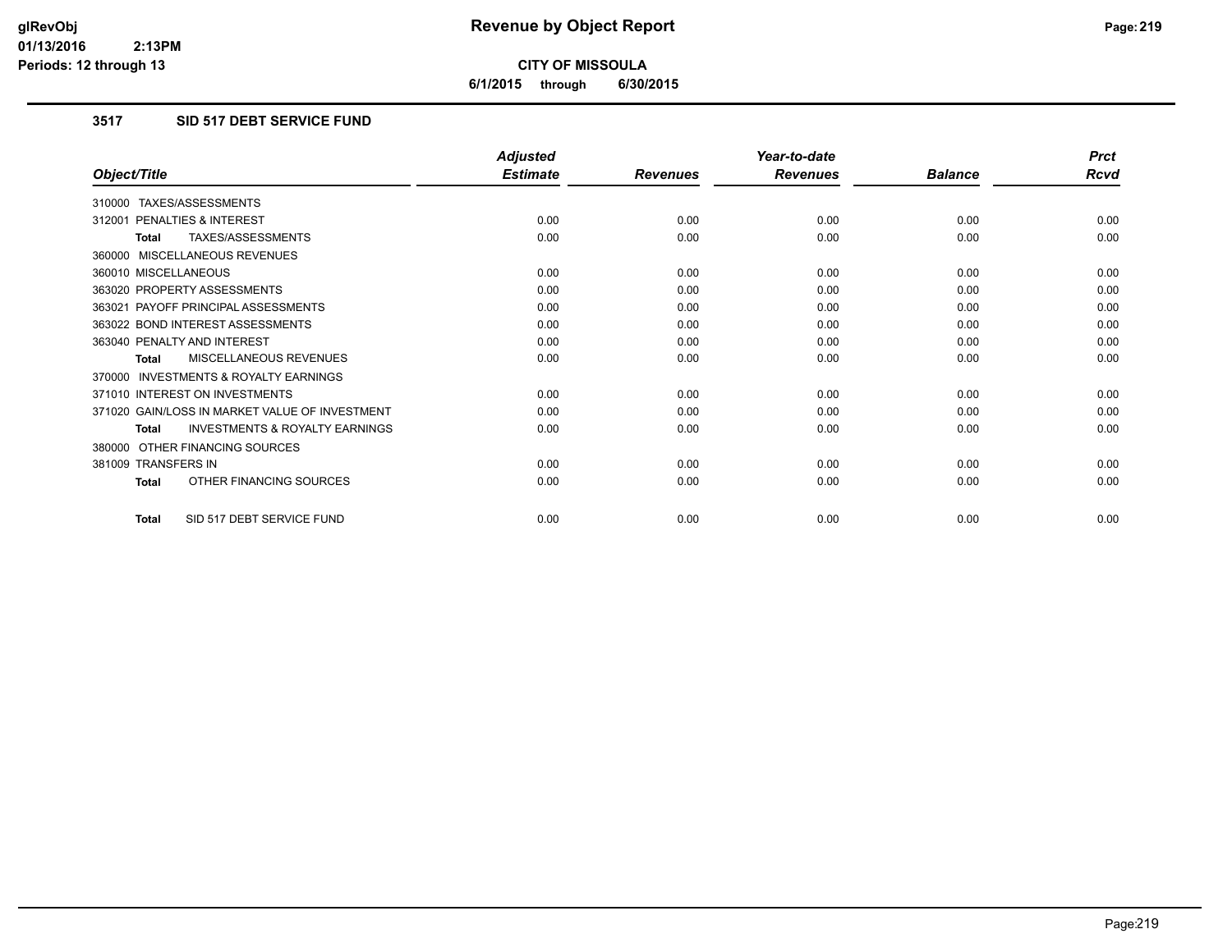**CITY OF MISSOULA**

**6/1/2015 through 6/30/2015**

### 3517 SID 517 DEBT SERVICE FUND

| Object/Title | Adjusted Estimate | Revenues | Year-to-date Revenues | Balance | Prct Rcvd |
|---|---|---|---|---|---|
| 310000 TAXES/ASSESSMENTS | | | | | |
| 312001 PENALTIES & INTEREST | 0.00 | 0.00 | 0.00 | 0.00 | 0.00 |
| **Total** TAXES/ASSESSMENTS | 0.00 | 0.00 | 0.00 | 0.00 | 0.00 |
| 360000 MISCELLANEOUS REVENUES | | | | | |
| 360010 MISCELLANEOUS | 0.00 | 0.00 | 0.00 | 0.00 | 0.00 |
| 363020 PROPERTY ASSESSMENTS | 0.00 | 0.00 | 0.00 | 0.00 | 0.00 |
| 363021 PAYOFF PRINCIPAL ASSESSMENTS | 0.00 | 0.00 | 0.00 | 0.00 | 0.00 |
| 363022 BOND INTEREST ASSESSMENTS | 0.00 | 0.00 | 0.00 | 0.00 | 0.00 |
| 363040 PENALTY AND INTEREST | 0.00 | 0.00 | 0.00 | 0.00 | 0.00 |
| **Total** MISCELLANEOUS REVENUES | 0.00 | 0.00 | 0.00 | 0.00 | 0.00 |
| 370000 INVESTMENTS & ROYALTY EARNINGS | | | | | |
| 371010 INTEREST ON INVESTMENTS | 0.00 | 0.00 | 0.00 | 0.00 | 0.00 |
| 371020 GAIN/LOSS IN MARKET VALUE OF INVESTMENT | 0.00 | 0.00 | 0.00 | 0.00 | 0.00 |
| **Total** INVESTMENTS & ROYALTY EARNINGS | 0.00 | 0.00 | 0.00 | 0.00 | 0.00 |
| 380000 OTHER FINANCING SOURCES | | | | | |
| 381009 TRANSFERS IN | 0.00 | 0.00 | 0.00 | 0.00 | 0.00 |
| **Total** OTHER FINANCING SOURCES | 0.00 | 0.00 | 0.00 | 0.00 | 0.00 |
| **Total** SID 517 DEBT SERVICE FUND | 0.00 | 0.00 | 0.00 | 0.00 | 0.00 |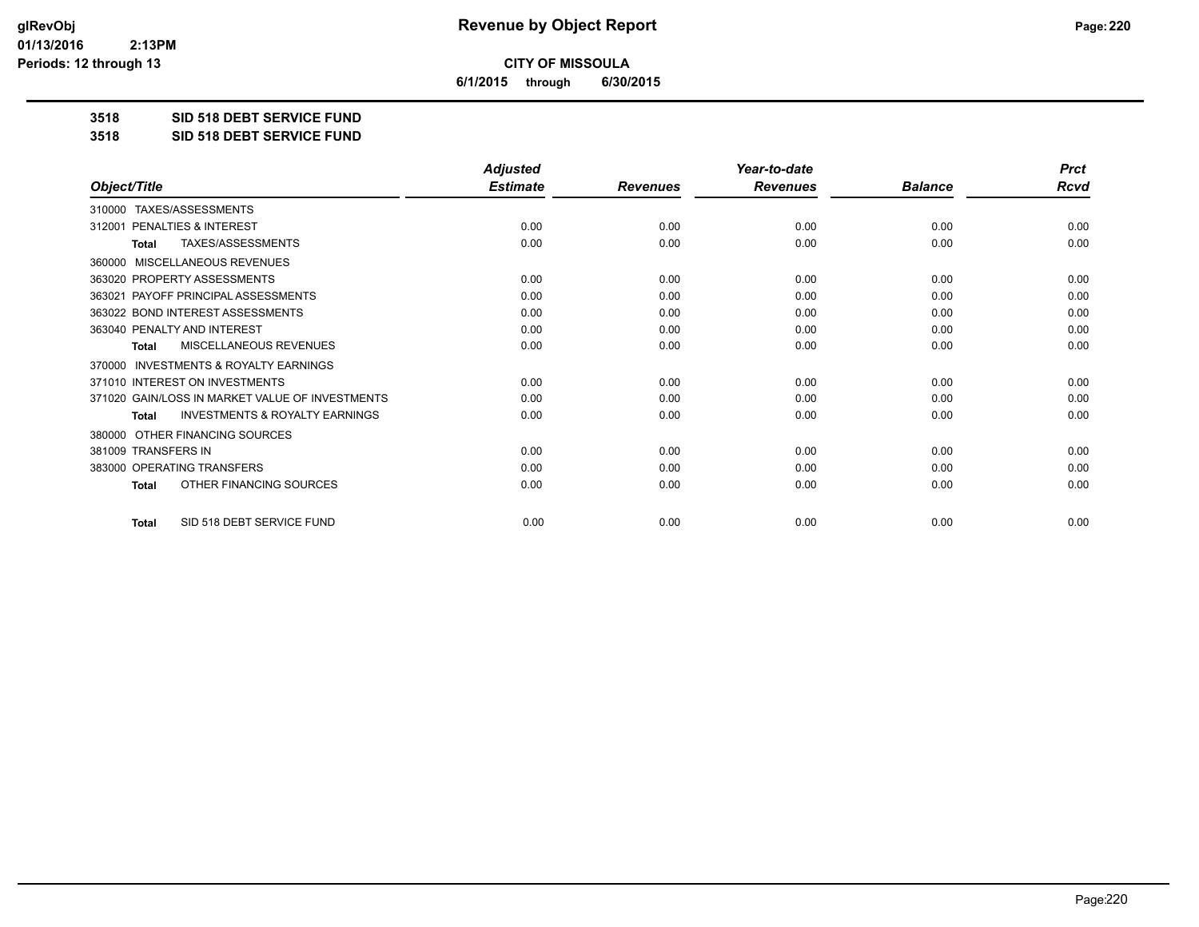**CITY OF MISSOULA**

**6/1/2015 through 6/30/2015**

**3518 SID 518 DEBT SERVICE FUND**

**3518 SID 518 DEBT SERVICE FUND**

| Object/Title | Adjusted Estimate | Revenues | Year-to-date Revenues | Balance | Prct Rcvd |
|---|---|---|---|---|---|
| 310000 TAXES/ASSESSMENTS | | | | | |
| 312001 PENALTIES & INTEREST | 0.00 | 0.00 | 0.00 | 0.00 | 0.00 |
| **Total** TAXES/ASSESSMENTS | 0.00 | 0.00 | 0.00 | 0.00 | 0.00 |
| 360000 MISCELLANEOUS REVENUES | | | | | |
| 363020 PROPERTY ASSESSMENTS | 0.00 | 0.00 | 0.00 | 0.00 | 0.00 |
| 363021 PAYOFF PRINCIPAL ASSESSMENTS | 0.00 | 0.00 | 0.00 | 0.00 | 0.00 |
| 363022 BOND INTEREST ASSESSMENTS | 0.00 | 0.00 | 0.00 | 0.00 | 0.00 |
| 363040 PENALTY AND INTEREST | 0.00 | 0.00 | 0.00 | 0.00 | 0.00 |
| **Total** MISCELLANEOUS REVENUES | 0.00 | 0.00 | 0.00 | 0.00 | 0.00 |
| 370000 INVESTMENTS & ROYALTY EARNINGS | | | | | |
| 371010 INTEREST ON INVESTMENTS | 0.00 | 0.00 | 0.00 | 0.00 | 0.00 |
| 371020 GAIN/LOSS IN MARKET VALUE OF INVESTMENTS | 0.00 | 0.00 | 0.00 | 0.00 | 0.00 |
| **Total** INVESTMENTS & ROYALTY EARNINGS | 0.00 | 0.00 | 0.00 | 0.00 | 0.00 |
| 380000 OTHER FINANCING SOURCES | | | | | |
| 381009 TRANSFERS IN | 0.00 | 0.00 | 0.00 | 0.00 | 0.00 |
| 383000 OPERATING TRANSFERS | 0.00 | 0.00 | 0.00 | 0.00 | 0.00 |
| **Total** OTHER FINANCING SOURCES | 0.00 | 0.00 | 0.00 | 0.00 | 0.00 |
| **Total** SID 518 DEBT SERVICE FUND | 0.00 | 0.00 | 0.00 | 0.00 | 0.00 |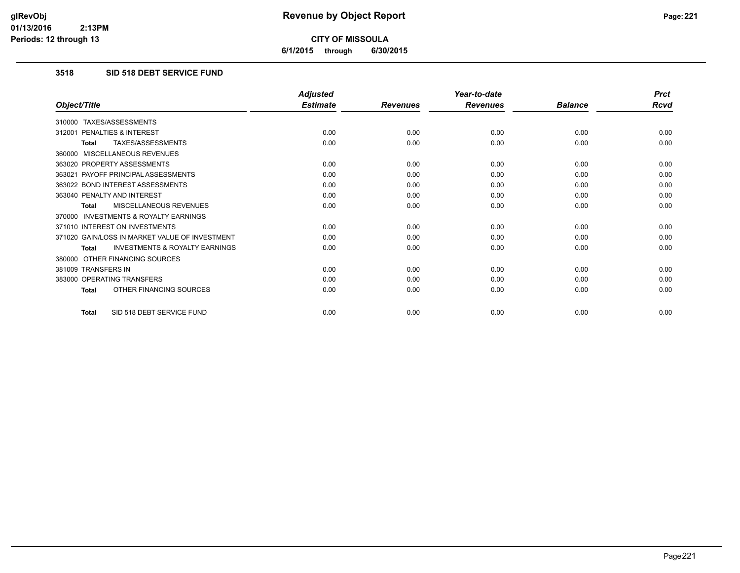**CITY OF MISSOULA**

**6/1/2015 through 6/30/2015**

## 3518 SID 518 DEBT SERVICE FUND

| Object/Title | Adjusted Estimate | Revenues | Year-to-date Revenues | Balance | Prct Rcvd |
|---|---|---|---|---|---|
| 310000 TAXES/ASSESSMENTS | | | | | |
| 312001 PENALTIES & INTEREST | 0.00 | 0.00 | 0.00 | 0.00 | 0.00 |
| **Total** TAXES/ASSESSMENTS | 0.00 | 0.00 | 0.00 | 0.00 | 0.00 |
| 360000 MISCELLANEOUS REVENUES | | | | | |
| 363020 PROPERTY ASSESSMENTS | 0.00 | 0.00 | 0.00 | 0.00 | 0.00 |
| 363021 PAYOFF PRINCIPAL ASSESSMENTS | 0.00 | 0.00 | 0.00 | 0.00 | 0.00 |
| 363022 BOND INTEREST ASSESSMENTS | 0.00 | 0.00 | 0.00 | 0.00 | 0.00 |
| 363040 PENALTY AND INTEREST | 0.00 | 0.00 | 0.00 | 0.00 | 0.00 |
| **Total** MISCELLANEOUS REVENUES | 0.00 | 0.00 | 0.00 | 0.00 | 0.00 |
| 370000 INVESTMENTS & ROYALTY EARNINGS | | | | | |
| 371010 INTEREST ON INVESTMENTS | 0.00 | 0.00 | 0.00 | 0.00 | 0.00 |
| 371020 GAIN/LOSS IN MARKET VALUE OF INVESTMENT | 0.00 | 0.00 | 0.00 | 0.00 | 0.00 |
| **Total** INVESTMENTS & ROYALTY EARNINGS | 0.00 | 0.00 | 0.00 | 0.00 | 0.00 |
| 380000 OTHER FINANCING SOURCES | | | | | |
| 381009 TRANSFERS IN | 0.00 | 0.00 | 0.00 | 0.00 | 0.00 |
| 383000 OPERATING TRANSFERS | 0.00 | 0.00 | 0.00 | 0.00 | 0.00 |
| **Total** OTHER FINANCING SOURCES | 0.00 | 0.00 | 0.00 | 0.00 | 0.00 |
| **Total** SID 518 DEBT SERVICE FUND | 0.00 | 0.00 | 0.00 | 0.00 | 0.00 |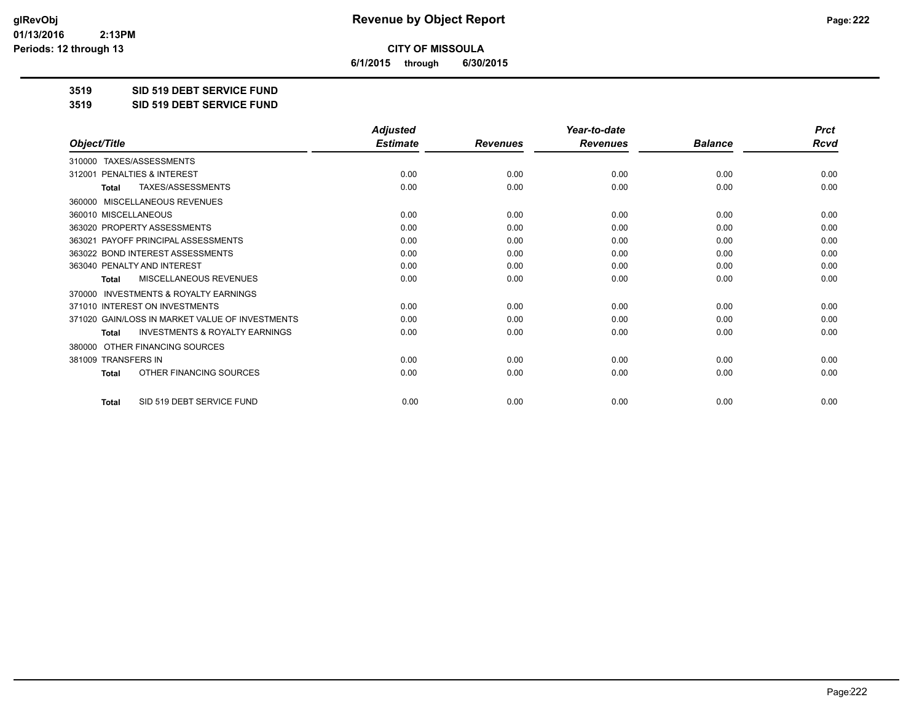**CITY OF MISSOULA**

**6/1/2015 through 6/30/2015**

**3519 SID 519 DEBT SERVICE FUND**

**3519 SID 519 DEBT SERVICE FUND**

| Object/Title | Adjusted Estimate | Revenues | Year-to-date Revenues | Balance | Prct Rcvd |
|---|---|---|---|---|---|
| 310000 TAXES/ASSESSMENTS | | | | | |
| 312001 PENALTIES & INTEREST | 0.00 | 0.00 | 0.00 | 0.00 | 0.00 |
| **Total** TAXES/ASSESSMENTS | 0.00 | 0.00 | 0.00 | 0.00 | 0.00 |
| 360000 MISCELLANEOUS REVENUES | | | | | |
| 360010 MISCELLANEOUS | 0.00 | 0.00 | 0.00 | 0.00 | 0.00 |
| 363020 PROPERTY ASSESSMENTS | 0.00 | 0.00 | 0.00 | 0.00 | 0.00 |
| 363021 PAYOFF PRINCIPAL ASSESSMENTS | 0.00 | 0.00 | 0.00 | 0.00 | 0.00 |
| 363022 BOND INTEREST ASSESSMENTS | 0.00 | 0.00 | 0.00 | 0.00 | 0.00 |
| 363040 PENALTY AND INTEREST | 0.00 | 0.00 | 0.00 | 0.00 | 0.00 |
| **Total** MISCELLANEOUS REVENUES | 0.00 | 0.00 | 0.00 | 0.00 | 0.00 |
| 370000 INVESTMENTS & ROYALTY EARNINGS | | | | | |
| 371010 INTEREST ON INVESTMENTS | 0.00 | 0.00 | 0.00 | 0.00 | 0.00 |
| 371020 GAIN/LOSS IN MARKET VALUE OF INVESTMENTS | 0.00 | 0.00 | 0.00 | 0.00 | 0.00 |
| **Total** INVESTMENTS & ROYALTY EARNINGS | 0.00 | 0.00 | 0.00 | 0.00 | 0.00 |
| 380000 OTHER FINANCING SOURCES | | | | | |
| 381009 TRANSFERS IN | 0.00 | 0.00 | 0.00 | 0.00 | 0.00 |
| **Total** OTHER FINANCING SOURCES | 0.00 | 0.00 | 0.00 | 0.00 | 0.00 |
| **Total** SID 519 DEBT SERVICE FUND | 0.00 | 0.00 | 0.00 | 0.00 | 0.00 |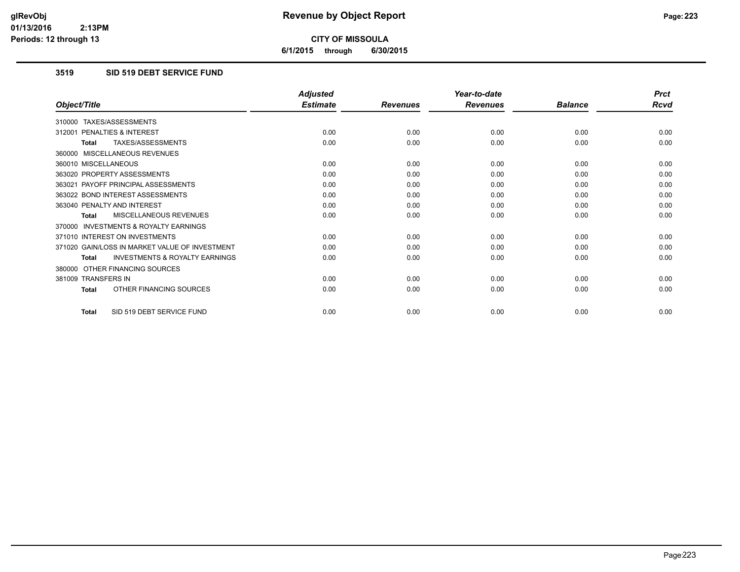# Revenue by Object Report

**CITY OF MISSOULA**

**6/1/2015 through 6/30/2015**

glRevObj
01/13/2016 2:13PM
Periods: 12 through 13

### 3519 SID 519 DEBT SERVICE FUND

| Object/Title | Adjusted Estimate | Revenues | Year-to-date Revenues | Balance | Prct Rcvd |
|---|---|---|---|---|---|
| 310000 TAXES/ASSESSMENTS | | | | | |
| 312001 PENALTIES & INTEREST | 0.00 | 0.00 | 0.00 | 0.00 | 0.00 |
| **Total** TAXES/ASSESSMENTS | 0.00 | 0.00 | 0.00 | 0.00 | 0.00 |
| 360000 MISCELLANEOUS REVENUES | | | | | |
| 360010 MISCELLANEOUS | 0.00 | 0.00 | 0.00 | 0.00 | 0.00 |
| 363020 PROPERTY ASSESSMENTS | 0.00 | 0.00 | 0.00 | 0.00 | 0.00 |
| 363021 PAYOFF PRINCIPAL ASSESSMENTS | 0.00 | 0.00 | 0.00 | 0.00 | 0.00 |
| 363022 BOND INTEREST ASSESSMENTS | 0.00 | 0.00 | 0.00 | 0.00 | 0.00 |
| 363040 PENALTY AND INTEREST | 0.00 | 0.00 | 0.00 | 0.00 | 0.00 |
| **Total** MISCELLANEOUS REVENUES | 0.00 | 0.00 | 0.00 | 0.00 | 0.00 |
| 370000 INVESTMENTS & ROYALTY EARNINGS | | | | | |
| 371010 INTEREST ON INVESTMENTS | 0.00 | 0.00 | 0.00 | 0.00 | 0.00 |
| 371020 GAIN/LOSS IN MARKET VALUE OF INVESTMENT | 0.00 | 0.00 | 0.00 | 0.00 | 0.00 |
| **Total** INVESTMENTS & ROYALTY EARNINGS | 0.00 | 0.00 | 0.00 | 0.00 | 0.00 |
| 380000 OTHER FINANCING SOURCES | | | | | |
| 381009 TRANSFERS IN | 0.00 | 0.00 | 0.00 | 0.00 | 0.00 |
| **Total** OTHER FINANCING SOURCES | 0.00 | 0.00 | 0.00 | 0.00 | 0.00 |
| **Total** SID 519 DEBT SERVICE FUND | 0.00 | 0.00 | 0.00 | 0.00 | 0.00 |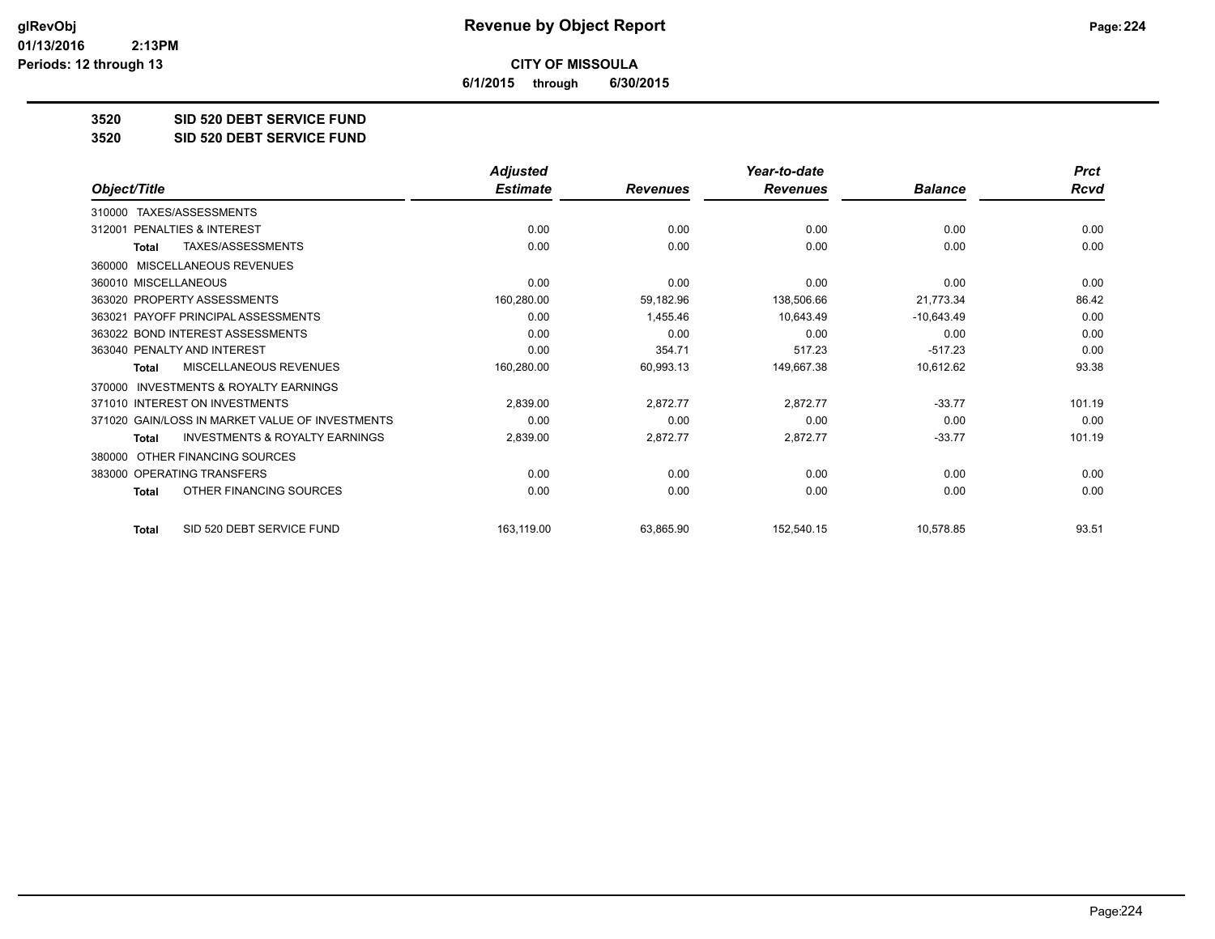**CITY OF MISSOULA**

**6/1/2015 through 6/30/2015**

**3520 SID 520 DEBT SERVICE FUND**

**3520 SID 520 DEBT SERVICE FUND**

| Object/Title | Adjusted Estimate | Revenues | Year-to-date Revenues | Balance | Prct Rcvd |
|---|---|---|---|---|---|
| 310000 TAXES/ASSESSMENTS | | | | | |
| 312001 PENALTIES & INTEREST | 0.00 | 0.00 | 0.00 | 0.00 | 0.00 |
| **Total** TAXES/ASSESSMENTS | 0.00 | 0.00 | 0.00 | 0.00 | 0.00 |
| 360000 MISCELLANEOUS REVENUES | | | | | |
| 360010 MISCELLANEOUS | 0.00 | 0.00 | 0.00 | 0.00 | 0.00 |
| 363020 PROPERTY ASSESSMENTS | 160,280.00 | 59,182.96 | 138,506.66 | 21,773.34 | 86.42 |
| 363021 PAYOFF PRINCIPAL ASSESSMENTS | 0.00 | 1,455.46 | 10,643.49 | -10,643.49 | 0.00 |
| 363022 BOND INTEREST ASSESSMENTS | 0.00 | 0.00 | 0.00 | 0.00 | 0.00 |
| 363040 PENALTY AND INTEREST | 0.00 | 354.71 | 517.23 | -517.23 | 0.00 |
| **Total** MISCELLANEOUS REVENUES | 160,280.00 | 60,993.13 | 149,667.38 | 10,612.62 | 93.38 |
| 370000 INVESTMENTS & ROYALTY EARNINGS | | | | | |
| 371010 INTEREST ON INVESTMENTS | 2,839.00 | 2,872.77 | 2,872.77 | -33.77 | 101.19 |
| 371020 GAIN/LOSS IN MARKET VALUE OF INVESTMENTS | 0.00 | 0.00 | 0.00 | 0.00 | 0.00 |
| **Total** INVESTMENTS & ROYALTY EARNINGS | 2,839.00 | 2,872.77 | 2,872.77 | -33.77 | 101.19 |
| 380000 OTHER FINANCING SOURCES | | | | | |
| 383000 OPERATING TRANSFERS | 0.00 | 0.00 | 0.00 | 0.00 | 0.00 |
| **Total** OTHER FINANCING SOURCES | 0.00 | 0.00 | 0.00 | 0.00 | 0.00 |
| **Total** SID 520 DEBT SERVICE FUND | 163,119.00 | 63,865.90 | 152,540.15 | 10,578.85 | 93.51 |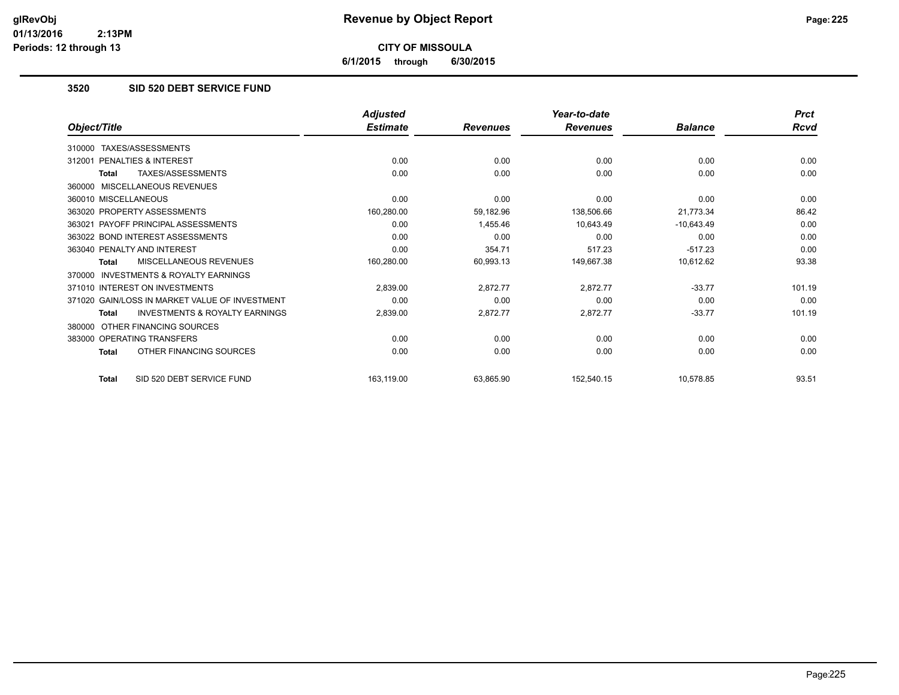# Revenue by Object Report

**CITY OF MISSOULA**

**6/1/2015 through 6/30/2015**

glRevObj
01/13/2016 2:13PM
Periods: 12 through 13

## 3520 SID 520 DEBT SERVICE FUND

| Object/Title | Adjusted Estimate | Revenues | Year-to-date Revenues | Balance | Prct Rcvd |
|---|---|---|---|---|---|
| 310000 TAXES/ASSESSMENTS | | | | | |
| 312001 PENALTIES & INTEREST | 0.00 | 0.00 | 0.00 | 0.00 | 0.00 |
| **Total** TAXES/ASSESSMENTS | 0.00 | 0.00 | 0.00 | 0.00 | 0.00 |
| 360000 MISCELLANEOUS REVENUES | | | | | |
| 360010 MISCELLANEOUS | 0.00 | 0.00 | 0.00 | 0.00 | 0.00 |
| 363020 PROPERTY ASSESSMENTS | 160,280.00 | 59,182.96 | 138,506.66 | 21,773.34 | 86.42 |
| 363021 PAYOFF PRINCIPAL ASSESSMENTS | 0.00 | 1,455.46 | 10,643.49 | -10,643.49 | 0.00 |
| 363022 BOND INTEREST ASSESSMENTS | 0.00 | 0.00 | 0.00 | 0.00 | 0.00 |
| 363040 PENALTY AND INTEREST | 0.00 | 354.71 | 517.23 | -517.23 | 0.00 |
| **Total** MISCELLANEOUS REVENUES | 160,280.00 | 60,993.13 | 149,667.38 | 10,612.62 | 93.38 |
| 370000 INVESTMENTS & ROYALTY EARNINGS | | | | | |
| 371010 INTEREST ON INVESTMENTS | 2,839.00 | 2,872.77 | 2,872.77 | -33.77 | 101.19 |
| 371020 GAIN/LOSS IN MARKET VALUE OF INVESTMENT | 0.00 | 0.00 | 0.00 | 0.00 | 0.00 |
| **Total** INVESTMENTS & ROYALTY EARNINGS | 2,839.00 | 2,872.77 | 2,872.77 | -33.77 | 101.19 |
| 380000 OTHER FINANCING SOURCES | | | | | |
| 383000 OPERATING TRANSFERS | 0.00 | 0.00 | 0.00 | 0.00 | 0.00 |
| **Total** OTHER FINANCING SOURCES | 0.00 | 0.00 | 0.00 | 0.00 | 0.00 |
| **Total** SID 520 DEBT SERVICE FUND | 163,119.00 | 63,865.90 | 152,540.15 | 10,578.85 | 93.51 |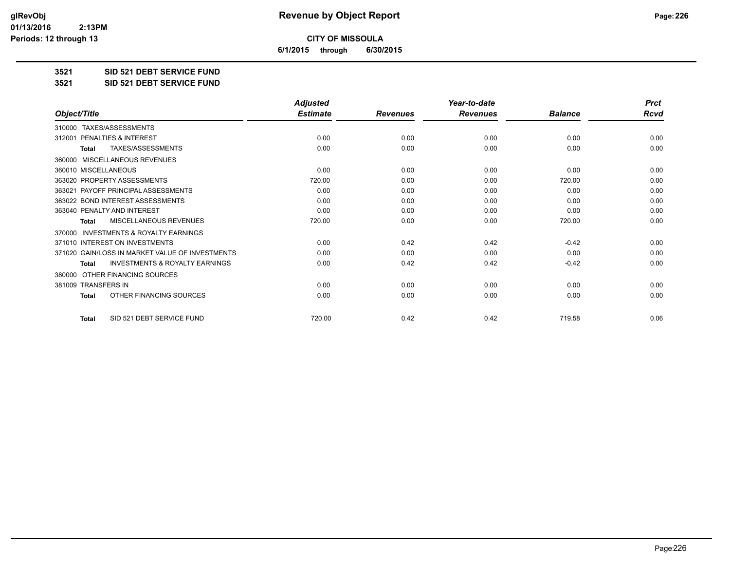**glRevObj**
**01/13/2016 2:13PM**
**Periods: 12 through 13**

# Revenue by Object Report

**CITY OF MISSOULA**

**6/1/2015 through 6/30/2015**

## 3521 SID 521 DEBT SERVICE FUND

## 3521 SID 521 DEBT SERVICE FUND

| Object/Title | Adjusted Estimate | Revenues | Year-to-date Revenues | Balance | Prct Rcvd |
|---|---|---|---|---|---|
| 310000 TAXES/ASSESSMENTS | | | | | |
| 312001 PENALTIES & INTEREST | 0.00 | 0.00 | 0.00 | 0.00 | 0.00 |
| **Total** TAXES/ASSESSMENTS | 0.00 | 0.00 | 0.00 | 0.00 | 0.00 |
| 360000 MISCELLANEOUS REVENUES | | | | | |
| 360010 MISCELLANEOUS | 0.00 | 0.00 | 0.00 | 0.00 | 0.00 |
| 363020 PROPERTY ASSESSMENTS | 720.00 | 0.00 | 0.00 | 720.00 | 0.00 |
| 363021 PAYOFF PRINCIPAL ASSESSMENTS | 0.00 | 0.00 | 0.00 | 0.00 | 0.00 |
| 363022 BOND INTEREST ASSESSMENTS | 0.00 | 0.00 | 0.00 | 0.00 | 0.00 |
| 363040 PENALTY AND INTEREST | 0.00 | 0.00 | 0.00 | 0.00 | 0.00 |
| **Total** MISCELLANEOUS REVENUES | 720.00 | 0.00 | 0.00 | 720.00 | 0.00 |
| 370000 INVESTMENTS & ROYALTY EARNINGS | | | | | |
| 371010 INTEREST ON INVESTMENTS | 0.00 | 0.42 | 0.42 | -0.42 | 0.00 |
| 371020 GAIN/LOSS IN MARKET VALUE OF INVESTMENTS | 0.00 | 0.00 | 0.00 | 0.00 | 0.00 |
| **Total** INVESTMENTS & ROYALTY EARNINGS | 0.00 | 0.42 | 0.42 | -0.42 | 0.00 |
| 380000 OTHER FINANCING SOURCES | | | | | |
| 381009 TRANSFERS IN | 0.00 | 0.00 | 0.00 | 0.00 | 0.00 |
| **Total** OTHER FINANCING SOURCES | 0.00 | 0.00 | 0.00 | 0.00 | 0.00 |
| **Total** SID 521 DEBT SERVICE FUND | 720.00 | 0.42 | 0.42 | 719.58 | 0.06 |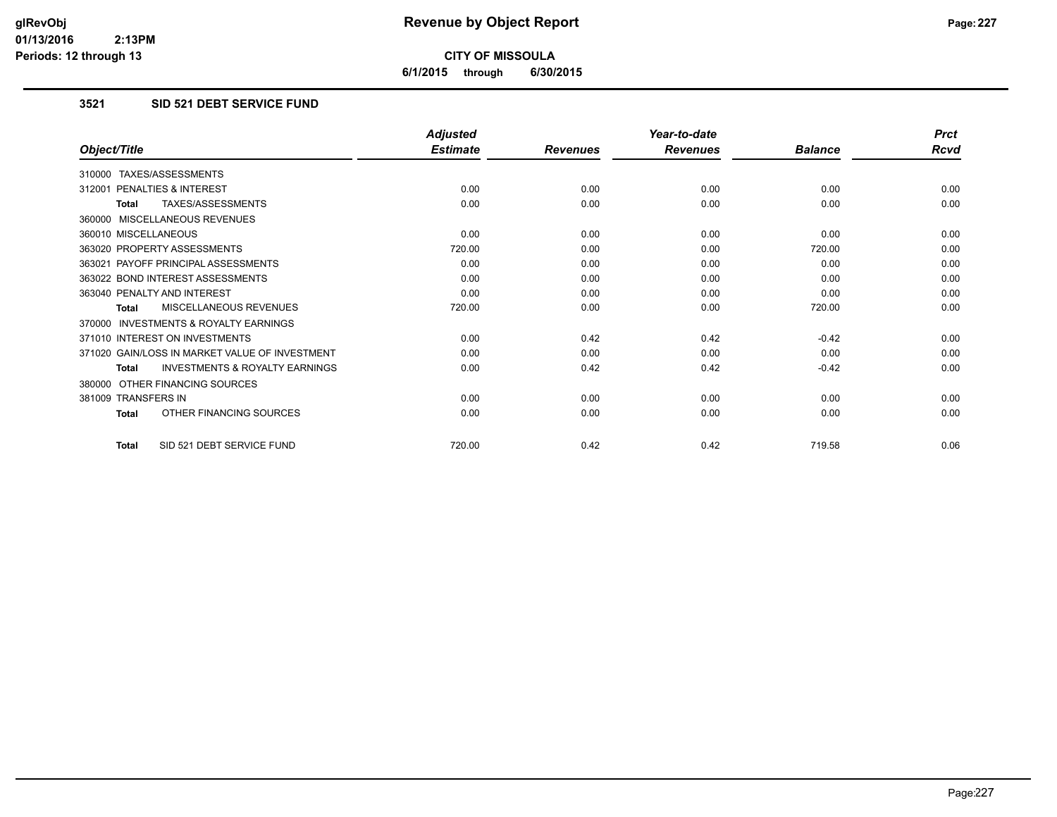# Revenue by Object Report

**CITY OF MISSOULA**

**6/1/2015 through 6/30/2015**

glRevObj
01/13/2016 2:13PM
Periods: 12 through 13

### 3521 SID 521 DEBT SERVICE FUND

| Object/Title | Adjusted Estimate | Revenues | Year-to-date Revenues | Balance | Prct Rcvd |
|---|---|---|---|---|---|
| 310000 TAXES/ASSESSMENTS | | | | | |
| 312001 PENALTIES & INTEREST | 0.00 | 0.00 | 0.00 | 0.00 | 0.00 |
| **Total** TAXES/ASSESSMENTS | 0.00 | 0.00 | 0.00 | 0.00 | 0.00 |
| 360000 MISCELLANEOUS REVENUES | | | | | |
| 360010 MISCELLANEOUS | 0.00 | 0.00 | 0.00 | 0.00 | 0.00 |
| 363020 PROPERTY ASSESSMENTS | 720.00 | 0.00 | 0.00 | 720.00 | 0.00 |
| 363021 PAYOFF PRINCIPAL ASSESSMENTS | 0.00 | 0.00 | 0.00 | 0.00 | 0.00 |
| 363022 BOND INTEREST ASSESSMENTS | 0.00 | 0.00 | 0.00 | 0.00 | 0.00 |
| 363040 PENALTY AND INTEREST | 0.00 | 0.00 | 0.00 | 0.00 | 0.00 |
| **Total** MISCELLANEOUS REVENUES | 720.00 | 0.00 | 0.00 | 720.00 | 0.00 |
| 370000 INVESTMENTS & ROYALTY EARNINGS | | | | | |
| 371010 INTEREST ON INVESTMENTS | 0.00 | 0.42 | 0.42 | -0.42 | 0.00 |
| 371020 GAIN/LOSS IN MARKET VALUE OF INVESTMENT | 0.00 | 0.00 | 0.00 | 0.00 | 0.00 |
| **Total** INVESTMENTS & ROYALTY EARNINGS | 0.00 | 0.42 | 0.42 | -0.42 | 0.00 |
| 380000 OTHER FINANCING SOURCES | | | | | |
| 381009 TRANSFERS IN | 0.00 | 0.00 | 0.00 | 0.00 | 0.00 |
| **Total** OTHER FINANCING SOURCES | 0.00 | 0.00 | 0.00 | 0.00 | 0.00 |
| **Total** SID 521 DEBT SERVICE FUND | 720.00 | 0.42 | 0.42 | 719.58 | 0.06 |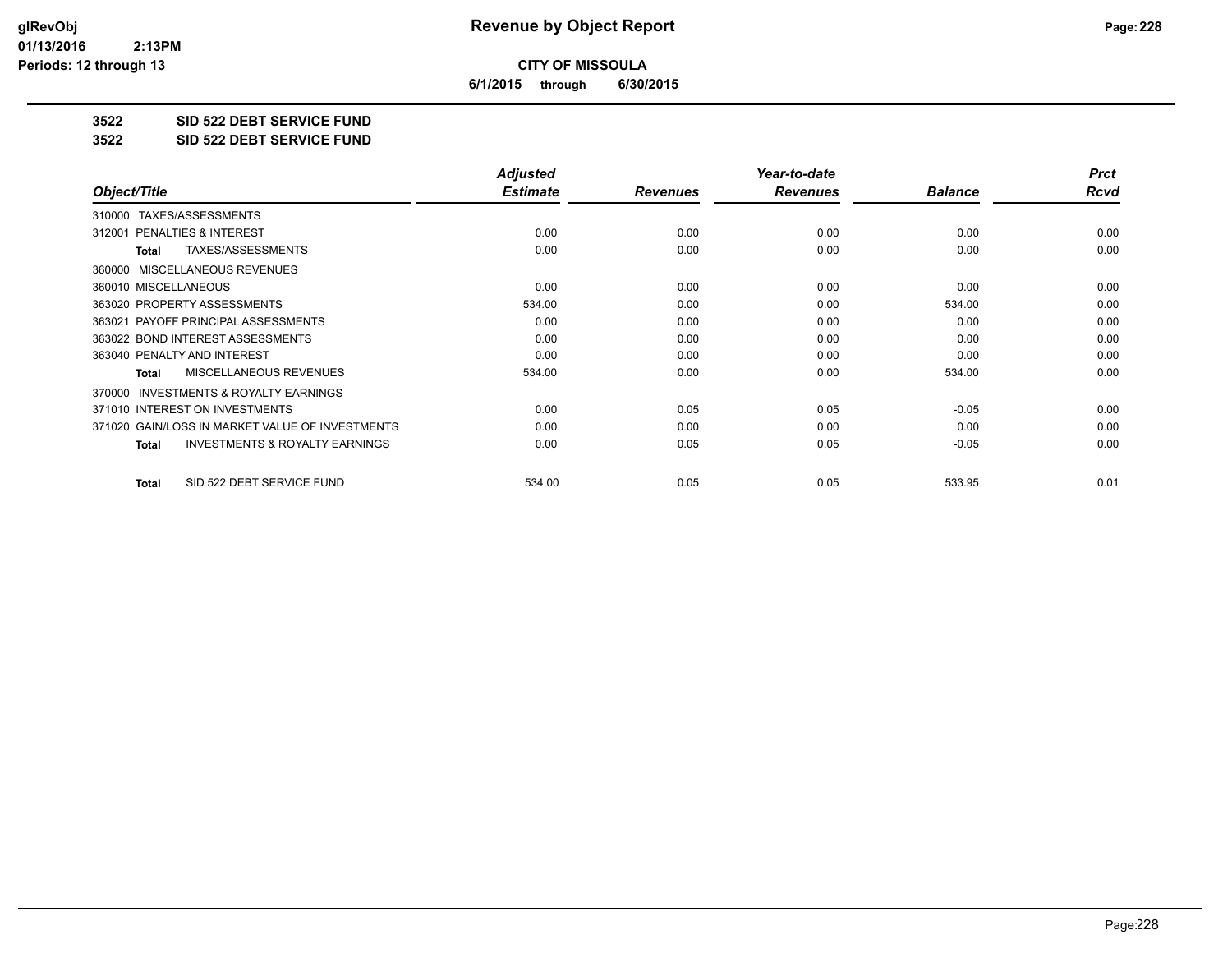# Revenue by Object Report

**CITY OF MISSOULA**

**6/1/2015 through 6/30/2015**

glRevObj
01/13/2016 2:13PM
Periods: 12 through 13

## 3522 SID 522 DEBT SERVICE FUND

## 3522 SID 522 DEBT SERVICE FUND

| Object/Title | Adjusted Estimate | Revenues | Year-to-date Revenues | Balance | Prct Rcvd |
|---|---|---|---|---|---|
| 310000 TAXES/ASSESSMENTS | | | | | |
| 312001 PENALTIES & INTEREST | 0.00 | 0.00 | 0.00 | 0.00 | 0.00 |
| **Total** TAXES/ASSESSMENTS | 0.00 | 0.00 | 0.00 | 0.00 | 0.00 |
| 360000 MISCELLANEOUS REVENUES | | | | | |
| 360010 MISCELLANEOUS | 0.00 | 0.00 | 0.00 | 0.00 | 0.00 |
| 363020 PROPERTY ASSESSMENTS | 534.00 | 0.00 | 0.00 | 534.00 | 0.00 |
| 363021 PAYOFF PRINCIPAL ASSESSMENTS | 0.00 | 0.00 | 0.00 | 0.00 | 0.00 |
| 363022 BOND INTEREST ASSESSMENTS | 0.00 | 0.00 | 0.00 | 0.00 | 0.00 |
| 363040 PENALTY AND INTEREST | 0.00 | 0.00 | 0.00 | 0.00 | 0.00 |
| **Total** MISCELLANEOUS REVENUES | 534.00 | 0.00 | 0.00 | 534.00 | 0.00 |
| 370000 INVESTMENTS & ROYALTY EARNINGS | | | | | |
| 371010 INTEREST ON INVESTMENTS | 0.00 | 0.05 | 0.05 | -0.05 | 0.00 |
| 371020 GAIN/LOSS IN MARKET VALUE OF INVESTMENTS | 0.00 | 0.00 | 0.00 | 0.00 | 0.00 |
| **Total** INVESTMENTS & ROYALTY EARNINGS | 0.00 | 0.05 | 0.05 | -0.05 | 0.00 |
| **Total** SID 522 DEBT SERVICE FUND | 534.00 | 0.05 | 0.05 | 533.95 | 0.01 |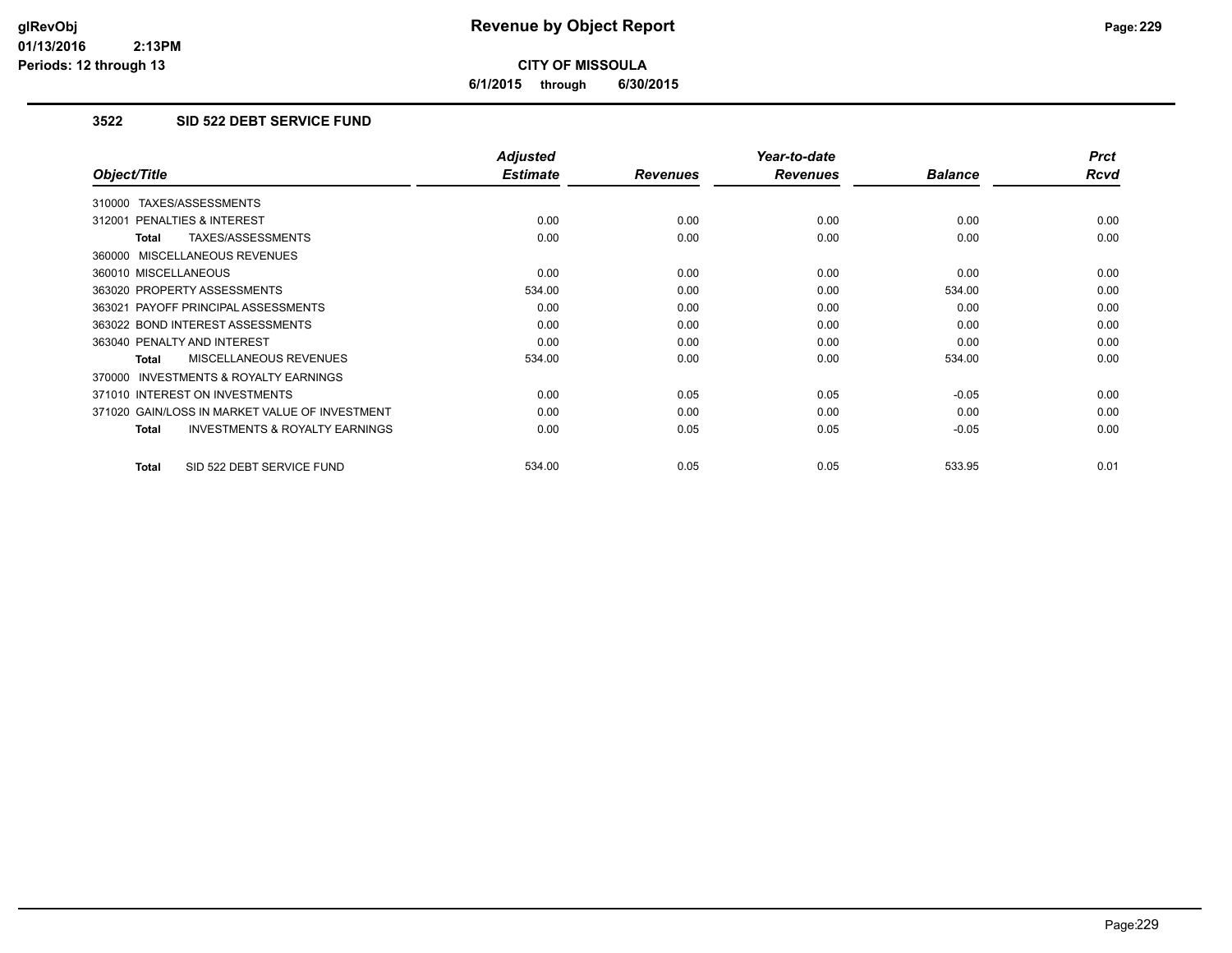**CITY OF MISSOULA**

**6/1/2015 through 6/30/2015**

## 3522 SID 522 DEBT SERVICE FUND

| Object/Title | Adjusted Estimate | Revenues | Year-to-date Revenues | Balance | Prct Rcvd |
|---|---|---|---|---|---|
| 310000 TAXES/ASSESSMENTS | | | | | |
| 312001 PENALTIES & INTEREST | 0.00 | 0.00 | 0.00 | 0.00 | 0.00 |
| **Total** TAXES/ASSESSMENTS | 0.00 | 0.00 | 0.00 | 0.00 | 0.00 |
| 360000 MISCELLANEOUS REVENUES | | | | | |
| 360010 MISCELLANEOUS | 0.00 | 0.00 | 0.00 | 0.00 | 0.00 |
| 363020 PROPERTY ASSESSMENTS | 534.00 | 0.00 | 0.00 | 534.00 | 0.00 |
| 363021 PAYOFF PRINCIPAL ASSESSMENTS | 0.00 | 0.00 | 0.00 | 0.00 | 0.00 |
| 363022 BOND INTEREST ASSESSMENTS | 0.00 | 0.00 | 0.00 | 0.00 | 0.00 |
| 363040 PENALTY AND INTEREST | 0.00 | 0.00 | 0.00 | 0.00 | 0.00 |
| **Total** MISCELLANEOUS REVENUES | 534.00 | 0.00 | 0.00 | 534.00 | 0.00 |
| 370000 INVESTMENTS & ROYALTY EARNINGS | | | | | |
| 371010 INTEREST ON INVESTMENTS | 0.00 | 0.05 | 0.05 | -0.05 | 0.00 |
| 371020 GAIN/LOSS IN MARKET VALUE OF INVESTMENT | 0.00 | 0.00 | 0.00 | 0.00 | 0.00 |
| **Total** INVESTMENTS & ROYALTY EARNINGS | 0.00 | 0.05 | 0.05 | -0.05 | 0.00 |
| **Total** SID 522 DEBT SERVICE FUND | 534.00 | 0.05 | 0.05 | 533.95 | 0.01 |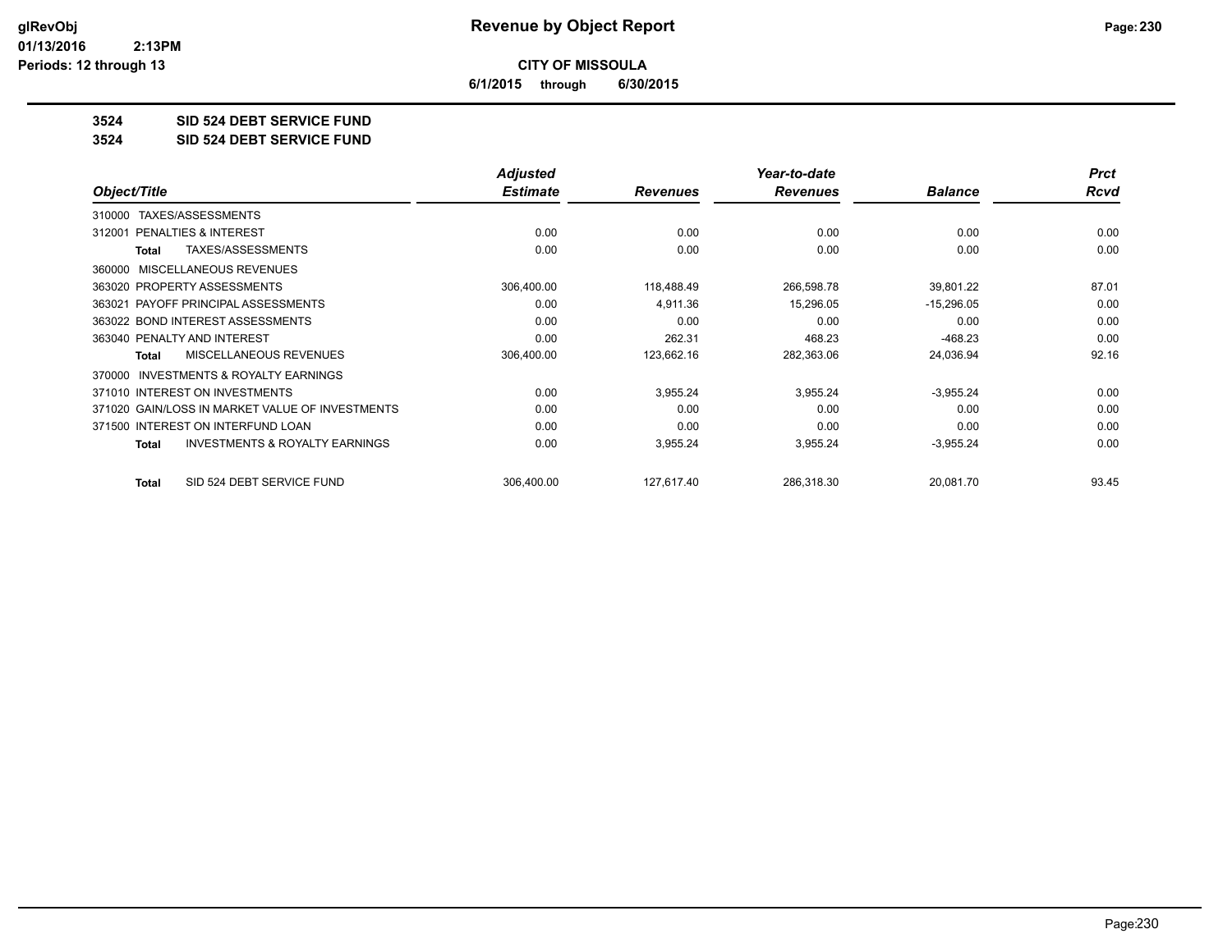# Revenue by Object Report

**CITY OF MISSOULA**

**6/1/2015 through 6/30/2015**

glRevObj
01/13/2016 2:13PM
Periods: 12 through 13

## 3524 SID 524 DEBT SERVICE FUND
## 3524 SID 524 DEBT SERVICE FUND

| Object/Title | Adjusted Estimate | Revenues | Year-to-date Revenues | Balance | Prct Rcvd |
|---|---|---|---|---|---|
| 310000 TAXES/ASSESSMENTS | | | | | |
| 312001 PENALTIES & INTEREST | 0.00 | 0.00 | 0.00 | 0.00 | 0.00 |
| **Total** TAXES/ASSESSMENTS | 0.00 | 0.00 | 0.00 | 0.00 | 0.00 |
| 360000 MISCELLANEOUS REVENUES | | | | | |
| 363020 PROPERTY ASSESSMENTS | 306,400.00 | 118,488.49 | 266,598.78 | 39,801.22 | 87.01 |
| 363021 PAYOFF PRINCIPAL ASSESSMENTS | 0.00 | 4,911.36 | 15,296.05 | -15,296.05 | 0.00 |
| 363022 BOND INTEREST ASSESSMENTS | 0.00 | 0.00 | 0.00 | 0.00 | 0.00 |
| 363040 PENALTY AND INTEREST | 0.00 | 262.31 | 468.23 | -468.23 | 0.00 |
| **Total** MISCELLANEOUS REVENUES | 306,400.00 | 123,662.16 | 282,363.06 | 24,036.94 | 92.16 |
| 370000 INVESTMENTS & ROYALTY EARNINGS | | | | | |
| 371010 INTEREST ON INVESTMENTS | 0.00 | 3,955.24 | 3,955.24 | -3,955.24 | 0.00 |
| 371020 GAIN/LOSS IN MARKET VALUE OF INVESTMENTS | 0.00 | 0.00 | 0.00 | 0.00 | 0.00 |
| 371500 INTEREST ON INTERFUND LOAN | 0.00 | 0.00 | 0.00 | 0.00 | 0.00 |
| **Total** INVESTMENTS & ROYALTY EARNINGS | 0.00 | 3,955.24 | 3,955.24 | -3,955.24 | 0.00 |
| **Total** SID 524 DEBT SERVICE FUND | 306,400.00 | 127,617.40 | 286,318.30 | 20,081.70 | 93.45 |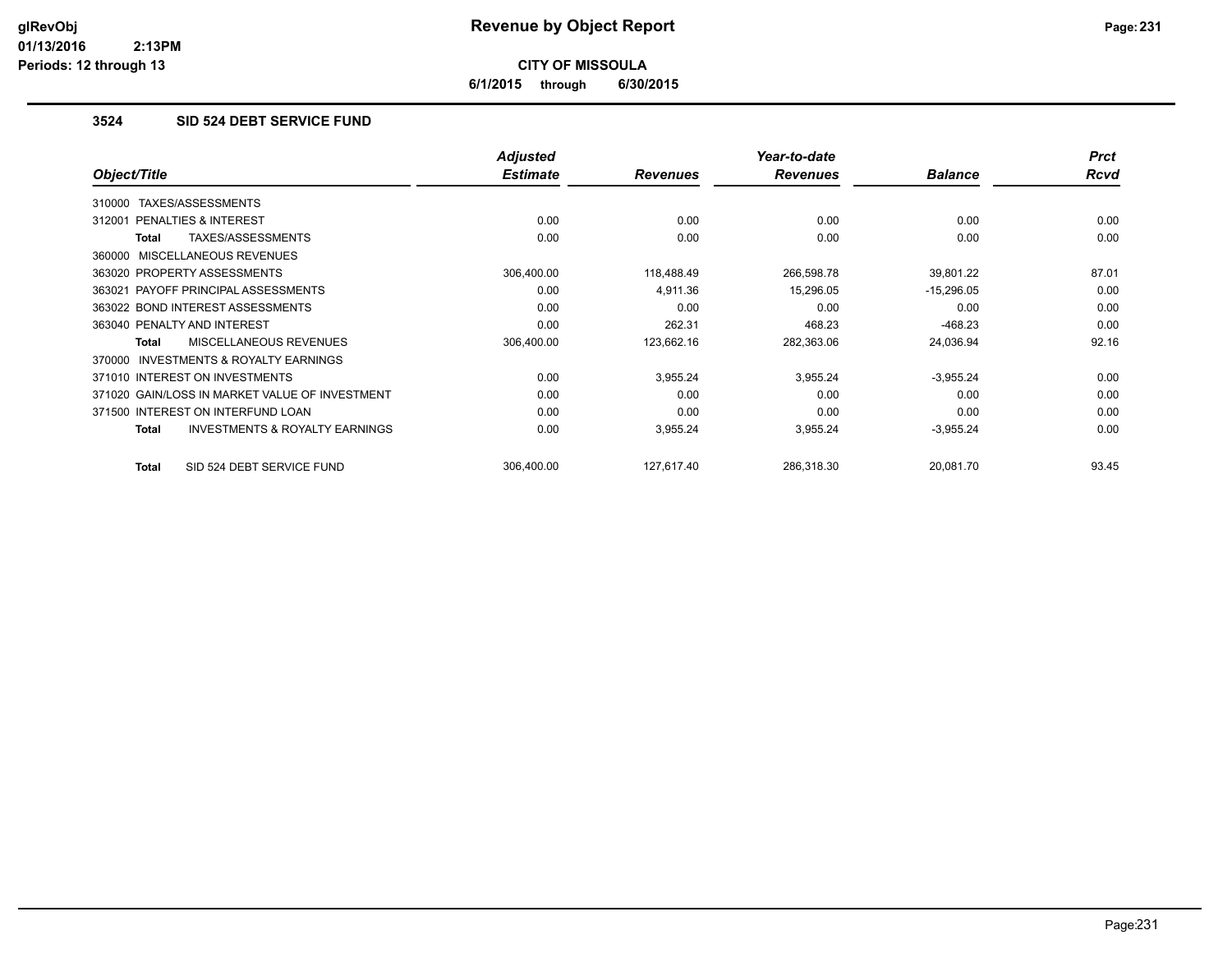# Revenue by Object Report

**CITY OF MISSOULA**

**6/1/2015 through 6/30/2015**

glRevObj
01/13/2016 2:13PM
Periods: 12 through 13

### 3524 SID 524 DEBT SERVICE FUND

| Object/Title | Adjusted Estimate | Revenues | Year-to-date Revenues | Balance | Prct Rcvd |
|---|---|---|---|---|---|
| 310000 TAXES/ASSESSMENTS | | | | | |
| 312001 PENALTIES & INTEREST | 0.00 | 0.00 | 0.00 | 0.00 | 0.00 |
| **Total** TAXES/ASSESSMENTS | 0.00 | 0.00 | 0.00 | 0.00 | 0.00 |
| 360000 MISCELLANEOUS REVENUES | | | | | |
| 363020 PROPERTY ASSESSMENTS | 306,400.00 | 118,488.49 | 266,598.78 | 39,801.22 | 87.01 |
| 363021 PAYOFF PRINCIPAL ASSESSMENTS | 0.00 | 4,911.36 | 15,296.05 | -15,296.05 | 0.00 |
| 363022 BOND INTEREST ASSESSMENTS | 0.00 | 0.00 | 0.00 | 0.00 | 0.00 |
| 363040 PENALTY AND INTEREST | 0.00 | 262.31 | 468.23 | -468.23 | 0.00 |
| **Total** MISCELLANEOUS REVENUES | 306,400.00 | 123,662.16 | 282,363.06 | 24,036.94 | 92.16 |
| 370000 INVESTMENTS & ROYALTY EARNINGS | | | | | |
| 371010 INTEREST ON INVESTMENTS | 0.00 | 3,955.24 | 3,955.24 | -3,955.24 | 0.00 |
| 371020 GAIN/LOSS IN MARKET VALUE OF INVESTMENT | 0.00 | 0.00 | 0.00 | 0.00 | 0.00 |
| 371500 INTEREST ON INTERFUND LOAN | 0.00 | 0.00 | 0.00 | 0.00 | 0.00 |
| **Total** INVESTMENTS & ROYALTY EARNINGS | 0.00 | 3,955.24 | 3,955.24 | -3,955.24 | 0.00 |
| **Total** SID 524 DEBT SERVICE FUND | 306,400.00 | 127,617.40 | 286,318.30 | 20,081.70 | 93.45 |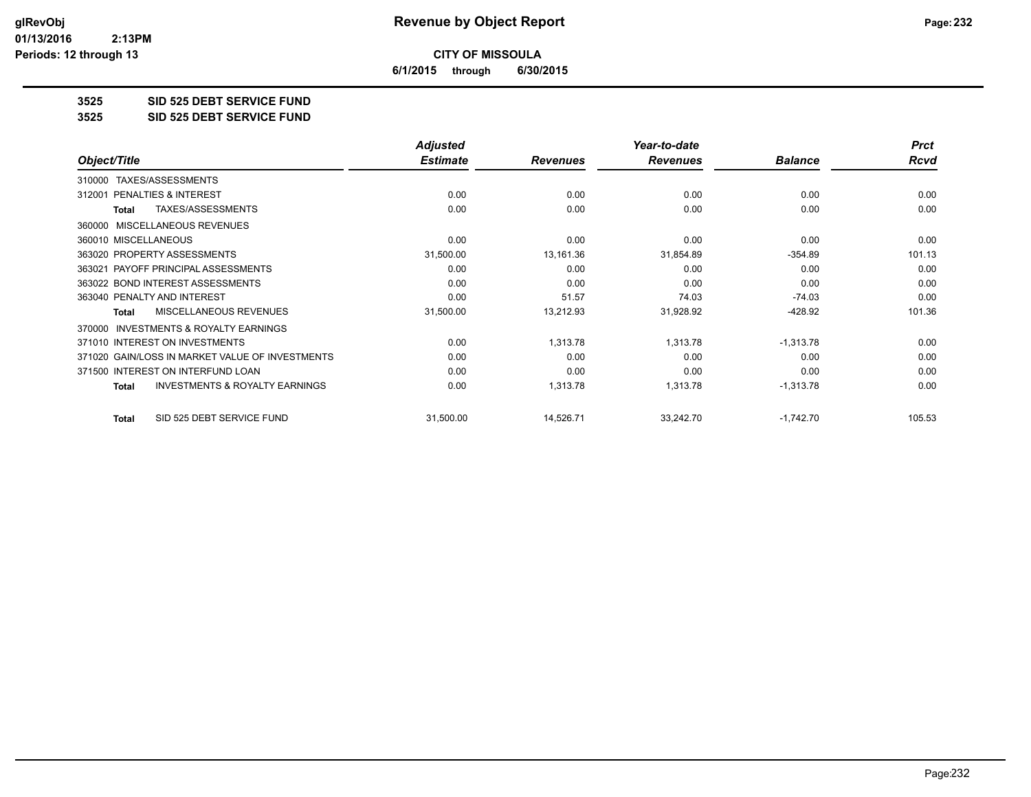# Revenue by Object Report

**CITY OF MISSOULA**

**6/1/2015 through 6/30/2015**

glRevObj
01/13/2016 2:13PM
Periods: 12 through 13

**3525 SID 525 DEBT SERVICE FUND**

**3525 SID 525 DEBT SERVICE FUND**

| Object/Title | Adjusted Estimate | Revenues | Year-to-date Revenues | Balance | Prct Rcvd |
|---|---|---|---|---|---|
| 310000 TAXES/ASSESSMENTS | | | | | |
| 312001 PENALTIES & INTEREST | 0.00 | 0.00 | 0.00 | 0.00 | 0.00 |
| **Total** TAXES/ASSESSMENTS | 0.00 | 0.00 | 0.00 | 0.00 | 0.00 |
| 360000 MISCELLANEOUS REVENUES | | | | | |
| 360010 MISCELLANEOUS | 0.00 | 0.00 | 0.00 | 0.00 | 0.00 |
| 363020 PROPERTY ASSESSMENTS | 31,500.00 | 13,161.36 | 31,854.89 | -354.89 | 101.13 |
| 363021 PAYOFF PRINCIPAL ASSESSMENTS | 0.00 | 0.00 | 0.00 | 0.00 | 0.00 |
| 363022 BOND INTEREST ASSESSMENTS | 0.00 | 0.00 | 0.00 | 0.00 | 0.00 |
| 363040 PENALTY AND INTEREST | 0.00 | 51.57 | 74.03 | -74.03 | 0.00 |
| **Total** MISCELLANEOUS REVENUES | 31,500.00 | 13,212.93 | 31,928.92 | -428.92 | 101.36 |
| 370000 INVESTMENTS & ROYALTY EARNINGS | | | | | |
| 371010 INTEREST ON INVESTMENTS | 0.00 | 1,313.78 | 1,313.78 | -1,313.78 | 0.00 |
| 371020 GAIN/LOSS IN MARKET VALUE OF INVESTMENTS | 0.00 | 0.00 | 0.00 | 0.00 | 0.00 |
| 371500 INTEREST ON INTERFUND LOAN | 0.00 | 0.00 | 0.00 | 0.00 | 0.00 |
| **Total** INVESTMENTS & ROYALTY EARNINGS | 0.00 | 1,313.78 | 1,313.78 | -1,313.78 | 0.00 |
| **Total** SID 525 DEBT SERVICE FUND | 31,500.00 | 14,526.71 | 33,242.70 | -1,742.70 | 105.53 |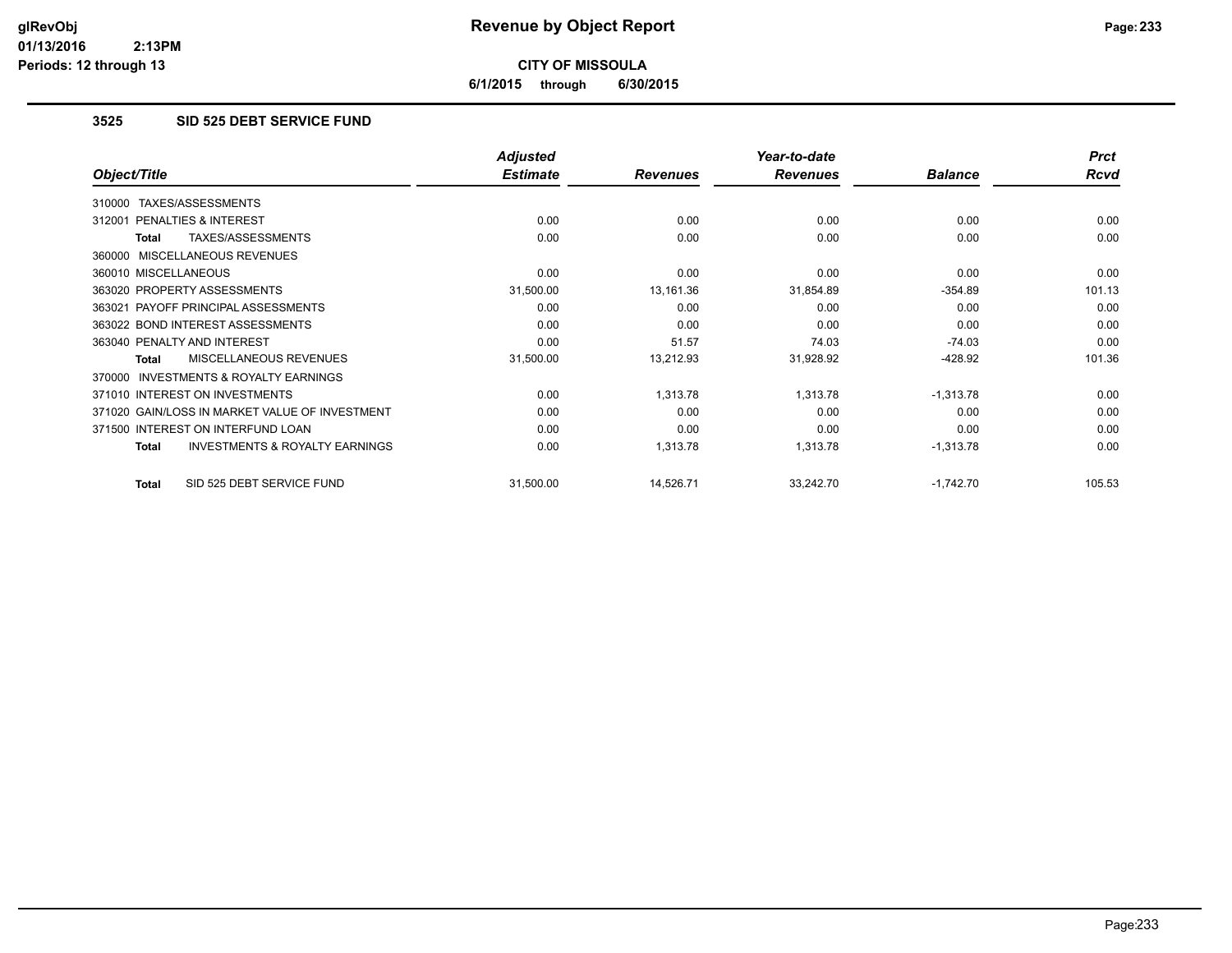# CITY OF MISSOULA

**6/1/2015 through 6/30/2015**

## 3525 SID 525 DEBT SERVICE FUND

| Object/Title | Adjusted Estimate | Revenues | Year-to-date Revenues | Balance | Prct Rcvd |
|---|---|---|---|---|---|
| 310000 TAXES/ASSESSMENTS | | | | | |
| 312001 PENALTIES & INTEREST | 0.00 | 0.00 | 0.00 | 0.00 | 0.00 |
| **Total** TAXES/ASSESSMENTS | 0.00 | 0.00 | 0.00 | 0.00 | 0.00 |
| 360000 MISCELLANEOUS REVENUES | | | | | |
| 360010 MISCELLANEOUS | 0.00 | 0.00 | 0.00 | 0.00 | 0.00 |
| 363020 PROPERTY ASSESSMENTS | 31,500.00 | 13,161.36 | 31,854.89 | -354.89 | 101.13 |
| 363021 PAYOFF PRINCIPAL ASSESSMENTS | 0.00 | 0.00 | 0.00 | 0.00 | 0.00 |
| 363022 BOND INTEREST ASSESSMENTS | 0.00 | 0.00 | 0.00 | 0.00 | 0.00 |
| 363040 PENALTY AND INTEREST | 0.00 | 51.57 | 74.03 | -74.03 | 0.00 |
| **Total** MISCELLANEOUS REVENUES | 31,500.00 | 13,212.93 | 31,928.92 | -428.92 | 101.36 |
| 370000 INVESTMENTS & ROYALTY EARNINGS | | | | | |
| 371010 INTEREST ON INVESTMENTS | 0.00 | 1,313.78 | 1,313.78 | -1,313.78 | 0.00 |
| 371020 GAIN/LOSS IN MARKET VALUE OF INVESTMENT | 0.00 | 0.00 | 0.00 | 0.00 | 0.00 |
| 371500 INTEREST ON INTERFUND LOAN | 0.00 | 0.00 | 0.00 | 0.00 | 0.00 |
| **Total** INVESTMENTS & ROYALTY EARNINGS | 0.00 | 1,313.78 | 1,313.78 | -1,313.78 | 0.00 |
| **Total** SID 525 DEBT SERVICE FUND | 31,500.00 | 14,526.71 | 33,242.70 | -1,742.70 | 105.53 |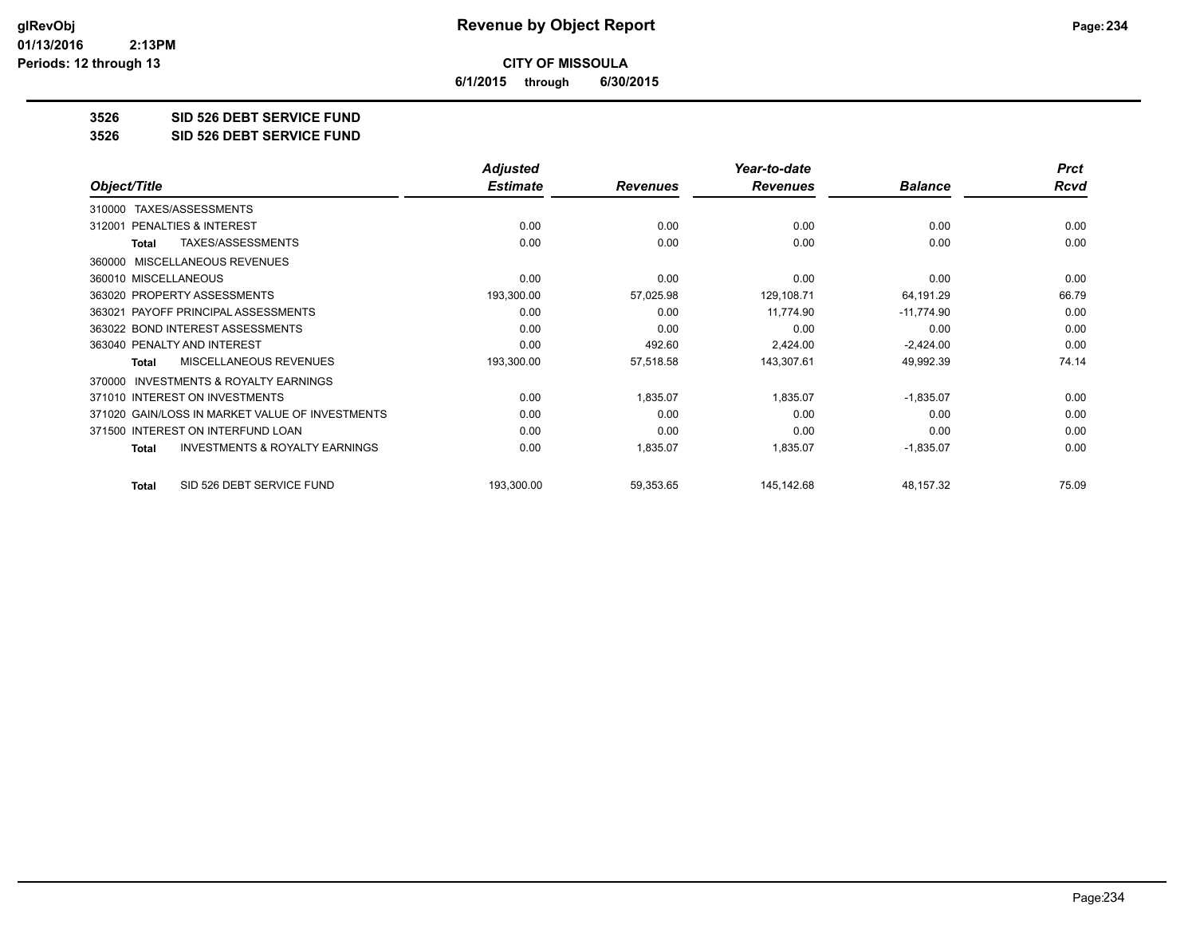# Revenue by Object Report

**CITY OF MISSOULA**

**6/1/2015 through 6/30/2015**

glRevObj
01/13/2016 2:13PM
Periods: 12 through 13

**3526 SID 526 DEBT SERVICE FUND**
**3526 SID 526 DEBT SERVICE FUND**

| Object/Title | Adjusted Estimate | Revenues | Year-to-date Revenues | Balance | Prct Rcvd |
|---|---|---|---|---|---|
| 310000 TAXES/ASSESSMENTS | | | | | |
| 312001 PENALTIES & INTEREST | 0.00 | 0.00 | 0.00 | 0.00 | 0.00 |
| **Total** TAXES/ASSESSMENTS | 0.00 | 0.00 | 0.00 | 0.00 | 0.00 |
| 360000 MISCELLANEOUS REVENUES | | | | | |
| 360010 MISCELLANEOUS | 0.00 | 0.00 | 0.00 | 0.00 | 0.00 |
| 363020 PROPERTY ASSESSMENTS | 193,300.00 | 57,025.98 | 129,108.71 | 64,191.29 | 66.79 |
| 363021 PAYOFF PRINCIPAL ASSESSMENTS | 0.00 | 0.00 | 11,774.90 | -11,774.90 | 0.00 |
| 363022 BOND INTEREST ASSESSMENTS | 0.00 | 0.00 | 0.00 | 0.00 | 0.00 |
| 363040 PENALTY AND INTEREST | 0.00 | 492.60 | 2,424.00 | -2,424.00 | 0.00 |
| **Total** MISCELLANEOUS REVENUES | 193,300.00 | 57,518.58 | 143,307.61 | 49,992.39 | 74.14 |
| 370000 INVESTMENTS & ROYALTY EARNINGS | | | | | |
| 371010 INTEREST ON INVESTMENTS | 0.00 | 1,835.07 | 1,835.07 | -1,835.07 | 0.00 |
| 371020 GAIN/LOSS IN MARKET VALUE OF INVESTMENTS | 0.00 | 0.00 | 0.00 | 0.00 | 0.00 |
| 371500 INTEREST ON INTERFUND LOAN | 0.00 | 0.00 | 0.00 | 0.00 | 0.00 |
| **Total** INVESTMENTS & ROYALTY EARNINGS | 0.00 | 1,835.07 | 1,835.07 | -1,835.07 | 0.00 |
| **Total** SID 526 DEBT SERVICE FUND | 193,300.00 | 59,353.65 | 145,142.68 | 48,157.32 | 75.09 |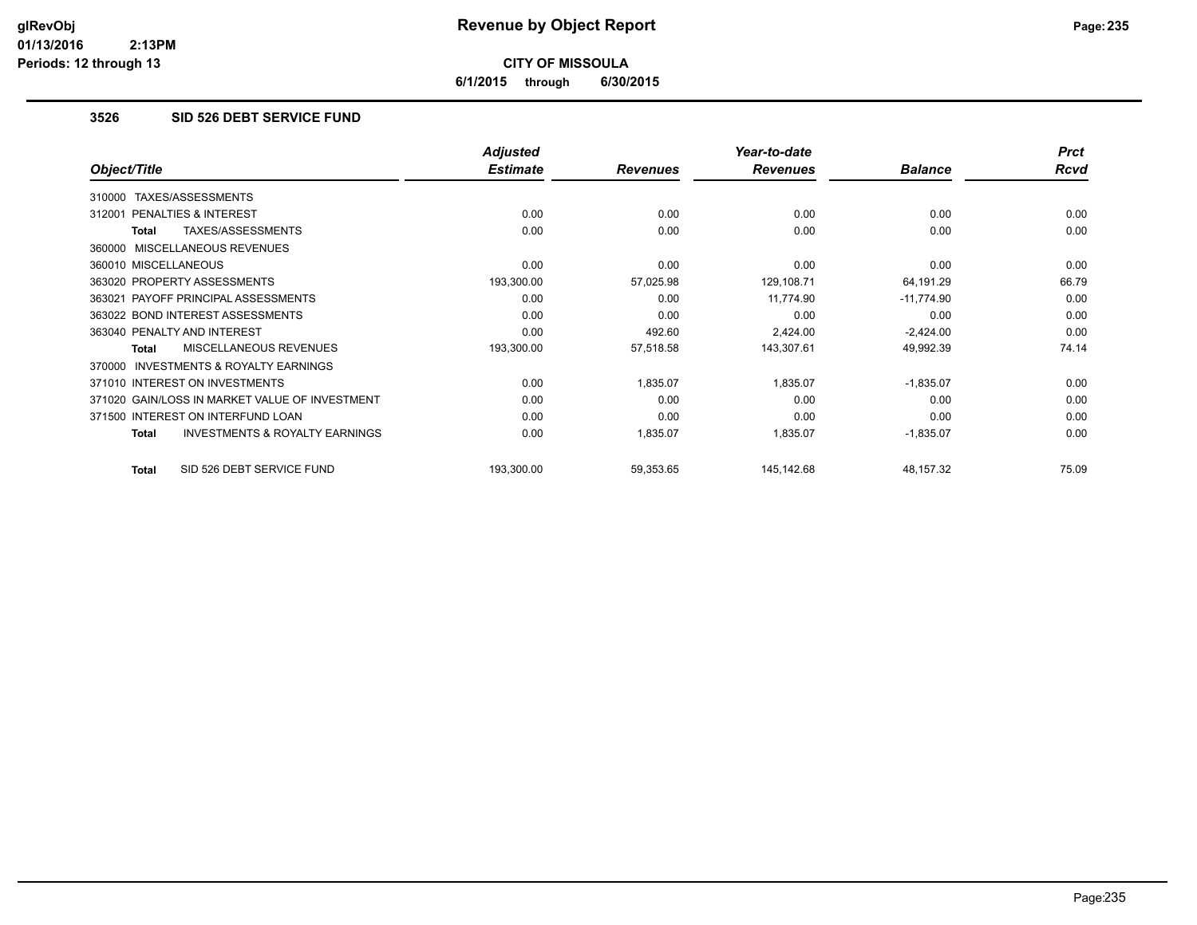**CITY OF MISSOULA**

**6/1/2015 through 6/30/2015**

### 3526 SID 526 DEBT SERVICE FUND

| Object/Title | Adjusted Estimate | Revenues | Year-to-date Revenues | Balance | Prct Rcvd |
|---|---|---|---|---|---|
| 310000 TAXES/ASSESSMENTS | | | | | |
| 312001 PENALTIES & INTEREST | 0.00 | 0.00 | 0.00 | 0.00 | 0.00 |
| **Total** TAXES/ASSESSMENTS | 0.00 | 0.00 | 0.00 | 0.00 | 0.00 |
| 360000 MISCELLANEOUS REVENUES | | | | | |
| 360010 MISCELLANEOUS | 0.00 | 0.00 | 0.00 | 0.00 | 0.00 |
| 363020 PROPERTY ASSESSMENTS | 193,300.00 | 57,025.98 | 129,108.71 | 64,191.29 | 66.79 |
| 363021 PAYOFF PRINCIPAL ASSESSMENTS | 0.00 | 0.00 | 11,774.90 | -11,774.90 | 0.00 |
| 363022 BOND INTEREST ASSESSMENTS | 0.00 | 0.00 | 0.00 | 0.00 | 0.00 |
| 363040 PENALTY AND INTEREST | 0.00 | 492.60 | 2,424.00 | -2,424.00 | 0.00 |
| **Total** MISCELLANEOUS REVENUES | 193,300.00 | 57,518.58 | 143,307.61 | 49,992.39 | 74.14 |
| 370000 INVESTMENTS & ROYALTY EARNINGS | | | | | |
| 371010 INTEREST ON INVESTMENTS | 0.00 | 1,835.07 | 1,835.07 | -1,835.07 | 0.00 |
| 371020 GAIN/LOSS IN MARKET VALUE OF INVESTMENT | 0.00 | 0.00 | 0.00 | 0.00 | 0.00 |
| 371500 INTEREST ON INTERFUND LOAN | 0.00 | 0.00 | 0.00 | 0.00 | 0.00 |
| **Total** INVESTMENTS & ROYALTY EARNINGS | 0.00 | 1,835.07 | 1,835.07 | -1,835.07 | 0.00 |
| **Total** SID 526 DEBT SERVICE FUND | 193,300.00 | 59,353.65 | 145,142.68 | 48,157.32 | 75.09 |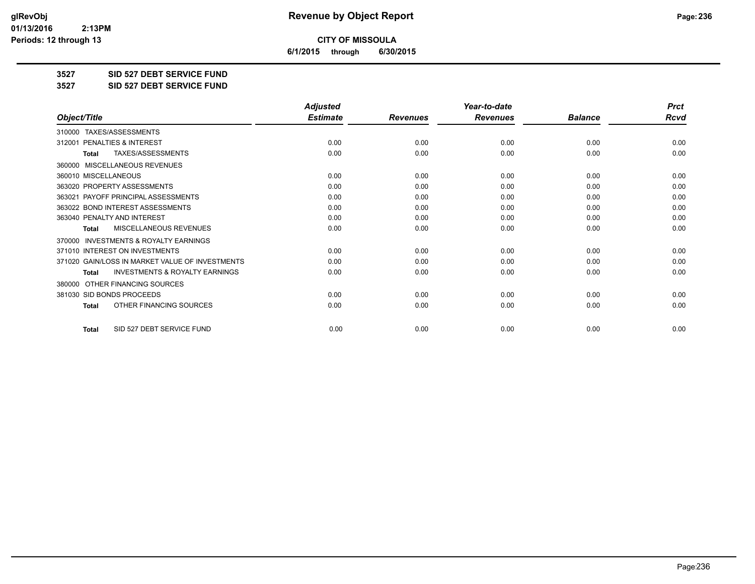# Revenue by Object Report

**CITY OF MISSOULA**

**6/1/2015 through 6/30/2015**

glRevObj
01/13/2016 2:13PM
Periods: 12 through 13

**3527 SID 527 DEBT SERVICE FUND**

**3527 SID 527 DEBT SERVICE FUND**

| Object/Title | Adjusted Estimate | Revenues | Year-to-date Revenues | Balance | Prct Rcvd |
|---|---|---|---|---|---|
| 310000 TAXES/ASSESSMENTS | | | | | |
| 312001 PENALTIES & INTEREST | 0.00 | 0.00 | 0.00 | 0.00 | 0.00 |
| **Total** TAXES/ASSESSMENTS | 0.00 | 0.00 | 0.00 | 0.00 | 0.00 |
| 360000 MISCELLANEOUS REVENUES | | | | | |
| 360010 MISCELLANEOUS | 0.00 | 0.00 | 0.00 | 0.00 | 0.00 |
| 363020 PROPERTY ASSESSMENTS | 0.00 | 0.00 | 0.00 | 0.00 | 0.00 |
| 363021 PAYOFF PRINCIPAL ASSESSMENTS | 0.00 | 0.00 | 0.00 | 0.00 | 0.00 |
| 363022 BOND INTEREST ASSESSMENTS | 0.00 | 0.00 | 0.00 | 0.00 | 0.00 |
| 363040 PENALTY AND INTEREST | 0.00 | 0.00 | 0.00 | 0.00 | 0.00 |
| **Total** MISCELLANEOUS REVENUES | 0.00 | 0.00 | 0.00 | 0.00 | 0.00 |
| 370000 INVESTMENTS & ROYALTY EARNINGS | | | | | |
| 371010 INTEREST ON INVESTMENTS | 0.00 | 0.00 | 0.00 | 0.00 | 0.00 |
| 371020 GAIN/LOSS IN MARKET VALUE OF INVESTMENTS | 0.00 | 0.00 | 0.00 | 0.00 | 0.00 |
| **Total** INVESTMENTS & ROYALTY EARNINGS | 0.00 | 0.00 | 0.00 | 0.00 | 0.00 |
| 380000 OTHER FINANCING SOURCES | | | | | |
| 381030 SID BONDS PROCEEDS | 0.00 | 0.00 | 0.00 | 0.00 | 0.00 |
| **Total** OTHER FINANCING SOURCES | 0.00 | 0.00 | 0.00 | 0.00 | 0.00 |
| **Total** SID 527 DEBT SERVICE FUND | 0.00 | 0.00 | 0.00 | 0.00 | 0.00 |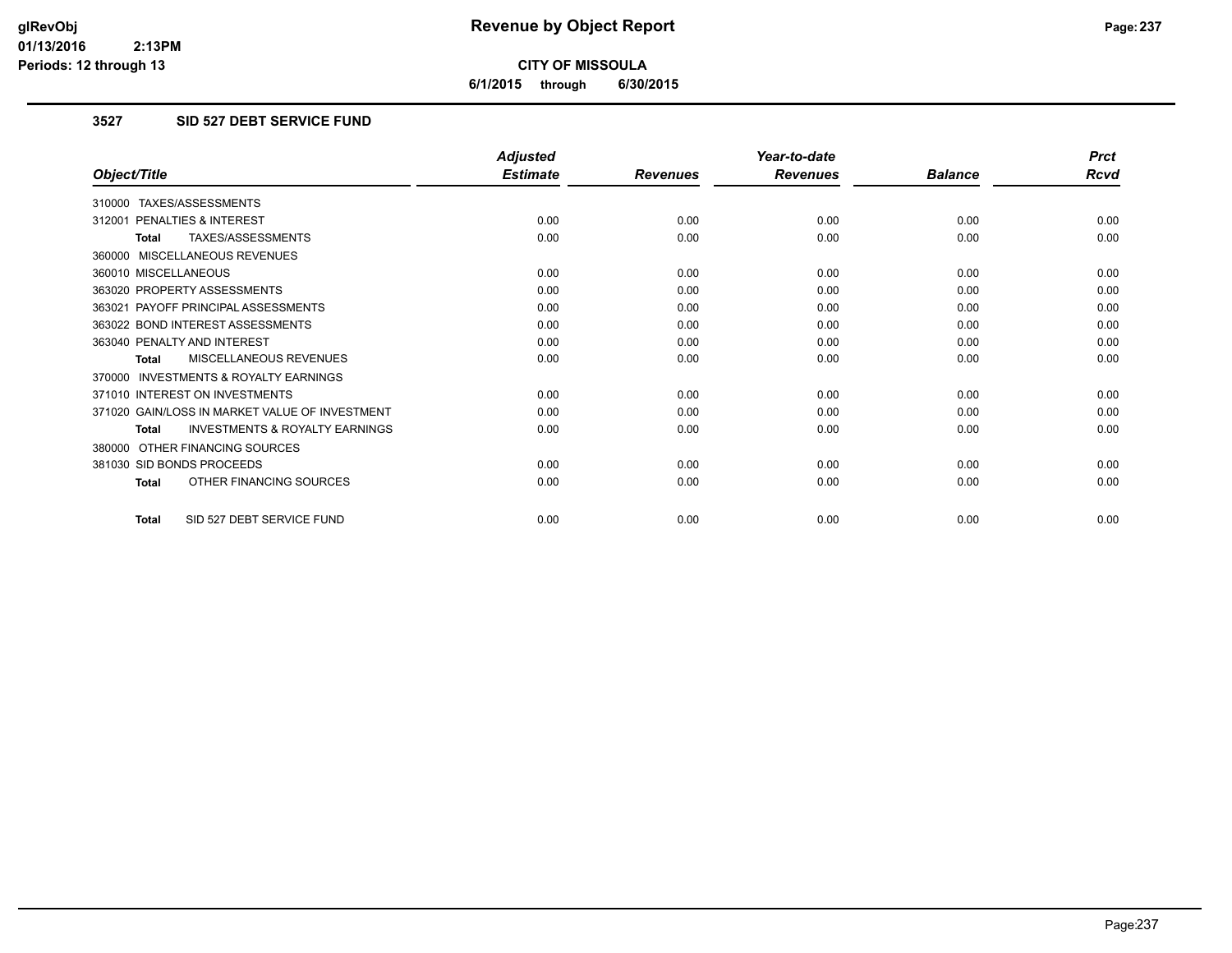**CITY OF MISSOULA**

**6/1/2015 through 6/30/2015**

### 3527 SID 527 DEBT SERVICE FUND

| Object/Title | Adjusted Estimate | Revenues | Year-to-date Revenues | Balance | Prct Rcvd |
|---|---|---|---|---|---|
| 310000 TAXES/ASSESSMENTS | | | | | |
| 312001 PENALTIES & INTEREST | 0.00 | 0.00 | 0.00 | 0.00 | 0.00 |
| **Total** TAXES/ASSESSMENTS | 0.00 | 0.00 | 0.00 | 0.00 | 0.00 |
| 360000 MISCELLANEOUS REVENUES | | | | | |
| 360010 MISCELLANEOUS | 0.00 | 0.00 | 0.00 | 0.00 | 0.00 |
| 363020 PROPERTY ASSESSMENTS | 0.00 | 0.00 | 0.00 | 0.00 | 0.00 |
| 363021 PAYOFF PRINCIPAL ASSESSMENTS | 0.00 | 0.00 | 0.00 | 0.00 | 0.00 |
| 363022 BOND INTEREST ASSESSMENTS | 0.00 | 0.00 | 0.00 | 0.00 | 0.00 |
| 363040 PENALTY AND INTEREST | 0.00 | 0.00 | 0.00 | 0.00 | 0.00 |
| **Total** MISCELLANEOUS REVENUES | 0.00 | 0.00 | 0.00 | 0.00 | 0.00 |
| 370000 INVESTMENTS & ROYALTY EARNINGS | | | | | |
| 371010 INTEREST ON INVESTMENTS | 0.00 | 0.00 | 0.00 | 0.00 | 0.00 |
| 371020 GAIN/LOSS IN MARKET VALUE OF INVESTMENT | 0.00 | 0.00 | 0.00 | 0.00 | 0.00 |
| **Total** INVESTMENTS & ROYALTY EARNINGS | 0.00 | 0.00 | 0.00 | 0.00 | 0.00 |
| 380000 OTHER FINANCING SOURCES | | | | | |
| 381030 SID BONDS PROCEEDS | 0.00 | 0.00 | 0.00 | 0.00 | 0.00 |
| **Total** OTHER FINANCING SOURCES | 0.00 | 0.00 | 0.00 | 0.00 | 0.00 |
| **Total** SID 527 DEBT SERVICE FUND | 0.00 | 0.00 | 0.00 | 0.00 | 0.00 |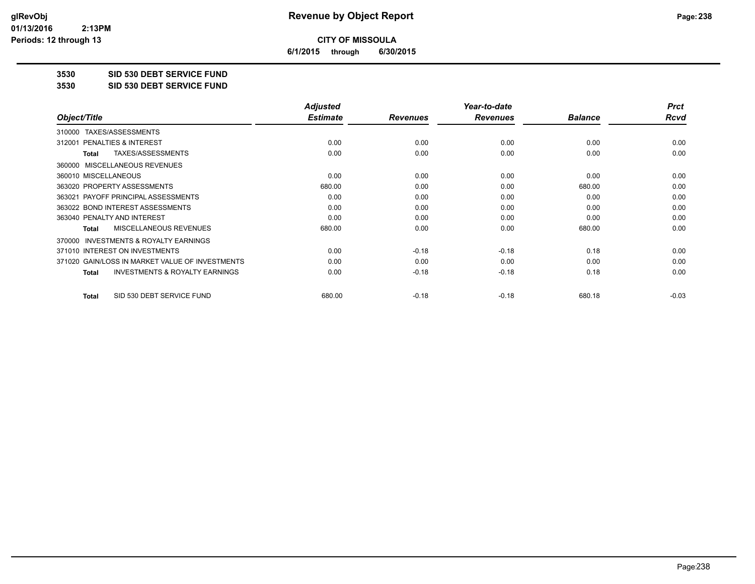**CITY OF MISSOULA**

**6/1/2015 through 6/30/2015**

**3530 SID 530 DEBT SERVICE FUND**

**3530 SID 530 DEBT SERVICE FUND**

| Object/Title | Adjusted Estimate | Revenues | Year-to-date Revenues | Balance | Prct Rcvd |
|---|---|---|---|---|---|
| 310000 TAXES/ASSESSMENTS | | | | | |
| 312001 PENALTIES & INTEREST | 0.00 | 0.00 | 0.00 | 0.00 | 0.00 |
| **Total** TAXES/ASSESSMENTS | 0.00 | 0.00 | 0.00 | 0.00 | 0.00 |
| 360000 MISCELLANEOUS REVENUES | | | | | |
| 360010 MISCELLANEOUS | 0.00 | 0.00 | 0.00 | 0.00 | 0.00 |
| 363020 PROPERTY ASSESSMENTS | 680.00 | 0.00 | 0.00 | 680.00 | 0.00 |
| 363021 PAYOFF PRINCIPAL ASSESSMENTS | 0.00 | 0.00 | 0.00 | 0.00 | 0.00 |
| 363022 BOND INTEREST ASSESSMENTS | 0.00 | 0.00 | 0.00 | 0.00 | 0.00 |
| 363040 PENALTY AND INTEREST | 0.00 | 0.00 | 0.00 | 0.00 | 0.00 |
| **Total** MISCELLANEOUS REVENUES | 680.00 | 0.00 | 0.00 | 680.00 | 0.00 |
| 370000 INVESTMENTS & ROYALTY EARNINGS | | | | | |
| 371010 INTEREST ON INVESTMENTS | 0.00 | -0.18 | -0.18 | 0.18 | 0.00 |
| 371020 GAIN/LOSS IN MARKET VALUE OF INVESTMENTS | 0.00 | 0.00 | 0.00 | 0.00 | 0.00 |
| **Total** INVESTMENTS & ROYALTY EARNINGS | 0.00 | -0.18 | -0.18 | 0.18 | 0.00 |
| **Total** SID 530 DEBT SERVICE FUND | 680.00 | -0.18 | -0.18 | 680.18 | -0.03 |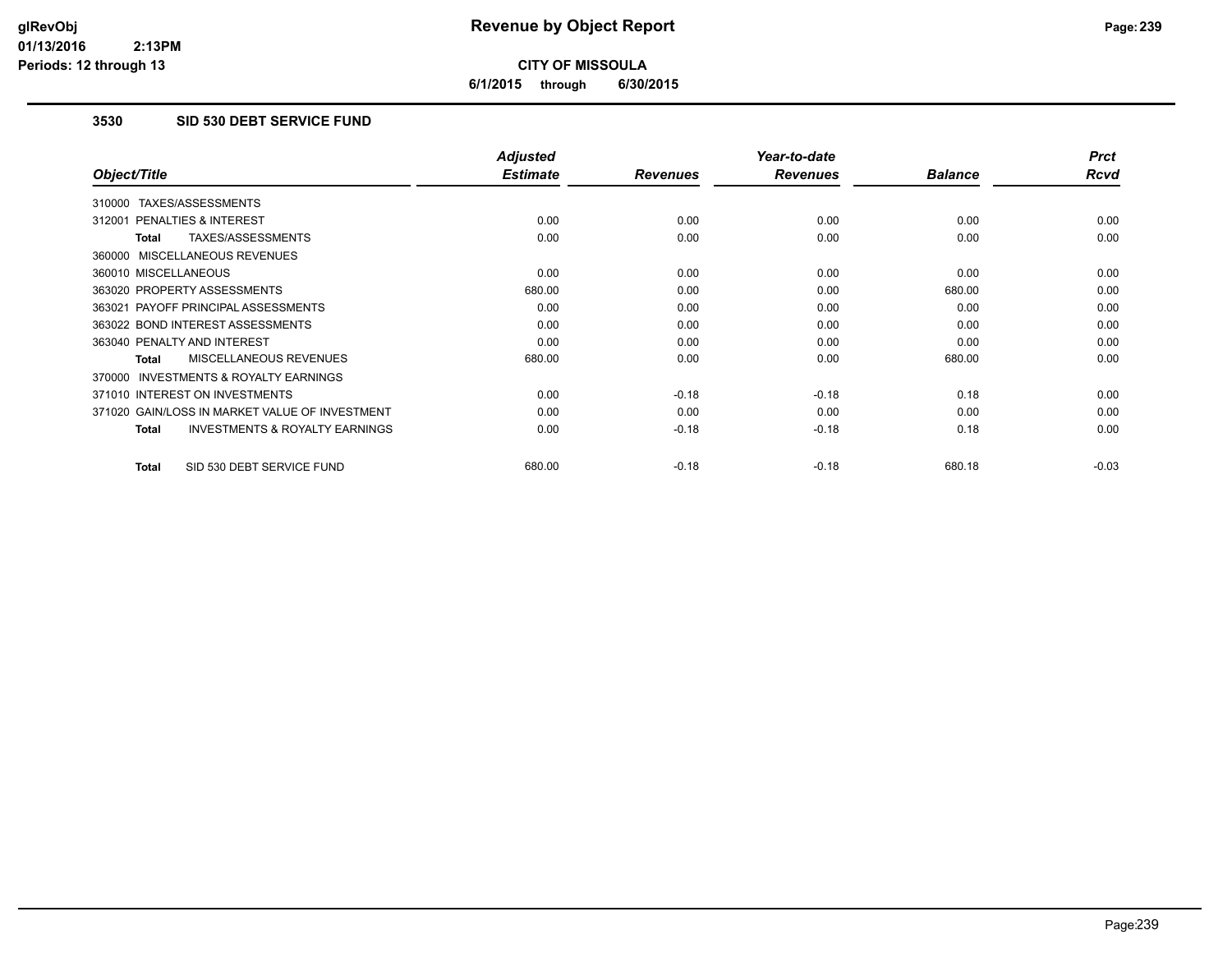# Revenue by Object Report

**CITY OF MISSOULA**

**6/1/2015 through 6/30/2015**

### 3530 SID 530 DEBT SERVICE FUND

| Object/Title | Adjusted Estimate | Revenues | Year-to-date Revenues | Balance | Prct Rcvd |
|---|---|---|---|---|---|
| 310000 TAXES/ASSESSMENTS | | | | | |
| 312001 PENALTIES & INTEREST | 0.00 | 0.00 | 0.00 | 0.00 | 0.00 |
| **Total** TAXES/ASSESSMENTS | 0.00 | 0.00 | 0.00 | 0.00 | 0.00 |
| 360000 MISCELLANEOUS REVENUES | | | | | |
| 360010 MISCELLANEOUS | 0.00 | 0.00 | 0.00 | 0.00 | 0.00 |
| 363020 PROPERTY ASSESSMENTS | 680.00 | 0.00 | 0.00 | 680.00 | 0.00 |
| 363021 PAYOFF PRINCIPAL ASSESSMENTS | 0.00 | 0.00 | 0.00 | 0.00 | 0.00 |
| 363022 BOND INTEREST ASSESSMENTS | 0.00 | 0.00 | 0.00 | 0.00 | 0.00 |
| 363040 PENALTY AND INTEREST | 0.00 | 0.00 | 0.00 | 0.00 | 0.00 |
| **Total** MISCELLANEOUS REVENUES | 680.00 | 0.00 | 0.00 | 680.00 | 0.00 |
| 370000 INVESTMENTS & ROYALTY EARNINGS | | | | | |
| 371010 INTEREST ON INVESTMENTS | 0.00 | -0.18 | -0.18 | 0.18 | 0.00 |
| 371020 GAIN/LOSS IN MARKET VALUE OF INVESTMENT | 0.00 | 0.00 | 0.00 | 0.00 | 0.00 |
| **Total** INVESTMENTS & ROYALTY EARNINGS | 0.00 | -0.18 | -0.18 | 0.18 | 0.00 |
| **Total** SID 530 DEBT SERVICE FUND | 680.00 | -0.18 | -0.18 | 680.18 | -0.03 |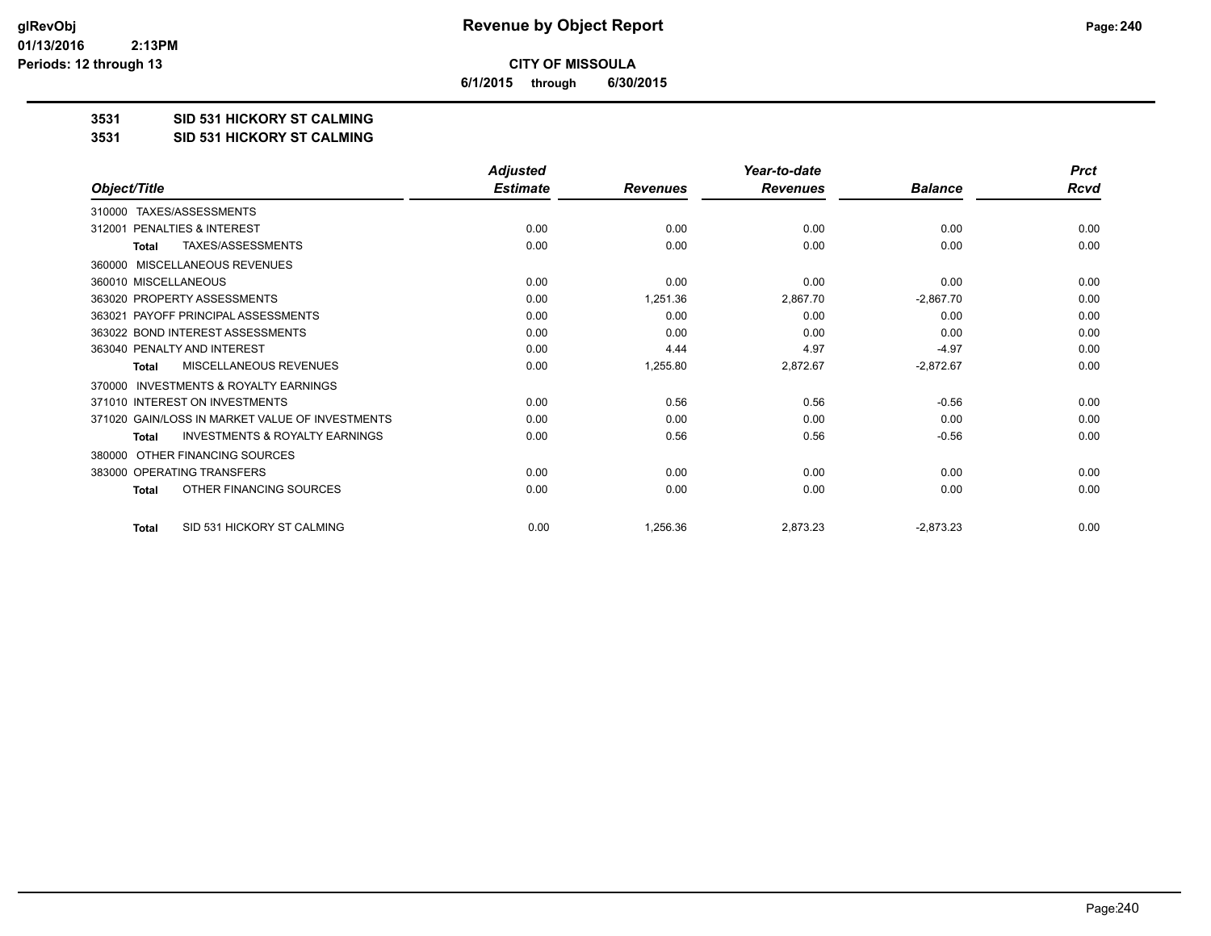# Revenue by Object Report

**CITY OF MISSOULA**

**6/1/2015 through 6/30/2015**

**3531 SID 531 HICKORY ST CALMING**

**3531 SID 531 HICKORY ST CALMING**

| Object/Title | Adjusted Estimate | Revenues | Year-to-date Revenues | Balance | Prct Rcvd |
|---|---|---|---|---|---|
| 310000 TAXES/ASSESSMENTS | | | | | |
| 312001 PENALTIES & INTEREST | 0.00 | 0.00 | 0.00 | 0.00 | 0.00 |
| **Total** TAXES/ASSESSMENTS | 0.00 | 0.00 | 0.00 | 0.00 | 0.00 |
| 360000 MISCELLANEOUS REVENUES | | | | | |
| 360010 MISCELLANEOUS | 0.00 | 0.00 | 0.00 | 0.00 | 0.00 |
| 363020 PROPERTY ASSESSMENTS | 0.00 | 1,251.36 | 2,867.70 | -2,867.70 | 0.00 |
| 363021 PAYOFF PRINCIPAL ASSESSMENTS | 0.00 | 0.00 | 0.00 | 0.00 | 0.00 |
| 363022 BOND INTEREST ASSESSMENTS | 0.00 | 0.00 | 0.00 | 0.00 | 0.00 |
| 363040 PENALTY AND INTEREST | 0.00 | 4.44 | 4.97 | -4.97 | 0.00 |
| **Total** MISCELLANEOUS REVENUES | 0.00 | 1,255.80 | 2,872.67 | -2,872.67 | 0.00 |
| 370000 INVESTMENTS & ROYALTY EARNINGS | | | | | |
| 371010 INTEREST ON INVESTMENTS | 0.00 | 0.56 | 0.56 | -0.56 | 0.00 |
| 371020 GAIN/LOSS IN MARKET VALUE OF INVESTMENTS | 0.00 | 0.00 | 0.00 | 0.00 | 0.00 |
| **Total** INVESTMENTS & ROYALTY EARNINGS | 0.00 | 0.56 | 0.56 | -0.56 | 0.00 |
| 380000 OTHER FINANCING SOURCES | | | | | |
| 383000 OPERATING TRANSFERS | 0.00 | 0.00 | 0.00 | 0.00 | 0.00 |
| **Total** OTHER FINANCING SOURCES | 0.00 | 0.00 | 0.00 | 0.00 | 0.00 |
| **Total** SID 531 HICKORY ST CALMING | 0.00 | 1,256.36 | 2,873.23 | -2,873.23 | 0.00 |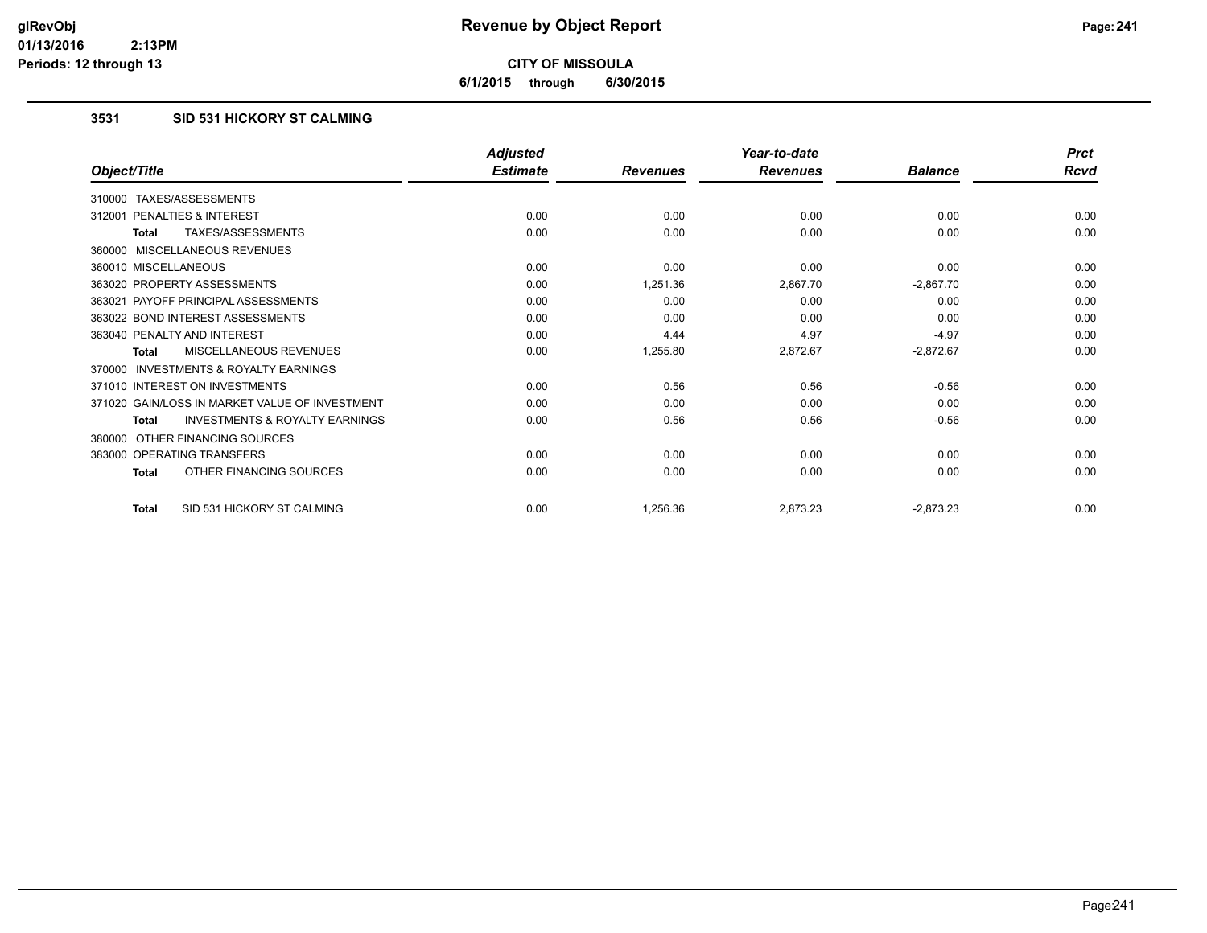**CITY OF MISSOULA**

**6/1/2015 through 6/30/2015**

### 3531 SID 531 HICKORY ST CALMING

| Object/Title | Adjusted Estimate | Revenues | Year-to-date Revenues | Balance | Prct Rcvd |
|---|---|---|---|---|---|
| 310000 TAXES/ASSESSMENTS | | | | | |
| 312001 PENALTIES & INTEREST | 0.00 | 0.00 | 0.00 | 0.00 | 0.00 |
| **Total** TAXES/ASSESSMENTS | 0.00 | 0.00 | 0.00 | 0.00 | 0.00 |
| 360000 MISCELLANEOUS REVENUES | | | | | |
| 360010 MISCELLANEOUS | 0.00 | 0.00 | 0.00 | 0.00 | 0.00 |
| 363020 PROPERTY ASSESSMENTS | 0.00 | 1,251.36 | 2,867.70 | -2,867.70 | 0.00 |
| 363021 PAYOFF PRINCIPAL ASSESSMENTS | 0.00 | 0.00 | 0.00 | 0.00 | 0.00 |
| 363022 BOND INTEREST ASSESSMENTS | 0.00 | 0.00 | 0.00 | 0.00 | 0.00 |
| 363040 PENALTY AND INTEREST | 0.00 | 4.44 | 4.97 | -4.97 | 0.00 |
| **Total** MISCELLANEOUS REVENUES | 0.00 | 1,255.80 | 2,872.67 | -2,872.67 | 0.00 |
| 370000 INVESTMENTS & ROYALTY EARNINGS | | | | | |
| 371010 INTEREST ON INVESTMENTS | 0.00 | 0.56 | 0.56 | -0.56 | 0.00 |
| 371020 GAIN/LOSS IN MARKET VALUE OF INVESTMENT | 0.00 | 0.00 | 0.00 | 0.00 | 0.00 |
| **Total** INVESTMENTS & ROYALTY EARNINGS | 0.00 | 0.56 | 0.56 | -0.56 | 0.00 |
| 380000 OTHER FINANCING SOURCES | | | | | |
| 383000 OPERATING TRANSFERS | 0.00 | 0.00 | 0.00 | 0.00 | 0.00 |
| **Total** OTHER FINANCING SOURCES | 0.00 | 0.00 | 0.00 | 0.00 | 0.00 |
| **Total** SID 531 HICKORY ST CALMING | 0.00 | 1,256.36 | 2,873.23 | -2,873.23 | 0.00 |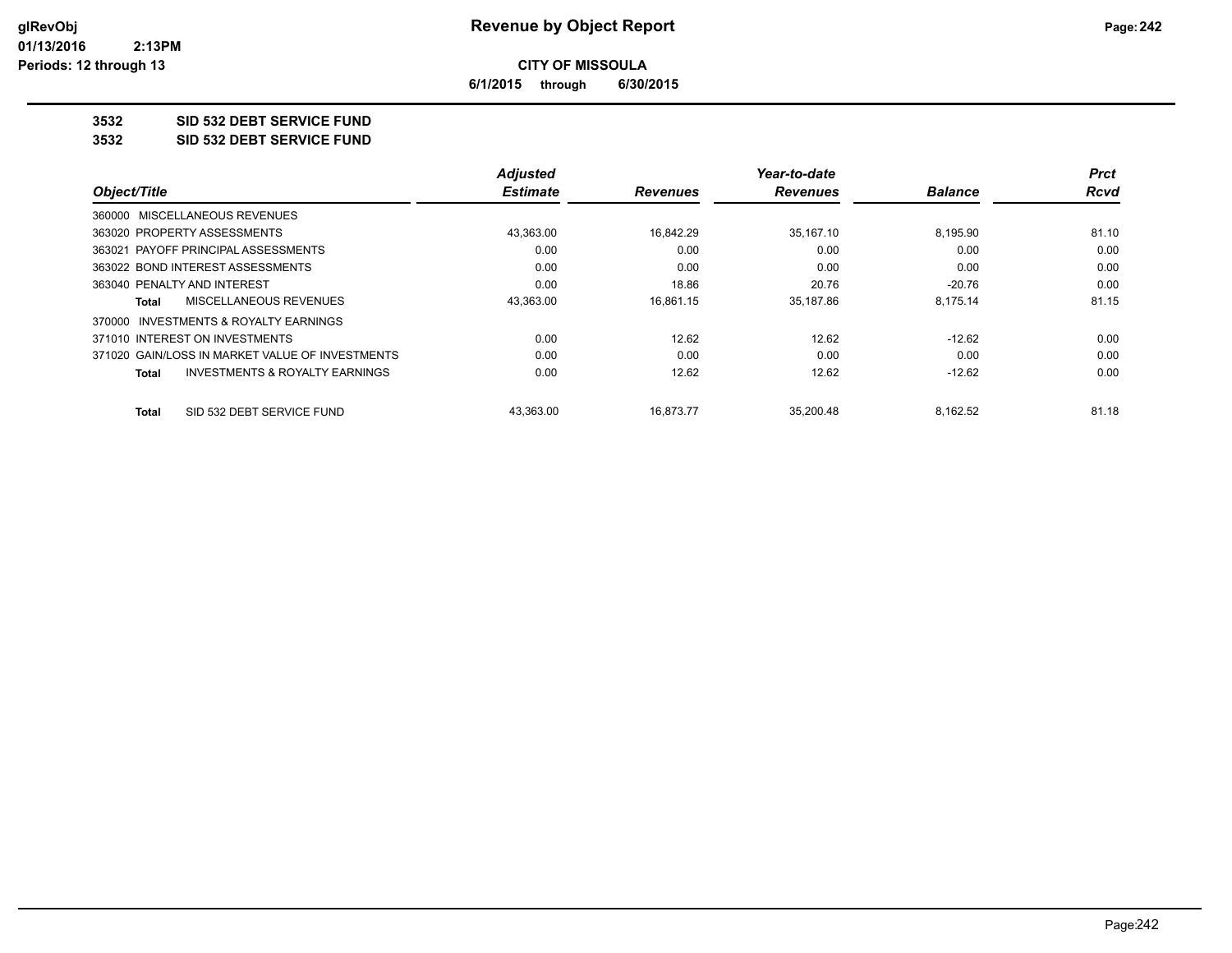**CITY OF MISSOULA**

**6/1/2015 through 6/30/2015**

**3532 SID 532 DEBT SERVICE FUND**

**3532 SID 532 DEBT SERVICE FUND**

| Object/Title | Adjusted Estimate | Revenues | Year-to-date Revenues | Balance | Prct Rcvd |
|---|---|---|---|---|---|
| 360000 MISCELLANEOUS REVENUES | | | | | |
| 363020 PROPERTY ASSESSMENTS | 43,363.00 | 16,842.29 | 35,167.10 | 8,195.90 | 81.10 |
| 363021 PAYOFF PRINCIPAL ASSESSMENTS | 0.00 | 0.00 | 0.00 | 0.00 | 0.00 |
| 363022 BOND INTEREST ASSESSMENTS | 0.00 | 0.00 | 0.00 | 0.00 | 0.00 |
| 363040 PENALTY AND INTEREST | 0.00 | 18.86 | 20.76 | -20.76 | 0.00 |
| **Total** MISCELLANEOUS REVENUES | 43,363.00 | 16,861.15 | 35,187.86 | 8,175.14 | 81.15 |
| 370000 INVESTMENTS & ROYALTY EARNINGS | | | | | |
| 371010 INTEREST ON INVESTMENTS | 0.00 | 12.62 | 12.62 | -12.62 | 0.00 |
| 371020 GAIN/LOSS IN MARKET VALUE OF INVESTMENTS | 0.00 | 0.00 | 0.00 | 0.00 | 0.00 |
| **Total** INVESTMENTS & ROYALTY EARNINGS | 0.00 | 12.62 | 12.62 | -12.62 | 0.00 |
| **Total** SID 532 DEBT SERVICE FUND | 43,363.00 | 16,873.77 | 35,200.48 | 8,162.52 | 81.18 |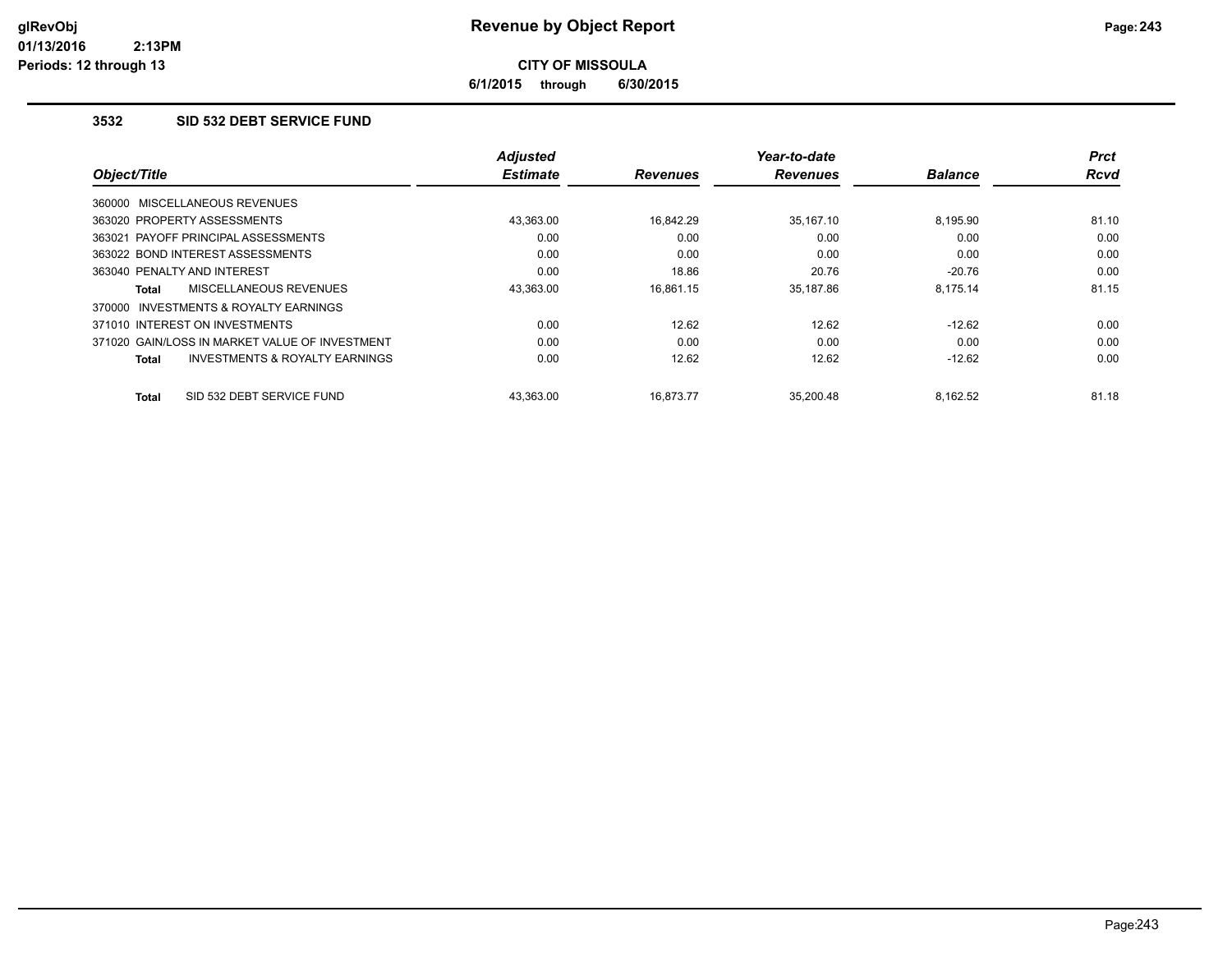# Revenue by Object Report

**CITY OF MISSOULA**

**6/1/2015 through 6/30/2015**

### 3532 SID 532 DEBT SERVICE FUND

| Object/Title | Adjusted Estimate | Revenues | Year-to-date Revenues | Balance | Prct Rcvd |
|---|---|---|---|---|---|
| 360000 MISCELLANEOUS REVENUES | | | | | |
| 363020 PROPERTY ASSESSMENTS | 43,363.00 | 16,842.29 | 35,167.10 | 8,195.90 | 81.10 |
| 363021 PAYOFF PRINCIPAL ASSESSMENTS | 0.00 | 0.00 | 0.00 | 0.00 | 0.00 |
| 363022 BOND INTEREST ASSESSMENTS | 0.00 | 0.00 | 0.00 | 0.00 | 0.00 |
| 363040 PENALTY AND INTEREST | 0.00 | 18.86 | 20.76 | -20.76 | 0.00 |
| **Total** MISCELLANEOUS REVENUES | 43,363.00 | 16,861.15 | 35,187.86 | 8,175.14 | 81.15 |
| 370000 INVESTMENTS & ROYALTY EARNINGS | | | | | |
| 371010 INTEREST ON INVESTMENTS | 0.00 | 12.62 | 12.62 | -12.62 | 0.00 |
| 371020 GAIN/LOSS IN MARKET VALUE OF INVESTMENT | 0.00 | 0.00 | 0.00 | 0.00 | 0.00 |
| **Total** INVESTMENTS & ROYALTY EARNINGS | 0.00 | 12.62 | 12.62 | -12.62 | 0.00 |
| **Total** SID 532 DEBT SERVICE FUND | 43,363.00 | 16,873.77 | 35,200.48 | 8,162.52 | 81.18 |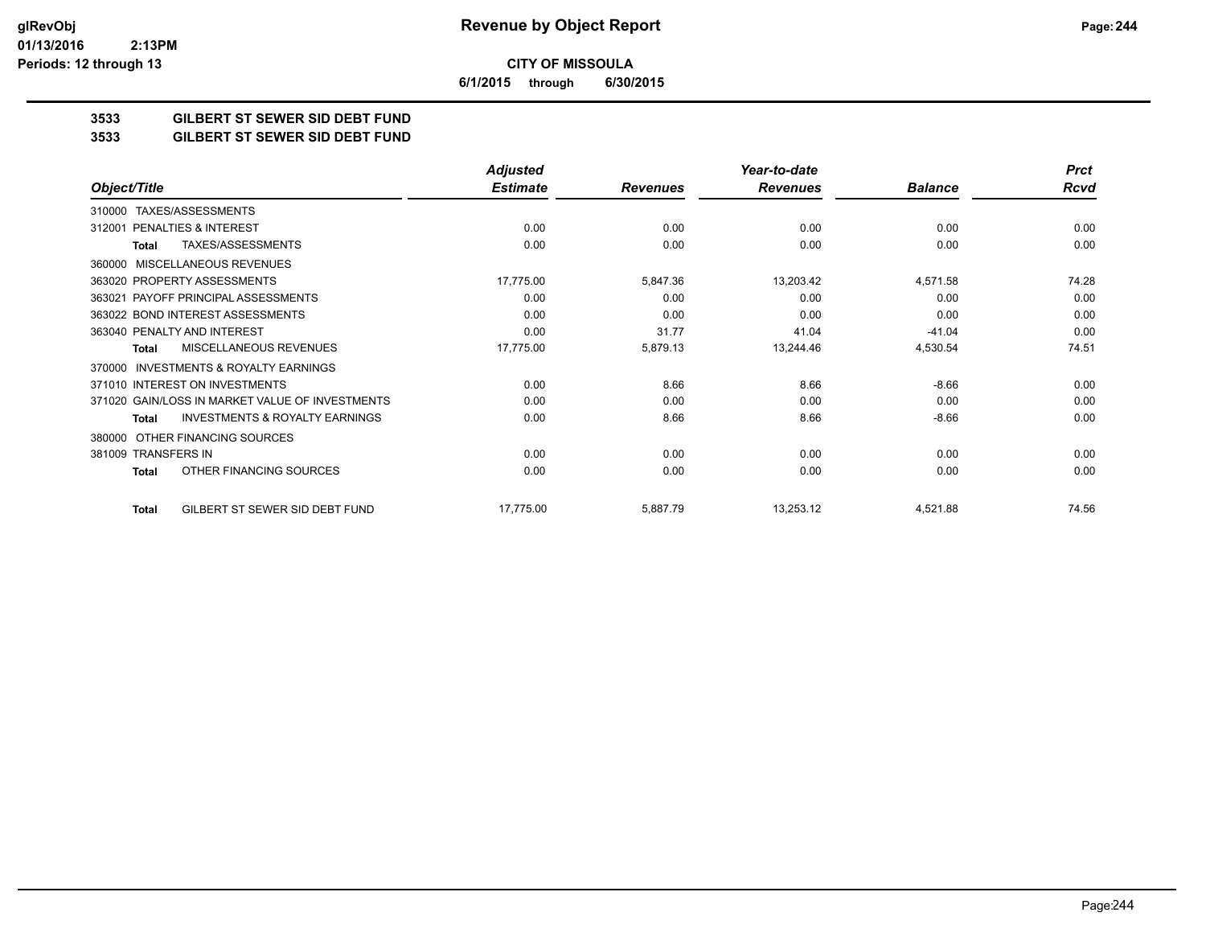# Revenue by Object Report

**CITY OF MISSOULA**

**6/1/2015 through 6/30/2015**

glRevObj
01/13/2016 2:13PM
Periods: 12 through 13

## 3533 GILBERT ST SEWER SID DEBT FUND
## 3533 GILBERT ST SEWER SID DEBT FUND

| Object/Title | Adjusted Estimate | Revenues | Year-to-date Revenues | Balance | Prct Rcvd |
|---|---|---|---|---|---|
| 310000 TAXES/ASSESSMENTS | | | | | |
| 312001 PENALTIES & INTEREST | 0.00 | 0.00 | 0.00 | 0.00 | 0.00 |
| **Total** TAXES/ASSESSMENTS | 0.00 | 0.00 | 0.00 | 0.00 | 0.00 |
| 360000 MISCELLANEOUS REVENUES | | | | | |
| 363020 PROPERTY ASSESSMENTS | 17,775.00 | 5,847.36 | 13,203.42 | 4,571.58 | 74.28 |
| 363021 PAYOFF PRINCIPAL ASSESSMENTS | 0.00 | 0.00 | 0.00 | 0.00 | 0.00 |
| 363022 BOND INTEREST ASSESSMENTS | 0.00 | 0.00 | 0.00 | 0.00 | 0.00 |
| 363040 PENALTY AND INTEREST | 0.00 | 31.77 | 41.04 | -41.04 | 0.00 |
| **Total** MISCELLANEOUS REVENUES | 17,775.00 | 5,879.13 | 13,244.46 | 4,530.54 | 74.51 |
| 370000 INVESTMENTS & ROYALTY EARNINGS | | | | | |
| 371010 INTEREST ON INVESTMENTS | 0.00 | 8.66 | 8.66 | -8.66 | 0.00 |
| 371020 GAIN/LOSS IN MARKET VALUE OF INVESTMENTS | 0.00 | 0.00 | 0.00 | 0.00 | 0.00 |
| **Total** INVESTMENTS & ROYALTY EARNINGS | 0.00 | 8.66 | 8.66 | -8.66 | 0.00 |
| 380000 OTHER FINANCING SOURCES | | | | | |
| 381009 TRANSFERS IN | 0.00 | 0.00 | 0.00 | 0.00 | 0.00 |
| **Total** OTHER FINANCING SOURCES | 0.00 | 0.00 | 0.00 | 0.00 | 0.00 |
| **Total** GILBERT ST SEWER SID DEBT FUND | 17,775.00 | 5,887.79 | 13,253.12 | 4,521.88 | 74.56 |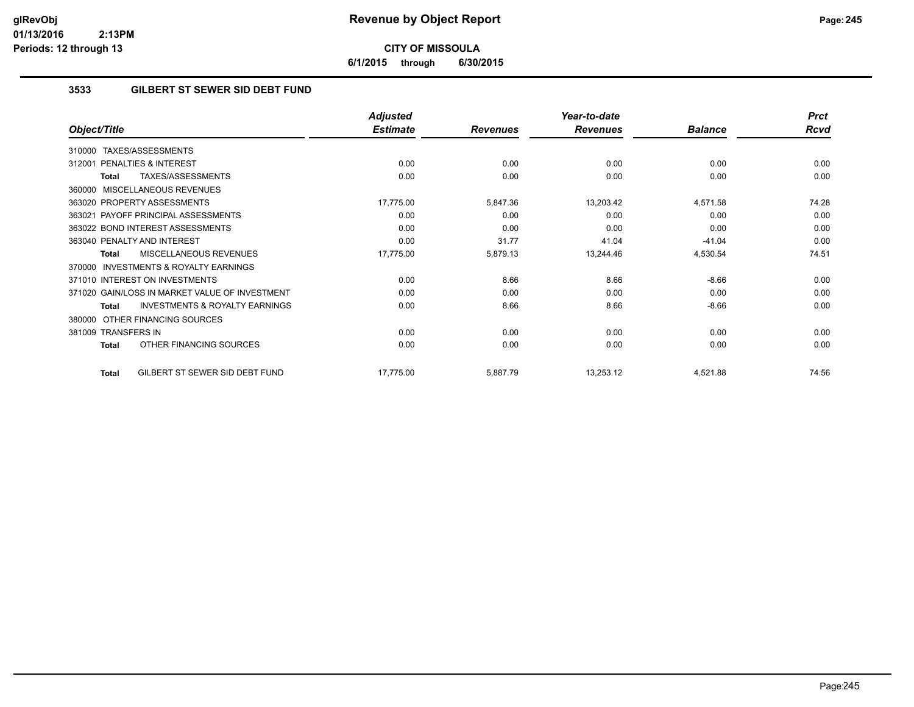# Revenue by Object Report

**CITY OF MISSOULA**

**6/1/2015 through 6/30/2015**

glRevObj
01/13/2016 2:13PM
Periods: 12 through 13

## 3533 GILBERT ST SEWER SID DEBT FUND

| Object/Title | Adjusted Estimate | Revenues | Year-to-date Revenues | Balance | Prct Rcvd |
|---|---|---|---|---|---|
| 310000 TAXES/ASSESSMENTS | | | | | |
| 312001 PENALTIES & INTEREST | 0.00 | 0.00 | 0.00 | 0.00 | 0.00 |
| **Total** TAXES/ASSESSMENTS | 0.00 | 0.00 | 0.00 | 0.00 | 0.00 |
| 360000 MISCELLANEOUS REVENUES | | | | | |
| 363020 PROPERTY ASSESSMENTS | 17,775.00 | 5,847.36 | 13,203.42 | 4,571.58 | 74.28 |
| 363021 PAYOFF PRINCIPAL ASSESSMENTS | 0.00 | 0.00 | 0.00 | 0.00 | 0.00 |
| 363022 BOND INTEREST ASSESSMENTS | 0.00 | 0.00 | 0.00 | 0.00 | 0.00 |
| 363040 PENALTY AND INTEREST | 0.00 | 31.77 | 41.04 | -41.04 | 0.00 |
| **Total** MISCELLANEOUS REVENUES | 17,775.00 | 5,879.13 | 13,244.46 | 4,530.54 | 74.51 |
| 370000 INVESTMENTS & ROYALTY EARNINGS | | | | | |
| 371010 INTEREST ON INVESTMENTS | 0.00 | 8.66 | 8.66 | -8.66 | 0.00 |
| 371020 GAIN/LOSS IN MARKET VALUE OF INVESTMENT | 0.00 | 0.00 | 0.00 | 0.00 | 0.00 |
| **Total** INVESTMENTS & ROYALTY EARNINGS | 0.00 | 8.66 | 8.66 | -8.66 | 0.00 |
| 380000 OTHER FINANCING SOURCES | | | | | |
| 381009 TRANSFERS IN | 0.00 | 0.00 | 0.00 | 0.00 | 0.00 |
| **Total** OTHER FINANCING SOURCES | 0.00 | 0.00 | 0.00 | 0.00 | 0.00 |
| **Total** GILBERT ST SEWER SID DEBT FUND | 17,775.00 | 5,887.79 | 13,253.12 | 4,521.88 | 74.56 |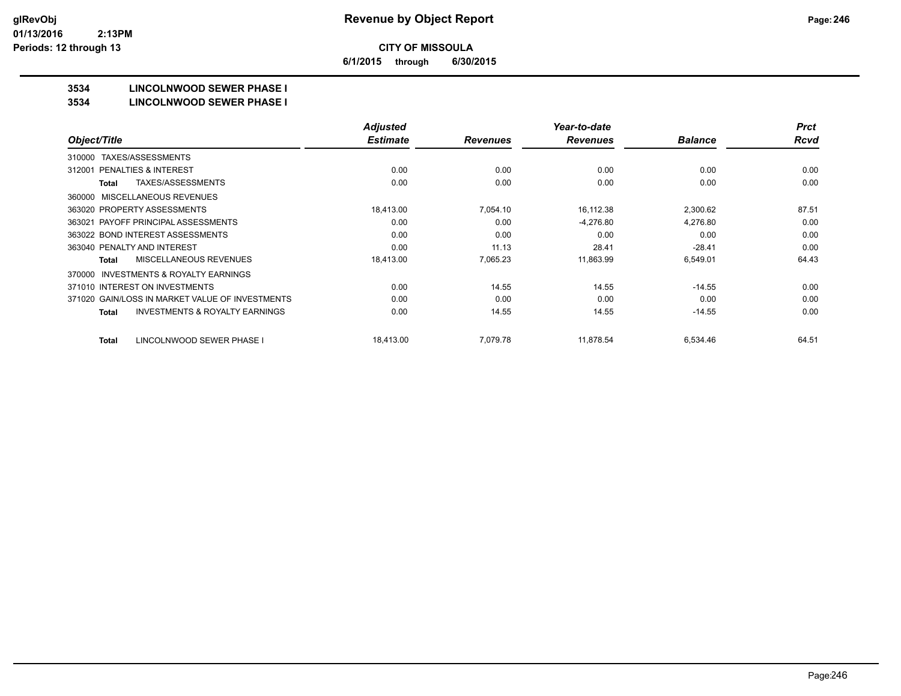# Revenue by Object Report

**CITY OF MISSOULA**

**6/1/2015 through 6/30/2015**

glRevObj
01/13/2016 2:13PM
Periods: 12 through 13

## 3534 LINCOLNWOOD SEWER PHASE I
## 3534 LINCOLNWOOD SEWER PHASE I

| Object/Title | Adjusted Estimate | Revenues | Year-to-date Revenues | Balance | Prct Rcvd |
|---|---|---|---|---|---|
| 310000 TAXES/ASSESSMENTS | | | | | |
| 312001 PENALTIES & INTEREST | 0.00 | 0.00 | 0.00 | 0.00 | 0.00 |
| **Total** TAXES/ASSESSMENTS | 0.00 | 0.00 | 0.00 | 0.00 | 0.00 |
| 360000 MISCELLANEOUS REVENUES | | | | | |
| 363020 PROPERTY ASSESSMENTS | 18,413.00 | 7,054.10 | 16,112.38 | 2,300.62 | 87.51 |
| 363021 PAYOFF PRINCIPAL ASSESSMENTS | 0.00 | 0.00 | -4,276.80 | 4,276.80 | 0.00 |
| 363022 BOND INTEREST ASSESSMENTS | 0.00 | 0.00 | 0.00 | 0.00 | 0.00 |
| 363040 PENALTY AND INTEREST | 0.00 | 11.13 | 28.41 | -28.41 | 0.00 |
| **Total** MISCELLANEOUS REVENUES | 18,413.00 | 7,065.23 | 11,863.99 | 6,549.01 | 64.43 |
| 370000 INVESTMENTS & ROYALTY EARNINGS | | | | | |
| 371010 INTEREST ON INVESTMENTS | 0.00 | 14.55 | 14.55 | -14.55 | 0.00 |
| 371020 GAIN/LOSS IN MARKET VALUE OF INVESTMENTS | 0.00 | 0.00 | 0.00 | 0.00 | 0.00 |
| **Total** INVESTMENTS & ROYALTY EARNINGS | 0.00 | 14.55 | 14.55 | -14.55 | 0.00 |
| **Total** LINCOLNWOOD SEWER PHASE I | 18,413.00 | 7,079.78 | 11,878.54 | 6,534.46 | 64.51 |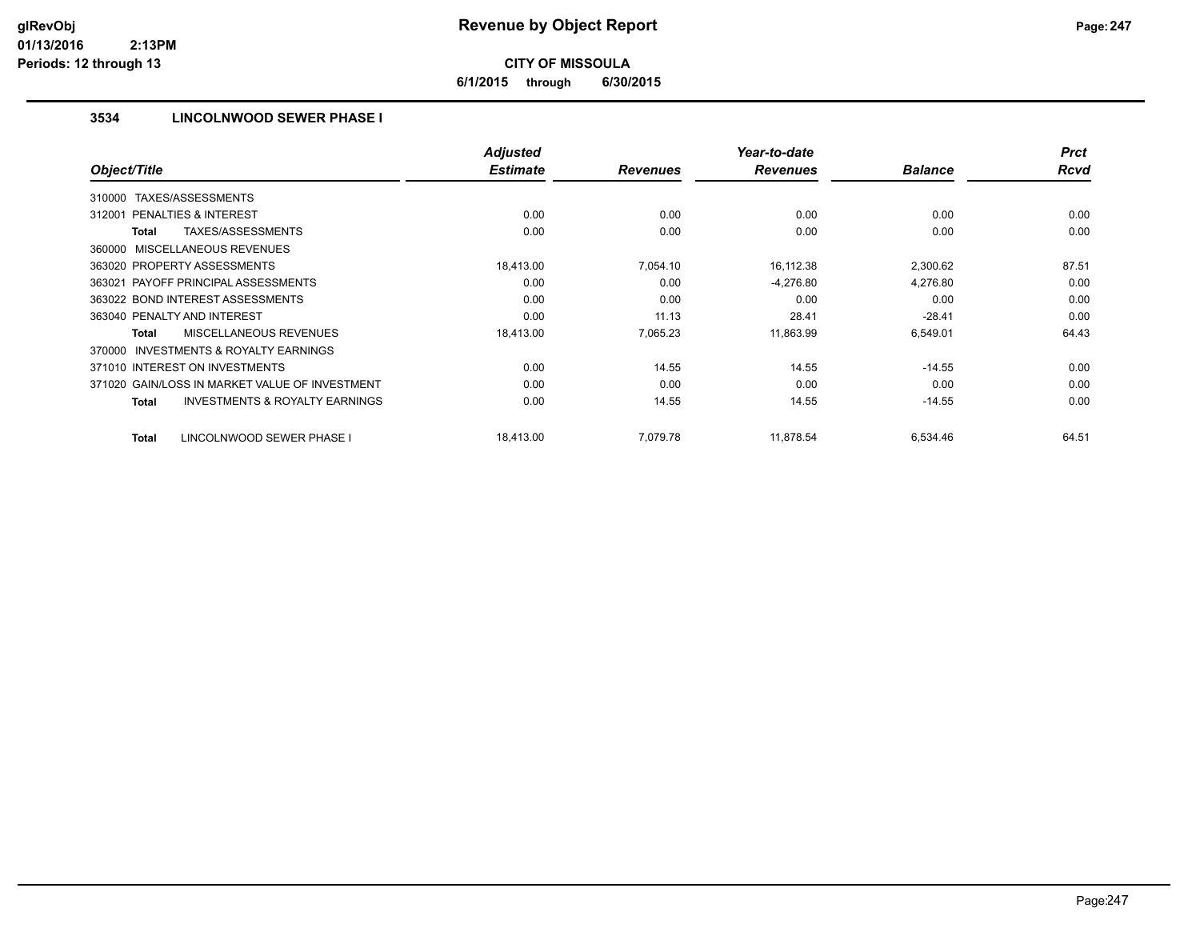# Revenue by Object Report

**CITY OF MISSOULA**

**6/1/2015 through 6/30/2015**

### 3534 LINCOLNWOOD SEWER PHASE I

| Object/Title | Adjusted Estimate | Revenues | Year-to-date Revenues | Balance | Prct Rcvd |
|---|---|---|---|---|---|
| 310000 TAXES/ASSESSMENTS | | | | | |
| 312001 PENALTIES & INTEREST | 0.00 | 0.00 | 0.00 | 0.00 | 0.00 |
| **Total** TAXES/ASSESSMENTS | 0.00 | 0.00 | 0.00 | 0.00 | 0.00 |
| 360000 MISCELLANEOUS REVENUES | | | | | |
| 363020 PROPERTY ASSESSMENTS | 18,413.00 | 7,054.10 | 16,112.38 | 2,300.62 | 87.51 |
| 363021 PAYOFF PRINCIPAL ASSESSMENTS | 0.00 | 0.00 | -4,276.80 | 4,276.80 | 0.00 |
| 363022 BOND INTEREST ASSESSMENTS | 0.00 | 0.00 | 0.00 | 0.00 | 0.00 |
| 363040 PENALTY AND INTEREST | 0.00 | 11.13 | 28.41 | -28.41 | 0.00 |
| **Total** MISCELLANEOUS REVENUES | 18,413.00 | 7,065.23 | 11,863.99 | 6,549.01 | 64.43 |
| 370000 INVESTMENTS & ROYALTY EARNINGS | | | | | |
| 371010 INTEREST ON INVESTMENTS | 0.00 | 14.55 | 14.55 | -14.55 | 0.00 |
| 371020 GAIN/LOSS IN MARKET VALUE OF INVESTMENT | 0.00 | 0.00 | 0.00 | 0.00 | 0.00 |
| **Total** INVESTMENTS & ROYALTY EARNINGS | 0.00 | 14.55 | 14.55 | -14.55 | 0.00 |
| **Total** LINCOLNWOOD SEWER PHASE I | 18,413.00 | 7,079.78 | 11,878.54 | 6,534.46 | 64.51 |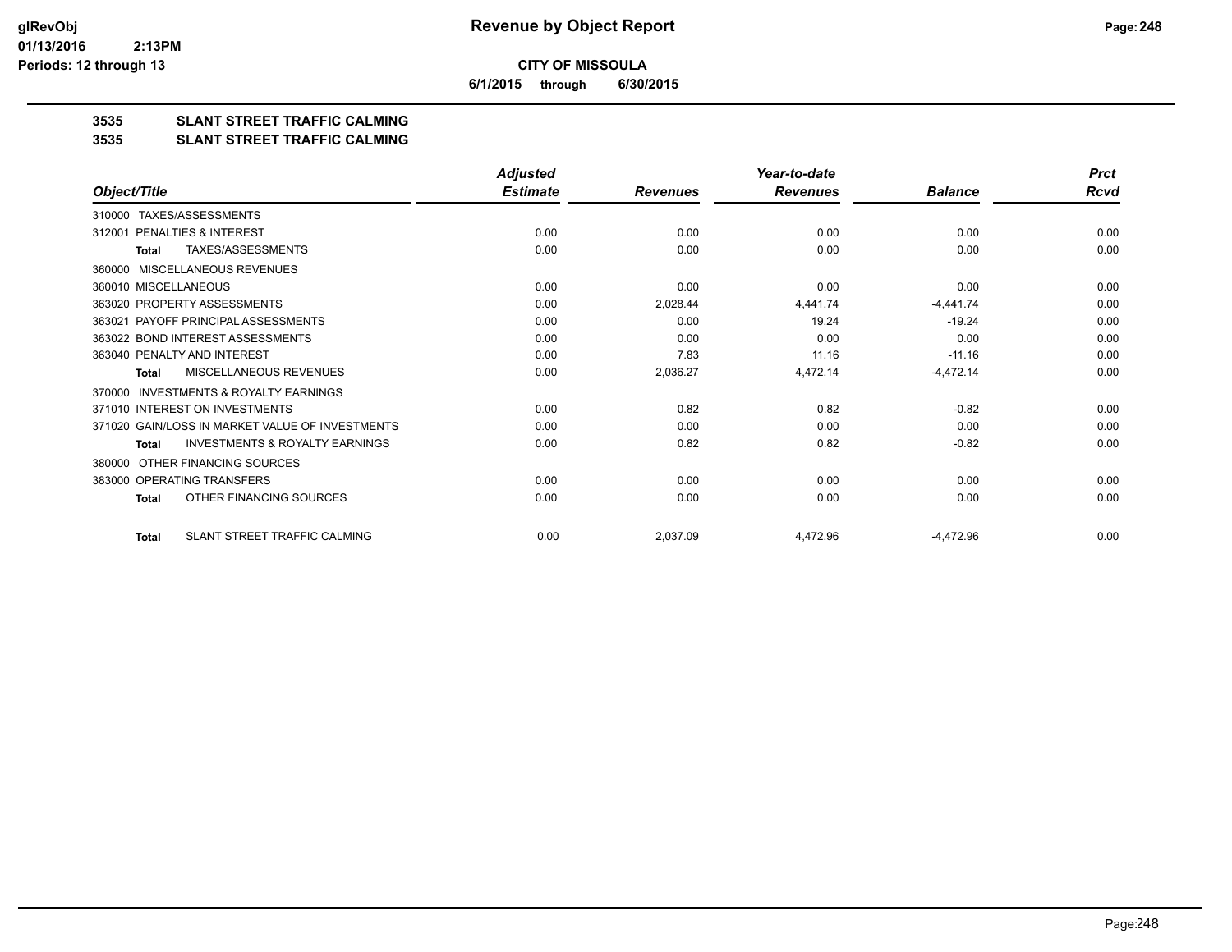**CITY OF MISSOULA**

**6/1/2015 through 6/30/2015**

## 3535 SLANT STREET TRAFFIC CALMING
## 3535 SLANT STREET TRAFFIC CALMING

| Object/Title | Adjusted Estimate | Revenues | Year-to-date Revenues | Balance | Prct Rcvd |
|---|---|---|---|---|---|
| 310000 TAXES/ASSESSMENTS | | | | | |
| 312001 PENALTIES & INTEREST | 0.00 | 0.00 | 0.00 | 0.00 | 0.00 |
| **Total** TAXES/ASSESSMENTS | 0.00 | 0.00 | 0.00 | 0.00 | 0.00 |
| 360000 MISCELLANEOUS REVENUES | | | | | |
| 360010 MISCELLANEOUS | 0.00 | 0.00 | 0.00 | 0.00 | 0.00 |
| 363020 PROPERTY ASSESSMENTS | 0.00 | 2,028.44 | 4,441.74 | -4,441.74 | 0.00 |
| 363021 PAYOFF PRINCIPAL ASSESSMENTS | 0.00 | 0.00 | 19.24 | -19.24 | 0.00 |
| 363022 BOND INTEREST ASSESSMENTS | 0.00 | 0.00 | 0.00 | 0.00 | 0.00 |
| 363040 PENALTY AND INTEREST | 0.00 | 7.83 | 11.16 | -11.16 | 0.00 |
| **Total** MISCELLANEOUS REVENUES | 0.00 | 2,036.27 | 4,472.14 | -4,472.14 | 0.00 |
| 370000 INVESTMENTS & ROYALTY EARNINGS | | | | | |
| 371010 INTEREST ON INVESTMENTS | 0.00 | 0.82 | 0.82 | -0.82 | 0.00 |
| 371020 GAIN/LOSS IN MARKET VALUE OF INVESTMENTS | 0.00 | 0.00 | 0.00 | 0.00 | 0.00 |
| **Total** INVESTMENTS & ROYALTY EARNINGS | 0.00 | 0.82 | 0.82 | -0.82 | 0.00 |
| 380000 OTHER FINANCING SOURCES | | | | | |
| 383000 OPERATING TRANSFERS | 0.00 | 0.00 | 0.00 | 0.00 | 0.00 |
| **Total** OTHER FINANCING SOURCES | 0.00 | 0.00 | 0.00 | 0.00 | 0.00 |
| **Total** SLANT STREET TRAFFIC CALMING | 0.00 | 2,037.09 | 4,472.96 | -4,472.96 | 0.00 |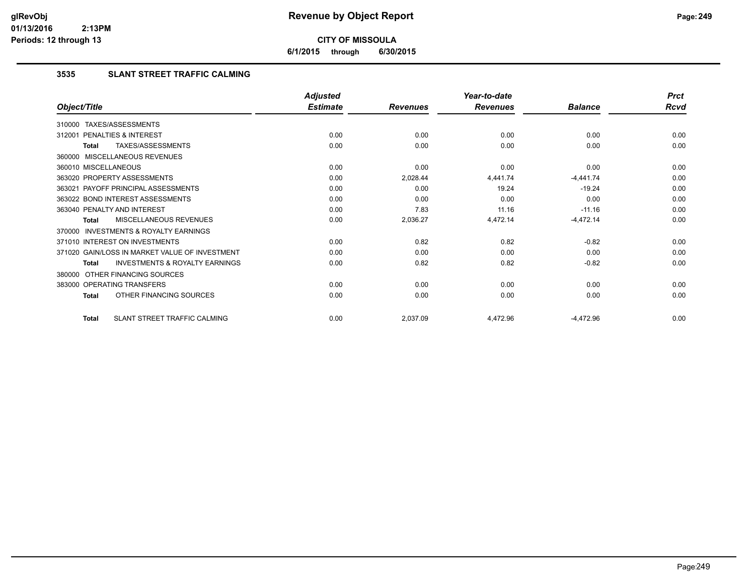**CITY OF MISSOULA**

**6/1/2015 through 6/30/2015**

### 3535 SLANT STREET TRAFFIC CALMING

| Object/Title | Adjusted Estimate | Revenues | Year-to-date Revenues | Balance | Prct Rcvd |
|---|---|---|---|---|---|
| 310000 TAXES/ASSESSMENTS | | | | | |
| 312001 PENALTIES & INTEREST | 0.00 | 0.00 | 0.00 | 0.00 | 0.00 |
| **Total** TAXES/ASSESSMENTS | 0.00 | 0.00 | 0.00 | 0.00 | 0.00 |
| 360000 MISCELLANEOUS REVENUES | | | | | |
| 360010 MISCELLANEOUS | 0.00 | 0.00 | 0.00 | 0.00 | 0.00 |
| 363020 PROPERTY ASSESSMENTS | 0.00 | 2,028.44 | 4,441.74 | -4,441.74 | 0.00 |
| 363021 PAYOFF PRINCIPAL ASSESSMENTS | 0.00 | 0.00 | 19.24 | -19.24 | 0.00 |
| 363022 BOND INTEREST ASSESSMENTS | 0.00 | 0.00 | 0.00 | 0.00 | 0.00 |
| 363040 PENALTY AND INTEREST | 0.00 | 7.83 | 11.16 | -11.16 | 0.00 |
| **Total** MISCELLANEOUS REVENUES | 0.00 | 2,036.27 | 4,472.14 | -4,472.14 | 0.00 |
| 370000 INVESTMENTS & ROYALTY EARNINGS | | | | | |
| 371010 INTEREST ON INVESTMENTS | 0.00 | 0.82 | 0.82 | -0.82 | 0.00 |
| 371020 GAIN/LOSS IN MARKET VALUE OF INVESTMENT | 0.00 | 0.00 | 0.00 | 0.00 | 0.00 |
| **Total** INVESTMENTS & ROYALTY EARNINGS | 0.00 | 0.82 | 0.82 | -0.82 | 0.00 |
| 380000 OTHER FINANCING SOURCES | | | | | |
| 383000 OPERATING TRANSFERS | 0.00 | 0.00 | 0.00 | 0.00 | 0.00 |
| **Total** OTHER FINANCING SOURCES | 0.00 | 0.00 | 0.00 | 0.00 | 0.00 |
| **Total** SLANT STREET TRAFFIC CALMING | 0.00 | 2,037.09 | 4,472.96 | -4,472.96 | 0.00 |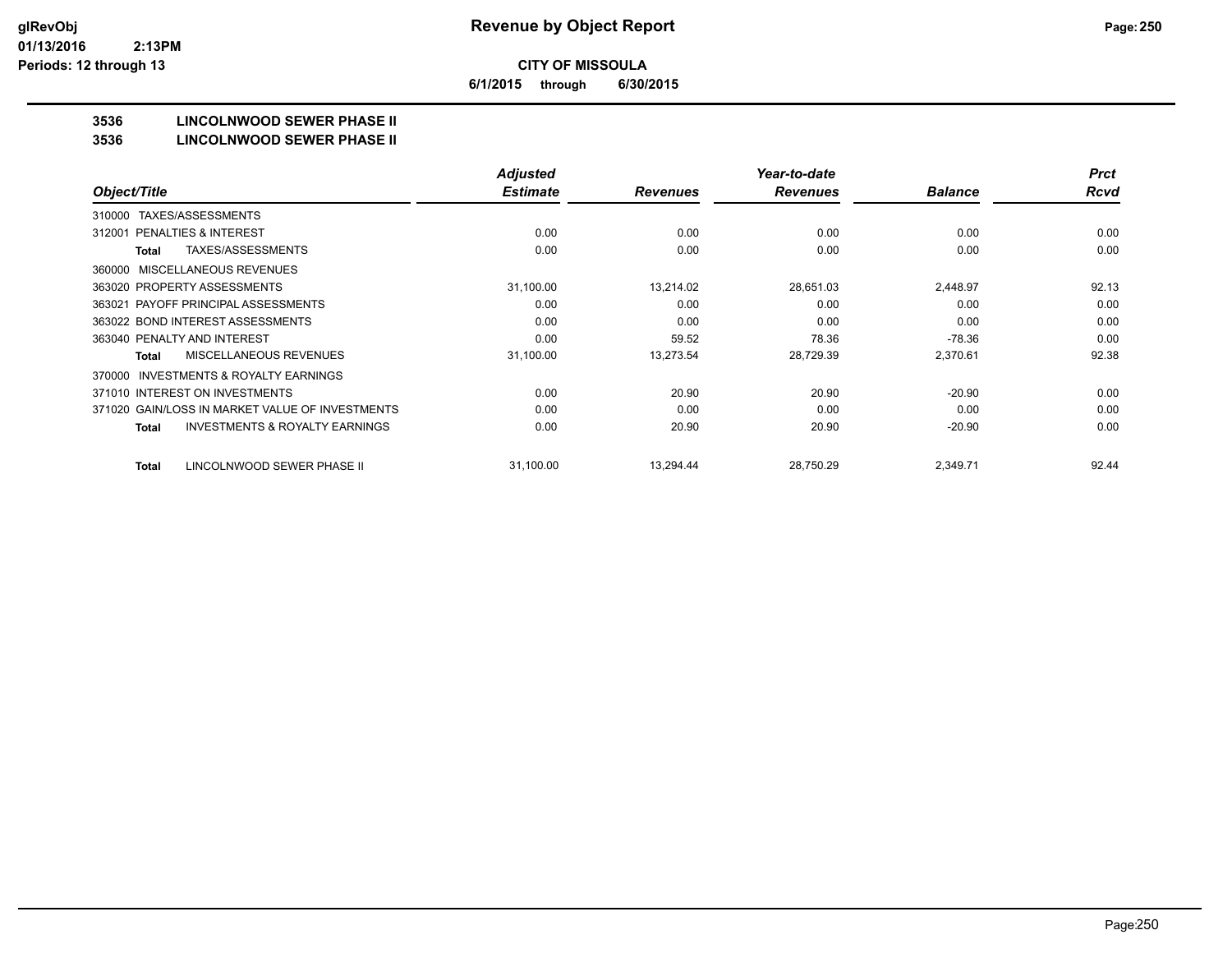# Revenue by Object Report

**CITY OF MISSOULA**

**6/1/2015 through 6/30/2015**

**glRevObj**
**01/13/2016 2:13PM**
**Periods: 12 through 13**

## 3536 LINCOLNWOOD SEWER PHASE II
## 3536 LINCOLNWOOD SEWER PHASE II

| Object/Title | Adjusted Estimate | Revenues | Year-to-date Revenues | Balance | Prct Rcvd |
|---|---|---|---|---|---|
| 310000 TAXES/ASSESSMENTS | | | | | |
| 312001 PENALTIES & INTEREST | 0.00 | 0.00 | 0.00 | 0.00 | 0.00 |
| **Total** TAXES/ASSESSMENTS | 0.00 | 0.00 | 0.00 | 0.00 | 0.00 |
| 360000 MISCELLANEOUS REVENUES | | | | | |
| 363020 PROPERTY ASSESSMENTS | 31,100.00 | 13,214.02 | 28,651.03 | 2,448.97 | 92.13 |
| 363021 PAYOFF PRINCIPAL ASSESSMENTS | 0.00 | 0.00 | 0.00 | 0.00 | 0.00 |
| 363022 BOND INTEREST ASSESSMENTS | 0.00 | 0.00 | 0.00 | 0.00 | 0.00 |
| 363040 PENALTY AND INTEREST | 0.00 | 59.52 | 78.36 | -78.36 | 0.00 |
| **Total** MISCELLANEOUS REVENUES | 31,100.00 | 13,273.54 | 28,729.39 | 2,370.61 | 92.38 |
| 370000 INVESTMENTS & ROYALTY EARNINGS | | | | | |
| 371010 INTEREST ON INVESTMENTS | 0.00 | 20.90 | 20.90 | -20.90 | 0.00 |
| 371020 GAIN/LOSS IN MARKET VALUE OF INVESTMENTS | 0.00 | 0.00 | 0.00 | 0.00 | 0.00 |
| **Total** INVESTMENTS & ROYALTY EARNINGS | 0.00 | 20.90 | 20.90 | -20.90 | 0.00 |
| **Total** LINCOLNWOOD SEWER PHASE II | 31,100.00 | 13,294.44 | 28,750.29 | 2,349.71 | 92.44 |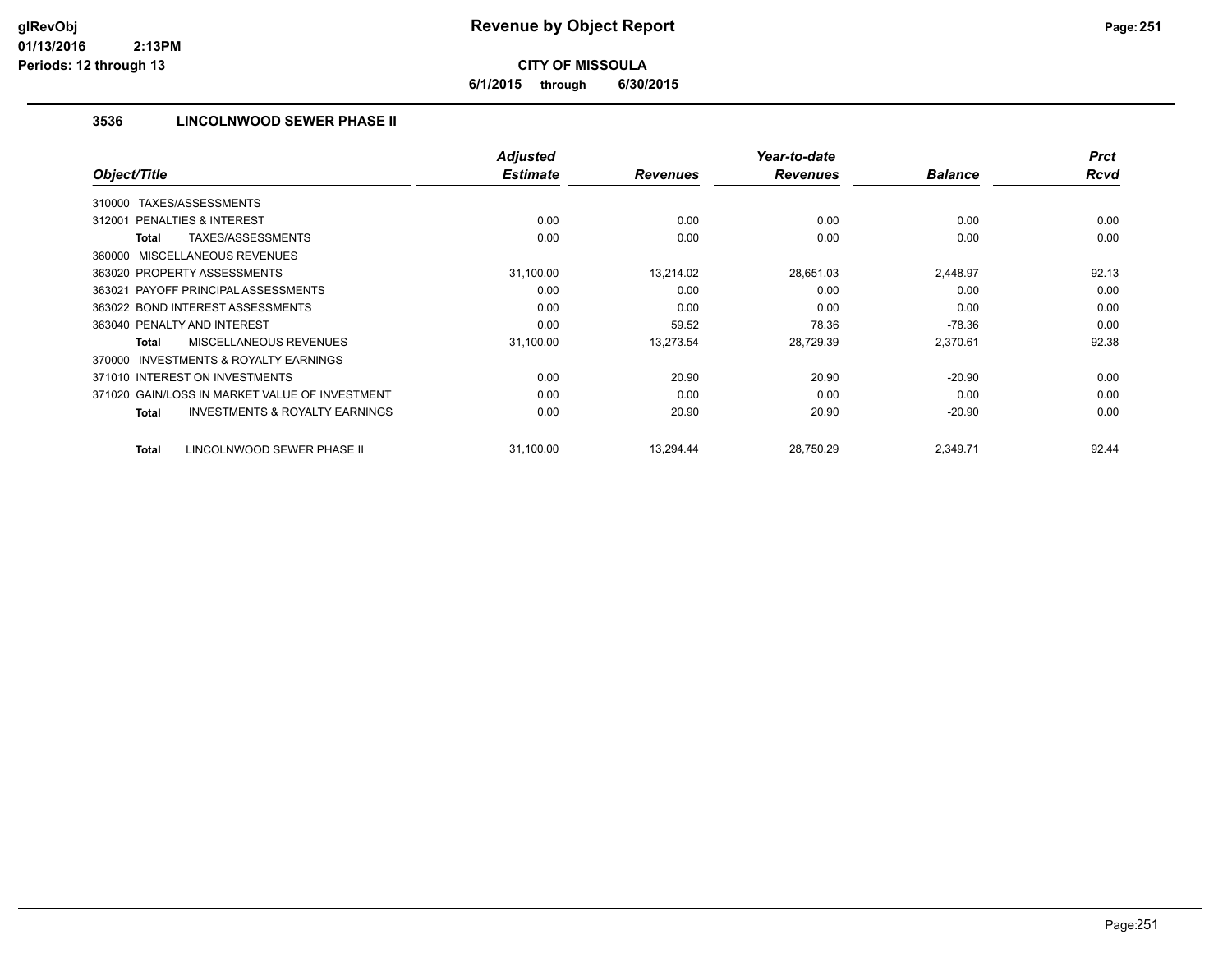**glRevObj**
**01/13/2016 2:13PM**
**Periods: 12 through 13**

# Revenue by Object Report

**CITY OF MISSOULA**

**6/1/2015 through 6/30/2015**

## 3536 LINCOLNWOOD SEWER PHASE II

| Object/Title | Adjusted Estimate | Revenues | Year-to-date Revenues | Balance | Prct Rcvd |
|---|---|---|---|---|---|
| 310000 TAXES/ASSESSMENTS | | | | | |
| 312001 PENALTIES & INTEREST | 0.00 | 0.00 | 0.00 | 0.00 | 0.00 |
| **Total** TAXES/ASSESSMENTS | 0.00 | 0.00 | 0.00 | 0.00 | 0.00 |
| 360000 MISCELLANEOUS REVENUES | | | | | |
| 363020 PROPERTY ASSESSMENTS | 31,100.00 | 13,214.02 | 28,651.03 | 2,448.97 | 92.13 |
| 363021 PAYOFF PRINCIPAL ASSESSMENTS | 0.00 | 0.00 | 0.00 | 0.00 | 0.00 |
| 363022 BOND INTEREST ASSESSMENTS | 0.00 | 0.00 | 0.00 | 0.00 | 0.00 |
| 363040 PENALTY AND INTEREST | 0.00 | 59.52 | 78.36 | -78.36 | 0.00 |
| **Total** MISCELLANEOUS REVENUES | 31,100.00 | 13,273.54 | 28,729.39 | 2,370.61 | 92.38 |
| 370000 INVESTMENTS & ROYALTY EARNINGS | | | | | |
| 371010 INTEREST ON INVESTMENTS | 0.00 | 20.90 | 20.90 | -20.90 | 0.00 |
| 371020 GAIN/LOSS IN MARKET VALUE OF INVESTMENT | 0.00 | 0.00 | 0.00 | 0.00 | 0.00 |
| **Total** INVESTMENTS & ROYALTY EARNINGS | 0.00 | 20.90 | 20.90 | -20.90 | 0.00 |
| **Total** LINCOLNWOOD SEWER PHASE II | 31,100.00 | 13,294.44 | 28,750.29 | 2,349.71 | 92.44 |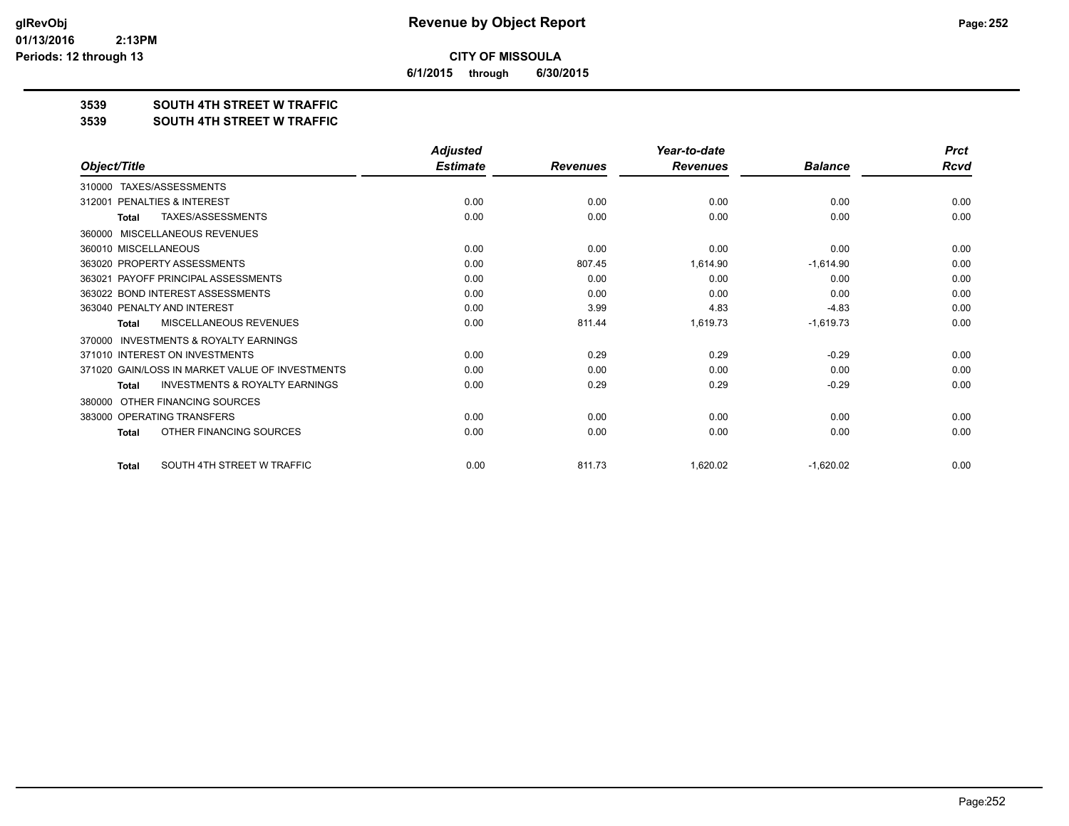# CITY OF MISSOULA

**6/1/2015 through 6/30/2015**

## 3539 SOUTH 4TH STREET W TRAFFIC

## 3539 SOUTH 4TH STREET W TRAFFIC

| Object/Title | Adjusted Estimate | Revenues | Year-to-date Revenues | Balance | Prct Rcvd |
|---|---|---|---|---|---|
| 310000 TAXES/ASSESSMENTS | | | | | |
| 312001 PENALTIES & INTEREST | 0.00 | 0.00 | 0.00 | 0.00 | 0.00 |
| **Total** TAXES/ASSESSMENTS | 0.00 | 0.00 | 0.00 | 0.00 | 0.00 |
| 360000 MISCELLANEOUS REVENUES | | | | | |
| 360010 MISCELLANEOUS | 0.00 | 0.00 | 0.00 | 0.00 | 0.00 |
| 363020 PROPERTY ASSESSMENTS | 0.00 | 807.45 | 1,614.90 | -1,614.90 | 0.00 |
| 363021 PAYOFF PRINCIPAL ASSESSMENTS | 0.00 | 0.00 | 0.00 | 0.00 | 0.00 |
| 363022 BOND INTEREST ASSESSMENTS | 0.00 | 0.00 | 0.00 | 0.00 | 0.00 |
| 363040 PENALTY AND INTEREST | 0.00 | 3.99 | 4.83 | -4.83 | 0.00 |
| **Total** MISCELLANEOUS REVENUES | 0.00 | 811.44 | 1,619.73 | -1,619.73 | 0.00 |
| 370000 INVESTMENTS & ROYALTY EARNINGS | | | | | |
| 371010 INTEREST ON INVESTMENTS | 0.00 | 0.29 | 0.29 | -0.29 | 0.00 |
| 371020 GAIN/LOSS IN MARKET VALUE OF INVESTMENTS | 0.00 | 0.00 | 0.00 | 0.00 | 0.00 |
| **Total** INVESTMENTS & ROYALTY EARNINGS | 0.00 | 0.29 | 0.29 | -0.29 | 0.00 |
| 380000 OTHER FINANCING SOURCES | | | | | |
| 383000 OPERATING TRANSFERS | 0.00 | 0.00 | 0.00 | 0.00 | 0.00 |
| **Total** OTHER FINANCING SOURCES | 0.00 | 0.00 | 0.00 | 0.00 | 0.00 |
| **Total** SOUTH 4TH STREET W TRAFFIC | 0.00 | 811.73 | 1,620.02 | -1,620.02 | 0.00 |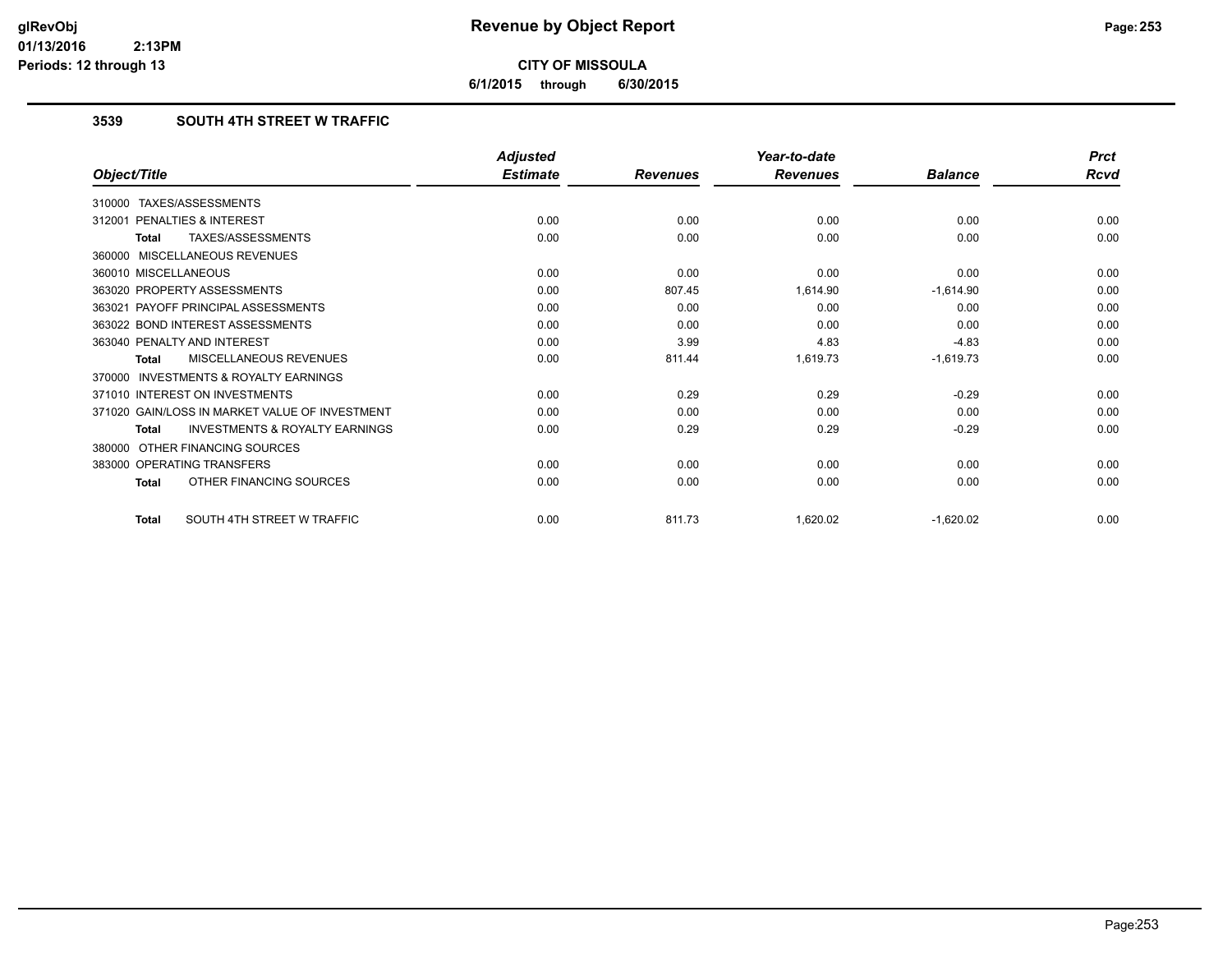**CITY OF MISSOULA**

**6/1/2015 through 6/30/2015**

## 3539 SOUTH 4TH STREET W TRAFFIC

| Object/Title | Adjusted Estimate | Revenues | Year-to-date Revenues | Balance | Prct Rcvd |
|---|---|---|---|---|---|
| 310000 TAXES/ASSESSMENTS | | | | | |
| 312001 PENALTIES & INTEREST | 0.00 | 0.00 | 0.00 | 0.00 | 0.00 |
| **Total** TAXES/ASSESSMENTS | 0.00 | 0.00 | 0.00 | 0.00 | 0.00 |
| 360000 MISCELLANEOUS REVENUES | | | | | |
| 360010 MISCELLANEOUS | 0.00 | 0.00 | 0.00 | 0.00 | 0.00 |
| 363020 PROPERTY ASSESSMENTS | 0.00 | 807.45 | 1,614.90 | -1,614.90 | 0.00 |
| 363021 PAYOFF PRINCIPAL ASSESSMENTS | 0.00 | 0.00 | 0.00 | 0.00 | 0.00 |
| 363022 BOND INTEREST ASSESSMENTS | 0.00 | 0.00 | 0.00 | 0.00 | 0.00 |
| 363040 PENALTY AND INTEREST | 0.00 | 3.99 | 4.83 | -4.83 | 0.00 |
| **Total** MISCELLANEOUS REVENUES | 0.00 | 811.44 | 1,619.73 | -1,619.73 | 0.00 |
| 370000 INVESTMENTS & ROYALTY EARNINGS | | | | | |
| 371010 INTEREST ON INVESTMENTS | 0.00 | 0.29 | 0.29 | -0.29 | 0.00 |
| 371020 GAIN/LOSS IN MARKET VALUE OF INVESTMENT | 0.00 | 0.00 | 0.00 | 0.00 | 0.00 |
| **Total** INVESTMENTS & ROYALTY EARNINGS | 0.00 | 0.29 | 0.29 | -0.29 | 0.00 |
| 380000 OTHER FINANCING SOURCES | | | | | |
| 383000 OPERATING TRANSFERS | 0.00 | 0.00 | 0.00 | 0.00 | 0.00 |
| **Total** OTHER FINANCING SOURCES | 0.00 | 0.00 | 0.00 | 0.00 | 0.00 |
| **Total** SOUTH 4TH STREET W TRAFFIC | 0.00 | 811.73 | 1,620.02 | -1,620.02 | 0.00 |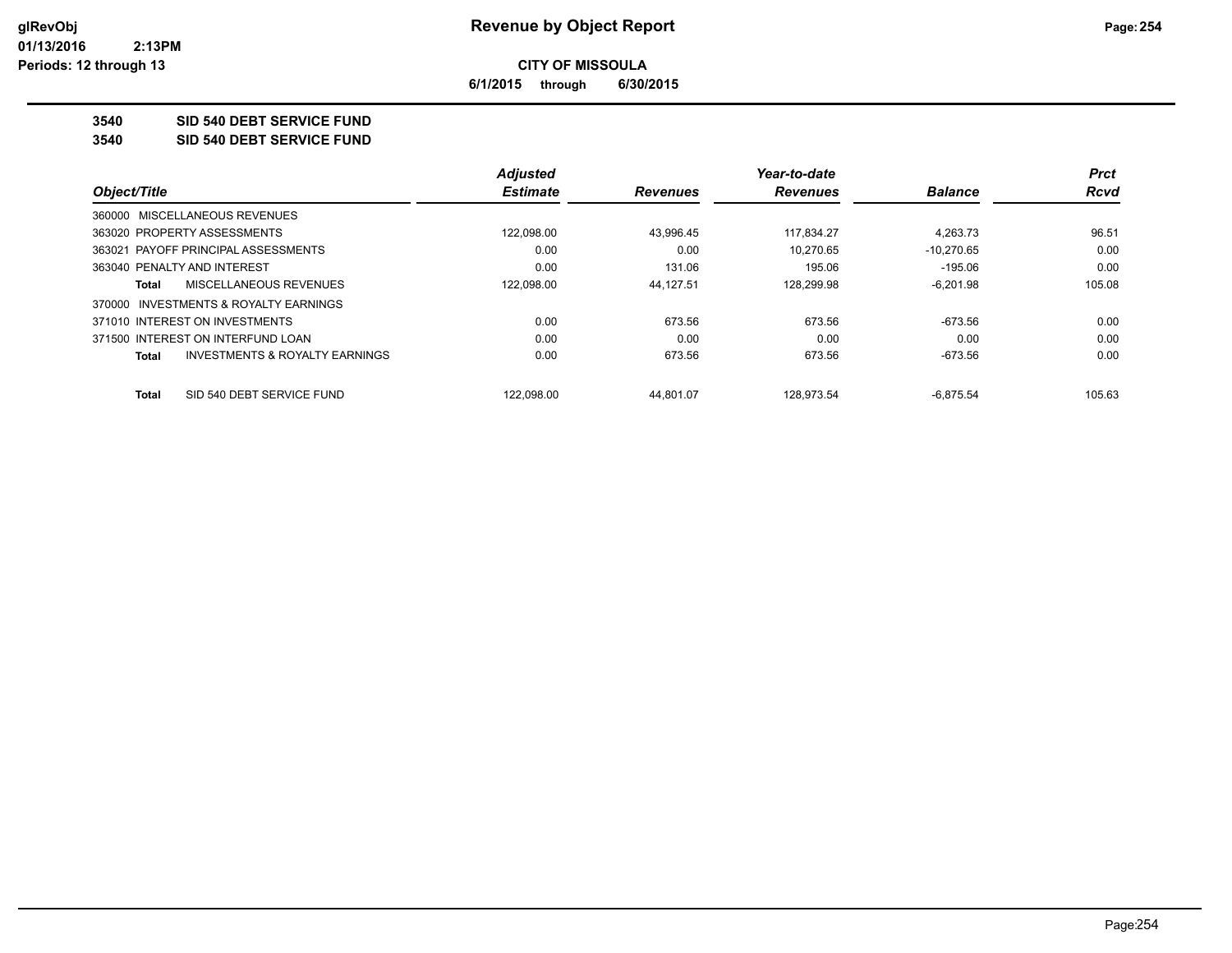**CITY OF MISSOULA**

**6/1/2015 through 6/30/2015**

**3540 SID 540 DEBT SERVICE FUND**

**3540 SID 540 DEBT SERVICE FUND**

| Object/Title | Adjusted Estimate | Revenues | Year-to-date Revenues | Balance | Prct Rcvd |
|---|---|---|---|---|---|
| 360000 MISCELLANEOUS REVENUES | | | | | |
| 363020 PROPERTY ASSESSMENTS | 122,098.00 | 43,996.45 | 117,834.27 | 4,263.73 | 96.51 |
| 363021 PAYOFF PRINCIPAL ASSESSMENTS | 0.00 | 0.00 | 10,270.65 | -10,270.65 | 0.00 |
| 363040 PENALTY AND INTEREST | 0.00 | 131.06 | 195.06 | -195.06 | 0.00 |
| **Total** MISCELLANEOUS REVENUES | 122,098.00 | 44,127.51 | 128,299.98 | -6,201.98 | 105.08 |
| 370000 INVESTMENTS & ROYALTY EARNINGS | | | | | |
| 371010 INTEREST ON INVESTMENTS | 0.00 | 673.56 | 673.56 | -673.56 | 0.00 |
| 371500 INTEREST ON INTERFUND LOAN | 0.00 | 0.00 | 0.00 | 0.00 | 0.00 |
| **Total** INVESTMENTS & ROYALTY EARNINGS | 0.00 | 673.56 | 673.56 | -673.56 | 0.00 |
| **Total** SID 540 DEBT SERVICE FUND | 122,098.00 | 44,801.07 | 128,973.54 | -6,875.54 | 105.63 |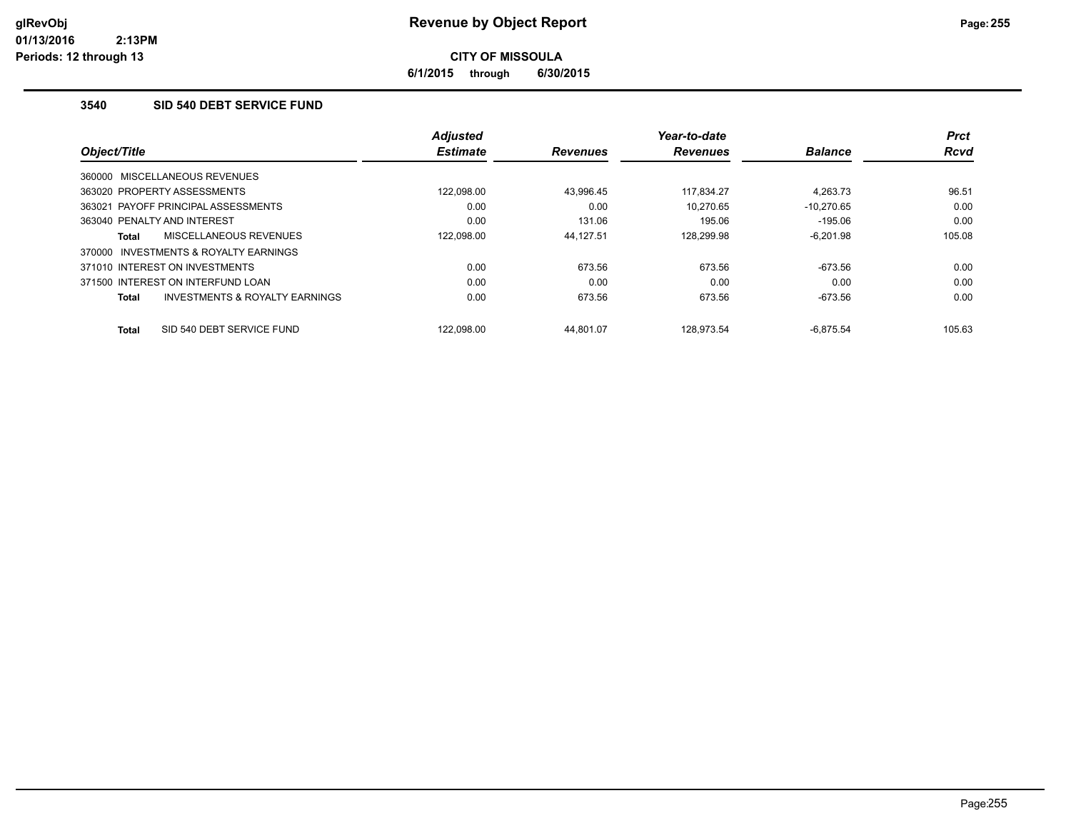# Revenue by Object Report

**CITY OF MISSOULA**

**6/1/2015 through 6/30/2015**

glRevObj
01/13/2016 2:13PM
Periods: 12 through 13

### 3540 SID 540 DEBT SERVICE FUND

| Object/Title | | Adjusted Estimate | Revenues | Year-to-date Revenues | Balance | Prct Rcvd |
|---|---|---|---|---|---|---|
| 360000 MISCELLANEOUS REVENUES | | | | | | |
| 363020 PROPERTY ASSESSMENTS | | 122,098.00 | 43,996.45 | 117,834.27 | 4,263.73 | 96.51 |
| 363021 PAYOFF PRINCIPAL ASSESSMENTS | | 0.00 | 0.00 | 10,270.65 | -10,270.65 | 0.00 |
| 363040 PENALTY AND INTEREST | | 0.00 | 131.06 | 195.06 | -195.06 | 0.00 |
| **Total** | MISCELLANEOUS REVENUES | 122,098.00 | 44,127.51 | 128,299.98 | -6,201.98 | 105.08 |
| 370000 INVESTMENTS & ROYALTY EARNINGS | | | | | | |
| 371010 INTEREST ON INVESTMENTS | | 0.00 | 673.56 | 673.56 | -673.56 | 0.00 |
| 371500 INTEREST ON INTERFUND LOAN | | 0.00 | 0.00 | 0.00 | 0.00 | 0.00 |
| **Total** | INVESTMENTS & ROYALTY EARNINGS | 0.00 | 673.56 | 673.56 | -673.56 | 0.00 |
| **Total** | SID 540 DEBT SERVICE FUND | 122,098.00 | 44,801.07 | 128,973.54 | -6,875.54 | 105.63 |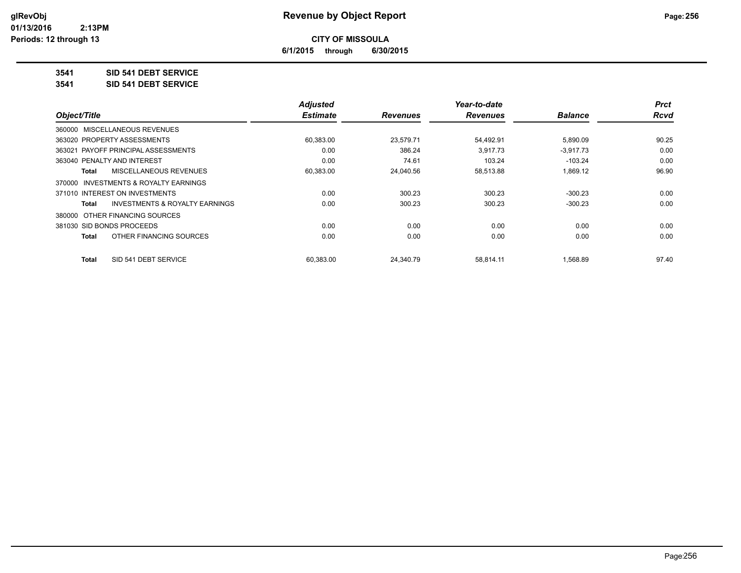# Revenue by Object Report

**CITY OF MISSOULA**

**6/1/2015 through 6/30/2015**

glRevObj
01/13/2016 2:13PM
Periods: 12 through 13

**3541 SID 541 DEBT SERVICE**

**3541 SID 541 DEBT SERVICE**

| Object/Title | Adjusted Estimate | Revenues | Year-to-date Revenues | Balance | Prct Rcvd |
|---|---|---|---|---|---|
| 360000 MISCELLANEOUS REVENUES | | | | | |
| 363020 PROPERTY ASSESSMENTS | 60,383.00 | 23,579.71 | 54,492.91 | 5,890.09 | 90.25 |
| 363021 PAYOFF PRINCIPAL ASSESSMENTS | 0.00 | 386.24 | 3,917.73 | -3,917.73 | 0.00 |
| 363040 PENALTY AND INTEREST | 0.00 | 74.61 | 103.24 | -103.24 | 0.00 |
| **Total** MISCELLANEOUS REVENUES | 60,383.00 | 24,040.56 | 58,513.88 | 1,869.12 | 96.90 |
| 370000 INVESTMENTS & ROYALTY EARNINGS | | | | | |
| 371010 INTEREST ON INVESTMENTS | 0.00 | 300.23 | 300.23 | -300.23 | 0.00 |
| **Total** INVESTMENTS & ROYALTY EARNINGS | 0.00 | 300.23 | 300.23 | -300.23 | 0.00 |
| 380000 OTHER FINANCING SOURCES | | | | | |
| 381030 SID BONDS PROCEEDS | 0.00 | 0.00 | 0.00 | 0.00 | 0.00 |
| **Total** OTHER FINANCING SOURCES | 0.00 | 0.00 | 0.00 | 0.00 | 0.00 |
| **Total** SID 541 DEBT SERVICE | 60,383.00 | 24,340.79 | 58,814.11 | 1,568.89 | 97.40 |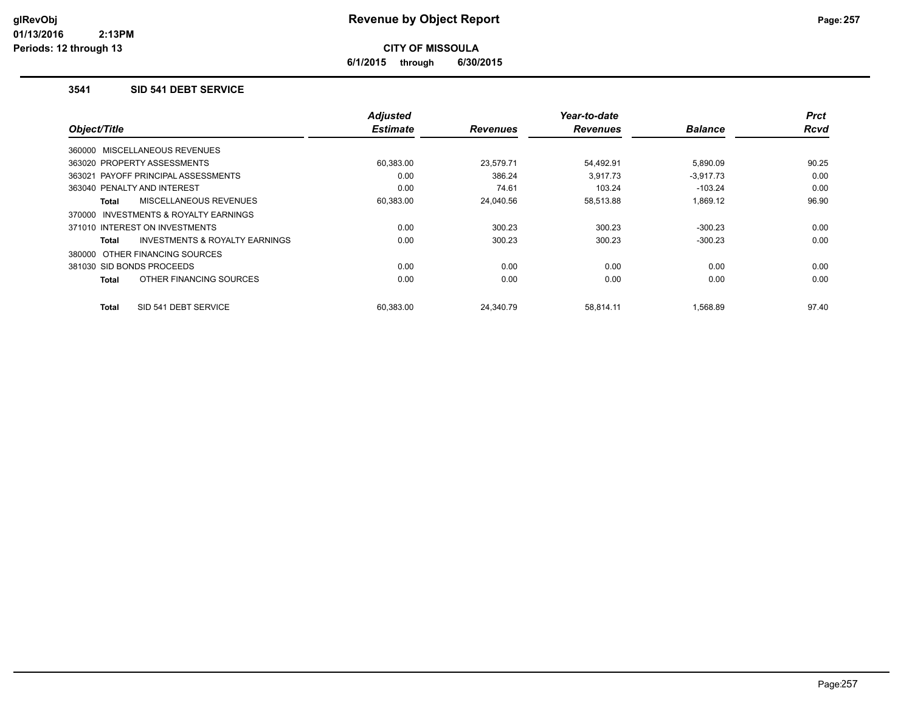**CITY OF MISSOULA**

**6/1/2015 through 6/30/2015**

### 3541 SID 541 DEBT SERVICE

| Object/Title | Adjusted Estimate | Revenues | Year-to-date Revenues | Balance | Prct Rcvd |
|---|---|---|---|---|---|
| 360000 MISCELLANEOUS REVENUES | | | | | |
| 363020 PROPERTY ASSESSMENTS | 60,383.00 | 23,579.71 | 54,492.91 | 5,890.09 | 90.25 |
| 363021 PAYOFF PRINCIPAL ASSESSMENTS | 0.00 | 386.24 | 3,917.73 | -3,917.73 | 0.00 |
| 363040 PENALTY AND INTEREST | 0.00 | 74.61 | 103.24 | -103.24 | 0.00 |
| **Total** MISCELLANEOUS REVENUES | 60,383.00 | 24,040.56 | 58,513.88 | 1,869.12 | 96.90 |
| 370000 INVESTMENTS & ROYALTY EARNINGS | | | | | |
| 371010 INTEREST ON INVESTMENTS | 0.00 | 300.23 | 300.23 | -300.23 | 0.00 |
| **Total** INVESTMENTS & ROYALTY EARNINGS | 0.00 | 300.23 | 300.23 | -300.23 | 0.00 |
| 380000 OTHER FINANCING SOURCES | | | | | |
| 381030 SID BONDS PROCEEDS | 0.00 | 0.00 | 0.00 | 0.00 | 0.00 |
| **Total** OTHER FINANCING SOURCES | 0.00 | 0.00 | 0.00 | 0.00 | 0.00 |
| **Total** SID 541 DEBT SERVICE | 60,383.00 | 24,340.79 | 58,814.11 | 1,568.89 | 97.40 |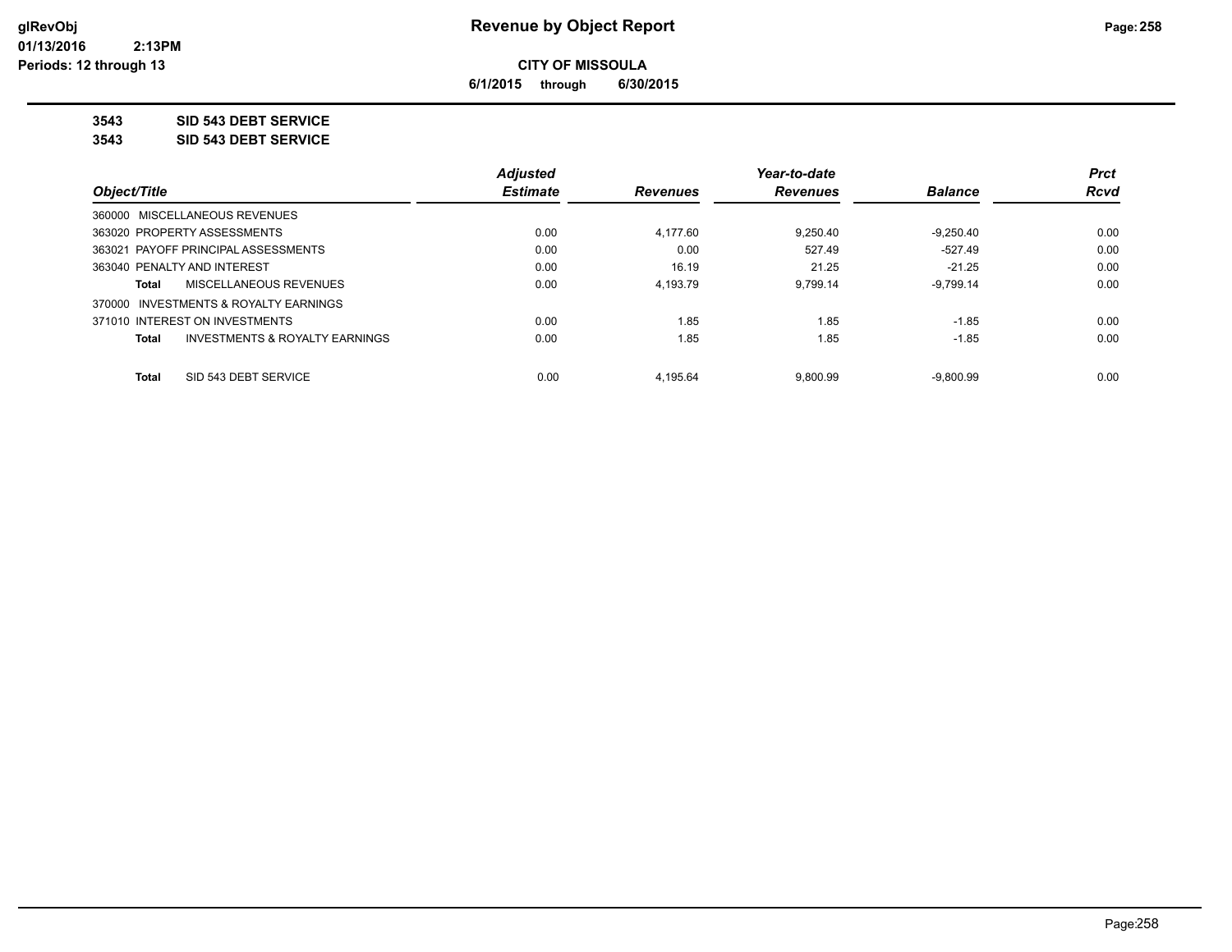**Revenue by Object Report**

**CITY OF MISSOULA**

**6/1/2015 through 6/30/2015**

glRevObj
01/13/2016 2:13PM
Periods: 12 through 13

**3543 SID 543 DEBT SERVICE**

**3543 SID 543 DEBT SERVICE**

| Object/Title | Adjusted Estimate | Revenues | Year-to-date Revenues | Balance | Prct Rcvd |
|---|---|---|---|---|---|
| 360000 MISCELLANEOUS REVENUES | | | | | |
| 363020 PROPERTY ASSESSMENTS | 0.00 | 4,177.60 | 9,250.40 | -9,250.40 | 0.00 |
| 363021 PAYOFF PRINCIPAL ASSESSMENTS | 0.00 | 0.00 | 527.49 | -527.49 | 0.00 |
| 363040 PENALTY AND INTEREST | 0.00 | 16.19 | 21.25 | -21.25 | 0.00 |
| **Total** MISCELLANEOUS REVENUES | 0.00 | 4,193.79 | 9,799.14 | -9,799.14 | 0.00 |
| 370000 INVESTMENTS & ROYALTY EARNINGS | | | | | |
| 371010 INTEREST ON INVESTMENTS | 0.00 | 1.85 | 1.85 | -1.85 | 0.00 |
| **Total** INVESTMENTS & ROYALTY EARNINGS | 0.00 | 1.85 | 1.85 | -1.85 | 0.00 |
| **Total** SID 543 DEBT SERVICE | 0.00 | 4,195.64 | 9,800.99 | -9,800.99 | 0.00 |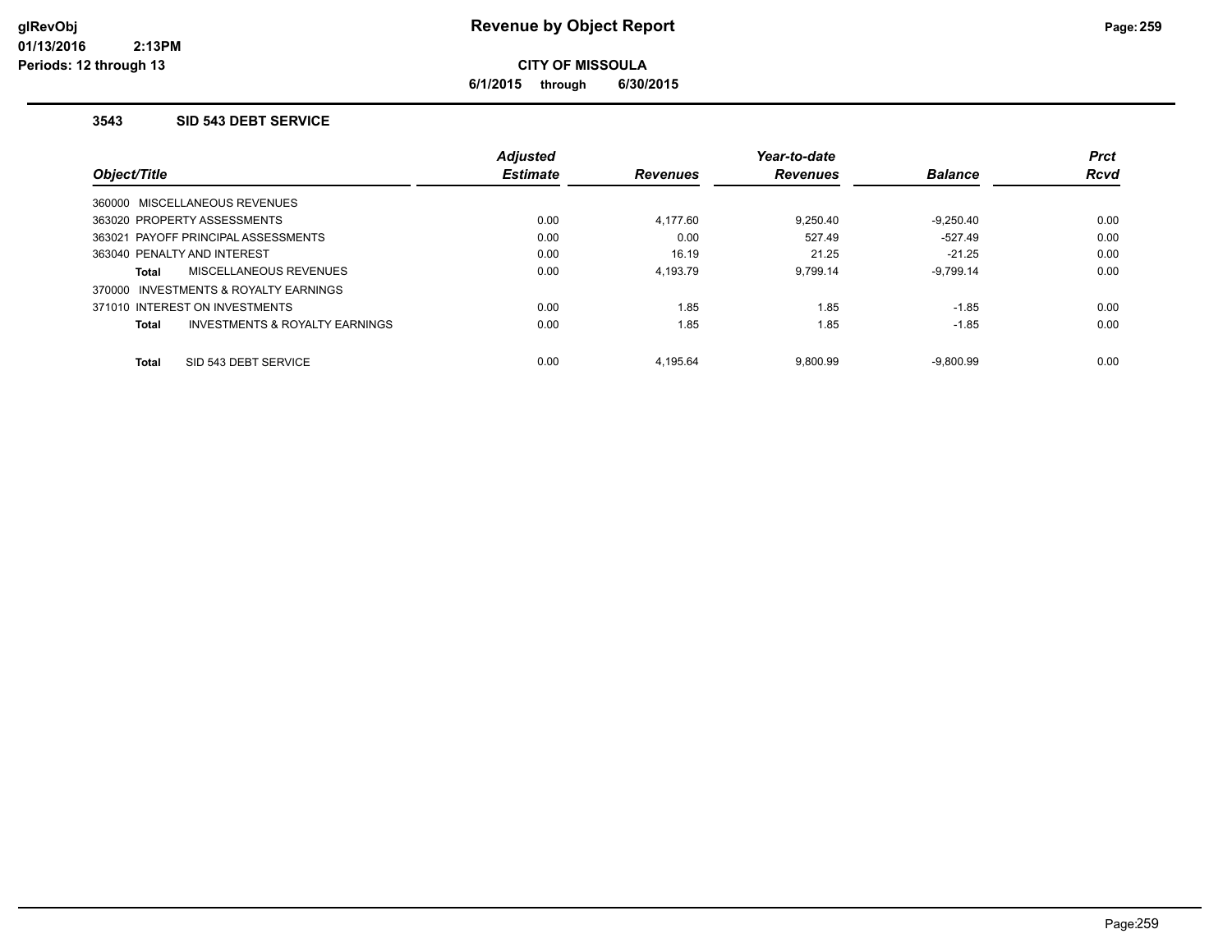# Revenue by Object Report

glRevObj
01/13/2016 2:13PM
Periods: 12 through 13

**CITY OF MISSOULA**

**6/1/2015 through 6/30/2015**

## 3543 SID 543 DEBT SERVICE

| Object/Title | Adjusted Estimate | Revenues | Year-to-date Revenues | Balance | Prct Rcvd |
|---|---|---|---|---|---|
| 360000 MISCELLANEOUS REVENUES | | | | | |
| 363020 PROPERTY ASSESSMENTS | 0.00 | 4,177.60 | 9,250.40 | -9,250.40 | 0.00 |
| 363021 PAYOFF PRINCIPAL ASSESSMENTS | 0.00 | 0.00 | 527.49 | -527.49 | 0.00 |
| 363040 PENALTY AND INTEREST | 0.00 | 16.19 | 21.25 | -21.25 | 0.00 |
| **Total** MISCELLANEOUS REVENUES | 0.00 | 4,193.79 | 9,799.14 | -9,799.14 | 0.00 |
| 370000 INVESTMENTS & ROYALTY EARNINGS | | | | | |
| 371010 INTEREST ON INVESTMENTS | 0.00 | 1.85 | 1.85 | -1.85 | 0.00 |
| **Total** INVESTMENTS & ROYALTY EARNINGS | 0.00 | 1.85 | 1.85 | -1.85 | 0.00 |
| **Total** SID 543 DEBT SERVICE | 0.00 | 4,195.64 | 9,800.99 | -9,800.99 | 0.00 |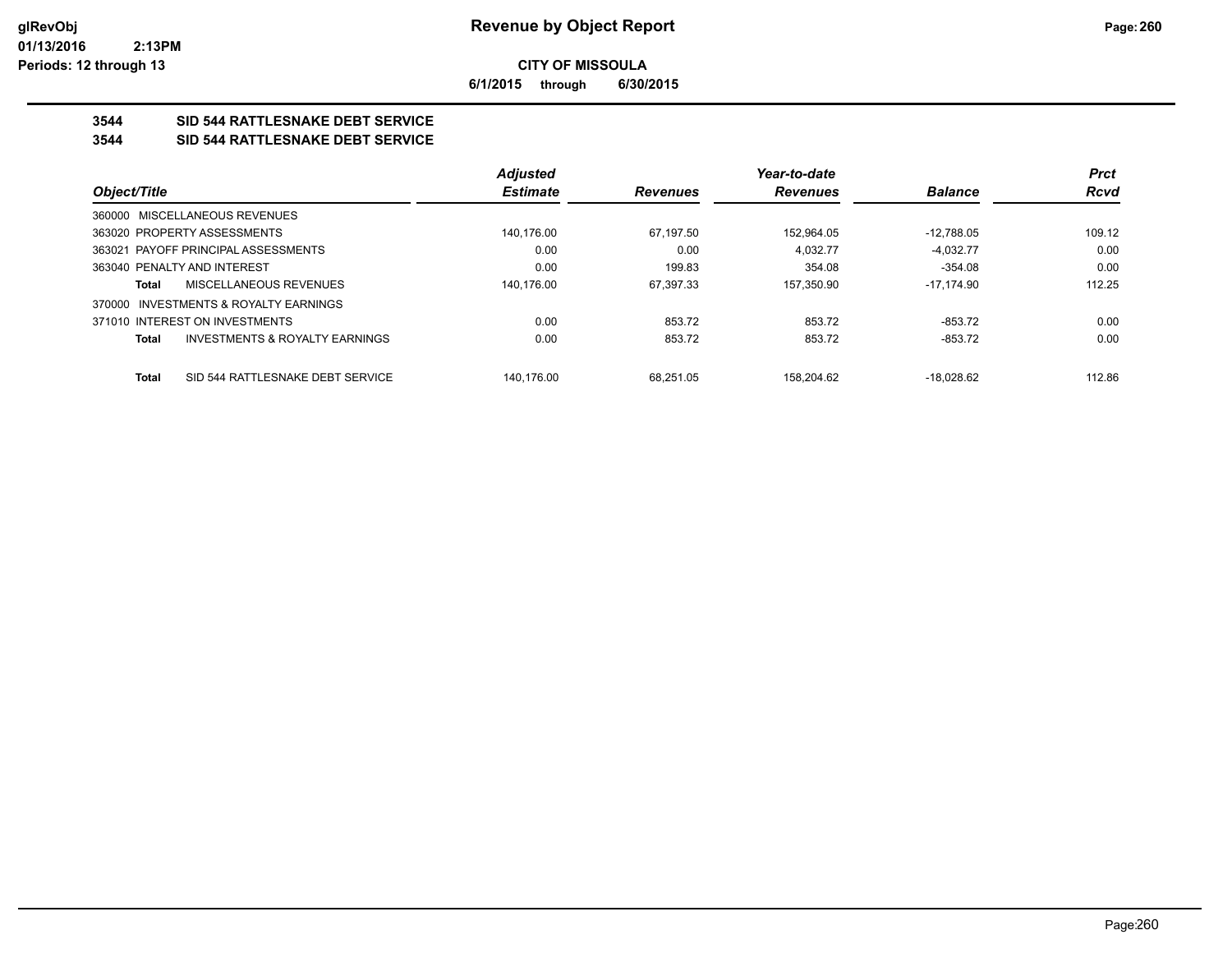**CITY OF MISSOULA**

**6/1/2015 through 6/30/2015**

### 3544 SID 544 RATTLESNAKE DEBT SERVICE
### 3544 SID 544 RATTLESNAKE DEBT SERVICE

| Object/Title | Adjusted Estimate | Revenues | Year-to-date Revenues | Balance | Prct Rcvd |
|---|---|---|---|---|---|
| 360000 MISCELLANEOUS REVENUES | | | | | |
| 363020 PROPERTY ASSESSMENTS | 140,176.00 | 67,197.50 | 152,964.05 | -12,788.05 | 109.12 |
| 363021 PAYOFF PRINCIPAL ASSESSMENTS | 0.00 | 0.00 | 4,032.77 | -4,032.77 | 0.00 |
| 363040 PENALTY AND INTEREST | 0.00 | 199.83 | 354.08 | -354.08 | 0.00 |
| **Total** MISCELLANEOUS REVENUES | 140,176.00 | 67,397.33 | 157,350.90 | -17,174.90 | 112.25 |
| 370000 INVESTMENTS & ROYALTY EARNINGS | | | | | |
| 371010 INTEREST ON INVESTMENTS | 0.00 | 853.72 | 853.72 | -853.72 | 0.00 |
| **Total** INVESTMENTS & ROYALTY EARNINGS | 0.00 | 853.72 | 853.72 | -853.72 | 0.00 |
| **Total** SID 544 RATTLESNAKE DEBT SERVICE | 140,176.00 | 68,251.05 | 158,204.62 | -18,028.62 | 112.86 |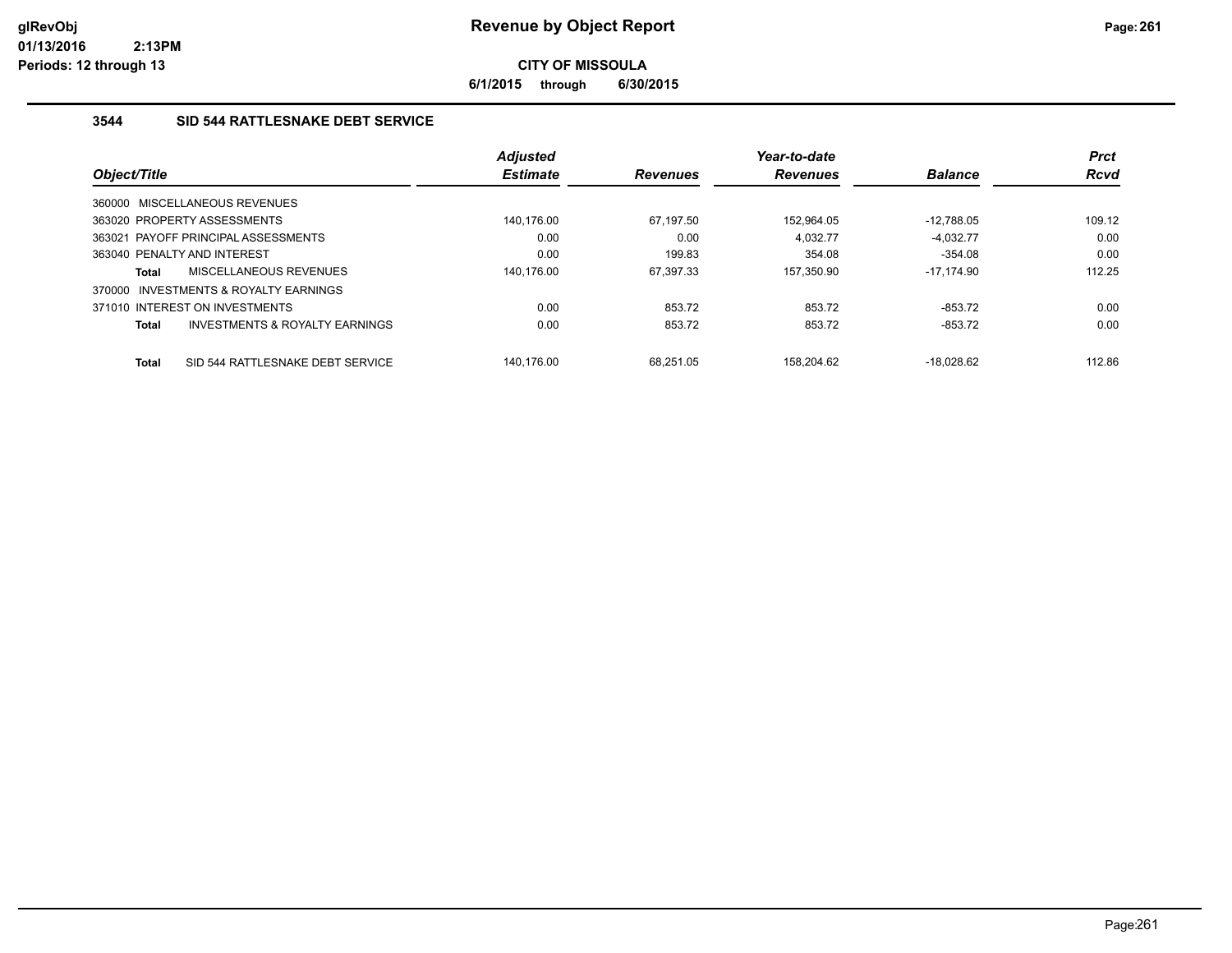# Revenue by Object Report

**CITY OF MISSOULA**

**6/1/2015 through 6/30/2015**

### 3544 SID 544 RATTLESNAKE DEBT SERVICE

| Object/Title | Adjusted Estimate | Revenues | Year-to-date Revenues | Balance | Prct Rcvd |
|---|---|---|---|---|---|
| 360000 MISCELLANEOUS REVENUES | | | | | |
| 363020 PROPERTY ASSESSMENTS | 140,176.00 | 67,197.50 | 152,964.05 | -12,788.05 | 109.12 |
| 363021 PAYOFF PRINCIPAL ASSESSMENTS | 0.00 | 0.00 | 4,032.77 | -4,032.77 | 0.00 |
| 363040 PENALTY AND INTEREST | 0.00 | 199.83 | 354.08 | -354.08 | 0.00 |
| **Total** MISCELLANEOUS REVENUES | 140,176.00 | 67,397.33 | 157,350.90 | -17,174.90 | 112.25 |
| 370000 INVESTMENTS & ROYALTY EARNINGS | | | | | |
| 371010 INTEREST ON INVESTMENTS | 0.00 | 853.72 | 853.72 | -853.72 | 0.00 |
| **Total** INVESTMENTS & ROYALTY EARNINGS | 0.00 | 853.72 | 853.72 | -853.72 | 0.00 |
| **Total** SID 544 RATTLESNAKE DEBT SERVICE | 140,176.00 | 68,251.05 | 158,204.62 | -18,028.62 | 112.86 |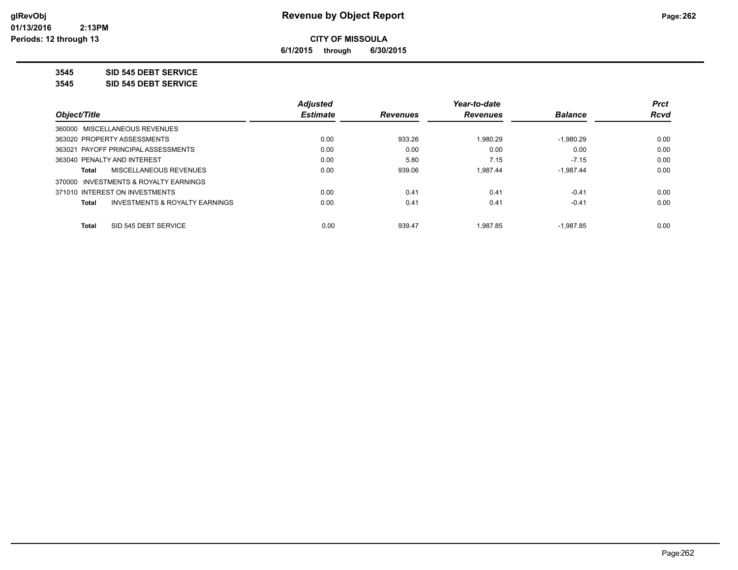**glRevObj**
**01/13/2016 2:13PM**
**Periods: 12 through 13**

# Revenue by Object Report

**CITY OF MISSOULA**

**6/1/2015 through 6/30/2015**

**3545 SID 545 DEBT SERVICE**
**3545 SID 545 DEBT SERVICE**

| Object/Title | Adjusted Estimate | Revenues | Year-to-date Revenues | Balance | Prct Rcvd |
|---|---|---|---|---|---|
| 360000 MISCELLANEOUS REVENUES | | | | | |
| 363020 PROPERTY ASSESSMENTS | 0.00 | 933.26 | 1,980.29 | -1,980.29 | 0.00 |
| 363021 PAYOFF PRINCIPAL ASSESSMENTS | 0.00 | 0.00 | 0.00 | 0.00 | 0.00 |
| 363040 PENALTY AND INTEREST | 0.00 | 5.80 | 7.15 | -7.15 | 0.00 |
| **Total** MISCELLANEOUS REVENUES | 0.00 | 939.06 | 1,987.44 | -1,987.44 | 0.00 |
| 370000 INVESTMENTS & ROYALTY EARNINGS | | | | | |
| 371010 INTEREST ON INVESTMENTS | 0.00 | 0.41 | 0.41 | -0.41 | 0.00 |
| **Total** INVESTMENTS & ROYALTY EARNINGS | 0.00 | 0.41 | 0.41 | -0.41 | 0.00 |
| **Total** SID 545 DEBT SERVICE | 0.00 | 939.47 | 1,987.85 | -1,987.85 | 0.00 |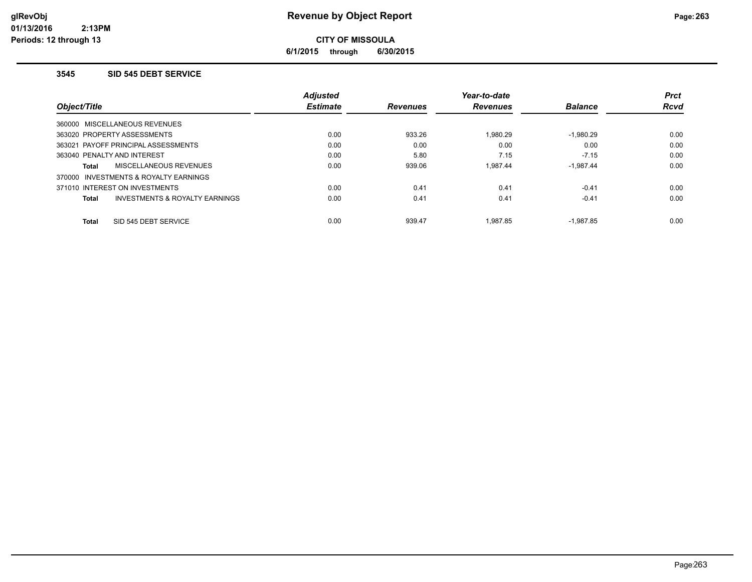# Revenue by Object Report

**CITY OF MISSOULA**

**6/1/2015 through 6/30/2015**

glRevObj
01/13/2016 2:13PM
Periods: 12 through 13

### 3545 SID 545 DEBT SERVICE

| Object/Title | Adjusted Estimate | Revenues | Year-to-date Revenues | Balance | Prct Rcvd |
|---|---|---|---|---|---|
| 360000 MISCELLANEOUS REVENUES | | | | | |
| 363020 PROPERTY ASSESSMENTS | 0.00 | 933.26 | 1,980.29 | -1,980.29 | 0.00 |
| 363021 PAYOFF PRINCIPAL ASSESSMENTS | 0.00 | 0.00 | 0.00 | 0.00 | 0.00 |
| 363040 PENALTY AND INTEREST | 0.00 | 5.80 | 7.15 | -7.15 | 0.00 |
| **Total** MISCELLANEOUS REVENUES | 0.00 | 939.06 | 1,987.44 | -1,987.44 | 0.00 |
| 370000 INVESTMENTS & ROYALTY EARNINGS | | | | | |
| 371010 INTEREST ON INVESTMENTS | 0.00 | 0.41 | 0.41 | -0.41 | 0.00 |
| **Total** INVESTMENTS & ROYALTY EARNINGS | 0.00 | 0.41 | 0.41 | -0.41 | 0.00 |
| **Total** SID 545 DEBT SERVICE | 0.00 | 939.47 | 1,987.85 | -1,987.85 | 0.00 |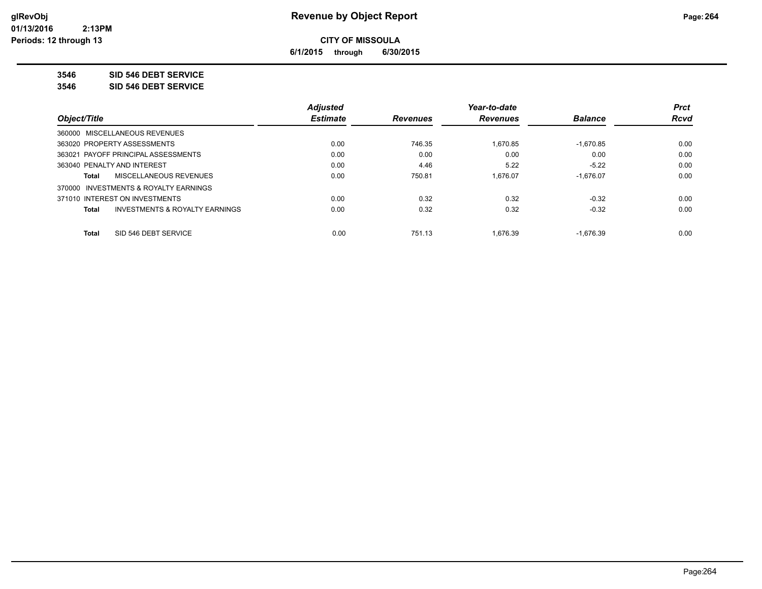**CITY OF MISSOULA**

**6/1/2015 through 6/30/2015**

**3546 SID 546 DEBT SERVICE**

**3546 SID 546 DEBT SERVICE**

| Object/Title | Adjusted Estimate | Revenues | Year-to-date Revenues | Balance | Prct Rcvd |
|---|---|---|---|---|---|
| 360000 MISCELLANEOUS REVENUES | | | | | |
| 363020 PROPERTY ASSESSMENTS | 0.00 | 746.35 | 1,670.85 | -1,670.85 | 0.00 |
| 363021 PAYOFF PRINCIPAL ASSESSMENTS | 0.00 | 0.00 | 0.00 | 0.00 | 0.00 |
| 363040 PENALTY AND INTEREST | 0.00 | 4.46 | 5.22 | -5.22 | 0.00 |
| **Total** MISCELLANEOUS REVENUES | 0.00 | 750.81 | 1,676.07 | -1,676.07 | 0.00 |
| 370000 INVESTMENTS & ROYALTY EARNINGS | | | | | |
| 371010 INTEREST ON INVESTMENTS | 0.00 | 0.32 | 0.32 | -0.32 | 0.00 |
| **Total** INVESTMENTS & ROYALTY EARNINGS | 0.00 | 0.32 | 0.32 | -0.32 | 0.00 |
| **Total** SID 546 DEBT SERVICE | 0.00 | 751.13 | 1,676.39 | -1,676.39 | 0.00 |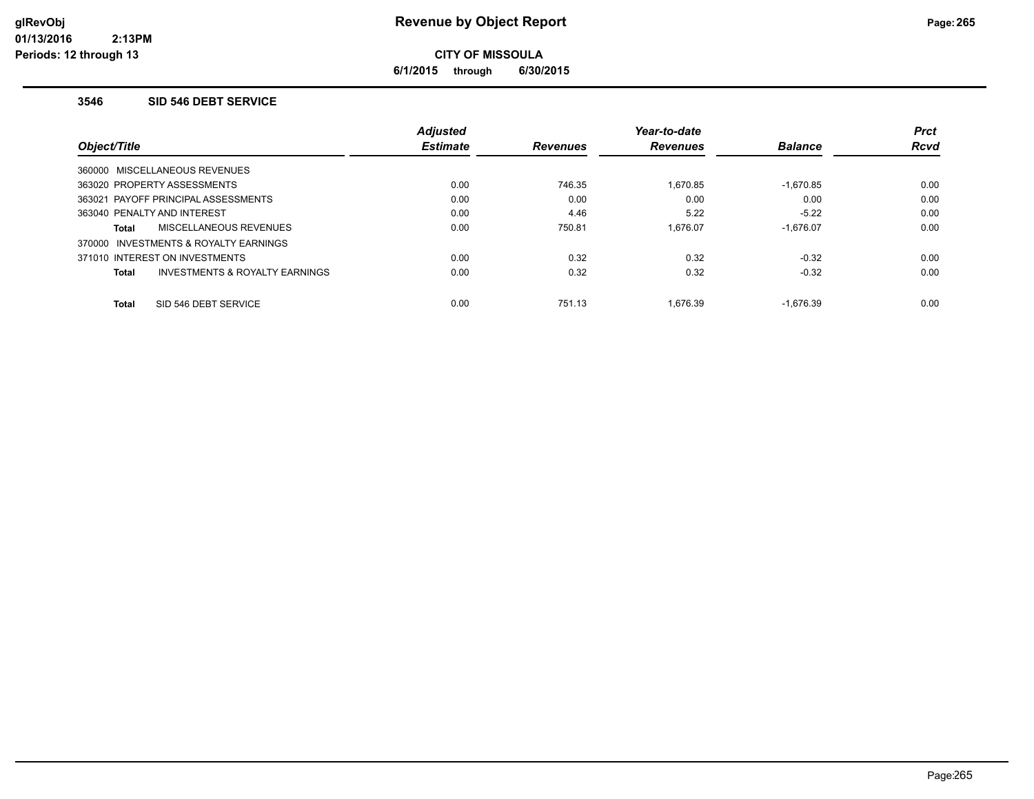**Revenue by Object Report**

**CITY OF MISSOULA**

**6/1/2015 through 6/30/2015**

glRevObj
01/13/2016 2:13PM
Periods: 12 through 13

### 3546 SID 546 DEBT SERVICE

| Object/Title | Adjusted Estimate | Revenues | Year-to-date Revenues | Balance | Prct Rcvd |
|---|---|---|---|---|---|
| 360000 MISCELLANEOUS REVENUES | | | | | |
| 363020 PROPERTY ASSESSMENTS | 0.00 | 746.35 | 1,670.85 | -1,670.85 | 0.00 |
| 363021 PAYOFF PRINCIPAL ASSESSMENTS | 0.00 | 0.00 | 0.00 | 0.00 | 0.00 |
| 363040 PENALTY AND INTEREST | 0.00 | 4.46 | 5.22 | -5.22 | 0.00 |
| **Total** MISCELLANEOUS REVENUES | 0.00 | 750.81 | 1,676.07 | -1,676.07 | 0.00 |
| 370000 INVESTMENTS & ROYALTY EARNINGS | | | | | |
| 371010 INTEREST ON INVESTMENTS | 0.00 | 0.32 | 0.32 | -0.32 | 0.00 |
| **Total** INVESTMENTS & ROYALTY EARNINGS | 0.00 | 0.32 | 0.32 | -0.32 | 0.00 |
| **Total** SID 546 DEBT SERVICE | 0.00 | 751.13 | 1,676.39 | -1,676.39 | 0.00 |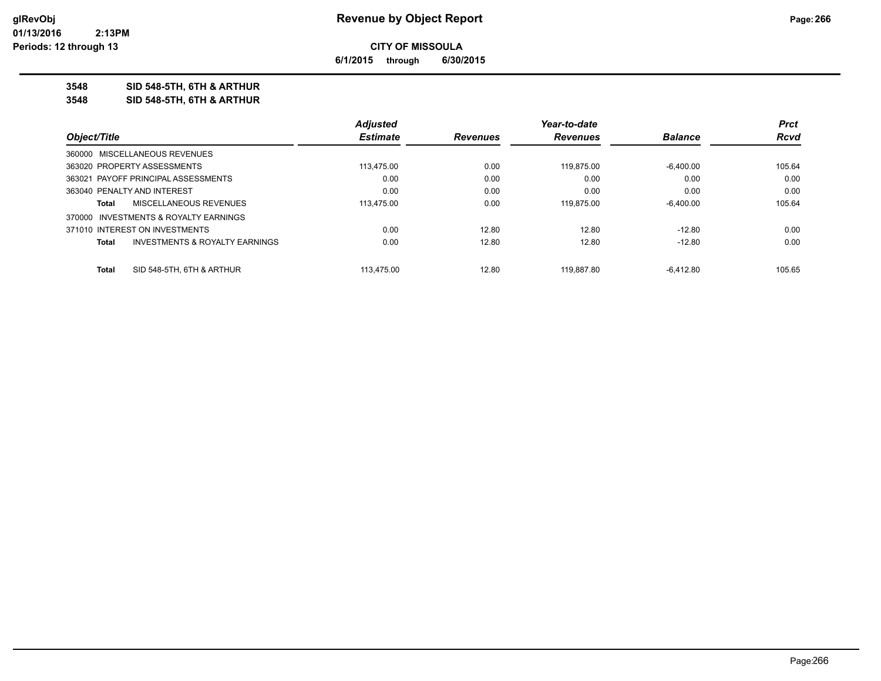**CITY OF MISSOULA**

**6/1/2015 through 6/30/2015**

## 3548 SID 548-5TH, 6TH & ARTHUR
## 3548 SID 548-5TH, 6TH & ARTHUR

| Object/Title | Adjusted Estimate | Revenues | Year-to-date Revenues | Balance | Prct Rcvd |
|---|---|---|---|---|---|
| 360000 MISCELLANEOUS REVENUES | | | | | |
| 363020 PROPERTY ASSESSMENTS | 113,475.00 | 0.00 | 119,875.00 | -6,400.00 | 105.64 |
| 363021 PAYOFF PRINCIPAL ASSESSMENTS | 0.00 | 0.00 | 0.00 | 0.00 | 0.00 |
| 363040 PENALTY AND INTEREST | 0.00 | 0.00 | 0.00 | 0.00 | 0.00 |
| **Total** MISCELLANEOUS REVENUES | 113,475.00 | 0.00 | 119,875.00 | -6,400.00 | 105.64 |
| 370000 INVESTMENTS & ROYALTY EARNINGS | | | | | |
| 371010 INTEREST ON INVESTMENTS | 0.00 | 12.80 | 12.80 | -12.80 | 0.00 |
| **Total** INVESTMENTS & ROYALTY EARNINGS | 0.00 | 12.80 | 12.80 | -12.80 | 0.00 |
| **Total** SID 548-5TH, 6TH & ARTHUR | 113,475.00 | 12.80 | 119,887.80 | -6,412.80 | 105.65 |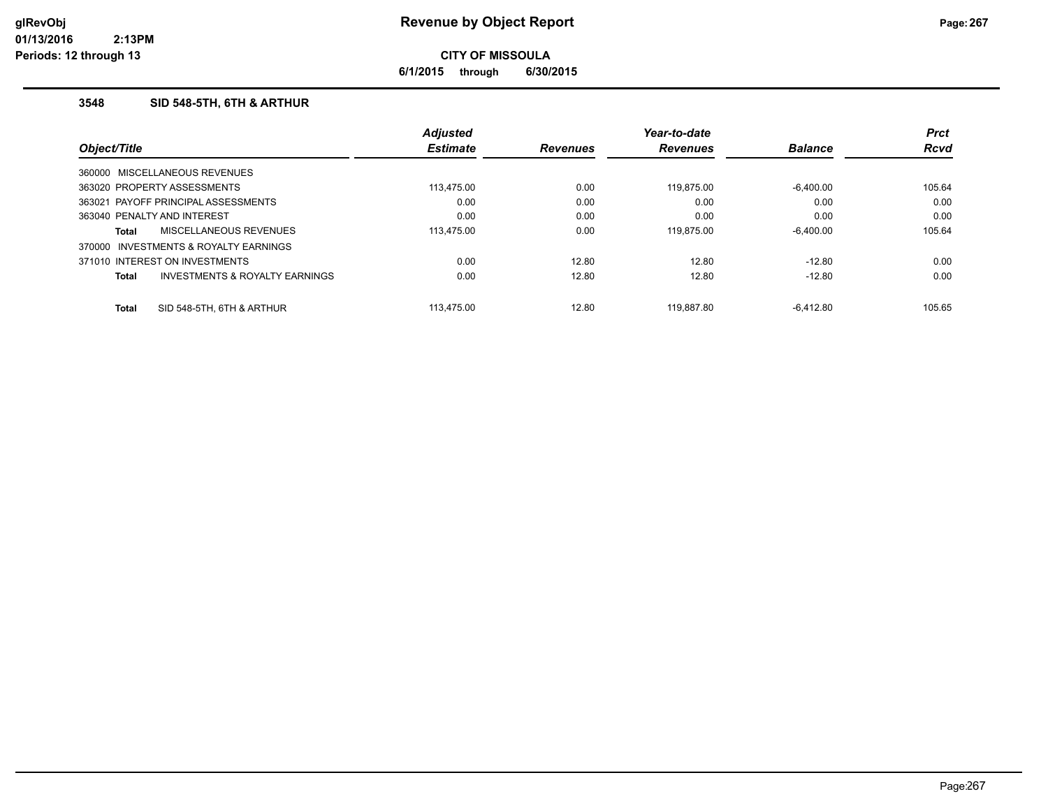# Revenue by Object Report

glRevObj
01/13/2016 2:13PM
Periods: 12 through 13

**CITY OF MISSOULA**

**6/1/2015 through 6/30/2015**

### 3548 SID 548-5TH, 6TH & ARTHUR

| Object/Title | Adjusted Estimate | Revenues | Year-to-date Revenues | Balance | Prct Rcvd |
|---|---|---|---|---|---|
| 360000 MISCELLANEOUS REVENUES | | | | | |
| 363020 PROPERTY ASSESSMENTS | 113,475.00 | 0.00 | 119,875.00 | -6,400.00 | 105.64 |
| 363021 PAYOFF PRINCIPAL ASSESSMENTS | 0.00 | 0.00 | 0.00 | 0.00 | 0.00 |
| 363040 PENALTY AND INTEREST | 0.00 | 0.00 | 0.00 | 0.00 | 0.00 |
| **Total** MISCELLANEOUS REVENUES | 113,475.00 | 0.00 | 119,875.00 | -6,400.00 | 105.64 |
| 370000 INVESTMENTS & ROYALTY EARNINGS | | | | | |
| 371010 INTEREST ON INVESTMENTS | 0.00 | 12.80 | 12.80 | -12.80 | 0.00 |
| **Total** INVESTMENTS & ROYALTY EARNINGS | 0.00 | 12.80 | 12.80 | -12.80 | 0.00 |
| **Total** SID 548-5TH, 6TH & ARTHUR | 113,475.00 | 12.80 | 119,887.80 | -6,412.80 | 105.65 |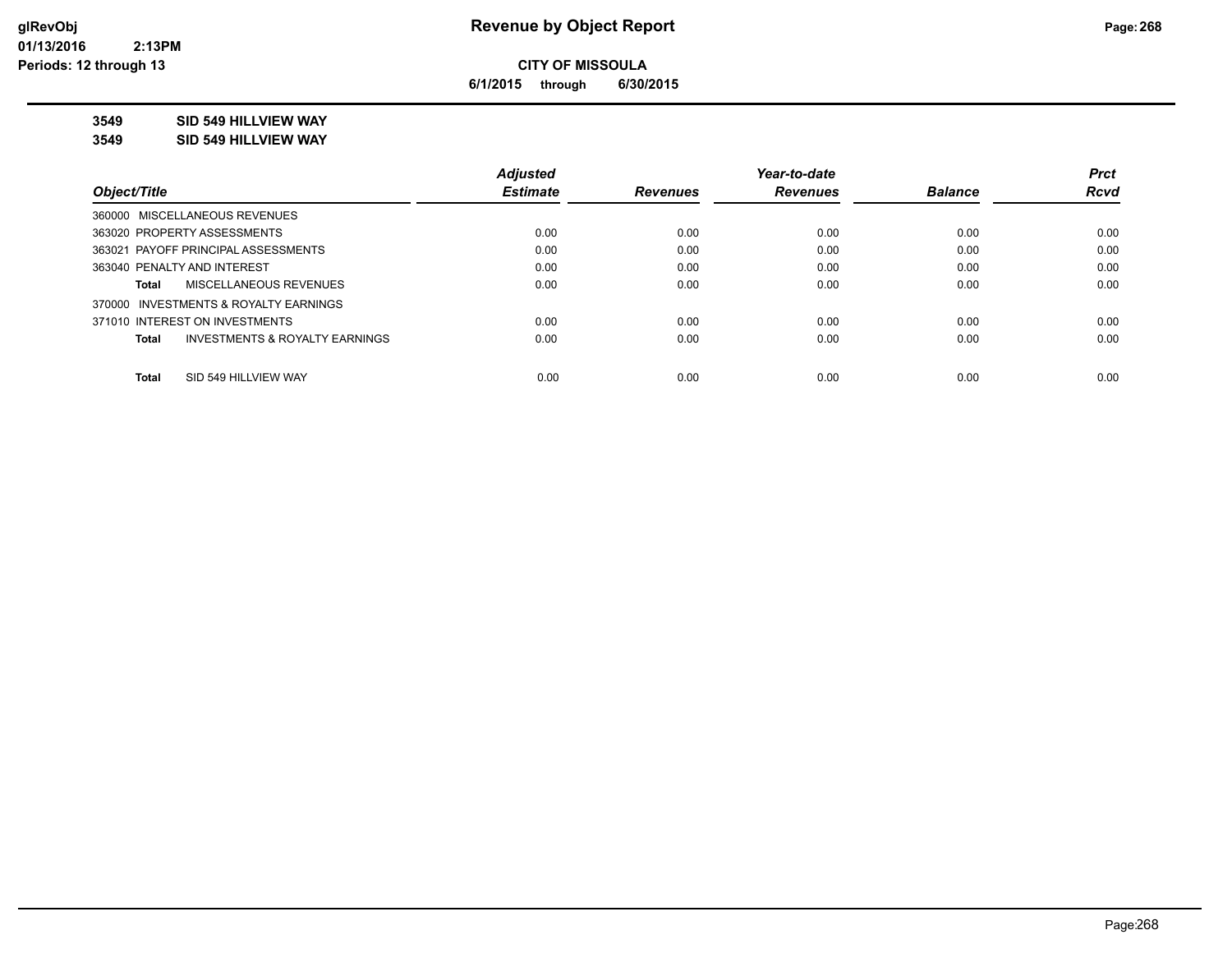# Revenue by Object Report

**CITY OF MISSOULA**

**6/1/2015 through 6/30/2015**

glRevObj
01/13/2016 2:13PM
Periods: 12 through 13

**3549 SID 549 HILLVIEW WAY**

**3549 SID 549 HILLVIEW WAY**

| Object/Title | Adjusted Estimate | Revenues | Year-to-date Revenues | Balance | Prct Rcvd |
|---|---|---|---|---|---|
| 360000 MISCELLANEOUS REVENUES | | | | | |
| 363020 PROPERTY ASSESSMENTS | 0.00 | 0.00 | 0.00 | 0.00 | 0.00 |
| 363021 PAYOFF PRINCIPAL ASSESSMENTS | 0.00 | 0.00 | 0.00 | 0.00 | 0.00 |
| 363040 PENALTY AND INTEREST | 0.00 | 0.00 | 0.00 | 0.00 | 0.00 |
| **Total** MISCELLANEOUS REVENUES | 0.00 | 0.00 | 0.00 | 0.00 | 0.00 |
| 370000 INVESTMENTS & ROYALTY EARNINGS | | | | | |
| 371010 INTEREST ON INVESTMENTS | 0.00 | 0.00 | 0.00 | 0.00 | 0.00 |
| **Total** INVESTMENTS & ROYALTY EARNINGS | 0.00 | 0.00 | 0.00 | 0.00 | 0.00 |
| **Total** SID 549 HILLVIEW WAY | 0.00 | 0.00 | 0.00 | 0.00 | 0.00 |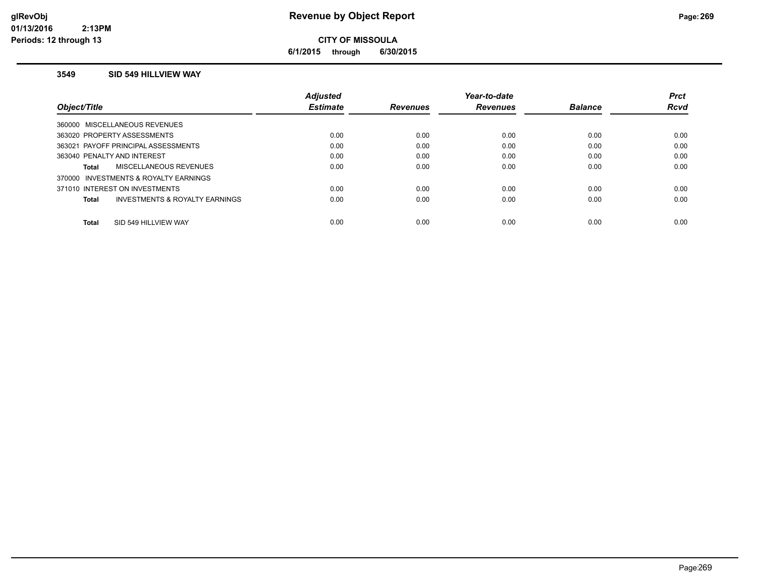# Revenue by Object Report

**CITY OF MISSOULA**

**6/1/2015 through 6/30/2015**

glRevObj
01/13/2016 2:13PM
Periods: 12 through 13

### 3549 SID 549 HILLVIEW WAY

| Object/Title | Adjusted Estimate | Revenues | Year-to-date Revenues | Balance | Prct Rcvd |
|---|---|---|---|---|---|
| 360000 MISCELLANEOUS REVENUES | | | | | |
| 363020 PROPERTY ASSESSMENTS | 0.00 | 0.00 | 0.00 | 0.00 | 0.00 |
| 363021 PAYOFF PRINCIPAL ASSESSMENTS | 0.00 | 0.00 | 0.00 | 0.00 | 0.00 |
| 363040 PENALTY AND INTEREST | 0.00 | 0.00 | 0.00 | 0.00 | 0.00 |
| **Total** MISCELLANEOUS REVENUES | 0.00 | 0.00 | 0.00 | 0.00 | 0.00 |
| 370000 INVESTMENTS & ROYALTY EARNINGS | | | | | |
| 371010 INTEREST ON INVESTMENTS | 0.00 | 0.00 | 0.00 | 0.00 | 0.00 |
| **Total** INVESTMENTS & ROYALTY EARNINGS | 0.00 | 0.00 | 0.00 | 0.00 | 0.00 |
| **Total** SID 549 HILLVIEW WAY | 0.00 | 0.00 | 0.00 | 0.00 | 0.00 |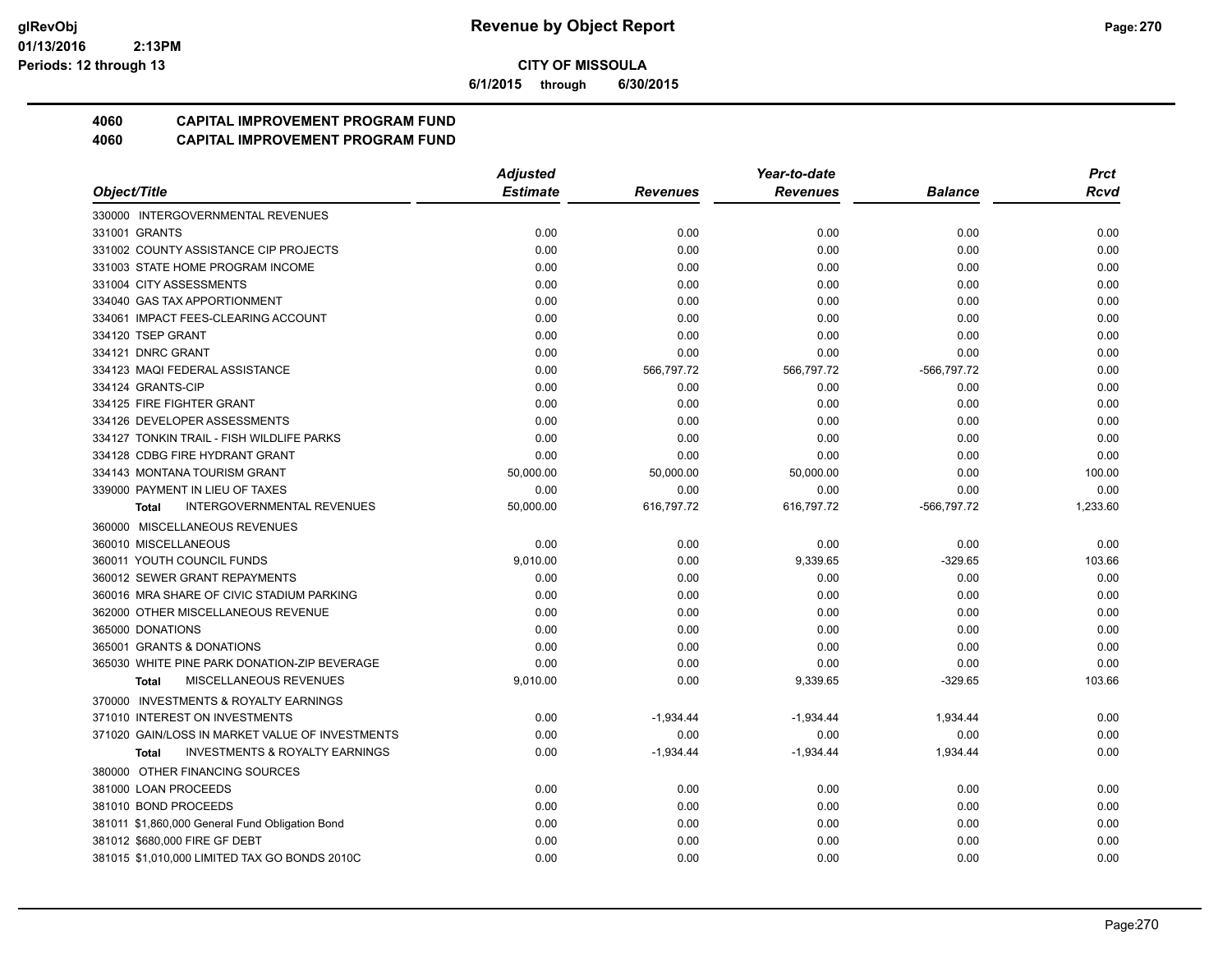**CITY OF MISSOULA**

**6/1/2015 through 6/30/2015**

# 4060 CAPITAL IMPROVEMENT PROGRAM FUND
## 4060 CAPITAL IMPROVEMENT PROGRAM FUND

| Object/Title | Adjusted Estimate | Revenues | Year-to-date Revenues | Balance | Prct Rcvd |
|---|---|---|---|---|---|
| 330000 INTERGOVERNMENTAL REVENUES | | | | | |
| 331001 GRANTS | 0.00 | 0.00 | 0.00 | 0.00 | 0.00 |
| 331002 COUNTY ASSISTANCE CIP PROJECTS | 0.00 | 0.00 | 0.00 | 0.00 | 0.00 |
| 331003 STATE HOME PROGRAM INCOME | 0.00 | 0.00 | 0.00 | 0.00 | 0.00 |
| 331004 CITY ASSESSMENTS | 0.00 | 0.00 | 0.00 | 0.00 | 0.00 |
| 334040 GAS TAX APPORTIONMENT | 0.00 | 0.00 | 0.00 | 0.00 | 0.00 |
| 334061 IMPACT FEES-CLEARING ACCOUNT | 0.00 | 0.00 | 0.00 | 0.00 | 0.00 |
| 334120 TSEP GRANT | 0.00 | 0.00 | 0.00 | 0.00 | 0.00 |
| 334121 DNRC GRANT | 0.00 | 0.00 | 0.00 | 0.00 | 0.00 |
| 334123 MAQI FEDERAL ASSISTANCE | 0.00 | 566,797.72 | 566,797.72 | -566,797.72 | 0.00 |
| 334124 GRANTS-CIP | 0.00 | 0.00 | 0.00 | 0.00 | 0.00 |
| 334125 FIRE FIGHTER GRANT | 0.00 | 0.00 | 0.00 | 0.00 | 0.00 |
| 334126 DEVELOPER ASSESSMENTS | 0.00 | 0.00 | 0.00 | 0.00 | 0.00 |
| 334127 TONKIN TRAIL - FISH WILDLIFE PARKS | 0.00 | 0.00 | 0.00 | 0.00 | 0.00 |
| 334128 CDBG FIRE HYDRANT GRANT | 0.00 | 0.00 | 0.00 | 0.00 | 0.00 |
| 334143 MONTANA TOURISM GRANT | 50,000.00 | 50,000.00 | 50,000.00 | 0.00 | 100.00 |
| 339000 PAYMENT IN LIEU OF TAXES | 0.00 | 0.00 | 0.00 | 0.00 | 0.00 |
| **Total** INTERGOVERNMENTAL REVENUES | 50,000.00 | 616,797.72 | 616,797.72 | -566,797.72 | 1,233.60 |
| 360000 MISCELLANEOUS REVENUES | | | | | |
| 360010 MISCELLANEOUS | 0.00 | 0.00 | 0.00 | 0.00 | 0.00 |
| 360011 YOUTH COUNCIL FUNDS | 9,010.00 | 0.00 | 9,339.65 | -329.65 | 103.66 |
| 360012 SEWER GRANT REPAYMENTS | 0.00 | 0.00 | 0.00 | 0.00 | 0.00 |
| 360016 MRA SHARE OF CIVIC STADIUM PARKING | 0.00 | 0.00 | 0.00 | 0.00 | 0.00 |
| 362000 OTHER MISCELLANEOUS REVENUE | 0.00 | 0.00 | 0.00 | 0.00 | 0.00 |
| 365000 DONATIONS | 0.00 | 0.00 | 0.00 | 0.00 | 0.00 |
| 365001 GRANTS & DONATIONS | 0.00 | 0.00 | 0.00 | 0.00 | 0.00 |
| 365030 WHITE PINE PARK DONATION-ZIP BEVERAGE | 0.00 | 0.00 | 0.00 | 0.00 | 0.00 |
| **Total** MISCELLANEOUS REVENUES | 9,010.00 | 0.00 | 9,339.65 | -329.65 | 103.66 |
| 370000 INVESTMENTS & ROYALTY EARNINGS | | | | | |
| 371010 INTEREST ON INVESTMENTS | 0.00 | -1,934.44 | -1,934.44 | 1,934.44 | 0.00 |
| 371020 GAIN/LOSS IN MARKET VALUE OF INVESTMENTS | 0.00 | 0.00 | 0.00 | 0.00 | 0.00 |
| **Total** INVESTMENTS & ROYALTY EARNINGS | 0.00 | -1,934.44 | -1,934.44 | 1,934.44 | 0.00 |
| 380000 OTHER FINANCING SOURCES | | | | | |
| 381000 LOAN PROCEEDS | 0.00 | 0.00 | 0.00 | 0.00 | 0.00 |
| 381010 BOND PROCEEDS | 0.00 | 0.00 | 0.00 | 0.00 | 0.00 |
| 381011 $1,860,000 General Fund Obligation Bond | 0.00 | 0.00 | 0.00 | 0.00 | 0.00 |
| 381012 $680,000 FIRE GF DEBT | 0.00 | 0.00 | 0.00 | 0.00 | 0.00 |
| 381015 $1,010,000 LIMITED TAX GO BONDS 2010C | 0.00 | 0.00 | 0.00 | 0.00 | 0.00 |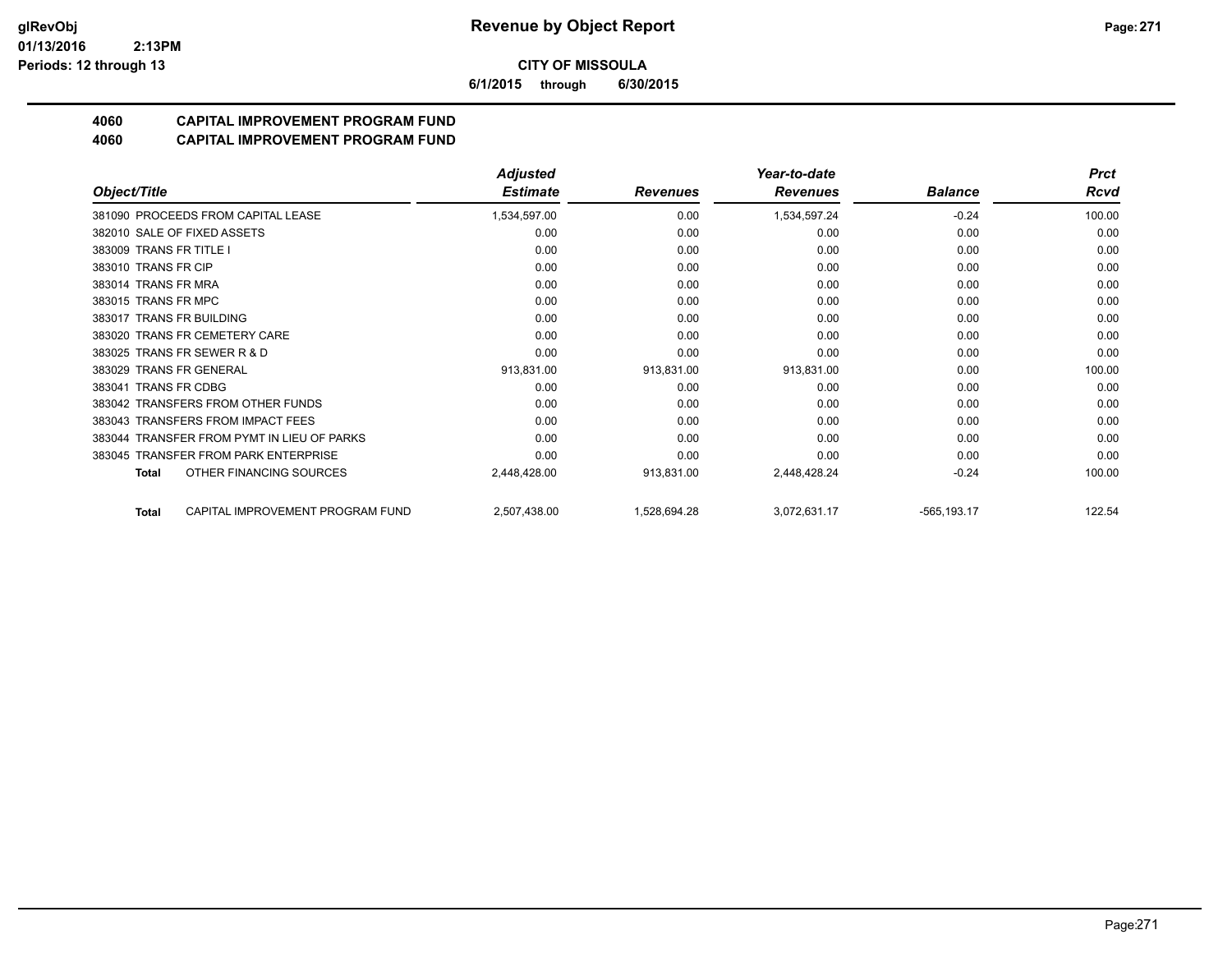**CITY OF MISSOULA**

**6/1/2015 through 6/30/2015**

## 4060 CAPITAL IMPROVEMENT PROGRAM FUND
## 4060 CAPITAL IMPROVEMENT PROGRAM FUND

| Object/Title | Adjusted Estimate | Revenues | Year-to-date Revenues | Balance | Prct Rcvd |
|---|---|---|---|---|---|
| 381090 PROCEEDS FROM CAPITAL LEASE | 1,534,597.00 | 0.00 | 1,534,597.24 | -0.24 | 100.00 |
| 382010 SALE OF FIXED ASSETS | 0.00 | 0.00 | 0.00 | 0.00 | 0.00 |
| 383009 TRANS FR TITLE I | 0.00 | 0.00 | 0.00 | 0.00 | 0.00 |
| 383010 TRANS FR CIP | 0.00 | 0.00 | 0.00 | 0.00 | 0.00 |
| 383014 TRANS FR MRA | 0.00 | 0.00 | 0.00 | 0.00 | 0.00 |
| 383015 TRANS FR MPC | 0.00 | 0.00 | 0.00 | 0.00 | 0.00 |
| 383017 TRANS FR BUILDING | 0.00 | 0.00 | 0.00 | 0.00 | 0.00 |
| 383020 TRANS FR CEMETERY CARE | 0.00 | 0.00 | 0.00 | 0.00 | 0.00 |
| 383025 TRANS FR SEWER R & D | 0.00 | 0.00 | 0.00 | 0.00 | 0.00 |
| 383029 TRANS FR GENERAL | 913,831.00 | 913,831.00 | 913,831.00 | 0.00 | 100.00 |
| 383041 TRANS FR CDBG | 0.00 | 0.00 | 0.00 | 0.00 | 0.00 |
| 383042 TRANSFERS FROM OTHER FUNDS | 0.00 | 0.00 | 0.00 | 0.00 | 0.00 |
| 383043 TRANSFERS FROM IMPACT FEES | 0.00 | 0.00 | 0.00 | 0.00 | 0.00 |
| 383044 TRANSFER FROM PYMT IN LIEU OF PARKS | 0.00 | 0.00 | 0.00 | 0.00 | 0.00 |
| 383045 TRANSFER FROM PARK ENTERPRISE | 0.00 | 0.00 | 0.00 | 0.00 | 0.00 |
| **Total** OTHER FINANCING SOURCES | 2,448,428.00 | 913,831.00 | 2,448,428.24 | -0.24 | 100.00 |
| **Total** CAPITAL IMPROVEMENT PROGRAM FUND | 2,507,438.00 | 1,528,694.28 | 3,072,631.17 | -565,193.17 | 122.54 |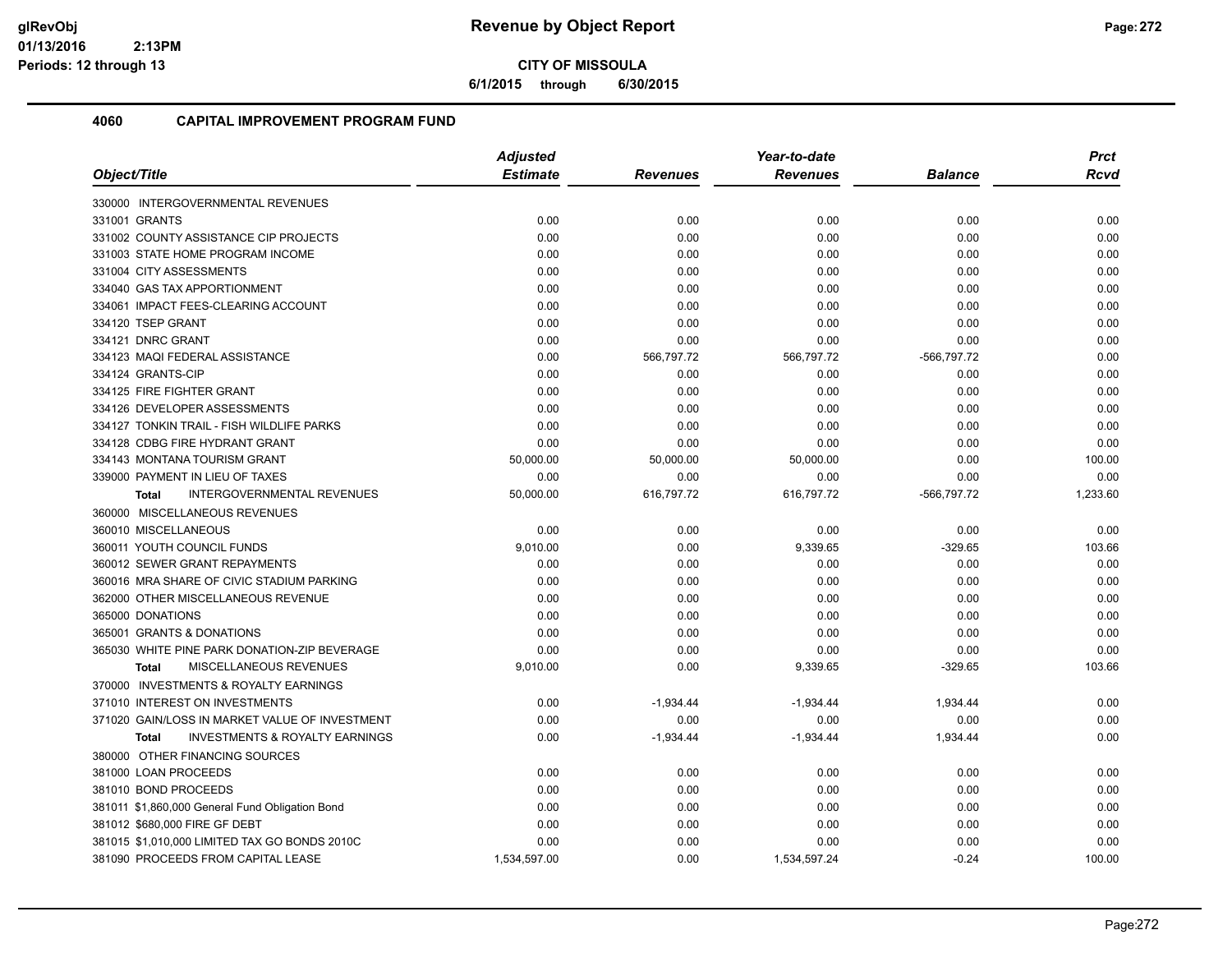# Revenue by Object Report

**CITY OF MISSOULA**

**6/1/2015 through 6/30/2015**

glRevObj
01/13/2016 2:13PM
Periods: 12 through 13

## 4060 CAPITAL IMPROVEMENT PROGRAM FUND

| Object/Title | Adjusted Estimate | Revenues | Year-to-date Revenues | Balance | Prct Rcvd |
|---|---|---|---|---|---|
| 330000 INTERGOVERNMENTAL REVENUES | | | | | |
| 331001 GRANTS | 0.00 | 0.00 | 0.00 | 0.00 | 0.00 |
| 331002 COUNTY ASSISTANCE CIP PROJECTS | 0.00 | 0.00 | 0.00 | 0.00 | 0.00 |
| 331003 STATE HOME PROGRAM INCOME | 0.00 | 0.00 | 0.00 | 0.00 | 0.00 |
| 331004 CITY ASSESSMENTS | 0.00 | 0.00 | 0.00 | 0.00 | 0.00 |
| 334040 GAS TAX APPORTIONMENT | 0.00 | 0.00 | 0.00 | 0.00 | 0.00 |
| 334061 IMPACT FEES-CLEARING ACCOUNT | 0.00 | 0.00 | 0.00 | 0.00 | 0.00 |
| 334120 TSEP GRANT | 0.00 | 0.00 | 0.00 | 0.00 | 0.00 |
| 334121 DNRC GRANT | 0.00 | 0.00 | 0.00 | 0.00 | 0.00 |
| 334123 MAQI FEDERAL ASSISTANCE | 0.00 | 566,797.72 | 566,797.72 | -566,797.72 | 0.00 |
| 334124 GRANTS-CIP | 0.00 | 0.00 | 0.00 | 0.00 | 0.00 |
| 334125 FIRE FIGHTER GRANT | 0.00 | 0.00 | 0.00 | 0.00 | 0.00 |
| 334126 DEVELOPER ASSESSMENTS | 0.00 | 0.00 | 0.00 | 0.00 | 0.00 |
| 334127 TONKIN TRAIL - FISH WILDLIFE PARKS | 0.00 | 0.00 | 0.00 | 0.00 | 0.00 |
| 334128 CDBG FIRE HYDRANT GRANT | 0.00 | 0.00 | 0.00 | 0.00 | 0.00 |
| 334143 MONTANA TOURISM GRANT | 50,000.00 | 50,000.00 | 50,000.00 | 0.00 | 100.00 |
| 339000 PAYMENT IN LIEU OF TAXES | 0.00 | 0.00 | 0.00 | 0.00 | 0.00 |
| **Total** INTERGOVERNMENTAL REVENUES | 50,000.00 | 616,797.72 | 616,797.72 | -566,797.72 | 1,233.60 |
| 360000 MISCELLANEOUS REVENUES | | | | | |
| 360010 MISCELLANEOUS | 0.00 | 0.00 | 0.00 | 0.00 | 0.00 |
| 360011 YOUTH COUNCIL FUNDS | 9,010.00 | 0.00 | 9,339.65 | -329.65 | 103.66 |
| 360012 SEWER GRANT REPAYMENTS | 0.00 | 0.00 | 0.00 | 0.00 | 0.00 |
| 360016 MRA SHARE OF CIVIC STADIUM PARKING | 0.00 | 0.00 | 0.00 | 0.00 | 0.00 |
| 362000 OTHER MISCELLANEOUS REVENUE | 0.00 | 0.00 | 0.00 | 0.00 | 0.00 |
| 365000 DONATIONS | 0.00 | 0.00 | 0.00 | 0.00 | 0.00 |
| 365001 GRANTS & DONATIONS | 0.00 | 0.00 | 0.00 | 0.00 | 0.00 |
| 365030 WHITE PINE PARK DONATION-ZIP BEVERAGE | 0.00 | 0.00 | 0.00 | 0.00 | 0.00 |
| **Total** MISCELLANEOUS REVENUES | 9,010.00 | 0.00 | 9,339.65 | -329.65 | 103.66 |
| 370000 INVESTMENTS & ROYALTY EARNINGS | | | | | |
| 371010 INTEREST ON INVESTMENTS | 0.00 | -1,934.44 | -1,934.44 | 1,934.44 | 0.00 |
| 371020 GAIN/LOSS IN MARKET VALUE OF INVESTMENT | 0.00 | 0.00 | 0.00 | 0.00 | 0.00 |
| **Total** INVESTMENTS & ROYALTY EARNINGS | 0.00 | -1,934.44 | -1,934.44 | 1,934.44 | 0.00 |
| 380000 OTHER FINANCING SOURCES | | | | | |
| 381000 LOAN PROCEEDS | 0.00 | 0.00 | 0.00 | 0.00 | 0.00 |
| 381010 BOND PROCEEDS | 0.00 | 0.00 | 0.00 | 0.00 | 0.00 |
| 381011 $1,860,000 General Fund Obligation Bond | 0.00 | 0.00 | 0.00 | 0.00 | 0.00 |
| 381012 $680,000 FIRE GF DEBT | 0.00 | 0.00 | 0.00 | 0.00 | 0.00 |
| 381015 $1,010,000 LIMITED TAX GO BONDS 2010C | 0.00 | 0.00 | 0.00 | 0.00 | 0.00 |
| 381090 PROCEEDS FROM CAPITAL LEASE | 1,534,597.00 | 0.00 | 1,534,597.24 | -0.24 | 100.00 |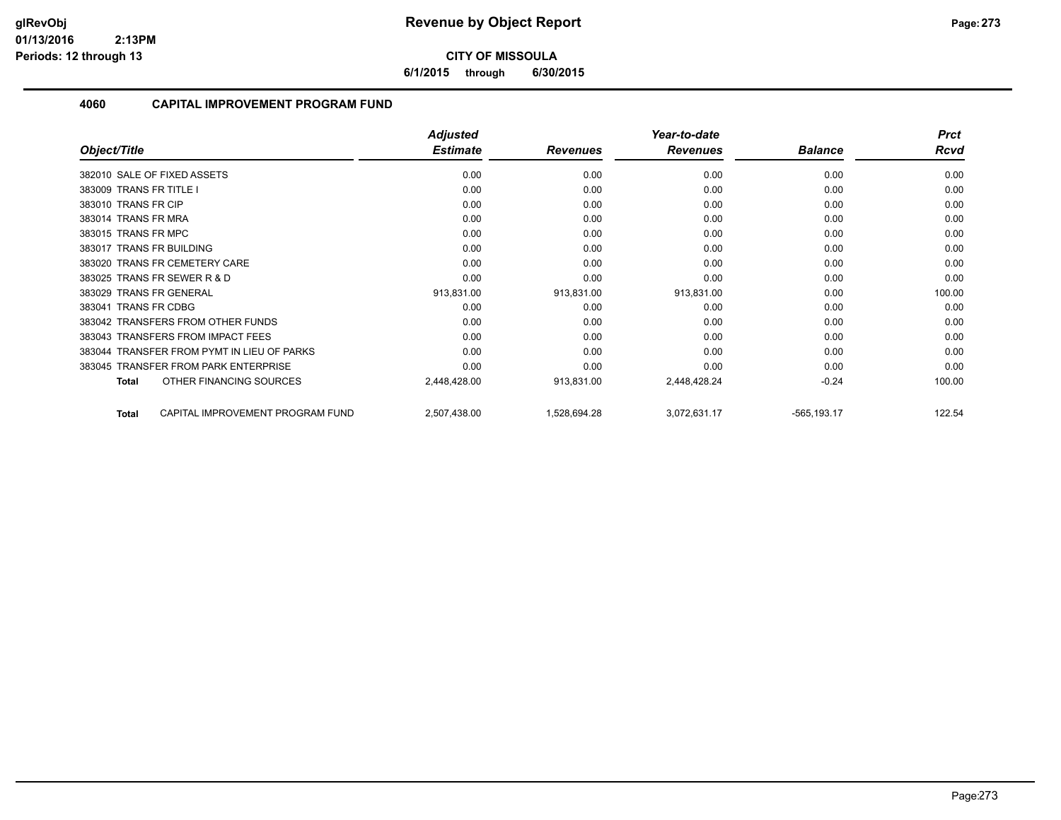# Revenue by Object Report

**CITY OF MISSOULA**

**6/1/2015 through 6/30/2015**

## 4060 CAPITAL IMPROVEMENT PROGRAM FUND

| Object/Title | Adjusted Estimate | Revenues | Year-to-date Revenues | Balance | Prct Rcvd |
|---|---|---|---|---|---|
| 382010 SALE OF FIXED ASSETS | 0.00 | 0.00 | 0.00 | 0.00 | 0.00 |
| 383009 TRANS FR TITLE I | 0.00 | 0.00 | 0.00 | 0.00 | 0.00 |
| 383010 TRANS FR CIP | 0.00 | 0.00 | 0.00 | 0.00 | 0.00 |
| 383014 TRANS FR MRA | 0.00 | 0.00 | 0.00 | 0.00 | 0.00 |
| 383015 TRANS FR MPC | 0.00 | 0.00 | 0.00 | 0.00 | 0.00 |
| 383017 TRANS FR BUILDING | 0.00 | 0.00 | 0.00 | 0.00 | 0.00 |
| 383020 TRANS FR CEMETERY CARE | 0.00 | 0.00 | 0.00 | 0.00 | 0.00 |
| 383025 TRANS FR SEWER R & D | 0.00 | 0.00 | 0.00 | 0.00 | 0.00 |
| 383029 TRANS FR GENERAL | 913,831.00 | 913,831.00 | 913,831.00 | 0.00 | 100.00 |
| 383041 TRANS FR CDBG | 0.00 | 0.00 | 0.00 | 0.00 | 0.00 |
| 383042 TRANSFERS FROM OTHER FUNDS | 0.00 | 0.00 | 0.00 | 0.00 | 0.00 |
| 383043 TRANSFERS FROM IMPACT FEES | 0.00 | 0.00 | 0.00 | 0.00 | 0.00 |
| 383044 TRANSFER FROM PYMT IN LIEU OF PARKS | 0.00 | 0.00 | 0.00 | 0.00 | 0.00 |
| 383045 TRANSFER FROM PARK ENTERPRISE | 0.00 | 0.00 | 0.00 | 0.00 | 0.00 |
| **Total** OTHER FINANCING SOURCES | 2,448,428.00 | 913,831.00 | 2,448,428.24 | -0.24 | 100.00 |
| **Total** CAPITAL IMPROVEMENT PROGRAM FUND | 2,507,438.00 | 1,528,694.28 | 3,072,631.17 | -565,193.17 | 122.54 |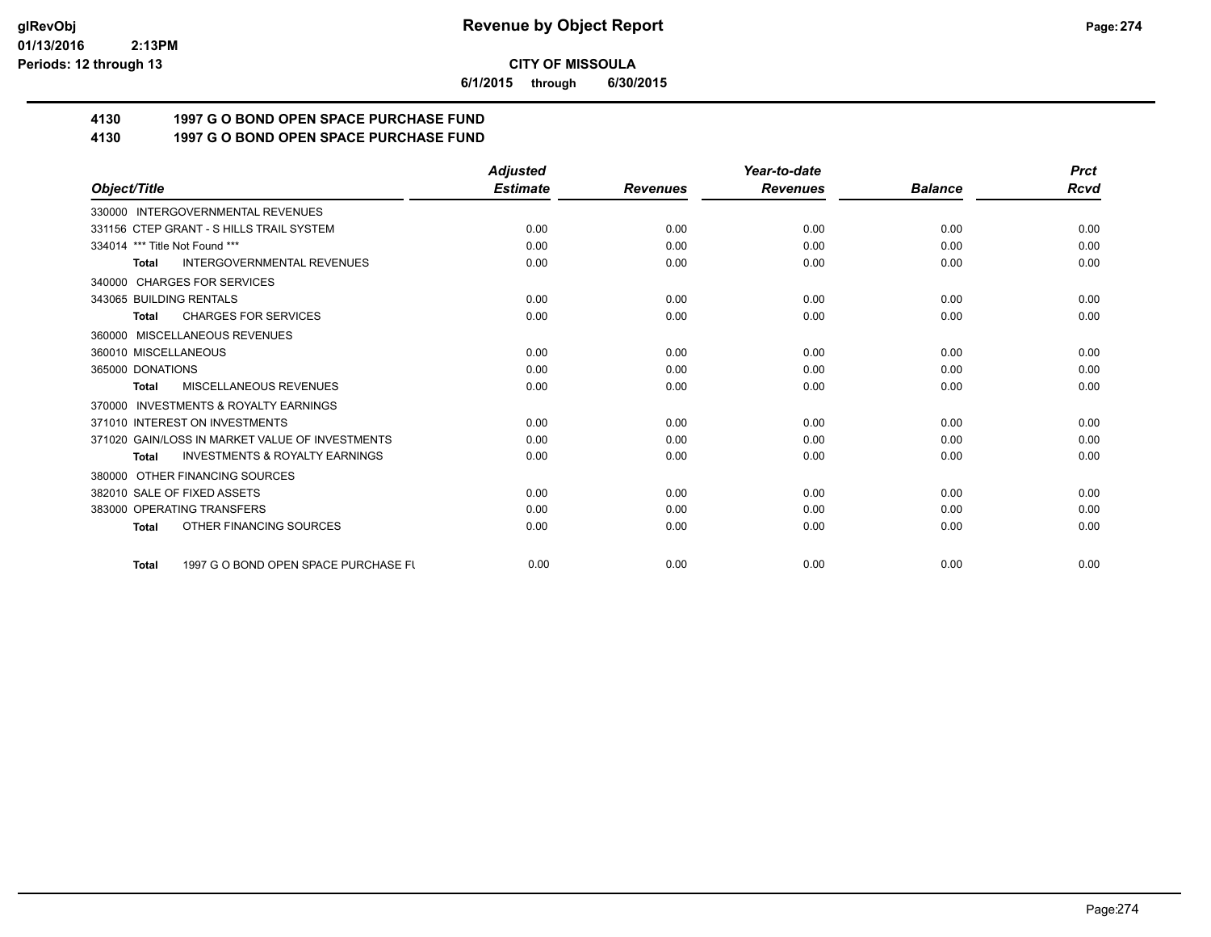# CITY OF MISSOULA

**6/1/2015 through 6/30/2015**

## 4130 1997 G O BOND OPEN SPACE PURCHASE FUND
## 4130 1997 G O BOND OPEN SPACE PURCHASE FUND

| Object/Title | Adjusted Estimate | Revenues | Year-to-date Revenues | Balance | Prct Rcvd |
|---|---|---|---|---|---|
| 330000 INTERGOVERNMENTAL REVENUES | | | | | |
| 331156 CTEP GRANT - S HILLS TRAIL SYSTEM | 0.00 | 0.00 | 0.00 | 0.00 | 0.00 |
| 334014 *** Title Not Found *** | 0.00 | 0.00 | 0.00 | 0.00 | 0.00 |
| **Total** INTERGOVERNMENTAL REVENUES | 0.00 | 0.00 | 0.00 | 0.00 | 0.00 |
| 340000 CHARGES FOR SERVICES | | | | | |
| 343065 BUILDING RENTALS | 0.00 | 0.00 | 0.00 | 0.00 | 0.00 |
| **Total** CHARGES FOR SERVICES | 0.00 | 0.00 | 0.00 | 0.00 | 0.00 |
| 360000 MISCELLANEOUS REVENUES | | | | | |
| 360010 MISCELLANEOUS | 0.00 | 0.00 | 0.00 | 0.00 | 0.00 |
| 365000 DONATIONS | 0.00 | 0.00 | 0.00 | 0.00 | 0.00 |
| **Total** MISCELLANEOUS REVENUES | 0.00 | 0.00 | 0.00 | 0.00 | 0.00 |
| 370000 INVESTMENTS & ROYALTY EARNINGS | | | | | |
| 371010 INTEREST ON INVESTMENTS | 0.00 | 0.00 | 0.00 | 0.00 | 0.00 |
| 371020 GAIN/LOSS IN MARKET VALUE OF INVESTMENTS | 0.00 | 0.00 | 0.00 | 0.00 | 0.00 |
| **Total** INVESTMENTS & ROYALTY EARNINGS | 0.00 | 0.00 | 0.00 | 0.00 | 0.00 |
| 380000 OTHER FINANCING SOURCES | | | | | |
| 382010 SALE OF FIXED ASSETS | 0.00 | 0.00 | 0.00 | 0.00 | 0.00 |
| 383000 OPERATING TRANSFERS | 0.00 | 0.00 | 0.00 | 0.00 | 0.00 |
| **Total** OTHER FINANCING SOURCES | 0.00 | 0.00 | 0.00 | 0.00 | 0.00 |
| **Total** 1997 G O BOND OPEN SPACE PURCHASE FU | 0.00 | 0.00 | 0.00 | 0.00 | 0.00 |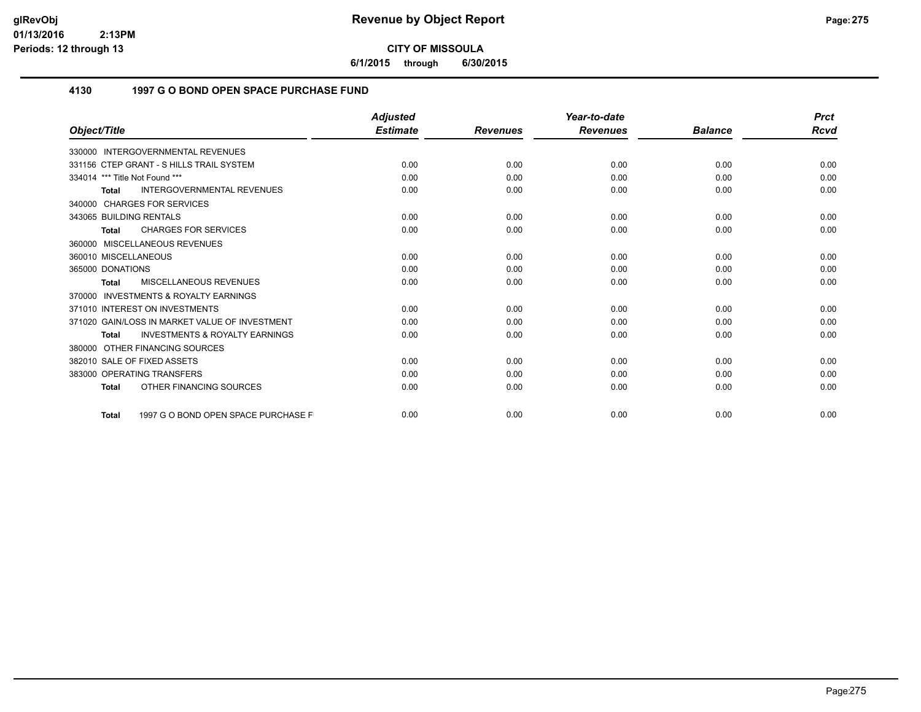**CITY OF MISSOULA**

**6/1/2015 through 6/30/2015**

## 4130 1997 G O BOND OPEN SPACE PURCHASE FUND

| Object/Title | Adjusted Estimate | Revenues | Year-to-date Revenues | Balance | Prct Rcvd |
|---|---|---|---|---|---|
| 330000 INTERGOVERNMENTAL REVENUES | | | | | |
| 331156 CTEP GRANT - S HILLS TRAIL SYSTEM | 0.00 | 0.00 | 0.00 | 0.00 | 0.00 |
| 334014 *** Title Not Found *** | 0.00 | 0.00 | 0.00 | 0.00 | 0.00 |
| **Total** INTERGOVERNMENTAL REVENUES | 0.00 | 0.00 | 0.00 | 0.00 | 0.00 |
| 340000 CHARGES FOR SERVICES | | | | | |
| 343065 BUILDING RENTALS | 0.00 | 0.00 | 0.00 | 0.00 | 0.00 |
| **Total** CHARGES FOR SERVICES | 0.00 | 0.00 | 0.00 | 0.00 | 0.00 |
| 360000 MISCELLANEOUS REVENUES | | | | | |
| 360010 MISCELLANEOUS | 0.00 | 0.00 | 0.00 | 0.00 | 0.00 |
| 365000 DONATIONS | 0.00 | 0.00 | 0.00 | 0.00 | 0.00 |
| **Total** MISCELLANEOUS REVENUES | 0.00 | 0.00 | 0.00 | 0.00 | 0.00 |
| 370000 INVESTMENTS & ROYALTY EARNINGS | | | | | |
| 371010 INTEREST ON INVESTMENTS | 0.00 | 0.00 | 0.00 | 0.00 | 0.00 |
| 371020 GAIN/LOSS IN MARKET VALUE OF INVESTMENT | 0.00 | 0.00 | 0.00 | 0.00 | 0.00 |
| **Total** INVESTMENTS & ROYALTY EARNINGS | 0.00 | 0.00 | 0.00 | 0.00 | 0.00 |
| 380000 OTHER FINANCING SOURCES | | | | | |
| 382010 SALE OF FIXED ASSETS | 0.00 | 0.00 | 0.00 | 0.00 | 0.00 |
| 383000 OPERATING TRANSFERS | 0.00 | 0.00 | 0.00 | 0.00 | 0.00 |
| **Total** OTHER FINANCING SOURCES | 0.00 | 0.00 | 0.00 | 0.00 | 0.00 |
| **Total** 1997 G O BOND OPEN SPACE PURCHASE F | 0.00 | 0.00 | 0.00 | 0.00 | 0.00 |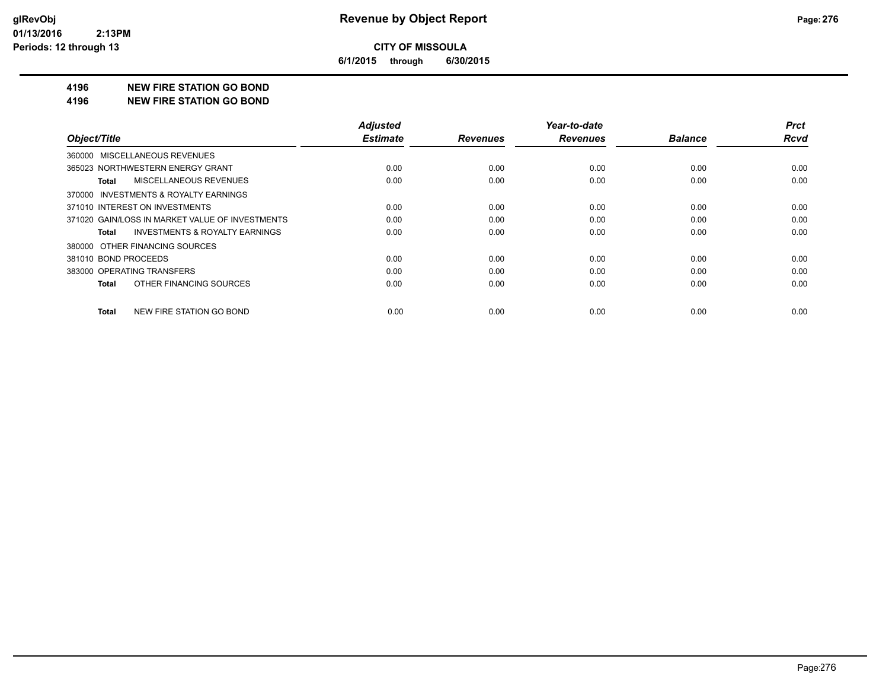**CITY OF MISSOULA**

**6/1/2015 through 6/30/2015**

## 4196 NEW FIRE STATION GO BOND

## 4196 NEW FIRE STATION GO BOND

| *Object/Title* | *Adjusted Estimate* | *Revenues* | *Year-to-date Revenues* | *Balance* | *Prct Rcvd* |
|---|---|---|---|---|---|
| 360000 MISCELLANEOUS REVENUES | | | | | |
| 365023 NORTHWESTERN ENERGY GRANT | 0.00 | 0.00 | 0.00 | 0.00 | 0.00 |
| **Total** MISCELLANEOUS REVENUES | 0.00 | 0.00 | 0.00 | 0.00 | 0.00 |
| 370000 INVESTMENTS & ROYALTY EARNINGS | | | | | |
| 371010 INTEREST ON INVESTMENTS | 0.00 | 0.00 | 0.00 | 0.00 | 0.00 |
| 371020 GAIN/LOSS IN MARKET VALUE OF INVESTMENTS | 0.00 | 0.00 | 0.00 | 0.00 | 0.00 |
| **Total** INVESTMENTS & ROYALTY EARNINGS | 0.00 | 0.00 | 0.00 | 0.00 | 0.00 |
| 380000 OTHER FINANCING SOURCES | | | | | |
| 381010 BOND PROCEEDS | 0.00 | 0.00 | 0.00 | 0.00 | 0.00 |
| 383000 OPERATING TRANSFERS | 0.00 | 0.00 | 0.00 | 0.00 | 0.00 |
| **Total** OTHER FINANCING SOURCES | 0.00 | 0.00 | 0.00 | 0.00 | 0.00 |
| **Total** NEW FIRE STATION GO BOND | 0.00 | 0.00 | 0.00 | 0.00 | 0.00 |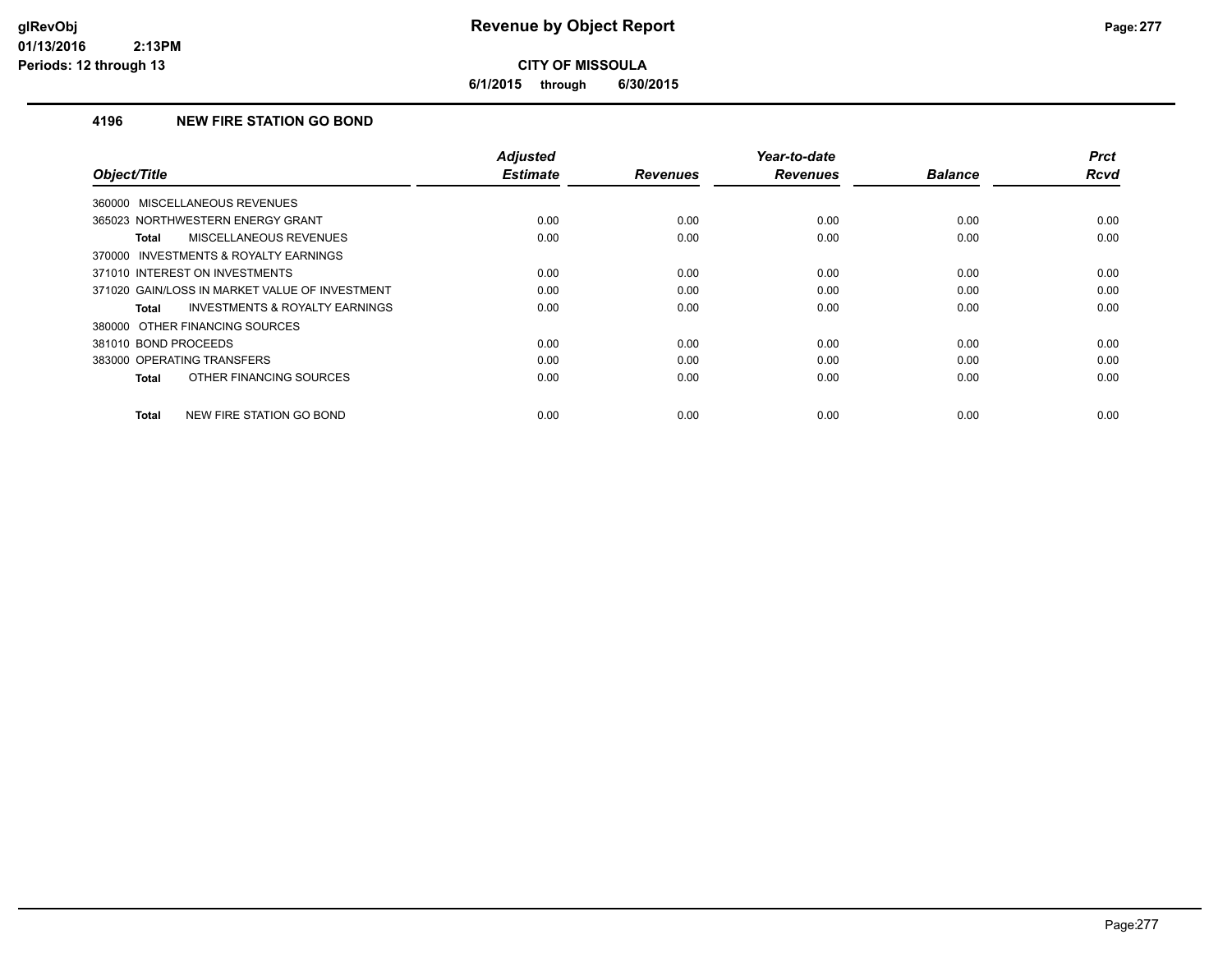**CITY OF MISSOULA**

**6/1/2015 through 6/30/2015**

### 4196 NEW FIRE STATION GO BOND

| Object/Title | Adjusted Estimate | Revenues | Year-to-date Revenues | Balance | Prct Rcvd |
|---|---|---|---|---|---|
| 360000 MISCELLANEOUS REVENUES | | | | | |
| 365023 NORTHWESTERN ENERGY GRANT | 0.00 | 0.00 | 0.00 | 0.00 | 0.00 |
| **Total** MISCELLANEOUS REVENUES | 0.00 | 0.00 | 0.00 | 0.00 | 0.00 |
| 370000 INVESTMENTS & ROYALTY EARNINGS | | | | | |
| 371010 INTEREST ON INVESTMENTS | 0.00 | 0.00 | 0.00 | 0.00 | 0.00 |
| 371020 GAIN/LOSS IN MARKET VALUE OF INVESTMENT | 0.00 | 0.00 | 0.00 | 0.00 | 0.00 |
| **Total** INVESTMENTS & ROYALTY EARNINGS | 0.00 | 0.00 | 0.00 | 0.00 | 0.00 |
| 380000 OTHER FINANCING SOURCES | | | | | |
| 381010 BOND PROCEEDS | 0.00 | 0.00 | 0.00 | 0.00 | 0.00 |
| 383000 OPERATING TRANSFERS | 0.00 | 0.00 | 0.00 | 0.00 | 0.00 |
| **Total** OTHER FINANCING SOURCES | 0.00 | 0.00 | 0.00 | 0.00 | 0.00 |
| **Total** NEW FIRE STATION GO BOND | 0.00 | 0.00 | 0.00 | 0.00 | 0.00 |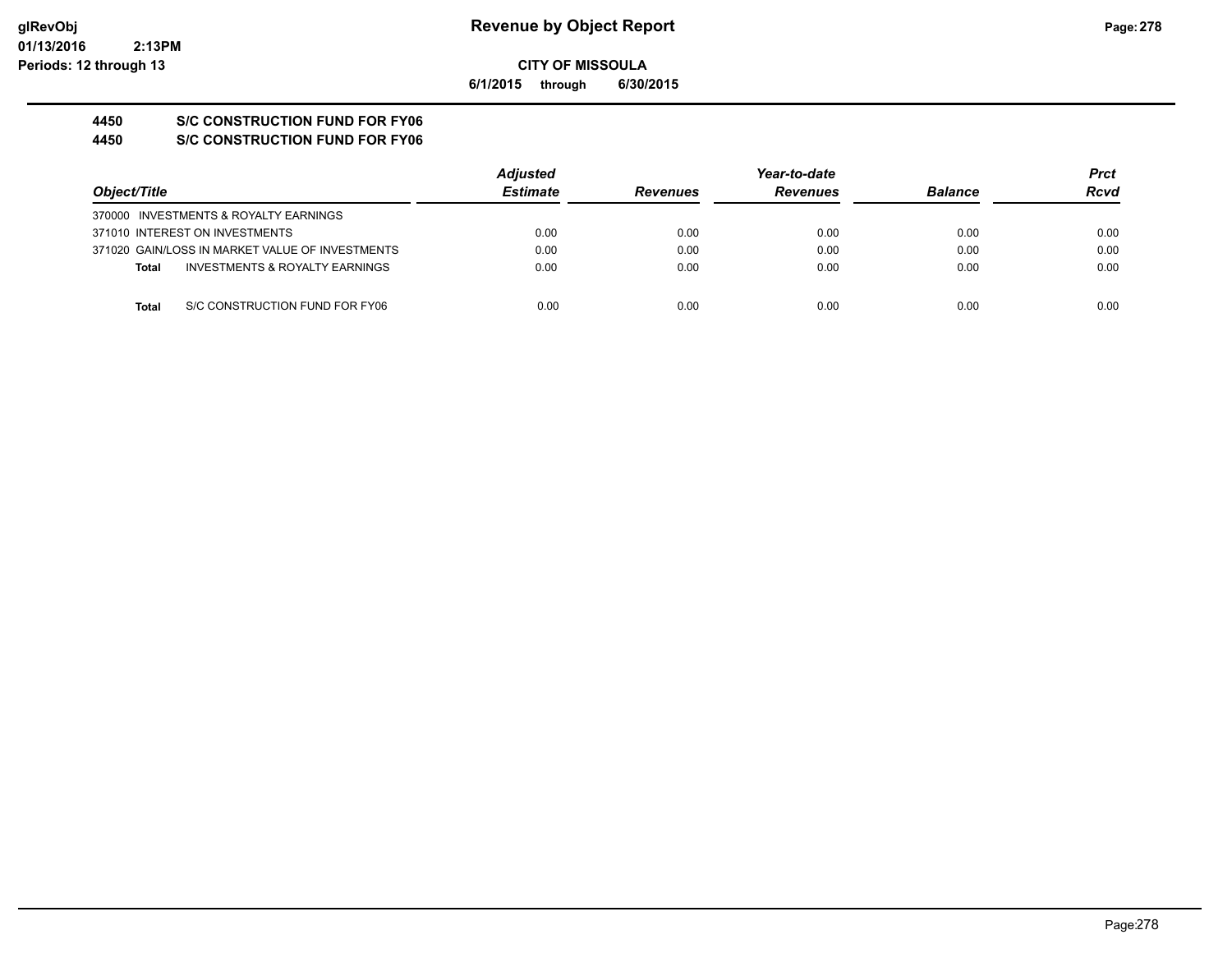# Revenue by Object Report

**CITY OF MISSOULA**

**6/1/2015 through 6/30/2015**

glRevObj
01/13/2016 2:13PM
Periods: 12 through 13

## 4450 S/C CONSTRUCTION FUND FOR FY06
## 4450 S/C CONSTRUCTION FUND FOR FY06

| Object/Title | Adjusted Estimate | Revenues | Year-to-date Revenues | Balance | Prct Rcvd |
|---|---|---|---|---|---|
| 370000 INVESTMENTS & ROYALTY EARNINGS | | | | | |
| 371010 INTEREST ON INVESTMENTS | 0.00 | 0.00 | 0.00 | 0.00 | 0.00 |
| 371020 GAIN/LOSS IN MARKET VALUE OF INVESTMENTS | 0.00 | 0.00 | 0.00 | 0.00 | 0.00 |
| **Total** INVESTMENTS & ROYALTY EARNINGS | 0.00 | 0.00 | 0.00 | 0.00 | 0.00 |
| **Total** S/C CONSTRUCTION FUND FOR FY06 | 0.00 | 0.00 | 0.00 | 0.00 | 0.00 |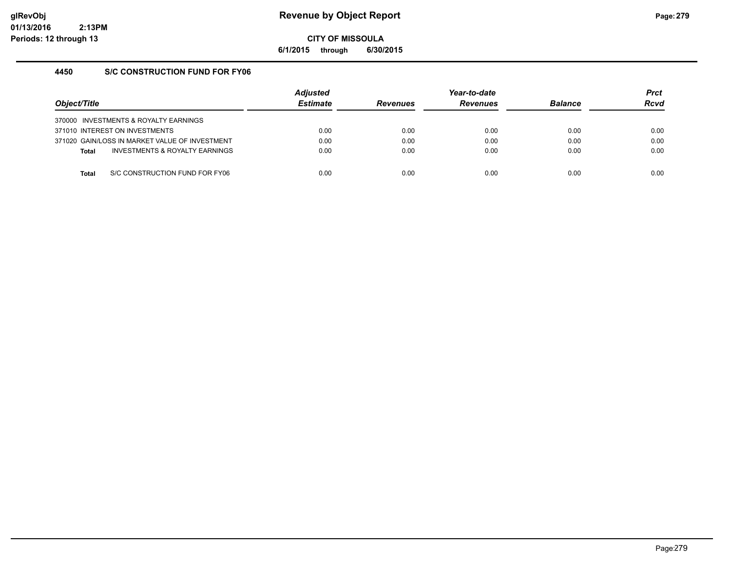# Revenue by Object Report

**CITY OF MISSOULA**

**6/1/2015 through 6/30/2015**

glRevObj
01/13/2016 2:13PM
Periods: 12 through 13

## 4450 S/C CONSTRUCTION FUND FOR FY06

| Object/Title | Adjusted Estimate | Revenues | Year-to-date Revenues | Balance | Prct Rcvd |
|---|---|---|---|---|---|
| 370000 INVESTMENTS & ROYALTY EARNINGS | | | | | |
| 371010 INTEREST ON INVESTMENTS | 0.00 | 0.00 | 0.00 | 0.00 | 0.00 |
| 371020 GAIN/LOSS IN MARKET VALUE OF INVESTMENT | 0.00 | 0.00 | 0.00 | 0.00 | 0.00 |
| **Total** INVESTMENTS & ROYALTY EARNINGS | 0.00 | 0.00 | 0.00 | 0.00 | 0.00 |
| **Total** S/C CONSTRUCTION FUND FOR FY06 | 0.00 | 0.00 | 0.00 | 0.00 | 0.00 |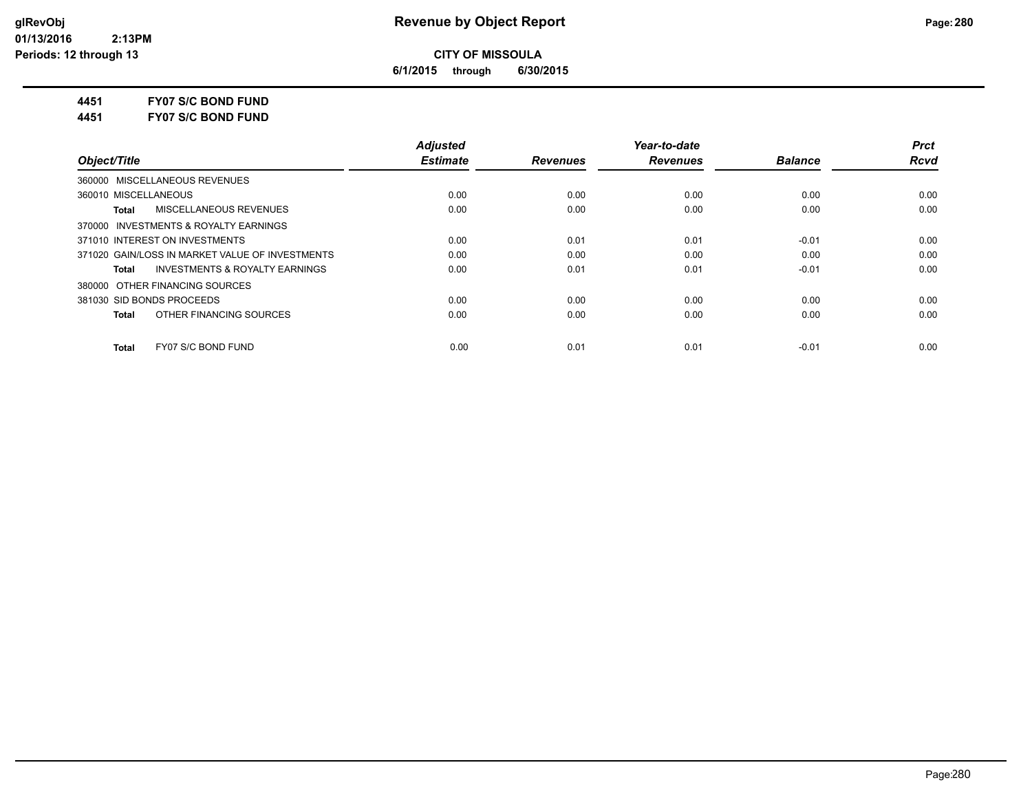# Revenue by Object Report

**CITY OF MISSOULA**

**6/1/2015** through **6/30/2015**

glRevObj
01/13/2016 2:13PM
Periods: 12 through 13

**4451 FY07 S/C BOND FUND**
**4451 FY07 S/C BOND FUND**

| Object/Title | Adjusted Estimate | Revenues | Year-to-date Revenues | Balance | Prct Rcvd |
|---|---|---|---|---|---|
| 360000 MISCELLANEOUS REVENUES | | | | | |
| 360010 MISCELLANEOUS | 0.00 | 0.00 | 0.00 | 0.00 | 0.00 |
| **Total** MISCELLANEOUS REVENUES | 0.00 | 0.00 | 0.00 | 0.00 | 0.00 |
| 370000 INVESTMENTS & ROYALTY EARNINGS | | | | | |
| 371010 INTEREST ON INVESTMENTS | 0.00 | 0.01 | 0.01 | -0.01 | 0.00 |
| 371020 GAIN/LOSS IN MARKET VALUE OF INVESTMENTS | 0.00 | 0.00 | 0.00 | 0.00 | 0.00 |
| **Total** INVESTMENTS & ROYALTY EARNINGS | 0.00 | 0.01 | 0.01 | -0.01 | 0.00 |
| 380000 OTHER FINANCING SOURCES | | | | | |
| 381030 SID BONDS PROCEEDS | 0.00 | 0.00 | 0.00 | 0.00 | 0.00 |
| **Total** OTHER FINANCING SOURCES | 0.00 | 0.00 | 0.00 | 0.00 | 0.00 |
| **Total** FY07 S/C BOND FUND | 0.00 | 0.01 | 0.01 | -0.01 | 0.00 |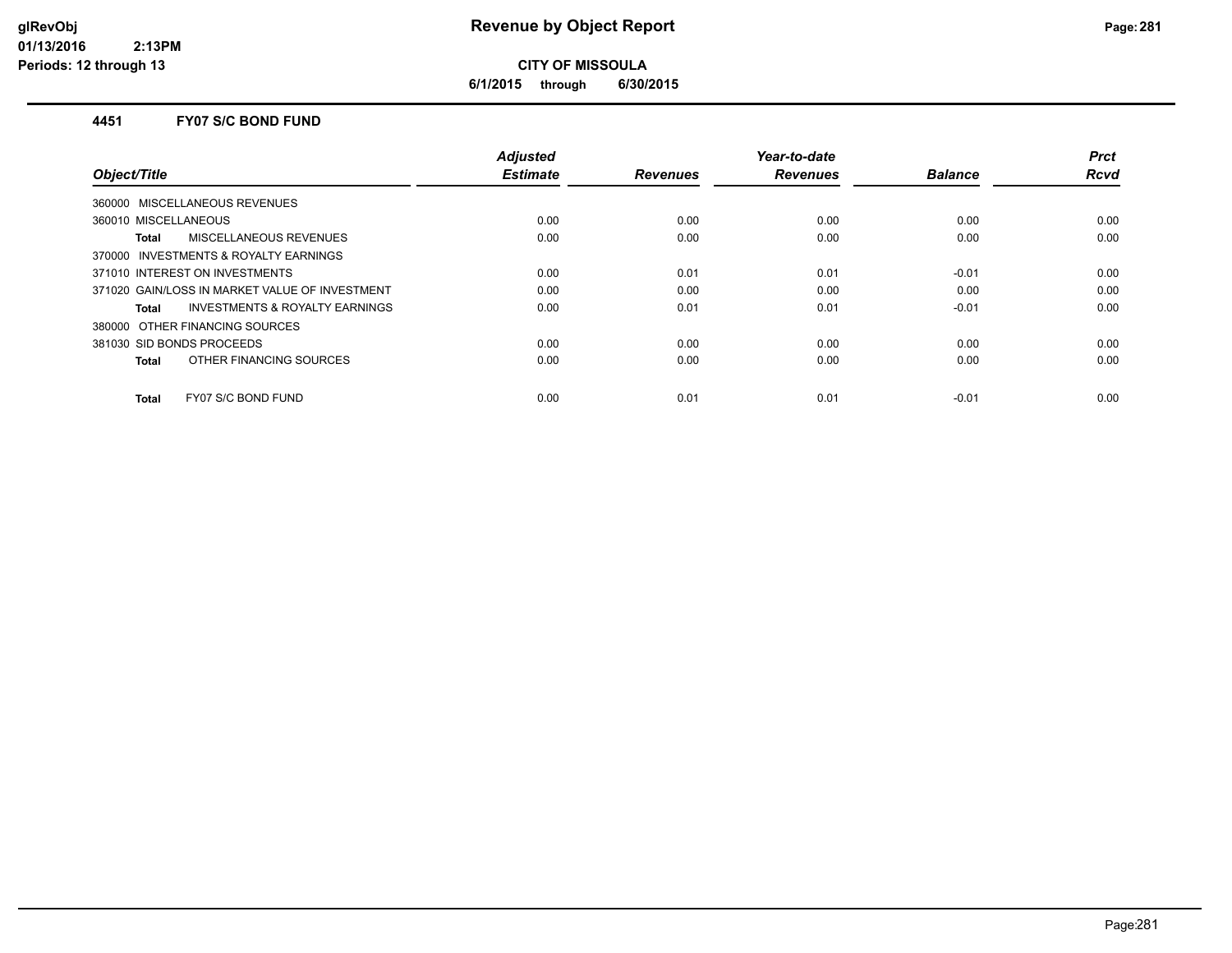# Revenue by Object Report

**CITY OF MISSOULA**

**6/1/2015 through 6/30/2015**

glRevObj
01/13/2016 2:13PM
Periods: 12 through 13

## 4451 FY07 S/C BOND FUND

| Object/Title | Adjusted Estimate | Revenues | Year-to-date Revenues | Balance | Prct Rcvd |
|---|---|---|---|---|---|
| 360000 MISCELLANEOUS REVENUES | | | | | |
| 360010 MISCELLANEOUS | 0.00 | 0.00 | 0.00 | 0.00 | 0.00 |
| **Total** MISCELLANEOUS REVENUES | 0.00 | 0.00 | 0.00 | 0.00 | 0.00 |
| 370000 INVESTMENTS & ROYALTY EARNINGS | | | | | |
| 371010 INTEREST ON INVESTMENTS | 0.00 | 0.01 | 0.01 | -0.01 | 0.00 |
| 371020 GAIN/LOSS IN MARKET VALUE OF INVESTMENT | 0.00 | 0.00 | 0.00 | 0.00 | 0.00 |
| **Total** INVESTMENTS & ROYALTY EARNINGS | 0.00 | 0.01 | 0.01 | -0.01 | 0.00 |
| 380000 OTHER FINANCING SOURCES | | | | | |
| 381030 SID BONDS PROCEEDS | 0.00 | 0.00 | 0.00 | 0.00 | 0.00 |
| **Total** OTHER FINANCING SOURCES | 0.00 | 0.00 | 0.00 | 0.00 | 0.00 |
| **Total** FY07 S/C BOND FUND | 0.00 | 0.01 | 0.01 | -0.01 | 0.00 |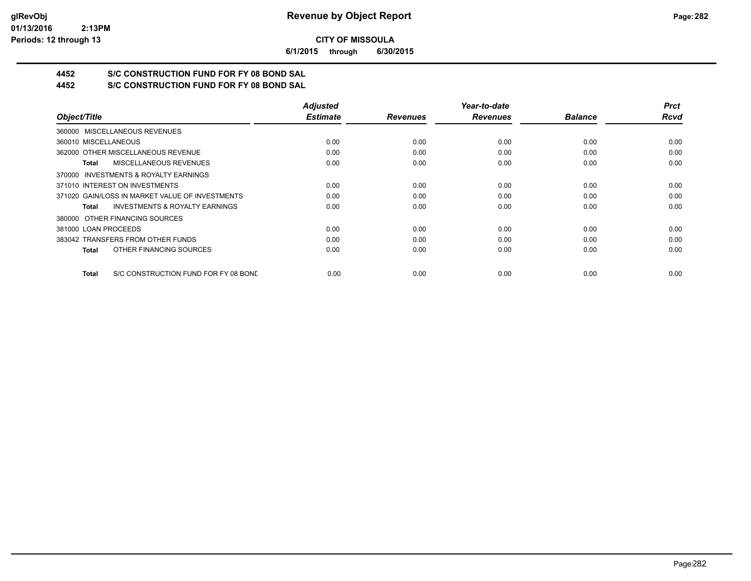**CITY OF MISSOULA**

**6/1/2015 through 6/30/2015**

## 4452 S/C CONSTRUCTION FUND FOR FY 08 BOND SAL

## 4452 S/C CONSTRUCTION FUND FOR FY 08 BOND SAL

| Object/Title | Adjusted Estimate | Revenues | Year-to-date Revenues | Balance | Prct Rcvd |
|---|---|---|---|---|---|
| 360000 MISCELLANEOUS REVENUES | | | | | |
| 360010 MISCELLANEOUS | 0.00 | 0.00 | 0.00 | 0.00 | 0.00 |
| 362000 OTHER MISCELLANEOUS REVENUE | 0.00 | 0.00 | 0.00 | 0.00 | 0.00 |
| **Total** MISCELLANEOUS REVENUES | 0.00 | 0.00 | 0.00 | 0.00 | 0.00 |
| 370000 INVESTMENTS & ROYALTY EARNINGS | | | | | |
| 371010 INTEREST ON INVESTMENTS | 0.00 | 0.00 | 0.00 | 0.00 | 0.00 |
| 371020 GAIN/LOSS IN MARKET VALUE OF INVESTMENTS | 0.00 | 0.00 | 0.00 | 0.00 | 0.00 |
| **Total** INVESTMENTS & ROYALTY EARNINGS | 0.00 | 0.00 | 0.00 | 0.00 | 0.00 |
| 380000 OTHER FINANCING SOURCES | | | | | |
| 381000 LOAN PROCEEDS | 0.00 | 0.00 | 0.00 | 0.00 | 0.00 |
| 383042 TRANSFERS FROM OTHER FUNDS | 0.00 | 0.00 | 0.00 | 0.00 | 0.00 |
| **Total** OTHER FINANCING SOURCES | 0.00 | 0.00 | 0.00 | 0.00 | 0.00 |
| **Total** S/C CONSTRUCTION FUND FOR FY 08 BOND | 0.00 | 0.00 | 0.00 | 0.00 | 0.00 |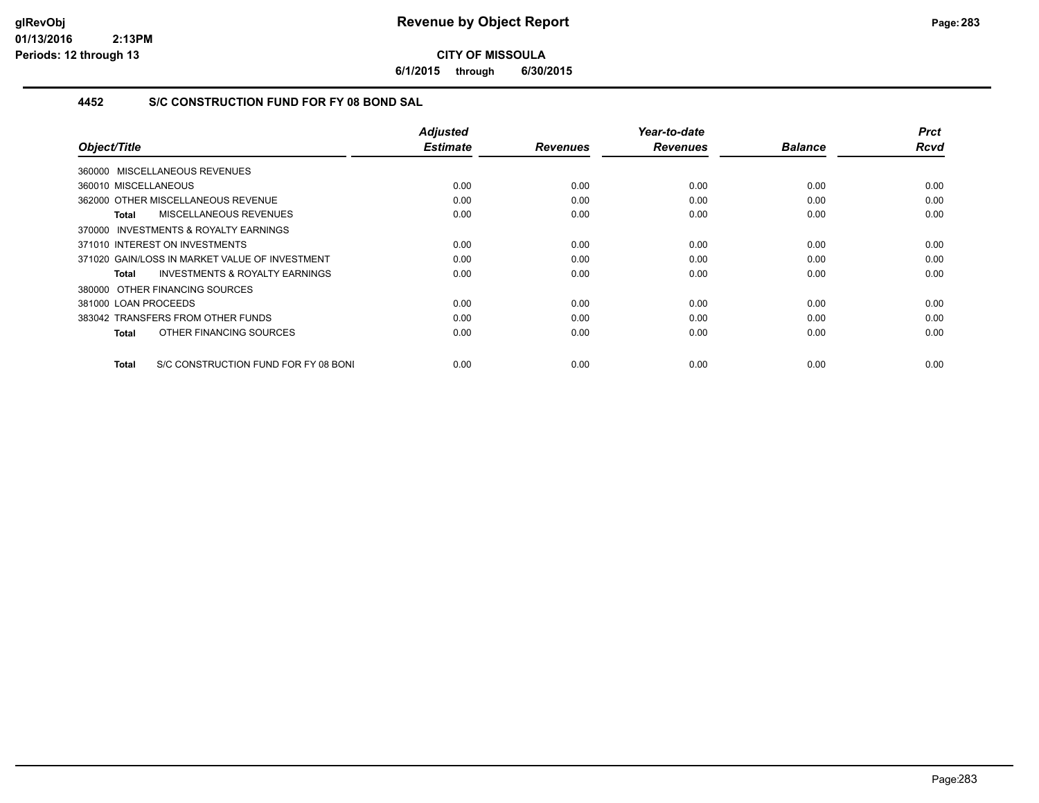# Revenue by Object Report

**CITY OF MISSOULA**

**6/1/2015 through 6/30/2015**

### 4452 S/C CONSTRUCTION FUND FOR FY 08 BOND SAL

| Object/Title | Adjusted Estimate | Revenues | Year-to-date Revenues | Balance | Prct Rcvd |
|---|---|---|---|---|---|
| 360000 MISCELLANEOUS REVENUES | | | | | |
| 360010 MISCELLANEOUS | 0.00 | 0.00 | 0.00 | 0.00 | 0.00 |
| 362000 OTHER MISCELLANEOUS REVENUE | 0.00 | 0.00 | 0.00 | 0.00 | 0.00 |
| **Total** MISCELLANEOUS REVENUES | 0.00 | 0.00 | 0.00 | 0.00 | 0.00 |
| 370000 INVESTMENTS & ROYALTY EARNINGS | | | | | |
| 371010 INTEREST ON INVESTMENTS | 0.00 | 0.00 | 0.00 | 0.00 | 0.00 |
| 371020 GAIN/LOSS IN MARKET VALUE OF INVESTMENT | 0.00 | 0.00 | 0.00 | 0.00 | 0.00 |
| **Total** INVESTMENTS & ROYALTY EARNINGS | 0.00 | 0.00 | 0.00 | 0.00 | 0.00 |
| 380000 OTHER FINANCING SOURCES | | | | | |
| 381000 LOAN PROCEEDS | 0.00 | 0.00 | 0.00 | 0.00 | 0.00 |
| 383042 TRANSFERS FROM OTHER FUNDS | 0.00 | 0.00 | 0.00 | 0.00 | 0.00 |
| **Total** OTHER FINANCING SOURCES | 0.00 | 0.00 | 0.00 | 0.00 | 0.00 |
| **Total** S/C CONSTRUCTION FUND FOR FY 08 BONI | 0.00 | 0.00 | 0.00 | 0.00 | 0.00 |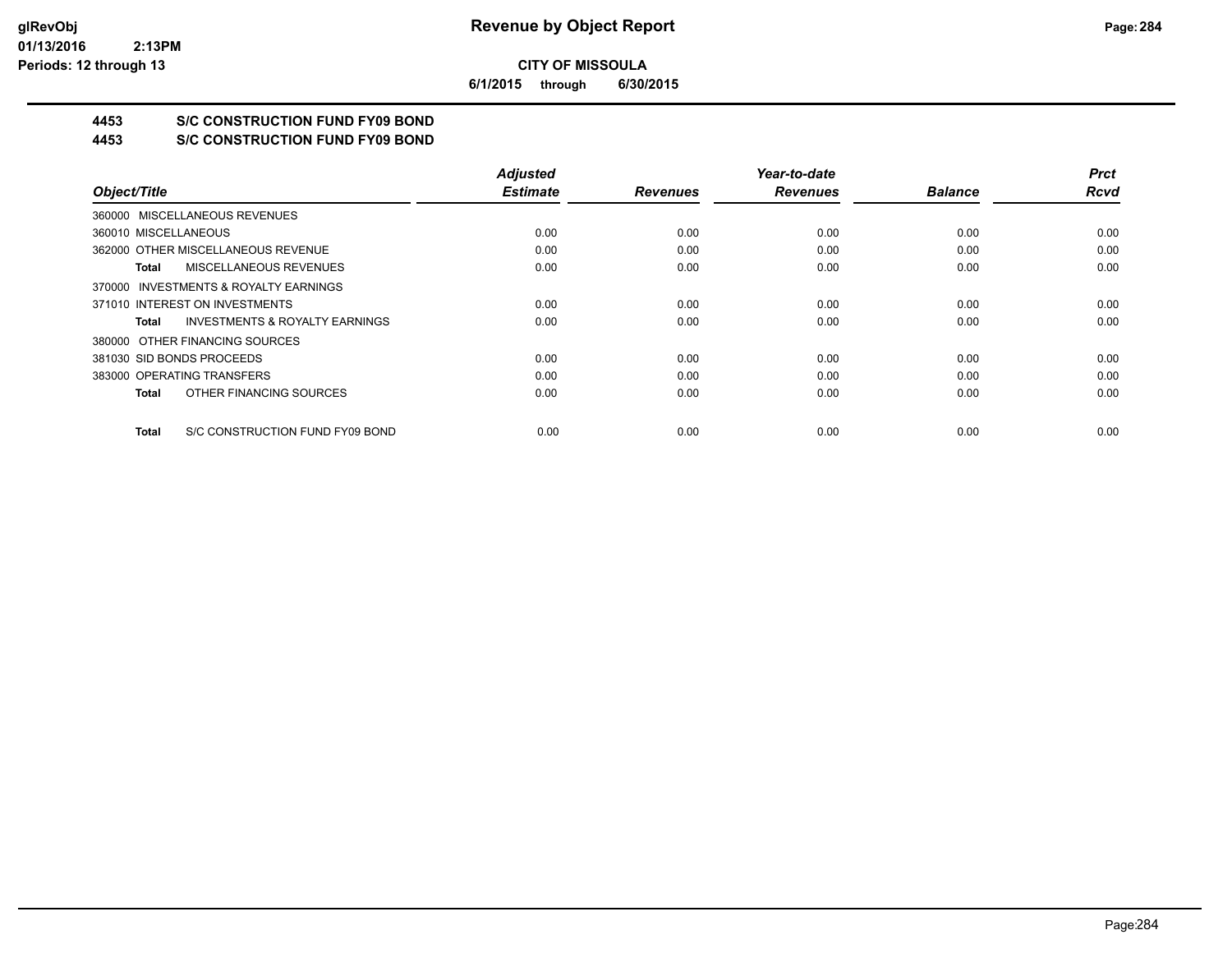**glRevObj**
**01/13/2016 2:13PM**
**Periods: 12 through 13**

# Revenue by Object Report

**CITY OF MISSOULA**

**6/1/2015 through 6/30/2015**

## 4453 S/C CONSTRUCTION FUND FY09 BOND
## 4453 S/C CONSTRUCTION FUND FY09 BOND

| *Object/Title* | *Adjusted Estimate* | *Revenues* | *Year-to-date Revenues* | *Balance* | *Prct Rcvd* |
|---|---|---|---|---|---|
| 360000 MISCELLANEOUS REVENUES | | | | | |
| 360010 MISCELLANEOUS | 0.00 | 0.00 | 0.00 | 0.00 | 0.00 |
| 362000 OTHER MISCELLANEOUS REVENUE | 0.00 | 0.00 | 0.00 | 0.00 | 0.00 |
| **Total** MISCELLANEOUS REVENUES | 0.00 | 0.00 | 0.00 | 0.00 | 0.00 |
| 370000 INVESTMENTS & ROYALTY EARNINGS | | | | | |
| 371010 INTEREST ON INVESTMENTS | 0.00 | 0.00 | 0.00 | 0.00 | 0.00 |
| **Total** INVESTMENTS & ROYALTY EARNINGS | 0.00 | 0.00 | 0.00 | 0.00 | 0.00 |
| 380000 OTHER FINANCING SOURCES | | | | | |
| 381030 SID BONDS PROCEEDS | 0.00 | 0.00 | 0.00 | 0.00 | 0.00 |
| 383000 OPERATING TRANSFERS | 0.00 | 0.00 | 0.00 | 0.00 | 0.00 |
| **Total** OTHER FINANCING SOURCES | 0.00 | 0.00 | 0.00 | 0.00 | 0.00 |
| **Total** S/C CONSTRUCTION FUND FY09 BOND | 0.00 | 0.00 | 0.00 | 0.00 | 0.00 |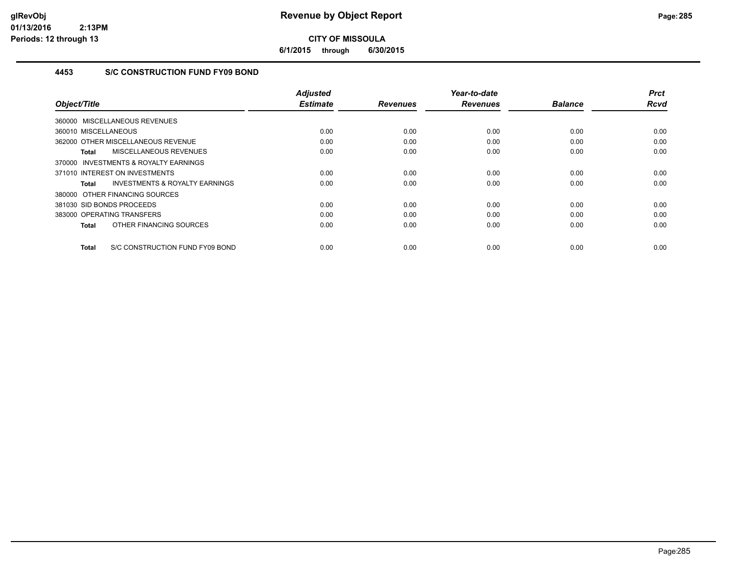# Revenue by Object Report

**CITY OF MISSOULA**

**6/1/2015 through 6/30/2015**

### 4453 S/C CONSTRUCTION FUND FY09 BOND

| Object/Title | Adjusted Estimate | Revenues | Year-to-date Revenues | Balance | Prct Rcvd |
|---|---|---|---|---|---|
| 360000 MISCELLANEOUS REVENUES | | | | | |
| 360010 MISCELLANEOUS | 0.00 | 0.00 | 0.00 | 0.00 | 0.00 |
| 362000 OTHER MISCELLANEOUS REVENUE | 0.00 | 0.00 | 0.00 | 0.00 | 0.00 |
| **Total** MISCELLANEOUS REVENUES | 0.00 | 0.00 | 0.00 | 0.00 | 0.00 |
| 370000 INVESTMENTS & ROYALTY EARNINGS | | | | | |
| 371010 INTEREST ON INVESTMENTS | 0.00 | 0.00 | 0.00 | 0.00 | 0.00 |
| **Total** INVESTMENTS & ROYALTY EARNINGS | 0.00 | 0.00 | 0.00 | 0.00 | 0.00 |
| 380000 OTHER FINANCING SOURCES | | | | | |
| 381030 SID BONDS PROCEEDS | 0.00 | 0.00 | 0.00 | 0.00 | 0.00 |
| 383000 OPERATING TRANSFERS | 0.00 | 0.00 | 0.00 | 0.00 | 0.00 |
| **Total** OTHER FINANCING SOURCES | 0.00 | 0.00 | 0.00 | 0.00 | 0.00 |
| **Total** S/C CONSTRUCTION FUND FY09 BOND | 0.00 | 0.00 | 0.00 | 0.00 | 0.00 |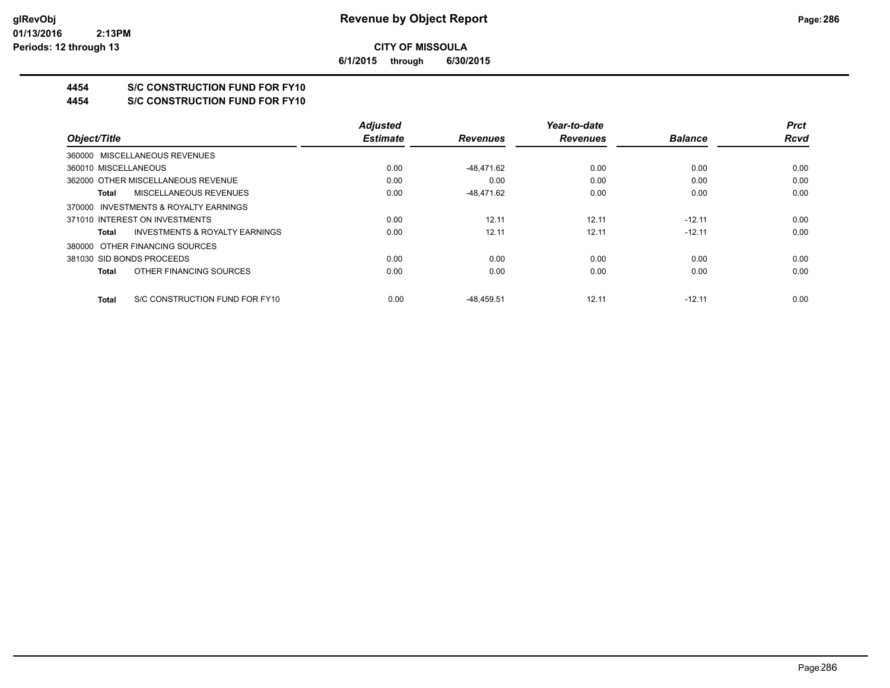**CITY OF MISSOULA**

**6/1/2015 through 6/30/2015**

## 4454 S/C CONSTRUCTION FUND FOR FY10

## 4454 S/C CONSTRUCTION FUND FOR FY10

| Object/Title | Adjusted Estimate | Revenues | Year-to-date Revenues | Balance | Prct Rcvd |
|---|---|---|---|---|---|
| 360000 MISCELLANEOUS REVENUES | | | | | |
| 360010 MISCELLANEOUS | 0.00 | -48,471.62 | 0.00 | 0.00 | 0.00 |
| 362000 OTHER MISCELLANEOUS REVENUE | 0.00 | 0.00 | 0.00 | 0.00 | 0.00 |
| **Total** MISCELLANEOUS REVENUES | 0.00 | -48,471.62 | 0.00 | 0.00 | 0.00 |
| 370000 INVESTMENTS & ROYALTY EARNINGS | | | | | |
| 371010 INTEREST ON INVESTMENTS | 0.00 | 12.11 | 12.11 | -12.11 | 0.00 |
| **Total** INVESTMENTS & ROYALTY EARNINGS | 0.00 | 12.11 | 12.11 | -12.11 | 0.00 |
| 380000 OTHER FINANCING SOURCES | | | | | |
| 381030 SID BONDS PROCEEDS | 0.00 | 0.00 | 0.00 | 0.00 | 0.00 |
| **Total** OTHER FINANCING SOURCES | 0.00 | 0.00 | 0.00 | 0.00 | 0.00 |
| **Total** S/C CONSTRUCTION FUND FOR FY10 | 0.00 | -48,459.51 | 12.11 | -12.11 | 0.00 |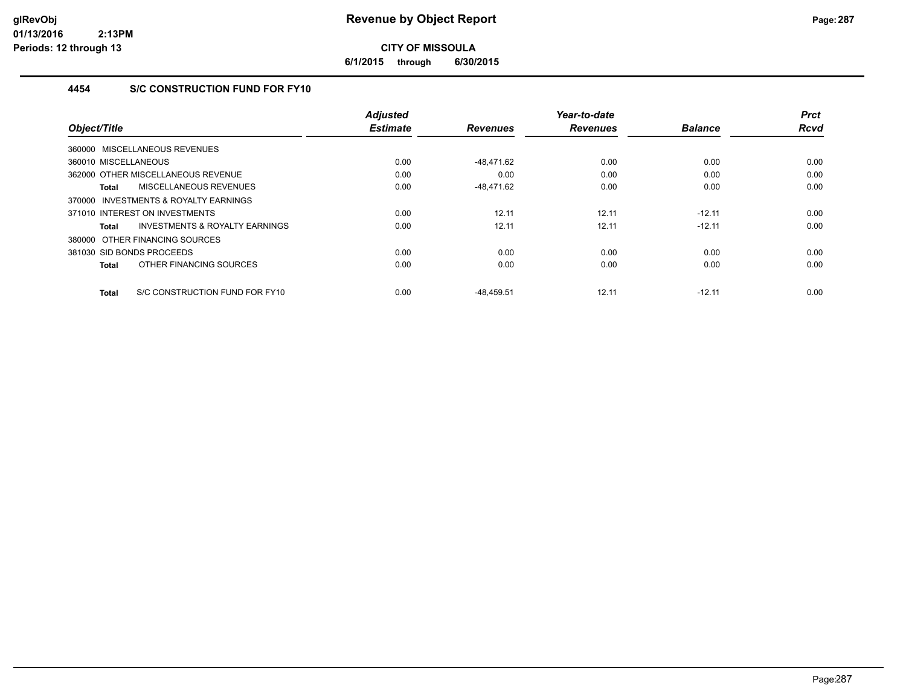# Revenue by Object Report

**CITY OF MISSOULA**

**6/1/2015 through 6/30/2015**

glRevObj
01/13/2016 2:13PM
Periods: 12 through 13

## 4454 S/C CONSTRUCTION FUND FOR FY10

| Object/Title | Adjusted Estimate | Revenues | Year-to-date Revenues | Balance | Prct Rcvd |
|---|---|---|---|---|---|
| 360000 MISCELLANEOUS REVENUES | | | | | |
| 360010 MISCELLANEOUS | 0.00 | -48,471.62 | 0.00 | 0.00 | 0.00 |
| 362000 OTHER MISCELLANEOUS REVENUE | 0.00 | 0.00 | 0.00 | 0.00 | 0.00 |
| **Total** MISCELLANEOUS REVENUES | 0.00 | -48,471.62 | 0.00 | 0.00 | 0.00 |
| 370000 INVESTMENTS & ROYALTY EARNINGS | | | | | |
| 371010 INTEREST ON INVESTMENTS | 0.00 | 12.11 | 12.11 | -12.11 | 0.00 |
| **Total** INVESTMENTS & ROYALTY EARNINGS | 0.00 | 12.11 | 12.11 | -12.11 | 0.00 |
| 380000 OTHER FINANCING SOURCES | | | | | |
| 381030 SID BONDS PROCEEDS | 0.00 | 0.00 | 0.00 | 0.00 | 0.00 |
| **Total** OTHER FINANCING SOURCES | 0.00 | 0.00 | 0.00 | 0.00 | 0.00 |
| **Total** S/C CONSTRUCTION FUND FOR FY10 | 0.00 | -48,459.51 | 12.11 | -12.11 | 0.00 |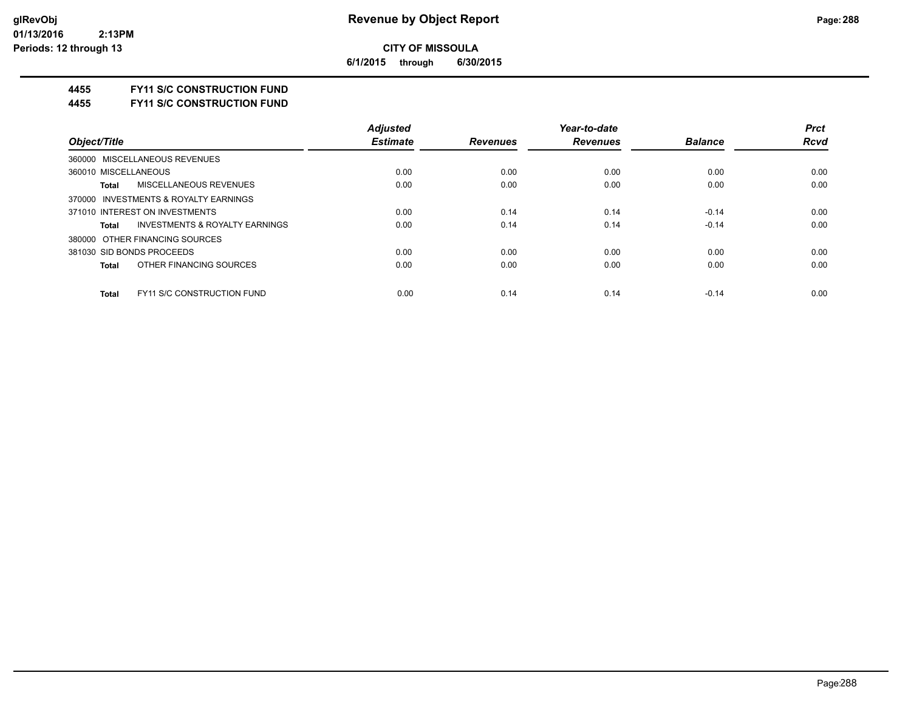# Revenue by Object Report

glRevObj
01/13/2016 2:13PM
Periods: 12 through 13

**CITY OF MISSOULA**

**6/1/2015 through 6/30/2015**

**4455 FY11 S/C CONSTRUCTION FUND**
**4455 FY11 S/C CONSTRUCTION FUND**

| Object/Title | Adjusted Estimate | Revenues | Year-to-date Revenues | Balance | Prct Rcvd |
|---|---|---|---|---|---|
| 360000 MISCELLANEOUS REVENUES | | | | | |
| 360010 MISCELLANEOUS | 0.00 | 0.00 | 0.00 | 0.00 | 0.00 |
| **Total** MISCELLANEOUS REVENUES | 0.00 | 0.00 | 0.00 | 0.00 | 0.00 |
| 370000 INVESTMENTS & ROYALTY EARNINGS | | | | | |
| 371010 INTEREST ON INVESTMENTS | 0.00 | 0.14 | 0.14 | -0.14 | 0.00 |
| **Total** INVESTMENTS & ROYALTY EARNINGS | 0.00 | 0.14 | 0.14 | -0.14 | 0.00 |
| 380000 OTHER FINANCING SOURCES | | | | | |
| 381030 SID BONDS PROCEEDS | 0.00 | 0.00 | 0.00 | 0.00 | 0.00 |
| **Total** OTHER FINANCING SOURCES | 0.00 | 0.00 | 0.00 | 0.00 | 0.00 |
| **Total** FY11 S/C CONSTRUCTION FUND | 0.00 | 0.14 | 0.14 | -0.14 | 0.00 |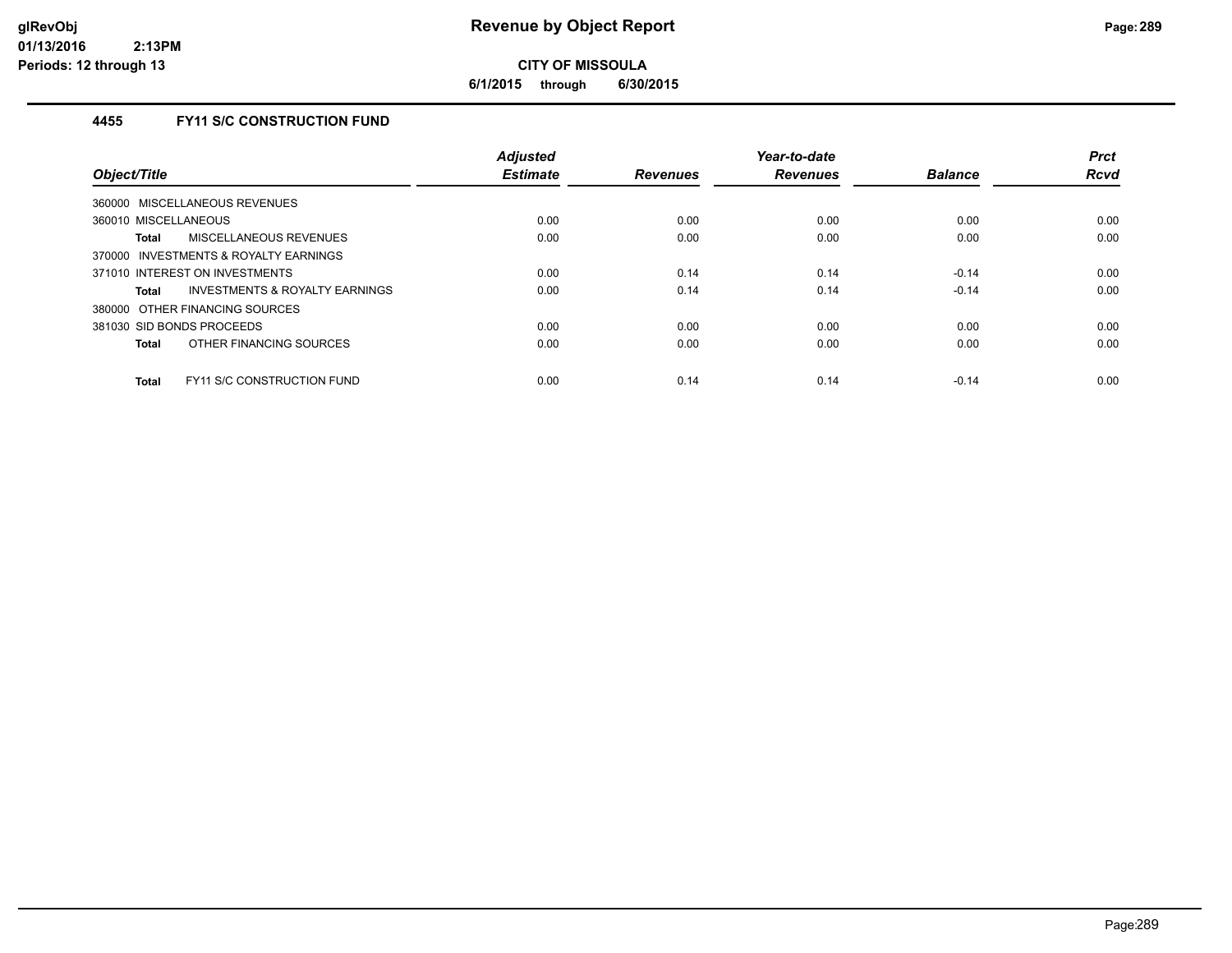**CITY OF MISSOULA**

**6/1/2015 through 6/30/2015**

### 4455 FY11 S/C CONSTRUCTION FUND

| Object/Title | Adjusted Estimate | Revenues | Year-to-date Revenues | Balance | Prct Rcvd |
|---|---|---|---|---|---|
| 360000 MISCELLANEOUS REVENUES | | | | | |
| 360010 MISCELLANEOUS | 0.00 | 0.00 | 0.00 | 0.00 | 0.00 |
| **Total** MISCELLANEOUS REVENUES | 0.00 | 0.00 | 0.00 | 0.00 | 0.00 |
| 370000 INVESTMENTS & ROYALTY EARNINGS | | | | | |
| 371010 INTEREST ON INVESTMENTS | 0.00 | 0.14 | 0.14 | -0.14 | 0.00 |
| **Total** INVESTMENTS & ROYALTY EARNINGS | 0.00 | 0.14 | 0.14 | -0.14 | 0.00 |
| 380000 OTHER FINANCING SOURCES | | | | | |
| 381030 SID BONDS PROCEEDS | 0.00 | 0.00 | 0.00 | 0.00 | 0.00 |
| **Total** OTHER FINANCING SOURCES | 0.00 | 0.00 | 0.00 | 0.00 | 0.00 |
| **Total** FY11 S/C CONSTRUCTION FUND | 0.00 | 0.14 | 0.14 | -0.14 | 0.00 |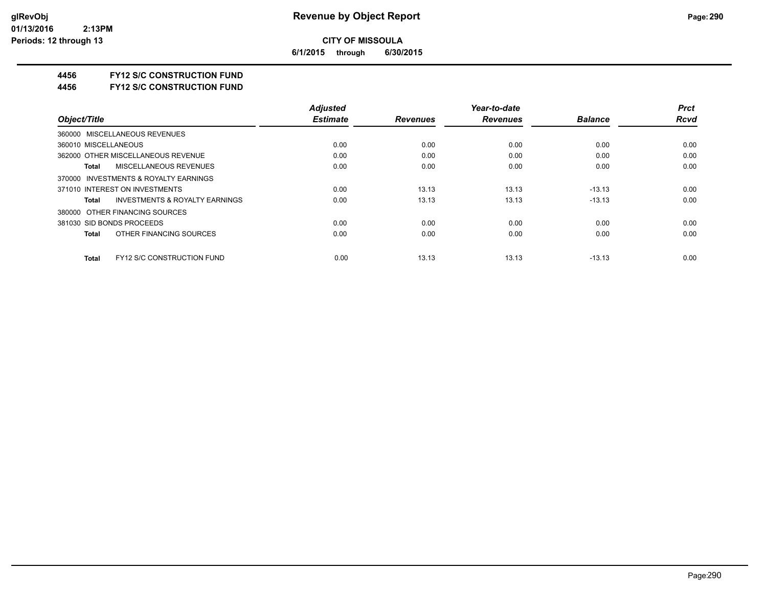# Revenue by Object Report

**CITY OF MISSOULA**

**6/1/2015 through 6/30/2015**

**4456 FY12 S/C CONSTRUCTION FUND**

**4456 FY12 S/C CONSTRUCTION FUND**

| Object/Title | Adjusted Estimate | Revenues | Year-to-date Revenues | Balance | Prct Rcvd |
|---|---|---|---|---|---|
| 360000 MISCELLANEOUS REVENUES | | | | | |
| 360010 MISCELLANEOUS | 0.00 | 0.00 | 0.00 | 0.00 | 0.00 |
| 362000 OTHER MISCELLANEOUS REVENUE | 0.00 | 0.00 | 0.00 | 0.00 | 0.00 |
| **Total** MISCELLANEOUS REVENUES | 0.00 | 0.00 | 0.00 | 0.00 | 0.00 |
| 370000 INVESTMENTS & ROYALTY EARNINGS | | | | | |
| 371010 INTEREST ON INVESTMENTS | 0.00 | 13.13 | 13.13 | -13.13 | 0.00 |
| **Total** INVESTMENTS & ROYALTY EARNINGS | 0.00 | 13.13 | 13.13 | -13.13 | 0.00 |
| 380000 OTHER FINANCING SOURCES | | | | | |
| 381030 SID BONDS PROCEEDS | 0.00 | 0.00 | 0.00 | 0.00 | 0.00 |
| **Total** OTHER FINANCING SOURCES | 0.00 | 0.00 | 0.00 | 0.00 | 0.00 |
| **Total** FY12 S/C CONSTRUCTION FUND | 0.00 | 13.13 | 13.13 | -13.13 | 0.00 |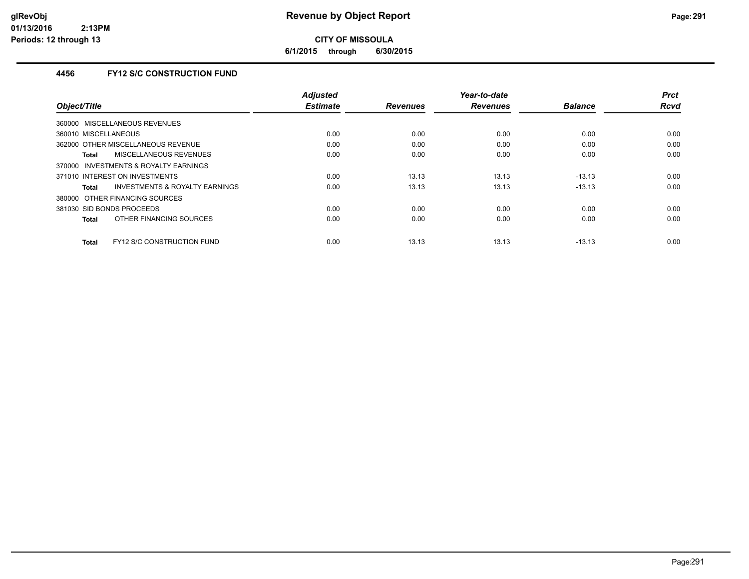# Revenue by Object Report

**CITY OF MISSOULA**

**6/1/2015 through 6/30/2015**

glRevObj
01/13/2016 2:13PM
Periods: 12 through 13

### 4456 FY12 S/C CONSTRUCTION FUND

| Object/Title | Adjusted Estimate | Revenues | Year-to-date Revenues | Balance | Prct Rcvd |
|---|---|---|---|---|---|
| 360000 MISCELLANEOUS REVENUES | | | | | |
| 360010 MISCELLANEOUS | 0.00 | 0.00 | 0.00 | 0.00 | 0.00 |
| 362000 OTHER MISCELLANEOUS REVENUE | 0.00 | 0.00 | 0.00 | 0.00 | 0.00 |
| **Total** MISCELLANEOUS REVENUES | 0.00 | 0.00 | 0.00 | 0.00 | 0.00 |
| 370000 INVESTMENTS & ROYALTY EARNINGS | | | | | |
| 371010 INTEREST ON INVESTMENTS | 0.00 | 13.13 | 13.13 | -13.13 | 0.00 |
| **Total** INVESTMENTS & ROYALTY EARNINGS | 0.00 | 13.13 | 13.13 | -13.13 | 0.00 |
| 380000 OTHER FINANCING SOURCES | | | | | |
| 381030 SID BONDS PROCEEDS | 0.00 | 0.00 | 0.00 | 0.00 | 0.00 |
| **Total** OTHER FINANCING SOURCES | 0.00 | 0.00 | 0.00 | 0.00 | 0.00 |
| **Total** FY12 S/C CONSTRUCTION FUND | 0.00 | 13.13 | 13.13 | -13.13 | 0.00 |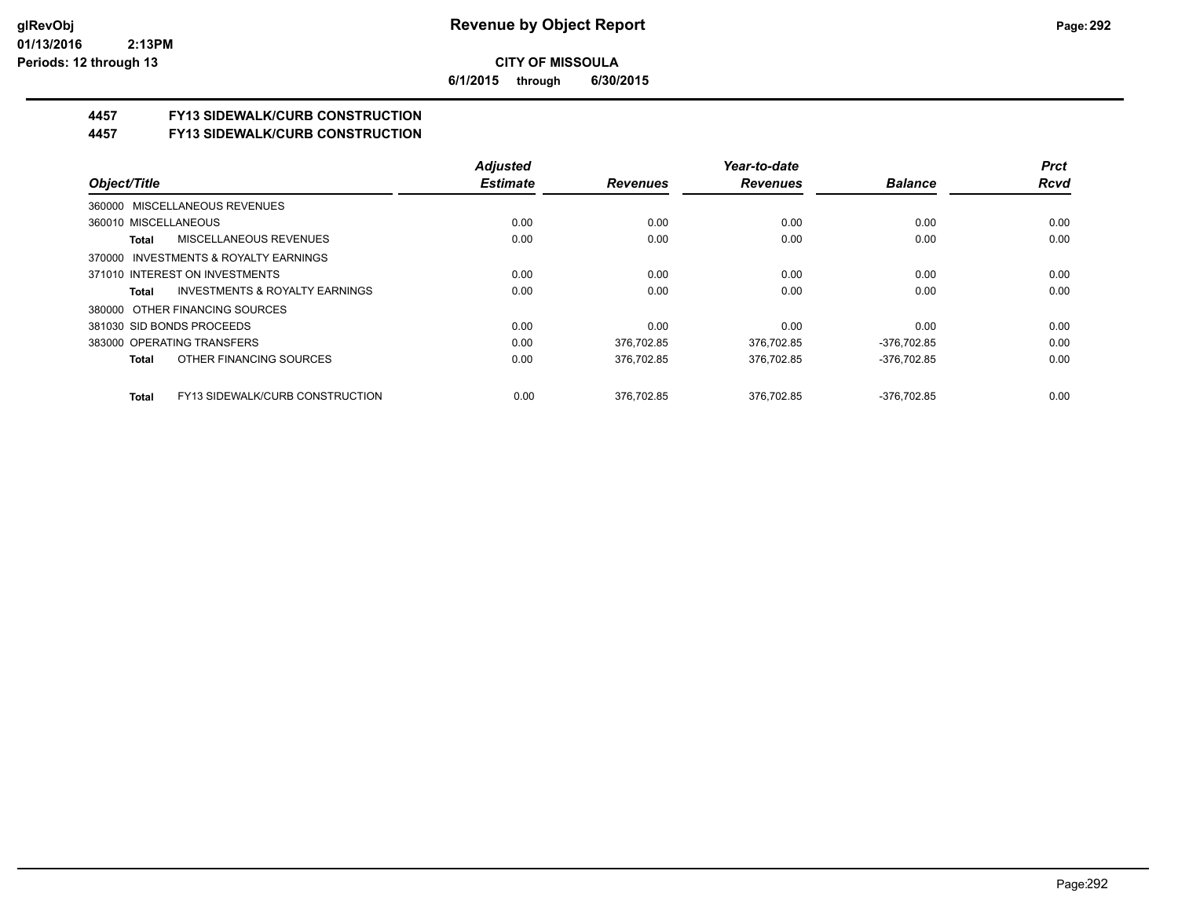# Revenue by Object Report

**CITY OF MISSOULA**

**6/1/2015 through 6/30/2015**

glRevObj
01/13/2016 2:13PM
Periods: 12 through 13

## 4457 FY13 SIDEWALK/CURB CONSTRUCTION
## 4457 FY13 SIDEWALK/CURB CONSTRUCTION

| Object/Title | Adjusted Estimate | Revenues | Year-to-date Revenues | Balance | Prct Rcvd |
|---|---|---|---|---|---|
| 360000 MISCELLANEOUS REVENUES | | | | | |
| 360010 MISCELLANEOUS | 0.00 | 0.00 | 0.00 | 0.00 | 0.00 |
| **Total** MISCELLANEOUS REVENUES | 0.00 | 0.00 | 0.00 | 0.00 | 0.00 |
| 370000 INVESTMENTS & ROYALTY EARNINGS | | | | | |
| 371010 INTEREST ON INVESTMENTS | 0.00 | 0.00 | 0.00 | 0.00 | 0.00 |
| **Total** INVESTMENTS & ROYALTY EARNINGS | 0.00 | 0.00 | 0.00 | 0.00 | 0.00 |
| 380000 OTHER FINANCING SOURCES | | | | | |
| 381030 SID BONDS PROCEEDS | 0.00 | 0.00 | 0.00 | 0.00 | 0.00 |
| 383000 OPERATING TRANSFERS | 0.00 | 376,702.85 | 376,702.85 | -376,702.85 | 0.00 |
| **Total** OTHER FINANCING SOURCES | 0.00 | 376,702.85 | 376,702.85 | -376,702.85 | 0.00 |
| **Total** FY13 SIDEWALK/CURB CONSTRUCTION | 0.00 | 376,702.85 | 376,702.85 | -376,702.85 | 0.00 |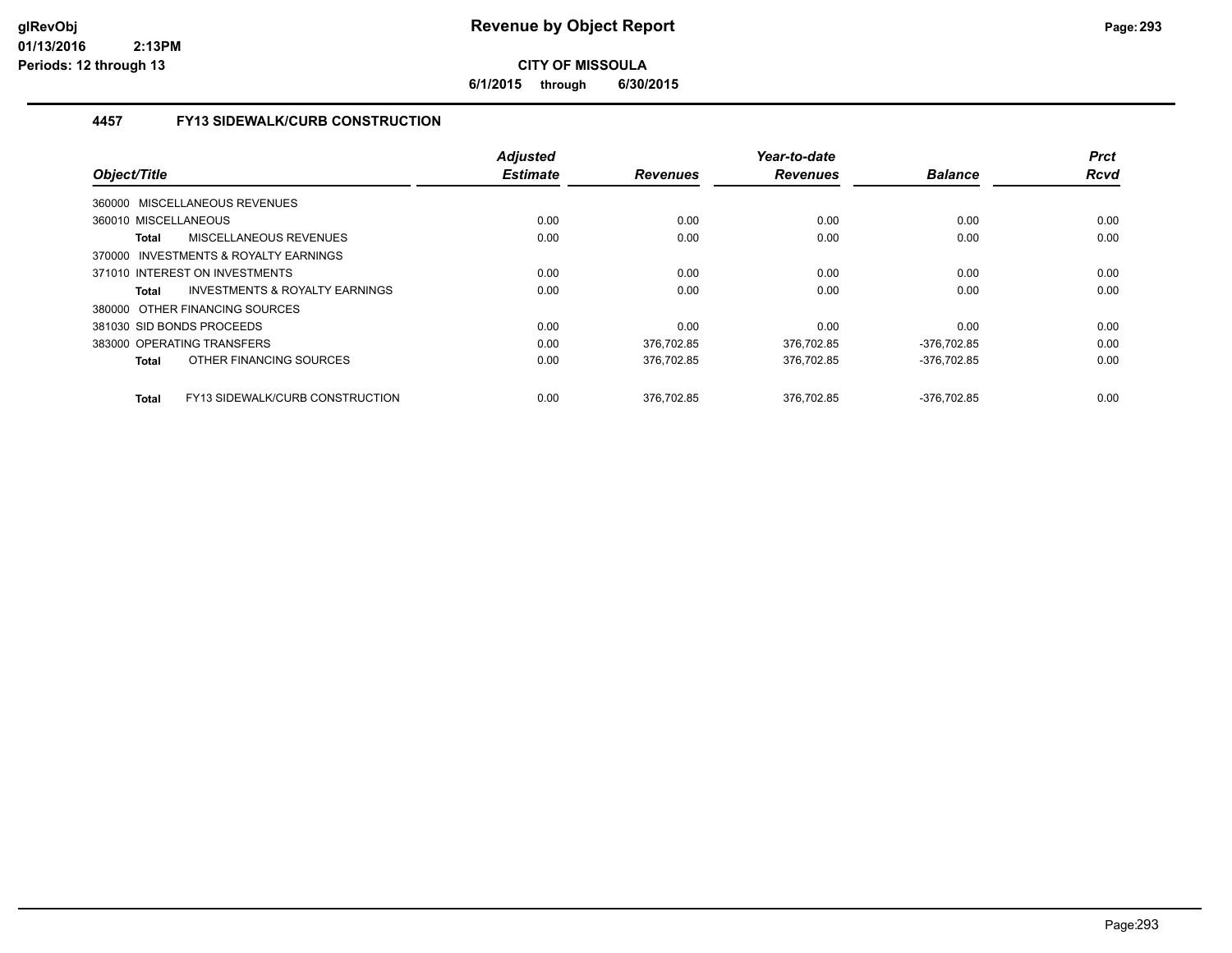**CITY OF MISSOULA**

**6/1/2015 through 6/30/2015**

### 4457 FY13 SIDEWALK/CURB CONSTRUCTION

| Object/Title | Adjusted Estimate | Revenues | Year-to-date Revenues | Balance | Prct Rcvd |
|---|---|---|---|---|---|
| 360000 MISCELLANEOUS REVENUES | | | | | |
| 360010 MISCELLANEOUS | 0.00 | 0.00 | 0.00 | 0.00 | 0.00 |
| **Total** MISCELLANEOUS REVENUES | 0.00 | 0.00 | 0.00 | 0.00 | 0.00 |
| 370000 INVESTMENTS & ROYALTY EARNINGS | | | | | |
| 371010 INTEREST ON INVESTMENTS | 0.00 | 0.00 | 0.00 | 0.00 | 0.00 |
| **Total** INVESTMENTS & ROYALTY EARNINGS | 0.00 | 0.00 | 0.00 | 0.00 | 0.00 |
| 380000 OTHER FINANCING SOURCES | | | | | |
| 381030 SID BONDS PROCEEDS | 0.00 | 0.00 | 0.00 | 0.00 | 0.00 |
| 383000 OPERATING TRANSFERS | 0.00 | 376,702.85 | 376,702.85 | -376,702.85 | 0.00 |
| **Total** OTHER FINANCING SOURCES | 0.00 | 376,702.85 | 376,702.85 | -376,702.85 | 0.00 |
| **Total** FY13 SIDEWALK/CURB CONSTRUCTION | 0.00 | 376,702.85 | 376,702.85 | -376,702.85 | 0.00 |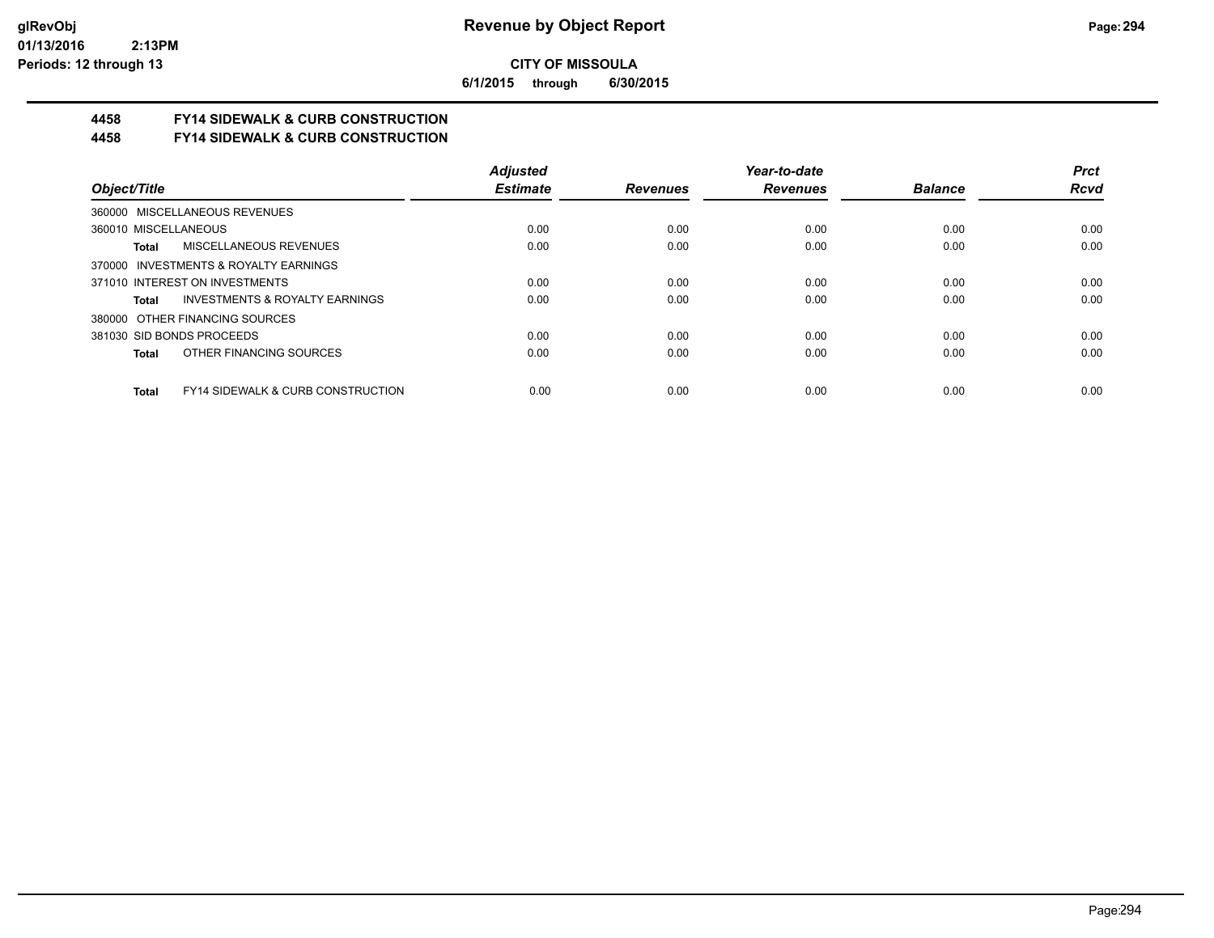**glRevObj**
**01/13/2016 2:13PM**
**Periods: 12 through 13**

# Revenue by Object Report

**CITY OF MISSOULA**

**6/1/2015 through 6/30/2015**

## 4458 FY14 SIDEWALK & CURB CONSTRUCTION
## 4458 FY14 SIDEWALK & CURB CONSTRUCTION

| Object/Title | Adjusted Estimate | Revenues | Year-to-date Revenues | Balance | Prct Rcvd |
|---|---|---|---|---|---|
| 360000 MISCELLANEOUS REVENUES | | | | | |
| 360010 MISCELLANEOUS | 0.00 | 0.00 | 0.00 | 0.00 | 0.00 |
| **Total** MISCELLANEOUS REVENUES | 0.00 | 0.00 | 0.00 | 0.00 | 0.00 |
| 370000 INVESTMENTS & ROYALTY EARNINGS | | | | | |
| 371010 INTEREST ON INVESTMENTS | 0.00 | 0.00 | 0.00 | 0.00 | 0.00 |
| **Total** INVESTMENTS & ROYALTY EARNINGS | 0.00 | 0.00 | 0.00 | 0.00 | 0.00 |
| 380000 OTHER FINANCING SOURCES | | | | | |
| 381030 SID BONDS PROCEEDS | 0.00 | 0.00 | 0.00 | 0.00 | 0.00 |
| **Total** OTHER FINANCING SOURCES | 0.00 | 0.00 | 0.00 | 0.00 | 0.00 |
| **Total** FY14 SIDEWALK & CURB CONSTRUCTION | 0.00 | 0.00 | 0.00 | 0.00 | 0.00 |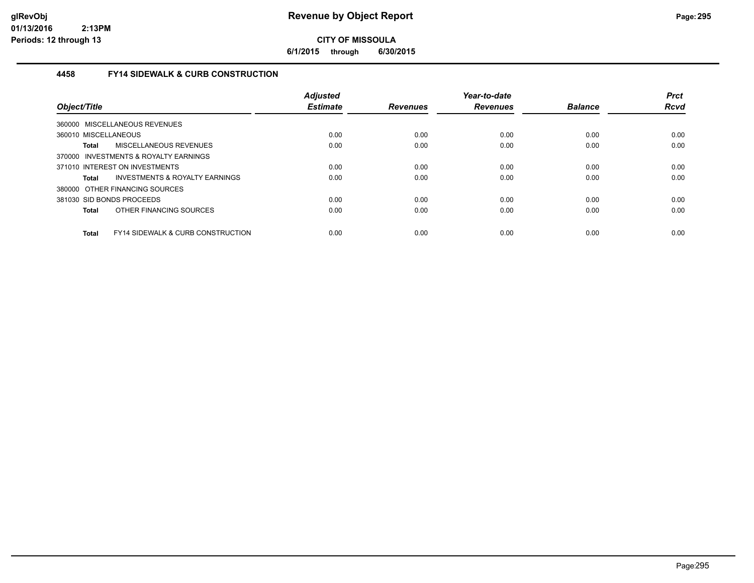# Revenue by Object Report

**CITY OF MISSOULA**

**6/1/2015 through 6/30/2015**

glRevObj
01/13/2016 2:13PM
Periods: 12 through 13

## 4458 FY14 SIDEWALK & CURB CONSTRUCTION

| Object/Title | Adjusted Estimate | Revenues | Year-to-date Revenues | Balance | Prct Rcvd |
|---|---|---|---|---|---|
| 360000 MISCELLANEOUS REVENUES | | | | | |
| 360010 MISCELLANEOUS | 0.00 | 0.00 | 0.00 | 0.00 | 0.00 |
| **Total** MISCELLANEOUS REVENUES | 0.00 | 0.00 | 0.00 | 0.00 | 0.00 |
| 370000 INVESTMENTS & ROYALTY EARNINGS | | | | | |
| 371010 INTEREST ON INVESTMENTS | 0.00 | 0.00 | 0.00 | 0.00 | 0.00 |
| **Total** INVESTMENTS & ROYALTY EARNINGS | 0.00 | 0.00 | 0.00 | 0.00 | 0.00 |
| 380000 OTHER FINANCING SOURCES | | | | | |
| 381030 SID BONDS PROCEEDS | 0.00 | 0.00 | 0.00 | 0.00 | 0.00 |
| **Total** OTHER FINANCING SOURCES | 0.00 | 0.00 | 0.00 | 0.00 | 0.00 |
| **Total** FY14 SIDEWALK & CURB CONSTRUCTION | 0.00 | 0.00 | 0.00 | 0.00 | 0.00 |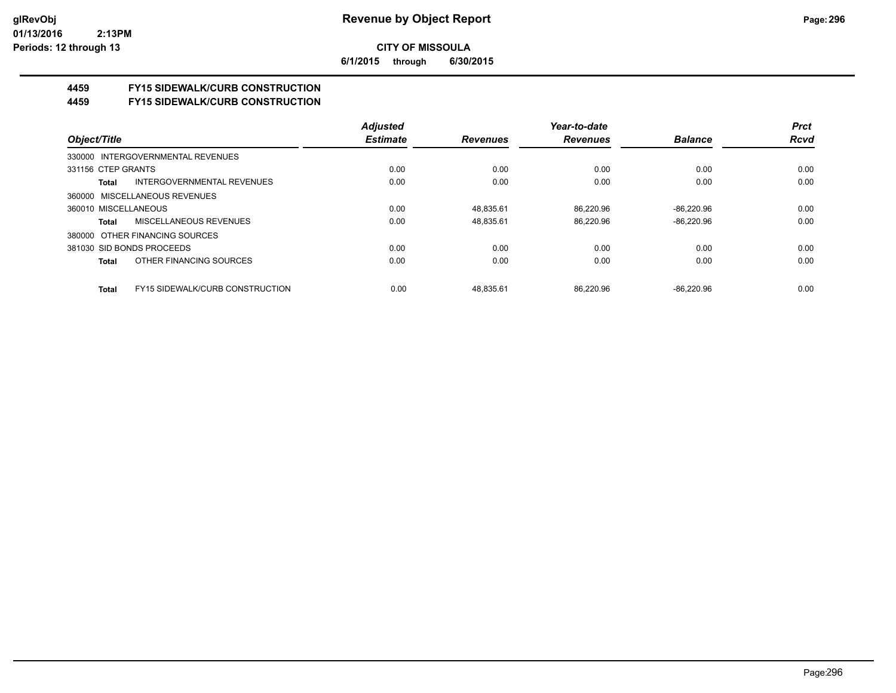**CITY OF MISSOULA**

**6/1/2015 through 6/30/2015**

## 4459 FY15 SIDEWALK/CURB CONSTRUCTION

## 4459 FY15 SIDEWALK/CURB CONSTRUCTION

| Object/Title | Adjusted Estimate | Revenues | Year-to-date Revenues | Balance | Prct Rcvd |
|---|---|---|---|---|---|
| 330000 INTERGOVERNMENTAL REVENUES | | | | | |
| 331156 CTEP GRANTS | 0.00 | 0.00 | 0.00 | 0.00 | 0.00 |
| **Total** INTERGOVERNMENTAL REVENUES | 0.00 | 0.00 | 0.00 | 0.00 | 0.00 |
| 360000 MISCELLANEOUS REVENUES | | | | | |
| 360010 MISCELLANEOUS | 0.00 | 48,835.61 | 86,220.96 | -86,220.96 | 0.00 |
| **Total** MISCELLANEOUS REVENUES | 0.00 | 48,835.61 | 86,220.96 | -86,220.96 | 0.00 |
| 380000 OTHER FINANCING SOURCES | | | | | |
| 381030 SID BONDS PROCEEDS | 0.00 | 0.00 | 0.00 | 0.00 | 0.00 |
| **Total** OTHER FINANCING SOURCES | 0.00 | 0.00 | 0.00 | 0.00 | 0.00 |
| **Total** FY15 SIDEWALK/CURB CONSTRUCTION | 0.00 | 48,835.61 | 86,220.96 | -86,220.96 | 0.00 |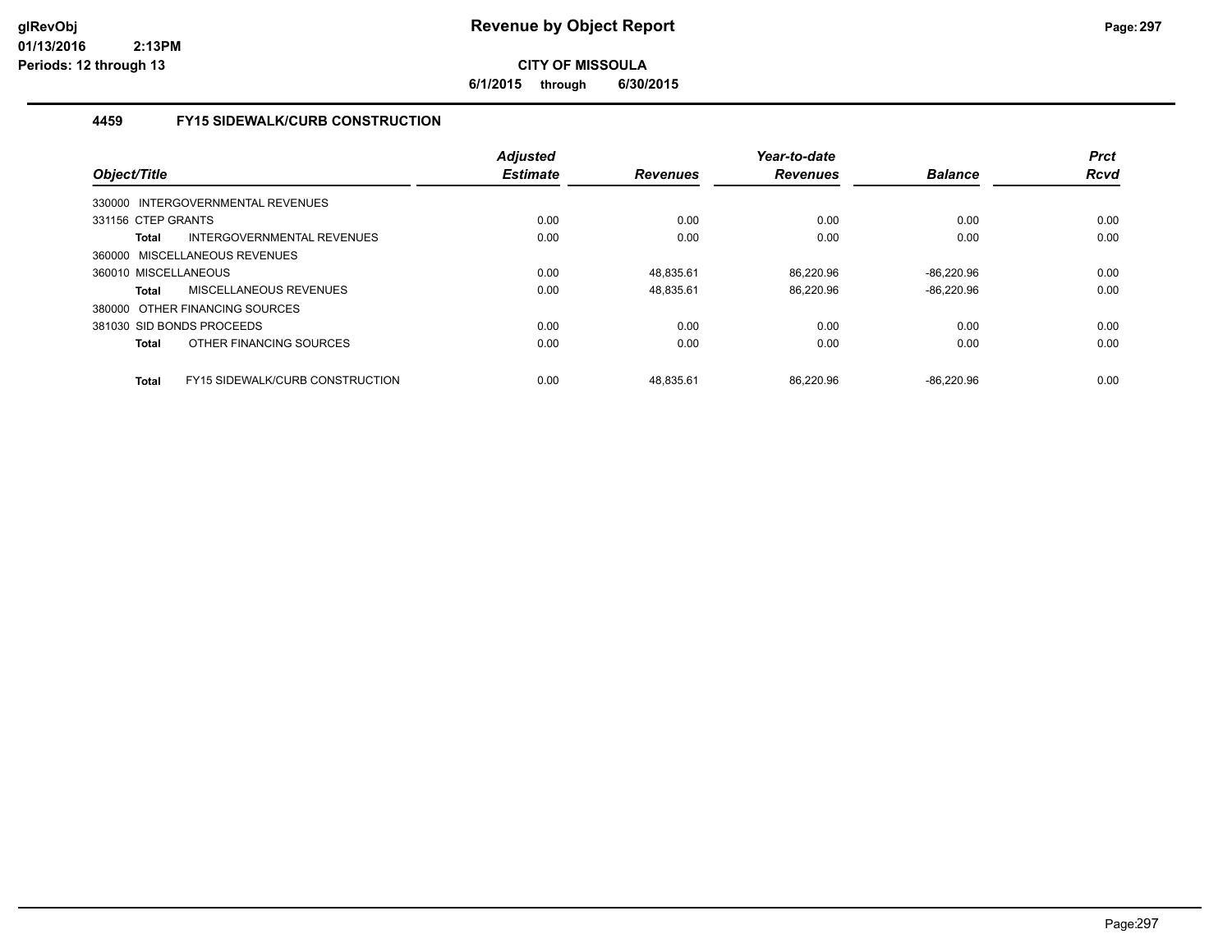**CITY OF MISSOULA**

**6/1/2015 through 6/30/2015**

### 4459 FY15 SIDEWALK/CURB CONSTRUCTION

| Object/Title | Adjusted Estimate | Revenues | Year-to-date Revenues | Balance | Prct Rcvd |
|---|---|---|---|---|---|
| 330000 INTERGOVERNMENTAL REVENUES | | | | | |
| 331156 CTEP GRANTS | 0.00 | 0.00 | 0.00 | 0.00 | 0.00 |
| **Total** INTERGOVERNMENTAL REVENUES | 0.00 | 0.00 | 0.00 | 0.00 | 0.00 |
| 360000 MISCELLANEOUS REVENUES | | | | | |
| 360010 MISCELLANEOUS | 0.00 | 48,835.61 | 86,220.96 | -86,220.96 | 0.00 |
| **Total** MISCELLANEOUS REVENUES | 0.00 | 48,835.61 | 86,220.96 | -86,220.96 | 0.00 |
| 380000 OTHER FINANCING SOURCES | | | | | |
| 381030 SID BONDS PROCEEDS | 0.00 | 0.00 | 0.00 | 0.00 | 0.00 |
| **Total** OTHER FINANCING SOURCES | 0.00 | 0.00 | 0.00 | 0.00 | 0.00 |
| **Total** FY15 SIDEWALK/CURB CONSTRUCTION | 0.00 | 48,835.61 | 86,220.96 | -86,220.96 | 0.00 |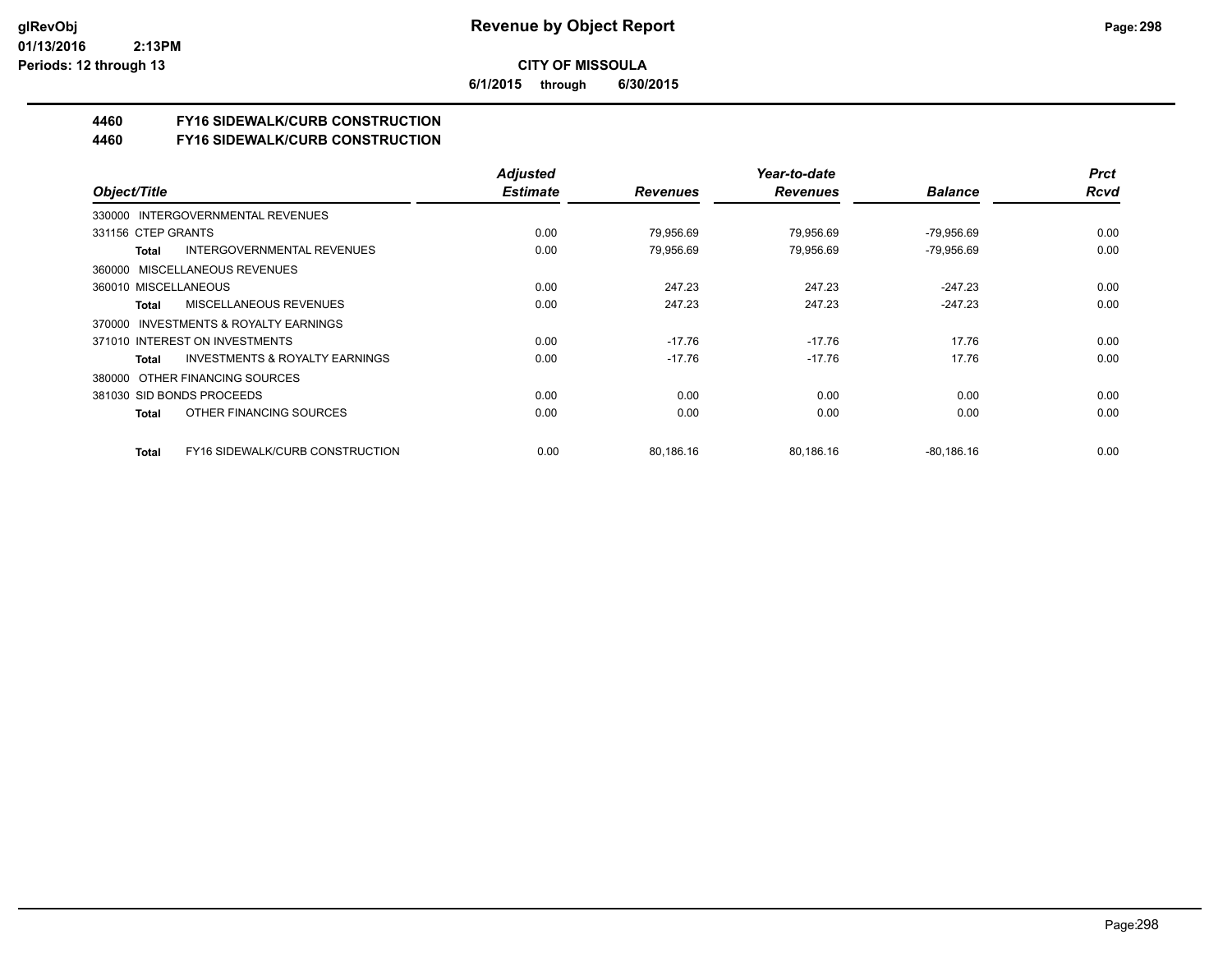# Revenue by Object Report

**CITY OF MISSOULA**

**6/1/2015 through 6/30/2015**

glRevObj
01/13/2016 2:13PM
Periods: 12 through 13

## 4460 FY16 SIDEWALK/CURB CONSTRUCTION
## 4460 FY16 SIDEWALK/CURB CONSTRUCTION

| Object/Title | Adjusted Estimate | Revenues | Year-to-date Revenues | Balance | Prct Rcvd |
|---|---|---|---|---|---|
| 330000 INTERGOVERNMENTAL REVENUES | | | | | |
| 331156 CTEP GRANTS | 0.00 | 79,956.69 | 79,956.69 | -79,956.69 | 0.00 |
| **Total** INTERGOVERNMENTAL REVENUES | 0.00 | 79,956.69 | 79,956.69 | -79,956.69 | 0.00 |
| 360000 MISCELLANEOUS REVENUES | | | | | |
| 360010 MISCELLANEOUS | 0.00 | 247.23 | 247.23 | -247.23 | 0.00 |
| **Total** MISCELLANEOUS REVENUES | 0.00 | 247.23 | 247.23 | -247.23 | 0.00 |
| 370000 INVESTMENTS & ROYALTY EARNINGS | | | | | |
| 371010 INTEREST ON INVESTMENTS | 0.00 | -17.76 | -17.76 | 17.76 | 0.00 |
| **Total** INVESTMENTS & ROYALTY EARNINGS | 0.00 | -17.76 | -17.76 | 17.76 | 0.00 |
| 380000 OTHER FINANCING SOURCES | | | | | |
| 381030 SID BONDS PROCEEDS | 0.00 | 0.00 | 0.00 | 0.00 | 0.00 |
| **Total** OTHER FINANCING SOURCES | 0.00 | 0.00 | 0.00 | 0.00 | 0.00 |
| **Total** FY16 SIDEWALK/CURB CONSTRUCTION | 0.00 | 80,186.16 | 80,186.16 | -80,186.16 | 0.00 |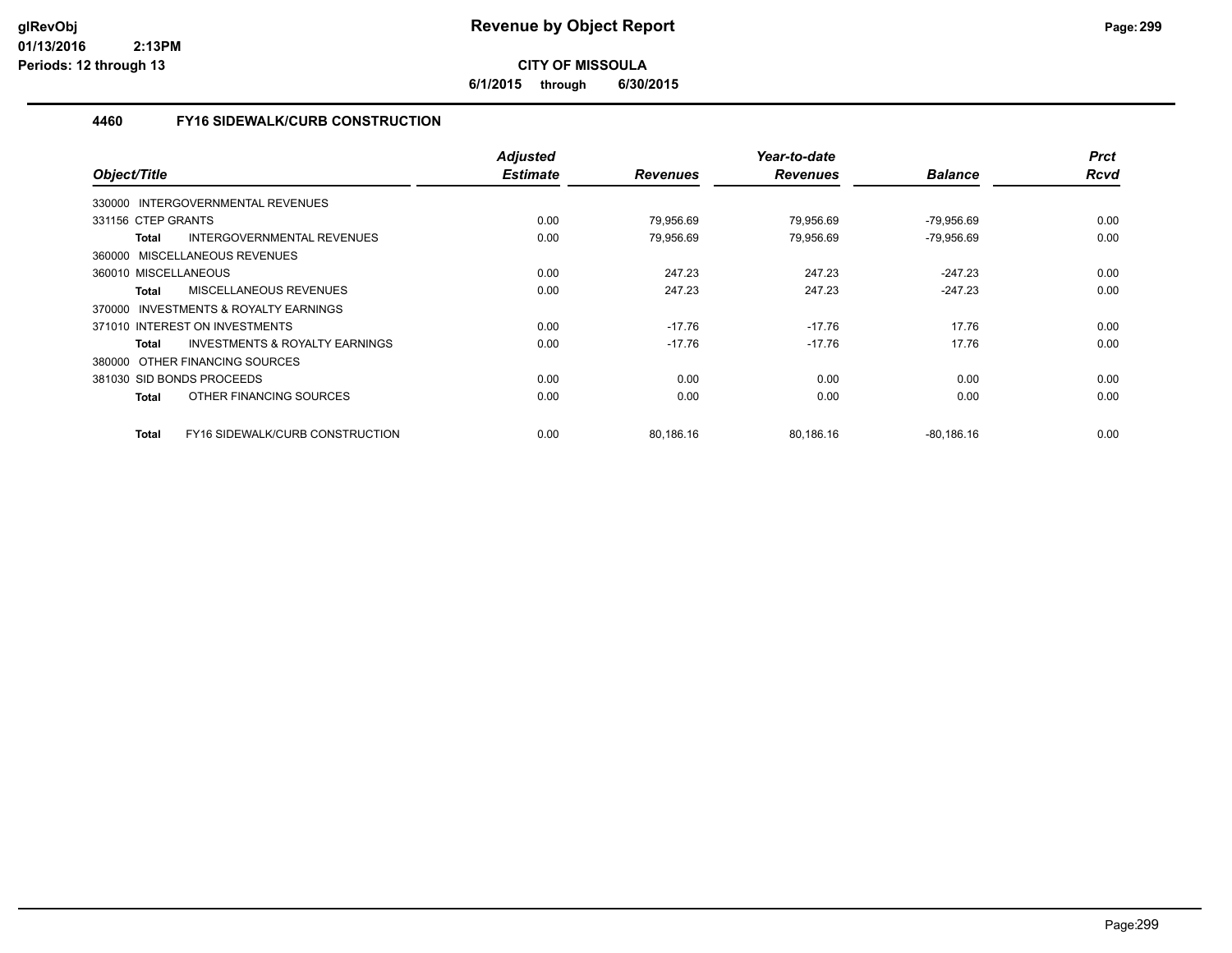# Revenue by Object Report

**CITY OF MISSOULA**

**6/1/2015 through 6/30/2015**

glRevObj
01/13/2016 2:13PM
Periods: 12 through 13

## 4460 FY16 SIDEWALK/CURB CONSTRUCTION

| Object/Title | | Adjusted Estimate | Revenues | Year-to-date Revenues | Balance | Prct Rcvd |
|---|---|---|---|---|---|---|
| 330000 INTERGOVERNMENTAL REVENUES | | | | | | |
| 331156 CTEP GRANTS | | 0.00 | 79,956.69 | 79,956.69 | -79,956.69 | 0.00 |
| **Total** | INTERGOVERNMENTAL REVENUES | 0.00 | 79,956.69 | 79,956.69 | -79,956.69 | 0.00 |
| 360000 MISCELLANEOUS REVENUES | | | | | | |
| 360010 MISCELLANEOUS | | 0.00 | 247.23 | 247.23 | -247.23 | 0.00 |
| **Total** | MISCELLANEOUS REVENUES | 0.00 | 247.23 | 247.23 | -247.23 | 0.00 |
| 370000 INVESTMENTS & ROYALTY EARNINGS | | | | | | |
| 371010 INTEREST ON INVESTMENTS | | 0.00 | -17.76 | -17.76 | 17.76 | 0.00 |
| **Total** | INVESTMENTS & ROYALTY EARNINGS | 0.00 | -17.76 | -17.76 | 17.76 | 0.00 |
| 380000 OTHER FINANCING SOURCES | | | | | | |
| 381030 SID BONDS PROCEEDS | | 0.00 | 0.00 | 0.00 | 0.00 | 0.00 |
| **Total** | OTHER FINANCING SOURCES | 0.00 | 0.00 | 0.00 | 0.00 | 0.00 |
| **Total** | FY16 SIDEWALK/CURB CONSTRUCTION | 0.00 | 80,186.16 | 80,186.16 | -80,186.16 | 0.00 |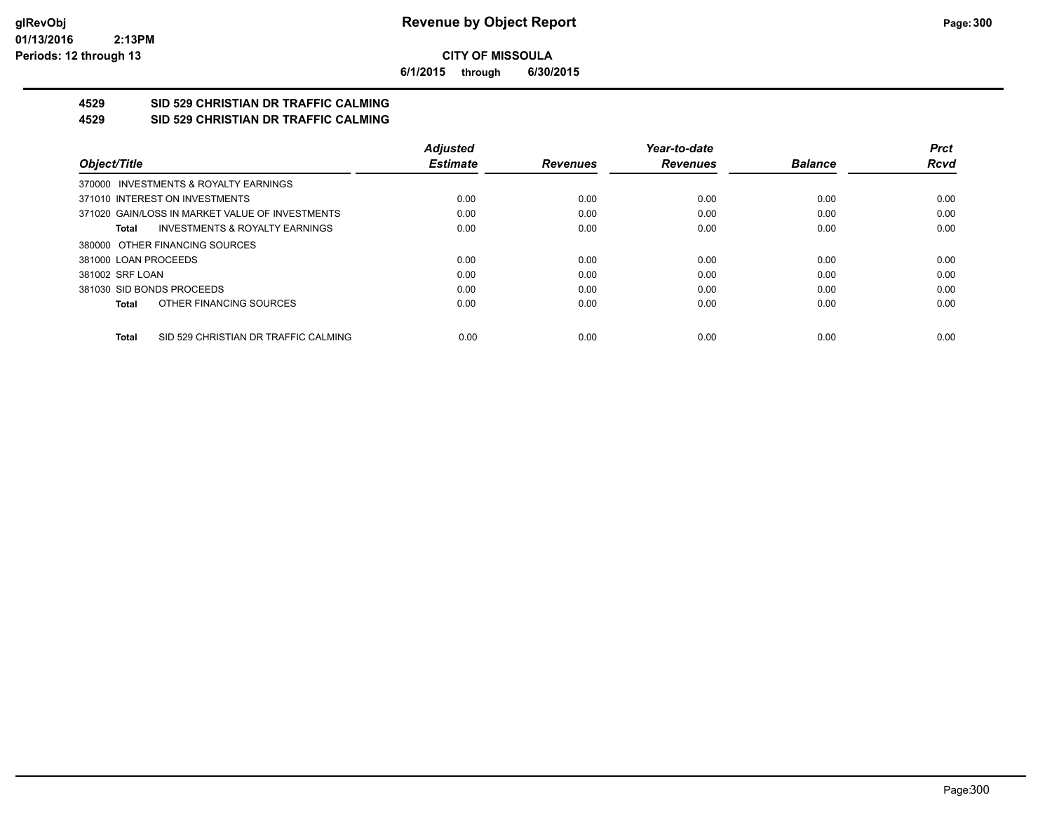**CITY OF MISSOULA**

**6/1/2015 through 6/30/2015**

## 4529 SID 529 CHRISTIAN DR TRAFFIC CALMING
## 4529 SID 529 CHRISTIAN DR TRAFFIC CALMING

| Object/Title | Adjusted Estimate | Revenues | Year-to-date Revenues | Balance | Prct Rcvd |
|---|---|---|---|---|---|
| 370000 INVESTMENTS & ROYALTY EARNINGS | | | | | |
| 371010 INTEREST ON INVESTMENTS | 0.00 | 0.00 | 0.00 | 0.00 | 0.00 |
| 371020 GAIN/LOSS IN MARKET VALUE OF INVESTMENTS | 0.00 | 0.00 | 0.00 | 0.00 | 0.00 |
| **Total** INVESTMENTS & ROYALTY EARNINGS | 0.00 | 0.00 | 0.00 | 0.00 | 0.00 |
| 380000 OTHER FINANCING SOURCES | | | | | |
| 381000 LOAN PROCEEDS | 0.00 | 0.00 | 0.00 | 0.00 | 0.00 |
| 381002 SRF LOAN | 0.00 | 0.00 | 0.00 | 0.00 | 0.00 |
| 381030 SID BONDS PROCEEDS | 0.00 | 0.00 | 0.00 | 0.00 | 0.00 |
| **Total** OTHER FINANCING SOURCES | 0.00 | 0.00 | 0.00 | 0.00 | 0.00 |
| **Total** SID 529 CHRISTIAN DR TRAFFIC CALMING | 0.00 | 0.00 | 0.00 | 0.00 | 0.00 |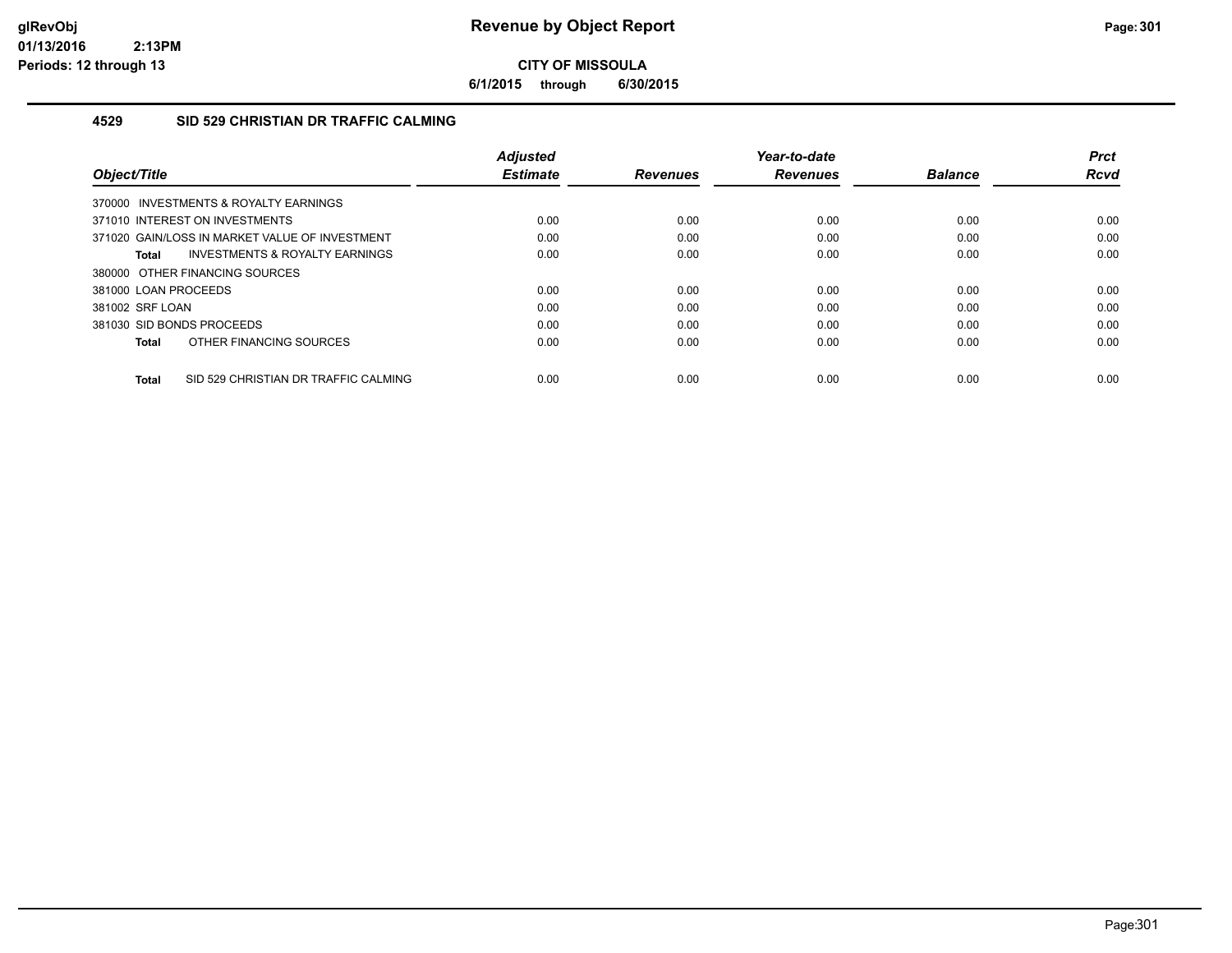**CITY OF MISSOULA**

**6/1/2015 through 6/30/2015**

### 4529 SID 529 CHRISTIAN DR TRAFFIC CALMING

| Object/Title | Adjusted Estimate | Revenues | Year-to-date Revenues | Balance | Prct Rcvd |
|---|---|---|---|---|---|
| 370000 INVESTMENTS & ROYALTY EARNINGS | | | | | |
| 371010 INTEREST ON INVESTMENTS | 0.00 | 0.00 | 0.00 | 0.00 | 0.00 |
| 371020 GAIN/LOSS IN MARKET VALUE OF INVESTMENT | 0.00 | 0.00 | 0.00 | 0.00 | 0.00 |
| **Total** INVESTMENTS & ROYALTY EARNINGS | 0.00 | 0.00 | 0.00 | 0.00 | 0.00 |
| 380000 OTHER FINANCING SOURCES | | | | | |
| 381000 LOAN PROCEEDS | 0.00 | 0.00 | 0.00 | 0.00 | 0.00 |
| 381002 SRF LOAN | 0.00 | 0.00 | 0.00 | 0.00 | 0.00 |
| 381030 SID BONDS PROCEEDS | 0.00 | 0.00 | 0.00 | 0.00 | 0.00 |
| **Total** OTHER FINANCING SOURCES | 0.00 | 0.00 | 0.00 | 0.00 | 0.00 |
| **Total** SID 529 CHRISTIAN DR TRAFFIC CALMING | 0.00 | 0.00 | 0.00 | 0.00 | 0.00 |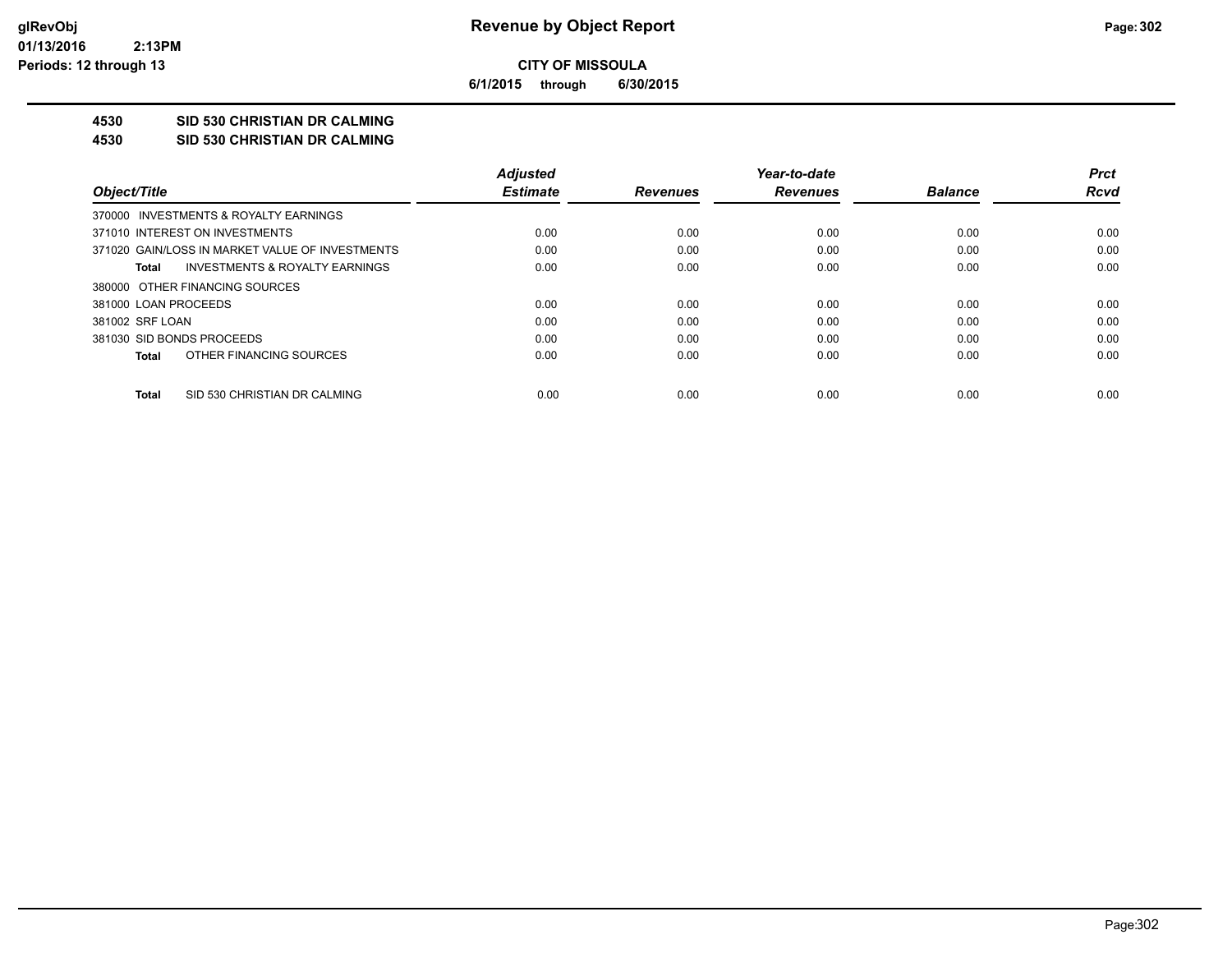**glRevObj**
**01/13/2016 2:13PM**
**Periods: 12 through 13**

# Revenue by Object Report

**CITY OF MISSOULA**

**6/1/2015 through 6/30/2015**

**4530 SID 530 CHRISTIAN DR CALMING**
**4530 SID 530 CHRISTIAN DR CALMING**

| Object/Title | Adjusted Estimate | Revenues | Year-to-date Revenues | Balance | Prct Rcvd |
|---|---|---|---|---|---|
| 370000 INVESTMENTS & ROYALTY EARNINGS | | | | | |
| 371010 INTEREST ON INVESTMENTS | 0.00 | 0.00 | 0.00 | 0.00 | 0.00 |
| 371020 GAIN/LOSS IN MARKET VALUE OF INVESTMENTS | 0.00 | 0.00 | 0.00 | 0.00 | 0.00 |
| **Total** INVESTMENTS & ROYALTY EARNINGS | 0.00 | 0.00 | 0.00 | 0.00 | 0.00 |
| 380000 OTHER FINANCING SOURCES | | | | | |
| 381000 LOAN PROCEEDS | 0.00 | 0.00 | 0.00 | 0.00 | 0.00 |
| 381002 SRF LOAN | 0.00 | 0.00 | 0.00 | 0.00 | 0.00 |
| 381030 SID BONDS PROCEEDS | 0.00 | 0.00 | 0.00 | 0.00 | 0.00 |
| **Total** OTHER FINANCING SOURCES | 0.00 | 0.00 | 0.00 | 0.00 | 0.00 |
| **Total** SID 530 CHRISTIAN DR CALMING | 0.00 | 0.00 | 0.00 | 0.00 | 0.00 |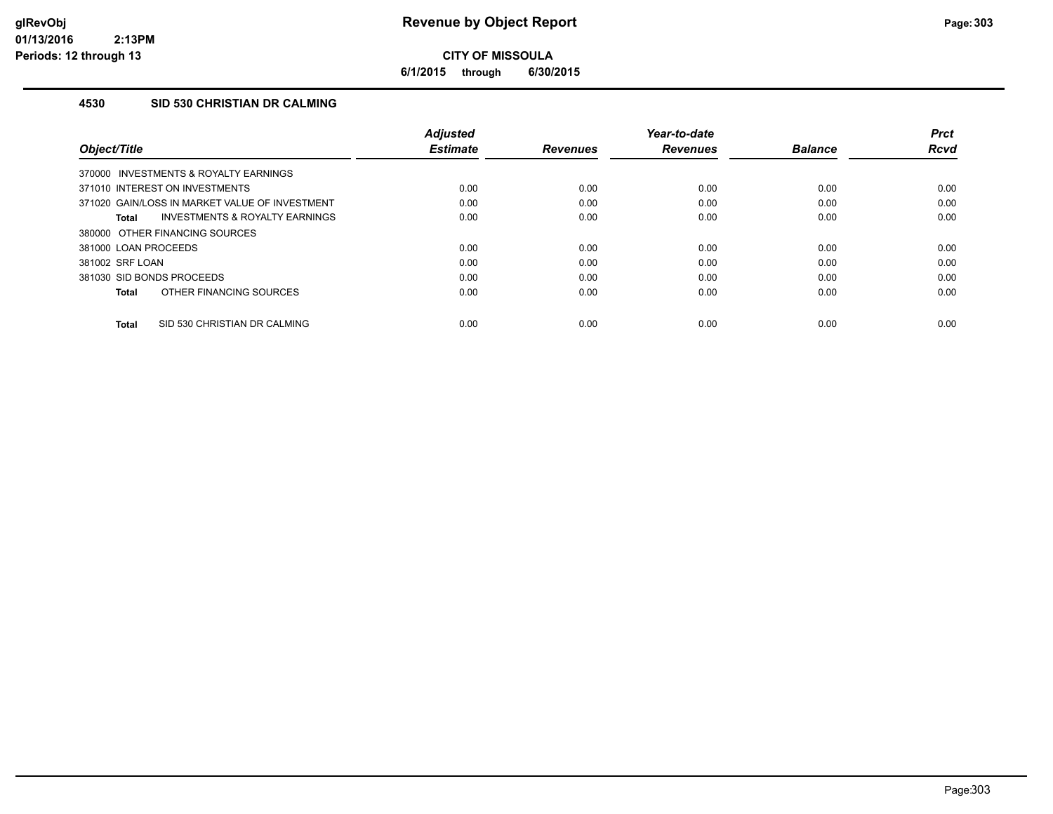# Revenue by Object Report

**CITY OF MISSOULA**

**6/1/2015 through 6/30/2015**

glRevObj
01/13/2016 2:13PM
Periods: 12 through 13

### 4530 SID 530 CHRISTIAN DR CALMING

| Object/Title | Adjusted Estimate | Revenues | Year-to-date Revenues | Balance | Prct Rcvd |
|---|---|---|---|---|---|
| 370000 INVESTMENTS & ROYALTY EARNINGS | | | | | |
| 371010 INTEREST ON INVESTMENTS | 0.00 | 0.00 | 0.00 | 0.00 | 0.00 |
| 371020 GAIN/LOSS IN MARKET VALUE OF INVESTMENT | 0.00 | 0.00 | 0.00 | 0.00 | 0.00 |
| **Total** INVESTMENTS & ROYALTY EARNINGS | 0.00 | 0.00 | 0.00 | 0.00 | 0.00 |
| 380000 OTHER FINANCING SOURCES | | | | | |
| 381000 LOAN PROCEEDS | 0.00 | 0.00 | 0.00 | 0.00 | 0.00 |
| 381002 SRF LOAN | 0.00 | 0.00 | 0.00 | 0.00 | 0.00 |
| 381030 SID BONDS PROCEEDS | 0.00 | 0.00 | 0.00 | 0.00 | 0.00 |
| **Total** OTHER FINANCING SOURCES | 0.00 | 0.00 | 0.00 | 0.00 | 0.00 |
| **Total** SID 530 CHRISTIAN DR CALMING | 0.00 | 0.00 | 0.00 | 0.00 | 0.00 |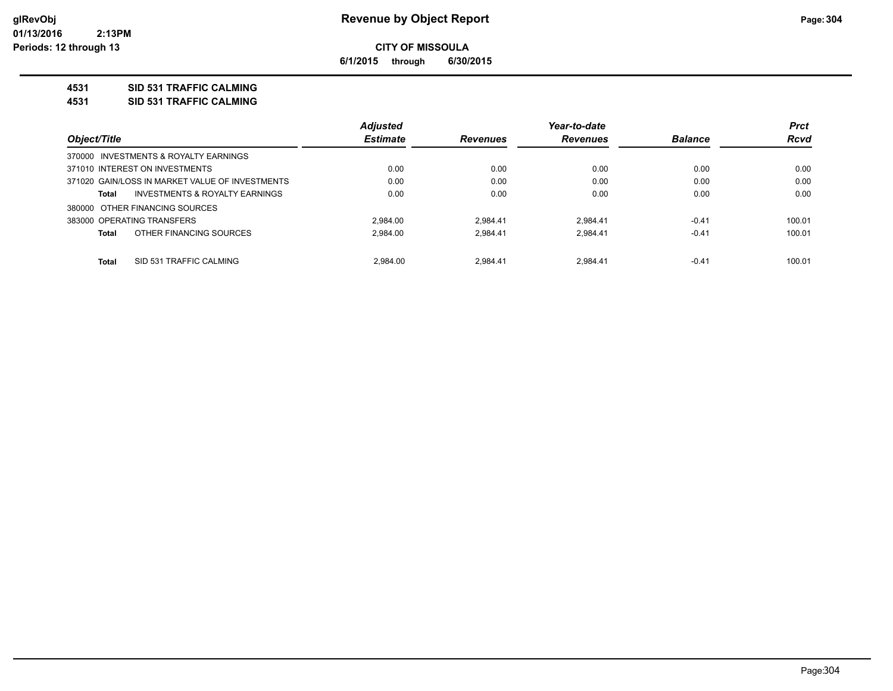# Revenue by Object Report

**CITY OF MISSOULA**

**6/1/2015 through 6/30/2015**

**4531 SID 531 TRAFFIC CALMING**

**4531 SID 531 TRAFFIC CALMING**

| Object/Title | Adjusted Estimate | Revenues | Year-to-date Revenues | Balance | Prct Rcvd |
|---|---|---|---|---|---|
| 370000 INVESTMENTS & ROYALTY EARNINGS | | | | | |
| 371010 INTEREST ON INVESTMENTS | 0.00 | 0.00 | 0.00 | 0.00 | 0.00 |
| 371020 GAIN/LOSS IN MARKET VALUE OF INVESTMENTS | 0.00 | 0.00 | 0.00 | 0.00 | 0.00 |
| **Total** INVESTMENTS & ROYALTY EARNINGS | 0.00 | 0.00 | 0.00 | 0.00 | 0.00 |
| 380000 OTHER FINANCING SOURCES | | | | | |
| 383000 OPERATING TRANSFERS | 2,984.00 | 2,984.41 | 2,984.41 | -0.41 | 100.01 |
| **Total** OTHER FINANCING SOURCES | 2,984.00 | 2,984.41 | 2,984.41 | -0.41 | 100.01 |
| **Total** SID 531 TRAFFIC CALMING | 2,984.00 | 2,984.41 | 2,984.41 | -0.41 | 100.01 |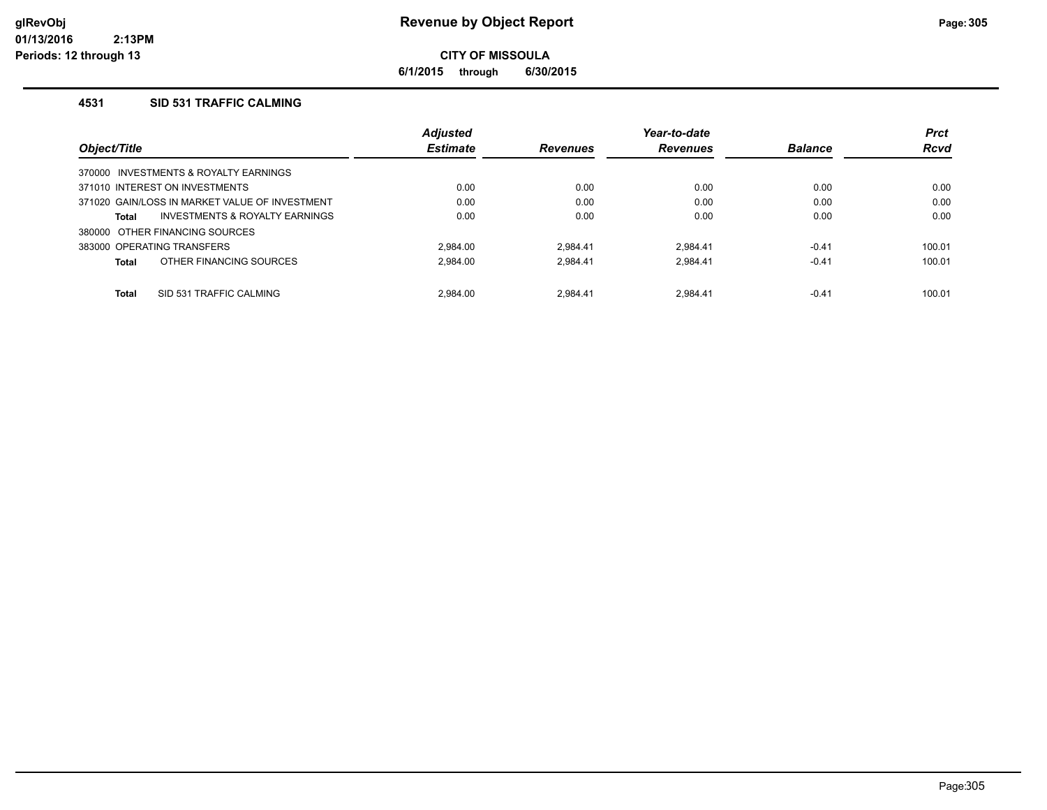**CITY OF MISSOULA**

**6/1/2015 through 6/30/2015**

### 4531 SID 531 TRAFFIC CALMING

| Object/Title | Adjusted Estimate | Revenues | Year-to-date Revenues | Balance | Prct Rcvd |
|---|---|---|---|---|---|
| 370000 INVESTMENTS & ROYALTY EARNINGS | | | | | |
| 371010 INTEREST ON INVESTMENTS | 0.00 | 0.00 | 0.00 | 0.00 | 0.00 |
| 371020 GAIN/LOSS IN MARKET VALUE OF INVESTMENT | 0.00 | 0.00 | 0.00 | 0.00 | 0.00 |
| **Total** INVESTMENTS & ROYALTY EARNINGS | 0.00 | 0.00 | 0.00 | 0.00 | 0.00 |
| 380000 OTHER FINANCING SOURCES | | | | | |
| 383000 OPERATING TRANSFERS | 2,984.00 | 2,984.41 | 2,984.41 | -0.41 | 100.01 |
| **Total** OTHER FINANCING SOURCES | 2,984.00 | 2,984.41 | 2,984.41 | -0.41 | 100.01 |
| **Total** SID 531 TRAFFIC CALMING | 2,984.00 | 2,984.41 | 2,984.41 | -0.41 | 100.01 |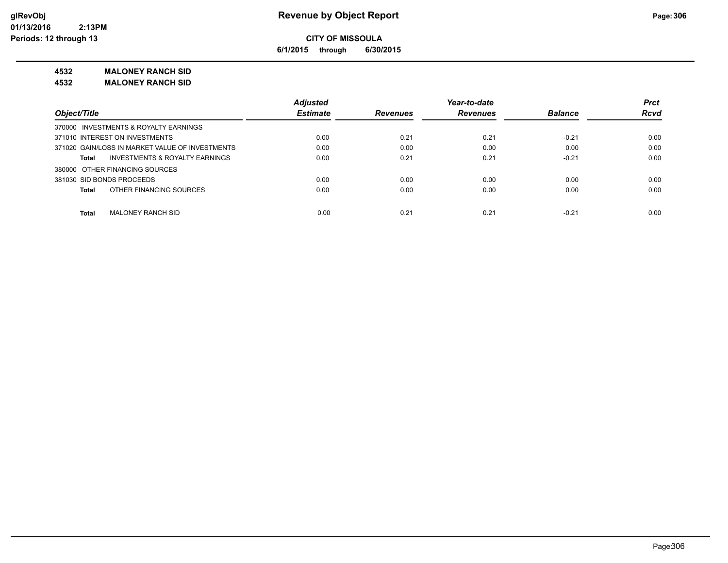**CITY OF MISSOULA**

**6/1/2015 through 6/30/2015**

**4532 MALONEY RANCH SID**

**4532 MALONEY RANCH SID**

| Object/Title | Adjusted Estimate | Revenues | Year-to-date Revenues | Balance | Prct Rcvd |
|---|---|---|---|---|---|
| 370000 INVESTMENTS & ROYALTY EARNINGS | | | | | |
| 371010 INTEREST ON INVESTMENTS | 0.00 | 0.21 | 0.21 | -0.21 | 0.00 |
| 371020 GAIN/LOSS IN MARKET VALUE OF INVESTMENTS | 0.00 | 0.00 | 0.00 | 0.00 | 0.00 |
| **Total** INVESTMENTS & ROYALTY EARNINGS | 0.00 | 0.21 | 0.21 | -0.21 | 0.00 |
| 380000 OTHER FINANCING SOURCES | | | | | |
| 381030 SID BONDS PROCEEDS | 0.00 | 0.00 | 0.00 | 0.00 | 0.00 |
| **Total** OTHER FINANCING SOURCES | 0.00 | 0.00 | 0.00 | 0.00 | 0.00 |
| **Total** MALONEY RANCH SID | 0.00 | 0.21 | 0.21 | -0.21 | 0.00 |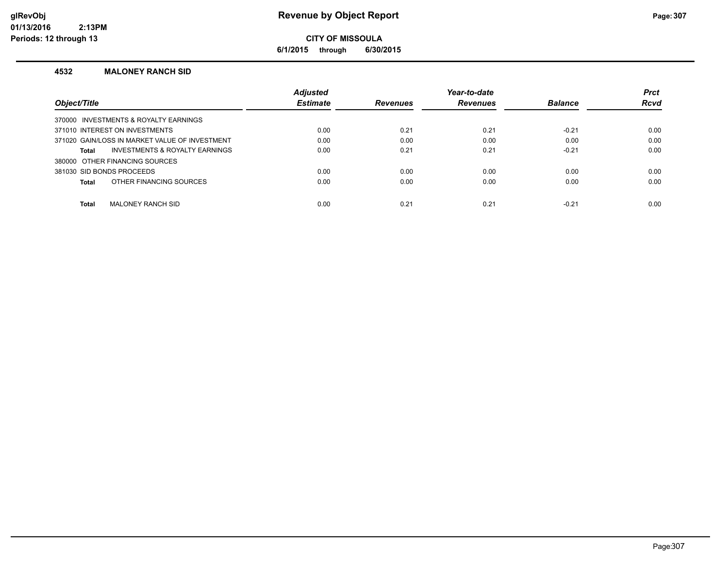**CITY OF MISSOULA**

**6/1/2015 through 6/30/2015**

### 4532 MALONEY RANCH SID

| Object/Title | Adjusted Estimate | Revenues | Year-to-date Revenues | Balance | Prct Rcvd |
|---|---|---|---|---|---|
| 370000 INVESTMENTS & ROYALTY EARNINGS | | | | | |
| 371010 INTEREST ON INVESTMENTS | 0.00 | 0.21 | 0.21 | -0.21 | 0.00 |
| 371020 GAIN/LOSS IN MARKET VALUE OF INVESTMENT | 0.00 | 0.00 | 0.00 | 0.00 | 0.00 |
| **Total** INVESTMENTS & ROYALTY EARNINGS | 0.00 | 0.21 | 0.21 | -0.21 | 0.00 |
| 380000 OTHER FINANCING SOURCES | | | | | |
| 381030 SID BONDS PROCEEDS | 0.00 | 0.00 | 0.00 | 0.00 | 0.00 |
| **Total** OTHER FINANCING SOURCES | 0.00 | 0.00 | 0.00 | 0.00 | 0.00 |
| **Total** MALONEY RANCH SID | 0.00 | 0.21 | 0.21 | -0.21 | 0.00 |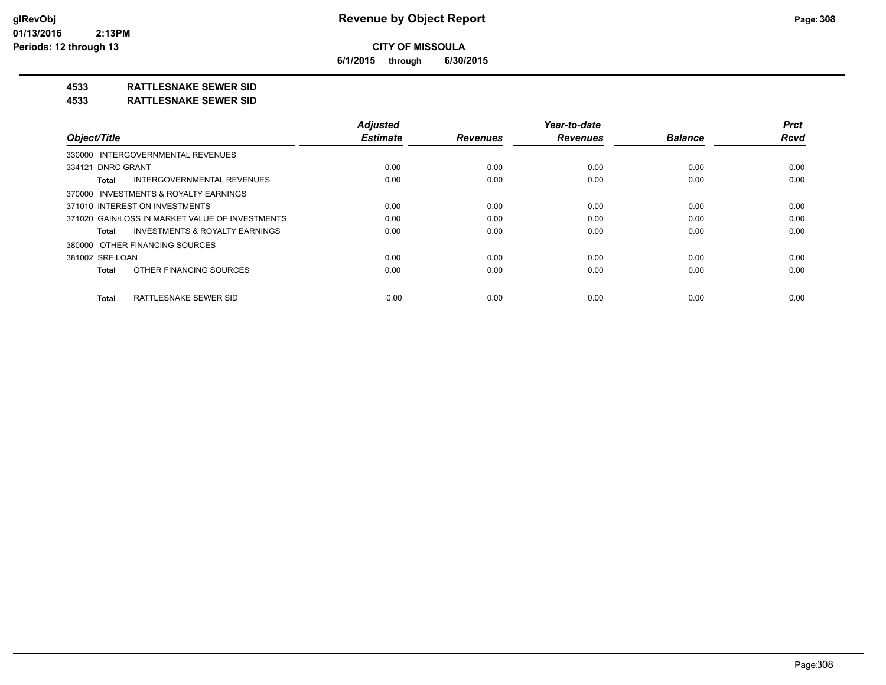**CITY OF MISSOULA**

**6/1/2015 through 6/30/2015**

## 4533 RATTLESNAKE SEWER SID

## 4533 RATTLESNAKE SEWER SID

| Object/Title | Adjusted Estimate | Revenues | Year-to-date Revenues | Balance | Prct Rcvd |
|---|---|---|---|---|---|
| 330000 INTERGOVERNMENTAL REVENUES | | | | | |
| 334121 DNRC GRANT | 0.00 | 0.00 | 0.00 | 0.00 | 0.00 |
| **Total** INTERGOVERNMENTAL REVENUES | 0.00 | 0.00 | 0.00 | 0.00 | 0.00 |
| 370000 INVESTMENTS & ROYALTY EARNINGS | | | | | |
| 371010 INTEREST ON INVESTMENTS | 0.00 | 0.00 | 0.00 | 0.00 | 0.00 |
| 371020 GAIN/LOSS IN MARKET VALUE OF INVESTMENTS | 0.00 | 0.00 | 0.00 | 0.00 | 0.00 |
| **Total** INVESTMENTS & ROYALTY EARNINGS | 0.00 | 0.00 | 0.00 | 0.00 | 0.00 |
| 380000 OTHER FINANCING SOURCES | | | | | |
| 381002 SRF LOAN | 0.00 | 0.00 | 0.00 | 0.00 | 0.00 |
| **Total** OTHER FINANCING SOURCES | 0.00 | 0.00 | 0.00 | 0.00 | 0.00 |
| **Total** RATTLESNAKE SEWER SID | 0.00 | 0.00 | 0.00 | 0.00 | 0.00 |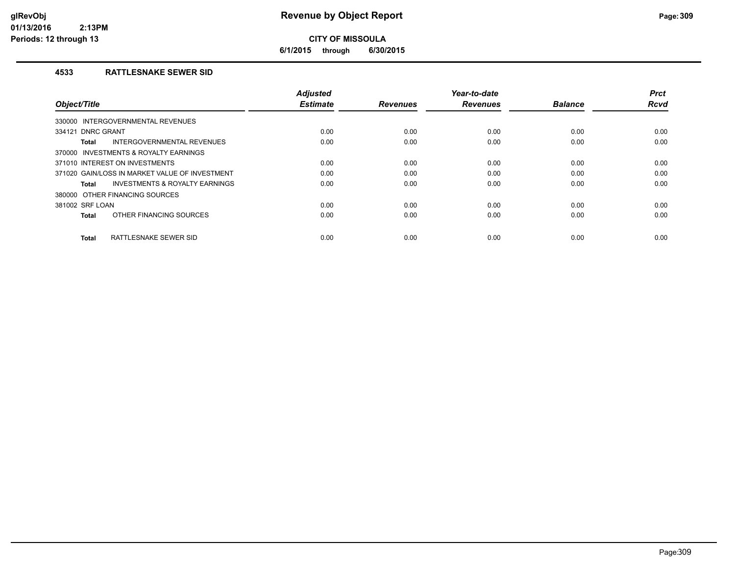**CITY OF MISSOULA**

**6/1/2015 through 6/30/2015**

## 4533 RATTLESNAKE SEWER SID

| Object/Title | Adjusted Estimate | Revenues | Year-to-date Revenues | Balance | Prct Rcvd |
|---|---|---|---|---|---|
| 330000 INTERGOVERNMENTAL REVENUES | | | | | |
| 334121 DNRC GRANT | 0.00 | 0.00 | 0.00 | 0.00 | 0.00 |
| **Total** INTERGOVERNMENTAL REVENUES | 0.00 | 0.00 | 0.00 | 0.00 | 0.00 |
| 370000 INVESTMENTS & ROYALTY EARNINGS | | | | | |
| 371010 INTEREST ON INVESTMENTS | 0.00 | 0.00 | 0.00 | 0.00 | 0.00 |
| 371020 GAIN/LOSS IN MARKET VALUE OF INVESTMENT | 0.00 | 0.00 | 0.00 | 0.00 | 0.00 |
| **Total** INVESTMENTS & ROYALTY EARNINGS | 0.00 | 0.00 | 0.00 | 0.00 | 0.00 |
| 380000 OTHER FINANCING SOURCES | | | | | |
| 381002 SRF LOAN | 0.00 | 0.00 | 0.00 | 0.00 | 0.00 |
| **Total** OTHER FINANCING SOURCES | 0.00 | 0.00 | 0.00 | 0.00 | 0.00 |
| **Total** RATTLESNAKE SEWER SID | 0.00 | 0.00 | 0.00 | 0.00 | 0.00 |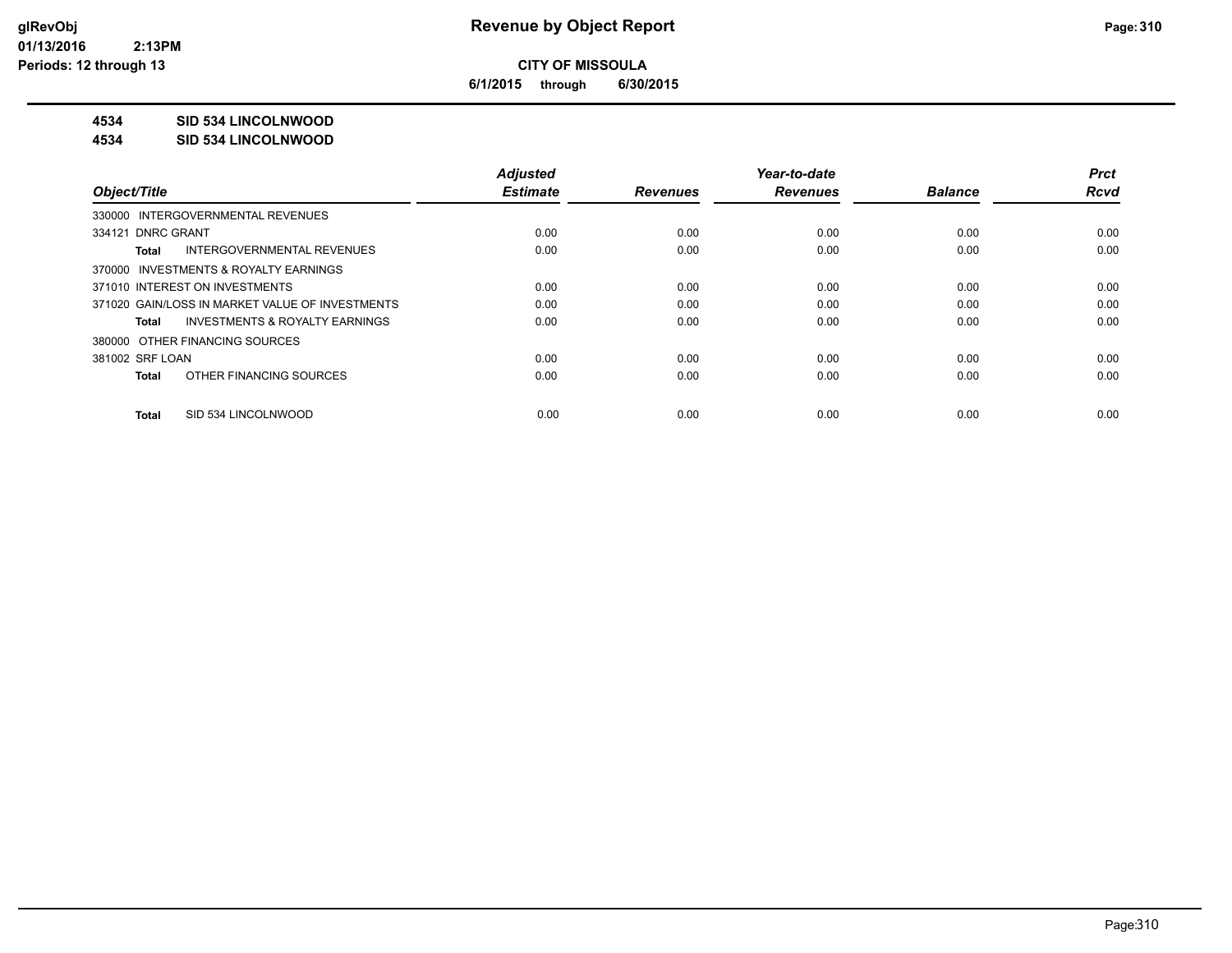**glRevObj**
**01/13/2016 2:13PM**
**Periods: 12 through 13**

# Revenue by Object Report

**CITY OF MISSOULA**

**6/1/2015 through 6/30/2015**

**4534 SID 534 LINCOLNWOOD**
**4534 SID 534 LINCOLNWOOD**

| Object/Title | Adjusted Estimate | Revenues | Year-to-date Revenues | Balance | Prct Rcvd |
|---|---|---|---|---|---|
| 330000 INTERGOVERNMENTAL REVENUES | | | | | |
| 334121 DNRC GRANT | 0.00 | 0.00 | 0.00 | 0.00 | 0.00 |
| **Total** INTERGOVERNMENTAL REVENUES | 0.00 | 0.00 | 0.00 | 0.00 | 0.00 |
| 370000 INVESTMENTS & ROYALTY EARNINGS | | | | | |
| 371010 INTEREST ON INVESTMENTS | 0.00 | 0.00 | 0.00 | 0.00 | 0.00 |
| 371020 GAIN/LOSS IN MARKET VALUE OF INVESTMENTS | 0.00 | 0.00 | 0.00 | 0.00 | 0.00 |
| **Total** INVESTMENTS & ROYALTY EARNINGS | 0.00 | 0.00 | 0.00 | 0.00 | 0.00 |
| 380000 OTHER FINANCING SOURCES | | | | | |
| 381002 SRF LOAN | 0.00 | 0.00 | 0.00 | 0.00 | 0.00 |
| **Total** OTHER FINANCING SOURCES | 0.00 | 0.00 | 0.00 | 0.00 | 0.00 |
| **Total** SID 534 LINCOLNWOOD | 0.00 | 0.00 | 0.00 | 0.00 | 0.00 |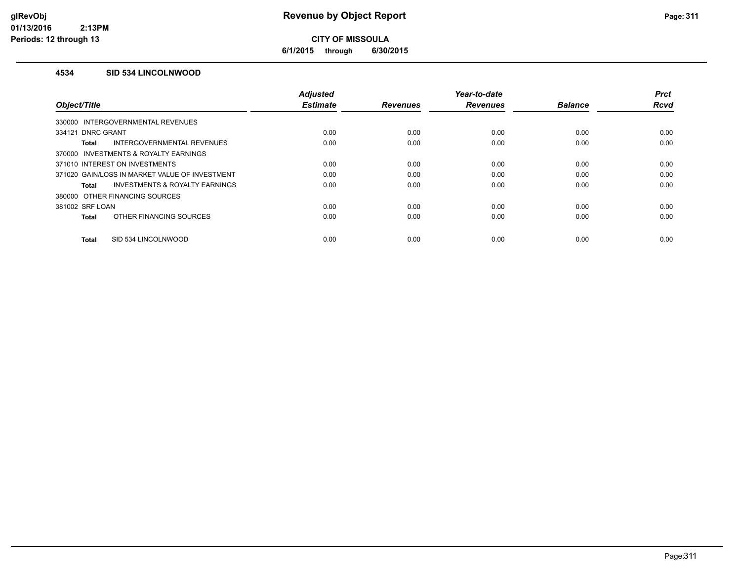**Revenue by Object Report**

**CITY OF MISSOULA**

**6/1/2015 through 6/30/2015**

glRevObj
01/13/2016 2:13PM
Periods: 12 through 13

### 4534 SID 534 LINCOLNWOOD

| Object/Title | Adjusted Estimate | Revenues | Year-to-date Revenues | Balance | Prct Rcvd |
|---|---|---|---|---|---|
| 330000 INTERGOVERNMENTAL REVENUES | | | | | |
| 334121 DNRC GRANT | 0.00 | 0.00 | 0.00 | 0.00 | 0.00 |
| **Total** INTERGOVERNMENTAL REVENUES | 0.00 | 0.00 | 0.00 | 0.00 | 0.00 |
| 370000 INVESTMENTS & ROYALTY EARNINGS | | | | | |
| 371010 INTEREST ON INVESTMENTS | 0.00 | 0.00 | 0.00 | 0.00 | 0.00 |
| 371020 GAIN/LOSS IN MARKET VALUE OF INVESTMENT | 0.00 | 0.00 | 0.00 | 0.00 | 0.00 |
| **Total** INVESTMENTS & ROYALTY EARNINGS | 0.00 | 0.00 | 0.00 | 0.00 | 0.00 |
| 380000 OTHER FINANCING SOURCES | | | | | |
| 381002 SRF LOAN | 0.00 | 0.00 | 0.00 | 0.00 | 0.00 |
| **Total** OTHER FINANCING SOURCES | 0.00 | 0.00 | 0.00 | 0.00 | 0.00 |
| **Total** SID 534 LINCOLNWOOD | 0.00 | 0.00 | 0.00 | 0.00 | 0.00 |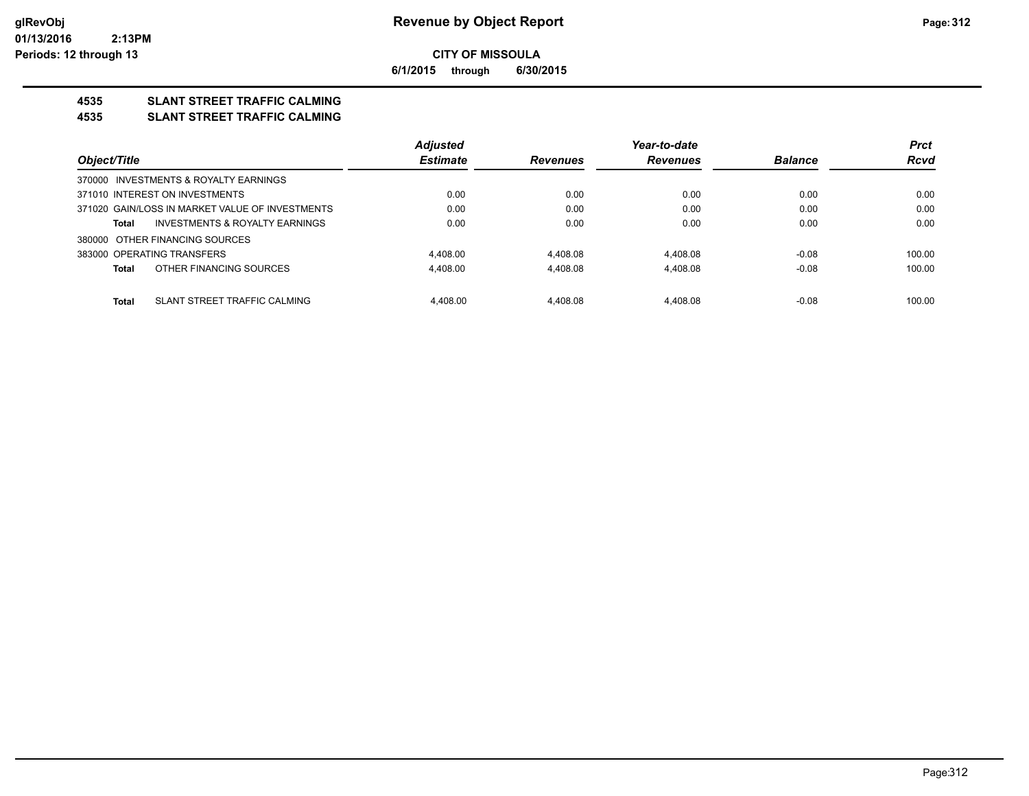**CITY OF MISSOULA**

**6/1/2015 through 6/30/2015**

## 4535 SLANT STREET TRAFFIC CALMING
## 4535 SLANT STREET TRAFFIC CALMING

| Object/Title | Adjusted Estimate | Revenues | Year-to-date Revenues | Balance | Prct Rcvd |
|---|---|---|---|---|---|
| 370000 INVESTMENTS & ROYALTY EARNINGS | | | | | |
| 371010 INTEREST ON INVESTMENTS | 0.00 | 0.00 | 0.00 | 0.00 | 0.00 |
| 371020 GAIN/LOSS IN MARKET VALUE OF INVESTMENTS | 0.00 | 0.00 | 0.00 | 0.00 | 0.00 |
| **Total** INVESTMENTS & ROYALTY EARNINGS | 0.00 | 0.00 | 0.00 | 0.00 | 0.00 |
| 380000 OTHER FINANCING SOURCES | | | | | |
| 383000 OPERATING TRANSFERS | 4,408.00 | 4,408.08 | 4,408.08 | -0.08 | 100.00 |
| **Total** OTHER FINANCING SOURCES | 4,408.00 | 4,408.08 | 4,408.08 | -0.08 | 100.00 |
| **Total** SLANT STREET TRAFFIC CALMING | 4,408.00 | 4,408.08 | 4,408.08 | -0.08 | 100.00 |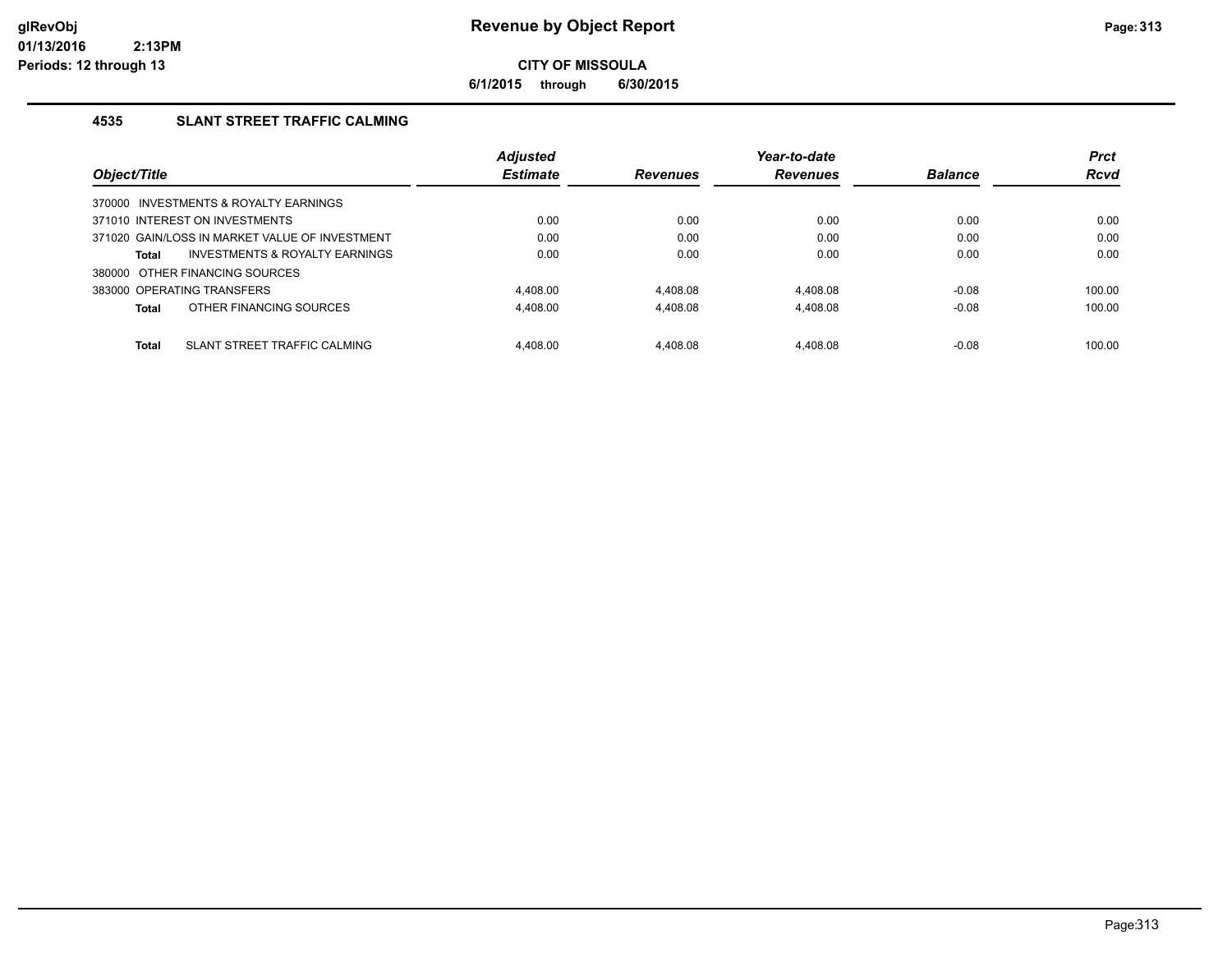**CITY OF MISSOULA**

**6/1/2015 through 6/30/2015**

## 4535 SLANT STREET TRAFFIC CALMING

| Object/Title | Adjusted Estimate | Revenues | Year-to-date Revenues | Balance | Prct Rcvd |
|---|---|---|---|---|---|
| 370000 INVESTMENTS & ROYALTY EARNINGS | | | | | |
| 371010 INTEREST ON INVESTMENTS | 0.00 | 0.00 | 0.00 | 0.00 | 0.00 |
| 371020 GAIN/LOSS IN MARKET VALUE OF INVESTMENT | 0.00 | 0.00 | 0.00 | 0.00 | 0.00 |
| **Total** INVESTMENTS & ROYALTY EARNINGS | 0.00 | 0.00 | 0.00 | 0.00 | 0.00 |
| 380000 OTHER FINANCING SOURCES | | | | | |
| 383000 OPERATING TRANSFERS | 4,408.00 | 4,408.08 | 4,408.08 | -0.08 | 100.00 |
| **Total** OTHER FINANCING SOURCES | 4,408.00 | 4,408.08 | 4,408.08 | -0.08 | 100.00 |
| **Total** SLANT STREET TRAFFIC CALMING | 4,408.00 | 4,408.08 | 4,408.08 | -0.08 | 100.00 |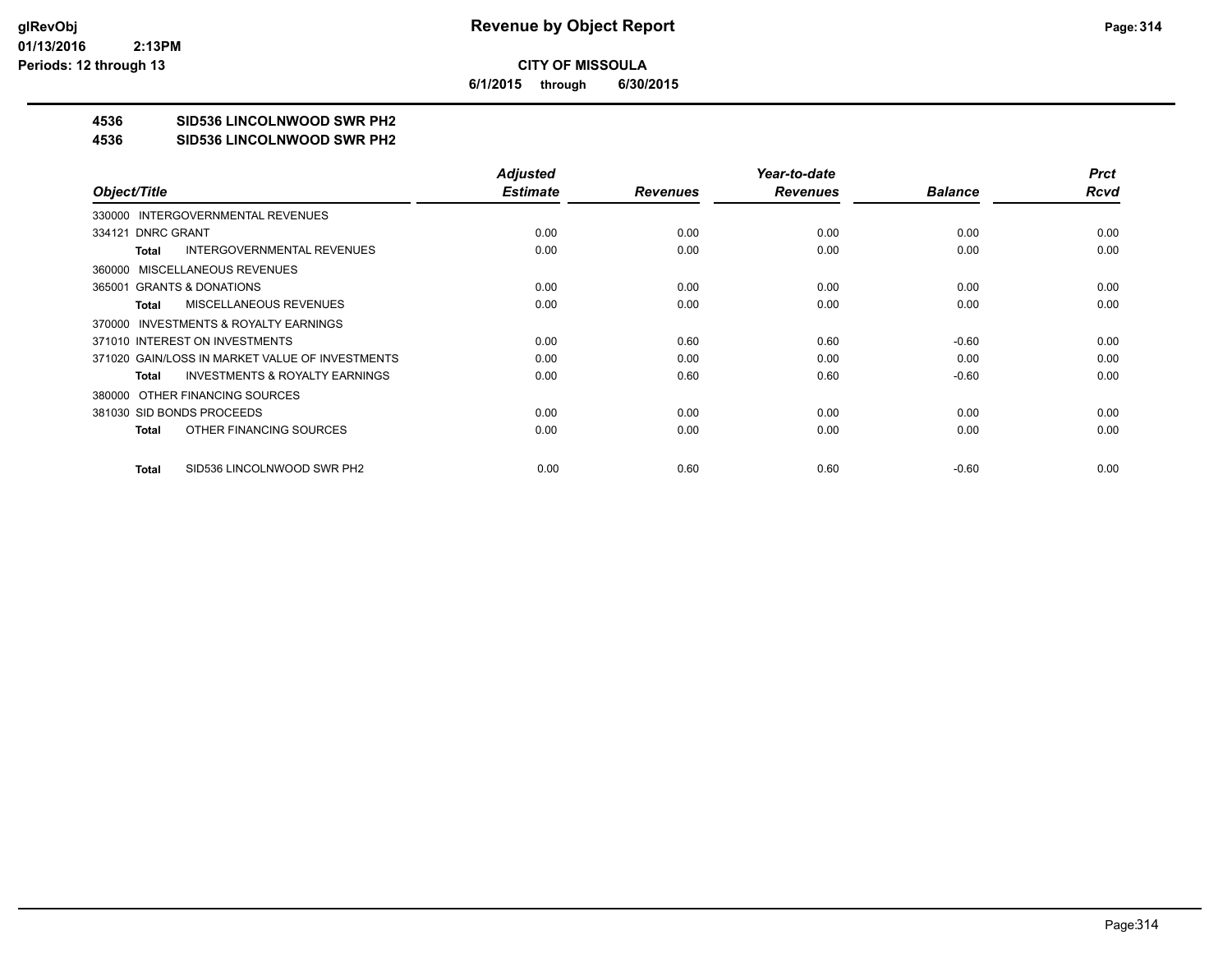**CITY OF MISSOULA**

**6/1/2015 through 6/30/2015**

**4536 SID536 LINCOLNWOOD SWR PH2**

**4536 SID536 LINCOLNWOOD SWR PH2**

| Object/Title | Adjusted Estimate | Revenues | Year-to-date Revenues | Balance | Prct Rcvd |
|---|---|---|---|---|---|
| 330000 INTERGOVERNMENTAL REVENUES | | | | | |
| 334121 DNRC GRANT | 0.00 | 0.00 | 0.00 | 0.00 | 0.00 |
| **Total** INTERGOVERNMENTAL REVENUES | 0.00 | 0.00 | 0.00 | 0.00 | 0.00 |
| 360000 MISCELLANEOUS REVENUES | | | | | |
| 365001 GRANTS & DONATIONS | 0.00 | 0.00 | 0.00 | 0.00 | 0.00 |
| **Total** MISCELLANEOUS REVENUES | 0.00 | 0.00 | 0.00 | 0.00 | 0.00 |
| 370000 INVESTMENTS & ROYALTY EARNINGS | | | | | |
| 371010 INTEREST ON INVESTMENTS | 0.00 | 0.60 | 0.60 | -0.60 | 0.00 |
| 371020 GAIN/LOSS IN MARKET VALUE OF INVESTMENTS | 0.00 | 0.00 | 0.00 | 0.00 | 0.00 |
| **Total** INVESTMENTS & ROYALTY EARNINGS | 0.00 | 0.60 | 0.60 | -0.60 | 0.00 |
| 380000 OTHER FINANCING SOURCES | | | | | |
| 381030 SID BONDS PROCEEDS | 0.00 | 0.00 | 0.00 | 0.00 | 0.00 |
| **Total** OTHER FINANCING SOURCES | 0.00 | 0.00 | 0.00 | 0.00 | 0.00 |
| **Total** SID536 LINCOLNWOOD SWR PH2 | 0.00 | 0.60 | 0.60 | -0.60 | 0.00 |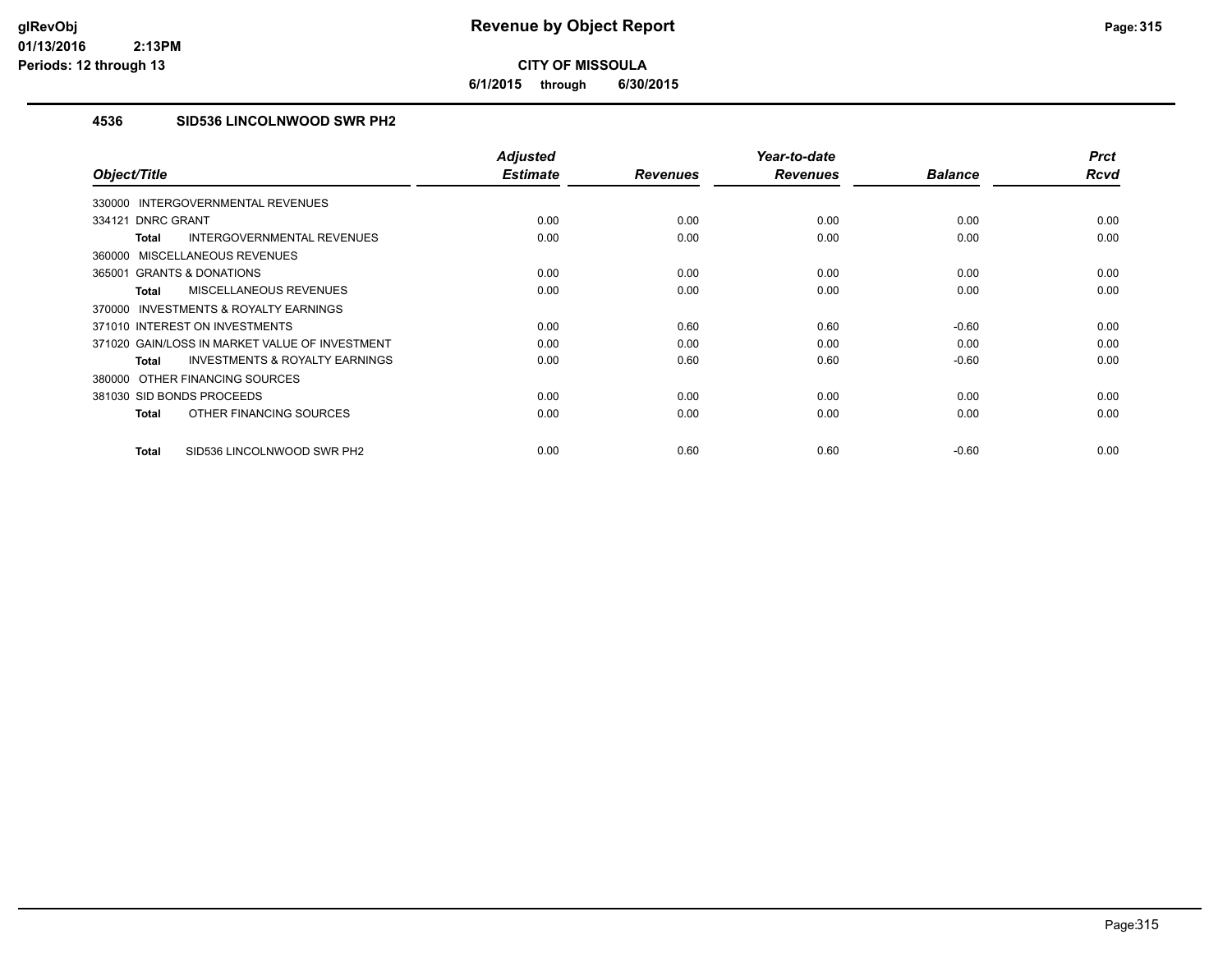# CITY OF MISSOULA

**6/1/2015 through 6/30/2015**

## 4536 SID536 LINCOLNWOOD SWR PH2

| Object/Title | Adjusted Estimate | Revenues | Year-to-date Revenues | Balance | Prct Rcvd |
|---|---|---|---|---|---|
| 330000 INTERGOVERNMENTAL REVENUES | | | | | |
| 334121 DNRC GRANT | 0.00 | 0.00 | 0.00 | 0.00 | 0.00 |
| **Total** INTERGOVERNMENTAL REVENUES | 0.00 | 0.00 | 0.00 | 0.00 | 0.00 |
| 360000 MISCELLANEOUS REVENUES | | | | | |
| 365001 GRANTS & DONATIONS | 0.00 | 0.00 | 0.00 | 0.00 | 0.00 |
| **Total** MISCELLANEOUS REVENUES | 0.00 | 0.00 | 0.00 | 0.00 | 0.00 |
| 370000 INVESTMENTS & ROYALTY EARNINGS | | | | | |
| 371010 INTEREST ON INVESTMENTS | 0.00 | 0.60 | 0.60 | -0.60 | 0.00 |
| 371020 GAIN/LOSS IN MARKET VALUE OF INVESTMENT | 0.00 | 0.00 | 0.00 | 0.00 | 0.00 |
| **Total** INVESTMENTS & ROYALTY EARNINGS | 0.00 | 0.60 | 0.60 | -0.60 | 0.00 |
| 380000 OTHER FINANCING SOURCES | | | | | |
| 381030 SID BONDS PROCEEDS | 0.00 | 0.00 | 0.00 | 0.00 | 0.00 |
| **Total** OTHER FINANCING SOURCES | 0.00 | 0.00 | 0.00 | 0.00 | 0.00 |
| **Total** SID536 LINCOLNWOOD SWR PH2 | 0.00 | 0.60 | 0.60 | -0.60 | 0.00 |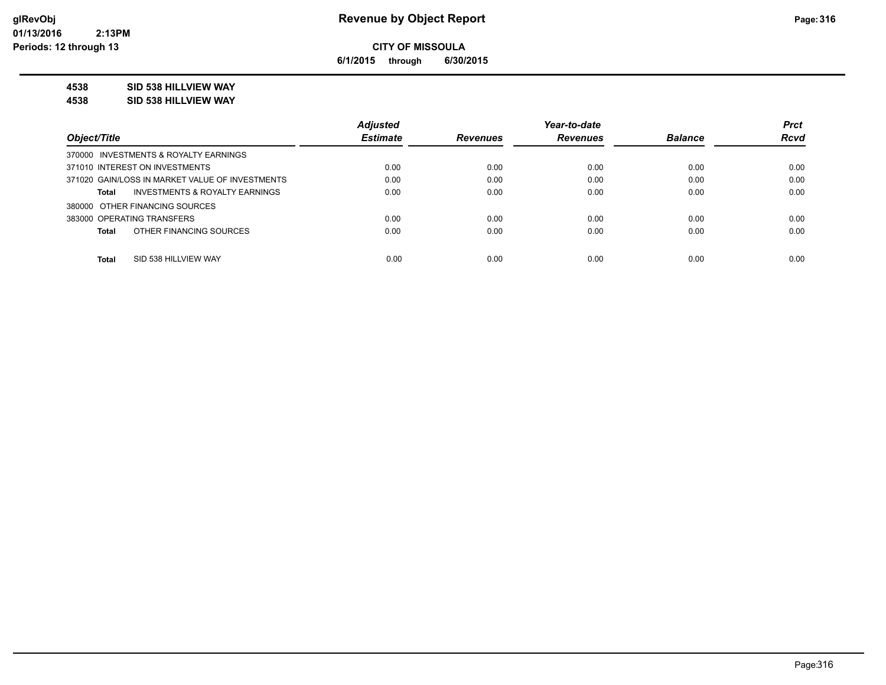# Revenue by Object Report

**CITY OF MISSOULA**

**6/1/2015 through 6/30/2015**

glRevObj
01/13/2016 2:13PM
Periods: 12 through 13

**4538 SID 538 HILLVIEW WAY**
**4538 SID 538 HILLVIEW WAY**

| Object/Title | Adjusted Estimate | Revenues | Year-to-date Revenues | Balance | Prct Rcvd |
|---|---|---|---|---|---|
| 370000 INVESTMENTS & ROYALTY EARNINGS | | | | | |
| 371010 INTEREST ON INVESTMENTS | 0.00 | 0.00 | 0.00 | 0.00 | 0.00 |
| 371020 GAIN/LOSS IN MARKET VALUE OF INVESTMENTS | 0.00 | 0.00 | 0.00 | 0.00 | 0.00 |
| **Total** INVESTMENTS & ROYALTY EARNINGS | 0.00 | 0.00 | 0.00 | 0.00 | 0.00 |
| 380000 OTHER FINANCING SOURCES | | | | | |
| 383000 OPERATING TRANSFERS | 0.00 | 0.00 | 0.00 | 0.00 | 0.00 |
| **Total** OTHER FINANCING SOURCES | 0.00 | 0.00 | 0.00 | 0.00 | 0.00 |
| **Total** SID 538 HILLVIEW WAY | 0.00 | 0.00 | 0.00 | 0.00 | 0.00 |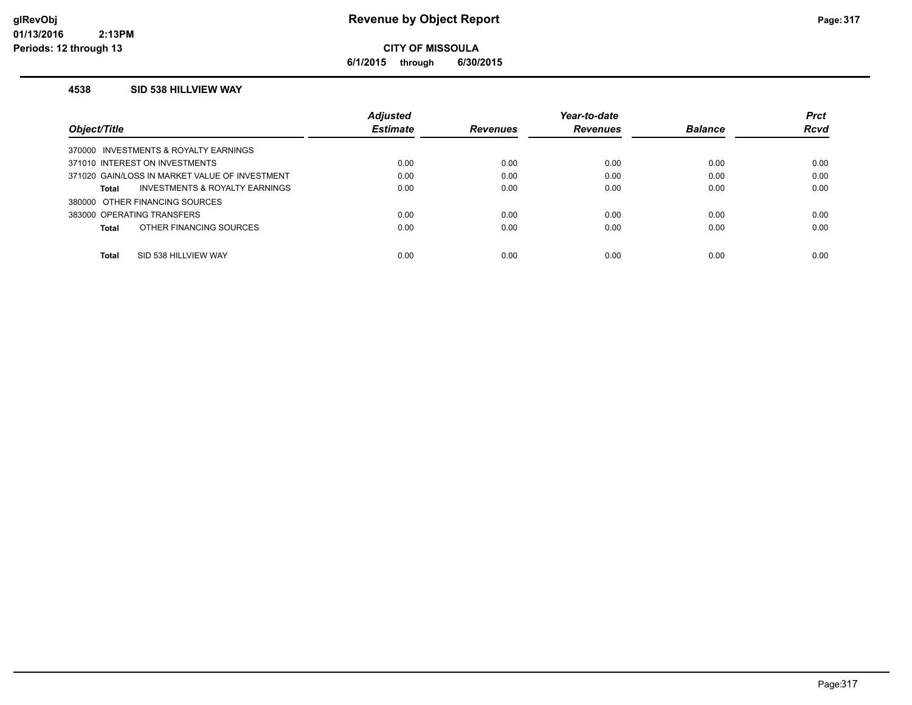**glRevObj**
**01/13/2016 2:13PM**
**Periods: 12 through 13**

# Revenue by Object Report

**CITY OF MISSOULA**

**6/1/2015 through 6/30/2015**

## 4538 SID 538 HILLVIEW WAY

| Object/Title | Adjusted Estimate | Revenues | Year-to-date Revenues | Balance | Prct Rcvd |
|---|---|---|---|---|---|
| 370000 INVESTMENTS & ROYALTY EARNINGS | | | | | |
| 371010 INTEREST ON INVESTMENTS | 0.00 | 0.00 | 0.00 | 0.00 | 0.00 |
| 371020 GAIN/LOSS IN MARKET VALUE OF INVESTMENT | 0.00 | 0.00 | 0.00 | 0.00 | 0.00 |
| **Total** INVESTMENTS & ROYALTY EARNINGS | 0.00 | 0.00 | 0.00 | 0.00 | 0.00 |
| 380000 OTHER FINANCING SOURCES | | | | | |
| 383000 OPERATING TRANSFERS | 0.00 | 0.00 | 0.00 | 0.00 | 0.00 |
| **Total** OTHER FINANCING SOURCES | 0.00 | 0.00 | 0.00 | 0.00 | 0.00 |
| **Total** SID 538 HILLVIEW WAY | 0.00 | 0.00 | 0.00 | 0.00 | 0.00 |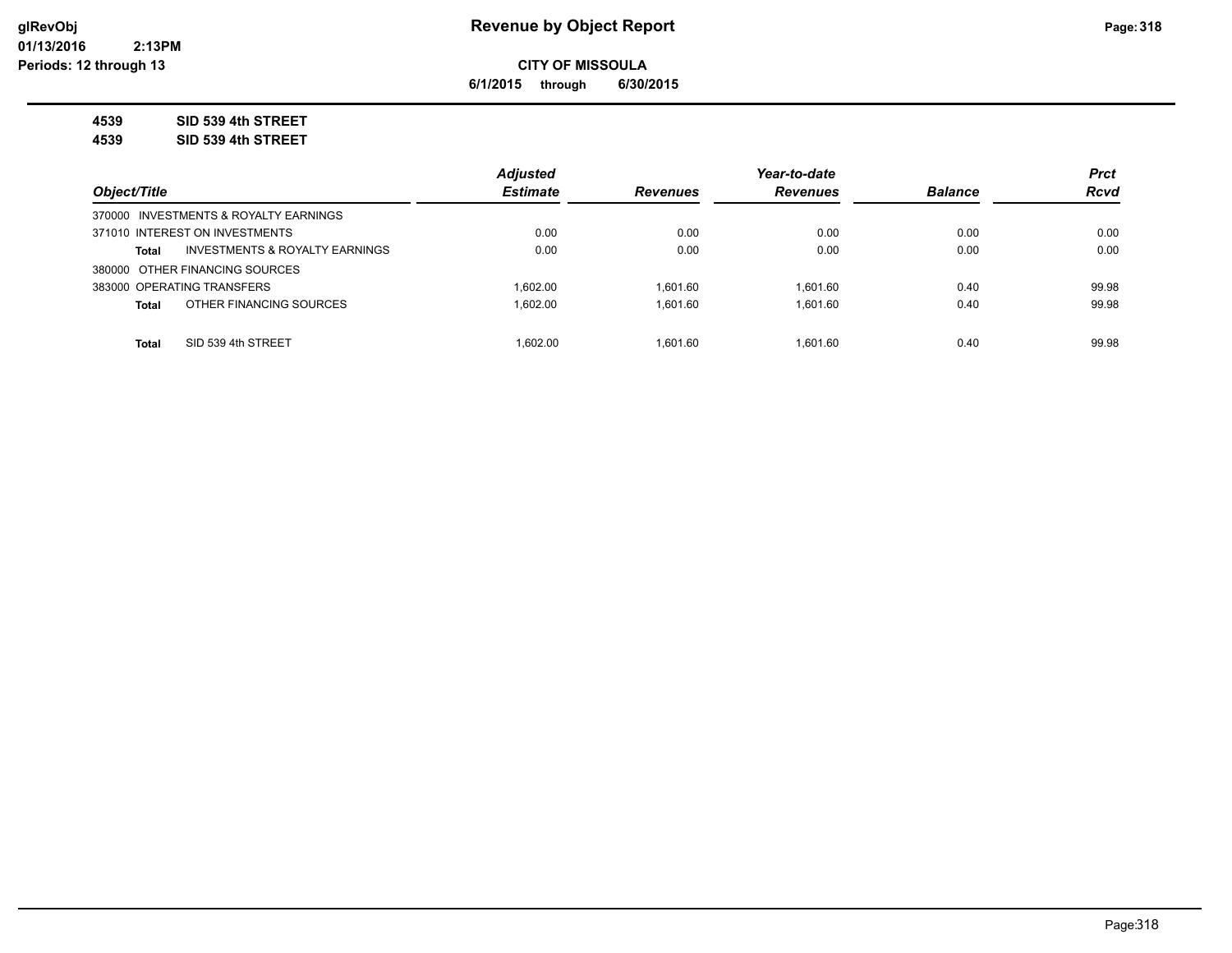# Revenue by Object Report

**CITY OF MISSOULA**

**6/1/2015 through 6/30/2015**

glRevObj
01/13/2016 2:13PM
Periods: 12 through 13

**4539 SID 539 4th STREET**

**4539 SID 539 4th STREET**

| Object/Title | | Adjusted Estimate | Revenues | Year-to-date Revenues | Balance | Prct Rcvd |
|---|---|---|---|---|---|---|
| 370000 INVESTMENTS & ROYALTY EARNINGS | | | | | | |
| 371010 INTEREST ON INVESTMENTS | | 0.00 | 0.00 | 0.00 | 0.00 | 0.00 |
| **Total** | INVESTMENTS & ROYALTY EARNINGS | 0.00 | 0.00 | 0.00 | 0.00 | 0.00 |
| 380000 OTHER FINANCING SOURCES | | | | | | |
| 383000 OPERATING TRANSFERS | | 1,602.00 | 1,601.60 | 1,601.60 | 0.40 | 99.98 |
| **Total** | OTHER FINANCING SOURCES | 1,602.00 | 1,601.60 | 1,601.60 | 0.40 | 99.98 |
| **Total** | SID 539 4th STREET | 1,602.00 | 1,601.60 | 1,601.60 | 0.40 | 99.98 |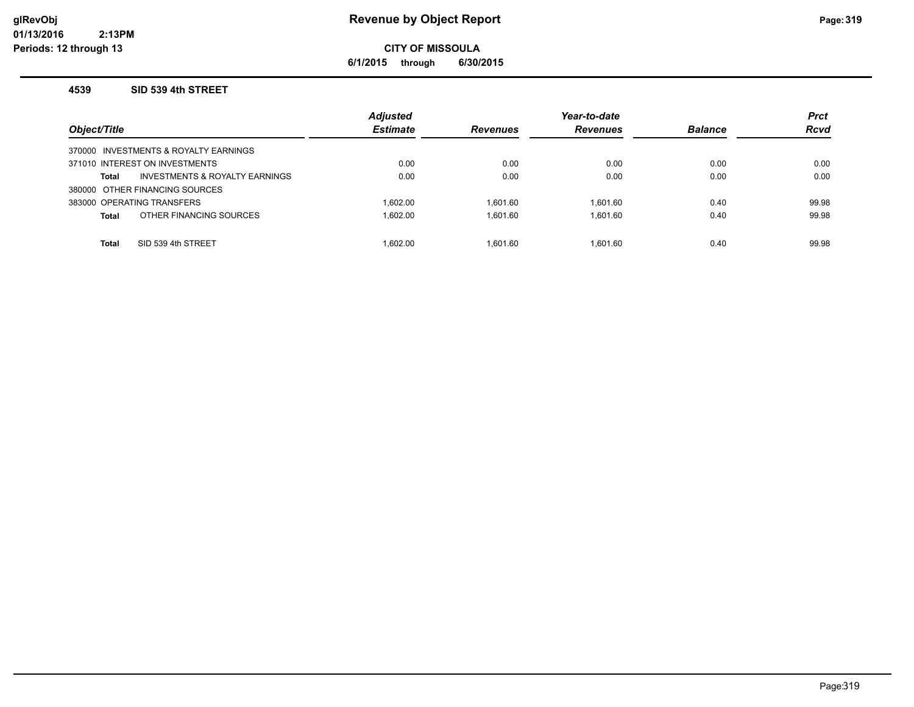# Revenue by Object Report

**CITY OF MISSOULA**

**6/1/2015 through 6/30/2015**

### 4539 SID 539 4th STREET

| Object/Title | Adjusted Estimate | Revenues | Year-to-date Revenues | Balance | Prct Rcvd |
|---|---|---|---|---|---|
| 370000 INVESTMENTS & ROYALTY EARNINGS | | | | | |
| 371010 INTEREST ON INVESTMENTS | 0.00 | 0.00 | 0.00 | 0.00 | 0.00 |
| **Total** INVESTMENTS & ROYALTY EARNINGS | 0.00 | 0.00 | 0.00 | 0.00 | 0.00 |
| 380000 OTHER FINANCING SOURCES | | | | | |
| 383000 OPERATING TRANSFERS | 1,602.00 | 1,601.60 | 1,601.60 | 0.40 | 99.98 |
| **Total** OTHER FINANCING SOURCES | 1,602.00 | 1,601.60 | 1,601.60 | 0.40 | 99.98 |
| **Total** SID 539 4th STREET | 1,602.00 | 1,601.60 | 1,601.60 | 0.40 | 99.98 |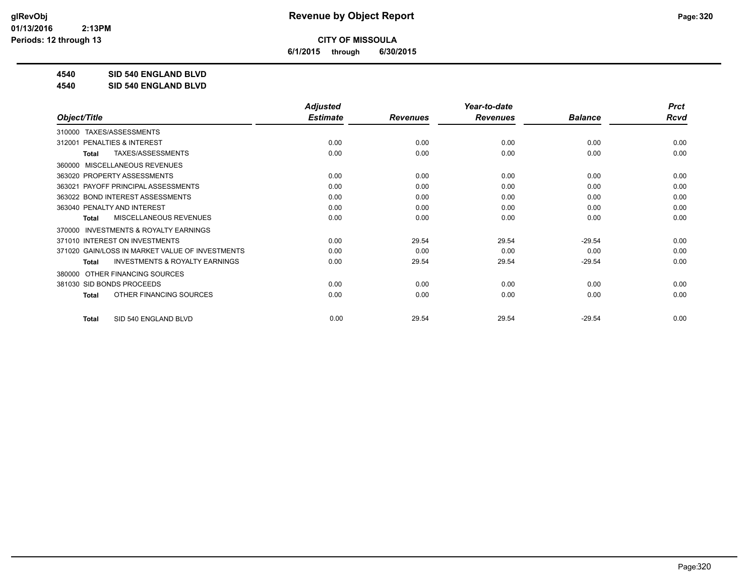**CITY OF MISSOULA**

**6/1/2015 through 6/30/2015**

**4540 SID 540 ENGLAND BLVD**

**4540 SID 540 ENGLAND BLVD**

| Object/Title | Adjusted Estimate | Revenues | Year-to-date Revenues | Balance | Prct Rcvd |
|---|---|---|---|---|---|
| 310000 TAXES/ASSESSMENTS | | | | | |
| 312001 PENALTIES & INTEREST | 0.00 | 0.00 | 0.00 | 0.00 | 0.00 |
| **Total** TAXES/ASSESSMENTS | 0.00 | 0.00 | 0.00 | 0.00 | 0.00 |
| 360000 MISCELLANEOUS REVENUES | | | | | |
| 363020 PROPERTY ASSESSMENTS | 0.00 | 0.00 | 0.00 | 0.00 | 0.00 |
| 363021 PAYOFF PRINCIPAL ASSESSMENTS | 0.00 | 0.00 | 0.00 | 0.00 | 0.00 |
| 363022 BOND INTEREST ASSESSMENTS | 0.00 | 0.00 | 0.00 | 0.00 | 0.00 |
| 363040 PENALTY AND INTEREST | 0.00 | 0.00 | 0.00 | 0.00 | 0.00 |
| **Total** MISCELLANEOUS REVENUES | 0.00 | 0.00 | 0.00 | 0.00 | 0.00 |
| 370000 INVESTMENTS & ROYALTY EARNINGS | | | | | |
| 371010 INTEREST ON INVESTMENTS | 0.00 | 29.54 | 29.54 | -29.54 | 0.00 |
| 371020 GAIN/LOSS IN MARKET VALUE OF INVESTMENTS | 0.00 | 0.00 | 0.00 | 0.00 | 0.00 |
| **Total** INVESTMENTS & ROYALTY EARNINGS | 0.00 | 29.54 | 29.54 | -29.54 | 0.00 |
| 380000 OTHER FINANCING SOURCES | | | | | |
| 381030 SID BONDS PROCEEDS | 0.00 | 0.00 | 0.00 | 0.00 | 0.00 |
| **Total** OTHER FINANCING SOURCES | 0.00 | 0.00 | 0.00 | 0.00 | 0.00 |
| **Total** SID 540 ENGLAND BLVD | 0.00 | 29.54 | 29.54 | -29.54 | 0.00 |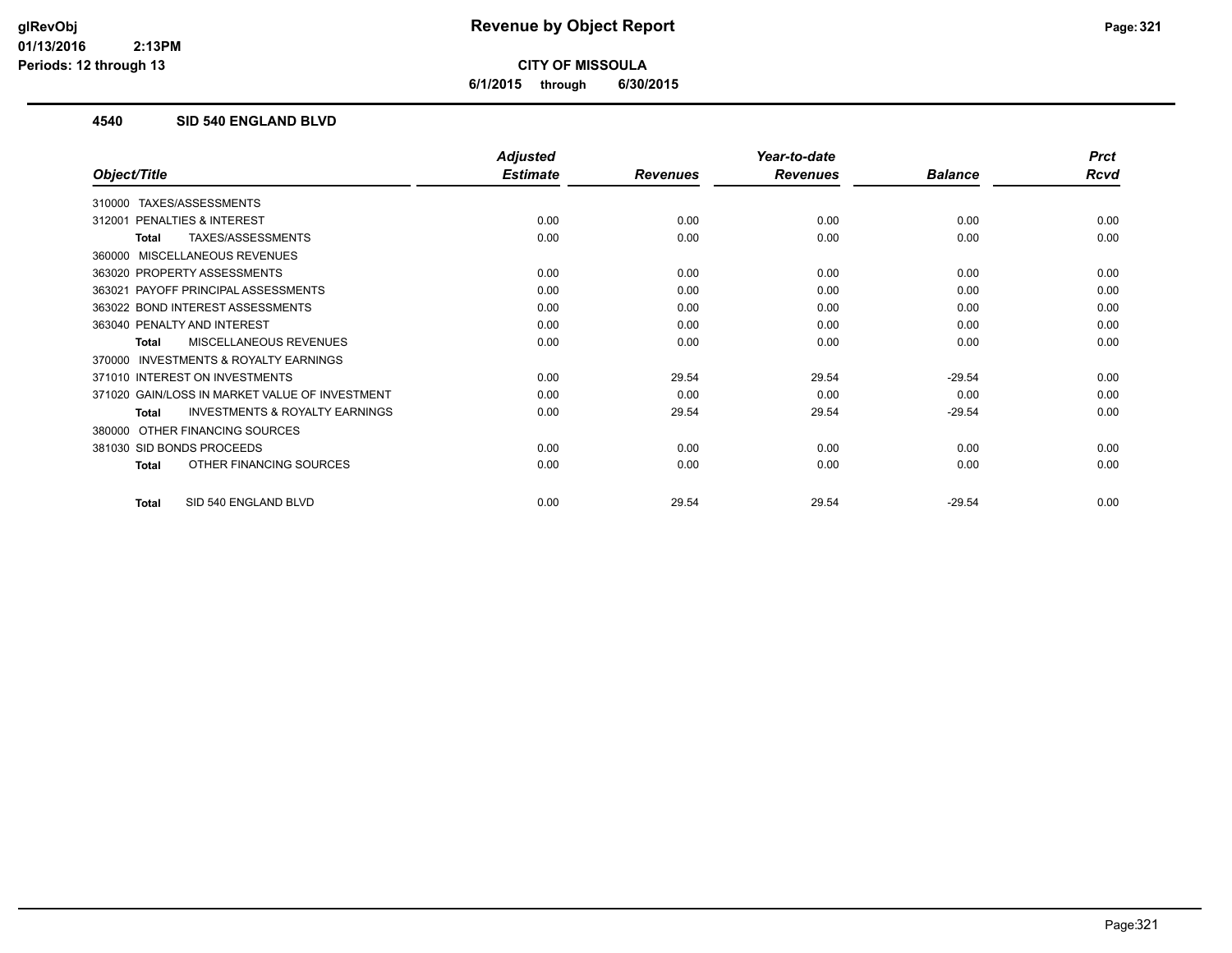# Revenue by Object Report

**CITY OF MISSOULA**

**6/1/2015 through 6/30/2015**

### 4540 SID 540 ENGLAND BLVD

| Object/Title | Adjusted Estimate | Revenues | Year-to-date Revenues | Balance | Prct Rcvd |
|---|---|---|---|---|---|
| 310000 TAXES/ASSESSMENTS | | | | | |
| 312001 PENALTIES & INTEREST | 0.00 | 0.00 | 0.00 | 0.00 | 0.00 |
| **Total** TAXES/ASSESSMENTS | 0.00 | 0.00 | 0.00 | 0.00 | 0.00 |
| 360000 MISCELLANEOUS REVENUES | | | | | |
| 363020 PROPERTY ASSESSMENTS | 0.00 | 0.00 | 0.00 | 0.00 | 0.00 |
| 363021 PAYOFF PRINCIPAL ASSESSMENTS | 0.00 | 0.00 | 0.00 | 0.00 | 0.00 |
| 363022 BOND INTEREST ASSESSMENTS | 0.00 | 0.00 | 0.00 | 0.00 | 0.00 |
| 363040 PENALTY AND INTEREST | 0.00 | 0.00 | 0.00 | 0.00 | 0.00 |
| **Total** MISCELLANEOUS REVENUES | 0.00 | 0.00 | 0.00 | 0.00 | 0.00 |
| 370000 INVESTMENTS & ROYALTY EARNINGS | | | | | |
| 371010 INTEREST ON INVESTMENTS | 0.00 | 29.54 | 29.54 | -29.54 | 0.00 |
| 371020 GAIN/LOSS IN MARKET VALUE OF INVESTMENT | 0.00 | 0.00 | 0.00 | 0.00 | 0.00 |
| **Total** INVESTMENTS & ROYALTY EARNINGS | 0.00 | 29.54 | 29.54 | -29.54 | 0.00 |
| 380000 OTHER FINANCING SOURCES | | | | | |
| 381030 SID BONDS PROCEEDS | 0.00 | 0.00 | 0.00 | 0.00 | 0.00 |
| **Total** OTHER FINANCING SOURCES | 0.00 | 0.00 | 0.00 | 0.00 | 0.00 |
| **Total** SID 540 ENGLAND BLVD | 0.00 | 29.54 | 29.54 | -29.54 | 0.00 |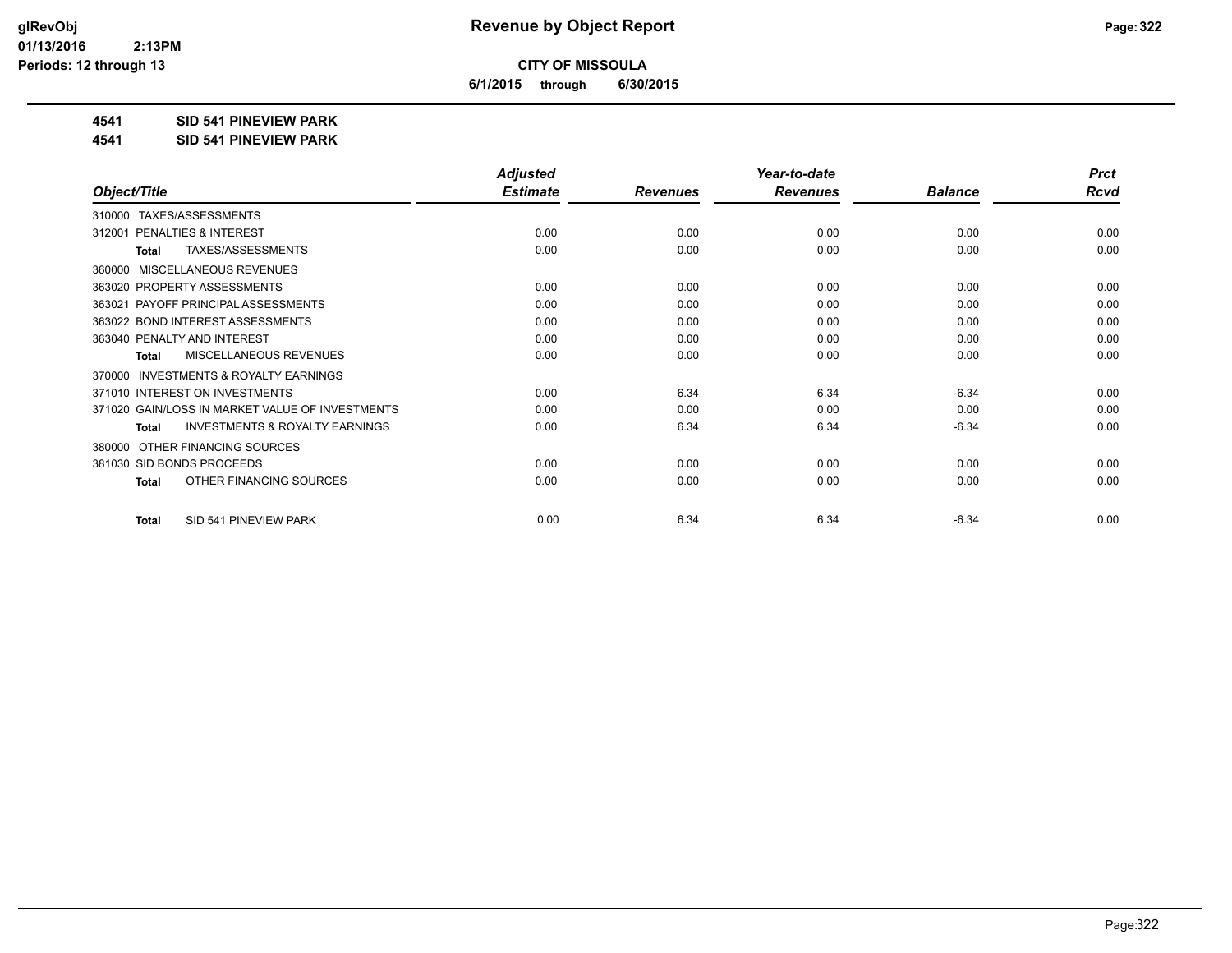**CITY OF MISSOULA**

**6/1/2015 through 6/30/2015**

**4541 SID 541 PINEVIEW PARK**

**4541 SID 541 PINEVIEW PARK**

| Object/Title | Adjusted Estimate | Revenues | Year-to-date Revenues | Balance | Prct Rcvd |
|---|---|---|---|---|---|
| 310000 TAXES/ASSESSMENTS | | | | | |
| 312001 PENALTIES & INTEREST | 0.00 | 0.00 | 0.00 | 0.00 | 0.00 |
| Total TAXES/ASSESSMENTS | 0.00 | 0.00 | 0.00 | 0.00 | 0.00 |
| 360000 MISCELLANEOUS REVENUES | | | | | |
| 363020 PROPERTY ASSESSMENTS | 0.00 | 0.00 | 0.00 | 0.00 | 0.00 |
| 363021 PAYOFF PRINCIPAL ASSESSMENTS | 0.00 | 0.00 | 0.00 | 0.00 | 0.00 |
| 363022 BOND INTEREST ASSESSMENTS | 0.00 | 0.00 | 0.00 | 0.00 | 0.00 |
| 363040 PENALTY AND INTEREST | 0.00 | 0.00 | 0.00 | 0.00 | 0.00 |
| Total MISCELLANEOUS REVENUES | 0.00 | 0.00 | 0.00 | 0.00 | 0.00 |
| 370000 INVESTMENTS & ROYALTY EARNINGS | | | | | |
| 371010 INTEREST ON INVESTMENTS | 0.00 | 6.34 | 6.34 | -6.34 | 0.00 |
| 371020 GAIN/LOSS IN MARKET VALUE OF INVESTMENTS | 0.00 | 0.00 | 0.00 | 0.00 | 0.00 |
| Total INVESTMENTS & ROYALTY EARNINGS | 0.00 | 6.34 | 6.34 | -6.34 | 0.00 |
| 380000 OTHER FINANCING SOURCES | | | | | |
| 381030 SID BONDS PROCEEDS | 0.00 | 0.00 | 0.00 | 0.00 | 0.00 |
| Total OTHER FINANCING SOURCES | 0.00 | 0.00 | 0.00 | 0.00 | 0.00 |
| Total SID 541 PINEVIEW PARK | 0.00 | 6.34 | 6.34 | -6.34 | 0.00 |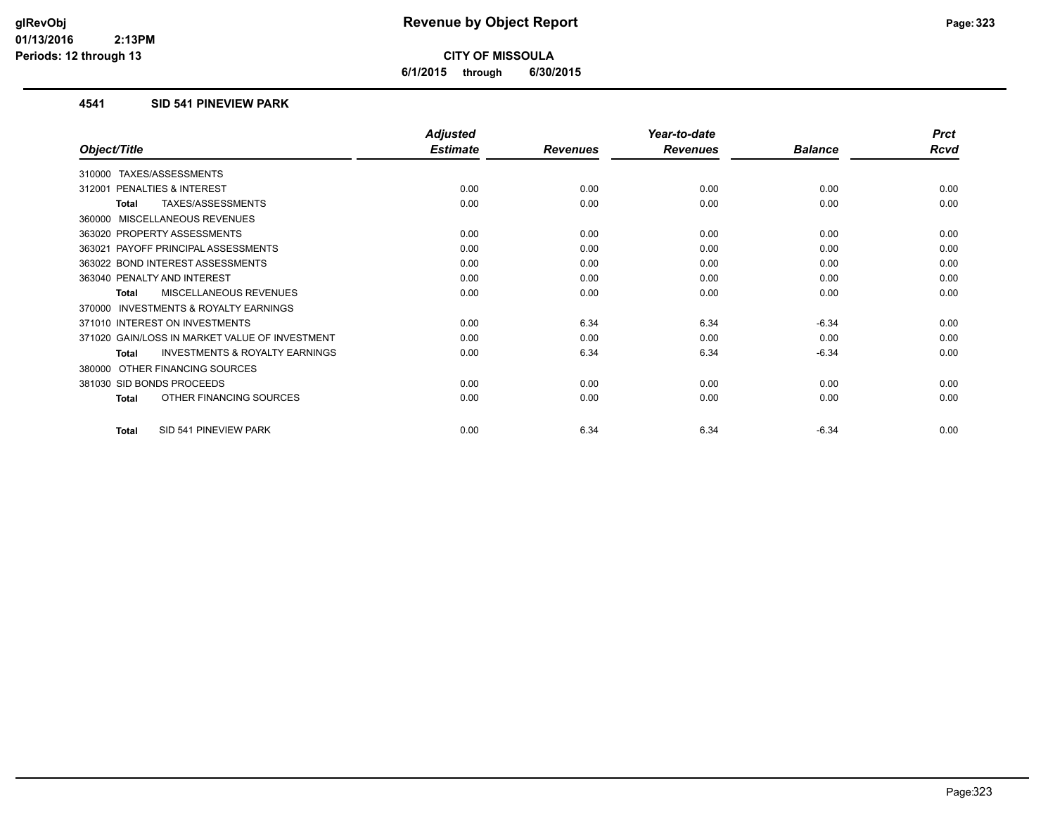# Revenue by Object Report

**CITY OF MISSOULA**

**6/1/2015 through 6/30/2015**

glRevObj
01/13/2016 2:13PM
Periods: 12 through 13

## 4541 SID 541 PINEVIEW PARK

| Object/Title | Adjusted Estimate | Revenues | Year-to-date Revenues | Balance | Prct Rcvd |
|---|---|---|---|---|---|
| 310000 TAXES/ASSESSMENTS | | | | | |
| 312001 PENALTIES & INTEREST | 0.00 | 0.00 | 0.00 | 0.00 | 0.00 |
| **Total** TAXES/ASSESSMENTS | 0.00 | 0.00 | 0.00 | 0.00 | 0.00 |
| 360000 MISCELLANEOUS REVENUES | | | | | |
| 363020 PROPERTY ASSESSMENTS | 0.00 | 0.00 | 0.00 | 0.00 | 0.00 |
| 363021 PAYOFF PRINCIPAL ASSESSMENTS | 0.00 | 0.00 | 0.00 | 0.00 | 0.00 |
| 363022 BOND INTEREST ASSESSMENTS | 0.00 | 0.00 | 0.00 | 0.00 | 0.00 |
| 363040 PENALTY AND INTEREST | 0.00 | 0.00 | 0.00 | 0.00 | 0.00 |
| **Total** MISCELLANEOUS REVENUES | 0.00 | 0.00 | 0.00 | 0.00 | 0.00 |
| 370000 INVESTMENTS & ROYALTY EARNINGS | | | | | |
| 371010 INTEREST ON INVESTMENTS | 0.00 | 6.34 | 6.34 | -6.34 | 0.00 |
| 371020 GAIN/LOSS IN MARKET VALUE OF INVESTMENT | 0.00 | 0.00 | 0.00 | 0.00 | 0.00 |
| **Total** INVESTMENTS & ROYALTY EARNINGS | 0.00 | 6.34 | 6.34 | -6.34 | 0.00 |
| 380000 OTHER FINANCING SOURCES | | | | | |
| 381030 SID BONDS PROCEEDS | 0.00 | 0.00 | 0.00 | 0.00 | 0.00 |
| **Total** OTHER FINANCING SOURCES | 0.00 | 0.00 | 0.00 | 0.00 | 0.00 |
| **Total** SID 541 PINEVIEW PARK | 0.00 | 6.34 | 6.34 | -6.34 | 0.00 |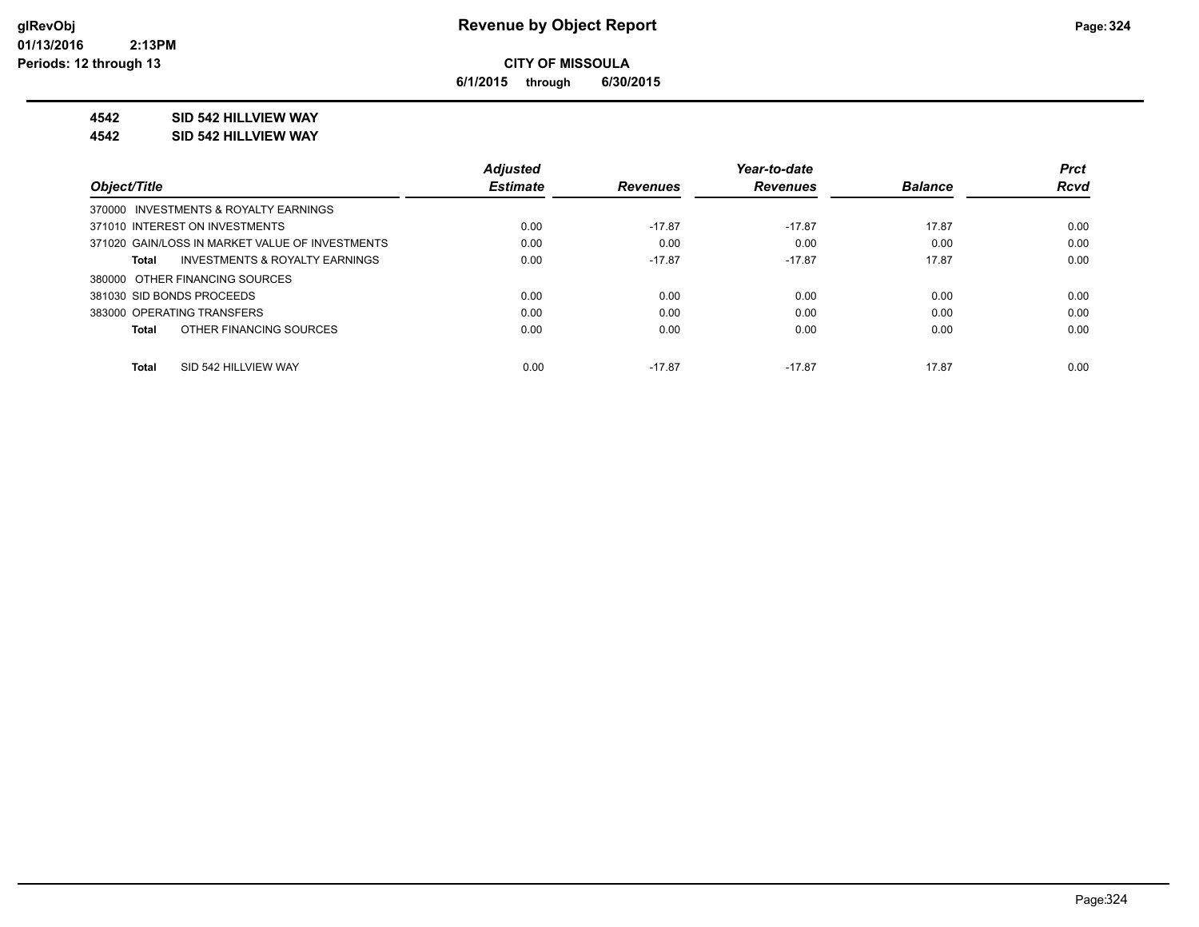# Revenue by Object Report

glRevObj
01/13/2016 2:13PM
Periods: 12 through 13

**CITY OF MISSOULA**

**6/1/2015 through 6/30/2015**

**4542 SID 542 HILLVIEW WAY**

**4542 SID 542 HILLVIEW WAY**

| Object/Title | Adjusted Estimate | Revenues | Year-to-date Revenues | Balance | Prct Rcvd |
|---|---|---|---|---|---|
| 370000 INVESTMENTS & ROYALTY EARNINGS | | | | | |
| 371010 INTEREST ON INVESTMENTS | 0.00 | -17.87 | -17.87 | 17.87 | 0.00 |
| 371020 GAIN/LOSS IN MARKET VALUE OF INVESTMENTS | 0.00 | 0.00 | 0.00 | 0.00 | 0.00 |
| **Total** INVESTMENTS & ROYALTY EARNINGS | 0.00 | -17.87 | -17.87 | 17.87 | 0.00 |
| 380000 OTHER FINANCING SOURCES | | | | | |
| 381030 SID BONDS PROCEEDS | 0.00 | 0.00 | 0.00 | 0.00 | 0.00 |
| 383000 OPERATING TRANSFERS | 0.00 | 0.00 | 0.00 | 0.00 | 0.00 |
| **Total** OTHER FINANCING SOURCES | 0.00 | 0.00 | 0.00 | 0.00 | 0.00 |
| **Total** SID 542 HILLVIEW WAY | 0.00 | -17.87 | -17.87 | 17.87 | 0.00 |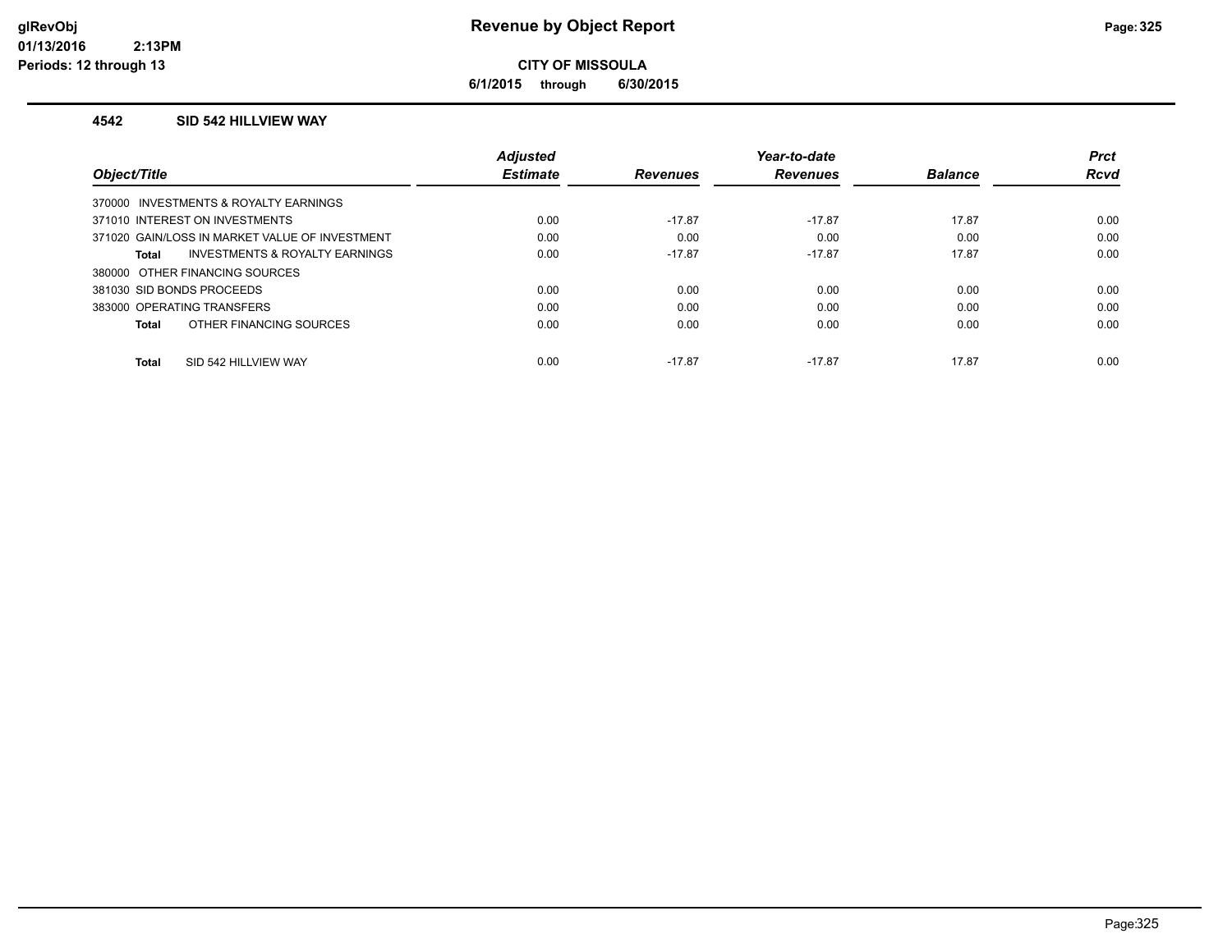# Revenue by Object Report

**CITY OF MISSOULA**

**6/1/2015 through 6/30/2015**

glRevObj
01/13/2016 2:13PM
Periods: 12 through 13

### 4542 SID 542 HILLVIEW WAY

| Object/Title | Adjusted Estimate | Revenues | Year-to-date Revenues | Balance | Prct Rcvd |
|---|---|---|---|---|---|
| 370000 INVESTMENTS & ROYALTY EARNINGS | | | | | |
| 371010 INTEREST ON INVESTMENTS | 0.00 | -17.87 | -17.87 | 17.87 | 0.00 |
| 371020 GAIN/LOSS IN MARKET VALUE OF INVESTMENT | 0.00 | 0.00 | 0.00 | 0.00 | 0.00 |
| **Total** INVESTMENTS & ROYALTY EARNINGS | 0.00 | -17.87 | -17.87 | 17.87 | 0.00 |
| 380000 OTHER FINANCING SOURCES | | | | | |
| 381030 SID BONDS PROCEEDS | 0.00 | 0.00 | 0.00 | 0.00 | 0.00 |
| 383000 OPERATING TRANSFERS | 0.00 | 0.00 | 0.00 | 0.00 | 0.00 |
| **Total** OTHER FINANCING SOURCES | 0.00 | 0.00 | 0.00 | 0.00 | 0.00 |
| **Total** SID 542 HILLVIEW WAY | 0.00 | -17.87 | -17.87 | 17.87 | 0.00 |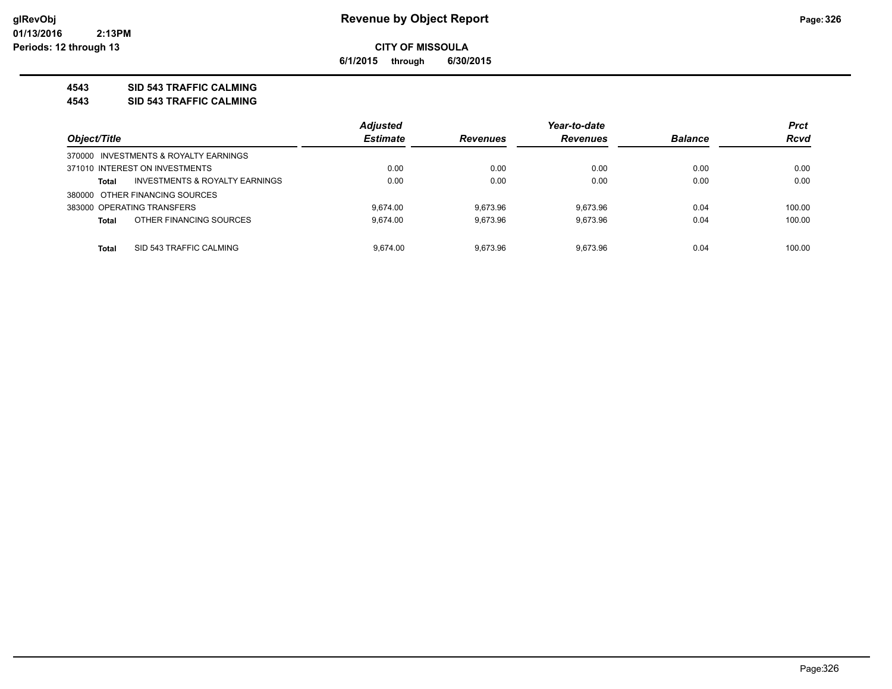**CITY OF MISSOULA**

**6/1/2015 through 6/30/2015**

**4543 SID 543 TRAFFIC CALMING**

**4543 SID 543 TRAFFIC CALMING**

| Object/Title | | Adjusted Estimate | Revenues | Year-to-date Revenues | Balance | Prct Rcvd |
|---|---|---|---|---|---|---|
| 370000 INVESTMENTS & ROYALTY EARNINGS | | | | | | |
| 371010 INTEREST ON INVESTMENTS | | 0.00 | 0.00 | 0.00 | 0.00 | 0.00 |
| **Total** | INVESTMENTS & ROYALTY EARNINGS | 0.00 | 0.00 | 0.00 | 0.00 | 0.00 |
| 380000 OTHER FINANCING SOURCES | | | | | | |
| 383000 OPERATING TRANSFERS | | 9,674.00 | 9,673.96 | 9,673.96 | 0.04 | 100.00 |
| **Total** | OTHER FINANCING SOURCES | 9,674.00 | 9,673.96 | 9,673.96 | 0.04 | 100.00 |
| **Total** | SID 543 TRAFFIC CALMING | 9,674.00 | 9,673.96 | 9,673.96 | 0.04 | 100.00 |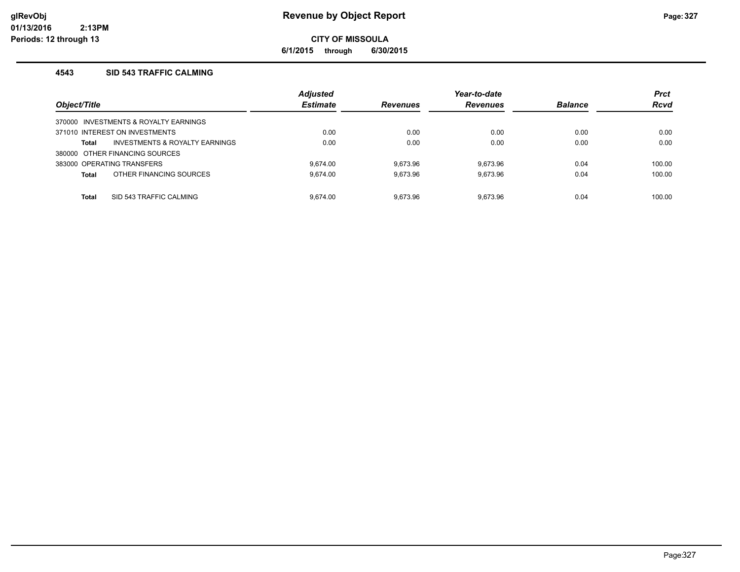# Revenue by Object Report

**glRevObj**
**01/13/2016 2:13PM**
**Periods: 12 through 13**

**CITY OF MISSOULA**

**6/1/2015 through 6/30/2015**

### 4543 SID 543 TRAFFIC CALMING

| Object/Title | Adjusted Estimate | Revenues | Year-to-date Revenues | Balance | Prct Rcvd |
|---|---|---|---|---|---|
| 370000 INVESTMENTS & ROYALTY EARNINGS | | | | | |
| 371010 INTEREST ON INVESTMENTS | 0.00 | 0.00 | 0.00 | 0.00 | 0.00 |
| **Total** INVESTMENTS & ROYALTY EARNINGS | 0.00 | 0.00 | 0.00 | 0.00 | 0.00 |
| 380000 OTHER FINANCING SOURCES | | | | | |
| 383000 OPERATING TRANSFERS | 9,674.00 | 9,673.96 | 9,673.96 | 0.04 | 100.00 |
| **Total** OTHER FINANCING SOURCES | 9,674.00 | 9,673.96 | 9,673.96 | 0.04 | 100.00 |
| **Total** SID 543 TRAFFIC CALMING | 9,674.00 | 9,673.96 | 9,673.96 | 0.04 | 100.00 |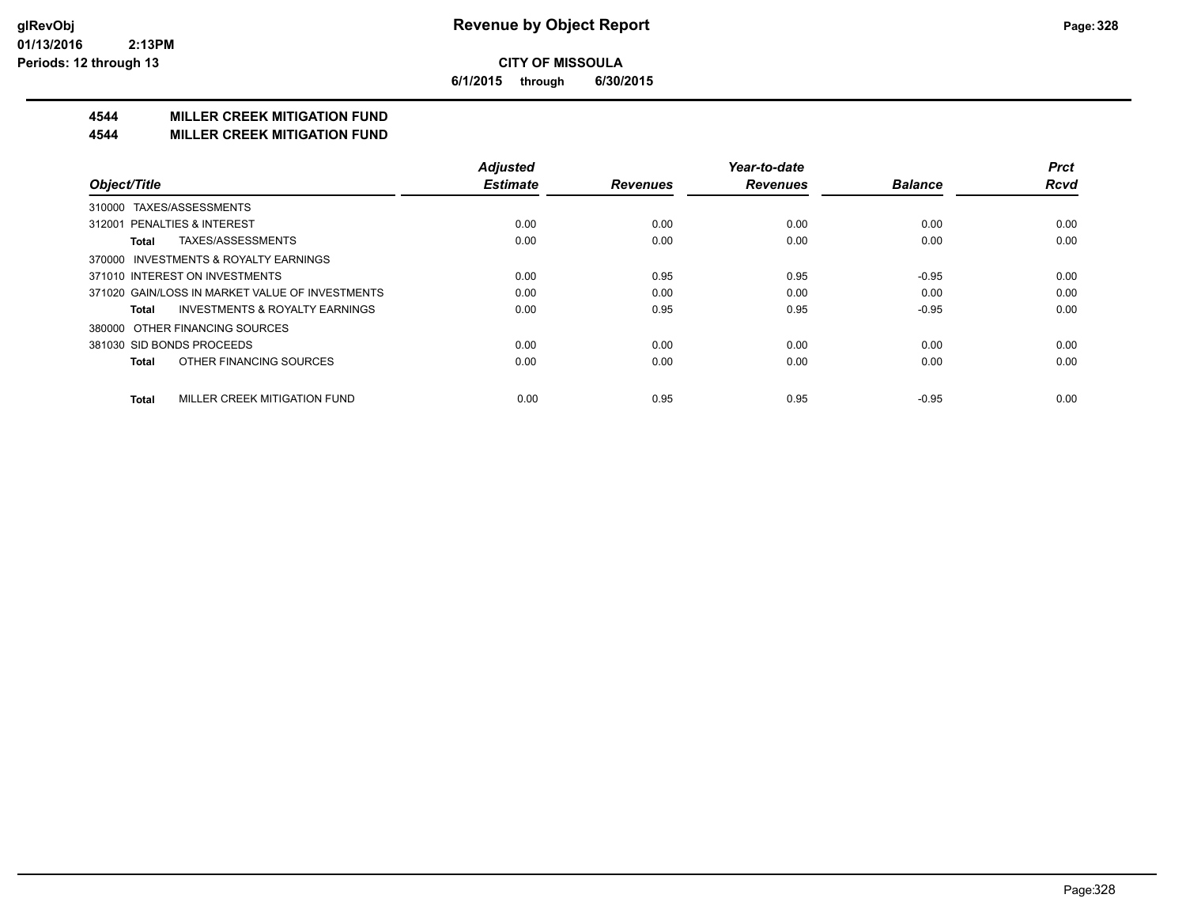**Revenue by Object Report**

**CITY OF MISSOULA**

**6/1/2015 through 6/30/2015**

glRevObj
01/13/2016 2:13PM
Periods: 12 through 13

**4544 MILLER CREEK MITIGATION FUND**
**4544 MILLER CREEK MITIGATION FUND**

| Object/Title | Adjusted Estimate | Revenues | Year-to-date Revenues | Balance | Prct Rcvd |
|---|---|---|---|---|---|
| 310000 TAXES/ASSESSMENTS | | | | | |
| 312001 PENALTIES & INTEREST | 0.00 | 0.00 | 0.00 | 0.00 | 0.00 |
| **Total** TAXES/ASSESSMENTS | 0.00 | 0.00 | 0.00 | 0.00 | 0.00 |
| 370000 INVESTMENTS & ROYALTY EARNINGS | | | | | |
| 371010 INTEREST ON INVESTMENTS | 0.00 | 0.95 | 0.95 | -0.95 | 0.00 |
| 371020 GAIN/LOSS IN MARKET VALUE OF INVESTMENTS | 0.00 | 0.00 | 0.00 | 0.00 | 0.00 |
| **Total** INVESTMENTS & ROYALTY EARNINGS | 0.00 | 0.95 | 0.95 | -0.95 | 0.00 |
| 380000 OTHER FINANCING SOURCES | | | | | |
| 381030 SID BONDS PROCEEDS | 0.00 | 0.00 | 0.00 | 0.00 | 0.00 |
| **Total** OTHER FINANCING SOURCES | 0.00 | 0.00 | 0.00 | 0.00 | 0.00 |
| **Total** MILLER CREEK MITIGATION FUND | 0.00 | 0.95 | 0.95 | -0.95 | 0.00 |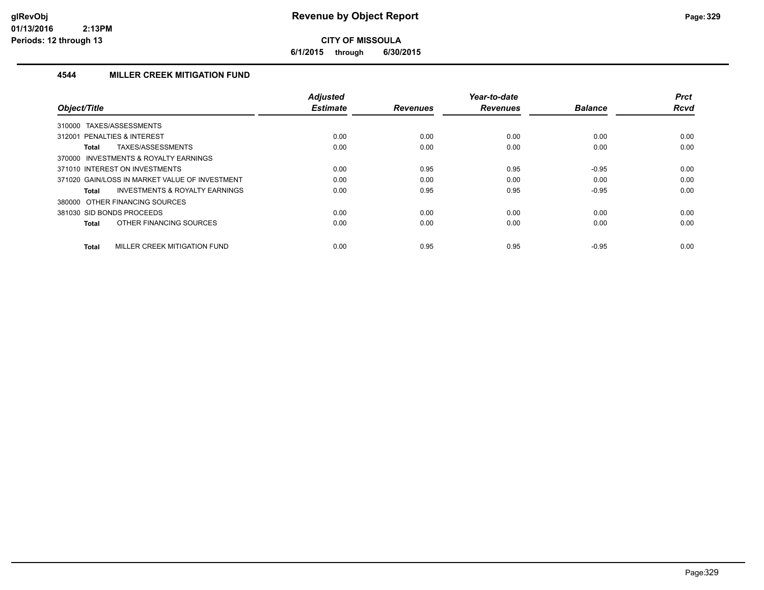# Revenue by Object Report

**CITY OF MISSOULA**

**6/1/2015 through 6/30/2015**

glRevObj
01/13/2016 2:13PM
Periods: 12 through 13

## 4544 MILLER CREEK MITIGATION FUND

| Object/Title | Adjusted Estimate | Revenues | Year-to-date Revenues | Balance | Prct Rcvd |
|---|---|---|---|---|---|
| 310000 TAXES/ASSESSMENTS | | | | | |
| 312001 PENALTIES & INTEREST | 0.00 | 0.00 | 0.00 | 0.00 | 0.00 |
| **Total** TAXES/ASSESSMENTS | 0.00 | 0.00 | 0.00 | 0.00 | 0.00 |
| 370000 INVESTMENTS & ROYALTY EARNINGS | | | | | |
| 371010 INTEREST ON INVESTMENTS | 0.00 | 0.95 | 0.95 | -0.95 | 0.00 |
| 371020 GAIN/LOSS IN MARKET VALUE OF INVESTMENT | 0.00 | 0.00 | 0.00 | 0.00 | 0.00 |
| **Total** INVESTMENTS & ROYALTY EARNINGS | 0.00 | 0.95 | 0.95 | -0.95 | 0.00 |
| 380000 OTHER FINANCING SOURCES | | | | | |
| 381030 SID BONDS PROCEEDS | 0.00 | 0.00 | 0.00 | 0.00 | 0.00 |
| **Total** OTHER FINANCING SOURCES | 0.00 | 0.00 | 0.00 | 0.00 | 0.00 |
| **Total** MILLER CREEK MITIGATION FUND | 0.00 | 0.95 | 0.95 | -0.95 | 0.00 |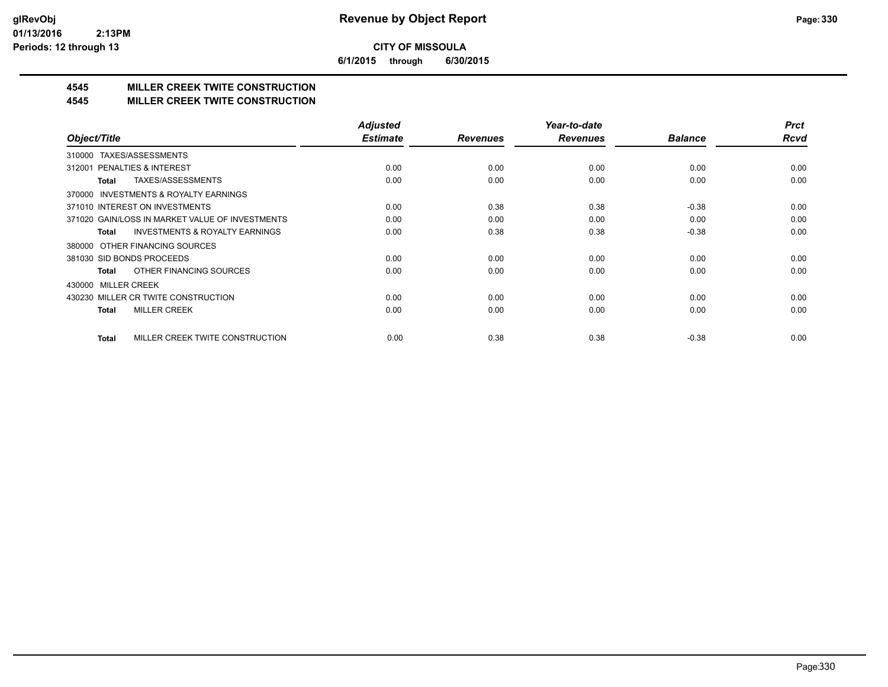**CITY OF MISSOULA**

**6/1/2015 through 6/30/2015**

## 4545 MILLER CREEK TWITE CONSTRUCTION

## 4545 MILLER CREEK TWITE CONSTRUCTION

| Object/Title | Adjusted Estimate | Revenues | Year-to-date Revenues | Balance | Prct Rcvd |
|---|---|---|---|---|---|
| 310000 TAXES/ASSESSMENTS | | | | | |
| 312001 PENALTIES & INTEREST | 0.00 | 0.00 | 0.00 | 0.00 | 0.00 |
| **Total** TAXES/ASSESSMENTS | 0.00 | 0.00 | 0.00 | 0.00 | 0.00 |
| 370000 INVESTMENTS & ROYALTY EARNINGS | | | | | |
| 371010 INTEREST ON INVESTMENTS | 0.00 | 0.38 | 0.38 | -0.38 | 0.00 |
| 371020 GAIN/LOSS IN MARKET VALUE OF INVESTMENTS | 0.00 | 0.00 | 0.00 | 0.00 | 0.00 |
| **Total** INVESTMENTS & ROYALTY EARNINGS | 0.00 | 0.38 | 0.38 | -0.38 | 0.00 |
| 380000 OTHER FINANCING SOURCES | | | | | |
| 381030 SID BONDS PROCEEDS | 0.00 | 0.00 | 0.00 | 0.00 | 0.00 |
| **Total** OTHER FINANCING SOURCES | 0.00 | 0.00 | 0.00 | 0.00 | 0.00 |
| 430000 MILLER CREEK | | | | | |
| 430230 MILLER CR TWITE CONSTRUCTION | 0.00 | 0.00 | 0.00 | 0.00 | 0.00 |
| **Total** MILLER CREEK | 0.00 | 0.00 | 0.00 | 0.00 | 0.00 |
| **Total** MILLER CREEK TWITE CONSTRUCTION | 0.00 | 0.38 | 0.38 | -0.38 | 0.00 |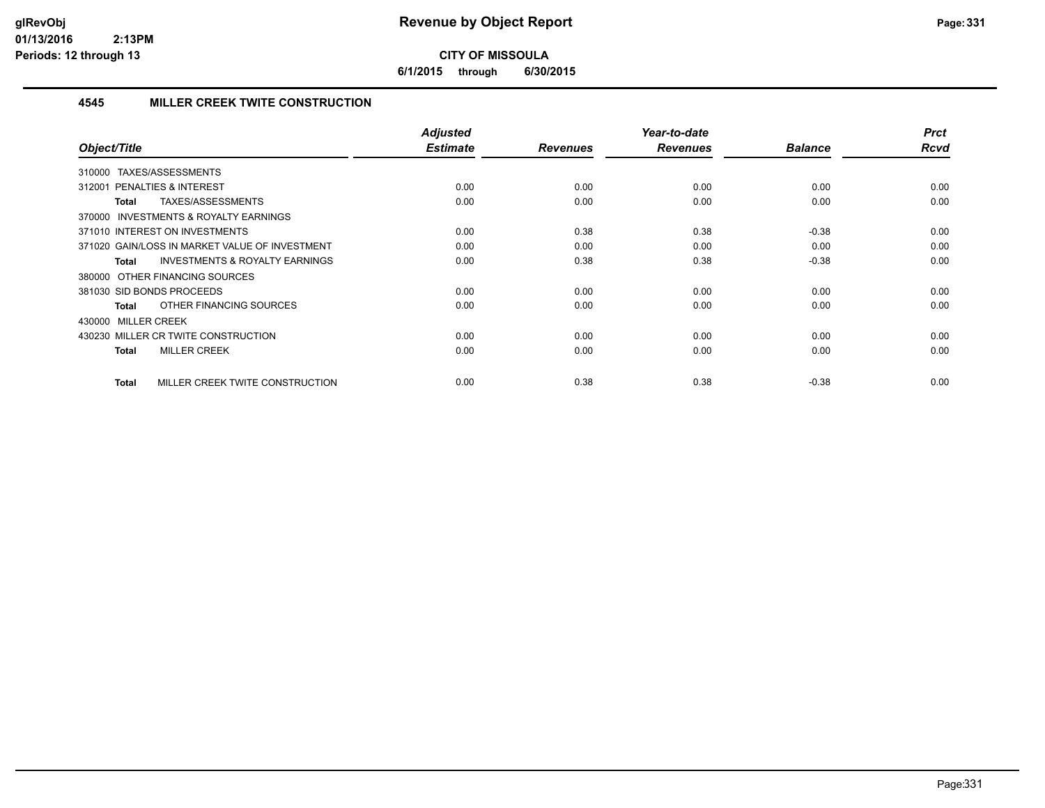**CITY OF MISSOULA**

**6/1/2015 through 6/30/2015**

### 4545 MILLER CREEK TWITE CONSTRUCTION

| Object/Title | Adjusted Estimate | Revenues | Year-to-date Revenues | Balance | Prct Rcvd |
|---|---|---|---|---|---|
| 310000 TAXES/ASSESSMENTS | | | | | |
| 312001 PENALTIES & INTEREST | 0.00 | 0.00 | 0.00 | 0.00 | 0.00 |
| **Total** TAXES/ASSESSMENTS | 0.00 | 0.00 | 0.00 | 0.00 | 0.00 |
| 370000 INVESTMENTS & ROYALTY EARNINGS | | | | | |
| 371010 INTEREST ON INVESTMENTS | 0.00 | 0.38 | 0.38 | -0.38 | 0.00 |
| 371020 GAIN/LOSS IN MARKET VALUE OF INVESTMENT | 0.00 | 0.00 | 0.00 | 0.00 | 0.00 |
| **Total** INVESTMENTS & ROYALTY EARNINGS | 0.00 | 0.38 | 0.38 | -0.38 | 0.00 |
| 380000 OTHER FINANCING SOURCES | | | | | |
| 381030 SID BONDS PROCEEDS | 0.00 | 0.00 | 0.00 | 0.00 | 0.00 |
| **Total** OTHER FINANCING SOURCES | 0.00 | 0.00 | 0.00 | 0.00 | 0.00 |
| 430000 MILLER CREEK | | | | | |
| 430230 MILLER CR TWITE CONSTRUCTION | 0.00 | 0.00 | 0.00 | 0.00 | 0.00 |
| **Total** MILLER CREEK | 0.00 | 0.00 | 0.00 | 0.00 | 0.00 |
| **Total** MILLER CREEK TWITE CONSTRUCTION | 0.00 | 0.38 | 0.38 | -0.38 | 0.00 |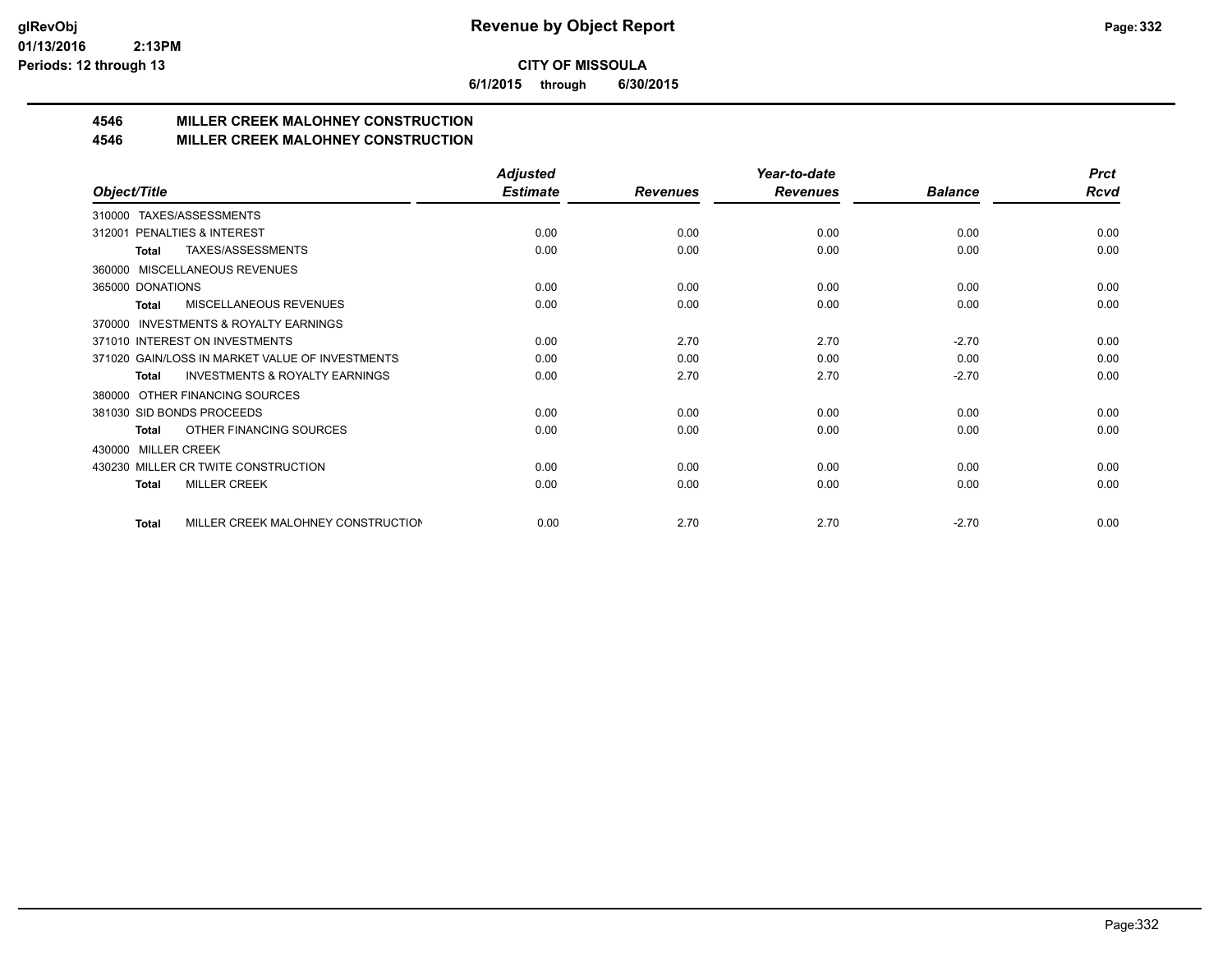**glRevObj**
**01/13/2016 2:13PM**
**Periods: 12 through 13**

# Revenue by Object Report

**CITY OF MISSOULA**

**6/1/2015 through 6/30/2015**

## 4546 MILLER CREEK MALOHNEY CONSTRUCTION
## 4546 MILLER CREEK MALOHNEY CONSTRUCTION

| Object/Title | Adjusted Estimate | Revenues | Year-to-date Revenues | Balance | Prct Rcvd |
|---|---|---|---|---|---|
| 310000 TAXES/ASSESSMENTS | | | | | |
| 312001 PENALTIES & INTEREST | 0.00 | 0.00 | 0.00 | 0.00 | 0.00 |
| **Total** TAXES/ASSESSMENTS | 0.00 | 0.00 | 0.00 | 0.00 | 0.00 |
| 360000 MISCELLANEOUS REVENUES | | | | | |
| 365000 DONATIONS | 0.00 | 0.00 | 0.00 | 0.00 | 0.00 |
| **Total** MISCELLANEOUS REVENUES | 0.00 | 0.00 | 0.00 | 0.00 | 0.00 |
| 370000 INVESTMENTS & ROYALTY EARNINGS | | | | | |
| 371010 INTEREST ON INVESTMENTS | 0.00 | 2.70 | 2.70 | -2.70 | 0.00 |
| 371020 GAIN/LOSS IN MARKET VALUE OF INVESTMENTS | 0.00 | 0.00 | 0.00 | 0.00 | 0.00 |
| **Total** INVESTMENTS & ROYALTY EARNINGS | 0.00 | 2.70 | 2.70 | -2.70 | 0.00 |
| 380000 OTHER FINANCING SOURCES | | | | | |
| 381030 SID BONDS PROCEEDS | 0.00 | 0.00 | 0.00 | 0.00 | 0.00 |
| **Total** OTHER FINANCING SOURCES | 0.00 | 0.00 | 0.00 | 0.00 | 0.00 |
| 430000 MILLER CREEK | | | | | |
| 430230 MILLER CR TWITE CONSTRUCTION | 0.00 | 0.00 | 0.00 | 0.00 | 0.00 |
| **Total** MILLER CREEK | 0.00 | 0.00 | 0.00 | 0.00 | 0.00 |
| **Total** MILLER CREEK MALOHNEY CONSTRUCTION | 0.00 | 2.70 | 2.70 | -2.70 | 0.00 |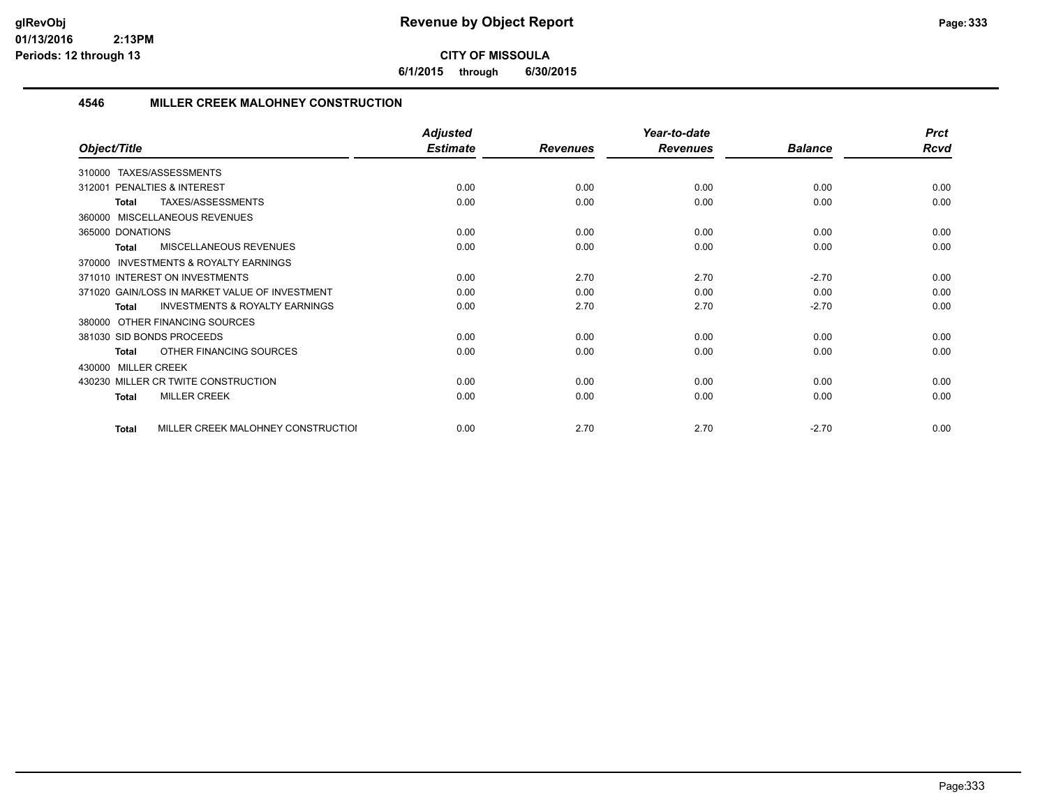**CITY OF MISSOULA**

**6/1/2015 through 6/30/2015**

## 4546 MILLER CREEK MALOHNEY CONSTRUCTION

| Object/Title | Adjusted Estimate | Revenues | Year-to-date Revenues | Balance | Prct Rcvd |
|---|---|---|---|---|---|
| 310000 TAXES/ASSESSMENTS | | | | | |
| 312001 PENALTIES & INTEREST | 0.00 | 0.00 | 0.00 | 0.00 | 0.00 |
| **Total** TAXES/ASSESSMENTS | 0.00 | 0.00 | 0.00 | 0.00 | 0.00 |
| 360000 MISCELLANEOUS REVENUES | | | | | |
| 365000 DONATIONS | 0.00 | 0.00 | 0.00 | 0.00 | 0.00 |
| **Total** MISCELLANEOUS REVENUES | 0.00 | 0.00 | 0.00 | 0.00 | 0.00 |
| 370000 INVESTMENTS & ROYALTY EARNINGS | | | | | |
| 371010 INTEREST ON INVESTMENTS | 0.00 | 2.70 | 2.70 | -2.70 | 0.00 |
| 371020 GAIN/LOSS IN MARKET VALUE OF INVESTMENT | 0.00 | 0.00 | 0.00 | 0.00 | 0.00 |
| **Total** INVESTMENTS & ROYALTY EARNINGS | 0.00 | 2.70 | 2.70 | -2.70 | 0.00 |
| 380000 OTHER FINANCING SOURCES | | | | | |
| 381030 SID BONDS PROCEEDS | 0.00 | 0.00 | 0.00 | 0.00 | 0.00 |
| **Total** OTHER FINANCING SOURCES | 0.00 | 0.00 | 0.00 | 0.00 | 0.00 |
| 430000 MILLER CREEK | | | | | |
| 430230 MILLER CR TWITE CONSTRUCTION | 0.00 | 0.00 | 0.00 | 0.00 | 0.00 |
| **Total** MILLER CREEK | 0.00 | 0.00 | 0.00 | 0.00 | 0.00 |
| **Total** MILLER CREEK MALOHNEY CONSTRUCTIOI | 0.00 | 2.70 | 2.70 | -2.70 | 0.00 |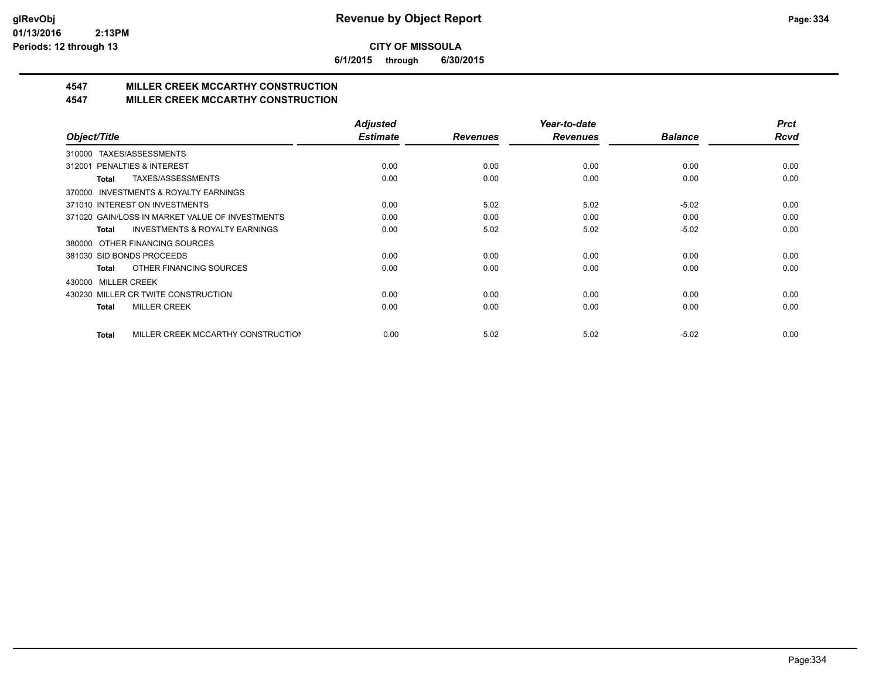**CITY OF MISSOULA**

**6/1/2015 through 6/30/2015**

## 4547 MILLER CREEK MCCARTHY CONSTRUCTION
## 4547 MILLER CREEK MCCARTHY CONSTRUCTION

| Object/Title | Adjusted Estimate | Revenues | Year-to-date Revenues | Balance | Prct Rcvd |
|---|---|---|---|---|---|
| 310000 TAXES/ASSESSMENTS | | | | | |
| 312001 PENALTIES & INTEREST | 0.00 | 0.00 | 0.00 | 0.00 | 0.00 |
| **Total** TAXES/ASSESSMENTS | 0.00 | 0.00 | 0.00 | 0.00 | 0.00 |
| 370000 INVESTMENTS & ROYALTY EARNINGS | | | | | |
| 371010 INTEREST ON INVESTMENTS | 0.00 | 5.02 | 5.02 | -5.02 | 0.00 |
| 371020 GAIN/LOSS IN MARKET VALUE OF INVESTMENTS | 0.00 | 0.00 | 0.00 | 0.00 | 0.00 |
| **Total** INVESTMENTS & ROYALTY EARNINGS | 0.00 | 5.02 | 5.02 | -5.02 | 0.00 |
| 380000 OTHER FINANCING SOURCES | | | | | |
| 381030 SID BONDS PROCEEDS | 0.00 | 0.00 | 0.00 | 0.00 | 0.00 |
| **Total** OTHER FINANCING SOURCES | 0.00 | 0.00 | 0.00 | 0.00 | 0.00 |
| 430000 MILLER CREEK | | | | | |
| 430230 MILLER CR TWITE CONSTRUCTION | 0.00 | 0.00 | 0.00 | 0.00 | 0.00 |
| **Total** MILLER CREEK | 0.00 | 0.00 | 0.00 | 0.00 | 0.00 |
| **Total** MILLER CREEK MCCARTHY CONSTRUCTION | 0.00 | 5.02 | 5.02 | -5.02 | 0.00 |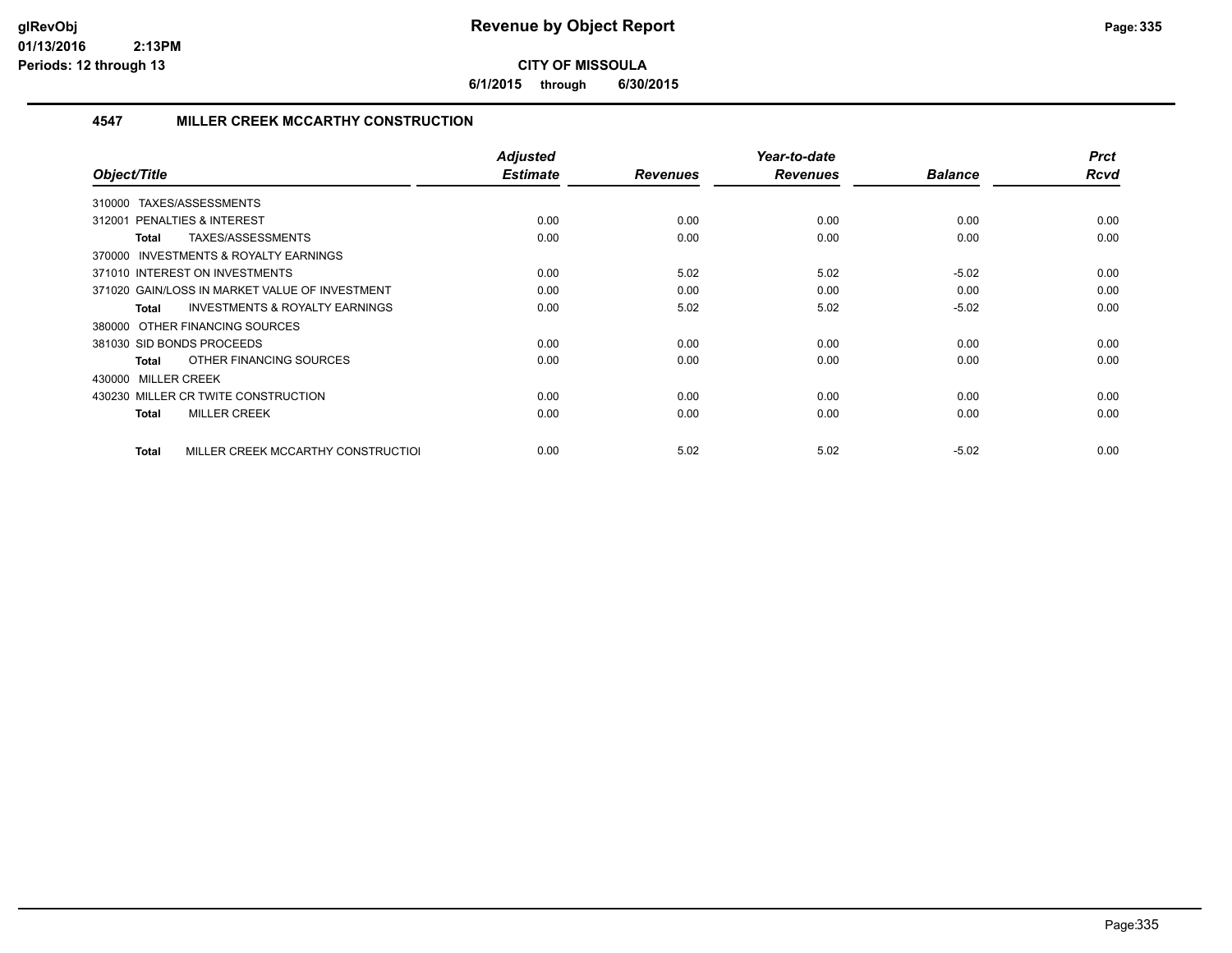**CITY OF MISSOULA**

**6/1/2015 through 6/30/2015**

### 4547 MILLER CREEK MCCARTHY CONSTRUCTION

| Object/Title | Adjusted Estimate | Revenues | Year-to-date Revenues | Balance | Prct Rcvd |
|---|---|---|---|---|---|
| 310000 TAXES/ASSESSMENTS | | | | | |
| 312001 PENALTIES & INTEREST | 0.00 | 0.00 | 0.00 | 0.00 | 0.00 |
| **Total** TAXES/ASSESSMENTS | 0.00 | 0.00 | 0.00 | 0.00 | 0.00 |
| 370000 INVESTMENTS & ROYALTY EARNINGS | | | | | |
| 371010 INTEREST ON INVESTMENTS | 0.00 | 5.02 | 5.02 | -5.02 | 0.00 |
| 371020 GAIN/LOSS IN MARKET VALUE OF INVESTMENT | 0.00 | 0.00 | 0.00 | 0.00 | 0.00 |
| **Total** INVESTMENTS & ROYALTY EARNINGS | 0.00 | 5.02 | 5.02 | -5.02 | 0.00 |
| 380000 OTHER FINANCING SOURCES | | | | | |
| 381030 SID BONDS PROCEEDS | 0.00 | 0.00 | 0.00 | 0.00 | 0.00 |
| **Total** OTHER FINANCING SOURCES | 0.00 | 0.00 | 0.00 | 0.00 | 0.00 |
| 430000 MILLER CREEK | | | | | |
| 430230 MILLER CR TWITE CONSTRUCTION | 0.00 | 0.00 | 0.00 | 0.00 | 0.00 |
| **Total** MILLER CREEK | 0.00 | 0.00 | 0.00 | 0.00 | 0.00 |
| **Total** MILLER CREEK MCCARTHY CONSTRUCTIOI | 0.00 | 5.02 | 5.02 | -5.02 | 0.00 |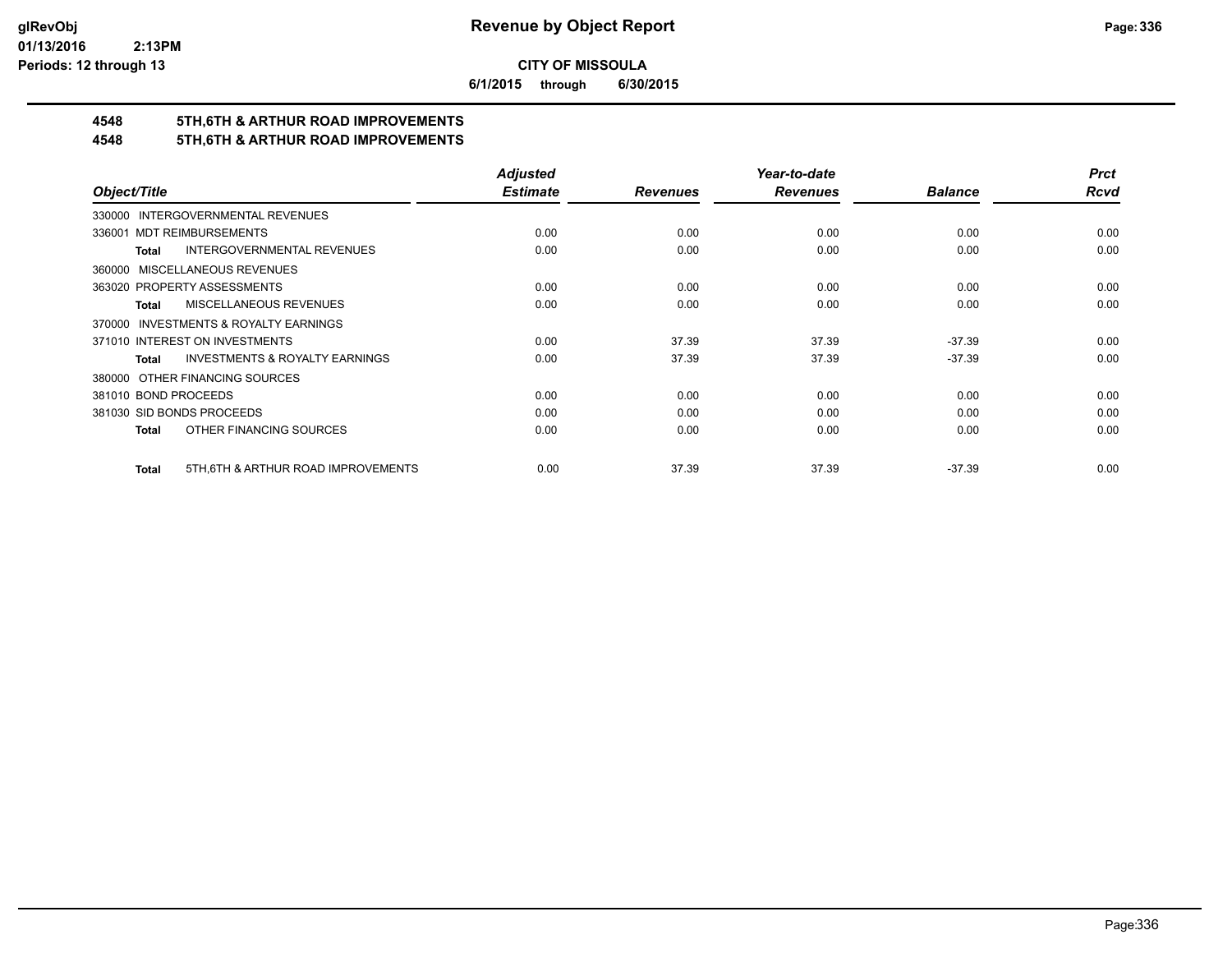# Revenue by Object Report

**CITY OF MISSOULA**

**6/1/2015 through 6/30/2015**

## 4548 5TH,6TH & ARTHUR ROAD IMPROVEMENTS
## 4548 5TH,6TH & ARTHUR ROAD IMPROVEMENTS

| Object/Title | Adjusted Estimate | Revenues | Year-to-date Revenues | Balance | Prct Rcvd |
|---|---|---|---|---|---|
| 330000 INTERGOVERNMENTAL REVENUES | | | | | |
| 336001 MDT REIMBURSEMENTS | 0.00 | 0.00 | 0.00 | 0.00 | 0.00 |
| **Total** INTERGOVERNMENTAL REVENUES | 0.00 | 0.00 | 0.00 | 0.00 | 0.00 |
| 360000 MISCELLANEOUS REVENUES | | | | | |
| 363020 PROPERTY ASSESSMENTS | 0.00 | 0.00 | 0.00 | 0.00 | 0.00 |
| **Total** MISCELLANEOUS REVENUES | 0.00 | 0.00 | 0.00 | 0.00 | 0.00 |
| 370000 INVESTMENTS & ROYALTY EARNINGS | | | | | |
| 371010 INTEREST ON INVESTMENTS | 0.00 | 37.39 | 37.39 | -37.39 | 0.00 |
| **Total** INVESTMENTS & ROYALTY EARNINGS | 0.00 | 37.39 | 37.39 | -37.39 | 0.00 |
| 380000 OTHER FINANCING SOURCES | | | | | |
| 381010 BOND PROCEEDS | 0.00 | 0.00 | 0.00 | 0.00 | 0.00 |
| 381030 SID BONDS PROCEEDS | 0.00 | 0.00 | 0.00 | 0.00 | 0.00 |
| **Total** OTHER FINANCING SOURCES | 0.00 | 0.00 | 0.00 | 0.00 | 0.00 |
| **Total** 5TH,6TH & ARTHUR ROAD IMPROVEMENTS | 0.00 | 37.39 | 37.39 | -37.39 | 0.00 |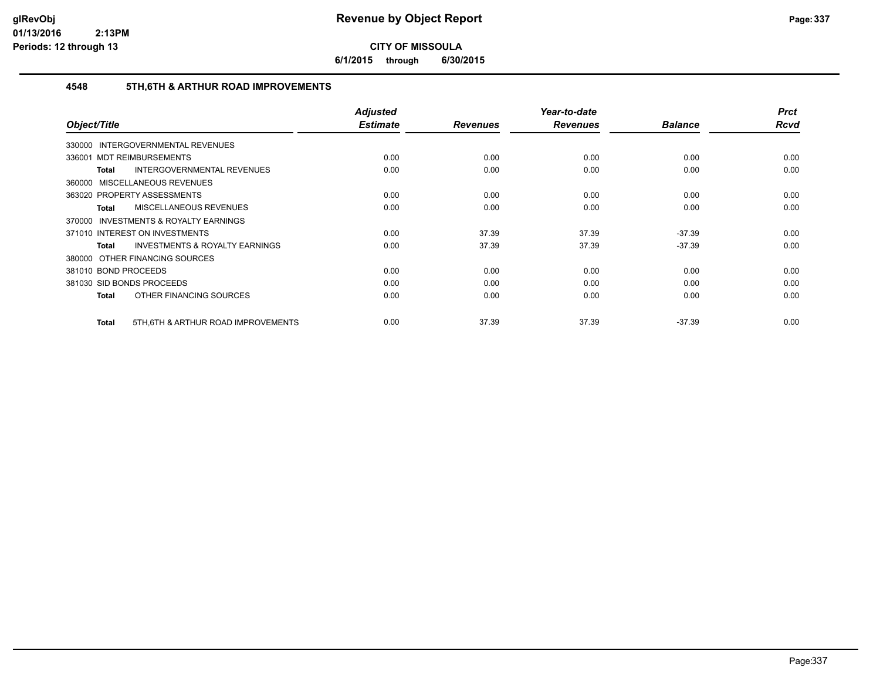**CITY OF MISSOULA**

**6/1/2015 through 6/30/2015**

### 4548 5TH,6TH & ARTHUR ROAD IMPROVEMENTS

| Object/Title | Adjusted Estimate | Revenues | Year-to-date Revenues | Balance | Prct Rcvd |
|---|---|---|---|---|---|
| 330000 INTERGOVERNMENTAL REVENUES | | | | | |
| 336001 MDT REIMBURSEMENTS | 0.00 | 0.00 | 0.00 | 0.00 | 0.00 |
| **Total** INTERGOVERNMENTAL REVENUES | 0.00 | 0.00 | 0.00 | 0.00 | 0.00 |
| 360000 MISCELLANEOUS REVENUES | | | | | |
| 363020 PROPERTY ASSESSMENTS | 0.00 | 0.00 | 0.00 | 0.00 | 0.00 |
| **Total** MISCELLANEOUS REVENUES | 0.00 | 0.00 | 0.00 | 0.00 | 0.00 |
| 370000 INVESTMENTS & ROYALTY EARNINGS | | | | | |
| 371010 INTEREST ON INVESTMENTS | 0.00 | 37.39 | 37.39 | -37.39 | 0.00 |
| **Total** INVESTMENTS & ROYALTY EARNINGS | 0.00 | 37.39 | 37.39 | -37.39 | 0.00 |
| 380000 OTHER FINANCING SOURCES | | | | | |
| 381010 BOND PROCEEDS | 0.00 | 0.00 | 0.00 | 0.00 | 0.00 |
| 381030 SID BONDS PROCEEDS | 0.00 | 0.00 | 0.00 | 0.00 | 0.00 |
| **Total** OTHER FINANCING SOURCES | 0.00 | 0.00 | 0.00 | 0.00 | 0.00 |
| **Total** 5TH,6TH & ARTHUR ROAD IMPROVEMENTS | 0.00 | 37.39 | 37.39 | -37.39 | 0.00 |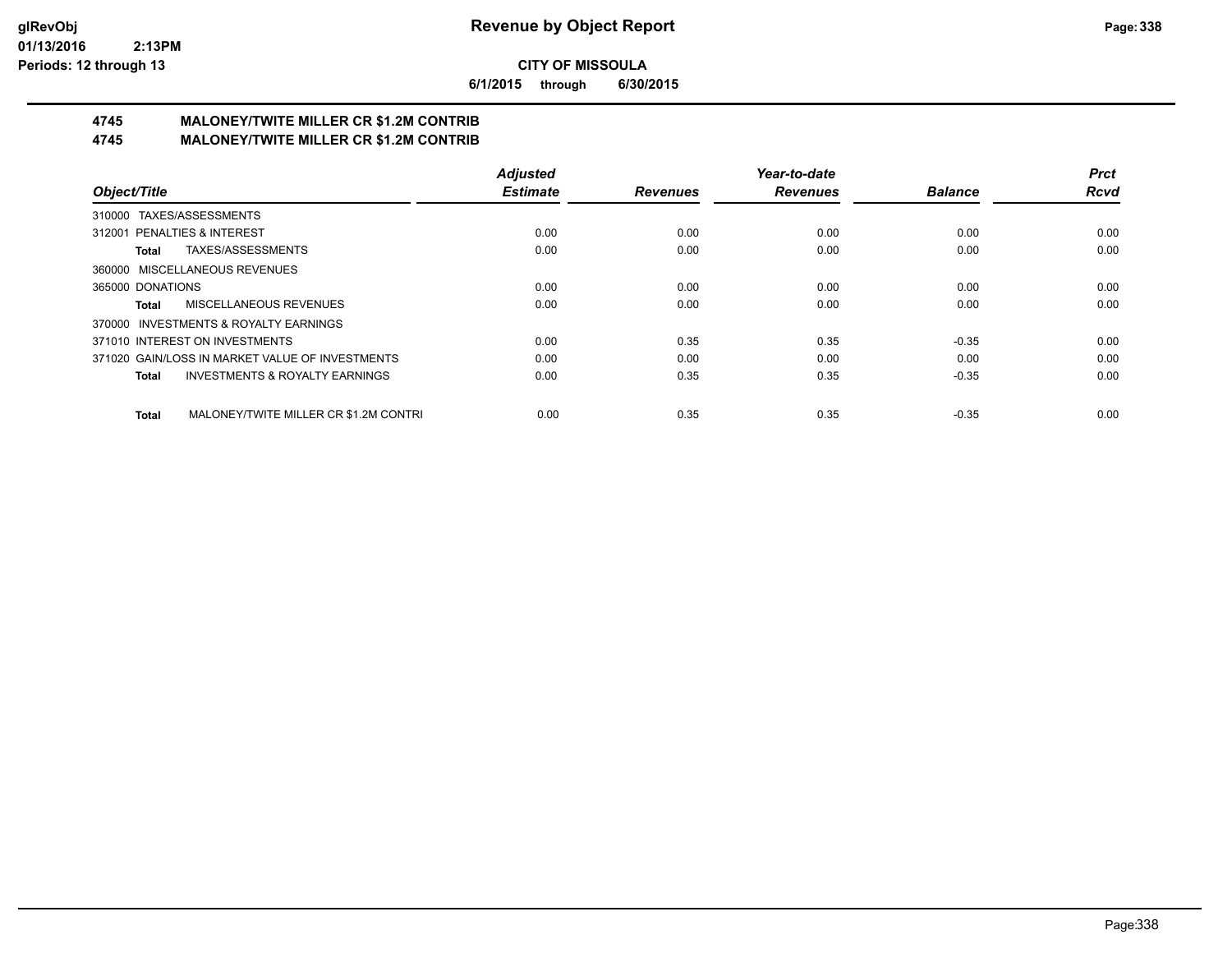**glRevObj** **Revenue by Object Report**

**01/13/2016 2:13PM**

**Periods: 12 through 13**

**CITY OF MISSOULA**

**6/1/2015 through 6/30/2015**

**4745 MALONEY/TWITE MILLER CR $1.2M CONTRIB**

**4745 MALONEY/TWITE MILLER CR $1.2M CONTRIB**

| Object/Title | Adjusted Estimate | Revenues | Year-to-date Revenues | Balance | Prct Rcvd |
|---|---|---|---|---|---|
| 310000 TAXES/ASSESSMENTS | | | | | |
| 312001 PENALTIES & INTEREST | 0.00 | 0.00 | 0.00 | 0.00 | 0.00 |
| **Total** TAXES/ASSESSMENTS | 0.00 | 0.00 | 0.00 | 0.00 | 0.00 |
| 360000 MISCELLANEOUS REVENUES | | | | | |
| 365000 DONATIONS | 0.00 | 0.00 | 0.00 | 0.00 | 0.00 |
| **Total** MISCELLANEOUS REVENUES | 0.00 | 0.00 | 0.00 | 0.00 | 0.00 |
| 370000 INVESTMENTS & ROYALTY EARNINGS | | | | | |
| 371010 INTEREST ON INVESTMENTS | 0.00 | 0.35 | 0.35 | -0.35 | 0.00 |
| 371020 GAIN/LOSS IN MARKET VALUE OF INVESTMENTS | 0.00 | 0.00 | 0.00 | 0.00 | 0.00 |
| **Total** INVESTMENTS & ROYALTY EARNINGS | 0.00 | 0.35 | 0.35 | -0.35 | 0.00 |
| **Total** MALONEY/TWITE MILLER CR $1.2M CONTRI | 0.00 | 0.35 | 0.35 | -0.35 | 0.00 |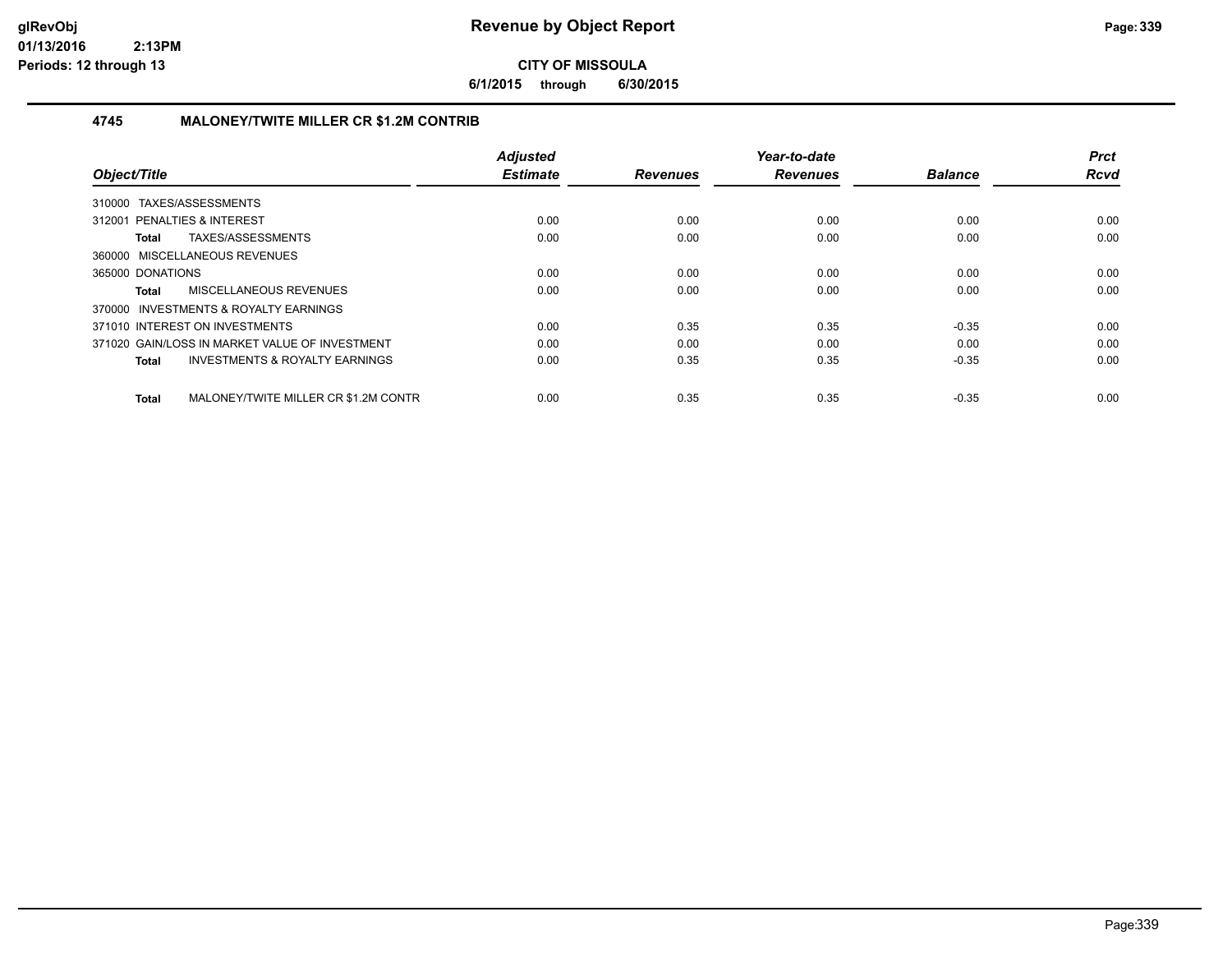# Revenue by Object Report

**CITY OF MISSOULA**

**6/1/2015 through 6/30/2015**

glRevObj
01/13/2016 2:13PM
Periods: 12 through 13

### 4745 MALONEY/TWITE MILLER CR $1.2M CONTRIB

| Object/Title | Adjusted Estimate | Revenues | Year-to-date Revenues | Balance | Prct Rcvd |
|---|---|---|---|---|---|
| 310000 TAXES/ASSESSMENTS | | | | | |
| 312001 PENALTIES & INTEREST | 0.00 | 0.00 | 0.00 | 0.00 | 0.00 |
| **Total** TAXES/ASSESSMENTS | 0.00 | 0.00 | 0.00 | 0.00 | 0.00 |
| 360000 MISCELLANEOUS REVENUES | | | | | |
| 365000 DONATIONS | 0.00 | 0.00 | 0.00 | 0.00 | 0.00 |
| **Total** MISCELLANEOUS REVENUES | 0.00 | 0.00 | 0.00 | 0.00 | 0.00 |
| 370000 INVESTMENTS & ROYALTY EARNINGS | | | | | |
| 371010 INTEREST ON INVESTMENTS | 0.00 | 0.35 | 0.35 | -0.35 | 0.00 |
| 371020 GAIN/LOSS IN MARKET VALUE OF INVESTMENT | 0.00 | 0.00 | 0.00 | 0.00 | 0.00 |
| **Total** INVESTMENTS & ROYALTY EARNINGS | 0.00 | 0.35 | 0.35 | -0.35 | 0.00 |
| **Total** MALONEY/TWITE MILLER CR $1.2M CONTR | 0.00 | 0.35 | 0.35 | -0.35 | 0.00 |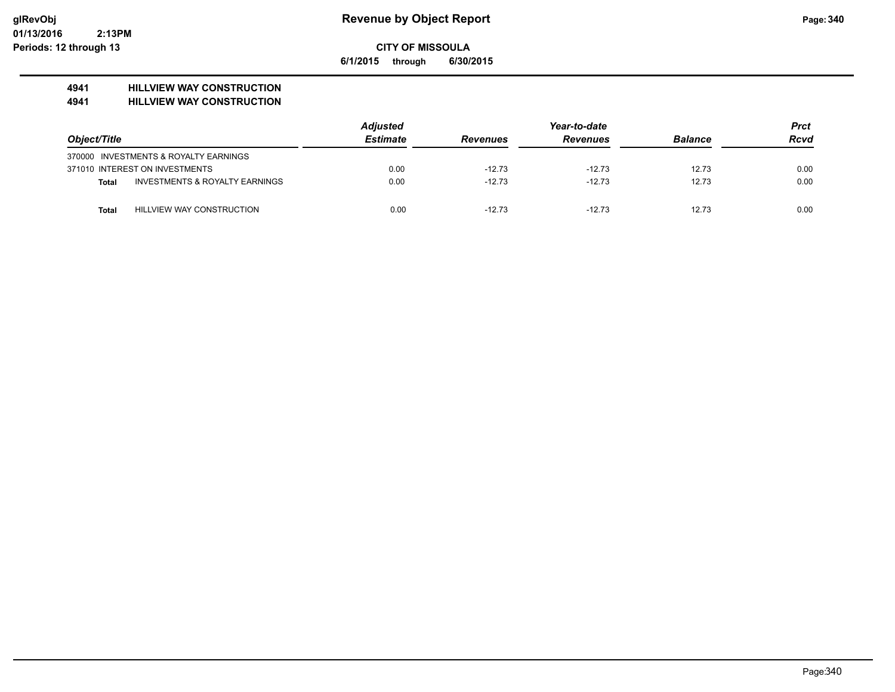# Revenue by Object Report

**CITY OF MISSOULA**

**6/1/2015 through 6/30/2015**

glRevObj
01/13/2016 2:13PM
Periods: 12 through 13

**4941 HILLVIEW WAY CONSTRUCTION**
**4941 HILLVIEW WAY CONSTRUCTION**

| Object/Title | | Adjusted Estimate | Revenues | Year-to-date Revenues | Balance | Prct Rcvd |
|---|---|---|---|---|---|---|
| 370000 INVESTMENTS & ROYALTY EARNINGS | | | | | | |
| 371010 INTEREST ON INVESTMENTS | | 0.00 | -12.73 | -12.73 | 12.73 | 0.00 |
| **Total** | INVESTMENTS & ROYALTY EARNINGS | 0.00 | -12.73 | -12.73 | 12.73 | 0.00 |
| **Total** | HILLVIEW WAY CONSTRUCTION | 0.00 | -12.73 | -12.73 | 12.73 | 0.00 |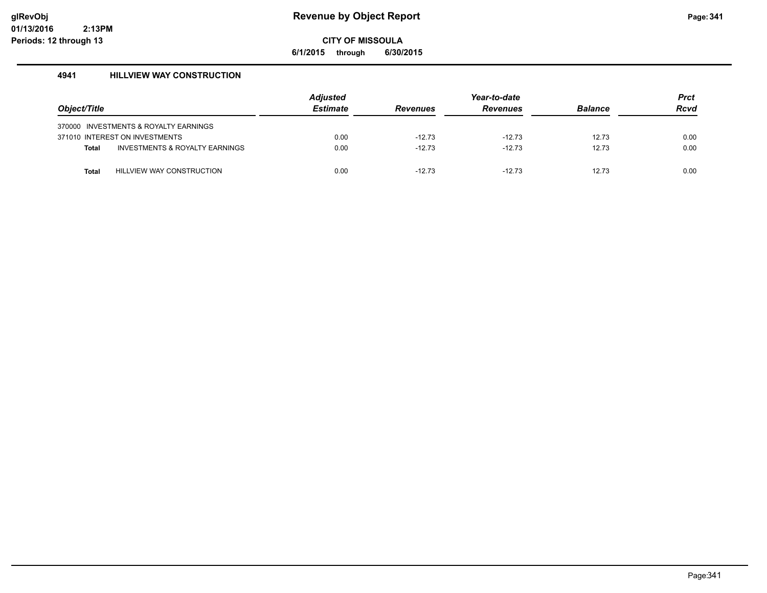**Revenue by Object Report**

**CITY OF MISSOULA**

**6/1/2015 through 6/30/2015**

glRevObj
01/13/2016 2:13PM
Periods: 12 through 13

### 4941 HILLVIEW WAY CONSTRUCTION

| Object/Title | Adjusted Estimate | Revenues | Year-to-date Revenues | Balance | Prct Rcvd |
|---|---|---|---|---|---|
| 370000 INVESTMENTS & ROYALTY EARNINGS | | | | | |
| 371010 INTEREST ON INVESTMENTS | 0.00 | -12.73 | -12.73 | 12.73 | 0.00 |
| **Total** INVESTMENTS & ROYALTY EARNINGS | 0.00 | -12.73 | -12.73 | 12.73 | 0.00 |
| **Total** HILLVIEW WAY CONSTRUCTION | 0.00 | -12.73 | -12.73 | 12.73 | 0.00 |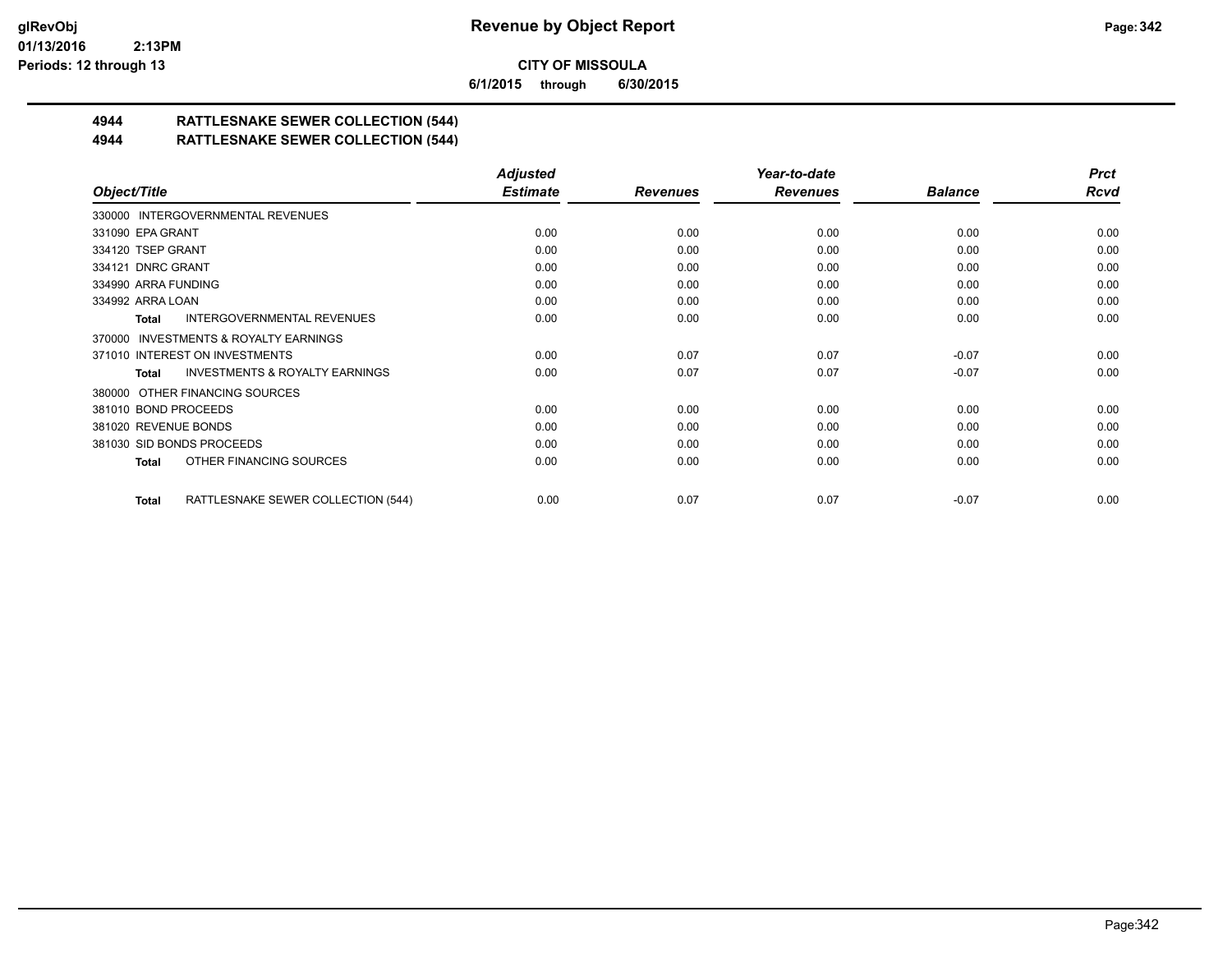**CITY OF MISSOULA**

**6/1/2015 through 6/30/2015**

## 4944 RATTLESNAKE SEWER COLLECTION (544)

## 4944 RATTLESNAKE SEWER COLLECTION (544)

| Object/Title | Adjusted Estimate | Revenues | Year-to-date Revenues | Balance | Prct Rcvd |
|---|---|---|---|---|---|
| 330000 INTERGOVERNMENTAL REVENUES | | | | | |
| 331090 EPA GRANT | 0.00 | 0.00 | 0.00 | 0.00 | 0.00 |
| 334120 TSEP GRANT | 0.00 | 0.00 | 0.00 | 0.00 | 0.00 |
| 334121 DNRC GRANT | 0.00 | 0.00 | 0.00 | 0.00 | 0.00 |
| 334990 ARRA FUNDING | 0.00 | 0.00 | 0.00 | 0.00 | 0.00 |
| 334992 ARRA LOAN | 0.00 | 0.00 | 0.00 | 0.00 | 0.00 |
| **Total** INTERGOVERNMENTAL REVENUES | 0.00 | 0.00 | 0.00 | 0.00 | 0.00 |
| 370000 INVESTMENTS & ROYALTY EARNINGS | | | | | |
| 371010 INTEREST ON INVESTMENTS | 0.00 | 0.07 | 0.07 | -0.07 | 0.00 |
| **Total** INVESTMENTS & ROYALTY EARNINGS | 0.00 | 0.07 | 0.07 | -0.07 | 0.00 |
| 380000 OTHER FINANCING SOURCES | | | | | |
| 381010 BOND PROCEEDS | 0.00 | 0.00 | 0.00 | 0.00 | 0.00 |
| 381020 REVENUE BONDS | 0.00 | 0.00 | 0.00 | 0.00 | 0.00 |
| 381030 SID BONDS PROCEEDS | 0.00 | 0.00 | 0.00 | 0.00 | 0.00 |
| **Total** OTHER FINANCING SOURCES | 0.00 | 0.00 | 0.00 | 0.00 | 0.00 |
| **Total** RATTLESNAKE SEWER COLLECTION (544) | 0.00 | 0.07 | 0.07 | -0.07 | 0.00 |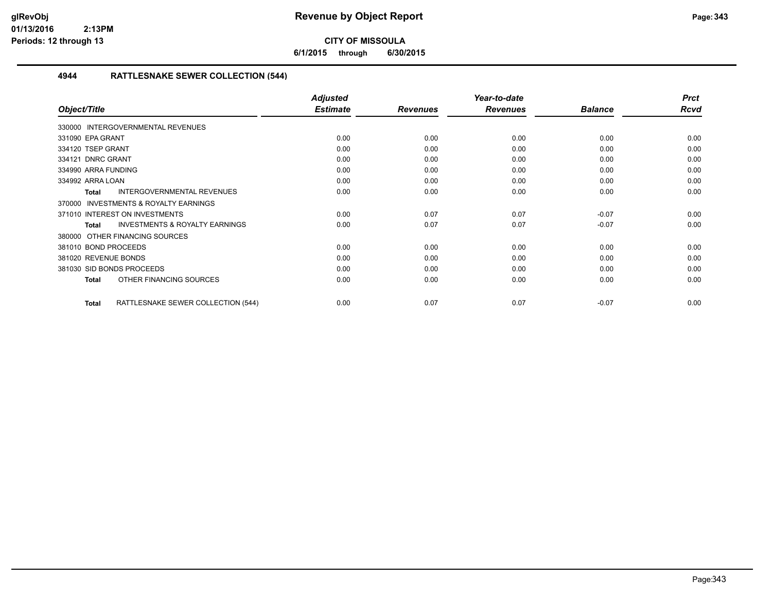# Revenue by Object Report

**CITY OF MISSOULA**

**6/1/2015 through 6/30/2015**

### 4944 RATTLESNAKE SEWER COLLECTION (544)

| Object/Title | Adjusted Estimate | Revenues | Year-to-date Revenues | Balance | Prct Rcvd |
|---|---|---|---|---|---|
| 330000 INTERGOVERNMENTAL REVENUES | | | | | |
| 331090 EPA GRANT | 0.00 | 0.00 | 0.00 | 0.00 | 0.00 |
| 334120 TSEP GRANT | 0.00 | 0.00 | 0.00 | 0.00 | 0.00 |
| 334121 DNRC GRANT | 0.00 | 0.00 | 0.00 | 0.00 | 0.00 |
| 334990 ARRA FUNDING | 0.00 | 0.00 | 0.00 | 0.00 | 0.00 |
| 334992 ARRA LOAN | 0.00 | 0.00 | 0.00 | 0.00 | 0.00 |
| **Total** INTERGOVERNMENTAL REVENUES | 0.00 | 0.00 | 0.00 | 0.00 | 0.00 |
| 370000 INVESTMENTS & ROYALTY EARNINGS | | | | | |
| 371010 INTEREST ON INVESTMENTS | 0.00 | 0.07 | 0.07 | -0.07 | 0.00 |
| **Total** INVESTMENTS & ROYALTY EARNINGS | 0.00 | 0.07 | 0.07 | -0.07 | 0.00 |
| 380000 OTHER FINANCING SOURCES | | | | | |
| 381010 BOND PROCEEDS | 0.00 | 0.00 | 0.00 | 0.00 | 0.00 |
| 381020 REVENUE BONDS | 0.00 | 0.00 | 0.00 | 0.00 | 0.00 |
| 381030 SID BONDS PROCEEDS | 0.00 | 0.00 | 0.00 | 0.00 | 0.00 |
| **Total** OTHER FINANCING SOURCES | 0.00 | 0.00 | 0.00 | 0.00 | 0.00 |
| **Total** RATTLESNAKE SEWER COLLECTION (544) | 0.00 | 0.07 | 0.07 | -0.07 | 0.00 |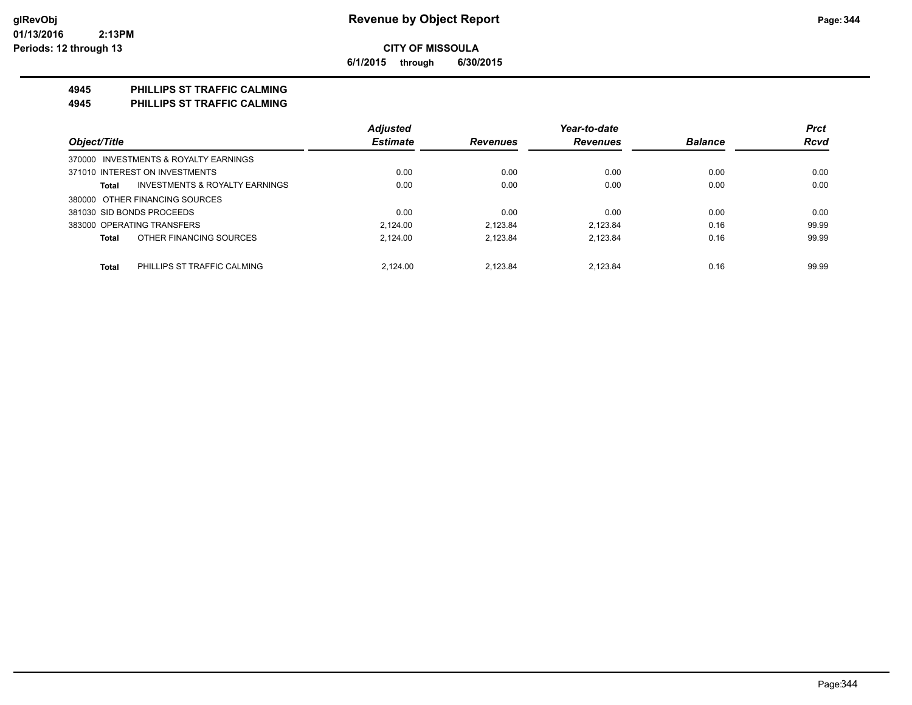**CITY OF MISSOULA**

**6/1/2015 through 6/30/2015**

# 4945 PHILLIPS ST TRAFFIC CALMING
# 4945 PHILLIPS ST TRAFFIC CALMING

| Object/Title | Adjusted Estimate | Revenues | Year-to-date Revenues | Balance | Prct Rcvd |
|---|---|---|---|---|---|
| 370000 INVESTMENTS & ROYALTY EARNINGS | | | | | |
| 371010 INTEREST ON INVESTMENTS | 0.00 | 0.00 | 0.00 | 0.00 | 0.00 |
| **Total** INVESTMENTS & ROYALTY EARNINGS | 0.00 | 0.00 | 0.00 | 0.00 | 0.00 |
| 380000 OTHER FINANCING SOURCES | | | | | |
| 381030 SID BONDS PROCEEDS | 0.00 | 0.00 | 0.00 | 0.00 | 0.00 |
| 383000 OPERATING TRANSFERS | 2,124.00 | 2,123.84 | 2,123.84 | 0.16 | 99.99 |
| **Total** OTHER FINANCING SOURCES | 2,124.00 | 2,123.84 | 2,123.84 | 0.16 | 99.99 |
| **Total** PHILLIPS ST TRAFFIC CALMING | 2,124.00 | 2,123.84 | 2,123.84 | 0.16 | 99.99 |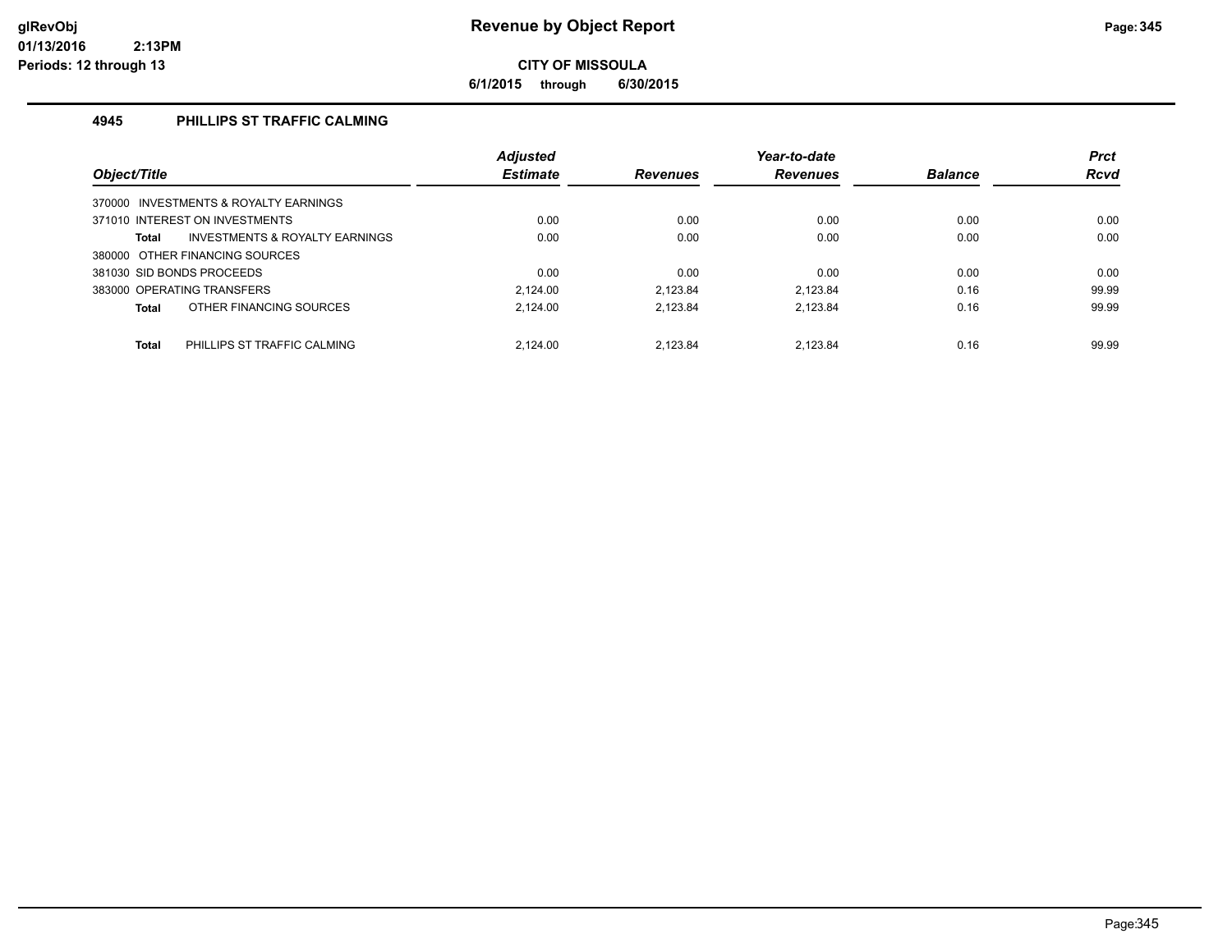# Revenue by Object Report

**CITY OF MISSOULA**

**6/1/2015 through 6/30/2015**

## 4945 PHILLIPS ST TRAFFIC CALMING

| Object/Title | Adjusted Estimate | Revenues | Year-to-date Revenues | Balance | Prct Rcvd |
|---|---|---|---|---|---|
| 370000 INVESTMENTS & ROYALTY EARNINGS | | | | | |
| 371010 INTEREST ON INVESTMENTS | 0.00 | 0.00 | 0.00 | 0.00 | 0.00 |
| **Total** INVESTMENTS & ROYALTY EARNINGS | 0.00 | 0.00 | 0.00 | 0.00 | 0.00 |
| 380000 OTHER FINANCING SOURCES | | | | | |
| 381030 SID BONDS PROCEEDS | 0.00 | 0.00 | 0.00 | 0.00 | 0.00 |
| 383000 OPERATING TRANSFERS | 2,124.00 | 2,123.84 | 2,123.84 | 0.16 | 99.99 |
| **Total** OTHER FINANCING SOURCES | 2,124.00 | 2,123.84 | 2,123.84 | 0.16 | 99.99 |
| **Total** PHILLIPS ST TRAFFIC CALMING | 2,124.00 | 2,123.84 | 2,123.84 | 0.16 | 99.99 |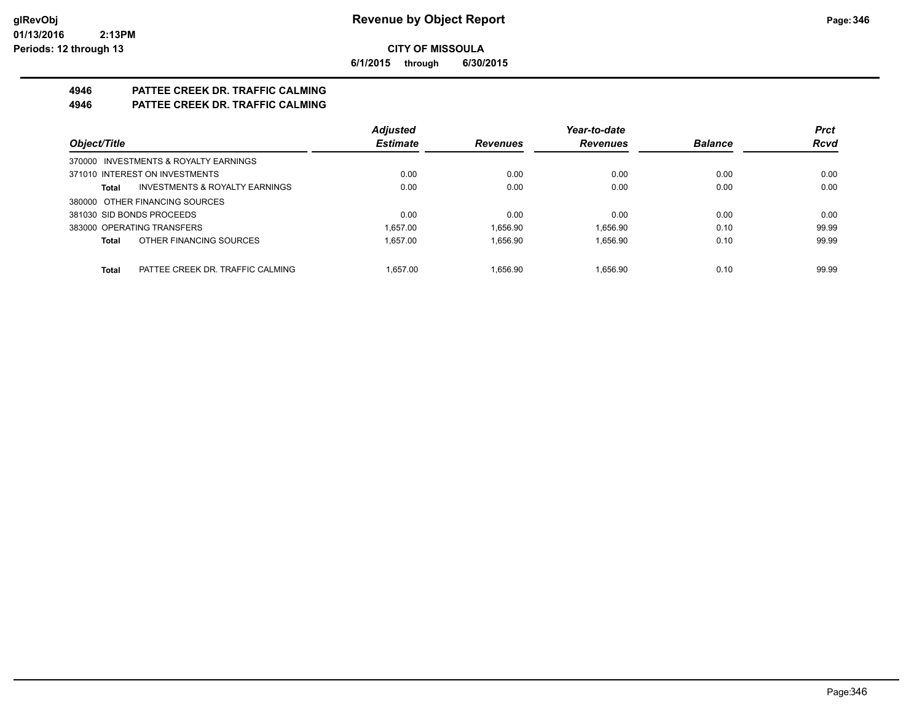**CITY OF MISSOULA**

**6/1/2015 through 6/30/2015**

## 4946 PATTEE CREEK DR. TRAFFIC CALMING

## 4946 PATTEE CREEK DR. TRAFFIC CALMING

| Object/Title | | Adjusted Estimate | Revenues | Year-to-date Revenues | Balance | Prct Rcvd |
|---|---|---|---|---|---|---|
| 370000 INVESTMENTS & ROYALTY EARNINGS | | | | | | |
| 371010 INTEREST ON INVESTMENTS | | 0.00 | 0.00 | 0.00 | 0.00 | 0.00 |
| **Total** | INVESTMENTS & ROYALTY EARNINGS | 0.00 | 0.00 | 0.00 | 0.00 | 0.00 |
| 380000 OTHER FINANCING SOURCES | | | | | | |
| 381030 SID BONDS PROCEEDS | | 0.00 | 0.00 | 0.00 | 0.00 | 0.00 |
| 383000 OPERATING TRANSFERS | | 1,657.00 | 1,656.90 | 1,656.90 | 0.10 | 99.99 |
| **Total** | OTHER FINANCING SOURCES | 1,657.00 | 1,656.90 | 1,656.90 | 0.10 | 99.99 |
| **Total** | PATTEE CREEK DR. TRAFFIC CALMING | 1,657.00 | 1,656.90 | 1,656.90 | 0.10 | 99.99 |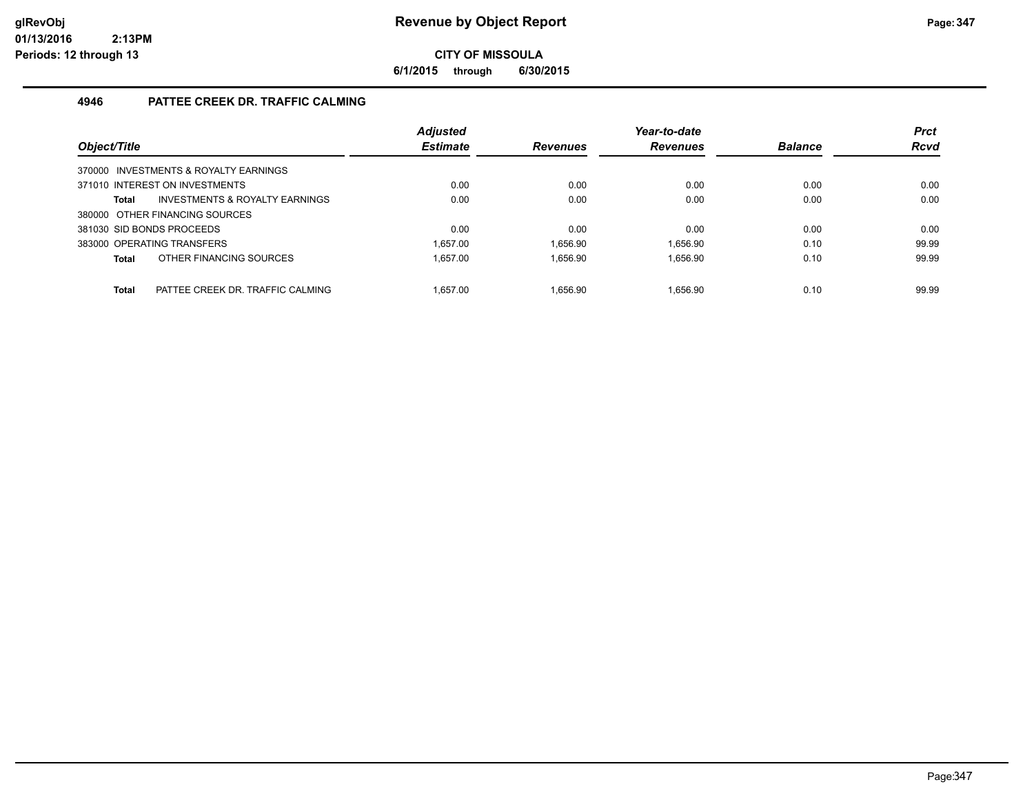# Revenue by Object Report

**CITY OF MISSOULA**

**6/1/2015 through 6/30/2015**

glRevObj
01/13/2016 2:13PM
Periods: 12 through 13

## 4946 PATTEE CREEK DR. TRAFFIC CALMING

| Object/Title | Adjusted Estimate | Revenues | Year-to-date Revenues | Balance | Prct Rcvd |
|---|---|---|---|---|---|
| 370000 INVESTMENTS & ROYALTY EARNINGS | | | | | |
| 371010 INTEREST ON INVESTMENTS | 0.00 | 0.00 | 0.00 | 0.00 | 0.00 |
| **Total** INVESTMENTS & ROYALTY EARNINGS | 0.00 | 0.00 | 0.00 | 0.00 | 0.00 |
| 380000 OTHER FINANCING SOURCES | | | | | |
| 381030 SID BONDS PROCEEDS | 0.00 | 0.00 | 0.00 | 0.00 | 0.00 |
| 383000 OPERATING TRANSFERS | 1,657.00 | 1,656.90 | 1,656.90 | 0.10 | 99.99 |
| **Total** OTHER FINANCING SOURCES | 1,657.00 | 1,656.90 | 1,656.90 | 0.10 | 99.99 |
| **Total** PATTEE CREEK DR. TRAFFIC CALMING | 1,657.00 | 1,656.90 | 1,656.90 | 0.10 | 99.99 |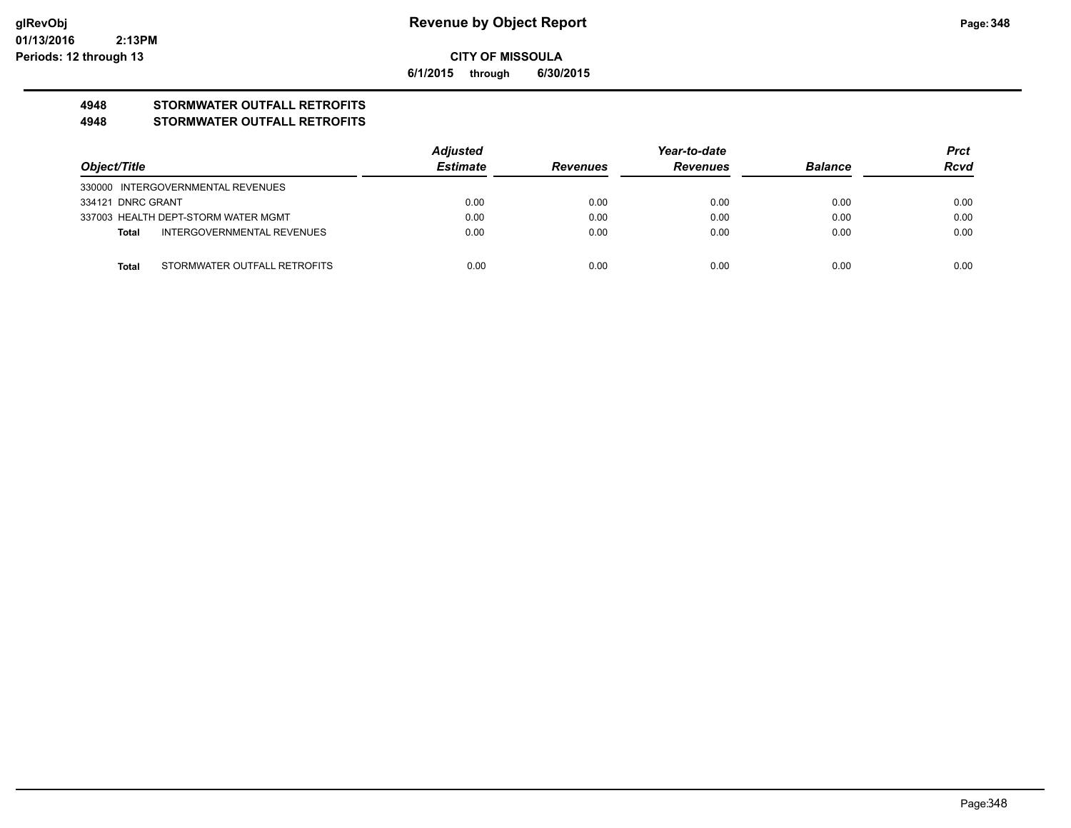**CITY OF MISSOULA**

**6/1/2015 through 6/30/2015**

### 4948 STORMWATER OUTFALL RETROFITS
### 4948 STORMWATER OUTFALL RETROFITS

| Object/Title | Adjusted Estimate | Revenues | Year-to-date Revenues | Balance | Prct Rcvd |
|---|---|---|---|---|---|
| 330000 INTERGOVERNMENTAL REVENUES | | | | | |
| 334121 DNRC GRANT | 0.00 | 0.00 | 0.00 | 0.00 | 0.00 |
| 337003 HEALTH DEPT-STORM WATER MGMT | 0.00 | 0.00 | 0.00 | 0.00 | 0.00 |
| **Total** INTERGOVERNMENTAL REVENUES | 0.00 | 0.00 | 0.00 | 0.00 | 0.00 |
| **Total** STORMWATER OUTFALL RETROFITS | 0.00 | 0.00 | 0.00 | 0.00 | 0.00 |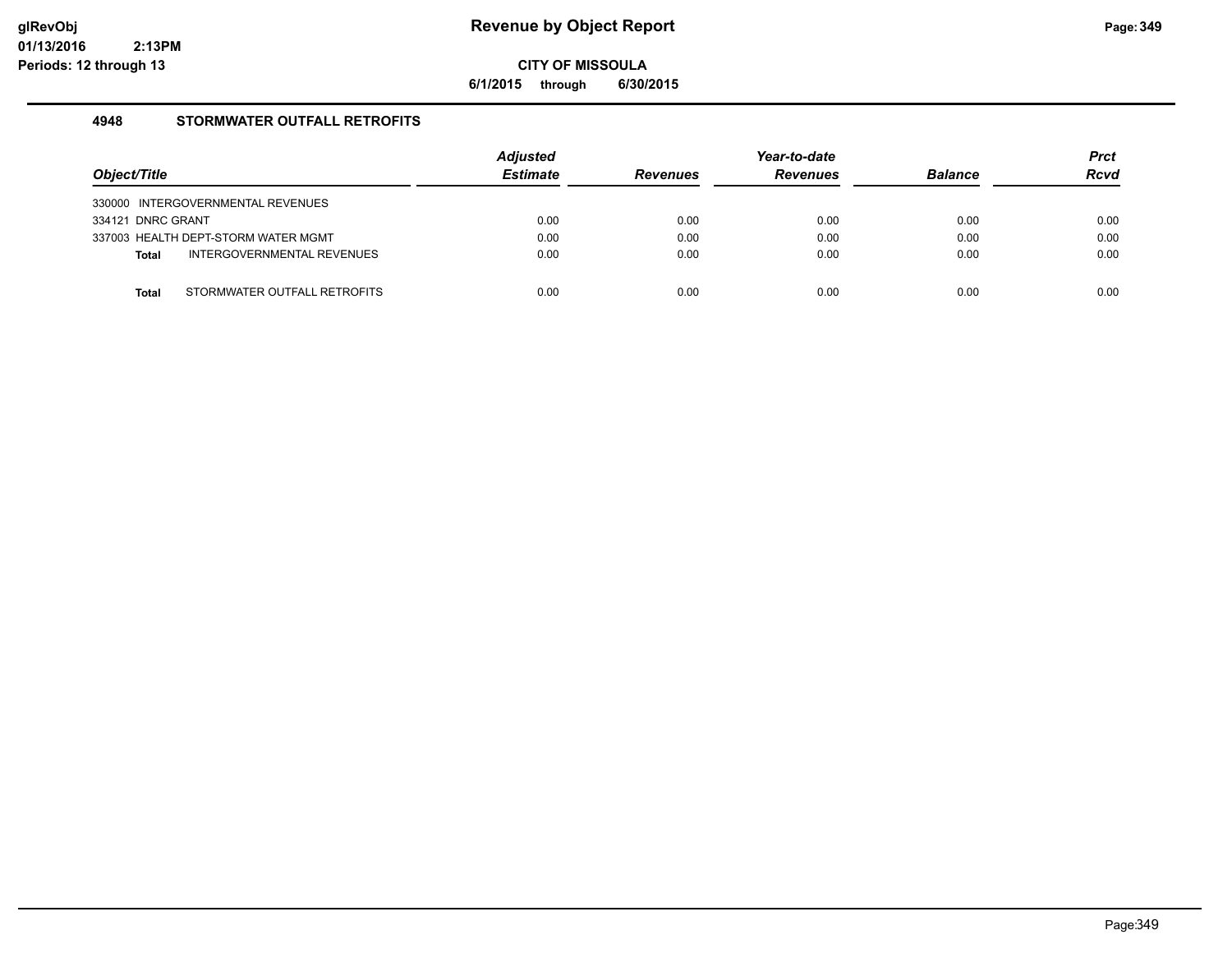# Revenue by Object Report

**CITY OF MISSOULA**

**6/1/2015 through 6/30/2015**

glRevObj
01/13/2016 2:13PM
Periods: 12 through 13

## 4948 STORMWATER OUTFALL RETROFITS

| Object/Title | Adjusted Estimate | Revenues | Year-to-date Revenues | Balance | Prct Rcvd |
|---|---|---|---|---|---|
| 330000 INTERGOVERNMENTAL REVENUES | | | | | |
| 334121 DNRC GRANT | 0.00 | 0.00 | 0.00 | 0.00 | 0.00 |
| 337003 HEALTH DEPT-STORM WATER MGMT | 0.00 | 0.00 | 0.00 | 0.00 | 0.00 |
| **Total** INTERGOVERNMENTAL REVENUES | 0.00 | 0.00 | 0.00 | 0.00 | 0.00 |
| **Total** STORMWATER OUTFALL RETROFITS | 0.00 | 0.00 | 0.00 | 0.00 | 0.00 |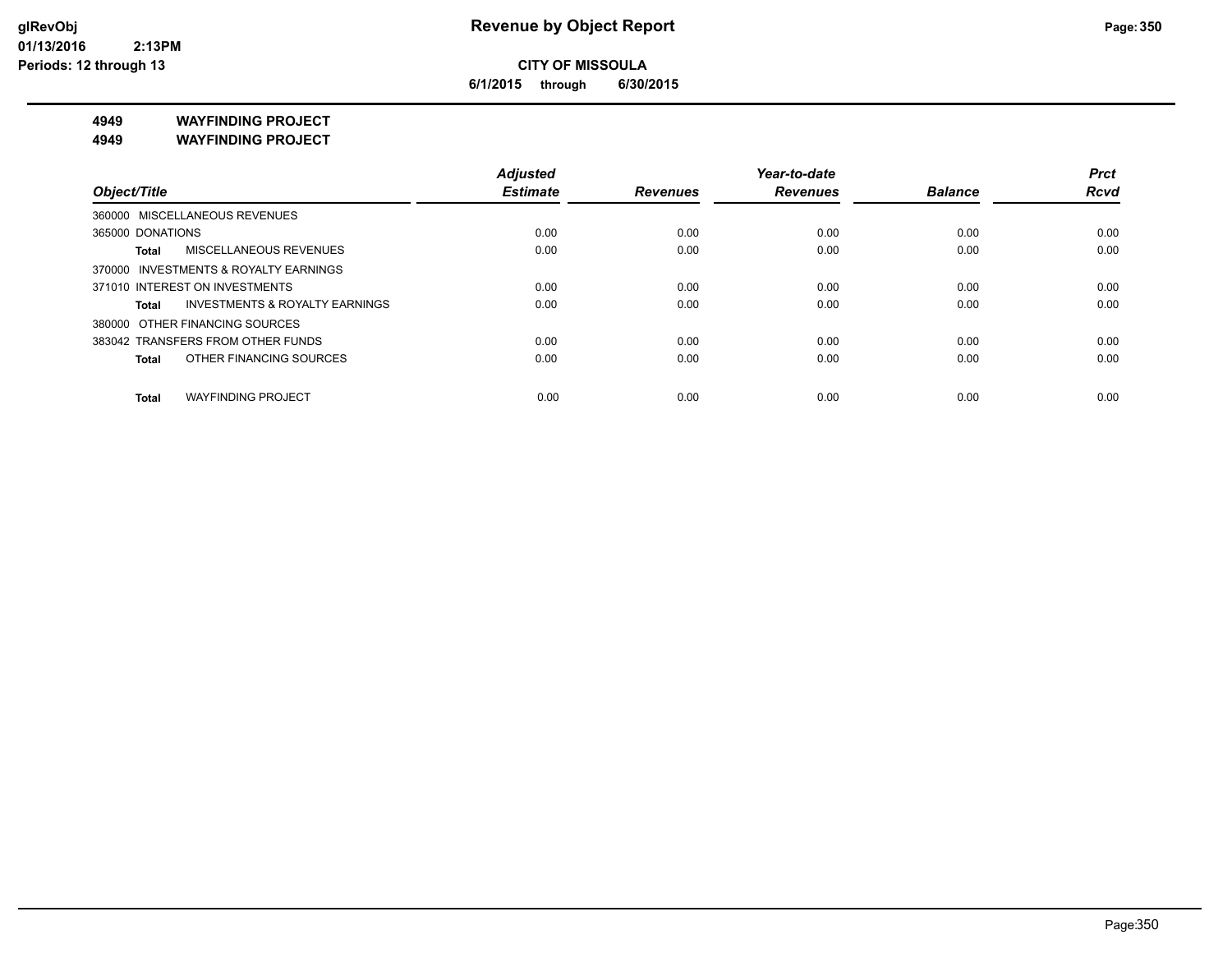**glRevObj**
**01/13/2016 2:13PM**
**Periods: 12 through 13**

# Revenue by Object Report

**CITY OF MISSOULA**

**6/1/2015 through 6/30/2015**

**4949 WAYFINDING PROJECT**
**4949 WAYFINDING PROJECT**

| Object/Title | Adjusted Estimate | Revenues | Year-to-date Revenues | Balance | Prct Rcvd |
|---|---|---|---|---|---|
| 360000 MISCELLANEOUS REVENUES | | | | | |
| 365000 DONATIONS | 0.00 | 0.00 | 0.00 | 0.00 | 0.00 |
| **Total** MISCELLANEOUS REVENUES | 0.00 | 0.00 | 0.00 | 0.00 | 0.00 |
| 370000 INVESTMENTS & ROYALTY EARNINGS | | | | | |
| 371010 INTEREST ON INVESTMENTS | 0.00 | 0.00 | 0.00 | 0.00 | 0.00 |
| **Total** INVESTMENTS & ROYALTY EARNINGS | 0.00 | 0.00 | 0.00 | 0.00 | 0.00 |
| 380000 OTHER FINANCING SOURCES | | | | | |
| 383042 TRANSFERS FROM OTHER FUNDS | 0.00 | 0.00 | 0.00 | 0.00 | 0.00 |
| **Total** OTHER FINANCING SOURCES | 0.00 | 0.00 | 0.00 | 0.00 | 0.00 |
| **Total** WAYFINDING PROJECT | 0.00 | 0.00 | 0.00 | 0.00 | 0.00 |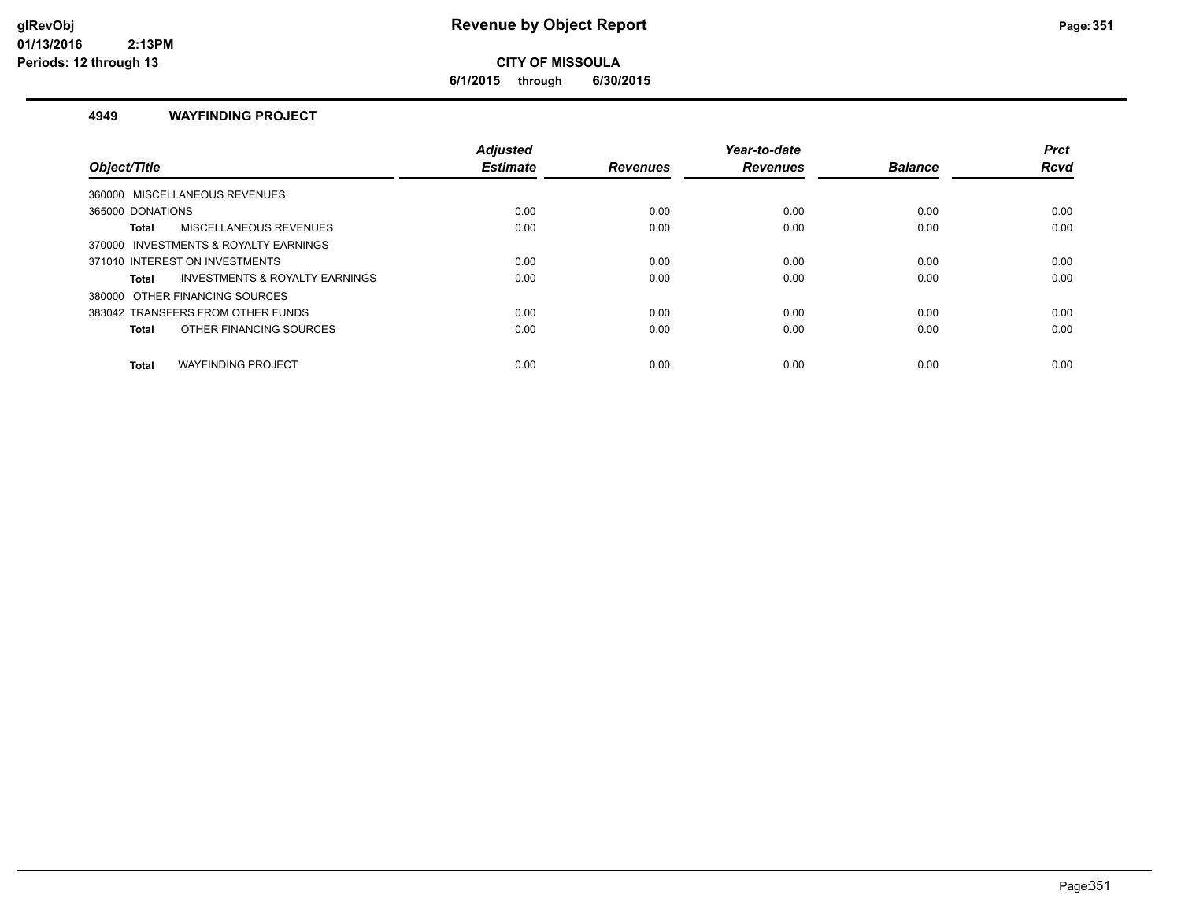# Revenue by Object Report

**CITY OF MISSOULA**

**6/1/2015 through 6/30/2015**

glRevObj
01/13/2016 2:13PM
Periods: 12 through 13

### 4949 WAYFINDING PROJECT

| Object/Title | Adjusted Estimate | Revenues | Year-to-date Revenues | Balance | Prct Rcvd |
|---|---|---|---|---|---|
| 360000 MISCELLANEOUS REVENUES | | | | | |
| 365000 DONATIONS | 0.00 | 0.00 | 0.00 | 0.00 | 0.00 |
| **Total** MISCELLANEOUS REVENUES | 0.00 | 0.00 | 0.00 | 0.00 | 0.00 |
| 370000 INVESTMENTS & ROYALTY EARNINGS | | | | | |
| 371010 INTEREST ON INVESTMENTS | 0.00 | 0.00 | 0.00 | 0.00 | 0.00 |
| **Total** INVESTMENTS & ROYALTY EARNINGS | 0.00 | 0.00 | 0.00 | 0.00 | 0.00 |
| 380000 OTHER FINANCING SOURCES | | | | | |
| 383042 TRANSFERS FROM OTHER FUNDS | 0.00 | 0.00 | 0.00 | 0.00 | 0.00 |
| **Total** OTHER FINANCING SOURCES | 0.00 | 0.00 | 0.00 | 0.00 | 0.00 |
| **Total** WAYFINDING PROJECT | 0.00 | 0.00 | 0.00 | 0.00 | 0.00 |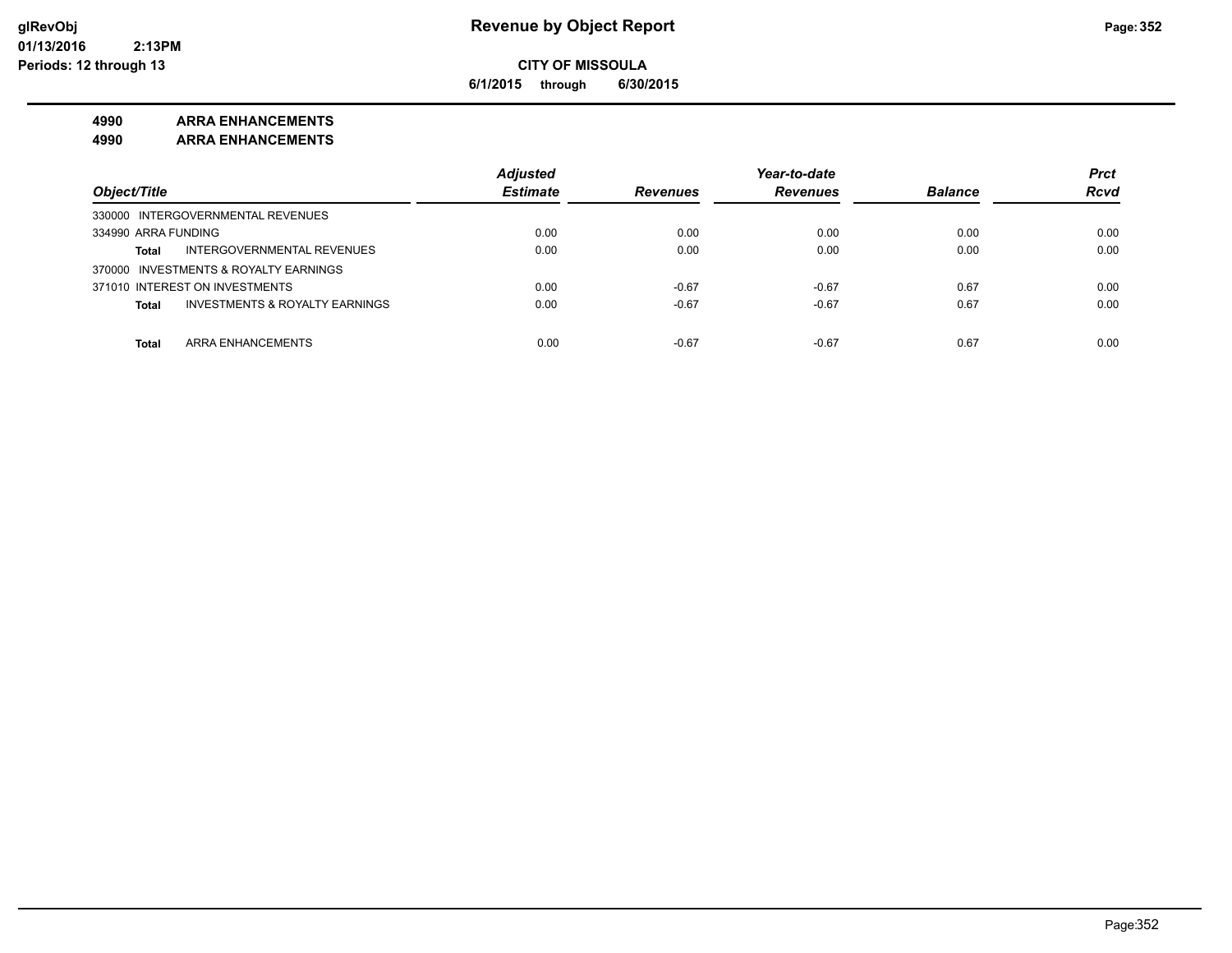# Revenue by Object Report

**CITY OF MISSOULA**

**6/1/2015 through 6/30/2015**

glRevObj
01/13/2016 2:13PM
Periods: 12 through 13

**4990 ARRA ENHANCEMENTS**
**4990 ARRA ENHANCEMENTS**

| Object/Title | Adjusted Estimate | Revenues | Year-to-date Revenues | Balance | Prct Rcvd |
|---|---|---|---|---|---|
| 330000 INTERGOVERNMENTAL REVENUES | | | | | |
| 334990 ARRA FUNDING | 0.00 | 0.00 | 0.00 | 0.00 | 0.00 |
| **Total** INTERGOVERNMENTAL REVENUES | 0.00 | 0.00 | 0.00 | 0.00 | 0.00 |
| 370000 INVESTMENTS & ROYALTY EARNINGS | | | | | |
| 371010 INTEREST ON INVESTMENTS | 0.00 | -0.67 | -0.67 | 0.67 | 0.00 |
| **Total** INVESTMENTS & ROYALTY EARNINGS | 0.00 | -0.67 | -0.67 | 0.67 | 0.00 |
| **Total** ARRA ENHANCEMENTS | 0.00 | -0.67 | -0.67 | 0.67 | 0.00 |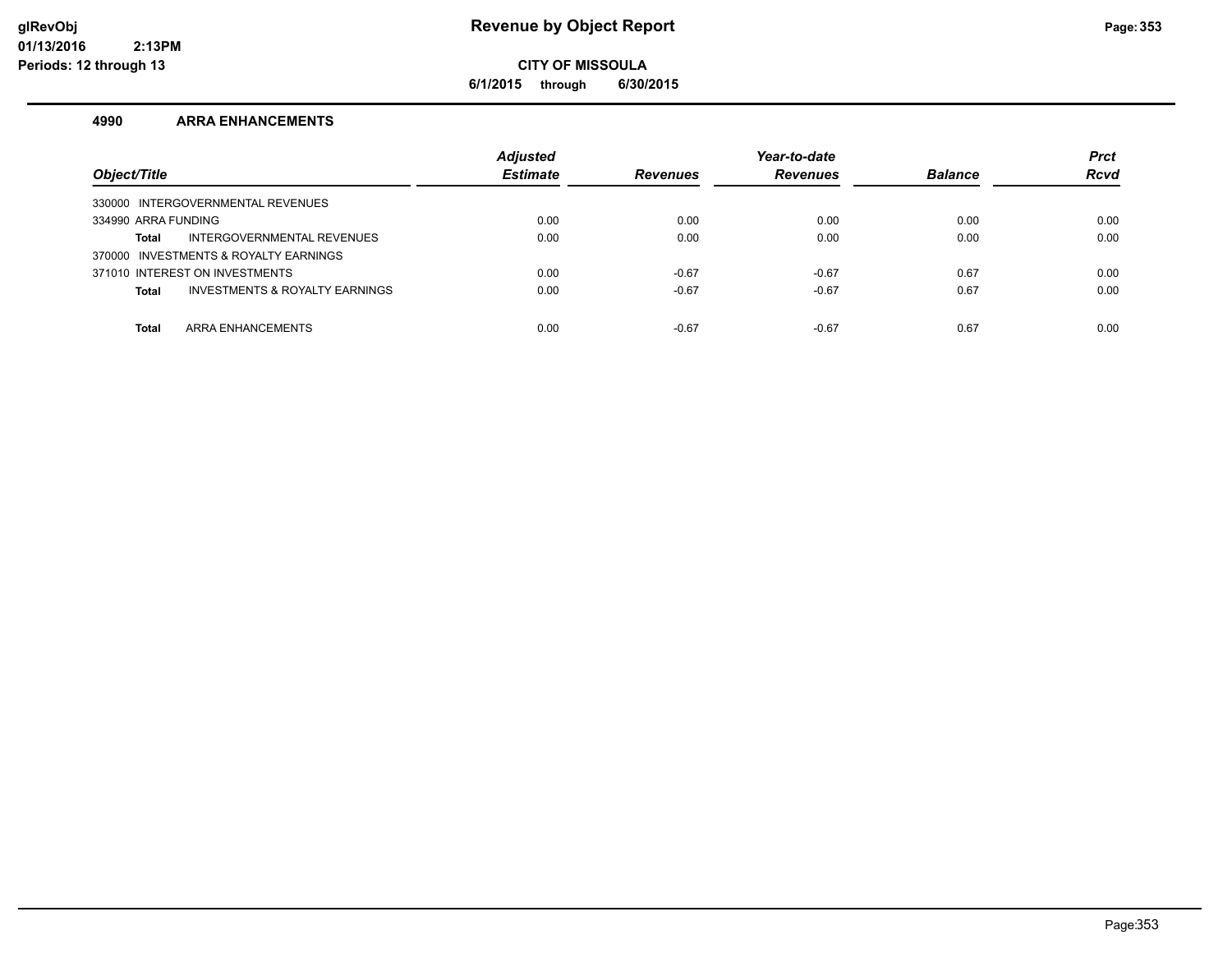## Revenue by Object Report

**CITY OF MISSOULA**

**6/1/2015 through 6/30/2015**

glRevObj
01/13/2016 2:13PM
Periods: 12 through 13

### 4990 ARRA ENHANCEMENTS

| Object/Title | | Adjusted Estimate | Revenues | Year-to-date Revenues | Balance | Prct Rcvd |
|---|---|---|---|---|---|---|
| 330000 INTERGOVERNMENTAL REVENUES | | | | | | |
| 334990 ARRA FUNDING | | 0.00 | 0.00 | 0.00 | 0.00 | 0.00 |
| **Total** | INTERGOVERNMENTAL REVENUES | 0.00 | 0.00 | 0.00 | 0.00 | 0.00 |
| 370000 INVESTMENTS & ROYALTY EARNINGS | | | | | | |
| 371010 INTEREST ON INVESTMENTS | | 0.00 | -0.67 | -0.67 | 0.67 | 0.00 |
| **Total** | INVESTMENTS & ROYALTY EARNINGS | 0.00 | -0.67 | -0.67 | 0.67 | 0.00 |
| **Total** | ARRA ENHANCEMENTS | 0.00 | -0.67 | -0.67 | 0.67 | 0.00 |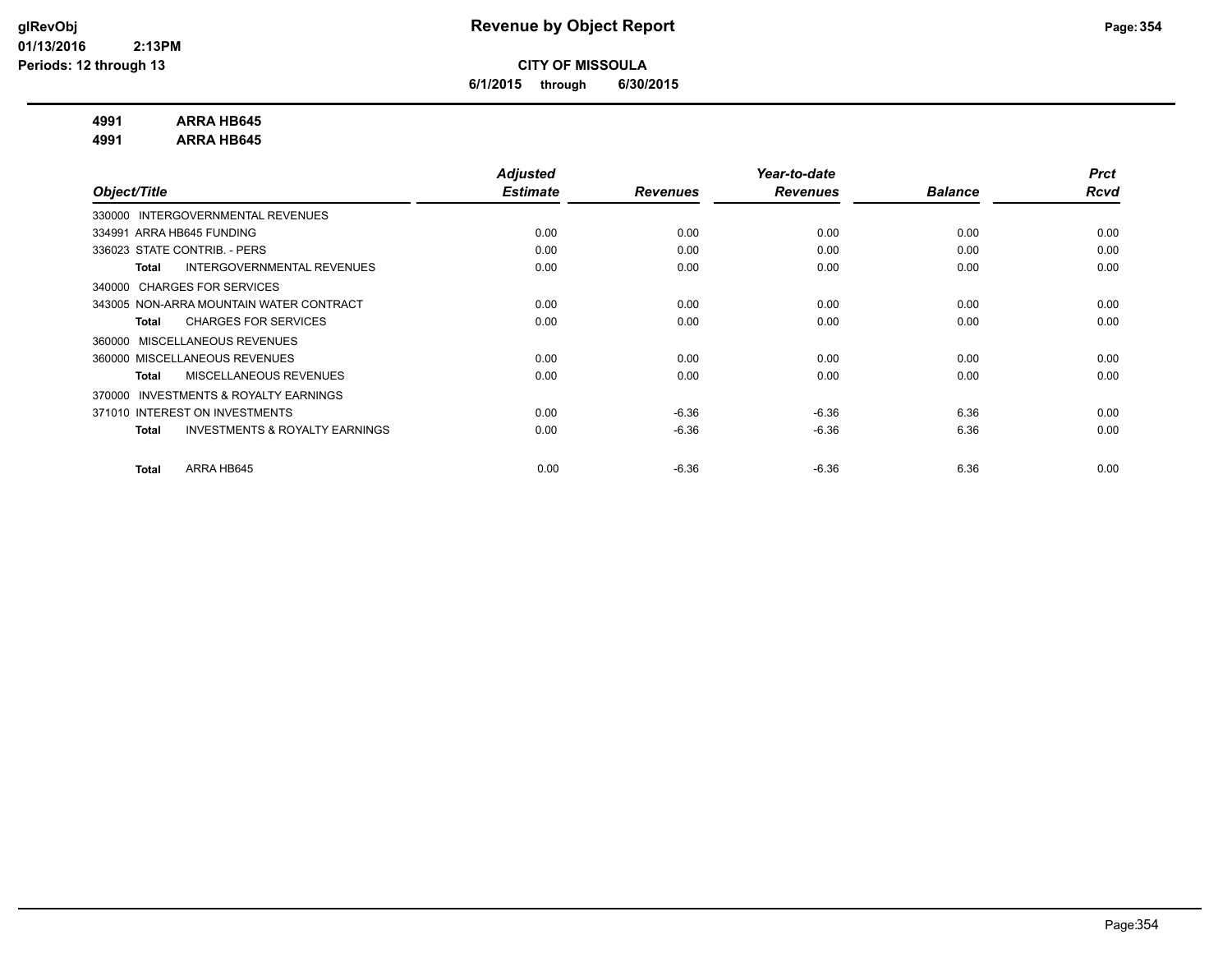**CITY OF MISSOULA**

**6/1/2015 through 6/30/2015**

**4991 ARRA HB645**

**4991 ARRA HB645**

| Object/Title | Adjusted Estimate | Revenues | Year-to-date Revenues | Balance | Prct Rcvd |
|---|---|---|---|---|---|
| 330000 INTERGOVERNMENTAL REVENUES | | | | | |
| 334991 ARRA HB645 FUNDING | 0.00 | 0.00 | 0.00 | 0.00 | 0.00 |
| 336023 STATE CONTRIB. - PERS | 0.00 | 0.00 | 0.00 | 0.00 | 0.00 |
| **Total** INTERGOVERNMENTAL REVENUES | 0.00 | 0.00 | 0.00 | 0.00 | 0.00 |
| 340000 CHARGES FOR SERVICES | | | | | |
| 343005 NON-ARRA MOUNTAIN WATER CONTRACT | 0.00 | 0.00 | 0.00 | 0.00 | 0.00 |
| **Total** CHARGES FOR SERVICES | 0.00 | 0.00 | 0.00 | 0.00 | 0.00 |
| 360000 MISCELLANEOUS REVENUES | | | | | |
| 360000 MISCELLANEOUS REVENUES | 0.00 | 0.00 | 0.00 | 0.00 | 0.00 |
| **Total** MISCELLANEOUS REVENUES | 0.00 | 0.00 | 0.00 | 0.00 | 0.00 |
| 370000 INVESTMENTS & ROYALTY EARNINGS | | | | | |
| 371010 INTEREST ON INVESTMENTS | 0.00 | -6.36 | -6.36 | 6.36 | 0.00 |
| **Total** INVESTMENTS & ROYALTY EARNINGS | 0.00 | -6.36 | -6.36 | 6.36 | 0.00 |
| **Total** ARRA HB645 | 0.00 | -6.36 | -6.36 | 6.36 | 0.00 |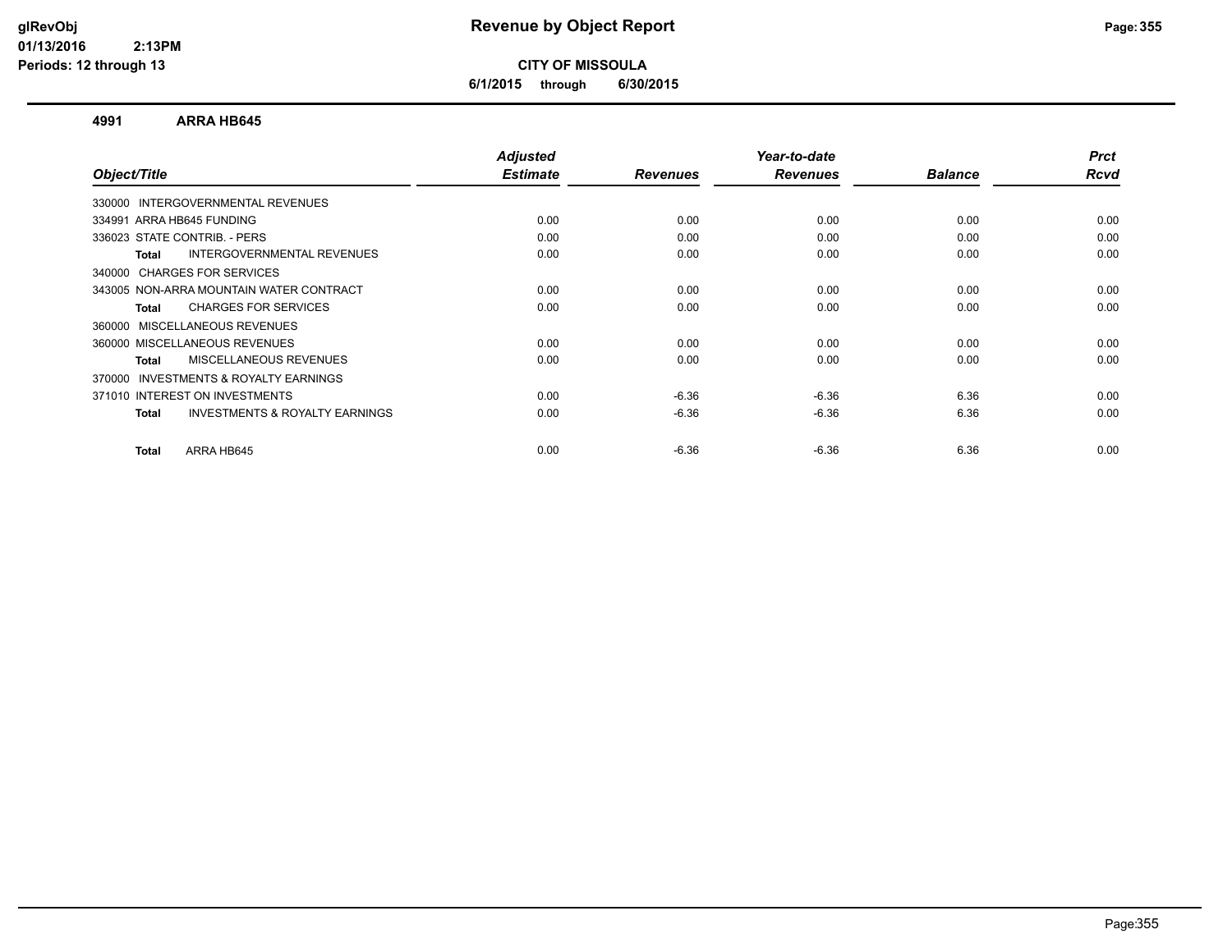# Revenue by Object Report

**CITY OF MISSOULA**

**6/1/2015 through 6/30/2015**

glRevObj
01/13/2016 2:13PM
Periods: 12 through 13

## 4991 ARRA HB645

| Object/Title | Adjusted Estimate | Revenues | Year-to-date Revenues | Balance | Prct Rcvd |
|---|---|---|---|---|---|
| 330000 INTERGOVERNMENTAL REVENUES | | | | | |
| 334991 ARRA HB645 FUNDING | 0.00 | 0.00 | 0.00 | 0.00 | 0.00 |
| 336023 STATE CONTRIB. - PERS | 0.00 | 0.00 | 0.00 | 0.00 | 0.00 |
| **Total** INTERGOVERNMENTAL REVENUES | 0.00 | 0.00 | 0.00 | 0.00 | 0.00 |
| 340000 CHARGES FOR SERVICES | | | | | |
| 343005 NON-ARRA MOUNTAIN WATER CONTRACT | 0.00 | 0.00 | 0.00 | 0.00 | 0.00 |
| **Total** CHARGES FOR SERVICES | 0.00 | 0.00 | 0.00 | 0.00 | 0.00 |
| 360000 MISCELLANEOUS REVENUES | | | | | |
| 360000 MISCELLANEOUS REVENUES | 0.00 | 0.00 | 0.00 | 0.00 | 0.00 |
| **Total** MISCELLANEOUS REVENUES | 0.00 | 0.00 | 0.00 | 0.00 | 0.00 |
| 370000 INVESTMENTS & ROYALTY EARNINGS | | | | | |
| 371010 INTEREST ON INVESTMENTS | 0.00 | -6.36 | -6.36 | 6.36 | 0.00 |
| **Total** INVESTMENTS & ROYALTY EARNINGS | 0.00 | -6.36 | -6.36 | 6.36 | 0.00 |
| **Total** ARRA HB645 | 0.00 | -6.36 | -6.36 | 6.36 | 0.00 |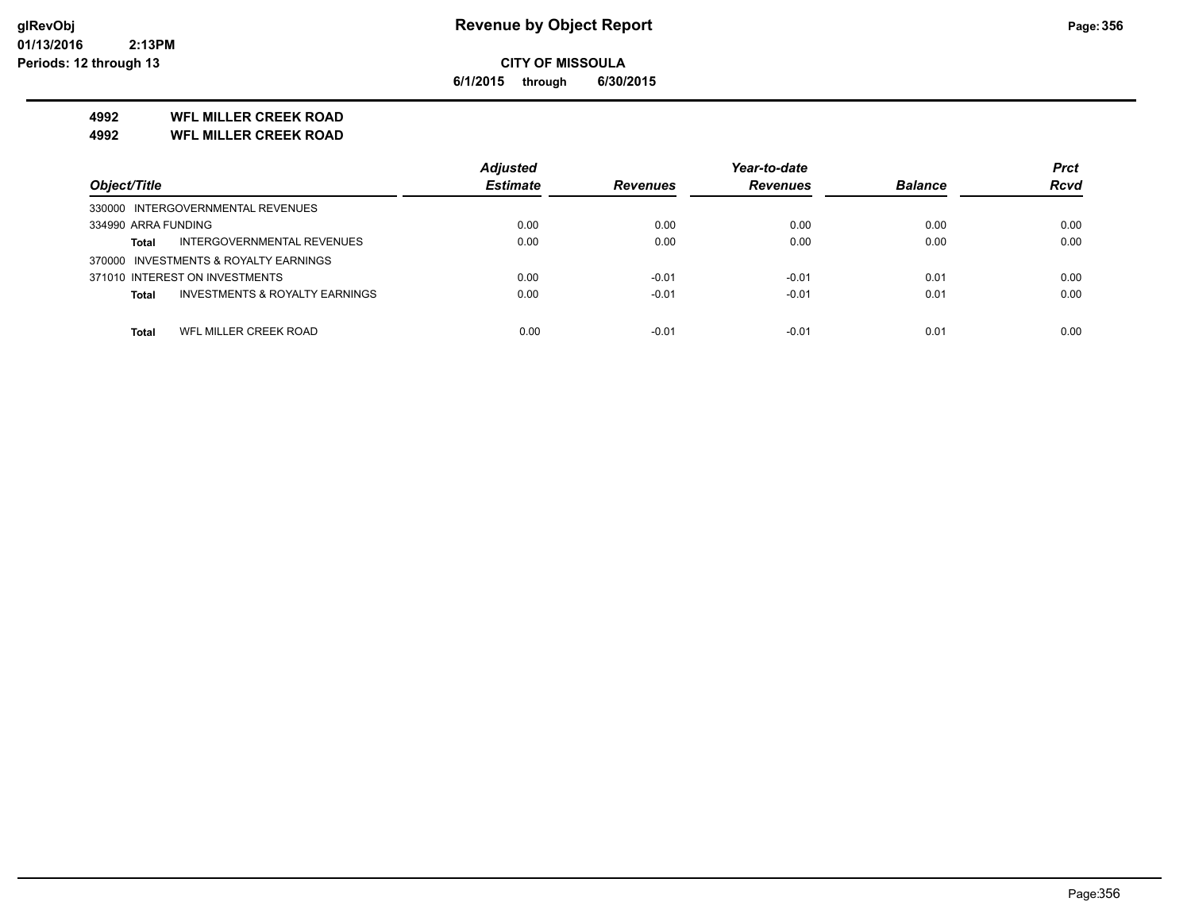# Revenue by Object Report

**CITY OF MISSOULA**

**6/1/2015 through 6/30/2015**

glRevObj
01/13/2016 2:13PM
Periods: 12 through 13

**4992 WFL MILLER CREEK ROAD**
**4992 WFL MILLER CREEK ROAD**

| Object/Title | Adjusted Estimate | Revenues | Year-to-date Revenues | Balance | Prct Rcvd |
|---|---|---|---|---|---|
| 330000 INTERGOVERNMENTAL REVENUES | | | | | |
| 334990 ARRA FUNDING | 0.00 | 0.00 | 0.00 | 0.00 | 0.00 |
| **Total** INTERGOVERNMENTAL REVENUES | 0.00 | 0.00 | 0.00 | 0.00 | 0.00 |
| 370000 INVESTMENTS & ROYALTY EARNINGS | | | | | |
| 371010 INTEREST ON INVESTMENTS | 0.00 | -0.01 | -0.01 | 0.01 | 0.00 |
| **Total** INVESTMENTS & ROYALTY EARNINGS | 0.00 | -0.01 | -0.01 | 0.01 | 0.00 |
| **Total** WFL MILLER CREEK ROAD | 0.00 | -0.01 | -0.01 | 0.01 | 0.00 |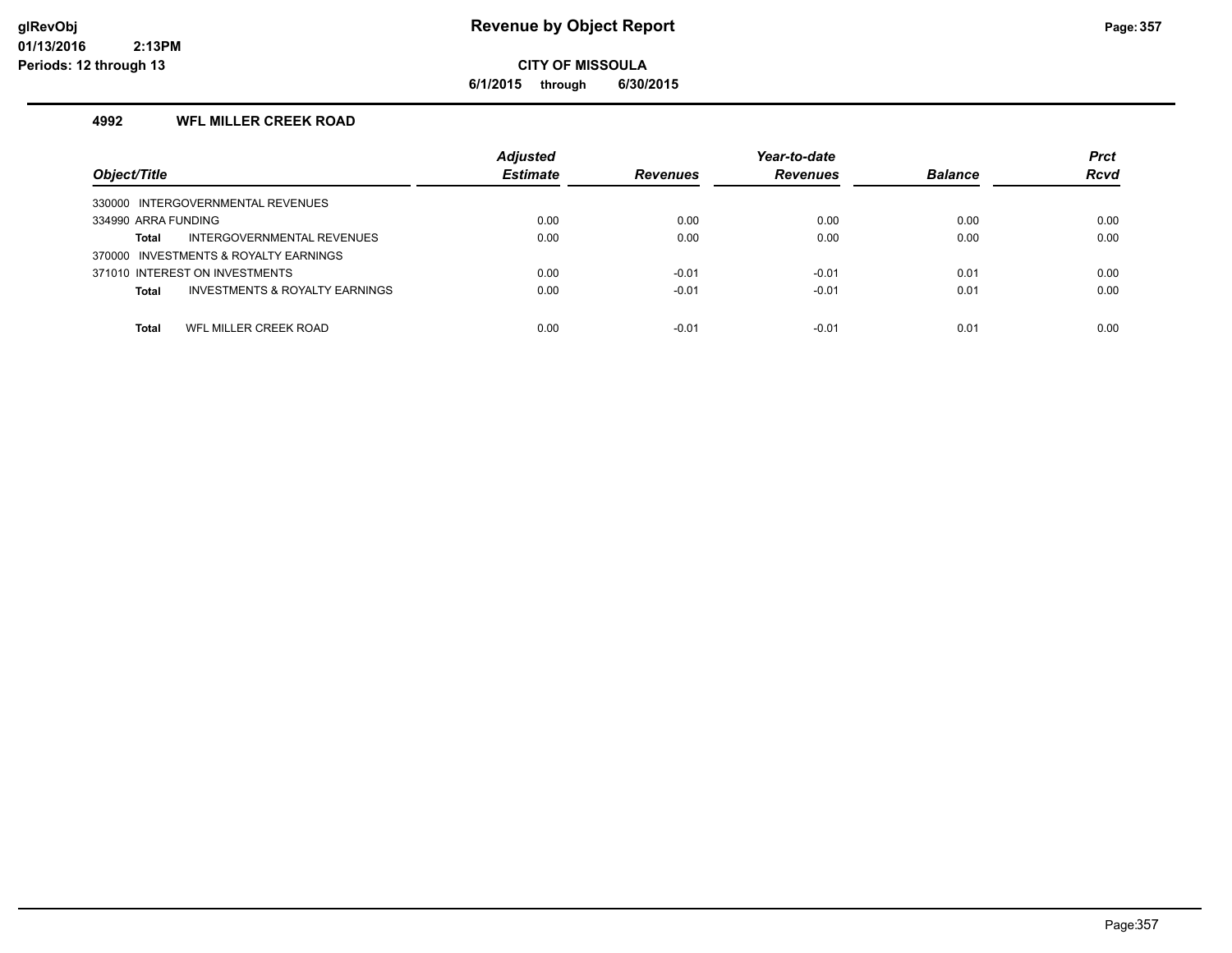**Revenue by Object Report**

**CITY OF MISSOULA**

**6/1/2015 through 6/30/2015**

## 4992 WFL MILLER CREEK ROAD

| Object/Title | Adjusted Estimate | Revenues | Year-to-date Revenues | Balance | Prct Rcvd |
|---|---|---|---|---|---|
| 330000 INTERGOVERNMENTAL REVENUES | | | | | |
| 334990 ARRA FUNDING | 0.00 | 0.00 | 0.00 | 0.00 | 0.00 |
| **Total** INTERGOVERNMENTAL REVENUES | 0.00 | 0.00 | 0.00 | 0.00 | 0.00 |
| 370000 INVESTMENTS & ROYALTY EARNINGS | | | | | |
| 371010 INTEREST ON INVESTMENTS | 0.00 | -0.01 | -0.01 | 0.01 | 0.00 |
| **Total** INVESTMENTS & ROYALTY EARNINGS | 0.00 | -0.01 | -0.01 | 0.01 | 0.00 |
| **Total** WFL MILLER CREEK ROAD | 0.00 | -0.01 | -0.01 | 0.01 | 0.00 |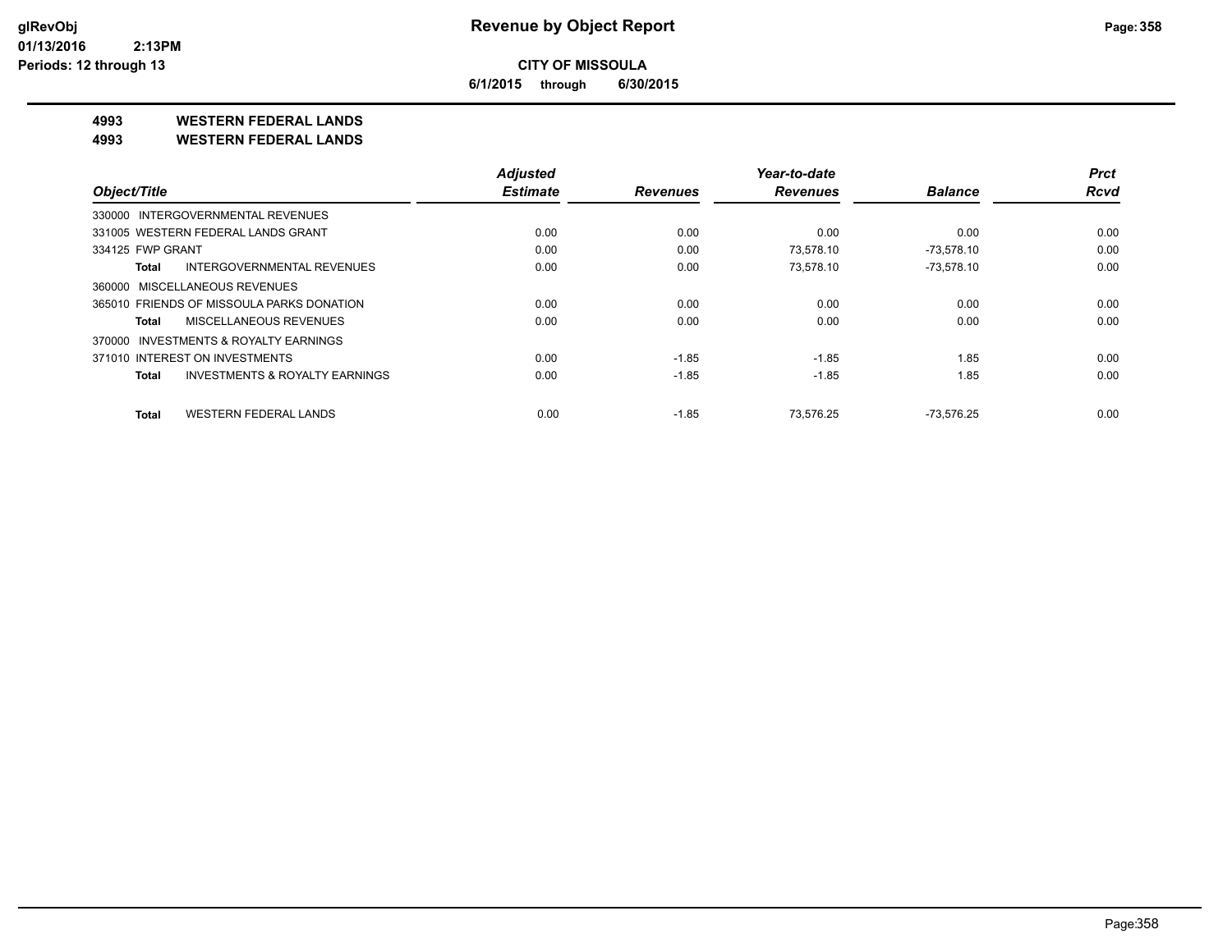**CITY OF MISSOULA**

**6/1/2015 through 6/30/2015**

**4993 WESTERN FEDERAL LANDS**

**4993 WESTERN FEDERAL LANDS**

| Object/Title | | Adjusted Estimate | Revenues | Year-to-date Revenues | Balance | Prct Rcvd |
|---|---|---|---|---|---|---|
| 330000 INTERGOVERNMENTAL REVENUES | | | | | | |
| 331005 WESTERN FEDERAL LANDS GRANT | | 0.00 | 0.00 | 0.00 | 0.00 | 0.00 |
| 334125 FWP GRANT | | 0.00 | 0.00 | 73,578.10 | -73,578.10 | 0.00 |
| Total | INTERGOVERNMENTAL REVENUES | 0.00 | 0.00 | 73,578.10 | -73,578.10 | 0.00 |
| 360000 MISCELLANEOUS REVENUES | | | | | | |
| 365010 FRIENDS OF MISSOULA PARKS DONATION | | 0.00 | 0.00 | 0.00 | 0.00 | 0.00 |
| Total | MISCELLANEOUS REVENUES | 0.00 | 0.00 | 0.00 | 0.00 | 0.00 |
| 370000 INVESTMENTS & ROYALTY EARNINGS | | | | | | |
| 371010 INTEREST ON INVESTMENTS | | 0.00 | -1.85 | -1.85 | 1.85 | 0.00 |
| Total | INVESTMENTS & ROYALTY EARNINGS | 0.00 | -1.85 | -1.85 | 1.85 | 0.00 |
| Total | WESTERN FEDERAL LANDS | 0.00 | -1.85 | 73,576.25 | -73,576.25 | 0.00 |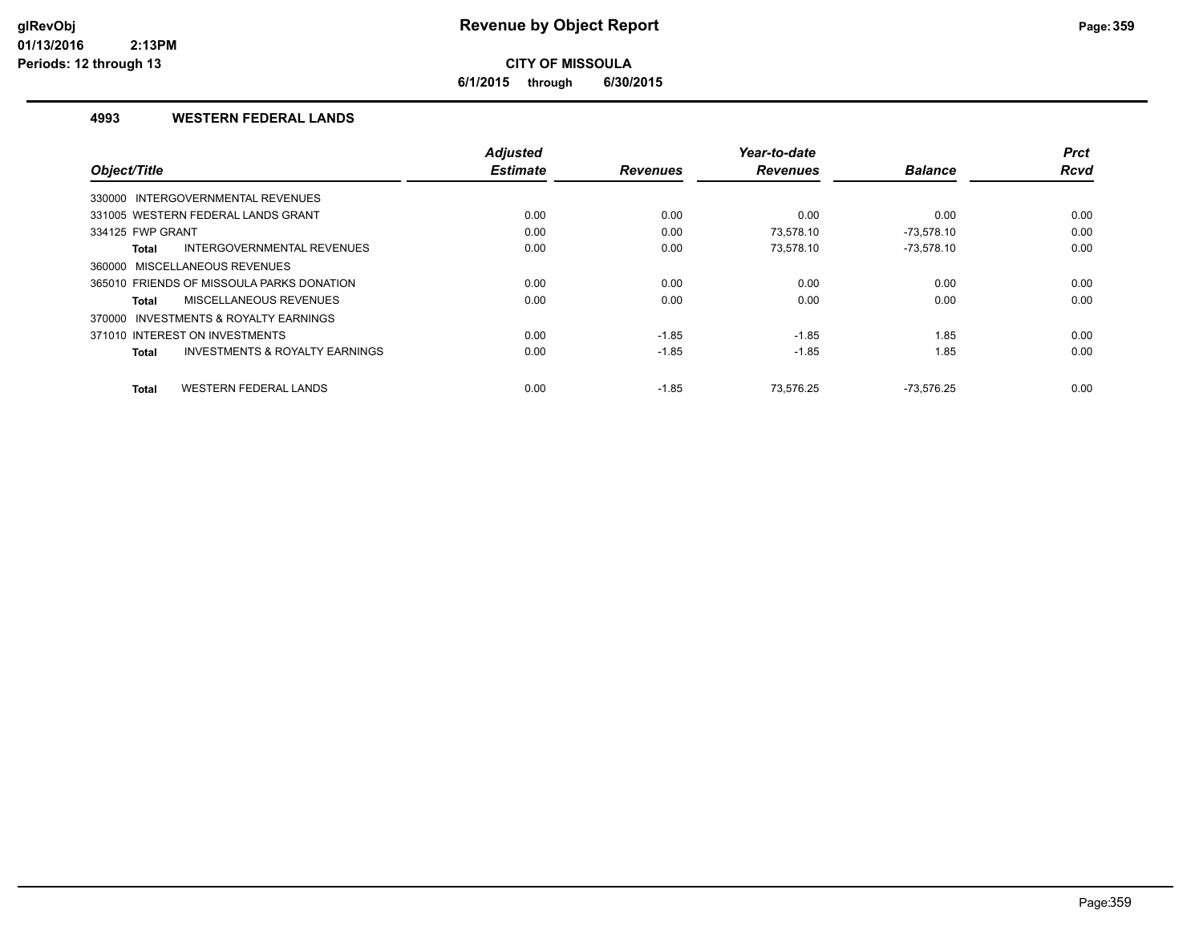# Revenue by Object Report

**CITY OF MISSOULA**

**6/1/2015 through 6/30/2015**

glRevObj
01/13/2016 2:13PM
Periods: 12 through 13

## 4993 WESTERN FEDERAL LANDS

| Object/Title | Adjusted Estimate | Revenues | Year-to-date Revenues | Balance | Prct Rcvd |
|---|---|---|---|---|---|
| 330000 INTERGOVERNMENTAL REVENUES | | | | | |
| 331005 WESTERN FEDERAL LANDS GRANT | 0.00 | 0.00 | 0.00 | 0.00 | 0.00 |
| 334125 FWP GRANT | 0.00 | 0.00 | 73,578.10 | -73,578.10 | 0.00 |
| **Total** INTERGOVERNMENTAL REVENUES | 0.00 | 0.00 | 73,578.10 | -73,578.10 | 0.00 |
| 360000 MISCELLANEOUS REVENUES | | | | | |
| 365010 FRIENDS OF MISSOULA PARKS DONATION | 0.00 | 0.00 | 0.00 | 0.00 | 0.00 |
| **Total** MISCELLANEOUS REVENUES | 0.00 | 0.00 | 0.00 | 0.00 | 0.00 |
| 370000 INVESTMENTS & ROYALTY EARNINGS | | | | | |
| 371010 INTEREST ON INVESTMENTS | 0.00 | -1.85 | -1.85 | 1.85 | 0.00 |
| **Total** INVESTMENTS & ROYALTY EARNINGS | 0.00 | -1.85 | -1.85 | 1.85 | 0.00 |
| **Total** WESTERN FEDERAL LANDS | 0.00 | -1.85 | 73,576.25 | -73,576.25 | 0.00 |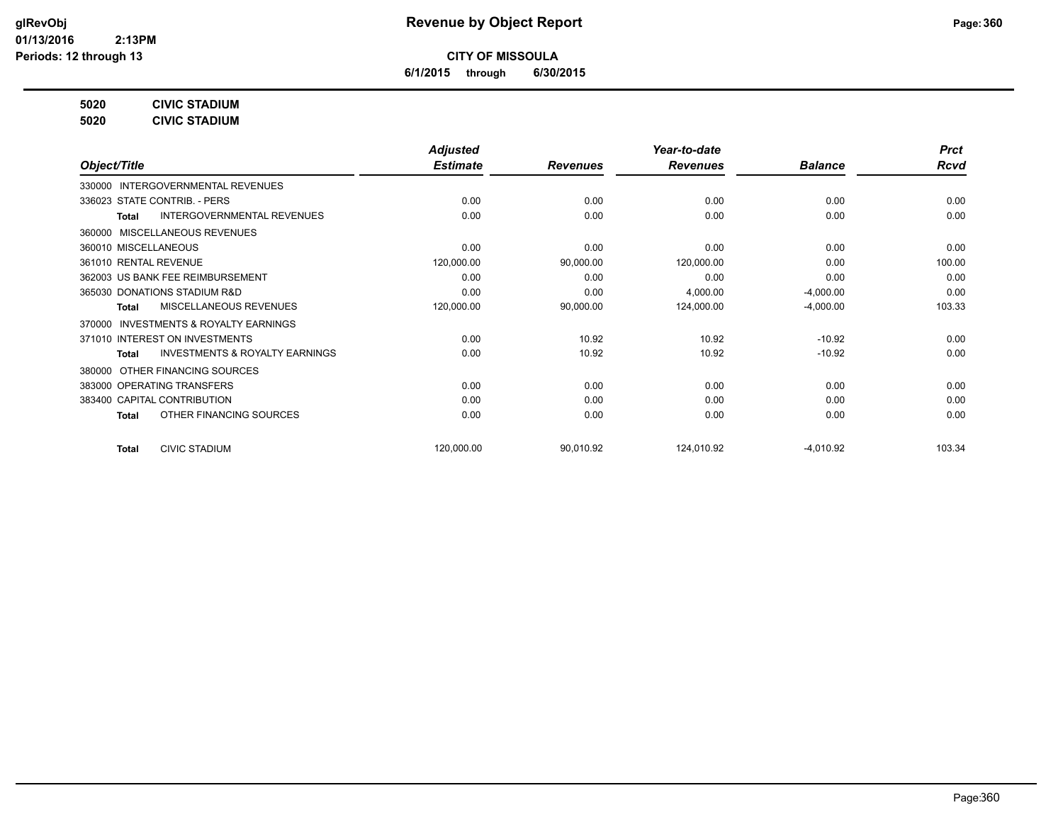**CITY OF MISSOULA**

**6/1/2015 through 6/30/2015**

**5020 CIVIC STADIUM**

**5020 CIVIC STADIUM**

| *Object/Title* | *Adjusted Estimate* | *Revenues* | *Year-to-date Revenues* | *Balance* | *Prct Rcvd* |
|---|---|---|---|---|---|
| 330000 INTERGOVERNMENTAL REVENUES | | | | | |
| 336023 STATE CONTRIB. - PERS | 0.00 | 0.00 | 0.00 | 0.00 | 0.00 |
| **Total** INTERGOVERNMENTAL REVENUES | 0.00 | 0.00 | 0.00 | 0.00 | 0.00 |
| 360000 MISCELLANEOUS REVENUES | | | | | |
| 360010 MISCELLANEOUS | 0.00 | 0.00 | 0.00 | 0.00 | 0.00 |
| 361010 RENTAL REVENUE | 120,000.00 | 90,000.00 | 120,000.00 | 0.00 | 100.00 |
| 362003 US BANK FEE REIMBURSEMENT | 0.00 | 0.00 | 0.00 | 0.00 | 0.00 |
| 365030 DONATIONS STADIUM R&D | 0.00 | 0.00 | 4,000.00 | -4,000.00 | 0.00 |
| **Total** MISCELLANEOUS REVENUES | 120,000.00 | 90,000.00 | 124,000.00 | -4,000.00 | 103.33 |
| 370000 INVESTMENTS & ROYALTY EARNINGS | | | | | |
| 371010 INTEREST ON INVESTMENTS | 0.00 | 10.92 | 10.92 | -10.92 | 0.00 |
| **Total** INVESTMENTS & ROYALTY EARNINGS | 0.00 | 10.92 | 10.92 | -10.92 | 0.00 |
| 380000 OTHER FINANCING SOURCES | | | | | |
| 383000 OPERATING TRANSFERS | 0.00 | 0.00 | 0.00 | 0.00 | 0.00 |
| 383400 CAPITAL CONTRIBUTION | 0.00 | 0.00 | 0.00 | 0.00 | 0.00 |
| **Total** OTHER FINANCING SOURCES | 0.00 | 0.00 | 0.00 | 0.00 | 0.00 |
| **Total** CIVIC STADIUM | 120,000.00 | 90,010.92 | 124,010.92 | -4,010.92 | 103.34 |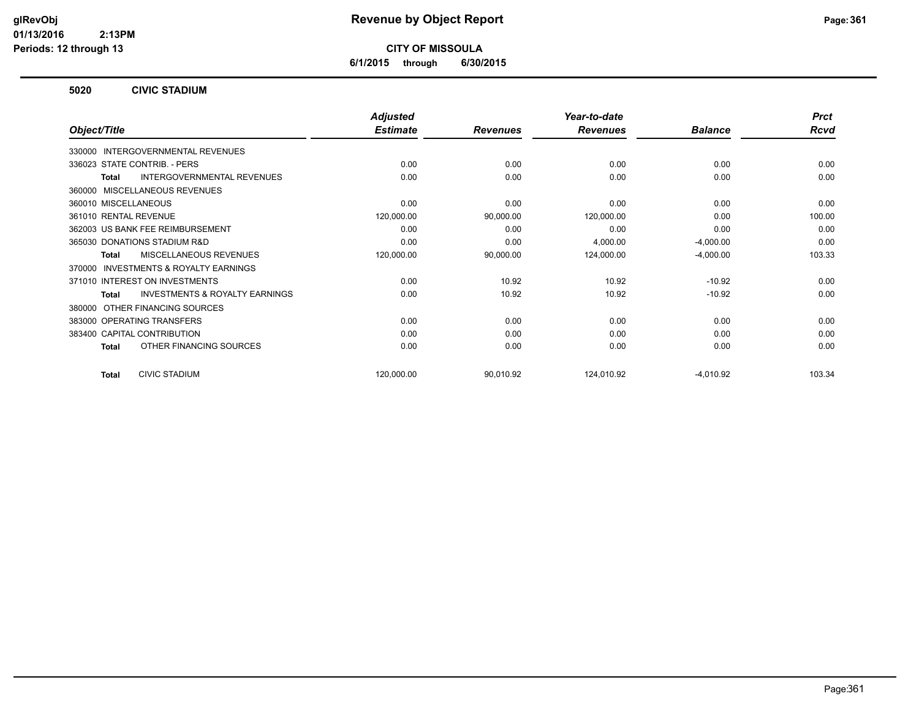**CITY OF MISSOULA**

**6/1/2015 through 6/30/2015**

## 5020 CIVIC STADIUM

| Object/Title | Adjusted Estimate | Revenues | Year-to-date Revenues | Balance | Prct Rcvd |
|---|---|---|---|---|---|
| 330000 INTERGOVERNMENTAL REVENUES | | | | | |
| 336023 STATE CONTRIB. - PERS | 0.00 | 0.00 | 0.00 | 0.00 | 0.00 |
| **Total** INTERGOVERNMENTAL REVENUES | 0.00 | 0.00 | 0.00 | 0.00 | 0.00 |
| 360000 MISCELLANEOUS REVENUES | | | | | |
| 360010 MISCELLANEOUS | 0.00 | 0.00 | 0.00 | 0.00 | 0.00 |
| 361010 RENTAL REVENUE | 120,000.00 | 90,000.00 | 120,000.00 | 0.00 | 100.00 |
| 362003 US BANK FEE REIMBURSEMENT | 0.00 | 0.00 | 0.00 | 0.00 | 0.00 |
| 365030 DONATIONS STADIUM R&D | 0.00 | 0.00 | 4,000.00 | -4,000.00 | 0.00 |
| **Total** MISCELLANEOUS REVENUES | 120,000.00 | 90,000.00 | 124,000.00 | -4,000.00 | 103.33 |
| 370000 INVESTMENTS & ROYALTY EARNINGS | | | | | |
| 371010 INTEREST ON INVESTMENTS | 0.00 | 10.92 | 10.92 | -10.92 | 0.00 |
| **Total** INVESTMENTS & ROYALTY EARNINGS | 0.00 | 10.92 | 10.92 | -10.92 | 0.00 |
| 380000 OTHER FINANCING SOURCES | | | | | |
| 383000 OPERATING TRANSFERS | 0.00 | 0.00 | 0.00 | 0.00 | 0.00 |
| 383400 CAPITAL CONTRIBUTION | 0.00 | 0.00 | 0.00 | 0.00 | 0.00 |
| **Total** OTHER FINANCING SOURCES | 0.00 | 0.00 | 0.00 | 0.00 | 0.00 |
| **Total** CIVIC STADIUM | 120,000.00 | 90,010.92 | 124,010.92 | -4,010.92 | 103.34 |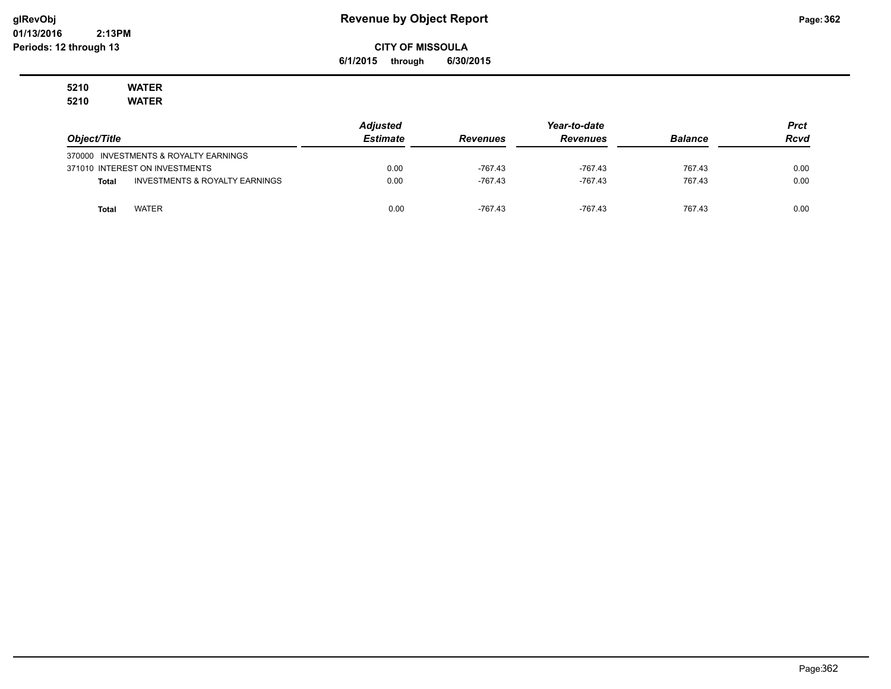# Revenue by Object Report

**CITY OF MISSOULA**

**6/1/2015 through 6/30/2015**

glRevObj
01/13/2016 2:13PM
Periods: 12 through 13

**5210 WATER**
**5210 WATER**

| Object/Title | | Adjusted Estimate | Revenues | Year-to-date Revenues | Balance | Prct Rcvd |
|---|---|---|---|---|---|---|
| 370000 INVESTMENTS & ROYALTY EARNINGS | | | | | | |
| 371010 INTEREST ON INVESTMENTS | | 0.00 | -767.43 | -767.43 | 767.43 | 0.00 |
| **Total** | INVESTMENTS & ROYALTY EARNINGS | 0.00 | -767.43 | -767.43 | 767.43 | 0.00 |
| **Total** | WATER | 0.00 | -767.43 | -767.43 | 767.43 | 0.00 |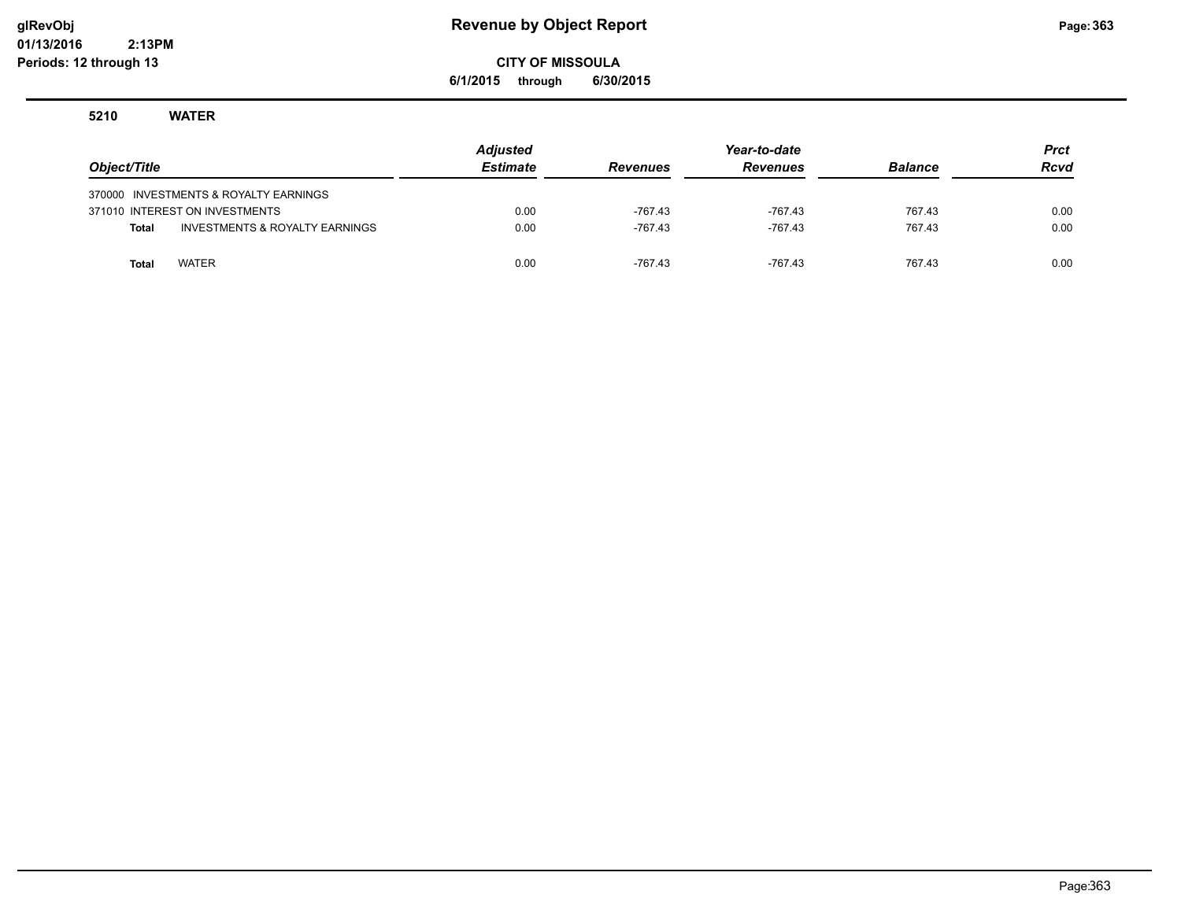# Revenue by Object Report

**CITY OF MISSOULA**

**6/1/2015 through 6/30/2015**

glRevObj
01/13/2016 2:13PM
Periods: 12 through 13

## 5210 WATER

| Object/Title | Adjusted Estimate | Revenues | Year-to-date Revenues | Balance | Prct Rcvd |
|---|---|---|---|---|---|
| 370000 INVESTMENTS & ROYALTY EARNINGS | | | | | |
| 371010 INTEREST ON INVESTMENTS | 0.00 | -767.43 | -767.43 | 767.43 | 0.00 |
| **Total** INVESTMENTS & ROYALTY EARNINGS | 0.00 | -767.43 | -767.43 | 767.43 | 0.00 |
| **Total** WATER | 0.00 | -767.43 | -767.43 | 767.43 | 0.00 |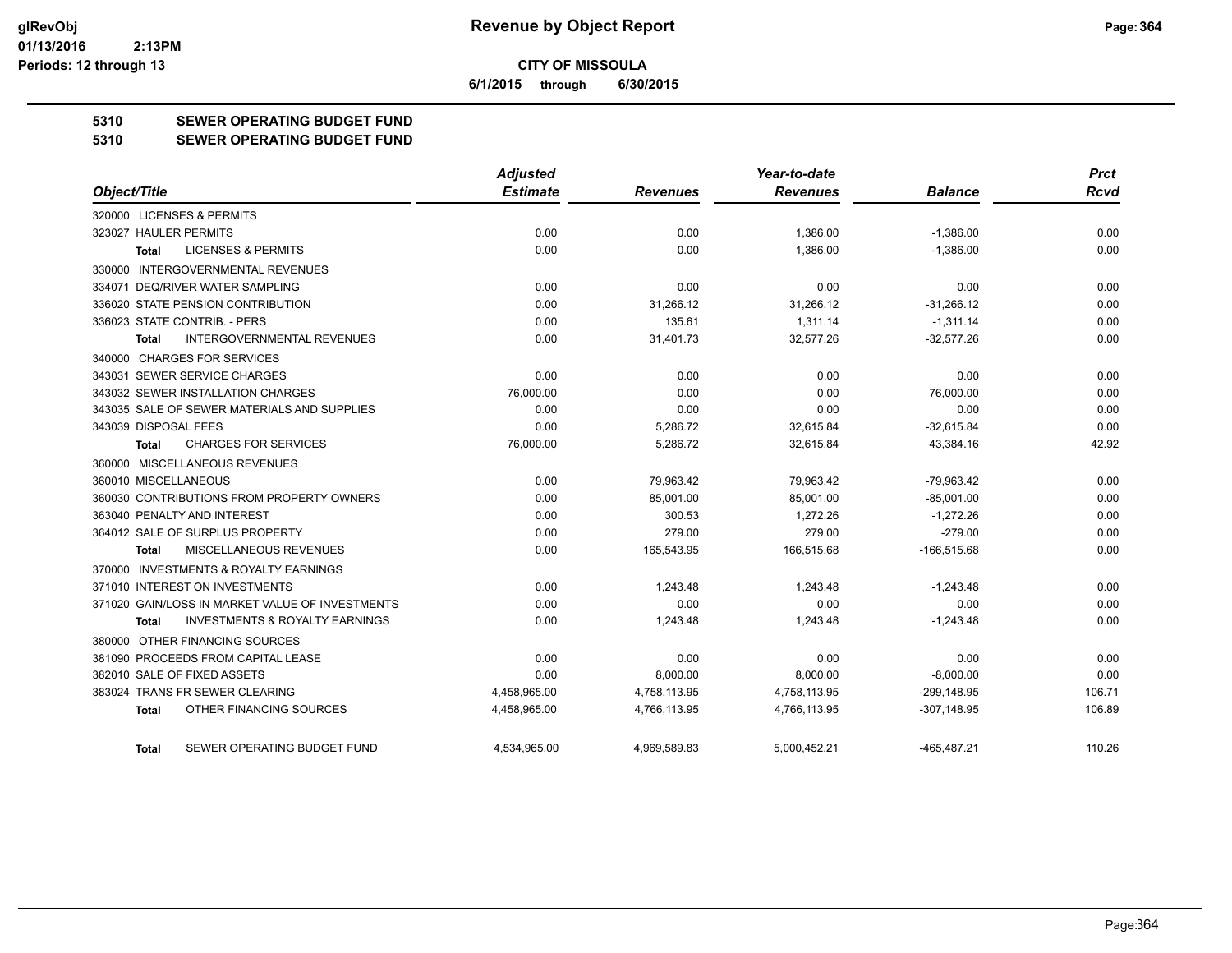# Revenue by Object Report

**CITY OF MISSOULA**

**6/1/2015 through 6/30/2015**

glRevObj
01/13/2016 2:13PM
Periods: 12 through 13

## 5310 SEWER OPERATING BUDGET FUND
## 5310 SEWER OPERATING BUDGET FUND

| Object/Title | Adjusted Estimate | Revenues | Year-to-date Revenues | Balance | Prct Rcvd |
|---|---|---|---|---|---|
| 320000 LICENSES & PERMITS | | | | | |
| 323027 HAULER PERMITS | 0.00 | 0.00 | 1,386.00 | -1,386.00 | 0.00 |
| **Total** LICENSES & PERMITS | 0.00 | 0.00 | 1,386.00 | -1,386.00 | 0.00 |
| 330000 INTERGOVERNMENTAL REVENUES | | | | | |
| 334071 DEQ/RIVER WATER SAMPLING | 0.00 | 0.00 | 0.00 | 0.00 | 0.00 |
| 336020 STATE PENSION CONTRIBUTION | 0.00 | 31,266.12 | 31,266.12 | -31,266.12 | 0.00 |
| 336023 STATE CONTRIB. - PERS | 0.00 | 135.61 | 1,311.14 | -1,311.14 | 0.00 |
| **Total** INTERGOVERNMENTAL REVENUES | 0.00 | 31,401.73 | 32,577.26 | -32,577.26 | 0.00 |
| 340000 CHARGES FOR SERVICES | | | | | |
| 343031 SEWER SERVICE CHARGES | 0.00 | 0.00 | 0.00 | 0.00 | 0.00 |
| 343032 SEWER INSTALLATION CHARGES | 76,000.00 | 0.00 | 0.00 | 76,000.00 | 0.00 |
| 343035 SALE OF SEWER MATERIALS AND SUPPLIES | 0.00 | 0.00 | 0.00 | 0.00 | 0.00 |
| 343039 DISPOSAL FEES | 0.00 | 5,286.72 | 32,615.84 | -32,615.84 | 0.00 |
| **Total** CHARGES FOR SERVICES | 76,000.00 | 5,286.72 | 32,615.84 | 43,384.16 | 42.92 |
| 360000 MISCELLANEOUS REVENUES | | | | | |
| 360010 MISCELLANEOUS | 0.00 | 79,963.42 | 79,963.42 | -79,963.42 | 0.00 |
| 360030 CONTRIBUTIONS FROM PROPERTY OWNERS | 0.00 | 85,001.00 | 85,001.00 | -85,001.00 | 0.00 |
| 363040 PENALTY AND INTEREST | 0.00 | 300.53 | 1,272.26 | -1,272.26 | 0.00 |
| 364012 SALE OF SURPLUS PROPERTY | 0.00 | 279.00 | 279.00 | -279.00 | 0.00 |
| **Total** MISCELLANEOUS REVENUES | 0.00 | 165,543.95 | 166,515.68 | -166,515.68 | 0.00 |
| 370000 INVESTMENTS & ROYALTY EARNINGS | | | | | |
| 371010 INTEREST ON INVESTMENTS | 0.00 | 1,243.48 | 1,243.48 | -1,243.48 | 0.00 |
| 371020 GAIN/LOSS IN MARKET VALUE OF INVESTMENTS | 0.00 | 0.00 | 0.00 | 0.00 | 0.00 |
| **Total** INVESTMENTS & ROYALTY EARNINGS | 0.00 | 1,243.48 | 1,243.48 | -1,243.48 | 0.00 |
| 380000 OTHER FINANCING SOURCES | | | | | |
| 381090 PROCEEDS FROM CAPITAL LEASE | 0.00 | 0.00 | 0.00 | 0.00 | 0.00 |
| 382010 SALE OF FIXED ASSETS | 0.00 | 8,000.00 | 8,000.00 | -8,000.00 | 0.00 |
| 383024 TRANS FR SEWER CLEARING | 4,458,965.00 | 4,758,113.95 | 4,758,113.95 | -299,148.95 | 106.71 |
| **Total** OTHER FINANCING SOURCES | 4,458,965.00 | 4,766,113.95 | 4,766,113.95 | -307,148.95 | 106.89 |
| **Total** SEWER OPERATING BUDGET FUND | 4,534,965.00 | 4,969,589.83 | 5,000,452.21 | -465,487.21 | 110.26 |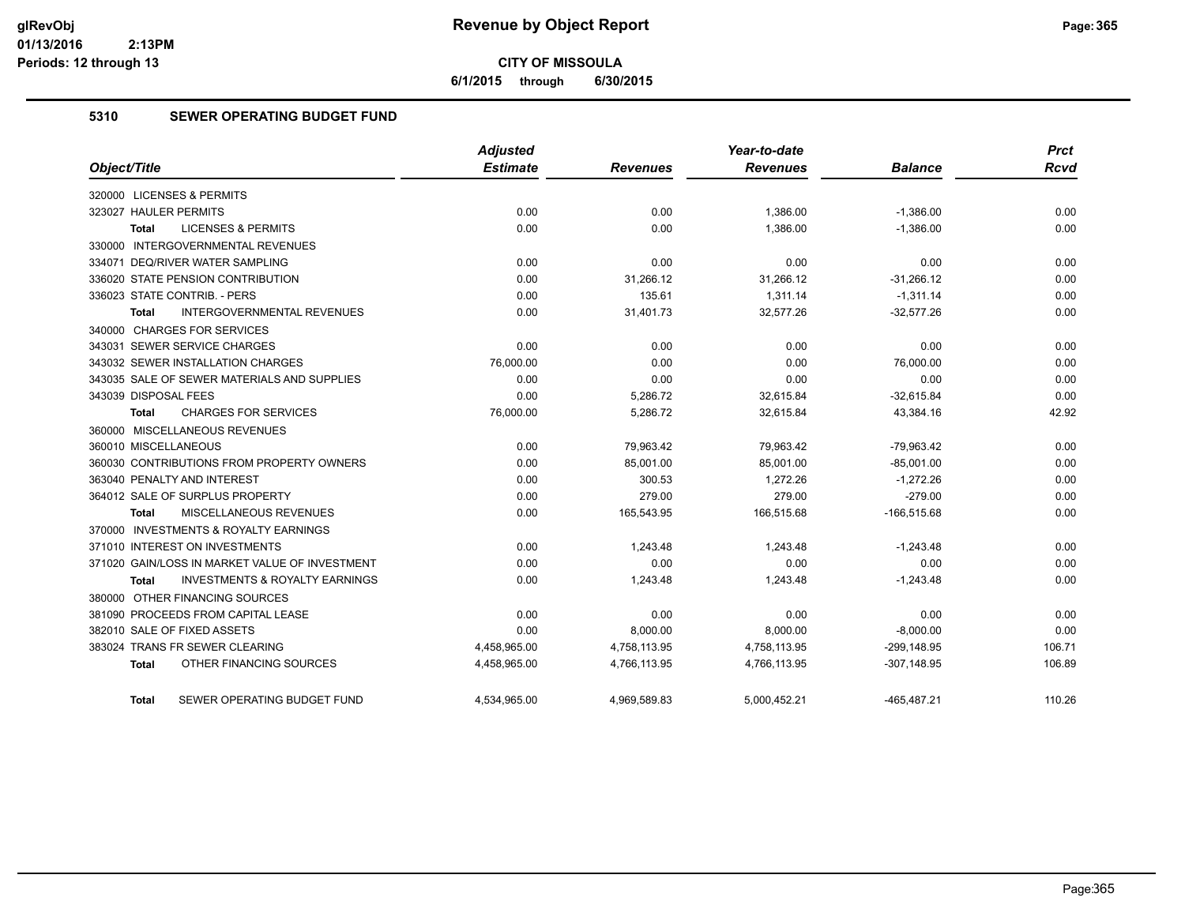**CITY OF MISSOULA**

**6/1/2015 through 6/30/2015**

## 5310 SEWER OPERATING BUDGET FUND

| Object/Title | Adjusted Estimate | Revenues | Year-to-date Revenues | Balance | Prct Rcvd |
|---|---|---|---|---|---|
| 320000 LICENSES & PERMITS | | | | | |
| 323027 HAULER PERMITS | 0.00 | 0.00 | 1,386.00 | -1,386.00 | 0.00 |
| **Total** LICENSES & PERMITS | 0.00 | 0.00 | 1,386.00 | -1,386.00 | 0.00 |
| 330000 INTERGOVERNMENTAL REVENUES | | | | | |
| 334071 DEQ/RIVER WATER SAMPLING | 0.00 | 0.00 | 0.00 | 0.00 | 0.00 |
| 336020 STATE PENSION CONTRIBUTION | 0.00 | 31,266.12 | 31,266.12 | -31,266.12 | 0.00 |
| 336023 STATE CONTRIB. - PERS | 0.00 | 135.61 | 1,311.14 | -1,311.14 | 0.00 |
| **Total** INTERGOVERNMENTAL REVENUES | 0.00 | 31,401.73 | 32,577.26 | -32,577.26 | 0.00 |
| 340000 CHARGES FOR SERVICES | | | | | |
| 343031 SEWER SERVICE CHARGES | 0.00 | 0.00 | 0.00 | 0.00 | 0.00 |
| 343032 SEWER INSTALLATION CHARGES | 76,000.00 | 0.00 | 0.00 | 76,000.00 | 0.00 |
| 343035 SALE OF SEWER MATERIALS AND SUPPLIES | 0.00 | 0.00 | 0.00 | 0.00 | 0.00 |
| 343039 DISPOSAL FEES | 0.00 | 5,286.72 | 32,615.84 | -32,615.84 | 0.00 |
| **Total** CHARGES FOR SERVICES | 76,000.00 | 5,286.72 | 32,615.84 | 43,384.16 | 42.92 |
| 360000 MISCELLANEOUS REVENUES | | | | | |
| 360010 MISCELLANEOUS | 0.00 | 79,963.42 | 79,963.42 | -79,963.42 | 0.00 |
| 360030 CONTRIBUTIONS FROM PROPERTY OWNERS | 0.00 | 85,001.00 | 85,001.00 | -85,001.00 | 0.00 |
| 363040 PENALTY AND INTEREST | 0.00 | 300.53 | 1,272.26 | -1,272.26 | 0.00 |
| 364012 SALE OF SURPLUS PROPERTY | 0.00 | 279.00 | 279.00 | -279.00 | 0.00 |
| **Total** MISCELLANEOUS REVENUES | 0.00 | 165,543.95 | 166,515.68 | -166,515.68 | 0.00 |
| 370000 INVESTMENTS & ROYALTY EARNINGS | | | | | |
| 371010 INTEREST ON INVESTMENTS | 0.00 | 1,243.48 | 1,243.48 | -1,243.48 | 0.00 |
| 371020 GAIN/LOSS IN MARKET VALUE OF INVESTMENT | 0.00 | 0.00 | 0.00 | 0.00 | 0.00 |
| **Total** INVESTMENTS & ROYALTY EARNINGS | 0.00 | 1,243.48 | 1,243.48 | -1,243.48 | 0.00 |
| 380000 OTHER FINANCING SOURCES | | | | | |
| 381090 PROCEEDS FROM CAPITAL LEASE | 0.00 | 0.00 | 0.00 | 0.00 | 0.00 |
| 382010 SALE OF FIXED ASSETS | 0.00 | 8,000.00 | 8,000.00 | -8,000.00 | 0.00 |
| 383024 TRANS FR SEWER CLEARING | 4,458,965.00 | 4,758,113.95 | 4,758,113.95 | -299,148.95 | 106.71 |
| **Total** OTHER FINANCING SOURCES | 4,458,965.00 | 4,766,113.95 | 4,766,113.95 | -307,148.95 | 106.89 |
| **Total** SEWER OPERATING BUDGET FUND | 4,534,965.00 | 4,969,589.83 | 5,000,452.21 | -465,487.21 | 110.26 |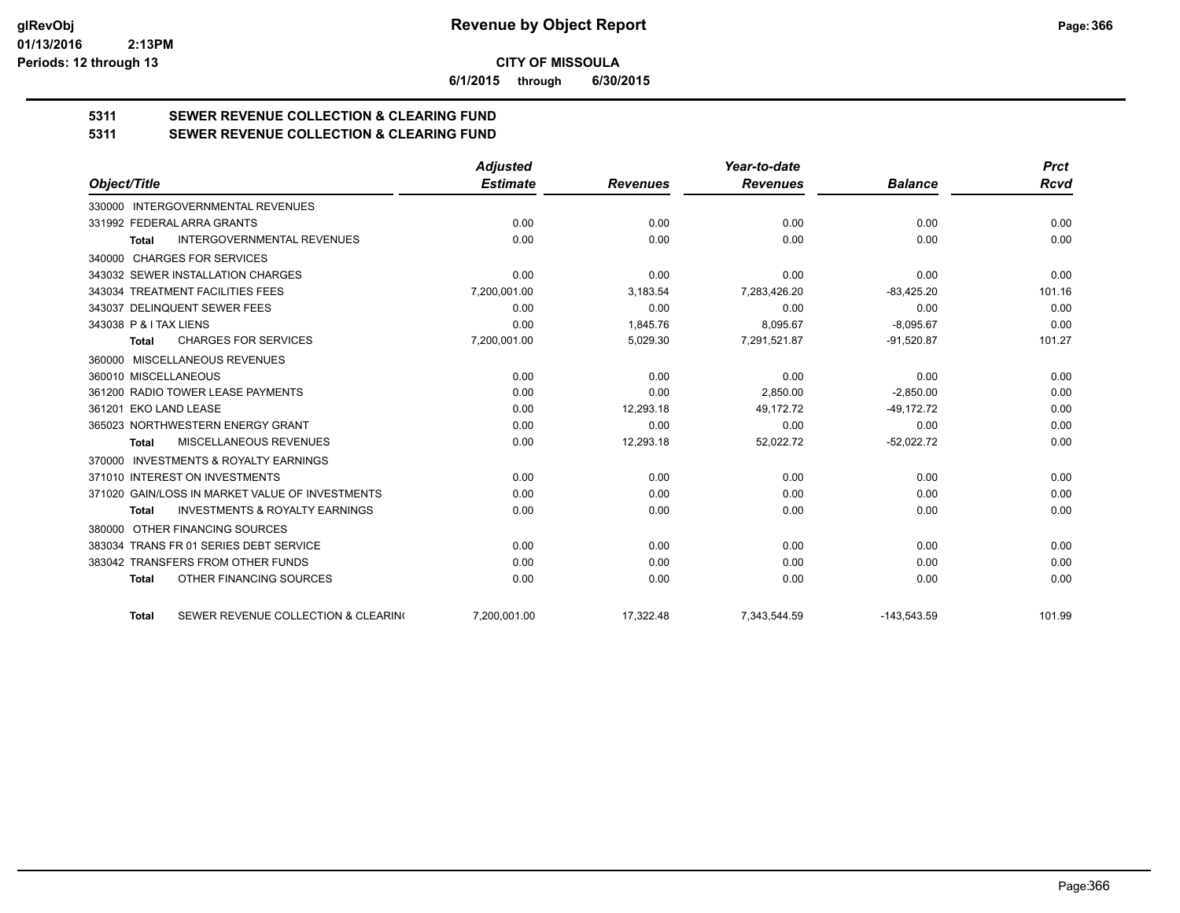**CITY OF MISSOULA**

**6/1/2015 through 6/30/2015**

## 5311 SEWER REVENUE COLLECTION & CLEARING FUND
## 5311 SEWER REVENUE COLLECTION & CLEARING FUND

| Object/Title | Adjusted Estimate | Revenues | Year-to-date Revenues | Balance | Prct Rcvd |
|---|---|---|---|---|---|
| 330000 INTERGOVERNMENTAL REVENUES | | | | | |
| 331992 FEDERAL ARRA GRANTS | 0.00 | 0.00 | 0.00 | 0.00 | 0.00 |
| **Total** INTERGOVERNMENTAL REVENUES | 0.00 | 0.00 | 0.00 | 0.00 | 0.00 |
| 340000 CHARGES FOR SERVICES | | | | | |
| 343032 SEWER INSTALLATION CHARGES | 0.00 | 0.00 | 0.00 | 0.00 | 0.00 |
| 343034 TREATMENT FACILITIES FEES | 7,200,001.00 | 3,183.54 | 7,283,426.20 | -83,425.20 | 101.16 |
| 343037 DELINQUENT SEWER FEES | 0.00 | 0.00 | 0.00 | 0.00 | 0.00 |
| 343038 P & I TAX LIENS | 0.00 | 1,845.76 | 8,095.67 | -8,095.67 | 0.00 |
| **Total** CHARGES FOR SERVICES | 7,200,001.00 | 5,029.30 | 7,291,521.87 | -91,520.87 | 101.27 |
| 360000 MISCELLANEOUS REVENUES | | | | | |
| 360010 MISCELLANEOUS | 0.00 | 0.00 | 0.00 | 0.00 | 0.00 |
| 361200 RADIO TOWER LEASE PAYMENTS | 0.00 | 0.00 | 2,850.00 | -2,850.00 | 0.00 |
| 361201 EKO LAND LEASE | 0.00 | 12,293.18 | 49,172.72 | -49,172.72 | 0.00 |
| 365023 NORTHWESTERN ENERGY GRANT | 0.00 | 0.00 | 0.00 | 0.00 | 0.00 |
| **Total** MISCELLANEOUS REVENUES | 0.00 | 12,293.18 | 52,022.72 | -52,022.72 | 0.00 |
| 370000 INVESTMENTS & ROYALTY EARNINGS | | | | | |
| 371010 INTEREST ON INVESTMENTS | 0.00 | 0.00 | 0.00 | 0.00 | 0.00 |
| 371020 GAIN/LOSS IN MARKET VALUE OF INVESTMENTS | 0.00 | 0.00 | 0.00 | 0.00 | 0.00 |
| **Total** INVESTMENTS & ROYALTY EARNINGS | 0.00 | 0.00 | 0.00 | 0.00 | 0.00 |
| 380000 OTHER FINANCING SOURCES | | | | | |
| 383034 TRANS FR 01 SERIES DEBT SERVICE | 0.00 | 0.00 | 0.00 | 0.00 | 0.00 |
| 383042 TRANSFERS FROM OTHER FUNDS | 0.00 | 0.00 | 0.00 | 0.00 | 0.00 |
| **Total** OTHER FINANCING SOURCES | 0.00 | 0.00 | 0.00 | 0.00 | 0.00 |
| **Total** SEWER REVENUE COLLECTION & CLEARIN( | 7,200,001.00 | 17,322.48 | 7,343,544.59 | -143,543.59 | 101.99 |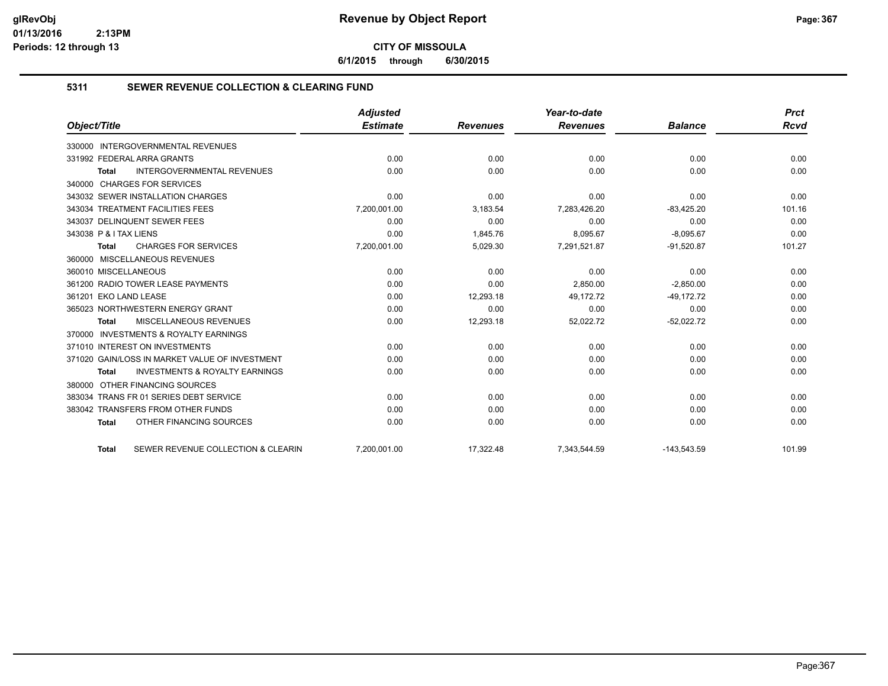**CITY OF MISSOULA**

**6/1/2015 through 6/30/2015**

## 5311 SEWER REVENUE COLLECTION & CLEARING FUND

| Object/Title | Adjusted Estimate | Revenues | Year-to-date Revenues | Balance | Prct Rcvd |
|---|---|---|---|---|---|
| 330000 INTERGOVERNMENTAL REVENUES | | | | | |
| 331992 FEDERAL ARRA GRANTS | 0.00 | 0.00 | 0.00 | 0.00 | 0.00 |
| **Total** INTERGOVERNMENTAL REVENUES | 0.00 | 0.00 | 0.00 | 0.00 | 0.00 |
| 340000 CHARGES FOR SERVICES | | | | | |
| 343032 SEWER INSTALLATION CHARGES | 0.00 | 0.00 | 0.00 | 0.00 | 0.00 |
| 343034 TREATMENT FACILITIES FEES | 7,200,001.00 | 3,183.54 | 7,283,426.20 | -83,425.20 | 101.16 |
| 343037 DELINQUENT SEWER FEES | 0.00 | 0.00 | 0.00 | 0.00 | 0.00 |
| 343038 P & I TAX LIENS | 0.00 | 1,845.76 | 8,095.67 | -8,095.67 | 0.00 |
| **Total** CHARGES FOR SERVICES | 7,200,001.00 | 5,029.30 | 7,291,521.87 | -91,520.87 | 101.27 |
| 360000 MISCELLANEOUS REVENUES | | | | | |
| 360010 MISCELLANEOUS | 0.00 | 0.00 | 0.00 | 0.00 | 0.00 |
| 361200 RADIO TOWER LEASE PAYMENTS | 0.00 | 0.00 | 2,850.00 | -2,850.00 | 0.00 |
| 361201 EKO LAND LEASE | 0.00 | 12,293.18 | 49,172.72 | -49,172.72 | 0.00 |
| 365023 NORTHWESTERN ENERGY GRANT | 0.00 | 0.00 | 0.00 | 0.00 | 0.00 |
| **Total** MISCELLANEOUS REVENUES | 0.00 | 12,293.18 | 52,022.72 | -52,022.72 | 0.00 |
| 370000 INVESTMENTS & ROYALTY EARNINGS | | | | | |
| 371010 INTEREST ON INVESTMENTS | 0.00 | 0.00 | 0.00 | 0.00 | 0.00 |
| 371020 GAIN/LOSS IN MARKET VALUE OF INVESTMENT | 0.00 | 0.00 | 0.00 | 0.00 | 0.00 |
| **Total** INVESTMENTS & ROYALTY EARNINGS | 0.00 | 0.00 | 0.00 | 0.00 | 0.00 |
| 380000 OTHER FINANCING SOURCES | | | | | |
| 383034 TRANS FR 01 SERIES DEBT SERVICE | 0.00 | 0.00 | 0.00 | 0.00 | 0.00 |
| 383042 TRANSFERS FROM OTHER FUNDS | 0.00 | 0.00 | 0.00 | 0.00 | 0.00 |
| **Total** OTHER FINANCING SOURCES | 0.00 | 0.00 | 0.00 | 0.00 | 0.00 |
| **Total** SEWER REVENUE COLLECTION & CLEARIN | 7,200,001.00 | 17,322.48 | 7,343,544.59 | -143,543.59 | 101.99 |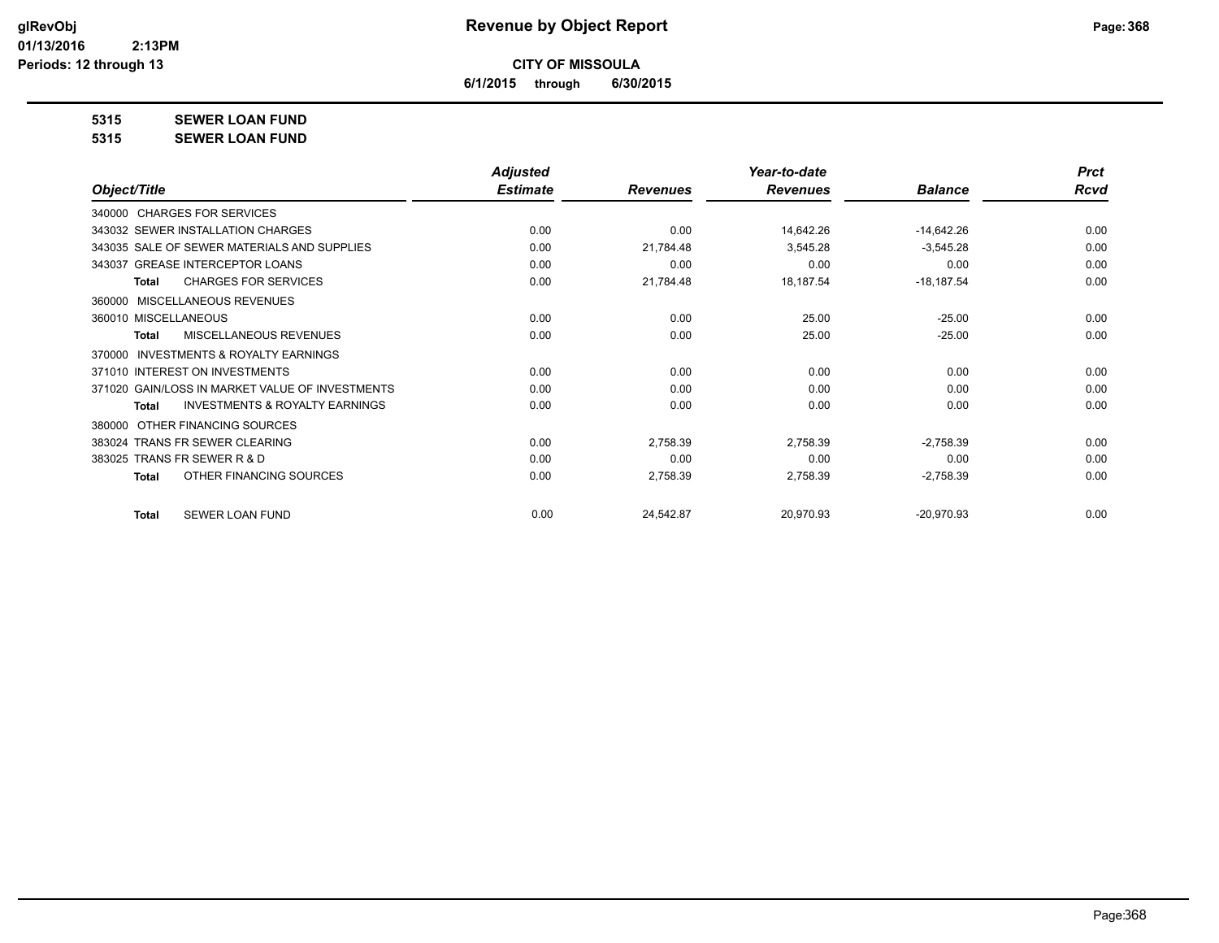**CITY OF MISSOULA**

**6/1/2015 through 6/30/2015**

**5315 SEWER LOAN FUND**

**5315 SEWER LOAN FUND**

| Object/Title | Adjusted Estimate | Revenues | Year-to-date Revenues | Balance | Prct Rcvd |
|---|---|---|---|---|---|
| 340000 CHARGES FOR SERVICES | | | | | |
| 343032 SEWER INSTALLATION CHARGES | 0.00 | 0.00 | 14,642.26 | -14,642.26 | 0.00 |
| 343035 SALE OF SEWER MATERIALS AND SUPPLIES | 0.00 | 21,784.48 | 3,545.28 | -3,545.28 | 0.00 |
| 343037 GREASE INTERCEPTOR LOANS | 0.00 | 0.00 | 0.00 | 0.00 | 0.00 |
| **Total** CHARGES FOR SERVICES | 0.00 | 21,784.48 | 18,187.54 | -18,187.54 | 0.00 |
| 360000 MISCELLANEOUS REVENUES | | | | | |
| 360010 MISCELLANEOUS | 0.00 | 0.00 | 25.00 | -25.00 | 0.00 |
| **Total** MISCELLANEOUS REVENUES | 0.00 | 0.00 | 25.00 | -25.00 | 0.00 |
| 370000 INVESTMENTS & ROYALTY EARNINGS | | | | | |
| 371010 INTEREST ON INVESTMENTS | 0.00 | 0.00 | 0.00 | 0.00 | 0.00 |
| 371020 GAIN/LOSS IN MARKET VALUE OF INVESTMENTS | 0.00 | 0.00 | 0.00 | 0.00 | 0.00 |
| **Total** INVESTMENTS & ROYALTY EARNINGS | 0.00 | 0.00 | 0.00 | 0.00 | 0.00 |
| 380000 OTHER FINANCING SOURCES | | | | | |
| 383024 TRANS FR SEWER CLEARING | 0.00 | 2,758.39 | 2,758.39 | -2,758.39 | 0.00 |
| 383025 TRANS FR SEWER R & D | 0.00 | 0.00 | 0.00 | 0.00 | 0.00 |
| **Total** OTHER FINANCING SOURCES | 0.00 | 2,758.39 | 2,758.39 | -2,758.39 | 0.00 |
| **Total** SEWER LOAN FUND | 0.00 | 24,542.87 | 20,970.93 | -20,970.93 | 0.00 |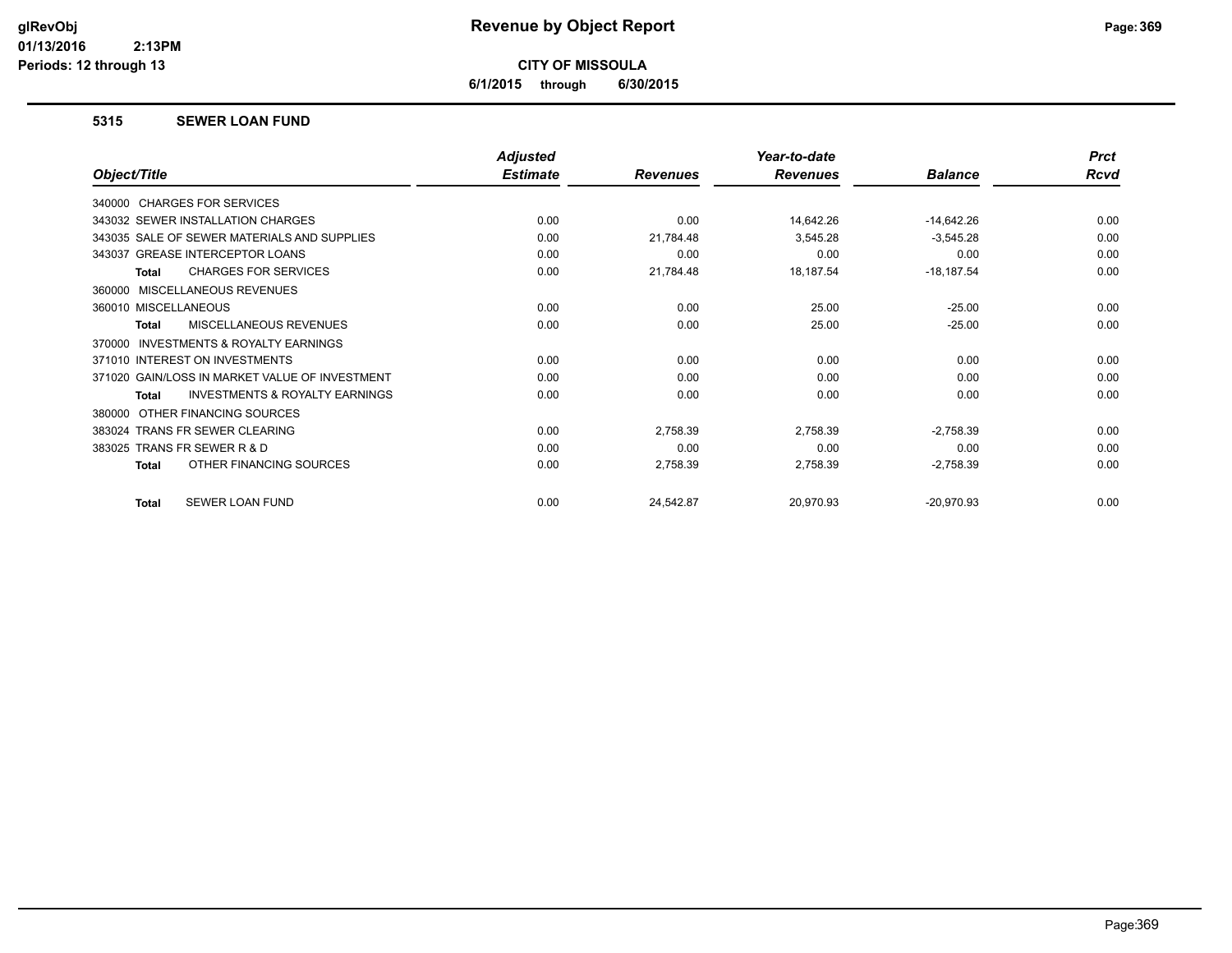# Revenue by Object Report

**CITY OF MISSOULA**

**6/1/2015 through 6/30/2015**

### 5315 SEWER LOAN FUND

| Object/Title | Adjusted Estimate | Revenues | Year-to-date Revenues | Balance | Prct Rcvd |
|---|---|---|---|---|---|
| 340000 CHARGES FOR SERVICES | | | | | |
| 343032 SEWER INSTALLATION CHARGES | 0.00 | 0.00 | 14,642.26 | -14,642.26 | 0.00 |
| 343035 SALE OF SEWER MATERIALS AND SUPPLIES | 0.00 | 21,784.48 | 3,545.28 | -3,545.28 | 0.00 |
| 343037 GREASE INTERCEPTOR LOANS | 0.00 | 0.00 | 0.00 | 0.00 | 0.00 |
| **Total** CHARGES FOR SERVICES | 0.00 | 21,784.48 | 18,187.54 | -18,187.54 | 0.00 |
| 360000 MISCELLANEOUS REVENUES | | | | | |
| 360010 MISCELLANEOUS | 0.00 | 0.00 | 25.00 | -25.00 | 0.00 |
| **Total** MISCELLANEOUS REVENUES | 0.00 | 0.00 | 25.00 | -25.00 | 0.00 |
| 370000 INVESTMENTS & ROYALTY EARNINGS | | | | | |
| 371010 INTEREST ON INVESTMENTS | 0.00 | 0.00 | 0.00 | 0.00 | 0.00 |
| 371020 GAIN/LOSS IN MARKET VALUE OF INVESTMENT | 0.00 | 0.00 | 0.00 | 0.00 | 0.00 |
| **Total** INVESTMENTS & ROYALTY EARNINGS | 0.00 | 0.00 | 0.00 | 0.00 | 0.00 |
| 380000 OTHER FINANCING SOURCES | | | | | |
| 383024 TRANS FR SEWER CLEARING | 0.00 | 2,758.39 | 2,758.39 | -2,758.39 | 0.00 |
| 383025 TRANS FR SEWER R & D | 0.00 | 0.00 | 0.00 | 0.00 | 0.00 |
| **Total** OTHER FINANCING SOURCES | 0.00 | 2,758.39 | 2,758.39 | -2,758.39 | 0.00 |
| **Total** SEWER LOAN FUND | 0.00 | 24,542.87 | 20,970.93 | -20,970.93 | 0.00 |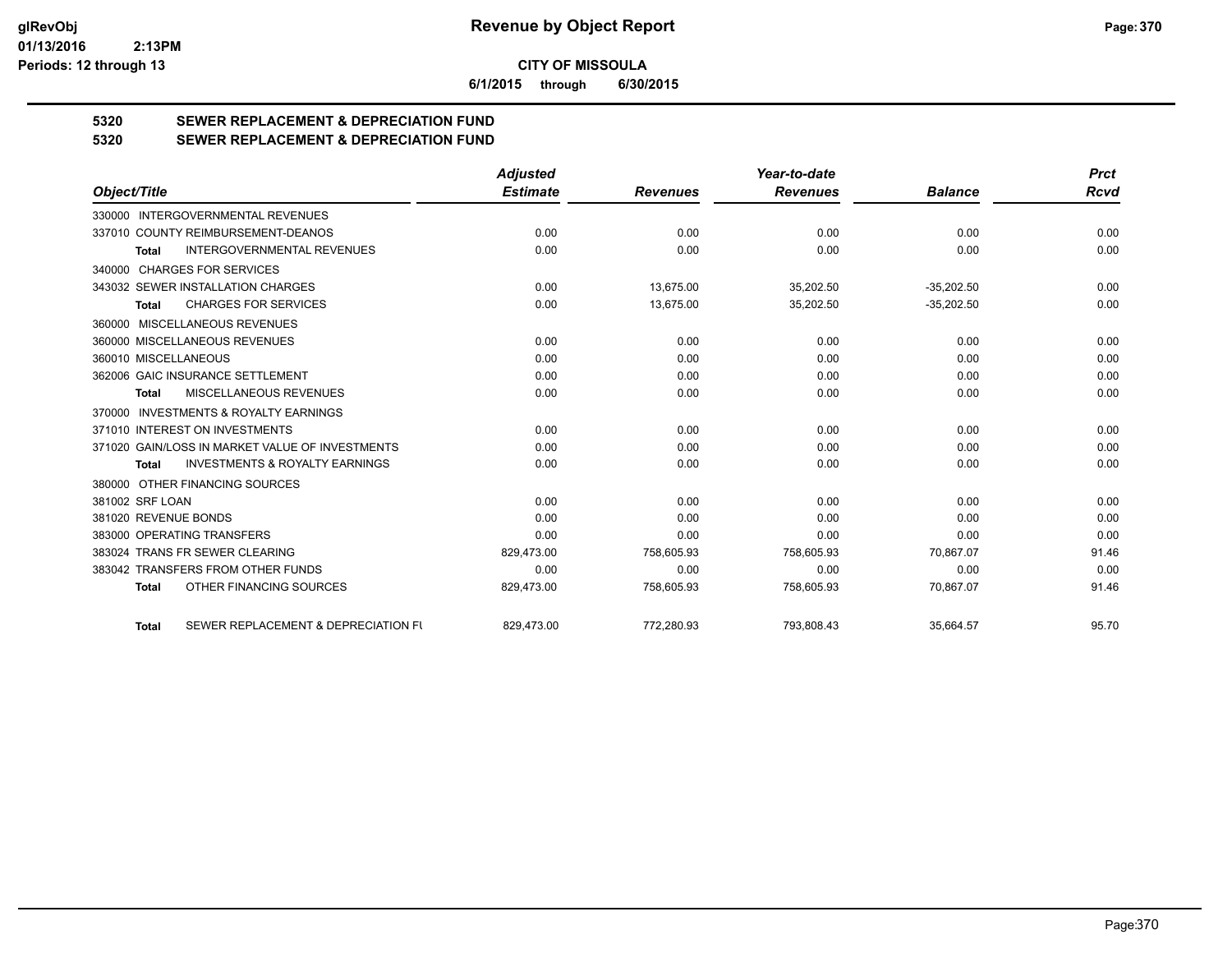**CITY OF MISSOULA**

**6/1/2015 through 6/30/2015**

# 5320 SEWER REPLACEMENT & DEPRECIATION FUND

## 5320 SEWER REPLACEMENT & DEPRECIATION FUND

| Object/Title | Adjusted Estimate | Revenues | Year-to-date Revenues | Balance | Prct Rcvd |
|---|---|---|---|---|---|
| 330000 INTERGOVERNMENTAL REVENUES | | | | | |
| 337010 COUNTY REIMBURSEMENT-DEANOS | 0.00 | 0.00 | 0.00 | 0.00 | 0.00 |
| **Total** INTERGOVERNMENTAL REVENUES | 0.00 | 0.00 | 0.00 | 0.00 | 0.00 |
| 340000 CHARGES FOR SERVICES | | | | | |
| 343032 SEWER INSTALLATION CHARGES | 0.00 | 13,675.00 | 35,202.50 | -35,202.50 | 0.00 |
| **Total** CHARGES FOR SERVICES | 0.00 | 13,675.00 | 35,202.50 | -35,202.50 | 0.00 |
| 360000 MISCELLANEOUS REVENUES | | | | | |
| 360000 MISCELLANEOUS REVENUES | 0.00 | 0.00 | 0.00 | 0.00 | 0.00 |
| 360010 MISCELLANEOUS | 0.00 | 0.00 | 0.00 | 0.00 | 0.00 |
| 362006 GAIC INSURANCE SETTLEMENT | 0.00 | 0.00 | 0.00 | 0.00 | 0.00 |
| **Total** MISCELLANEOUS REVENUES | 0.00 | 0.00 | 0.00 | 0.00 | 0.00 |
| 370000 INVESTMENTS & ROYALTY EARNINGS | | | | | |
| 371010 INTEREST ON INVESTMENTS | 0.00 | 0.00 | 0.00 | 0.00 | 0.00 |
| 371020 GAIN/LOSS IN MARKET VALUE OF INVESTMENTS | 0.00 | 0.00 | 0.00 | 0.00 | 0.00 |
| **Total** INVESTMENTS & ROYALTY EARNINGS | 0.00 | 0.00 | 0.00 | 0.00 | 0.00 |
| 380000 OTHER FINANCING SOURCES | | | | | |
| 381002 SRF LOAN | 0.00 | 0.00 | 0.00 | 0.00 | 0.00 |
| 381020 REVENUE BONDS | 0.00 | 0.00 | 0.00 | 0.00 | 0.00 |
| 383000 OPERATING TRANSFERS | 0.00 | 0.00 | 0.00 | 0.00 | 0.00 |
| 383024 TRANS FR SEWER CLEARING | 829,473.00 | 758,605.93 | 758,605.93 | 70,867.07 | 91.46 |
| 383042 TRANSFERS FROM OTHER FUNDS | 0.00 | 0.00 | 0.00 | 0.00 | 0.00 |
| **Total** OTHER FINANCING SOURCES | 829,473.00 | 758,605.93 | 758,605.93 | 70,867.07 | 91.46 |
| **Total** SEWER REPLACEMENT & DEPRECIATION FU | 829,473.00 | 772,280.93 | 793,808.43 | 35,664.57 | 95.70 |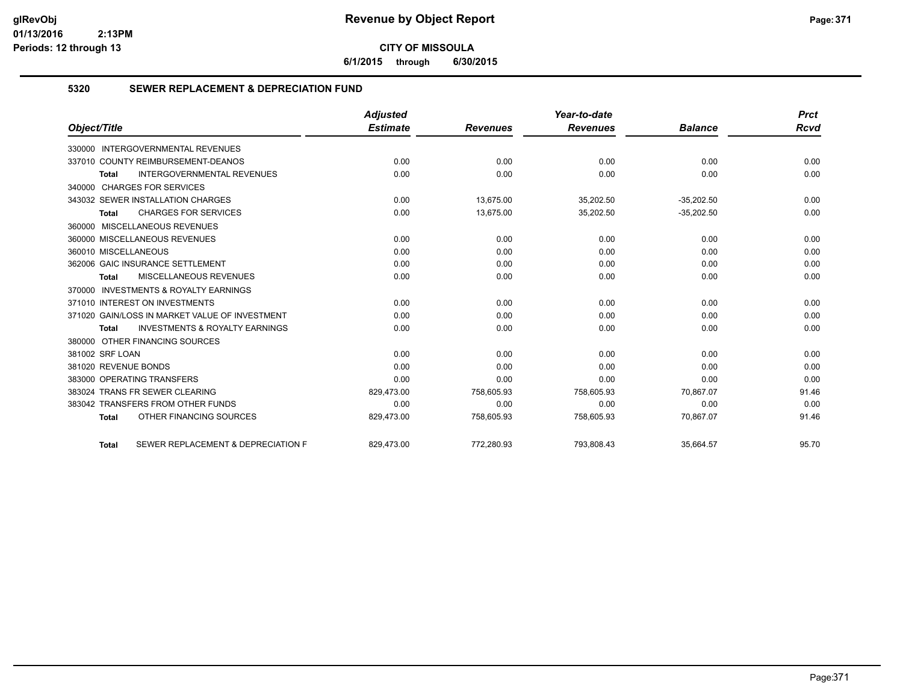# Revenue by Object Report

**CITY OF MISSOULA**

**6/1/2015 through 6/30/2015**

glRevObj
01/13/2016 2:13PM
Periods: 12 through 13

## 5320 SEWER REPLACEMENT & DEPRECIATION FUND

| Object/Title | Adjusted Estimate | Revenues | Year-to-date Revenues | Balance | Prct Rcvd |
|---|---|---|---|---|---|
| 330000 INTERGOVERNMENTAL REVENUES | | | | | |
| 337010 COUNTY REIMBURSEMENT-DEANOS | 0.00 | 0.00 | 0.00 | 0.00 | 0.00 |
| **Total** INTERGOVERNMENTAL REVENUES | 0.00 | 0.00 | 0.00 | 0.00 | 0.00 |
| 340000 CHARGES FOR SERVICES | | | | | |
| 343032 SEWER INSTALLATION CHARGES | 0.00 | 13,675.00 | 35,202.50 | -35,202.50 | 0.00 |
| **Total** CHARGES FOR SERVICES | 0.00 | 13,675.00 | 35,202.50 | -35,202.50 | 0.00 |
| 360000 MISCELLANEOUS REVENUES | | | | | |
| 360000 MISCELLANEOUS REVENUES | 0.00 | 0.00 | 0.00 | 0.00 | 0.00 |
| 360010 MISCELLANEOUS | 0.00 | 0.00 | 0.00 | 0.00 | 0.00 |
| 362006 GAIC INSURANCE SETTLEMENT | 0.00 | 0.00 | 0.00 | 0.00 | 0.00 |
| **Total** MISCELLANEOUS REVENUES | 0.00 | 0.00 | 0.00 | 0.00 | 0.00 |
| 370000 INVESTMENTS & ROYALTY EARNINGS | | | | | |
| 371010 INTEREST ON INVESTMENTS | 0.00 | 0.00 | 0.00 | 0.00 | 0.00 |
| 371020 GAIN/LOSS IN MARKET VALUE OF INVESTMENT | 0.00 | 0.00 | 0.00 | 0.00 | 0.00 |
| **Total** INVESTMENTS & ROYALTY EARNINGS | 0.00 | 0.00 | 0.00 | 0.00 | 0.00 |
| 380000 OTHER FINANCING SOURCES | | | | | |
| 381002 SRF LOAN | 0.00 | 0.00 | 0.00 | 0.00 | 0.00 |
| 381020 REVENUE BONDS | 0.00 | 0.00 | 0.00 | 0.00 | 0.00 |
| 383000 OPERATING TRANSFERS | 0.00 | 0.00 | 0.00 | 0.00 | 0.00 |
| 383024 TRANS FR SEWER CLEARING | 829,473.00 | 758,605.93 | 758,605.93 | 70,867.07 | 91.46 |
| 383042 TRANSFERS FROM OTHER FUNDS | 0.00 | 0.00 | 0.00 | 0.00 | 0.00 |
| **Total** OTHER FINANCING SOURCES | 829,473.00 | 758,605.93 | 758,605.93 | 70,867.07 | 91.46 |
| **Total** SEWER REPLACEMENT & DEPRECIATION F | 829,473.00 | 772,280.93 | 793,808.43 | 35,664.57 | 95.70 |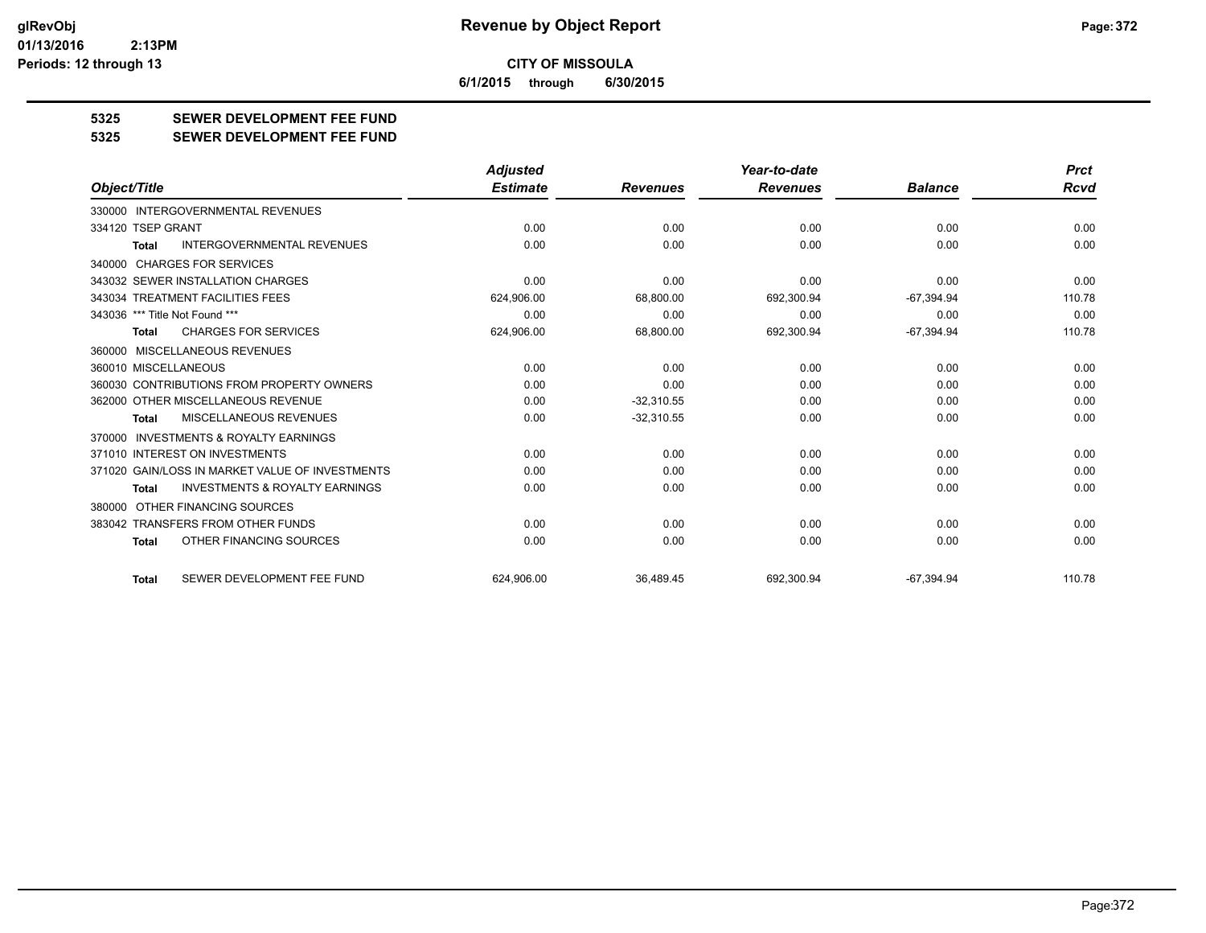**CITY OF MISSOULA**

**6/1/2015 through 6/30/2015**

# 5325 SEWER DEVELOPMENT FEE FUND

## 5325 SEWER DEVELOPMENT FEE FUND

| Object/Title | Adjusted Estimate | Revenues | Year-to-date Revenues | Balance | Prct Rcvd |
|---|---|---|---|---|---|
| 330000 INTERGOVERNMENTAL REVENUES | | | | | |
| 334120 TSEP GRANT | 0.00 | 0.00 | 0.00 | 0.00 | 0.00 |
| **Total** INTERGOVERNMENTAL REVENUES | 0.00 | 0.00 | 0.00 | 0.00 | 0.00 |
| 340000 CHARGES FOR SERVICES | | | | | |
| 343032 SEWER INSTALLATION CHARGES | 0.00 | 0.00 | 0.00 | 0.00 | 0.00 |
| 343034 TREATMENT FACILITIES FEES | 624,906.00 | 68,800.00 | 692,300.94 | -67,394.94 | 110.78 |
| 343036 *** Title Not Found *** | 0.00 | 0.00 | 0.00 | 0.00 | 0.00 |
| **Total** CHARGES FOR SERVICES | 624,906.00 | 68,800.00 | 692,300.94 | -67,394.94 | 110.78 |
| 360000 MISCELLANEOUS REVENUES | | | | | |
| 360010 MISCELLANEOUS | 0.00 | 0.00 | 0.00 | 0.00 | 0.00 |
| 360030 CONTRIBUTIONS FROM PROPERTY OWNERS | 0.00 | 0.00 | 0.00 | 0.00 | 0.00 |
| 362000 OTHER MISCELLANEOUS REVENUE | 0.00 | -32,310.55 | 0.00 | 0.00 | 0.00 |
| **Total** MISCELLANEOUS REVENUES | 0.00 | -32,310.55 | 0.00 | 0.00 | 0.00 |
| 370000 INVESTMENTS & ROYALTY EARNINGS | | | | | |
| 371010 INTEREST ON INVESTMENTS | 0.00 | 0.00 | 0.00 | 0.00 | 0.00 |
| 371020 GAIN/LOSS IN MARKET VALUE OF INVESTMENTS | 0.00 | 0.00 | 0.00 | 0.00 | 0.00 |
| **Total** INVESTMENTS & ROYALTY EARNINGS | 0.00 | 0.00 | 0.00 | 0.00 | 0.00 |
| 380000 OTHER FINANCING SOURCES | | | | | |
| 383042 TRANSFERS FROM OTHER FUNDS | 0.00 | 0.00 | 0.00 | 0.00 | 0.00 |
| **Total** OTHER FINANCING SOURCES | 0.00 | 0.00 | 0.00 | 0.00 | 0.00 |
| **Total** SEWER DEVELOPMENT FEE FUND | 624,906.00 | 36,489.45 | 692,300.94 | -67,394.94 | 110.78 |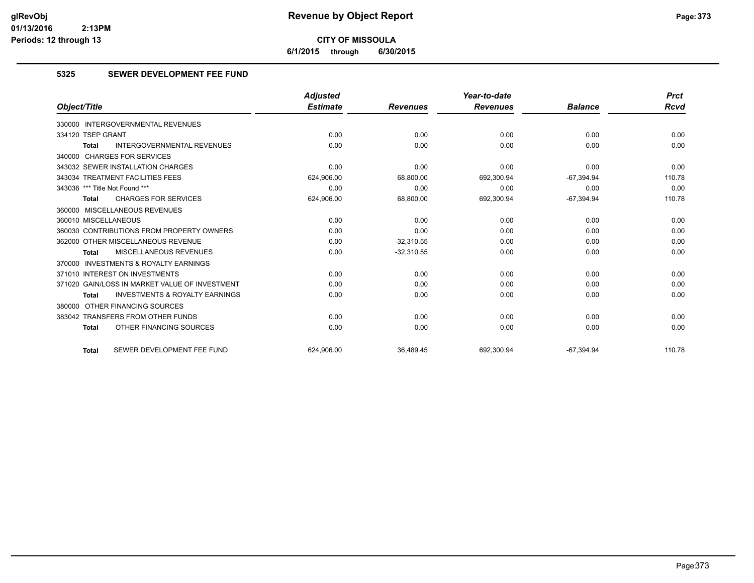# Revenue by Object Report

**CITY OF MISSOULA**

**6/1/2015 through 6/30/2015**

## 5325 SEWER DEVELOPMENT FEE FUND

| Object/Title | Adjusted Estimate | Revenues | Year-to-date Revenues | Balance | Prct Rcvd |
|---|---|---|---|---|---|
| 330000 INTERGOVERNMENTAL REVENUES | | | | | |
| 334120 TSEP GRANT | 0.00 | 0.00 | 0.00 | 0.00 | 0.00 |
| **Total** INTERGOVERNMENTAL REVENUES | 0.00 | 0.00 | 0.00 | 0.00 | 0.00 |
| 340000 CHARGES FOR SERVICES | | | | | |
| 343032 SEWER INSTALLATION CHARGES | 0.00 | 0.00 | 0.00 | 0.00 | 0.00 |
| 343034 TREATMENT FACILITIES FEES | 624,906.00 | 68,800.00 | 692,300.94 | -67,394.94 | 110.78 |
| 343036 *** Title Not Found *** | 0.00 | 0.00 | 0.00 | 0.00 | 0.00 |
| **Total** CHARGES FOR SERVICES | 624,906.00 | 68,800.00 | 692,300.94 | -67,394.94 | 110.78 |
| 360000 MISCELLANEOUS REVENUES | | | | | |
| 360010 MISCELLANEOUS | 0.00 | 0.00 | 0.00 | 0.00 | 0.00 |
| 360030 CONTRIBUTIONS FROM PROPERTY OWNERS | 0.00 | 0.00 | 0.00 | 0.00 | 0.00 |
| 362000 OTHER MISCELLANEOUS REVENUE | 0.00 | -32,310.55 | 0.00 | 0.00 | 0.00 |
| **Total** MISCELLANEOUS REVENUES | 0.00 | -32,310.55 | 0.00 | 0.00 | 0.00 |
| 370000 INVESTMENTS & ROYALTY EARNINGS | | | | | |
| 371010 INTEREST ON INVESTMENTS | 0.00 | 0.00 | 0.00 | 0.00 | 0.00 |
| 371020 GAIN/LOSS IN MARKET VALUE OF INVESTMENT | 0.00 | 0.00 | 0.00 | 0.00 | 0.00 |
| **Total** INVESTMENTS & ROYALTY EARNINGS | 0.00 | 0.00 | 0.00 | 0.00 | 0.00 |
| 380000 OTHER FINANCING SOURCES | | | | | |
| 383042 TRANSFERS FROM OTHER FUNDS | 0.00 | 0.00 | 0.00 | 0.00 | 0.00 |
| **Total** OTHER FINANCING SOURCES | 0.00 | 0.00 | 0.00 | 0.00 | 0.00 |
| **Total** SEWER DEVELOPMENT FEE FUND | 624,906.00 | 36,489.45 | 692,300.94 | -67,394.94 | 110.78 |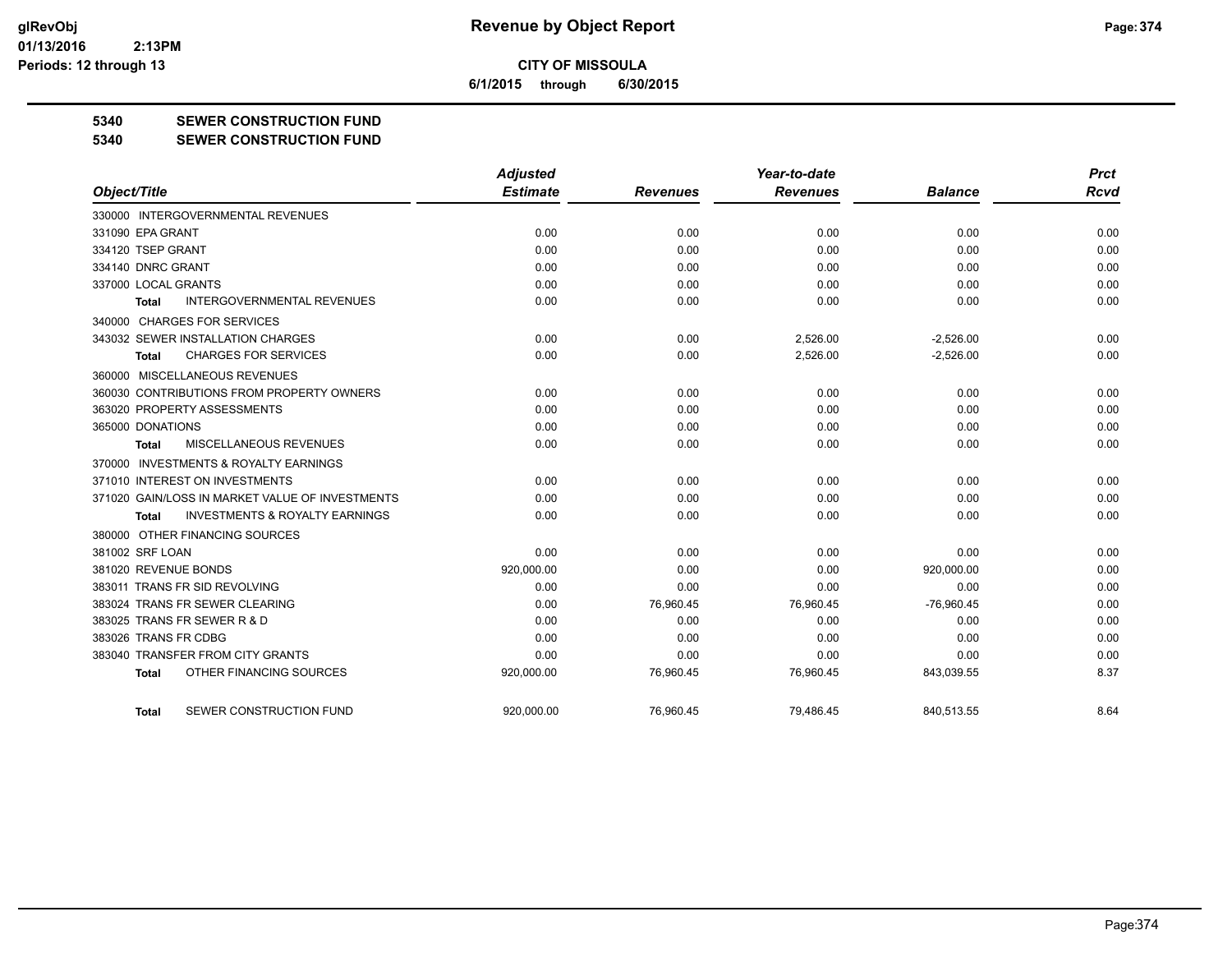# Revenue by Object Report

**CITY OF MISSOULA**

**6/1/2015 through 6/30/2015**

glRevObj
01/13/2016 2:13PM
Periods: 12 through 13

## 5340 SEWER CONSTRUCTION FUND
## 5340 SEWER CONSTRUCTION FUND

| Object/Title | Adjusted Estimate | Revenues | Year-to-date Revenues | Balance | Prct Rcvd |
|---|---|---|---|---|---|
| 330000 INTERGOVERNMENTAL REVENUES | | | | | |
| 331090 EPA GRANT | 0.00 | 0.00 | 0.00 | 0.00 | 0.00 |
| 334120 TSEP GRANT | 0.00 | 0.00 | 0.00 | 0.00 | 0.00 |
| 334140 DNRC GRANT | 0.00 | 0.00 | 0.00 | 0.00 | 0.00 |
| 337000 LOCAL GRANTS | 0.00 | 0.00 | 0.00 | 0.00 | 0.00 |
| **Total** INTERGOVERNMENTAL REVENUES | 0.00 | 0.00 | 0.00 | 0.00 | 0.00 |
| 340000 CHARGES FOR SERVICES | | | | | |
| 343032 SEWER INSTALLATION CHARGES | 0.00 | 0.00 | 2,526.00 | -2,526.00 | 0.00 |
| **Total** CHARGES FOR SERVICES | 0.00 | 0.00 | 2,526.00 | -2,526.00 | 0.00 |
| 360000 MISCELLANEOUS REVENUES | | | | | |
| 360030 CONTRIBUTIONS FROM PROPERTY OWNERS | 0.00 | 0.00 | 0.00 | 0.00 | 0.00 |
| 363020 PROPERTY ASSESSMENTS | 0.00 | 0.00 | 0.00 | 0.00 | 0.00 |
| 365000 DONATIONS | 0.00 | 0.00 | 0.00 | 0.00 | 0.00 |
| **Total** MISCELLANEOUS REVENUES | 0.00 | 0.00 | 0.00 | 0.00 | 0.00 |
| 370000 INVESTMENTS & ROYALTY EARNINGS | | | | | |
| 371010 INTEREST ON INVESTMENTS | 0.00 | 0.00 | 0.00 | 0.00 | 0.00 |
| 371020 GAIN/LOSS IN MARKET VALUE OF INVESTMENTS | 0.00 | 0.00 | 0.00 | 0.00 | 0.00 |
| **Total** INVESTMENTS & ROYALTY EARNINGS | 0.00 | 0.00 | 0.00 | 0.00 | 0.00 |
| 380000 OTHER FINANCING SOURCES | | | | | |
| 381002 SRF LOAN | 0.00 | 0.00 | 0.00 | 0.00 | 0.00 |
| 381020 REVENUE BONDS | 920,000.00 | 0.00 | 0.00 | 920,000.00 | 0.00 |
| 383011 TRANS FR SID REVOLVING | 0.00 | 0.00 | 0.00 | 0.00 | 0.00 |
| 383024 TRANS FR SEWER CLEARING | 0.00 | 76,960.45 | 76,960.45 | -76,960.45 | 0.00 |
| 383025 TRANS FR SEWER R & D | 0.00 | 0.00 | 0.00 | 0.00 | 0.00 |
| 383026 TRANS FR CDBG | 0.00 | 0.00 | 0.00 | 0.00 | 0.00 |
| 383040 TRANSFER FROM CITY GRANTS | 0.00 | 0.00 | 0.00 | 0.00 | 0.00 |
| **Total** OTHER FINANCING SOURCES | 920,000.00 | 76,960.45 | 76,960.45 | 843,039.55 | 8.37 |
| **Total** SEWER CONSTRUCTION FUND | 920,000.00 | 76,960.45 | 79,486.45 | 840,513.55 | 8.64 |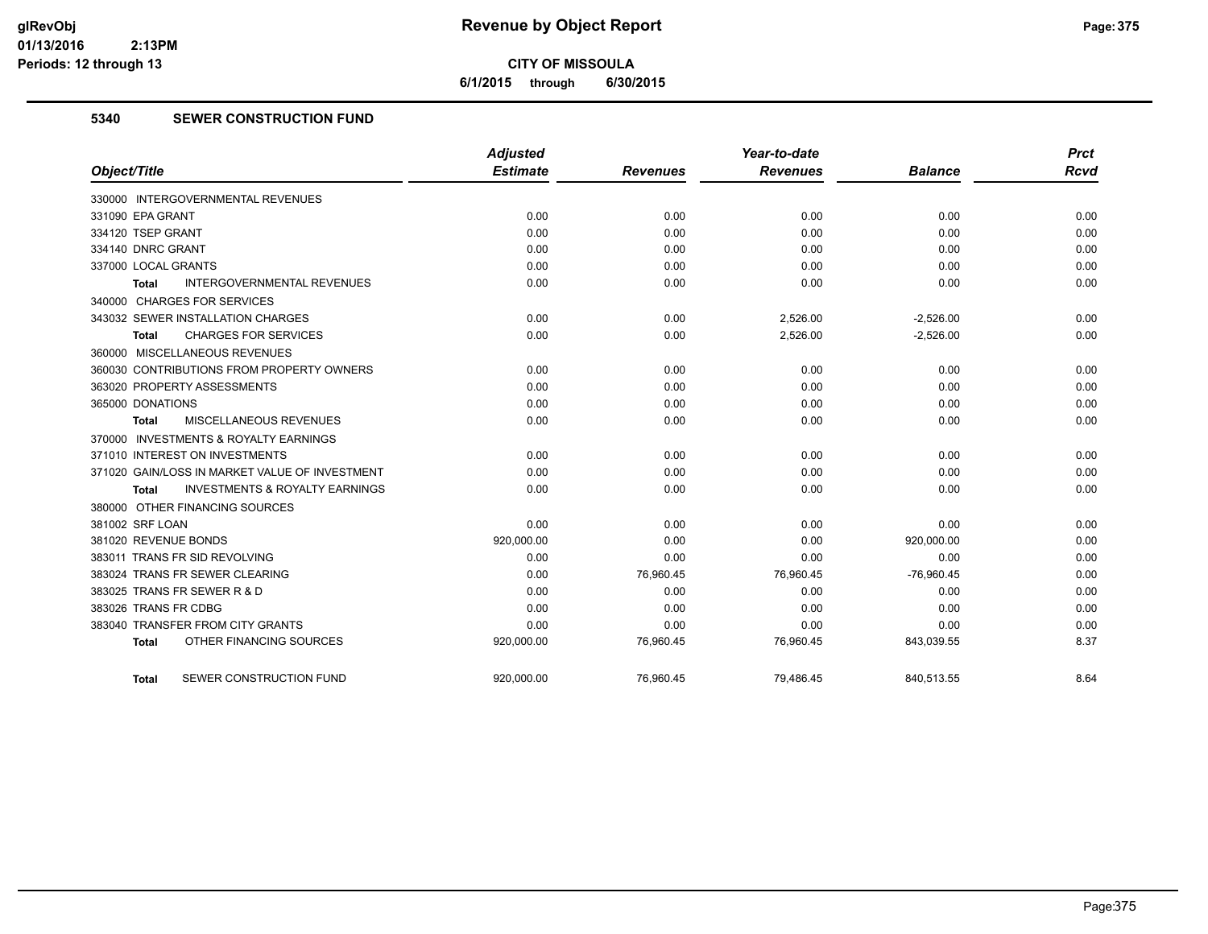**CITY OF MISSOULA**

**6/1/2015 through 6/30/2015**

## 5340 SEWER CONSTRUCTION FUND

| Object/Title | Adjusted Estimate | Revenues | Year-to-date Revenues | Balance | Prct Rcvd |
|---|---|---|---|---|---|
| 330000 INTERGOVERNMENTAL REVENUES | | | | | |
| 331090 EPA GRANT | 0.00 | 0.00 | 0.00 | 0.00 | 0.00 |
| 334120 TSEP GRANT | 0.00 | 0.00 | 0.00 | 0.00 | 0.00 |
| 334140 DNRC GRANT | 0.00 | 0.00 | 0.00 | 0.00 | 0.00 |
| 337000 LOCAL GRANTS | 0.00 | 0.00 | 0.00 | 0.00 | 0.00 |
| **Total** INTERGOVERNMENTAL REVENUES | 0.00 | 0.00 | 0.00 | 0.00 | 0.00 |
| 340000 CHARGES FOR SERVICES | | | | | |
| 343032 SEWER INSTALLATION CHARGES | 0.00 | 0.00 | 2,526.00 | -2,526.00 | 0.00 |
| **Total** CHARGES FOR SERVICES | 0.00 | 0.00 | 2,526.00 | -2,526.00 | 0.00 |
| 360000 MISCELLANEOUS REVENUES | | | | | |
| 360030 CONTRIBUTIONS FROM PROPERTY OWNERS | 0.00 | 0.00 | 0.00 | 0.00 | 0.00 |
| 363020 PROPERTY ASSESSMENTS | 0.00 | 0.00 | 0.00 | 0.00 | 0.00 |
| 365000 DONATIONS | 0.00 | 0.00 | 0.00 | 0.00 | 0.00 |
| **Total** MISCELLANEOUS REVENUES | 0.00 | 0.00 | 0.00 | 0.00 | 0.00 |
| 370000 INVESTMENTS & ROYALTY EARNINGS | | | | | |
| 371010 INTEREST ON INVESTMENTS | 0.00 | 0.00 | 0.00 | 0.00 | 0.00 |
| 371020 GAIN/LOSS IN MARKET VALUE OF INVESTMENT | 0.00 | 0.00 | 0.00 | 0.00 | 0.00 |
| **Total** INVESTMENTS & ROYALTY EARNINGS | 0.00 | 0.00 | 0.00 | 0.00 | 0.00 |
| 380000 OTHER FINANCING SOURCES | | | | | |
| 381002 SRF LOAN | 0.00 | 0.00 | 0.00 | 0.00 | 0.00 |
| 381020 REVENUE BONDS | 920,000.00 | 0.00 | 0.00 | 920,000.00 | 0.00 |
| 383011 TRANS FR SID REVOLVING | 0.00 | 0.00 | 0.00 | 0.00 | 0.00 |
| 383024 TRANS FR SEWER CLEARING | 0.00 | 76,960.45 | 76,960.45 | -76,960.45 | 0.00 |
| 383025 TRANS FR SEWER R & D | 0.00 | 0.00 | 0.00 | 0.00 | 0.00 |
| 383026 TRANS FR CDBG | 0.00 | 0.00 | 0.00 | 0.00 | 0.00 |
| 383040 TRANSFER FROM CITY GRANTS | 0.00 | 0.00 | 0.00 | 0.00 | 0.00 |
| **Total** OTHER FINANCING SOURCES | 920,000.00 | 76,960.45 | 76,960.45 | 843,039.55 | 8.37 |
| **Total** SEWER CONSTRUCTION FUND | 920,000.00 | 76,960.45 | 79,486.45 | 840,513.55 | 8.64 |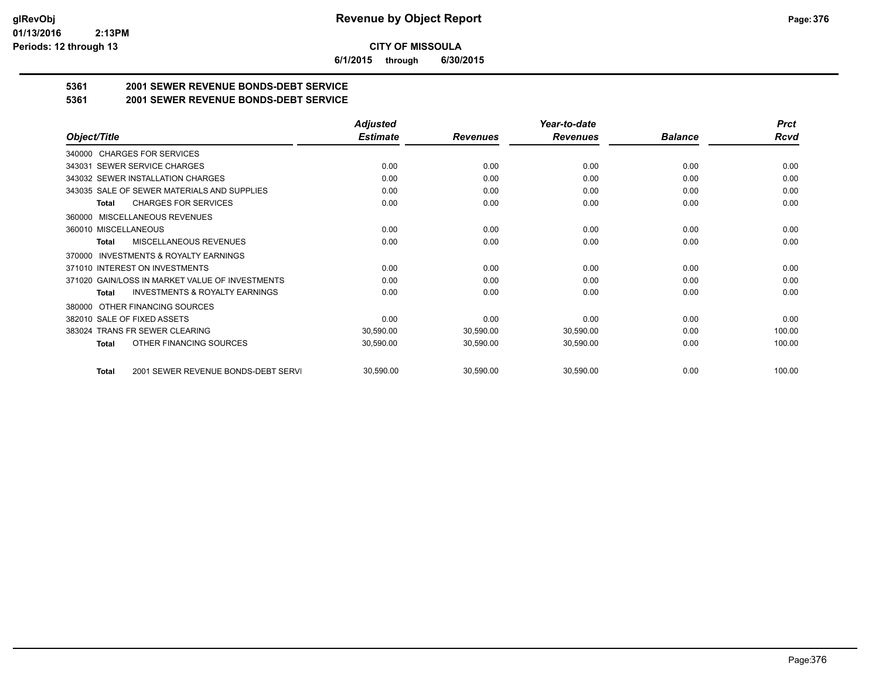**CITY OF MISSOULA**

**6/1/2015 through 6/30/2015**

## 5361 2001 SEWER REVENUE BONDS-DEBT SERVICE

## 5361 2001 SEWER REVENUE BONDS-DEBT SERVICE

| Object/Title | Adjusted Estimate | Revenues | Year-to-date Revenues | Balance | Prct Rcvd |
|---|---|---|---|---|---|
| 340000 CHARGES FOR SERVICES | | | | | |
| 343031 SEWER SERVICE CHARGES | 0.00 | 0.00 | 0.00 | 0.00 | 0.00 |
| 343032 SEWER INSTALLATION CHARGES | 0.00 | 0.00 | 0.00 | 0.00 | 0.00 |
| 343035 SALE OF SEWER MATERIALS AND SUPPLIES | 0.00 | 0.00 | 0.00 | 0.00 | 0.00 |
| **Total** CHARGES FOR SERVICES | 0.00 | 0.00 | 0.00 | 0.00 | 0.00 |
| 360000 MISCELLANEOUS REVENUES | | | | | |
| 360010 MISCELLANEOUS | 0.00 | 0.00 | 0.00 | 0.00 | 0.00 |
| **Total** MISCELLANEOUS REVENUES | 0.00 | 0.00 | 0.00 | 0.00 | 0.00 |
| 370000 INVESTMENTS & ROYALTY EARNINGS | | | | | |
| 371010 INTEREST ON INVESTMENTS | 0.00 | 0.00 | 0.00 | 0.00 | 0.00 |
| 371020 GAIN/LOSS IN MARKET VALUE OF INVESTMENTS | 0.00 | 0.00 | 0.00 | 0.00 | 0.00 |
| **Total** INVESTMENTS & ROYALTY EARNINGS | 0.00 | 0.00 | 0.00 | 0.00 | 0.00 |
| 380000 OTHER FINANCING SOURCES | | | | | |
| 382010 SALE OF FIXED ASSETS | 0.00 | 0.00 | 0.00 | 0.00 | 0.00 |
| 383024 TRANS FR SEWER CLEARING | 30,590.00 | 30,590.00 | 30,590.00 | 0.00 | 100.00 |
| **Total** OTHER FINANCING SOURCES | 30,590.00 | 30,590.00 | 30,590.00 | 0.00 | 100.00 |
| **Total** 2001 SEWER REVENUE BONDS-DEBT SERVI | 30,590.00 | 30,590.00 | 30,590.00 | 0.00 | 100.00 |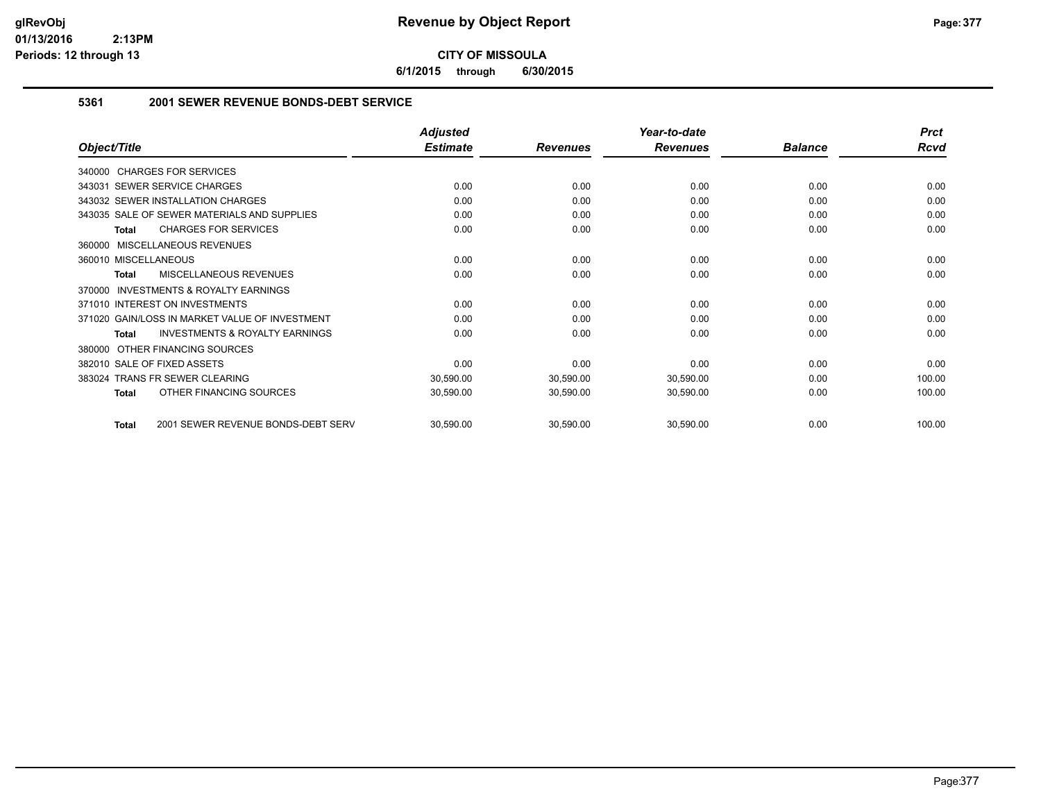**glRevObj**
**01/13/2016 2:13PM**
**Periods: 12 through 13**

# Revenue by Object Report

**CITY OF MISSOULA**

**6/1/2015 through 6/30/2015**

## 5361 2001 SEWER REVENUE BONDS-DEBT SERVICE

| Object/Title | Adjusted Estimate | Revenues | Year-to-date Revenues | Balance | Prct Rcvd |
|---|---|---|---|---|---|
| 340000 CHARGES FOR SERVICES | | | | | |
| 343031 SEWER SERVICE CHARGES | 0.00 | 0.00 | 0.00 | 0.00 | 0.00 |
| 343032 SEWER INSTALLATION CHARGES | 0.00 | 0.00 | 0.00 | 0.00 | 0.00 |
| 343035 SALE OF SEWER MATERIALS AND SUPPLIES | 0.00 | 0.00 | 0.00 | 0.00 | 0.00 |
| **Total** CHARGES FOR SERVICES | 0.00 | 0.00 | 0.00 | 0.00 | 0.00 |
| 360000 MISCELLANEOUS REVENUES | | | | | |
| 360010 MISCELLANEOUS | 0.00 | 0.00 | 0.00 | 0.00 | 0.00 |
| **Total** MISCELLANEOUS REVENUES | 0.00 | 0.00 | 0.00 | 0.00 | 0.00 |
| 370000 INVESTMENTS & ROYALTY EARNINGS | | | | | |
| 371010 INTEREST ON INVESTMENTS | 0.00 | 0.00 | 0.00 | 0.00 | 0.00 |
| 371020 GAIN/LOSS IN MARKET VALUE OF INVESTMENT | 0.00 | 0.00 | 0.00 | 0.00 | 0.00 |
| **Total** INVESTMENTS & ROYALTY EARNINGS | 0.00 | 0.00 | 0.00 | 0.00 | 0.00 |
| 380000 OTHER FINANCING SOURCES | | | | | |
| 382010 SALE OF FIXED ASSETS | 0.00 | 0.00 | 0.00 | 0.00 | 0.00 |
| 383024 TRANS FR SEWER CLEARING | 30,590.00 | 30,590.00 | 30,590.00 | 0.00 | 100.00 |
| **Total** OTHER FINANCING SOURCES | 30,590.00 | 30,590.00 | 30,590.00 | 0.00 | 100.00 |
| **Total** 2001 SEWER REVENUE BONDS-DEBT SERV | 30,590.00 | 30,590.00 | 30,590.00 | 0.00 | 100.00 |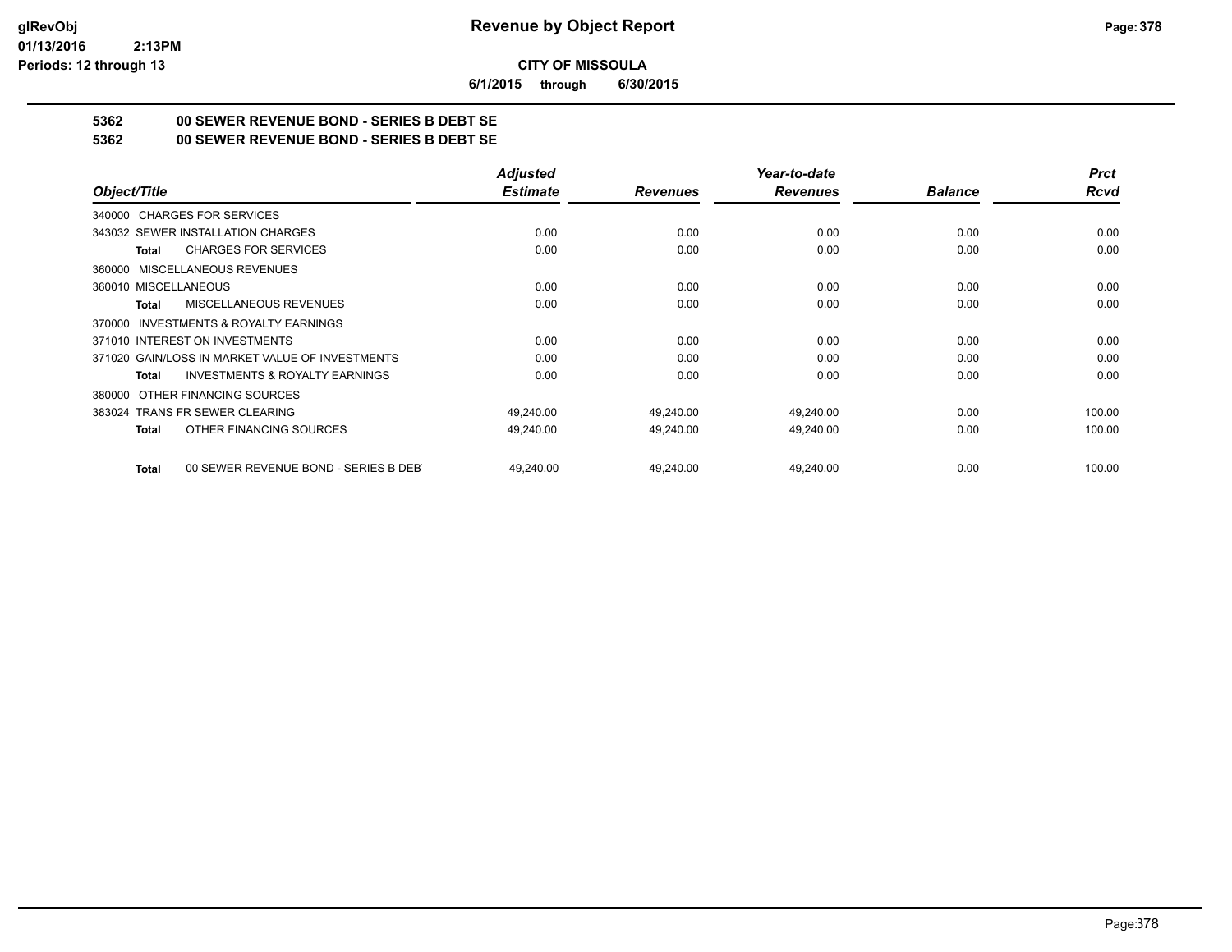**CITY OF MISSOULA**

**6/1/2015 through 6/30/2015**

**5362 00 SEWER REVENUE BOND - SERIES B DEBT SE**

**5362 00 SEWER REVENUE BOND - SERIES B DEBT SE**

| Object/Title | Adjusted Estimate | Revenues | Year-to-date Revenues | Balance | Prct Rcvd |
|---|---|---|---|---|---|
| 340000 CHARGES FOR SERVICES | | | | | |
| 343032 SEWER INSTALLATION CHARGES | 0.00 | 0.00 | 0.00 | 0.00 | 0.00 |
| **Total** CHARGES FOR SERVICES | 0.00 | 0.00 | 0.00 | 0.00 | 0.00 |
| 360000 MISCELLANEOUS REVENUES | | | | | |
| 360010 MISCELLANEOUS | 0.00 | 0.00 | 0.00 | 0.00 | 0.00 |
| **Total** MISCELLANEOUS REVENUES | 0.00 | 0.00 | 0.00 | 0.00 | 0.00 |
| 370000 INVESTMENTS & ROYALTY EARNINGS | | | | | |
| 371010 INTEREST ON INVESTMENTS | 0.00 | 0.00 | 0.00 | 0.00 | 0.00 |
| 371020 GAIN/LOSS IN MARKET VALUE OF INVESTMENTS | 0.00 | 0.00 | 0.00 | 0.00 | 0.00 |
| **Total** INVESTMENTS & ROYALTY EARNINGS | 0.00 | 0.00 | 0.00 | 0.00 | 0.00 |
| 380000 OTHER FINANCING SOURCES | | | | | |
| 383024 TRANS FR SEWER CLEARING | 49,240.00 | 49,240.00 | 49,240.00 | 0.00 | 100.00 |
| **Total** OTHER FINANCING SOURCES | 49,240.00 | 49,240.00 | 49,240.00 | 0.00 | 100.00 |
| **Total** 00 SEWER REVENUE BOND - SERIES B DEBT | 49,240.00 | 49,240.00 | 49,240.00 | 0.00 | 100.00 |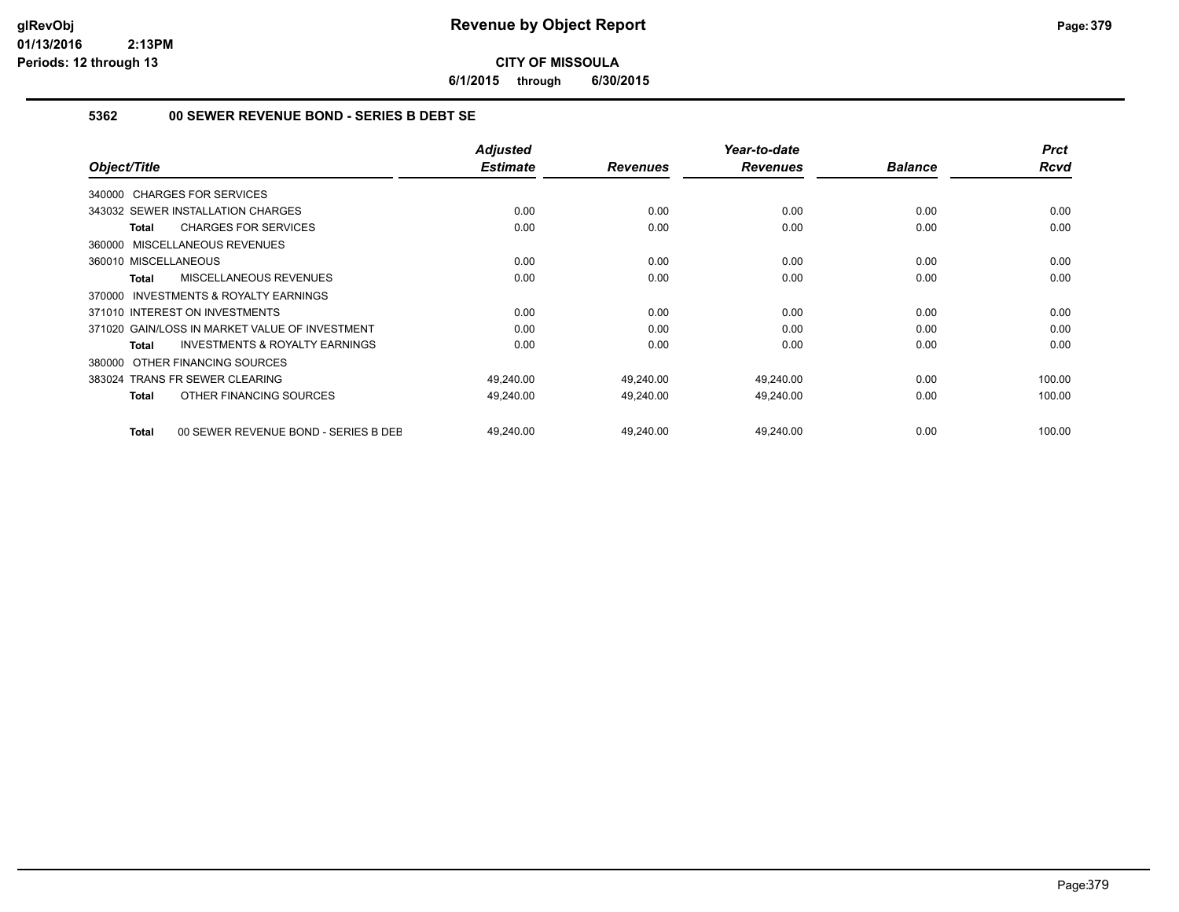# Revenue by Object Report

**CITY OF MISSOULA**

**6/1/2015 through 6/30/2015**

glRevObj
01/13/2016 2:13PM
Periods: 12 through 13

### 5362 00 SEWER REVENUE BOND - SERIES B DEBT SE

| Object/Title | Adjusted Estimate | Revenues | Year-to-date Revenues | Balance | Prct Rcvd |
|---|---|---|---|---|---|
| 340000 CHARGES FOR SERVICES | | | | | |
| 343032 SEWER INSTALLATION CHARGES | 0.00 | 0.00 | 0.00 | 0.00 | 0.00 |
| **Total** CHARGES FOR SERVICES | 0.00 | 0.00 | 0.00 | 0.00 | 0.00 |
| 360000 MISCELLANEOUS REVENUES | | | | | |
| 360010 MISCELLANEOUS | 0.00 | 0.00 | 0.00 | 0.00 | 0.00 |
| **Total** MISCELLANEOUS REVENUES | 0.00 | 0.00 | 0.00 | 0.00 | 0.00 |
| 370000 INVESTMENTS & ROYALTY EARNINGS | | | | | |
| 371010 INTEREST ON INVESTMENTS | 0.00 | 0.00 | 0.00 | 0.00 | 0.00 |
| 371020 GAIN/LOSS IN MARKET VALUE OF INVESTMENT | 0.00 | 0.00 | 0.00 | 0.00 | 0.00 |
| **Total** INVESTMENTS & ROYALTY EARNINGS | 0.00 | 0.00 | 0.00 | 0.00 | 0.00 |
| 380000 OTHER FINANCING SOURCES | | | | | |
| 383024 TRANS FR SEWER CLEARING | 49,240.00 | 49,240.00 | 49,240.00 | 0.00 | 100.00 |
| **Total** OTHER FINANCING SOURCES | 49,240.00 | 49,240.00 | 49,240.00 | 0.00 | 100.00 |
| **Total** 00 SEWER REVENUE BOND - SERIES B DEB | 49,240.00 | 49,240.00 | 49,240.00 | 0.00 | 100.00 |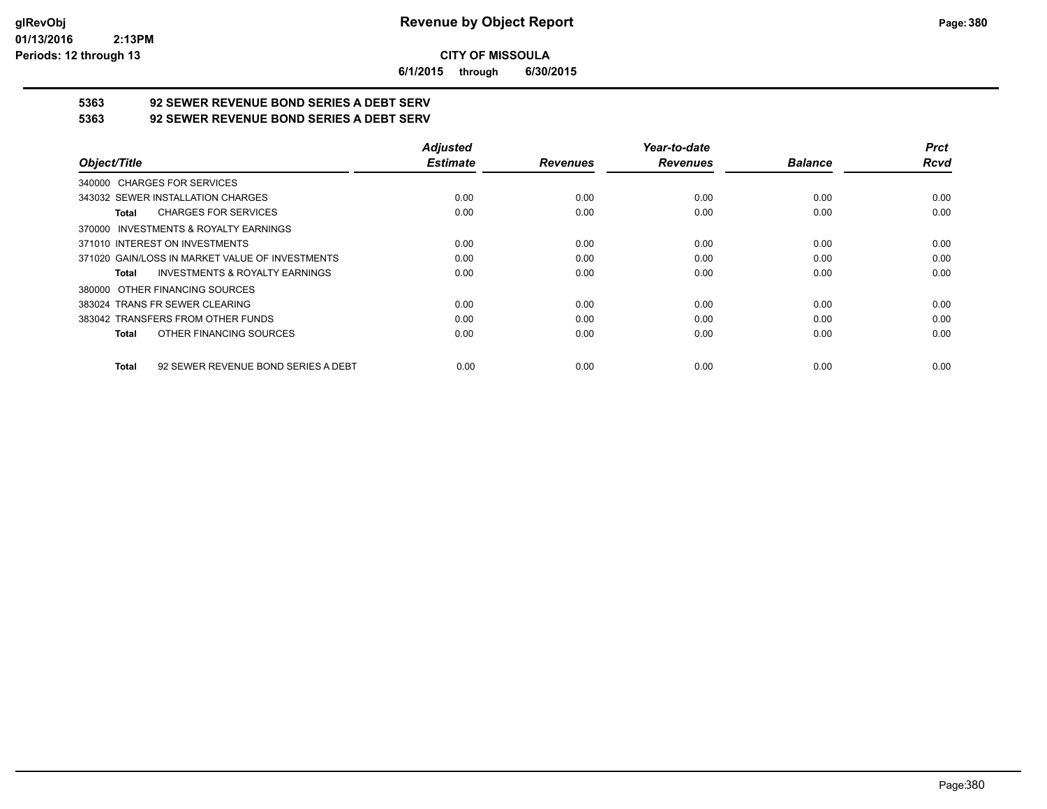**CITY OF MISSOULA**

**6/1/2015 through 6/30/2015**

## 5363 92 SEWER REVENUE BOND SERIES A DEBT SERV

## 5363 92 SEWER REVENUE BOND SERIES A DEBT SERV

| Object/Title | Adjusted Estimate | Revenues | Year-to-date Revenues | Balance | Prct Rcvd |
|---|---|---|---|---|---|
| 340000 CHARGES FOR SERVICES | | | | | |
| 343032 SEWER INSTALLATION CHARGES | 0.00 | 0.00 | 0.00 | 0.00 | 0.00 |
| **Total** CHARGES FOR SERVICES | 0.00 | 0.00 | 0.00 | 0.00 | 0.00 |
| 370000 INVESTMENTS & ROYALTY EARNINGS | | | | | |
| 371010 INTEREST ON INVESTMENTS | 0.00 | 0.00 | 0.00 | 0.00 | 0.00 |
| 371020 GAIN/LOSS IN MARKET VALUE OF INVESTMENTS | 0.00 | 0.00 | 0.00 | 0.00 | 0.00 |
| **Total** INVESTMENTS & ROYALTY EARNINGS | 0.00 | 0.00 | 0.00 | 0.00 | 0.00 |
| 380000 OTHER FINANCING SOURCES | | | | | |
| 383024 TRANS FR SEWER CLEARING | 0.00 | 0.00 | 0.00 | 0.00 | 0.00 |
| 383042 TRANSFERS FROM OTHER FUNDS | 0.00 | 0.00 | 0.00 | 0.00 | 0.00 |
| **Total** OTHER FINANCING SOURCES | 0.00 | 0.00 | 0.00 | 0.00 | 0.00 |
| **Total** 92 SEWER REVENUE BOND SERIES A DEBT | 0.00 | 0.00 | 0.00 | 0.00 | 0.00 |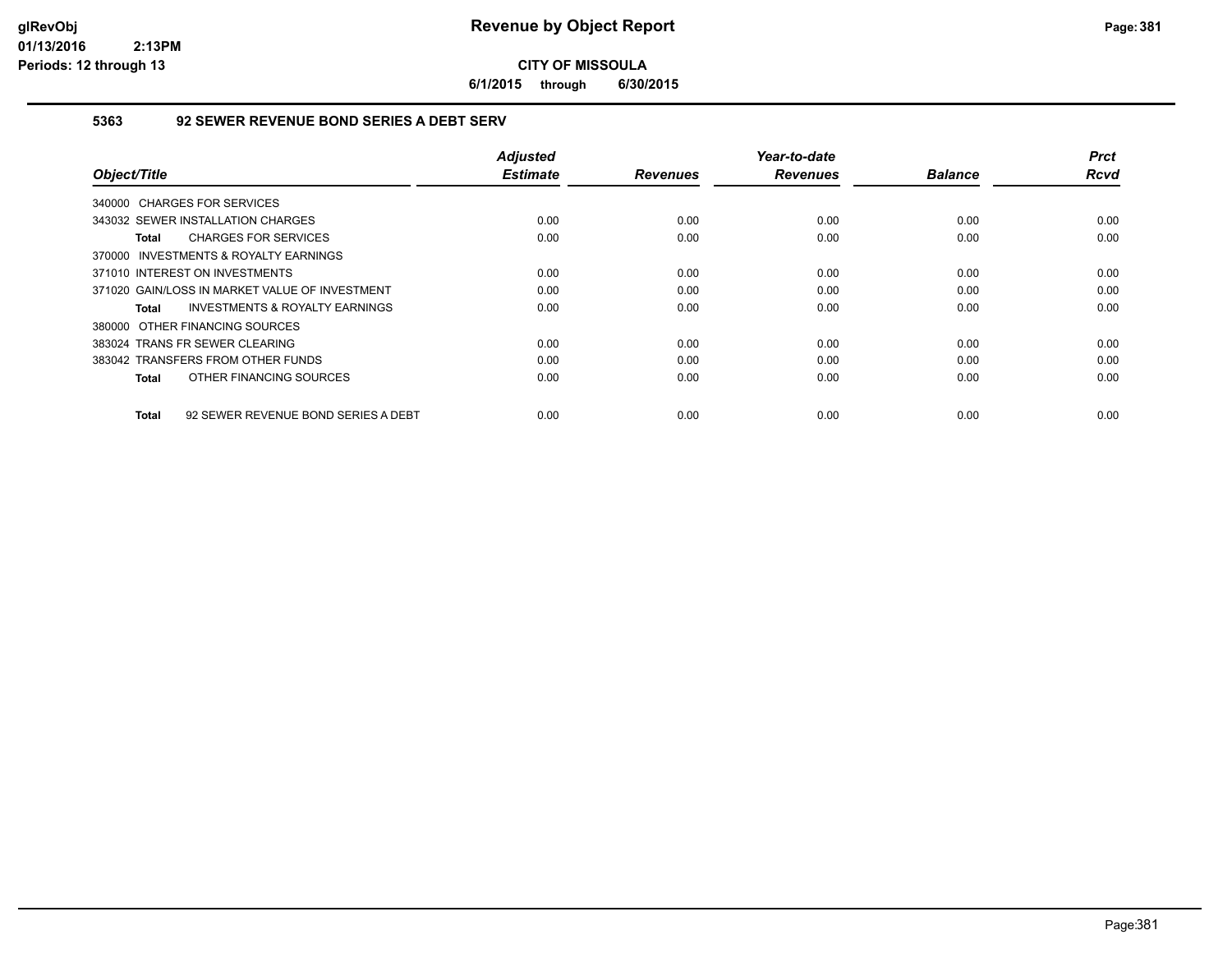**CITY OF MISSOULA**

**6/1/2015 through 6/30/2015**

## 5363 92 SEWER REVENUE BOND SERIES A DEBT SERV

| Object/Title | Adjusted Estimate | Revenues | Year-to-date Revenues | Balance | Prct Rcvd |
|---|---|---|---|---|---|
| 340000 CHARGES FOR SERVICES | | | | | |
| 343032 SEWER INSTALLATION CHARGES | 0.00 | 0.00 | 0.00 | 0.00 | 0.00 |
| **Total** CHARGES FOR SERVICES | 0.00 | 0.00 | 0.00 | 0.00 | 0.00 |
| 370000 INVESTMENTS & ROYALTY EARNINGS | | | | | |
| 371010 INTEREST ON INVESTMENTS | 0.00 | 0.00 | 0.00 | 0.00 | 0.00 |
| 371020 GAIN/LOSS IN MARKET VALUE OF INVESTMENT | 0.00 | 0.00 | 0.00 | 0.00 | 0.00 |
| **Total** INVESTMENTS & ROYALTY EARNINGS | 0.00 | 0.00 | 0.00 | 0.00 | 0.00 |
| 380000 OTHER FINANCING SOURCES | | | | | |
| 383024 TRANS FR SEWER CLEARING | 0.00 | 0.00 | 0.00 | 0.00 | 0.00 |
| 383042 TRANSFERS FROM OTHER FUNDS | 0.00 | 0.00 | 0.00 | 0.00 | 0.00 |
| **Total** OTHER FINANCING SOURCES | 0.00 | 0.00 | 0.00 | 0.00 | 0.00 |
| **Total** 92 SEWER REVENUE BOND SERIES A DEBT | 0.00 | 0.00 | 0.00 | 0.00 | 0.00 |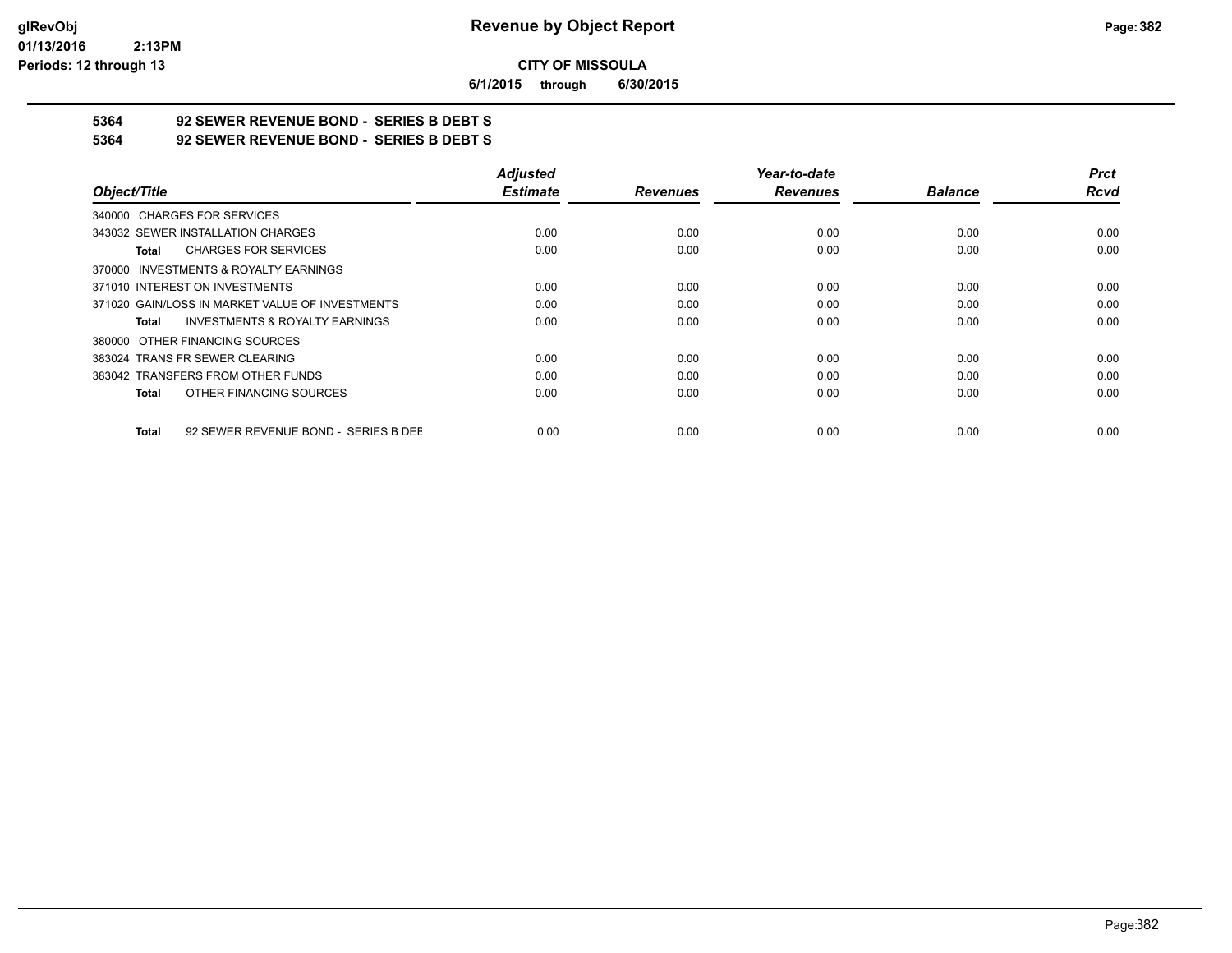**CITY OF MISSOULA**

**6/1/2015 through 6/30/2015**

**5364 92 SEWER REVENUE BOND - SERIES B DEBT S**

**5364 92 SEWER REVENUE BOND - SERIES B DEBT S**

| Object/Title | Adjusted Estimate | Revenues | Year-to-date Revenues | Balance | Prct Rcvd |
|---|---|---|---|---|---|
| 340000 CHARGES FOR SERVICES | | | | | |
| 343032 SEWER INSTALLATION CHARGES | 0.00 | 0.00 | 0.00 | 0.00 | 0.00 |
| **Total** CHARGES FOR SERVICES | 0.00 | 0.00 | 0.00 | 0.00 | 0.00 |
| 370000 INVESTMENTS & ROYALTY EARNINGS | | | | | |
| 371010 INTEREST ON INVESTMENTS | 0.00 | 0.00 | 0.00 | 0.00 | 0.00 |
| 371020 GAIN/LOSS IN MARKET VALUE OF INVESTMENTS | 0.00 | 0.00 | 0.00 | 0.00 | 0.00 |
| **Total** INVESTMENTS & ROYALTY EARNINGS | 0.00 | 0.00 | 0.00 | 0.00 | 0.00 |
| 380000 OTHER FINANCING SOURCES | | | | | |
| 383024 TRANS FR SEWER CLEARING | 0.00 | 0.00 | 0.00 | 0.00 | 0.00 |
| 383042 TRANSFERS FROM OTHER FUNDS | 0.00 | 0.00 | 0.00 | 0.00 | 0.00 |
| **Total** OTHER FINANCING SOURCES | 0.00 | 0.00 | 0.00 | 0.00 | 0.00 |
| **Total** 92 SEWER REVENUE BOND - SERIES B DEE | 0.00 | 0.00 | 0.00 | 0.00 | 0.00 |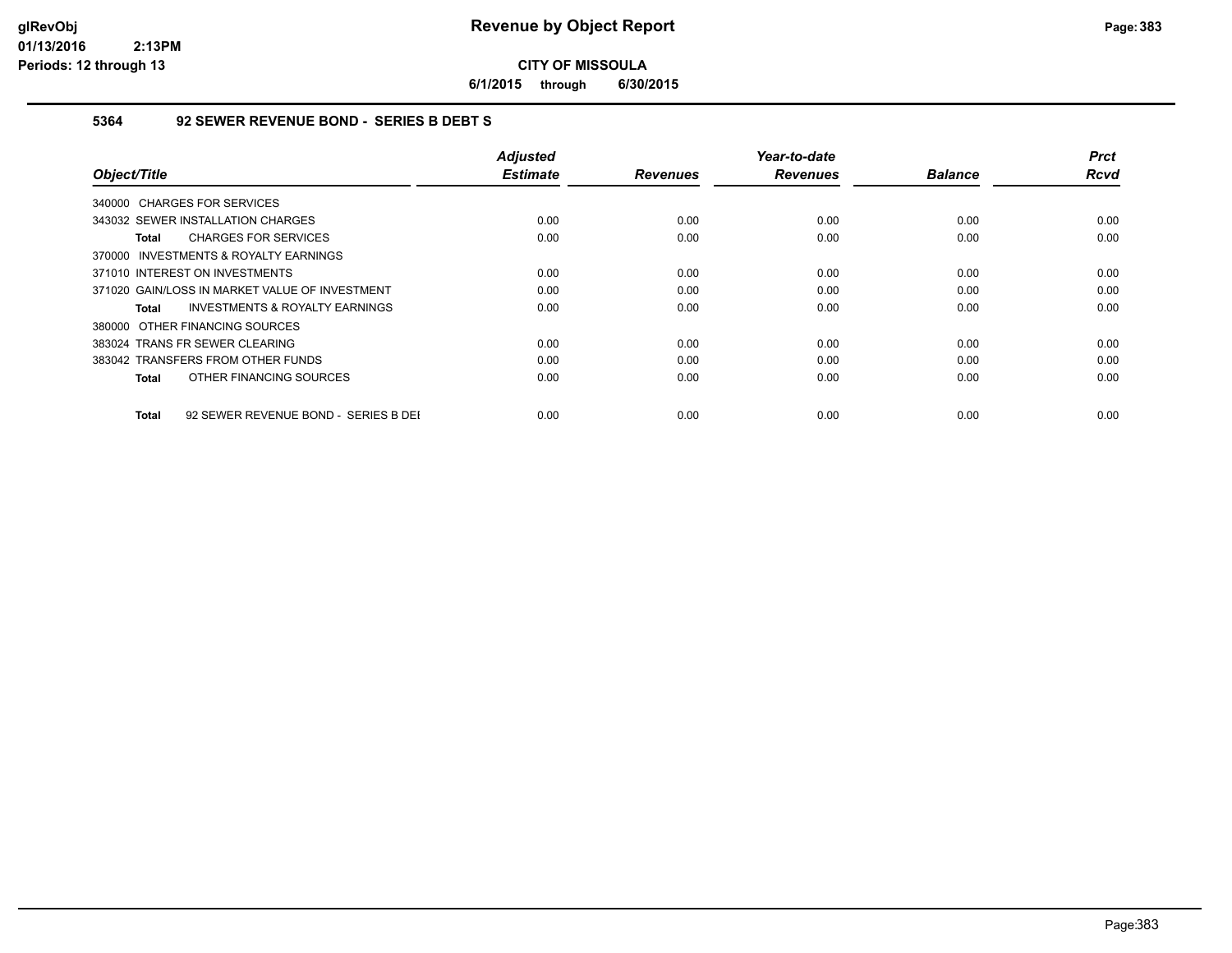# Revenue by Object Report

**CITY OF MISSOULA**

**6/1/2015 through 6/30/2015**

glRevObj
01/13/2016 2:13PM
Periods: 12 through 13

### 5364 92 SEWER REVENUE BOND - SERIES B DEBT S

| Object/Title | Adjusted Estimate | Revenues | Year-to-date Revenues | Balance | Prct Rcvd |
|---|---|---|---|---|---|
| 340000 CHARGES FOR SERVICES | | | | | |
| 343032 SEWER INSTALLATION CHARGES | 0.00 | 0.00 | 0.00 | 0.00 | 0.00 |
| **Total** CHARGES FOR SERVICES | 0.00 | 0.00 | 0.00 | 0.00 | 0.00 |
| 370000 INVESTMENTS & ROYALTY EARNINGS | | | | | |
| 371010 INTEREST ON INVESTMENTS | 0.00 | 0.00 | 0.00 | 0.00 | 0.00 |
| 371020 GAIN/LOSS IN MARKET VALUE OF INVESTMENT | 0.00 | 0.00 | 0.00 | 0.00 | 0.00 |
| **Total** INVESTMENTS & ROYALTY EARNINGS | 0.00 | 0.00 | 0.00 | 0.00 | 0.00 |
| 380000 OTHER FINANCING SOURCES | | | | | |
| 383024 TRANS FR SEWER CLEARING | 0.00 | 0.00 | 0.00 | 0.00 | 0.00 |
| 383042 TRANSFERS FROM OTHER FUNDS | 0.00 | 0.00 | 0.00 | 0.00 | 0.00 |
| **Total** OTHER FINANCING SOURCES | 0.00 | 0.00 | 0.00 | 0.00 | 0.00 |
| **Total** 92 SEWER REVENUE BOND - SERIES B DEI | 0.00 | 0.00 | 0.00 | 0.00 | 0.00 |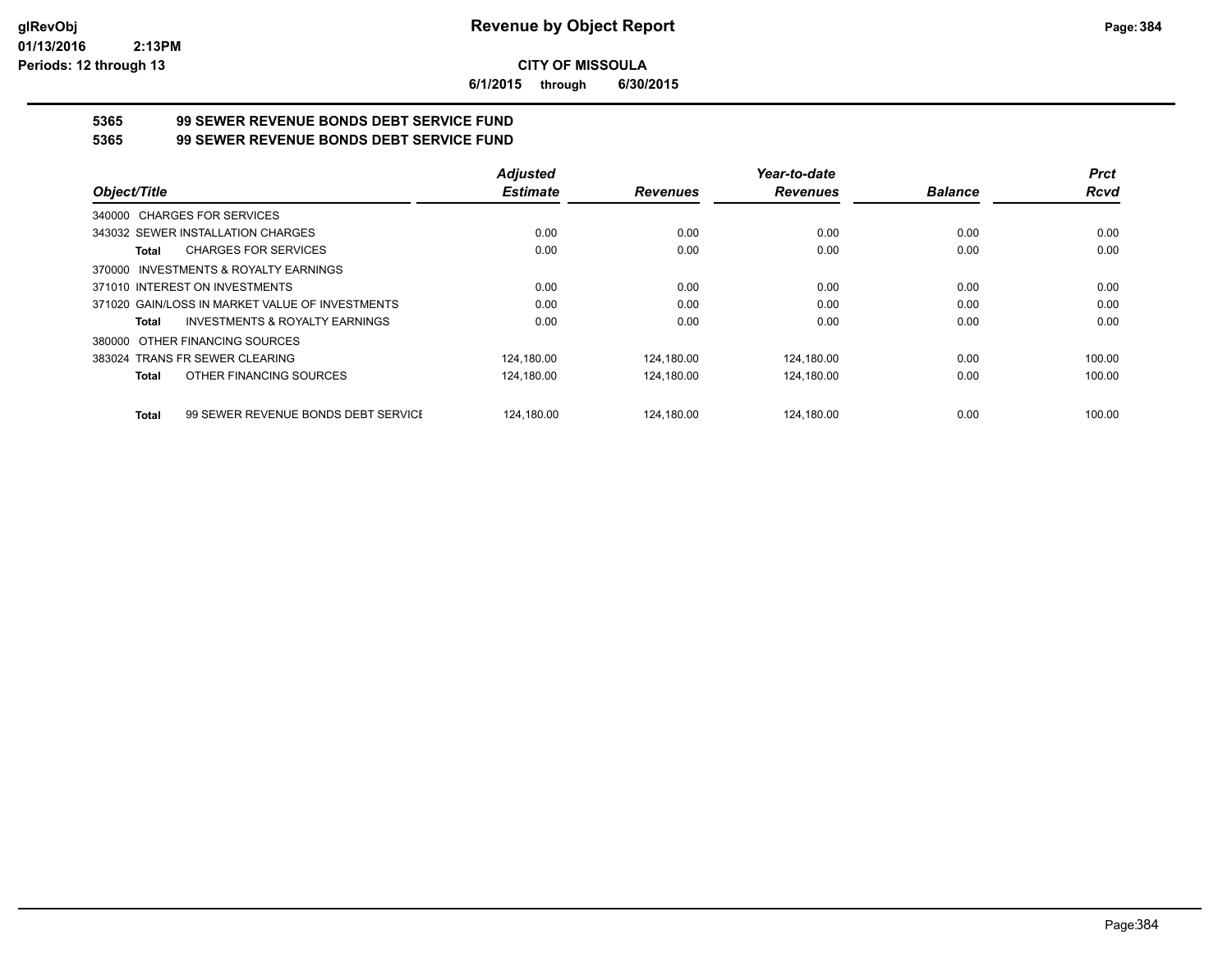**CITY OF MISSOULA**

**6/1/2015 through 6/30/2015**

## 5365 99 SEWER REVENUE BONDS DEBT SERVICE FUND
## 5365 99 SEWER REVENUE BONDS DEBT SERVICE FUND

| Object/Title | Adjusted Estimate | Revenues | Year-to-date Revenues | Balance | Prct Rcvd |
|---|---|---|---|---|---|
| 340000 CHARGES FOR SERVICES | | | | | |
| 343032 SEWER INSTALLATION CHARGES | 0.00 | 0.00 | 0.00 | 0.00 | 0.00 |
| **Total** CHARGES FOR SERVICES | 0.00 | 0.00 | 0.00 | 0.00 | 0.00 |
| 370000 INVESTMENTS & ROYALTY EARNINGS | | | | | |
| 371010 INTEREST ON INVESTMENTS | 0.00 | 0.00 | 0.00 | 0.00 | 0.00 |
| 371020 GAIN/LOSS IN MARKET VALUE OF INVESTMENTS | 0.00 | 0.00 | 0.00 | 0.00 | 0.00 |
| **Total** INVESTMENTS & ROYALTY EARNINGS | 0.00 | 0.00 | 0.00 | 0.00 | 0.00 |
| 380000 OTHER FINANCING SOURCES | | | | | |
| 383024 TRANS FR SEWER CLEARING | 124,180.00 | 124,180.00 | 124,180.00 | 0.00 | 100.00 |
| **Total** OTHER FINANCING SOURCES | 124,180.00 | 124,180.00 | 124,180.00 | 0.00 | 100.00 |
| **Total** 99 SEWER REVENUE BONDS DEBT SERVICE | 124,180.00 | 124,180.00 | 124,180.00 | 0.00 | 100.00 |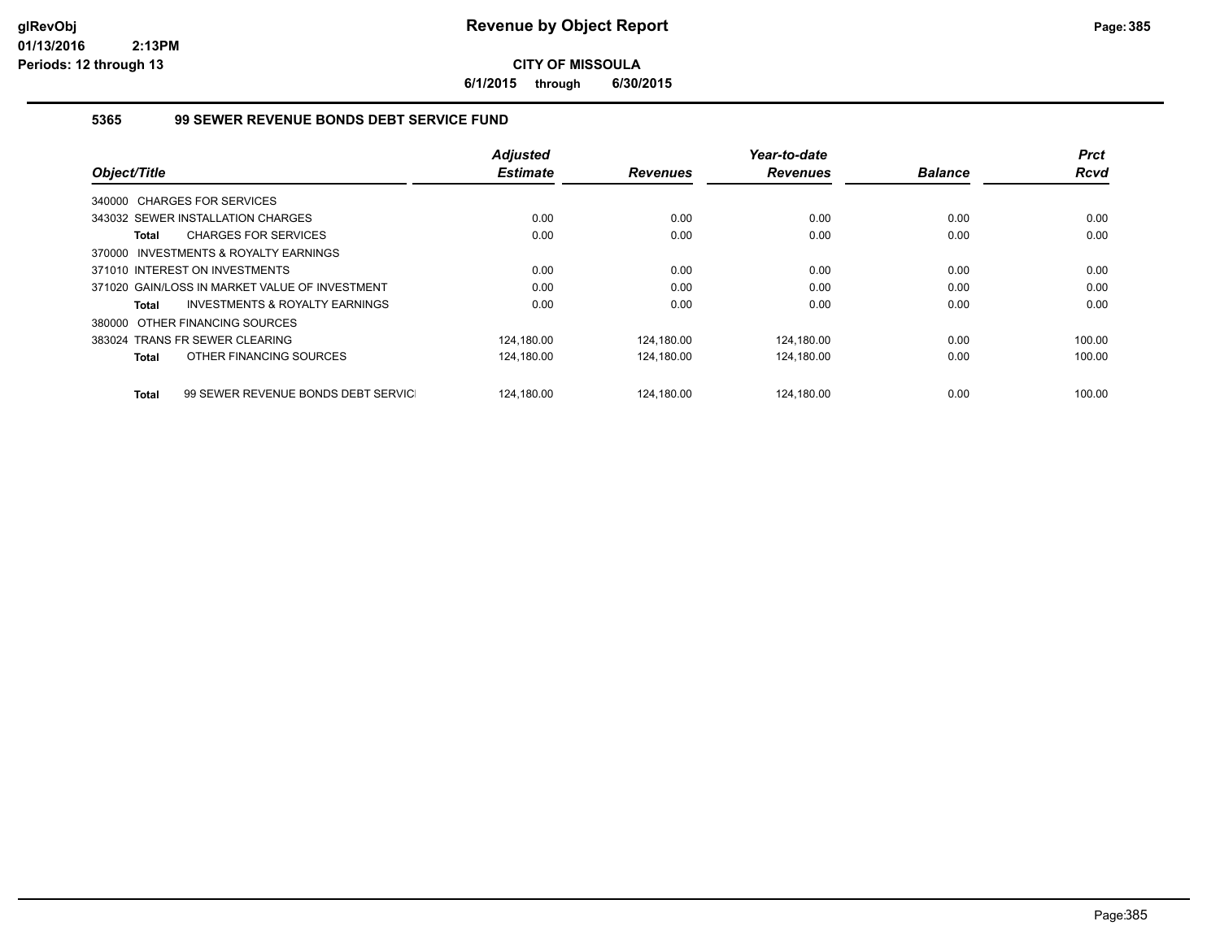**CITY OF MISSOULA**

**6/1/2015 through 6/30/2015**

## 5365 99 SEWER REVENUE BONDS DEBT SERVICE FUND

| Object/Title | Adjusted Estimate | Revenues | Year-to-date Revenues | Balance | Prct Rcvd |
|---|---|---|---|---|---|
| 340000 CHARGES FOR SERVICES | | | | | |
| 343032 SEWER INSTALLATION CHARGES | 0.00 | 0.00 | 0.00 | 0.00 | 0.00 |
| **Total** CHARGES FOR SERVICES | 0.00 | 0.00 | 0.00 | 0.00 | 0.00 |
| 370000 INVESTMENTS & ROYALTY EARNINGS | | | | | |
| 371010 INTEREST ON INVESTMENTS | 0.00 | 0.00 | 0.00 | 0.00 | 0.00 |
| 371020 GAIN/LOSS IN MARKET VALUE OF INVESTMENT | 0.00 | 0.00 | 0.00 | 0.00 | 0.00 |
| **Total** INVESTMENTS & ROYALTY EARNINGS | 0.00 | 0.00 | 0.00 | 0.00 | 0.00 |
| 380000 OTHER FINANCING SOURCES | | | | | |
| 383024 TRANS FR SEWER CLEARING | 124,180.00 | 124,180.00 | 124,180.00 | 0.00 | 100.00 |
| **Total** OTHER FINANCING SOURCES | 124,180.00 | 124,180.00 | 124,180.00 | 0.00 | 100.00 |
| **Total** 99 SEWER REVENUE BONDS DEBT SERVICI | 124,180.00 | 124,180.00 | 124,180.00 | 0.00 | 100.00 |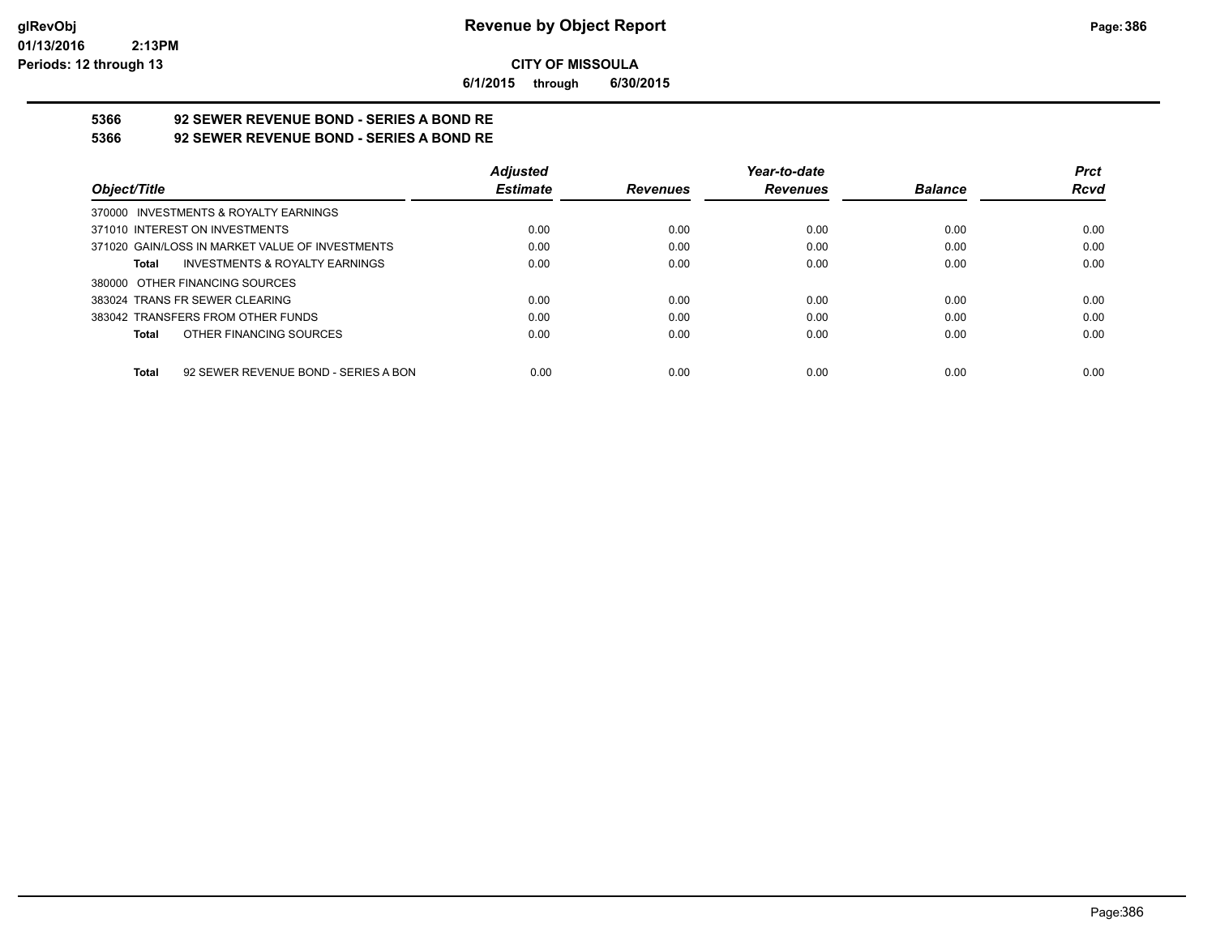**CITY OF MISSOULA**

**6/1/2015 through 6/30/2015**

**5366 92 SEWER REVENUE BOND - SERIES A BOND RE**

**5366 92 SEWER REVENUE BOND - SERIES A BOND RE**

| Object/Title | Adjusted Estimate | Revenues | Year-to-date Revenues | Balance | Prct Rcvd |
|---|---|---|---|---|---|
| 370000 INVESTMENTS & ROYALTY EARNINGS | | | | | |
| 371010 INTEREST ON INVESTMENTS | 0.00 | 0.00 | 0.00 | 0.00 | 0.00 |
| 371020 GAIN/LOSS IN MARKET VALUE OF INVESTMENTS | 0.00 | 0.00 | 0.00 | 0.00 | 0.00 |
| **Total** INVESTMENTS & ROYALTY EARNINGS | 0.00 | 0.00 | 0.00 | 0.00 | 0.00 |
| 380000 OTHER FINANCING SOURCES | | | | | |
| 383024 TRANS FR SEWER CLEARING | 0.00 | 0.00 | 0.00 | 0.00 | 0.00 |
| 383042 TRANSFERS FROM OTHER FUNDS | 0.00 | 0.00 | 0.00 | 0.00 | 0.00 |
| **Total** OTHER FINANCING SOURCES | 0.00 | 0.00 | 0.00 | 0.00 | 0.00 |
| **Total** 92 SEWER REVENUE BOND - SERIES A BON | 0.00 | 0.00 | 0.00 | 0.00 | 0.00 |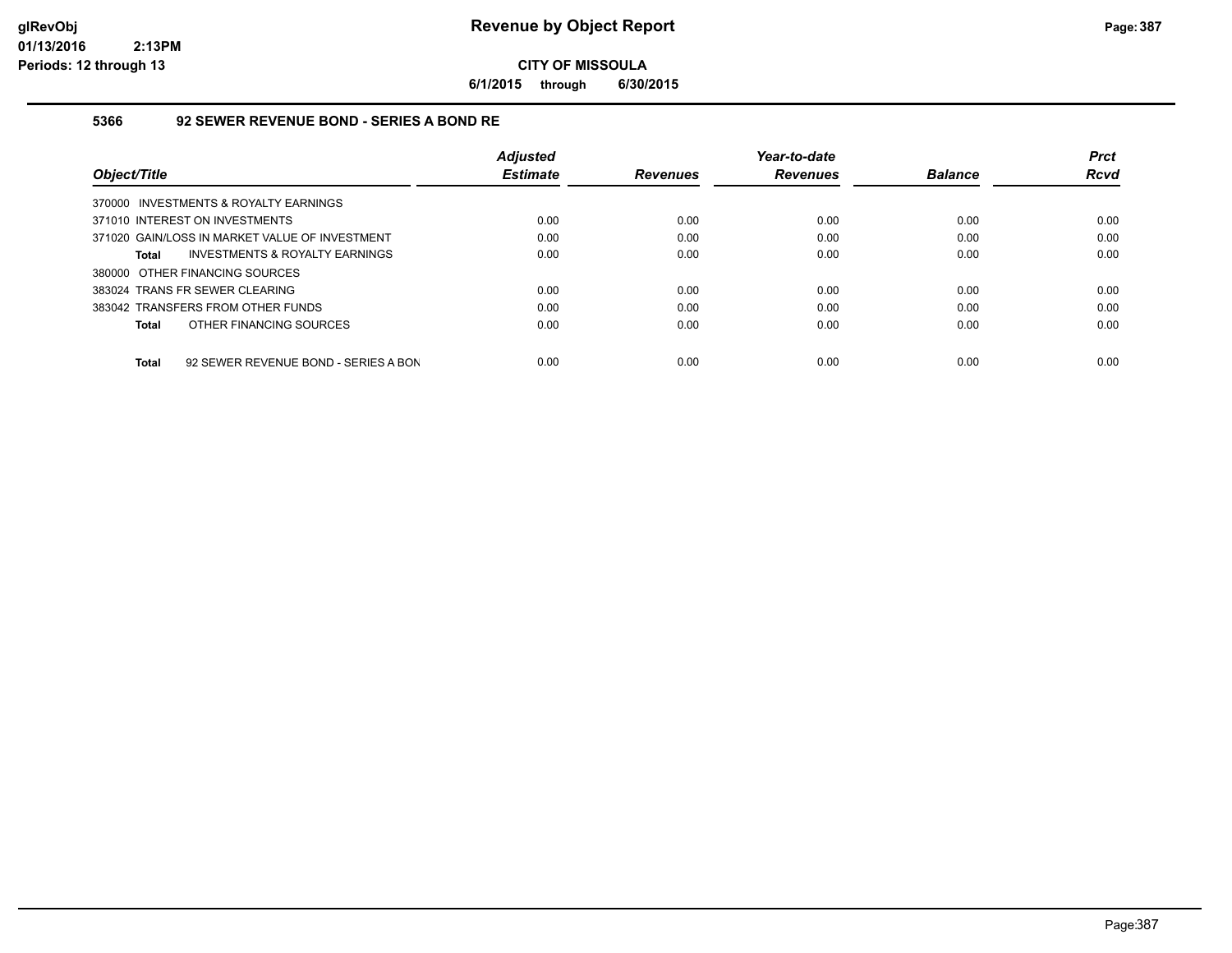# Revenue by Object Report

**CITY OF MISSOULA**

**6/1/2015 through 6/30/2015**

glRevObj
01/13/2016 2:13PM
Periods: 12 through 13

## 5366 92 SEWER REVENUE BOND - SERIES A BOND RE

| Object/Title | Adjusted Estimate | Revenues | Year-to-date Revenues | Balance | Prct Rcvd |
|---|---|---|---|---|---|
| 370000 INVESTMENTS & ROYALTY EARNINGS | | | | | |
| 371010 INTEREST ON INVESTMENTS | 0.00 | 0.00 | 0.00 | 0.00 | 0.00 |
| 371020 GAIN/LOSS IN MARKET VALUE OF INVESTMENT | 0.00 | 0.00 | 0.00 | 0.00 | 0.00 |
| **Total** INVESTMENTS & ROYALTY EARNINGS | 0.00 | 0.00 | 0.00 | 0.00 | 0.00 |
| 380000 OTHER FINANCING SOURCES | | | | | |
| 383024 TRANS FR SEWER CLEARING | 0.00 | 0.00 | 0.00 | 0.00 | 0.00 |
| 383042 TRANSFERS FROM OTHER FUNDS | 0.00 | 0.00 | 0.00 | 0.00 | 0.00 |
| **Total** OTHER FINANCING SOURCES | 0.00 | 0.00 | 0.00 | 0.00 | 0.00 |
| **Total** 92 SEWER REVENUE BOND - SERIES A BON | 0.00 | 0.00 | 0.00 | 0.00 | 0.00 |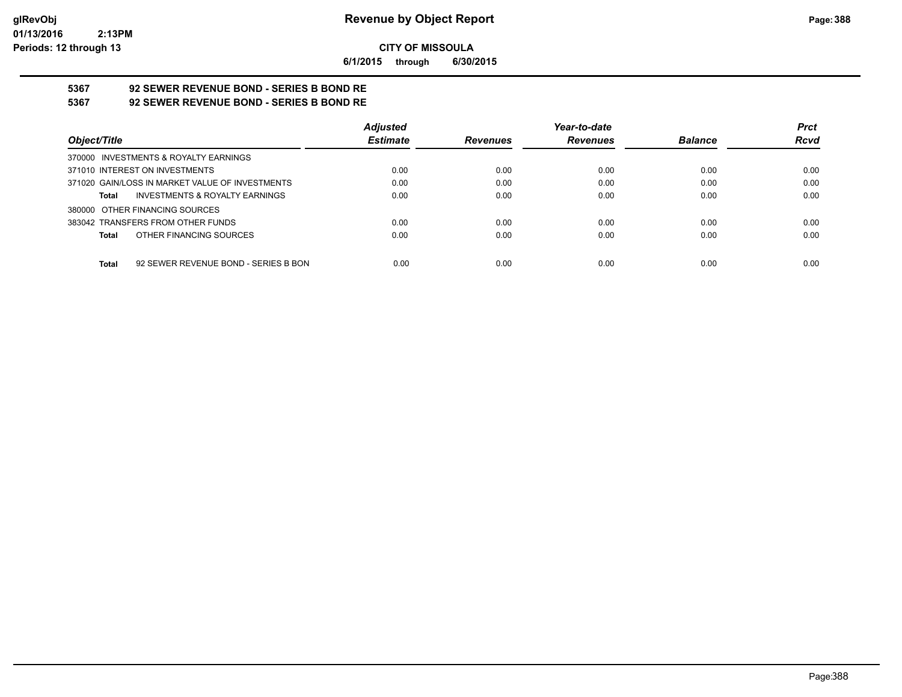# Revenue by Object Report

glRevObj
01/13/2016 2:13PM
Periods: 12 through 13

**CITY OF MISSOULA**

**6/1/2015 through 6/30/2015**

**5367 92 SEWER REVENUE BOND - SERIES B BOND RE**

**5367 92 SEWER REVENUE BOND - SERIES B BOND RE**

| Object/Title | Adjusted Estimate | Revenues | Year-to-date Revenues | Balance | Prct Rcvd |
|---|---|---|---|---|---|
| 370000 INVESTMENTS & ROYALTY EARNINGS | | | | | |
| 371010 INTEREST ON INVESTMENTS | 0.00 | 0.00 | 0.00 | 0.00 | 0.00 |
| 371020 GAIN/LOSS IN MARKET VALUE OF INVESTMENTS | 0.00 | 0.00 | 0.00 | 0.00 | 0.00 |
| **Total** INVESTMENTS & ROYALTY EARNINGS | 0.00 | 0.00 | 0.00 | 0.00 | 0.00 |
| 380000 OTHER FINANCING SOURCES | | | | | |
| 383042 TRANSFERS FROM OTHER FUNDS | 0.00 | 0.00 | 0.00 | 0.00 | 0.00 |
| **Total** OTHER FINANCING SOURCES | 0.00 | 0.00 | 0.00 | 0.00 | 0.00 |
| **Total** 92 SEWER REVENUE BOND - SERIES B BON | 0.00 | 0.00 | 0.00 | 0.00 | 0.00 |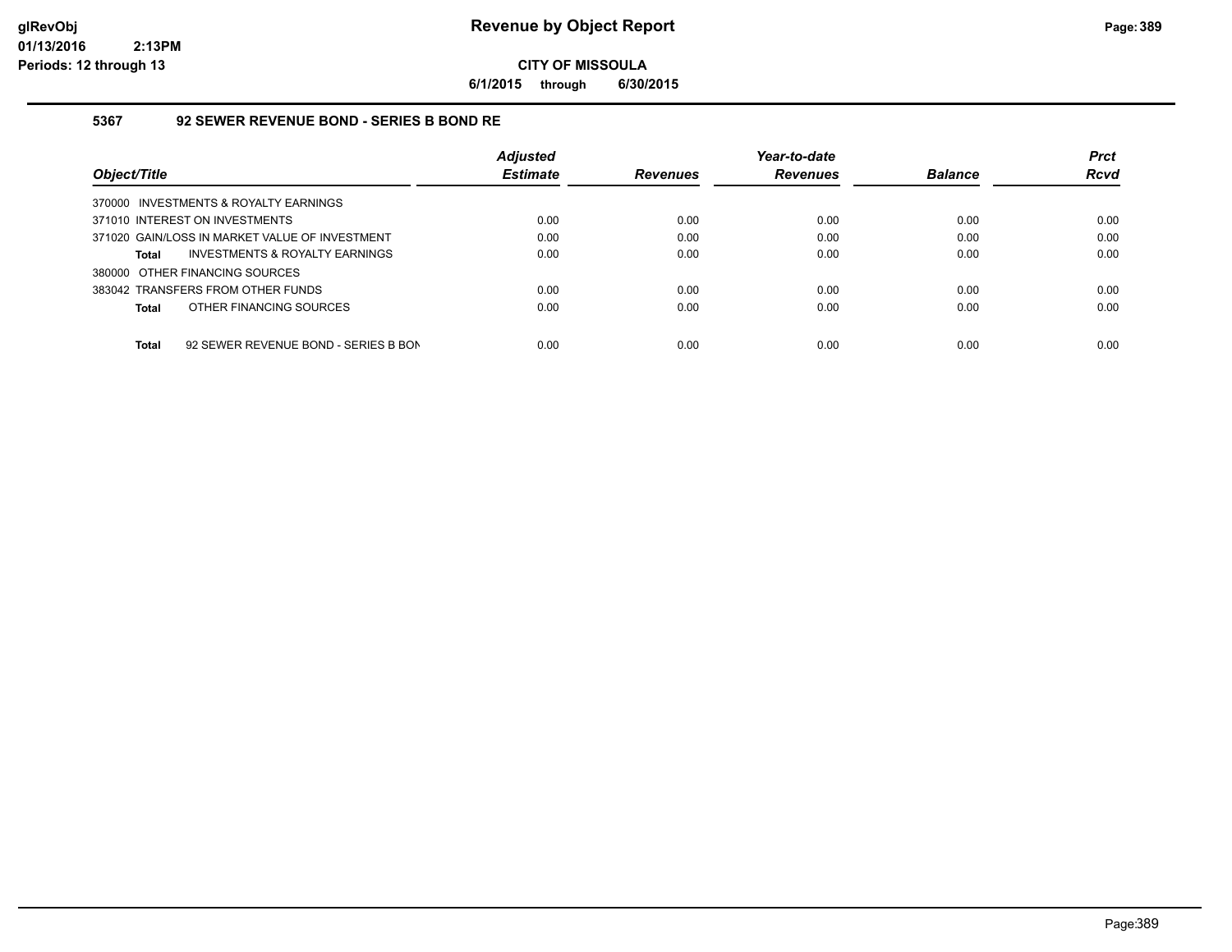**CITY OF MISSOULA**

**6/1/2015 through 6/30/2015**

### 5367 92 SEWER REVENUE BOND - SERIES B BOND RE

| Object/Title | Adjusted Estimate | Revenues | Year-to-date Revenues | Balance | Prct Rcvd |
|---|---|---|---|---|---|
| 370000 INVESTMENTS & ROYALTY EARNINGS | | | | | |
| 371010 INTEREST ON INVESTMENTS | 0.00 | 0.00 | 0.00 | 0.00 | 0.00 |
| 371020 GAIN/LOSS IN MARKET VALUE OF INVESTMENT | 0.00 | 0.00 | 0.00 | 0.00 | 0.00 |
| **Total** INVESTMENTS & ROYALTY EARNINGS | 0.00 | 0.00 | 0.00 | 0.00 | 0.00 |
| 380000 OTHER FINANCING SOURCES | | | | | |
| 383042 TRANSFERS FROM OTHER FUNDS | 0.00 | 0.00 | 0.00 | 0.00 | 0.00 |
| **Total** OTHER FINANCING SOURCES | 0.00 | 0.00 | 0.00 | 0.00 | 0.00 |
| **Total** 92 SEWER REVENUE BOND - SERIES B BON | 0.00 | 0.00 | 0.00 | 0.00 | 0.00 |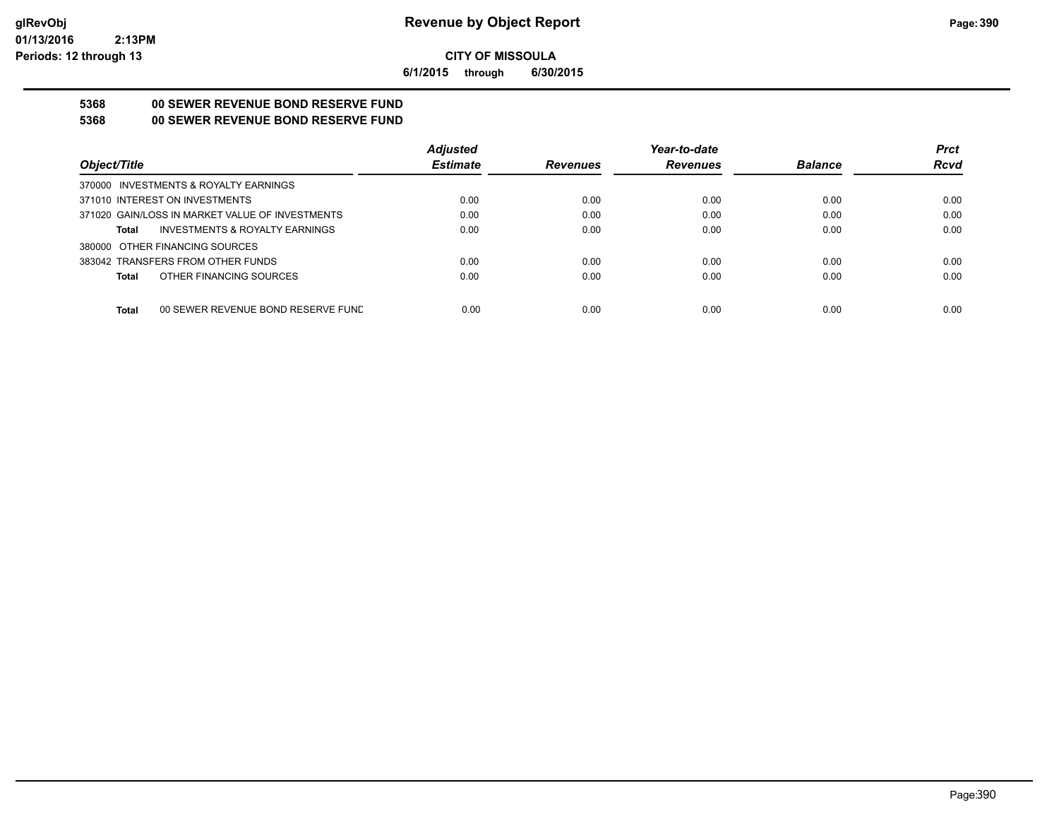**CITY OF MISSOULA**

**6/1/2015 through 6/30/2015**

## 5368 00 SEWER REVENUE BOND RESERVE FUND

## 5368 00 SEWER REVENUE BOND RESERVE FUND

| Object/Title | Adjusted Estimate | Revenues | Year-to-date Revenues | Balance | Prct Rcvd |
|---|---|---|---|---|---|
| 370000 INVESTMENTS & ROYALTY EARNINGS | | | | | |
| 371010 INTEREST ON INVESTMENTS | 0.00 | 0.00 | 0.00 | 0.00 | 0.00 |
| 371020 GAIN/LOSS IN MARKET VALUE OF INVESTMENTS | 0.00 | 0.00 | 0.00 | 0.00 | 0.00 |
| **Total** INVESTMENTS & ROYALTY EARNINGS | 0.00 | 0.00 | 0.00 | 0.00 | 0.00 |
| 380000 OTHER FINANCING SOURCES | | | | | |
| 383042 TRANSFERS FROM OTHER FUNDS | 0.00 | 0.00 | 0.00 | 0.00 | 0.00 |
| **Total** OTHER FINANCING SOURCES | 0.00 | 0.00 | 0.00 | 0.00 | 0.00 |
| **Total** 00 SEWER REVENUE BOND RESERVE FUND | 0.00 | 0.00 | 0.00 | 0.00 | 0.00 |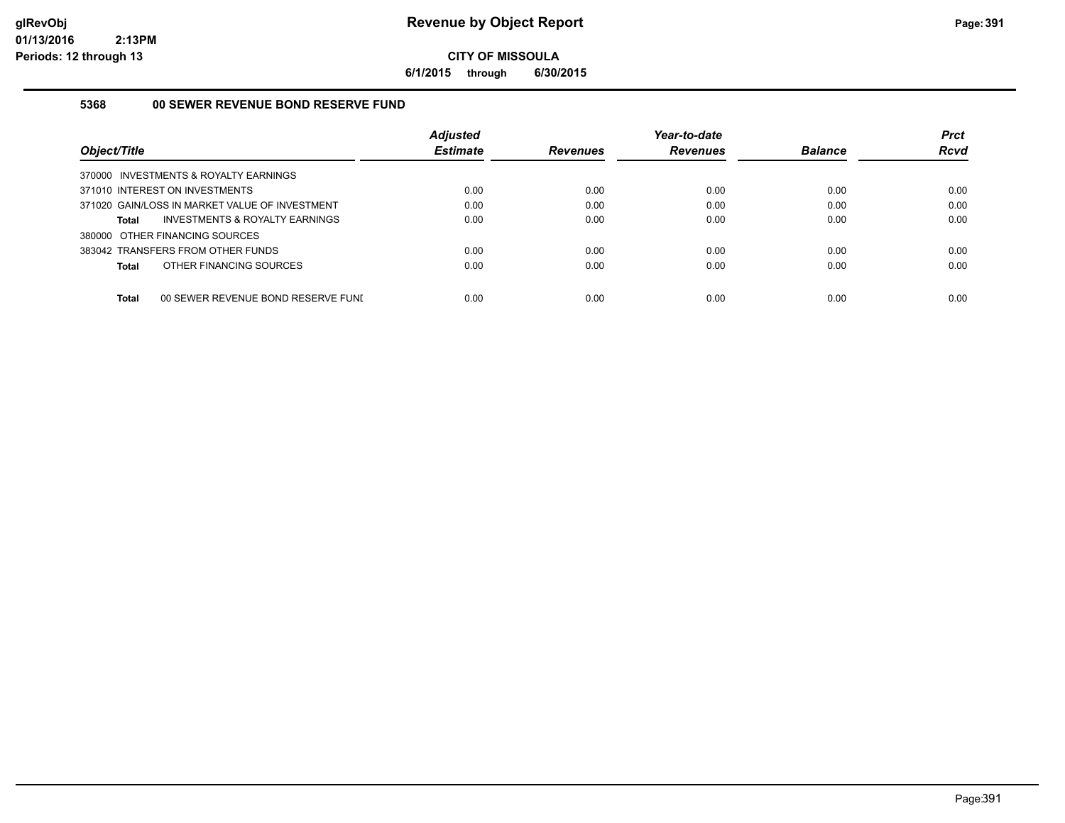# Revenue by Object Report

**CITY OF MISSOULA**

**6/1/2015 through 6/30/2015**

glRevObj
01/13/2016 2:13PM
Periods: 12 through 13

### 5368 00 SEWER REVENUE BOND RESERVE FUND

| Object/Title | Adjusted Estimate | Revenues | Year-to-date Revenues | Balance | Prct Rcvd |
|---|---|---|---|---|---|
| 370000 INVESTMENTS & ROYALTY EARNINGS | | | | | |
| 371010 INTEREST ON INVESTMENTS | 0.00 | 0.00 | 0.00 | 0.00 | 0.00 |
| 371020 GAIN/LOSS IN MARKET VALUE OF INVESTMENT | 0.00 | 0.00 | 0.00 | 0.00 | 0.00 |
| **Total** INVESTMENTS & ROYALTY EARNINGS | 0.00 | 0.00 | 0.00 | 0.00 | 0.00 |
| 380000 OTHER FINANCING SOURCES | | | | | |
| 383042 TRANSFERS FROM OTHER FUNDS | 0.00 | 0.00 | 0.00 | 0.00 | 0.00 |
| **Total** OTHER FINANCING SOURCES | 0.00 | 0.00 | 0.00 | 0.00 | 0.00 |
| **Total** 00 SEWER REVENUE BOND RESERVE FUNI | 0.00 | 0.00 | 0.00 | 0.00 | 0.00 |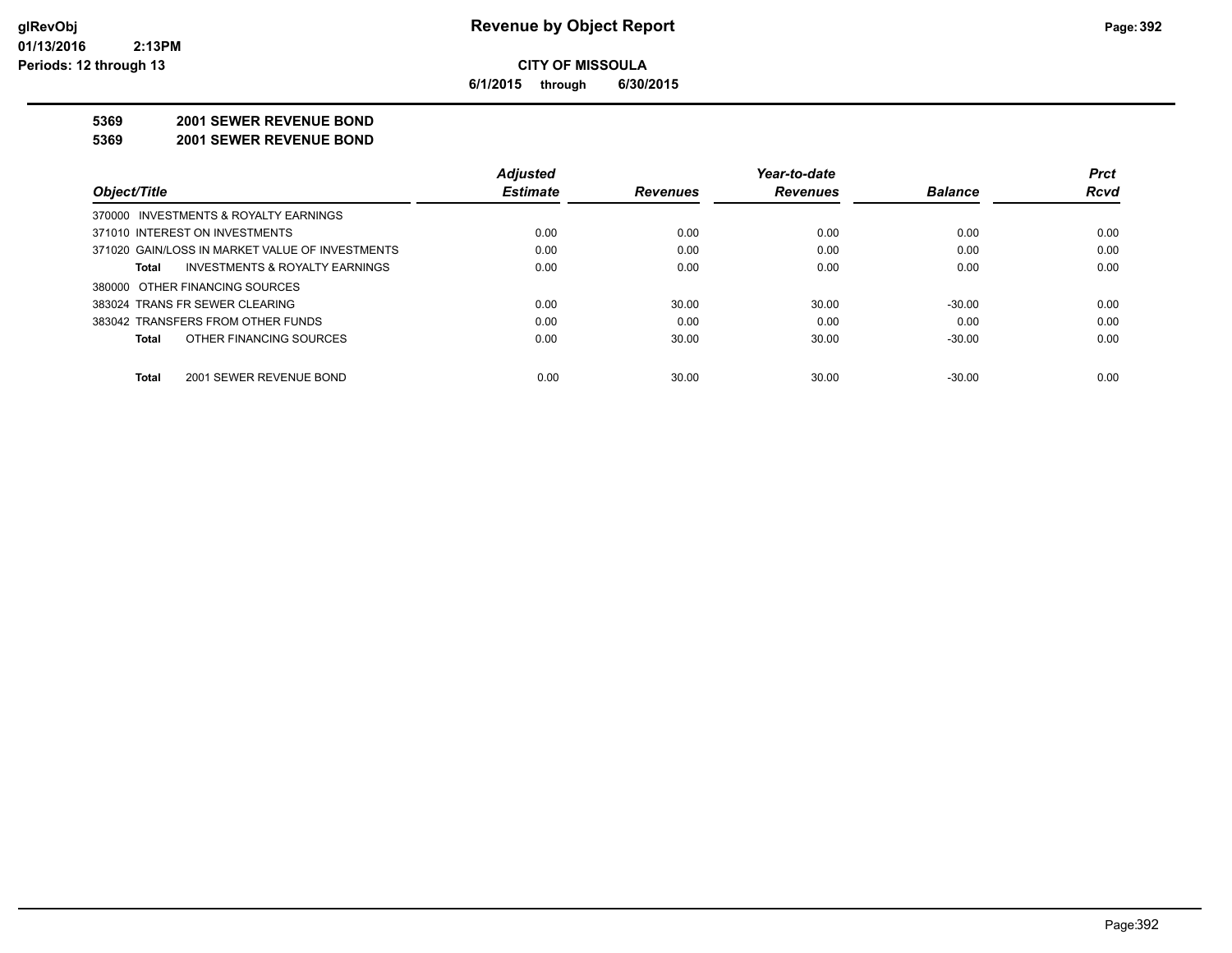**CITY OF MISSOULA**

**6/1/2015 through 6/30/2015**

**5369 2001 SEWER REVENUE BOND**

**5369 2001 SEWER REVENUE BOND**

| Object/Title | Adjusted Estimate | Revenues | Year-to-date Revenues | Balance | Prct Rcvd |
|---|---|---|---|---|---|
| 370000 INVESTMENTS & ROYALTY EARNINGS | | | | | |
| 371010 INTEREST ON INVESTMENTS | 0.00 | 0.00 | 0.00 | 0.00 | 0.00 |
| 371020 GAIN/LOSS IN MARKET VALUE OF INVESTMENTS | 0.00 | 0.00 | 0.00 | 0.00 | 0.00 |
| **Total** INVESTMENTS & ROYALTY EARNINGS | 0.00 | 0.00 | 0.00 | 0.00 | 0.00 |
| 380000 OTHER FINANCING SOURCES | | | | | |
| 383024 TRANS FR SEWER CLEARING | 0.00 | 30.00 | 30.00 | -30.00 | 0.00 |
| 383042 TRANSFERS FROM OTHER FUNDS | 0.00 | 0.00 | 0.00 | 0.00 | 0.00 |
| **Total** OTHER FINANCING SOURCES | 0.00 | 30.00 | 30.00 | -30.00 | 0.00 |
| **Total** 2001 SEWER REVENUE BOND | 0.00 | 30.00 | 30.00 | -30.00 | 0.00 |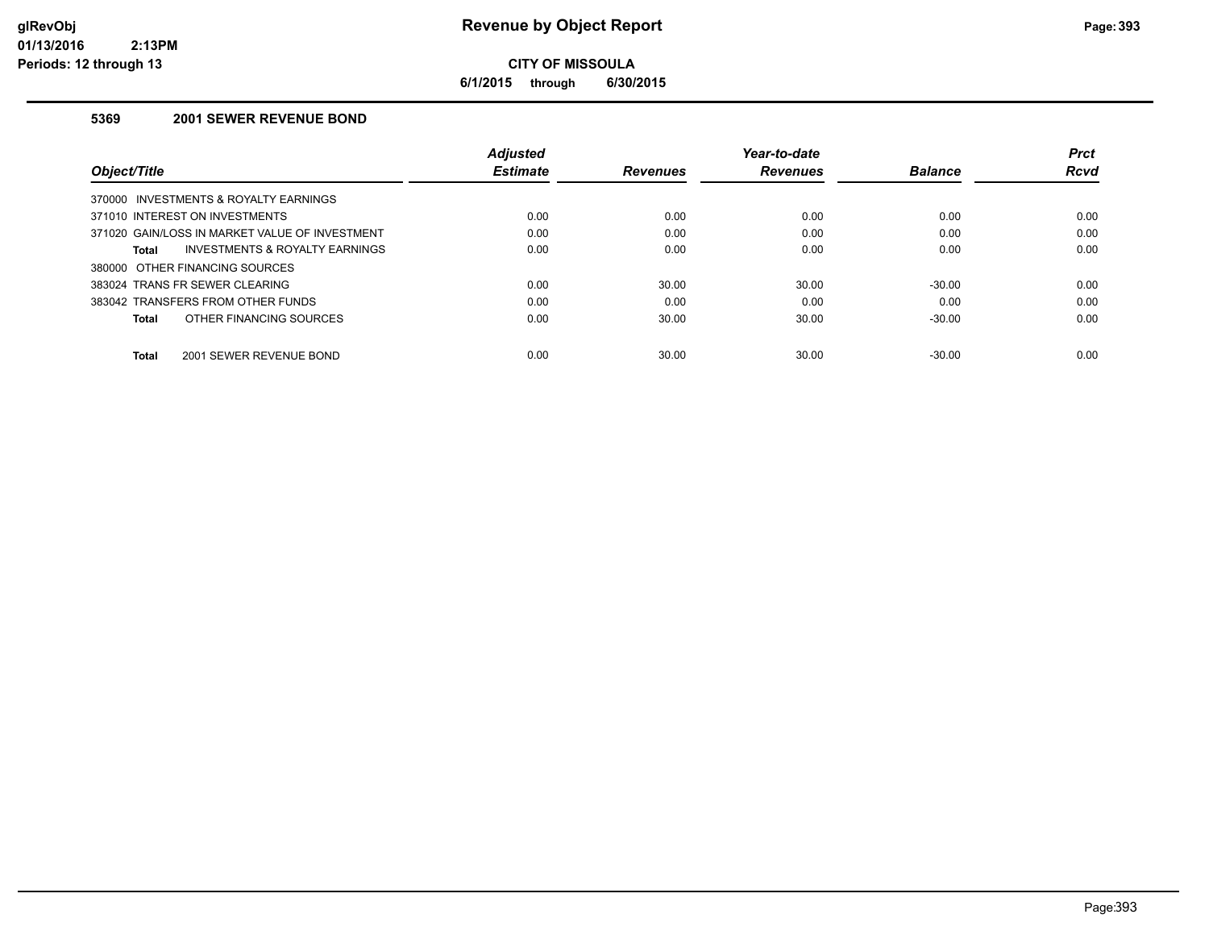# Revenue by Object Report

**CITY OF MISSOULA**

**6/1/2015 through 6/30/2015**

### 5369 2001 SEWER REVENUE BOND

| Object/Title | Adjusted Estimate | Revenues | Year-to-date Revenues | Balance | Prct Rcvd |
|---|---|---|---|---|---|
| 370000 INVESTMENTS & ROYALTY EARNINGS | | | | | |
| 371010 INTEREST ON INVESTMENTS | 0.00 | 0.00 | 0.00 | 0.00 | 0.00 |
| 371020 GAIN/LOSS IN MARKET VALUE OF INVESTMENT | 0.00 | 0.00 | 0.00 | 0.00 | 0.00 |
| **Total** INVESTMENTS & ROYALTY EARNINGS | 0.00 | 0.00 | 0.00 | 0.00 | 0.00 |
| 380000 OTHER FINANCING SOURCES | | | | | |
| 383024 TRANS FR SEWER CLEARING | 0.00 | 30.00 | 30.00 | -30.00 | 0.00 |
| 383042 TRANSFERS FROM OTHER FUNDS | 0.00 | 0.00 | 0.00 | 0.00 | 0.00 |
| **Total** OTHER FINANCING SOURCES | 0.00 | 30.00 | 30.00 | -30.00 | 0.00 |
| **Total** 2001 SEWER REVENUE BOND | 0.00 | 30.00 | 30.00 | -30.00 | 0.00 |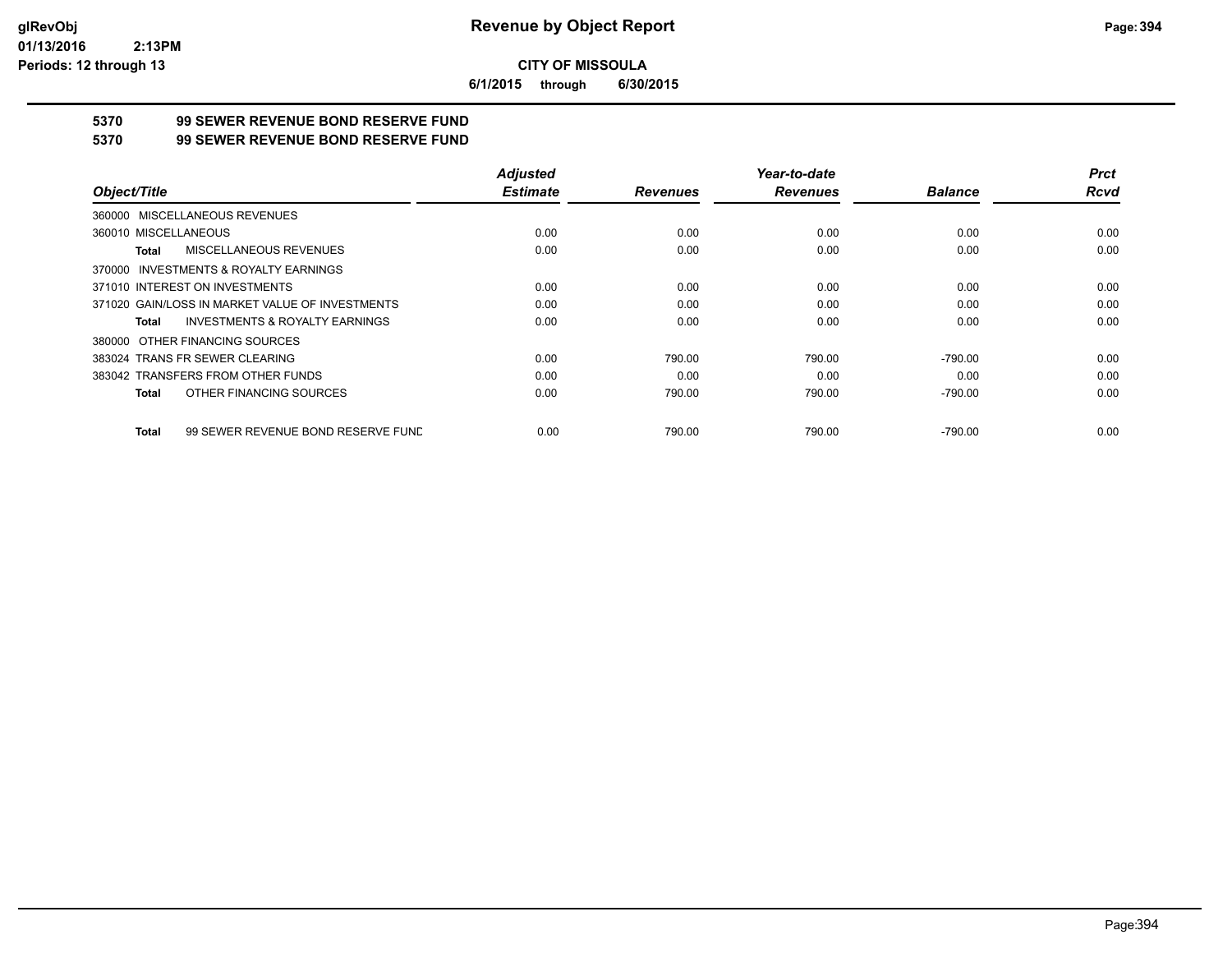**CITY OF MISSOULA**

**6/1/2015 through 6/30/2015**

## 5370 99 SEWER REVENUE BOND RESERVE FUND
## 5370 99 SEWER REVENUE BOND RESERVE FUND

| Object/Title | Adjusted Estimate | Revenues | Year-to-date Revenues | Balance | Prct Rcvd |
|---|---|---|---|---|---|
| 360000 MISCELLANEOUS REVENUES | | | | | |
| 360010 MISCELLANEOUS | 0.00 | 0.00 | 0.00 | 0.00 | 0.00 |
| **Total** MISCELLANEOUS REVENUES | 0.00 | 0.00 | 0.00 | 0.00 | 0.00 |
| 370000 INVESTMENTS & ROYALTY EARNINGS | | | | | |
| 371010 INTEREST ON INVESTMENTS | 0.00 | 0.00 | 0.00 | 0.00 | 0.00 |
| 371020 GAIN/LOSS IN MARKET VALUE OF INVESTMENTS | 0.00 | 0.00 | 0.00 | 0.00 | 0.00 |
| **Total** INVESTMENTS & ROYALTY EARNINGS | 0.00 | 0.00 | 0.00 | 0.00 | 0.00 |
| 380000 OTHER FINANCING SOURCES | | | | | |
| 383024 TRANS FR SEWER CLEARING | 0.00 | 790.00 | 790.00 | -790.00 | 0.00 |
| 383042 TRANSFERS FROM OTHER FUNDS | 0.00 | 0.00 | 0.00 | 0.00 | 0.00 |
| **Total** OTHER FINANCING SOURCES | 0.00 | 790.00 | 790.00 | -790.00 | 0.00 |
| **Total** 99 SEWER REVENUE BOND RESERVE FUND | 0.00 | 790.00 | 790.00 | -790.00 | 0.00 |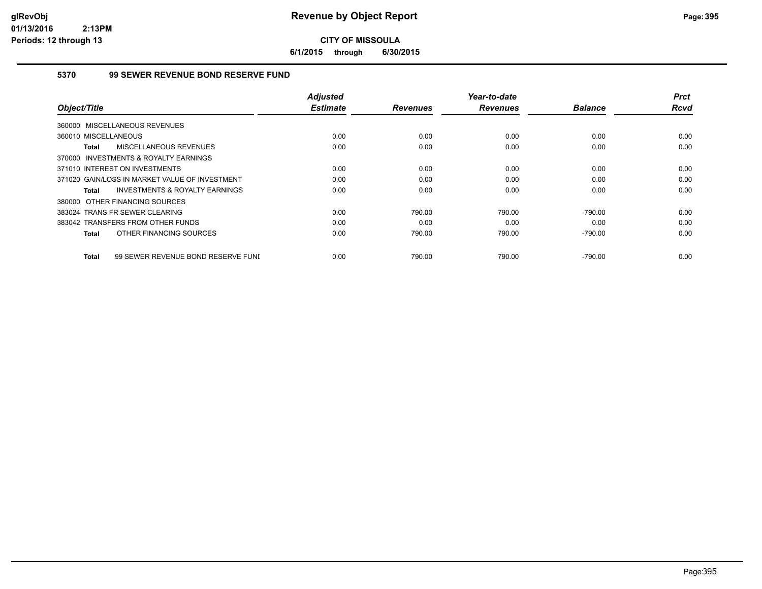# Revenue by Object Report

**CITY OF MISSOULA**

**6/1/2015 through 6/30/2015**

### 5370 99 SEWER REVENUE BOND RESERVE FUND

| Object/Title | Adjusted Estimate | Revenues | Year-to-date Revenues | Balance | Prct Rcvd |
|---|---|---|---|---|---|
| 360000 MISCELLANEOUS REVENUES | | | | | |
| 360010 MISCELLANEOUS | 0.00 | 0.00 | 0.00 | 0.00 | 0.00 |
| **Total** MISCELLANEOUS REVENUES | 0.00 | 0.00 | 0.00 | 0.00 | 0.00 |
| 370000 INVESTMENTS & ROYALTY EARNINGS | | | | | |
| 371010 INTEREST ON INVESTMENTS | 0.00 | 0.00 | 0.00 | 0.00 | 0.00 |
| 371020 GAIN/LOSS IN MARKET VALUE OF INVESTMENT | 0.00 | 0.00 | 0.00 | 0.00 | 0.00 |
| **Total** INVESTMENTS & ROYALTY EARNINGS | 0.00 | 0.00 | 0.00 | 0.00 | 0.00 |
| 380000 OTHER FINANCING SOURCES | | | | | |
| 383024 TRANS FR SEWER CLEARING | 0.00 | 790.00 | 790.00 | -790.00 | 0.00 |
| 383042 TRANSFERS FROM OTHER FUNDS | 0.00 | 0.00 | 0.00 | 0.00 | 0.00 |
| **Total** OTHER FINANCING SOURCES | 0.00 | 790.00 | 790.00 | -790.00 | 0.00 |
| **Total** 99 SEWER REVENUE BOND RESERVE FUNI | 0.00 | 790.00 | 790.00 | -790.00 | 0.00 |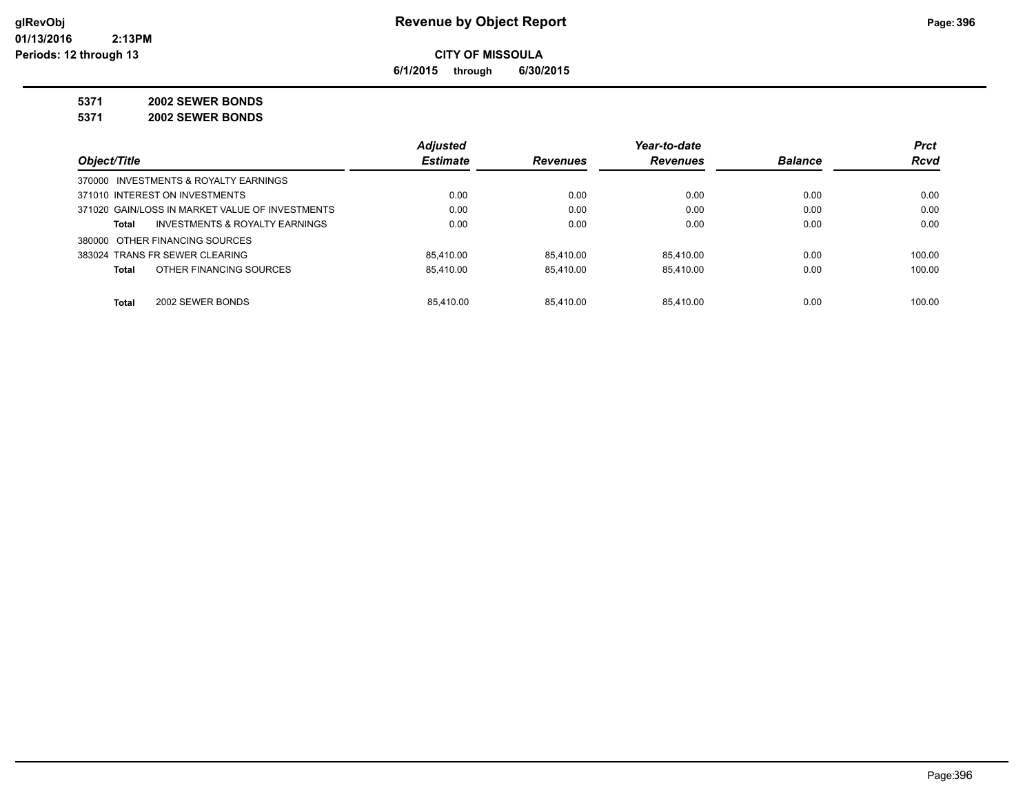# Revenue by Object Report

**CITY OF MISSOULA**

**6/1/2015 through 6/30/2015**

glRevObj
01/13/2016 2:13PM
Periods: 12 through 13

**5371 2002 SEWER BONDS**

**5371 2002 SEWER BONDS**

| Object/Title | Adjusted Estimate | Revenues | Year-to-date Revenues | Balance | Prct Rcvd |
|---|---|---|---|---|---|
| 370000 INVESTMENTS & ROYALTY EARNINGS | | | | | |
| 371010 INTEREST ON INVESTMENTS | 0.00 | 0.00 | 0.00 | 0.00 | 0.00 |
| 371020 GAIN/LOSS IN MARKET VALUE OF INVESTMENTS | 0.00 | 0.00 | 0.00 | 0.00 | 0.00 |
| **Total** INVESTMENTS & ROYALTY EARNINGS | 0.00 | 0.00 | 0.00 | 0.00 | 0.00 |
| 380000 OTHER FINANCING SOURCES | | | | | |
| 383024 TRANS FR SEWER CLEARING | 85,410.00 | 85,410.00 | 85,410.00 | 0.00 | 100.00 |
| **Total** OTHER FINANCING SOURCES | 85,410.00 | 85,410.00 | 85,410.00 | 0.00 | 100.00 |
| **Total** 2002 SEWER BONDS | 85,410.00 | 85,410.00 | 85,410.00 | 0.00 | 100.00 |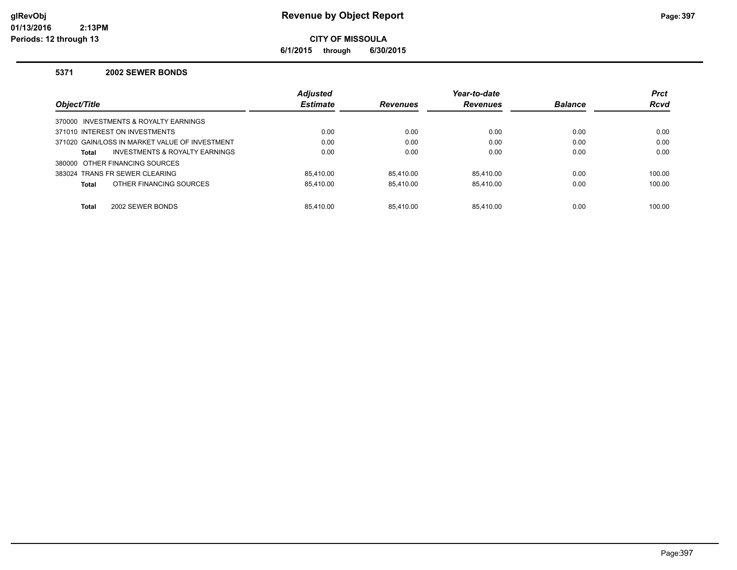# Revenue by Object Report

**CITY OF MISSOULA**

**6/1/2015 through 6/30/2015**

glRevObj
01/13/2016 2:13PM
Periods: 12 through 13

### 5371 2002 SEWER BONDS

| Object/Title | Adjusted Estimate | Revenues | Year-to-date Revenues | Balance | Prct Rcvd |
|---|---|---|---|---|---|
| 370000 INVESTMENTS & ROYALTY EARNINGS | | | | | |
| 371010 INTEREST ON INVESTMENTS | 0.00 | 0.00 | 0.00 | 0.00 | 0.00 |
| 371020 GAIN/LOSS IN MARKET VALUE OF INVESTMENT | 0.00 | 0.00 | 0.00 | 0.00 | 0.00 |
| **Total** INVESTMENTS & ROYALTY EARNINGS | 0.00 | 0.00 | 0.00 | 0.00 | 0.00 |
| 380000 OTHER FINANCING SOURCES | | | | | |
| 383024 TRANS FR SEWER CLEARING | 85,410.00 | 85,410.00 | 85,410.00 | 0.00 | 100.00 |
| **Total** OTHER FINANCING SOURCES | 85,410.00 | 85,410.00 | 85,410.00 | 0.00 | 100.00 |
| **Total** 2002 SEWER BONDS | 85,410.00 | 85,410.00 | 85,410.00 | 0.00 | 100.00 |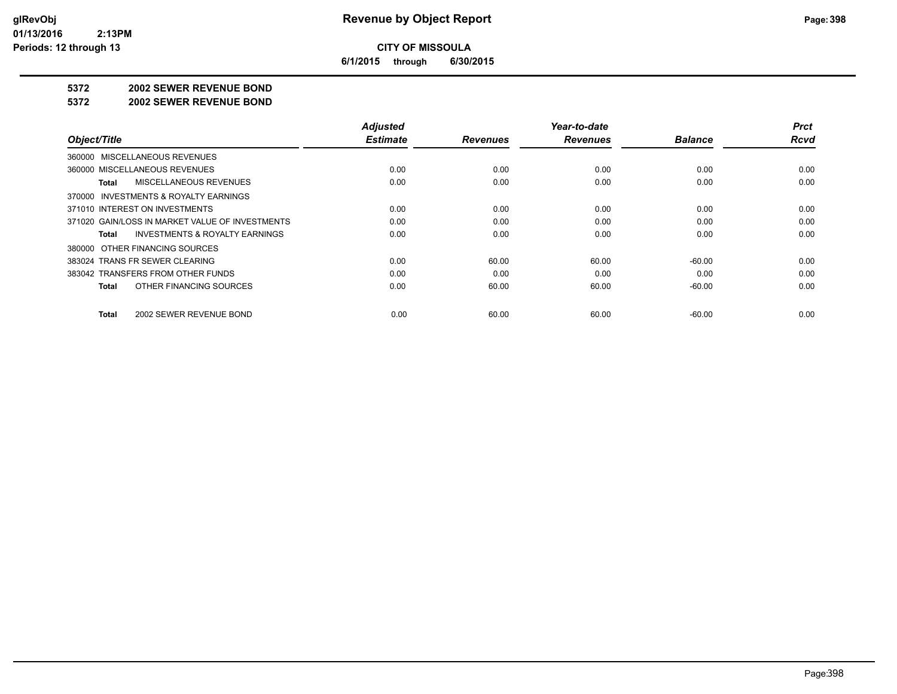# Revenue by Object Report

**CITY OF MISSOULA**

**6/1/2015 through 6/30/2015**

glRevObj
01/13/2016 2:13PM
Periods: 12 through 13

## 5372 2002 SEWER REVENUE BOND

## 5372 2002 SEWER REVENUE BOND

| Object/Title | Adjusted Estimate | Revenues | Year-to-date Revenues | Balance | Prct Rcvd |
|---|---|---|---|---|---|
| 360000 MISCELLANEOUS REVENUES | | | | | |
| 360000 MISCELLANEOUS REVENUES | 0.00 | 0.00 | 0.00 | 0.00 | 0.00 |
| **Total** MISCELLANEOUS REVENUES | 0.00 | 0.00 | 0.00 | 0.00 | 0.00 |
| 370000 INVESTMENTS & ROYALTY EARNINGS | | | | | |
| 371010 INTEREST ON INVESTMENTS | 0.00 | 0.00 | 0.00 | 0.00 | 0.00 |
| 371020 GAIN/LOSS IN MARKET VALUE OF INVESTMENTS | 0.00 | 0.00 | 0.00 | 0.00 | 0.00 |
| **Total** INVESTMENTS & ROYALTY EARNINGS | 0.00 | 0.00 | 0.00 | 0.00 | 0.00 |
| 380000 OTHER FINANCING SOURCES | | | | | |
| 383024 TRANS FR SEWER CLEARING | 0.00 | 60.00 | 60.00 | -60.00 | 0.00 |
| 383042 TRANSFERS FROM OTHER FUNDS | 0.00 | 0.00 | 0.00 | 0.00 | 0.00 |
| **Total** OTHER FINANCING SOURCES | 0.00 | 60.00 | 60.00 | -60.00 | 0.00 |
| **Total** 2002 SEWER REVENUE BOND | 0.00 | 60.00 | 60.00 | -60.00 | 0.00 |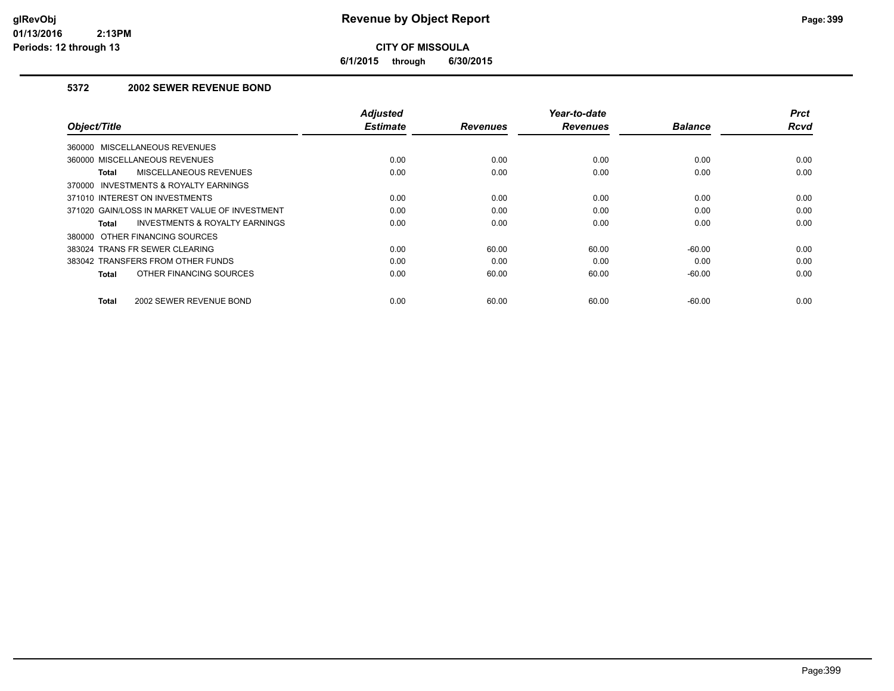**CITY OF MISSOULA**

**6/1/2015 through 6/30/2015**

## 5372 2002 SEWER REVENUE BOND

| Object/Title | Adjusted Estimate | Revenues | Year-to-date Revenues | Balance | Prct Rcvd |
|---|---|---|---|---|---|
| 360000 MISCELLANEOUS REVENUES | | | | | |
| 360000 MISCELLANEOUS REVENUES | 0.00 | 0.00 | 0.00 | 0.00 | 0.00 |
| **Total** MISCELLANEOUS REVENUES | 0.00 | 0.00 | 0.00 | 0.00 | 0.00 |
| 370000 INVESTMENTS & ROYALTY EARNINGS | | | | | |
| 371010 INTEREST ON INVESTMENTS | 0.00 | 0.00 | 0.00 | 0.00 | 0.00 |
| 371020 GAIN/LOSS IN MARKET VALUE OF INVESTMENT | 0.00 | 0.00 | 0.00 | 0.00 | 0.00 |
| **Total** INVESTMENTS & ROYALTY EARNINGS | 0.00 | 0.00 | 0.00 | 0.00 | 0.00 |
| 380000 OTHER FINANCING SOURCES | | | | | |
| 383024 TRANS FR SEWER CLEARING | 0.00 | 60.00 | 60.00 | -60.00 | 0.00 |
| 383042 TRANSFERS FROM OTHER FUNDS | 0.00 | 0.00 | 0.00 | 0.00 | 0.00 |
| **Total** OTHER FINANCING SOURCES | 0.00 | 60.00 | 60.00 | -60.00 | 0.00 |
| **Total** 2002 SEWER REVENUE BOND | 0.00 | 60.00 | 60.00 | -60.00 | 0.00 |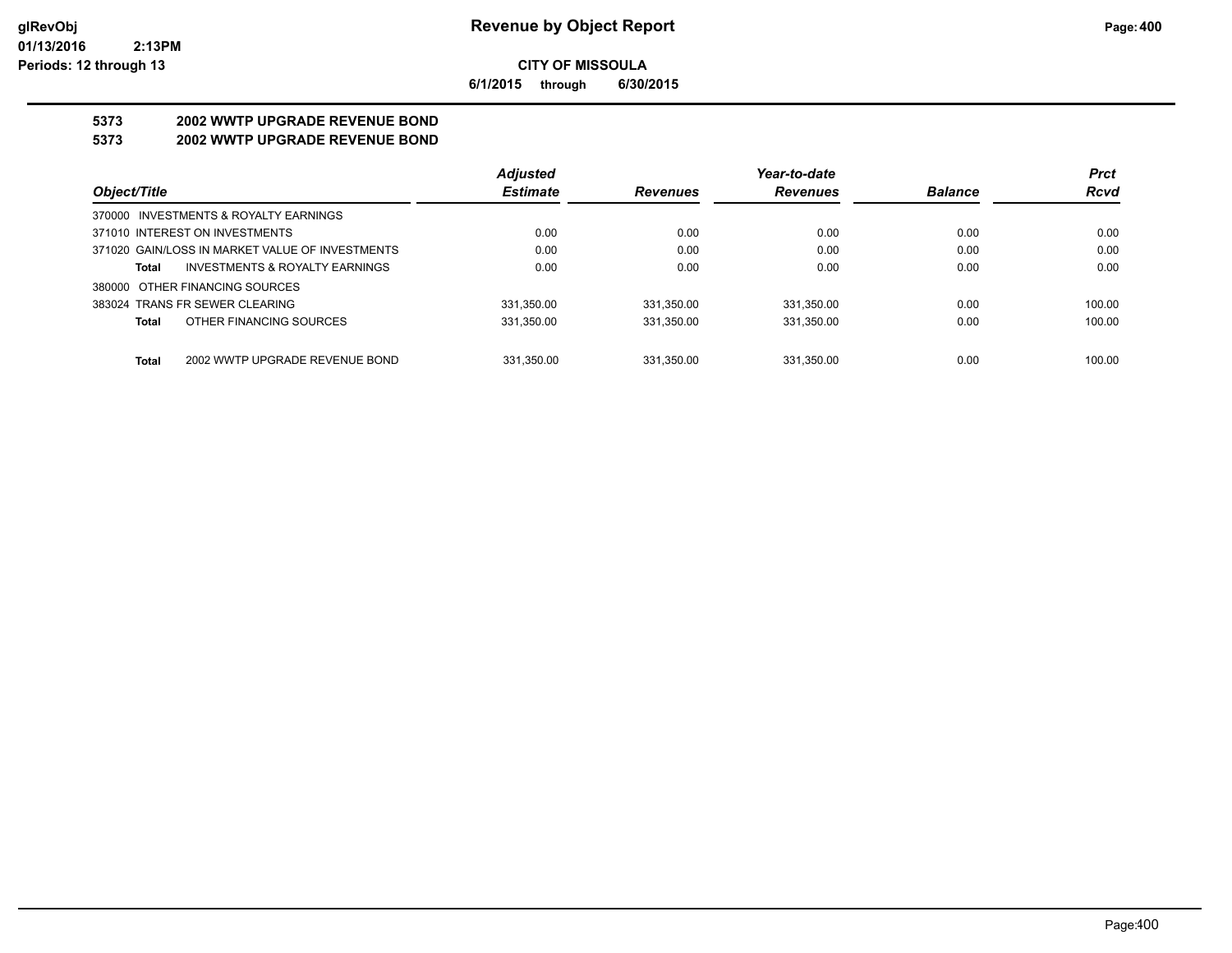**CITY OF MISSOULA**

**6/1/2015 through 6/30/2015**

**5373 2002 WWTP UPGRADE REVENUE BOND**

**5373 2002 WWTP UPGRADE REVENUE BOND**

| Object/Title | | Adjusted Estimate | Revenues | Year-to-date Revenues | Balance | Prct Rcvd |
|---|---|---|---|---|---|---|
| 370000 INVESTMENTS & ROYALTY EARNINGS | | | | | | |
| 371010 INTEREST ON INVESTMENTS | | 0.00 | 0.00 | 0.00 | 0.00 | 0.00 |
| 371020 GAIN/LOSS IN MARKET VALUE OF INVESTMENTS | | 0.00 | 0.00 | 0.00 | 0.00 | 0.00 |
| Total | INVESTMENTS & ROYALTY EARNINGS | 0.00 | 0.00 | 0.00 | 0.00 | 0.00 |
| 380000 OTHER FINANCING SOURCES | | | | | | |
| 383024 TRANS FR SEWER CLEARING | | 331,350.00 | 331,350.00 | 331,350.00 | 0.00 | 100.00 |
| Total | OTHER FINANCING SOURCES | 331,350.00 | 331,350.00 | 331,350.00 | 0.00 | 100.00 |
| Total | 2002 WWTP UPGRADE REVENUE BOND | 331,350.00 | 331,350.00 | 331,350.00 | 0.00 | 100.00 |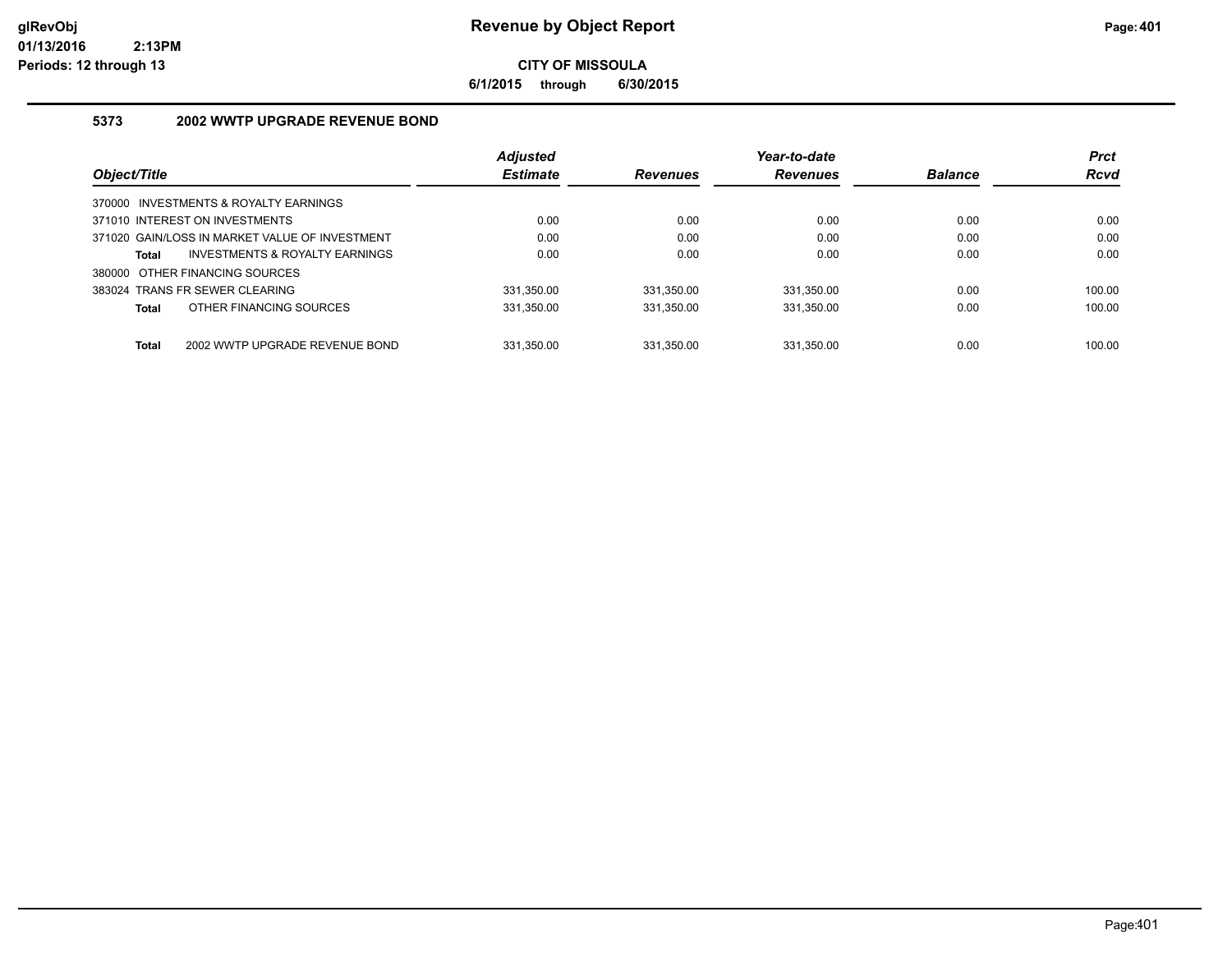# Revenue by Object Report

**CITY OF MISSOULA**

**6/1/2015 through 6/30/2015**

glRevObj
01/13/2016 2:13PM
Periods: 12 through 13

## 5373 2002 WWTP UPGRADE REVENUE BOND

| Object/Title | Adjusted Estimate | Revenues | Year-to-date Revenues | Balance | Prct Rcvd |
|---|---|---|---|---|---|
| 370000 INVESTMENTS & ROYALTY EARNINGS | | | | | |
| 371010 INTEREST ON INVESTMENTS | 0.00 | 0.00 | 0.00 | 0.00 | 0.00 |
| 371020 GAIN/LOSS IN MARKET VALUE OF INVESTMENT | 0.00 | 0.00 | 0.00 | 0.00 | 0.00 |
| **Total** INVESTMENTS & ROYALTY EARNINGS | 0.00 | 0.00 | 0.00 | 0.00 | 0.00 |
| 380000 OTHER FINANCING SOURCES | | | | | |
| 383024 TRANS FR SEWER CLEARING | 331,350.00 | 331,350.00 | 331,350.00 | 0.00 | 100.00 |
| **Total** OTHER FINANCING SOURCES | 331,350.00 | 331,350.00 | 331,350.00 | 0.00 | 100.00 |
| **Total** 2002 WWTP UPGRADE REVENUE BOND | 331,350.00 | 331,350.00 | 331,350.00 | 0.00 | 100.00 |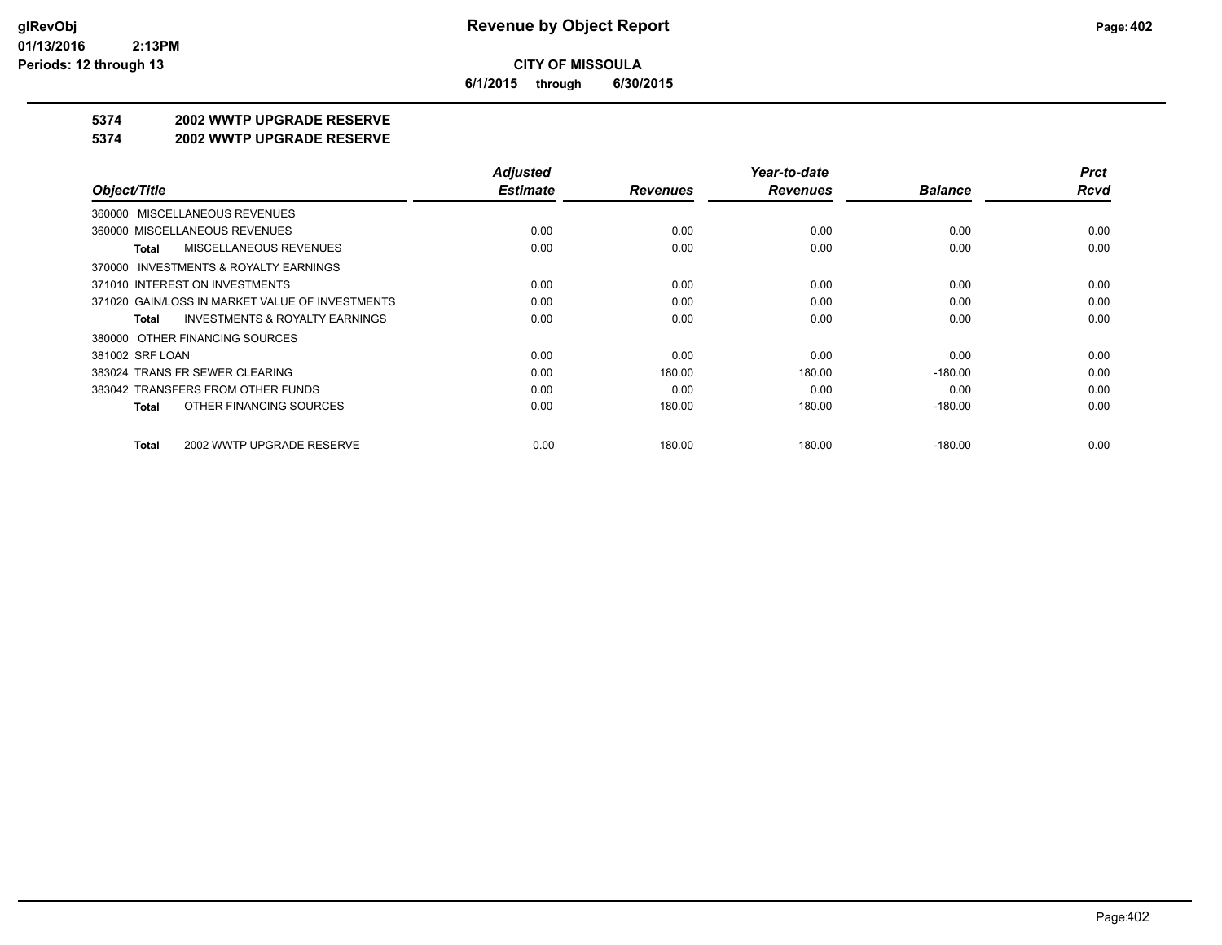# Revenue by Object Report

**CITY OF MISSOULA**

**6/1/2015 through 6/30/2015**

glRevObj
01/13/2016 2:13PM
Periods: 12 through 13

**5374 2002 WWTP UPGRADE RESERVE**

**5374 2002 WWTP UPGRADE RESERVE**

| Object/Title | Adjusted Estimate | Revenues | Year-to-date Revenues | Balance | Prct Rcvd |
|---|---|---|---|---|---|
| 360000 MISCELLANEOUS REVENUES | | | | | |
| 360000 MISCELLANEOUS REVENUES | 0.00 | 0.00 | 0.00 | 0.00 | 0.00 |
| **Total** MISCELLANEOUS REVENUES | 0.00 | 0.00 | 0.00 | 0.00 | 0.00 |
| 370000 INVESTMENTS & ROYALTY EARNINGS | | | | | |
| 371010 INTEREST ON INVESTMENTS | 0.00 | 0.00 | 0.00 | 0.00 | 0.00 |
| 371020 GAIN/LOSS IN MARKET VALUE OF INVESTMENTS | 0.00 | 0.00 | 0.00 | 0.00 | 0.00 |
| **Total** INVESTMENTS & ROYALTY EARNINGS | 0.00 | 0.00 | 0.00 | 0.00 | 0.00 |
| 380000 OTHER FINANCING SOURCES | | | | | |
| 381002 SRF LOAN | 0.00 | 0.00 | 0.00 | 0.00 | 0.00 |
| 383024 TRANS FR SEWER CLEARING | 0.00 | 180.00 | 180.00 | -180.00 | 0.00 |
| 383042 TRANSFERS FROM OTHER FUNDS | 0.00 | 0.00 | 0.00 | 0.00 | 0.00 |
| **Total** OTHER FINANCING SOURCES | 0.00 | 180.00 | 180.00 | -180.00 | 0.00 |
| **Total** 2002 WWTP UPGRADE RESERVE | 0.00 | 180.00 | 180.00 | -180.00 | 0.00 |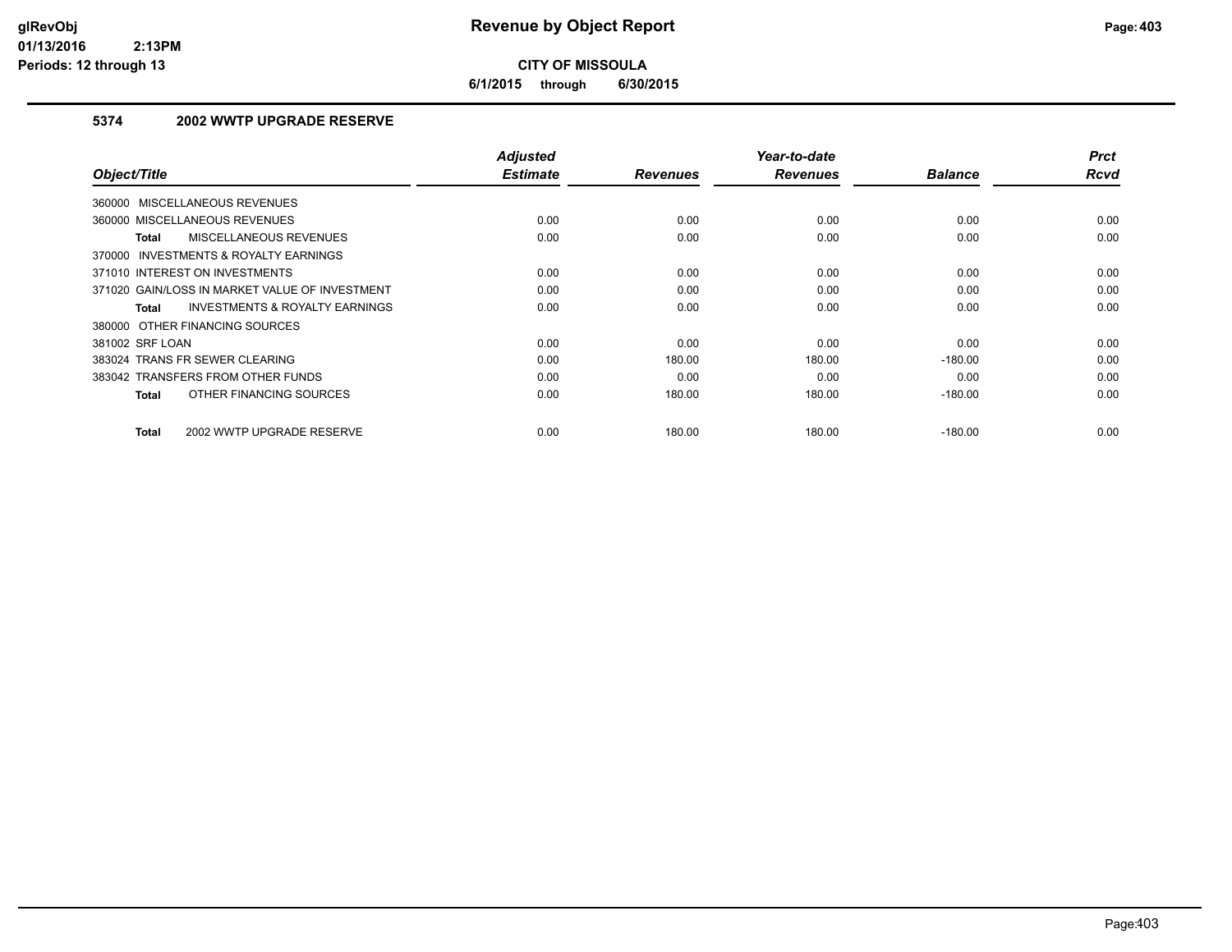# Revenue by Object Report

**CITY OF MISSOULA**

**6/1/2015 through 6/30/2015**

glRevObj
01/13/2016 2:13PM
Periods: 12 through 13

### 5374 2002 WWTP UPGRADE RESERVE

| Object/Title | Adjusted Estimate | Revenues | Year-to-date Revenues | Balance | Prct Rcvd |
|---|---|---|---|---|---|
| 360000 MISCELLANEOUS REVENUES | | | | | |
| 360000 MISCELLANEOUS REVENUES | 0.00 | 0.00 | 0.00 | 0.00 | 0.00 |
| **Total** MISCELLANEOUS REVENUES | 0.00 | 0.00 | 0.00 | 0.00 | 0.00 |
| 370000 INVESTMENTS & ROYALTY EARNINGS | | | | | |
| 371010 INTEREST ON INVESTMENTS | 0.00 | 0.00 | 0.00 | 0.00 | 0.00 |
| 371020 GAIN/LOSS IN MARKET VALUE OF INVESTMENT | 0.00 | 0.00 | 0.00 | 0.00 | 0.00 |
| **Total** INVESTMENTS & ROYALTY EARNINGS | 0.00 | 0.00 | 0.00 | 0.00 | 0.00 |
| 380000 OTHER FINANCING SOURCES | | | | | |
| 381002 SRF LOAN | 0.00 | 0.00 | 0.00 | 0.00 | 0.00 |
| 383024 TRANS FR SEWER CLEARING | 0.00 | 180.00 | 180.00 | -180.00 | 0.00 |
| 383042 TRANSFERS FROM OTHER FUNDS | 0.00 | 0.00 | 0.00 | 0.00 | 0.00 |
| **Total** OTHER FINANCING SOURCES | 0.00 | 180.00 | 180.00 | -180.00 | 0.00 |
| **Total** 2002 WWTP UPGRADE RESERVE | 0.00 | 180.00 | 180.00 | -180.00 | 0.00 |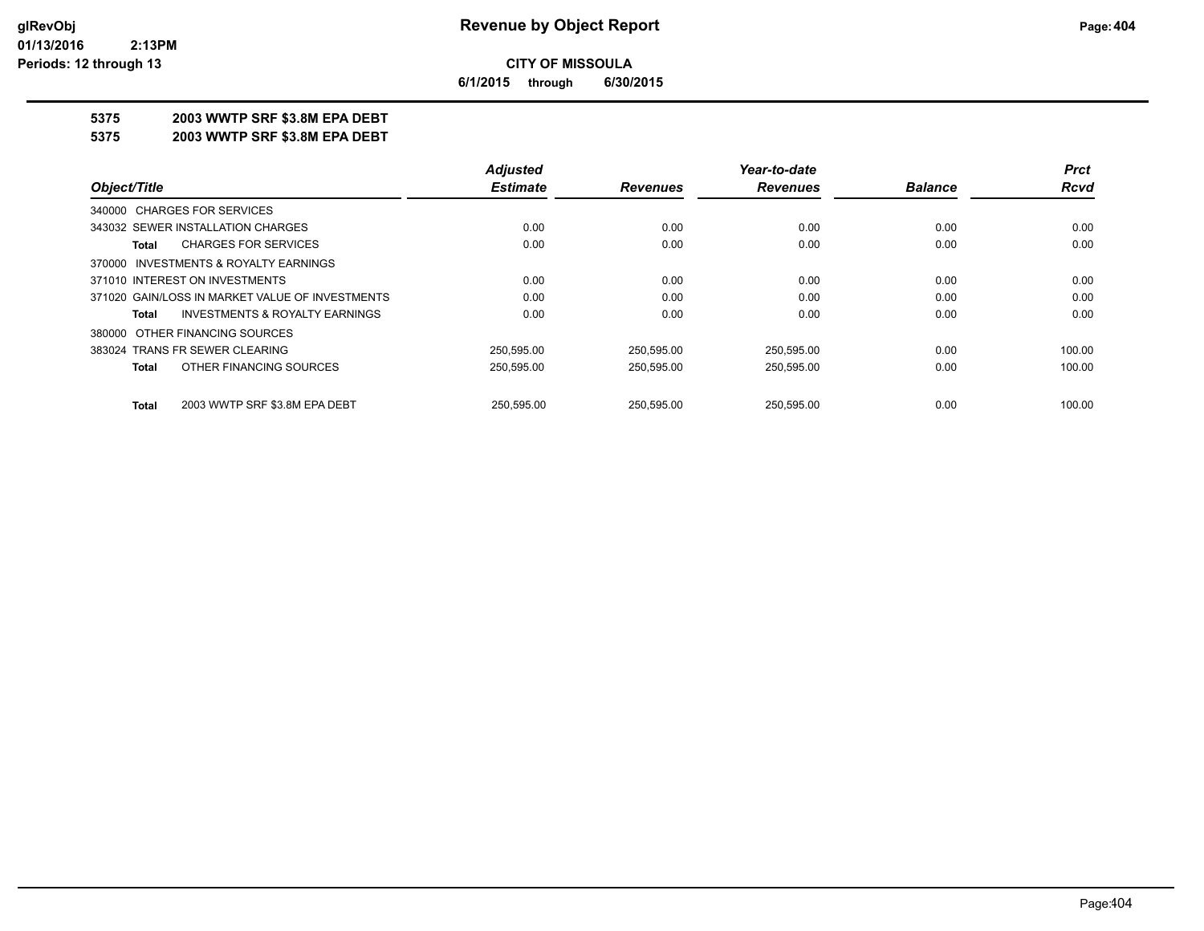## CITY OF MISSOULA

**6/1/2015 through 6/30/2015**

**5375 2003 WWTP SRF $3.8M EPA DEBT**

**5375 2003 WWTP SRF $3.8M EPA DEBT**

| Object/Title | Adjusted Estimate | Revenues | Year-to-date Revenues | Balance | Prct Rcvd |
|---|---|---|---|---|---|
| 340000 CHARGES FOR SERVICES | | | | | |
| 343032 SEWER INSTALLATION CHARGES | 0.00 | 0.00 | 0.00 | 0.00 | 0.00 |
| **Total** CHARGES FOR SERVICES | 0.00 | 0.00 | 0.00 | 0.00 | 0.00 |
| 370000 INVESTMENTS & ROYALTY EARNINGS | | | | | |
| 371010 INTEREST ON INVESTMENTS | 0.00 | 0.00 | 0.00 | 0.00 | 0.00 |
| 371020 GAIN/LOSS IN MARKET VALUE OF INVESTMENTS | 0.00 | 0.00 | 0.00 | 0.00 | 0.00 |
| **Total** INVESTMENTS & ROYALTY EARNINGS | 0.00 | 0.00 | 0.00 | 0.00 | 0.00 |
| 380000 OTHER FINANCING SOURCES | | | | | |
| 383024 TRANS FR SEWER CLEARING | 250,595.00 | 250,595.00 | 250,595.00 | 0.00 | 100.00 |
| **Total** OTHER FINANCING SOURCES | 250,595.00 | 250,595.00 | 250,595.00 | 0.00 | 100.00 |
| **Total** 2003 WWTP SRF $3.8M EPA DEBT | 250,595.00 | 250,595.00 | 250,595.00 | 0.00 | 100.00 |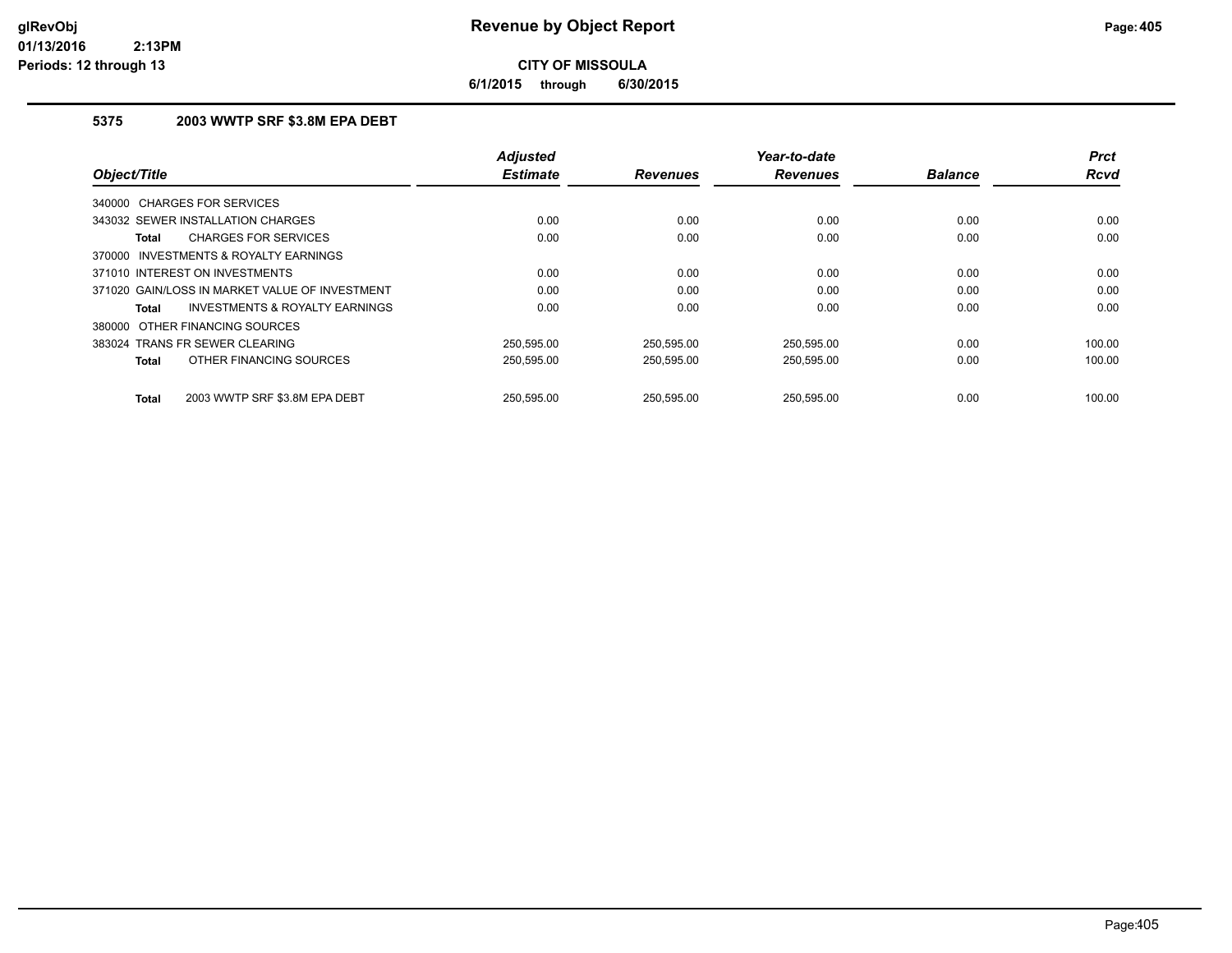# Revenue by Object Report

**CITY OF MISSOULA**

**6/1/2015 through 6/30/2015**

**Periods: 12 through 13**

## 5375 2003 WWTP SRF $3.8M EPA DEBT

| Object/Title | Adjusted Estimate | Revenues | Year-to-date Revenues | Balance | Prct Rcvd |
|---|---|---|---|---|---|
| 340000 CHARGES FOR SERVICES | | | | | |
| 343032 SEWER INSTALLATION CHARGES | 0.00 | 0.00 | 0.00 | 0.00 | 0.00 |
| **Total** CHARGES FOR SERVICES | 0.00 | 0.00 | 0.00 | 0.00 | 0.00 |
| 370000 INVESTMENTS & ROYALTY EARNINGS | | | | | |
| 371010 INTEREST ON INVESTMENTS | 0.00 | 0.00 | 0.00 | 0.00 | 0.00 |
| 371020 GAIN/LOSS IN MARKET VALUE OF INVESTMENT | 0.00 | 0.00 | 0.00 | 0.00 | 0.00 |
| **Total** INVESTMENTS & ROYALTY EARNINGS | 0.00 | 0.00 | 0.00 | 0.00 | 0.00 |
| 380000 OTHER FINANCING SOURCES | | | | | |
| 383024 TRANS FR SEWER CLEARING | 250,595.00 | 250,595.00 | 250,595.00 | 0.00 | 100.00 |
| **Total** OTHER FINANCING SOURCES | 250,595.00 | 250,595.00 | 250,595.00 | 0.00 | 100.00 |
| **Total** 2003 WWTP SRF $3.8M EPA DEBT | 250,595.00 | 250,595.00 | 250,595.00 | 0.00 | 100.00 |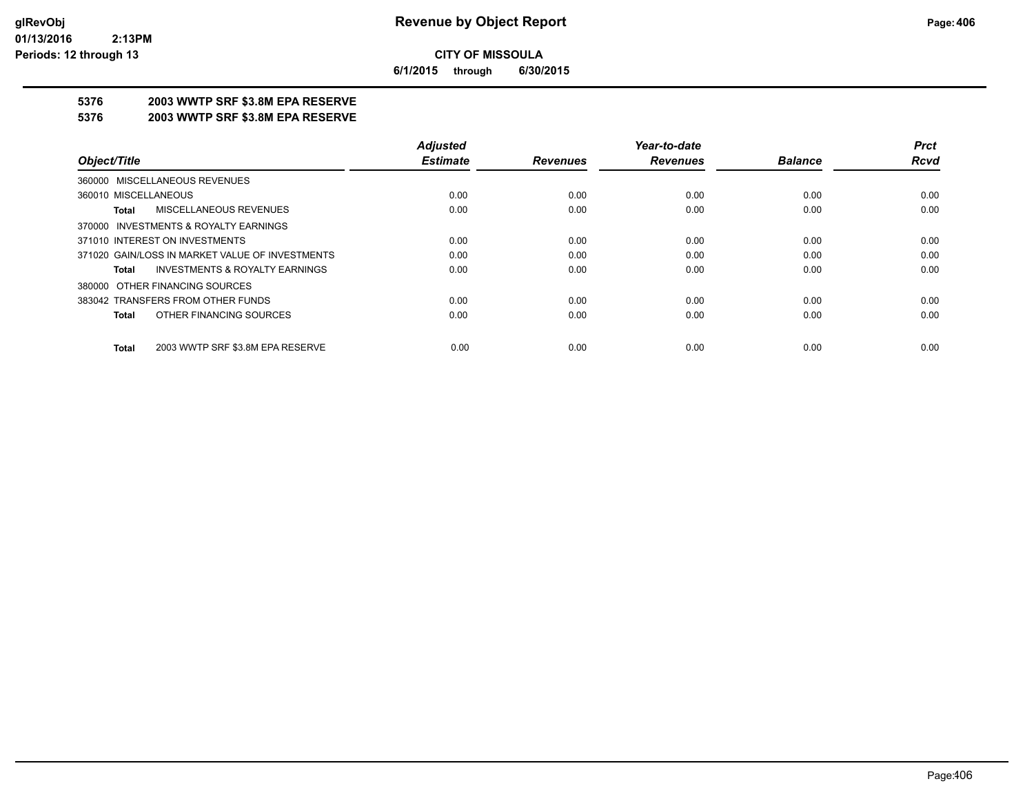**CITY OF MISSOULA**

**6/1/2015 through 6/30/2015**

## 5376 2003 WWTP SRF $3.8M EPA RESERVE

## 5376 2003 WWTP SRF $3.8M EPA RESERVE

| Object/Title | Adjusted Estimate | Revenues | Year-to-date Revenues | Balance | Prct Rcvd |
|---|---|---|---|---|---|
| 360000 MISCELLANEOUS REVENUES | | | | | |
| 360010 MISCELLANEOUS | 0.00 | 0.00 | 0.00 | 0.00 | 0.00 |
| **Total** MISCELLANEOUS REVENUES | 0.00 | 0.00 | 0.00 | 0.00 | 0.00 |
| 370000 INVESTMENTS & ROYALTY EARNINGS | | | | | |
| 371010 INTEREST ON INVESTMENTS | 0.00 | 0.00 | 0.00 | 0.00 | 0.00 |
| 371020 GAIN/LOSS IN MARKET VALUE OF INVESTMENTS | 0.00 | 0.00 | 0.00 | 0.00 | 0.00 |
| **Total** INVESTMENTS & ROYALTY EARNINGS | 0.00 | 0.00 | 0.00 | 0.00 | 0.00 |
| 380000 OTHER FINANCING SOURCES | | | | | |
| 383042 TRANSFERS FROM OTHER FUNDS | 0.00 | 0.00 | 0.00 | 0.00 | 0.00 |
| **Total** OTHER FINANCING SOURCES | 0.00 | 0.00 | 0.00 | 0.00 | 0.00 |
| **Total** 2003 WWTP SRF $3.8M EPA RESERVE | 0.00 | 0.00 | 0.00 | 0.00 | 0.00 |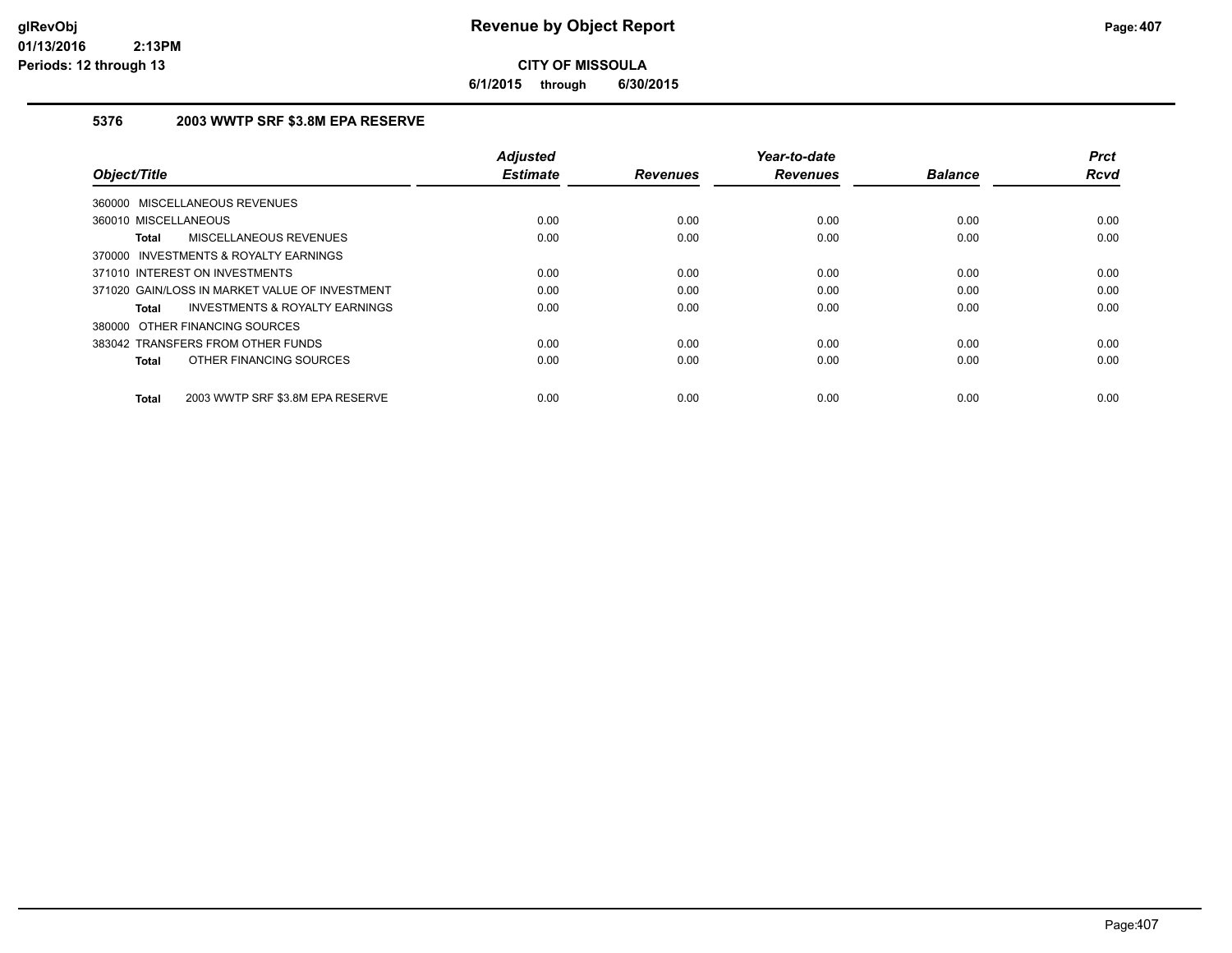**CITY OF MISSOULA**

**6/1/2015 through 6/30/2015**

## 5376 2003 WWTP SRF $3.8M EPA RESERVE

| Object/Title | Adjusted Estimate | Revenues | Year-to-date Revenues | Balance | Prct Rcvd |
|---|---|---|---|---|---|
| 360000 MISCELLANEOUS REVENUES | | | | | |
| 360010 MISCELLANEOUS | 0.00 | 0.00 | 0.00 | 0.00 | 0.00 |
| **Total** MISCELLANEOUS REVENUES | 0.00 | 0.00 | 0.00 | 0.00 | 0.00 |
| 370000 INVESTMENTS & ROYALTY EARNINGS | | | | | |
| 371010 INTEREST ON INVESTMENTS | 0.00 | 0.00 | 0.00 | 0.00 | 0.00 |
| 371020 GAIN/LOSS IN MARKET VALUE OF INVESTMENT | 0.00 | 0.00 | 0.00 | 0.00 | 0.00 |
| **Total** INVESTMENTS & ROYALTY EARNINGS | 0.00 | 0.00 | 0.00 | 0.00 | 0.00 |
| 380000 OTHER FINANCING SOURCES | | | | | |
| 383042 TRANSFERS FROM OTHER FUNDS | 0.00 | 0.00 | 0.00 | 0.00 | 0.00 |
| **Total** OTHER FINANCING SOURCES | 0.00 | 0.00 | 0.00 | 0.00 | 0.00 |
| **Total** 2003 WWTP SRF $3.8M EPA RESERVE | 0.00 | 0.00 | 0.00 | 0.00 | 0.00 |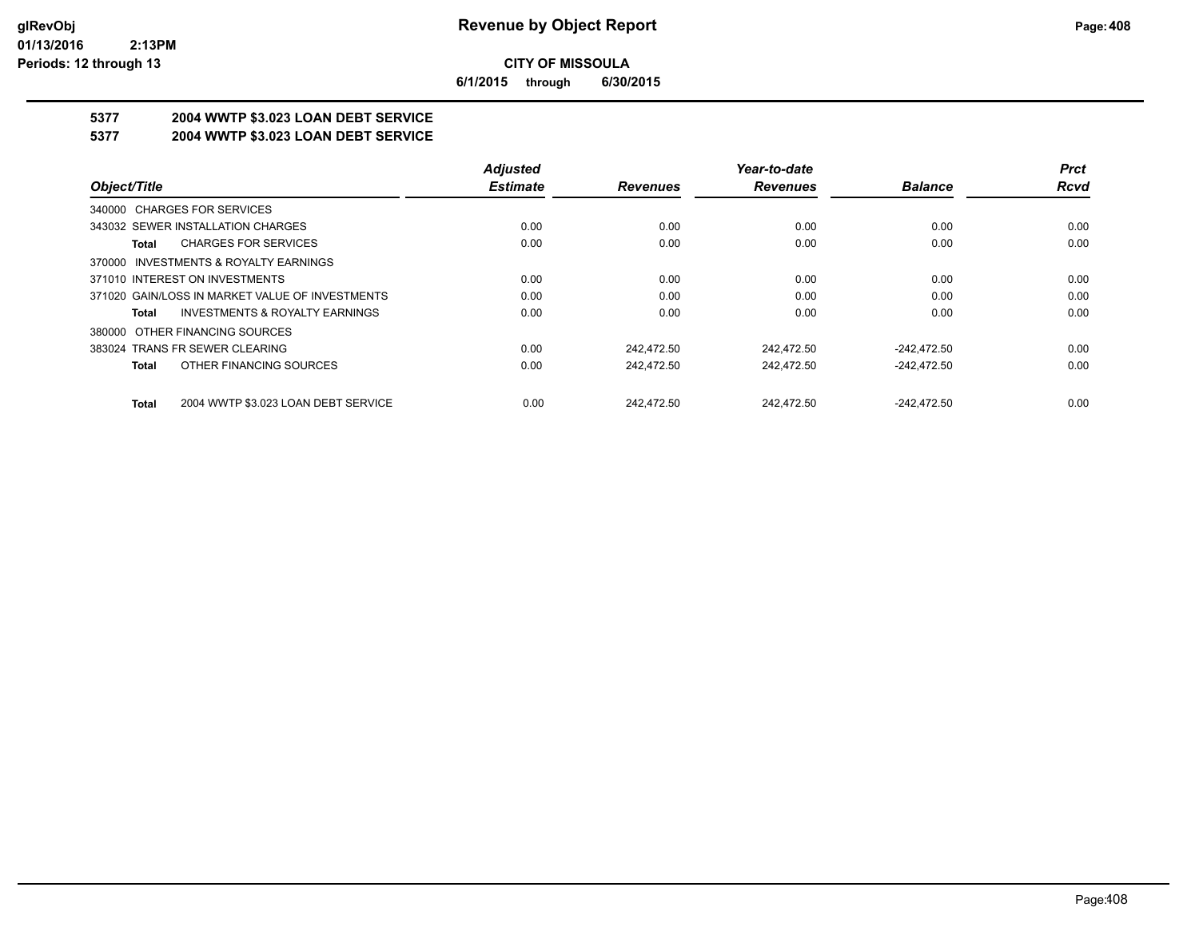**CITY OF MISSOULA**

**6/1/2015 through 6/30/2015**

## 5377 2004 WWTP $3.023 LOAN DEBT SERVICE
## 5377 2004 WWTP $3.023 LOAN DEBT SERVICE

| Object/Title | Adjusted Estimate | Revenues | Year-to-date Revenues | Balance | Prct Rcvd |
|---|---|---|---|---|---|
| 340000 CHARGES FOR SERVICES | | | | | |
| 343032 SEWER INSTALLATION CHARGES | 0.00 | 0.00 | 0.00 | 0.00 | 0.00 |
| **Total** CHARGES FOR SERVICES | 0.00 | 0.00 | 0.00 | 0.00 | 0.00 |
| 370000 INVESTMENTS & ROYALTY EARNINGS | | | | | |
| 371010 INTEREST ON INVESTMENTS | 0.00 | 0.00 | 0.00 | 0.00 | 0.00 |
| 371020 GAIN/LOSS IN MARKET VALUE OF INVESTMENTS | 0.00 | 0.00 | 0.00 | 0.00 | 0.00 |
| **Total** INVESTMENTS & ROYALTY EARNINGS | 0.00 | 0.00 | 0.00 | 0.00 | 0.00 |
| 380000 OTHER FINANCING SOURCES | | | | | |
| 383024 TRANS FR SEWER CLEARING | 0.00 | 242,472.50 | 242,472.50 | -242,472.50 | 0.00 |
| **Total** OTHER FINANCING SOURCES | 0.00 | 242,472.50 | 242,472.50 | -242,472.50 | 0.00 |
| **Total** 2004 WWTP $3.023 LOAN DEBT SERVICE | 0.00 | 242,472.50 | 242,472.50 | -242,472.50 | 0.00 |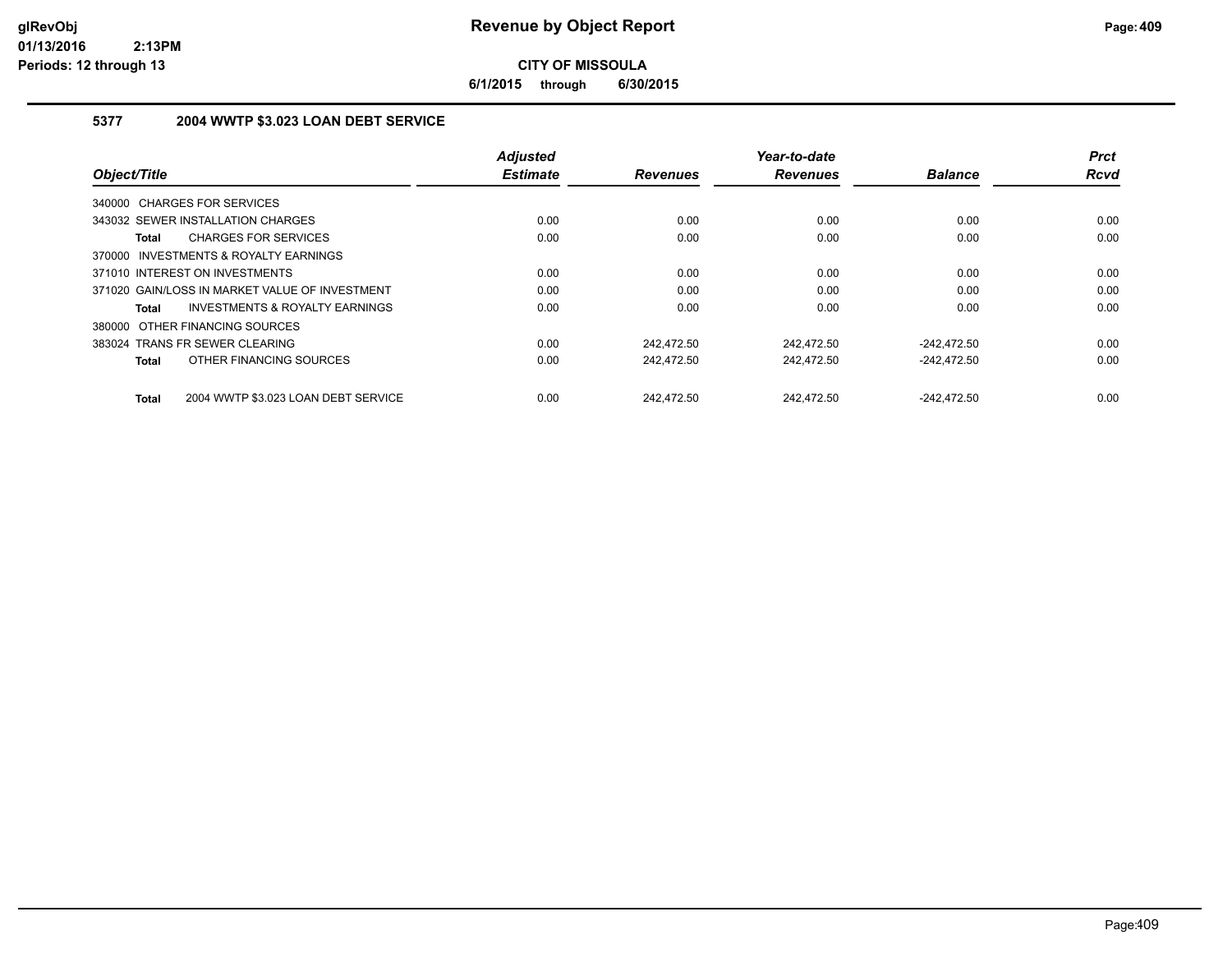# Revenue by Object Report

**CITY OF MISSOULA**

**6/1/2015 through 6/30/2015**

glRevObj
01/13/2016 2:13PM
Periods: 12 through 13

### 5377 2004 WWTP $3.023 LOAN DEBT SERVICE

| Object/Title | Adjusted Estimate | Revenues | Year-to-date Revenues | Balance | Prct Rcvd |
|---|---|---|---|---|---|
| 340000 CHARGES FOR SERVICES | | | | | |
| 343032 SEWER INSTALLATION CHARGES | 0.00 | 0.00 | 0.00 | 0.00 | 0.00 |
| **Total** CHARGES FOR SERVICES | 0.00 | 0.00 | 0.00 | 0.00 | 0.00 |
| 370000 INVESTMENTS & ROYALTY EARNINGS | | | | | |
| 371010 INTEREST ON INVESTMENTS | 0.00 | 0.00 | 0.00 | 0.00 | 0.00 |
| 371020 GAIN/LOSS IN MARKET VALUE OF INVESTMENT | 0.00 | 0.00 | 0.00 | 0.00 | 0.00 |
| **Total** INVESTMENTS & ROYALTY EARNINGS | 0.00 | 0.00 | 0.00 | 0.00 | 0.00 |
| 380000 OTHER FINANCING SOURCES | | | | | |
| 383024 TRANS FR SEWER CLEARING | 0.00 | 242,472.50 | 242,472.50 | -242,472.50 | 0.00 |
| **Total** OTHER FINANCING SOURCES | 0.00 | 242,472.50 | 242,472.50 | -242,472.50 | 0.00 |
| **Total** 2004 WWTP $3.023 LOAN DEBT SERVICE | 0.00 | 242,472.50 | 242,472.50 | -242,472.50 | 0.00 |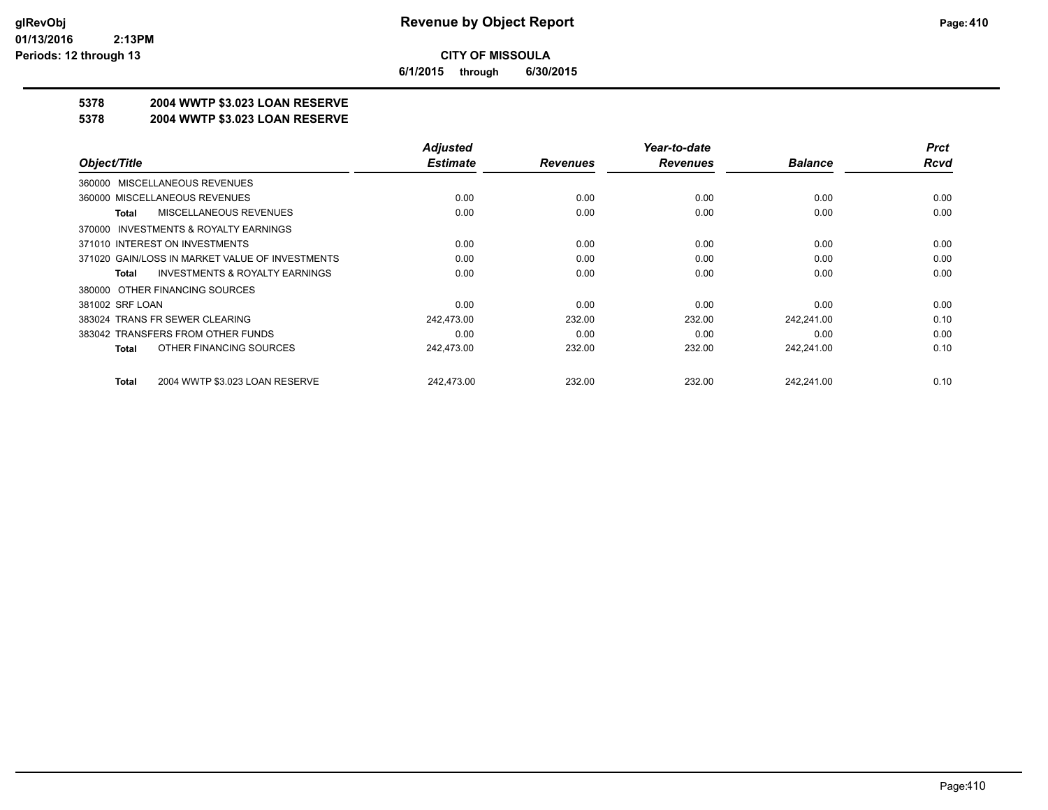**CITY OF MISSOULA**

**6/1/2015 through 6/30/2015**

**5378 2004 WWTP $3.023 LOAN RESERVE**

**5378 2004 WWTP $3.023 LOAN RESERVE**

| Object/Title | Adjusted Estimate | Revenues | Year-to-date Revenues | Balance | Prct Rcvd |
|---|---|---|---|---|---|
| 360000 MISCELLANEOUS REVENUES | | | | | |
| 360000 MISCELLANEOUS REVENUES | 0.00 | 0.00 | 0.00 | 0.00 | 0.00 |
| **Total** MISCELLANEOUS REVENUES | 0.00 | 0.00 | 0.00 | 0.00 | 0.00 |
| 370000 INVESTMENTS & ROYALTY EARNINGS | | | | | |
| 371010 INTEREST ON INVESTMENTS | 0.00 | 0.00 | 0.00 | 0.00 | 0.00 |
| 371020 GAIN/LOSS IN MARKET VALUE OF INVESTMENTS | 0.00 | 0.00 | 0.00 | 0.00 | 0.00 |
| **Total** INVESTMENTS & ROYALTY EARNINGS | 0.00 | 0.00 | 0.00 | 0.00 | 0.00 |
| 380000 OTHER FINANCING SOURCES | | | | | |
| 381002 SRF LOAN | 0.00 | 0.00 | 0.00 | 0.00 | 0.00 |
| 383024 TRANS FR SEWER CLEARING | 242,473.00 | 232.00 | 232.00 | 242,241.00 | 0.10 |
| 383042 TRANSFERS FROM OTHER FUNDS | 0.00 | 0.00 | 0.00 | 0.00 | 0.00 |
| **Total** OTHER FINANCING SOURCES | 242,473.00 | 232.00 | 232.00 | 242,241.00 | 0.10 |
| **Total** 2004 WWTP $3.023 LOAN RESERVE | 242,473.00 | 232.00 | 232.00 | 242,241.00 | 0.10 |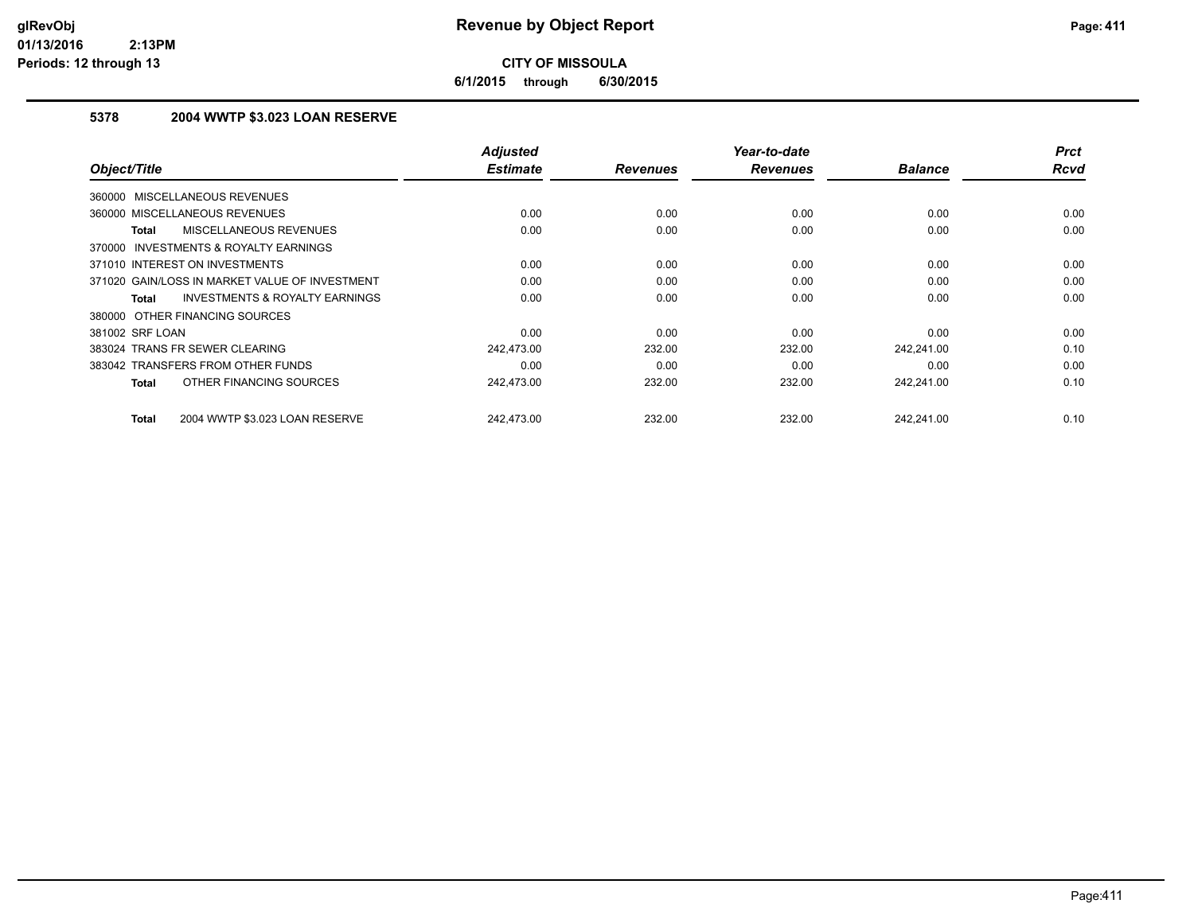**CITY OF MISSOULA**

**6/1/2015 through 6/30/2015**

## 5378 2004 WWTP $3.023 LOAN RESERVE

| Object/Title | Adjusted Estimate | Revenues | Year-to-date Revenues | Balance | Prct Rcvd |
|---|---|---|---|---|---|
| 360000 MISCELLANEOUS REVENUES | | | | | |
| 360000 MISCELLANEOUS REVENUES | 0.00 | 0.00 | 0.00 | 0.00 | 0.00 |
| **Total** MISCELLANEOUS REVENUES | 0.00 | 0.00 | 0.00 | 0.00 | 0.00 |
| 370000 INVESTMENTS & ROYALTY EARNINGS | | | | | |
| 371010 INTEREST ON INVESTMENTS | 0.00 | 0.00 | 0.00 | 0.00 | 0.00 |
| 371020 GAIN/LOSS IN MARKET VALUE OF INVESTMENT | 0.00 | 0.00 | 0.00 | 0.00 | 0.00 |
| **Total** INVESTMENTS & ROYALTY EARNINGS | 0.00 | 0.00 | 0.00 | 0.00 | 0.00 |
| 380000 OTHER FINANCING SOURCES | | | | | |
| 381002 SRF LOAN | 0.00 | 0.00 | 0.00 | 0.00 | 0.00 |
| 383024 TRANS FR SEWER CLEARING | 242,473.00 | 232.00 | 232.00 | 242,241.00 | 0.10 |
| 383042 TRANSFERS FROM OTHER FUNDS | 0.00 | 0.00 | 0.00 | 0.00 | 0.00 |
| **Total** OTHER FINANCING SOURCES | 242,473.00 | 232.00 | 232.00 | 242,241.00 | 0.10 |
| **Total** 2004 WWTP $3.023 LOAN RESERVE | 242,473.00 | 232.00 | 232.00 | 242,241.00 | 0.10 |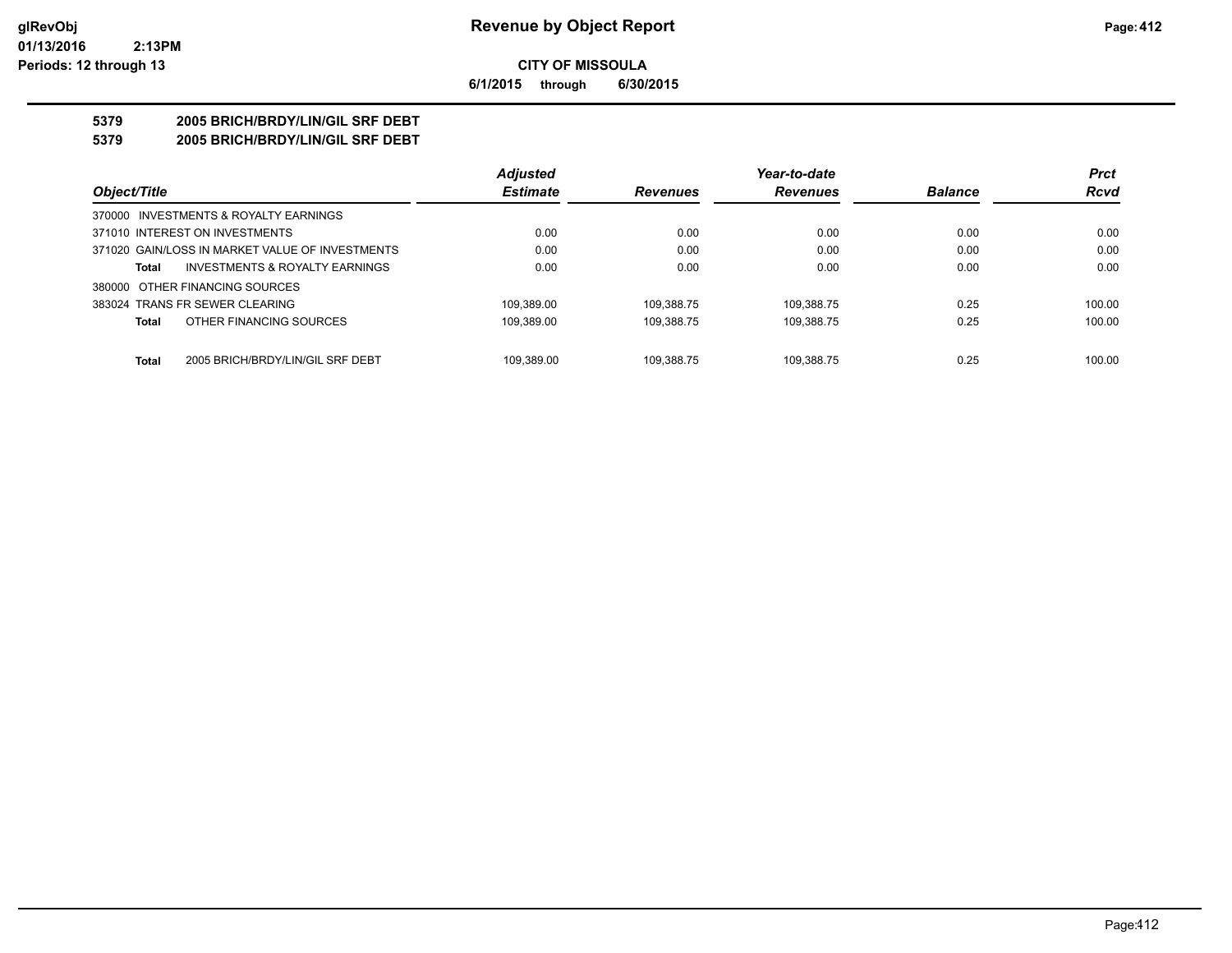**CITY OF MISSOULA**

**6/1/2015 through 6/30/2015**

## 5379 2005 BRICH/BRDY/LIN/GIL SRF DEBT

## 5379 2005 BRICH/BRDY/LIN/GIL SRF DEBT

| Object/Title | Adjusted Estimate | Revenues | Year-to-date Revenues | Balance | Prct Rcvd |
|---|---|---|---|---|---|
| 370000 INVESTMENTS & ROYALTY EARNINGS | | | | | |
| 371010 INTEREST ON INVESTMENTS | 0.00 | 0.00 | 0.00 | 0.00 | 0.00 |
| 371020 GAIN/LOSS IN MARKET VALUE OF INVESTMENTS | 0.00 | 0.00 | 0.00 | 0.00 | 0.00 |
| **Total** INVESTMENTS & ROYALTY EARNINGS | 0.00 | 0.00 | 0.00 | 0.00 | 0.00 |
| 380000 OTHER FINANCING SOURCES | | | | | |
| 383024 TRANS FR SEWER CLEARING | 109,389.00 | 109,388.75 | 109,388.75 | 0.25 | 100.00 |
| **Total** OTHER FINANCING SOURCES | 109,389.00 | 109,388.75 | 109,388.75 | 0.25 | 100.00 |
| **Total** 2005 BRICH/BRDY/LIN/GIL SRF DEBT | 109,389.00 | 109,388.75 | 109,388.75 | 0.25 | 100.00 |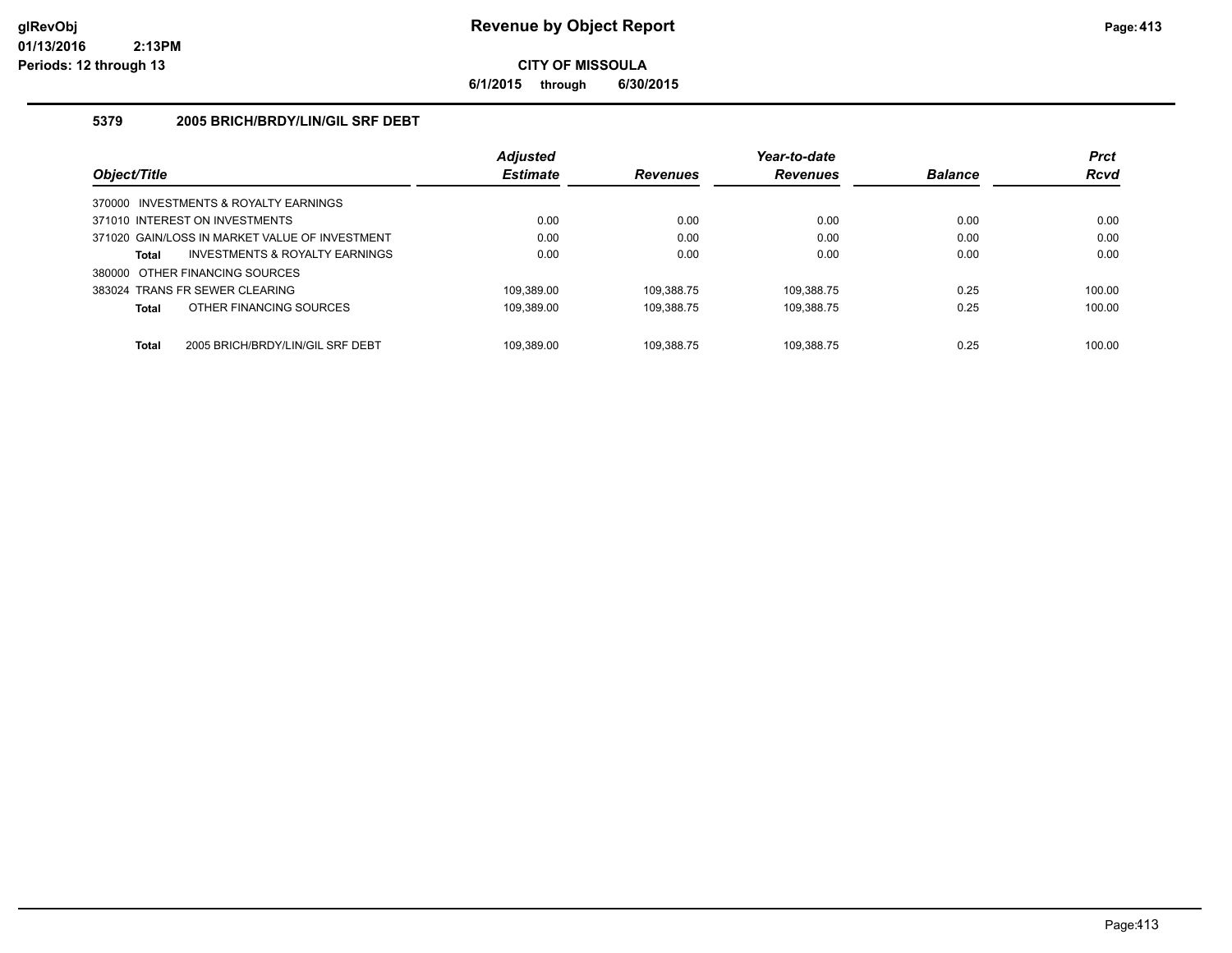# Revenue by Object Report

**CITY OF MISSOULA**

**6/1/2015 through 6/30/2015**

### 5379 2005 BRICH/BRDY/LIN/GIL SRF DEBT

| Object/Title | Adjusted Estimate | Revenues | Year-to-date Revenues | Balance | Prct Rcvd |
|---|---|---|---|---|---|
| 370000 INVESTMENTS & ROYALTY EARNINGS | | | | | |
| 371010 INTEREST ON INVESTMENTS | 0.00 | 0.00 | 0.00 | 0.00 | 0.00 |
| 371020 GAIN/LOSS IN MARKET VALUE OF INVESTMENT | 0.00 | 0.00 | 0.00 | 0.00 | 0.00 |
| **Total** INVESTMENTS & ROYALTY EARNINGS | 0.00 | 0.00 | 0.00 | 0.00 | 0.00 |
| 380000 OTHER FINANCING SOURCES | | | | | |
| 383024 TRANS FR SEWER CLEARING | 109,389.00 | 109,388.75 | 109,388.75 | 0.25 | 100.00 |
| **Total** OTHER FINANCING SOURCES | 109,389.00 | 109,388.75 | 109,388.75 | 0.25 | 100.00 |
| **Total** 2005 BRICH/BRDY/LIN/GIL SRF DEBT | 109,389.00 | 109,388.75 | 109,388.75 | 0.25 | 100.00 |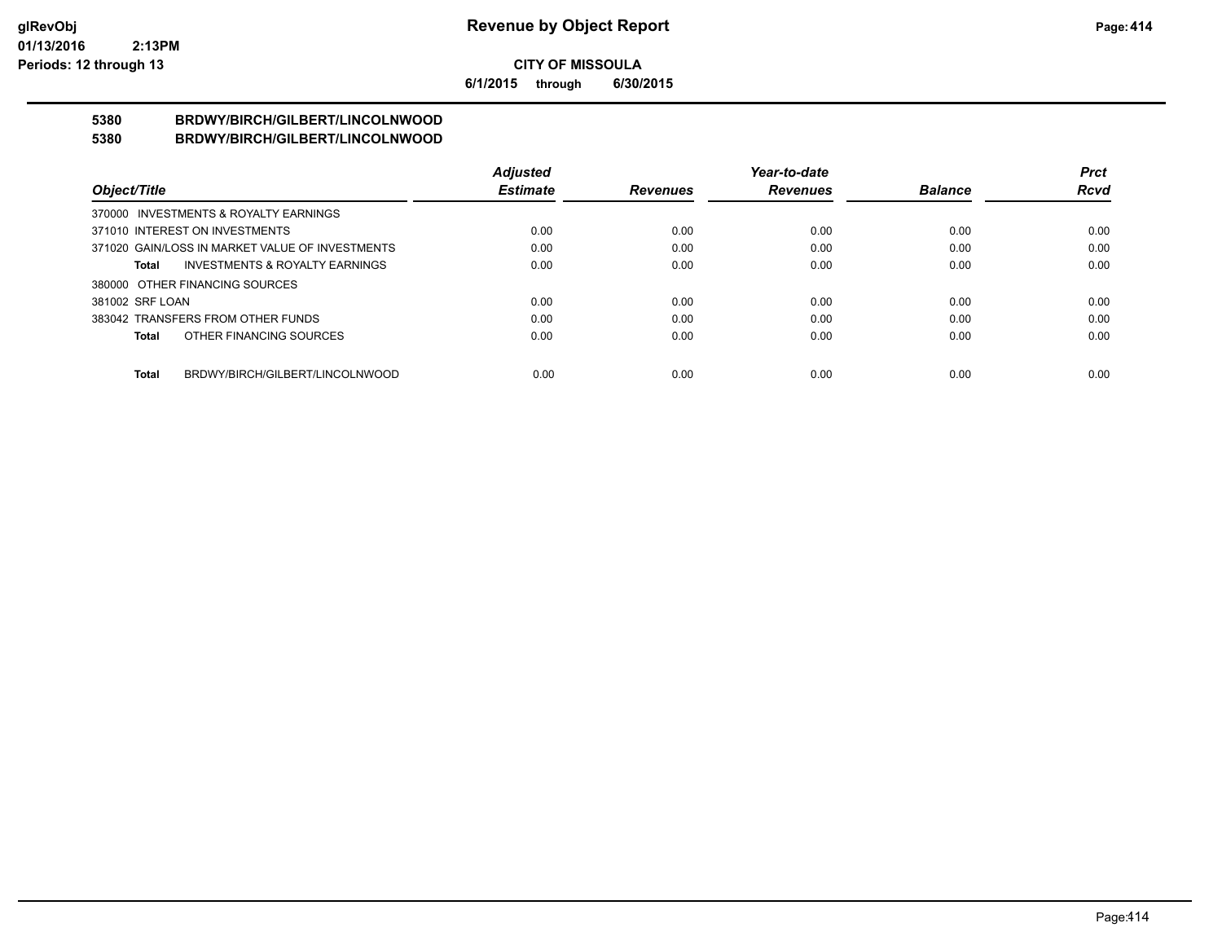**CITY OF MISSOULA**

**6/1/2015 through 6/30/2015**

## 5380 BRDWY/BIRCH/GILBERT/LINCOLNWOOD
## 5380 BRDWY/BIRCH/GILBERT/LINCOLNWOOD

| Object/Title | Adjusted Estimate | Revenues | Year-to-date Revenues | Balance | Prct Rcvd |
|---|---|---|---|---|---|
| 370000 INVESTMENTS & ROYALTY EARNINGS | | | | | |
| 371010 INTEREST ON INVESTMENTS | 0.00 | 0.00 | 0.00 | 0.00 | 0.00 |
| 371020 GAIN/LOSS IN MARKET VALUE OF INVESTMENTS | 0.00 | 0.00 | 0.00 | 0.00 | 0.00 |
| **Total** INVESTMENTS & ROYALTY EARNINGS | 0.00 | 0.00 | 0.00 | 0.00 | 0.00 |
| 380000 OTHER FINANCING SOURCES | | | | | |
| 381002 SRF LOAN | 0.00 | 0.00 | 0.00 | 0.00 | 0.00 |
| 383042 TRANSFERS FROM OTHER FUNDS | 0.00 | 0.00 | 0.00 | 0.00 | 0.00 |
| **Total** OTHER FINANCING SOURCES | 0.00 | 0.00 | 0.00 | 0.00 | 0.00 |
| **Total** BRDWY/BIRCH/GILBERT/LINCOLNWOOD | 0.00 | 0.00 | 0.00 | 0.00 | 0.00 |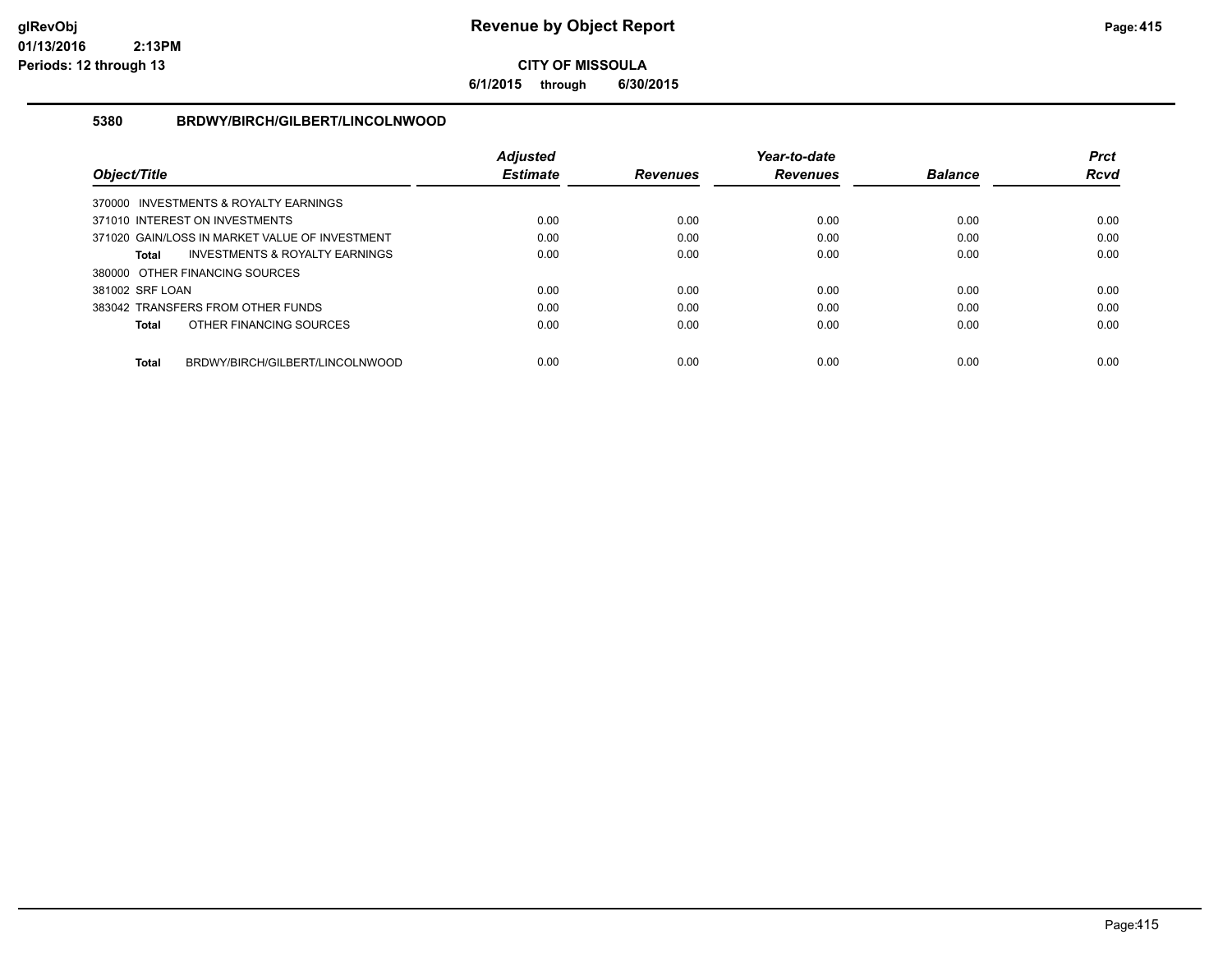## Revenue by Object Report

**CITY OF MISSOULA**

**6/1/2015 through 6/30/2015**

**glRevObj**
**01/13/2016 2:13PM**
**Periods: 12 through 13**

### 5380 BRDWY/BIRCH/GILBERT/LINCOLNWOOD

| Object/Title | Adjusted Estimate | Revenues | Year-to-date Revenues | Balance | Prct Rcvd |
|---|---|---|---|---|---|
| 370000 INVESTMENTS & ROYALTY EARNINGS | | | | | |
| 371010 INTEREST ON INVESTMENTS | 0.00 | 0.00 | 0.00 | 0.00 | 0.00 |
| 371020 GAIN/LOSS IN MARKET VALUE OF INVESTMENT | 0.00 | 0.00 | 0.00 | 0.00 | 0.00 |
| **Total** INVESTMENTS & ROYALTY EARNINGS | 0.00 | 0.00 | 0.00 | 0.00 | 0.00 |
| 380000 OTHER FINANCING SOURCES | | | | | |
| 381002 SRF LOAN | 0.00 | 0.00 | 0.00 | 0.00 | 0.00 |
| 383042 TRANSFERS FROM OTHER FUNDS | 0.00 | 0.00 | 0.00 | 0.00 | 0.00 |
| **Total** OTHER FINANCING SOURCES | 0.00 | 0.00 | 0.00 | 0.00 | 0.00 |
| **Total** BRDWY/BIRCH/GILBERT/LINCOLNWOOD | 0.00 | 0.00 | 0.00 | 0.00 | 0.00 |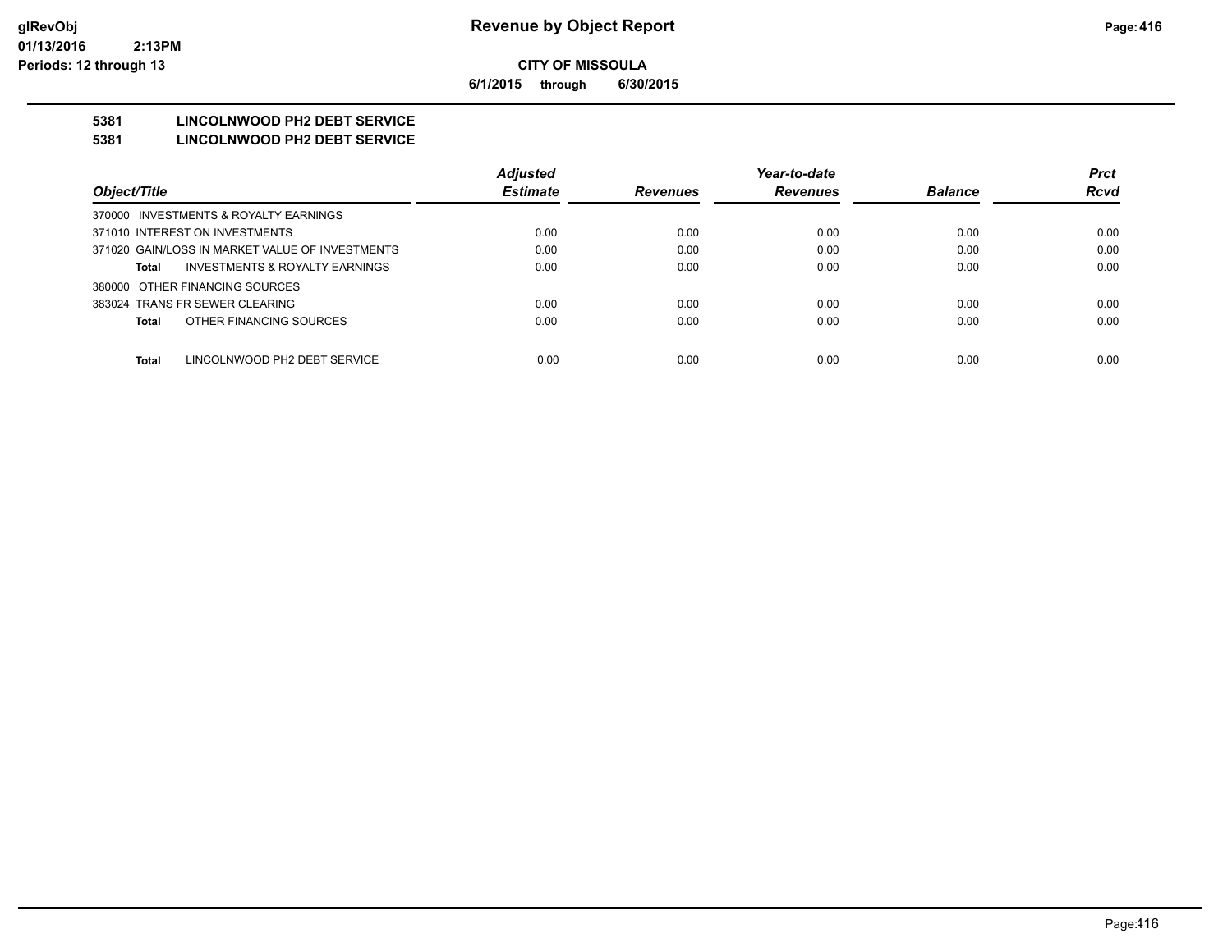**glRevObj** 01/13/2016 2:13PM Periods: 12 through 13

# Revenue by Object Report

**CITY OF MISSOULA**

**6/1/2015 through 6/30/2015**

## 5381 LINCOLNWOOD PH2 DEBT SERVICE
## 5381 LINCOLNWOOD PH2 DEBT SERVICE

| Object/Title | Adjusted Estimate | Revenues | Year-to-date Revenues | Balance | Prct Rcvd |
|---|---|---|---|---|---|
| 370000 INVESTMENTS & ROYALTY EARNINGS | | | | | |
| 371010 INTEREST ON INVESTMENTS | 0.00 | 0.00 | 0.00 | 0.00 | 0.00 |
| 371020 GAIN/LOSS IN MARKET VALUE OF INVESTMENTS | 0.00 | 0.00 | 0.00 | 0.00 | 0.00 |
| **Total** INVESTMENTS & ROYALTY EARNINGS | 0.00 | 0.00 | 0.00 | 0.00 | 0.00 |
| 380000 OTHER FINANCING SOURCES | | | | | |
| 383024 TRANS FR SEWER CLEARING | 0.00 | 0.00 | 0.00 | 0.00 | 0.00 |
| **Total** OTHER FINANCING SOURCES | 0.00 | 0.00 | 0.00 | 0.00 | 0.00 |
| **Total** LINCOLNWOOD PH2 DEBT SERVICE | 0.00 | 0.00 | 0.00 | 0.00 | 0.00 |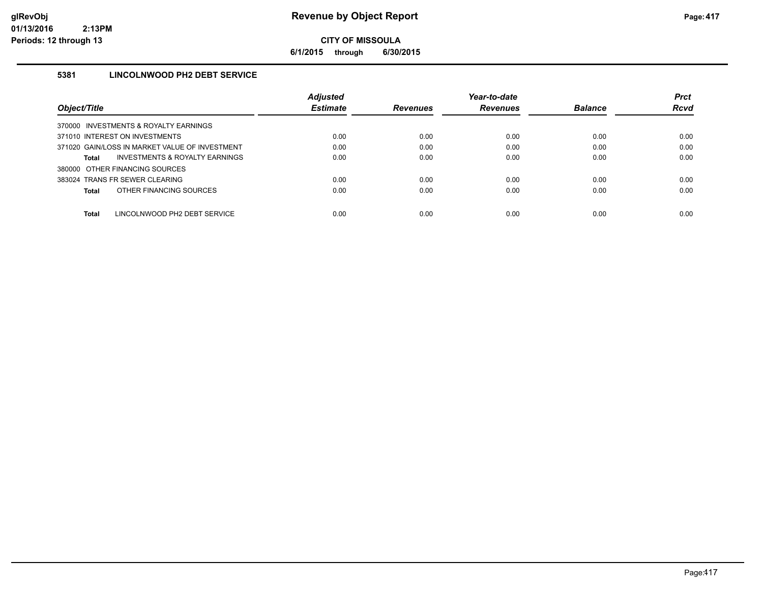# Revenue by Object Report

**CITY OF MISSOULA**

**6/1/2015 through 6/30/2015**

glRevObj
01/13/2016 2:13PM
Periods: 12 through 13

## 5381 LINCOLNWOOD PH2 DEBT SERVICE

| Object/Title | Adjusted Estimate | Revenues | Year-to-date Revenues | Balance | Prct Rcvd |
|---|---|---|---|---|---|
| 370000 INVESTMENTS & ROYALTY EARNINGS | | | | | |
| 371010 INTEREST ON INVESTMENTS | 0.00 | 0.00 | 0.00 | 0.00 | 0.00 |
| 371020 GAIN/LOSS IN MARKET VALUE OF INVESTMENT | 0.00 | 0.00 | 0.00 | 0.00 | 0.00 |
| **Total** INVESTMENTS & ROYALTY EARNINGS | 0.00 | 0.00 | 0.00 | 0.00 | 0.00 |
| 380000 OTHER FINANCING SOURCES | | | | | |
| 383024 TRANS FR SEWER CLEARING | 0.00 | 0.00 | 0.00 | 0.00 | 0.00 |
| **Total** OTHER FINANCING SOURCES | 0.00 | 0.00 | 0.00 | 0.00 | 0.00 |
| **Total** LINCOLNWOOD PH2 DEBT SERVICE | 0.00 | 0.00 | 0.00 | 0.00 | 0.00 |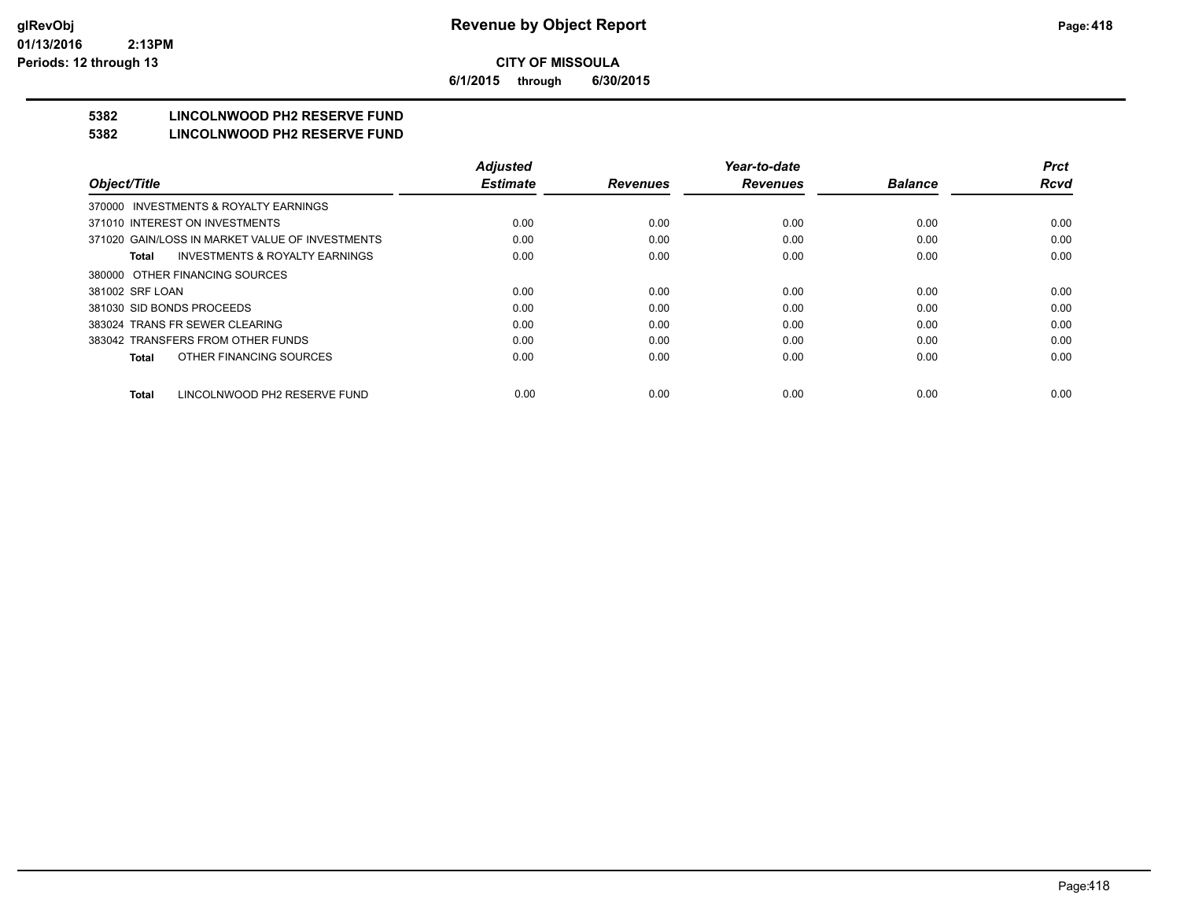# Revenue by Object Report

**CITY OF MISSOULA**

**6/1/2015 through 6/30/2015**

**5382 LINCOLNWOOD PH2 RESERVE FUND**

**5382 LINCOLNWOOD PH2 RESERVE FUND**

| Object/Title | Adjusted Estimate | Revenues | Year-to-date Revenues | Balance | Prct Rcvd |
|---|---|---|---|---|---|
| 370000 INVESTMENTS & ROYALTY EARNINGS | | | | | |
| 371010 INTEREST ON INVESTMENTS | 0.00 | 0.00 | 0.00 | 0.00 | 0.00 |
| 371020 GAIN/LOSS IN MARKET VALUE OF INVESTMENTS | 0.00 | 0.00 | 0.00 | 0.00 | 0.00 |
| **Total** INVESTMENTS & ROYALTY EARNINGS | 0.00 | 0.00 | 0.00 | 0.00 | 0.00 |
| 380000 OTHER FINANCING SOURCES | | | | | |
| 381002 SRF LOAN | 0.00 | 0.00 | 0.00 | 0.00 | 0.00 |
| 381030 SID BONDS PROCEEDS | 0.00 | 0.00 | 0.00 | 0.00 | 0.00 |
| 383024 TRANS FR SEWER CLEARING | 0.00 | 0.00 | 0.00 | 0.00 | 0.00 |
| 383042 TRANSFERS FROM OTHER FUNDS | 0.00 | 0.00 | 0.00 | 0.00 | 0.00 |
| **Total** OTHER FINANCING SOURCES | 0.00 | 0.00 | 0.00 | 0.00 | 0.00 |
| **Total** LINCOLNWOOD PH2 RESERVE FUND | 0.00 | 0.00 | 0.00 | 0.00 | 0.00 |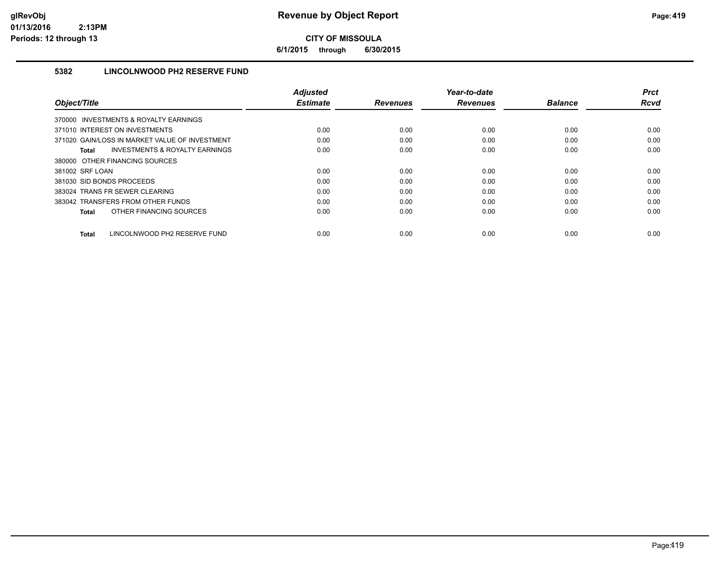**Revenue by Object Report**

**CITY OF MISSOULA**

**6/1/2015 through 6/30/2015**

glRevObj
01/13/2016 2:13PM
Periods: 12 through 13

## 5382 LINCOLNWOOD PH2 RESERVE FUND

| Object/Title | Adjusted Estimate | Revenues | Year-to-date Revenues | Balance | Prct Rcvd |
|---|---|---|---|---|---|
| 370000 INVESTMENTS & ROYALTY EARNINGS | | | | | |
| 371010 INTEREST ON INVESTMENTS | 0.00 | 0.00 | 0.00 | 0.00 | 0.00 |
| 371020 GAIN/LOSS IN MARKET VALUE OF INVESTMENT | 0.00 | 0.00 | 0.00 | 0.00 | 0.00 |
| **Total** INVESTMENTS & ROYALTY EARNINGS | 0.00 | 0.00 | 0.00 | 0.00 | 0.00 |
| 380000 OTHER FINANCING SOURCES | | | | | |
| 381002 SRF LOAN | 0.00 | 0.00 | 0.00 | 0.00 | 0.00 |
| 381030 SID BONDS PROCEEDS | 0.00 | 0.00 | 0.00 | 0.00 | 0.00 |
| 383024 TRANS FR SEWER CLEARING | 0.00 | 0.00 | 0.00 | 0.00 | 0.00 |
| 383042 TRANSFERS FROM OTHER FUNDS | 0.00 | 0.00 | 0.00 | 0.00 | 0.00 |
| **Total** OTHER FINANCING SOURCES | 0.00 | 0.00 | 0.00 | 0.00 | 0.00 |
| **Total** LINCOLNWOOD PH2 RESERVE FUND | 0.00 | 0.00 | 0.00 | 0.00 | 0.00 |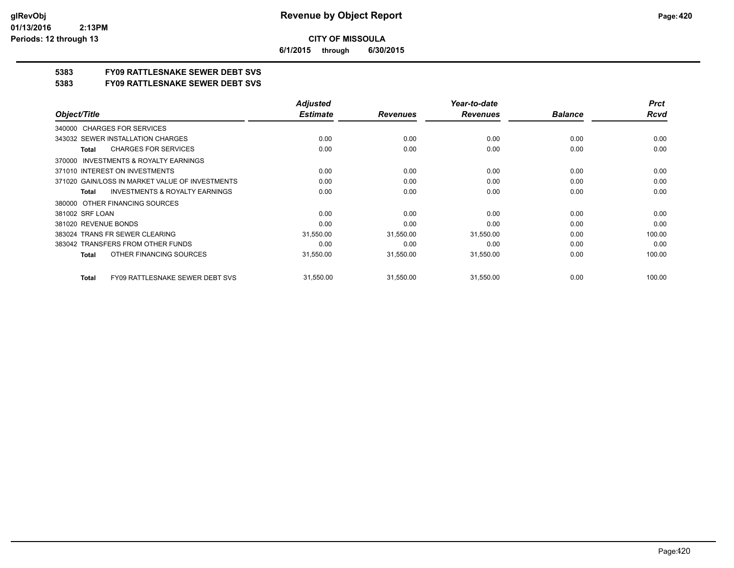**CITY OF MISSOULA**

**6/1/2015 through 6/30/2015**

**5383 FY09 RATTLESNAKE SEWER DEBT SVS**

**5383 FY09 RATTLESNAKE SEWER DEBT SVS**

| Object/Title | Adjusted Estimate | Revenues | Year-to-date Revenues | Balance | Prct Rcvd |
|---|---|---|---|---|---|
| 340000 CHARGES FOR SERVICES | | | | | |
| 343032 SEWER INSTALLATION CHARGES | 0.00 | 0.00 | 0.00 | 0.00 | 0.00 |
| **Total** CHARGES FOR SERVICES | 0.00 | 0.00 | 0.00 | 0.00 | 0.00 |
| 370000 INVESTMENTS & ROYALTY EARNINGS | | | | | |
| 371010 INTEREST ON INVESTMENTS | 0.00 | 0.00 | 0.00 | 0.00 | 0.00 |
| 371020 GAIN/LOSS IN MARKET VALUE OF INVESTMENTS | 0.00 | 0.00 | 0.00 | 0.00 | 0.00 |
| **Total** INVESTMENTS & ROYALTY EARNINGS | 0.00 | 0.00 | 0.00 | 0.00 | 0.00 |
| 380000 OTHER FINANCING SOURCES | | | | | |
| 381002 SRF LOAN | 0.00 | 0.00 | 0.00 | 0.00 | 0.00 |
| 381020 REVENUE BONDS | 0.00 | 0.00 | 0.00 | 0.00 | 0.00 |
| 383024 TRANS FR SEWER CLEARING | 31,550.00 | 31,550.00 | 31,550.00 | 0.00 | 100.00 |
| 383042 TRANSFERS FROM OTHER FUNDS | 0.00 | 0.00 | 0.00 | 0.00 | 0.00 |
| **Total** OTHER FINANCING SOURCES | 31,550.00 | 31,550.00 | 31,550.00 | 0.00 | 100.00 |
| **Total** FY09 RATTLESNAKE SEWER DEBT SVS | 31,550.00 | 31,550.00 | 31,550.00 | 0.00 | 100.00 |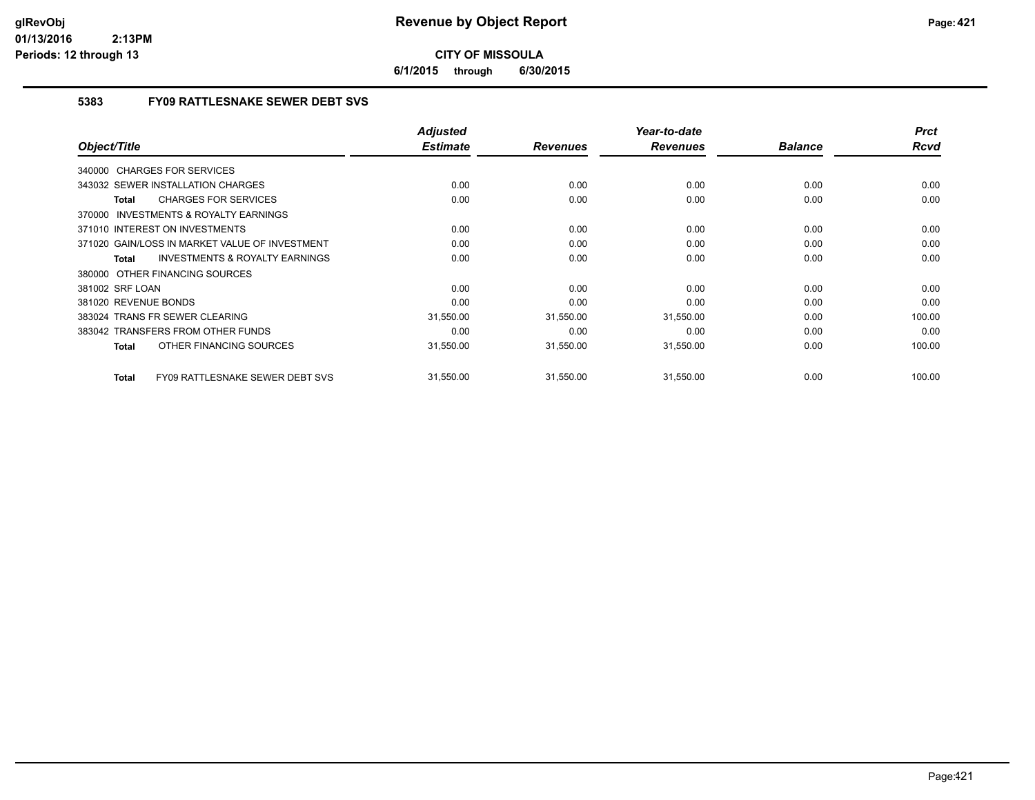# CITY OF MISSOULA

**6/1/2015 through 6/30/2015**

## 5383 FY09 RATTLESNAKE SEWER DEBT SVS

| Object/Title | Adjusted Estimate | Revenues | Year-to-date Revenues | Balance | Prct Rcvd |
|---|---|---|---|---|---|
| 340000 CHARGES FOR SERVICES | | | | | |
| 343032 SEWER INSTALLATION CHARGES | 0.00 | 0.00 | 0.00 | 0.00 | 0.00 |
| **Total** CHARGES FOR SERVICES | 0.00 | 0.00 | 0.00 | 0.00 | 0.00 |
| 370000 INVESTMENTS & ROYALTY EARNINGS | | | | | |
| 371010 INTEREST ON INVESTMENTS | 0.00 | 0.00 | 0.00 | 0.00 | 0.00 |
| 371020 GAIN/LOSS IN MARKET VALUE OF INVESTMENT | 0.00 | 0.00 | 0.00 | 0.00 | 0.00 |
| **Total** INVESTMENTS & ROYALTY EARNINGS | 0.00 | 0.00 | 0.00 | 0.00 | 0.00 |
| 380000 OTHER FINANCING SOURCES | | | | | |
| 381002 SRF LOAN | 0.00 | 0.00 | 0.00 | 0.00 | 0.00 |
| 381020 REVENUE BONDS | 0.00 | 0.00 | 0.00 | 0.00 | 0.00 |
| 383024 TRANS FR SEWER CLEARING | 31,550.00 | 31,550.00 | 31,550.00 | 0.00 | 100.00 |
| 383042 TRANSFERS FROM OTHER FUNDS | 0.00 | 0.00 | 0.00 | 0.00 | 0.00 |
| **Total** OTHER FINANCING SOURCES | 31,550.00 | 31,550.00 | 31,550.00 | 0.00 | 100.00 |
| **Total** FY09 RATTLESNAKE SEWER DEBT SVS | 31,550.00 | 31,550.00 | 31,550.00 | 0.00 | 100.00 |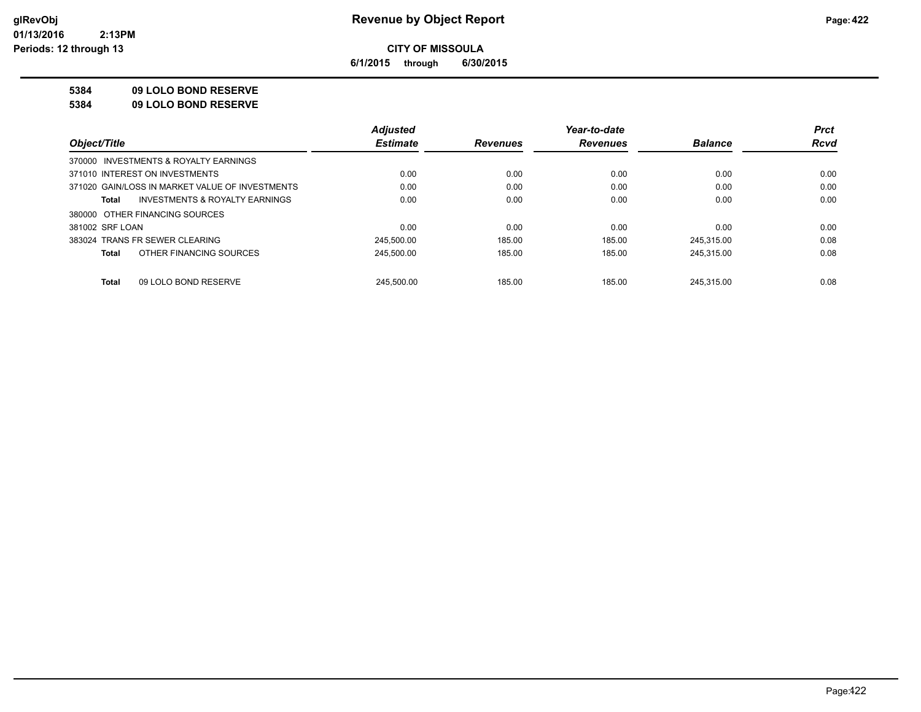**CITY OF MISSOULA**

**6/1/2015 through 6/30/2015**

**5384 09 LOLO BOND RESERVE**

**5384 09 LOLO BOND RESERVE**

| Object/Title | Adjusted Estimate | Revenues | Year-to-date Revenues | Balance | Prct Rcvd |
|---|---|---|---|---|---|
| 370000 INVESTMENTS & ROYALTY EARNINGS | | | | | |
| 371010 INTEREST ON INVESTMENTS | 0.00 | 0.00 | 0.00 | 0.00 | 0.00 |
| 371020 GAIN/LOSS IN MARKET VALUE OF INVESTMENTS | 0.00 | 0.00 | 0.00 | 0.00 | 0.00 |
| **Total** INVESTMENTS & ROYALTY EARNINGS | 0.00 | 0.00 | 0.00 | 0.00 | 0.00 |
| 380000 OTHER FINANCING SOURCES | | | | | |
| 381002 SRF LOAN | 0.00 | 0.00 | 0.00 | 0.00 | 0.00 |
| 383024 TRANS FR SEWER CLEARING | 245,500.00 | 185.00 | 185.00 | 245,315.00 | 0.08 |
| **Total** OTHER FINANCING SOURCES | 245,500.00 | 185.00 | 185.00 | 245,315.00 | 0.08 |
| **Total** 09 LOLO BOND RESERVE | 245,500.00 | 185.00 | 185.00 | 245,315.00 | 0.08 |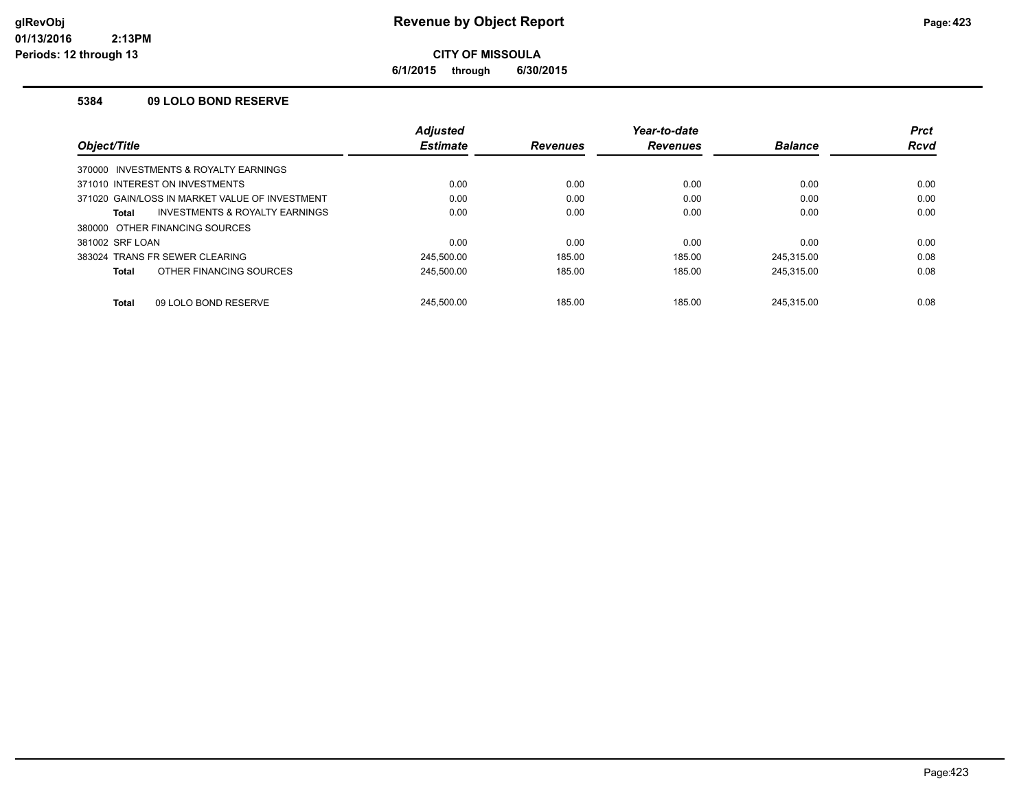**CITY OF MISSOULA**

**6/1/2015 through 6/30/2015**

**5384 09 LOLO BOND RESERVE**

| Object/Title | Adjusted Estimate | Revenues | Year-to-date Revenues | Balance | Prct Rcvd |
|---|---|---|---|---|---|
| 370000 INVESTMENTS & ROYALTY EARNINGS | | | | | |
| 371010 INTEREST ON INVESTMENTS | 0.00 | 0.00 | 0.00 | 0.00 | 0.00 |
| 371020 GAIN/LOSS IN MARKET VALUE OF INVESTMENT | 0.00 | 0.00 | 0.00 | 0.00 | 0.00 |
| **Total** INVESTMENTS & ROYALTY EARNINGS | 0.00 | 0.00 | 0.00 | 0.00 | 0.00 |
| 380000 OTHER FINANCING SOURCES | | | | | |
| 381002 SRF LOAN | 0.00 | 0.00 | 0.00 | 0.00 | 0.00 |
| 383024 TRANS FR SEWER CLEARING | 245,500.00 | 185.00 | 185.00 | 245,315.00 | 0.08 |
| **Total** OTHER FINANCING SOURCES | 245,500.00 | 185.00 | 185.00 | 245,315.00 | 0.08 |
| **Total** 09 LOLO BOND RESERVE | 245,500.00 | 185.00 | 185.00 | 245,315.00 | 0.08 |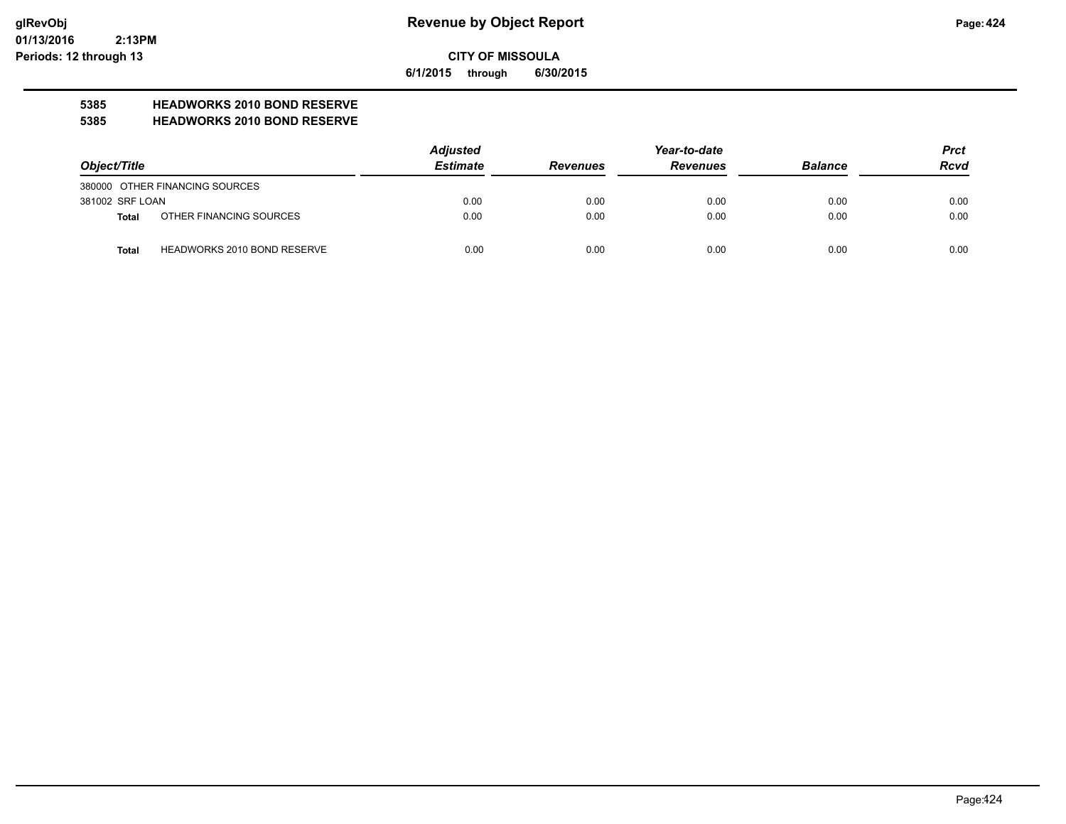# Revenue by Object Report

**CITY OF MISSOULA**

**6/1/2015 through 6/30/2015**

glRevObj
01/13/2016 2:13PM
Periods: 12 through 13

## 5385 HEADWORKS 2010 BOND RESERVE
## 5385 HEADWORKS 2010 BOND RESERVE

| Object/Title | | Adjusted Estimate | Revenues | Year-to-date Revenues | Balance | Prct Rcvd |
|---|---|---|---|---|---|---|
| 380000 OTHER FINANCING SOURCES | | | | | | |
| 381002 SRF LOAN | | 0.00 | 0.00 | 0.00 | 0.00 | 0.00 |
| **Total** | OTHER FINANCING SOURCES | 0.00 | 0.00 | 0.00 | 0.00 | 0.00 |
| **Total** | HEADWORKS 2010 BOND RESERVE | 0.00 | 0.00 | 0.00 | 0.00 | 0.00 |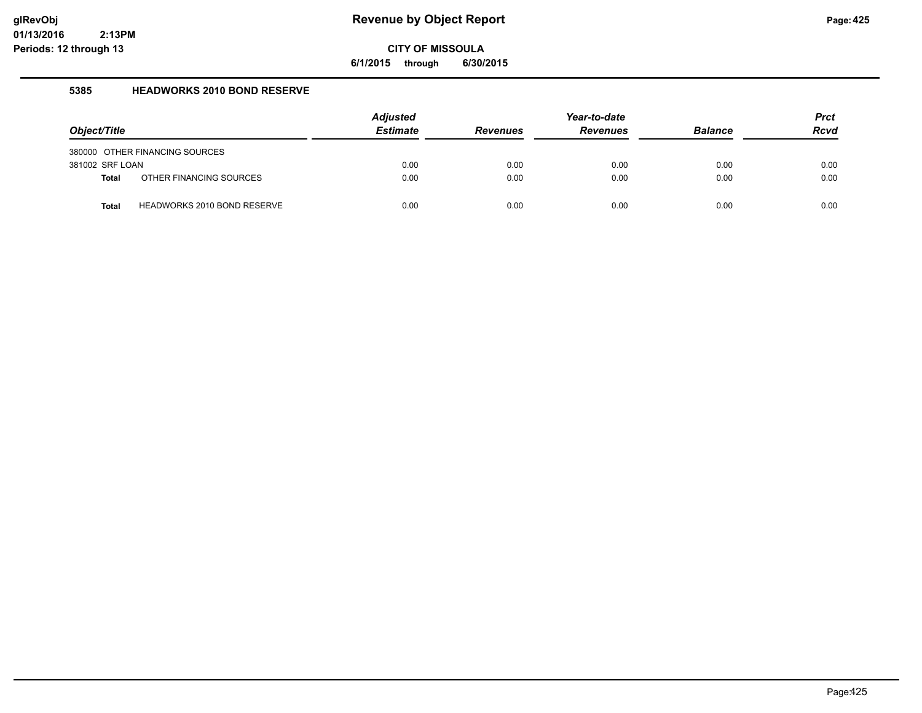# Revenue by Object Report

glRevObj
01/13/2016 2:13PM
Periods: 12 through 13

**CITY OF MISSOULA**

**6/1/2015 through 6/30/2015**

## 5385 HEADWORKS 2010 BOND RESERVE

| Object/Title | | Adjusted Estimate | Revenues | Year-to-date Revenues | Balance | Prct Rcvd |
|---|---|---|---|---|---|---|
| 380000 OTHER FINANCING SOURCES | | | | | | |
| 381002 SRF LOAN | | 0.00 | 0.00 | 0.00 | 0.00 | 0.00 |
| **Total** | OTHER FINANCING SOURCES | 0.00 | 0.00 | 0.00 | 0.00 | 0.00 |
| **Total** | HEADWORKS 2010 BOND RESERVE | 0.00 | 0.00 | 0.00 | 0.00 | 0.00 |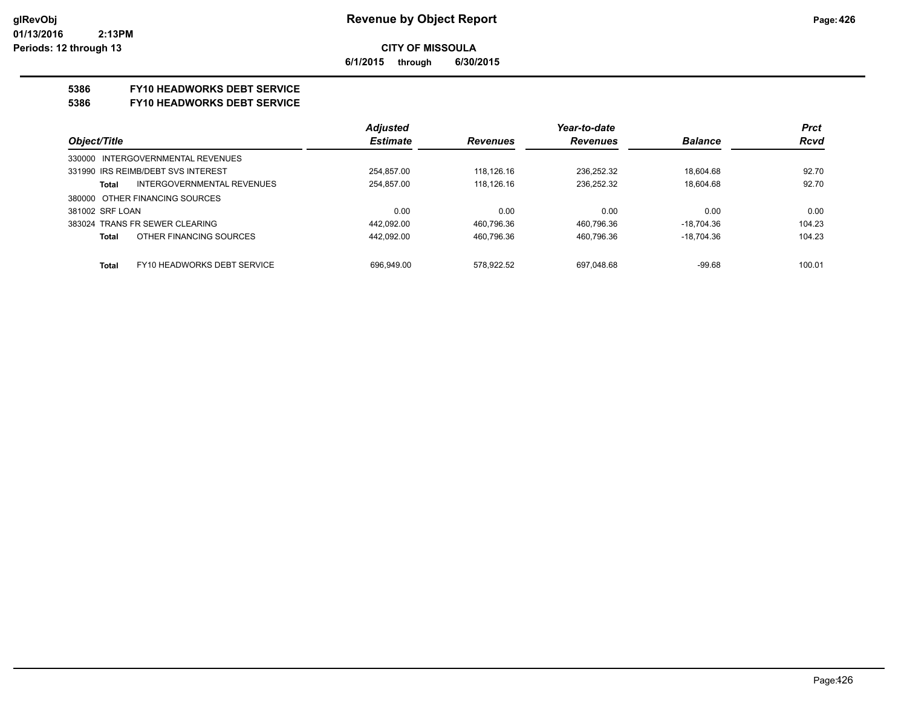**glRevObj**
**01/13/2016 2:13PM**
**Periods: 12 through 13**

# Revenue by Object Report

**CITY OF MISSOULA**

**6/1/2015 through 6/30/2015**

## 5386 FY10 HEADWORKS DEBT SERVICE
## 5386 FY10 HEADWORKS DEBT SERVICE

| Object/Title | Adjusted Estimate | Revenues | Year-to-date Revenues | Balance | Prct Rcvd |
|---|---|---|---|---|---|
| 330000 INTERGOVERNMENTAL REVENUES | | | | | |
| 331990 IRS REIMB/DEBT SVS INTEREST | 254,857.00 | 118,126.16 | 236,252.32 | 18,604.68 | 92.70 |
| **Total** INTERGOVERNMENTAL REVENUES | 254,857.00 | 118,126.16 | 236,252.32 | 18,604.68 | 92.70 |
| 380000 OTHER FINANCING SOURCES | | | | | |
| 381002 SRF LOAN | 0.00 | 0.00 | 0.00 | 0.00 | 0.00 |
| 383024 TRANS FR SEWER CLEARING | 442,092.00 | 460,796.36 | 460,796.36 | -18,704.36 | 104.23 |
| **Total** OTHER FINANCING SOURCES | 442,092.00 | 460,796.36 | 460,796.36 | -18,704.36 | 104.23 |
| **Total** FY10 HEADWORKS DEBT SERVICE | 696,949.00 | 578,922.52 | 697,048.68 | -99.68 | 100.01 |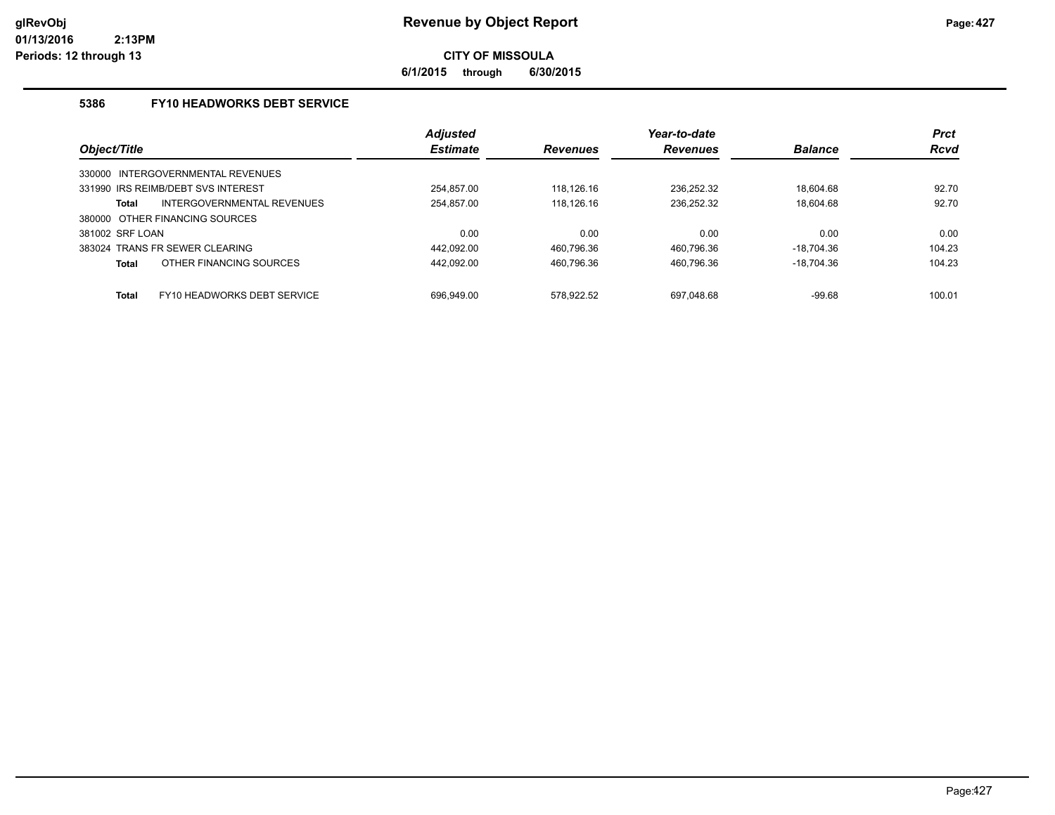# Revenue by Object Report

**CITY OF MISSOULA**

**6/1/2015 through 6/30/2015**

glRevObj
01/13/2016 2:13PM
Periods: 12 through 13

## 5386 FY10 HEADWORKS DEBT SERVICE

| Object/Title | Adjusted Estimate | Revenues | Year-to-date Revenues | Balance | Prct Rcvd |
|---|---|---|---|---|---|
| 330000 INTERGOVERNMENTAL REVENUES | | | | | |
| 331990 IRS REIMB/DEBT SVS INTEREST | 254,857.00 | 118,126.16 | 236,252.32 | 18,604.68 | 92.70 |
| **Total** INTERGOVERNMENTAL REVENUES | 254,857.00 | 118,126.16 | 236,252.32 | 18,604.68 | 92.70 |
| 380000 OTHER FINANCING SOURCES | | | | | |
| 381002 SRF LOAN | 0.00 | 0.00 | 0.00 | 0.00 | 0.00 |
| 383024 TRANS FR SEWER CLEARING | 442,092.00 | 460,796.36 | 460,796.36 | -18,704.36 | 104.23 |
| **Total** OTHER FINANCING SOURCES | 442,092.00 | 460,796.36 | 460,796.36 | -18,704.36 | 104.23 |
| **Total** FY10 HEADWORKS DEBT SERVICE | 696,949.00 | 578,922.52 | 697,048.68 | -99.68 | 100.01 |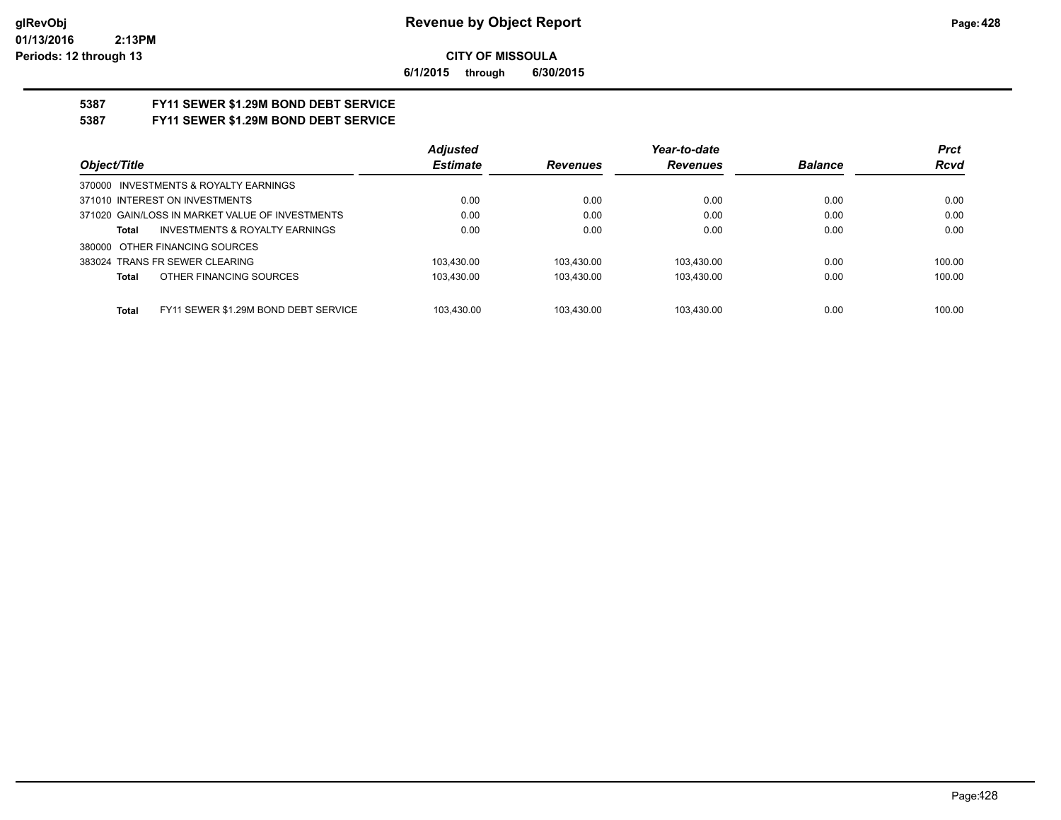**Revenue by Object Report**

**CITY OF MISSOULA**

**6/1/2015 through 6/30/2015**

glRevObj
01/13/2016 2:13PM
Periods: 12 through 13

## 5387 FY11 SEWER $1.29M BOND DEBT SERVICE

## 5387 FY11 SEWER $1.29M BOND DEBT SERVICE

| Object/Title | Adjusted Estimate | Revenues | Year-to-date Revenues | Balance | Prct Rcvd |
|---|---|---|---|---|---|
| 370000 INVESTMENTS & ROYALTY EARNINGS | | | | | |
| 371010 INTEREST ON INVESTMENTS | 0.00 | 0.00 | 0.00 | 0.00 | 0.00 |
| 371020 GAIN/LOSS IN MARKET VALUE OF INVESTMENTS | 0.00 | 0.00 | 0.00 | 0.00 | 0.00 |
| **Total** INVESTMENTS & ROYALTY EARNINGS | 0.00 | 0.00 | 0.00 | 0.00 | 0.00 |
| 380000 OTHER FINANCING SOURCES | | | | | |
| 383024 TRANS FR SEWER CLEARING | 103,430.00 | 103,430.00 | 103,430.00 | 0.00 | 100.00 |
| **Total** OTHER FINANCING SOURCES | 103,430.00 | 103,430.00 | 103,430.00 | 0.00 | 100.00 |
| **Total** FY11 SEWER $1.29M BOND DEBT SERVICE | 103,430.00 | 103,430.00 | 103,430.00 | 0.00 | 100.00 |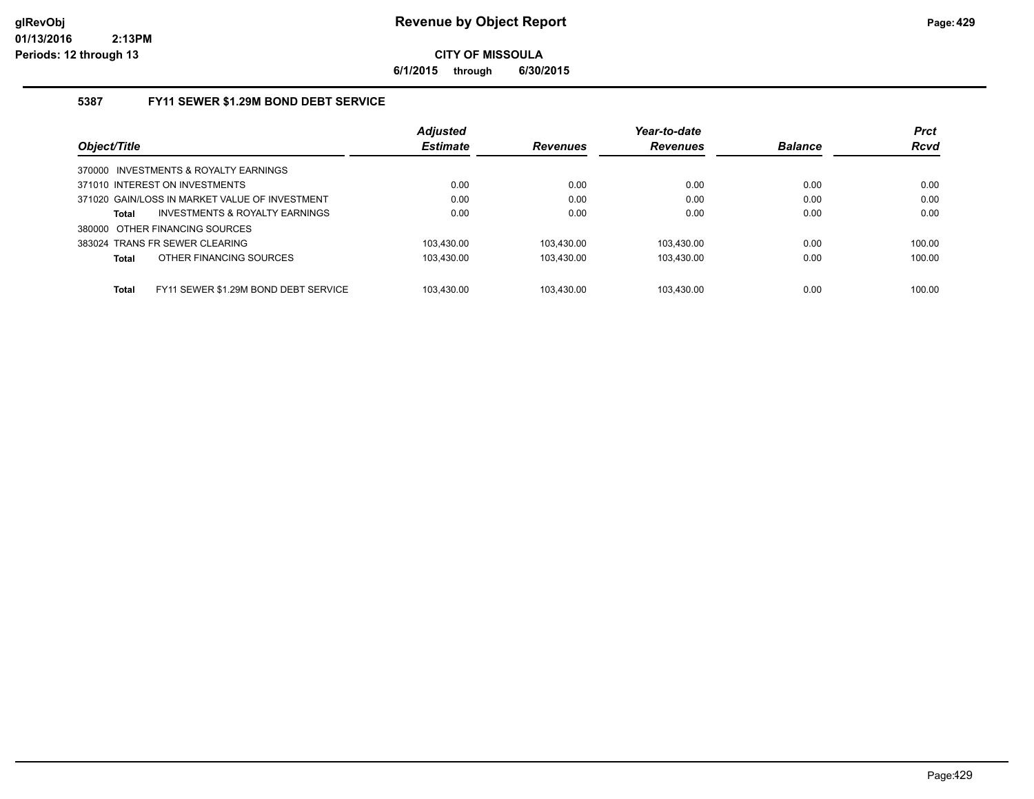**Revenue by Object Report**

**CITY OF MISSOULA**

**6/1/2015 through 6/30/2015**

### 5387 FY11 SEWER $1.29M BOND DEBT SERVICE

| Object/Title | Adjusted Estimate | Revenues | Year-to-date Revenues | Balance | Prct Rcvd |
|---|---|---|---|---|---|
| 370000 INVESTMENTS & ROYALTY EARNINGS | | | | | |
| 371010 INTEREST ON INVESTMENTS | 0.00 | 0.00 | 0.00 | 0.00 | 0.00 |
| 371020 GAIN/LOSS IN MARKET VALUE OF INVESTMENT | 0.00 | 0.00 | 0.00 | 0.00 | 0.00 |
| **Total** INVESTMENTS & ROYALTY EARNINGS | 0.00 | 0.00 | 0.00 | 0.00 | 0.00 |
| 380000 OTHER FINANCING SOURCES | | | | | |
| 383024 TRANS FR SEWER CLEARING | 103,430.00 | 103,430.00 | 103,430.00 | 0.00 | 100.00 |
| **Total** OTHER FINANCING SOURCES | 103,430.00 | 103,430.00 | 103,430.00 | 0.00 | 100.00 |
| **Total** FY11 SEWER $1.29M BOND DEBT SERVICE | 103,430.00 | 103,430.00 | 103,430.00 | 0.00 | 100.00 |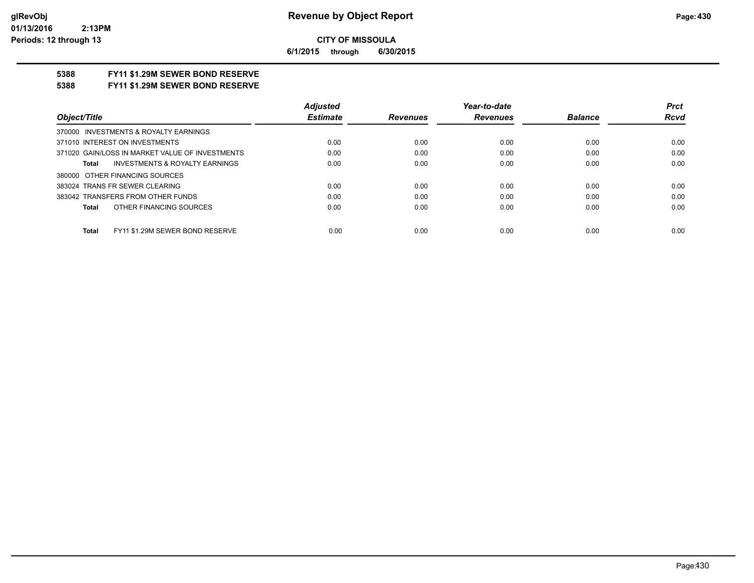**CITY OF MISSOULA**

**6/1/2015 through 6/30/2015**

## 5388 FY11 $1.29M SEWER BOND RESERVE
## 5388 FY11 $1.29M SEWER BOND RESERVE

| Object/Title | Adjusted Estimate | Revenues | Year-to-date Revenues | Balance | Prct Rcvd |
|---|---|---|---|---|---|
| 370000 INVESTMENTS & ROYALTY EARNINGS | | | | | |
| 371010 INTEREST ON INVESTMENTS | 0.00 | 0.00 | 0.00 | 0.00 | 0.00 |
| 371020 GAIN/LOSS IN MARKET VALUE OF INVESTMENTS | 0.00 | 0.00 | 0.00 | 0.00 | 0.00 |
| **Total** INVESTMENTS & ROYALTY EARNINGS | 0.00 | 0.00 | 0.00 | 0.00 | 0.00 |
| 380000 OTHER FINANCING SOURCES | | | | | |
| 383024 TRANS FR SEWER CLEARING | 0.00 | 0.00 | 0.00 | 0.00 | 0.00 |
| 383042 TRANSFERS FROM OTHER FUNDS | 0.00 | 0.00 | 0.00 | 0.00 | 0.00 |
| **Total** OTHER FINANCING SOURCES | 0.00 | 0.00 | 0.00 | 0.00 | 0.00 |
| **Total** FY11 $1.29M SEWER BOND RESERVE | 0.00 | 0.00 | 0.00 | 0.00 | 0.00 |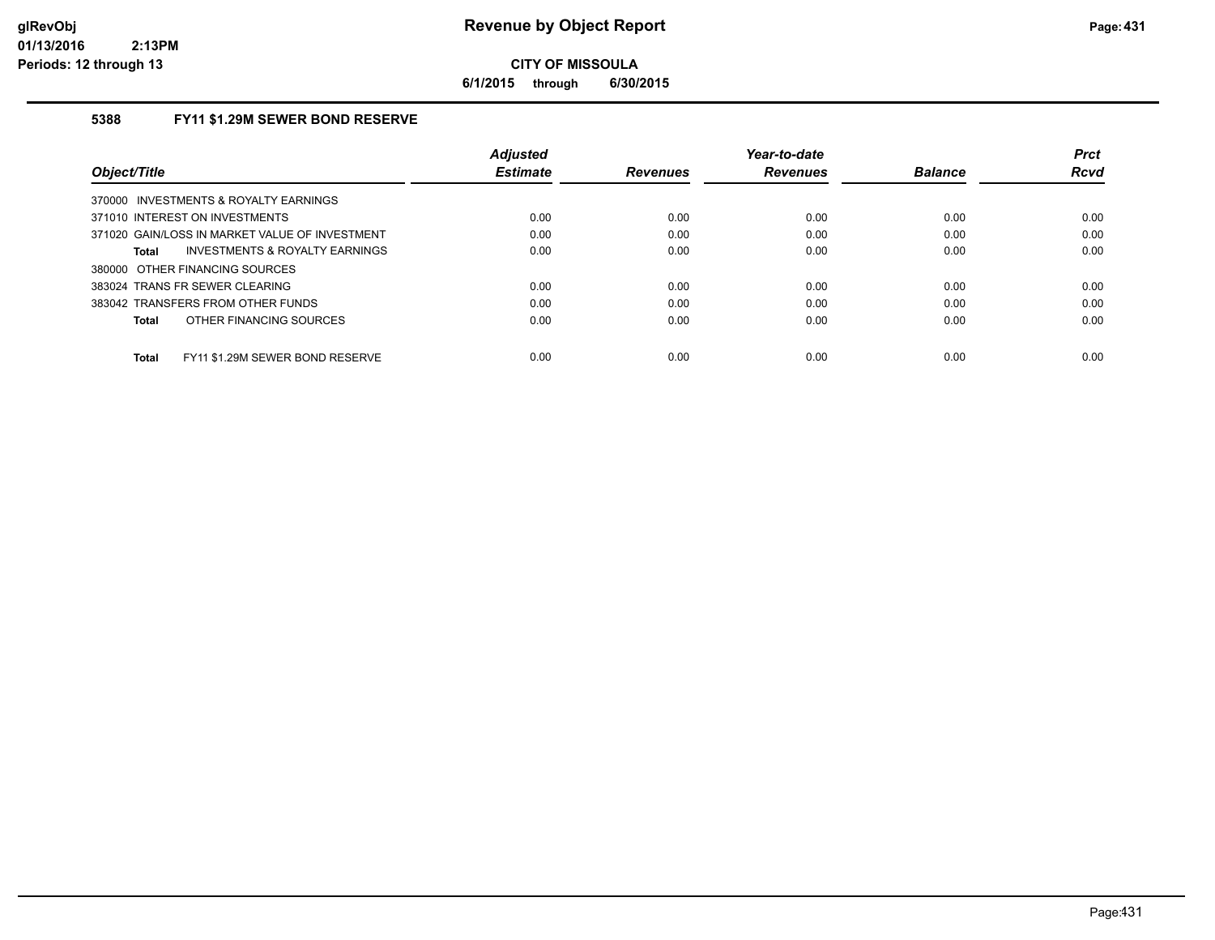# Revenue by Object Report

**CITY OF MISSOULA**

**6/1/2015 through 6/30/2015**

glRevObj
01/13/2016 2:13PM
Periods: 12 through 13

## 5388 FY11 $1.29M SEWER BOND RESERVE

| Object/Title | Adjusted Estimate | Revenues | Year-to-date Revenues | Balance | Prct Rcvd |
|---|---|---|---|---|---|
| 370000 INVESTMENTS & ROYALTY EARNINGS | | | | | |
| 371010 INTEREST ON INVESTMENTS | 0.00 | 0.00 | 0.00 | 0.00 | 0.00 |
| 371020 GAIN/LOSS IN MARKET VALUE OF INVESTMENT | 0.00 | 0.00 | 0.00 | 0.00 | 0.00 |
| **Total** INVESTMENTS & ROYALTY EARNINGS | 0.00 | 0.00 | 0.00 | 0.00 | 0.00 |
| 380000 OTHER FINANCING SOURCES | | | | | |
| 383024 TRANS FR SEWER CLEARING | 0.00 | 0.00 | 0.00 | 0.00 | 0.00 |
| 383042 TRANSFERS FROM OTHER FUNDS | 0.00 | 0.00 | 0.00 | 0.00 | 0.00 |
| **Total** OTHER FINANCING SOURCES | 0.00 | 0.00 | 0.00 | 0.00 | 0.00 |
| **Total** FY11 $1.29M SEWER BOND RESERVE | 0.00 | 0.00 | 0.00 | 0.00 | 0.00 |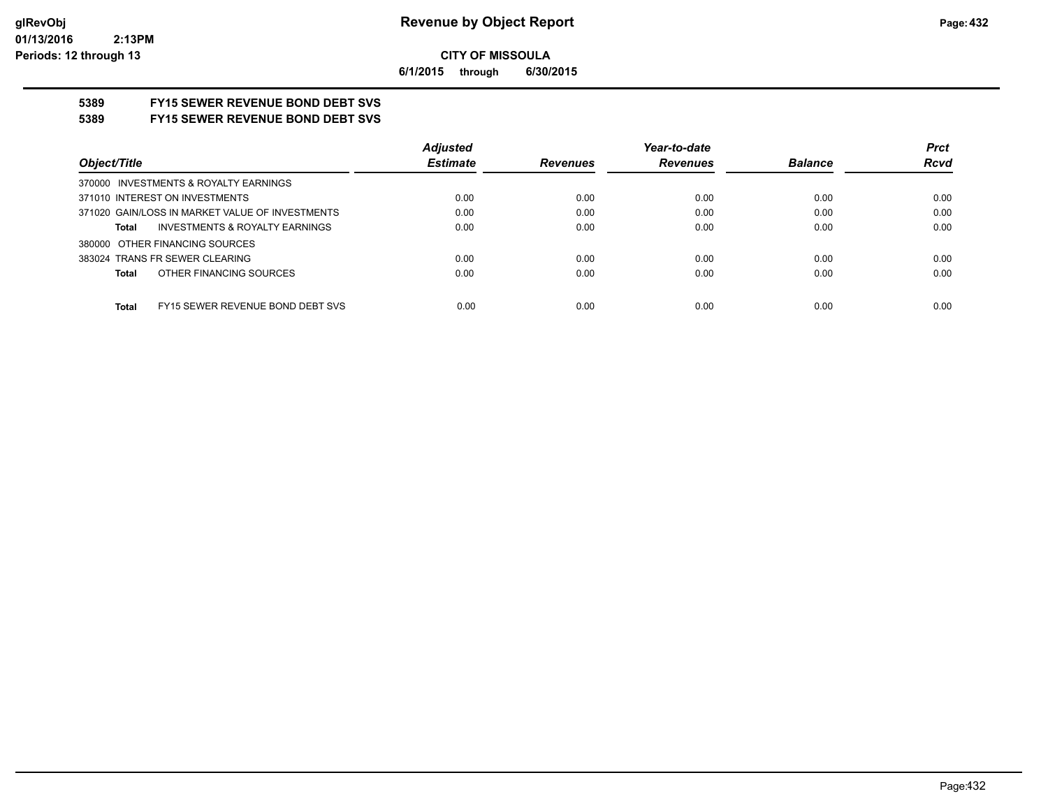# Revenue by Object Report

**CITY OF MISSOULA**

**6/1/2015 through 6/30/2015**

glRevObj
01/13/2016 2:13PM
Periods: 12 through 13

## 5389 FY15 SEWER REVENUE BOND DEBT SVS
## 5389 FY15 SEWER REVENUE BOND DEBT SVS

| Object/Title | Adjusted Estimate | Revenues | Year-to-date Revenues | Balance | Prct Rcvd |
|---|---|---|---|---|---|
| 370000 INVESTMENTS & ROYALTY EARNINGS | | | | | |
| 371010 INTEREST ON INVESTMENTS | 0.00 | 0.00 | 0.00 | 0.00 | 0.00 |
| 371020 GAIN/LOSS IN MARKET VALUE OF INVESTMENTS | 0.00 | 0.00 | 0.00 | 0.00 | 0.00 |
| **Total** INVESTMENTS & ROYALTY EARNINGS | 0.00 | 0.00 | 0.00 | 0.00 | 0.00 |
| 380000 OTHER FINANCING SOURCES | | | | | |
| 383024 TRANS FR SEWER CLEARING | 0.00 | 0.00 | 0.00 | 0.00 | 0.00 |
| **Total** OTHER FINANCING SOURCES | 0.00 | 0.00 | 0.00 | 0.00 | 0.00 |
| **Total** FY15 SEWER REVENUE BOND DEBT SVS | 0.00 | 0.00 | 0.00 | 0.00 | 0.00 |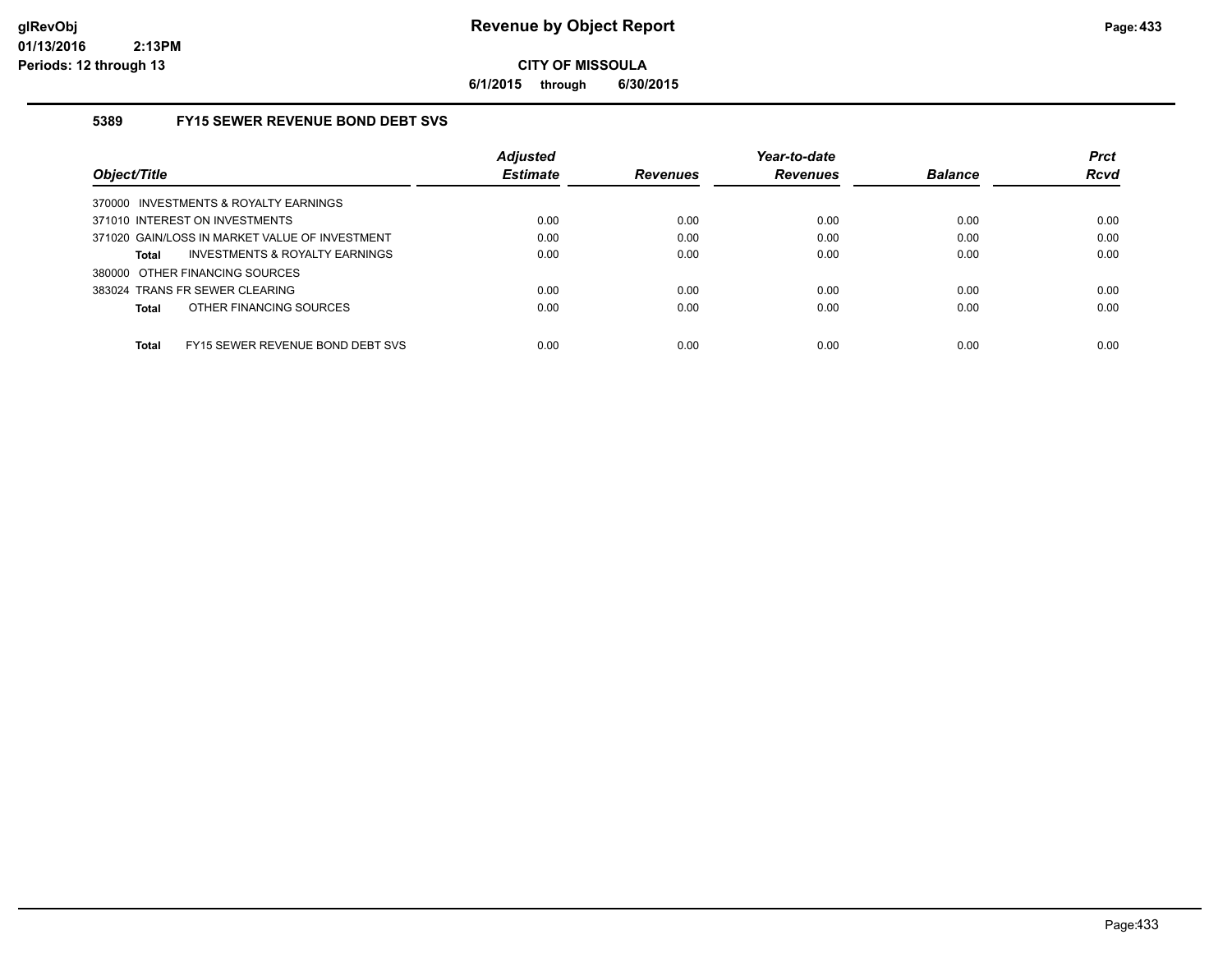# Revenue by Object Report

**CITY OF MISSOULA**

**6/1/2015 through 6/30/2015**

glRevObj
01/13/2016 2:13PM
Periods: 12 through 13

## 5389 FY15 SEWER REVENUE BOND DEBT SVS

| Object/Title | Adjusted Estimate | Revenues | Year-to-date Revenues | Balance | Prct Rcvd |
|---|---|---|---|---|---|
| 370000 INVESTMENTS & ROYALTY EARNINGS | | | | | |
| 371010 INTEREST ON INVESTMENTS | 0.00 | 0.00 | 0.00 | 0.00 | 0.00 |
| 371020 GAIN/LOSS IN MARKET VALUE OF INVESTMENT | 0.00 | 0.00 | 0.00 | 0.00 | 0.00 |
| **Total** INVESTMENTS & ROYALTY EARNINGS | 0.00 | 0.00 | 0.00 | 0.00 | 0.00 |
| 380000 OTHER FINANCING SOURCES | | | | | |
| 383024 TRANS FR SEWER CLEARING | 0.00 | 0.00 | 0.00 | 0.00 | 0.00 |
| **Total** OTHER FINANCING SOURCES | 0.00 | 0.00 | 0.00 | 0.00 | 0.00 |
| **Total** FY15 SEWER REVENUE BOND DEBT SVS | 0.00 | 0.00 | 0.00 | 0.00 | 0.00 |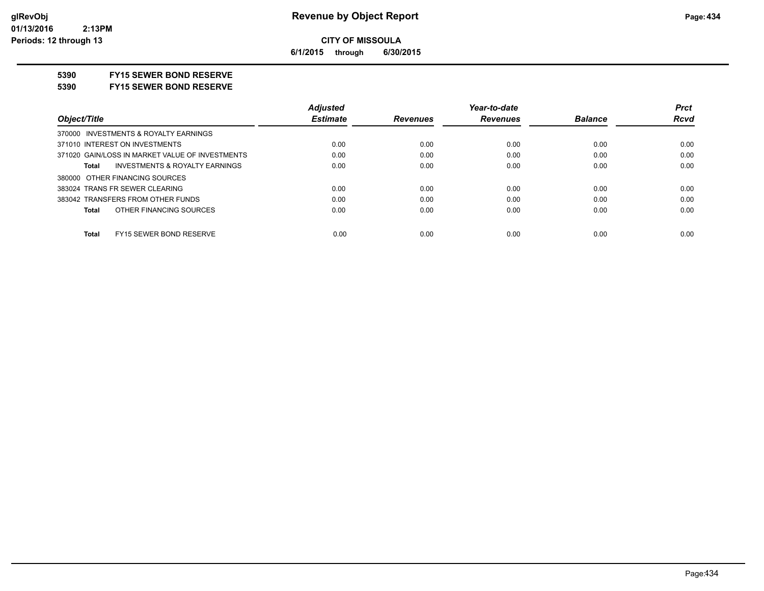**CITY OF MISSOULA**

**6/1/2015 through 6/30/2015**

**5390 FY15 SEWER BOND RESERVE**

**5390 FY15 SEWER BOND RESERVE**

| Object/Title | Adjusted Estimate | Revenues | Year-to-date Revenues | Balance | Prct Rcvd |
|---|---|---|---|---|---|
| 370000 INVESTMENTS & ROYALTY EARNINGS | | | | | |
| 371010 INTEREST ON INVESTMENTS | 0.00 | 0.00 | 0.00 | 0.00 | 0.00 |
| 371020 GAIN/LOSS IN MARKET VALUE OF INVESTMENTS | 0.00 | 0.00 | 0.00 | 0.00 | 0.00 |
| **Total** INVESTMENTS & ROYALTY EARNINGS | 0.00 | 0.00 | 0.00 | 0.00 | 0.00 |
| 380000 OTHER FINANCING SOURCES | | | | | |
| 383024 TRANS FR SEWER CLEARING | 0.00 | 0.00 | 0.00 | 0.00 | 0.00 |
| 383042 TRANSFERS FROM OTHER FUNDS | 0.00 | 0.00 | 0.00 | 0.00 | 0.00 |
| **Total** OTHER FINANCING SOURCES | 0.00 | 0.00 | 0.00 | 0.00 | 0.00 |
| **Total** FY15 SEWER BOND RESERVE | 0.00 | 0.00 | 0.00 | 0.00 | 0.00 |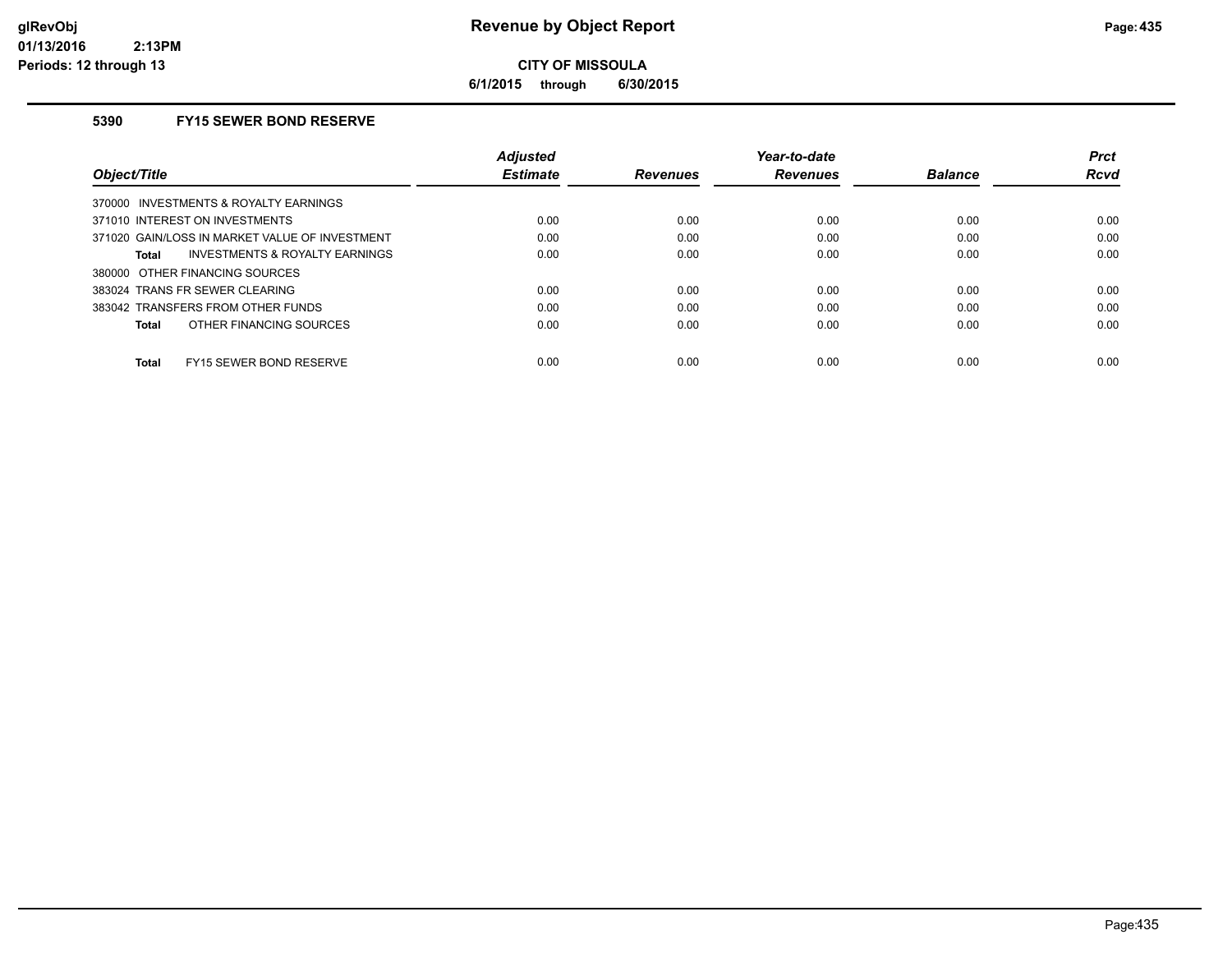**CITY OF MISSOULA**

**6/1/2015 through 6/30/2015**

### 5390 FY15 SEWER BOND RESERVE

| Object/Title | Adjusted Estimate | Revenues | Year-to-date Revenues | Balance | Prct Rcvd |
|---|---|---|---|---|---|
| 370000 INVESTMENTS & ROYALTY EARNINGS | | | | | |
| 371010 INTEREST ON INVESTMENTS | 0.00 | 0.00 | 0.00 | 0.00 | 0.00 |
| 371020 GAIN/LOSS IN MARKET VALUE OF INVESTMENT | 0.00 | 0.00 | 0.00 | 0.00 | 0.00 |
| **Total** INVESTMENTS & ROYALTY EARNINGS | 0.00 | 0.00 | 0.00 | 0.00 | 0.00 |
| 380000 OTHER FINANCING SOURCES | | | | | |
| 383024 TRANS FR SEWER CLEARING | 0.00 | 0.00 | 0.00 | 0.00 | 0.00 |
| 383042 TRANSFERS FROM OTHER FUNDS | 0.00 | 0.00 | 0.00 | 0.00 | 0.00 |
| **Total** OTHER FINANCING SOURCES | 0.00 | 0.00 | 0.00 | 0.00 | 0.00 |
| **Total** FY15 SEWER BOND RESERVE | 0.00 | 0.00 | 0.00 | 0.00 | 0.00 |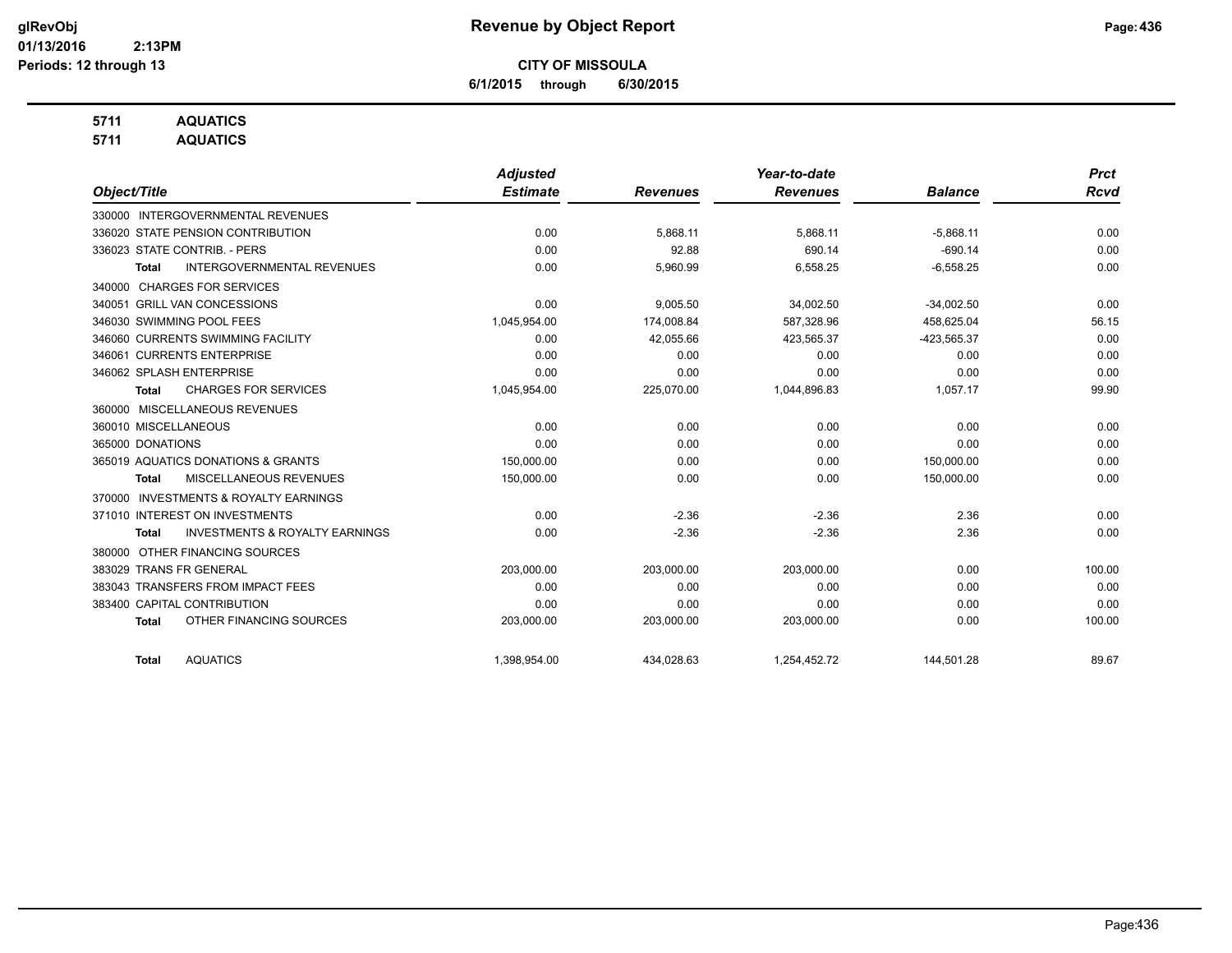# Revenue by Object Report

**CITY OF MISSOULA**

**6/1/2015 through 6/30/2015**

glRevObj
01/13/2016 2:13PM
Periods: 12 through 13

**5711 AQUATICS**
**5711 AQUATICS**

| Object/Title | Adjusted Estimate | Revenues | Year-to-date Revenues | Balance | Prct Rcvd |
|---|---|---|---|---|---|
| 330000 INTERGOVERNMENTAL REVENUES | | | | | |
| 336020 STATE PENSION CONTRIBUTION | 0.00 | 5,868.11 | 5,868.11 | -5,868.11 | 0.00 |
| 336023 STATE CONTRIB. - PERS | 0.00 | 92.88 | 690.14 | -690.14 | 0.00 |
| **Total** INTERGOVERNMENTAL REVENUES | 0.00 | 5,960.99 | 6,558.25 | -6,558.25 | 0.00 |
| 340000 CHARGES FOR SERVICES | | | | | |
| 340051 GRILL VAN CONCESSIONS | 0.00 | 9,005.50 | 34,002.50 | -34,002.50 | 0.00 |
| 346030 SWIMMING POOL FEES | 1,045,954.00 | 174,008.84 | 587,328.96 | 458,625.04 | 56.15 |
| 346060 CURRENTS SWIMMING FACILITY | 0.00 | 42,055.66 | 423,565.37 | -423,565.37 | 0.00 |
| 346061 CURRENTS ENTERPRISE | 0.00 | 0.00 | 0.00 | 0.00 | 0.00 |
| 346062 SPLASH ENTERPRISE | 0.00 | 0.00 | 0.00 | 0.00 | 0.00 |
| **Total** CHARGES FOR SERVICES | 1,045,954.00 | 225,070.00 | 1,044,896.83 | 1,057.17 | 99.90 |
| 360000 MISCELLANEOUS REVENUES | | | | | |
| 360010 MISCELLANEOUS | 0.00 | 0.00 | 0.00 | 0.00 | 0.00 |
| 365000 DONATIONS | 0.00 | 0.00 | 0.00 | 0.00 | 0.00 |
| 365019 AQUATICS DONATIONS & GRANTS | 150,000.00 | 0.00 | 0.00 | 150,000.00 | 0.00 |
| **Total** MISCELLANEOUS REVENUES | 150,000.00 | 0.00 | 0.00 | 150,000.00 | 0.00 |
| 370000 INVESTMENTS & ROYALTY EARNINGS | | | | | |
| 371010 INTEREST ON INVESTMENTS | 0.00 | -2.36 | -2.36 | 2.36 | 0.00 |
| **Total** INVESTMENTS & ROYALTY EARNINGS | 0.00 | -2.36 | -2.36 | 2.36 | 0.00 |
| 380000 OTHER FINANCING SOURCES | | | | | |
| 383029 TRANS FR GENERAL | 203,000.00 | 203,000.00 | 203,000.00 | 0.00 | 100.00 |
| 383043 TRANSFERS FROM IMPACT FEES | 0.00 | 0.00 | 0.00 | 0.00 | 0.00 |
| 383400 CAPITAL CONTRIBUTION | 0.00 | 0.00 | 0.00 | 0.00 | 0.00 |
| **Total** OTHER FINANCING SOURCES | 203,000.00 | 203,000.00 | 203,000.00 | 0.00 | 100.00 |
| **Total** AQUATICS | 1,398,954.00 | 434,028.63 | 1,254,452.72 | 144,501.28 | 89.67 |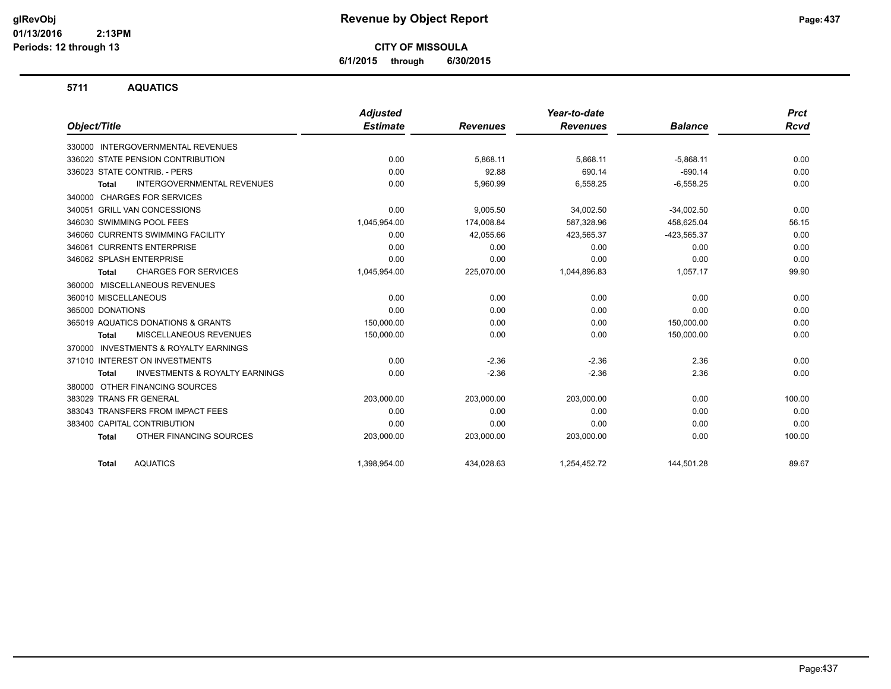# Revenue by Object Report

**CITY OF MISSOULA**

**6/1/2015 through 6/30/2015**

glRevObj
01/13/2016 2:13PM
Periods: 12 through 13

## 5711 AQUATICS

| Object/Title | Adjusted Estimate | Revenues | Year-to-date Revenues | Balance | Prct Rcvd |
|---|---|---|---|---|---|
| 330000 INTERGOVERNMENTAL REVENUES | | | | | |
| 336020 STATE PENSION CONTRIBUTION | 0.00 | 5,868.11 | 5,868.11 | -5,868.11 | 0.00 |
| 336023 STATE CONTRIB. - PERS | 0.00 | 92.88 | 690.14 | -690.14 | 0.00 |
| **Total** INTERGOVERNMENTAL REVENUES | 0.00 | 5,960.99 | 6,558.25 | -6,558.25 | 0.00 |
| 340000 CHARGES FOR SERVICES | | | | | |
| 340051 GRILL VAN CONCESSIONS | 0.00 | 9,005.50 | 34,002.50 | -34,002.50 | 0.00 |
| 346030 SWIMMING POOL FEES | 1,045,954.00 | 174,008.84 | 587,328.96 | 458,625.04 | 56.15 |
| 346060 CURRENTS SWIMMING FACILITY | 0.00 | 42,055.66 | 423,565.37 | -423,565.37 | 0.00 |
| 346061 CURRENTS ENTERPRISE | 0.00 | 0.00 | 0.00 | 0.00 | 0.00 |
| 346062 SPLASH ENTERPRISE | 0.00 | 0.00 | 0.00 | 0.00 | 0.00 |
| **Total** CHARGES FOR SERVICES | 1,045,954.00 | 225,070.00 | 1,044,896.83 | 1,057.17 | 99.90 |
| 360000 MISCELLANEOUS REVENUES | | | | | |
| 360010 MISCELLANEOUS | 0.00 | 0.00 | 0.00 | 0.00 | 0.00 |
| 365000 DONATIONS | 0.00 | 0.00 | 0.00 | 0.00 | 0.00 |
| 365019 AQUATICS DONATIONS & GRANTS | 150,000.00 | 0.00 | 0.00 | 150,000.00 | 0.00 |
| **Total** MISCELLANEOUS REVENUES | 150,000.00 | 0.00 | 0.00 | 150,000.00 | 0.00 |
| 370000 INVESTMENTS & ROYALTY EARNINGS | | | | | |
| 371010 INTEREST ON INVESTMENTS | 0.00 | -2.36 | -2.36 | 2.36 | 0.00 |
| **Total** INVESTMENTS & ROYALTY EARNINGS | 0.00 | -2.36 | -2.36 | 2.36 | 0.00 |
| 380000 OTHER FINANCING SOURCES | | | | | |
| 383029 TRANS FR GENERAL | 203,000.00 | 203,000.00 | 203,000.00 | 0.00 | 100.00 |
| 383043 TRANSFERS FROM IMPACT FEES | 0.00 | 0.00 | 0.00 | 0.00 | 0.00 |
| 383400 CAPITAL CONTRIBUTION | 0.00 | 0.00 | 0.00 | 0.00 | 0.00 |
| **Total** OTHER FINANCING SOURCES | 203,000.00 | 203,000.00 | 203,000.00 | 0.00 | 100.00 |
| **Total** AQUATICS | 1,398,954.00 | 434,028.63 | 1,254,452.72 | 144,501.28 | 89.67 |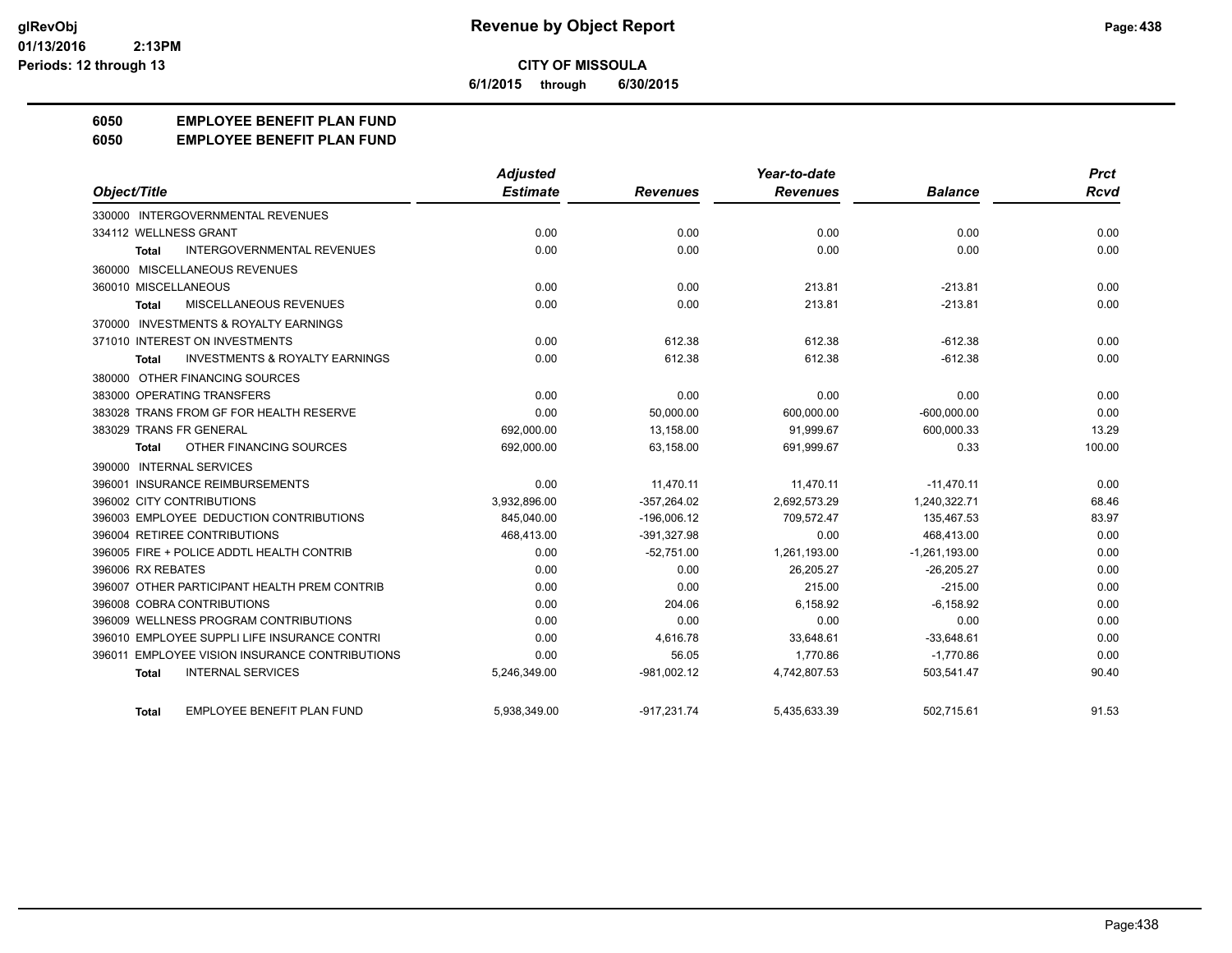**CITY OF MISSOULA**

**6/1/2015 through 6/30/2015**

**6050 EMPLOYEE BENEFIT PLAN FUND**

**6050 EMPLOYEE BENEFIT PLAN FUND**

| Object/Title | Adjusted Estimate | Revenues | Year-to-date Revenues | Balance | Prct Rcvd |
|---|---|---|---|---|---|
| 330000 INTERGOVERNMENTAL REVENUES | | | | | |
| 334112 WELLNESS GRANT | 0.00 | 0.00 | 0.00 | 0.00 | 0.00 |
| **Total** INTERGOVERNMENTAL REVENUES | 0.00 | 0.00 | 0.00 | 0.00 | 0.00 |
| 360000 MISCELLANEOUS REVENUES | | | | | |
| 360010 MISCELLANEOUS | 0.00 | 0.00 | 213.81 | -213.81 | 0.00 |
| **Total** MISCELLANEOUS REVENUES | 0.00 | 0.00 | 213.81 | -213.81 | 0.00 |
| 370000 INVESTMENTS & ROYALTY EARNINGS | | | | | |
| 371010 INTEREST ON INVESTMENTS | 0.00 | 612.38 | 612.38 | -612.38 | 0.00 |
| **Total** INVESTMENTS & ROYALTY EARNINGS | 0.00 | 612.38 | 612.38 | -612.38 | 0.00 |
| 380000 OTHER FINANCING SOURCES | | | | | |
| 383000 OPERATING TRANSFERS | 0.00 | 0.00 | 0.00 | 0.00 | 0.00 |
| 383028 TRANS FROM GF FOR HEALTH RESERVE | 0.00 | 50,000.00 | 600,000.00 | -600,000.00 | 0.00 |
| 383029 TRANS FR GENERAL | 692,000.00 | 13,158.00 | 91,999.67 | 600,000.33 | 13.29 |
| **Total** OTHER FINANCING SOURCES | 692,000.00 | 63,158.00 | 691,999.67 | 0.33 | 100.00 |
| 390000 INTERNAL SERVICES | | | | | |
| 396001 INSURANCE REIMBURSEMENTS | 0.00 | 11,470.11 | 11,470.11 | -11,470.11 | 0.00 |
| 396002 CITY CONTRIBUTIONS | 3,932,896.00 | -357,264.02 | 2,692,573.29 | 1,240,322.71 | 68.46 |
| 396003 EMPLOYEE DEDUCTION CONTRIBUTIONS | 845,040.00 | -196,006.12 | 709,572.47 | 135,467.53 | 83.97 |
| 396004 RETIREE CONTRIBUTIONS | 468,413.00 | -391,327.98 | 0.00 | 468,413.00 | 0.00 |
| 396005 FIRE + POLICE ADDTL HEALTH CONTRIB | 0.00 | -52,751.00 | 1,261,193.00 | -1,261,193.00 | 0.00 |
| 396006 RX REBATES | 0.00 | 0.00 | 26,205.27 | -26,205.27 | 0.00 |
| 396007 OTHER PARTICIPANT HEALTH PREM CONTRIB | 0.00 | 0.00 | 215.00 | -215.00 | 0.00 |
| 396008 COBRA CONTRIBUTIONS | 0.00 | 204.06 | 6,158.92 | -6,158.92 | 0.00 |
| 396009 WELLNESS PROGRAM CONTRIBUTIONS | 0.00 | 0.00 | 0.00 | 0.00 | 0.00 |
| 396010 EMPLOYEE SUPPLI LIFE INSURANCE CONTRI | 0.00 | 4,616.78 | 33,648.61 | -33,648.61 | 0.00 |
| 396011 EMPLOYEE VISION INSURANCE CONTRIBUTIONS | 0.00 | 56.05 | 1,770.86 | -1,770.86 | 0.00 |
| **Total** INTERNAL SERVICES | 5,246,349.00 | -981,002.12 | 4,742,807.53 | 503,541.47 | 90.40 |
| **Total** EMPLOYEE BENEFIT PLAN FUND | 5,938,349.00 | -917,231.74 | 5,435,633.39 | 502,715.61 | 91.53 |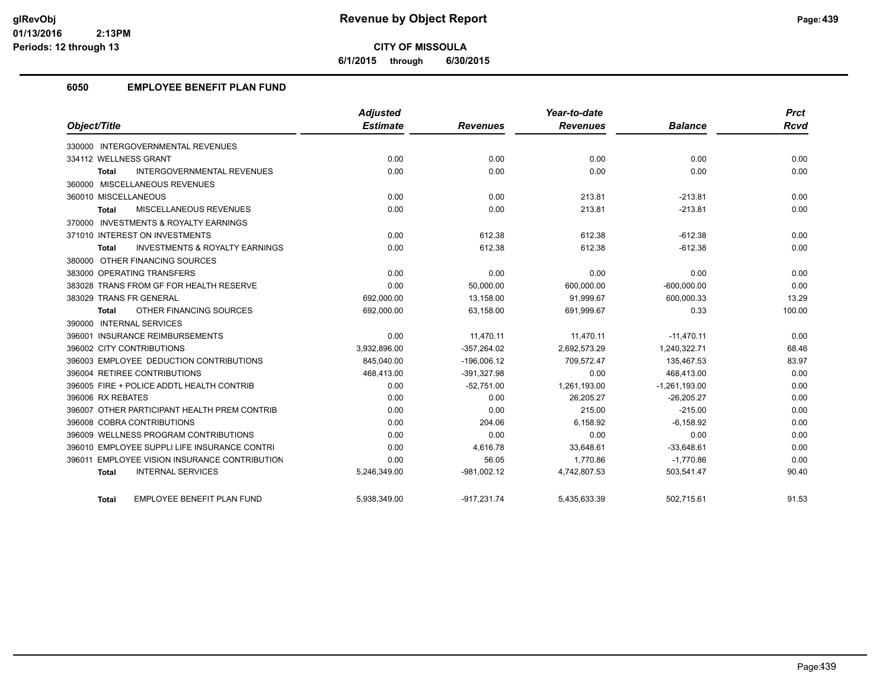# Revenue by Object Report

**CITY OF MISSOULA**

**6/1/2015 through 6/30/2015**

glRevObj
01/13/2016 2:13PM
Periods: 12 through 13

## 6050 EMPLOYEE BENEFIT PLAN FUND

| Object/Title | Adjusted Estimate | Revenues | Year-to-date Revenues | Balance | Prct Rcvd |
|---|---|---|---|---|---|
| 330000 INTERGOVERNMENTAL REVENUES | | | | | |
| 334112 WELLNESS GRANT | 0.00 | 0.00 | 0.00 | 0.00 | 0.00 |
| **Total** INTERGOVERNMENTAL REVENUES | 0.00 | 0.00 | 0.00 | 0.00 | 0.00 |
| 360000 MISCELLANEOUS REVENUES | | | | | |
| 360010 MISCELLANEOUS | 0.00 | 0.00 | 213.81 | -213.81 | 0.00 |
| **Total** MISCELLANEOUS REVENUES | 0.00 | 0.00 | 213.81 | -213.81 | 0.00 |
| 370000 INVESTMENTS & ROYALTY EARNINGS | | | | | |
| 371010 INTEREST ON INVESTMENTS | 0.00 | 612.38 | 612.38 | -612.38 | 0.00 |
| **Total** INVESTMENTS & ROYALTY EARNINGS | 0.00 | 612.38 | 612.38 | -612.38 | 0.00 |
| 380000 OTHER FINANCING SOURCES | | | | | |
| 383000 OPERATING TRANSFERS | 0.00 | 0.00 | 0.00 | 0.00 | 0.00 |
| 383028 TRANS FROM GF FOR HEALTH RESERVE | 0.00 | 50,000.00 | 600,000.00 | -600,000.00 | 0.00 |
| 383029 TRANS FR GENERAL | 692,000.00 | 13,158.00 | 91,999.67 | 600,000.33 | 13.29 |
| **Total** OTHER FINANCING SOURCES | 692,000.00 | 63,158.00 | 691,999.67 | 0.33 | 100.00 |
| 390000 INTERNAL SERVICES | | | | | |
| 396001 INSURANCE REIMBURSEMENTS | 0.00 | 11,470.11 | 11,470.11 | -11,470.11 | 0.00 |
| 396002 CITY CONTRIBUTIONS | 3,932,896.00 | -357,264.02 | 2,692,573.29 | 1,240,322.71 | 68.46 |
| 396003 EMPLOYEE DEDUCTION CONTRIBUTIONS | 845,040.00 | -196,006.12 | 709,572.47 | 135,467.53 | 83.97 |
| 396004 RETIREE CONTRIBUTIONS | 468,413.00 | -391,327.98 | 0.00 | 468,413.00 | 0.00 |
| 396005 FIRE + POLICE ADDTL HEALTH CONTRIB | 0.00 | -52,751.00 | 1,261,193.00 | -1,261,193.00 | 0.00 |
| 396006 RX REBATES | 0.00 | 0.00 | 26,205.27 | -26,205.27 | 0.00 |
| 396007 OTHER PARTICIPANT HEALTH PREM CONTRIB | 0.00 | 0.00 | 215.00 | -215.00 | 0.00 |
| 396008 COBRA CONTRIBUTIONS | 0.00 | 204.06 | 6,158.92 | -6,158.92 | 0.00 |
| 396009 WELLNESS PROGRAM CONTRIBUTIONS | 0.00 | 0.00 | 0.00 | 0.00 | 0.00 |
| 396010 EMPLOYEE SUPPLI LIFE INSURANCE CONTRI | 0.00 | 4,616.78 | 33,648.61 | -33,648.61 | 0.00 |
| 396011 EMPLOYEE VISION INSURANCE CONTRIBUTION | 0.00 | 56.05 | 1,770.86 | -1,770.86 | 0.00 |
| **Total** INTERNAL SERVICES | 5,246,349.00 | -981,002.12 | 4,742,807.53 | 503,541.47 | 90.40 |
| **Total** EMPLOYEE BENEFIT PLAN FUND | 5,938,349.00 | -917,231.74 | 5,435,633.39 | 502,715.61 | 91.53 |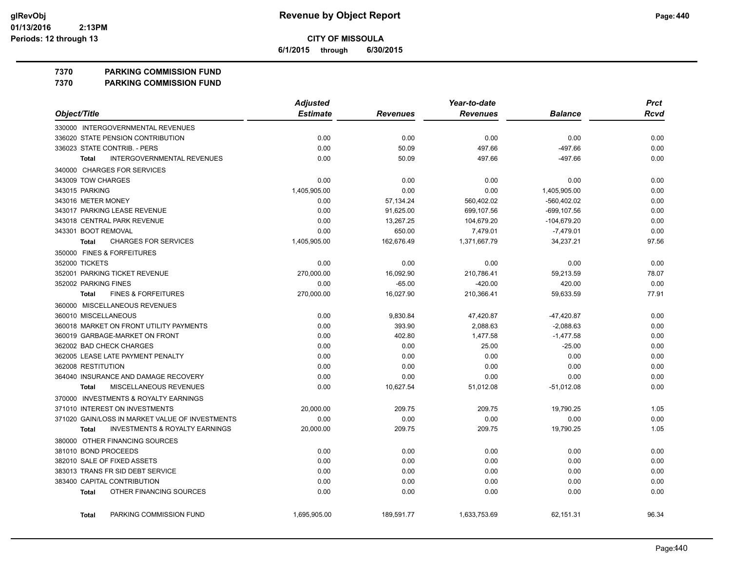# CITY OF MISSOULA

**6/1/2015 through 6/30/2015**

**Revenue by Object Report**

**7370 PARKING COMMISSION FUND**

**7370 PARKING COMMISSION FUND**

| Object/Title | Adjusted Estimate | Revenues | Year-to-date Revenues | Balance | Prct Rcvd |
|---|---|---|---|---|---|
| 330000 INTERGOVERNMENTAL REVENUES | | | | | |
| 336020 STATE PENSION CONTRIBUTION | 0.00 | 0.00 | 0.00 | 0.00 | 0.00 |
| 336023 STATE CONTRIB. - PERS | 0.00 | 50.09 | 497.66 | -497.66 | 0.00 |
| **Total** INTERGOVERNMENTAL REVENUES | 0.00 | 50.09 | 497.66 | -497.66 | 0.00 |
| 340000 CHARGES FOR SERVICES | | | | | |
| 343009 TOW CHARGES | 0.00 | 0.00 | 0.00 | 0.00 | 0.00 |
| 343015 PARKING | 1,405,905.00 | 0.00 | 0.00 | 1,405,905.00 | 0.00 |
| 343016 METER MONEY | 0.00 | 57,134.24 | 560,402.02 | -560,402.02 | 0.00 |
| 343017 PARKING LEASE REVENUE | 0.00 | 91,625.00 | 699,107.56 | -699,107.56 | 0.00 |
| 343018 CENTRAL PARK REVENUE | 0.00 | 13,267.25 | 104,679.20 | -104,679.20 | 0.00 |
| 343301 BOOT REMOVAL | 0.00 | 650.00 | 7,479.01 | -7,479.01 | 0.00 |
| **Total** CHARGES FOR SERVICES | 1,405,905.00 | 162,676.49 | 1,371,667.79 | 34,237.21 | 97.56 |
| 350000 FINES & FORFEITURES | | | | | |
| 352000 TICKETS | 0.00 | 0.00 | 0.00 | 0.00 | 0.00 |
| 352001 PARKING TICKET REVENUE | 270,000.00 | 16,092.90 | 210,786.41 | 59,213.59 | 78.07 |
| 352002 PARKING FINES | 0.00 | -65.00 | -420.00 | 420.00 | 0.00 |
| **Total** FINES & FORFEITURES | 270,000.00 | 16,027.90 | 210,366.41 | 59,633.59 | 77.91 |
| 360000 MISCELLANEOUS REVENUES | | | | | |
| 360010 MISCELLANEOUS | 0.00 | 9,830.84 | 47,420.87 | -47,420.87 | 0.00 |
| 360018 MARKET ON FRONT UTILITY PAYMENTS | 0.00 | 393.90 | 2,088.63 | -2,088.63 | 0.00 |
| 360019 GARBAGE-MARKET ON FRONT | 0.00 | 402.80 | 1,477.58 | -1,477.58 | 0.00 |
| 362002 BAD CHECK CHARGES | 0.00 | 0.00 | 25.00 | -25.00 | 0.00 |
| 362005 LEASE LATE PAYMENT PENALTY | 0.00 | 0.00 | 0.00 | 0.00 | 0.00 |
| 362008 RESTITUTION | 0.00 | 0.00 | 0.00 | 0.00 | 0.00 |
| 364040 INSURANCE AND DAMAGE RECOVERY | 0.00 | 0.00 | 0.00 | 0.00 | 0.00 |
| **Total** MISCELLANEOUS REVENUES | 0.00 | 10,627.54 | 51,012.08 | -51,012.08 | 0.00 |
| 370000 INVESTMENTS & ROYALTY EARNINGS | | | | | |
| 371010 INTEREST ON INVESTMENTS | 20,000.00 | 209.75 | 209.75 | 19,790.25 | 1.05 |
| 371020 GAIN/LOSS IN MARKET VALUE OF INVESTMENTS | 0.00 | 0.00 | 0.00 | 0.00 | 0.00 |
| **Total** INVESTMENTS & ROYALTY EARNINGS | 20,000.00 | 209.75 | 209.75 | 19,790.25 | 1.05 |
| 380000 OTHER FINANCING SOURCES | | | | | |
| 381010 BOND PROCEEDS | 0.00 | 0.00 | 0.00 | 0.00 | 0.00 |
| 382010 SALE OF FIXED ASSETS | 0.00 | 0.00 | 0.00 | 0.00 | 0.00 |
| 383013 TRANS FR SID DEBT SERVICE | 0.00 | 0.00 | 0.00 | 0.00 | 0.00 |
| 383400 CAPITAL CONTRIBUTION | 0.00 | 0.00 | 0.00 | 0.00 | 0.00 |
| **Total** OTHER FINANCING SOURCES | 0.00 | 0.00 | 0.00 | 0.00 | 0.00 |
| **Total** PARKING COMMISSION FUND | 1,695,905.00 | 189,591.77 | 1,633,753.69 | 62,151.31 | 96.34 |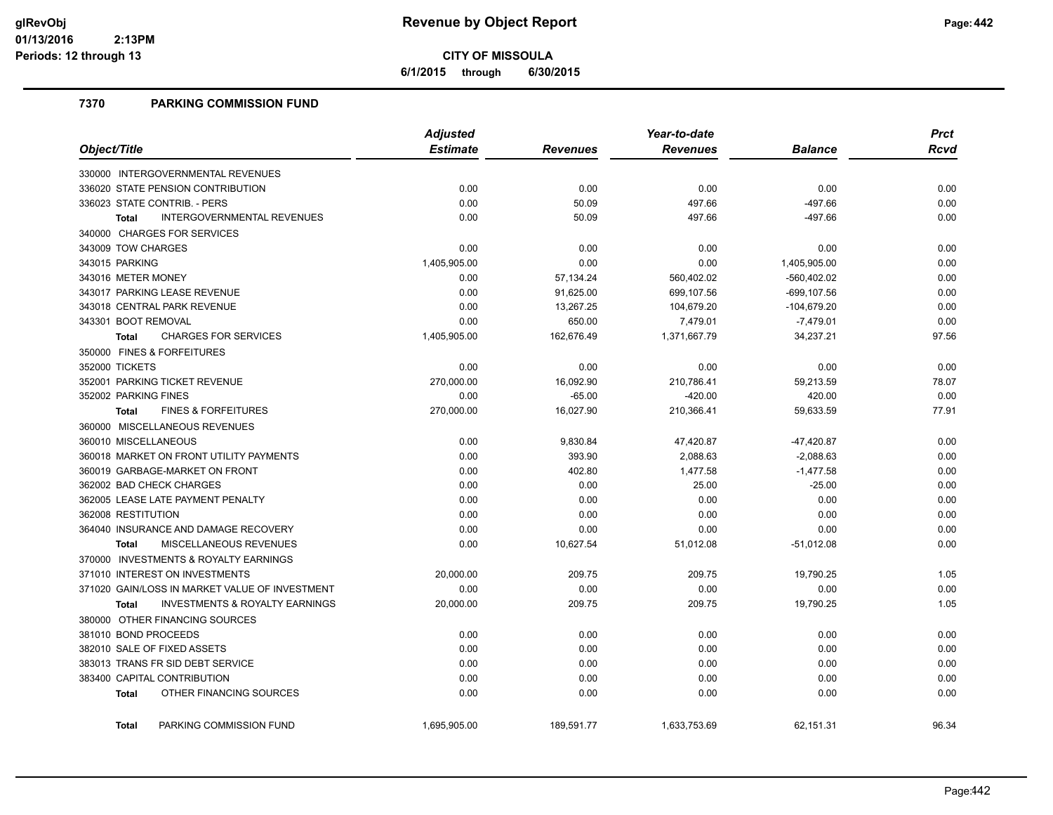# Revenue by Object Report

**CITY OF MISSOULA**

**6/1/2015 through 6/30/2015**

glRevObj
01/13/2016 2:13PM
Periods: 12 through 13

## 7370 PARKING COMMISSION FUND

| Object/Title | Adjusted Estimate | Revenues | Year-to-date Revenues | Balance | Prct Rcvd |
|---|---|---|---|---|---|
| 330000 INTERGOVERNMENTAL REVENUES | | | | | |
| 336020 STATE PENSION CONTRIBUTION | 0.00 | 0.00 | 0.00 | 0.00 | 0.00 |
| 336023 STATE CONTRIB. - PERS | 0.00 | 50.09 | 497.66 | -497.66 | 0.00 |
| **Total** INTERGOVERNMENTAL REVENUES | 0.00 | 50.09 | 497.66 | -497.66 | 0.00 |
| 340000 CHARGES FOR SERVICES | | | | | |
| 343009 TOW CHARGES | 0.00 | 0.00 | 0.00 | 0.00 | 0.00 |
| 343015 PARKING | 1,405,905.00 | 0.00 | 0.00 | 1,405,905.00 | 0.00 |
| 343016 METER MONEY | 0.00 | 57,134.24 | 560,402.02 | -560,402.02 | 0.00 |
| 343017 PARKING LEASE REVENUE | 0.00 | 91,625.00 | 699,107.56 | -699,107.56 | 0.00 |
| 343018 CENTRAL PARK REVENUE | 0.00 | 13,267.25 | 104,679.20 | -104,679.20 | 0.00 |
| 343301 BOOT REMOVAL | 0.00 | 650.00 | 7,479.01 | -7,479.01 | 0.00 |
| **Total** CHARGES FOR SERVICES | 1,405,905.00 | 162,676.49 | 1,371,667.79 | 34,237.21 | 97.56 |
| 350000 FINES & FORFEITURES | | | | | |
| 352000 TICKETS | 0.00 | 0.00 | 0.00 | 0.00 | 0.00 |
| 352001 PARKING TICKET REVENUE | 270,000.00 | 16,092.90 | 210,786.41 | 59,213.59 | 78.07 |
| 352002 PARKING FINES | 0.00 | -65.00 | -420.00 | 420.00 | 0.00 |
| **Total** FINES & FORFEITURES | 270,000.00 | 16,027.90 | 210,366.41 | 59,633.59 | 77.91 |
| 360000 MISCELLANEOUS REVENUES | | | | | |
| 360010 MISCELLANEOUS | 0.00 | 9,830.84 | 47,420.87 | -47,420.87 | 0.00 |
| 360018 MARKET ON FRONT UTILITY PAYMENTS | 0.00 | 393.90 | 2,088.63 | -2,088.63 | 0.00 |
| 360019 GARBAGE-MARKET ON FRONT | 0.00 | 402.80 | 1,477.58 | -1,477.58 | 0.00 |
| 362002 BAD CHECK CHARGES | 0.00 | 0.00 | 25.00 | -25.00 | 0.00 |
| 362005 LEASE LATE PAYMENT PENALTY | 0.00 | 0.00 | 0.00 | 0.00 | 0.00 |
| 362008 RESTITUTION | 0.00 | 0.00 | 0.00 | 0.00 | 0.00 |
| 364040 INSURANCE AND DAMAGE RECOVERY | 0.00 | 0.00 | 0.00 | 0.00 | 0.00 |
| **Total** MISCELLANEOUS REVENUES | 0.00 | 10,627.54 | 51,012.08 | -51,012.08 | 0.00 |
| 370000 INVESTMENTS & ROYALTY EARNINGS | | | | | |
| 371010 INTEREST ON INVESTMENTS | 20,000.00 | 209.75 | 209.75 | 19,790.25 | 1.05 |
| 371020 GAIN/LOSS IN MARKET VALUE OF INVESTMENT | 0.00 | 0.00 | 0.00 | 0.00 | 0.00 |
| **Total** INVESTMENTS & ROYALTY EARNINGS | 20,000.00 | 209.75 | 209.75 | 19,790.25 | 1.05 |
| 380000 OTHER FINANCING SOURCES | | | | | |
| 381010 BOND PROCEEDS | 0.00 | 0.00 | 0.00 | 0.00 | 0.00 |
| 382010 SALE OF FIXED ASSETS | 0.00 | 0.00 | 0.00 | 0.00 | 0.00 |
| 383013 TRANS FR SID DEBT SERVICE | 0.00 | 0.00 | 0.00 | 0.00 | 0.00 |
| 383400 CAPITAL CONTRIBUTION | 0.00 | 0.00 | 0.00 | 0.00 | 0.00 |
| **Total** OTHER FINANCING SOURCES | 0.00 | 0.00 | 0.00 | 0.00 | 0.00 |
| **Total** PARKING COMMISSION FUND | 1,695,905.00 | 189,591.77 | 1,633,753.69 | 62,151.31 | 96.34 |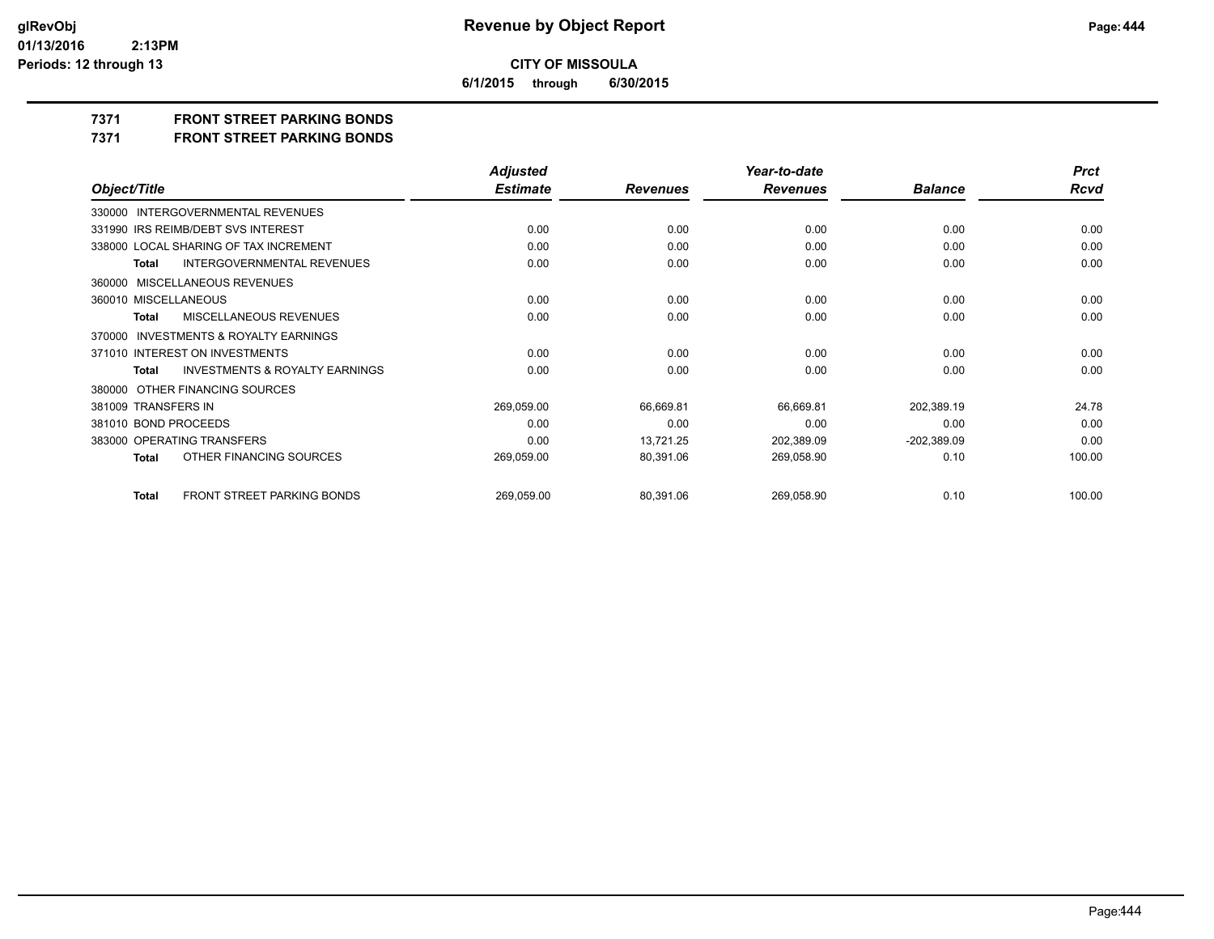**glRevObj**
**01/13/2016 2:13PM**
**Periods: 12 through 13**

# Revenue by Object Report

**CITY OF MISSOULA**

**6/1/2015 through 6/30/2015**

## 7371 FRONT STREET PARKING BONDS
## 7371 FRONT STREET PARKING BONDS

| Object/Title | Adjusted Estimate | Revenues | Year-to-date Revenues | Balance | Prct Rcvd |
|---|---|---|---|---|---|
| 330000 INTERGOVERNMENTAL REVENUES | | | | | |
| 331990 IRS REIMB/DEBT SVS INTEREST | 0.00 | 0.00 | 0.00 | 0.00 | 0.00 |
| 338000 LOCAL SHARING OF TAX INCREMENT | 0.00 | 0.00 | 0.00 | 0.00 | 0.00 |
| **Total** INTERGOVERNMENTAL REVENUES | 0.00 | 0.00 | 0.00 | 0.00 | 0.00 |
| 360000 MISCELLANEOUS REVENUES | | | | | |
| 360010 MISCELLANEOUS | 0.00 | 0.00 | 0.00 | 0.00 | 0.00 |
| **Total** MISCELLANEOUS REVENUES | 0.00 | 0.00 | 0.00 | 0.00 | 0.00 |
| 370000 INVESTMENTS & ROYALTY EARNINGS | | | | | |
| 371010 INTEREST ON INVESTMENTS | 0.00 | 0.00 | 0.00 | 0.00 | 0.00 |
| **Total** INVESTMENTS & ROYALTY EARNINGS | 0.00 | 0.00 | 0.00 | 0.00 | 0.00 |
| 380000 OTHER FINANCING SOURCES | | | | | |
| 381009 TRANSFERS IN | 269,059.00 | 66,669.81 | 66,669.81 | 202,389.19 | 24.78 |
| 381010 BOND PROCEEDS | 0.00 | 0.00 | 0.00 | 0.00 | 0.00 |
| 383000 OPERATING TRANSFERS | 0.00 | 13,721.25 | 202,389.09 | -202,389.09 | 0.00 |
| **Total** OTHER FINANCING SOURCES | 269,059.00 | 80,391.06 | 269,058.90 | 0.10 | 100.00 |
| **Total** FRONT STREET PARKING BONDS | 269,059.00 | 80,391.06 | 269,058.90 | 0.10 | 100.00 |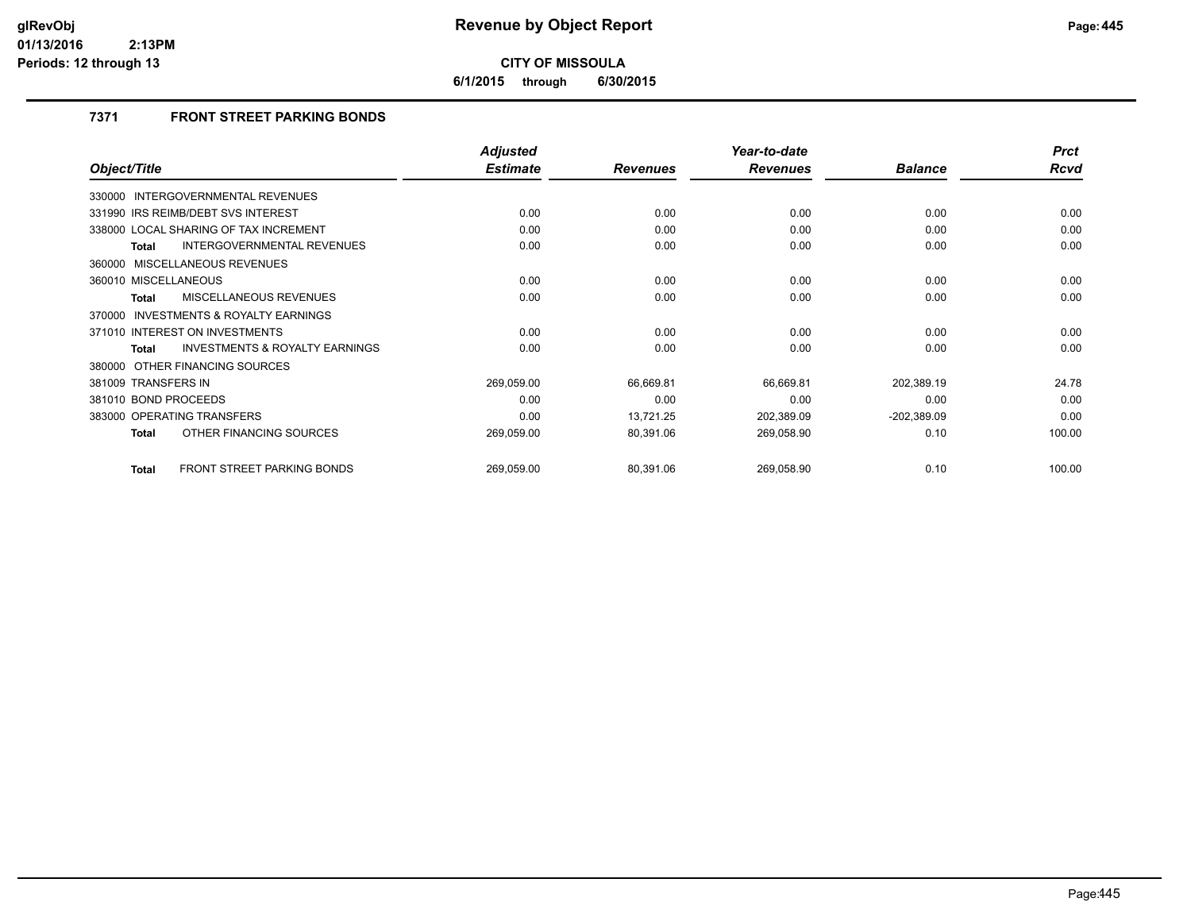**Revenue by Object Report**

**CITY OF MISSOULA**

**6/1/2015 through 6/30/2015**

glRevObj
01/13/2016 2:13PM
Periods: 12 through 13

### 7371 FRONT STREET PARKING BONDS

| Object/Title | Adjusted Estimate | Revenues | Year-to-date Revenues | Balance | Prct Rcvd |
|---|---|---|---|---|---|
| 330000 INTERGOVERNMENTAL REVENUES | | | | | |
| 331990 IRS REIMB/DEBT SVS INTEREST | 0.00 | 0.00 | 0.00 | 0.00 | 0.00 |
| 338000 LOCAL SHARING OF TAX INCREMENT | 0.00 | 0.00 | 0.00 | 0.00 | 0.00 |
| **Total** INTERGOVERNMENTAL REVENUES | 0.00 | 0.00 | 0.00 | 0.00 | 0.00 |
| 360000 MISCELLANEOUS REVENUES | | | | | |
| 360010 MISCELLANEOUS | 0.00 | 0.00 | 0.00 | 0.00 | 0.00 |
| **Total** MISCELLANEOUS REVENUES | 0.00 | 0.00 | 0.00 | 0.00 | 0.00 |
| 370000 INVESTMENTS & ROYALTY EARNINGS | | | | | |
| 371010 INTEREST ON INVESTMENTS | 0.00 | 0.00 | 0.00 | 0.00 | 0.00 |
| **Total** INVESTMENTS & ROYALTY EARNINGS | 0.00 | 0.00 | 0.00 | 0.00 | 0.00 |
| 380000 OTHER FINANCING SOURCES | | | | | |
| 381009 TRANSFERS IN | 269,059.00 | 66,669.81 | 66,669.81 | 202,389.19 | 24.78 |
| 381010 BOND PROCEEDS | 0.00 | 0.00 | 0.00 | 0.00 | 0.00 |
| 383000 OPERATING TRANSFERS | 0.00 | 13,721.25 | 202,389.09 | -202,389.09 | 0.00 |
| **Total** OTHER FINANCING SOURCES | 269,059.00 | 80,391.06 | 269,058.90 | 0.10 | 100.00 |
| **Total** FRONT STREET PARKING BONDS | 269,059.00 | 80,391.06 | 269,058.90 | 0.10 | 100.00 |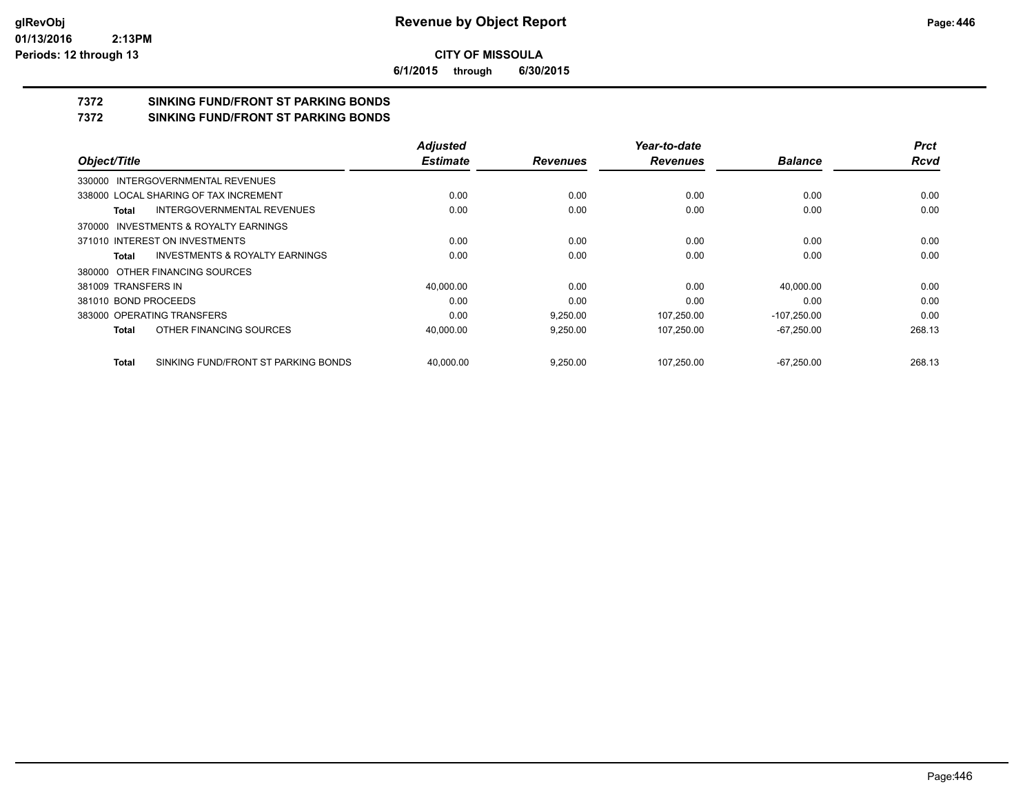# Revenue by Object Report

**CITY OF MISSOULA**

**6/1/2015 through 6/30/2015**

glRevObj
01/13/2016 2:13PM
Periods: 12 through 13

## 7372 SINKING FUND/FRONT ST PARKING BONDS
## 7372 SINKING FUND/FRONT ST PARKING BONDS

| Object/Title | Adjusted Estimate | Revenues | Year-to-date Revenues | Balance | Prct Rcvd |
|---|---|---|---|---|---|
| 330000 INTERGOVERNMENTAL REVENUES | | | | | |
| 338000 LOCAL SHARING OF TAX INCREMENT | 0.00 | 0.00 | 0.00 | 0.00 | 0.00 |
| **Total** INTERGOVERNMENTAL REVENUES | 0.00 | 0.00 | 0.00 | 0.00 | 0.00 |
| 370000 INVESTMENTS & ROYALTY EARNINGS | | | | | |
| 371010 INTEREST ON INVESTMENTS | 0.00 | 0.00 | 0.00 | 0.00 | 0.00 |
| **Total** INVESTMENTS & ROYALTY EARNINGS | 0.00 | 0.00 | 0.00 | 0.00 | 0.00 |
| 380000 OTHER FINANCING SOURCES | | | | | |
| 381009 TRANSFERS IN | 40,000.00 | 0.00 | 0.00 | 40,000.00 | 0.00 |
| 381010 BOND PROCEEDS | 0.00 | 0.00 | 0.00 | 0.00 | 0.00 |
| 383000 OPERATING TRANSFERS | 0.00 | 9,250.00 | 107,250.00 | -107,250.00 | 0.00 |
| **Total** OTHER FINANCING SOURCES | 40,000.00 | 9,250.00 | 107,250.00 | -67,250.00 | 268.13 |
| **Total** SINKING FUND/FRONT ST PARKING BONDS | 40,000.00 | 9,250.00 | 107,250.00 | -67,250.00 | 268.13 |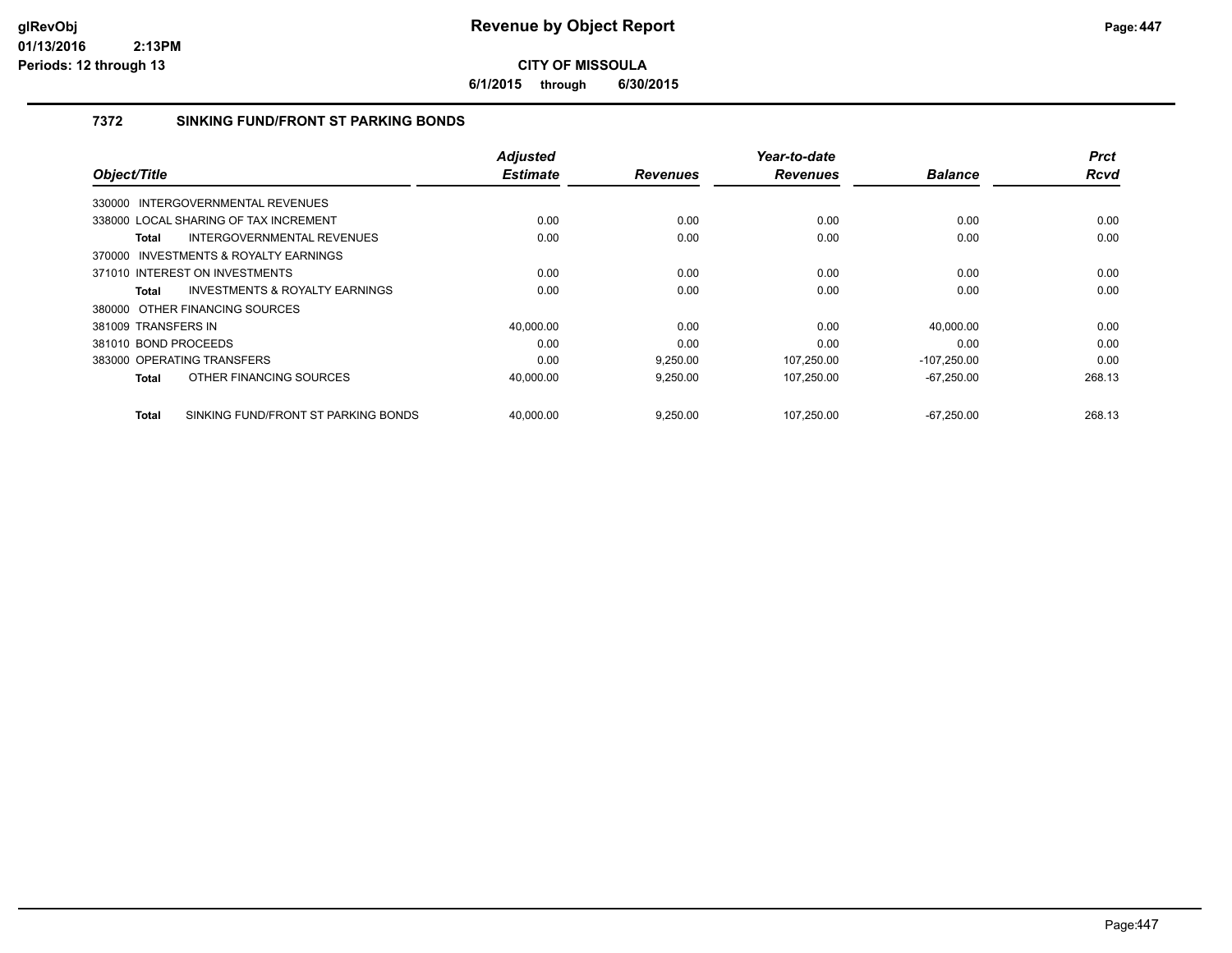# Revenue by Object Report

**CITY OF MISSOULA**

**6/1/2015 through 6/30/2015**

### 7372 SINKING FUND/FRONT ST PARKING BONDS

| Object/Title | Adjusted Estimate | Revenues | Year-to-date Revenues | Balance | Prct Rcvd |
|---|---|---|---|---|---|
| 330000 INTERGOVERNMENTAL REVENUES | | | | | |
| 338000 LOCAL SHARING OF TAX INCREMENT | 0.00 | 0.00 | 0.00 | 0.00 | 0.00 |
| **Total** INTERGOVERNMENTAL REVENUES | 0.00 | 0.00 | 0.00 | 0.00 | 0.00 |
| 370000 INVESTMENTS & ROYALTY EARNINGS | | | | | |
| 371010 INTEREST ON INVESTMENTS | 0.00 | 0.00 | 0.00 | 0.00 | 0.00 |
| **Total** INVESTMENTS & ROYALTY EARNINGS | 0.00 | 0.00 | 0.00 | 0.00 | 0.00 |
| 380000 OTHER FINANCING SOURCES | | | | | |
| 381009 TRANSFERS IN | 40,000.00 | 0.00 | 0.00 | 40,000.00 | 0.00 |
| 381010 BOND PROCEEDS | 0.00 | 0.00 | 0.00 | 0.00 | 0.00 |
| 383000 OPERATING TRANSFERS | 0.00 | 9,250.00 | 107,250.00 | -107,250.00 | 0.00 |
| **Total** OTHER FINANCING SOURCES | 40,000.00 | 9,250.00 | 107,250.00 | -67,250.00 | 268.13 |
| **Total** SINKING FUND/FRONT ST PARKING BONDS | 40,000.00 | 9,250.00 | 107,250.00 | -67,250.00 | 268.13 |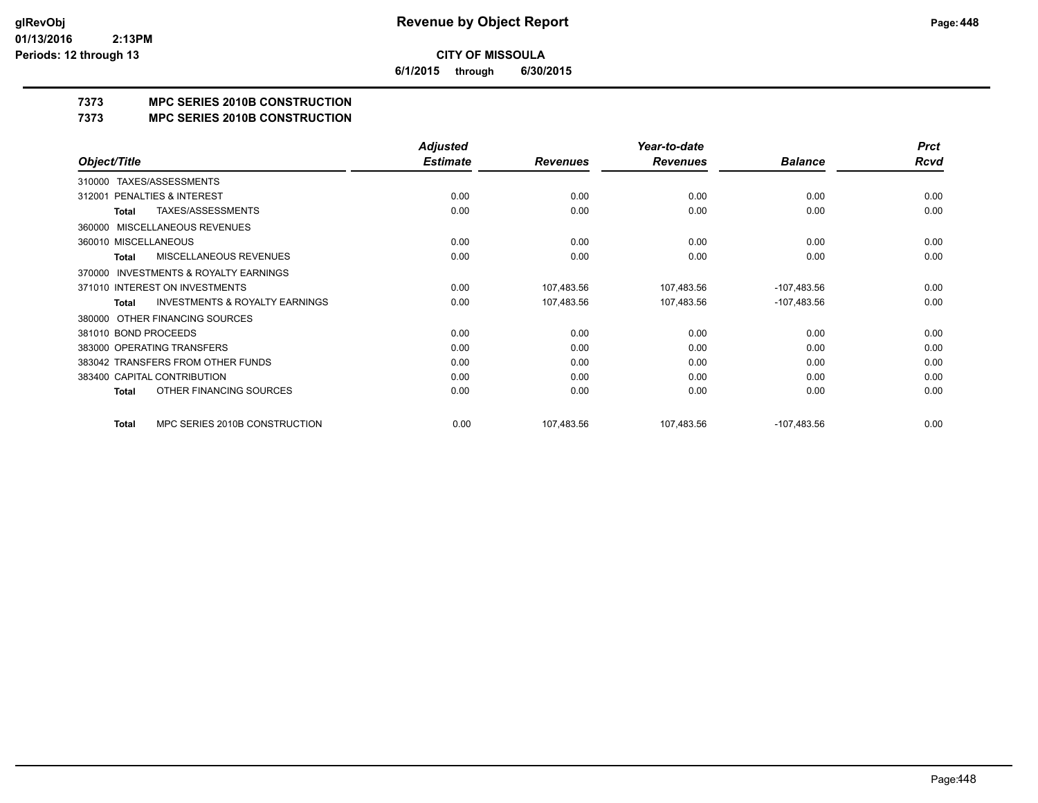**CITY OF MISSOULA**

**6/1/2015 through 6/30/2015**

## 7373 MPC SERIES 2010B CONSTRUCTION
## 7373 MPC SERIES 2010B CONSTRUCTION

| Object/Title | Adjusted Estimate | Revenues | Year-to-date Revenues | Balance | Prct Rcvd |
|---|---|---|---|---|---|
| 310000 TAXES/ASSESSMENTS | | | | | |
| 312001 PENALTIES & INTEREST | 0.00 | 0.00 | 0.00 | 0.00 | 0.00 |
| Total TAXES/ASSESSMENTS | 0.00 | 0.00 | 0.00 | 0.00 | 0.00 |
| 360000 MISCELLANEOUS REVENUES | | | | | |
| 360010 MISCELLANEOUS | 0.00 | 0.00 | 0.00 | 0.00 | 0.00 |
| Total MISCELLANEOUS REVENUES | 0.00 | 0.00 | 0.00 | 0.00 | 0.00 |
| 370000 INVESTMENTS & ROYALTY EARNINGS | | | | | |
| 371010 INTEREST ON INVESTMENTS | 0.00 | 107,483.56 | 107,483.56 | -107,483.56 | 0.00 |
| Total INVESTMENTS & ROYALTY EARNINGS | 0.00 | 107,483.56 | 107,483.56 | -107,483.56 | 0.00 |
| 380000 OTHER FINANCING SOURCES | | | | | |
| 381010 BOND PROCEEDS | 0.00 | 0.00 | 0.00 | 0.00 | 0.00 |
| 383000 OPERATING TRANSFERS | 0.00 | 0.00 | 0.00 | 0.00 | 0.00 |
| 383042 TRANSFERS FROM OTHER FUNDS | 0.00 | 0.00 | 0.00 | 0.00 | 0.00 |
| 383400 CAPITAL CONTRIBUTION | 0.00 | 0.00 | 0.00 | 0.00 | 0.00 |
| Total OTHER FINANCING SOURCES | 0.00 | 0.00 | 0.00 | 0.00 | 0.00 |
| Total MPC SERIES 2010B CONSTRUCTION | 0.00 | 107,483.56 | 107,483.56 | -107,483.56 | 0.00 |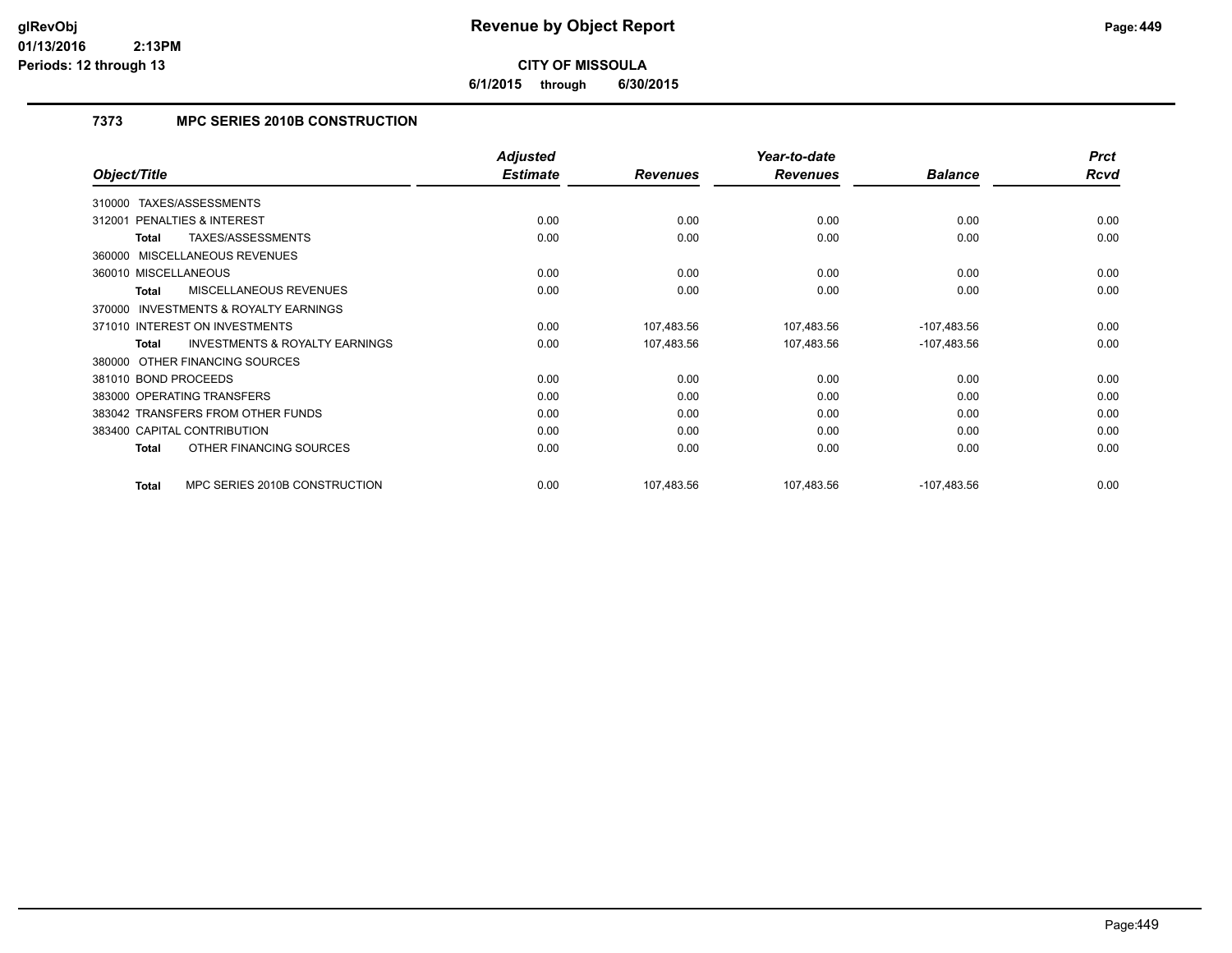# Revenue by Object Report

**CITY OF MISSOULA**

**6/1/2015 through 6/30/2015**

### 7373 MPC SERIES 2010B CONSTRUCTION

| Object/Title | Adjusted Estimate | Revenues | Year-to-date Revenues | Balance | Prct Rcvd |
|---|---|---|---|---|---|
| 310000 TAXES/ASSESSMENTS | | | | | |
| 312001 PENALTIES & INTEREST | 0.00 | 0.00 | 0.00 | 0.00 | 0.00 |
| **Total** TAXES/ASSESSMENTS | 0.00 | 0.00 | 0.00 | 0.00 | 0.00 |
| 360000 MISCELLANEOUS REVENUES | | | | | |
| 360010 MISCELLANEOUS | 0.00 | 0.00 | 0.00 | 0.00 | 0.00 |
| **Total** MISCELLANEOUS REVENUES | 0.00 | 0.00 | 0.00 | 0.00 | 0.00 |
| 370000 INVESTMENTS & ROYALTY EARNINGS | | | | | |
| 371010 INTEREST ON INVESTMENTS | 0.00 | 107,483.56 | 107,483.56 | -107,483.56 | 0.00 |
| **Total** INVESTMENTS & ROYALTY EARNINGS | 0.00 | 107,483.56 | 107,483.56 | -107,483.56 | 0.00 |
| 380000 OTHER FINANCING SOURCES | | | | | |
| 381010 BOND PROCEEDS | 0.00 | 0.00 | 0.00 | 0.00 | 0.00 |
| 383000 OPERATING TRANSFERS | 0.00 | 0.00 | 0.00 | 0.00 | 0.00 |
| 383042 TRANSFERS FROM OTHER FUNDS | 0.00 | 0.00 | 0.00 | 0.00 | 0.00 |
| 383400 CAPITAL CONTRIBUTION | 0.00 | 0.00 | 0.00 | 0.00 | 0.00 |
| **Total** OTHER FINANCING SOURCES | 0.00 | 0.00 | 0.00 | 0.00 | 0.00 |
| **Total** MPC SERIES 2010B CONSTRUCTION | 0.00 | 107,483.56 | 107,483.56 | -107,483.56 | 0.00 |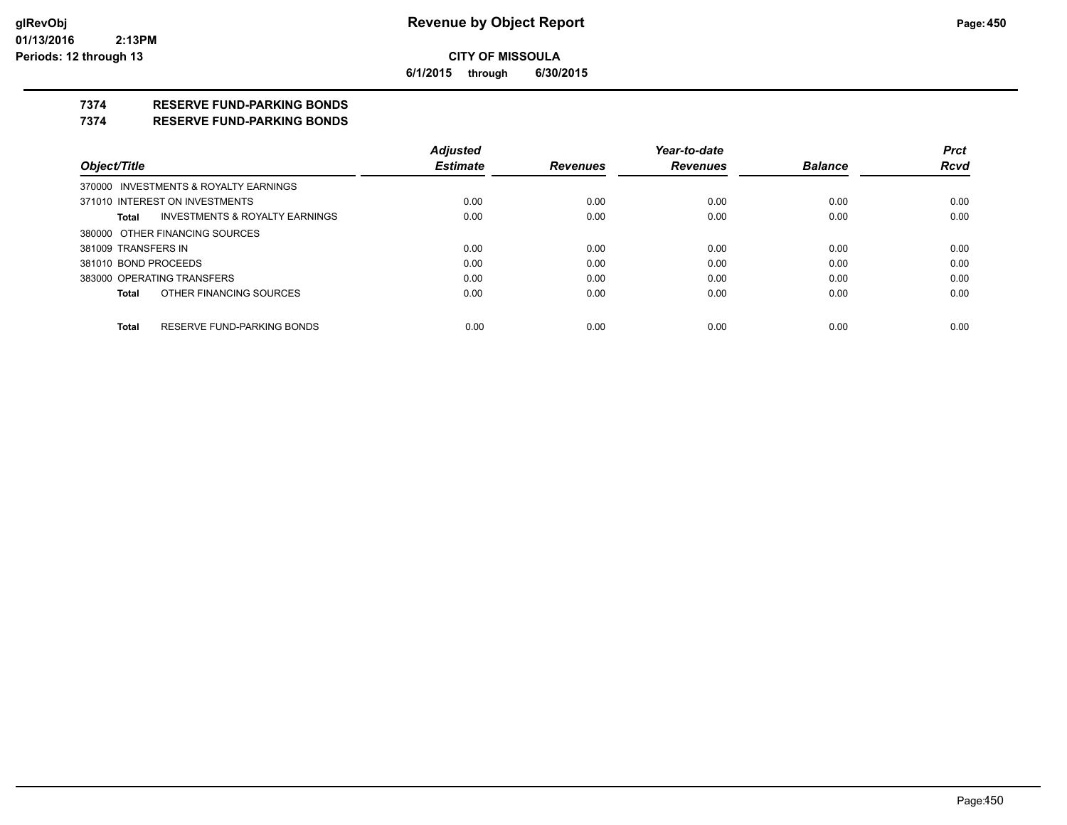**CITY OF MISSOULA**

**6/1/2015 through 6/30/2015**

## 7374 RESERVE FUND-PARKING BONDS

## 7374 RESERVE FUND-PARKING BONDS

| Object/Title | Adjusted Estimate | Revenues | Year-to-date Revenues | Balance | Prct Rcvd |
|---|---|---|---|---|---|
| 370000 INVESTMENTS & ROYALTY EARNINGS | | | | | |
| 371010 INTEREST ON INVESTMENTS | 0.00 | 0.00 | 0.00 | 0.00 | 0.00 |
| **Total** INVESTMENTS & ROYALTY EARNINGS | 0.00 | 0.00 | 0.00 | 0.00 | 0.00 |
| 380000 OTHER FINANCING SOURCES | | | | | |
| 381009 TRANSFERS IN | 0.00 | 0.00 | 0.00 | 0.00 | 0.00 |
| 381010 BOND PROCEEDS | 0.00 | 0.00 | 0.00 | 0.00 | 0.00 |
| 383000 OPERATING TRANSFERS | 0.00 | 0.00 | 0.00 | 0.00 | 0.00 |
| **Total** OTHER FINANCING SOURCES | 0.00 | 0.00 | 0.00 | 0.00 | 0.00 |
| **Total** RESERVE FUND-PARKING BONDS | 0.00 | 0.00 | 0.00 | 0.00 | 0.00 |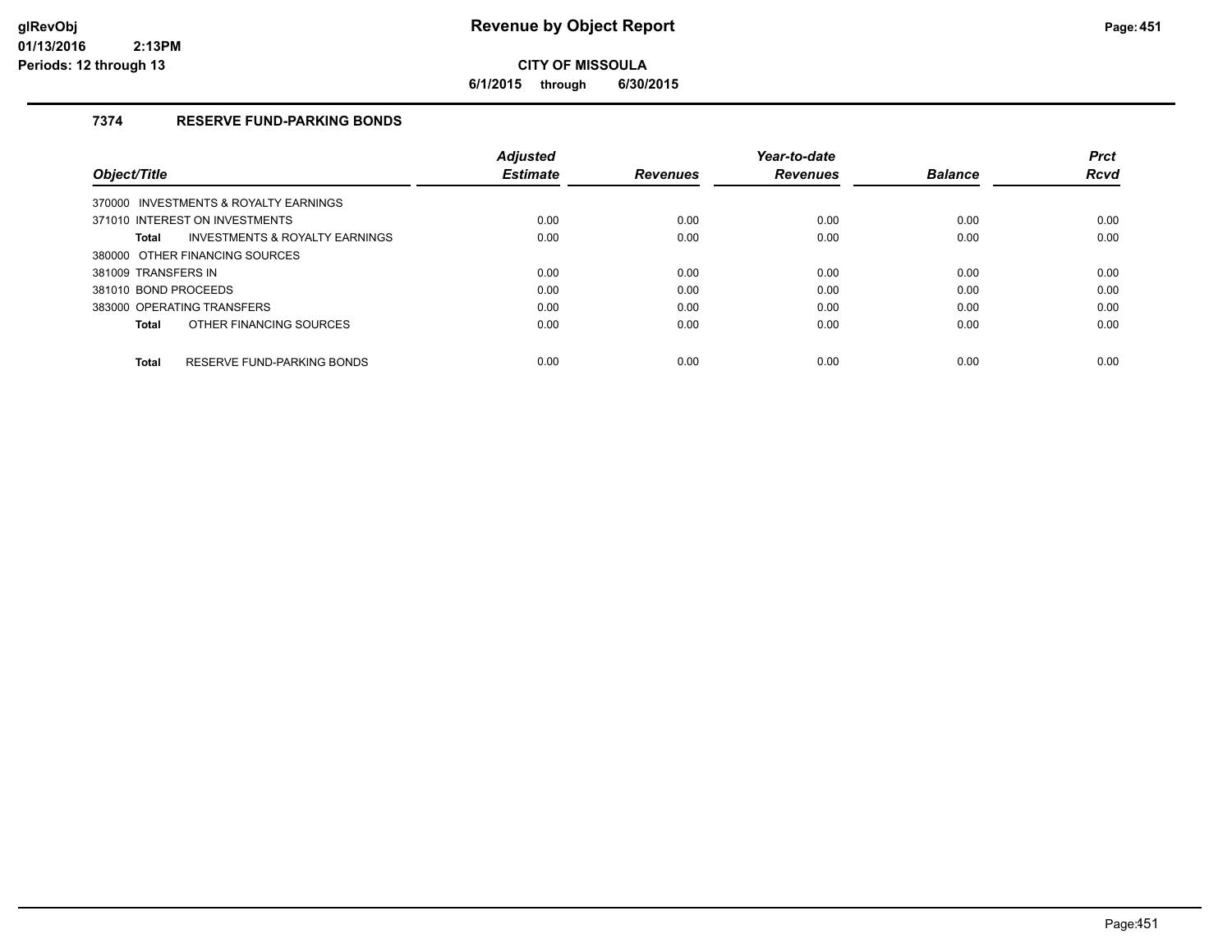# Revenue by Object Report

**CITY OF MISSOULA**

**6/1/2015 through 6/30/2015**

glRevObj
01/13/2016 2:13PM
Periods: 12 through 13

## 7374 RESERVE FUND-PARKING BONDS

| Object/Title | Adjusted Estimate | Revenues | Year-to-date Revenues | Balance | Prct Rcvd |
|---|---|---|---|---|---|
| 370000 INVESTMENTS & ROYALTY EARNINGS | | | | | |
| 371010 INTEREST ON INVESTMENTS | 0.00 | 0.00 | 0.00 | 0.00 | 0.00 |
| **Total** INVESTMENTS & ROYALTY EARNINGS | 0.00 | 0.00 | 0.00 | 0.00 | 0.00 |
| 380000 OTHER FINANCING SOURCES | | | | | |
| 381009 TRANSFERS IN | 0.00 | 0.00 | 0.00 | 0.00 | 0.00 |
| 381010 BOND PROCEEDS | 0.00 | 0.00 | 0.00 | 0.00 | 0.00 |
| 383000 OPERATING TRANSFERS | 0.00 | 0.00 | 0.00 | 0.00 | 0.00 |
| **Total** OTHER FINANCING SOURCES | 0.00 | 0.00 | 0.00 | 0.00 | 0.00 |
| **Total** RESERVE FUND-PARKING BONDS | 0.00 | 0.00 | 0.00 | 0.00 | 0.00 |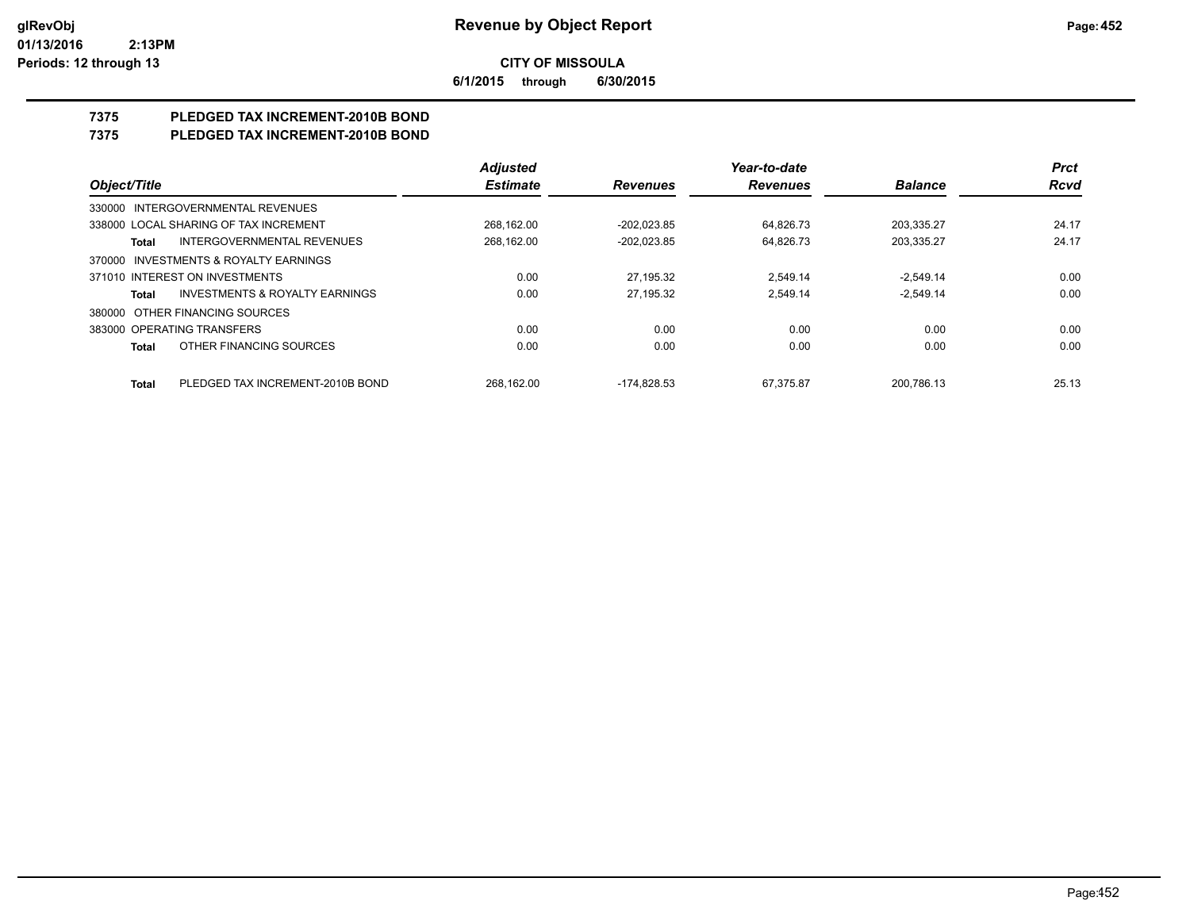# Revenue by Object Report

**CITY OF MISSOULA**

**6/1/2015 through 6/30/2015**

## 7375 PLEDGED TAX INCREMENT-2010B BOND

## 7375 PLEDGED TAX INCREMENT-2010B BOND

| Object/Title | | Adjusted Estimate | Revenues | Year-to-date Revenues | Balance | Prct Rcvd |
|---|---|---|---|---|---|---|
| 330000 INTERGOVERNMENTAL REVENUES | | | | | | |
| 338000 LOCAL SHARING OF TAX INCREMENT | | 268,162.00 | -202,023.85 | 64,826.73 | 203,335.27 | 24.17 |
| **Total** | INTERGOVERNMENTAL REVENUES | 268,162.00 | -202,023.85 | 64,826.73 | 203,335.27 | 24.17 |
| 370000 INVESTMENTS & ROYALTY EARNINGS | | | | | | |
| 371010 INTEREST ON INVESTMENTS | | 0.00 | 27,195.32 | 2,549.14 | -2,549.14 | 0.00 |
| **Total** | INVESTMENTS & ROYALTY EARNINGS | 0.00 | 27,195.32 | 2,549.14 | -2,549.14 | 0.00 |
| 380000 OTHER FINANCING SOURCES | | | | | | |
| 383000 OPERATING TRANSFERS | | 0.00 | 0.00 | 0.00 | 0.00 | 0.00 |
| **Total** | OTHER FINANCING SOURCES | 0.00 | 0.00 | 0.00 | 0.00 | 0.00 |
| **Total** | PLEDGED TAX INCREMENT-2010B BOND | 268,162.00 | -174,828.53 | 67,375.87 | 200,786.13 | 25.13 |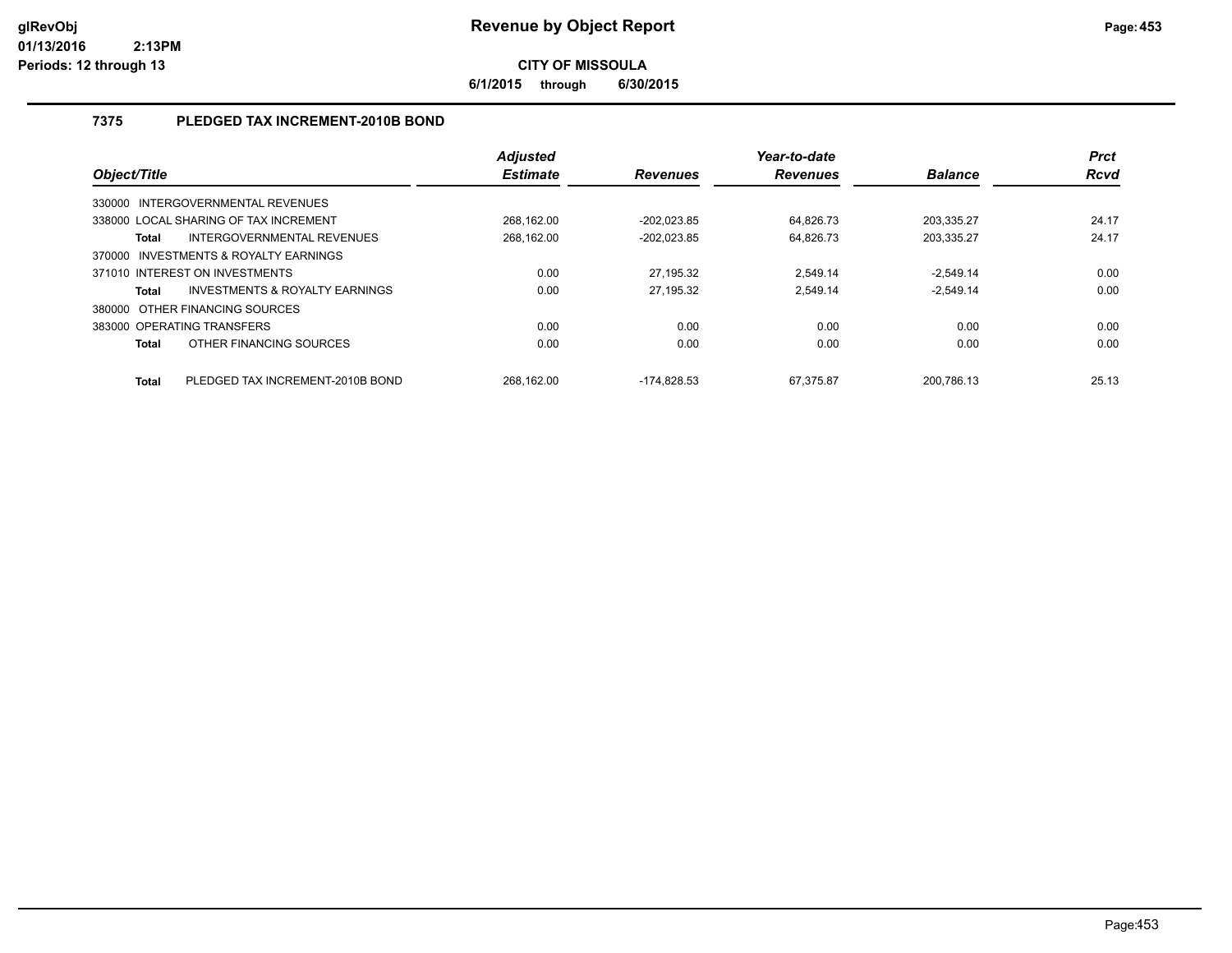# Revenue by Object Report

**CITY OF MISSOULA**

**6/1/2015 through 6/30/2015**

### 7375 PLEDGED TAX INCREMENT-2010B BOND

| Object/Title | | Adjusted Estimate | Revenues | Year-to-date Revenues | Balance | Prct Rcvd |
|---|---|---|---|---|---|---|
| 330000 INTERGOVERNMENTAL REVENUES | | | | | | |
| 338000 LOCAL SHARING OF TAX INCREMENT | | 268,162.00 | -202,023.85 | 64,826.73 | 203,335.27 | 24.17 |
| **Total** | INTERGOVERNMENTAL REVENUES | 268,162.00 | -202,023.85 | 64,826.73 | 203,335.27 | 24.17 |
| 370000 INVESTMENTS & ROYALTY EARNINGS | | | | | | |
| 371010 INTEREST ON INVESTMENTS | | 0.00 | 27,195.32 | 2,549.14 | -2,549.14 | 0.00 |
| **Total** | INVESTMENTS & ROYALTY EARNINGS | 0.00 | 27,195.32 | 2,549.14 | -2,549.14 | 0.00 |
| 380000 OTHER FINANCING SOURCES | | | | | | |
| 383000 OPERATING TRANSFERS | | 0.00 | 0.00 | 0.00 | 0.00 | 0.00 |
| **Total** | OTHER FINANCING SOURCES | 0.00 | 0.00 | 0.00 | 0.00 | 0.00 |
| **Total** | PLEDGED TAX INCREMENT-2010B BOND | 268,162.00 | -174,828.53 | 67,375.87 | 200,786.13 | 25.13 |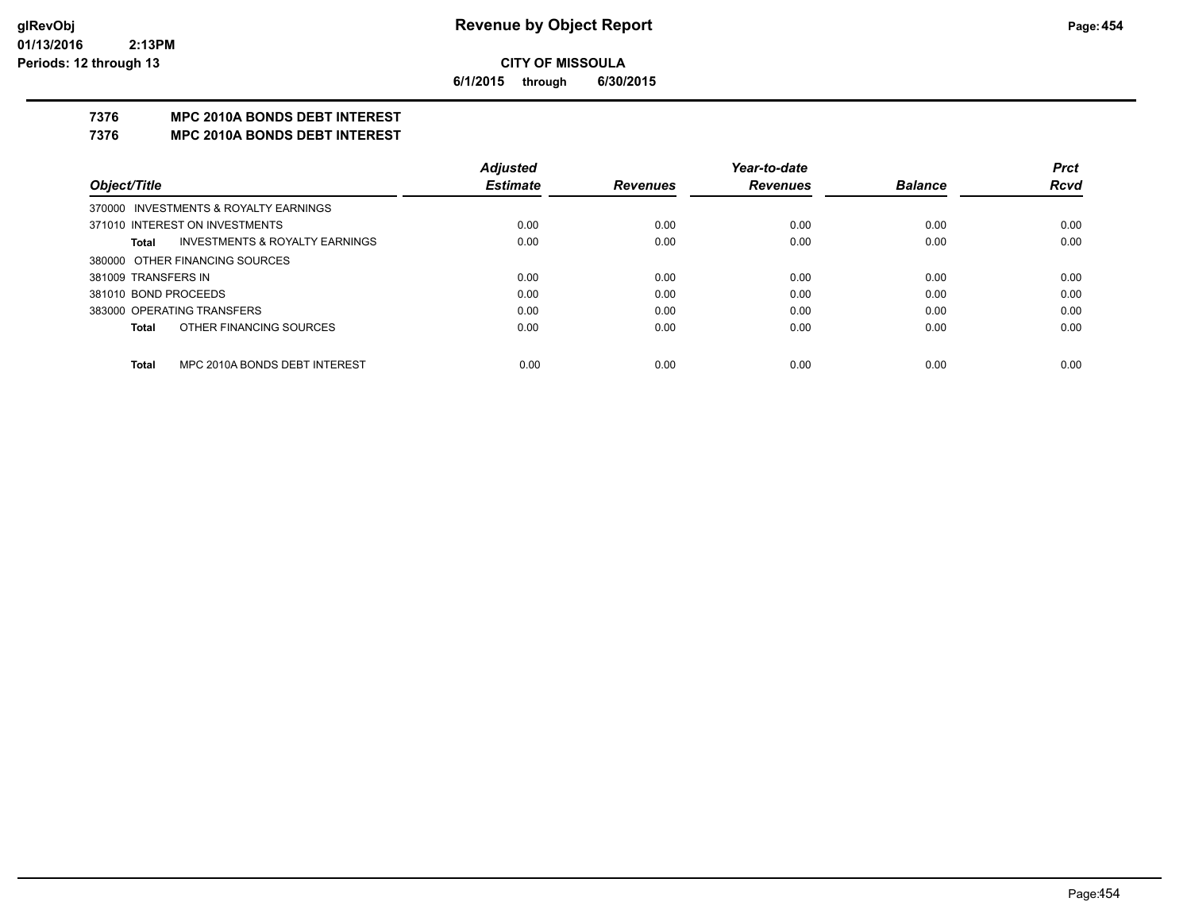**Revenue by Object Report**

**CITY OF MISSOULA**

**6/1/2015 through 6/30/2015**

glRevObj
01/13/2016 2:13PM
Periods: 12 through 13

## 7376 MPC 2010A BONDS DEBT INTEREST
## 7376 MPC 2010A BONDS DEBT INTEREST

| Object/Title | Adjusted Estimate | Revenues | Year-to-date Revenues | Balance | Prct Rcvd |
|---|---|---|---|---|---|
| 370000 INVESTMENTS & ROYALTY EARNINGS | | | | | |
| 371010 INTEREST ON INVESTMENTS | 0.00 | 0.00 | 0.00 | 0.00 | 0.00 |
| **Total** INVESTMENTS & ROYALTY EARNINGS | 0.00 | 0.00 | 0.00 | 0.00 | 0.00 |
| 380000 OTHER FINANCING SOURCES | | | | | |
| 381009 TRANSFERS IN | 0.00 | 0.00 | 0.00 | 0.00 | 0.00 |
| 381010 BOND PROCEEDS | 0.00 | 0.00 | 0.00 | 0.00 | 0.00 |
| 383000 OPERATING TRANSFERS | 0.00 | 0.00 | 0.00 | 0.00 | 0.00 |
| **Total** OTHER FINANCING SOURCES | 0.00 | 0.00 | 0.00 | 0.00 | 0.00 |
| **Total** MPC 2010A BONDS DEBT INTEREST | 0.00 | 0.00 | 0.00 | 0.00 | 0.00 |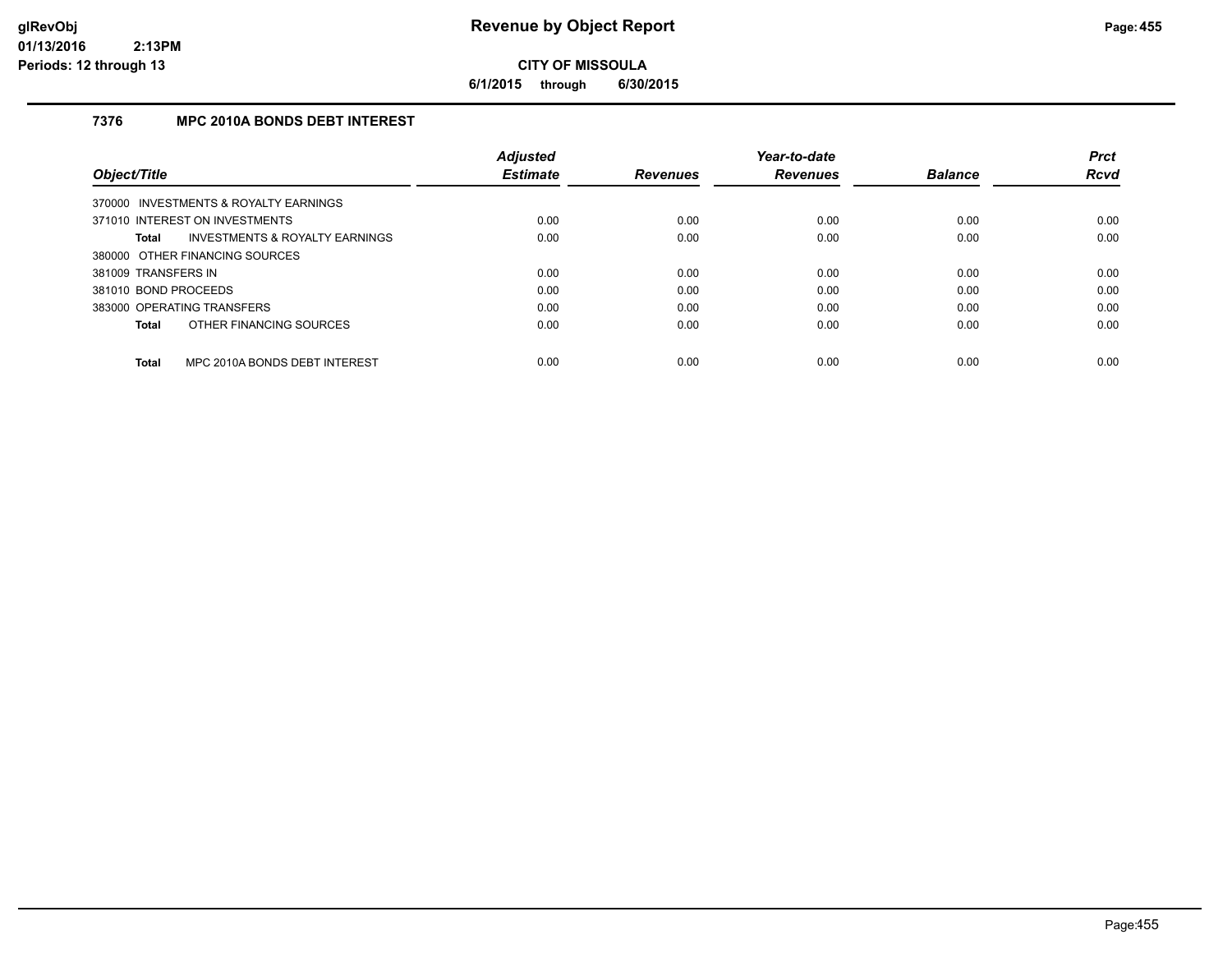# Revenue by Object Report

**CITY OF MISSOULA**

**6/1/2015 through 6/30/2015**

glRevObj
01/13/2016 2:13PM
Periods: 12 through 13

## 7376 MPC 2010A BONDS DEBT INTEREST

| Object/Title | Adjusted Estimate | Revenues | Year-to-date Revenues | Balance | Prct Rcvd |
|---|---|---|---|---|---|
| 370000 INVESTMENTS & ROYALTY EARNINGS | | | | | |
| 371010 INTEREST ON INVESTMENTS | 0.00 | 0.00 | 0.00 | 0.00 | 0.00 |
| **Total** INVESTMENTS & ROYALTY EARNINGS | 0.00 | 0.00 | 0.00 | 0.00 | 0.00 |
| 380000 OTHER FINANCING SOURCES | | | | | |
| 381009 TRANSFERS IN | 0.00 | 0.00 | 0.00 | 0.00 | 0.00 |
| 381010 BOND PROCEEDS | 0.00 | 0.00 | 0.00 | 0.00 | 0.00 |
| 383000 OPERATING TRANSFERS | 0.00 | 0.00 | 0.00 | 0.00 | 0.00 |
| **Total** OTHER FINANCING SOURCES | 0.00 | 0.00 | 0.00 | 0.00 | 0.00 |
| **Total** MPC 2010A BONDS DEBT INTEREST | 0.00 | 0.00 | 0.00 | 0.00 | 0.00 |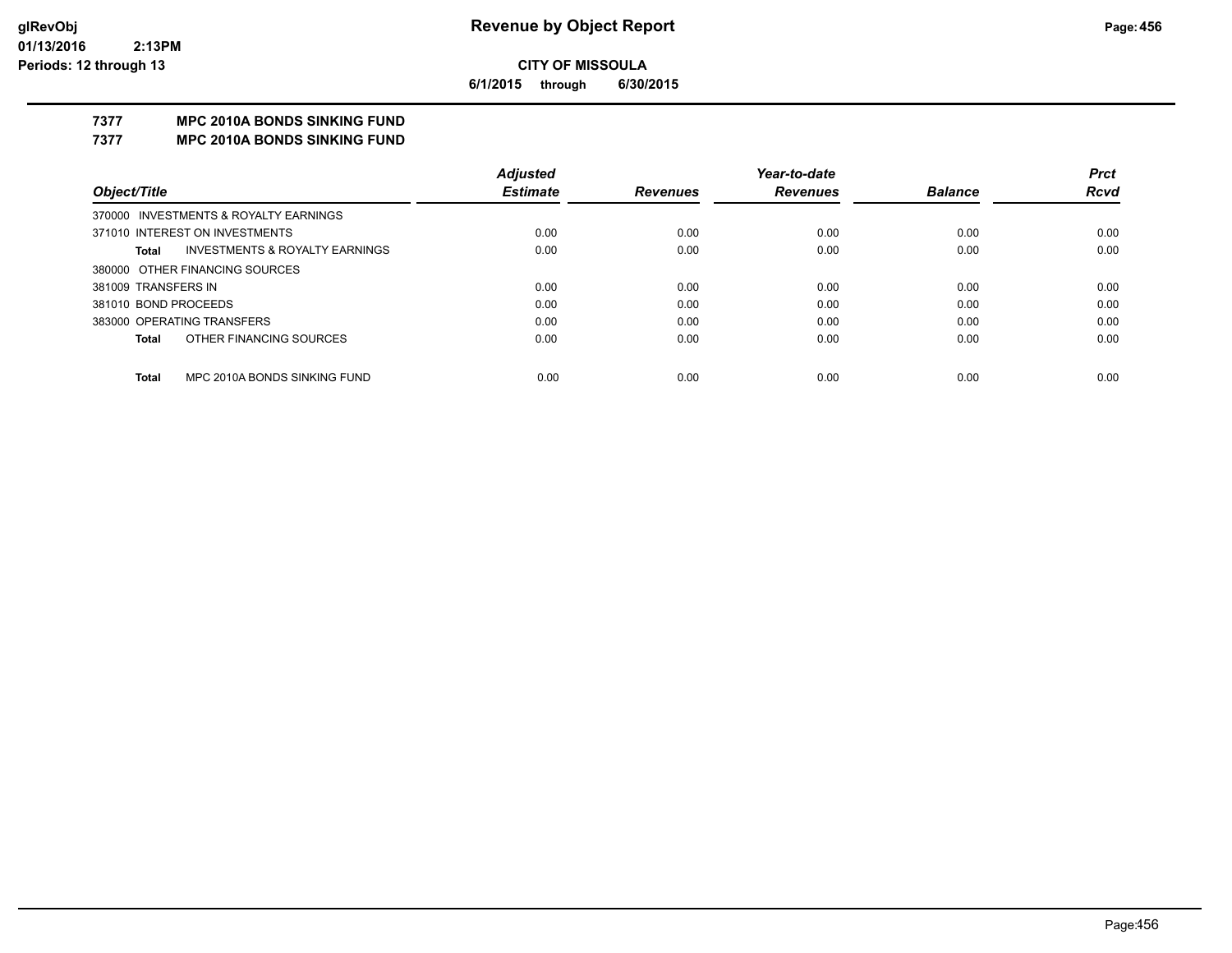**CITY OF MISSOULA**

**6/1/2015 through 6/30/2015**

## 7377 MPC 2010A BONDS SINKING FUND

## 7377 MPC 2010A BONDS SINKING FUND

| Object/Title | Adjusted Estimate | Revenues | Year-to-date Revenues | Balance | Prct Rcvd |
|---|---|---|---|---|---|
| 370000 INVESTMENTS & ROYALTY EARNINGS | | | | | |
| 371010 INTEREST ON INVESTMENTS | 0.00 | 0.00 | 0.00 | 0.00 | 0.00 |
| **Total** INVESTMENTS & ROYALTY EARNINGS | 0.00 | 0.00 | 0.00 | 0.00 | 0.00 |
| 380000 OTHER FINANCING SOURCES | | | | | |
| 381009 TRANSFERS IN | 0.00 | 0.00 | 0.00 | 0.00 | 0.00 |
| 381010 BOND PROCEEDS | 0.00 | 0.00 | 0.00 | 0.00 | 0.00 |
| 383000 OPERATING TRANSFERS | 0.00 | 0.00 | 0.00 | 0.00 | 0.00 |
| **Total** OTHER FINANCING SOURCES | 0.00 | 0.00 | 0.00 | 0.00 | 0.00 |
| **Total** MPC 2010A BONDS SINKING FUND | 0.00 | 0.00 | 0.00 | 0.00 | 0.00 |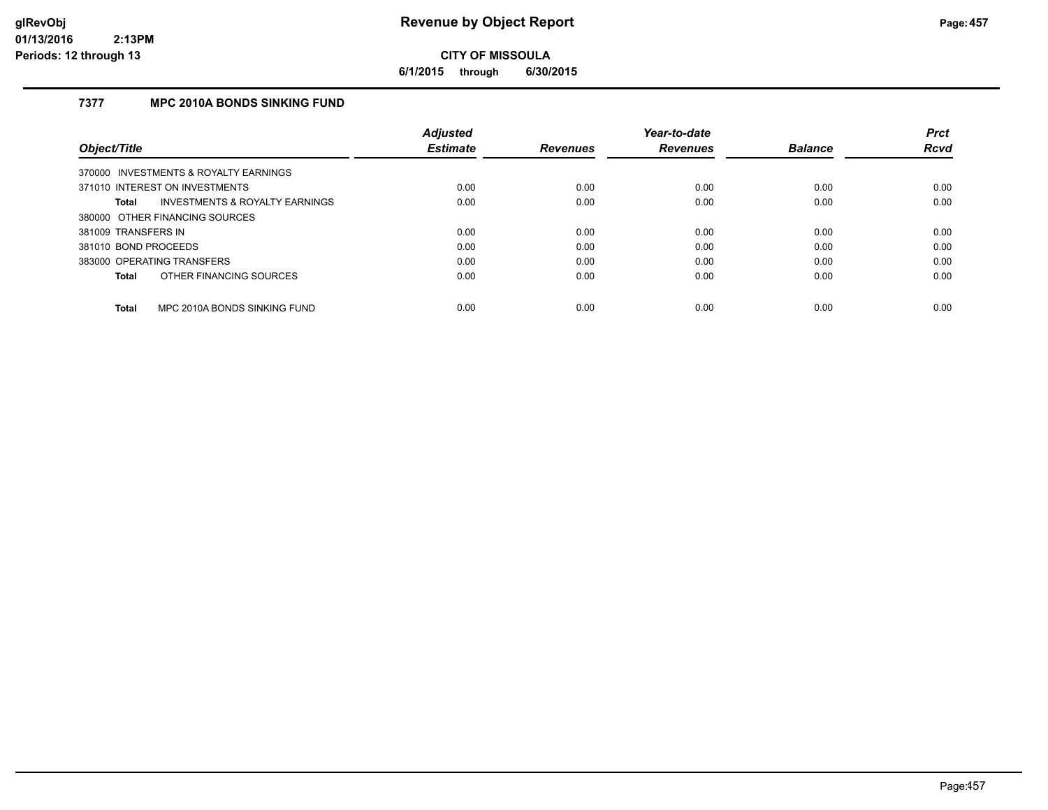# Revenue by Object Report

**CITY OF MISSOULA**

**6/1/2015 through 6/30/2015**

glRevObj
01/13/2016 2:13PM
Periods: 12 through 13

### 7377 MPC 2010A BONDS SINKING FUND

| Object/Title | Adjusted Estimate | Revenues | Year-to-date Revenues | Balance | Prct Rcvd |
|---|---|---|---|---|---|
| 370000 INVESTMENTS & ROYALTY EARNINGS | | | | | |
| 371010 INTEREST ON INVESTMENTS | 0.00 | 0.00 | 0.00 | 0.00 | 0.00 |
| **Total** INVESTMENTS & ROYALTY EARNINGS | 0.00 | 0.00 | 0.00 | 0.00 | 0.00 |
| 380000 OTHER FINANCING SOURCES | | | | | |
| 381009 TRANSFERS IN | 0.00 | 0.00 | 0.00 | 0.00 | 0.00 |
| 381010 BOND PROCEEDS | 0.00 | 0.00 | 0.00 | 0.00 | 0.00 |
| 383000 OPERATING TRANSFERS | 0.00 | 0.00 | 0.00 | 0.00 | 0.00 |
| **Total** OTHER FINANCING SOURCES | 0.00 | 0.00 | 0.00 | 0.00 | 0.00 |
| **Total** MPC 2010A BONDS SINKING FUND | 0.00 | 0.00 | 0.00 | 0.00 | 0.00 |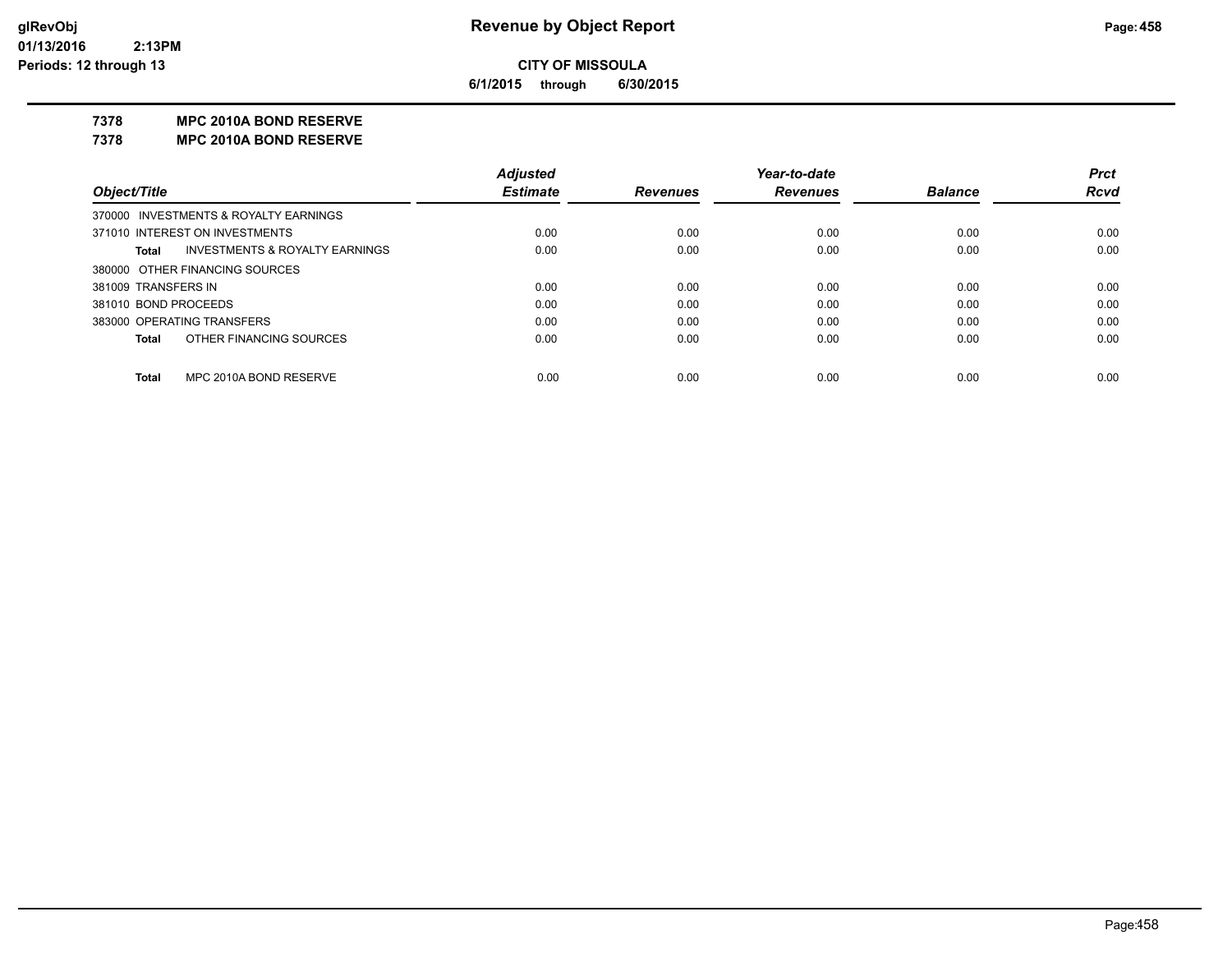**CITY OF MISSOULA**

**6/1/2015 through 6/30/2015**

**Revenue by Object Report**

**7378 MPC 2010A BOND RESERVE**

**7378 MPC 2010A BOND RESERVE**

| Object/Title | Adjusted Estimate | Revenues | Year-to-date Revenues | Balance | Prct Rcvd |
|---|---|---|---|---|---|
| 370000 INVESTMENTS & ROYALTY EARNINGS | | | | | |
| 371010 INTEREST ON INVESTMENTS | 0.00 | 0.00 | 0.00 | 0.00 | 0.00 |
| **Total** INVESTMENTS & ROYALTY EARNINGS | 0.00 | 0.00 | 0.00 | 0.00 | 0.00 |
| 380000 OTHER FINANCING SOURCES | | | | | |
| 381009 TRANSFERS IN | 0.00 | 0.00 | 0.00 | 0.00 | 0.00 |
| 381010 BOND PROCEEDS | 0.00 | 0.00 | 0.00 | 0.00 | 0.00 |
| 383000 OPERATING TRANSFERS | 0.00 | 0.00 | 0.00 | 0.00 | 0.00 |
| **Total** OTHER FINANCING SOURCES | 0.00 | 0.00 | 0.00 | 0.00 | 0.00 |
| **Total** MPC 2010A BOND RESERVE | 0.00 | 0.00 | 0.00 | 0.00 | 0.00 |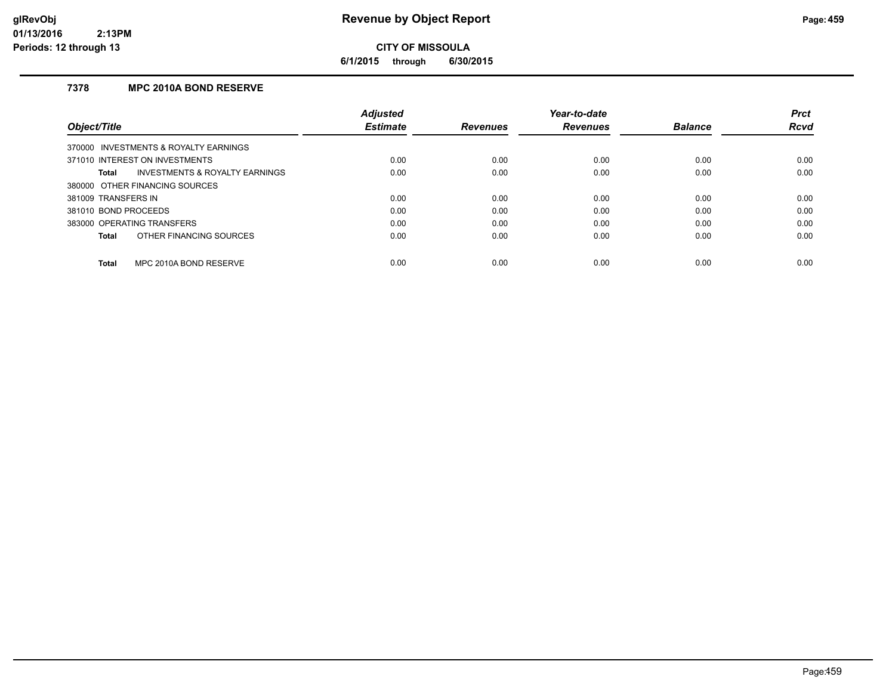# Revenue by Object Report

**CITY OF MISSOULA**

**6/1/2015 through 6/30/2015**

glRevObj
01/13/2016 2:13PM
Periods: 12 through 13

### 7378 MPC 2010A BOND RESERVE

| Object/Title | Adjusted Estimate | Revenues | Year-to-date Revenues | Balance | Prct Rcvd |
|---|---|---|---|---|---|
| 370000 INVESTMENTS & ROYALTY EARNINGS | | | | | |
| 371010 INTEREST ON INVESTMENTS | 0.00 | 0.00 | 0.00 | 0.00 | 0.00 |
| **Total** INVESTMENTS & ROYALTY EARNINGS | 0.00 | 0.00 | 0.00 | 0.00 | 0.00 |
| 380000 OTHER FINANCING SOURCES | | | | | |
| 381009 TRANSFERS IN | 0.00 | 0.00 | 0.00 | 0.00 | 0.00 |
| 381010 BOND PROCEEDS | 0.00 | 0.00 | 0.00 | 0.00 | 0.00 |
| 383000 OPERATING TRANSFERS | 0.00 | 0.00 | 0.00 | 0.00 | 0.00 |
| **Total** OTHER FINANCING SOURCES | 0.00 | 0.00 | 0.00 | 0.00 | 0.00 |
| **Total** MPC 2010A BOND RESERVE | 0.00 | 0.00 | 0.00 | 0.00 | 0.00 |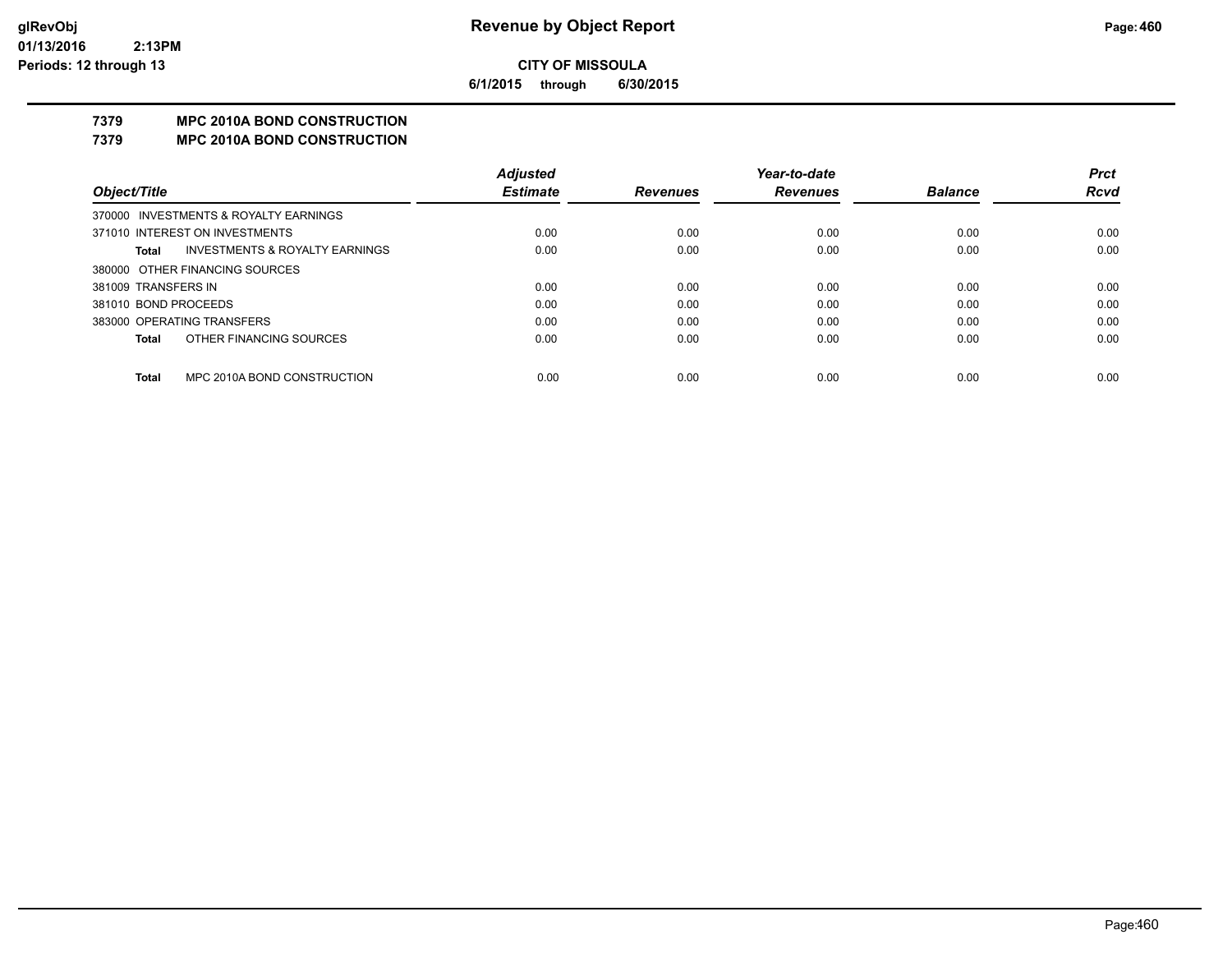# Revenue by Object Report

**CITY OF MISSOULA**

**6/1/2015 through 6/30/2015**

glRevObj
01/13/2016 2:13PM
Periods: 12 through 13

## 7379 MPC 2010A BOND CONSTRUCTION
## 7379 MPC 2010A BOND CONSTRUCTION

| Object/Title | Adjusted Estimate | Revenues | Year-to-date Revenues | Balance | Prct Rcvd |
|---|---|---|---|---|---|
| 370000 INVESTMENTS & ROYALTY EARNINGS | | | | | |
| 371010 INTEREST ON INVESTMENTS | 0.00 | 0.00 | 0.00 | 0.00 | 0.00 |
| **Total** INVESTMENTS & ROYALTY EARNINGS | 0.00 | 0.00 | 0.00 | 0.00 | 0.00 |
| 380000 OTHER FINANCING SOURCES | | | | | |
| 381009 TRANSFERS IN | 0.00 | 0.00 | 0.00 | 0.00 | 0.00 |
| 381010 BOND PROCEEDS | 0.00 | 0.00 | 0.00 | 0.00 | 0.00 |
| 383000 OPERATING TRANSFERS | 0.00 | 0.00 | 0.00 | 0.00 | 0.00 |
| **Total** OTHER FINANCING SOURCES | 0.00 | 0.00 | 0.00 | 0.00 | 0.00 |
| **Total** MPC 2010A BOND CONSTRUCTION | 0.00 | 0.00 | 0.00 | 0.00 | 0.00 |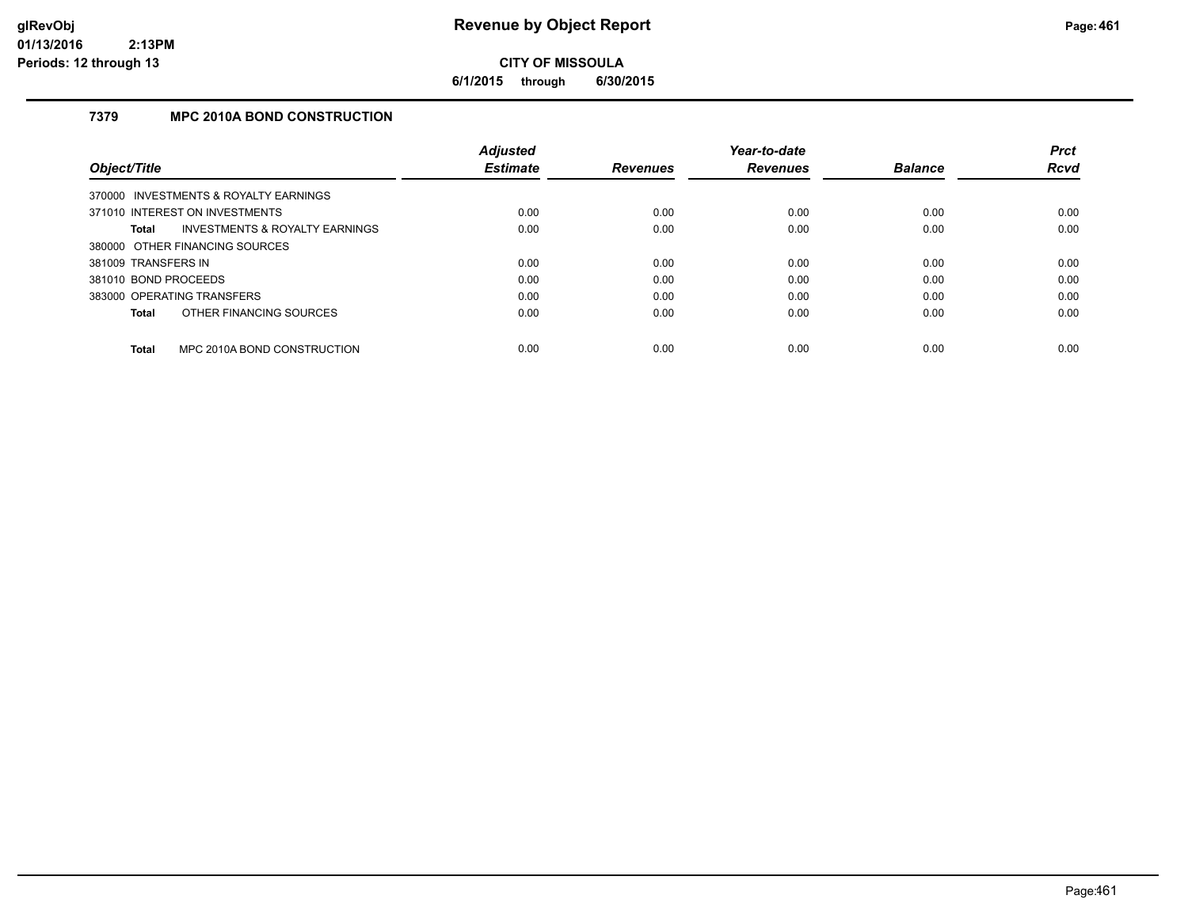**CITY OF MISSOULA**

**6/1/2015 through 6/30/2015**

### 7379 MPC 2010A BOND CONSTRUCTION

| Object/Title | Adjusted Estimate | Revenues | Year-to-date Revenues | Balance | Prct Rcvd |
|---|---|---|---|---|---|
| 370000 INVESTMENTS & ROYALTY EARNINGS | | | | | |
| 371010 INTEREST ON INVESTMENTS | 0.00 | 0.00 | 0.00 | 0.00 | 0.00 |
| **Total** INVESTMENTS & ROYALTY EARNINGS | 0.00 | 0.00 | 0.00 | 0.00 | 0.00 |
| 380000 OTHER FINANCING SOURCES | | | | | |
| 381009 TRANSFERS IN | 0.00 | 0.00 | 0.00 | 0.00 | 0.00 |
| 381010 BOND PROCEEDS | 0.00 | 0.00 | 0.00 | 0.00 | 0.00 |
| 383000 OPERATING TRANSFERS | 0.00 | 0.00 | 0.00 | 0.00 | 0.00 |
| **Total** OTHER FINANCING SOURCES | 0.00 | 0.00 | 0.00 | 0.00 | 0.00 |
| **Total** MPC 2010A BOND CONSTRUCTION | 0.00 | 0.00 | 0.00 | 0.00 | 0.00 |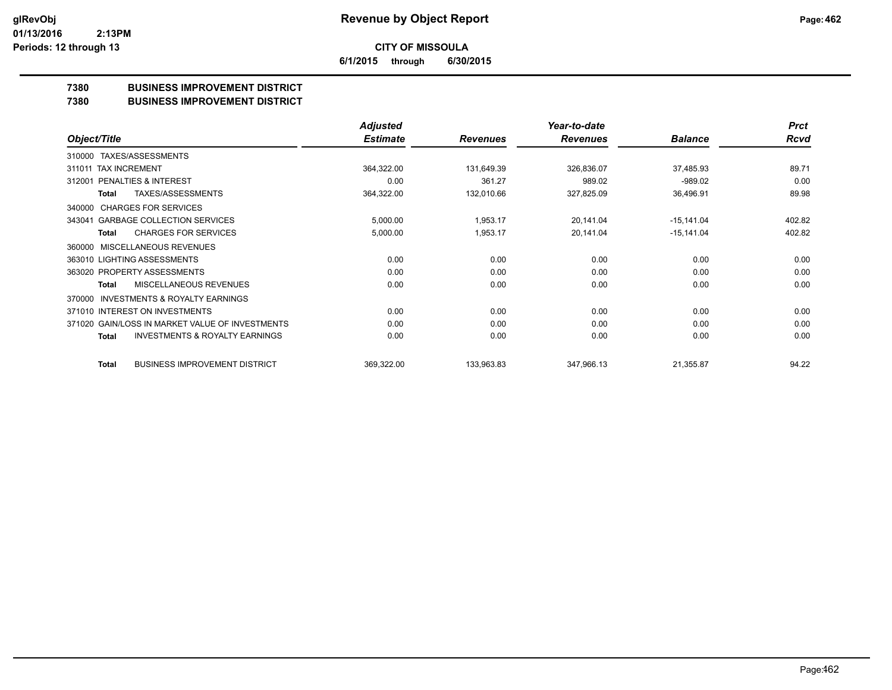**CITY OF MISSOULA**

**6/1/2015 through 6/30/2015**

**Revenue by Object Report**

**Periods: 12 through 13**

## 7380 BUSINESS IMPROVEMENT DISTRICT

## 7380 BUSINESS IMPROVEMENT DISTRICT

| Object/Title | Adjusted Estimate | Revenues | Year-to-date Revenues | Balance | Prct Rcvd |
|---|---|---|---|---|---|
| 310000 TAXES/ASSESSMENTS | | | | | |
| 311011 TAX INCREMENT | 364,322.00 | 131,649.39 | 326,836.07 | 37,485.93 | 89.71 |
| 312001 PENALTIES & INTEREST | 0.00 | 361.27 | 989.02 | -989.02 | 0.00 |
| **Total** TAXES/ASSESSMENTS | 364,322.00 | 132,010.66 | 327,825.09 | 36,496.91 | 89.98 |
| 340000 CHARGES FOR SERVICES | | | | | |
| 343041 GARBAGE COLLECTION SERVICES | 5,000.00 | 1,953.17 | 20,141.04 | -15,141.04 | 402.82 |
| **Total** CHARGES FOR SERVICES | 5,000.00 | 1,953.17 | 20,141.04 | -15,141.04 | 402.82 |
| 360000 MISCELLANEOUS REVENUES | | | | | |
| 363010 LIGHTING ASSESSMENTS | 0.00 | 0.00 | 0.00 | 0.00 | 0.00 |
| 363020 PROPERTY ASSESSMENTS | 0.00 | 0.00 | 0.00 | 0.00 | 0.00 |
| **Total** MISCELLANEOUS REVENUES | 0.00 | 0.00 | 0.00 | 0.00 | 0.00 |
| 370000 INVESTMENTS & ROYALTY EARNINGS | | | | | |
| 371010 INTEREST ON INVESTMENTS | 0.00 | 0.00 | 0.00 | 0.00 | 0.00 |
| 371020 GAIN/LOSS IN MARKET VALUE OF INVESTMENTS | 0.00 | 0.00 | 0.00 | 0.00 | 0.00 |
| **Total** INVESTMENTS & ROYALTY EARNINGS | 0.00 | 0.00 | 0.00 | 0.00 | 0.00 |
| **Total** BUSINESS IMPROVEMENT DISTRICT | 369,322.00 | 133,963.83 | 347,966.13 | 21,355.87 | 94.22 |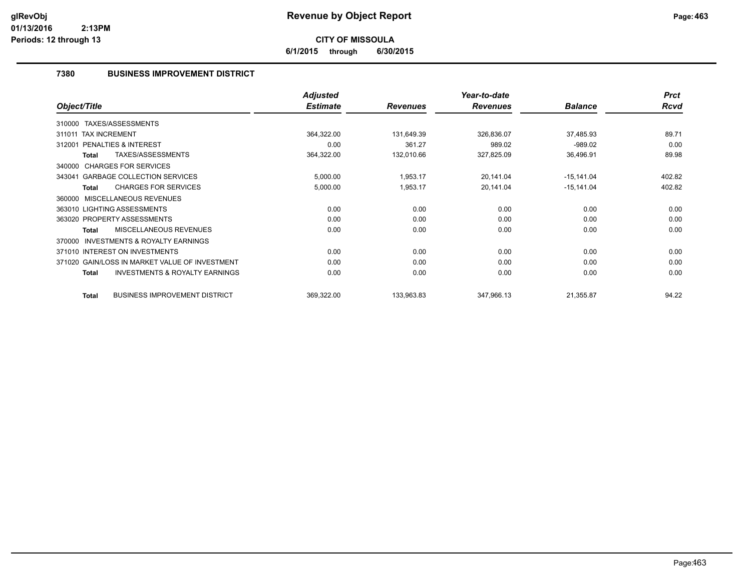# Revenue by Object Report

**CITY OF MISSOULA**

**6/1/2015 through 6/30/2015**

glRevObj
01/13/2016 2:13PM
Periods: 12 through 13

## 7380 BUSINESS IMPROVEMENT DISTRICT

| Object/Title | Adjusted Estimate | Revenues | Year-to-date Revenues | Balance | Prct Rcvd |
|---|---|---|---|---|---|
| 310000 TAXES/ASSESSMENTS | | | | | |
| 311011 TAX INCREMENT | 364,322.00 | 131,649.39 | 326,836.07 | 37,485.93 | 89.71 |
| 312001 PENALTIES & INTEREST | 0.00 | 361.27 | 989.02 | -989.02 | 0.00 |
| **Total** TAXES/ASSESSMENTS | 364,322.00 | 132,010.66 | 327,825.09 | 36,496.91 | 89.98 |
| 340000 CHARGES FOR SERVICES | | | | | |
| 343041 GARBAGE COLLECTION SERVICES | 5,000.00 | 1,953.17 | 20,141.04 | -15,141.04 | 402.82 |
| **Total** CHARGES FOR SERVICES | 5,000.00 | 1,953.17 | 20,141.04 | -15,141.04 | 402.82 |
| 360000 MISCELLANEOUS REVENUES | | | | | |
| 363010 LIGHTING ASSESSMENTS | 0.00 | 0.00 | 0.00 | 0.00 | 0.00 |
| 363020 PROPERTY ASSESSMENTS | 0.00 | 0.00 | 0.00 | 0.00 | 0.00 |
| **Total** MISCELLANEOUS REVENUES | 0.00 | 0.00 | 0.00 | 0.00 | 0.00 |
| 370000 INVESTMENTS & ROYALTY EARNINGS | | | | | |
| 371010 INTEREST ON INVESTMENTS | 0.00 | 0.00 | 0.00 | 0.00 | 0.00 |
| 371020 GAIN/LOSS IN MARKET VALUE OF INVESTMENT | 0.00 | 0.00 | 0.00 | 0.00 | 0.00 |
| **Total** INVESTMENTS & ROYALTY EARNINGS | 0.00 | 0.00 | 0.00 | 0.00 | 0.00 |
| **Total** BUSINESS IMPROVEMENT DISTRICT | 369,322.00 | 133,963.83 | 347,966.13 | 21,355.87 | 94.22 |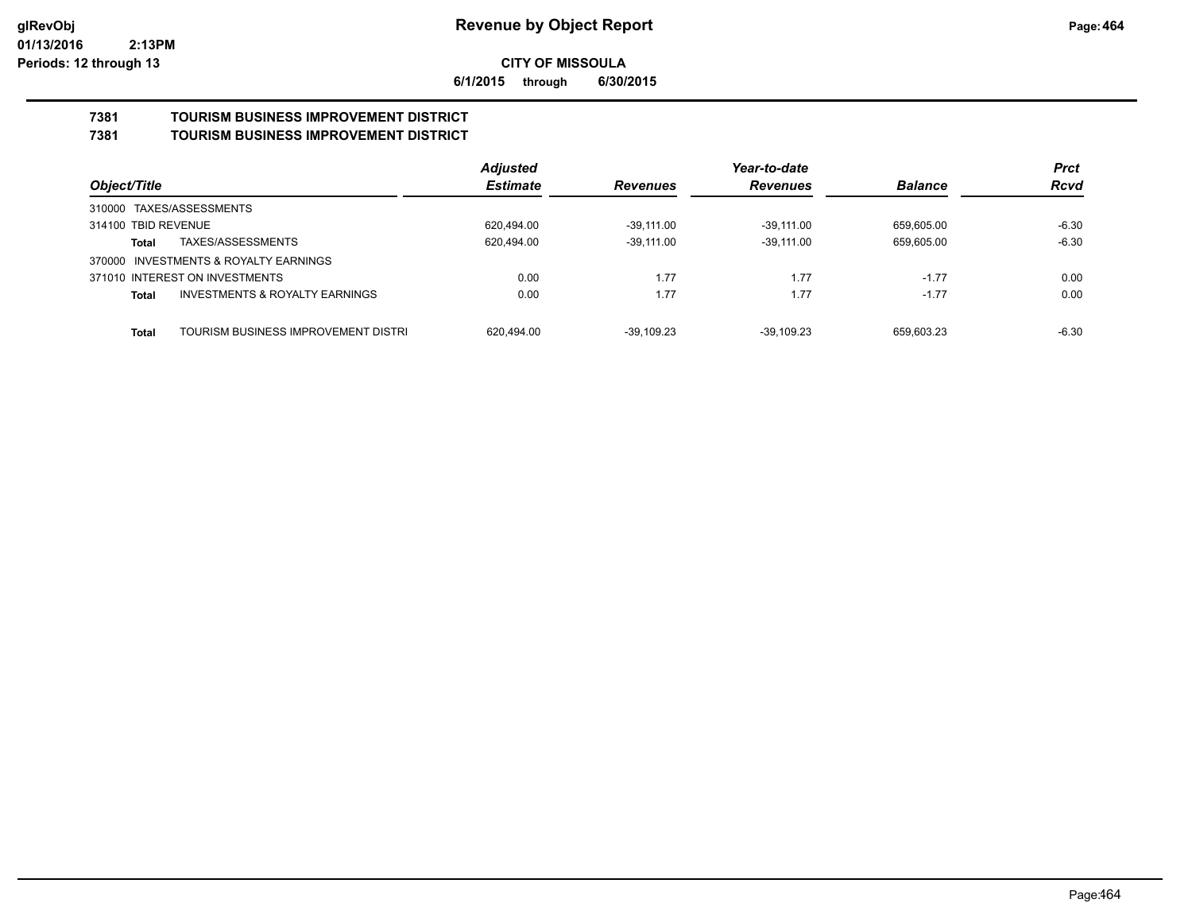**CITY OF MISSOULA**

**6/1/2015 through 6/30/2015**

## 7381 TOURISM BUSINESS IMPROVEMENT DISTRICT

## 7381 TOURISM BUSINESS IMPROVEMENT DISTRICT

| Object/Title | | Adjusted Estimate | Revenues | Year-to-date Revenues | Balance | Prct Rcvd |
|---|---|---|---|---|---|---|
| 310000 TAXES/ASSESSMENTS | | | | | | |
| 314100 TBID REVENUE | | 620,494.00 | -39,111.00 | -39,111.00 | 659,605.00 | -6.30 |
| **Total** | TAXES/ASSESSMENTS | 620,494.00 | -39,111.00 | -39,111.00 | 659,605.00 | -6.30 |
| 370000 INVESTMENTS & ROYALTY EARNINGS | | | | | | |
| 371010 INTEREST ON INVESTMENTS | | 0.00 | 1.77 | 1.77 | -1.77 | 0.00 |
| **Total** | INVESTMENTS & ROYALTY EARNINGS | 0.00 | 1.77 | 1.77 | -1.77 | 0.00 |
| **Total** | TOURISM BUSINESS IMPROVEMENT DISTRI | 620,494.00 | -39,109.23 | -39,109.23 | 659,603.23 | -6.30 |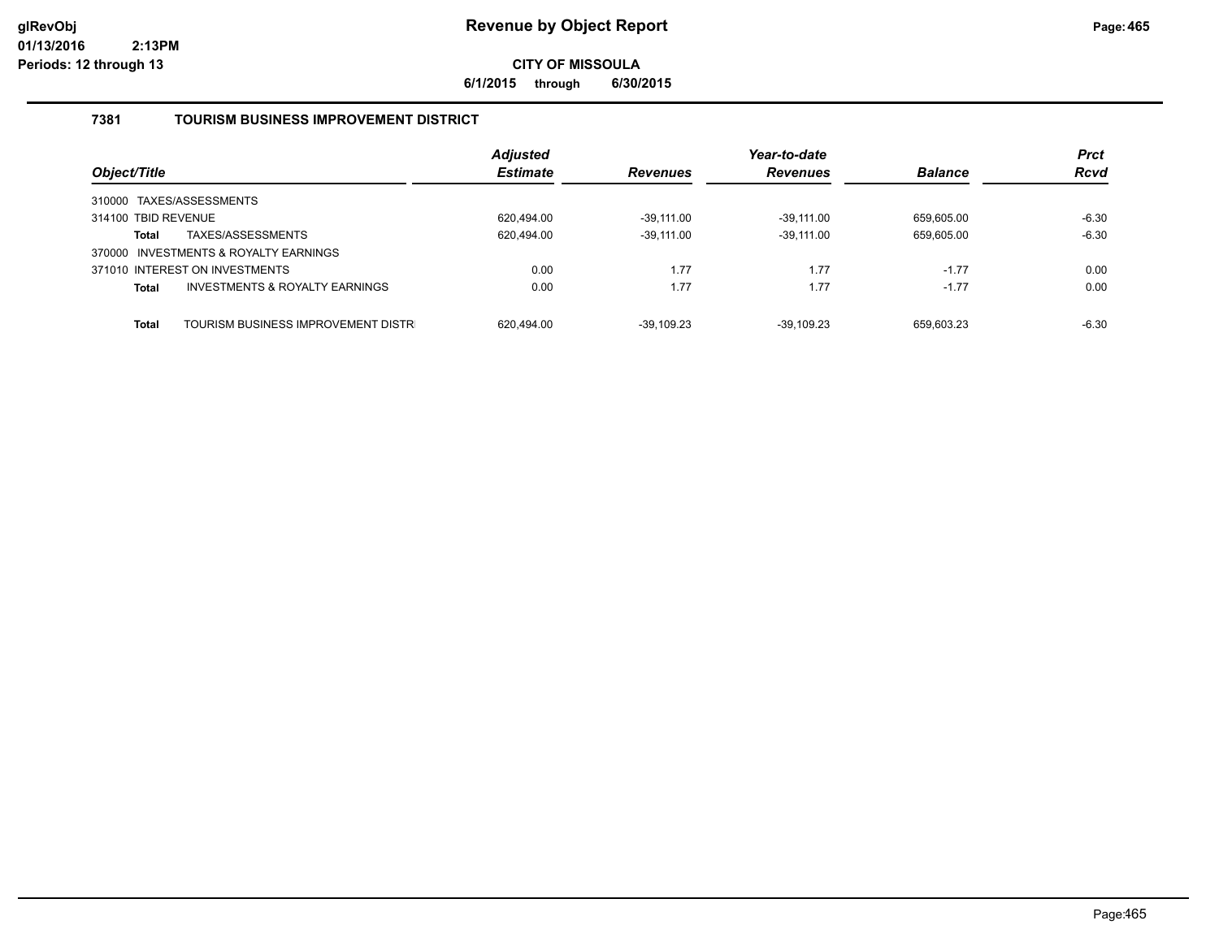# Revenue by Object Report

**CITY OF MISSOULA**

**6/1/2015 through 6/30/2015**

### 7381 TOURISM BUSINESS IMPROVEMENT DISTRICT

| Object/Title | Adjusted Estimate | Revenues | Year-to-date Revenues | Balance | Prct Rcvd |
|---|---|---|---|---|---|
| 310000 TAXES/ASSESSMENTS | | | | | |
| 314100 TBID REVENUE | 620,494.00 | -39,111.00 | -39,111.00 | 659,605.00 | -6.30 |
| **Total** TAXES/ASSESSMENTS | 620,494.00 | -39,111.00 | -39,111.00 | 659,605.00 | -6.30 |
| 370000 INVESTMENTS & ROYALTY EARNINGS | | | | | |
| 371010 INTEREST ON INVESTMENTS | 0.00 | 1.77 | 1.77 | -1.77 | 0.00 |
| **Total** INVESTMENTS & ROYALTY EARNINGS | 0.00 | 1.77 | 1.77 | -1.77 | 0.00 |
| **Total** TOURISM BUSINESS IMPROVEMENT DISTR | 620,494.00 | -39,109.23 | -39,109.23 | 659,603.23 | -6.30 |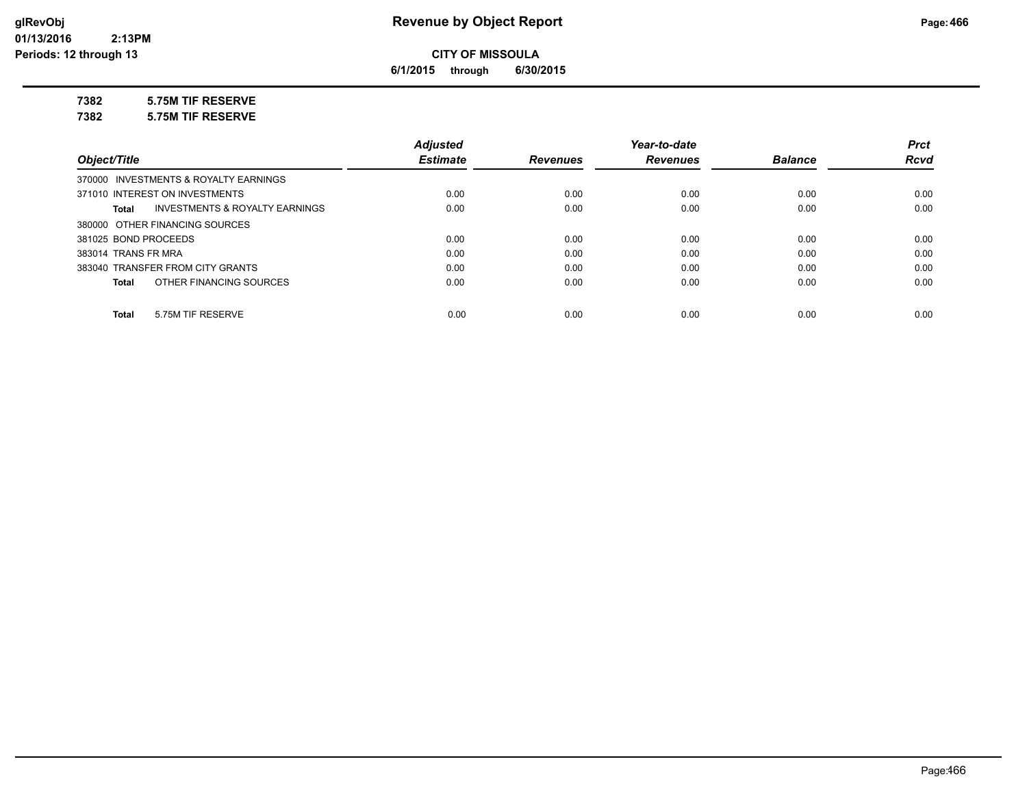**CITY OF MISSOULA**

**6/1/2015 through 6/30/2015**

**7382 5.75M TIF RESERVE**

**7382 5.75M TIF RESERVE**

| Object/Title | Adjusted Estimate | Revenues | Year-to-date Revenues | Balance | Prct Rcvd |
|---|---|---|---|---|---|
| 370000 INVESTMENTS & ROYALTY EARNINGS | | | | | |
| 371010 INTEREST ON INVESTMENTS | 0.00 | 0.00 | 0.00 | 0.00 | 0.00 |
| **Total** INVESTMENTS & ROYALTY EARNINGS | 0.00 | 0.00 | 0.00 | 0.00 | 0.00 |
| 380000 OTHER FINANCING SOURCES | | | | | |
| 381025 BOND PROCEEDS | 0.00 | 0.00 | 0.00 | 0.00 | 0.00 |
| 383014 TRANS FR MRA | 0.00 | 0.00 | 0.00 | 0.00 | 0.00 |
| 383040 TRANSFER FROM CITY GRANTS | 0.00 | 0.00 | 0.00 | 0.00 | 0.00 |
| **Total** OTHER FINANCING SOURCES | 0.00 | 0.00 | 0.00 | 0.00 | 0.00 |
| **Total** 5.75M TIF RESERVE | 0.00 | 0.00 | 0.00 | 0.00 | 0.00 |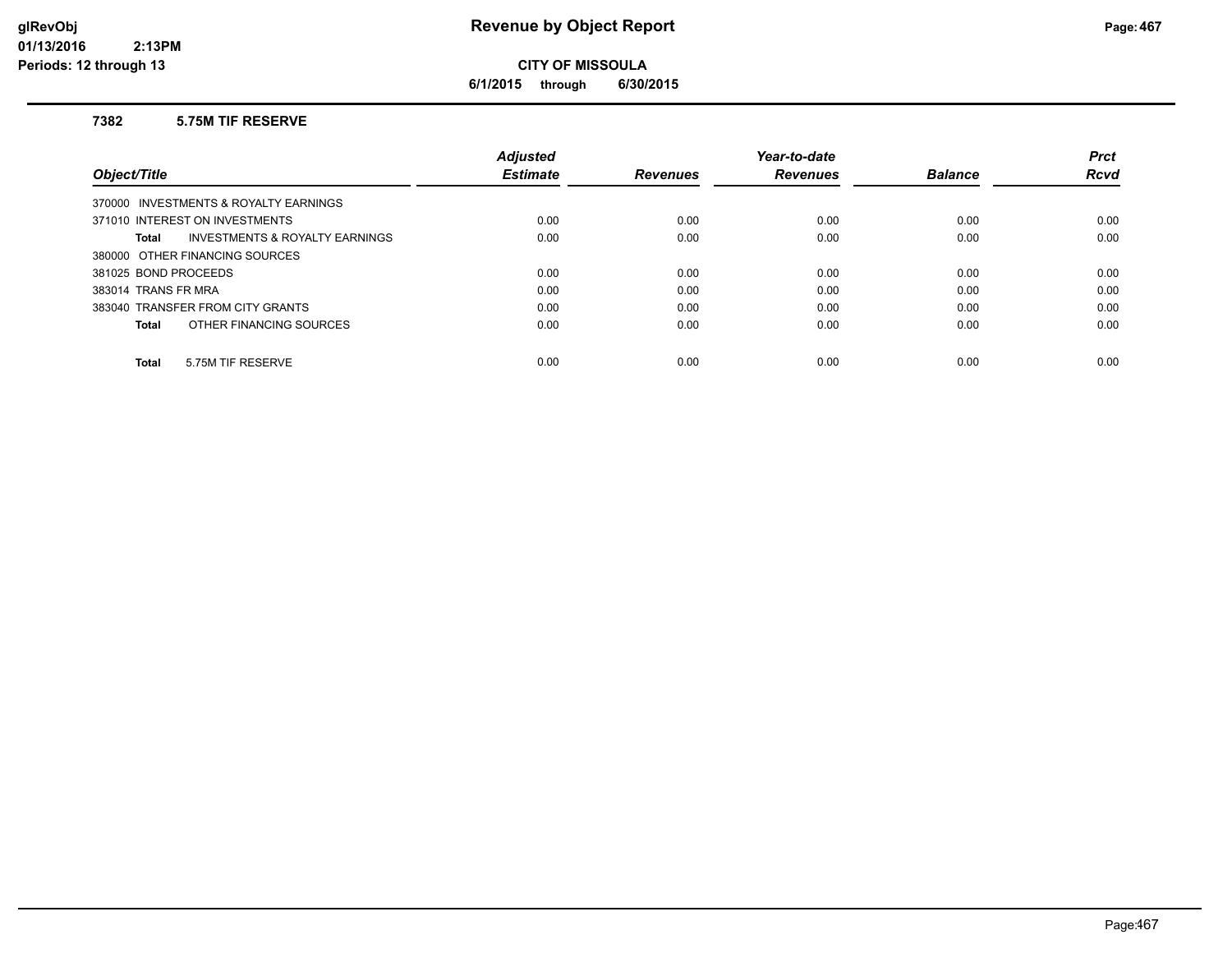# Revenue by Object Report

**CITY OF MISSOULA**

**6/1/2015 through 6/30/2015**

### 7382 5.75M TIF RESERVE

| Object/Title | Adjusted Estimate | Revenues | Year-to-date Revenues | Balance | Prct Rcvd |
|---|---|---|---|---|---|
| 370000 INVESTMENTS & ROYALTY EARNINGS | | | | | |
| 371010 INTEREST ON INVESTMENTS | 0.00 | 0.00 | 0.00 | 0.00 | 0.00 |
| **Total** INVESTMENTS & ROYALTY EARNINGS | 0.00 | 0.00 | 0.00 | 0.00 | 0.00 |
| 380000 OTHER FINANCING SOURCES | | | | | |
| 381025 BOND PROCEEDS | 0.00 | 0.00 | 0.00 | 0.00 | 0.00 |
| 383014 TRANS FR MRA | 0.00 | 0.00 | 0.00 | 0.00 | 0.00 |
| 383040 TRANSFER FROM CITY GRANTS | 0.00 | 0.00 | 0.00 | 0.00 | 0.00 |
| **Total** OTHER FINANCING SOURCES | 0.00 | 0.00 | 0.00 | 0.00 | 0.00 |
| **Total** 5.75M TIF RESERVE | 0.00 | 0.00 | 0.00 | 0.00 | 0.00 |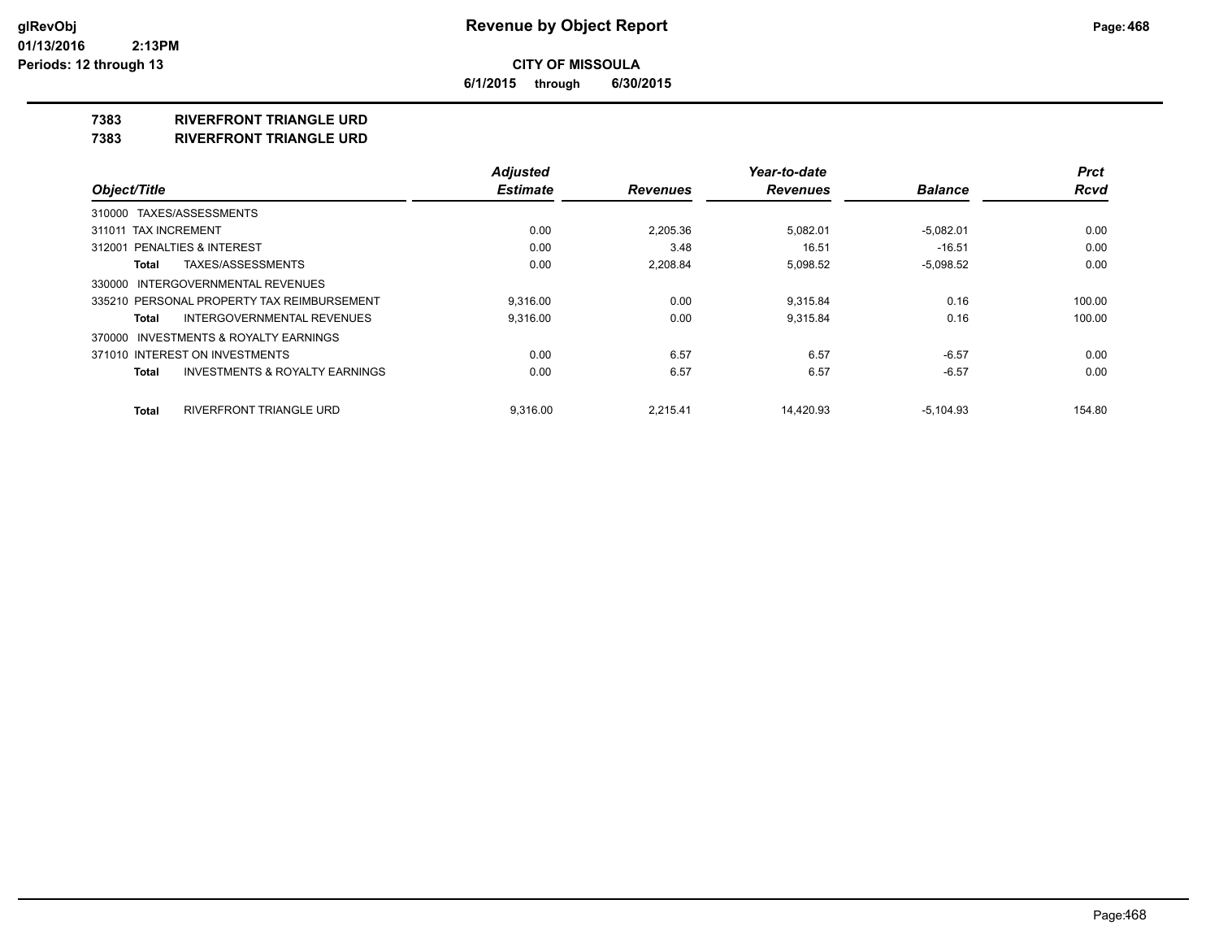# Revenue by Object Report

**glRevObj**
**01/13/2016 2:13PM**
**Periods: 12 through 13**

**CITY OF MISSOULA**

**6/1/2015 through 6/30/2015**

**7383 RIVERFRONT TRIANGLE URD**

**7383 RIVERFRONT TRIANGLE URD**

| Object/Title | Adjusted Estimate | Revenues | Year-to-date Revenues | Balance | Prct Rcvd |
|---|---|---|---|---|---|
| 310000 TAXES/ASSESSMENTS | | | | | |
| 311011 TAX INCREMENT | 0.00 | 2,205.36 | 5,082.01 | -5,082.01 | 0.00 |
| 312001 PENALTIES & INTEREST | 0.00 | 3.48 | 16.51 | -16.51 | 0.00 |
| **Total** TAXES/ASSESSMENTS | 0.00 | 2,208.84 | 5,098.52 | -5,098.52 | 0.00 |
| 330000 INTERGOVERNMENTAL REVENUES | | | | | |
| 335210 PERSONAL PROPERTY TAX REIMBURSEMENT | 9,316.00 | 0.00 | 9,315.84 | 0.16 | 100.00 |
| **Total** INTERGOVERNMENTAL REVENUES | 9,316.00 | 0.00 | 9,315.84 | 0.16 | 100.00 |
| 370000 INVESTMENTS & ROYALTY EARNINGS | | | | | |
| 371010 INTEREST ON INVESTMENTS | 0.00 | 6.57 | 6.57 | -6.57 | 0.00 |
| **Total** INVESTMENTS & ROYALTY EARNINGS | 0.00 | 6.57 | 6.57 | -6.57 | 0.00 |
| **Total** RIVERFRONT TRIANGLE URD | 9,316.00 | 2,215.41 | 14,420.93 | -5,104.93 | 154.80 |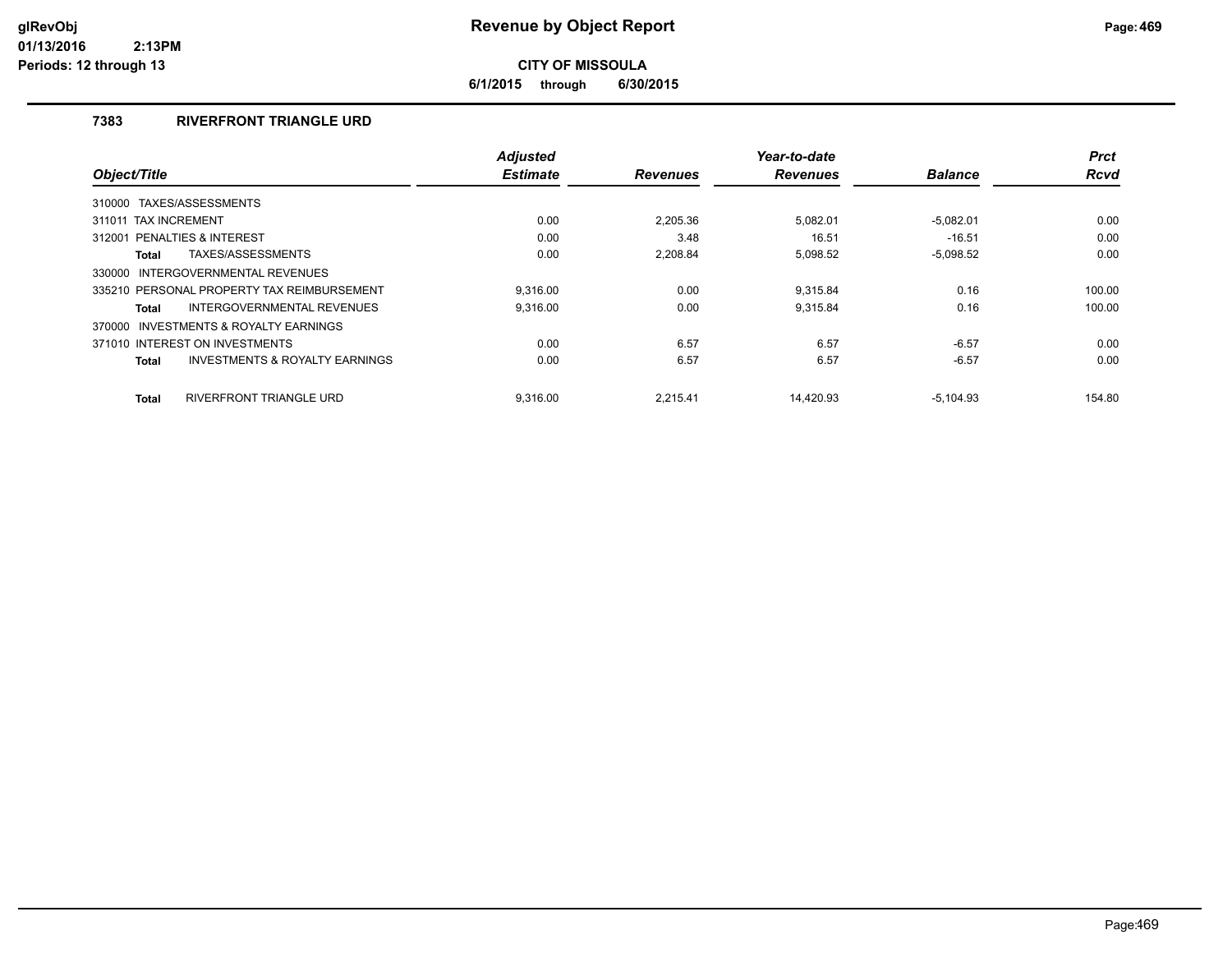# Revenue by Object Report

**CITY OF MISSOULA**

**6/1/2015 through 6/30/2015**

### 7383 RIVERFRONT TRIANGLE URD

| Object/Title | Adjusted Estimate | Revenues | Year-to-date Revenues | Balance | Prct Rcvd |
|---|---|---|---|---|---|
| 310000 TAXES/ASSESSMENTS | | | | | |
| 311011 TAX INCREMENT | 0.00 | 2,205.36 | 5,082.01 | -5,082.01 | 0.00 |
| 312001 PENALTIES & INTEREST | 0.00 | 3.48 | 16.51 | -16.51 | 0.00 |
| **Total** TAXES/ASSESSMENTS | 0.00 | 2,208.84 | 5,098.52 | -5,098.52 | 0.00 |
| 330000 INTERGOVERNMENTAL REVENUES | | | | | |
| 335210 PERSONAL PROPERTY TAX REIMBURSEMENT | 9,316.00 | 0.00 | 9,315.84 | 0.16 | 100.00 |
| **Total** INTERGOVERNMENTAL REVENUES | 9,316.00 | 0.00 | 9,315.84 | 0.16 | 100.00 |
| 370000 INVESTMENTS & ROYALTY EARNINGS | | | | | |
| 371010 INTEREST ON INVESTMENTS | 0.00 | 6.57 | 6.57 | -6.57 | 0.00 |
| **Total** INVESTMENTS & ROYALTY EARNINGS | 0.00 | 6.57 | 6.57 | -6.57 | 0.00 |
| **Total** RIVERFRONT TRIANGLE URD | 9,316.00 | 2,215.41 | 14,420.93 | -5,104.93 | 154.80 |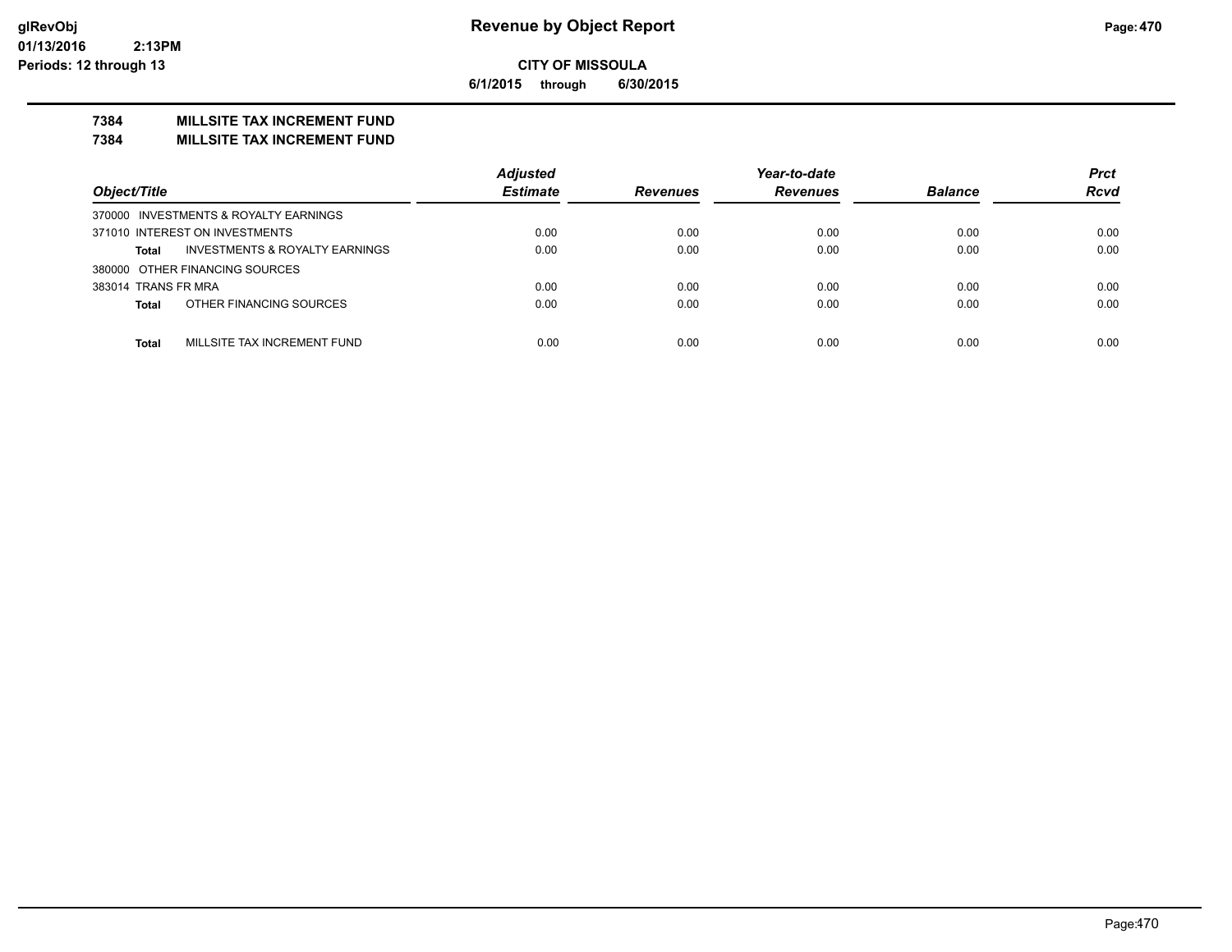**CITY OF MISSOULA**

**6/1/2015 through 6/30/2015**

## 7384 MILLSITE TAX INCREMENT FUND
## 7384 MILLSITE TAX INCREMENT FUND

| Object/Title | Adjusted Estimate | Revenues | Year-to-date Revenues | Balance | Prct Rcvd |
|---|---|---|---|---|---|
| 370000 INVESTMENTS & ROYALTY EARNINGS | | | | | |
| 371010 INTEREST ON INVESTMENTS | 0.00 | 0.00 | 0.00 | 0.00 | 0.00 |
| **Total** INVESTMENTS & ROYALTY EARNINGS | 0.00 | 0.00 | 0.00 | 0.00 | 0.00 |
| 380000 OTHER FINANCING SOURCES | | | | | |
| 383014 TRANS FR MRA | 0.00 | 0.00 | 0.00 | 0.00 | 0.00 |
| **Total** OTHER FINANCING SOURCES | 0.00 | 0.00 | 0.00 | 0.00 | 0.00 |
| **Total** MILLSITE TAX INCREMENT FUND | 0.00 | 0.00 | 0.00 | 0.00 | 0.00 |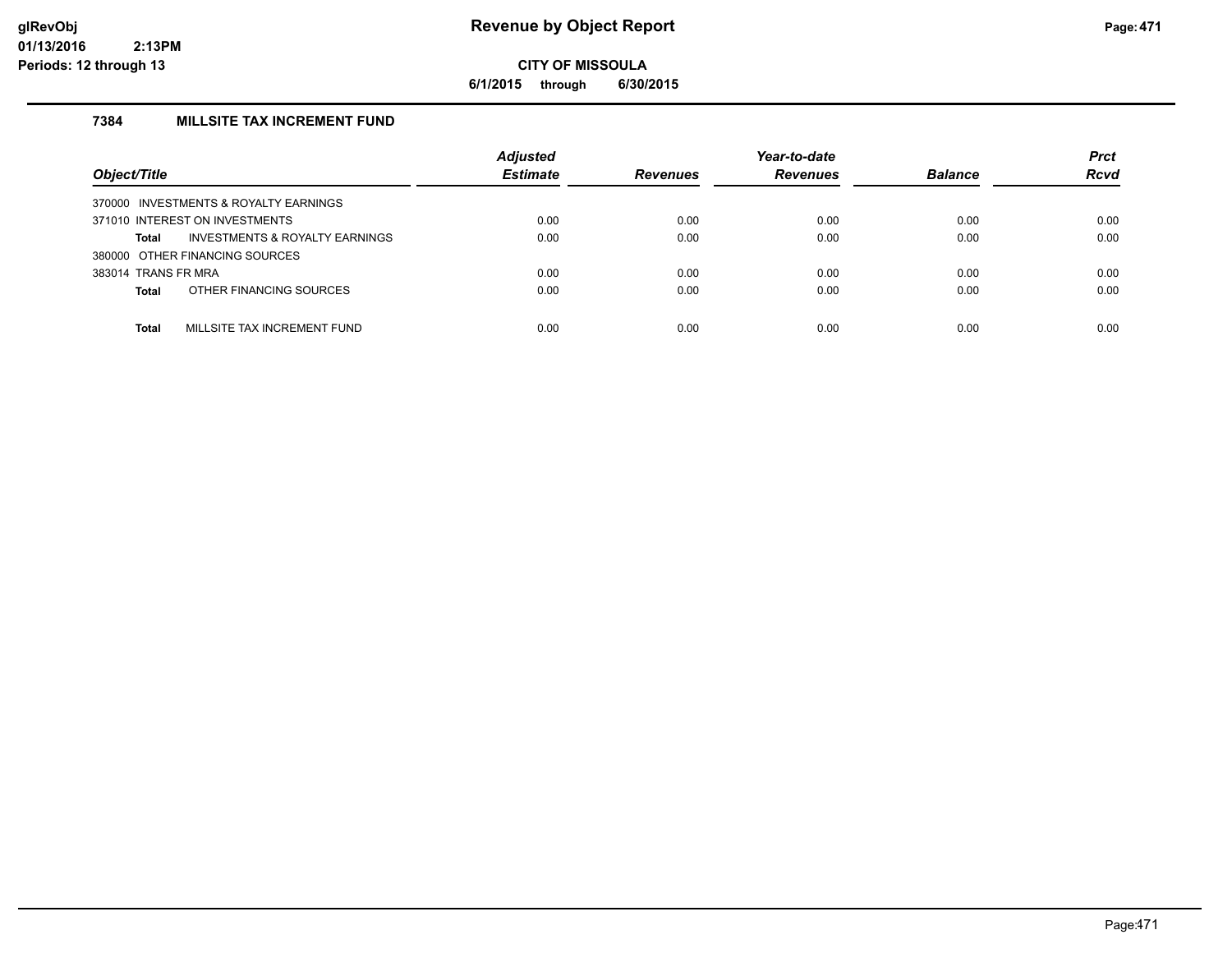# Revenue by Object Report

**CITY OF MISSOULA**

**6/1/2015 through 6/30/2015**

## 7384 MILLSITE TAX INCREMENT FUND

| Object/Title | Adjusted Estimate | Revenues | Year-to-date Revenues | Balance | Prct Rcvd |
|---|---|---|---|---|---|
| 370000 INVESTMENTS & ROYALTY EARNINGS | | | | | |
| 371010 INTEREST ON INVESTMENTS | 0.00 | 0.00 | 0.00 | 0.00 | 0.00 |
| **Total** INVESTMENTS & ROYALTY EARNINGS | 0.00 | 0.00 | 0.00 | 0.00 | 0.00 |
| 380000 OTHER FINANCING SOURCES | | | | | |
| 383014 TRANS FR MRA | 0.00 | 0.00 | 0.00 | 0.00 | 0.00 |
| **Total** OTHER FINANCING SOURCES | 0.00 | 0.00 | 0.00 | 0.00 | 0.00 |
| **Total** MILLSITE TAX INCREMENT FUND | 0.00 | 0.00 | 0.00 | 0.00 | 0.00 |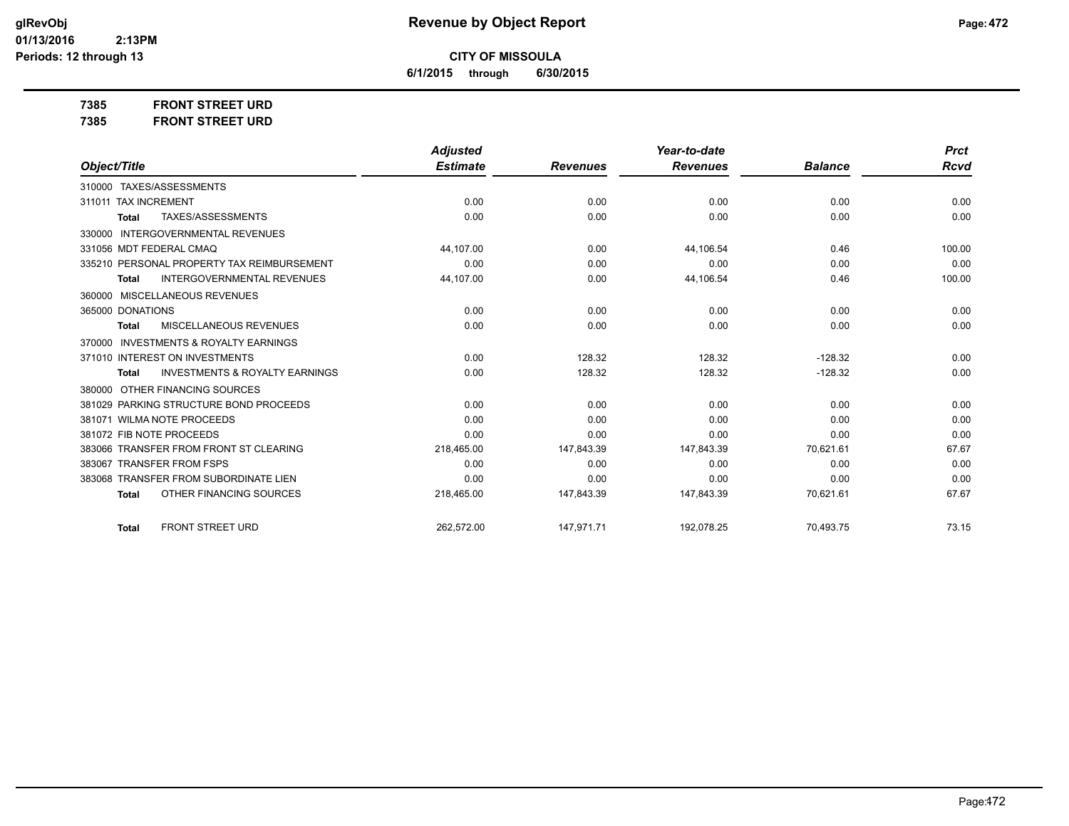# Revenue by Object Report

**CITY OF MISSOULA**

**6/1/2015 through 6/30/2015**

glRevObj
01/13/2016 2:13PM
Periods: 12 through 13

**7385 FRONT STREET URD**

**7385 FRONT STREET URD**

| Object/Title | Adjusted Estimate | Revenues | Year-to-date Revenues | Balance | Prct Rcvd |
|---|---|---|---|---|---|
| 310000 TAXES/ASSESSMENTS | | | | | |
| 311011 TAX INCREMENT | 0.00 | 0.00 | 0.00 | 0.00 | 0.00 |
| **Total** TAXES/ASSESSMENTS | 0.00 | 0.00 | 0.00 | 0.00 | 0.00 |
| 330000 INTERGOVERNMENTAL REVENUES | | | | | |
| 331056 MDT FEDERAL CMAQ | 44,107.00 | 0.00 | 44,106.54 | 0.46 | 100.00 |
| 335210 PERSONAL PROPERTY TAX REIMBURSEMENT | 0.00 | 0.00 | 0.00 | 0.00 | 0.00 |
| **Total** INTERGOVERNMENTAL REVENUES | 44,107.00 | 0.00 | 44,106.54 | 0.46 | 100.00 |
| 360000 MISCELLANEOUS REVENUES | | | | | |
| 365000 DONATIONS | 0.00 | 0.00 | 0.00 | 0.00 | 0.00 |
| **Total** MISCELLANEOUS REVENUES | 0.00 | 0.00 | 0.00 | 0.00 | 0.00 |
| 370000 INVESTMENTS & ROYALTY EARNINGS | | | | | |
| 371010 INTEREST ON INVESTMENTS | 0.00 | 128.32 | 128.32 | -128.32 | 0.00 |
| **Total** INVESTMENTS & ROYALTY EARNINGS | 0.00 | 128.32 | 128.32 | -128.32 | 0.00 |
| 380000 OTHER FINANCING SOURCES | | | | | |
| 381029 PARKING STRUCTURE BOND PROCEEDS | 0.00 | 0.00 | 0.00 | 0.00 | 0.00 |
| 381071 WILMA NOTE PROCEEDS | 0.00 | 0.00 | 0.00 | 0.00 | 0.00 |
| 381072 FIB NOTE PROCEEDS | 0.00 | 0.00 | 0.00 | 0.00 | 0.00 |
| 383066 TRANSFER FROM FRONT ST CLEARING | 218,465.00 | 147,843.39 | 147,843.39 | 70,621.61 | 67.67 |
| 383067 TRANSFER FROM FSPS | 0.00 | 0.00 | 0.00 | 0.00 | 0.00 |
| 383068 TRANSFER FROM SUBORDINATE LIEN | 0.00 | 0.00 | 0.00 | 0.00 | 0.00 |
| **Total** OTHER FINANCING SOURCES | 218,465.00 | 147,843.39 | 147,843.39 | 70,621.61 | 67.67 |
| **Total** FRONT STREET URD | 262,572.00 | 147,971.71 | 192,078.25 | 70,493.75 | 73.15 |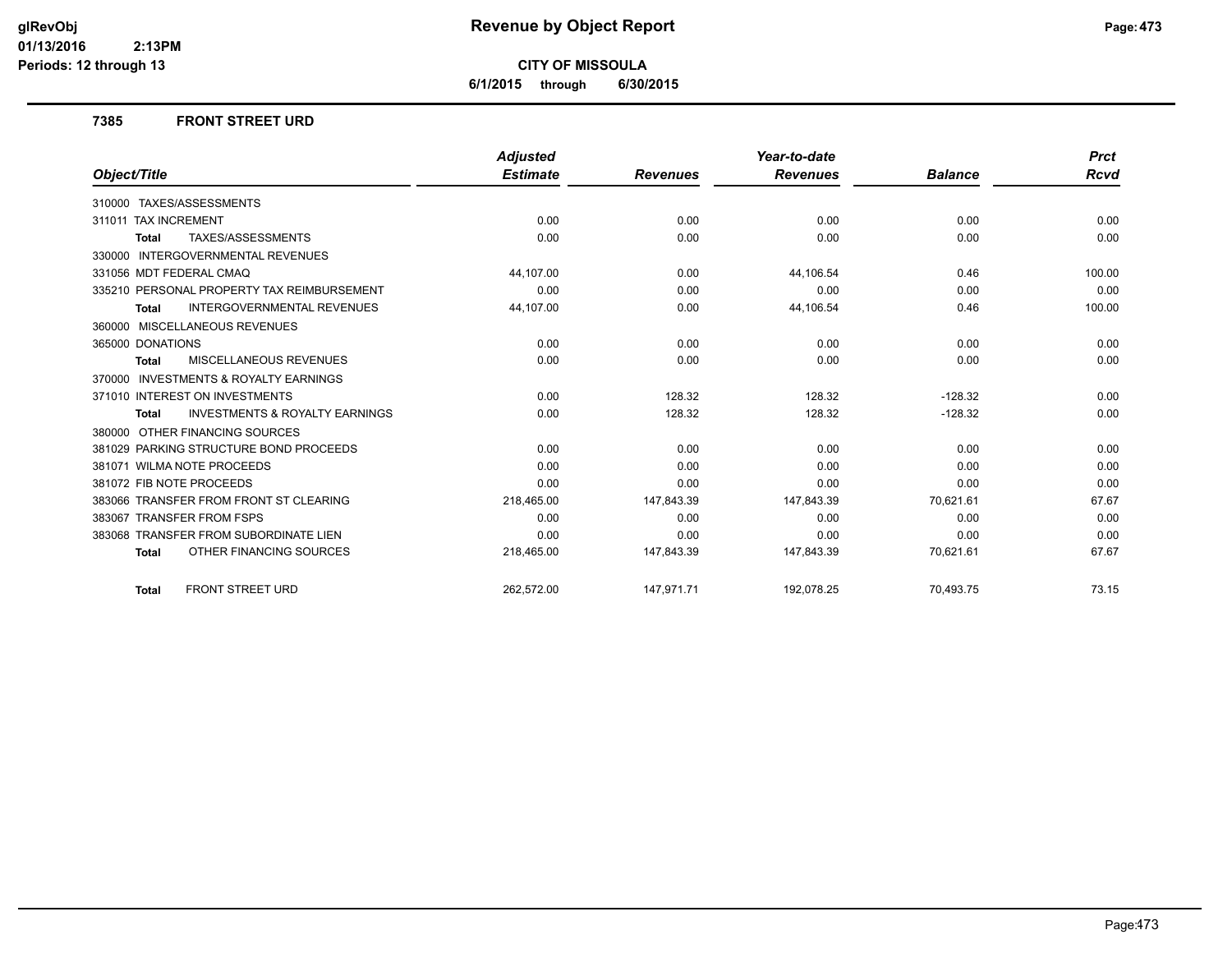# Revenue by Object Report

**CITY OF MISSOULA**

**6/1/2015 through 6/30/2015**

glRevObj
01/13/2016 2:13PM
Periods: 12 through 13

## 7385 FRONT STREET URD

| Object/Title | Adjusted Estimate | Revenues | Year-to-date Revenues | Balance | Prct Rcvd |
|---|---|---|---|---|---|
| 310000 TAXES/ASSESSMENTS | | | | | |
| 311011 TAX INCREMENT | 0.00 | 0.00 | 0.00 | 0.00 | 0.00 |
| **Total** TAXES/ASSESSMENTS | 0.00 | 0.00 | 0.00 | 0.00 | 0.00 |
| 330000 INTERGOVERNMENTAL REVENUES | | | | | |
| 331056 MDT FEDERAL CMAQ | 44,107.00 | 0.00 | 44,106.54 | 0.46 | 100.00 |
| 335210 PERSONAL PROPERTY TAX REIMBURSEMENT | 0.00 | 0.00 | 0.00 | 0.00 | 0.00 |
| **Total** INTERGOVERNMENTAL REVENUES | 44,107.00 | 0.00 | 44,106.54 | 0.46 | 100.00 |
| 360000 MISCELLANEOUS REVENUES | | | | | |
| 365000 DONATIONS | 0.00 | 0.00 | 0.00 | 0.00 | 0.00 |
| **Total** MISCELLANEOUS REVENUES | 0.00 | 0.00 | 0.00 | 0.00 | 0.00 |
| 370000 INVESTMENTS & ROYALTY EARNINGS | | | | | |
| 371010 INTEREST ON INVESTMENTS | 0.00 | 128.32 | 128.32 | -128.32 | 0.00 |
| **Total** INVESTMENTS & ROYALTY EARNINGS | 0.00 | 128.32 | 128.32 | -128.32 | 0.00 |
| 380000 OTHER FINANCING SOURCES | | | | | |
| 381029 PARKING STRUCTURE BOND PROCEEDS | 0.00 | 0.00 | 0.00 | 0.00 | 0.00 |
| 381071 WILMA NOTE PROCEEDS | 0.00 | 0.00 | 0.00 | 0.00 | 0.00 |
| 381072 FIB NOTE PROCEEDS | 0.00 | 0.00 | 0.00 | 0.00 | 0.00 |
| 383066 TRANSFER FROM FRONT ST CLEARING | 218,465.00 | 147,843.39 | 147,843.39 | 70,621.61 | 67.67 |
| 383067 TRANSFER FROM FSPS | 0.00 | 0.00 | 0.00 | 0.00 | 0.00 |
| 383068 TRANSFER FROM SUBORDINATE LIEN | 0.00 | 0.00 | 0.00 | 0.00 | 0.00 |
| **Total** OTHER FINANCING SOURCES | 218,465.00 | 147,843.39 | 147,843.39 | 70,621.61 | 67.67 |
| **Total** FRONT STREET URD | 262,572.00 | 147,971.71 | 192,078.25 | 70,493.75 | 73.15 |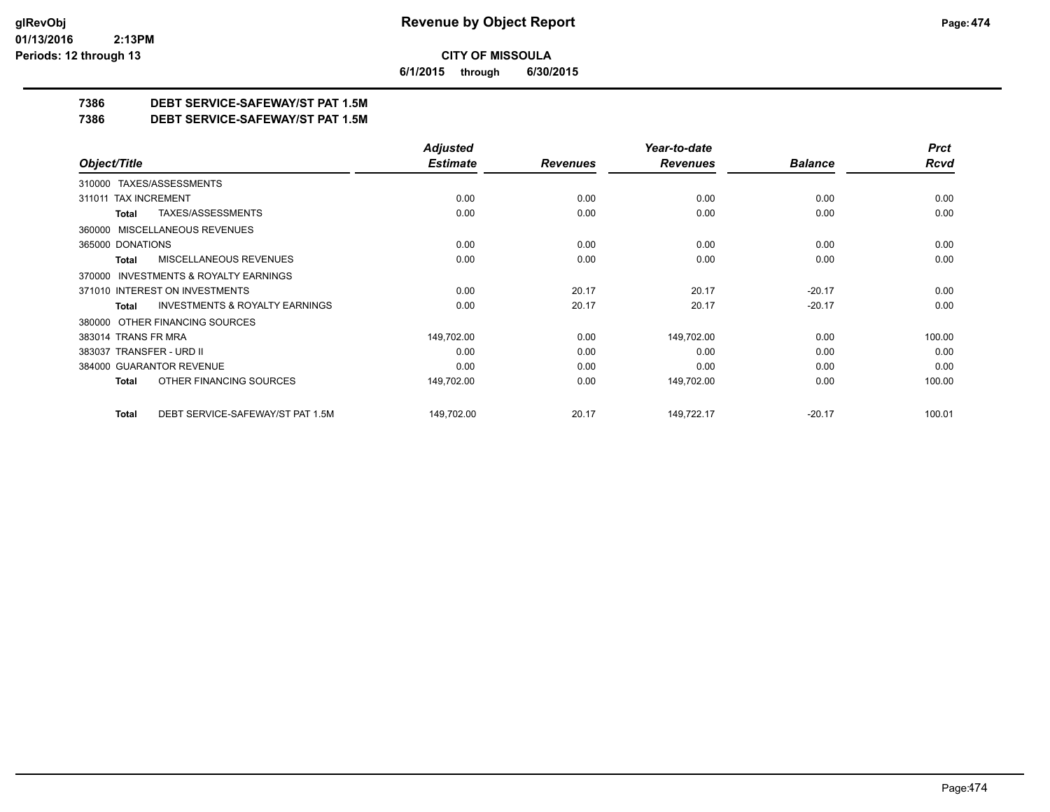**CITY OF MISSOULA**

**6/1/2015 through 6/30/2015**

**7386 DEBT SERVICE-SAFEWAY/ST PAT 1.5M**

**7386 DEBT SERVICE-SAFEWAY/ST PAT 1.5M**

| Object/Title | Adjusted Estimate | Revenues | Year-to-date Revenues | Balance | Prct Rcvd |
|---|---|---|---|---|---|
| 310000 TAXES/ASSESSMENTS | | | | | |
| 311011 TAX INCREMENT | 0.00 | 0.00 | 0.00 | 0.00 | 0.00 |
| **Total** TAXES/ASSESSMENTS | 0.00 | 0.00 | 0.00 | 0.00 | 0.00 |
| 360000 MISCELLANEOUS REVENUES | | | | | |
| 365000 DONATIONS | 0.00 | 0.00 | 0.00 | 0.00 | 0.00 |
| **Total** MISCELLANEOUS REVENUES | 0.00 | 0.00 | 0.00 | 0.00 | 0.00 |
| 370000 INVESTMENTS & ROYALTY EARNINGS | | | | | |
| 371010 INTEREST ON INVESTMENTS | 0.00 | 20.17 | 20.17 | -20.17 | 0.00 |
| **Total** INVESTMENTS & ROYALTY EARNINGS | 0.00 | 20.17 | 20.17 | -20.17 | 0.00 |
| 380000 OTHER FINANCING SOURCES | | | | | |
| 383014 TRANS FR MRA | 149,702.00 | 0.00 | 149,702.00 | 0.00 | 100.00 |
| 383037 TRANSFER - URD II | 0.00 | 0.00 | 0.00 | 0.00 | 0.00 |
| 384000 GUARANTOR REVENUE | 0.00 | 0.00 | 0.00 | 0.00 | 0.00 |
| **Total** OTHER FINANCING SOURCES | 149,702.00 | 0.00 | 149,702.00 | 0.00 | 100.00 |
| **Total** DEBT SERVICE-SAFEWAY/ST PAT 1.5M | 149,702.00 | 20.17 | 149,722.17 | -20.17 | 100.01 |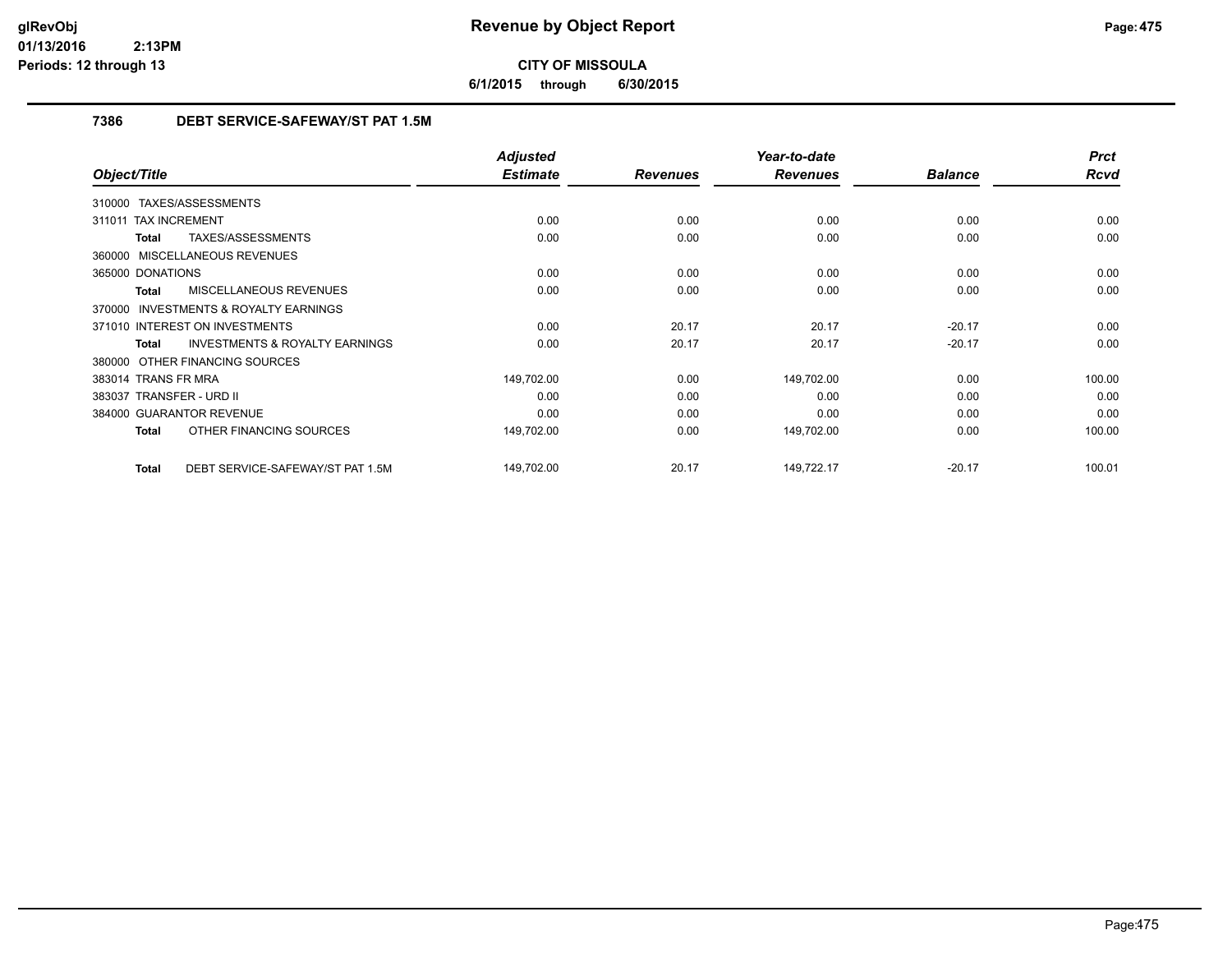# Revenue by Object Report

**CITY OF MISSOULA**

**6/1/2015 through 6/30/2015**

glRevObj
01/13/2016 2:13PM
Periods: 12 through 13

## 7386 DEBT SERVICE-SAFEWAY/ST PAT 1.5M

| Object/Title | Adjusted Estimate | Revenues | Year-to-date Revenues | Balance | Prct Rcvd |
|---|---|---|---|---|---|
| 310000 TAXES/ASSESSMENTS | | | | | |
| 311011 TAX INCREMENT | 0.00 | 0.00 | 0.00 | 0.00 | 0.00 |
| **Total** TAXES/ASSESSMENTS | 0.00 | 0.00 | 0.00 | 0.00 | 0.00 |
| 360000 MISCELLANEOUS REVENUES | | | | | |
| 365000 DONATIONS | 0.00 | 0.00 | 0.00 | 0.00 | 0.00 |
| **Total** MISCELLANEOUS REVENUES | 0.00 | 0.00 | 0.00 | 0.00 | 0.00 |
| 370000 INVESTMENTS & ROYALTY EARNINGS | | | | | |
| 371010 INTEREST ON INVESTMENTS | 0.00 | 20.17 | 20.17 | -20.17 | 0.00 |
| **Total** INVESTMENTS & ROYALTY EARNINGS | 0.00 | 20.17 | 20.17 | -20.17 | 0.00 |
| 380000 OTHER FINANCING SOURCES | | | | | |
| 383014 TRANS FR MRA | 149,702.00 | 0.00 | 149,702.00 | 0.00 | 100.00 |
| 383037 TRANSFER - URD II | 0.00 | 0.00 | 0.00 | 0.00 | 0.00 |
| 384000 GUARANTOR REVENUE | 0.00 | 0.00 | 0.00 | 0.00 | 0.00 |
| **Total** OTHER FINANCING SOURCES | 149,702.00 | 0.00 | 149,702.00 | 0.00 | 100.00 |
| **Total** DEBT SERVICE-SAFEWAY/ST PAT 1.5M | 149,702.00 | 20.17 | 149,722.17 | -20.17 | 100.01 |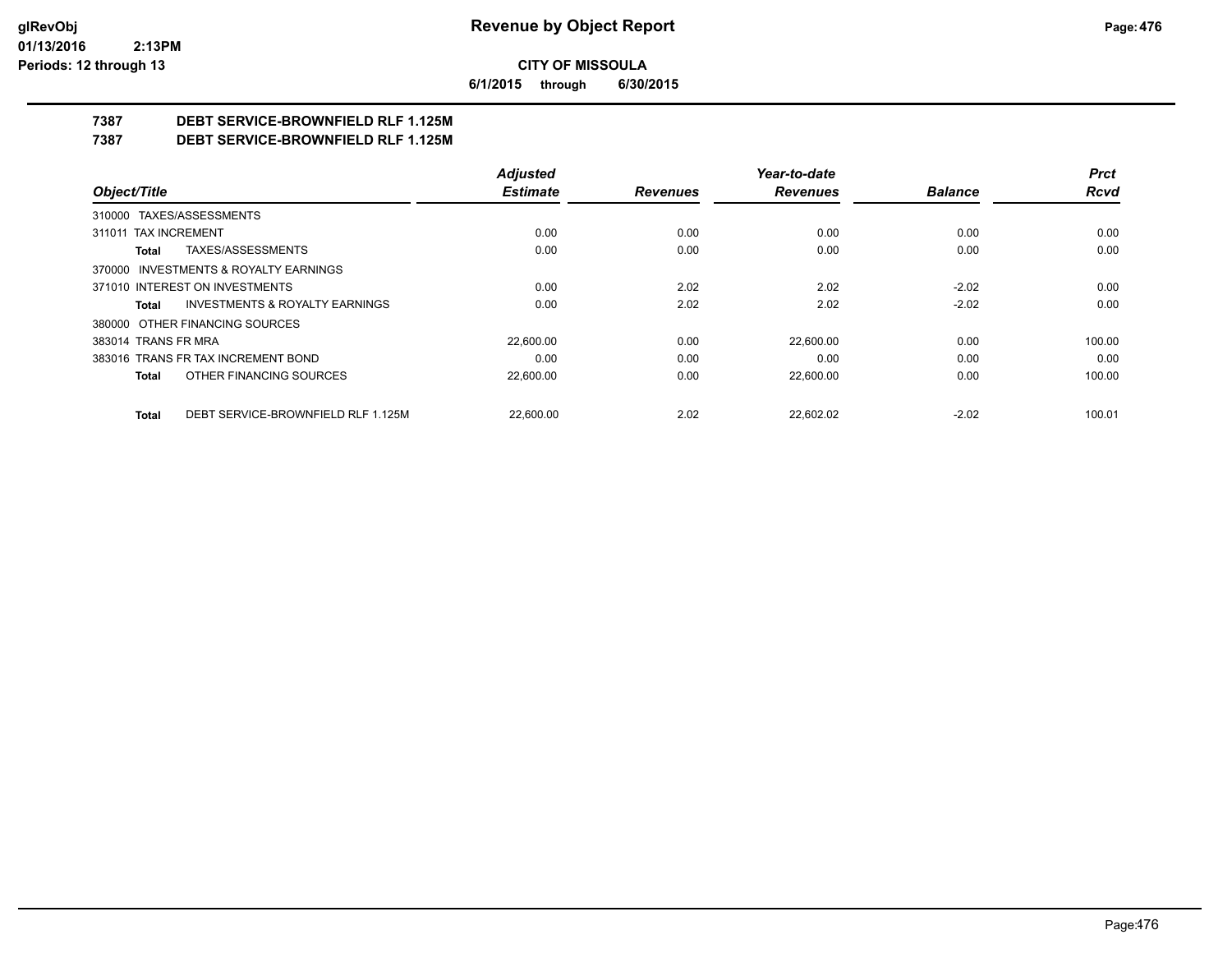# Revenue by Object Report

**CITY OF MISSOULA**

**6/1/2015 through 6/30/2015**

**Periods: 12 through 13**

## 7387 DEBT SERVICE-BROWNFIELD RLF 1.125M
## 7387 DEBT SERVICE-BROWNFIELD RLF 1.125M

| Object/Title | Adjusted Estimate | Revenues | Year-to-date Revenues | Balance | Prct Rcvd |
|---|---|---|---|---|---|
| 310000 TAXES/ASSESSMENTS | | | | | |
| 311011 TAX INCREMENT | 0.00 | 0.00 | 0.00 | 0.00 | 0.00 |
| **Total** TAXES/ASSESSMENTS | 0.00 | 0.00 | 0.00 | 0.00 | 0.00 |
| 370000 INVESTMENTS & ROYALTY EARNINGS | | | | | |
| 371010 INTEREST ON INVESTMENTS | 0.00 | 2.02 | 2.02 | -2.02 | 0.00 |
| **Total** INVESTMENTS & ROYALTY EARNINGS | 0.00 | 2.02 | 2.02 | -2.02 | 0.00 |
| 380000 OTHER FINANCING SOURCES | | | | | |
| 383014 TRANS FR MRA | 22,600.00 | 0.00 | 22,600.00 | 0.00 | 100.00 |
| 383016 TRANS FR TAX INCREMENT BOND | 0.00 | 0.00 | 0.00 | 0.00 | 0.00 |
| **Total** OTHER FINANCING SOURCES | 22,600.00 | 0.00 | 22,600.00 | 0.00 | 100.00 |
| **Total** DEBT SERVICE-BROWNFIELD RLF 1.125M | 22,600.00 | 2.02 | 22,602.02 | -2.02 | 100.01 |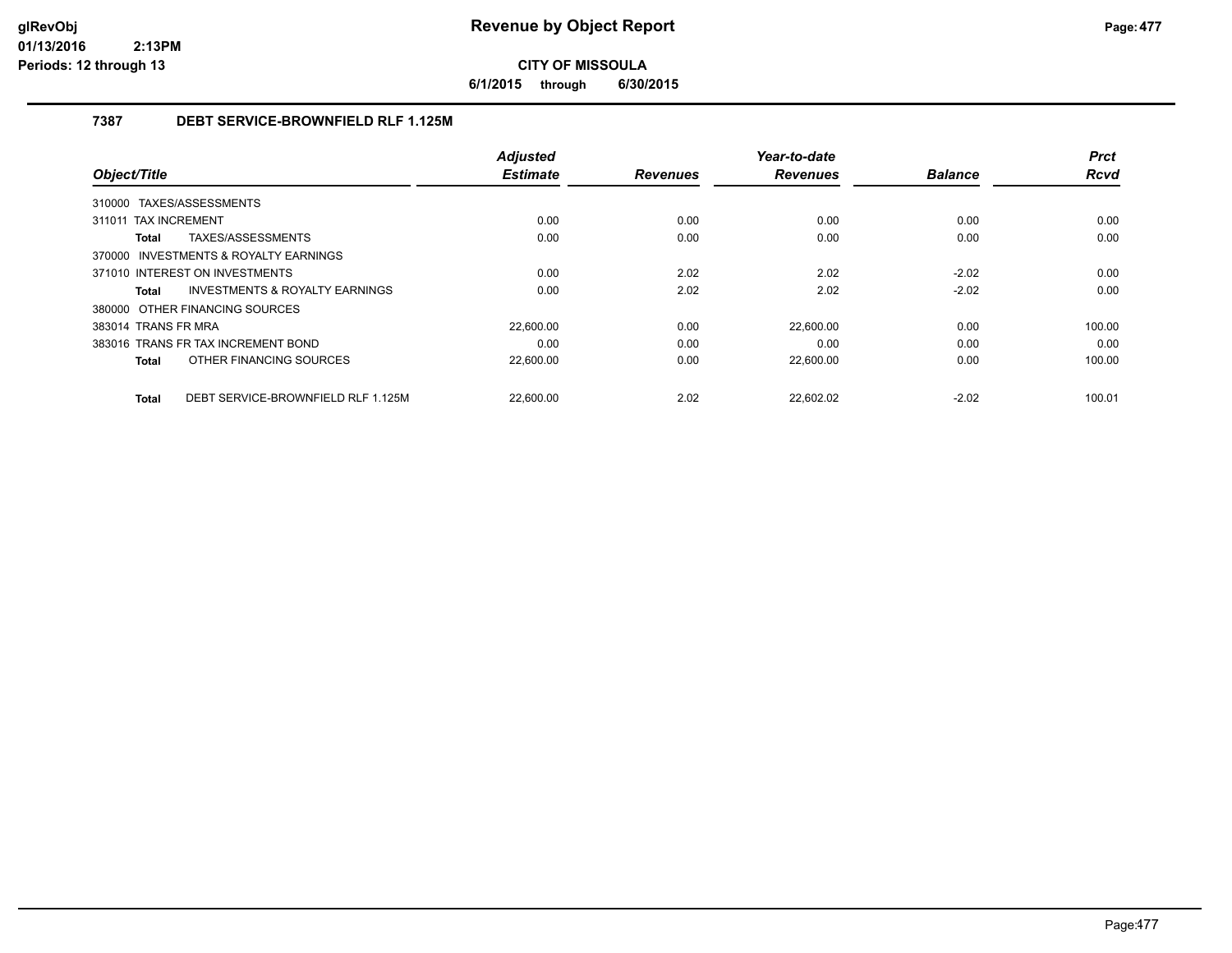# Revenue by Object Report

**CITY OF MISSOULA**

**6/1/2015 through 6/30/2015**

## 7387 DEBT SERVICE-BROWNFIELD RLF 1.125M

| Object/Title | Adjusted Estimate | Revenues | Year-to-date Revenues | Balance | Prct Rcvd |
|---|---|---|---|---|---|
| 310000 TAXES/ASSESSMENTS | | | | | |
| 311011 TAX INCREMENT | 0.00 | 0.00 | 0.00 | 0.00 | 0.00 |
| **Total** TAXES/ASSESSMENTS | 0.00 | 0.00 | 0.00 | 0.00 | 0.00 |
| 370000 INVESTMENTS & ROYALTY EARNINGS | | | | | |
| 371010 INTEREST ON INVESTMENTS | 0.00 | 2.02 | 2.02 | -2.02 | 0.00 |
| **Total** INVESTMENTS & ROYALTY EARNINGS | 0.00 | 2.02 | 2.02 | -2.02 | 0.00 |
| 380000 OTHER FINANCING SOURCES | | | | | |
| 383014 TRANS FR MRA | 22,600.00 | 0.00 | 22,600.00 | 0.00 | 100.00 |
| 383016 TRANS FR TAX INCREMENT BOND | 0.00 | 0.00 | 0.00 | 0.00 | 0.00 |
| **Total** OTHER FINANCING SOURCES | 22,600.00 | 0.00 | 22,600.00 | 0.00 | 100.00 |
| **Total** DEBT SERVICE-BROWNFIELD RLF 1.125M | 22,600.00 | 2.02 | 22,602.02 | -2.02 | 100.01 |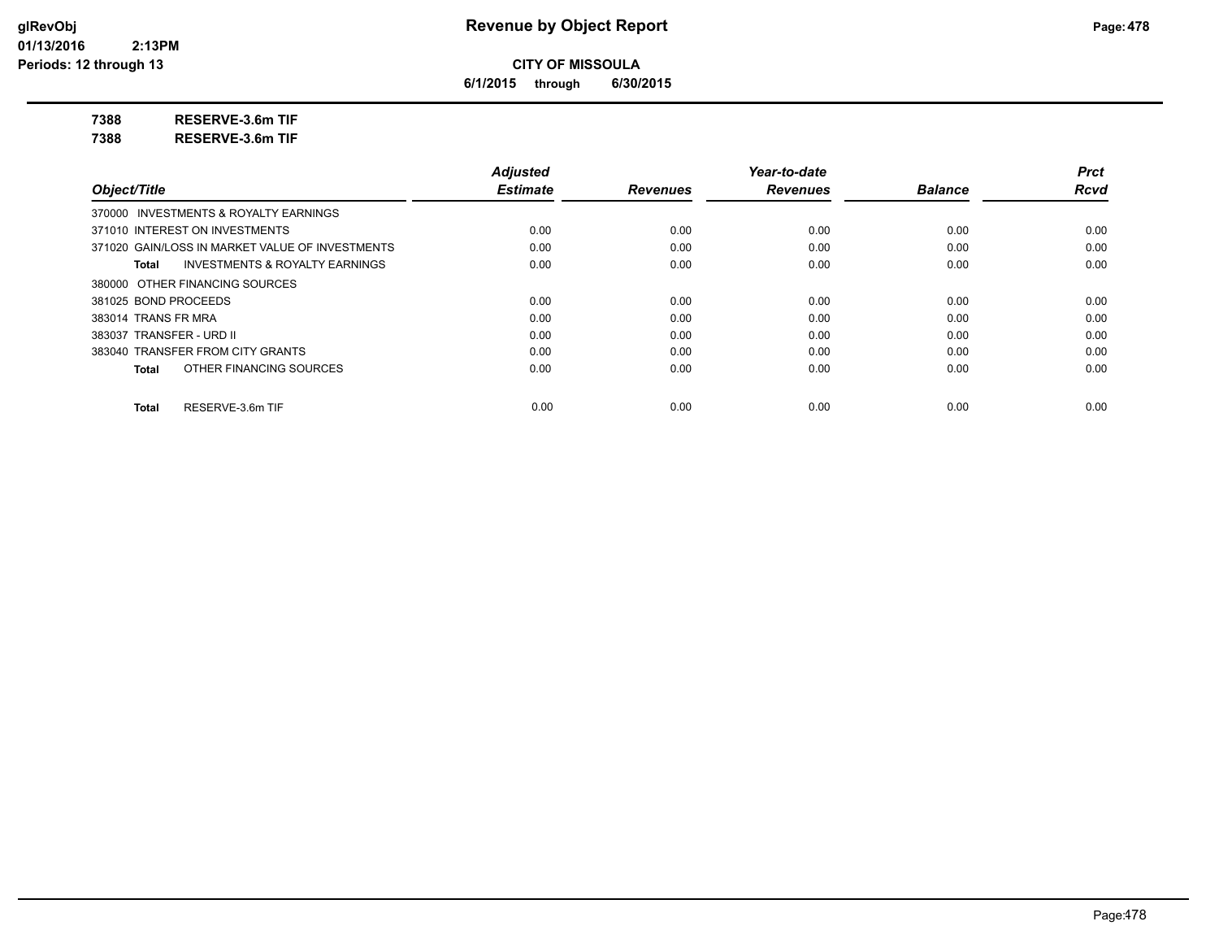# Revenue by Object Report

**CITY OF MISSOULA**

**6/1/2015 through 6/30/2015**

glRevObj
01/13/2016 2:13PM
Periods: 12 through 13

**7388 RESERVE-3.6m TIF**

**7388 RESERVE-3.6m TIF**

| Object/Title | Adjusted Estimate | Revenues | Year-to-date Revenues | Balance | Prct Rcvd |
|---|---|---|---|---|---|
| 370000 INVESTMENTS & ROYALTY EARNINGS | | | | | |
| 371010 INTEREST ON INVESTMENTS | 0.00 | 0.00 | 0.00 | 0.00 | 0.00 |
| 371020 GAIN/LOSS IN MARKET VALUE OF INVESTMENTS | 0.00 | 0.00 | 0.00 | 0.00 | 0.00 |
| **Total** INVESTMENTS & ROYALTY EARNINGS | 0.00 | 0.00 | 0.00 | 0.00 | 0.00 |
| 380000 OTHER FINANCING SOURCES | | | | | |
| 381025 BOND PROCEEDS | 0.00 | 0.00 | 0.00 | 0.00 | 0.00 |
| 383014 TRANS FR MRA | 0.00 | 0.00 | 0.00 | 0.00 | 0.00 |
| 383037 TRANSFER - URD II | 0.00 | 0.00 | 0.00 | 0.00 | 0.00 |
| 383040 TRANSFER FROM CITY GRANTS | 0.00 | 0.00 | 0.00 | 0.00 | 0.00 |
| **Total** OTHER FINANCING SOURCES | 0.00 | 0.00 | 0.00 | 0.00 | 0.00 |
| **Total** RESERVE-3.6m TIF | 0.00 | 0.00 | 0.00 | 0.00 | 0.00 |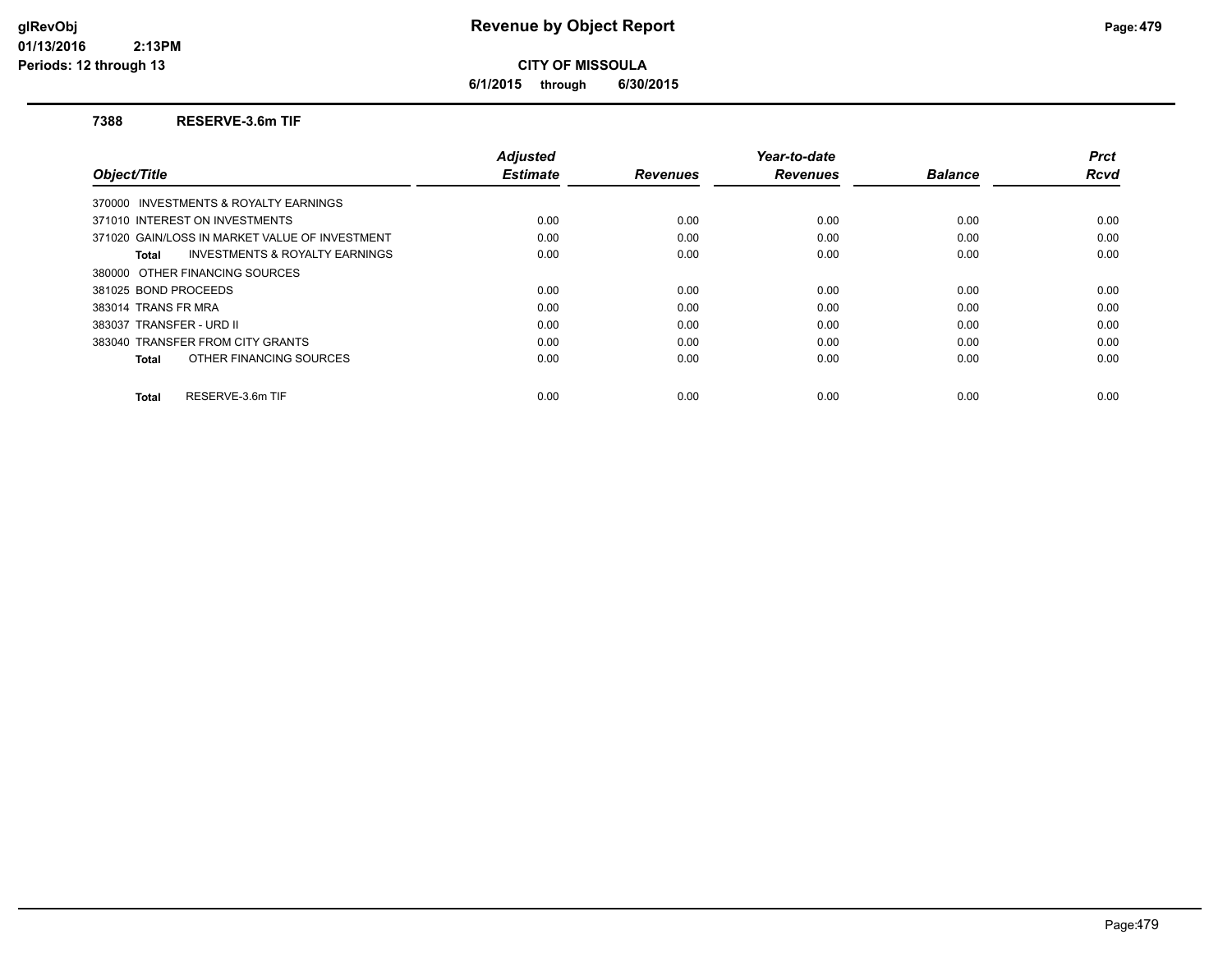# Revenue by Object Report

**CITY OF MISSOULA**

**6/1/2015 through 6/30/2015**

glRevObj
01/13/2016 2:13PM
Periods: 12 through 13

### 7388 RESERVE-3.6m TIF

| Object/Title | Adjusted Estimate | Revenues | Year-to-date Revenues | Balance | Prct Rcvd |
|---|---|---|---|---|---|
| 370000 INVESTMENTS & ROYALTY EARNINGS | | | | | |
| 371010 INTEREST ON INVESTMENTS | 0.00 | 0.00 | 0.00 | 0.00 | 0.00 |
| 371020 GAIN/LOSS IN MARKET VALUE OF INVESTMENT | 0.00 | 0.00 | 0.00 | 0.00 | 0.00 |
| **Total** INVESTMENTS & ROYALTY EARNINGS | 0.00 | 0.00 | 0.00 | 0.00 | 0.00 |
| 380000 OTHER FINANCING SOURCES | | | | | |
| 381025 BOND PROCEEDS | 0.00 | 0.00 | 0.00 | 0.00 | 0.00 |
| 383014 TRANS FR MRA | 0.00 | 0.00 | 0.00 | 0.00 | 0.00 |
| 383037 TRANSFER - URD II | 0.00 | 0.00 | 0.00 | 0.00 | 0.00 |
| 383040 TRANSFER FROM CITY GRANTS | 0.00 | 0.00 | 0.00 | 0.00 | 0.00 |
| **Total** OTHER FINANCING SOURCES | 0.00 | 0.00 | 0.00 | 0.00 | 0.00 |
| **Total** RESERVE-3.6m TIF | 0.00 | 0.00 | 0.00 | 0.00 | 0.00 |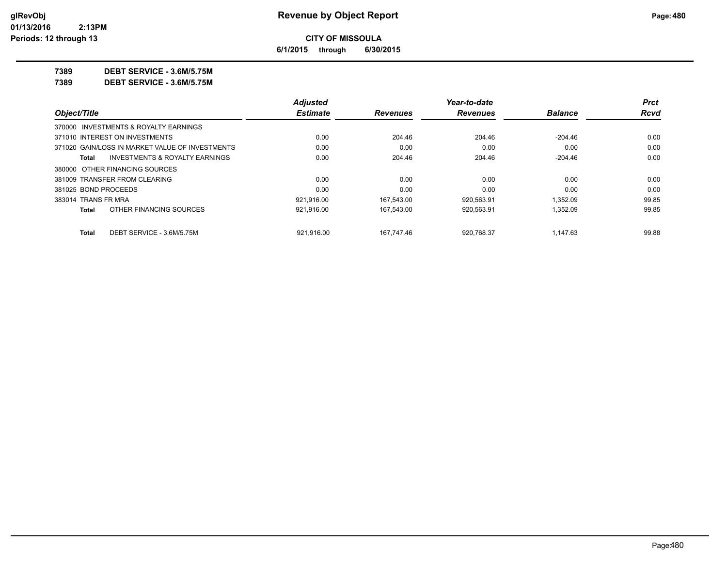**CITY OF MISSOULA**

**6/1/2015 through 6/30/2015**

**7389 DEBT SERVICE - 3.6M/5.75M**

**7389 DEBT SERVICE - 3.6M/5.75M**

| Object/Title | Adjusted Estimate | Revenues | Year-to-date Revenues | Balance | Prct Rcvd |
|---|---|---|---|---|---|
| 370000 INVESTMENTS & ROYALTY EARNINGS | | | | | |
| 371010 INTEREST ON INVESTMENTS | 0.00 | 204.46 | 204.46 | -204.46 | 0.00 |
| 371020 GAIN/LOSS IN MARKET VALUE OF INVESTMENTS | 0.00 | 0.00 | 0.00 | 0.00 | 0.00 |
| **Total** INVESTMENTS & ROYALTY EARNINGS | 0.00 | 204.46 | 204.46 | -204.46 | 0.00 |
| 380000 OTHER FINANCING SOURCES | | | | | |
| 381009 TRANSFER FROM CLEARING | 0.00 | 0.00 | 0.00 | 0.00 | 0.00 |
| 381025 BOND PROCEEDS | 0.00 | 0.00 | 0.00 | 0.00 | 0.00 |
| 383014 TRANS FR MRA | 921,916.00 | 167,543.00 | 920,563.91 | 1,352.09 | 99.85 |
| **Total** OTHER FINANCING SOURCES | 921,916.00 | 167,543.00 | 920,563.91 | 1,352.09 | 99.85 |
| **Total** DEBT SERVICE - 3.6M/5.75M | 921,916.00 | 167,747.46 | 920,768.37 | 1,147.63 | 99.88 |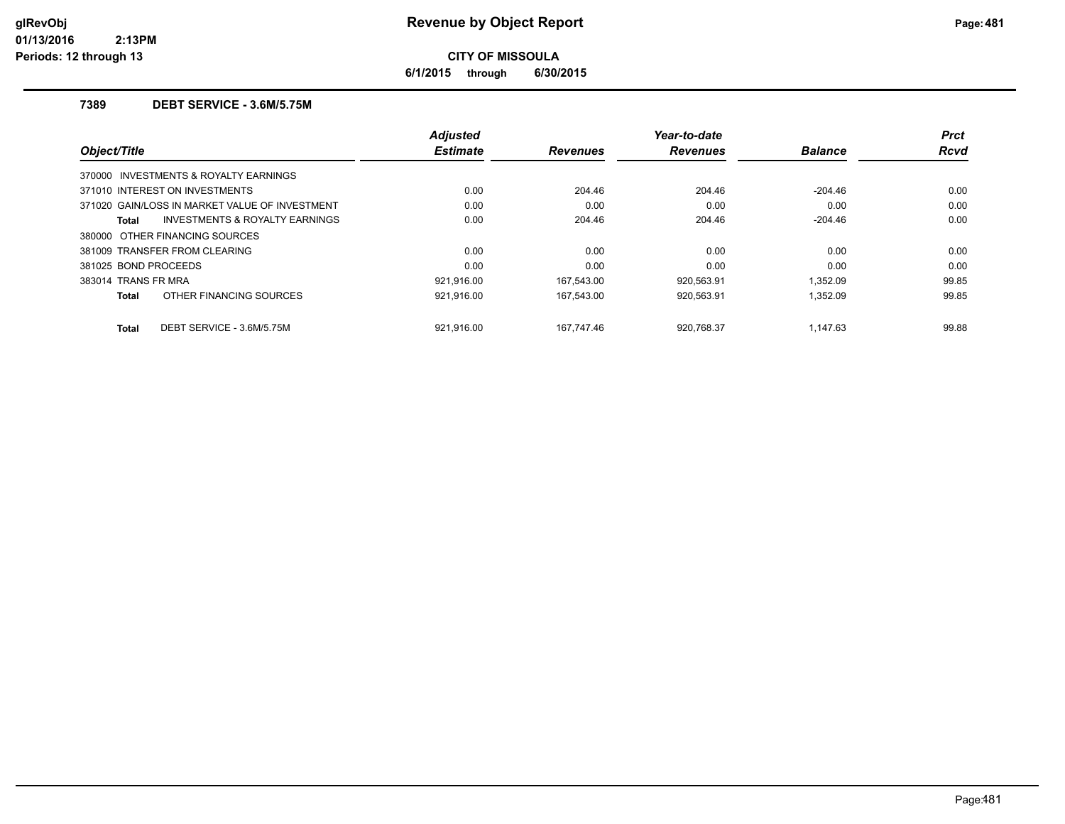# Revenue by Object Report

## CITY OF MISSOULA

**6/1/2015 through 6/30/2015**

### 7389 DEBT SERVICE - 3.6M/5.75M

| Object/Title | Adjusted Estimate | Revenues | Year-to-date Revenues | Balance | Prct Rcvd |
|---|---|---|---|---|---|
| 370000 INVESTMENTS & ROYALTY EARNINGS | | | | | |
| 371010 INTEREST ON INVESTMENTS | 0.00 | 204.46 | 204.46 | -204.46 | 0.00 |
| 371020 GAIN/LOSS IN MARKET VALUE OF INVESTMENT | 0.00 | 0.00 | 0.00 | 0.00 | 0.00 |
| **Total** INVESTMENTS & ROYALTY EARNINGS | 0.00 | 204.46 | 204.46 | -204.46 | 0.00 |
| 380000 OTHER FINANCING SOURCES | | | | | |
| 381009 TRANSFER FROM CLEARING | 0.00 | 0.00 | 0.00 | 0.00 | 0.00 |
| 381025 BOND PROCEEDS | 0.00 | 0.00 | 0.00 | 0.00 | 0.00 |
| 383014 TRANS FR MRA | 921,916.00 | 167,543.00 | 920,563.91 | 1,352.09 | 99.85 |
| **Total** OTHER FINANCING SOURCES | 921,916.00 | 167,543.00 | 920,563.91 | 1,352.09 | 99.85 |
| **Total** DEBT SERVICE - 3.6M/5.75M | 921,916.00 | 167,747.46 | 920,768.37 | 1,147.63 | 99.88 |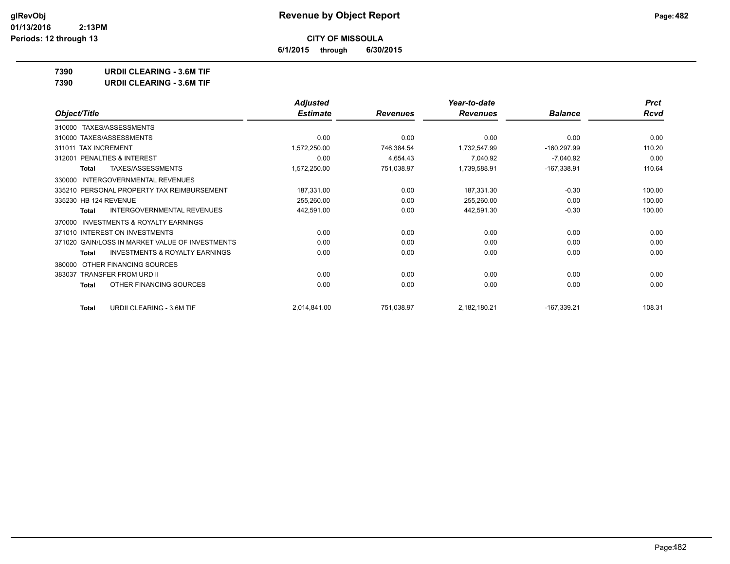# Revenue by Object Report

glRevObj
01/13/2016 2:13PM
Periods: 12 through 13

**CITY OF MISSOULA**

**6/1/2015 through 6/30/2015**

**7390 URDII CLEARING - 3.6M TIF**

**7390 URDII CLEARING - 3.6M TIF**

| Object/Title | Adjusted Estimate | Revenues | Year-to-date Revenues | Balance | Prct Rcvd |
|---|---|---|---|---|---|
| 310000 TAXES/ASSESSMENTS | | | | | |
| 310000 TAXES/ASSESSMENTS | 0.00 | 0.00 | 0.00 | 0.00 | 0.00 |
| 311011 TAX INCREMENT | 1,572,250.00 | 746,384.54 | 1,732,547.99 | -160,297.99 | 110.20 |
| 312001 PENALTIES & INTEREST | 0.00 | 4,654.43 | 7,040.92 | -7,040.92 | 0.00 |
| **Total** TAXES/ASSESSMENTS | 1,572,250.00 | 751,038.97 | 1,739,588.91 | -167,338.91 | 110.64 |
| 330000 INTERGOVERNMENTAL REVENUES | | | | | |
| 335210 PERSONAL PROPERTY TAX REIMBURSEMENT | 187,331.00 | 0.00 | 187,331.30 | -0.30 | 100.00 |
| 335230 HB 124 REVENUE | 255,260.00 | 0.00 | 255,260.00 | 0.00 | 100.00 |
| **Total** INTERGOVERNMENTAL REVENUES | 442,591.00 | 0.00 | 442,591.30 | -0.30 | 100.00 |
| 370000 INVESTMENTS & ROYALTY EARNINGS | | | | | |
| 371010 INTEREST ON INVESTMENTS | 0.00 | 0.00 | 0.00 | 0.00 | 0.00 |
| 371020 GAIN/LOSS IN MARKET VALUE OF INVESTMENTS | 0.00 | 0.00 | 0.00 | 0.00 | 0.00 |
| **Total** INVESTMENTS & ROYALTY EARNINGS | 0.00 | 0.00 | 0.00 | 0.00 | 0.00 |
| 380000 OTHER FINANCING SOURCES | | | | | |
| 383037 TRANSFER FROM URD II | 0.00 | 0.00 | 0.00 | 0.00 | 0.00 |
| **Total** OTHER FINANCING SOURCES | 0.00 | 0.00 | 0.00 | 0.00 | 0.00 |
| **Total** URDII CLEARING - 3.6M TIF | 2,014,841.00 | 751,038.97 | 2,182,180.21 | -167,339.21 | 108.31 |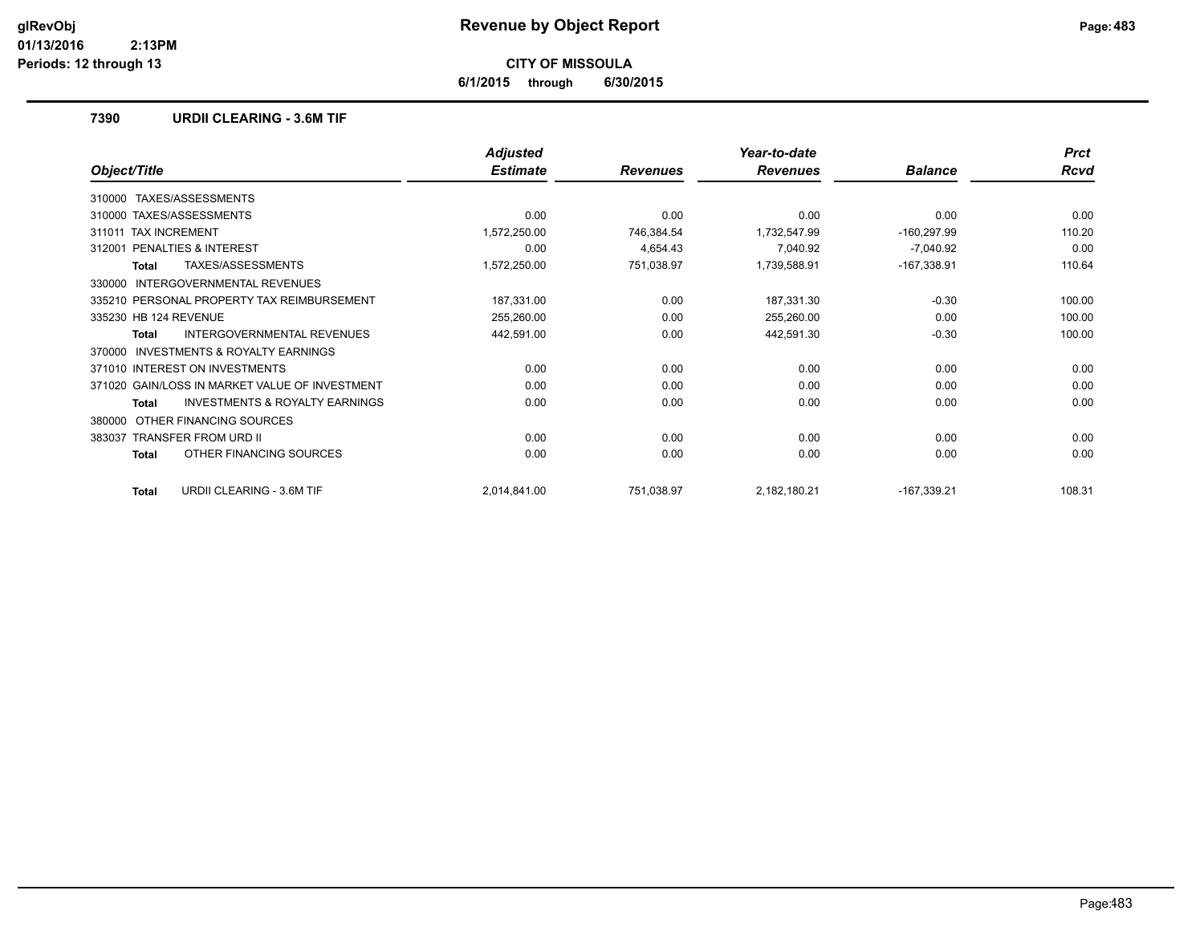**CITY OF MISSOULA**

**6/1/2015 through 6/30/2015**

## 7390 URDII CLEARING - 3.6M TIF

| Object/Title | Adjusted Estimate | Revenues | Year-to-date Revenues | Balance | Prct Rcvd |
|---|---|---|---|---|---|
| 310000 TAXES/ASSESSMENTS | | | | | |
| 310000 TAXES/ASSESSMENTS | 0.00 | 0.00 | 0.00 | 0.00 | 0.00 |
| 311011 TAX INCREMENT | 1,572,250.00 | 746,384.54 | 1,732,547.99 | -160,297.99 | 110.20 |
| 312001 PENALTIES & INTEREST | 0.00 | 4,654.43 | 7,040.92 | -7,040.92 | 0.00 |
| **Total** TAXES/ASSESSMENTS | 1,572,250.00 | 751,038.97 | 1,739,588.91 | -167,338.91 | 110.64 |
| 330000 INTERGOVERNMENTAL REVENUES | | | | | |
| 335210 PERSONAL PROPERTY TAX REIMBURSEMENT | 187,331.00 | 0.00 | 187,331.30 | -0.30 | 100.00 |
| 335230 HB 124 REVENUE | 255,260.00 | 0.00 | 255,260.00 | 0.00 | 100.00 |
| **Total** INTERGOVERNMENTAL REVENUES | 442,591.00 | 0.00 | 442,591.30 | -0.30 | 100.00 |
| 370000 INVESTMENTS & ROYALTY EARNINGS | | | | | |
| 371010 INTEREST ON INVESTMENTS | 0.00 | 0.00 | 0.00 | 0.00 | 0.00 |
| 371020 GAIN/LOSS IN MARKET VALUE OF INVESTMENT | 0.00 | 0.00 | 0.00 | 0.00 | 0.00 |
| **Total** INVESTMENTS & ROYALTY EARNINGS | 0.00 | 0.00 | 0.00 | 0.00 | 0.00 |
| 380000 OTHER FINANCING SOURCES | | | | | |
| 383037 TRANSFER FROM URD II | 0.00 | 0.00 | 0.00 | 0.00 | 0.00 |
| **Total** OTHER FINANCING SOURCES | 0.00 | 0.00 | 0.00 | 0.00 | 0.00 |
| **Total** URDII CLEARING - 3.6M TIF | 2,014,841.00 | 751,038.97 | 2,182,180.21 | -167,339.21 | 108.31 |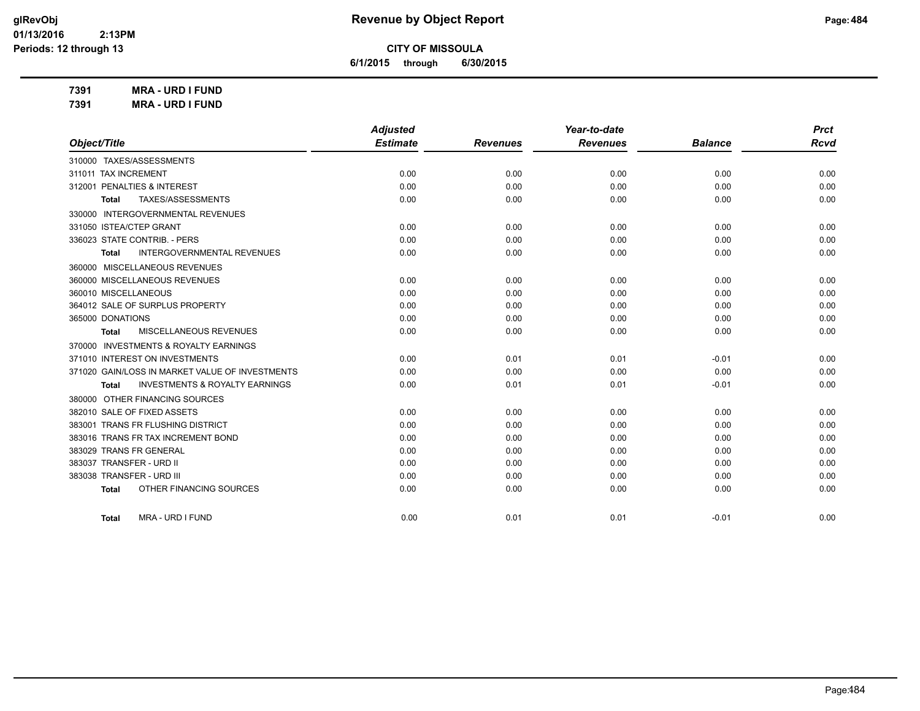**CITY OF MISSOULA**

**6/1/2015 through 6/30/2015**

**7391 MRA - URD I FUND**

**7391 MRA - URD I FUND**

| Object/Title | Adjusted Estimate | Revenues | Year-to-date Revenues | Balance | Prct Rcvd |
|---|---|---|---|---|---|
| 310000 TAXES/ASSESSMENTS | | | | | |
| 311011 TAX INCREMENT | 0.00 | 0.00 | 0.00 | 0.00 | 0.00 |
| 312001 PENALTIES & INTEREST | 0.00 | 0.00 | 0.00 | 0.00 | 0.00 |
| **Total** TAXES/ASSESSMENTS | 0.00 | 0.00 | 0.00 | 0.00 | 0.00 |
| 330000 INTERGOVERNMENTAL REVENUES | | | | | |
| 331050 ISTEA/CTEP GRANT | 0.00 | 0.00 | 0.00 | 0.00 | 0.00 |
| 336023 STATE CONTRIB. - PERS | 0.00 | 0.00 | 0.00 | 0.00 | 0.00 |
| **Total** INTERGOVERNMENTAL REVENUES | 0.00 | 0.00 | 0.00 | 0.00 | 0.00 |
| 360000 MISCELLANEOUS REVENUES | | | | | |
| 360000 MISCELLANEOUS REVENUES | 0.00 | 0.00 | 0.00 | 0.00 | 0.00 |
| 360010 MISCELLANEOUS | 0.00 | 0.00 | 0.00 | 0.00 | 0.00 |
| 364012 SALE OF SURPLUS PROPERTY | 0.00 | 0.00 | 0.00 | 0.00 | 0.00 |
| 365000 DONATIONS | 0.00 | 0.00 | 0.00 | 0.00 | 0.00 |
| **Total** MISCELLANEOUS REVENUES | 0.00 | 0.00 | 0.00 | 0.00 | 0.00 |
| 370000 INVESTMENTS & ROYALTY EARNINGS | | | | | |
| 371010 INTEREST ON INVESTMENTS | 0.00 | 0.01 | 0.01 | -0.01 | 0.00 |
| 371020 GAIN/LOSS IN MARKET VALUE OF INVESTMENTS | 0.00 | 0.00 | 0.00 | 0.00 | 0.00 |
| **Total** INVESTMENTS & ROYALTY EARNINGS | 0.00 | 0.01 | 0.01 | -0.01 | 0.00 |
| 380000 OTHER FINANCING SOURCES | | | | | |
| 382010 SALE OF FIXED ASSETS | 0.00 | 0.00 | 0.00 | 0.00 | 0.00 |
| 383001 TRANS FR FLUSHING DISTRICT | 0.00 | 0.00 | 0.00 | 0.00 | 0.00 |
| 383016 TRANS FR TAX INCREMENT BOND | 0.00 | 0.00 | 0.00 | 0.00 | 0.00 |
| 383029 TRANS FR GENERAL | 0.00 | 0.00 | 0.00 | 0.00 | 0.00 |
| 383037 TRANSFER - URD II | 0.00 | 0.00 | 0.00 | 0.00 | 0.00 |
| 383038 TRANSFER - URD III | 0.00 | 0.00 | 0.00 | 0.00 | 0.00 |
| **Total** OTHER FINANCING SOURCES | 0.00 | 0.00 | 0.00 | 0.00 | 0.00 |
| **Total** MRA - URD I FUND | 0.00 | 0.01 | 0.01 | -0.01 | 0.00 |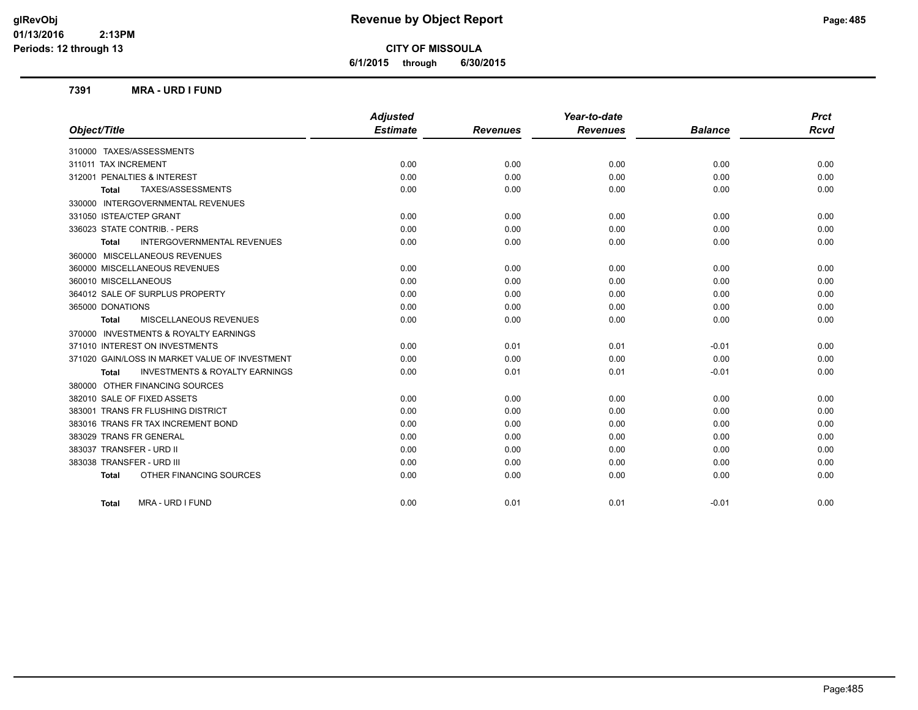# Revenue by Object Report

**CITY OF MISSOULA**

**6/1/2015 through 6/30/2015**

## 7391 MRA - URD I FUND

| Object/Title | Adjusted Estimate | Revenues | Year-to-date Revenues | Balance | Prct Rcvd |
|---|---|---|---|---|---|
| 310000 TAXES/ASSESSMENTS | | | | | |
| 311011 TAX INCREMENT | 0.00 | 0.00 | 0.00 | 0.00 | 0.00 |
| 312001 PENALTIES & INTEREST | 0.00 | 0.00 | 0.00 | 0.00 | 0.00 |
| **Total** TAXES/ASSESSMENTS | 0.00 | 0.00 | 0.00 | 0.00 | 0.00 |
| 330000 INTERGOVERNMENTAL REVENUES | | | | | |
| 331050 ISTEA/CTEP GRANT | 0.00 | 0.00 | 0.00 | 0.00 | 0.00 |
| 336023 STATE CONTRIB. - PERS | 0.00 | 0.00 | 0.00 | 0.00 | 0.00 |
| **Total** INTERGOVERNMENTAL REVENUES | 0.00 | 0.00 | 0.00 | 0.00 | 0.00 |
| 360000 MISCELLANEOUS REVENUES | | | | | |
| 360000 MISCELLANEOUS REVENUES | 0.00 | 0.00 | 0.00 | 0.00 | 0.00 |
| 360010 MISCELLANEOUS | 0.00 | 0.00 | 0.00 | 0.00 | 0.00 |
| 364012 SALE OF SURPLUS PROPERTY | 0.00 | 0.00 | 0.00 | 0.00 | 0.00 |
| 365000 DONATIONS | 0.00 | 0.00 | 0.00 | 0.00 | 0.00 |
| **Total** MISCELLANEOUS REVENUES | 0.00 | 0.00 | 0.00 | 0.00 | 0.00 |
| 370000 INVESTMENTS & ROYALTY EARNINGS | | | | | |
| 371010 INTEREST ON INVESTMENTS | 0.00 | 0.01 | 0.01 | -0.01 | 0.00 |
| 371020 GAIN/LOSS IN MARKET VALUE OF INVESTMENT | 0.00 | 0.00 | 0.00 | 0.00 | 0.00 |
| **Total** INVESTMENTS & ROYALTY EARNINGS | 0.00 | 0.01 | 0.01 | -0.01 | 0.00 |
| 380000 OTHER FINANCING SOURCES | | | | | |
| 382010 SALE OF FIXED ASSETS | 0.00 | 0.00 | 0.00 | 0.00 | 0.00 |
| 383001 TRANS FR FLUSHING DISTRICT | 0.00 | 0.00 | 0.00 | 0.00 | 0.00 |
| 383016 TRANS FR TAX INCREMENT BOND | 0.00 | 0.00 | 0.00 | 0.00 | 0.00 |
| 383029 TRANS FR GENERAL | 0.00 | 0.00 | 0.00 | 0.00 | 0.00 |
| 383037 TRANSFER - URD II | 0.00 | 0.00 | 0.00 | 0.00 | 0.00 |
| 383038 TRANSFER - URD III | 0.00 | 0.00 | 0.00 | 0.00 | 0.00 |
| **Total** OTHER FINANCING SOURCES | 0.00 | 0.00 | 0.00 | 0.00 | 0.00 |
| **Total** MRA - URD I FUND | 0.00 | 0.01 | 0.01 | -0.01 | 0.00 |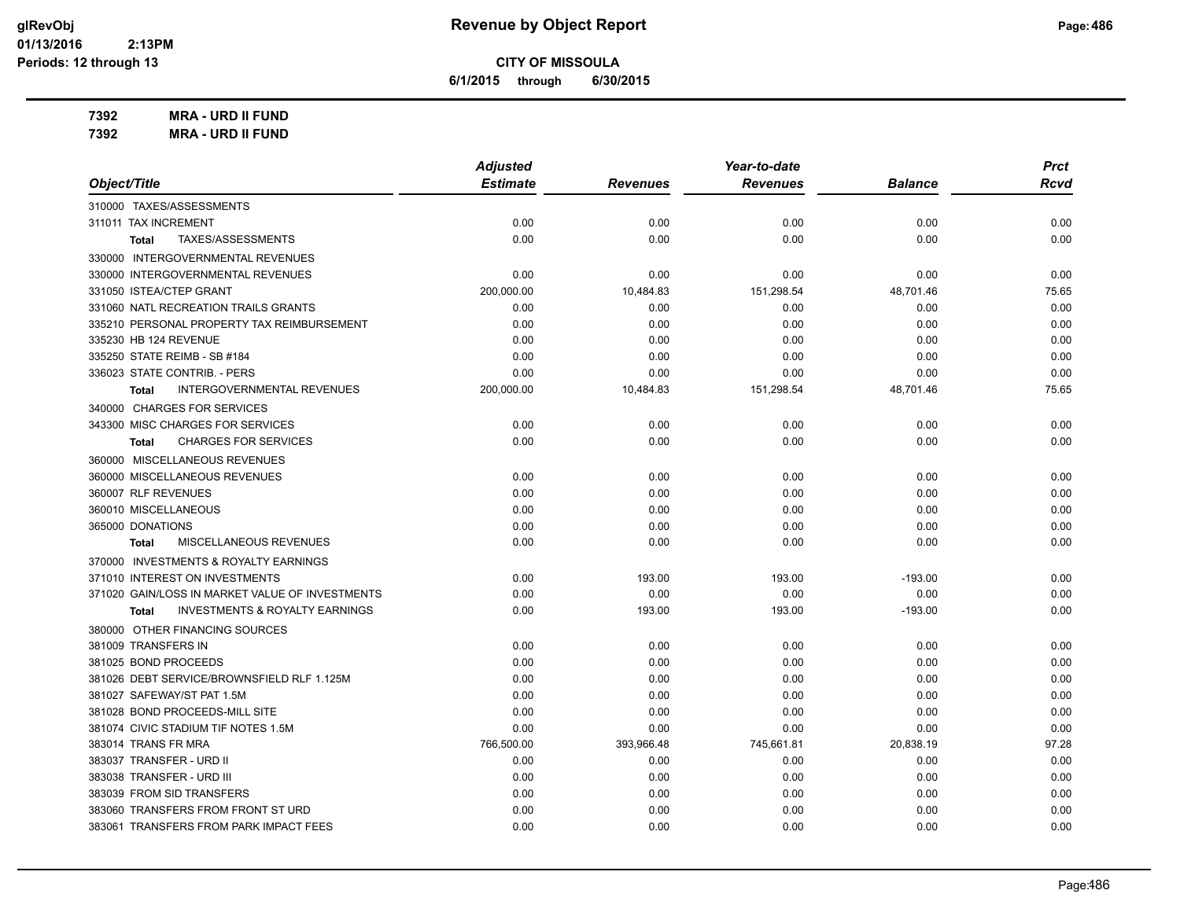**Revenue by Object Report**

**CITY OF MISSOULA**

**6/1/2015 through 6/30/2015**

**7392 MRA - URD II FUND**
**7392 MRA - URD II FUND**

| Object/Title | Adjusted Estimate | Revenues | Year-to-date Revenues | Balance | Prct Rcvd |
|---|---|---|---|---|---|
| 310000 TAXES/ASSESSMENTS | | | | | |
| 311011 TAX INCREMENT | 0.00 | 0.00 | 0.00 | 0.00 | 0.00 |
| **Total** TAXES/ASSESSMENTS | 0.00 | 0.00 | 0.00 | 0.00 | 0.00 |
| 330000 INTERGOVERNMENTAL REVENUES | | | | | |
| 330000 INTERGOVERNMENTAL REVENUES | 0.00 | 0.00 | 0.00 | 0.00 | 0.00 |
| 331050 ISTEA/CTEP GRANT | 200,000.00 | 10,484.83 | 151,298.54 | 48,701.46 | 75.65 |
| 331060 NATL RECREATION TRAILS GRANTS | 0.00 | 0.00 | 0.00 | 0.00 | 0.00 |
| 335210 PERSONAL PROPERTY TAX REIMBURSEMENT | 0.00 | 0.00 | 0.00 | 0.00 | 0.00 |
| 335230 HB 124 REVENUE | 0.00 | 0.00 | 0.00 | 0.00 | 0.00 |
| 335250 STATE REIMB - SB #184 | 0.00 | 0.00 | 0.00 | 0.00 | 0.00 |
| 336023 STATE CONTRIB. - PERS | 0.00 | 0.00 | 0.00 | 0.00 | 0.00 |
| **Total** INTERGOVERNMENTAL REVENUES | 200,000.00 | 10,484.83 | 151,298.54 | 48,701.46 | 75.65 |
| 340000 CHARGES FOR SERVICES | | | | | |
| 343300 MISC CHARGES FOR SERVICES | 0.00 | 0.00 | 0.00 | 0.00 | 0.00 |
| **Total** CHARGES FOR SERVICES | 0.00 | 0.00 | 0.00 | 0.00 | 0.00 |
| 360000 MISCELLANEOUS REVENUES | | | | | |
| 360000 MISCELLANEOUS REVENUES | 0.00 | 0.00 | 0.00 | 0.00 | 0.00 |
| 360007 RLF REVENUES | 0.00 | 0.00 | 0.00 | 0.00 | 0.00 |
| 360010 MISCELLANEOUS | 0.00 | 0.00 | 0.00 | 0.00 | 0.00 |
| 365000 DONATIONS | 0.00 | 0.00 | 0.00 | 0.00 | 0.00 |
| **Total** MISCELLANEOUS REVENUES | 0.00 | 0.00 | 0.00 | 0.00 | 0.00 |
| 370000 INVESTMENTS & ROYALTY EARNINGS | | | | | |
| 371010 INTEREST ON INVESTMENTS | 0.00 | 193.00 | 193.00 | -193.00 | 0.00 |
| 371020 GAIN/LOSS IN MARKET VALUE OF INVESTMENTS | 0.00 | 0.00 | 0.00 | 0.00 | 0.00 |
| **Total** INVESTMENTS & ROYALTY EARNINGS | 0.00 | 193.00 | 193.00 | -193.00 | 0.00 |
| 380000 OTHER FINANCING SOURCES | | | | | |
| 381009 TRANSFERS IN | 0.00 | 0.00 | 0.00 | 0.00 | 0.00 |
| 381025 BOND PROCEEDS | 0.00 | 0.00 | 0.00 | 0.00 | 0.00 |
| 381026 DEBT SERVICE/BROWNSFIELD RLF 1.125M | 0.00 | 0.00 | 0.00 | 0.00 | 0.00 |
| 381027 SAFEWAY/ST PAT 1.5M | 0.00 | 0.00 | 0.00 | 0.00 | 0.00 |
| 381028 BOND PROCEEDS-MILL SITE | 0.00 | 0.00 | 0.00 | 0.00 | 0.00 |
| 381074 CIVIC STADIUM TIF NOTES 1.5M | 0.00 | 0.00 | 0.00 | 0.00 | 0.00 |
| 383014 TRANS FR MRA | 766,500.00 | 393,966.48 | 745,661.81 | 20,838.19 | 97.28 |
| 383037 TRANSFER - URD II | 0.00 | 0.00 | 0.00 | 0.00 | 0.00 |
| 383038 TRANSFER - URD III | 0.00 | 0.00 | 0.00 | 0.00 | 0.00 |
| 383039 FROM SID TRANSFERS | 0.00 | 0.00 | 0.00 | 0.00 | 0.00 |
| 383060 TRANSFERS FROM FRONT ST URD | 0.00 | 0.00 | 0.00 | 0.00 | 0.00 |
| 383061 TRANSFERS FROM PARK IMPACT FEES | 0.00 | 0.00 | 0.00 | 0.00 | 0.00 |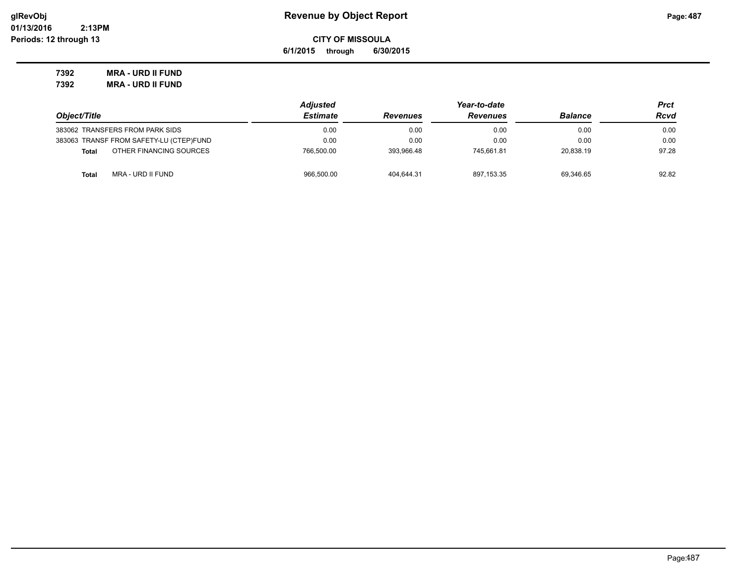# Revenue by Object Report

glRevObj
01/13/2016 2:13PM
Periods: 12 through 13

**CITY OF MISSOULA**

**6/1/2015 through 6/30/2015**

**7392 MRA - URD II FUND**
**7392 MRA - URD II FUND**

| Object/Title | Adjusted Estimate | Revenues | Year-to-date Revenues | Balance | Prct Rcvd |
|---|---|---|---|---|---|
| 383062 TRANSFERS FROM PARK SIDS | 0.00 | 0.00 | 0.00 | 0.00 | 0.00 |
| 383063 TRANSF FROM SAFETY-LU (CTEP)FUND | 0.00 | 0.00 | 0.00 | 0.00 | 0.00 |
| **Total** OTHER FINANCING SOURCES | 766,500.00 | 393,966.48 | 745,661.81 | 20,838.19 | 97.28 |
| **Total** MRA - URD II FUND | 966,500.00 | 404,644.31 | 897,153.35 | 69,346.65 | 92.82 |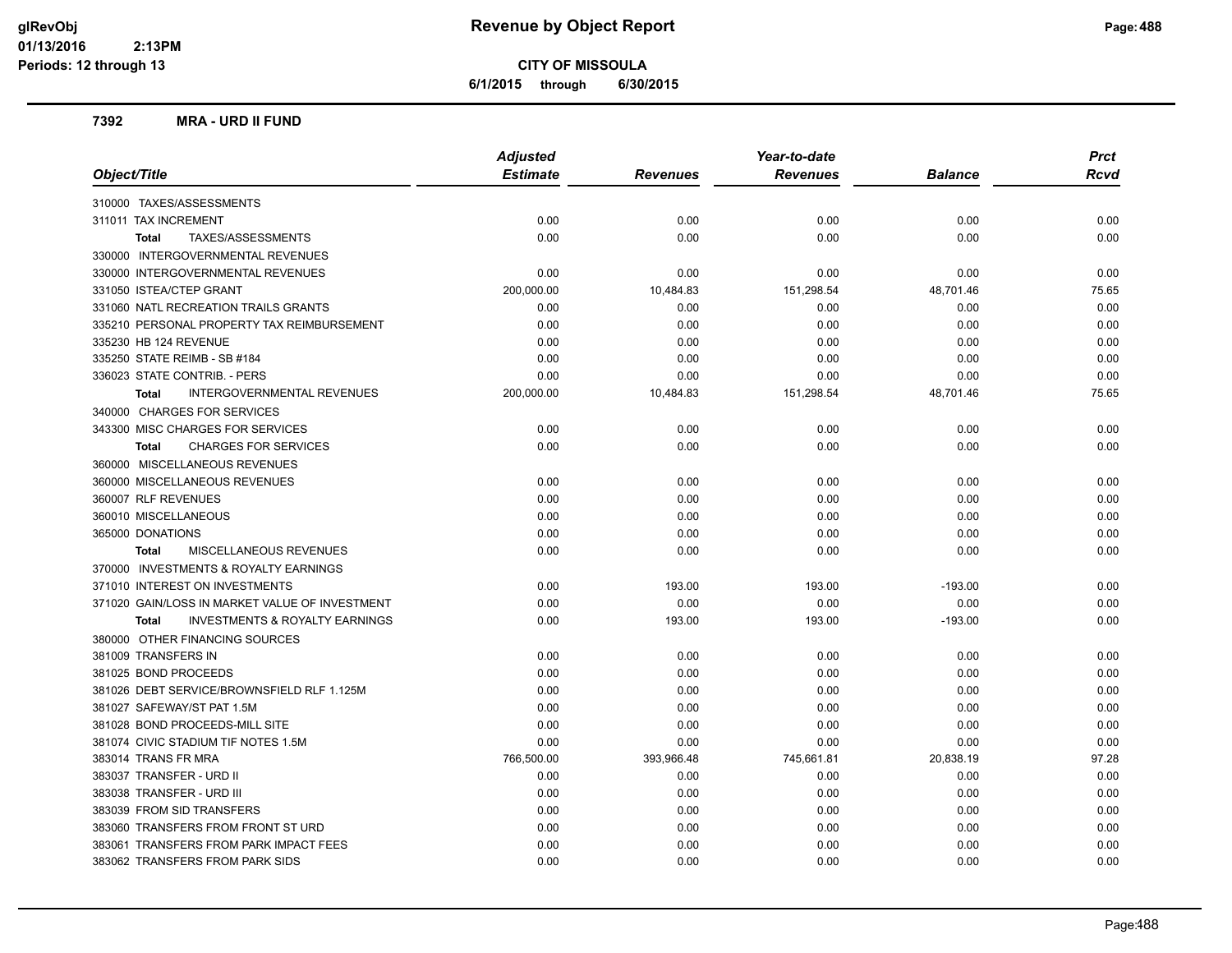# Revenue by Object Report

**CITY OF MISSOULA**

**6/1/2015 through 6/30/2015**

glRevObj
01/13/2016 2:13PM
Periods: 12 through 13

### 7392 MRA - URD II FUND

| Object/Title | Adjusted Estimate | Revenues | Year-to-date Revenues | Balance | Prct Rcvd |
|---|---|---|---|---|---|
| 310000 TAXES/ASSESSMENTS | | | | | |
| 311011 TAX INCREMENT | 0.00 | 0.00 | 0.00 | 0.00 | 0.00 |
| **Total** TAXES/ASSESSMENTS | 0.00 | 0.00 | 0.00 | 0.00 | 0.00 |
| 330000 INTERGOVERNMENTAL REVENUES | | | | | |
| 330000 INTERGOVERNMENTAL REVENUES | 0.00 | 0.00 | 0.00 | 0.00 | 0.00 |
| 331050 ISTEA/CTEP GRANT | 200,000.00 | 10,484.83 | 151,298.54 | 48,701.46 | 75.65 |
| 331060 NATL RECREATION TRAILS GRANTS | 0.00 | 0.00 | 0.00 | 0.00 | 0.00 |
| 335210 PERSONAL PROPERTY TAX REIMBURSEMENT | 0.00 | 0.00 | 0.00 | 0.00 | 0.00 |
| 335230 HB 124 REVENUE | 0.00 | 0.00 | 0.00 | 0.00 | 0.00 |
| 335250 STATE REIMB - SB #184 | 0.00 | 0.00 | 0.00 | 0.00 | 0.00 |
| 336023 STATE CONTRIB. - PERS | 0.00 | 0.00 | 0.00 | 0.00 | 0.00 |
| **Total** INTERGOVERNMENTAL REVENUES | 200,000.00 | 10,484.83 | 151,298.54 | 48,701.46 | 75.65 |
| 340000 CHARGES FOR SERVICES | | | | | |
| 343300 MISC CHARGES FOR SERVICES | 0.00 | 0.00 | 0.00 | 0.00 | 0.00 |
| **Total** CHARGES FOR SERVICES | 0.00 | 0.00 | 0.00 | 0.00 | 0.00 |
| 360000 MISCELLANEOUS REVENUES | | | | | |
| 360000 MISCELLANEOUS REVENUES | 0.00 | 0.00 | 0.00 | 0.00 | 0.00 |
| 360007 RLF REVENUES | 0.00 | 0.00 | 0.00 | 0.00 | 0.00 |
| 360010 MISCELLANEOUS | 0.00 | 0.00 | 0.00 | 0.00 | 0.00 |
| 365000 DONATIONS | 0.00 | 0.00 | 0.00 | 0.00 | 0.00 |
| **Total** MISCELLANEOUS REVENUES | 0.00 | 0.00 | 0.00 | 0.00 | 0.00 |
| 370000 INVESTMENTS & ROYALTY EARNINGS | | | | | |
| 371010 INTEREST ON INVESTMENTS | 0.00 | 193.00 | 193.00 | -193.00 | 0.00 |
| 371020 GAIN/LOSS IN MARKET VALUE OF INVESTMENT | 0.00 | 0.00 | 0.00 | 0.00 | 0.00 |
| **Total** INVESTMENTS & ROYALTY EARNINGS | 0.00 | 193.00 | 193.00 | -193.00 | 0.00 |
| 380000 OTHER FINANCING SOURCES | | | | | |
| 381009 TRANSFERS IN | 0.00 | 0.00 | 0.00 | 0.00 | 0.00 |
| 381025 BOND PROCEEDS | 0.00 | 0.00 | 0.00 | 0.00 | 0.00 |
| 381026 DEBT SERVICE/BROWNSFIELD RLF 1.125M | 0.00 | 0.00 | 0.00 | 0.00 | 0.00 |
| 381027 SAFEWAY/ST PAT 1.5M | 0.00 | 0.00 | 0.00 | 0.00 | 0.00 |
| 381028 BOND PROCEEDS-MILL SITE | 0.00 | 0.00 | 0.00 | 0.00 | 0.00 |
| 381074 CIVIC STADIUM TIF NOTES 1.5M | 0.00 | 0.00 | 0.00 | 0.00 | 0.00 |
| 383014 TRANS FR MRA | 766,500.00 | 393,966.48 | 745,661.81 | 20,838.19 | 97.28 |
| 383037 TRANSFER - URD II | 0.00 | 0.00 | 0.00 | 0.00 | 0.00 |
| 383038 TRANSFER - URD III | 0.00 | 0.00 | 0.00 | 0.00 | 0.00 |
| 383039 FROM SID TRANSFERS | 0.00 | 0.00 | 0.00 | 0.00 | 0.00 |
| 383060 TRANSFERS FROM FRONT ST URD | 0.00 | 0.00 | 0.00 | 0.00 | 0.00 |
| 383061 TRANSFERS FROM PARK IMPACT FEES | 0.00 | 0.00 | 0.00 | 0.00 | 0.00 |
| 383062 TRANSFERS FROM PARK SIDS | 0.00 | 0.00 | 0.00 | 0.00 | 0.00 |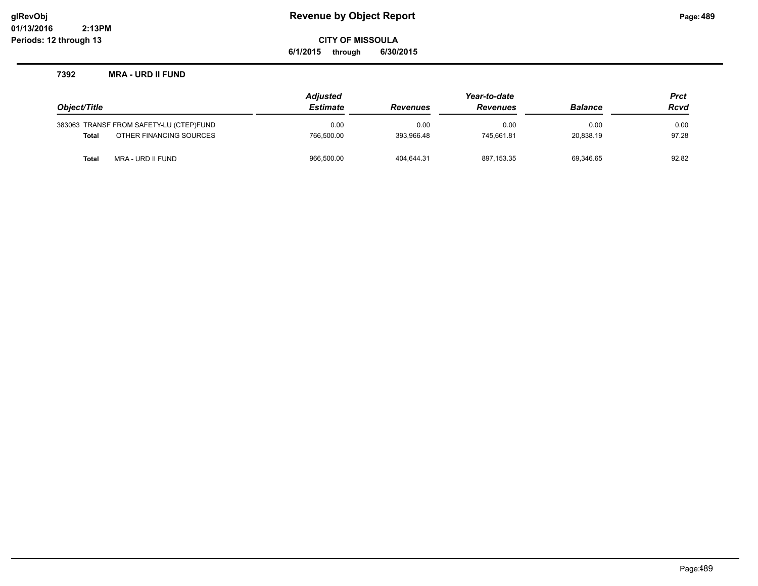# Revenue by Object Report

**CITY OF MISSOULA**

**6/1/2015 through 6/30/2015**

glRevObj
01/13/2016 2:13PM
Periods: 12 through 13

### 7392 MRA - URD II FUND

| Object/Title | | *Adjusted Estimate* | *Revenues* | *Year-to-date Revenues* | *Balance* | *Prct Rcvd* |
|---|---|---|---|---|---|---|
| 383063 | TRANSF FROM SAFETY-LU (CTEP)FUND | 0.00 | 0.00 | 0.00 | 0.00 | 0.00 |
| **Total** | OTHER FINANCING SOURCES | 766,500.00 | 393,966.48 | 745,661.81 | 20,838.19 | 97.28 |
| **Total** | MRA - URD II FUND | 966,500.00 | 404,644.31 | 897,153.35 | 69,346.65 | 92.82 |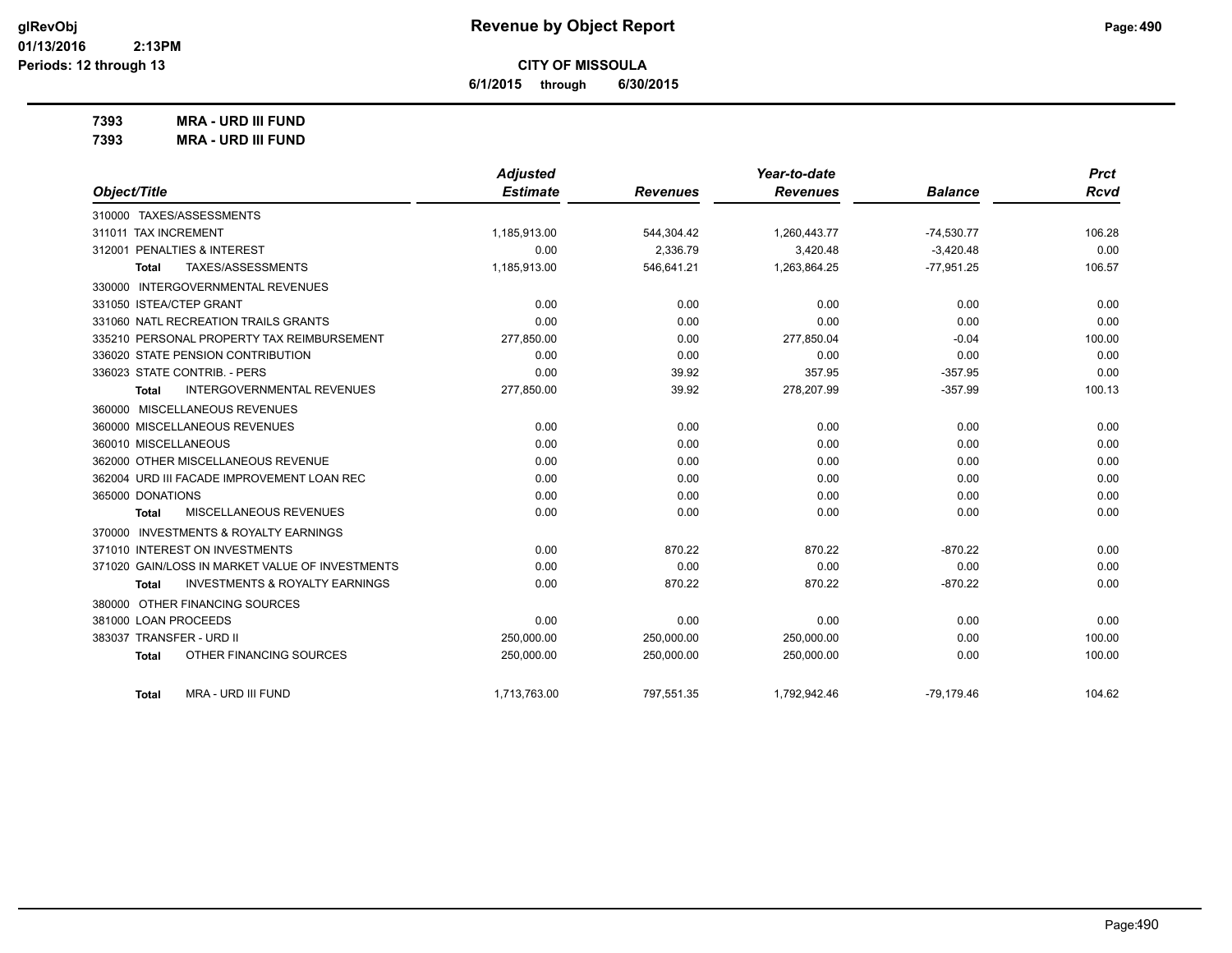# CITY OF MISSOULA

**6/1/2015 through 6/30/2015**

**7393 MRA - URD III FUND**

**7393 MRA - URD III FUND**

| Object/Title | Adjusted Estimate | Revenues | Year-to-date Revenues | Balance | Prct Rcvd |
|---|---|---|---|---|---|
| 310000 TAXES/ASSESSMENTS | | | | | |
| 311011 TAX INCREMENT | 1,185,913.00 | 544,304.42 | 1,260,443.77 | -74,530.77 | 106.28 |
| 312001 PENALTIES & INTEREST | 0.00 | 2,336.79 | 3,420.48 | -3,420.48 | 0.00 |
| **Total** TAXES/ASSESSMENTS | 1,185,913.00 | 546,641.21 | 1,263,864.25 | -77,951.25 | 106.57 |
| 330000 INTERGOVERNMENTAL REVENUES | | | | | |
| 331050 ISTEA/CTEP GRANT | 0.00 | 0.00 | 0.00 | 0.00 | 0.00 |
| 331060 NATL RECREATION TRAILS GRANTS | 0.00 | 0.00 | 0.00 | 0.00 | 0.00 |
| 335210 PERSONAL PROPERTY TAX REIMBURSEMENT | 277,850.00 | 0.00 | 277,850.04 | -0.04 | 100.00 |
| 336020 STATE PENSION CONTRIBUTION | 0.00 | 0.00 | 0.00 | 0.00 | 0.00 |
| 336023 STATE CONTRIB. - PERS | 0.00 | 39.92 | 357.95 | -357.95 | 0.00 |
| **Total** INTERGOVERNMENTAL REVENUES | 277,850.00 | 39.92 | 278,207.99 | -357.99 | 100.13 |
| 360000 MISCELLANEOUS REVENUES | | | | | |
| 360000 MISCELLANEOUS REVENUES | 0.00 | 0.00 | 0.00 | 0.00 | 0.00 |
| 360010 MISCELLANEOUS | 0.00 | 0.00 | 0.00 | 0.00 | 0.00 |
| 362000 OTHER MISCELLANEOUS REVENUE | 0.00 | 0.00 | 0.00 | 0.00 | 0.00 |
| 362004 URD III FACADE IMPROVEMENT LOAN REC | 0.00 | 0.00 | 0.00 | 0.00 | 0.00 |
| 365000 DONATIONS | 0.00 | 0.00 | 0.00 | 0.00 | 0.00 |
| **Total** MISCELLANEOUS REVENUES | 0.00 | 0.00 | 0.00 | 0.00 | 0.00 |
| 370000 INVESTMENTS & ROYALTY EARNINGS | | | | | |
| 371010 INTEREST ON INVESTMENTS | 0.00 | 870.22 | 870.22 | -870.22 | 0.00 |
| 371020 GAIN/LOSS IN MARKET VALUE OF INVESTMENTS | 0.00 | 0.00 | 0.00 | 0.00 | 0.00 |
| **Total** INVESTMENTS & ROYALTY EARNINGS | 0.00 | 870.22 | 870.22 | -870.22 | 0.00 |
| 380000 OTHER FINANCING SOURCES | | | | | |
| 381000 LOAN PROCEEDS | 0.00 | 0.00 | 0.00 | 0.00 | 0.00 |
| 383037 TRANSFER - URD II | 250,000.00 | 250,000.00 | 250,000.00 | 0.00 | 100.00 |
| **Total** OTHER FINANCING SOURCES | 250,000.00 | 250,000.00 | 250,000.00 | 0.00 | 100.00 |
| **Total** MRA - URD III FUND | 1,713,763.00 | 797,551.35 | 1,792,942.46 | -79,179.46 | 104.62 |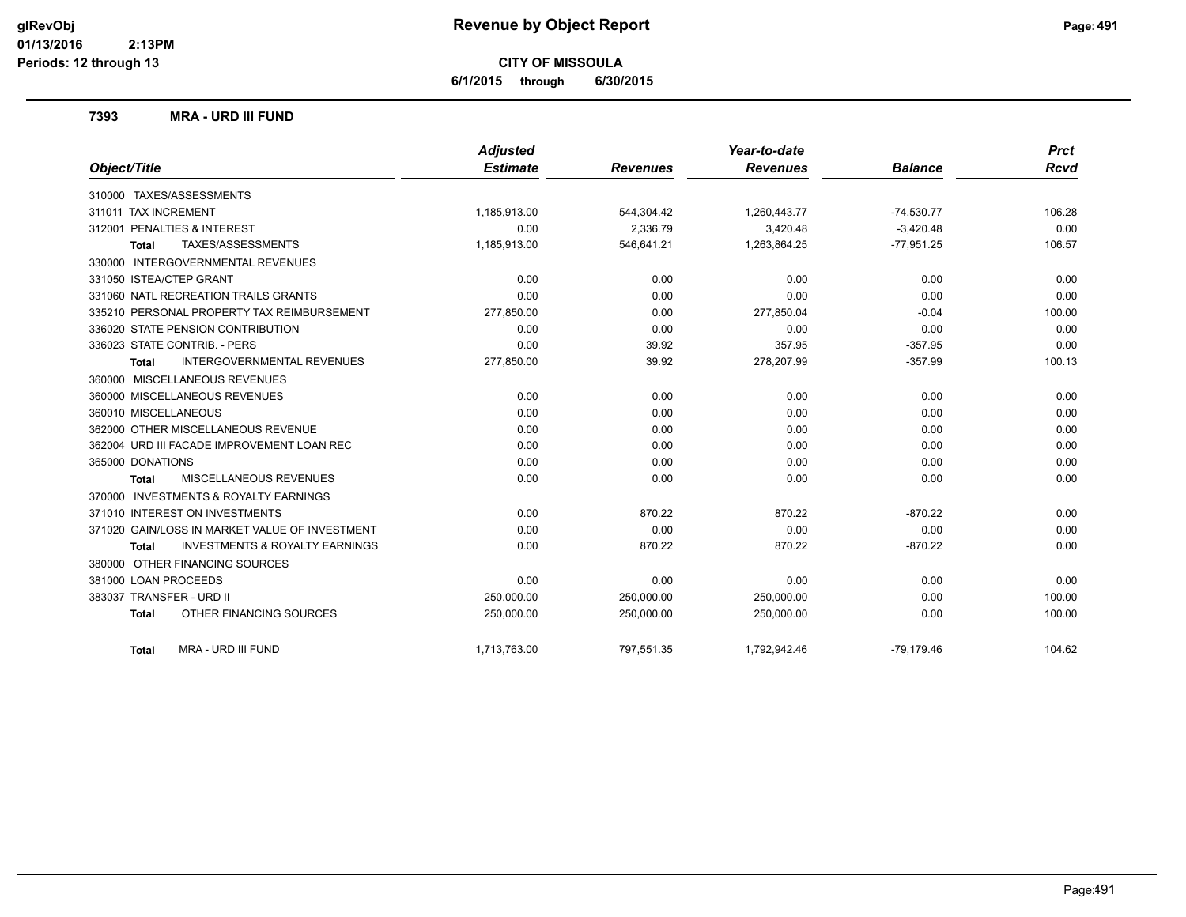# CITY OF MISSOULA

**6/1/2015 through 6/30/2015**

### 7393 MRA - URD III FUND

| Object/Title | Adjusted Estimate | Revenues | Year-to-date Revenues | Balance | Prct Rcvd |
|---|---|---|---|---|---|
| 310000 TAXES/ASSESSMENTS | | | | | |
| 311011 TAX INCREMENT | 1,185,913.00 | 544,304.42 | 1,260,443.77 | -74,530.77 | 106.28 |
| 312001 PENALTIES & INTEREST | 0.00 | 2,336.79 | 3,420.48 | -3,420.48 | 0.00 |
| **Total** TAXES/ASSESSMENTS | 1,185,913.00 | 546,641.21 | 1,263,864.25 | -77,951.25 | 106.57 |
| 330000 INTERGOVERNMENTAL REVENUES | | | | | |
| 331050 ISTEA/CTEP GRANT | 0.00 | 0.00 | 0.00 | 0.00 | 0.00 |
| 331060 NATL RECREATION TRAILS GRANTS | 0.00 | 0.00 | 0.00 | 0.00 | 0.00 |
| 335210 PERSONAL PROPERTY TAX REIMBURSEMENT | 277,850.00 | 0.00 | 277,850.04 | -0.04 | 100.00 |
| 336020 STATE PENSION CONTRIBUTION | 0.00 | 0.00 | 0.00 | 0.00 | 0.00 |
| 336023 STATE CONTRIB. - PERS | 0.00 | 39.92 | 357.95 | -357.95 | 0.00 |
| **Total** INTERGOVERNMENTAL REVENUES | 277,850.00 | 39.92 | 278,207.99 | -357.99 | 100.13 |
| 360000 MISCELLANEOUS REVENUES | | | | | |
| 360000 MISCELLANEOUS REVENUES | 0.00 | 0.00 | 0.00 | 0.00 | 0.00 |
| 360010 MISCELLANEOUS | 0.00 | 0.00 | 0.00 | 0.00 | 0.00 |
| 362000 OTHER MISCELLANEOUS REVENUE | 0.00 | 0.00 | 0.00 | 0.00 | 0.00 |
| 362004 URD III FACADE IMPROVEMENT LOAN REC | 0.00 | 0.00 | 0.00 | 0.00 | 0.00 |
| 365000 DONATIONS | 0.00 | 0.00 | 0.00 | 0.00 | 0.00 |
| **Total** MISCELLANEOUS REVENUES | 0.00 | 0.00 | 0.00 | 0.00 | 0.00 |
| 370000 INVESTMENTS & ROYALTY EARNINGS | | | | | |
| 371010 INTEREST ON INVESTMENTS | 0.00 | 870.22 | 870.22 | -870.22 | 0.00 |
| 371020 GAIN/LOSS IN MARKET VALUE OF INVESTMENT | 0.00 | 0.00 | 0.00 | 0.00 | 0.00 |
| **Total** INVESTMENTS & ROYALTY EARNINGS | 0.00 | 870.22 | 870.22 | -870.22 | 0.00 |
| 380000 OTHER FINANCING SOURCES | | | | | |
| 381000 LOAN PROCEEDS | 0.00 | 0.00 | 0.00 | 0.00 | 0.00 |
| 383037 TRANSFER - URD II | 250,000.00 | 250,000.00 | 250,000.00 | 0.00 | 100.00 |
| **Total** OTHER FINANCING SOURCES | 250,000.00 | 250,000.00 | 250,000.00 | 0.00 | 100.00 |
| **Total** MRA - URD III FUND | 1,713,763.00 | 797,551.35 | 1,792,942.46 | -79,179.46 | 104.62 |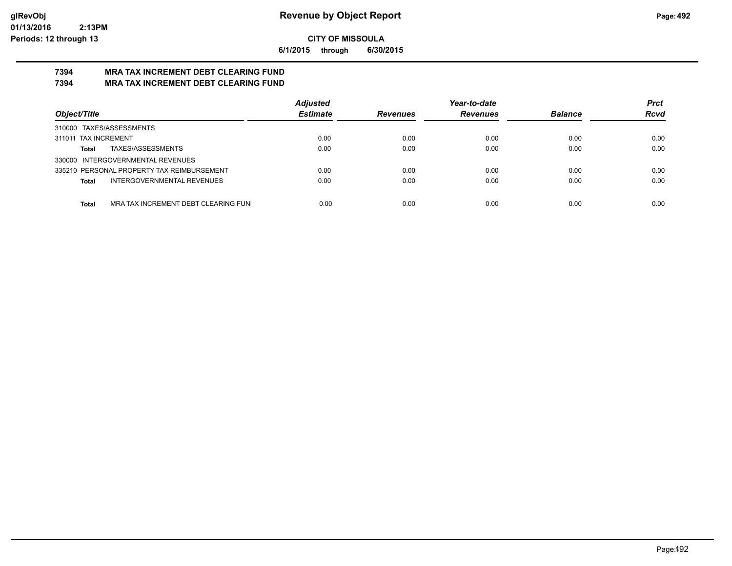**Revenue by Object Report**

**CITY OF MISSOULA**

**6/1/2015 through 6/30/2015**

glRevObj
01/13/2016 2:13PM
Periods: 12 through 13

## 7394 MRA TAX INCREMENT DEBT CLEARING FUND
## 7394 MRA TAX INCREMENT DEBT CLEARING FUND

| Object/Title | Adjusted Estimate | Revenues | Year-to-date Revenues | Balance | Prct Rcvd |
|---|---|---|---|---|---|
| 310000 TAXES/ASSESSMENTS | | | | | |
| 311011 TAX INCREMENT | 0.00 | 0.00 | 0.00 | 0.00 | 0.00 |
| **Total** TAXES/ASSESSMENTS | 0.00 | 0.00 | 0.00 | 0.00 | 0.00 |
| 330000 INTERGOVERNMENTAL REVENUES | | | | | |
| 335210 PERSONAL PROPERTY TAX REIMBURSEMENT | 0.00 | 0.00 | 0.00 | 0.00 | 0.00 |
| **Total** INTERGOVERNMENTAL REVENUES | 0.00 | 0.00 | 0.00 | 0.00 | 0.00 |
| **Total** MRA TAX INCREMENT DEBT CLEARING FUN | 0.00 | 0.00 | 0.00 | 0.00 | 0.00 |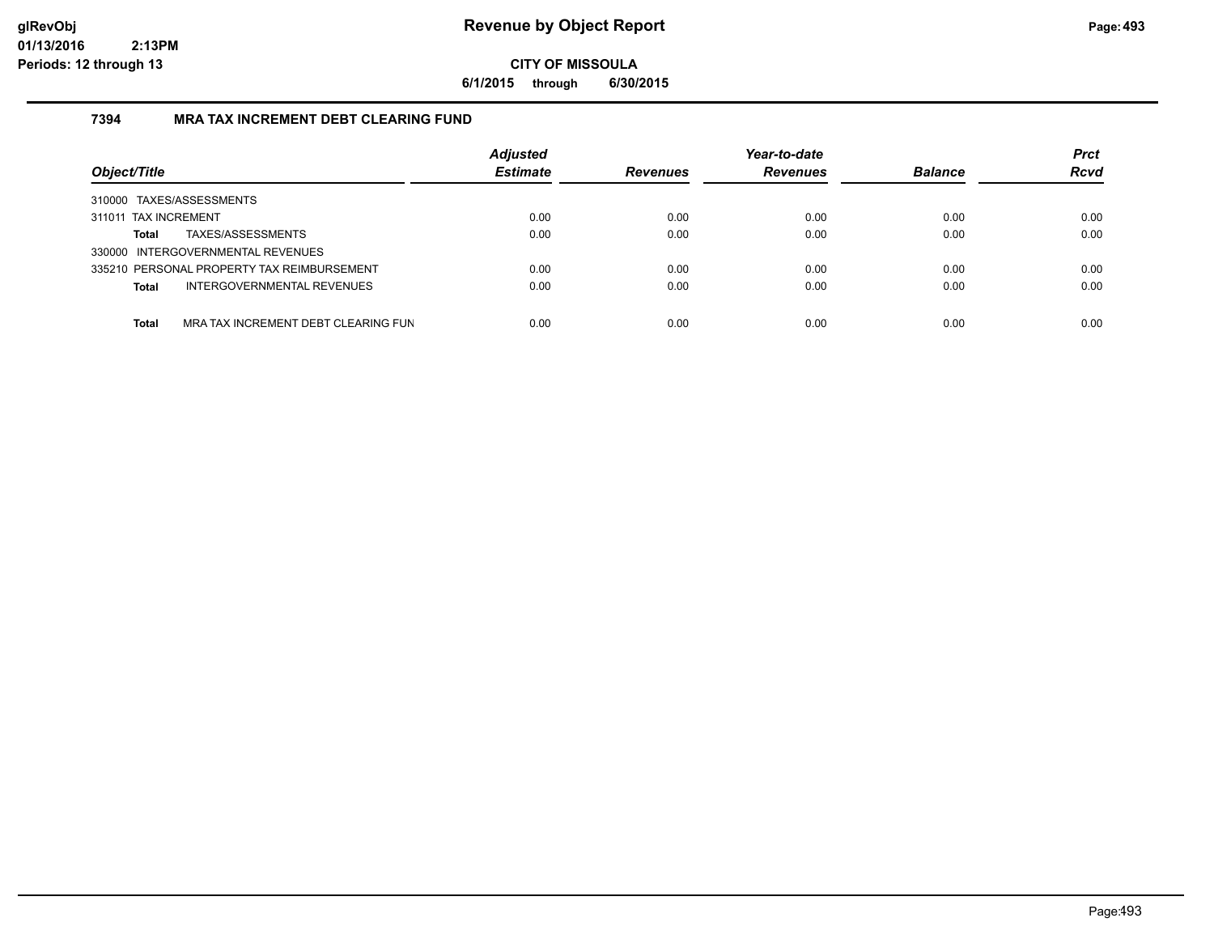# Revenue by Object Report

**CITY OF MISSOULA**

**6/1/2015 through 6/30/2015**

### 7394 MRA TAX INCREMENT DEBT CLEARING FUND

| Object/Title | Adjusted Estimate | Revenues | Year-to-date Revenues | Balance | Prct Rcvd |
|---|---|---|---|---|---|
| 310000 TAXES/ASSESSMENTS | | | | | |
| 311011 TAX INCREMENT | 0.00 | 0.00 | 0.00 | 0.00 | 0.00 |
| **Total** TAXES/ASSESSMENTS | 0.00 | 0.00 | 0.00 | 0.00 | 0.00 |
| 330000 INTERGOVERNMENTAL REVENUES | | | | | |
| 335210 PERSONAL PROPERTY TAX REIMBURSEMENT | 0.00 | 0.00 | 0.00 | 0.00 | 0.00 |
| **Total** INTERGOVERNMENTAL REVENUES | 0.00 | 0.00 | 0.00 | 0.00 | 0.00 |
| **Total** MRA TAX INCREMENT DEBT CLEARING FUN | 0.00 | 0.00 | 0.00 | 0.00 | 0.00 |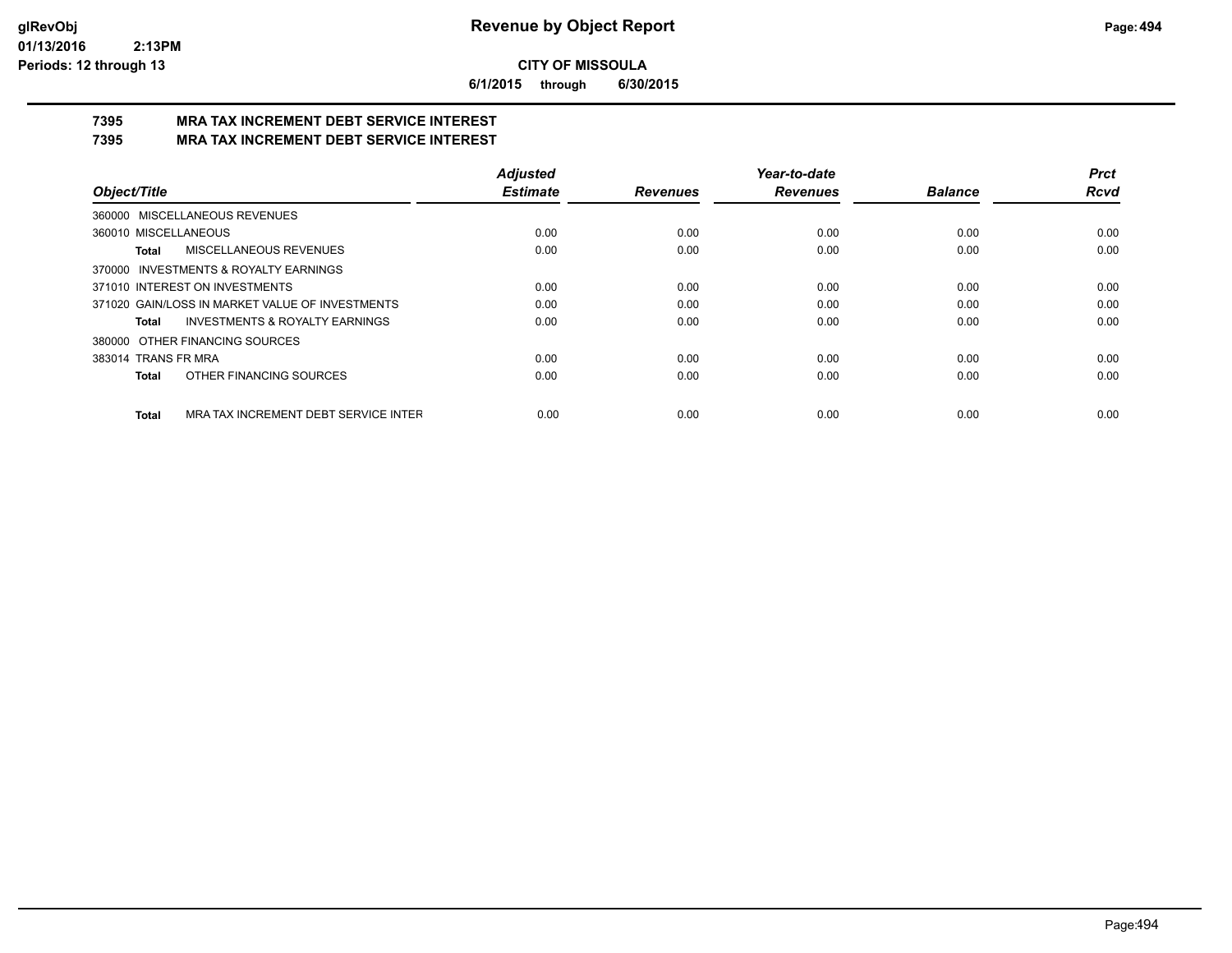**CITY OF MISSOULA**

**6/1/2015 through 6/30/2015**

## 7395 MRA TAX INCREMENT DEBT SERVICE INTEREST

## 7395 MRA TAX INCREMENT DEBT SERVICE INTEREST

| Object/Title | Adjusted Estimate | Revenues | Year-to-date Revenues | Balance | Prct Rcvd |
|---|---|---|---|---|---|
| 360000 MISCELLANEOUS REVENUES | | | | | |
| 360010 MISCELLANEOUS | 0.00 | 0.00 | 0.00 | 0.00 | 0.00 |
| **Total** MISCELLANEOUS REVENUES | 0.00 | 0.00 | 0.00 | 0.00 | 0.00 |
| 370000 INVESTMENTS & ROYALTY EARNINGS | | | | | |
| 371010 INTEREST ON INVESTMENTS | 0.00 | 0.00 | 0.00 | 0.00 | 0.00 |
| 371020 GAIN/LOSS IN MARKET VALUE OF INVESTMENTS | 0.00 | 0.00 | 0.00 | 0.00 | 0.00 |
| **Total** INVESTMENTS & ROYALTY EARNINGS | 0.00 | 0.00 | 0.00 | 0.00 | 0.00 |
| 380000 OTHER FINANCING SOURCES | | | | | |
| 383014 TRANS FR MRA | 0.00 | 0.00 | 0.00 | 0.00 | 0.00 |
| **Total** OTHER FINANCING SOURCES | 0.00 | 0.00 | 0.00 | 0.00 | 0.00 |
| **Total** MRA TAX INCREMENT DEBT SERVICE INTER | 0.00 | 0.00 | 0.00 | 0.00 | 0.00 |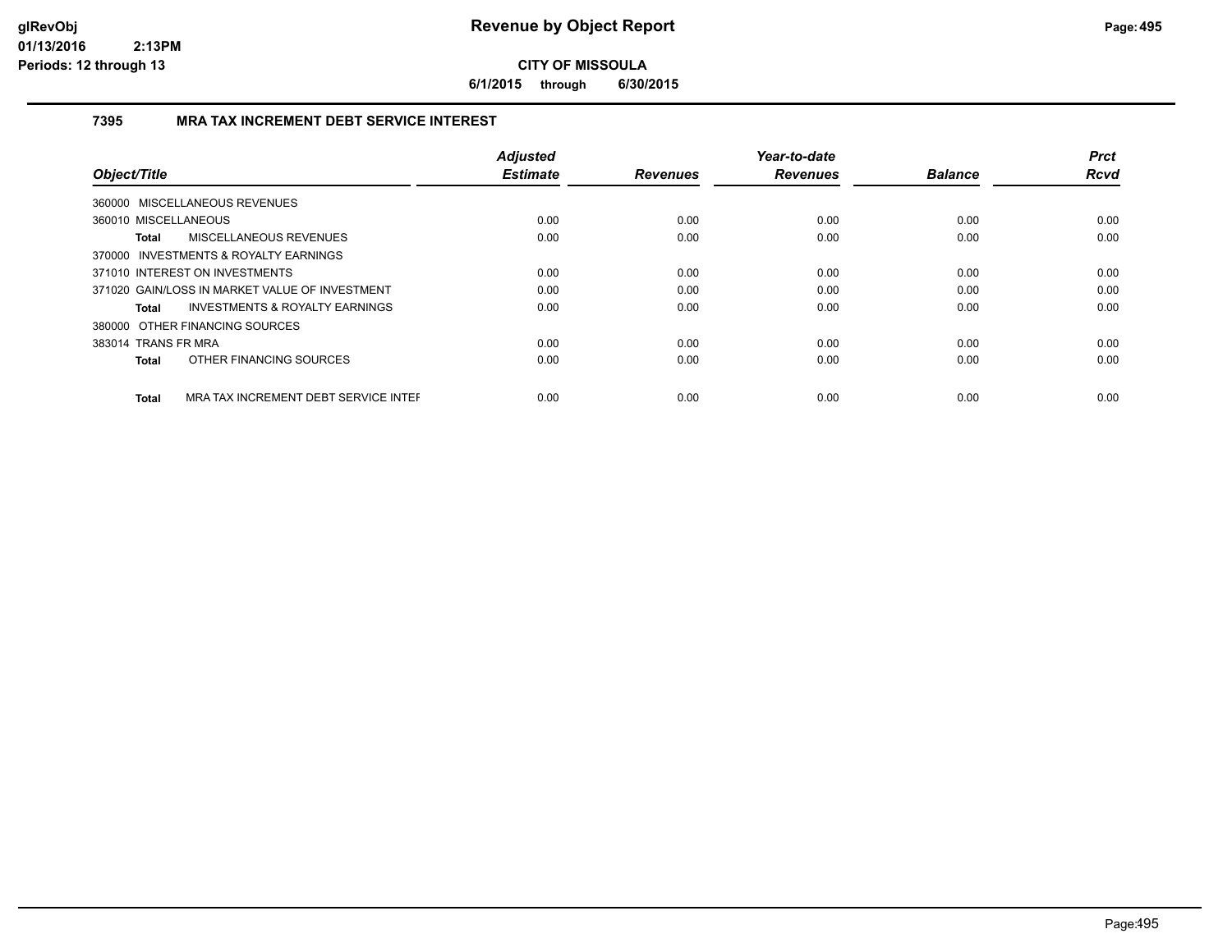# Revenue by Object Report

**CITY OF MISSOULA**

**6/1/2015 through 6/30/2015**

## 7395 MRA TAX INCREMENT DEBT SERVICE INTEREST

| Object/Title | Adjusted Estimate | Revenues | Year-to-date Revenues | Balance | Prct Rcvd |
|---|---|---|---|---|---|
| 360000 MISCELLANEOUS REVENUES | | | | | |
| 360010 MISCELLANEOUS | 0.00 | 0.00 | 0.00 | 0.00 | 0.00 |
| **Total** MISCELLANEOUS REVENUES | 0.00 | 0.00 | 0.00 | 0.00 | 0.00 |
| 370000 INVESTMENTS & ROYALTY EARNINGS | | | | | |
| 371010 INTEREST ON INVESTMENTS | 0.00 | 0.00 | 0.00 | 0.00 | 0.00 |
| 371020 GAIN/LOSS IN MARKET VALUE OF INVESTMENT | 0.00 | 0.00 | 0.00 | 0.00 | 0.00 |
| **Total** INVESTMENTS & ROYALTY EARNINGS | 0.00 | 0.00 | 0.00 | 0.00 | 0.00 |
| 380000 OTHER FINANCING SOURCES | | | | | |
| 383014 TRANS FR MRA | 0.00 | 0.00 | 0.00 | 0.00 | 0.00 |
| **Total** OTHER FINANCING SOURCES | 0.00 | 0.00 | 0.00 | 0.00 | 0.00 |
| **Total** MRA TAX INCREMENT DEBT SERVICE INTEF | 0.00 | 0.00 | 0.00 | 0.00 | 0.00 |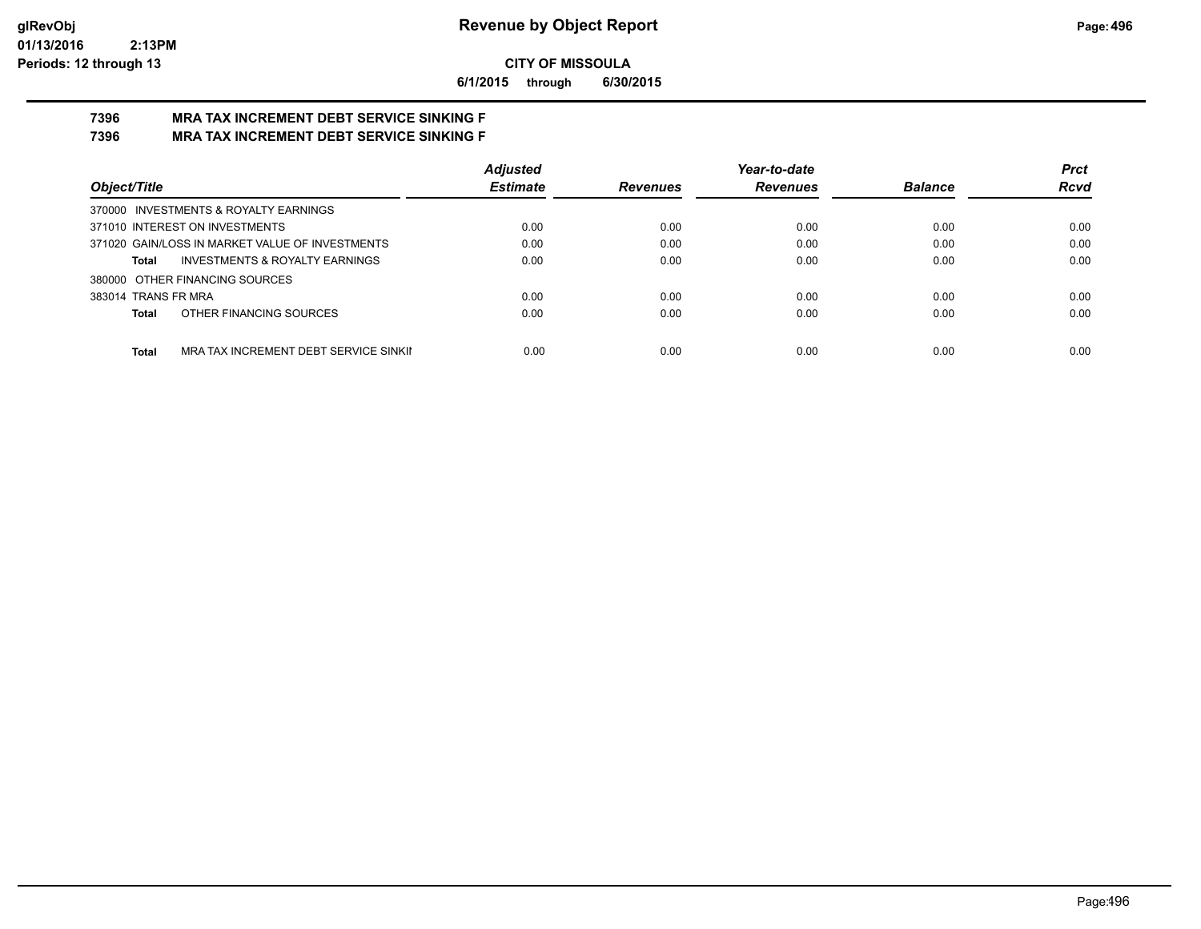# Revenue by Object Report

**CITY OF MISSOULA**

**6/1/2015 through 6/30/2015**

glRevObj
01/13/2016 2:13PM
Periods: 12 through 13

## 7396 MRA TAX INCREMENT DEBT SERVICE SINKING F
## 7396 MRA TAX INCREMENT DEBT SERVICE SINKING F

| Object/Title | Adjusted Estimate | Revenues | Year-to-date Revenues | Balance | Prct Rcvd |
|---|---|---|---|---|---|
| 370000 INVESTMENTS & ROYALTY EARNINGS | | | | | |
| 371010 INTEREST ON INVESTMENTS | 0.00 | 0.00 | 0.00 | 0.00 | 0.00 |
| 371020 GAIN/LOSS IN MARKET VALUE OF INVESTMENTS | 0.00 | 0.00 | 0.00 | 0.00 | 0.00 |
| **Total** INVESTMENTS & ROYALTY EARNINGS | 0.00 | 0.00 | 0.00 | 0.00 | 0.00 |
| 380000 OTHER FINANCING SOURCES | | | | | |
| 383014 TRANS FR MRA | 0.00 | 0.00 | 0.00 | 0.00 | 0.00 |
| **Total** OTHER FINANCING SOURCES | 0.00 | 0.00 | 0.00 | 0.00 | 0.00 |
| **Total** MRA TAX INCREMENT DEBT SERVICE SINKII | 0.00 | 0.00 | 0.00 | 0.00 | 0.00 |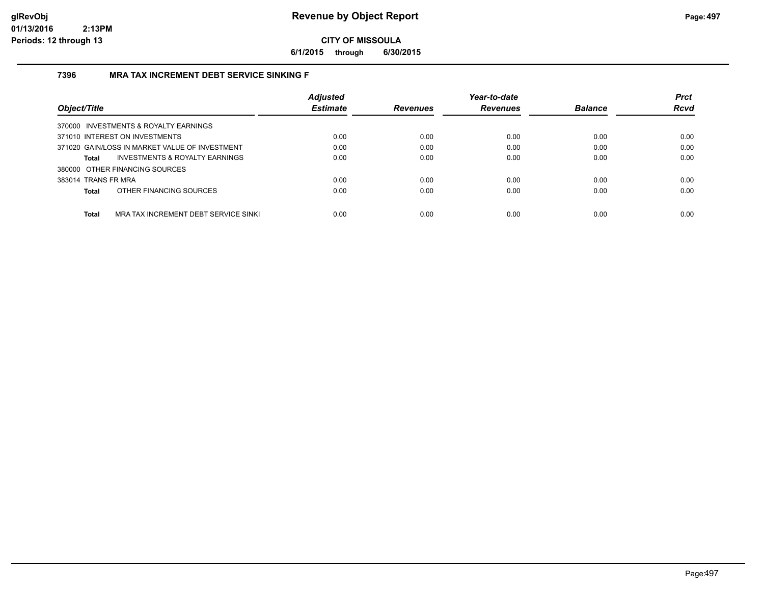# Revenue by Object Report

**CITY OF MISSOULA**

**6/1/2015 through 6/30/2015**

### 7396 MRA TAX INCREMENT DEBT SERVICE SINKING F

| Object/Title | Adjusted Estimate | Revenues | Year-to-date Revenues | Balance | Prct Rcvd |
|---|---|---|---|---|---|
| 370000 INVESTMENTS & ROYALTY EARNINGS | | | | | |
| 371010 INTEREST ON INVESTMENTS | 0.00 | 0.00 | 0.00 | 0.00 | 0.00 |
| 371020 GAIN/LOSS IN MARKET VALUE OF INVESTMENT | 0.00 | 0.00 | 0.00 | 0.00 | 0.00 |
| **Total** INVESTMENTS & ROYALTY EARNINGS | 0.00 | 0.00 | 0.00 | 0.00 | 0.00 |
| 380000 OTHER FINANCING SOURCES | | | | | |
| 383014 TRANS FR MRA | 0.00 | 0.00 | 0.00 | 0.00 | 0.00 |
| **Total** OTHER FINANCING SOURCES | 0.00 | 0.00 | 0.00 | 0.00 | 0.00 |
| **Total** MRA TAX INCREMENT DEBT SERVICE SINKI | 0.00 | 0.00 | 0.00 | 0.00 | 0.00 |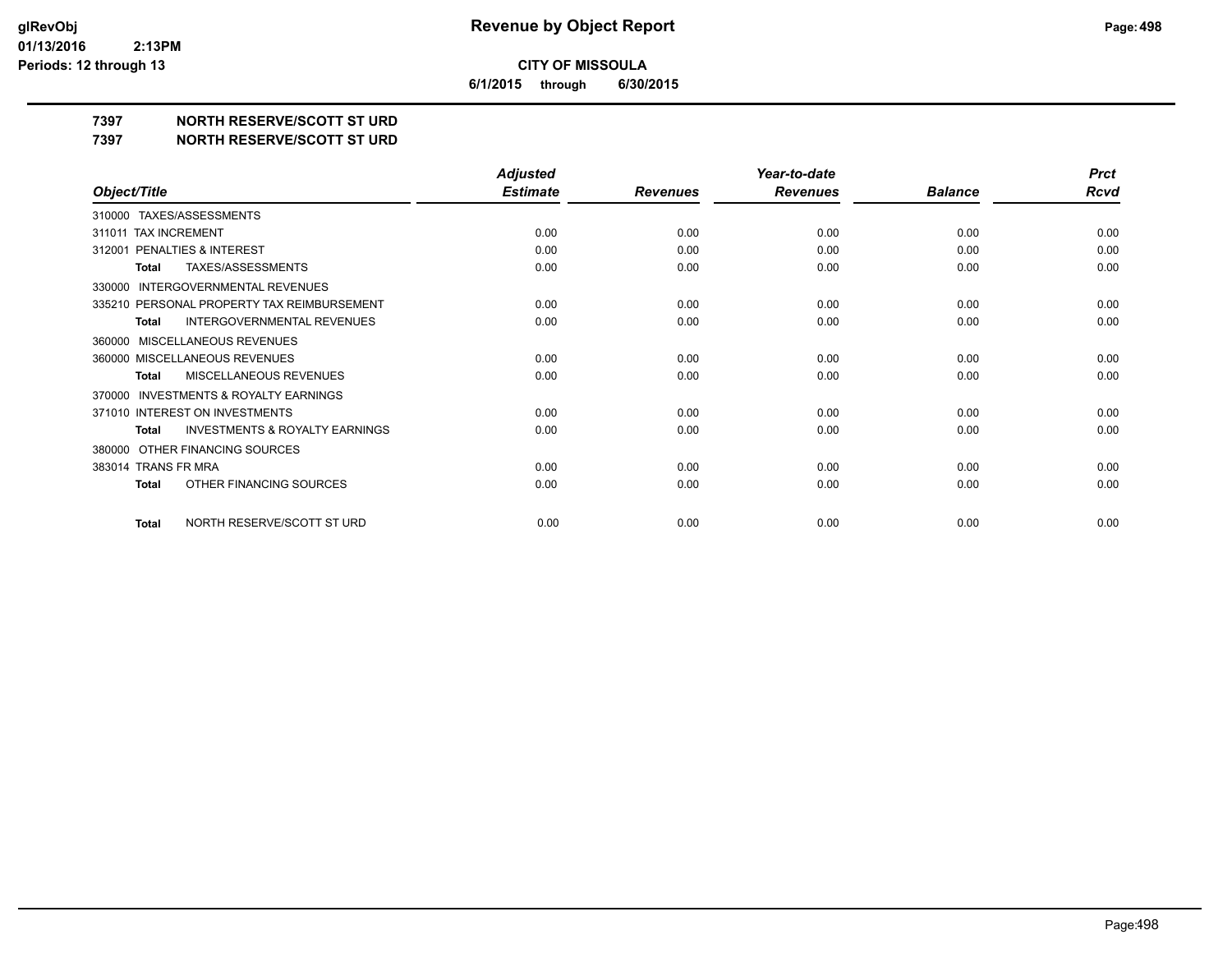**CITY OF MISSOULA**

**6/1/2015 through 6/30/2015**

# 7397 NORTH RESERVE/SCOTT ST URD
# 7397 NORTH RESERVE/SCOTT ST URD

| Object/Title | Adjusted Estimate | Revenues | Year-to-date Revenues | Balance | Prct Rcvd |
|---|---|---|---|---|---|
| 310000 TAXES/ASSESSMENTS | | | | | |
| 311011 TAX INCREMENT | 0.00 | 0.00 | 0.00 | 0.00 | 0.00 |
| 312001 PENALTIES & INTEREST | 0.00 | 0.00 | 0.00 | 0.00 | 0.00 |
| **Total** TAXES/ASSESSMENTS | 0.00 | 0.00 | 0.00 | 0.00 | 0.00 |
| 330000 INTERGOVERNMENTAL REVENUES | | | | | |
| 335210 PERSONAL PROPERTY TAX REIMBURSEMENT | 0.00 | 0.00 | 0.00 | 0.00 | 0.00 |
| **Total** INTERGOVERNMENTAL REVENUES | 0.00 | 0.00 | 0.00 | 0.00 | 0.00 |
| 360000 MISCELLANEOUS REVENUES | | | | | |
| 360000 MISCELLANEOUS REVENUES | 0.00 | 0.00 | 0.00 | 0.00 | 0.00 |
| **Total** MISCELLANEOUS REVENUES | 0.00 | 0.00 | 0.00 | 0.00 | 0.00 |
| 370000 INVESTMENTS & ROYALTY EARNINGS | | | | | |
| 371010 INTEREST ON INVESTMENTS | 0.00 | 0.00 | 0.00 | 0.00 | 0.00 |
| **Total** INVESTMENTS & ROYALTY EARNINGS | 0.00 | 0.00 | 0.00 | 0.00 | 0.00 |
| 380000 OTHER FINANCING SOURCES | | | | | |
| 383014 TRANS FR MRA | 0.00 | 0.00 | 0.00 | 0.00 | 0.00 |
| **Total** OTHER FINANCING SOURCES | 0.00 | 0.00 | 0.00 | 0.00 | 0.00 |
| **Total** NORTH RESERVE/SCOTT ST URD | 0.00 | 0.00 | 0.00 | 0.00 | 0.00 |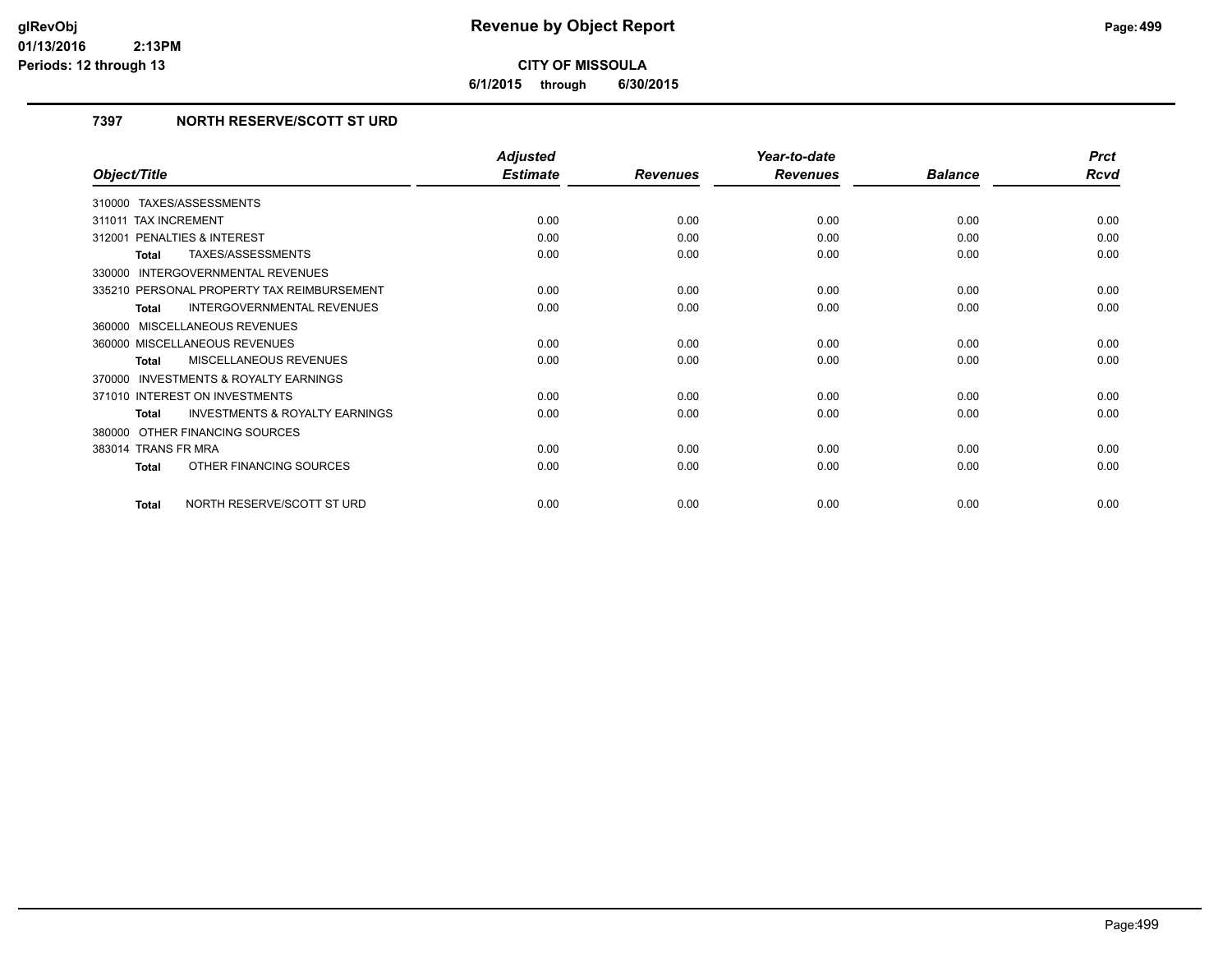# Revenue by Object Report

**CITY OF MISSOULA**

**6/1/2015 through 6/30/2015**

glRevObj
01/13/2016 2:13PM
Periods: 12 through 13

## 7397 NORTH RESERVE/SCOTT ST URD

| Object/Title | Adjusted Estimate | Revenues | Year-to-date Revenues | Balance | Prct Rcvd |
|---|---|---|---|---|---|
| 310000 TAXES/ASSESSMENTS | | | | | |
| 311011 TAX INCREMENT | 0.00 | 0.00 | 0.00 | 0.00 | 0.00 |
| 312001 PENALTIES & INTEREST | 0.00 | 0.00 | 0.00 | 0.00 | 0.00 |
| **Total** TAXES/ASSESSMENTS | 0.00 | 0.00 | 0.00 | 0.00 | 0.00 |
| 330000 INTERGOVERNMENTAL REVENUES | | | | | |
| 335210 PERSONAL PROPERTY TAX REIMBURSEMENT | 0.00 | 0.00 | 0.00 | 0.00 | 0.00 |
| **Total** INTERGOVERNMENTAL REVENUES | 0.00 | 0.00 | 0.00 | 0.00 | 0.00 |
| 360000 MISCELLANEOUS REVENUES | | | | | |
| 360000 MISCELLANEOUS REVENUES | 0.00 | 0.00 | 0.00 | 0.00 | 0.00 |
| **Total** MISCELLANEOUS REVENUES | 0.00 | 0.00 | 0.00 | 0.00 | 0.00 |
| 370000 INVESTMENTS & ROYALTY EARNINGS | | | | | |
| 371010 INTEREST ON INVESTMENTS | 0.00 | 0.00 | 0.00 | 0.00 | 0.00 |
| **Total** INVESTMENTS & ROYALTY EARNINGS | 0.00 | 0.00 | 0.00 | 0.00 | 0.00 |
| 380000 OTHER FINANCING SOURCES | | | | | |
| 383014 TRANS FR MRA | 0.00 | 0.00 | 0.00 | 0.00 | 0.00 |
| **Total** OTHER FINANCING SOURCES | 0.00 | 0.00 | 0.00 | 0.00 | 0.00 |
| **Total** NORTH RESERVE/SCOTT ST URD | 0.00 | 0.00 | 0.00 | 0.00 | 0.00 |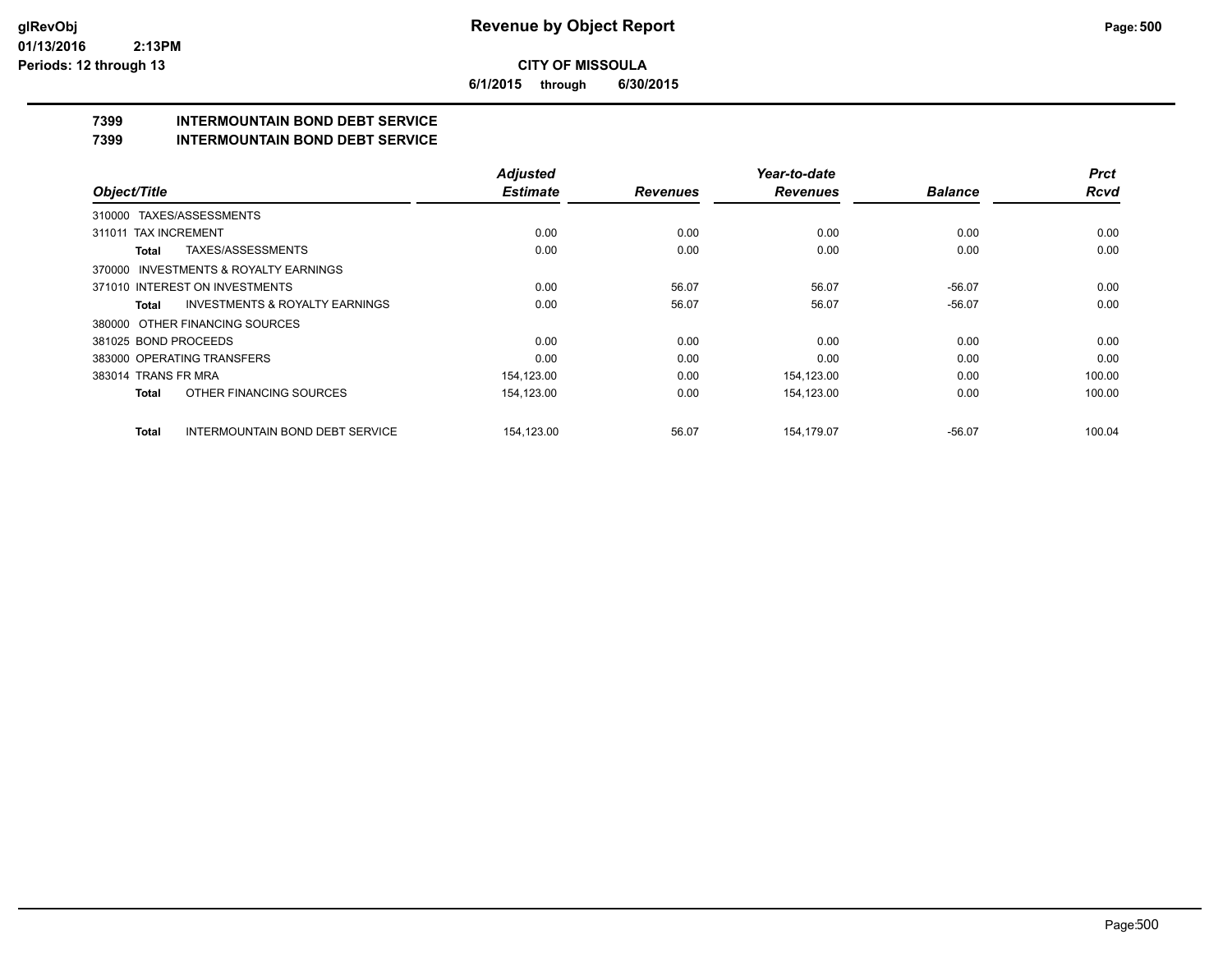# Revenue by Object Report

**CITY OF MISSOULA**

**6/1/2015 through 6/30/2015**

glRevObj
01/13/2016 2:13PM
Periods: 12 through 13

## 7399 INTERMOUNTAIN BOND DEBT SERVICE
## 7399 INTERMOUNTAIN BOND DEBT SERVICE

| Object/Title | Adjusted Estimate | Revenues | Year-to-date Revenues | Balance | Prct Rcvd |
|---|---|---|---|---|---|
| 310000 TAXES/ASSESSMENTS | | | | | |
| 311011 TAX INCREMENT | 0.00 | 0.00 | 0.00 | 0.00 | 0.00 |
| **Total** TAXES/ASSESSMENTS | 0.00 | 0.00 | 0.00 | 0.00 | 0.00 |
| 370000 INVESTMENTS & ROYALTY EARNINGS | | | | | |
| 371010 INTEREST ON INVESTMENTS | 0.00 | 56.07 | 56.07 | -56.07 | 0.00 |
| **Total** INVESTMENTS & ROYALTY EARNINGS | 0.00 | 56.07 | 56.07 | -56.07 | 0.00 |
| 380000 OTHER FINANCING SOURCES | | | | | |
| 381025 BOND PROCEEDS | 0.00 | 0.00 | 0.00 | 0.00 | 0.00 |
| 383000 OPERATING TRANSFERS | 0.00 | 0.00 | 0.00 | 0.00 | 0.00 |
| 383014 TRANS FR MRA | 154,123.00 | 0.00 | 154,123.00 | 0.00 | 100.00 |
| **Total** OTHER FINANCING SOURCES | 154,123.00 | 0.00 | 154,123.00 | 0.00 | 100.00 |
| **Total** INTERMOUNTAIN BOND DEBT SERVICE | 154,123.00 | 56.07 | 154,179.07 | -56.07 | 100.04 |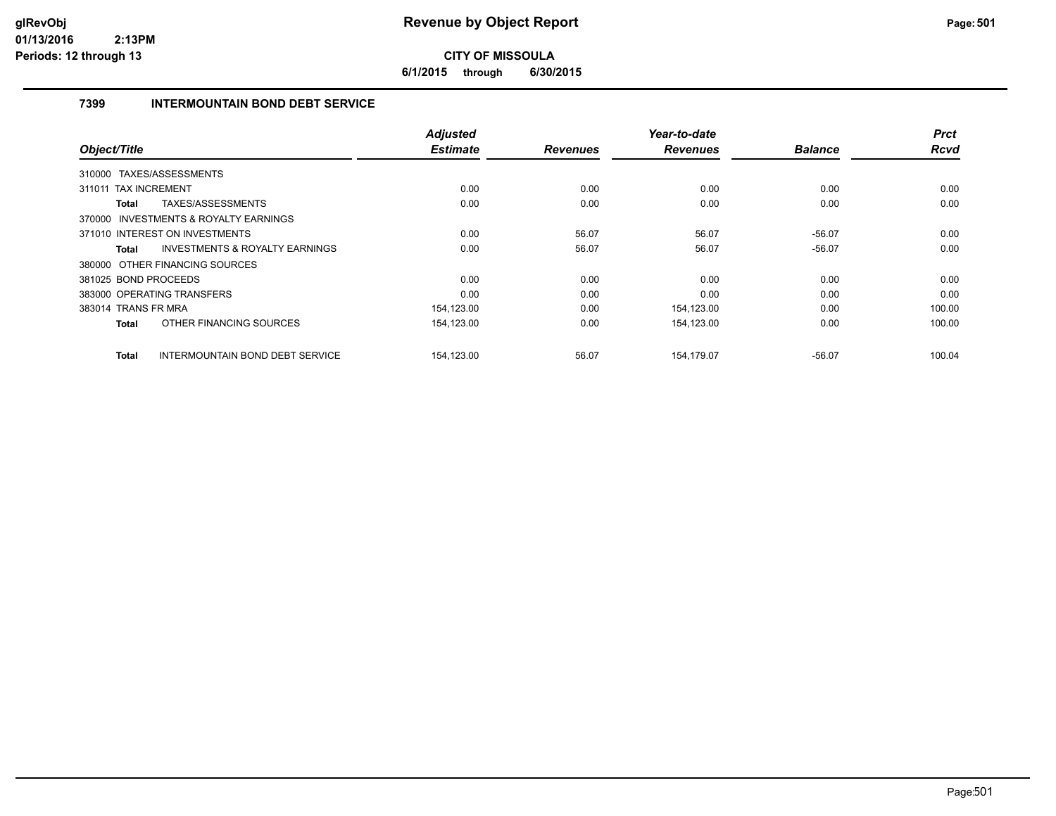**CITY OF MISSOULA**

**6/1/2015 through 6/30/2015**

## 7399 INTERMOUNTAIN BOND DEBT SERVICE

| Object/Title | | Adjusted Estimate | Revenues | Year-to-date Revenues | Balance | Prct Rcvd |
|---|---|---|---|---|---|---|
| 310000 TAXES/ASSESSMENTS | | | | | | |
| 311011 TAX INCREMENT | | 0.00 | 0.00 | 0.00 | 0.00 | 0.00 |
| **Total** | TAXES/ASSESSMENTS | 0.00 | 0.00 | 0.00 | 0.00 | 0.00 |
| 370000 INVESTMENTS & ROYALTY EARNINGS | | | | | | |
| 371010 INTEREST ON INVESTMENTS | | 0.00 | 56.07 | 56.07 | -56.07 | 0.00 |
| **Total** | INVESTMENTS & ROYALTY EARNINGS | 0.00 | 56.07 | 56.07 | -56.07 | 0.00 |
| 380000 OTHER FINANCING SOURCES | | | | | | |
| 381025 BOND PROCEEDS | | 0.00 | 0.00 | 0.00 | 0.00 | 0.00 |
| 383000 OPERATING TRANSFERS | | 0.00 | 0.00 | 0.00 | 0.00 | 0.00 |
| 383014 TRANS FR MRA | | 154,123.00 | 0.00 | 154,123.00 | 0.00 | 100.00 |
| **Total** | OTHER FINANCING SOURCES | 154,123.00 | 0.00 | 154,123.00 | 0.00 | 100.00 |
| **Total** | INTERMOUNTAIN BOND DEBT SERVICE | 154,123.00 | 56.07 | 154,179.07 | -56.07 | 100.04 |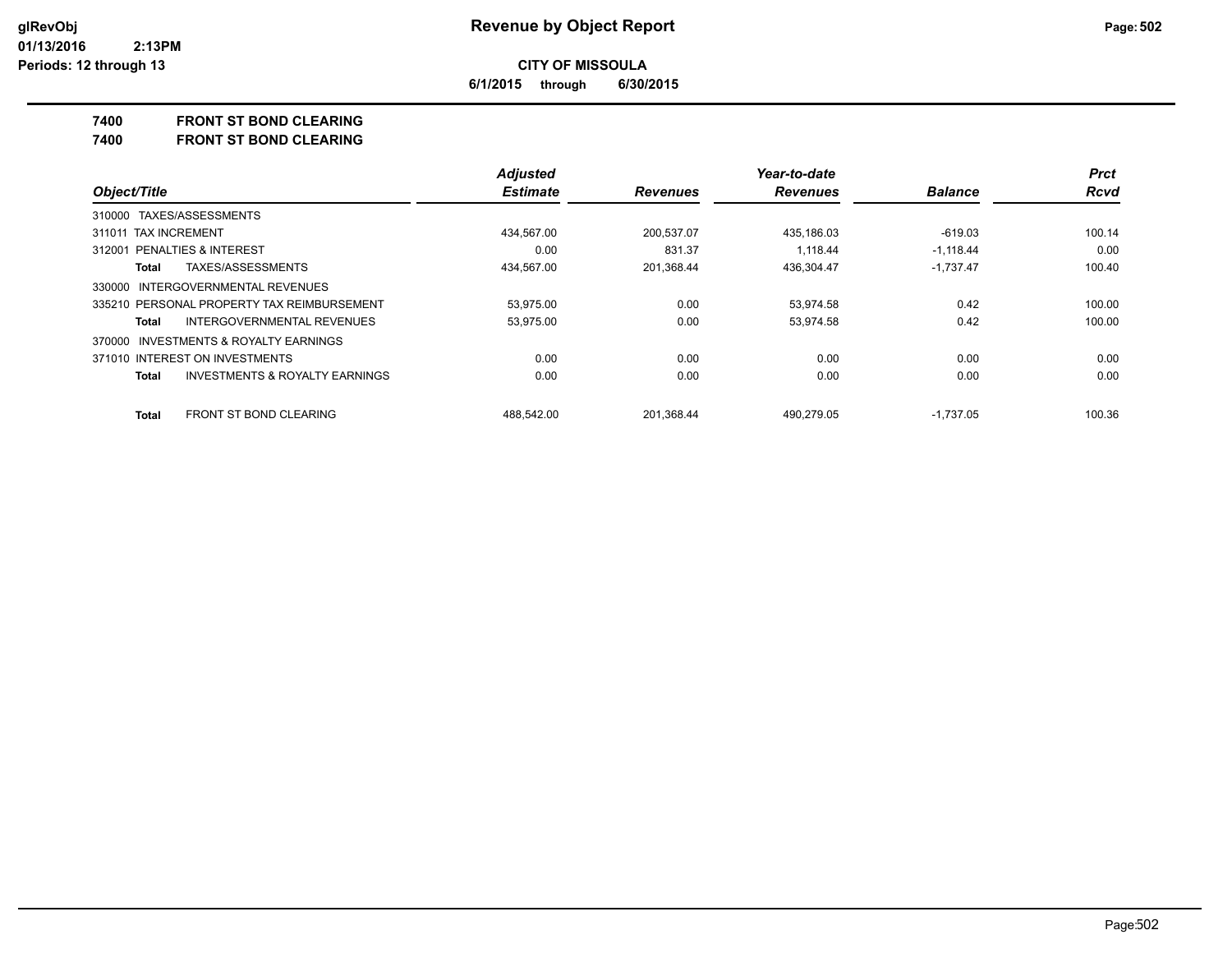# Revenue by Object Report

**CITY OF MISSOULA**

**6/1/2015 through 6/30/2015**

glRevObj
01/13/2016 2:13PM
Periods: 12 through 13

## 7400 FRONT ST BOND CLEARING
## 7400 FRONT ST BOND CLEARING

| Object/Title | Adjusted Estimate | Revenues | Year-to-date Revenues | Balance | Prct Rcvd |
|---|---|---|---|---|---|
| 310000 TAXES/ASSESSMENTS | | | | | |
| 311011 TAX INCREMENT | 434,567.00 | 200,537.07 | 435,186.03 | -619.03 | 100.14 |
| 312001 PENALTIES & INTEREST | 0.00 | 831.37 | 1,118.44 | -1,118.44 | 0.00 |
| **Total** TAXES/ASSESSMENTS | 434,567.00 | 201,368.44 | 436,304.47 | -1,737.47 | 100.40 |
| 330000 INTERGOVERNMENTAL REVENUES | | | | | |
| 335210 PERSONAL PROPERTY TAX REIMBURSEMENT | 53,975.00 | 0.00 | 53,974.58 | 0.42 | 100.00 |
| **Total** INTERGOVERNMENTAL REVENUES | 53,975.00 | 0.00 | 53,974.58 | 0.42 | 100.00 |
| 370000 INVESTMENTS & ROYALTY EARNINGS | | | | | |
| 371010 INTEREST ON INVESTMENTS | 0.00 | 0.00 | 0.00 | 0.00 | 0.00 |
| **Total** INVESTMENTS & ROYALTY EARNINGS | 0.00 | 0.00 | 0.00 | 0.00 | 0.00 |
| **Total** FRONT ST BOND CLEARING | 488,542.00 | 201,368.44 | 490,279.05 | -1,737.05 | 100.36 |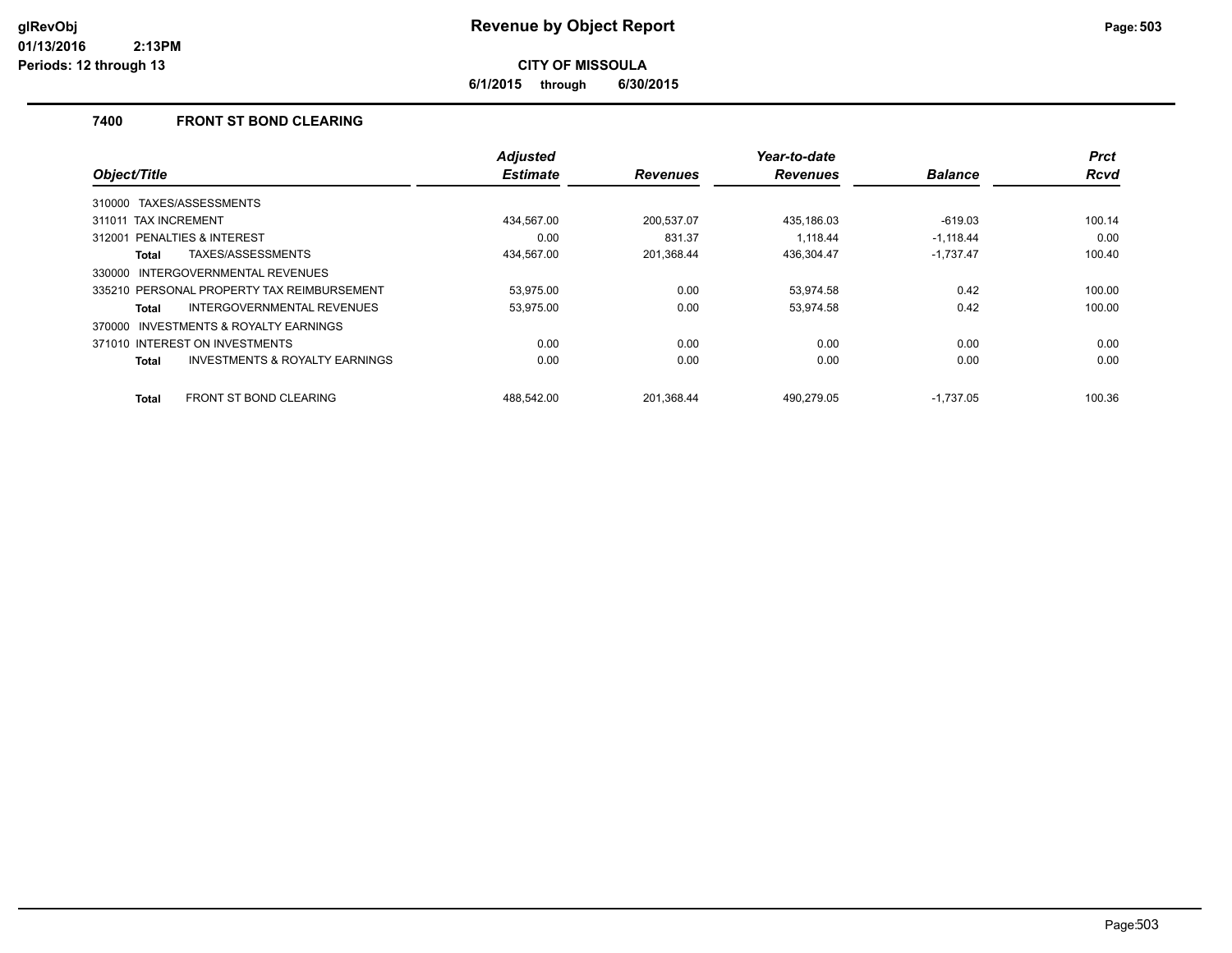# Revenue by Object Report

**CITY OF MISSOULA**

**6/1/2015 through 6/30/2015**

glRevObj
01/13/2016 2:13PM
Periods: 12 through 13

## 7400 FRONT ST BOND CLEARING

| Object/Title | Adjusted Estimate | Revenues | Year-to-date Revenues | Balance | Prct Rcvd |
|---|---|---|---|---|---|
| 310000 TAXES/ASSESSMENTS | | | | | |
| 311011 TAX INCREMENT | 434,567.00 | 200,537.07 | 435,186.03 | -619.03 | 100.14 |
| 312001 PENALTIES & INTEREST | 0.00 | 831.37 | 1,118.44 | -1,118.44 | 0.00 |
| **Total** TAXES/ASSESSMENTS | 434,567.00 | 201,368.44 | 436,304.47 | -1,737.47 | 100.40 |
| 330000 INTERGOVERNMENTAL REVENUES | | | | | |
| 335210 PERSONAL PROPERTY TAX REIMBURSEMENT | 53,975.00 | 0.00 | 53,974.58 | 0.42 | 100.00 |
| **Total** INTERGOVERNMENTAL REVENUES | 53,975.00 | 0.00 | 53,974.58 | 0.42 | 100.00 |
| 370000 INVESTMENTS & ROYALTY EARNINGS | | | | | |
| 371010 INTEREST ON INVESTMENTS | 0.00 | 0.00 | 0.00 | 0.00 | 0.00 |
| **Total** INVESTMENTS & ROYALTY EARNINGS | 0.00 | 0.00 | 0.00 | 0.00 | 0.00 |
| **Total** FRONT ST BOND CLEARING | 488,542.00 | 201,368.44 | 490,279.05 | -1,737.05 | 100.36 |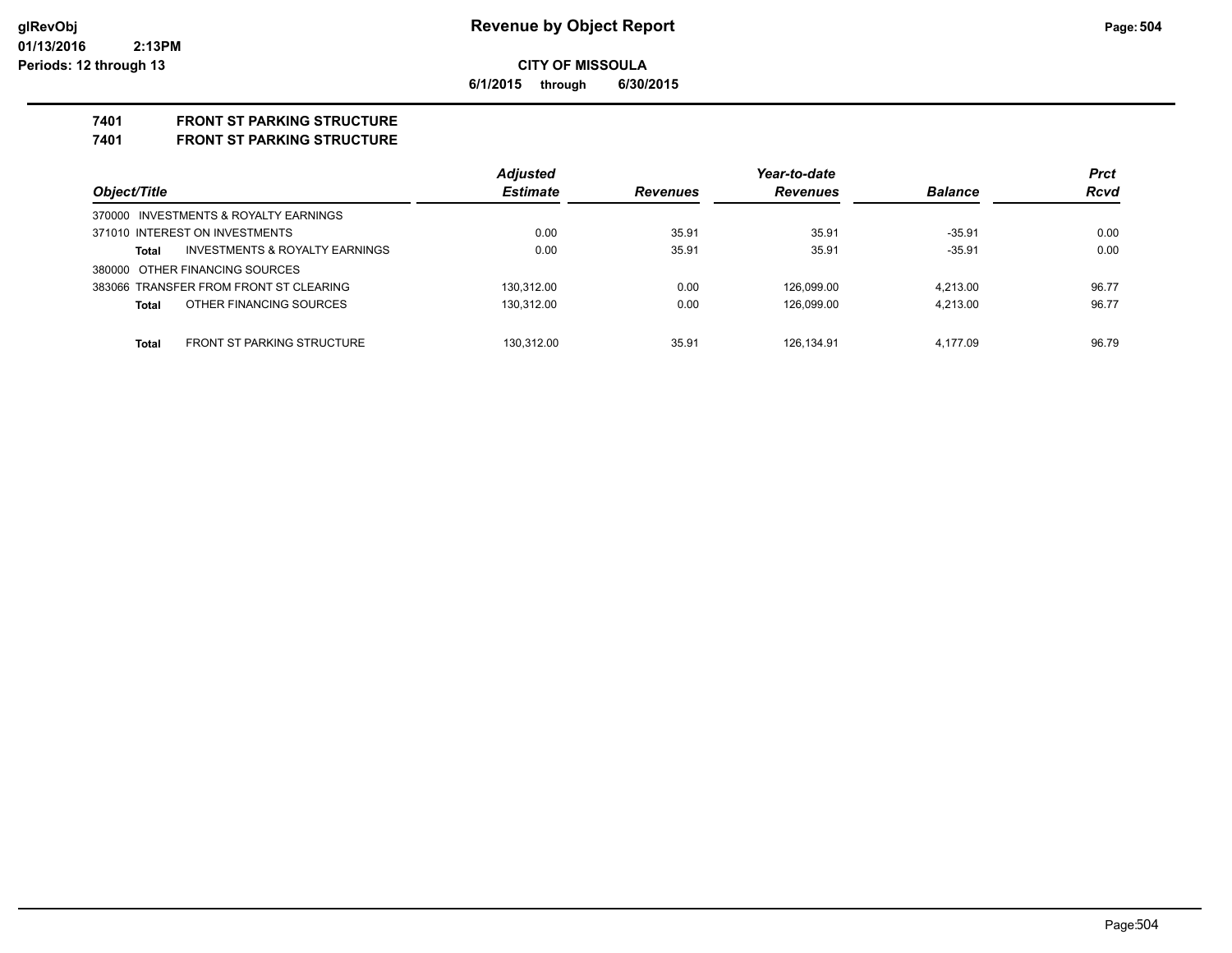# Revenue by Object Report

**CITY OF MISSOULA**

**6/1/2015 through 6/30/2015**

glRevObj
01/13/2016 2:13PM
Periods: 12 through 13

## 7401 FRONT ST PARKING STRUCTURE
## 7401 FRONT ST PARKING STRUCTURE

| Object/Title | | Adjusted Estimate | Revenues | Year-to-date Revenues | Balance | Prct Rcvd |
|---|---|---|---|---|---|---|
| 370000 INVESTMENTS & ROYALTY EARNINGS | | | | | | |
| 371010 INTEREST ON INVESTMENTS | | 0.00 | 35.91 | 35.91 | -35.91 | 0.00 |
| **Total** | INVESTMENTS & ROYALTY EARNINGS | 0.00 | 35.91 | 35.91 | -35.91 | 0.00 |
| 380000 OTHER FINANCING SOURCES | | | | | | |
| 383066 TRANSFER FROM FRONT ST CLEARING | | 130,312.00 | 0.00 | 126,099.00 | 4,213.00 | 96.77 |
| **Total** | OTHER FINANCING SOURCES | 130,312.00 | 0.00 | 126,099.00 | 4,213.00 | 96.77 |
| **Total** | FRONT ST PARKING STRUCTURE | 130,312.00 | 35.91 | 126,134.91 | 4,177.09 | 96.79 |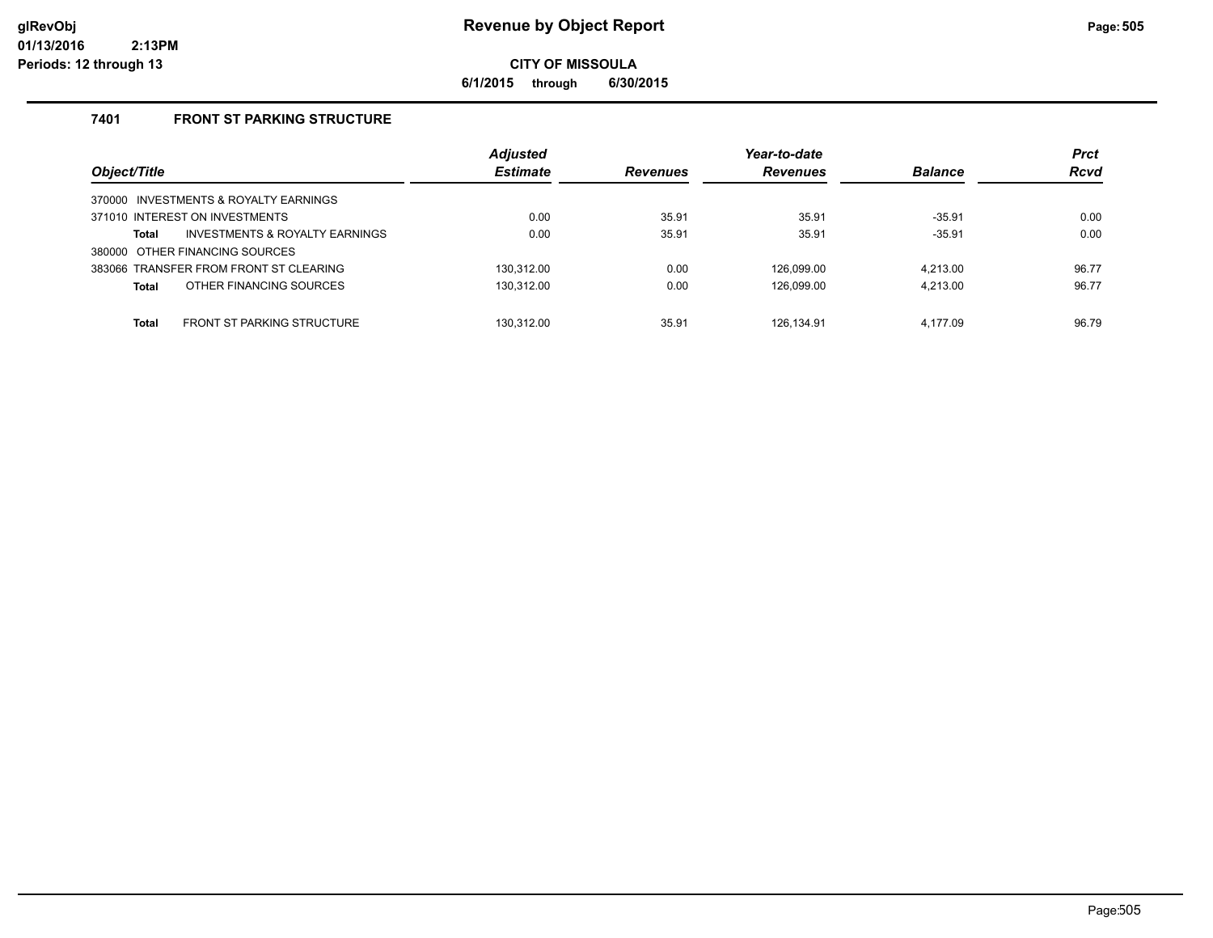**Revenue by Object Report**

**CITY OF MISSOULA**

**6/1/2015 through 6/30/2015**

### 7401 FRONT ST PARKING STRUCTURE

| Object/Title | | Adjusted Estimate | Revenues | Year-to-date Revenues | Balance | Prct Rcvd |
|---|---|---|---|---|---|---|
| 370000 INVESTMENTS & ROYALTY EARNINGS | | | | | | |
| 371010 INTEREST ON INVESTMENTS | | 0.00 | 35.91 | 35.91 | -35.91 | 0.00 |
| Total | INVESTMENTS & ROYALTY EARNINGS | 0.00 | 35.91 | 35.91 | -35.91 | 0.00 |
| 380000 OTHER FINANCING SOURCES | | | | | | |
| 383066 TRANSFER FROM FRONT ST CLEARING | | 130,312.00 | 0.00 | 126,099.00 | 4,213.00 | 96.77 |
| Total | OTHER FINANCING SOURCES | 130,312.00 | 0.00 | 126,099.00 | 4,213.00 | 96.77 |
| Total | FRONT ST PARKING STRUCTURE | 130,312.00 | 35.91 | 126,134.91 | 4,177.09 | 96.79 |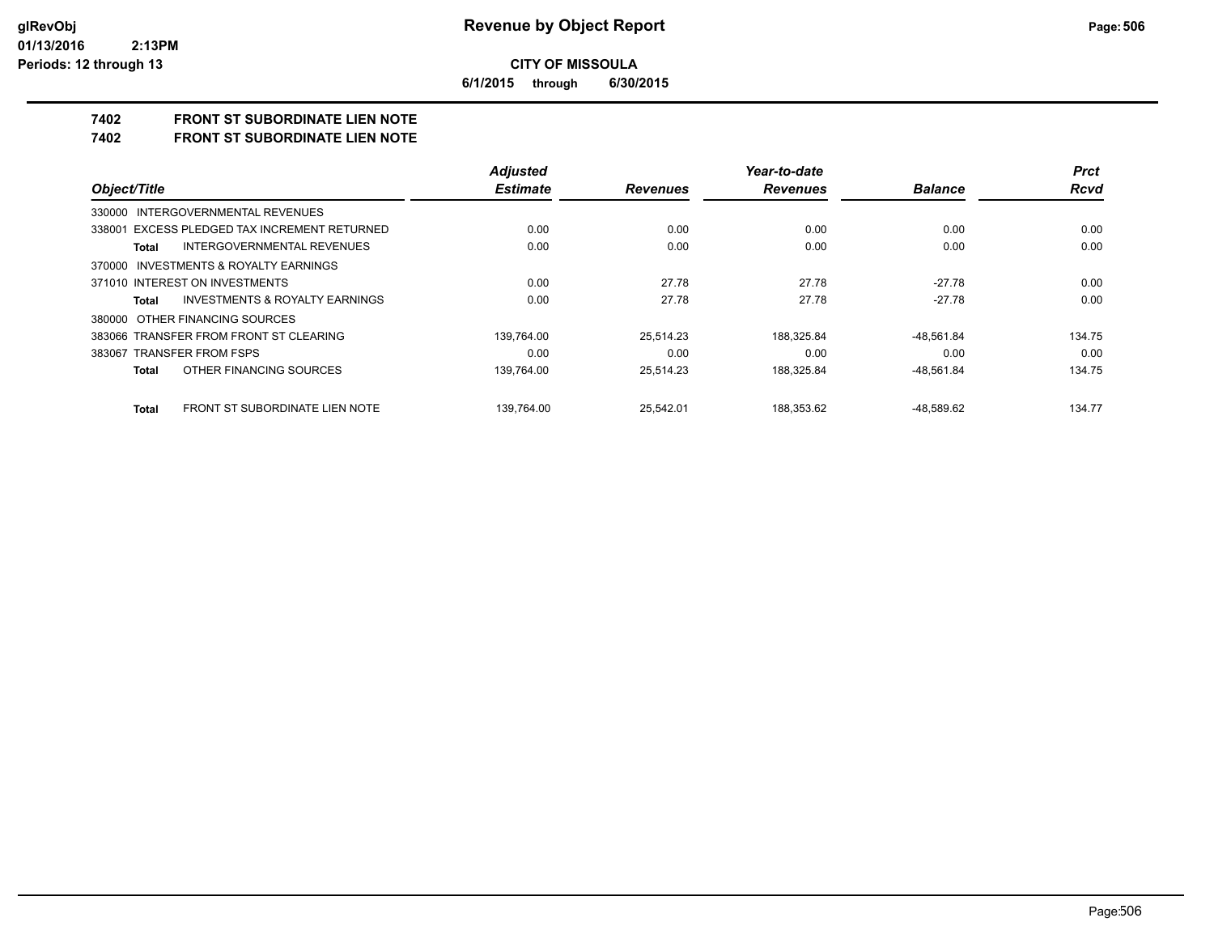# Revenue by Object Report

**CITY OF MISSOULA**

**6/1/2015 through 6/30/2015**

glRevObj
01/13/2016 2:13PM
Periods: 12 through 13

## 7402 FRONT ST SUBORDINATE LIEN NOTE
## 7402 FRONT ST SUBORDINATE LIEN NOTE

| Object/Title | Adjusted Estimate | Revenues | Year-to-date Revenues | Balance | Prct Rcvd |
|---|---|---|---|---|---|
| 330000 INTERGOVERNMENTAL REVENUES | | | | | |
| 338001 EXCESS PLEDGED TAX INCREMENT RETURNED | 0.00 | 0.00 | 0.00 | 0.00 | 0.00 |
| **Total** INTERGOVERNMENTAL REVENUES | 0.00 | 0.00 | 0.00 | 0.00 | 0.00 |
| 370000 INVESTMENTS & ROYALTY EARNINGS | | | | | |
| 371010 INTEREST ON INVESTMENTS | 0.00 | 27.78 | 27.78 | -27.78 | 0.00 |
| **Total** INVESTMENTS & ROYALTY EARNINGS | 0.00 | 27.78 | 27.78 | -27.78 | 0.00 |
| 380000 OTHER FINANCING SOURCES | | | | | |
| 383066 TRANSFER FROM FRONT ST CLEARING | 139,764.00 | 25,514.23 | 188,325.84 | -48,561.84 | 134.75 |
| 383067 TRANSFER FROM FSPS | 0.00 | 0.00 | 0.00 | 0.00 | 0.00 |
| **Total** OTHER FINANCING SOURCES | 139,764.00 | 25,514.23 | 188,325.84 | -48,561.84 | 134.75 |
| **Total** FRONT ST SUBORDINATE LIEN NOTE | 139,764.00 | 25,542.01 | 188,353.62 | -48,589.62 | 134.77 |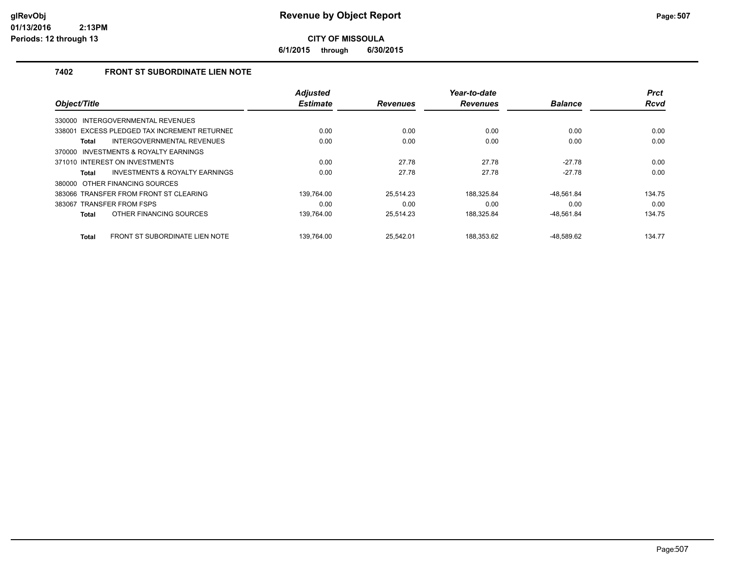# Revenue by Object Report

**CITY OF MISSOULA**

**6/1/2015 through 6/30/2015**

### 7402 FRONT ST SUBORDINATE LIEN NOTE

| Object/Title | Adjusted Estimate | Revenues | Year-to-date Revenues | Balance | Prct Rcvd |
|---|---|---|---|---|---|
| 330000 INTERGOVERNMENTAL REVENUES | | | | | |
| 338001 EXCESS PLEDGED TAX INCREMENT RETURNED | 0.00 | 0.00 | 0.00 | 0.00 | 0.00 |
| **Total** INTERGOVERNMENTAL REVENUES | 0.00 | 0.00 | 0.00 | 0.00 | 0.00 |
| 370000 INVESTMENTS & ROYALTY EARNINGS | | | | | |
| 371010 INTEREST ON INVESTMENTS | 0.00 | 27.78 | 27.78 | -27.78 | 0.00 |
| **Total** INVESTMENTS & ROYALTY EARNINGS | 0.00 | 27.78 | 27.78 | -27.78 | 0.00 |
| 380000 OTHER FINANCING SOURCES | | | | | |
| 383066 TRANSFER FROM FRONT ST CLEARING | 139,764.00 | 25,514.23 | 188,325.84 | -48,561.84 | 134.75 |
| 383067 TRANSFER FROM FSPS | 0.00 | 0.00 | 0.00 | 0.00 | 0.00 |
| **Total** OTHER FINANCING SOURCES | 139,764.00 | 25,514.23 | 188,325.84 | -48,561.84 | 134.75 |
| **Total** FRONT ST SUBORDINATE LIEN NOTE | 139,764.00 | 25,542.01 | 188,353.62 | -48,589.62 | 134.77 |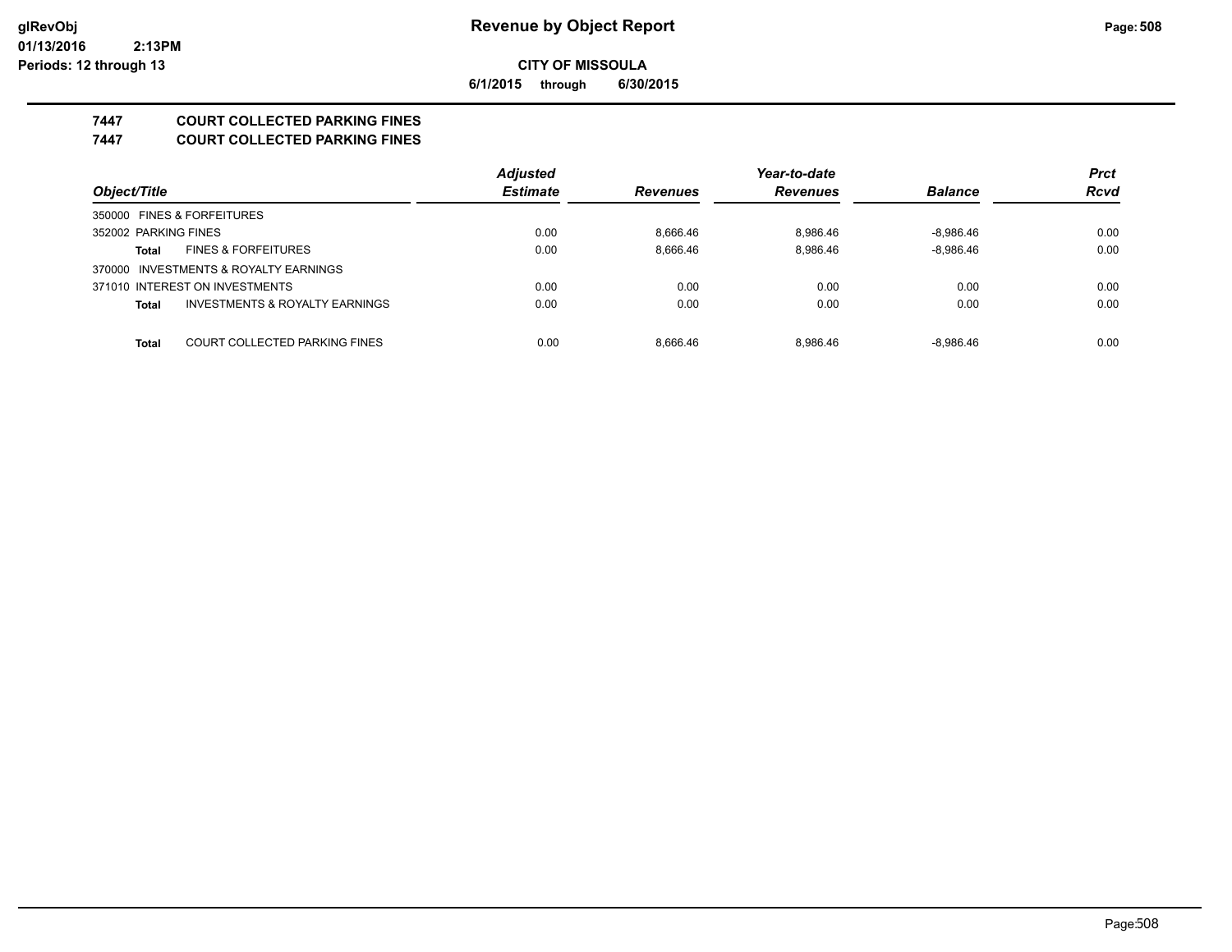**Revenue by Object Report**

**CITY OF MISSOULA**

**6/1/2015 through 6/30/2015**

glRevObj
01/13/2016 2:13PM
Periods: 12 through 13

## 7447 COURT COLLECTED PARKING FINES
## 7447 COURT COLLECTED PARKING FINES

| Object/Title | Adjusted Estimate | Revenues | Year-to-date Revenues | Balance | Prct Rcvd |
|---|---|---|---|---|---|
| 350000 FINES & FORFEITURES | | | | | |
| 352002 PARKING FINES | 0.00 | 8,666.46 | 8,986.46 | -8,986.46 | 0.00 |
| **Total** FINES & FORFEITURES | 0.00 | 8,666.46 | 8,986.46 | -8,986.46 | 0.00 |
| 370000 INVESTMENTS & ROYALTY EARNINGS | | | | | |
| 371010 INTEREST ON INVESTMENTS | 0.00 | 0.00 | 0.00 | 0.00 | 0.00 |
| **Total** INVESTMENTS & ROYALTY EARNINGS | 0.00 | 0.00 | 0.00 | 0.00 | 0.00 |
| **Total** COURT COLLECTED PARKING FINES | 0.00 | 8,666.46 | 8,986.46 | -8,986.46 | 0.00 |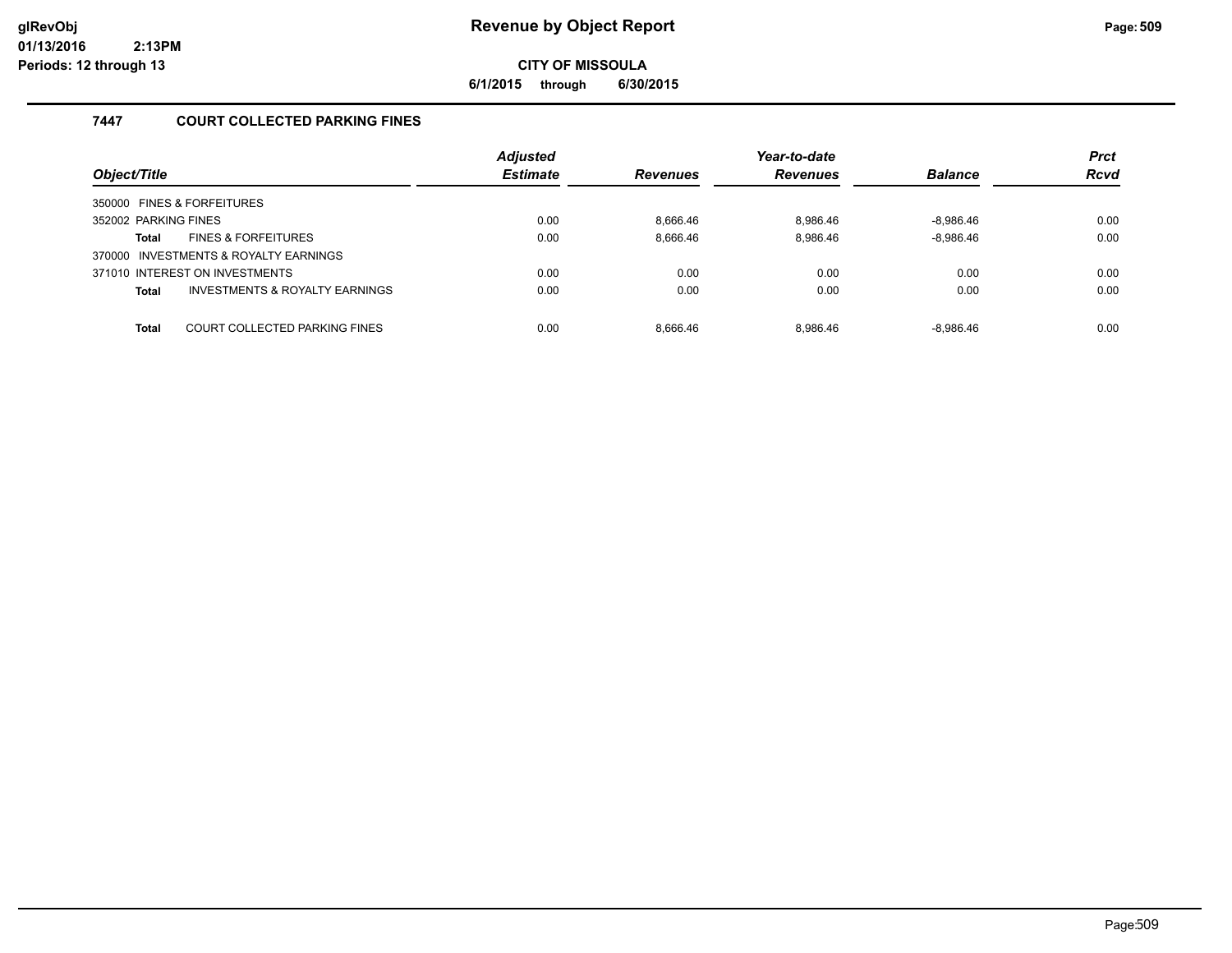**Revenue by Object Report**

**CITY OF MISSOULA**

**6/1/2015 through 6/30/2015**

### 7447 COURT COLLECTED PARKING FINES

| Object/Title | | Adjusted Estimate | Revenues | Year-to-date Revenues | Balance | Prct Rcvd |
|---|---|---|---|---|---|---|
| 350000 FINES & FORFEITURES | | | | | | |
| 352002 PARKING FINES | | 0.00 | 8,666.46 | 8,986.46 | -8,986.46 | 0.00 |
| **Total** | FINES & FORFEITURES | 0.00 | 8,666.46 | 8,986.46 | -8,986.46 | 0.00 |
| 370000 INVESTMENTS & ROYALTY EARNINGS | | | | | | |
| 371010 INTEREST ON INVESTMENTS | | 0.00 | 0.00 | 0.00 | 0.00 | 0.00 |
| **Total** | INVESTMENTS & ROYALTY EARNINGS | 0.00 | 0.00 | 0.00 | 0.00 | 0.00 |
| **Total** | COURT COLLECTED PARKING FINES | 0.00 | 8,666.46 | 8,986.46 | -8,986.46 | 0.00 |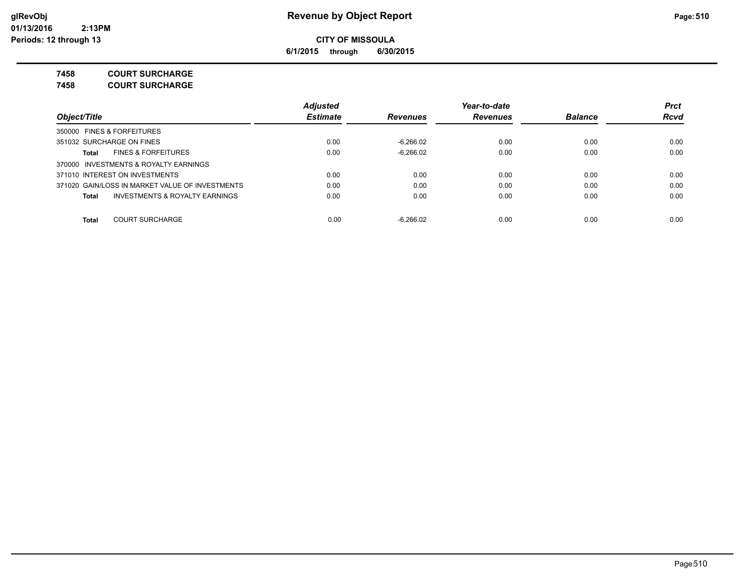**CITY OF MISSOULA**

**6/1/2015 through 6/30/2015**

**7458 COURT SURCHARGE**

**7458 COURT SURCHARGE**

| Object/Title | Adjusted Estimate | Revenues | Year-to-date Revenues | Balance | Prct Rcvd |
|---|---|---|---|---|---|
| 350000 FINES & FORFEITURES | | | | | |
| 351032 SURCHARGE ON FINES | 0.00 | -6,266.02 | 0.00 | 0.00 | 0.00 |
| **Total** FINES & FORFEITURES | 0.00 | -6,266.02 | 0.00 | 0.00 | 0.00 |
| 370000 INVESTMENTS & ROYALTY EARNINGS | | | | | |
| 371010 INTEREST ON INVESTMENTS | 0.00 | 0.00 | 0.00 | 0.00 | 0.00 |
| 371020 GAIN/LOSS IN MARKET VALUE OF INVESTMENTS | 0.00 | 0.00 | 0.00 | 0.00 | 0.00 |
| **Total** INVESTMENTS & ROYALTY EARNINGS | 0.00 | 0.00 | 0.00 | 0.00 | 0.00 |
| **Total** COURT SURCHARGE | 0.00 | -6,266.02 | 0.00 | 0.00 | 0.00 |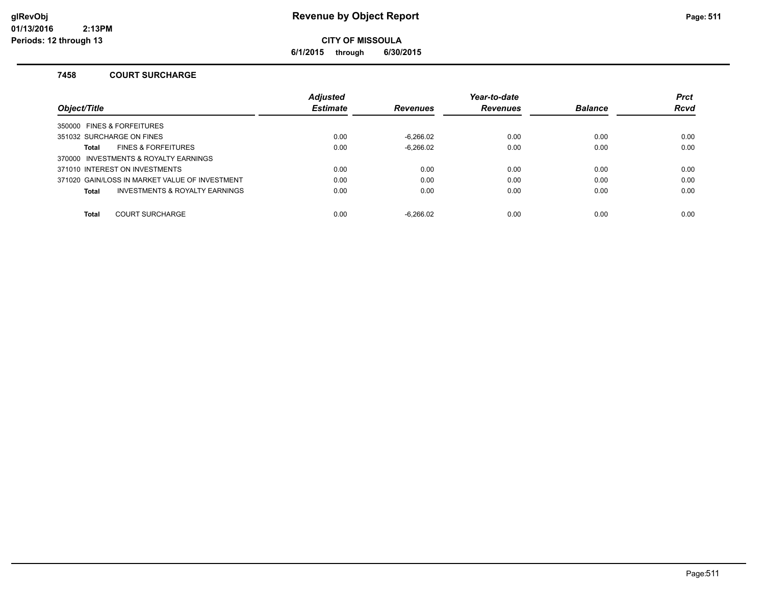# Revenue by Object Report

**CITY OF MISSOULA**

**6/1/2015 through 6/30/2015**

glRevObj
01/13/2016 2:13PM
Periods: 12 through 13

### 7458 COURT SURCHARGE

| Object/Title | Adjusted Estimate | Revenues | Year-to-date Revenues | Balance | Prct Rcvd |
|---|---|---|---|---|---|
| 350000 FINES & FORFEITURES | | | | | |
| 351032 SURCHARGE ON FINES | 0.00 | -6,266.02 | 0.00 | 0.00 | 0.00 |
| **Total** FINES & FORFEITURES | 0.00 | -6,266.02 | 0.00 | 0.00 | 0.00 |
| 370000 INVESTMENTS & ROYALTY EARNINGS | | | | | |
| 371010 INTEREST ON INVESTMENTS | 0.00 | 0.00 | 0.00 | 0.00 | 0.00 |
| 371020 GAIN/LOSS IN MARKET VALUE OF INVESTMENT | 0.00 | 0.00 | 0.00 | 0.00 | 0.00 |
| **Total** INVESTMENTS & ROYALTY EARNINGS | 0.00 | 0.00 | 0.00 | 0.00 | 0.00 |
| **Total** COURT SURCHARGE | 0.00 | -6,266.02 | 0.00 | 0.00 | 0.00 |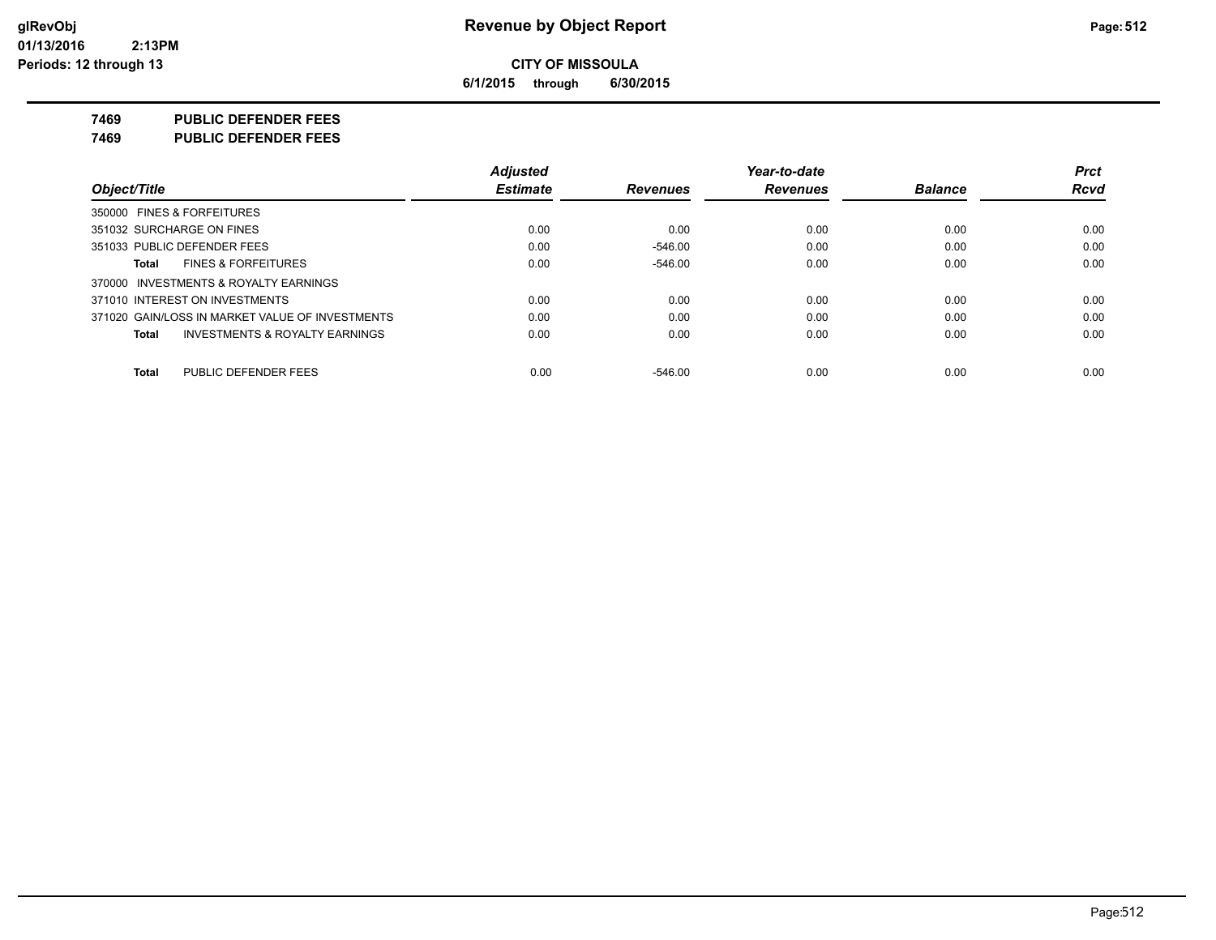**Revenue by Object Report**

**CITY OF MISSOULA**

**6/1/2015 through 6/30/2015**

glRevObj
01/13/2016 2:13PM
Periods: 12 through 13

**7469 PUBLIC DEFENDER FEES**

**7469 PUBLIC DEFENDER FEES**

| Object/Title | Adjusted Estimate | Revenues | Year-to-date Revenues | Balance | Prct Rcvd |
|---|---|---|---|---|---|
| 350000 FINES & FORFEITURES | | | | | |
| 351032 SURCHARGE ON FINES | 0.00 | 0.00 | 0.00 | 0.00 | 0.00 |
| 351033 PUBLIC DEFENDER FEES | 0.00 | -546.00 | 0.00 | 0.00 | 0.00 |
| **Total** FINES & FORFEITURES | 0.00 | -546.00 | 0.00 | 0.00 | 0.00 |
| 370000 INVESTMENTS & ROYALTY EARNINGS | | | | | |
| 371010 INTEREST ON INVESTMENTS | 0.00 | 0.00 | 0.00 | 0.00 | 0.00 |
| 371020 GAIN/LOSS IN MARKET VALUE OF INVESTMENTS | 0.00 | 0.00 | 0.00 | 0.00 | 0.00 |
| **Total** INVESTMENTS & ROYALTY EARNINGS | 0.00 | 0.00 | 0.00 | 0.00 | 0.00 |
| **Total** PUBLIC DEFENDER FEES | 0.00 | -546.00 | 0.00 | 0.00 | 0.00 |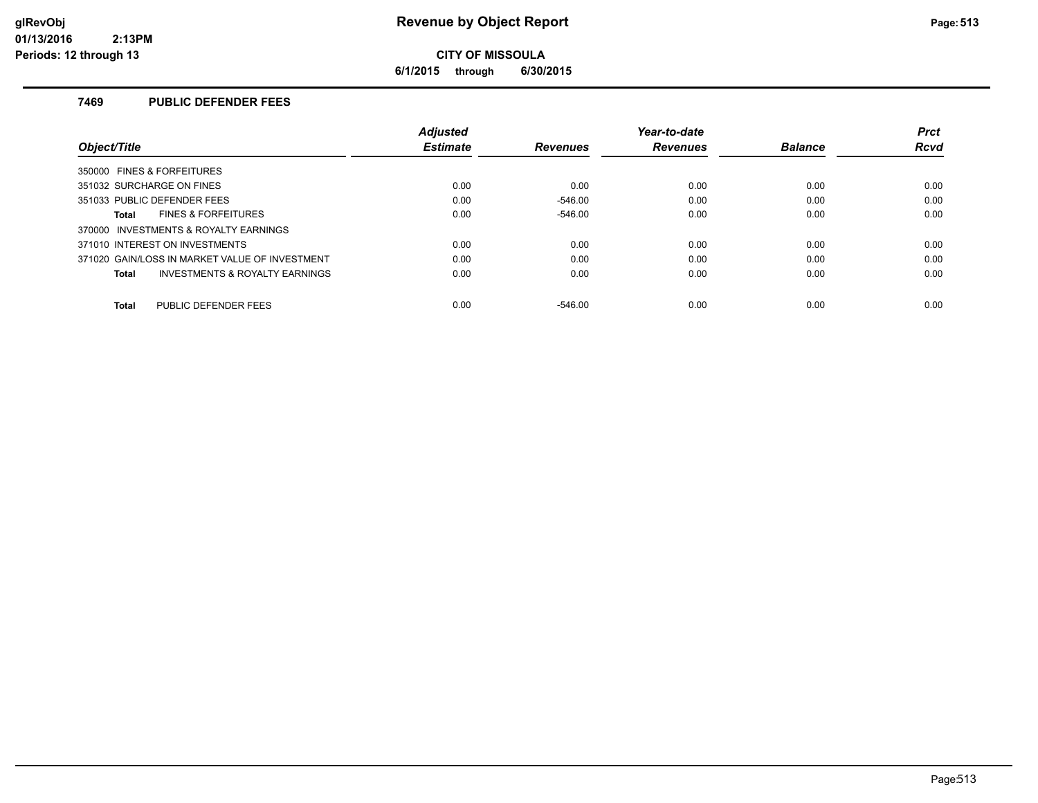# Revenue by Object Report

**CITY OF MISSOULA**

**6/1/2015 through 6/30/2015**

glRevObj
01/13/2016 2:13PM
Periods: 12 through 13

## 7469 PUBLIC DEFENDER FEES

| Object/Title | Adjusted Estimate | Revenues | Year-to-date Revenues | Balance | Prct Rcvd |
|---|---|---|---|---|---|
| 350000 FINES & FORFEITURES | | | | | |
| 351032 SURCHARGE ON FINES | 0.00 | 0.00 | 0.00 | 0.00 | 0.00 |
| 351033 PUBLIC DEFENDER FEES | 0.00 | -546.00 | 0.00 | 0.00 | 0.00 |
| **Total** FINES & FORFEITURES | 0.00 | -546.00 | 0.00 | 0.00 | 0.00 |
| 370000 INVESTMENTS & ROYALTY EARNINGS | | | | | |
| 371010 INTEREST ON INVESTMENTS | 0.00 | 0.00 | 0.00 | 0.00 | 0.00 |
| 371020 GAIN/LOSS IN MARKET VALUE OF INVESTMENT | 0.00 | 0.00 | 0.00 | 0.00 | 0.00 |
| **Total** INVESTMENTS & ROYALTY EARNINGS | 0.00 | 0.00 | 0.00 | 0.00 | 0.00 |
| **Total** PUBLIC DEFENDER FEES | 0.00 | -546.00 | 0.00 | 0.00 | 0.00 |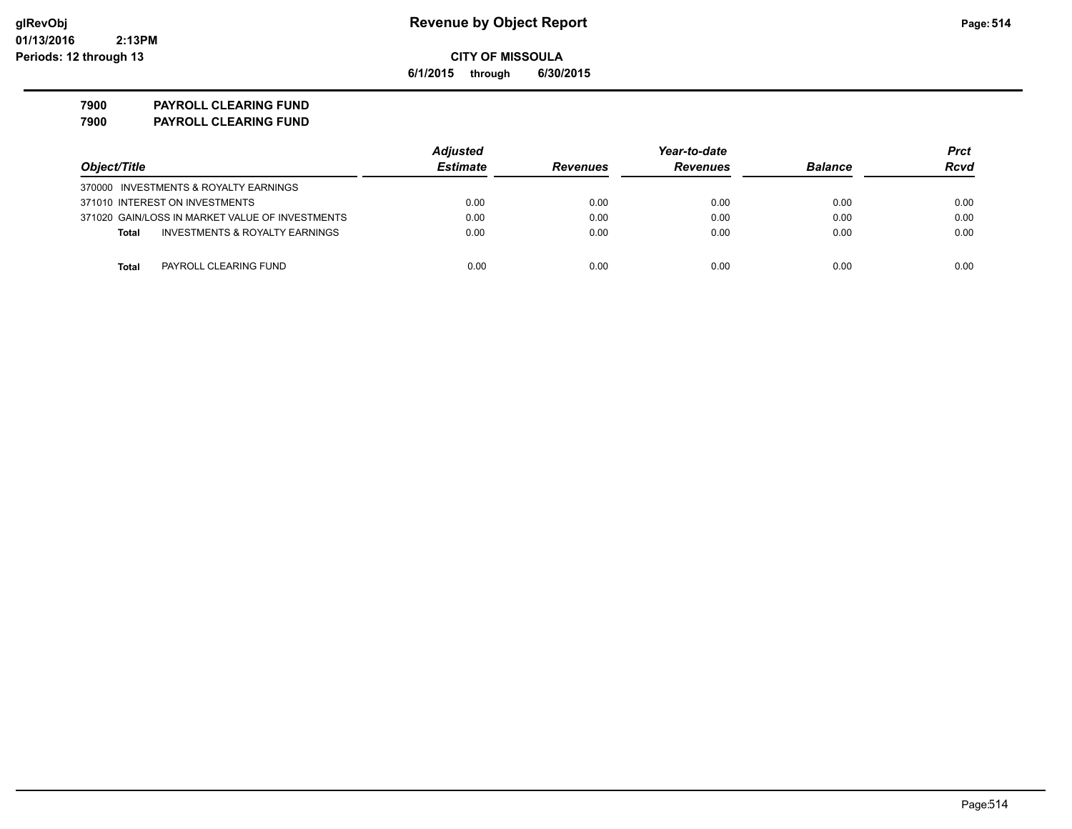**glRevObj**
**01/13/2016 2:13PM**
**Periods: 12 through 13**

# Revenue by Object Report

**CITY OF MISSOULA**

**6/1/2015 through 6/30/2015**

**7900 PAYROLL CLEARING FUND**
**7900 PAYROLL CLEARING FUND**

| Object/Title | Adjusted Estimate | Revenues | Year-to-date Revenues | Balance | Prct Rcvd |
|---|---|---|---|---|---|
| 370000 INVESTMENTS & ROYALTY EARNINGS | | | | | |
| 371010 INTEREST ON INVESTMENTS | 0.00 | 0.00 | 0.00 | 0.00 | 0.00 |
| 371020 GAIN/LOSS IN MARKET VALUE OF INVESTMENTS | 0.00 | 0.00 | 0.00 | 0.00 | 0.00 |
| **Total** INVESTMENTS & ROYALTY EARNINGS | 0.00 | 0.00 | 0.00 | 0.00 | 0.00 |
| **Total** PAYROLL CLEARING FUND | 0.00 | 0.00 | 0.00 | 0.00 | 0.00 |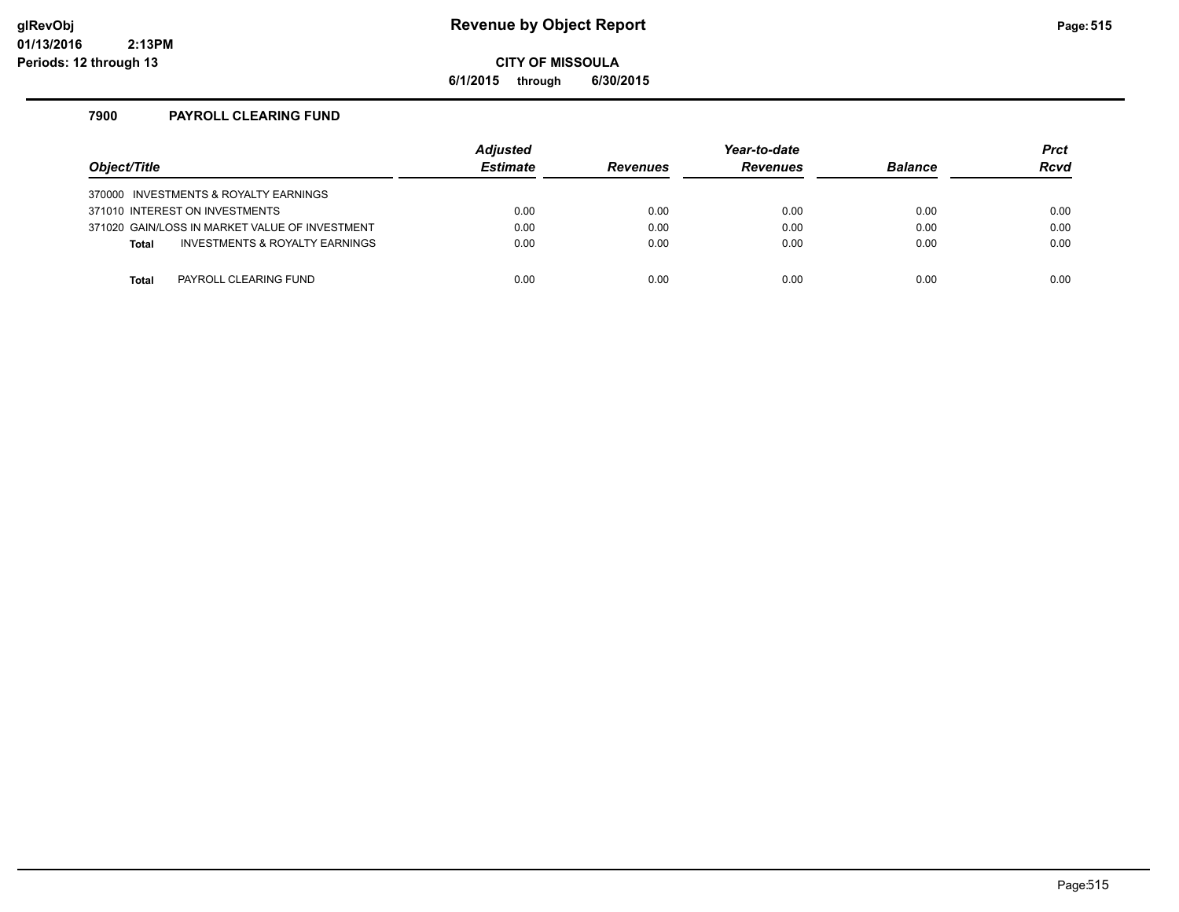# Revenue by Object Report

**CITY OF MISSOULA**

**6/1/2015 through 6/30/2015**

glRevObj
01/13/2016 2:13PM
Periods: 12 through 13

### 7900 PAYROLL CLEARING FUND

| Object/Title | Adjusted Estimate | Revenues | Year-to-date Revenues | Balance | Prct Rcvd |
|---|---|---|---|---|---|
| 370000 INVESTMENTS & ROYALTY EARNINGS | | | | | |
| 371010 INTEREST ON INVESTMENTS | 0.00 | 0.00 | 0.00 | 0.00 | 0.00 |
| 371020 GAIN/LOSS IN MARKET VALUE OF INVESTMENT | 0.00 | 0.00 | 0.00 | 0.00 | 0.00 |
| **Total** INVESTMENTS & ROYALTY EARNINGS | 0.00 | 0.00 | 0.00 | 0.00 | 0.00 |
| **Total** PAYROLL CLEARING FUND | 0.00 | 0.00 | 0.00 | 0.00 | 0.00 |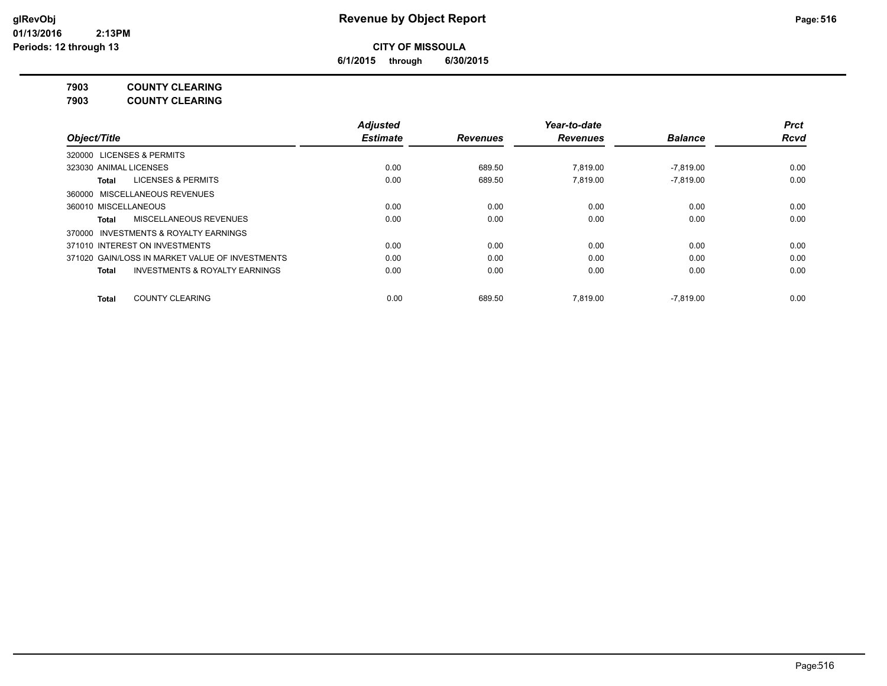# Revenue by Object Report

**CITY OF MISSOULA**

**6/1/2015 through 6/30/2015**

glRevObj
01/13/2016 2:13PM
Periods: 12 through 13

**7903 COUNTY CLEARING**
**7903 COUNTY CLEARING**

| Object/Title | Adjusted Estimate | Revenues | Year-to-date Revenues | Balance | Prct Rcvd |
|---|---|---|---|---|---|
| 320000 LICENSES & PERMITS | | | | | |
| 323030 ANIMAL LICENSES | 0.00 | 689.50 | 7,819.00 | -7,819.00 | 0.00 |
| **Total** LICENSES & PERMITS | 0.00 | 689.50 | 7,819.00 | -7,819.00 | 0.00 |
| 360000 MISCELLANEOUS REVENUES | | | | | |
| 360010 MISCELLANEOUS | 0.00 | 0.00 | 0.00 | 0.00 | 0.00 |
| **Total** MISCELLANEOUS REVENUES | 0.00 | 0.00 | 0.00 | 0.00 | 0.00 |
| 370000 INVESTMENTS & ROYALTY EARNINGS | | | | | |
| 371010 INTEREST ON INVESTMENTS | 0.00 | 0.00 | 0.00 | 0.00 | 0.00 |
| 371020 GAIN/LOSS IN MARKET VALUE OF INVESTMENTS | 0.00 | 0.00 | 0.00 | 0.00 | 0.00 |
| **Total** INVESTMENTS & ROYALTY EARNINGS | 0.00 | 0.00 | 0.00 | 0.00 | 0.00 |
| **Total** COUNTY CLEARING | 0.00 | 689.50 | 7,819.00 | -7,819.00 | 0.00 |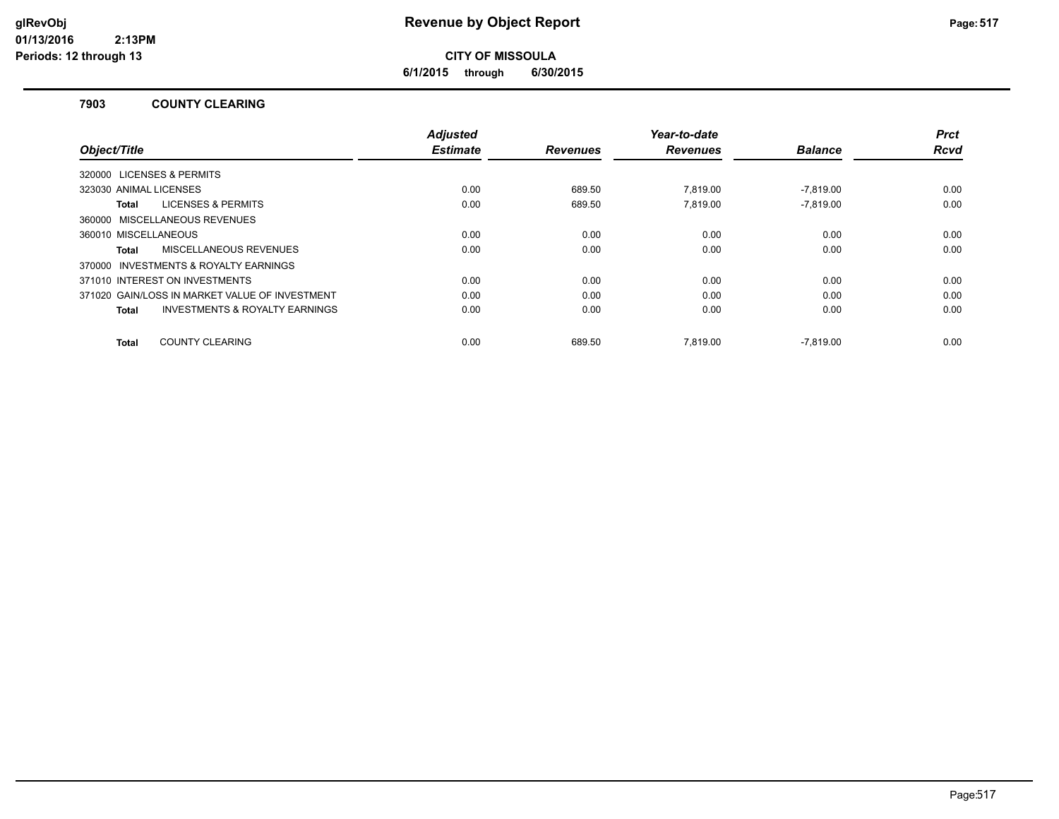# Revenue by Object Report

**CITY OF MISSOULA**

**6/1/2015 through 6/30/2015**

### 7903 COUNTY CLEARING

| Object/Title | Adjusted Estimate | Revenues | Year-to-date Revenues | Balance | Prct Rcvd |
|---|---|---|---|---|---|
| 320000 LICENSES & PERMITS | | | | | |
| 323030 ANIMAL LICENSES | 0.00 | 689.50 | 7,819.00 | -7,819.00 | 0.00 |
| **Total** LICENSES & PERMITS | 0.00 | 689.50 | 7,819.00 | -7,819.00 | 0.00 |
| 360000 MISCELLANEOUS REVENUES | | | | | |
| 360010 MISCELLANEOUS | 0.00 | 0.00 | 0.00 | 0.00 | 0.00 |
| **Total** MISCELLANEOUS REVENUES | 0.00 | 0.00 | 0.00 | 0.00 | 0.00 |
| 370000 INVESTMENTS & ROYALTY EARNINGS | | | | | |
| 371010 INTEREST ON INVESTMENTS | 0.00 | 0.00 | 0.00 | 0.00 | 0.00 |
| 371020 GAIN/LOSS IN MARKET VALUE OF INVESTMENT | 0.00 | 0.00 | 0.00 | 0.00 | 0.00 |
| **Total** INVESTMENTS & ROYALTY EARNINGS | 0.00 | 0.00 | 0.00 | 0.00 | 0.00 |
| **Total** COUNTY CLEARING | 0.00 | 689.50 | 7,819.00 | -7,819.00 | 0.00 |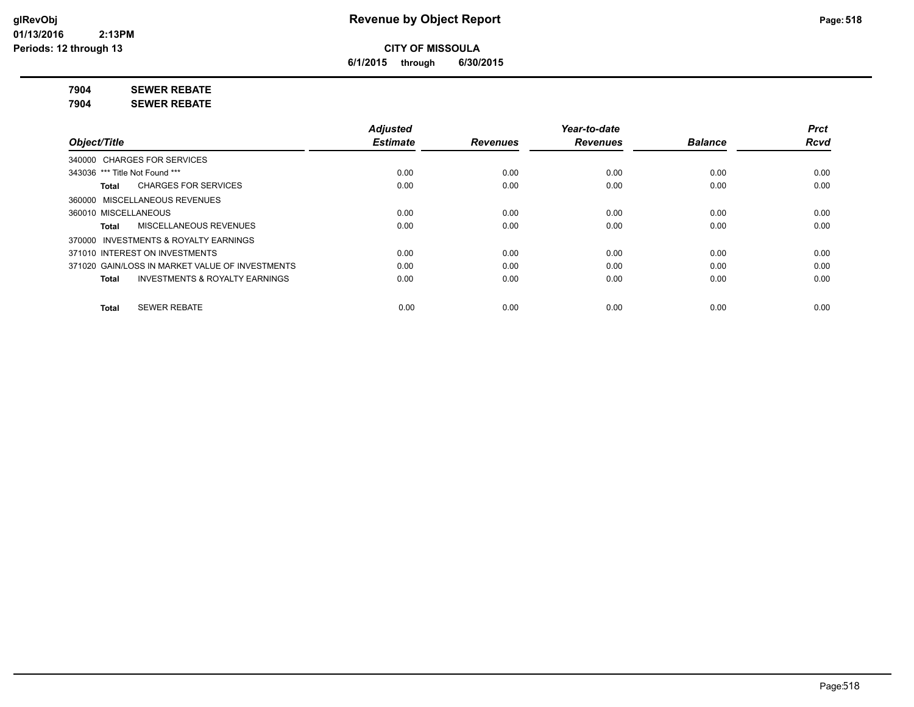# Revenue by Object Report

**CITY OF MISSOULA**

**6/1/2015 through 6/30/2015**

glRevObj
01/13/2016 2:13PM
Periods: 12 through 13

**7904 SEWER REBATE**

**7904 SEWER REBATE**

| Object/Title | Adjusted Estimate | Revenues | Year-to-date Revenues | Balance | Prct Rcvd |
|---|---|---|---|---|---|
| 340000 CHARGES FOR SERVICES | | | | | |
| 343036 *** Title Not Found *** | 0.00 | 0.00 | 0.00 | 0.00 | 0.00 |
| **Total** CHARGES FOR SERVICES | 0.00 | 0.00 | 0.00 | 0.00 | 0.00 |
| 360000 MISCELLANEOUS REVENUES | | | | | |
| 360010 MISCELLANEOUS | 0.00 | 0.00 | 0.00 | 0.00 | 0.00 |
| **Total** MISCELLANEOUS REVENUES | 0.00 | 0.00 | 0.00 | 0.00 | 0.00 |
| 370000 INVESTMENTS & ROYALTY EARNINGS | | | | | |
| 371010 INTEREST ON INVESTMENTS | 0.00 | 0.00 | 0.00 | 0.00 | 0.00 |
| 371020 GAIN/LOSS IN MARKET VALUE OF INVESTMENTS | 0.00 | 0.00 | 0.00 | 0.00 | 0.00 |
| **Total** INVESTMENTS & ROYALTY EARNINGS | 0.00 | 0.00 | 0.00 | 0.00 | 0.00 |
| **Total** SEWER REBATE | 0.00 | 0.00 | 0.00 | 0.00 | 0.00 |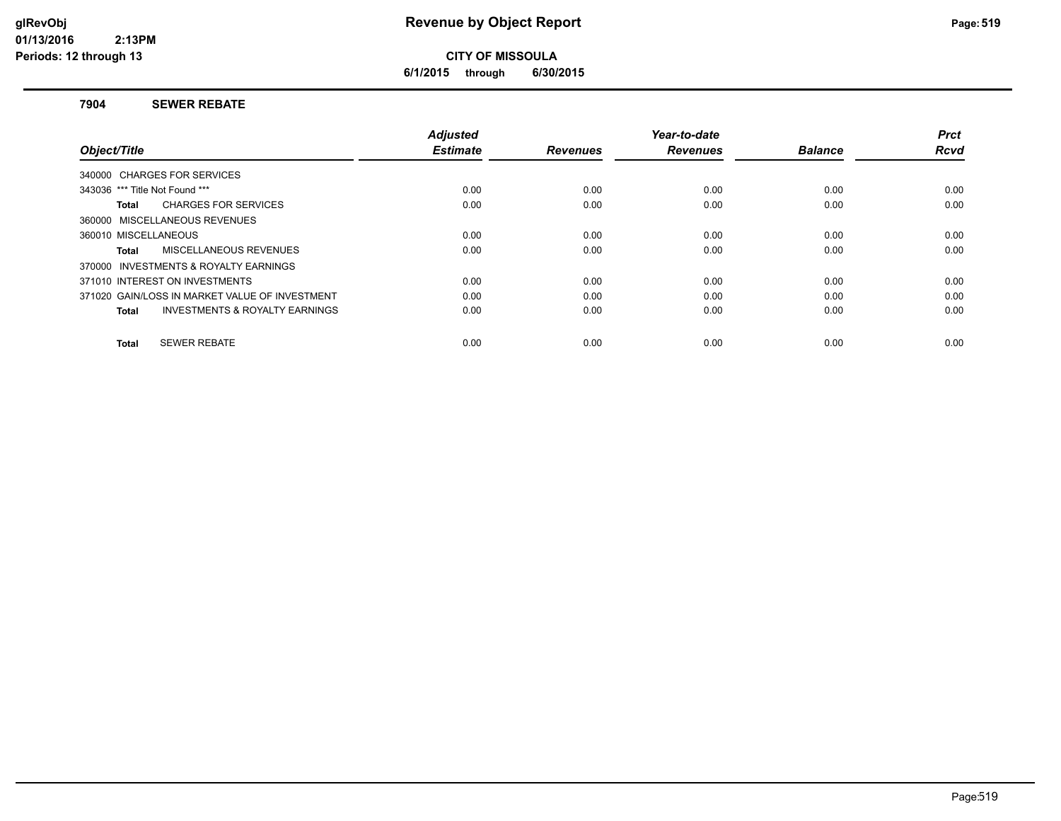# Revenue by Object Report

## CITY OF MISSOULA

**6/1/2015 through 6/30/2015**

### 7904 SEWER REBATE

| Object/Title | Adjusted Estimate | Revenues | Year-to-date Revenues | Balance | Prct Rcvd |
|---|---|---|---|---|---|
| 340000 CHARGES FOR SERVICES | | | | | |
| 343036 *** Title Not Found *** | 0.00 | 0.00 | 0.00 | 0.00 | 0.00 |
| **Total** CHARGES FOR SERVICES | 0.00 | 0.00 | 0.00 | 0.00 | 0.00 |
| 360000 MISCELLANEOUS REVENUES | | | | | |
| 360010 MISCELLANEOUS | 0.00 | 0.00 | 0.00 | 0.00 | 0.00 |
| **Total** MISCELLANEOUS REVENUES | 0.00 | 0.00 | 0.00 | 0.00 | 0.00 |
| 370000 INVESTMENTS & ROYALTY EARNINGS | | | | | |
| 371010 INTEREST ON INVESTMENTS | 0.00 | 0.00 | 0.00 | 0.00 | 0.00 |
| 371020 GAIN/LOSS IN MARKET VALUE OF INVESTMENT | 0.00 | 0.00 | 0.00 | 0.00 | 0.00 |
| **Total** INVESTMENTS & ROYALTY EARNINGS | 0.00 | 0.00 | 0.00 | 0.00 | 0.00 |
| **Total** SEWER REBATE | 0.00 | 0.00 | 0.00 | 0.00 | 0.00 |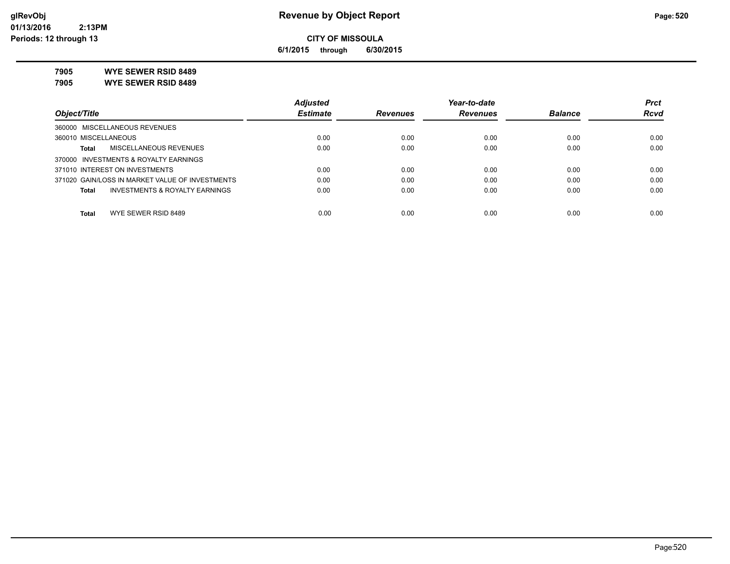**Revenue by Object Report**

**CITY OF MISSOULA**

**6/1/2015 through 6/30/2015**

glRevObj
01/13/2016 2:13PM
Periods: 12 through 13

**7905 WYE SEWER RSID 8489**
**7905 WYE SEWER RSID 8489**

| Object/Title | Adjusted Estimate | Revenues | Year-to-date Revenues | Balance | Prct Rcvd |
|---|---|---|---|---|---|
| 360000 MISCELLANEOUS REVENUES | | | | | |
| 360010 MISCELLANEOUS | 0.00 | 0.00 | 0.00 | 0.00 | 0.00 |
| **Total** MISCELLANEOUS REVENUES | 0.00 | 0.00 | 0.00 | 0.00 | 0.00 |
| 370000 INVESTMENTS & ROYALTY EARNINGS | | | | | |
| 371010 INTEREST ON INVESTMENTS | 0.00 | 0.00 | 0.00 | 0.00 | 0.00 |
| 371020 GAIN/LOSS IN MARKET VALUE OF INVESTMENTS | 0.00 | 0.00 | 0.00 | 0.00 | 0.00 |
| **Total** INVESTMENTS & ROYALTY EARNINGS | 0.00 | 0.00 | 0.00 | 0.00 | 0.00 |
| **Total** WYE SEWER RSID 8489 | 0.00 | 0.00 | 0.00 | 0.00 | 0.00 |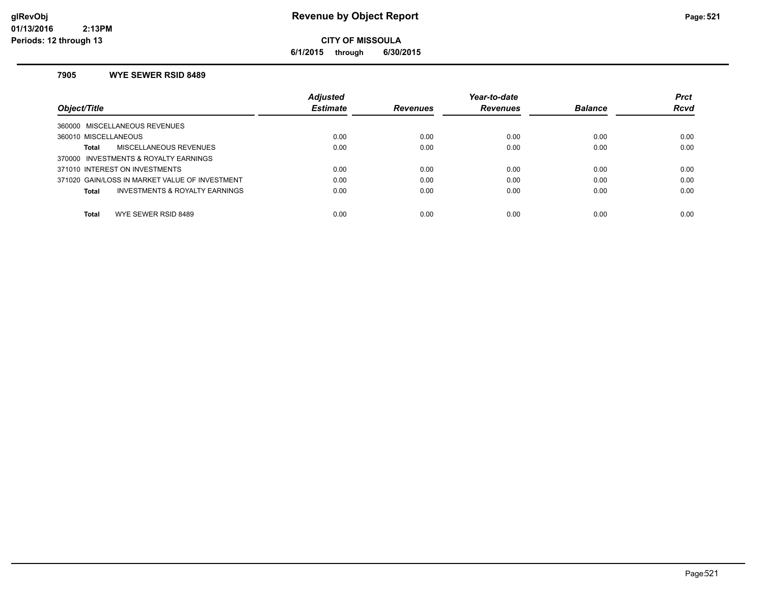# Revenue by Object Report

**CITY OF MISSOULA**

**6/1/2015 through 6/30/2015**

glRevObj
01/13/2016 2:13PM
Periods: 12 through 13

### 7905 WYE SEWER RSID 8489

| Object/Title | Adjusted Estimate | Revenues | Year-to-date Revenues | Balance | Prct Rcvd |
|---|---|---|---|---|---|
| 360000 MISCELLANEOUS REVENUES | | | | | |
| 360010 MISCELLANEOUS | 0.00 | 0.00 | 0.00 | 0.00 | 0.00 |
| **Total** MISCELLANEOUS REVENUES | 0.00 | 0.00 | 0.00 | 0.00 | 0.00 |
| 370000 INVESTMENTS & ROYALTY EARNINGS | | | | | |
| 371010 INTEREST ON INVESTMENTS | 0.00 | 0.00 | 0.00 | 0.00 | 0.00 |
| 371020 GAIN/LOSS IN MARKET VALUE OF INVESTMENT | 0.00 | 0.00 | 0.00 | 0.00 | 0.00 |
| **Total** INVESTMENTS & ROYALTY EARNINGS | 0.00 | 0.00 | 0.00 | 0.00 | 0.00 |
| **Total** WYE SEWER RSID 8489 | 0.00 | 0.00 | 0.00 | 0.00 | 0.00 |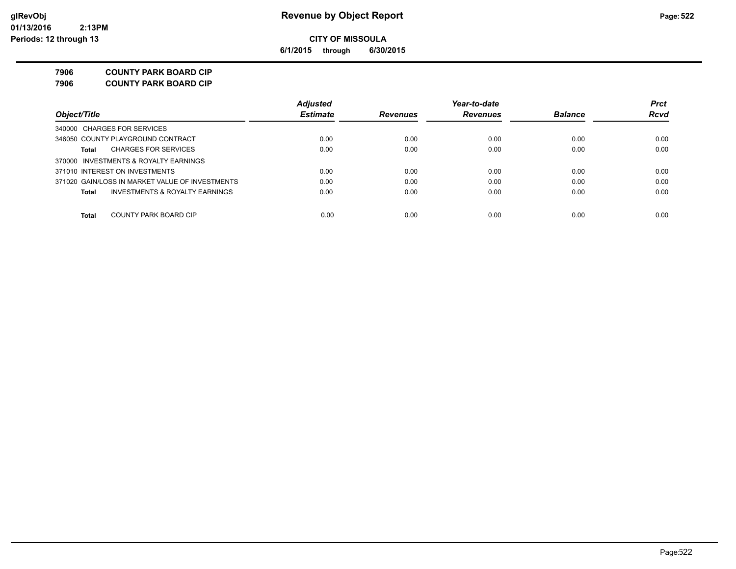# Revenue by Object Report

**CITY OF MISSOULA**

**6/1/2015 through 6/30/2015**

glRevObj
01/13/2016 2:13PM
Periods: 12 through 13

**7906 COUNTY PARK BOARD CIP**
**7906 COUNTY PARK BOARD CIP**

| Object/Title | Adjusted Estimate | Revenues | Year-to-date Revenues | Balance | Prct Rcvd |
|---|---|---|---|---|---|
| 340000 CHARGES FOR SERVICES | | | | | |
| 346050 COUNTY PLAYGROUND CONTRACT | 0.00 | 0.00 | 0.00 | 0.00 | 0.00 |
| **Total** CHARGES FOR SERVICES | 0.00 | 0.00 | 0.00 | 0.00 | 0.00 |
| 370000 INVESTMENTS & ROYALTY EARNINGS | | | | | |
| 371010 INTEREST ON INVESTMENTS | 0.00 | 0.00 | 0.00 | 0.00 | 0.00 |
| 371020 GAIN/LOSS IN MARKET VALUE OF INVESTMENTS | 0.00 | 0.00 | 0.00 | 0.00 | 0.00 |
| **Total** INVESTMENTS & ROYALTY EARNINGS | 0.00 | 0.00 | 0.00 | 0.00 | 0.00 |
| **Total** COUNTY PARK BOARD CIP | 0.00 | 0.00 | 0.00 | 0.00 | 0.00 |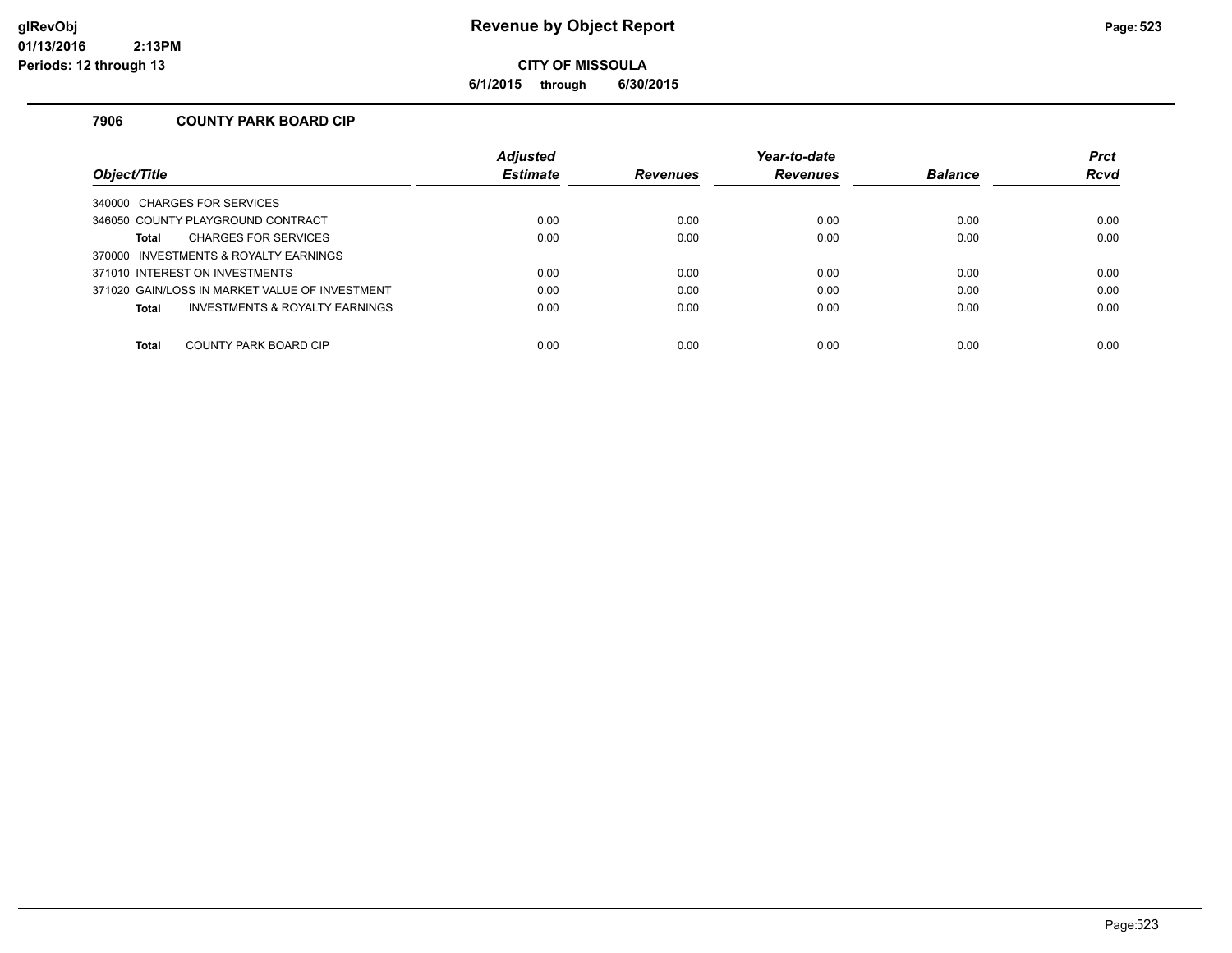# Revenue by Object Report

**CITY OF MISSOULA**

**6/1/2015 through 6/30/2015**

glRevObj
01/13/2016 2:13PM
Periods: 12 through 13

## 7906 COUNTY PARK BOARD CIP

| Object/Title | Adjusted Estimate | Revenues | Year-to-date Revenues | Balance | Prct Rcvd |
|---|---|---|---|---|---|
| 340000 CHARGES FOR SERVICES | | | | | |
| 346050 COUNTY PLAYGROUND CONTRACT | 0.00 | 0.00 | 0.00 | 0.00 | 0.00 |
| **Total** CHARGES FOR SERVICES | 0.00 | 0.00 | 0.00 | 0.00 | 0.00 |
| 370000 INVESTMENTS & ROYALTY EARNINGS | | | | | |
| 371010 INTEREST ON INVESTMENTS | 0.00 | 0.00 | 0.00 | 0.00 | 0.00 |
| 371020 GAIN/LOSS IN MARKET VALUE OF INVESTMENT | 0.00 | 0.00 | 0.00 | 0.00 | 0.00 |
| **Total** INVESTMENTS & ROYALTY EARNINGS | 0.00 | 0.00 | 0.00 | 0.00 | 0.00 |
| **Total** COUNTY PARK BOARD CIP | 0.00 | 0.00 | 0.00 | 0.00 | 0.00 |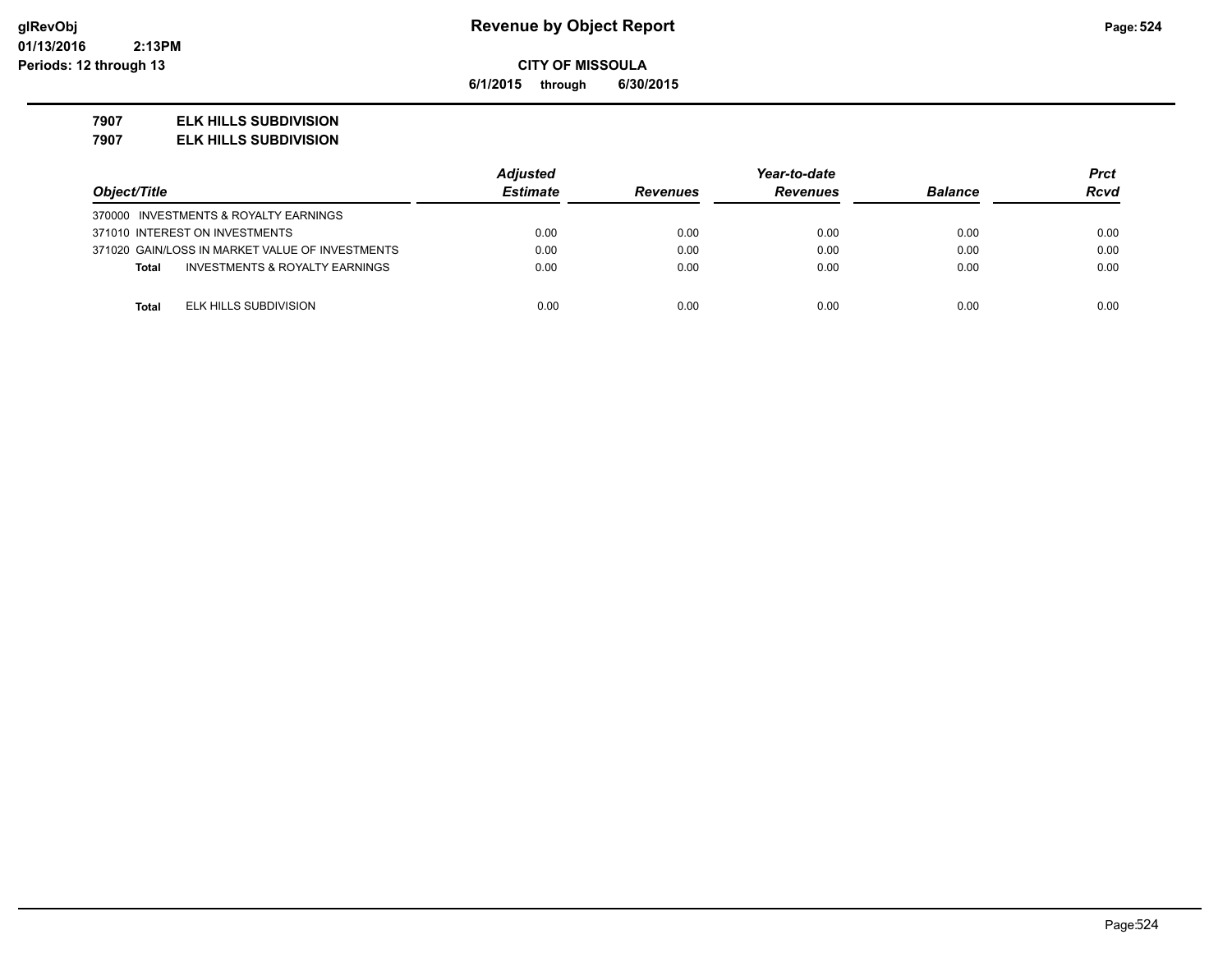# Revenue by Object Report

**CITY OF MISSOULA**

**6/1/2015 through 6/30/2015**

glRevObj
01/13/2016 2:13PM
Periods: 12 through 13

## 7907 ELK HILLS SUBDIVISION
## 7907 ELK HILLS SUBDIVISION

| Object/Title | Adjusted Estimate | Revenues | Year-to-date Revenues | Balance | Prct Rcvd |
|---|---|---|---|---|---|
| 370000 INVESTMENTS & ROYALTY EARNINGS | | | | | |
| 371010 INTEREST ON INVESTMENTS | 0.00 | 0.00 | 0.00 | 0.00 | 0.00 |
| 371020 GAIN/LOSS IN MARKET VALUE OF INVESTMENTS | 0.00 | 0.00 | 0.00 | 0.00 | 0.00 |
| **Total** INVESTMENTS & ROYALTY EARNINGS | 0.00 | 0.00 | 0.00 | 0.00 | 0.00 |
| **Total** ELK HILLS SUBDIVISION | 0.00 | 0.00 | 0.00 | 0.00 | 0.00 |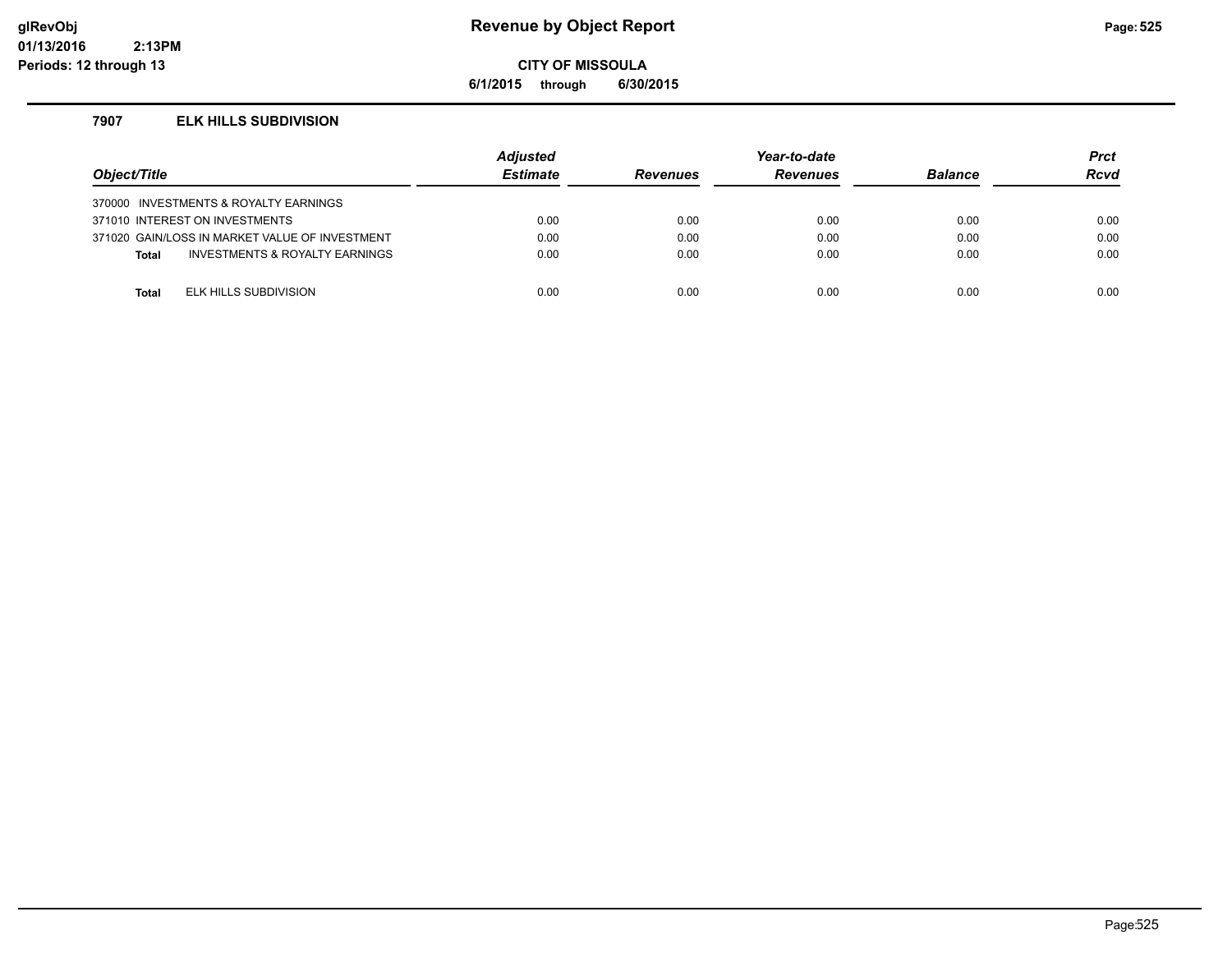# Revenue by Object Report

**CITY OF MISSOULA**

**6/1/2015 through 6/30/2015**

glRevObj
01/13/2016 2:13PM
Periods: 12 through 13

### 7907 ELK HILLS SUBDIVISION

| Object/Title | Adjusted Estimate | Revenues | Year-to-date Revenues | Balance | Prct Rcvd |
|---|---|---|---|---|---|
| 370000 INVESTMENTS & ROYALTY EARNINGS | | | | | |
| 371010 INTEREST ON INVESTMENTS | 0.00 | 0.00 | 0.00 | 0.00 | 0.00 |
| 371020 GAIN/LOSS IN MARKET VALUE OF INVESTMENT | 0.00 | 0.00 | 0.00 | 0.00 | 0.00 |
| **Total** INVESTMENTS & ROYALTY EARNINGS | 0.00 | 0.00 | 0.00 | 0.00 | 0.00 |
| **Total** ELK HILLS SUBDIVISION | 0.00 | 0.00 | 0.00 | 0.00 | 0.00 |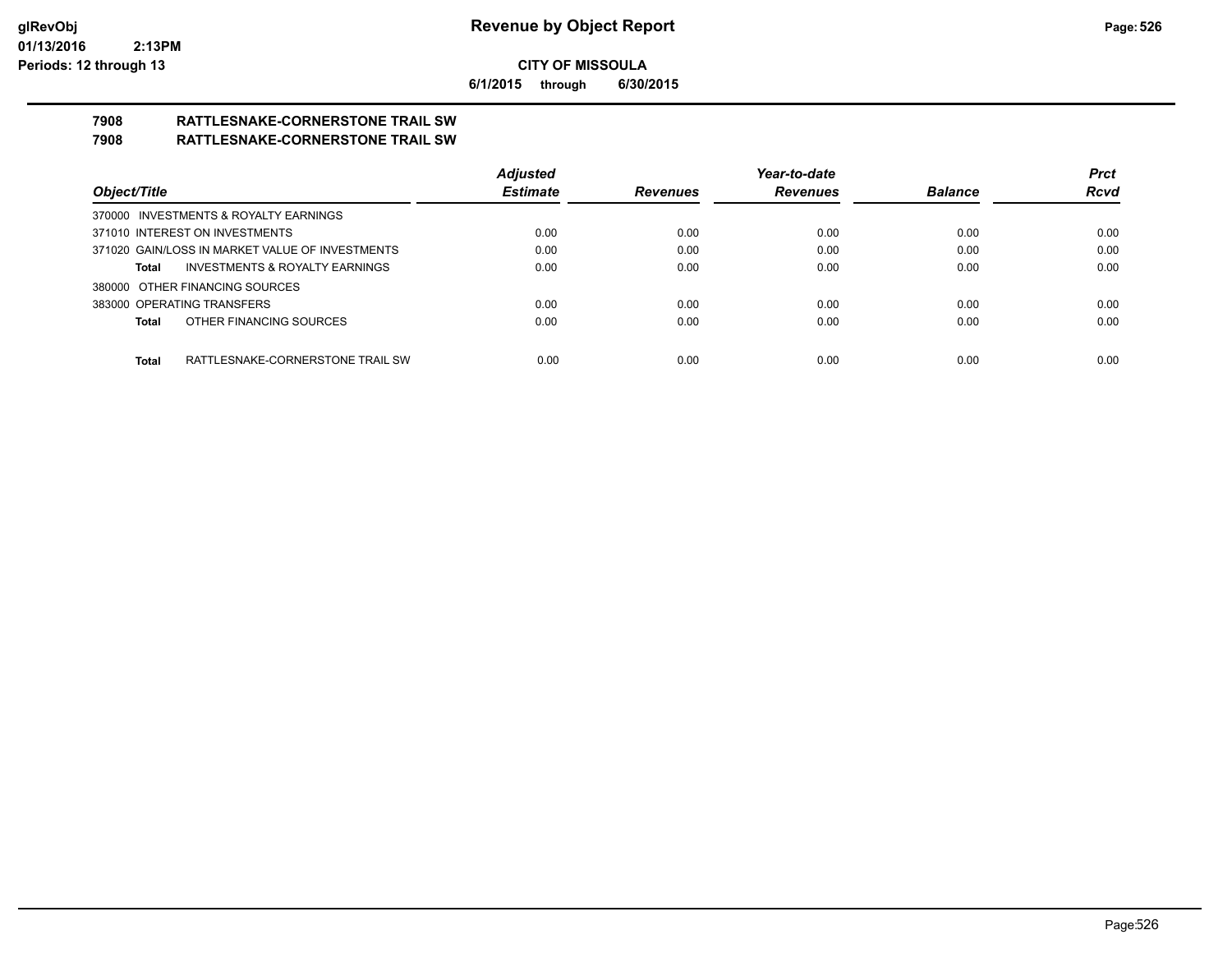# Revenue by Object Report

**CITY OF MISSOULA**

**6/1/2015 through 6/30/2015**

glRevObj
01/13/2016 2:13PM
Periods: 12 through 13

## 7908 RATTLESNAKE-CORNERSTONE TRAIL SW
## 7908 RATTLESNAKE-CORNERSTONE TRAIL SW

| Object/Title | Adjusted Estimate | Revenues | Year-to-date Revenues | Balance | Prct Rcvd |
|---|---|---|---|---|---|
| 370000 INVESTMENTS & ROYALTY EARNINGS | | | | | |
| 371010 INTEREST ON INVESTMENTS | 0.00 | 0.00 | 0.00 | 0.00 | 0.00 |
| 371020 GAIN/LOSS IN MARKET VALUE OF INVESTMENTS | 0.00 | 0.00 | 0.00 | 0.00 | 0.00 |
| **Total** INVESTMENTS & ROYALTY EARNINGS | 0.00 | 0.00 | 0.00 | 0.00 | 0.00 |
| 380000 OTHER FINANCING SOURCES | | | | | |
| 383000 OPERATING TRANSFERS | 0.00 | 0.00 | 0.00 | 0.00 | 0.00 |
| **Total** OTHER FINANCING SOURCES | 0.00 | 0.00 | 0.00 | 0.00 | 0.00 |
| **Total** RATTLESNAKE-CORNERSTONE TRAIL SW | 0.00 | 0.00 | 0.00 | 0.00 | 0.00 |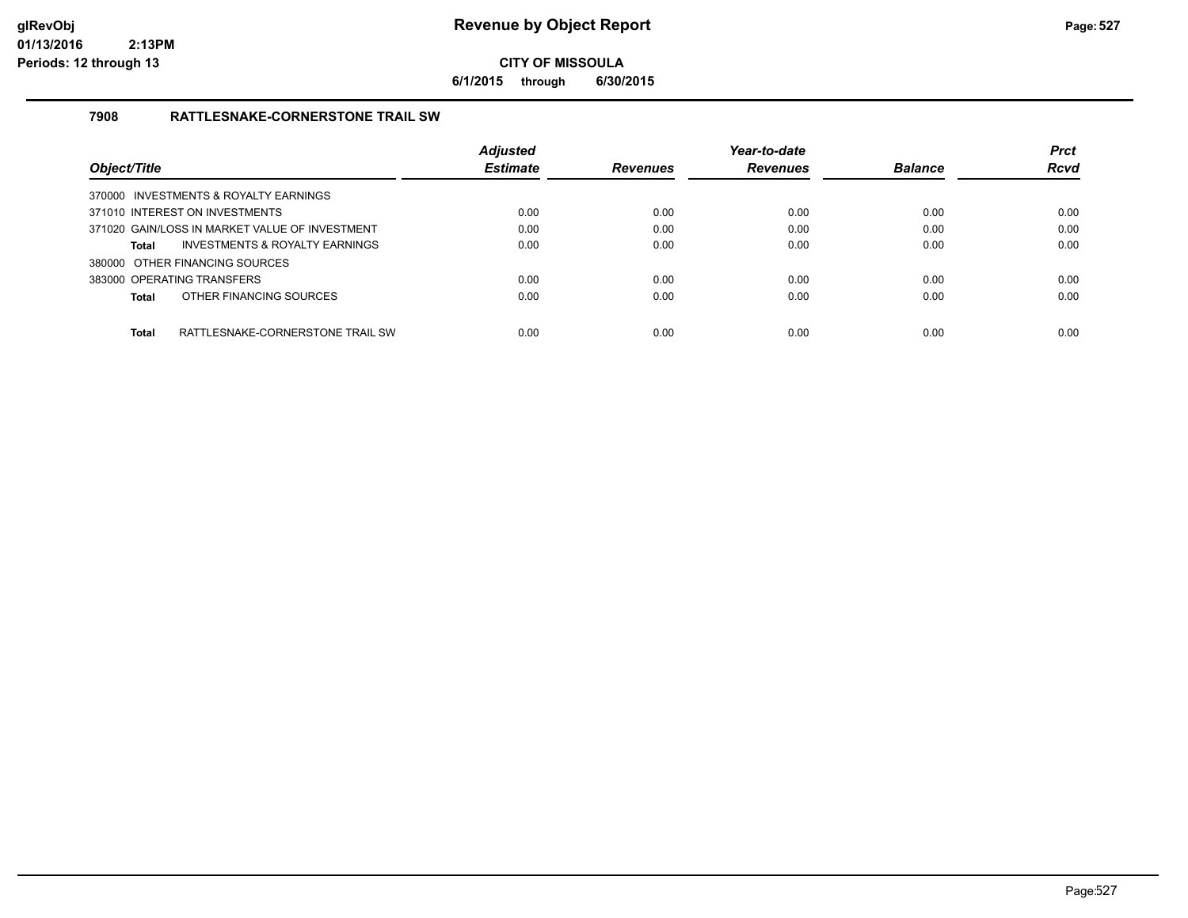# Revenue by Object Report

**CITY OF MISSOULA**

**6/1/2015 through 6/30/2015**

glRevObj
01/13/2016 2:13PM
Periods: 12 through 13

## 7908 RATTLESNAKE-CORNERSTONE TRAIL SW

| Object/Title | Adjusted Estimate | Revenues | Year-to-date Revenues | Balance | Prct Rcvd |
|---|---|---|---|---|---|
| 370000 INVESTMENTS & ROYALTY EARNINGS | | | | | |
| 371010 INTEREST ON INVESTMENTS | 0.00 | 0.00 | 0.00 | 0.00 | 0.00 |
| 371020 GAIN/LOSS IN MARKET VALUE OF INVESTMENT | 0.00 | 0.00 | 0.00 | 0.00 | 0.00 |
| **Total** INVESTMENTS & ROYALTY EARNINGS | 0.00 | 0.00 | 0.00 | 0.00 | 0.00 |
| 380000 OTHER FINANCING SOURCES | | | | | |
| 383000 OPERATING TRANSFERS | 0.00 | 0.00 | 0.00 | 0.00 | 0.00 |
| **Total** OTHER FINANCING SOURCES | 0.00 | 0.00 | 0.00 | 0.00 | 0.00 |
| **Total** RATTLESNAKE-CORNERSTONE TRAIL SW | 0.00 | 0.00 | 0.00 | 0.00 | 0.00 |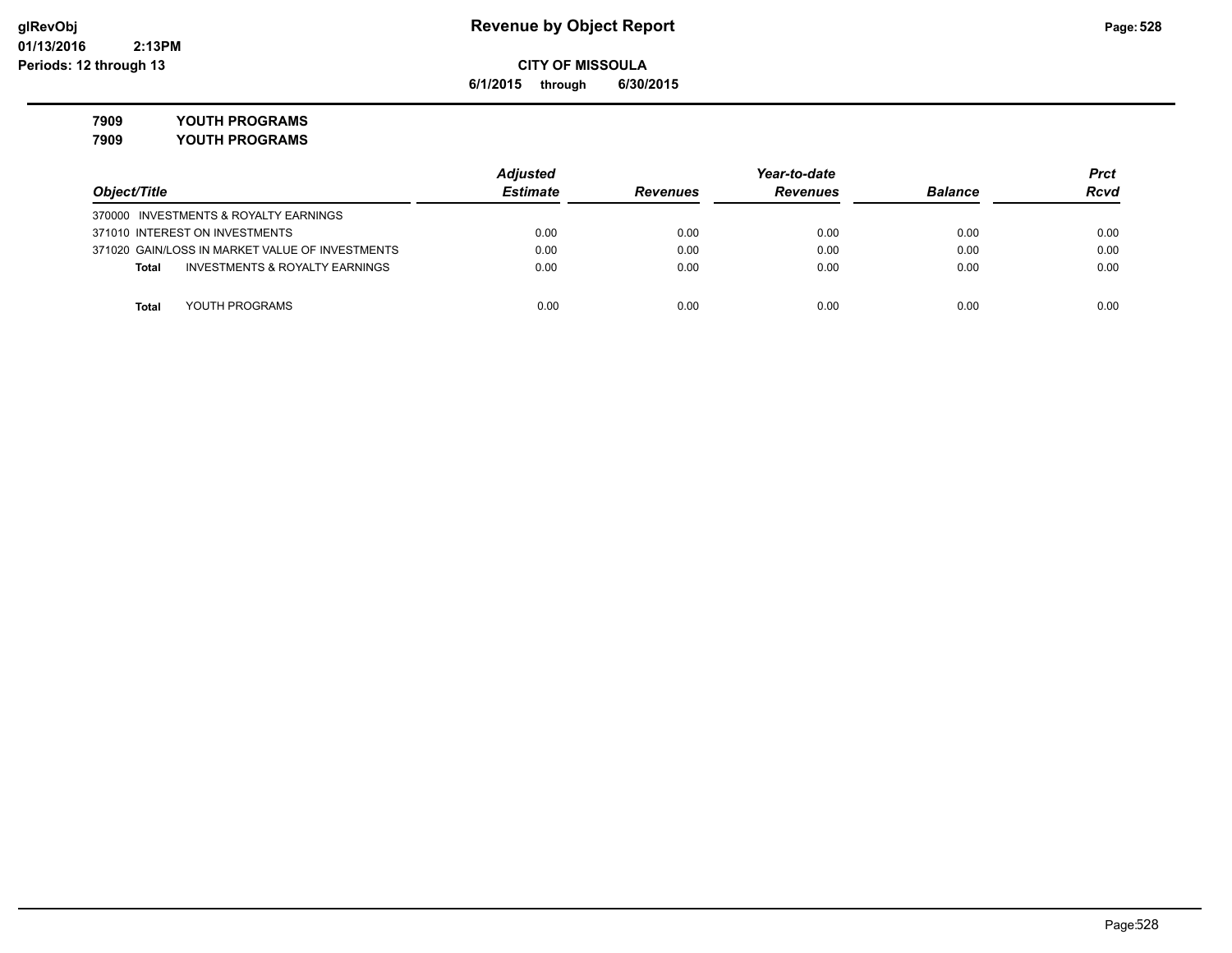# Revenue by Object Report

glRevObj
01/13/2016 2:13PM
Periods: 12 through 13

**CITY OF MISSOULA**

**6/1/2015 through 6/30/2015**

**7909 YOUTH PROGRAMS**
**7909 YOUTH PROGRAMS**

| Object/Title | | Adjusted Estimate | Revenues | Year-to-date Revenues | Balance | Prct Rcvd |
|---|---|---|---|---|---|---|
| 370000 INVESTMENTS & ROYALTY EARNINGS | | | | | | |
| 371010 INTEREST ON INVESTMENTS | | 0.00 | 0.00 | 0.00 | 0.00 | 0.00 |
| 371020 GAIN/LOSS IN MARKET VALUE OF INVESTMENTS | | 0.00 | 0.00 | 0.00 | 0.00 | 0.00 |
| Total | INVESTMENTS & ROYALTY EARNINGS | 0.00 | 0.00 | 0.00 | 0.00 | 0.00 |
| Total | YOUTH PROGRAMS | 0.00 | 0.00 | 0.00 | 0.00 | 0.00 |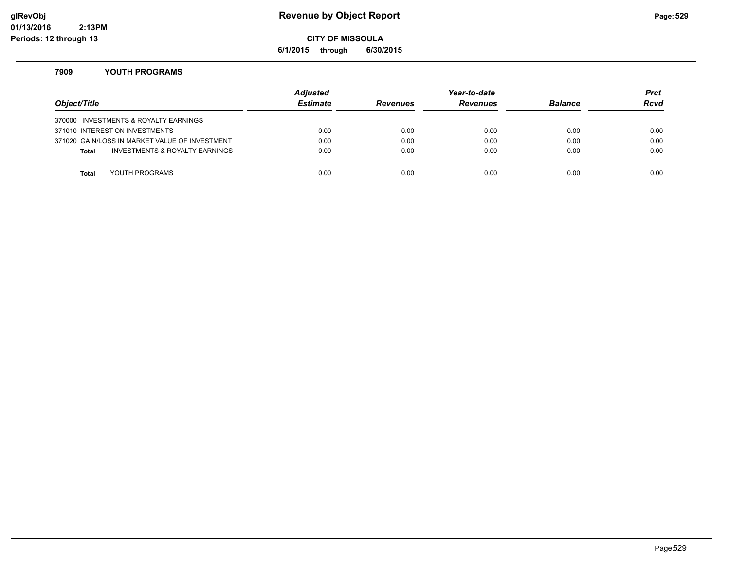# Revenue by Object Report

**CITY OF MISSOULA**

**6/1/2015 through 6/30/2015**

glRevObj
01/13/2016 2:13PM
Periods: 12 through 13

## 7909 YOUTH PROGRAMS

| Object/Title | Adjusted Estimate | Revenues | Year-to-date Revenues | Balance | Prct Rcvd |
|---|---|---|---|---|---|
| 370000 INVESTMENTS & ROYALTY EARNINGS | | | | | |
| 371010 INTEREST ON INVESTMENTS | 0.00 | 0.00 | 0.00 | 0.00 | 0.00 |
| 371020 GAIN/LOSS IN MARKET VALUE OF INVESTMENT | 0.00 | 0.00 | 0.00 | 0.00 | 0.00 |
| **Total** INVESTMENTS & ROYALTY EARNINGS | 0.00 | 0.00 | 0.00 | 0.00 | 0.00 |
| **Total** YOUTH PROGRAMS | 0.00 | 0.00 | 0.00 | 0.00 | 0.00 |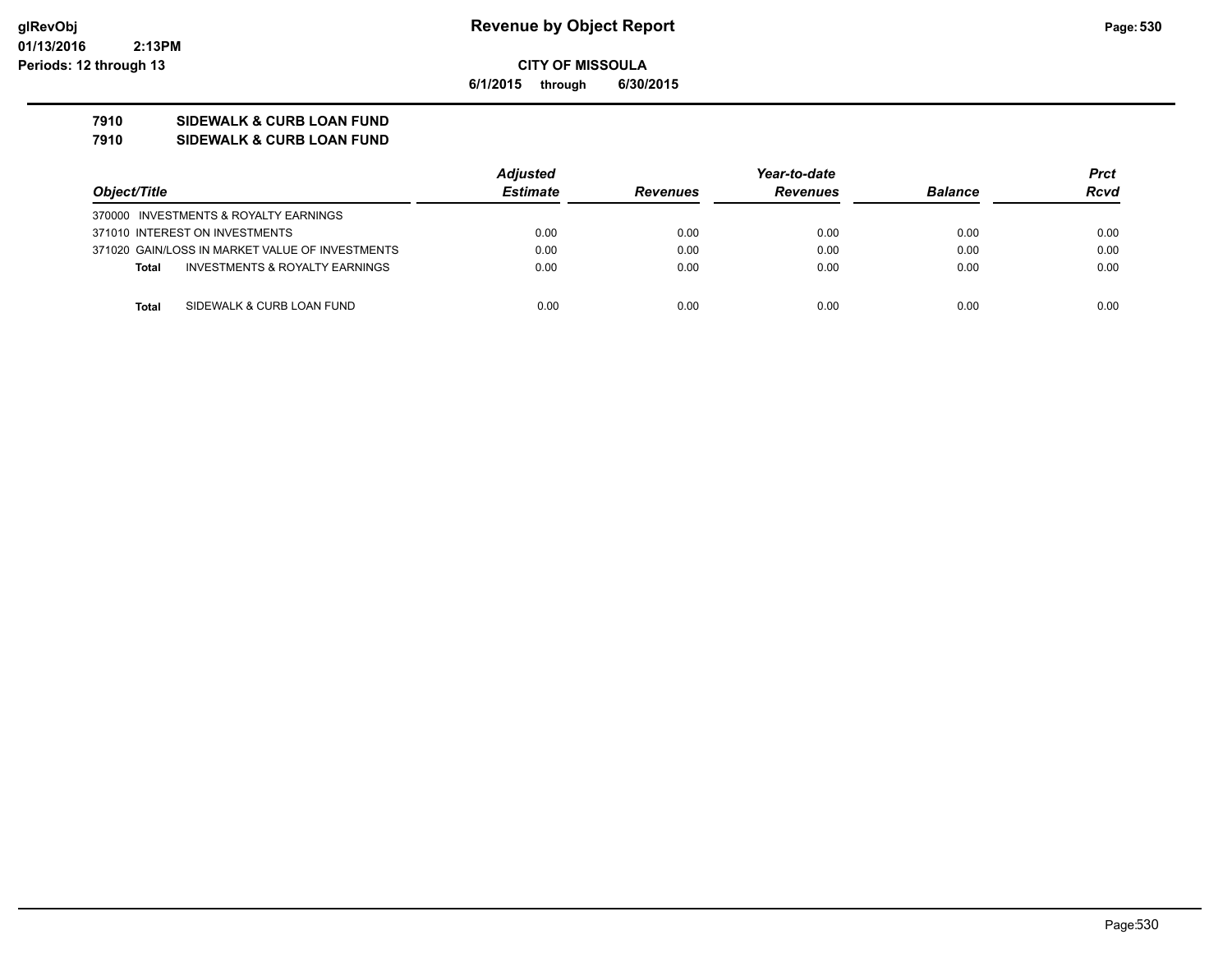# Revenue by Object Report

**CITY OF MISSOULA**

**6/1/2015 through 6/30/2015**

glRevObj
01/13/2016 2:13PM
Periods: 12 through 13

**7910 SIDEWALK & CURB LOAN FUND**
**7910 SIDEWALK & CURB LOAN FUND**

| Object/Title | Adjusted Estimate | Revenues | Year-to-date Revenues | Balance | Prct Rcvd |
|---|---|---|---|---|---|
| 370000 INVESTMENTS & ROYALTY EARNINGS | | | | | |
| 371010 INTEREST ON INVESTMENTS | 0.00 | 0.00 | 0.00 | 0.00 | 0.00 |
| 371020 GAIN/LOSS IN MARKET VALUE OF INVESTMENTS | 0.00 | 0.00 | 0.00 | 0.00 | 0.00 |
| **Total** INVESTMENTS & ROYALTY EARNINGS | 0.00 | 0.00 | 0.00 | 0.00 | 0.00 |
| **Total** SIDEWALK & CURB LOAN FUND | 0.00 | 0.00 | 0.00 | 0.00 | 0.00 |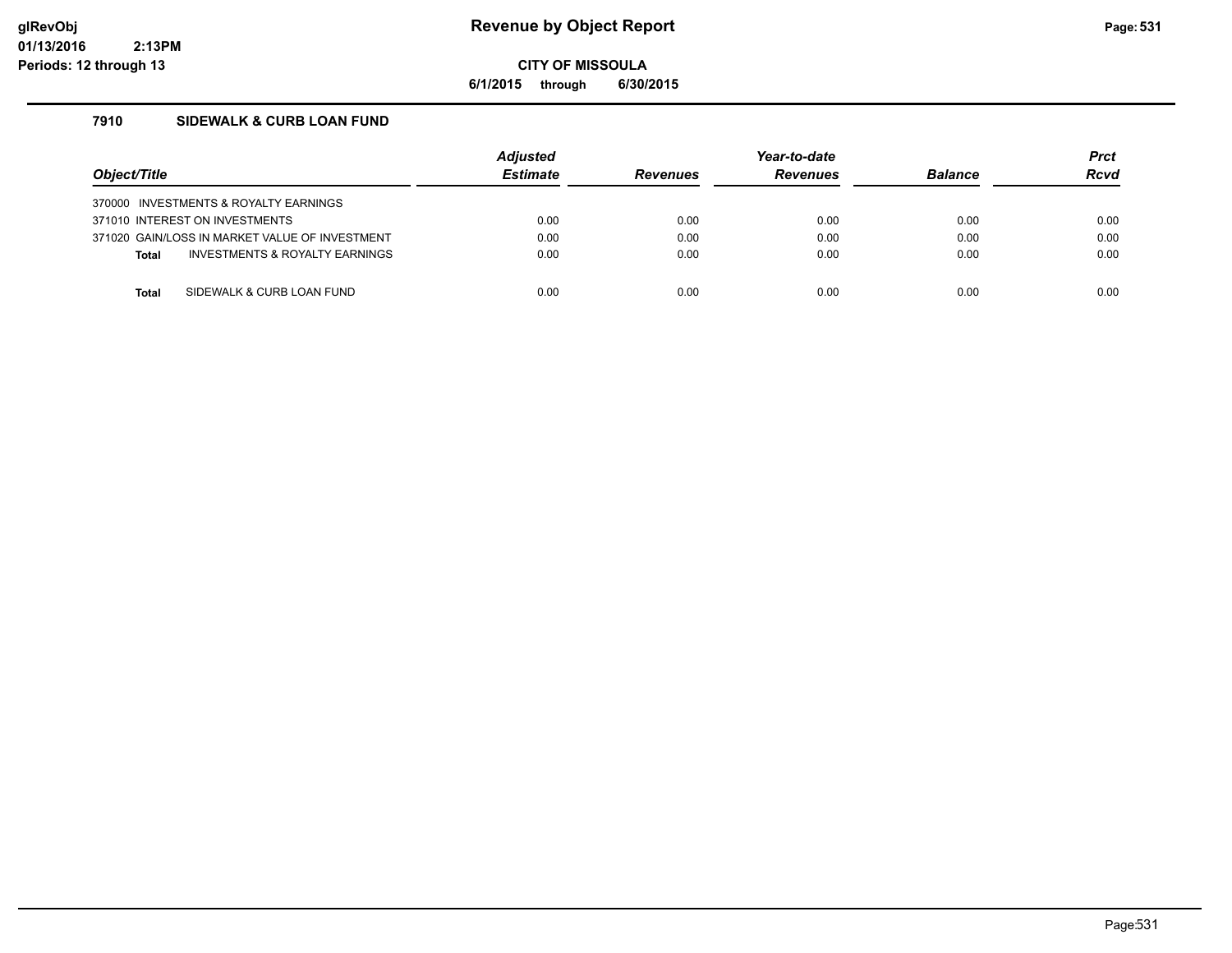**CITY OF MISSOULA**

**6/1/2015 through 6/30/2015**

## 7910 SIDEWALK & CURB LOAN FUND

| Object/Title | | Adjusted Estimate | Revenues | Year-to-date Revenues | Balance | Prct Rcvd |
|---|---|---|---|---|---|---|
| 370000 INVESTMENTS & ROYALTY EARNINGS | | | | | | |
| 371010 INTEREST ON INVESTMENTS | | 0.00 | 0.00 | 0.00 | 0.00 | 0.00 |
| 371020 GAIN/LOSS IN MARKET VALUE OF INVESTMENT | | 0.00 | 0.00 | 0.00 | 0.00 | 0.00 |
| **Total** | INVESTMENTS & ROYALTY EARNINGS | 0.00 | 0.00 | 0.00 | 0.00 | 0.00 |
| **Total** | SIDEWALK & CURB LOAN FUND | 0.00 | 0.00 | 0.00 | 0.00 | 0.00 |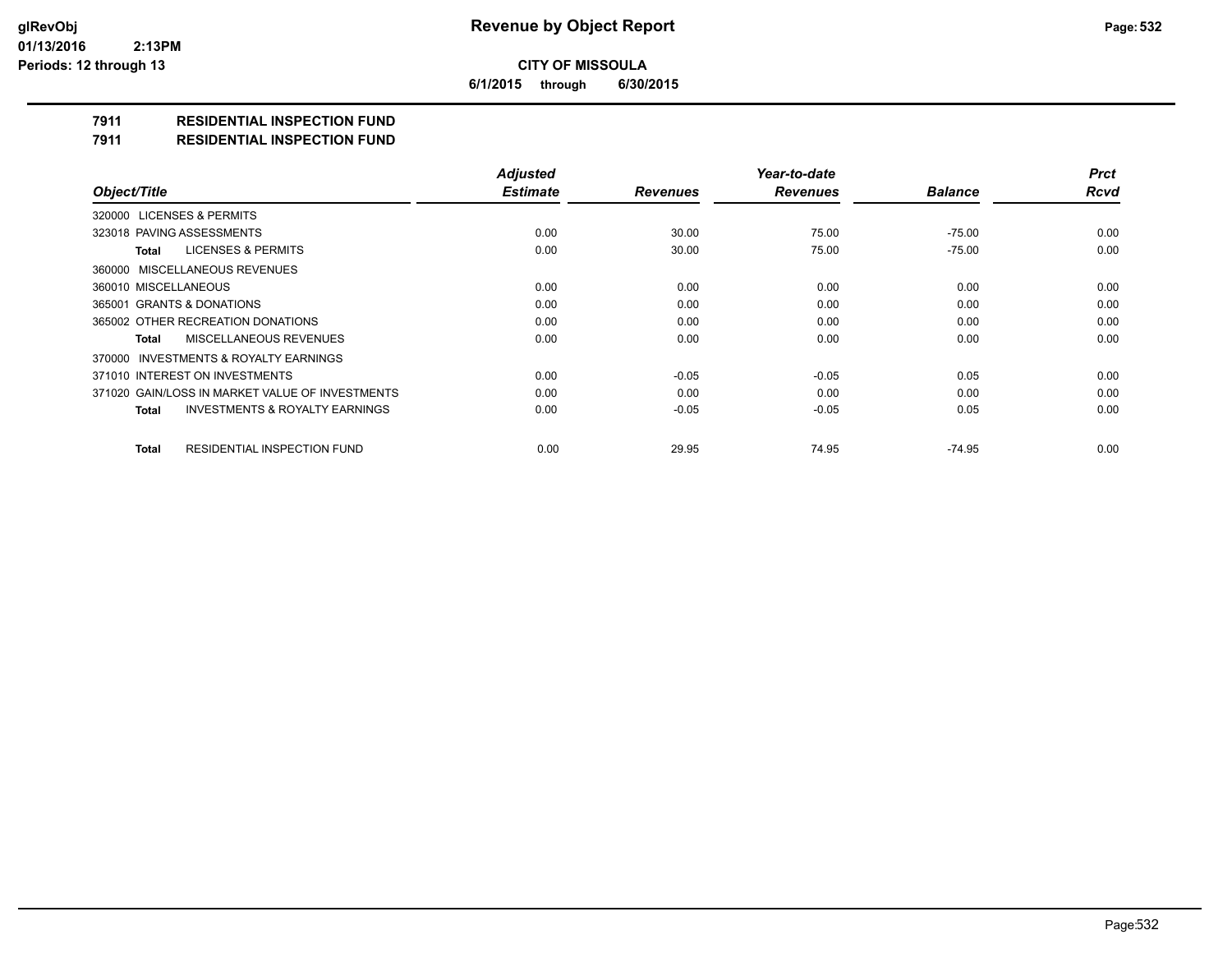**CITY OF MISSOULA**

**6/1/2015 through 6/30/2015**

# 7911 RESIDENTIAL INSPECTION FUND

## 7911 RESIDENTIAL INSPECTION FUND

| Object/Title | Adjusted Estimate | Revenues | Year-to-date Revenues | Balance | Prct Rcvd |
|---|---|---|---|---|---|
| 320000 LICENSES & PERMITS | | | | | |
| 323018 PAVING ASSESSMENTS | 0.00 | 30.00 | 75.00 | -75.00 | 0.00 |
| **Total** LICENSES & PERMITS | 0.00 | 30.00 | 75.00 | -75.00 | 0.00 |
| 360000 MISCELLANEOUS REVENUES | | | | | |
| 360010 MISCELLANEOUS | 0.00 | 0.00 | 0.00 | 0.00 | 0.00 |
| 365001 GRANTS & DONATIONS | 0.00 | 0.00 | 0.00 | 0.00 | 0.00 |
| 365002 OTHER RECREATION DONATIONS | 0.00 | 0.00 | 0.00 | 0.00 | 0.00 |
| **Total** MISCELLANEOUS REVENUES | 0.00 | 0.00 | 0.00 | 0.00 | 0.00 |
| 370000 INVESTMENTS & ROYALTY EARNINGS | | | | | |
| 371010 INTEREST ON INVESTMENTS | 0.00 | -0.05 | -0.05 | 0.05 | 0.00 |
| 371020 GAIN/LOSS IN MARKET VALUE OF INVESTMENTS | 0.00 | 0.00 | 0.00 | 0.00 | 0.00 |
| **Total** INVESTMENTS & ROYALTY EARNINGS | 0.00 | -0.05 | -0.05 | 0.05 | 0.00 |
| **Total** RESIDENTIAL INSPECTION FUND | 0.00 | 29.95 | 74.95 | -74.95 | 0.00 |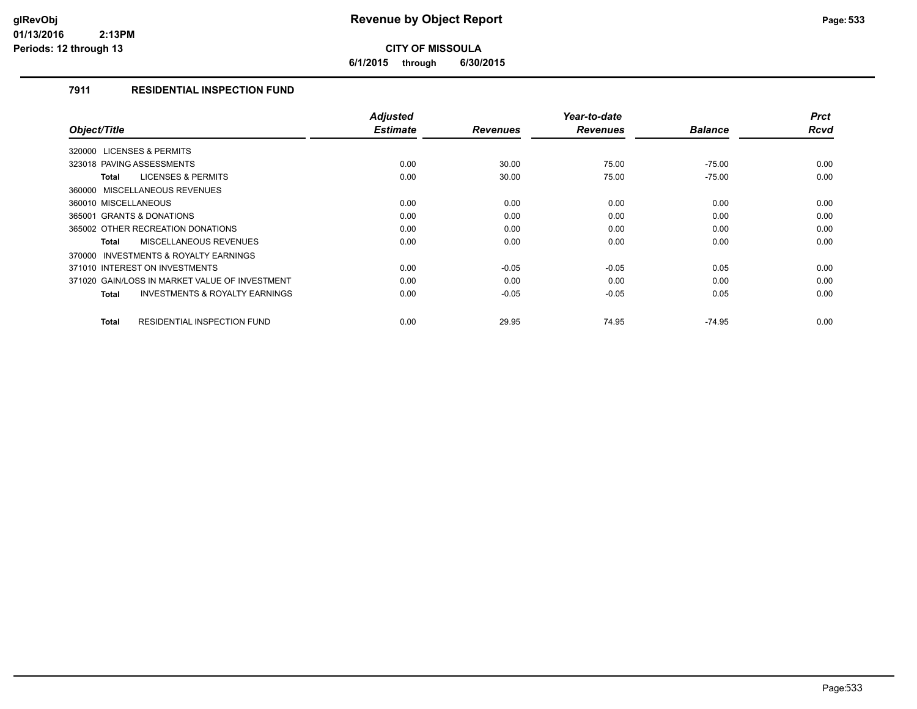# Revenue by Object Report

glRevObj
01/13/2016 2:13PM
Periods: 12 through 13

**CITY OF MISSOULA**

**6/1/2015 through 6/30/2015**

## 7911 RESIDENTIAL INSPECTION FUND

| Object/Title | Adjusted Estimate | Revenues | Year-to-date Revenues | Balance | Prct Rcvd |
|---|---|---|---|---|---|
| 320000 LICENSES & PERMITS | | | | | |
| 323018 PAVING ASSESSMENTS | 0.00 | 30.00 | 75.00 | -75.00 | 0.00 |
| **Total** LICENSES & PERMITS | 0.00 | 30.00 | 75.00 | -75.00 | 0.00 |
| 360000 MISCELLANEOUS REVENUES | | | | | |
| 360010 MISCELLANEOUS | 0.00 | 0.00 | 0.00 | 0.00 | 0.00 |
| 365001 GRANTS & DONATIONS | 0.00 | 0.00 | 0.00 | 0.00 | 0.00 |
| 365002 OTHER RECREATION DONATIONS | 0.00 | 0.00 | 0.00 | 0.00 | 0.00 |
| **Total** MISCELLANEOUS REVENUES | 0.00 | 0.00 | 0.00 | 0.00 | 0.00 |
| 370000 INVESTMENTS & ROYALTY EARNINGS | | | | | |
| 371010 INTEREST ON INVESTMENTS | 0.00 | -0.05 | -0.05 | 0.05 | 0.00 |
| 371020 GAIN/LOSS IN MARKET VALUE OF INVESTMENT | 0.00 | 0.00 | 0.00 | 0.00 | 0.00 |
| **Total** INVESTMENTS & ROYALTY EARNINGS | 0.00 | -0.05 | -0.05 | 0.05 | 0.00 |
| **Total** RESIDENTIAL INSPECTION FUND | 0.00 | 29.95 | 74.95 | -74.95 | 0.00 |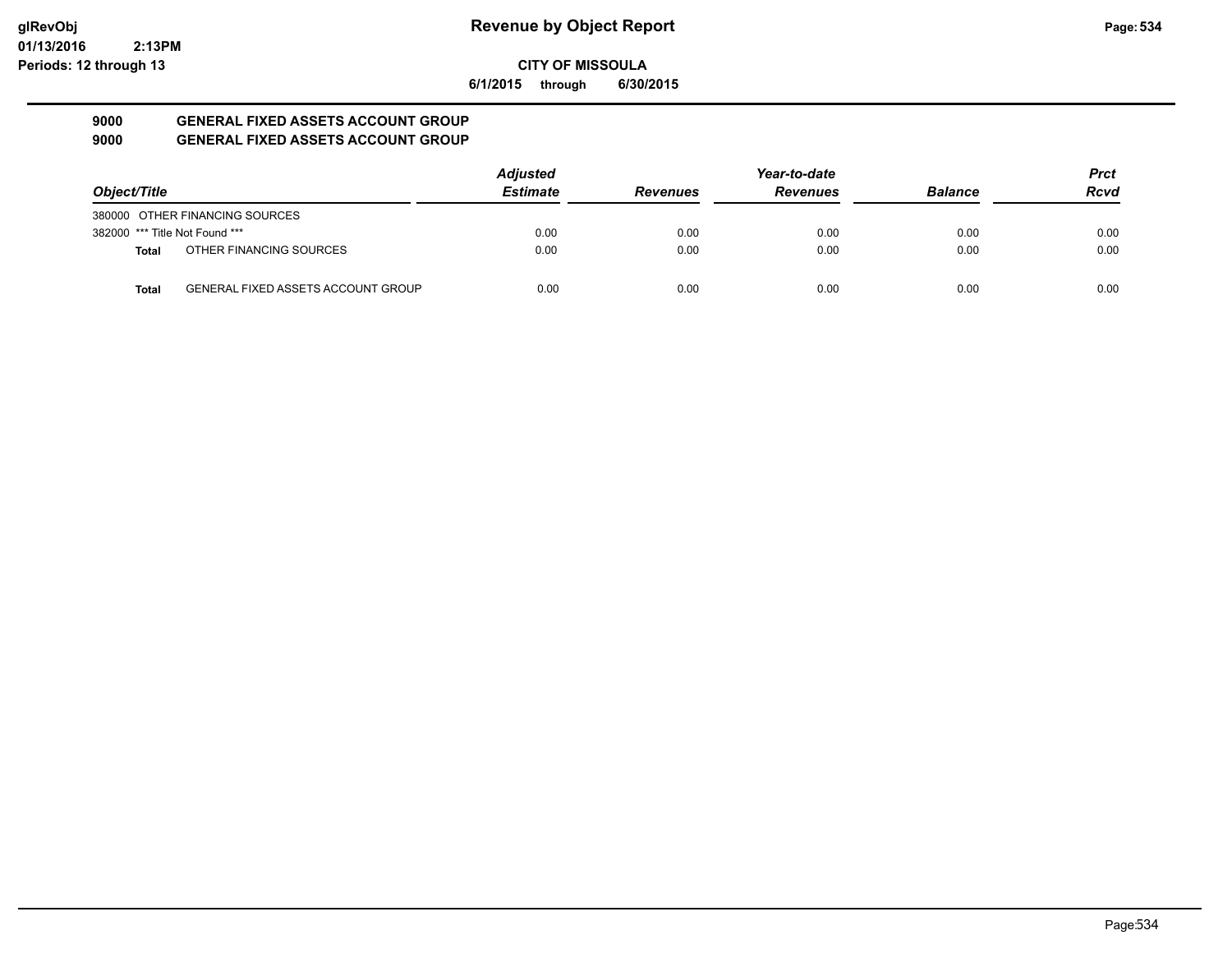# Revenue by Object Report

**CITY OF MISSOULA**

**6/1/2015 through 6/30/2015**

glRevObj
01/13/2016 2:13PM
Periods: 12 through 13

## 9000 GENERAL FIXED ASSETS ACCOUNT GROUP
## 9000 GENERAL FIXED ASSETS ACCOUNT GROUP

| Object/Title | | Adjusted Estimate | Revenues | Year-to-date Revenues | Balance | Prct Rcvd |
|---|---|---|---|---|---|---|
| 380000 | OTHER FINANCING SOURCES | | | | | |
| 382000 | *** Title Not Found *** | 0.00 | 0.00 | 0.00 | 0.00 | 0.00 |
| **Total** | OTHER FINANCING SOURCES | 0.00 | 0.00 | 0.00 | 0.00 | 0.00 |
| **Total** | GENERAL FIXED ASSETS ACCOUNT GROUP | 0.00 | 0.00 | 0.00 | 0.00 | 0.00 |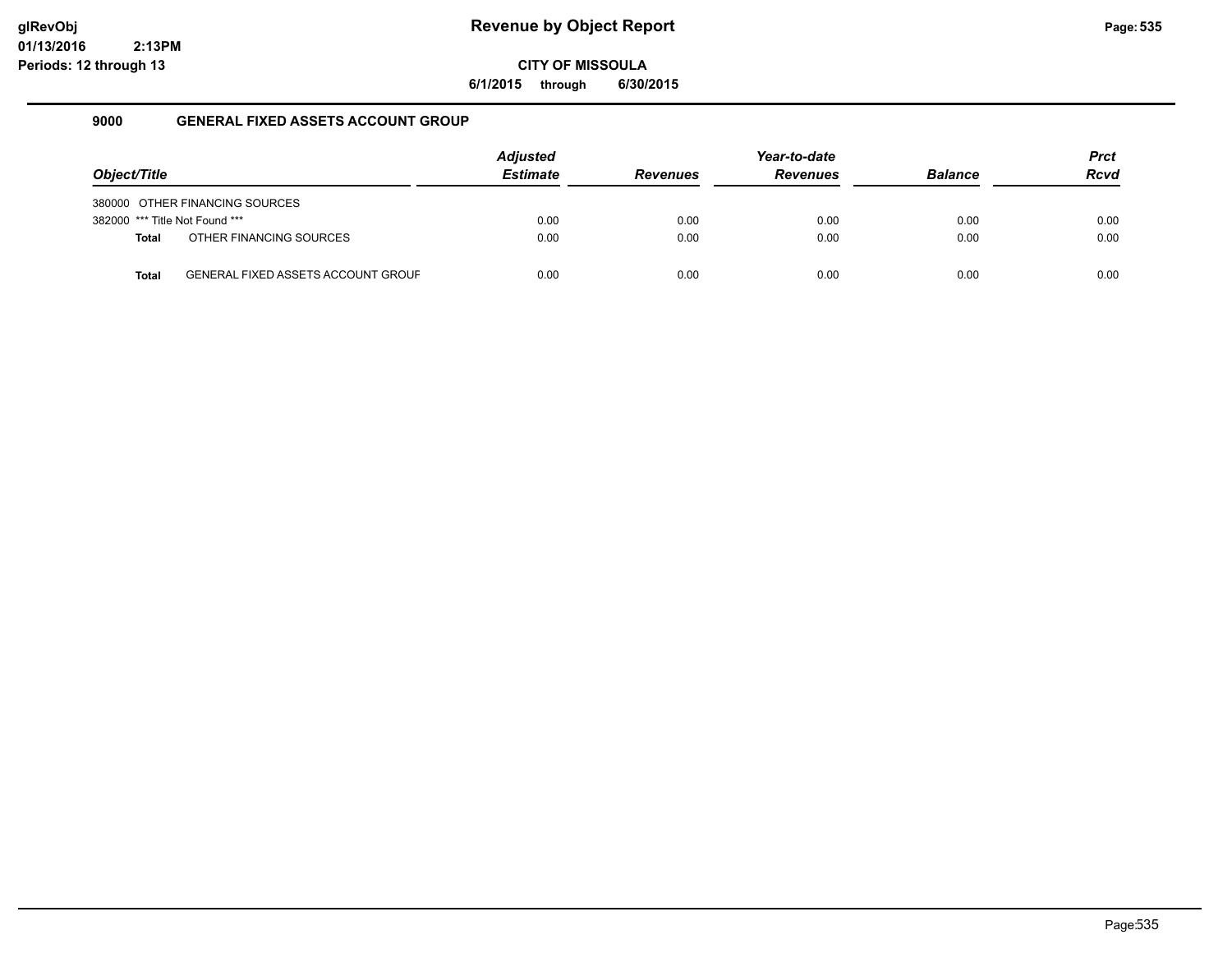# Revenue by Object Report

**CITY OF MISSOULA**

**6/1/2015 through 6/30/2015**

glRevObj
01/13/2016 2:13PM
Periods: 12 through 13

## 9000 GENERAL FIXED ASSETS ACCOUNT GROUP

| Object/Title | | Adjusted Estimate | Revenues | Year-to-date Revenues | Balance | Prct Rcvd |
|---|---|---|---|---|---|---|
| 380000 | OTHER FINANCING SOURCES | | | | | |
| 382000 | *** Title Not Found *** | 0.00 | 0.00 | 0.00 | 0.00 | 0.00 |
| **Total** | OTHER FINANCING SOURCES | 0.00 | 0.00 | 0.00 | 0.00 | 0.00 |
| **Total** | GENERAL FIXED ASSETS ACCOUNT GROUF | 0.00 | 0.00 | 0.00 | 0.00 | 0.00 |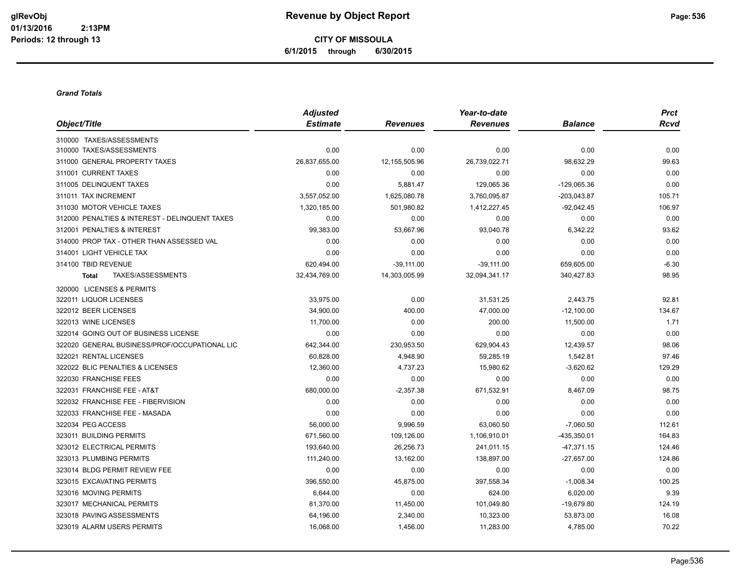**CITY OF MISSOULA**

**6/1/2015 through 6/30/2015**

***Grand Totals***

| Object/Title | Adjusted Estimate | Revenues | Year-to-date Revenues | Balance | Prct Rcvd |
|---|---|---|---|---|---|
| 310000 TAXES/ASSESSMENTS | | | | | |
| 310000 TAXES/ASSESSMENTS | 0.00 | 0.00 | 0.00 | 0.00 | 0.00 |
| 311000 GENERAL PROPERTY TAXES | 26,837,655.00 | 12,155,505.96 | 26,739,022.71 | 98,632.29 | 99.63 |
| 311001 CURRENT TAXES | 0.00 | 0.00 | 0.00 | 0.00 | 0.00 |
| 311005 DELINQUENT TAXES | 0.00 | 5,881.47 | 129,065.36 | -129,065.36 | 0.00 |
| 311011 TAX INCREMENT | 3,557,052.00 | 1,625,080.78 | 3,760,095.87 | -203,043.87 | 105.71 |
| 311030 MOTOR VEHICLE TAXES | 1,320,185.00 | 501,980.82 | 1,412,227.45 | -92,042.45 | 106.97 |
| 312000 PENALTIES & INTEREST - DELINQUENT TAXES | 0.00 | 0.00 | 0.00 | 0.00 | 0.00 |
| 312001 PENALTIES & INTEREST | 99,383.00 | 53,667.96 | 93,040.78 | 6,342.22 | 93.62 |
| 314000 PROP TAX - OTHER THAN ASSESSED VAL | 0.00 | 0.00 | 0.00 | 0.00 | 0.00 |
| 314001 LIGHT VEHICLE TAX | 0.00 | 0.00 | 0.00 | 0.00 | 0.00 |
| 314100 TBID REVENUE | 620,494.00 | -39,111.00 | -39,111.00 | 659,605.00 | -6.30 |
| **Total** TAXES/ASSESSMENTS | 32,434,769.00 | 14,303,005.99 | 32,094,341.17 | 340,427.83 | 98.95 |
| 320000 LICENSES & PERMITS | | | | | |
| 322011 LIQUOR LICENSES | 33,975.00 | 0.00 | 31,531.25 | 2,443.75 | 92.81 |
| 322012 BEER LICENSES | 34,900.00 | 400.00 | 47,000.00 | -12,100.00 | 134.67 |
| 322013 WINE LICENSES | 11,700.00 | 0.00 | 200.00 | 11,500.00 | 1.71 |
| 322014 GOING OUT OF BUSINESS LICENSE | 0.00 | 0.00 | 0.00 | 0.00 | 0.00 |
| 322020 GENERAL BUSINESS/PROF/OCCUPATIONAL LIC | 642,344.00 | 230,953.50 | 629,904.43 | 12,439.57 | 98.06 |
| 322021 RENTAL LICENSES | 60,828.00 | 4,948.90 | 59,285.19 | 1,542.81 | 97.46 |
| 322022 BLIC PENALTIES & LICENSES | 12,360.00 | 4,737.23 | 15,980.62 | -3,620.62 | 129.29 |
| 322030 FRANCHISE FEES | 0.00 | 0.00 | 0.00 | 0.00 | 0.00 |
| 322031 FRANCHISE FEE - AT&T | 680,000.00 | -2,357.38 | 671,532.91 | 8,467.09 | 98.75 |
| 322032 FRANCHISE FEE - FIBERVISION | 0.00 | 0.00 | 0.00 | 0.00 | 0.00 |
| 322033 FRANCHISE FEE - MASADA | 0.00 | 0.00 | 0.00 | 0.00 | 0.00 |
| 322034 PEG ACCESS | 56,000.00 | 9,996.59 | 63,060.50 | -7,060.50 | 112.61 |
| 323011 BUILDING PERMITS | 671,560.00 | 109,126.00 | 1,106,910.01 | -435,350.01 | 164.83 |
| 323012 ELECTRICAL PERMITS | 193,640.00 | 26,256.73 | 241,011.15 | -47,371.15 | 124.46 |
| 323013 PLUMBING PERMITS | 111,240.00 | 13,162.00 | 138,897.00 | -27,657.00 | 124.86 |
| 323014 BLDG PERMIT REVIEW FEE | 0.00 | 0.00 | 0.00 | 0.00 | 0.00 |
| 323015 EXCAVATING PERMITS | 396,550.00 | 45,875.00 | 397,558.34 | -1,008.34 | 100.25 |
| 323016 MOVING PERMITS | 6,644.00 | 0.00 | 624.00 | 6,020.00 | 9.39 |
| 323017 MECHANICAL PERMITS | 81,370.00 | 11,450.00 | 101,049.80 | -19,679.80 | 124.19 |
| 323018 PAVING ASSESSMENTS | 64,196.00 | 2,340.00 | 10,323.00 | 53,873.00 | 16.08 |
| 323019 ALARM USERS PERMITS | 16,068.00 | 1,456.00 | 11,283.00 | 4,785.00 | 70.22 |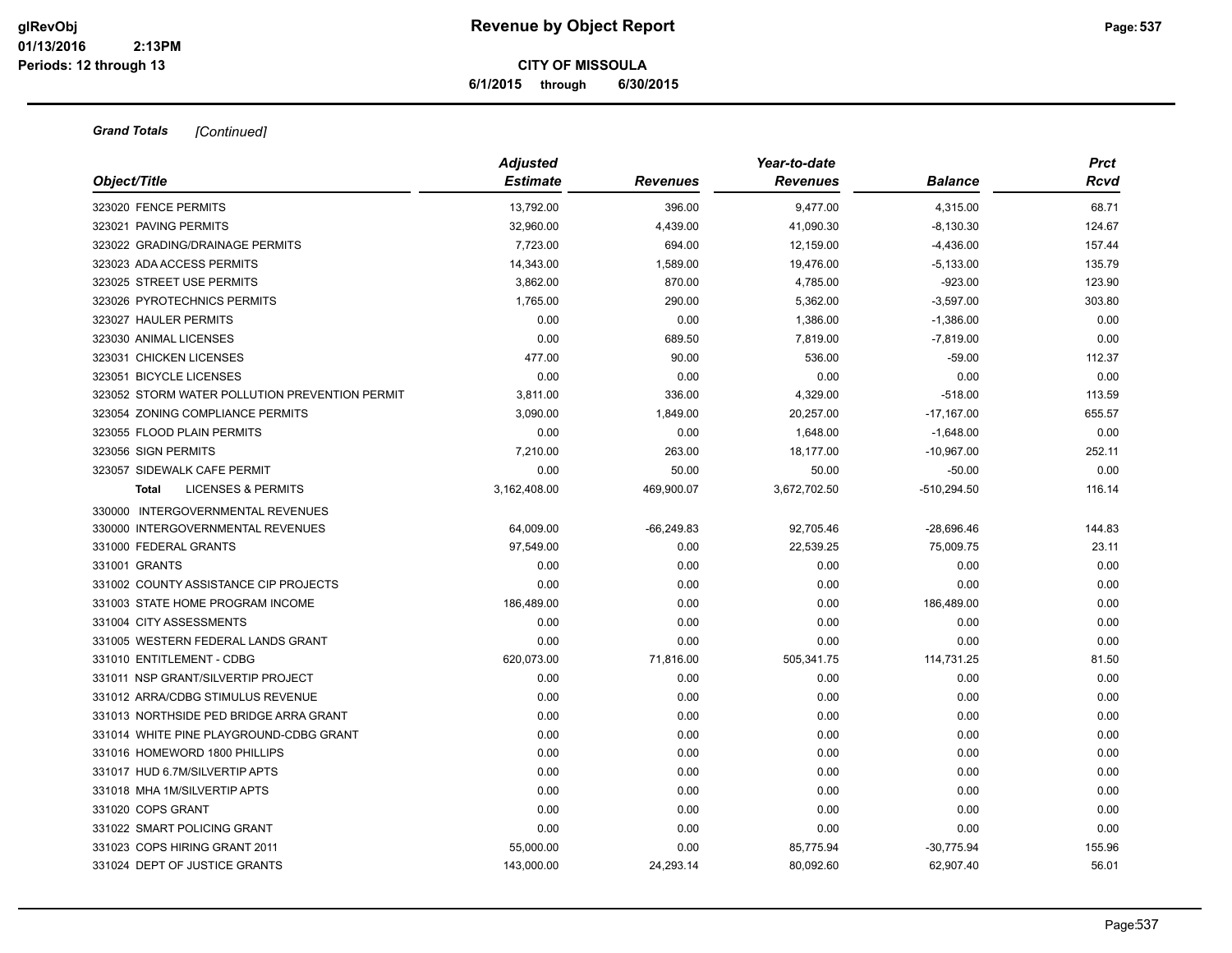**Revenue by Object Report**

**CITY OF MISSOULA**

**6/1/2015 through 6/30/2015**

***Grand Totals*** *[Continued]*

| Object/Title | Adjusted Estimate | Revenues | Year-to-date Revenues | Balance | Prct Rcvd |
|---|---|---|---|---|---|
| 323020 FENCE PERMITS | 13,792.00 | 396.00 | 9,477.00 | 4,315.00 | 68.71 |
| 323021 PAVING PERMITS | 32,960.00 | 4,439.00 | 41,090.30 | -8,130.30 | 124.67 |
| 323022 GRADING/DRAINAGE PERMITS | 7,723.00 | 694.00 | 12,159.00 | -4,436.00 | 157.44 |
| 323023 ADA ACCESS PERMITS | 14,343.00 | 1,589.00 | 19,476.00 | -5,133.00 | 135.79 |
| 323025 STREET USE PERMITS | 3,862.00 | 870.00 | 4,785.00 | -923.00 | 123.90 |
| 323026 PYROTECHNICS PERMITS | 1,765.00 | 290.00 | 5,362.00 | -3,597.00 | 303.80 |
| 323027 HAULER PERMITS | 0.00 | 0.00 | 1,386.00 | -1,386.00 | 0.00 |
| 323030 ANIMAL LICENSES | 0.00 | 689.50 | 7,819.00 | -7,819.00 | 0.00 |
| 323031 CHICKEN LICENSES | 477.00 | 90.00 | 536.00 | -59.00 | 112.37 |
| 323051 BICYCLE LICENSES | 0.00 | 0.00 | 0.00 | 0.00 | 0.00 |
| 323052 STORM WATER POLLUTION PREVENTION PERMIT | 3,811.00 | 336.00 | 4,329.00 | -518.00 | 113.59 |
| 323054 ZONING COMPLIANCE PERMITS | 3,090.00 | 1,849.00 | 20,257.00 | -17,167.00 | 655.57 |
| 323055 FLOOD PLAIN PERMITS | 0.00 | 0.00 | 1,648.00 | -1,648.00 | 0.00 |
| 323056 SIGN PERMITS | 7,210.00 | 263.00 | 18,177.00 | -10,967.00 | 252.11 |
| 323057 SIDEWALK CAFE PERMIT | 0.00 | 50.00 | 50.00 | -50.00 | 0.00 |
| **Total** LICENSES & PERMITS | 3,162,408.00 | 469,900.07 | 3,672,702.50 | -510,294.50 | 116.14 |
| 330000 INTERGOVERNMENTAL REVENUES | | | | | |
| 330000 INTERGOVERNMENTAL REVENUES | 64,009.00 | -66,249.83 | 92,705.46 | -28,696.46 | 144.83 |
| 331000 FEDERAL GRANTS | 97,549.00 | 0.00 | 22,539.25 | 75,009.75 | 23.11 |
| 331001 GRANTS | 0.00 | 0.00 | 0.00 | 0.00 | 0.00 |
| 331002 COUNTY ASSISTANCE CIP PROJECTS | 0.00 | 0.00 | 0.00 | 0.00 | 0.00 |
| 331003 STATE HOME PROGRAM INCOME | 186,489.00 | 0.00 | 0.00 | 186,489.00 | 0.00 |
| 331004 CITY ASSESSMENTS | 0.00 | 0.00 | 0.00 | 0.00 | 0.00 |
| 331005 WESTERN FEDERAL LANDS GRANT | 0.00 | 0.00 | 0.00 | 0.00 | 0.00 |
| 331010 ENTITLEMENT - CDBG | 620,073.00 | 71,816.00 | 505,341.75 | 114,731.25 | 81.50 |
| 331011 NSP GRANT/SILVERTIP PROJECT | 0.00 | 0.00 | 0.00 | 0.00 | 0.00 |
| 331012 ARRA/CDBG STIMULUS REVENUE | 0.00 | 0.00 | 0.00 | 0.00 | 0.00 |
| 331013 NORTHSIDE PED BRIDGE ARRA GRANT | 0.00 | 0.00 | 0.00 | 0.00 | 0.00 |
| 331014 WHITE PINE PLAYGROUND-CDBG GRANT | 0.00 | 0.00 | 0.00 | 0.00 | 0.00 |
| 331016 HOMEWORD 1800 PHILLIPS | 0.00 | 0.00 | 0.00 | 0.00 | 0.00 |
| 331017 HUD 6.7M/SILVERTIP APTS | 0.00 | 0.00 | 0.00 | 0.00 | 0.00 |
| 331018 MHA 1M/SILVERTIP APTS | 0.00 | 0.00 | 0.00 | 0.00 | 0.00 |
| 331020 COPS GRANT | 0.00 | 0.00 | 0.00 | 0.00 | 0.00 |
| 331022 SMART POLICING GRANT | 0.00 | 0.00 | 0.00 | 0.00 | 0.00 |
| 331023 COPS HIRING GRANT 2011 | 55,000.00 | 0.00 | 85,775.94 | -30,775.94 | 155.96 |
| 331024 DEPT OF JUSTICE GRANTS | 143,000.00 | 24,293.14 | 80,092.60 | 62,907.40 | 56.01 |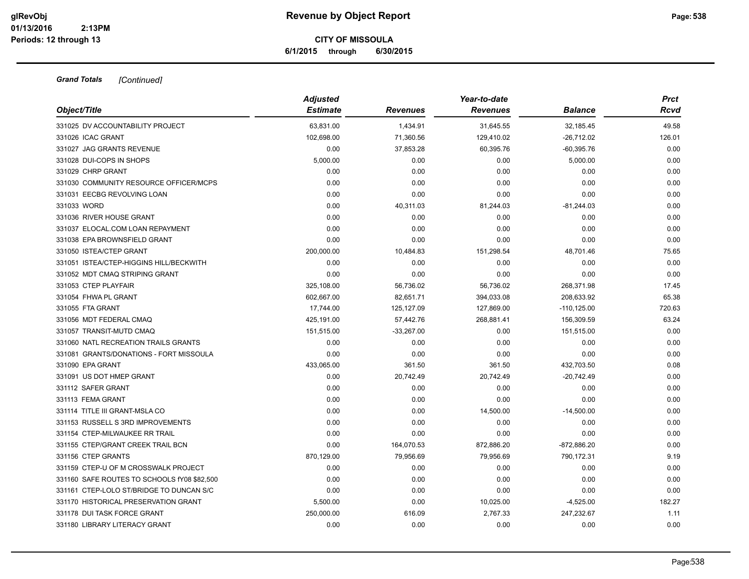**CITY OF MISSOULA**

**6/1/2015 through 6/30/2015**

***Grand Totals*** *[Continued]*

| *Object/Title* | *Adjusted Estimate* | *Revenues* | *Year-to-date Revenues* | *Balance* | *Prct Rcvd* |
|---|---|---|---|---|---|
| 331025 DV ACCOUNTABILITY PROJECT | 63,831.00 | 1,434.91 | 31,645.55 | 32,185.45 | 49.58 |
| 331026 ICAC GRANT | 102,698.00 | 71,360.56 | 129,410.02 | -26,712.02 | 126.01 |
| 331027 JAG GRANTS REVENUE | 0.00 | 37,853.28 | 60,395.76 | -60,395.76 | 0.00 |
| 331028 DUI-COPS IN SHOPS | 5,000.00 | 0.00 | 0.00 | 5,000.00 | 0.00 |
| 331029 CHRP GRANT | 0.00 | 0.00 | 0.00 | 0.00 | 0.00 |
| 331030 COMMUNITY RESOURCE OFFICER/MCPS | 0.00 | 0.00 | 0.00 | 0.00 | 0.00 |
| 331031 EECBG REVOLVING LOAN | 0.00 | 0.00 | 0.00 | 0.00 | 0.00 |
| 331033 WORD | 0.00 | 40,311.03 | 81,244.03 | -81,244.03 | 0.00 |
| 331036 RIVER HOUSE GRANT | 0.00 | 0.00 | 0.00 | 0.00 | 0.00 |
| 331037 ELOCAL.COM LOAN REPAYMENT | 0.00 | 0.00 | 0.00 | 0.00 | 0.00 |
| 331038 EPA BROWNSFIELD GRANT | 0.00 | 0.00 | 0.00 | 0.00 | 0.00 |
| 331050 ISTEA/CTEP GRANT | 200,000.00 | 10,484.83 | 151,298.54 | 48,701.46 | 75.65 |
| 331051 ISTEA/CTEP-HIGGINS HILL/BECKWITH | 0.00 | 0.00 | 0.00 | 0.00 | 0.00 |
| 331052 MDT CMAQ STRIPING GRANT | 0.00 | 0.00 | 0.00 | 0.00 | 0.00 |
| 331053 CTEP PLAYFAIR | 325,108.00 | 56,736.02 | 56,736.02 | 268,371.98 | 17.45 |
| 331054 FHWA PL GRANT | 602,667.00 | 82,651.71 | 394,033.08 | 208,633.92 | 65.38 |
| 331055 FTA GRANT | 17,744.00 | 125,127.09 | 127,869.00 | -110,125.00 | 720.63 |
| 331056 MDT FEDERAL CMAQ | 425,191.00 | 57,442.76 | 268,881.41 | 156,309.59 | 63.24 |
| 331057 TRANSIT-MUTD CMAQ | 151,515.00 | -33,267.00 | 0.00 | 151,515.00 | 0.00 |
| 331060 NATL RECREATION TRAILS GRANTS | 0.00 | 0.00 | 0.00 | 0.00 | 0.00 |
| 331081 GRANTS/DONATIONS - FORT MISSOULA | 0.00 | 0.00 | 0.00 | 0.00 | 0.00 |
| 331090 EPA GRANT | 433,065.00 | 361.50 | 361.50 | 432,703.50 | 0.08 |
| 331091 US DOT HMEP GRANT | 0.00 | 20,742.49 | 20,742.49 | -20,742.49 | 0.00 |
| 331112 SAFER GRANT | 0.00 | 0.00 | 0.00 | 0.00 | 0.00 |
| 331113 FEMA GRANT | 0.00 | 0.00 | 0.00 | 0.00 | 0.00 |
| 331114 TITLE III GRANT-MSLA CO | 0.00 | 0.00 | 14,500.00 | -14,500.00 | 0.00 |
| 331153 RUSSELL S 3RD IMPROVEMENTS | 0.00 | 0.00 | 0.00 | 0.00 | 0.00 |
| 331154 CTEP-MILWAUKEE RR TRAIL | 0.00 | 0.00 | 0.00 | 0.00 | 0.00 |
| 331155 CTEP/GRANT CREEK TRAIL BCN | 0.00 | 164,070.53 | 872,886.20 | -872,886.20 | 0.00 |
| 331156 CTEP GRANTS | 870,129.00 | 79,956.69 | 79,956.69 | 790,172.31 | 9.19 |
| 331159 CTEP-U OF M CROSSWALK PROJECT | 0.00 | 0.00 | 0.00 | 0.00 | 0.00 |
| 331160 SAFE ROUTES TO SCHOOLS fY08 $82,500 | 0.00 | 0.00 | 0.00 | 0.00 | 0.00 |
| 331161 CTEP-LOLO ST/BRIDGE TO DUNCAN S/C | 0.00 | 0.00 | 0.00 | 0.00 | 0.00 |
| 331170 HISTORICAL PRESERVATION GRANT | 5,500.00 | 0.00 | 10,025.00 | -4,525.00 | 182.27 |
| 331178 DUI TASK FORCE GRANT | 250,000.00 | 616.09 | 2,767.33 | 247,232.67 | 1.11 |
| 331180 LIBRARY LITERACY GRANT | 0.00 | 0.00 | 0.00 | 0.00 | 0.00 |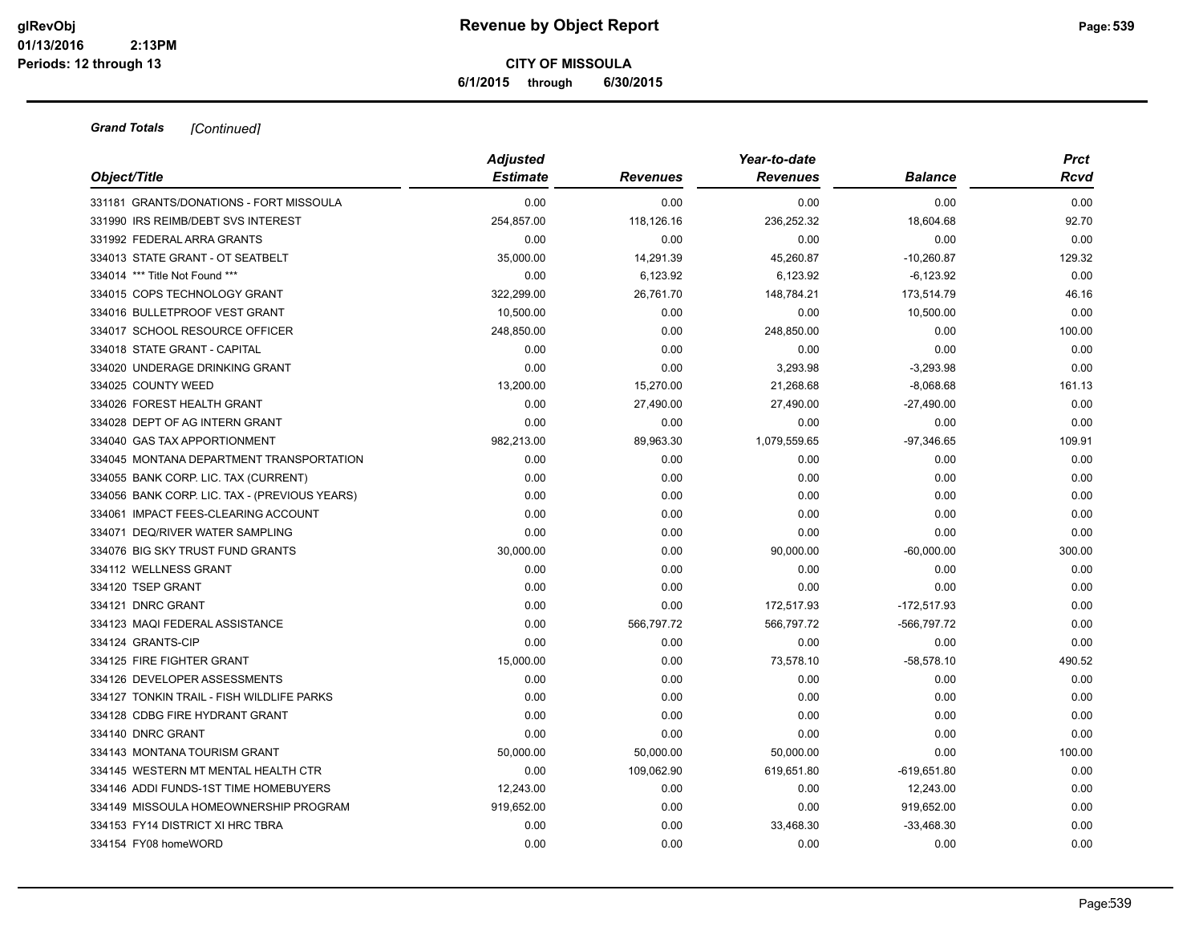**Grand Totals** *[Continued]*

| Object/Title | Adjusted Estimate | Revenues | Year-to-date Revenues | Balance | Prct Rcvd |
|---|---|---|---|---|---|
| 331181 GRANTS/DONATIONS - FORT MISSOULA | 0.00 | 0.00 | 0.00 | 0.00 | 0.00 |
| 331990 IRS REIMB/DEBT SVS INTEREST | 254,857.00 | 118,126.16 | 236,252.32 | 18,604.68 | 92.70 |
| 331992 FEDERAL ARRA GRANTS | 0.00 | 0.00 | 0.00 | 0.00 | 0.00 |
| 334013 STATE GRANT - OT SEATBELT | 35,000.00 | 14,291.39 | 45,260.87 | -10,260.87 | 129.32 |
| 334014 *** Title Not Found *** | 0.00 | 6,123.92 | 6,123.92 | -6,123.92 | 0.00 |
| 334015 COPS TECHNOLOGY GRANT | 322,299.00 | 26,761.70 | 148,784.21 | 173,514.79 | 46.16 |
| 334016 BULLETPROOF VEST GRANT | 10,500.00 | 0.00 | 0.00 | 10,500.00 | 0.00 |
| 334017 SCHOOL RESOURCE OFFICER | 248,850.00 | 0.00 | 248,850.00 | 0.00 | 100.00 |
| 334018 STATE GRANT - CAPITAL | 0.00 | 0.00 | 0.00 | 0.00 | 0.00 |
| 334020 UNDERAGE DRINKING GRANT | 0.00 | 0.00 | 3,293.98 | -3,293.98 | 0.00 |
| 334025 COUNTY WEED | 13,200.00 | 15,270.00 | 21,268.68 | -8,068.68 | 161.13 |
| 334026 FOREST HEALTH GRANT | 0.00 | 27,490.00 | 27,490.00 | -27,490.00 | 0.00 |
| 334028 DEPT OF AG INTERN GRANT | 0.00 | 0.00 | 0.00 | 0.00 | 0.00 |
| 334040 GAS TAX APPORTIONMENT | 982,213.00 | 89,963.30 | 1,079,559.65 | -97,346.65 | 109.91 |
| 334045 MONTANA DEPARTMENT TRANSPORTATION | 0.00 | 0.00 | 0.00 | 0.00 | 0.00 |
| 334055 BANK CORP. LIC. TAX (CURRENT) | 0.00 | 0.00 | 0.00 | 0.00 | 0.00 |
| 334056 BANK CORP. LIC. TAX - (PREVIOUS YEARS) | 0.00 | 0.00 | 0.00 | 0.00 | 0.00 |
| 334061 IMPACT FEES-CLEARING ACCOUNT | 0.00 | 0.00 | 0.00 | 0.00 | 0.00 |
| 334071 DEQ/RIVER WATER SAMPLING | 0.00 | 0.00 | 0.00 | 0.00 | 0.00 |
| 334076 BIG SKY TRUST FUND GRANTS | 30,000.00 | 0.00 | 90,000.00 | -60,000.00 | 300.00 |
| 334112 WELLNESS GRANT | 0.00 | 0.00 | 0.00 | 0.00 | 0.00 |
| 334120 TSEP GRANT | 0.00 | 0.00 | 0.00 | 0.00 | 0.00 |
| 334121 DNRC GRANT | 0.00 | 0.00 | 172,517.93 | -172,517.93 | 0.00 |
| 334123 MAQI FEDERAL ASSISTANCE | 0.00 | 566,797.72 | 566,797.72 | -566,797.72 | 0.00 |
| 334124 GRANTS-CIP | 0.00 | 0.00 | 0.00 | 0.00 | 0.00 |
| 334125 FIRE FIGHTER GRANT | 15,000.00 | 0.00 | 73,578.10 | -58,578.10 | 490.52 |
| 334126 DEVELOPER ASSESSMENTS | 0.00 | 0.00 | 0.00 | 0.00 | 0.00 |
| 334127 TONKIN TRAIL - FISH WILDLIFE PARKS | 0.00 | 0.00 | 0.00 | 0.00 | 0.00 |
| 334128 CDBG FIRE HYDRANT GRANT | 0.00 | 0.00 | 0.00 | 0.00 | 0.00 |
| 334140 DNRC GRANT | 0.00 | 0.00 | 0.00 | 0.00 | 0.00 |
| 334143 MONTANA TOURISM GRANT | 50,000.00 | 50,000.00 | 50,000.00 | 0.00 | 100.00 |
| 334145 WESTERN MT MENTAL HEALTH CTR | 0.00 | 109,062.90 | 619,651.80 | -619,651.80 | 0.00 |
| 334146 ADDI FUNDS-1ST TIME HOMEBUYERS | 12,243.00 | 0.00 | 0.00 | 12,243.00 | 0.00 |
| 334149 MISSOULA HOMEOWNERSHIP PROGRAM | 919,652.00 | 0.00 | 0.00 | 919,652.00 | 0.00 |
| 334153 FY14 DISTRICT XI HRC TBRA | 0.00 | 0.00 | 33,468.30 | -33,468.30 | 0.00 |
| 334154 FY08 homeWORD | 0.00 | 0.00 | 0.00 | 0.00 | 0.00 |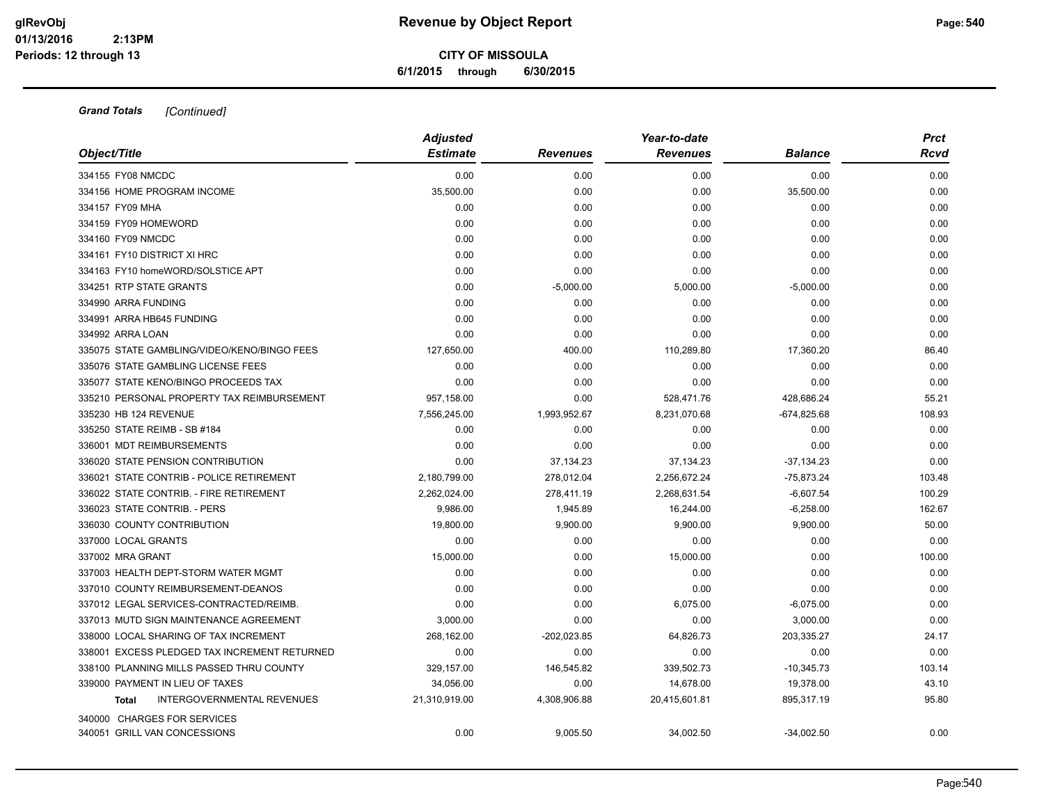**CITY OF MISSOULA**

**6/1/2015 through 6/30/2015**

***Grand Totals*** *[Continued]*

| Object/Title | Adjusted Estimate | Revenues | Year-to-date Revenues | Balance | Prct Rcvd |
|---|---|---|---|---|---|
| 334155 FY08 NMCDC | 0.00 | 0.00 | 0.00 | 0.00 | 0.00 |
| 334156 HOME PROGRAM INCOME | 35,500.00 | 0.00 | 0.00 | 35,500.00 | 0.00 |
| 334157 FY09 MHA | 0.00 | 0.00 | 0.00 | 0.00 | 0.00 |
| 334159 FY09 HOMEWORD | 0.00 | 0.00 | 0.00 | 0.00 | 0.00 |
| 334160 FY09 NMCDC | 0.00 | 0.00 | 0.00 | 0.00 | 0.00 |
| 334161 FY10 DISTRICT XI HRC | 0.00 | 0.00 | 0.00 | 0.00 | 0.00 |
| 334163 FY10 homeWORD/SOLSTICE APT | 0.00 | 0.00 | 0.00 | 0.00 | 0.00 |
| 334251 RTP STATE GRANTS | 0.00 | -5,000.00 | 5,000.00 | -5,000.00 | 0.00 |
| 334990 ARRA FUNDING | 0.00 | 0.00 | 0.00 | 0.00 | 0.00 |
| 334991 ARRA HB645 FUNDING | 0.00 | 0.00 | 0.00 | 0.00 | 0.00 |
| 334992 ARRA LOAN | 0.00 | 0.00 | 0.00 | 0.00 | 0.00 |
| 335075 STATE GAMBLING/VIDEO/KENO/BINGO FEES | 127,650.00 | 400.00 | 110,289.80 | 17,360.20 | 86.40 |
| 335076 STATE GAMBLING LICENSE FEES | 0.00 | 0.00 | 0.00 | 0.00 | 0.00 |
| 335077 STATE KENO/BINGO PROCEEDS TAX | 0.00 | 0.00 | 0.00 | 0.00 | 0.00 |
| 335210 PERSONAL PROPERTY TAX REIMBURSEMENT | 957,158.00 | 0.00 | 528,471.76 | 428,686.24 | 55.21 |
| 335230 HB 124 REVENUE | 7,556,245.00 | 1,993,952.67 | 8,231,070.68 | -674,825.68 | 108.93 |
| 335250 STATE REIMB - SB #184 | 0.00 | 0.00 | 0.00 | 0.00 | 0.00 |
| 336001 MDT REIMBURSEMENTS | 0.00 | 0.00 | 0.00 | 0.00 | 0.00 |
| 336020 STATE PENSION CONTRIBUTION | 0.00 | 37,134.23 | 37,134.23 | -37,134.23 | 0.00 |
| 336021 STATE CONTRIB - POLICE RETIREMENT | 2,180,799.00 | 278,012.04 | 2,256,672.24 | -75,873.24 | 103.48 |
| 336022 STATE CONTRIB. - FIRE RETIREMENT | 2,262,024.00 | 278,411.19 | 2,268,631.54 | -6,607.54 | 100.29 |
| 336023 STATE CONTRIB. - PERS | 9,986.00 | 1,945.89 | 16,244.00 | -6,258.00 | 162.67 |
| 336030 COUNTY CONTRIBUTION | 19,800.00 | 9,900.00 | 9,900.00 | 9,900.00 | 50.00 |
| 337000 LOCAL GRANTS | 0.00 | 0.00 | 0.00 | 0.00 | 0.00 |
| 337002 MRA GRANT | 15,000.00 | 0.00 | 15,000.00 | 0.00 | 100.00 |
| 337003 HEALTH DEPT-STORM WATER MGMT | 0.00 | 0.00 | 0.00 | 0.00 | 0.00 |
| 337010 COUNTY REIMBURSEMENT-DEANOS | 0.00 | 0.00 | 0.00 | 0.00 | 0.00 |
| 337012 LEGAL SERVICES-CONTRACTED/REIMB. | 0.00 | 0.00 | 6,075.00 | -6,075.00 | 0.00 |
| 337013 MUTD SIGN MAINTENANCE AGREEMENT | 3,000.00 | 0.00 | 0.00 | 3,000.00 | 0.00 |
| 338000 LOCAL SHARING OF TAX INCREMENT | 268,162.00 | -202,023.85 | 64,826.73 | 203,335.27 | 24.17 |
| 338001 EXCESS PLEDGED TAX INCREMENT RETURNED | 0.00 | 0.00 | 0.00 | 0.00 | 0.00 |
| 338100 PLANNING MILLS PASSED THRU COUNTY | 329,157.00 | 146,545.82 | 339,502.73 | -10,345.73 | 103.14 |
| 339000 PAYMENT IN LIEU OF TAXES | 34,056.00 | 0.00 | 14,678.00 | 19,378.00 | 43.10 |
| **Total** INTERGOVERNMENTAL REVENUES | 21,310,919.00 | 4,308,906.88 | 20,415,601.81 | 895,317.19 | 95.80 |
| 340000 CHARGES FOR SERVICES | | | | | |
| 340051 GRILL VAN CONCESSIONS | 0.00 | 9,005.50 | 34,002.50 | -34,002.50 | 0.00 |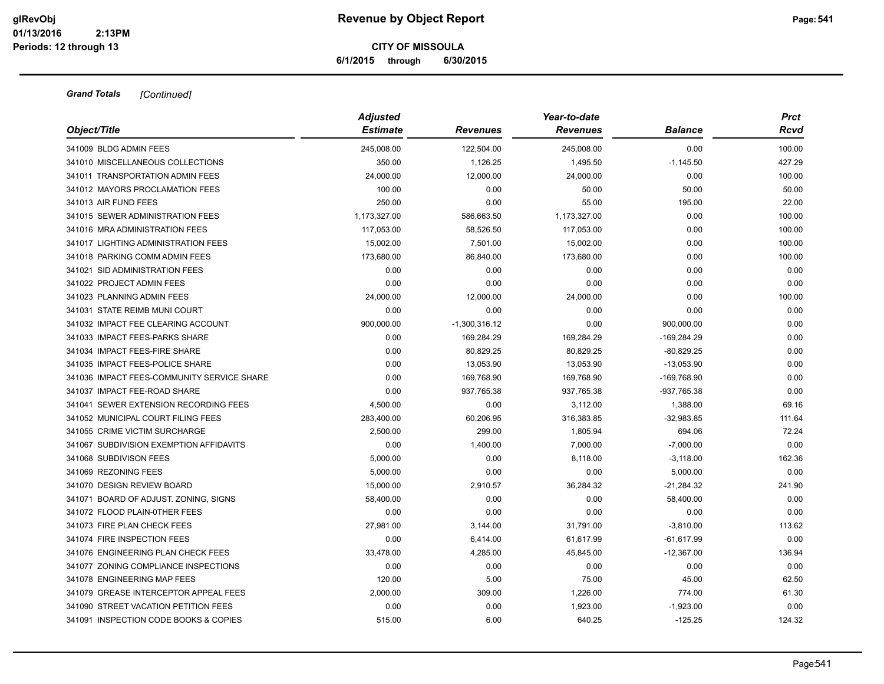**Grand Totals** *[Continued]*

| Object/Title | Adjusted Estimate | Revenues | Year-to-date Revenues | Balance | Prct Rcvd |
|---|---|---|---|---|---|
| 341009 BLDG ADMIN FEES | 245,008.00 | 122,504.00 | 245,008.00 | 0.00 | 100.00 |
| 341010 MISCELLANEOUS COLLECTIONS | 350.00 | 1,126.25 | 1,495.50 | -1,145.50 | 427.29 |
| 341011 TRANSPORTATION ADMIN FEES | 24,000.00 | 12,000.00 | 24,000.00 | 0.00 | 100.00 |
| 341012 MAYORS PROCLAMATION FEES | 100.00 | 0.00 | 50.00 | 50.00 | 50.00 |
| 341013 AIR FUND FEES | 250.00 | 0.00 | 55.00 | 195.00 | 22.00 |
| 341015 SEWER ADMINISTRATION FEES | 1,173,327.00 | 586,663.50 | 1,173,327.00 | 0.00 | 100.00 |
| 341016 MRA ADMINISTRATION FEES | 117,053.00 | 58,526.50 | 117,053.00 | 0.00 | 100.00 |
| 341017 LIGHTING ADMINISTRATION FEES | 15,002.00 | 7,501.00 | 15,002.00 | 0.00 | 100.00 |
| 341018 PARKING COMM ADMIN FEES | 173,680.00 | 86,840.00 | 173,680.00 | 0.00 | 100.00 |
| 341021 SID ADMINISTRATION FEES | 0.00 | 0.00 | 0.00 | 0.00 | 0.00 |
| 341022 PROJECT ADMIN FEES | 0.00 | 0.00 | 0.00 | 0.00 | 0.00 |
| 341023 PLANNING ADMIN FEES | 24,000.00 | 12,000.00 | 24,000.00 | 0.00 | 100.00 |
| 341031 STATE REIMB MUNI COURT | 0.00 | 0.00 | 0.00 | 0.00 | 0.00 |
| 341032 IMPACT FEE CLEARING ACCOUNT | 900,000.00 | -1,300,316.12 | 0.00 | 900,000.00 | 0.00 |
| 341033 IMPACT FEES-PARKS SHARE | 0.00 | 169,284.29 | 169,284.29 | -169,284.29 | 0.00 |
| 341034 IMPACT FEES-FIRE SHARE | 0.00 | 80,829.25 | 80,829.25 | -80,829.25 | 0.00 |
| 341035 IMPACT FEES-POLICE SHARE | 0.00 | 13,053.90 | 13,053.90 | -13,053.90 | 0.00 |
| 341036 IMPACT FEES-COMMUNITY SERVICE SHARE | 0.00 | 169,768.90 | 169,768.90 | -169,768.90 | 0.00 |
| 341037 IMPACT FEE-ROAD SHARE | 0.00 | 937,765.38 | 937,765.38 | -937,765.38 | 0.00 |
| 341041 SEWER EXTENSION RECORDING FEES | 4,500.00 | 0.00 | 3,112.00 | 1,388.00 | 69.16 |
| 341052 MUNICIPAL COURT FILING FEES | 283,400.00 | 60,206.95 | 316,383.85 | -32,983.85 | 111.64 |
| 341055 CRIME VICTIM SURCHARGE | 2,500.00 | 299.00 | 1,805.94 | 694.06 | 72.24 |
| 341067 SUBDIVISION EXEMPTION AFFIDAVITS | 0.00 | 1,400.00 | 7,000.00 | -7,000.00 | 0.00 |
| 341068 SUBDIVISON FEES | 5,000.00 | 0.00 | 8,118.00 | -3,118.00 | 162.36 |
| 341069 REZONING FEES | 5,000.00 | 0.00 | 0.00 | 5,000.00 | 0.00 |
| 341070 DESIGN REVIEW BOARD | 15,000.00 | 2,910.57 | 36,284.32 | -21,284.32 | 241.90 |
| 341071 BOARD OF ADJUST. ZONING, SIGNS | 58,400.00 | 0.00 | 0.00 | 58,400.00 | 0.00 |
| 341072 FLOOD PLAIN-0THER FEES | 0.00 | 0.00 | 0.00 | 0.00 | 0.00 |
| 341073 FIRE PLAN CHECK FEES | 27,981.00 | 3,144.00 | 31,791.00 | -3,810.00 | 113.62 |
| 341074 FIRE INSPECTION FEES | 0.00 | 6,414.00 | 61,617.99 | -61,617.99 | 0.00 |
| 341076 ENGINEERING PLAN CHECK FEES | 33,478.00 | 4,285.00 | 45,845.00 | -12,367.00 | 136.94 |
| 341077 ZONING COMPLIANCE INSPECTIONS | 0.00 | 0.00 | 0.00 | 0.00 | 0.00 |
| 341078 ENGINEERING MAP FEES | 120.00 | 5.00 | 75.00 | 45.00 | 62.50 |
| 341079 GREASE INTERCEPTOR APPEAL FEES | 2,000.00 | 309.00 | 1,226.00 | 774.00 | 61.30 |
| 341090 STREET VACATION PETITION FEES | 0.00 | 0.00 | 1,923.00 | -1,923.00 | 0.00 |
| 341091 INSPECTION CODE BOOKS & COPIES | 515.00 | 6.00 | 640.25 | -125.25 | 124.32 |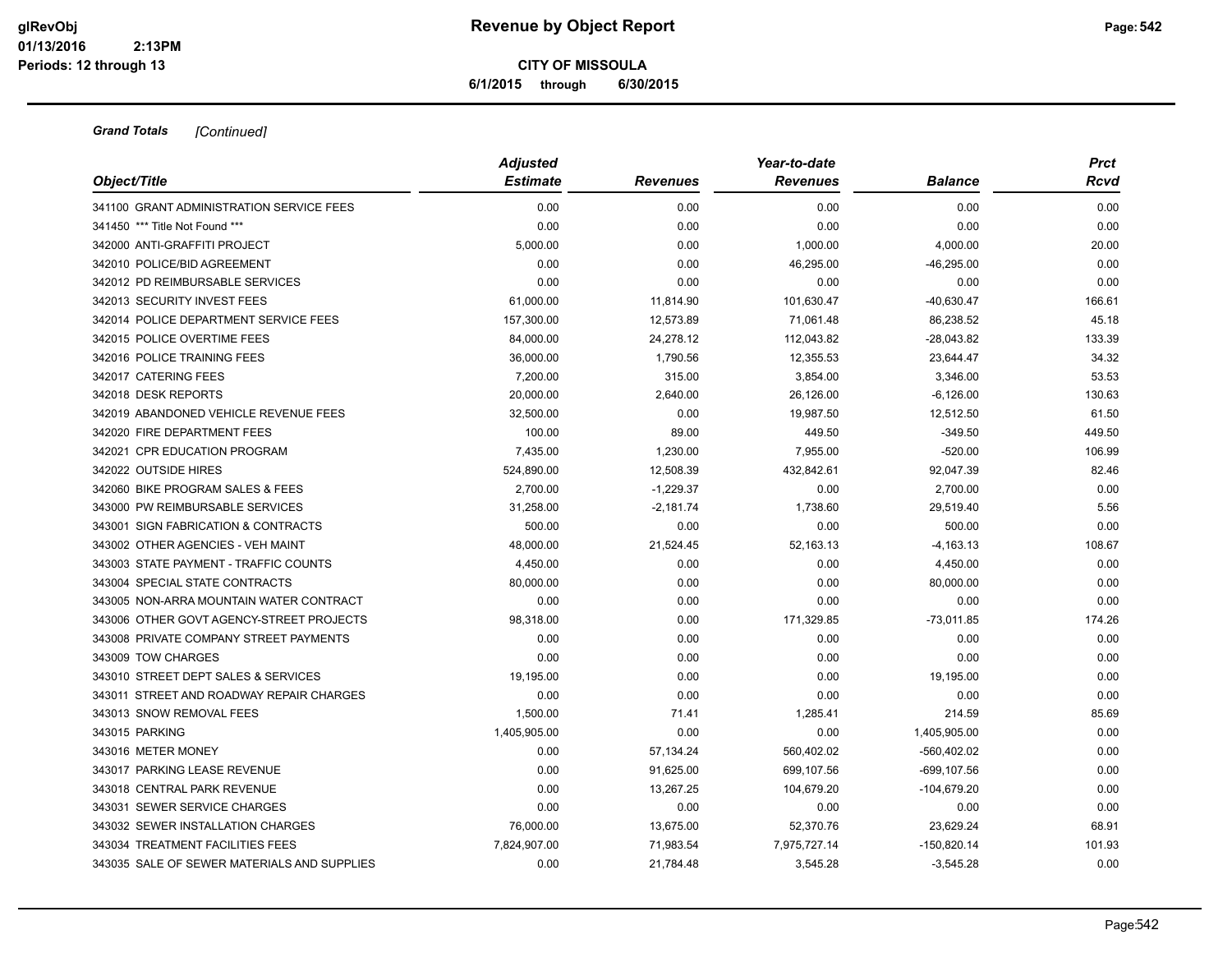# Revenue by Object Report

**CITY OF MISSOULA**

**6/1/2015 through 6/30/2015**

glRevObj
01/13/2016 2:13PM
Periods: 12 through 13

***Grand Totals*** *[Continued]*

| Object/Title | Adjusted Estimate | Revenues | Year-to-date Revenues | Balance | Prct Rcvd |
|---|---|---|---|---|---|
| 341100 GRANT ADMINISTRATION SERVICE FEES | 0.00 | 0.00 | 0.00 | 0.00 | 0.00 |
| 341450 *** Title Not Found *** | 0.00 | 0.00 | 0.00 | 0.00 | 0.00 |
| 342000 ANTI-GRAFFITI PROJECT | 5,000.00 | 0.00 | 1,000.00 | 4,000.00 | 20.00 |
| 342010 POLICE/BID AGREEMENT | 0.00 | 0.00 | 46,295.00 | -46,295.00 | 0.00 |
| 342012 PD REIMBURSABLE SERVICES | 0.00 | 0.00 | 0.00 | 0.00 | 0.00 |
| 342013 SECURITY INVEST FEES | 61,000.00 | 11,814.90 | 101,630.47 | -40,630.47 | 166.61 |
| 342014 POLICE DEPARTMENT SERVICE FEES | 157,300.00 | 12,573.89 | 71,061.48 | 86,238.52 | 45.18 |
| 342015 POLICE OVERTIME FEES | 84,000.00 | 24,278.12 | 112,043.82 | -28,043.82 | 133.39 |
| 342016 POLICE TRAINING FEES | 36,000.00 | 1,790.56 | 12,355.53 | 23,644.47 | 34.32 |
| 342017 CATERING FEES | 7,200.00 | 315.00 | 3,854.00 | 3,346.00 | 53.53 |
| 342018 DESK REPORTS | 20,000.00 | 2,640.00 | 26,126.00 | -6,126.00 | 130.63 |
| 342019 ABANDONED VEHICLE REVENUE FEES | 32,500.00 | 0.00 | 19,987.50 | 12,512.50 | 61.50 |
| 342020 FIRE DEPARTMENT FEES | 100.00 | 89.00 | 449.50 | -349.50 | 449.50 |
| 342021 CPR EDUCATION PROGRAM | 7,435.00 | 1,230.00 | 7,955.00 | -520.00 | 106.99 |
| 342022 OUTSIDE HIRES | 524,890.00 | 12,508.39 | 432,842.61 | 92,047.39 | 82.46 |
| 342060 BIKE PROGRAM SALES & FEES | 2,700.00 | -1,229.37 | 0.00 | 2,700.00 | 0.00 |
| 343000 PW REIMBURSABLE SERVICES | 31,258.00 | -2,181.74 | 1,738.60 | 29,519.40 | 5.56 |
| 343001 SIGN FABRICATION & CONTRACTS | 500.00 | 0.00 | 0.00 | 500.00 | 0.00 |
| 343002 OTHER AGENCIES - VEH MAINT | 48,000.00 | 21,524.45 | 52,163.13 | -4,163.13 | 108.67 |
| 343003 STATE PAYMENT - TRAFFIC COUNTS | 4,450.00 | 0.00 | 0.00 | 4,450.00 | 0.00 |
| 343004 SPECIAL STATE CONTRACTS | 80,000.00 | 0.00 | 0.00 | 80,000.00 | 0.00 |
| 343005 NON-ARRA MOUNTAIN WATER CONTRACT | 0.00 | 0.00 | 0.00 | 0.00 | 0.00 |
| 343006 OTHER GOVT AGENCY-STREET PROJECTS | 98,318.00 | 0.00 | 171,329.85 | -73,011.85 | 174.26 |
| 343008 PRIVATE COMPANY STREET PAYMENTS | 0.00 | 0.00 | 0.00 | 0.00 | 0.00 |
| 343009 TOW CHARGES | 0.00 | 0.00 | 0.00 | 0.00 | 0.00 |
| 343010 STREET DEPT SALES & SERVICES | 19,195.00 | 0.00 | 0.00 | 19,195.00 | 0.00 |
| 343011 STREET AND ROADWAY REPAIR CHARGES | 0.00 | 0.00 | 0.00 | 0.00 | 0.00 |
| 343013 SNOW REMOVAL FEES | 1,500.00 | 71.41 | 1,285.41 | 214.59 | 85.69 |
| 343015 PARKING | 1,405,905.00 | 0.00 | 0.00 | 1,405,905.00 | 0.00 |
| 343016 METER MONEY | 0.00 | 57,134.24 | 560,402.02 | -560,402.02 | 0.00 |
| 343017 PARKING LEASE REVENUE | 0.00 | 91,625.00 | 699,107.56 | -699,107.56 | 0.00 |
| 343018 CENTRAL PARK REVENUE | 0.00 | 13,267.25 | 104,679.20 | -104,679.20 | 0.00 |
| 343031 SEWER SERVICE CHARGES | 0.00 | 0.00 | 0.00 | 0.00 | 0.00 |
| 343032 SEWER INSTALLATION CHARGES | 76,000.00 | 13,675.00 | 52,370.76 | 23,629.24 | 68.91 |
| 343034 TREATMENT FACILITIES FEES | 7,824,907.00 | 71,983.54 | 7,975,727.14 | -150,820.14 | 101.93 |
| 343035 SALE OF SEWER MATERIALS AND SUPPLIES | 0.00 | 21,784.48 | 3,545.28 | -3,545.28 | 0.00 |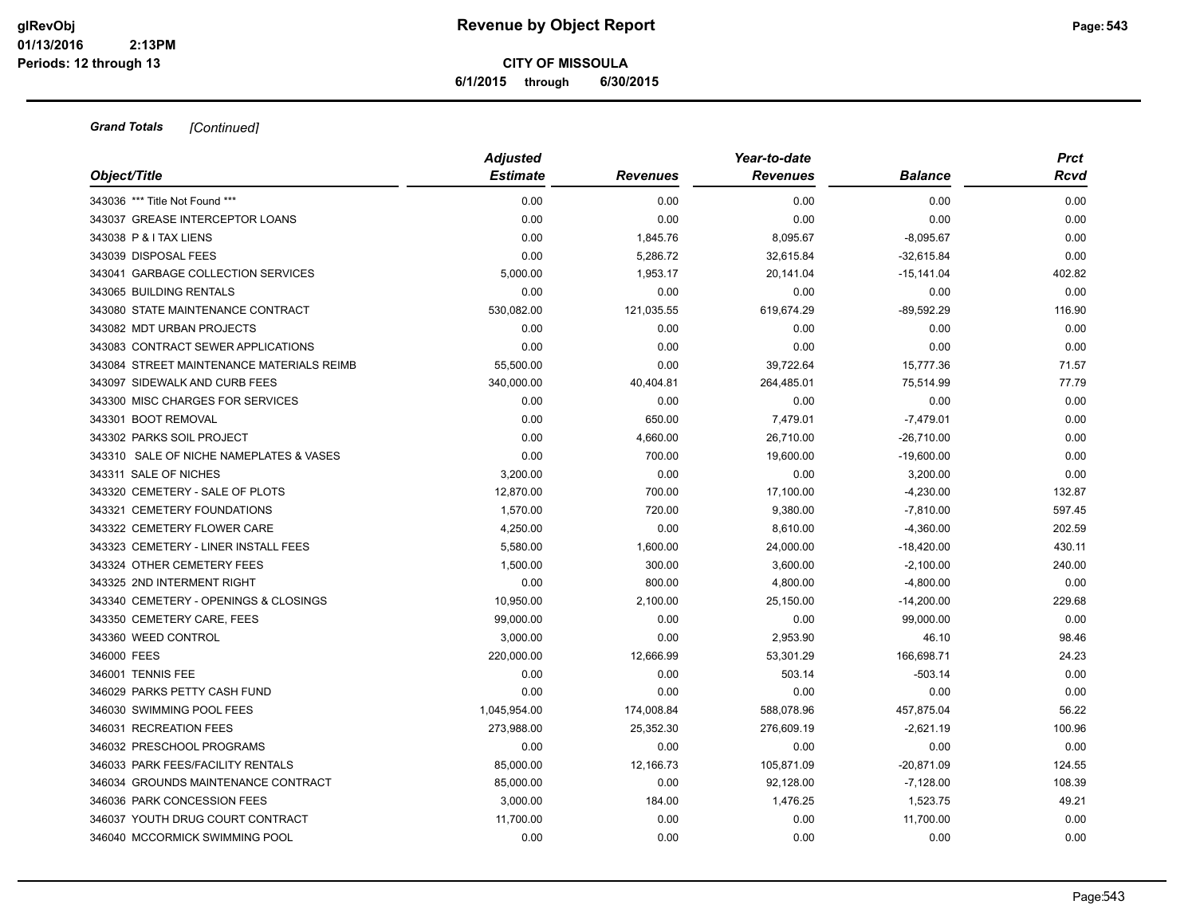**CITY OF MISSOULA**

**6/1/2015 through 6/30/2015**

***Grand Totals*** *[Continued]*

| Object/Title | *Adjusted Estimate* | *Revenues* | *Year-to-date Revenues* | *Balance* | *Prct Rcvd* |
|---|---|---|---|---|---|
| 343036 *** Title Not Found *** | 0.00 | 0.00 | 0.00 | 0.00 | 0.00 |
| 343037 GREASE INTERCEPTOR LOANS | 0.00 | 0.00 | 0.00 | 0.00 | 0.00 |
| 343038 P & I TAX LIENS | 0.00 | 1,845.76 | 8,095.67 | -8,095.67 | 0.00 |
| 343039 DISPOSAL FEES | 0.00 | 5,286.72 | 32,615.84 | -32,615.84 | 0.00 |
| 343041 GARBAGE COLLECTION SERVICES | 5,000.00 | 1,953.17 | 20,141.04 | -15,141.04 | 402.82 |
| 343065 BUILDING RENTALS | 0.00 | 0.00 | 0.00 | 0.00 | 0.00 |
| 343080 STATE MAINTENANCE CONTRACT | 530,082.00 | 121,035.55 | 619,674.29 | -89,592.29 | 116.90 |
| 343082 MDT URBAN PROJECTS | 0.00 | 0.00 | 0.00 | 0.00 | 0.00 |
| 343083 CONTRACT SEWER APPLICATIONS | 0.00 | 0.00 | 0.00 | 0.00 | 0.00 |
| 343084 STREET MAINTENANCE MATERIALS REIMB | 55,500.00 | 0.00 | 39,722.64 | 15,777.36 | 71.57 |
| 343097 SIDEWALK AND CURB FEES | 340,000.00 | 40,404.81 | 264,485.01 | 75,514.99 | 77.79 |
| 343300 MISC CHARGES FOR SERVICES | 0.00 | 0.00 | 0.00 | 0.00 | 0.00 |
| 343301 BOOT REMOVAL | 0.00 | 650.00 | 7,479.01 | -7,479.01 | 0.00 |
| 343302 PARKS SOIL PROJECT | 0.00 | 4,660.00 | 26,710.00 | -26,710.00 | 0.00 |
| 343310 SALE OF NICHE NAMEPLATES & VASES | 0.00 | 700.00 | 19,600.00 | -19,600.00 | 0.00 |
| 343311 SALE OF NICHES | 3,200.00 | 0.00 | 0.00 | 3,200.00 | 0.00 |
| 343320 CEMETERY - SALE OF PLOTS | 12,870.00 | 700.00 | 17,100.00 | -4,230.00 | 132.87 |
| 343321 CEMETERY FOUNDATIONS | 1,570.00 | 720.00 | 9,380.00 | -7,810.00 | 597.45 |
| 343322 CEMETERY FLOWER CARE | 4,250.00 | 0.00 | 8,610.00 | -4,360.00 | 202.59 |
| 343323 CEMETERY - LINER INSTALL FEES | 5,580.00 | 1,600.00 | 24,000.00 | -18,420.00 | 430.11 |
| 343324 OTHER CEMETERY FEES | 1,500.00 | 300.00 | 3,600.00 | -2,100.00 | 240.00 |
| 343325 2ND INTERMENT RIGHT | 0.00 | 800.00 | 4,800.00 | -4,800.00 | 0.00 |
| 343340 CEMETERY - OPENINGS & CLOSINGS | 10,950.00 | 2,100.00 | 25,150.00 | -14,200.00 | 229.68 |
| 343350 CEMETERY CARE, FEES | 99,000.00 | 0.00 | 0.00 | 99,000.00 | 0.00 |
| 343360 WEED CONTROL | 3,000.00 | 0.00 | 2,953.90 | 46.10 | 98.46 |
| 346000 FEES | 220,000.00 | 12,666.99 | 53,301.29 | 166,698.71 | 24.23 |
| 346001 TENNIS FEE | 0.00 | 0.00 | 503.14 | -503.14 | 0.00 |
| 346029 PARKS PETTY CASH FUND | 0.00 | 0.00 | 0.00 | 0.00 | 0.00 |
| 346030 SWIMMING POOL FEES | 1,045,954.00 | 174,008.84 | 588,078.96 | 457,875.04 | 56.22 |
| 346031 RECREATION FEES | 273,988.00 | 25,352.30 | 276,609.19 | -2,621.19 | 100.96 |
| 346032 PRESCHOOL PROGRAMS | 0.00 | 0.00 | 0.00 | 0.00 | 0.00 |
| 346033 PARK FEES/FACILITY RENTALS | 85,000.00 | 12,166.73 | 105,871.09 | -20,871.09 | 124.55 |
| 346034 GROUNDS MAINTENANCE CONTRACT | 85,000.00 | 0.00 | 92,128.00 | -7,128.00 | 108.39 |
| 346036 PARK CONCESSION FEES | 3,000.00 | 184.00 | 1,476.25 | 1,523.75 | 49.21 |
| 346037 YOUTH DRUG COURT CONTRACT | 11,700.00 | 0.00 | 0.00 | 11,700.00 | 0.00 |
| 346040 MCCORMICK SWIMMING POOL | 0.00 | 0.00 | 0.00 | 0.00 | 0.00 |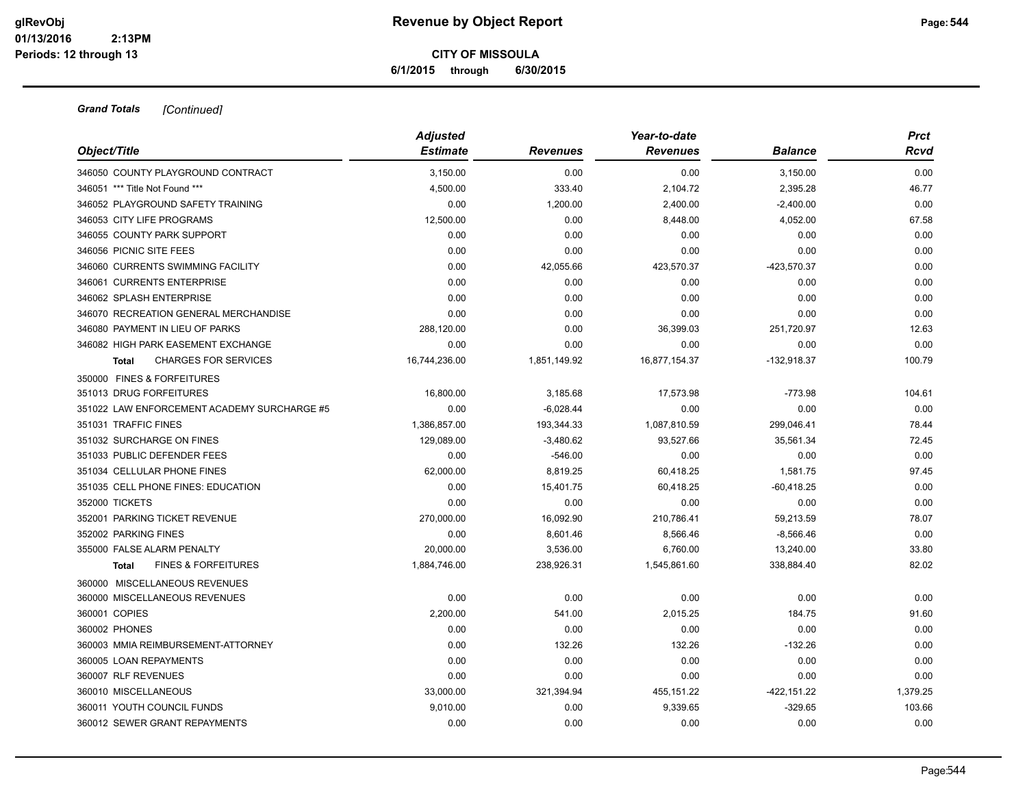**Grand Totals** *[Continued]*

| Object/Title | Adjusted Estimate | Revenues | Year-to-date Revenues | Balance | Prct Rcvd |
|---|---|---|---|---|---|
| 346050 COUNTY PLAYGROUND CONTRACT | 3,150.00 | 0.00 | 0.00 | 3,150.00 | 0.00 |
| 346051 *** Title Not Found *** | 4,500.00 | 333.40 | 2,104.72 | 2,395.28 | 46.77 |
| 346052 PLAYGROUND SAFETY TRAINING | 0.00 | 1,200.00 | 2,400.00 | -2,400.00 | 0.00 |
| 346053 CITY LIFE PROGRAMS | 12,500.00 | 0.00 | 8,448.00 | 4,052.00 | 67.58 |
| 346055 COUNTY PARK SUPPORT | 0.00 | 0.00 | 0.00 | 0.00 | 0.00 |
| 346056 PICNIC SITE FEES | 0.00 | 0.00 | 0.00 | 0.00 | 0.00 |
| 346060 CURRENTS SWIMMING FACILITY | 0.00 | 42,055.66 | 423,570.37 | -423,570.37 | 0.00 |
| 346061 CURRENTS ENTERPRISE | 0.00 | 0.00 | 0.00 | 0.00 | 0.00 |
| 346062 SPLASH ENTERPRISE | 0.00 | 0.00 | 0.00 | 0.00 | 0.00 |
| 346070 RECREATION GENERAL MERCHANDISE | 0.00 | 0.00 | 0.00 | 0.00 | 0.00 |
| 346080 PAYMENT IN LIEU OF PARKS | 288,120.00 | 0.00 | 36,399.03 | 251,720.97 | 12.63 |
| 346082 HIGH PARK EASEMENT EXCHANGE | 0.00 | 0.00 | 0.00 | 0.00 | 0.00 |
| **Total** CHARGES FOR SERVICES | 16,744,236.00 | 1,851,149.92 | 16,877,154.37 | -132,918.37 | 100.79 |
| 350000 FINES & FORFEITURES | | | | | |
| 351013 DRUG FORFEITURES | 16,800.00 | 3,185.68 | 17,573.98 | -773.98 | 104.61 |
| 351022 LAW ENFORCEMENT ACADEMY SURCHARGE #5 | 0.00 | -6,028.44 | 0.00 | 0.00 | 0.00 |
| 351031 TRAFFIC FINES | 1,386,857.00 | 193,344.33 | 1,087,810.59 | 299,046.41 | 78.44 |
| 351032 SURCHARGE ON FINES | 129,089.00 | -3,480.62 | 93,527.66 | 35,561.34 | 72.45 |
| 351033 PUBLIC DEFENDER FEES | 0.00 | -546.00 | 0.00 | 0.00 | 0.00 |
| 351034 CELLULAR PHONE FINES | 62,000.00 | 8,819.25 | 60,418.25 | 1,581.75 | 97.45 |
| 351035 CELL PHONE FINES: EDUCATION | 0.00 | 15,401.75 | 60,418.25 | -60,418.25 | 0.00 |
| 352000 TICKETS | 0.00 | 0.00 | 0.00 | 0.00 | 0.00 |
| 352001 PARKING TICKET REVENUE | 270,000.00 | 16,092.90 | 210,786.41 | 59,213.59 | 78.07 |
| 352002 PARKING FINES | 0.00 | 8,601.46 | 8,566.46 | -8,566.46 | 0.00 |
| 355000 FALSE ALARM PENALTY | 20,000.00 | 3,536.00 | 6,760.00 | 13,240.00 | 33.80 |
| **Total** FINES & FORFEITURES | 1,884,746.00 | 238,926.31 | 1,545,861.60 | 338,884.40 | 82.02 |
| 360000 MISCELLANEOUS REVENUES | | | | | |
| 360000 MISCELLANEOUS REVENUES | 0.00 | 0.00 | 0.00 | 0.00 | 0.00 |
| 360001 COPIES | 2,200.00 | 541.00 | 2,015.25 | 184.75 | 91.60 |
| 360002 PHONES | 0.00 | 0.00 | 0.00 | 0.00 | 0.00 |
| 360003 MMIA REIMBURSEMENT-ATTORNEY | 0.00 | 132.26 | 132.26 | -132.26 | 0.00 |
| 360005 LOAN REPAYMENTS | 0.00 | 0.00 | 0.00 | 0.00 | 0.00 |
| 360007 RLF REVENUES | 0.00 | 0.00 | 0.00 | 0.00 | 0.00 |
| 360010 MISCELLANEOUS | 33,000.00 | 321,394.94 | 455,151.22 | -422,151.22 | 1,379.25 |
| 360011 YOUTH COUNCIL FUNDS | 9,010.00 | 0.00 | 9,339.65 | -329.65 | 103.66 |
| 360012 SEWER GRANT REPAYMENTS | 0.00 | 0.00 | 0.00 | 0.00 | 0.00 |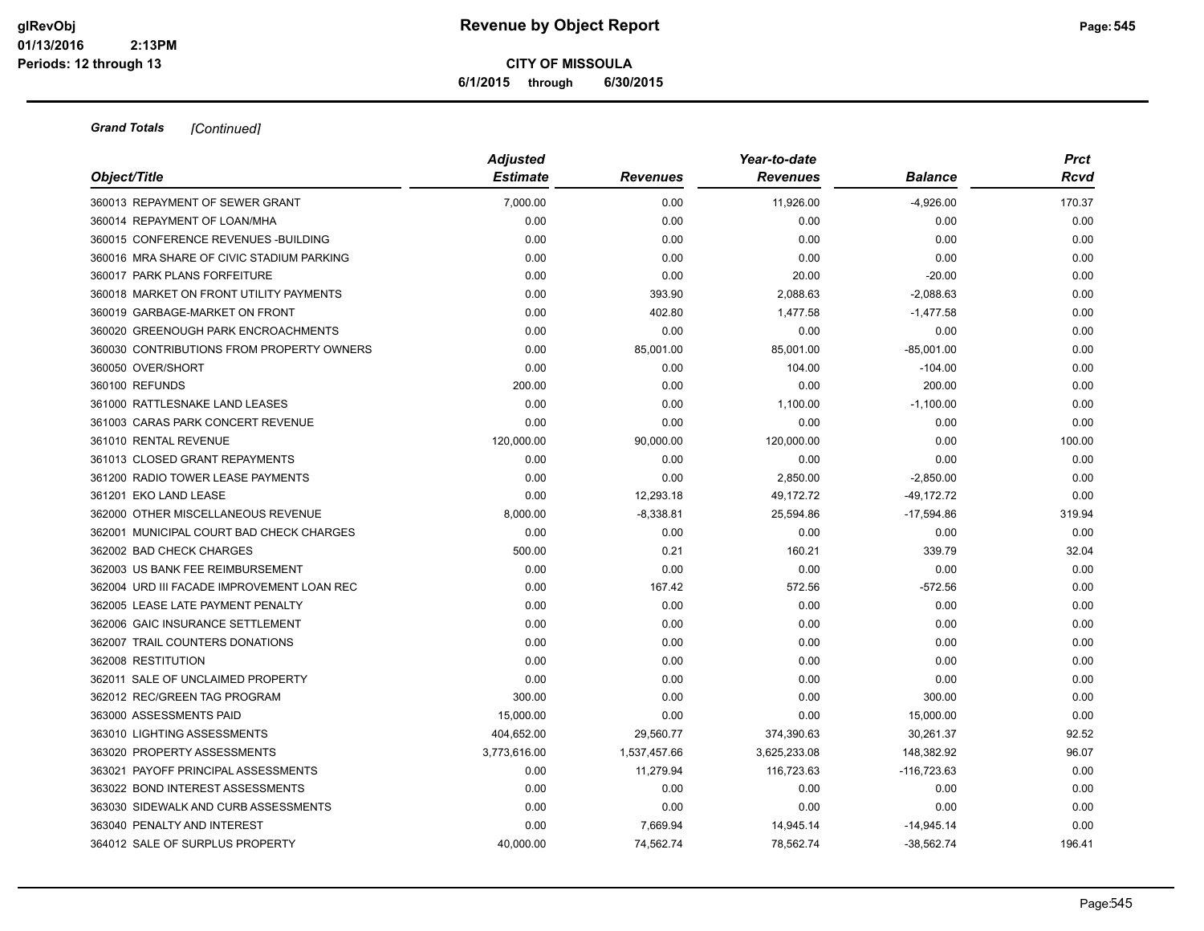**Grand Totals** *[Continued]*

| Object/Title | Adjusted Estimate | Revenues | Year-to-date Revenues | Balance | Prct Rcvd |
|---|---|---|---|---|---|
| 360013 REPAYMENT OF SEWER GRANT | 7,000.00 | 0.00 | 11,926.00 | -4,926.00 | 170.37 |
| 360014 REPAYMENT OF LOAN/MHA | 0.00 | 0.00 | 0.00 | 0.00 | 0.00 |
| 360015 CONFERENCE REVENUES -BUILDING | 0.00 | 0.00 | 0.00 | 0.00 | 0.00 |
| 360016 MRA SHARE OF CIVIC STADIUM PARKING | 0.00 | 0.00 | 0.00 | 0.00 | 0.00 |
| 360017 PARK PLANS FORFEITURE | 0.00 | 0.00 | 20.00 | -20.00 | 0.00 |
| 360018 MARKET ON FRONT UTILITY PAYMENTS | 0.00 | 393.90 | 2,088.63 | -2,088.63 | 0.00 |
| 360019 GARBAGE-MARKET ON FRONT | 0.00 | 402.80 | 1,477.58 | -1,477.58 | 0.00 |
| 360020 GREENOUGH PARK ENCROACHMENTS | 0.00 | 0.00 | 0.00 | 0.00 | 0.00 |
| 360030 CONTRIBUTIONS FROM PROPERTY OWNERS | 0.00 | 85,001.00 | 85,001.00 | -85,001.00 | 0.00 |
| 360050 OVER/SHORT | 0.00 | 0.00 | 104.00 | -104.00 | 0.00 |
| 360100 REFUNDS | 200.00 | 0.00 | 0.00 | 200.00 | 0.00 |
| 361000 RATTLESNAKE LAND LEASES | 0.00 | 0.00 | 1,100.00 | -1,100.00 | 0.00 |
| 361003 CARAS PARK CONCERT REVENUE | 0.00 | 0.00 | 0.00 | 0.00 | 0.00 |
| 361010 RENTAL REVENUE | 120,000.00 | 90,000.00 | 120,000.00 | 0.00 | 100.00 |
| 361013 CLOSED GRANT REPAYMENTS | 0.00 | 0.00 | 0.00 | 0.00 | 0.00 |
| 361200 RADIO TOWER LEASE PAYMENTS | 0.00 | 0.00 | 2,850.00 | -2,850.00 | 0.00 |
| 361201 EKO LAND LEASE | 0.00 | 12,293.18 | 49,172.72 | -49,172.72 | 0.00 |
| 362000 OTHER MISCELLANEOUS REVENUE | 8,000.00 | -8,338.81 | 25,594.86 | -17,594.86 | 319.94 |
| 362001 MUNICIPAL COURT BAD CHECK CHARGES | 0.00 | 0.00 | 0.00 | 0.00 | 0.00 |
| 362002 BAD CHECK CHARGES | 500.00 | 0.21 | 160.21 | 339.79 | 32.04 |
| 362003 US BANK FEE REIMBURSEMENT | 0.00 | 0.00 | 0.00 | 0.00 | 0.00 |
| 362004 URD III FACADE IMPROVEMENT LOAN REC | 0.00 | 167.42 | 572.56 | -572.56 | 0.00 |
| 362005 LEASE LATE PAYMENT PENALTY | 0.00 | 0.00 | 0.00 | 0.00 | 0.00 |
| 362006 GAIC INSURANCE SETTLEMENT | 0.00 | 0.00 | 0.00 | 0.00 | 0.00 |
| 362007 TRAIL COUNTERS DONATIONS | 0.00 | 0.00 | 0.00 | 0.00 | 0.00 |
| 362008 RESTITUTION | 0.00 | 0.00 | 0.00 | 0.00 | 0.00 |
| 362011 SALE OF UNCLAIMED PROPERTY | 0.00 | 0.00 | 0.00 | 0.00 | 0.00 |
| 362012 REC/GREEN TAG PROGRAM | 300.00 | 0.00 | 0.00 | 300.00 | 0.00 |
| 363000 ASSESSMENTS PAID | 15,000.00 | 0.00 | 0.00 | 15,000.00 | 0.00 |
| 363010 LIGHTING ASSESSMENTS | 404,652.00 | 29,560.77 | 374,390.63 | 30,261.37 | 92.52 |
| 363020 PROPERTY ASSESSMENTS | 3,773,616.00 | 1,537,457.66 | 3,625,233.08 | 148,382.92 | 96.07 |
| 363021 PAYOFF PRINCIPAL ASSESSMENTS | 0.00 | 11,279.94 | 116,723.63 | -116,723.63 | 0.00 |
| 363022 BOND INTEREST ASSESSMENTS | 0.00 | 0.00 | 0.00 | 0.00 | 0.00 |
| 363030 SIDEWALK AND CURB ASSESSMENTS | 0.00 | 0.00 | 0.00 | 0.00 | 0.00 |
| 363040 PENALTY AND INTEREST | 0.00 | 7,669.94 | 14,945.14 | -14,945.14 | 0.00 |
| 364012 SALE OF SURPLUS PROPERTY | 40,000.00 | 74,562.74 | 78,562.74 | -38,562.74 | 196.41 |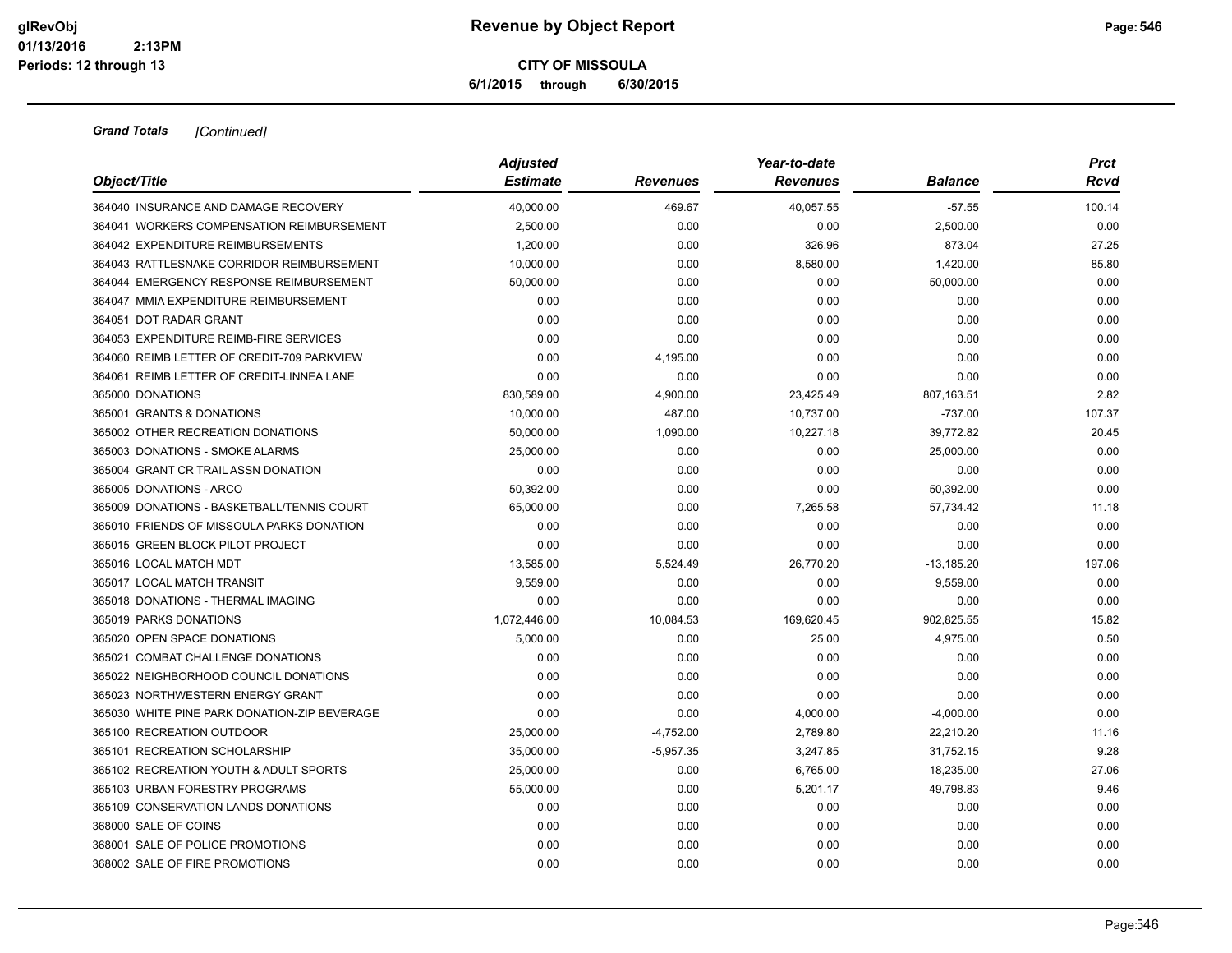**Grand Totals** *[Continued]*

| Object/Title | Adjusted Estimate | Revenues | Year-to-date Revenues | Balance | Prct Rcvd |
|---|---|---|---|---|---|
| 364040 INSURANCE AND DAMAGE RECOVERY | 40,000.00 | 469.67 | 40,057.55 | -57.55 | 100.14 |
| 364041 WORKERS COMPENSATION REIMBURSEMENT | 2,500.00 | 0.00 | 0.00 | 2,500.00 | 0.00 |
| 364042 EXPENDITURE REIMBURSEMENTS | 1,200.00 | 0.00 | 326.96 | 873.04 | 27.25 |
| 364043 RATTLESNAKE CORRIDOR REIMBURSEMENT | 10,000.00 | 0.00 | 8,580.00 | 1,420.00 | 85.80 |
| 364044 EMERGENCY RESPONSE REIMBURSEMENT | 50,000.00 | 0.00 | 0.00 | 50,000.00 | 0.00 |
| 364047 MMIA EXPENDITURE REIMBURSEMENT | 0.00 | 0.00 | 0.00 | 0.00 | 0.00 |
| 364051 DOT RADAR GRANT | 0.00 | 0.00 | 0.00 | 0.00 | 0.00 |
| 364053 EXPENDITURE REIMB-FIRE SERVICES | 0.00 | 0.00 | 0.00 | 0.00 | 0.00 |
| 364060 REIMB LETTER OF CREDIT-709 PARKVIEW | 0.00 | 4,195.00 | 0.00 | 0.00 | 0.00 |
| 364061 REIMB LETTER OF CREDIT-LINNEA LANE | 0.00 | 0.00 | 0.00 | 0.00 | 0.00 |
| 365000 DONATIONS | 830,589.00 | 4,900.00 | 23,425.49 | 807,163.51 | 2.82 |
| 365001 GRANTS & DONATIONS | 10,000.00 | 487.00 | 10,737.00 | -737.00 | 107.37 |
| 365002 OTHER RECREATION DONATIONS | 50,000.00 | 1,090.00 | 10,227.18 | 39,772.82 | 20.45 |
| 365003 DONATIONS - SMOKE ALARMS | 25,000.00 | 0.00 | 0.00 | 25,000.00 | 0.00 |
| 365004 GRANT CR TRAIL ASSN DONATION | 0.00 | 0.00 | 0.00 | 0.00 | 0.00 |
| 365005 DONATIONS - ARCO | 50,392.00 | 0.00 | 0.00 | 50,392.00 | 0.00 |
| 365009 DONATIONS - BASKETBALL/TENNIS COURT | 65,000.00 | 0.00 | 7,265.58 | 57,734.42 | 11.18 |
| 365010 FRIENDS OF MISSOULA PARKS DONATION | 0.00 | 0.00 | 0.00 | 0.00 | 0.00 |
| 365015 GREEN BLOCK PILOT PROJECT | 0.00 | 0.00 | 0.00 | 0.00 | 0.00 |
| 365016 LOCAL MATCH MDT | 13,585.00 | 5,524.49 | 26,770.20 | -13,185.20 | 197.06 |
| 365017 LOCAL MATCH TRANSIT | 9,559.00 | 0.00 | 0.00 | 9,559.00 | 0.00 |
| 365018 DONATIONS - THERMAL IMAGING | 0.00 | 0.00 | 0.00 | 0.00 | 0.00 |
| 365019 PARKS DONATIONS | 1,072,446.00 | 10,084.53 | 169,620.45 | 902,825.55 | 15.82 |
| 365020 OPEN SPACE DONATIONS | 5,000.00 | 0.00 | 25.00 | 4,975.00 | 0.50 |
| 365021 COMBAT CHALLENGE DONATIONS | 0.00 | 0.00 | 0.00 | 0.00 | 0.00 |
| 365022 NEIGHBORHOOD COUNCIL DONATIONS | 0.00 | 0.00 | 0.00 | 0.00 | 0.00 |
| 365023 NORTHWESTERN ENERGY GRANT | 0.00 | 0.00 | 0.00 | 0.00 | 0.00 |
| 365030 WHITE PINE PARK DONATION-ZIP BEVERAGE | 0.00 | 0.00 | 4,000.00 | -4,000.00 | 0.00 |
| 365100 RECREATION OUTDOOR | 25,000.00 | -4,752.00 | 2,789.80 | 22,210.20 | 11.16 |
| 365101 RECREATION SCHOLARSHIP | 35,000.00 | -5,957.35 | 3,247.85 | 31,752.15 | 9.28 |
| 365102 RECREATION YOUTH & ADULT SPORTS | 25,000.00 | 0.00 | 6,765.00 | 18,235.00 | 27.06 |
| 365103 URBAN FORESTRY PROGRAMS | 55,000.00 | 0.00 | 5,201.17 | 49,798.83 | 9.46 |
| 365109 CONSERVATION LANDS DONATIONS | 0.00 | 0.00 | 0.00 | 0.00 | 0.00 |
| 368000 SALE OF COINS | 0.00 | 0.00 | 0.00 | 0.00 | 0.00 |
| 368001 SALE OF POLICE PROMOTIONS | 0.00 | 0.00 | 0.00 | 0.00 | 0.00 |
| 368002 SALE OF FIRE PROMOTIONS | 0.00 | 0.00 | 0.00 | 0.00 | 0.00 |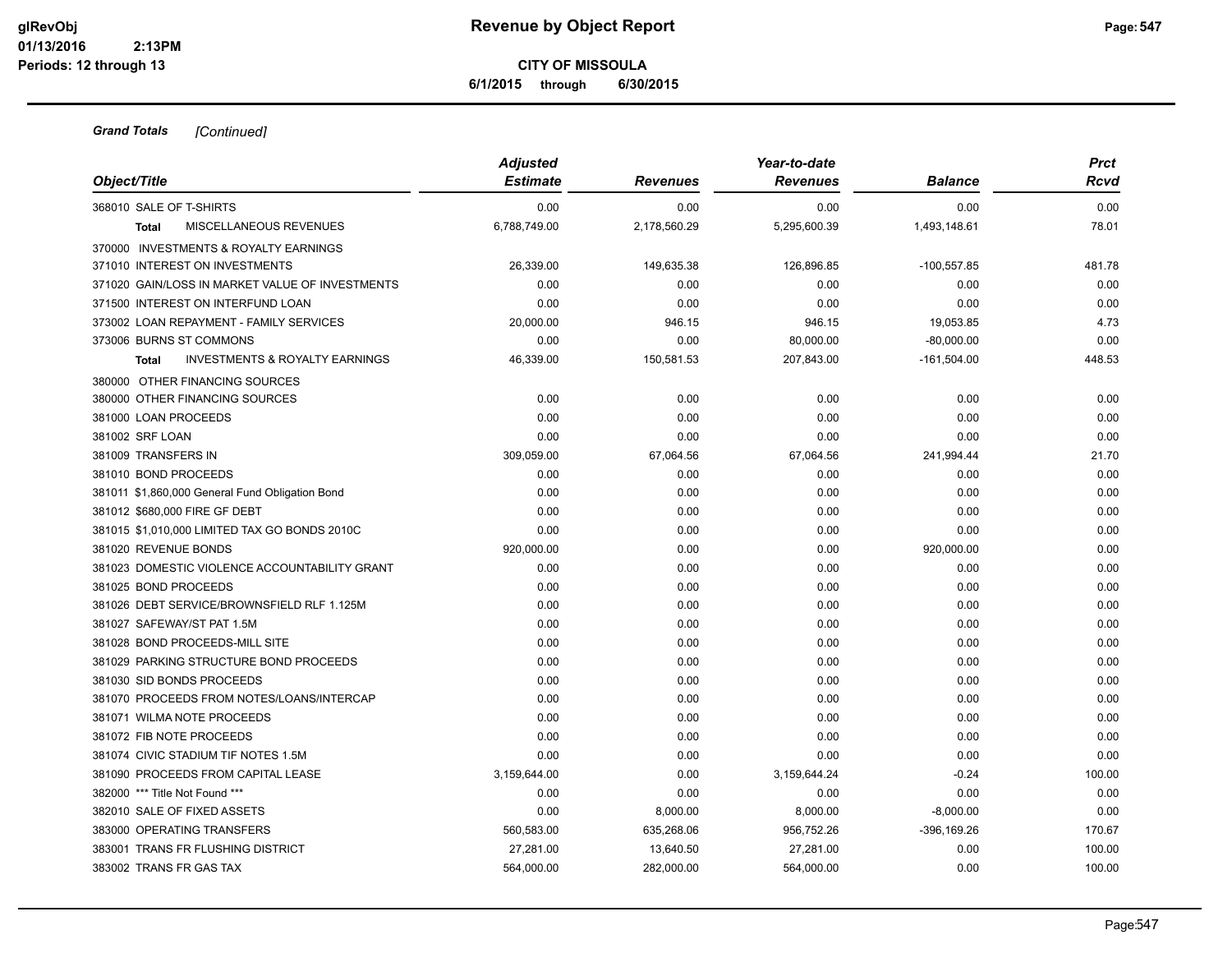# Revenue by Object Report

**CITY OF MISSOULA**

**6/1/2015 through 6/30/2015**

glRevObj
01/13/2016 2:13PM
Periods: 12 through 13

***Grand Totals*** *[Continued]*

| Object/Title | Adjusted Estimate | Revenues | Year-to-date Revenues | Balance | Prct Rcvd |
|---|---|---|---|---|---|
| 368010 SALE OF T-SHIRTS | 0.00 | 0.00 | 0.00 | 0.00 | 0.00 |
| **Total** MISCELLANEOUS REVENUES | 6,788,749.00 | 2,178,560.29 | 5,295,600.39 | 1,493,148.61 | 78.01 |
| 370000 INVESTMENTS & ROYALTY EARNINGS | | | | | |
| 371010 INTEREST ON INVESTMENTS | 26,339.00 | 149,635.38 | 126,896.85 | -100,557.85 | 481.78 |
| 371020 GAIN/LOSS IN MARKET VALUE OF INVESTMENTS | 0.00 | 0.00 | 0.00 | 0.00 | 0.00 |
| 371500 INTEREST ON INTERFUND LOAN | 0.00 | 0.00 | 0.00 | 0.00 | 0.00 |
| 373002 LOAN REPAYMENT - FAMILY SERVICES | 20,000.00 | 946.15 | 946.15 | 19,053.85 | 4.73 |
| 373006 BURNS ST COMMONS | 0.00 | 0.00 | 80,000.00 | -80,000.00 | 0.00 |
| **Total** INVESTMENTS & ROYALTY EARNINGS | 46,339.00 | 150,581.53 | 207,843.00 | -161,504.00 | 448.53 |
| 380000 OTHER FINANCING SOURCES | | | | | |
| 380000 OTHER FINANCING SOURCES | 0.00 | 0.00 | 0.00 | 0.00 | 0.00 |
| 381000 LOAN PROCEEDS | 0.00 | 0.00 | 0.00 | 0.00 | 0.00 |
| 381002 SRF LOAN | 0.00 | 0.00 | 0.00 | 0.00 | 0.00 |
| 381009 TRANSFERS IN | 309,059.00 | 67,064.56 | 67,064.56 | 241,994.44 | 21.70 |
| 381010 BOND PROCEEDS | 0.00 | 0.00 | 0.00 | 0.00 | 0.00 |
| 381011 $1,860,000 General Fund Obligation Bond | 0.00 | 0.00 | 0.00 | 0.00 | 0.00 |
| 381012 $680,000 FIRE GF DEBT | 0.00 | 0.00 | 0.00 | 0.00 | 0.00 |
| 381015 $1,010,000 LIMITED TAX GO BONDS 2010C | 0.00 | 0.00 | 0.00 | 0.00 | 0.00 |
| 381020 REVENUE BONDS | 920,000.00 | 0.00 | 0.00 | 920,000.00 | 0.00 |
| 381023 DOMESTIC VIOLENCE ACCOUNTABILITY GRANT | 0.00 | 0.00 | 0.00 | 0.00 | 0.00 |
| 381025 BOND PROCEEDS | 0.00 | 0.00 | 0.00 | 0.00 | 0.00 |
| 381026 DEBT SERVICE/BROWNSFIELD RLF 1.125M | 0.00 | 0.00 | 0.00 | 0.00 | 0.00 |
| 381027 SAFEWAY/ST PAT 1.5M | 0.00 | 0.00 | 0.00 | 0.00 | 0.00 |
| 381028 BOND PROCEEDS-MILL SITE | 0.00 | 0.00 | 0.00 | 0.00 | 0.00 |
| 381029 PARKING STRUCTURE BOND PROCEEDS | 0.00 | 0.00 | 0.00 | 0.00 | 0.00 |
| 381030 SID BONDS PROCEEDS | 0.00 | 0.00 | 0.00 | 0.00 | 0.00 |
| 381070 PROCEEDS FROM NOTES/LOANS/INTERCAP | 0.00 | 0.00 | 0.00 | 0.00 | 0.00 |
| 381071 WILMA NOTE PROCEEDS | 0.00 | 0.00 | 0.00 | 0.00 | 0.00 |
| 381072 FIB NOTE PROCEEDS | 0.00 | 0.00 | 0.00 | 0.00 | 0.00 |
| 381074 CIVIC STADIUM TIF NOTES 1.5M | 0.00 | 0.00 | 0.00 | 0.00 | 0.00 |
| 381090 PROCEEDS FROM CAPITAL LEASE | 3,159,644.00 | 0.00 | 3,159,644.24 | -0.24 | 100.00 |
| 382000 *** Title Not Found *** | 0.00 | 0.00 | 0.00 | 0.00 | 0.00 |
| 382010 SALE OF FIXED ASSETS | 0.00 | 8,000.00 | 8,000.00 | -8,000.00 | 0.00 |
| 383000 OPERATING TRANSFERS | 560,583.00 | 635,268.06 | 956,752.26 | -396,169.26 | 170.67 |
| 383001 TRANS FR FLUSHING DISTRICT | 27,281.00 | 13,640.50 | 27,281.00 | 0.00 | 100.00 |
| 383002 TRANS FR GAS TAX | 564,000.00 | 282,000.00 | 564,000.00 | 0.00 | 100.00 |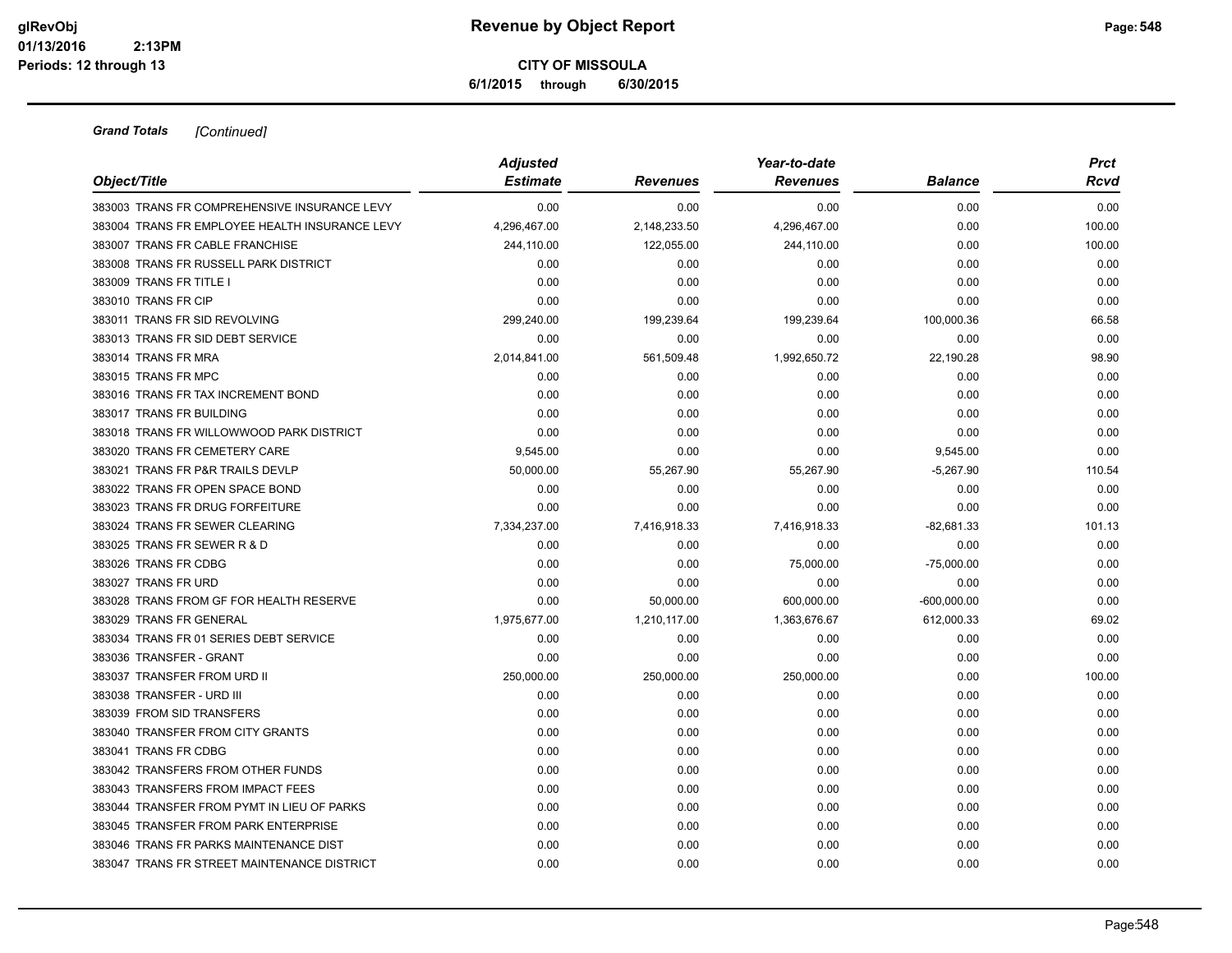# Revenue by Object Report

**CITY OF MISSOULA**

**6/1/2015 through 6/30/2015**

glRevObj
01/13/2016 2:13PM
Periods: 12 through 13

***Grand Totals*** *[Continued]*

| Object/Title | Adjusted Estimate | Revenues | Year-to-date Revenues | Balance | Prct Rcvd |
|---|---|---|---|---|---|
| 383003 TRANS FR COMPREHENSIVE INSURANCE LEVY | 0.00 | 0.00 | 0.00 | 0.00 | 0.00 |
| 383004 TRANS FR EMPLOYEE HEALTH INSURANCE LEVY | 4,296,467.00 | 2,148,233.50 | 4,296,467.00 | 0.00 | 100.00 |
| 383007 TRANS FR CABLE FRANCHISE | 244,110.00 | 122,055.00 | 244,110.00 | 0.00 | 100.00 |
| 383008 TRANS FR RUSSELL PARK DISTRICT | 0.00 | 0.00 | 0.00 | 0.00 | 0.00 |
| 383009 TRANS FR TITLE I | 0.00 | 0.00 | 0.00 | 0.00 | 0.00 |
| 383010 TRANS FR CIP | 0.00 | 0.00 | 0.00 | 0.00 | 0.00 |
| 383011 TRANS FR SID REVOLVING | 299,240.00 | 199,239.64 | 199,239.64 | 100,000.36 | 66.58 |
| 383013 TRANS FR SID DEBT SERVICE | 0.00 | 0.00 | 0.00 | 0.00 | 0.00 |
| 383014 TRANS FR MRA | 2,014,841.00 | 561,509.48 | 1,992,650.72 | 22,190.28 | 98.90 |
| 383015 TRANS FR MPC | 0.00 | 0.00 | 0.00 | 0.00 | 0.00 |
| 383016 TRANS FR TAX INCREMENT BOND | 0.00 | 0.00 | 0.00 | 0.00 | 0.00 |
| 383017 TRANS FR BUILDING | 0.00 | 0.00 | 0.00 | 0.00 | 0.00 |
| 383018 TRANS FR WILLOWWOOD PARK DISTRICT | 0.00 | 0.00 | 0.00 | 0.00 | 0.00 |
| 383020 TRANS FR CEMETERY CARE | 9,545.00 | 0.00 | 0.00 | 9,545.00 | 0.00 |
| 383021 TRANS FR P&R TRAILS DEVLP | 50,000.00 | 55,267.90 | 55,267.90 | -5,267.90 | 110.54 |
| 383022 TRANS FR OPEN SPACE BOND | 0.00 | 0.00 | 0.00 | 0.00 | 0.00 |
| 383023 TRANS FR DRUG FORFEITURE | 0.00 | 0.00 | 0.00 | 0.00 | 0.00 |
| 383024 TRANS FR SEWER CLEARING | 7,334,237.00 | 7,416,918.33 | 7,416,918.33 | -82,681.33 | 101.13 |
| 383025 TRANS FR SEWER R & D | 0.00 | 0.00 | 0.00 | 0.00 | 0.00 |
| 383026 TRANS FR CDBG | 0.00 | 0.00 | 75,000.00 | -75,000.00 | 0.00 |
| 383027 TRANS FR URD | 0.00 | 0.00 | 0.00 | 0.00 | 0.00 |
| 383028 TRANS FROM GF FOR HEALTH RESERVE | 0.00 | 50,000.00 | 600,000.00 | -600,000.00 | 0.00 |
| 383029 TRANS FR GENERAL | 1,975,677.00 | 1,210,117.00 | 1,363,676.67 | 612,000.33 | 69.02 |
| 383034 TRANS FR 01 SERIES DEBT SERVICE | 0.00 | 0.00 | 0.00 | 0.00 | 0.00 |
| 383036 TRANSFER - GRANT | 0.00 | 0.00 | 0.00 | 0.00 | 0.00 |
| 383037 TRANSFER FROM URD II | 250,000.00 | 250,000.00 | 250,000.00 | 0.00 | 100.00 |
| 383038 TRANSFER - URD III | 0.00 | 0.00 | 0.00 | 0.00 | 0.00 |
| 383039 FROM SID TRANSFERS | 0.00 | 0.00 | 0.00 | 0.00 | 0.00 |
| 383040 TRANSFER FROM CITY GRANTS | 0.00 | 0.00 | 0.00 | 0.00 | 0.00 |
| 383041 TRANS FR CDBG | 0.00 | 0.00 | 0.00 | 0.00 | 0.00 |
| 383042 TRANSFERS FROM OTHER FUNDS | 0.00 | 0.00 | 0.00 | 0.00 | 0.00 |
| 383043 TRANSFERS FROM IMPACT FEES | 0.00 | 0.00 | 0.00 | 0.00 | 0.00 |
| 383044 TRANSFER FROM PYMT IN LIEU OF PARKS | 0.00 | 0.00 | 0.00 | 0.00 | 0.00 |
| 383045 TRANSFER FROM PARK ENTERPRISE | 0.00 | 0.00 | 0.00 | 0.00 | 0.00 |
| 383046 TRANS FR PARKS MAINTENANCE DIST | 0.00 | 0.00 | 0.00 | 0.00 | 0.00 |
| 383047 TRANS FR STREET MAINTENANCE DISTRICT | 0.00 | 0.00 | 0.00 | 0.00 | 0.00 |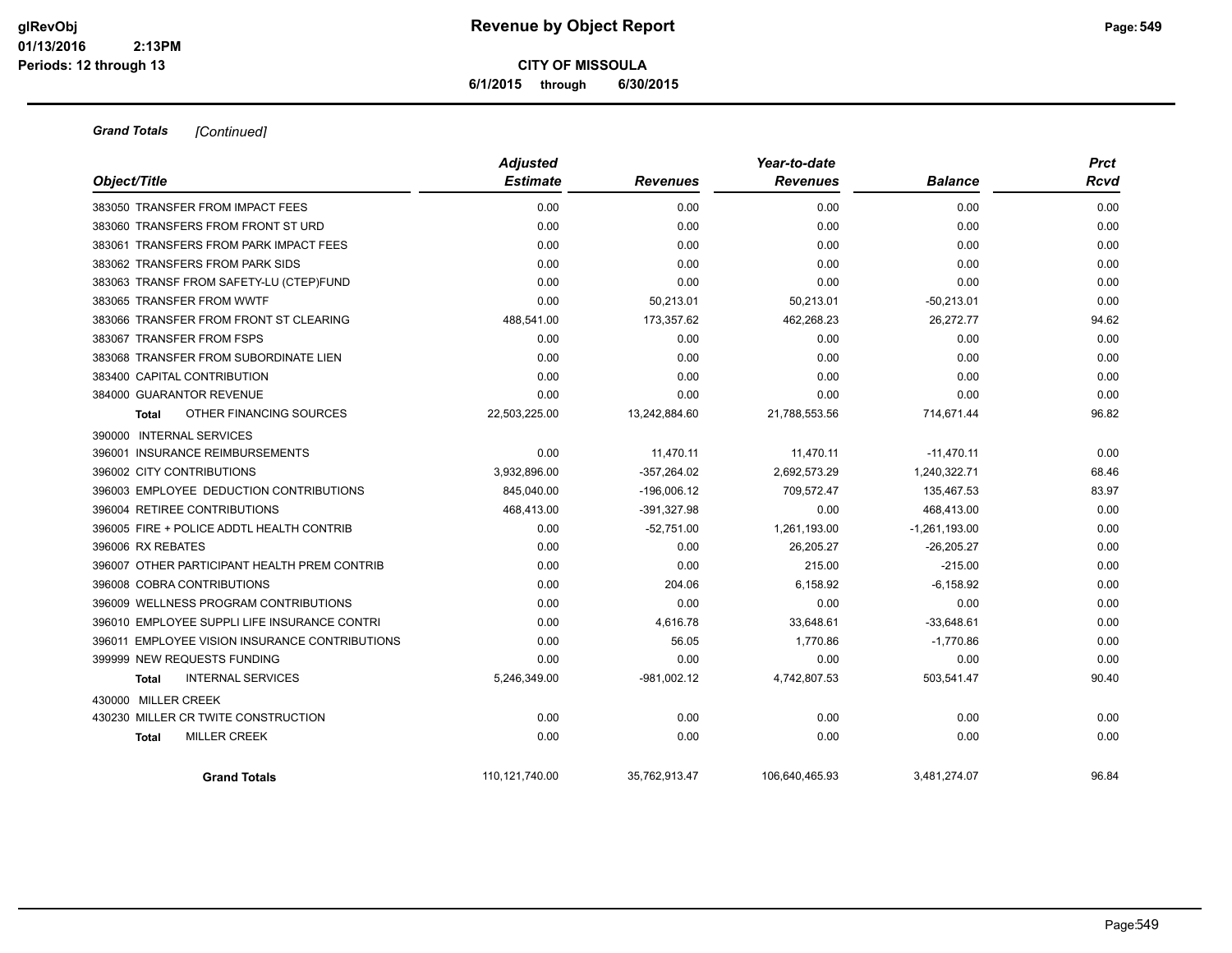## Grand Totals *[Continued]*

| Object/Title | Adjusted Estimate | Revenues | Year-to-date Revenues | Balance | Prct Rcvd |
|---|---|---|---|---|---|
| 383050 TRANSFER FROM IMPACT FEES | 0.00 | 0.00 | 0.00 | 0.00 | 0.00 |
| 383060 TRANSFERS FROM FRONT ST URD | 0.00 | 0.00 | 0.00 | 0.00 | 0.00 |
| 383061 TRANSFERS FROM PARK IMPACT FEES | 0.00 | 0.00 | 0.00 | 0.00 | 0.00 |
| 383062 TRANSFERS FROM PARK SIDS | 0.00 | 0.00 | 0.00 | 0.00 | 0.00 |
| 383063 TRANSF FROM SAFETY-LU (CTEP)FUND | 0.00 | 0.00 | 0.00 | 0.00 | 0.00 |
| 383065 TRANSFER FROM WWTF | 0.00 | 50,213.01 | 50,213.01 | -50,213.01 | 0.00 |
| 383066 TRANSFER FROM FRONT ST CLEARING | 488,541.00 | 173,357.62 | 462,268.23 | 26,272.77 | 94.62 |
| 383067 TRANSFER FROM FSPS | 0.00 | 0.00 | 0.00 | 0.00 | 0.00 |
| 383068 TRANSFER FROM SUBORDINATE LIEN | 0.00 | 0.00 | 0.00 | 0.00 | 0.00 |
| 383400 CAPITAL CONTRIBUTION | 0.00 | 0.00 | 0.00 | 0.00 | 0.00 |
| 384000 GUARANTOR REVENUE | 0.00 | 0.00 | 0.00 | 0.00 | 0.00 |
| **Total** OTHER FINANCING SOURCES | 22,503,225.00 | 13,242,884.60 | 21,788,553.56 | 714,671.44 | 96.82 |
| 390000 INTERNAL SERVICES | | | | | |
| 396001 INSURANCE REIMBURSEMENTS | 0.00 | 11,470.11 | 11,470.11 | -11,470.11 | 0.00 |
| 396002 CITY CONTRIBUTIONS | 3,932,896.00 | -357,264.02 | 2,692,573.29 | 1,240,322.71 | 68.46 |
| 396003 EMPLOYEE DEDUCTION CONTRIBUTIONS | 845,040.00 | -196,006.12 | 709,572.47 | 135,467.53 | 83.97 |
| 396004 RETIREE CONTRIBUTIONS | 468,413.00 | -391,327.98 | 0.00 | 468,413.00 | 0.00 |
| 396005 FIRE + POLICE ADDTL HEALTH CONTRIB | 0.00 | -52,751.00 | 1,261,193.00 | -1,261,193.00 | 0.00 |
| 396006 RX REBATES | 0.00 | 0.00 | 26,205.27 | -26,205.27 | 0.00 |
| 396007 OTHER PARTICIPANT HEALTH PREM CONTRIB | 0.00 | 0.00 | 215.00 | -215.00 | 0.00 |
| 396008 COBRA CONTRIBUTIONS | 0.00 | 204.06 | 6,158.92 | -6,158.92 | 0.00 |
| 396009 WELLNESS PROGRAM CONTRIBUTIONS | 0.00 | 0.00 | 0.00 | 0.00 | 0.00 |
| 396010 EMPLOYEE SUPPLI LIFE INSURANCE CONTRI | 0.00 | 4,616.78 | 33,648.61 | -33,648.61 | 0.00 |
| 396011 EMPLOYEE VISION INSURANCE CONTRIBUTIONS | 0.00 | 56.05 | 1,770.86 | -1,770.86 | 0.00 |
| 399999 NEW REQUESTS FUNDING | 0.00 | 0.00 | 0.00 | 0.00 | 0.00 |
| **Total** INTERNAL SERVICES | 5,246,349.00 | -981,002.12 | 4,742,807.53 | 503,541.47 | 90.40 |
| 430000 MILLER CREEK | | | | | |
| 430230 MILLER CR TWITE CONSTRUCTION | 0.00 | 0.00 | 0.00 | 0.00 | 0.00 |
| **Total** MILLER CREEK | 0.00 | 0.00 | 0.00 | 0.00 | 0.00 |
| **Grand Totals** | 110,121,740.00 | 35,762,913.47 | 106,640,465.93 | 3,481,274.07 | 96.84 |